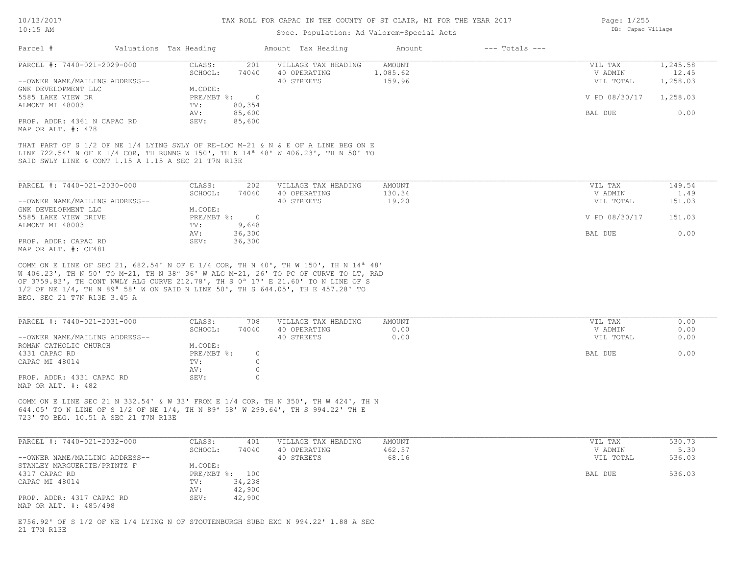TAX ROLL FOR CAPAC IN THE COUNTY OF ST CLAIR, MI FOR THE YEAR 2017

Spec. Population: Ad Valorem+Special Acts

DB: Capac Village

| Parcel # | Valuations | Tax Heading | Amount | Tax Heading | Amount | --- Totals --- | |
|---|---|---|---|---|---|---|---|
| PARCEL #: 7440-021-2029-000 | CLASS: | 201 | VILLAGE TAX HEADING | AMOUNT | | VIL TAX | 1,245.58 |
| | SCHOOL: | 74040 | 40 OPERATING | 1,085.62 | | V ADMIN | 12.45 |
| --OWNER NAME/MAILING ADDRESS-- | | | 40 STREETS | 159.96 | | VIL TOTAL | 1,258.03 |
| GNK DEVELOPMENT LLC | M.CODE: | | | | | | |
| 5585 LAKE VIEW DR | PRE/MBT %: | 0 | | | | V PD 08/30/17 | 1,258.03 |
| ALMONT MI 48003 | TV: | 80,354 | | | | | |
| | AV: | 85,600 | | | | BAL DUE | 0.00 |
| PROP. ADDR: 4361 N CAPAC RD | SEV: | 85,600 | | | | | |
| MAP OR ALT. #: 478 | | | | | | | |

THAT PART OF S 1/2 OF NE 1/4 LYING SWLY OF RE-LOC M-21 & N & E OF A LINE BEG ON E LINE 722.54' N OF E 1/4 COR, TH RUNNG W 150', TH N 14ª 48' W 406.23', TH N 50' TO SAID SWLY LINE & CONT 1.15 A 1.15 A SEC 21 T7N R13E

| Parcel # | Valuations | Tax Heading | Amount | Tax Heading | Amount | --- Totals --- | |
|---|---|---|---|---|---|---|---|
| PARCEL #: 7440-021-2030-000 | CLASS: | 202 | VILLAGE TAX HEADING | AMOUNT | | VIL TAX | 149.54 |
| | SCHOOL: | 74040 | 40 OPERATING | 130.34 | | V ADMIN | 1.49 |
| --OWNER NAME/MAILING ADDRESS-- | | | 40 STREETS | 19.20 | | VIL TOTAL | 151.03 |
| GNK DEVELOPMENT LLC | M.CODE: | | | | | | |
| 5585 LAKE VIEW DRIVE | PRE/MBT %: | 0 | | | | V PD 08/30/17 | 151.03 |
| ALMONT MI 48003 | TV: | 9,648 | | | | | |
| | AV: | 36,300 | | | | BAL DUE | 0.00 |
| PROP. ADDR: CAPAC RD | SEV: | 36,300 | | | | | |
| MAP OR ALT. #: CF481 | | | | | | | |

COMM ON E LINE OF SEC 21, 682.54' N OF E 1/4 COR, TH N 40', TH W 150', TH N 14ª 48' W 406.23', TH N 50' TO M-21, TH N 38ª 36' W ALG M-21, 26' TO PC OF CURVE TO LT, RAD OF 3759.83', TH CONT NWLY ALG CURVE 212.78', TH S 0ª 17' E 21.60' TO N LINE OF S 1/2 OF NE 1/4, TH N 89ª 58' W ON SAID N LINE 50', TH S 644.05', TH E 457.28' TO BEG. SEC 21 T7N R13E 3.45 A

| Parcel # | Valuations | Tax Heading | Amount | Tax Heading | Amount | --- Totals --- | |
|---|---|---|---|---|---|---|---|
| PARCEL #: 7440-021-2031-000 | CLASS: | 708 | VILLAGE TAX HEADING | AMOUNT | | VIL TAX | 0.00 |
| | SCHOOL: | 74040 | 40 OPERATING | 0.00 | | V ADMIN | 0.00 |
| --OWNER NAME/MAILING ADDRESS-- | | | 40 STREETS | 0.00 | | VIL TOTAL | 0.00 |
| ROMAN CATHOLIC CHURCH | M.CODE: | | | | | | |
| 4331 CAPAC RD | PRE/MBT %: | 0 | | | | BAL DUE | 0.00 |
| CAPAC MI 48014 | TV: | 0 | | | | | |
| | AV: | 0 | | | | | |
| PROP. ADDR: 4331 CAPAC RD | SEV: | 0 | | | | | |
| MAP OR ALT. #: 482 | | | | | | | |

COMM ON E LINE SEC 21 N 332.54' & W 33' FROM E 1/4 COR, TH N 350', TH W 424', TH N 644.05' TO N LINE OF S 1/2 OF NE 1/4, TH N 89ª 58' W 299.64', TH S 994.22' TH E 723' TO BEG. 10.51 A SEC 21 T7N R13E

| Parcel # | Valuations | Tax Heading | Amount | Tax Heading | Amount | --- Totals --- | |
|---|---|---|---|---|---|---|---|
| PARCEL #: 7440-021-2032-000 | CLASS: | 401 | VILLAGE TAX HEADING | AMOUNT | | VIL TAX | 530.73 |
| | SCHOOL: | 74040 | 40 OPERATING | 462.57 | | V ADMIN | 5.30 |
| --OWNER NAME/MAILING ADDRESS-- | | | 40 STREETS | 68.16 | | VIL TOTAL | 536.03 |
| STANLEY MARGUERITE/PRINTZ F | M.CODE: | | | | | | |
| 4317 CAPAC RD | PRE/MBT %: | 100 | | | | BAL DUE | 536.03 |
| CAPAC MI 48014 | TV: | 34,238 | | | | | |
| | AV: | 42,900 | | | | | |
| PROP. ADDR: 4317 CAPAC RD | SEV: | 42,900 | | | | | |
| MAP OR ALT. #: 485/498 | | | | | | | |

E756.92' OF S 1/2 OF NE 1/4 LYING N OF STOUTENBURGH SUBD EXC N 994.22' 1.88 A SEC 21 T7N R13E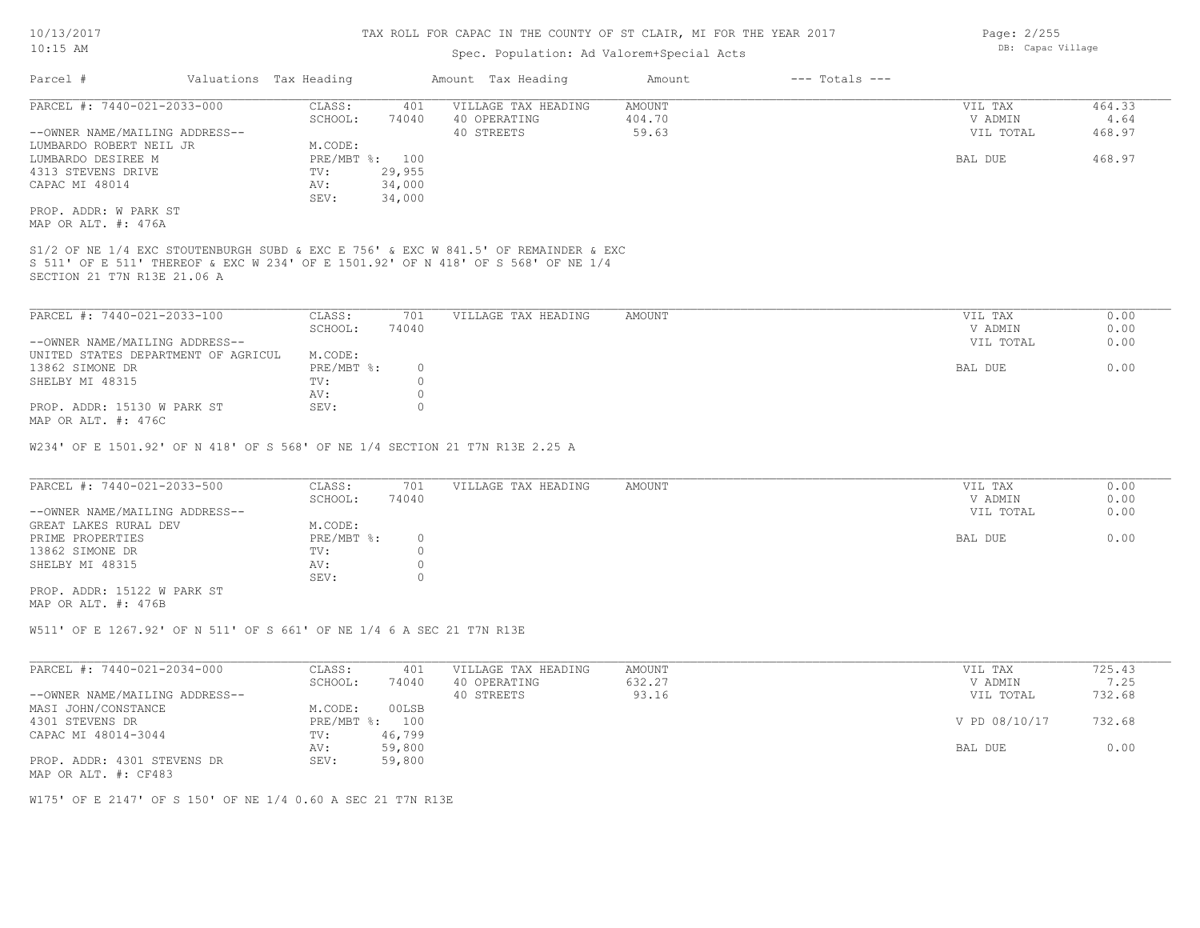# TAX ROLL FOR CAPAC IN THE COUNTY OF ST CLAIR, MI FOR THE YEAR 2017

Spec. Population: Ad Valorem+Special Acts

10/13/2017 10:15 AM — DB: Capac Village

| Parcel # | Valuations | Tax Heading | Amount | Tax Heading | Amount | --- Totals --- |
|---|---|---|---|---|---|---|

---

**PARCEL #: 7440-021-2033-000**

| | | | | | |
|---|---|---|---|---|---|
| CLASS: | 401 | VILLAGE TAX HEADING | AMOUNT | VIL TAX | 464.33 |
| SCHOOL: | 74040 | 40 OPERATING | 404.70 | V ADMIN | 4.64 |
| | | 40 STREETS | 59.63 | VIL TOTAL | 468.97 |
| M.CODE: | | | | | |
| PRE/MBT %: | 100 | | | BAL DUE | 468.97 |
| TV: | 29,955 | | | | |
| AV: | 34,000 | | | | |
| SEV: | 34,000 | | | | |

--OWNER NAME/MAILING ADDRESS--
LUMBARDO ROBERT NEIL JR
LUMBARDO DESIREE M
4313 STEVENS DRIVE
CAPAC MI 48014

PROP. ADDR: W PARK ST
MAP OR ALT. #: 476A

S1/2 OF NE 1/4 EXC STOUTENBURGH SUBD & EXC E 756' & EXC W 841.5' OF REMAINDER & EXC S 511' OF E 511' THEREOF & EXC W 234' OF E 1501.92' OF N 418' OF S 568' OF NE 1/4 SECTION 21 T7N R13E 21.06 A

---

**PARCEL #: 7440-021-2033-100**

| | | | | | |
|---|---|---|---|---|---|
| CLASS: | 701 | VILLAGE TAX HEADING | AMOUNT | VIL TAX | 0.00 |
| SCHOOL: | 74040 | | | V ADMIN | 0.00 |
| | | | | VIL TOTAL | 0.00 |
| M.CODE: | | | | | |
| PRE/MBT %: | 0 | | | BAL DUE | 0.00 |
| TV: | 0 | | | | |
| AV: | 0 | | | | |
| SEV: | 0 | | | | |

--OWNER NAME/MAILING ADDRESS--
UNITED STATES DEPARTMENT OF AGRICUL
13862 SIMONE DR
SHELBY MI 48315

PROP. ADDR: 15130 W PARK ST
MAP OR ALT. #: 476C

W234' OF E 1501.92' OF N 418' OF S 568' OF NE 1/4 SECTION 21 T7N R13E 2.25 A

---

**PARCEL #: 7440-021-2033-500**

| | | | | | |
|---|---|---|---|---|---|
| CLASS: | 701 | VILLAGE TAX HEADING | AMOUNT | VIL TAX | 0.00 |
| SCHOOL: | 74040 | | | V ADMIN | 0.00 |
| | | | | VIL TOTAL | 0.00 |
| M.CODE: | | | | | |
| PRE/MBT %: | 0 | | | BAL DUE | 0.00 |
| TV: | 0 | | | | |
| AV: | 0 | | | | |
| SEV: | 0 | | | | |

--OWNER NAME/MAILING ADDRESS--
GREAT LAKES RURAL DEV
PRIME PROPERTIES
13862 SIMONE DR
SHELBY MI 48315

PROP. ADDR: 15122 W PARK ST
MAP OR ALT. #: 476B

W511' OF E 1267.92' OF N 511' OF S 661' OF NE 1/4 6 A SEC 21 T7N R13E

---

**PARCEL #: 7440-021-2034-000**

| | | | | | |
|---|---|---|---|---|---|
| CLASS: | 401 | VILLAGE TAX HEADING | AMOUNT | VIL TAX | 725.43 |
| SCHOOL: | 74040 | 40 OPERATING | 632.27 | V ADMIN | 7.25 |
| | | 40 STREETS | 93.16 | VIL TOTAL | 732.68 |
| M.CODE: | 00LSB | | | | |
| PRE/MBT %: | 100 | | | V PD 08/10/17 | 732.68 |
| TV: | 46,799 | | | | |
| AV: | 59,800 | | | BAL DUE | 0.00 |
| SEV: | 59,800 | | | | |

--OWNER NAME/MAILING ADDRESS--
MASI JOHN/CONSTANCE
4301 STEVENS DR
CAPAC MI 48014-3044

PROP. ADDR: 4301 STEVENS DR
MAP OR ALT. #: CF483

W175' OF E 2147' OF S 150' OF NE 1/4 0.60 A SEC 21 T7N R13E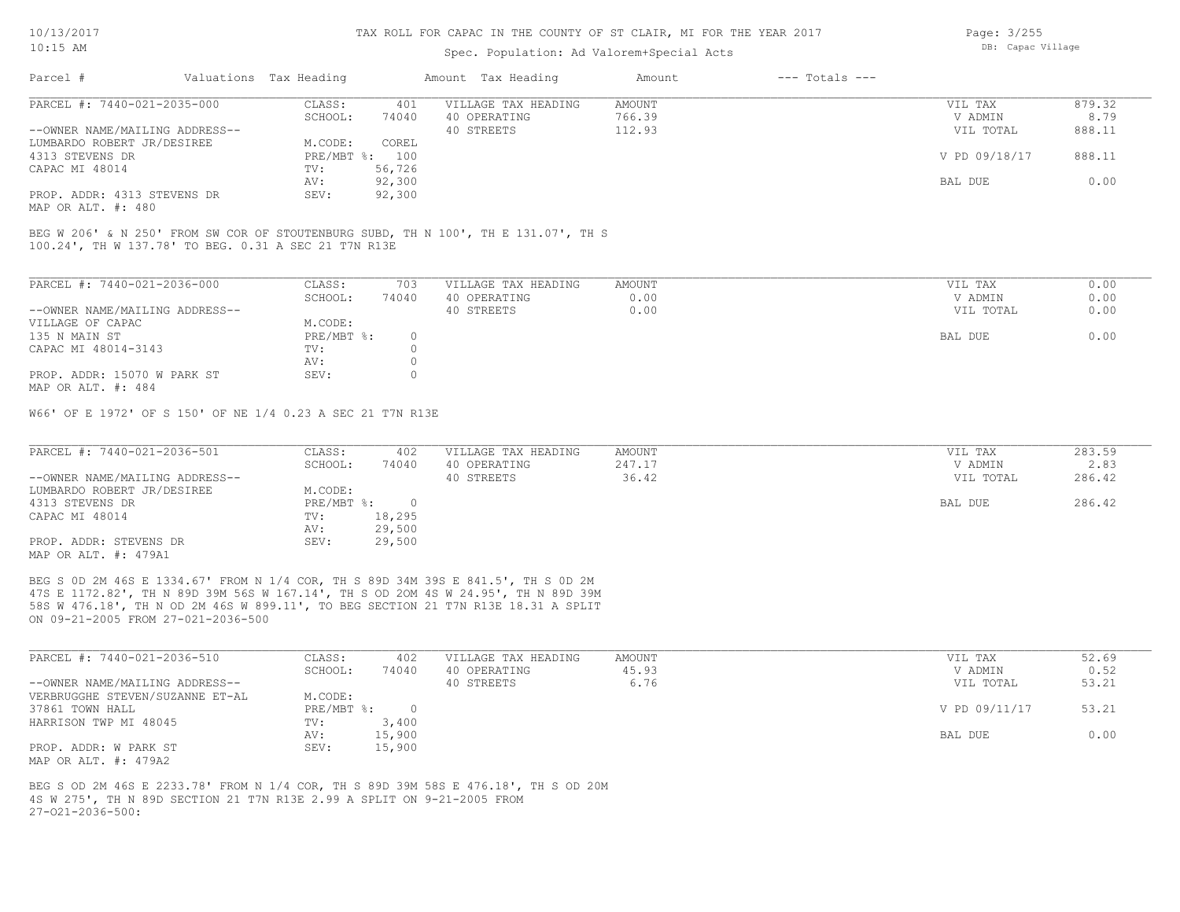Parcel # | Valuations | Tax Heading | Amount | Tax Heading | Amount | --- Totals ---

Spec. Population: Ad Valorem+Special Acts

---

**PARCEL #: 7440-021-2035-000**

| | | | | | |
|---|---|---|---|---|---|
| CLASS: | 401 | VILLAGE TAX HEADING | AMOUNT | VIL TAX | 879.32 |
| SCHOOL: | 74040 | 40 OPERATING | 766.39 | V ADMIN | 8.79 |
| | | 40 STREETS | 112.93 | VIL TOTAL | 888.11 |
| M.CODE: | COREL | | | | |
| PRE/MBT %: | 100 | | | V PD 09/18/17 | 888.11 |
| TV: | 56,726 | | | | |
| AV: | 92,300 | | | BAL DUE | 0.00 |
| SEV: | 92,300 | | | | |

--OWNER NAME/MAILING ADDRESS--
LUMBARDO ROBERT JR/DESIREE
4313 STEVENS DR
CAPAC MI 48014

PROP. ADDR: 4313 STEVENS DR
MAP OR ALT. #: 480

BEG W 206' & N 250' FROM SW COR OF STOUTENBURG SUBD, TH N 100', TH E 131.07', TH S 100.24', TH W 137.78' TO BEG. 0.31 A SEC 21 T7N R13E

---

**PARCEL #: 7440-021-2036-000**

| | | | | | |
|---|---|---|---|---|---|
| CLASS: | 703 | VILLAGE TAX HEADING | AMOUNT | VIL TAX | 0.00 |
| SCHOOL: | 74040 | 40 OPERATING | 0.00 | V ADMIN | 0.00 |
| | | 40 STREETS | 0.00 | VIL TOTAL | 0.00 |
| M.CODE: | | | | | |
| PRE/MBT %: | 0 | | | BAL DUE | 0.00 |
| TV: | 0 | | | | |
| AV: | 0 | | | | |
| SEV: | 0 | | | | |

--OWNER NAME/MAILING ADDRESS--
VILLAGE OF CAPAC
135 N MAIN ST
CAPAC MI 48014-3143

PROP. ADDR: 15070 W PARK ST
MAP OR ALT. #: 484

W66' OF E 1972' OF S 150' OF NE 1/4 0.23 A SEC 21 T7N R13E

---

**PARCEL #: 7440-021-2036-501**

| | | | | | |
|---|---|---|---|---|---|
| CLASS: | 402 | VILLAGE TAX HEADING | AMOUNT | VIL TAX | 283.59 |
| SCHOOL: | 74040 | 40 OPERATING | 247.17 | V ADMIN | 2.83 |
| | | 40 STREETS | 36.42 | VIL TOTAL | 286.42 |
| M.CODE: | | | | | |
| PRE/MBT %: | 0 | | | BAL DUE | 286.42 |
| TV: | 18,295 | | | | |
| AV: | 29,500 | | | | |
| SEV: | 29,500 | | | | |

--OWNER NAME/MAILING ADDRESS--
LUMBARDO ROBERT JR/DESIREE
4313 STEVENS DR
CAPAC MI 48014

PROP. ADDR: STEVENS DR
MAP OR ALT. #: 479A1

BEG S 0D 2M 46S E 1334.67' FROM N 1/4 COR, TH S 89D 34M 39S E 841.5', TH S 0D 2M 47S E 1172.82', TH N 89D 39M 56S W 167.14', TH S OD 20M 4S W 24.95', TH N 89D 39M 58S W 476.18', TH N OD 2M 46S W 899.11', TO BEG SECTION 21 T7N R13E 18.31 A SPLIT ON 09-21-2005 FROM 27-021-2036-500

---

**PARCEL #: 7440-021-2036-510**

| | | | | | |
|---|---|---|---|---|---|
| CLASS: | 402 | VILLAGE TAX HEADING | AMOUNT | VIL TAX | 52.69 |
| SCHOOL: | 74040 | 40 OPERATING | 45.93 | V ADMIN | 0.52 |
| | | 40 STREETS | 6.76 | VIL TOTAL | 53.21 |
| M.CODE: | | | | | |
| PRE/MBT %: | 0 | | | V PD 09/11/17 | 53.21 |
| TV: | 3,400 | | | | |
| AV: | 15,900 | | | BAL DUE | 0.00 |
| SEV: | 15,900 | | | | |

--OWNER NAME/MAILING ADDRESS--
VERBRUGGHE STEVEN/SUZANNE ET-AL
37861 TOWN HALL
HARRISON TWP MI 48045

PROP. ADDR: W PARK ST
MAP OR ALT. #: 479A2

BEG S OD 2M 46S E 2233.78' FROM N 1/4 COR, TH S 89D 39M 58S E 476.18', TH S OD 20M 4S W 275', TH N 89D SECTION 21 T7N R13E 2.99 A SPLIT ON 9-21-2005 FROM 27-021-2036-500: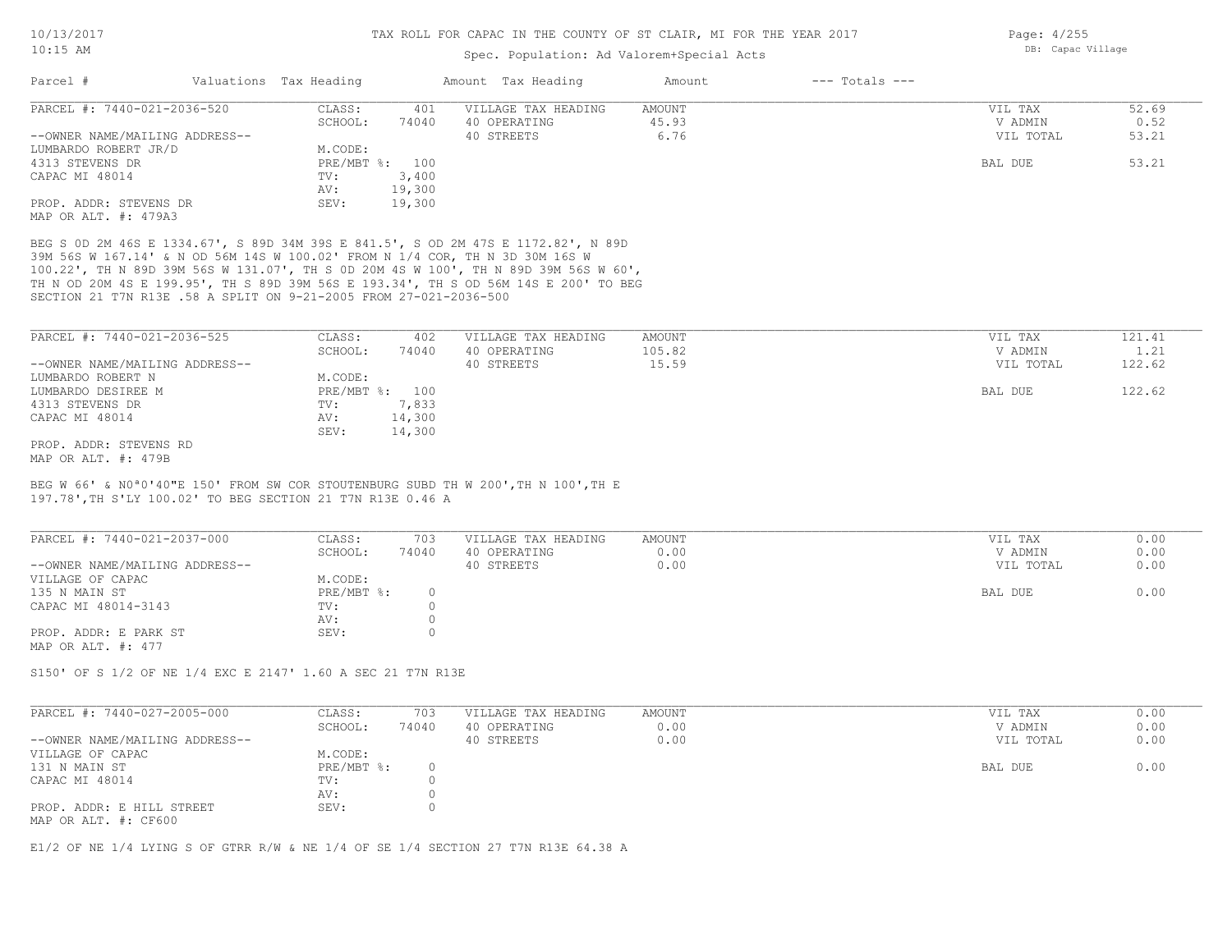# TAX ROLL FOR CAPAC IN THE COUNTY OF ST CLAIR, MI FOR THE YEAR 2017

Spec. Population: Ad Valorem+Special Acts

DB: Capac Village

| Parcel # | Valuations Tax Heading | | Amount Tax Heading | Amount | --- Totals --- | |
|---|---|---|---|---|---|---|
| PARCEL #: 7440-021-2036-520 | CLASS: | 401 | VILLAGE TAX HEADING | AMOUNT | VIL TAX | 52.69 |
| | SCHOOL: | 74040 | 40 OPERATING | 45.93 | V ADMIN | 0.52 |
| --OWNER NAME/MAILING ADDRESS-- | | | 40 STREETS | 6.76 | VIL TOTAL | 53.21 |
| LUMBARDO ROBERT JR/D | M.CODE: | | | | | |
| 4313 STEVENS DR | PRE/MBT %: | 100 | | | BAL DUE | 53.21 |
| CAPAC MI 48014 | TV: | 3,400 | | | | |
| | AV: | 19,300 | | | | |
| PROP. ADDR: STEVENS DR | SEV: | 19,300 | | | | |
| MAP OR ALT. #: 479A3 | | | | | | |

BEG S 0D 2M 46S E 1334.67', S 89D 34M 39S E 841.5', S OD 2M 47S E 1172.82', N 89D 39M 56S W 167.14' & N OD 56M 14S W 100.02' FROM N 1/4 COR, TH N 3D 30M 16S W 100.22', TH N 89D 39M 56S W 131.07', TH S 0D 20M 4S W 100', TH N 89D 39M 56S W 60', TH N OD 20M 4S E 199.95', TH S 89D 39M 56S E 193.34', TH S OD 56M 14S E 200' TO BEG SECTION 21 T7N R13E .58 A SPLIT ON 9-21-2005 FROM 27-021-2036-500

| Parcel # | Valuations Tax Heading | | Amount Tax Heading | Amount | --- Totals --- | |
|---|---|---|---|---|---|---|
| PARCEL #: 7440-021-2036-525 | CLASS: | 402 | VILLAGE TAX HEADING | AMOUNT | VIL TAX | 121.41 |
| | SCHOOL: | 74040 | 40 OPERATING | 105.82 | V ADMIN | 1.21 |
| --OWNER NAME/MAILING ADDRESS-- | | | 40 STREETS | 15.59 | VIL TOTAL | 122.62 |
| LUMBARDO ROBERT N | M.CODE: | | | | | |
| LUMBARDO DESIREE M | PRE/MBT %: | 100 | | | BAL DUE | 122.62 |
| 4313 STEVENS DR | TV: | 7,833 | | | | |
| CAPAC MI 48014 | AV: | 14,300 | | | | |
| | SEV: | 14,300 | | | | |
| PROP. ADDR: STEVENS RD | | | | | | |
| MAP OR ALT. #: 479B | | | | | | |

BEG W 66' & N0ª0'40"E 150' FROM SW COR STOUTENBURG SUBD TH W 200',TH N 100',TH E 197.78',TH S'LY 100.02' TO BEG SECTION 21 T7N R13E 0.46 A

| Parcel # | Valuations Tax Heading | | Amount Tax Heading | Amount | --- Totals --- | |
|---|---|---|---|---|---|---|
| PARCEL #: 7440-021-2037-000 | CLASS: | 703 | VILLAGE TAX HEADING | AMOUNT | VIL TAX | 0.00 |
| | SCHOOL: | 74040 | 40 OPERATING | 0.00 | V ADMIN | 0.00 |
| --OWNER NAME/MAILING ADDRESS-- | | | 40 STREETS | 0.00 | VIL TOTAL | 0.00 |
| VILLAGE OF CAPAC | M.CODE: | | | | | |
| 135 N MAIN ST | PRE/MBT %: | 0 | | | BAL DUE | 0.00 |
| CAPAC MI 48014-3143 | TV: | 0 | | | | |
| | AV: | 0 | | | | |
| PROP. ADDR: E PARK ST | SEV: | 0 | | | | |
| MAP OR ALT. #: 477 | | | | | | |

S150' OF S 1/2 OF NE 1/4 EXC E 2147' 1.60 A SEC 21 T7N R13E

| Parcel # | Valuations Tax Heading | | Amount Tax Heading | Amount | --- Totals --- | |
|---|---|---|---|---|---|---|
| PARCEL #: 7440-027-2005-000 | CLASS: | 703 | VILLAGE TAX HEADING | AMOUNT | VIL TAX | 0.00 |
| | SCHOOL: | 74040 | 40 OPERATING | 0.00 | V ADMIN | 0.00 |
| --OWNER NAME/MAILING ADDRESS-- | | | 40 STREETS | 0.00 | VIL TOTAL | 0.00 |
| VILLAGE OF CAPAC | M.CODE: | | | | | |
| 131 N MAIN ST | PRE/MBT %: | 0 | | | BAL DUE | 0.00 |
| CAPAC MI 48014 | TV: | 0 | | | | |
| | AV: | 0 | | | | |
| PROP. ADDR: E HILL STREET | SEV: | 0 | | | | |
| MAP OR ALT. #: CF600 | | | | | | |

E1/2 OF NE 1/4 LYING S OF GTRR R/W & NE 1/4 OF SE 1/4 SECTION 27 T7N R13E 64.38 A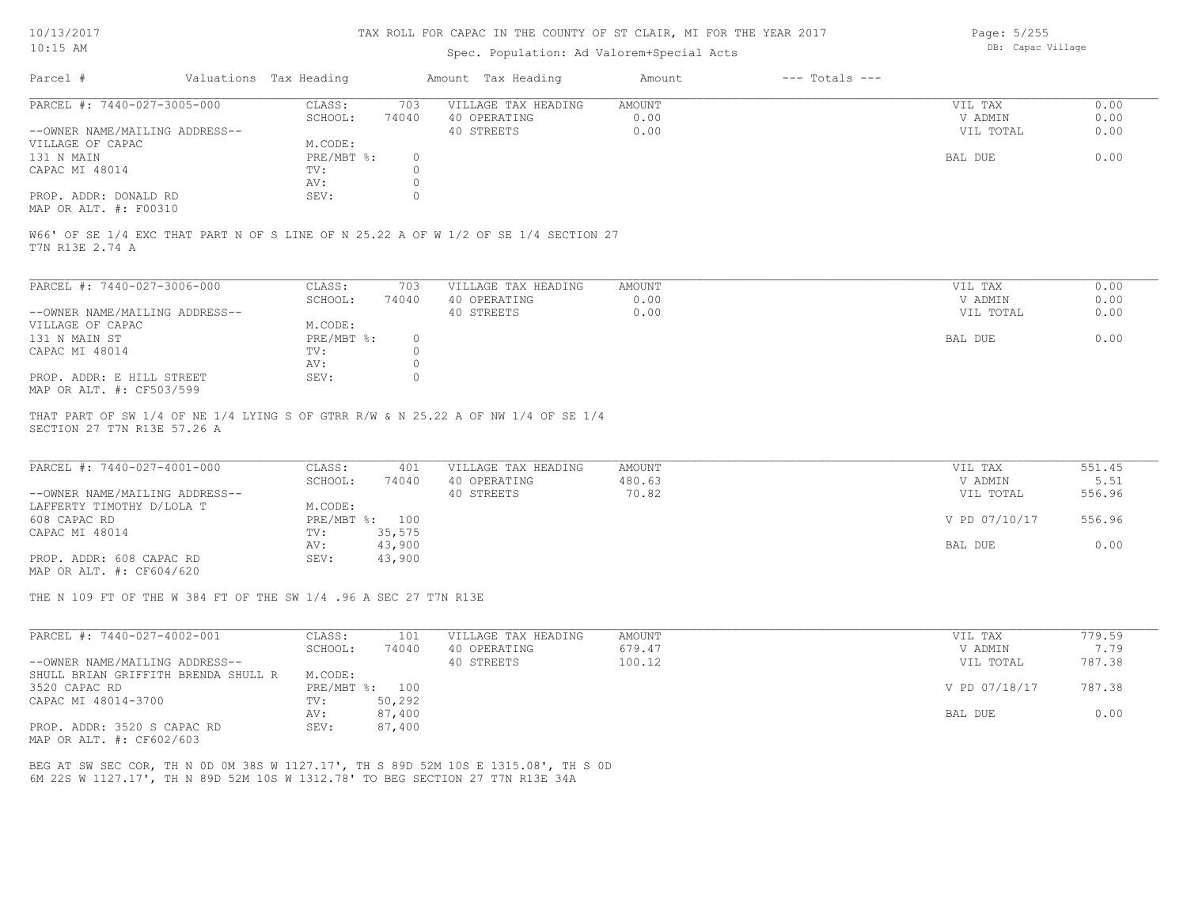# TAX ROLL FOR CAPAC IN THE COUNTY OF ST CLAIR, MI FOR THE YEAR 2017

Spec. Population: Ad Valorem+Special Acts

DB: Capac Village

| Parcel # | Valuations | Tax Heading | Amount | Tax Heading | Amount | --- Totals --- | |
|---|---|---|---|---|---|---|---|

---

**PARCEL #: 7440-027-3005-000**

| | | | | | |
|---|---|---|---|---|---|
| CLASS: | 703 | VILLAGE TAX HEADING | AMOUNT | VIL TAX | 0.00 |
| SCHOOL: | 74040 | 40 OPERATING | 0.00 | V ADMIN | 0.00 |
| | | 40 STREETS | 0.00 | VIL TOTAL | 0.00 |
| M.CODE: | | | | | |
| PRE/MBT %: | 0 | | | BAL DUE | 0.00 |
| TV: | 0 | | | | |
| AV: | 0 | | | | |
| SEV: | 0 | | | | |

--OWNER NAME/MAILING ADDRESS--
VILLAGE OF CAPAC
131 N MAIN
CAPAC MI 48014

PROP. ADDR: DONALD RD
MAP OR ALT. #: F00310

W66' OF SE 1/4 EXC THAT PART N OF S LINE OF N 25.22 A OF W 1/2 OF SE 1/4 SECTION 27 T7N R13E 2.74 A

---

**PARCEL #: 7440-027-3006-000**

| | | | | | |
|---|---|---|---|---|---|
| CLASS: | 703 | VILLAGE TAX HEADING | AMOUNT | VIL TAX | 0.00 |
| SCHOOL: | 74040 | 40 OPERATING | 0.00 | V ADMIN | 0.00 |
| | | 40 STREETS | 0.00 | VIL TOTAL | 0.00 |
| M.CODE: | | | | | |
| PRE/MBT %: | 0 | | | BAL DUE | 0.00 |
| TV: | 0 | | | | |
| AV: | 0 | | | | |
| SEV: | 0 | | | | |

--OWNER NAME/MAILING ADDRESS--
VILLAGE OF CAPAC
131 N MAIN ST
CAPAC MI 48014

PROP. ADDR: E HILL STREET
MAP OR ALT. #: CF503/599

THAT PART OF SW 1/4 OF NE 1/4 LYING S OF GTRR R/W & N 25.22 A OF NW 1/4 OF SE 1/4 SECTION 27 T7N R13E 57.26 A

---

**PARCEL #: 7440-027-4001-000**

| | | | | | |
|---|---|---|---|---|---|
| CLASS: | 401 | VILLAGE TAX HEADING | AMOUNT | VIL TAX | 551.45 |
| SCHOOL: | 74040 | 40 OPERATING | 480.63 | V ADMIN | 5.51 |
| | | 40 STREETS | 70.82 | VIL TOTAL | 556.96 |
| M.CODE: | | | | | |
| PRE/MBT %: | 100 | | | V PD 07/10/17 | 556.96 |
| TV: | 35,575 | | | | |
| AV: | 43,900 | | | BAL DUE | 0.00 |
| SEV: | 43,900 | | | | |

--OWNER NAME/MAILING ADDRESS--
LAFFERTY TIMOTHY D/LOLA T
608 CAPAC RD
CAPAC MI 48014

PROP. ADDR: 608 CAPAC RD
MAP OR ALT. #: CF604/620

THE N 109 FT OF THE W 384 FT OF THE SW 1/4 .96 A SEC 27 T7N R13E

---

**PARCEL #: 7440-027-4002-001**

| | | | | | |
|---|---|---|---|---|---|
| CLASS: | 101 | VILLAGE TAX HEADING | AMOUNT | VIL TAX | 779.59 |
| SCHOOL: | 74040 | 40 OPERATING | 679.47 | V ADMIN | 7.79 |
| | | 40 STREETS | 100.12 | VIL TOTAL | 787.38 |
| M.CODE: | | | | | |
| PRE/MBT %: | 100 | | | V PD 07/18/17 | 787.38 |
| TV: | 50,292 | | | | |
| AV: | 87,400 | | | BAL DUE | 0.00 |
| SEV: | 87,400 | | | | |

--OWNER NAME/MAILING ADDRESS--
SHULL BRIAN GRIFFITH BRENDA SHULL R
3520 CAPAC RD
CAPAC MI 48014-3700

PROP. ADDR: 3520 S CAPAC RD
MAP OR ALT. #: CF602/603

BEG AT SW SEC COR, TH N 0D 0M 38S W 1127.17', TH S 89D 52M 10S E 1315.08', TH S 0D 6M 22S W 1127.17', TH N 89D 52M 10S W 1312.78' TO BEG SECTION 27 T7N R13E 34A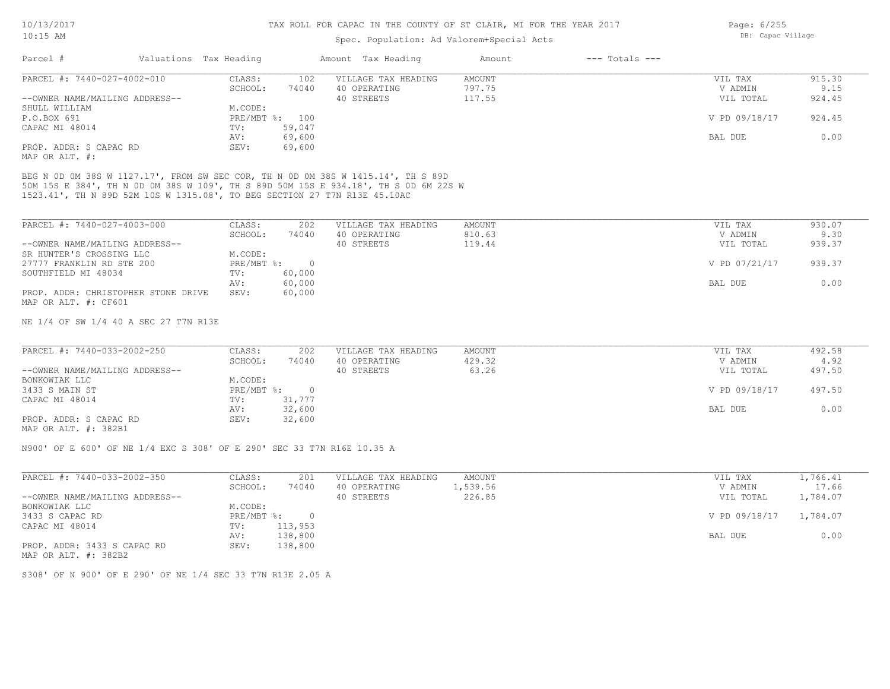# TAX ROLL FOR CAPAC IN THE COUNTY OF ST CLAIR, MI FOR THE YEAR 2017

Spec. Population: Ad Valorem+Special Acts

DB: Capac Village

| Parcel # | Valuations | Tax Heading | Amount | Tax Heading | Amount | --- Totals --- | |
|---|---|---|---|---|---|---|---|
| PARCEL #: 7440-027-4002-010 | CLASS: | 102 | VILLAGE TAX HEADING | AMOUNT | | VIL TAX | 915.30 |
| | SCHOOL: | 74040 | 40 OPERATING | 797.75 | | V ADMIN | 9.15 |
| --OWNER NAME/MAILING ADDRESS-- | | | 40 STREETS | 117.55 | | VIL TOTAL | 924.45 |
| SHULL WILLIAM | M.CODE: | | | | | | |
| P.O.BOX 691 | PRE/MBT %: | 100 | | | | V PD 09/18/17 | 924.45 |
| CAPAC MI 48014 | TV: | 59,047 | | | | | |
| | AV: | 69,600 | | | | BAL DUE | 0.00 |
| PROP. ADDR: S CAPAC RD | SEV: | 69,600 | | | | | |
| MAP OR ALT. #: | | | | | | | |

BEG N 0D 0M 38S W 1127.17', FROM SW SEC COR, TH N 0D 0M 38S W 1415.14', TH S 89D 50M 15S E 384', TH N 0D 0M 38S W 109', TH S 89D 50M 15S E 934.18', TH S 0D 6M 22S W 1523.41', TH N 89D 52M 10S W 1315.08', TO BEG SECTION 27 T7N R13E 45.10AC

| Parcel # | Valuations | Tax Heading | Amount | Tax Heading | Amount | --- Totals --- | |
|---|---|---|---|---|---|---|---|
| PARCEL #: 7440-027-4003-000 | CLASS: | 202 | VILLAGE TAX HEADING | AMOUNT | | VIL TAX | 930.07 |
| | SCHOOL: | 74040 | 40 OPERATING | 810.63 | | V ADMIN | 9.30 |
| --OWNER NAME/MAILING ADDRESS-- | | | 40 STREETS | 119.44 | | VIL TOTAL | 939.37 |
| SR HUNTER'S CROSSING LLC | M.CODE: | | | | | | |
| 27777 FRANKLIN RD STE 200 | PRE/MBT %: | 0 | | | | V PD 07/21/17 | 939.37 |
| SOUTHFIELD MI 48034 | TV: | 60,000 | | | | | |
| | AV: | 60,000 | | | | BAL DUE | 0.00 |
| PROP. ADDR: CHRISTOPHER STONE DRIVE | SEV: | 60,000 | | | | | |
| MAP OR ALT. #: CF601 | | | | | | | |

NE 1/4 OF SW 1/4 40 A SEC 27 T7N R13E

| Parcel # | Valuations | Tax Heading | Amount | Tax Heading | Amount | --- Totals --- | |
|---|---|---|---|---|---|---|---|
| PARCEL #: 7440-033-2002-250 | CLASS: | 202 | VILLAGE TAX HEADING | AMOUNT | | VIL TAX | 492.58 |
| | SCHOOL: | 74040 | 40 OPERATING | 429.32 | | V ADMIN | 4.92 |
| --OWNER NAME/MAILING ADDRESS-- | | | 40 STREETS | 63.26 | | VIL TOTAL | 497.50 |
| BONKOWIAK LLC | M.CODE: | | | | | | |
| 3433 S MAIN ST | PRE/MBT %: | 0 | | | | V PD 09/18/17 | 497.50 |
| CAPAC MI 48014 | TV: | 31,777 | | | | | |
| | AV: | 32,600 | | | | BAL DUE | 0.00 |
| PROP. ADDR: S CAPAC RD | SEV: | 32,600 | | | | | |
| MAP OR ALT. #: 382B1 | | | | | | | |

N900' OF E 600' OF NE 1/4 EXC S 308' OF E 290' SEC 33 T7N R16E 10.35 A

| Parcel # | Valuations | Tax Heading | Amount | Tax Heading | Amount | --- Totals --- | |
|---|---|---|---|---|---|---|---|
| PARCEL #: 7440-033-2002-350 | CLASS: | 201 | VILLAGE TAX HEADING | AMOUNT | | VIL TAX | 1,766.41 |
| | SCHOOL: | 74040 | 40 OPERATING | 1,539.56 | | V ADMIN | 17.66 |
| --OWNER NAME/MAILING ADDRESS-- | | | 40 STREETS | 226.85 | | VIL TOTAL | 1,784.07 |
| BONKOWIAK LLC | M.CODE: | | | | | | |
| 3433 S CAPAC RD | PRE/MBT %: | 0 | | | | V PD 09/18/17 | 1,784.07 |
| CAPAC MI 48014 | TV: | 113,953 | | | | | |
| | AV: | 138,800 | | | | BAL DUE | 0.00 |
| PROP. ADDR: 3433 S CAPAC RD | SEV: | 138,800 | | | | | |
| MAP OR ALT. #: 382B2 | | | | | | | |

S308' OF N 900' OF E 290' OF NE 1/4 SEC 33 T7N R13E 2.05 A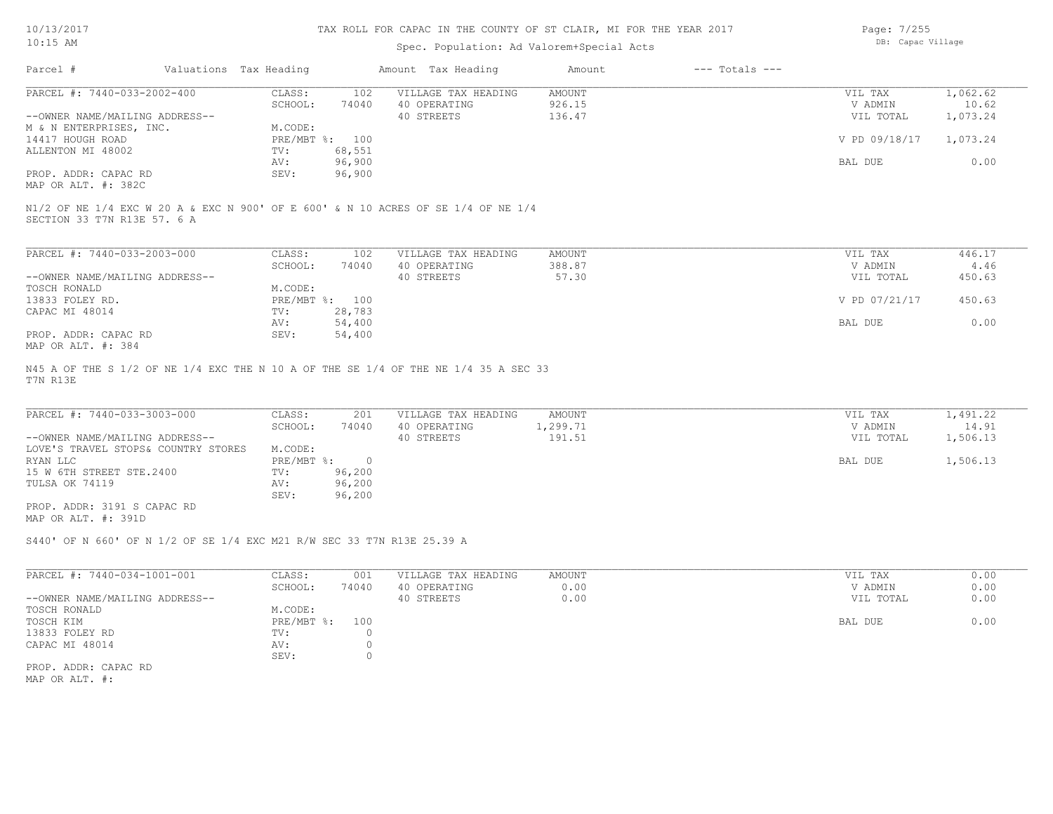TAX ROLL FOR CAPAC IN THE COUNTY OF ST CLAIR, MI FOR THE YEAR 2017

Spec. Population: Ad Valorem+Special Acts

| Parcel # | Valuations | Tax Heading | Amount | Tax Heading | Amount | --- Totals --- | |
|---|---|---|---|---|---|---|---|
| PARCEL #: 7440-033-2002-400 | CLASS: | 102 | VILLAGE TAX HEADING | AMOUNT | | VIL TAX | 1,062.62 |
| | SCHOOL: | 74040 | 40 OPERATING | 926.15 | | V ADMIN | 10.62 |
| --OWNER NAME/MAILING ADDRESS-- | | | 40 STREETS | 136.47 | | VIL TOTAL | 1,073.24 |
| M & N ENTERPRISES, INC. | M.CODE: | | | | | | |
| 14417 HOUGH ROAD | PRE/MBT %: | 100 | | | | V PD 09/18/17 | 1,073.24 |
| ALLENTON MI 48002 | TV: | 68,551 | | | | | |
| | AV: | 96,900 | | | | BAL DUE | 0.00 |
| PROP. ADDR: CAPAC RD | SEV: | 96,900 | | | | | |
| MAP OR ALT. #: 382C | | | | | | | |

N1/2 OF NE 1/4 EXC W 20 A & EXC N 900' OF E 600' & N 10 ACRES OF SE 1/4 OF NE 1/4
SECTION 33 T7N R13E 57. 6 A

| Parcel # | Valuations | Tax Heading | Amount | Tax Heading | Amount | --- Totals --- | |
|---|---|---|---|---|---|---|---|
| PARCEL #: 7440-033-2003-000 | CLASS: | 102 | VILLAGE TAX HEADING | AMOUNT | | VIL TAX | 446.17 |
| | SCHOOL: | 74040 | 40 OPERATING | 388.87 | | V ADMIN | 4.46 |
| --OWNER NAME/MAILING ADDRESS-- | | | 40 STREETS | 57.30 | | VIL TOTAL | 450.63 |
| TOSCH RONALD | M.CODE: | | | | | | |
| 13833 FOLEY RD. | PRE/MBT %: | 100 | | | | V PD 07/21/17 | 450.63 |
| CAPAC MI 48014 | TV: | 28,783 | | | | | |
| | AV: | 54,400 | | | | BAL DUE | 0.00 |
| PROP. ADDR: CAPAC RD | SEV: | 54,400 | | | | | |
| MAP OR ALT. #: 384 | | | | | | | |

N45 A OF THE S 1/2 OF NE 1/4 EXC THE N 10 A OF THE SE 1/4 OF THE NE 1/4 35 A SEC 33
T7N R13E

| Parcel # | Valuations | Tax Heading | Amount | Tax Heading | Amount | --- Totals --- | |
|---|---|---|---|---|---|---|---|
| PARCEL #: 7440-033-3003-000 | CLASS: | 201 | VILLAGE TAX HEADING | AMOUNT | | VIL TAX | 1,491.22 |
| | SCHOOL: | 74040 | 40 OPERATING | 1,299.71 | | V ADMIN | 14.91 |
| --OWNER NAME/MAILING ADDRESS-- | | | 40 STREETS | 191.51 | | VIL TOTAL | 1,506.13 |
| LOVE'S TRAVEL STOPS& COUNTRY STORES | M.CODE: | | | | | | |
| RYAN LLC | PRE/MBT %: | 0 | | | | BAL DUE | 1,506.13 |
| 15 W 6TH STREET STE.2400 | TV: | 96,200 | | | | | |
| TULSA OK 74119 | AV: | 96,200 | | | | | |
| | SEV: | 96,200 | | | | | |
| PROP. ADDR: 3191 S CAPAC RD | | | | | | | |
| MAP OR ALT. #: 391D | | | | | | | |

S440' OF N 660' OF N 1/2 OF SE 1/4 EXC M21 R/W SEC 33 T7N R13E 25.39 A

| Parcel # | Valuations | Tax Heading | Amount | Tax Heading | Amount | --- Totals --- | |
|---|---|---|---|---|---|---|---|
| PARCEL #: 7440-034-1001-001 | CLASS: | 001 | VILLAGE TAX HEADING | AMOUNT | | VIL TAX | 0.00 |
| | SCHOOL: | 74040 | 40 OPERATING | 0.00 | | V ADMIN | 0.00 |
| --OWNER NAME/MAILING ADDRESS-- | | | 40 STREETS | 0.00 | | VIL TOTAL | 0.00 |
| TOSCH RONALD | M.CODE: | | | | | | |
| TOSCH KIM | PRE/MBT %: | 100 | | | | BAL DUE | 0.00 |
| 13833 FOLEY RD | TV: | 0 | | | | | |
| CAPAC MI 48014 | AV: | 0 | | | | | |
| | SEV: | 0 | | | | | |
| PROP. ADDR: CAPAC RD | | | | | | | |
| MAP OR ALT. #: | | | | | | | |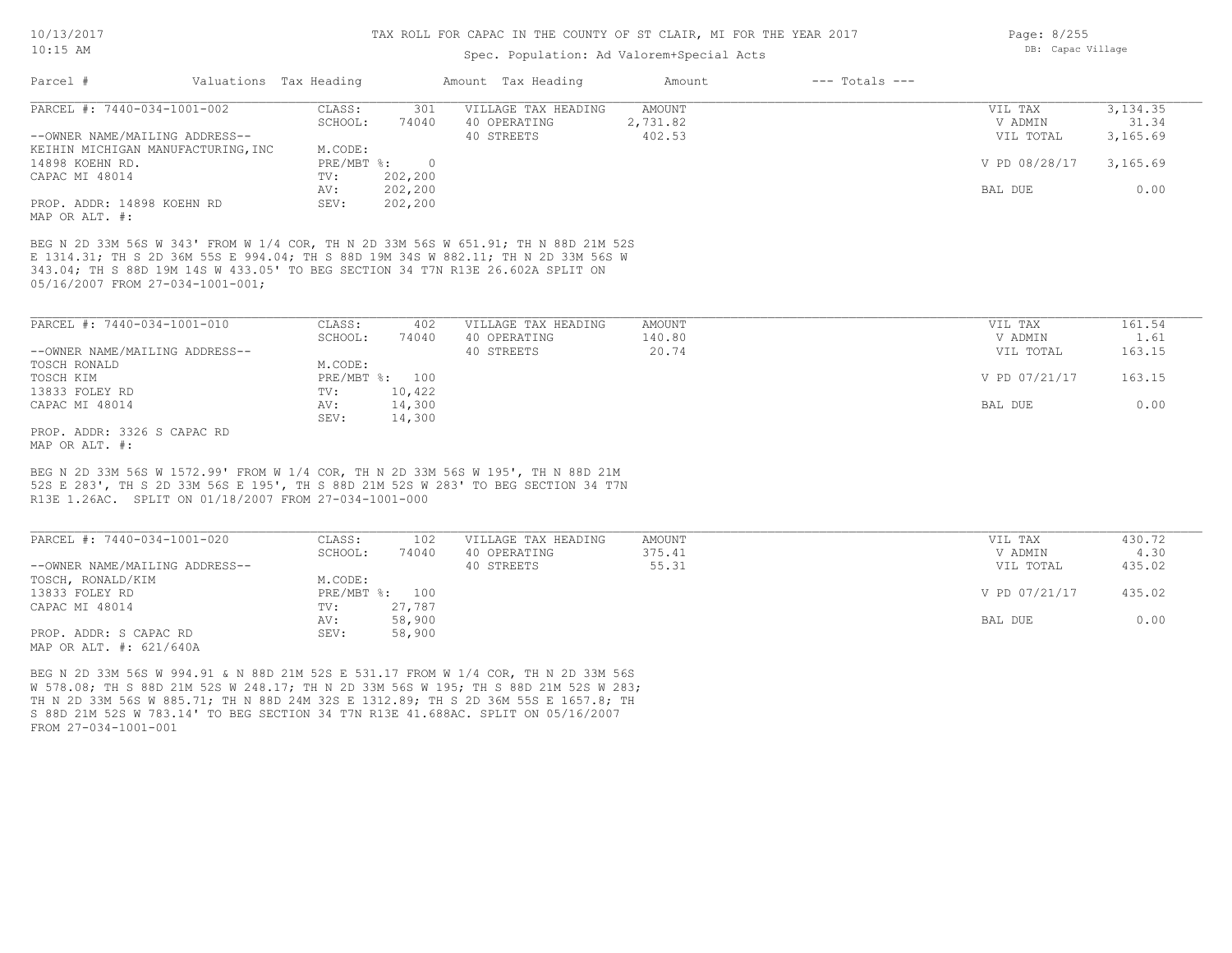| Parcel # | Valuations | Tax Heading | Amount | Tax Heading | Amount | --- Totals --- | |
|---|---|---|---|---|---|---|---|
| PARCEL #: 7440-034-1001-002 | CLASS: | 301 | VILLAGE TAX HEADING | AMOUNT | | VIL TAX | 3,134.35 |
| | SCHOOL: | 74040 | 40 OPERATING | 2,731.82 | | V ADMIN | 31.34 |
| --OWNER NAME/MAILING ADDRESS-- | | | 40 STREETS | 402.53 | | VIL TOTAL | 3,165.69 |
| KEIHIN MICHIGAN MANUFACTURING,INC | M.CODE: | | | | | | |
| 14898 KOEHN RD. | PRE/MBT %: | 0 | | | | V PD 08/28/17 | 3,165.69 |
| CAPAC MI 48014 | TV: | 202,200 | | | | | |
| | AV: | 202,200 | | | | BAL DUE | 0.00 |
| PROP. ADDR: 14898 KOEHN RD | SEV: | 202,200 | | | | | |
| MAP OR ALT. #: | | | | | | | |

BEG N 2D 33M 56S W 343' FROM W 1/4 COR, TH N 2D 33M 56S W 651.91; TH N 88D 21M 52S E 1314.31; TH S 2D 36M 55S E 994.04; TH S 88D 19M 34S W 882.11; TH N 2D 33M 56S W 343.04; TH S 88D 19M 14S W 433.05' TO BEG SECTION 34 T7N R13E 26.602A SPLIT ON 05/16/2007 FROM 27-034-1001-001;

| Parcel # | Valuations | Tax Heading | Amount | Tax Heading | Amount | --- Totals --- | |
|---|---|---|---|---|---|---|---|
| PARCEL #: 7440-034-1001-010 | CLASS: | 402 | VILLAGE TAX HEADING | AMOUNT | | VIL TAX | 161.54 |
| | SCHOOL: | 74040 | 40 OPERATING | 140.80 | | V ADMIN | 1.61 |
| --OWNER NAME/MAILING ADDRESS-- | | | 40 STREETS | 20.74 | | VIL TOTAL | 163.15 |
| TOSCH RONALD | M.CODE: | | | | | | |
| TOSCH KIM | PRE/MBT %: | 100 | | | | V PD 07/21/17 | 163.15 |
| 13833 FOLEY RD | TV: | 10,422 | | | | | |
| CAPAC MI 48014 | AV: | 14,300 | | | | BAL DUE | 0.00 |
| | SEV: | 14,300 | | | | | |
| PROP. ADDR: 3326 S CAPAC RD | | | | | | | |
| MAP OR ALT. #: | | | | | | | |

BEG N 2D 33M 56S W 1572.99' FROM W 1/4 COR, TH N 2D 33M 56S W 195', TH N 88D 21M 52S E 283', TH S 2D 33M 56S E 195', TH S 88D 21M 52S W 283' TO BEG SECTION 34 T7N R13E 1.26AC. SPLIT ON 01/18/2007 FROM 27-034-1001-000

| Parcel # | Valuations | Tax Heading | Amount | Tax Heading | Amount | --- Totals --- | |
|---|---|---|---|---|---|---|---|
| PARCEL #: 7440-034-1001-020 | CLASS: | 102 | VILLAGE TAX HEADING | AMOUNT | | VIL TAX | 430.72 |
| | SCHOOL: | 74040 | 40 OPERATING | 375.41 | | V ADMIN | 4.30 |
| --OWNER NAME/MAILING ADDRESS-- | | | 40 STREETS | 55.31 | | VIL TOTAL | 435.02 |
| TOSCH, RONALD/KIM | M.CODE: | | | | | | |
| 13833 FOLEY RD | PRE/MBT %: | 100 | | | | V PD 07/21/17 | 435.02 |
| CAPAC MI 48014 | TV: | 27,787 | | | | | |
| | AV: | 58,900 | | | | BAL DUE | 0.00 |
| PROP. ADDR: S CAPAC RD | SEV: | 58,900 | | | | | |
| MAP OR ALT. #: 621/640A | | | | | | | |

BEG N 2D 33M 56S W 994.91 & N 88D 21M 52S E 531.17 FROM W 1/4 COR, TH N 2D 33M 56S W 578.08; TH S 88D 21M 52S W 248.17; TH N 2D 33M 56S W 195; TH S 88D 21M 52S W 283; TH N 2D 33M 56S W 885.71; TH N 88D 24M 32S E 1312.89; TH S 2D 36M 55S E 1657.8; TH S 88D 21M 52S W 783.14' TO BEG SECTION 34 T7N R13E 41.688AC. SPLIT ON 05/16/2007 FROM 27-034-1001-001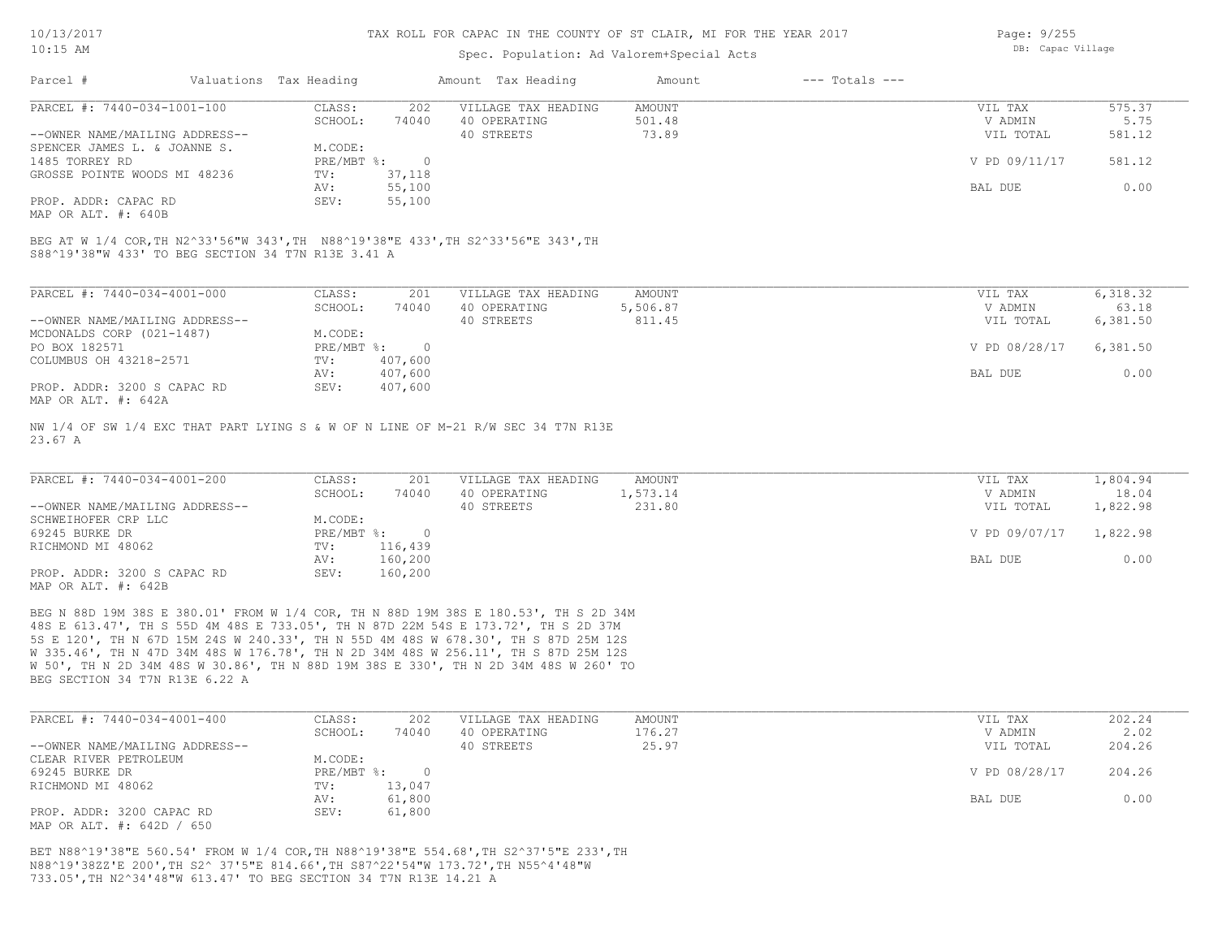TAX ROLL FOR CAPAC IN THE COUNTY OF ST CLAIR, MI FOR THE YEAR 2017

Spec. Population: Ad Valorem+Special Acts

| Parcel # | Valuations | Tax Heading | Amount | Tax Heading | Amount | --- Totals --- | |
|---|---|---|---|---|---|---|---|

---

**PARCEL #: 7440-034-1001-100**

| | | | | | |
|---|---|---|---|---|---|
| CLASS: | 202 | VILLAGE TAX HEADING | AMOUNT | VIL TAX | 575.37 |
| SCHOOL: | 74040 | 40 OPERATING | 501.48 | V ADMIN | 5.75 |
| | | 40 STREETS | 73.89 | VIL TOTAL | 581.12 |
| M.CODE: | | | | | |
| PRE/MBT %: | 0 | | | V PD 09/11/17 | 581.12 |
| TV: | 37,118 | | | | |
| AV: | 55,100 | | | BAL DUE | 0.00 |
| SEV: | 55,100 | | | | |

--OWNER NAME/MAILING ADDRESS--
SPENCER JAMES L. & JOANNE S.
1485 TORREY RD
GROSSE POINTE WOODS MI 48236

PROP. ADDR: CAPAC RD
MAP OR ALT. #: 640B

BEG AT W 1/4 COR,TH N2^33'56"W 343',TH N88^19'38"E 433',TH S2^33'56"E 343',TH S88^19'38"W 433' TO BEG SECTION 34 T7N R13E 3.41 A

---

**PARCEL #: 7440-034-4001-000**

| | | | | | |
|---|---|---|---|---|---|
| CLASS: | 201 | VILLAGE TAX HEADING | AMOUNT | VIL TAX | 6,318.32 |
| SCHOOL: | 74040 | 40 OPERATING | 5,506.87 | V ADMIN | 63.18 |
| | | 40 STREETS | 811.45 | VIL TOTAL | 6,381.50 |
| M.CODE: | | | | | |
| PRE/MBT %: | 0 | | | V PD 08/28/17 | 6,381.50 |
| TV: | 407,600 | | | | |
| AV: | 407,600 | | | BAL DUE | 0.00 |
| SEV: | 407,600 | | | | |

--OWNER NAME/MAILING ADDRESS--
MCDONALDS CORP (021-1487)
PO BOX 182571
COLUMBUS OH 43218-2571

PROP. ADDR: 3200 S CAPAC RD
MAP OR ALT. #: 642A

NW 1/4 OF SW 1/4 EXC THAT PART LYING S & W OF N LINE OF M-21 R/W SEC 34 T7N R13E 23.67 A

---

**PARCEL #: 7440-034-4001-200**

| | | | | | |
|---|---|---|---|---|---|
| CLASS: | 201 | VILLAGE TAX HEADING | AMOUNT | VIL TAX | 1,804.94 |
| SCHOOL: | 74040 | 40 OPERATING | 1,573.14 | V ADMIN | 18.04 |
| | | 40 STREETS | 231.80 | VIL TOTAL | 1,822.98 |
| M.CODE: | | | | | |
| PRE/MBT %: | 0 | | | V PD 09/07/17 | 1,822.98 |
| TV: | 116,439 | | | | |
| AV: | 160,200 | | | BAL DUE | 0.00 |
| SEV: | 160,200 | | | | |

--OWNER NAME/MAILING ADDRESS--
SCHWEIHOFER CRP LLC
69245 BURKE DR
RICHMOND MI 48062

PROP. ADDR: 3200 S CAPAC RD
MAP OR ALT. #: 642B

BEG N 88D 19M 38S E 380.01' FROM W 1/4 COR, TH N 88D 19M 38S E 180.53', TH S 2D 34M 48S E 613.47', TH S 55D 4M 48S E 733.05', TH N 87D 22M 54S E 173.72', TH S 2D 37M 5S E 120', TH N 67D 15M 24S W 240.33', TH N 55D 4M 48S W 678.30', TH S 87D 25M 12S W 335.46', TH N 47D 34M 48S W 176.78', TH N 2D 34M 48S W 256.11', TH S 87D 25M 12S W 50', TH N 2D 34M 48S W 30.86', TH N 88D 19M 38S E 330', TH N 2D 34M 48S W 260' TO BEG SECTION 34 T7N R13E 6.22 A

---

**PARCEL #: 7440-034-4001-400**

| | | | | | |
|---|---|---|---|---|---|
| CLASS: | 202 | VILLAGE TAX HEADING | AMOUNT | VIL TAX | 202.24 |
| SCHOOL: | 74040 | 40 OPERATING | 176.27 | V ADMIN | 2.02 |
| | | 40 STREETS | 25.97 | VIL TOTAL | 204.26 |
| M.CODE: | | | | | |
| PRE/MBT %: | 0 | | | V PD 08/28/17 | 204.26 |
| TV: | 13,047 | | | | |
| AV: | 61,800 | | | BAL DUE | 0.00 |
| SEV: | 61,800 | | | | |

--OWNER NAME/MAILING ADDRESS--
CLEAR RIVER PETROLEUM
69245 BURKE DR
RICHMOND MI 48062

PROP. ADDR: 3200 CAPAC RD
MAP OR ALT. #: 642D / 650

BET N88^19'38"E 560.54' FROM W 1/4 COR,TH N88^19'38"E 554.68',TH S2^37'5"E 233',TH N88^19'38ZZ'E 200',TH S2^ 37'5"E 814.66',TH S87^22'54"W 173.72',TH N55^4'48"W 733.05',TH N2^34'48"W 613.47' TO BEG SECTION 34 T7N R13E 14.21 A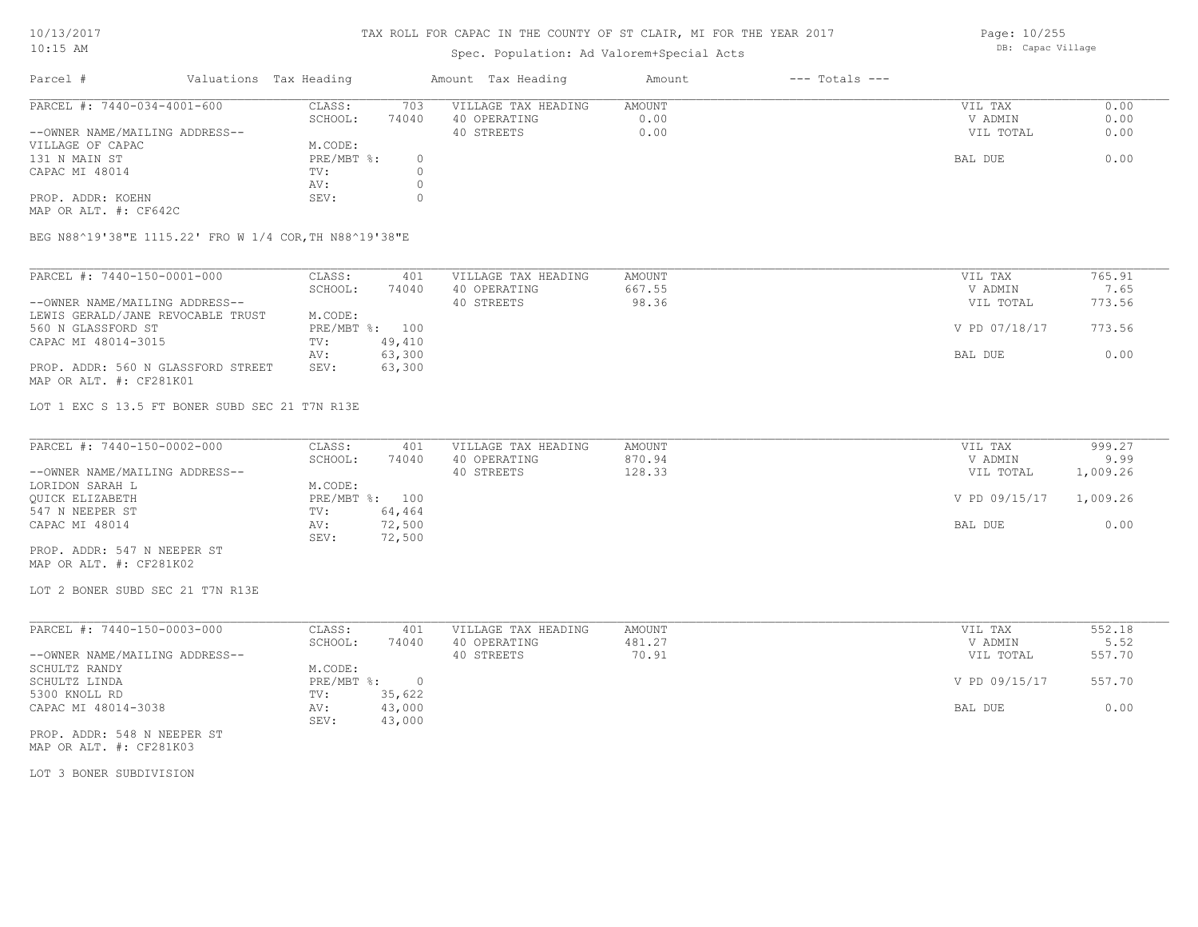# TAX ROLL FOR CAPAC IN THE COUNTY OF ST CLAIR, MI FOR THE YEAR 2017

Spec. Population: Ad Valorem+Special Acts

DB: Capac Village

| Parcel # | Valuations Tax Heading | | Amount Tax Heading | Amount | --- Totals --- | |
|---|---|---|---|---|---|---|

---

**PARCEL #: 7440-034-4001-600**

| | | | | | |
|---|---|---|---|---|---|
| CLASS: | 703 | VILLAGE TAX HEADING | AMOUNT | VIL TAX | 0.00 |
| SCHOOL: | 74040 | 40 OPERATING | 0.00 | V ADMIN | 0.00 |
| | | 40 STREETS | 0.00 | VIL TOTAL | 0.00 |
| M.CODE: | | | | | |
| PRE/MBT %: | 0 | | | BAL DUE | 0.00 |
| TV: | 0 | | | | |
| AV: | 0 | | | | |
| SEV: | 0 | | | | |

--OWNER NAME/MAILING ADDRESS--
VILLAGE OF CAPAC
131 N MAIN ST
CAPAC MI 48014

PROP. ADDR: KOEHN
MAP OR ALT. #: CF642C

BEG N88^19'38"E 1115.22' FRO W 1/4 COR,TH N88^19'38"E

---

**PARCEL #: 7440-150-0001-000**

| | | | | | |
|---|---|---|---|---|---|
| CLASS: | 401 | VILLAGE TAX HEADING | AMOUNT | VIL TAX | 765.91 |
| SCHOOL: | 74040 | 40 OPERATING | 667.55 | V ADMIN | 7.65 |
| | | 40 STREETS | 98.36 | VIL TOTAL | 773.56 |
| M.CODE: | | | | | |
| PRE/MBT %: | 100 | | | V PD 07/18/17 | 773.56 |
| TV: | 49,410 | | | | |
| AV: | 63,300 | | | BAL DUE | 0.00 |
| SEV: | 63,300 | | | | |

--OWNER NAME/MAILING ADDRESS--
LEWIS GERALD/JANE REVOCABLE TRUST
560 N GLASSFORD ST
CAPAC MI 48014-3015

PROP. ADDR: 560 N GLASSFORD STREET
MAP OR ALT. #: CF281K01

LOT 1 EXC S 13.5 FT BONER SUBD SEC 21 T7N R13E

---

**PARCEL #: 7440-150-0002-000**

| | | | | | |
|---|---|---|---|---|---|
| CLASS: | 401 | VILLAGE TAX HEADING | AMOUNT | VIL TAX | 999.27 |
| SCHOOL: | 74040 | 40 OPERATING | 870.94 | V ADMIN | 9.99 |
| | | 40 STREETS | 128.33 | VIL TOTAL | 1,009.26 |
| M.CODE: | | | | | |
| PRE/MBT %: | 100 | | | V PD 09/15/17 | 1,009.26 |
| TV: | 64,464 | | | | |
| AV: | 72,500 | | | BAL DUE | 0.00 |
| SEV: | 72,500 | | | | |

--OWNER NAME/MAILING ADDRESS--
LORIDON SARAH L
QUICK ELIZABETH
547 N NEEPER ST
CAPAC MI 48014

PROP. ADDR: 547 N NEEPER ST
MAP OR ALT. #: CF281K02

LOT 2 BONER SUBD SEC 21 T7N R13E

---

**PARCEL #: 7440-150-0003-000**

| | | | | | |
|---|---|---|---|---|---|
| CLASS: | 401 | VILLAGE TAX HEADING | AMOUNT | VIL TAX | 552.18 |
| SCHOOL: | 74040 | 40 OPERATING | 481.27 | V ADMIN | 5.52 |
| | | 40 STREETS | 70.91 | VIL TOTAL | 557.70 |
| M.CODE: | | | | | |
| PRE/MBT %: | 0 | | | V PD 09/15/17 | 557.70 |
| TV: | 35,622 | | | | |
| AV: | 43,000 | | | BAL DUE | 0.00 |
| SEV: | 43,000 | | | | |

--OWNER NAME/MAILING ADDRESS--
SCHULTZ RANDY
SCHULTZ LINDA
5300 KNOLL RD
CAPAC MI 48014-3038

PROP. ADDR: 548 N NEEPER ST
MAP OR ALT. #: CF281K03

LOT 3 BONER SUBDIVISION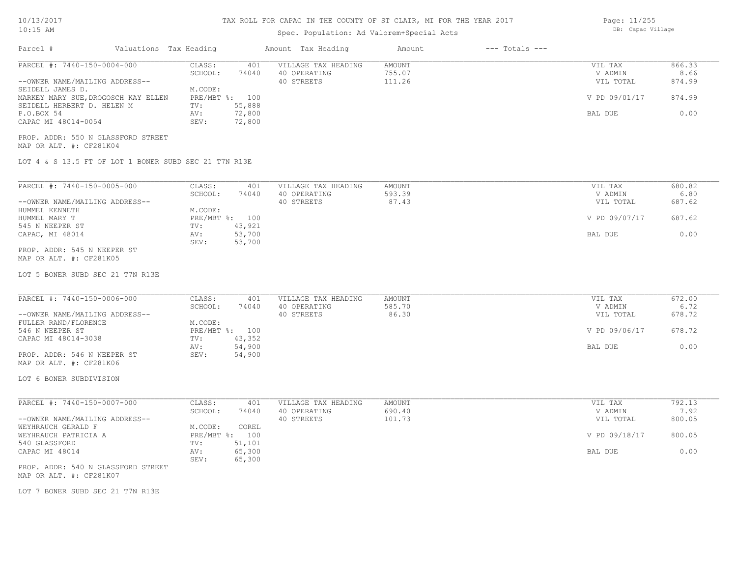# TAX ROLL FOR CAPAC IN THE COUNTY OF ST CLAIR, MI FOR THE YEAR 2017

Spec. Population: Ad Valorem+Special Acts

DB: Capac Village

| Parcel # | Valuations | Tax Heading | Amount | Tax Heading | Amount | --- Totals --- | |
|---|---|---|---|---|---|---|---|

---

**PARCEL #: 7440-150-0004-000**

| | | | | | |
|---|---|---|---|---|---|
| CLASS: | 401 | VILLAGE TAX HEADING | AMOUNT | VIL TAX | 866.33 |
| SCHOOL: | 74040 | 40 OPERATING | 755.07 | V ADMIN | 8.66 |
| | | 40 STREETS | 111.26 | VIL TOTAL | 874.99 |
| M.CODE: | | | | | |
| PRE/MBT %: | 100 | | | V PD 09/01/17 | 874.99 |
| TV: | 55,888 | | | | |
| AV: | 72,800 | | | BAL DUE | 0.00 |
| SEV: | 72,800 | | | | |

--OWNER NAME/MAILING ADDRESS--
SEIDELL JAMES D.
MARKEY MARY SUE,DROGOSCH KAY ELLEN
SEIDELL HERBERT D. HELEN M
P.O.BOX 54
CAPAC MI 48014-0054

PROP. ADDR: 550 N GLASSFORD STREET
MAP OR ALT. #: CF281K04

LOT 4 & S 13.5 FT OF LOT 1 BONER SUBD SEC 21 T7N R13E

---

**PARCEL #: 7440-150-0005-000**

| | | | | | |
|---|---|---|---|---|---|
| CLASS: | 401 | VILLAGE TAX HEADING | AMOUNT | VIL TAX | 680.82 |
| SCHOOL: | 74040 | 40 OPERATING | 593.39 | V ADMIN | 6.80 |
| | | 40 STREETS | 87.43 | VIL TOTAL | 687.62 |
| M.CODE: | | | | | |
| PRE/MBT %: | 100 | | | V PD 09/07/17 | 687.62 |
| TV: | 43,921 | | | | |
| AV: | 53,700 | | | BAL DUE | 0.00 |
| SEV: | 53,700 | | | | |

--OWNER NAME/MAILING ADDRESS--
HUMMEL KENNETH
HUMMEL MARY T
545 N NEEPER ST
CAPAC, MI 48014

PROP. ADDR: 545 N NEEPER ST
MAP OR ALT. #: CF281K05

LOT 5 BONER SUBD SEC 21 T7N R13E

---

**PARCEL #: 7440-150-0006-000**

| | | | | | |
|---|---|---|---|---|---|
| CLASS: | 401 | VILLAGE TAX HEADING | AMOUNT | VIL TAX | 672.00 |
| SCHOOL: | 74040 | 40 OPERATING | 585.70 | V ADMIN | 6.72 |
| | | 40 STREETS | 86.30 | VIL TOTAL | 678.72 |
| M.CODE: | | | | | |
| PRE/MBT %: | 100 | | | V PD 09/06/17 | 678.72 |
| TV: | 43,352 | | | | |
| AV: | 54,900 | | | BAL DUE | 0.00 |
| SEV: | 54,900 | | | | |

--OWNER NAME/MAILING ADDRESS--
FULLER RAND/FLORENCE
546 N NEEPER ST
CAPAC MI 48014-3038

PROP. ADDR: 546 N NEEPER ST
MAP OR ALT. #: CF281K06

LOT 6 BONER SUBDIVISION

---

**PARCEL #: 7440-150-0007-000**

| | | | | | |
|---|---|---|---|---|---|
| CLASS: | 401 | VILLAGE TAX HEADING | AMOUNT | VIL TAX | 792.13 |
| SCHOOL: | 74040 | 40 OPERATING | 690.40 | V ADMIN | 7.92 |
| | | 40 STREETS | 101.73 | VIL TOTAL | 800.05 |
| M.CODE: | COREL | | | | |
| PRE/MBT %: | 100 | | | V PD 09/18/17 | 800.05 |
| TV: | 51,101 | | | | |
| AV: | 65,300 | | | BAL DUE | 0.00 |
| SEV: | 65,300 | | | | |

--OWNER NAME/MAILING ADDRESS--
WEYHRAUCH GERALD F
WEYHRAUCH PATRICIA A
540 GLASSFORD
CAPAC MI 48014

PROP. ADDR: 540 N GLASSFORD STREET
MAP OR ALT. #: CF281K07

LOT 7 BONER SUBD SEC 21 T7N R13E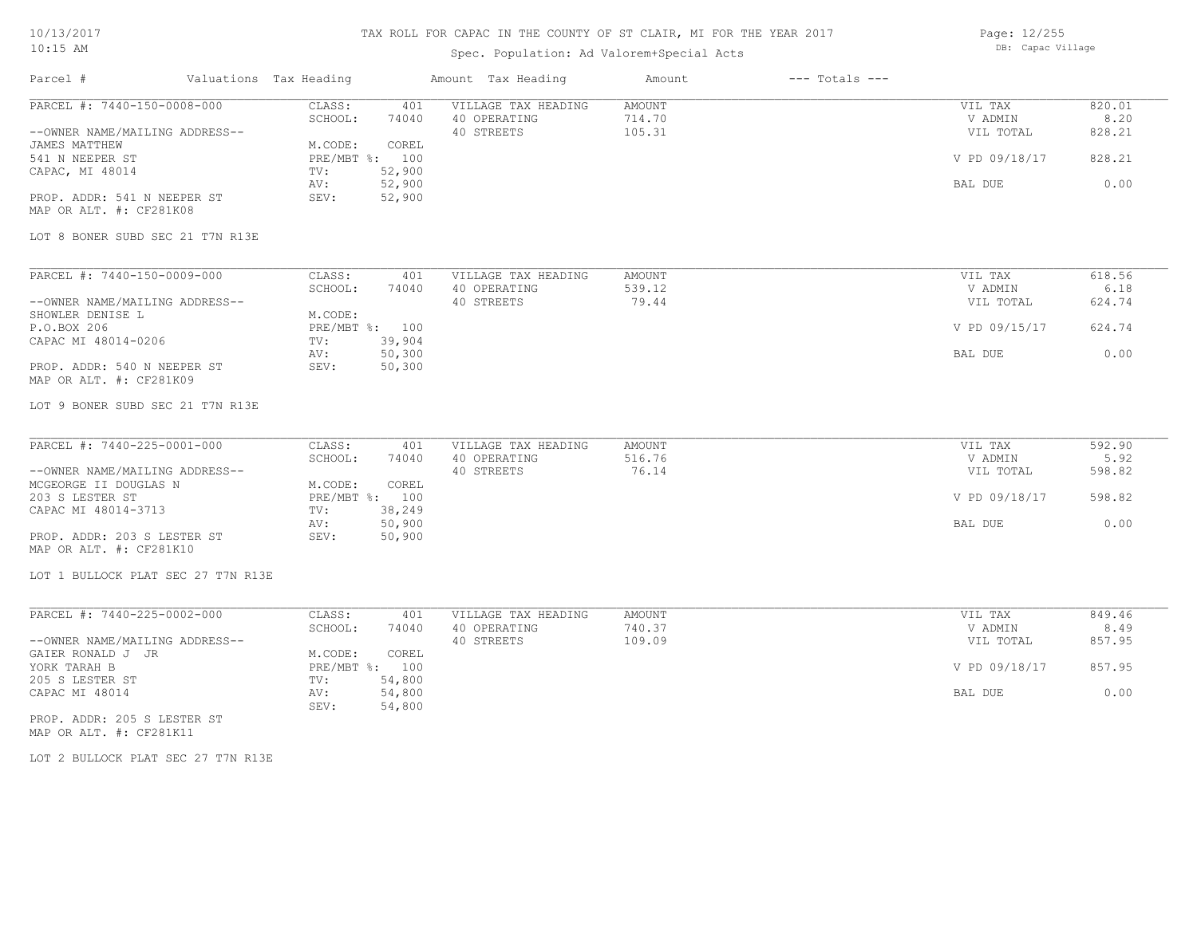# TAX ROLL FOR CAPAC IN THE COUNTY OF ST CLAIR, MI FOR THE YEAR 2017

Spec. Population: Ad Valorem+Special Acts

DB: Capac Village

10/13/2017
10:15 AM

| Parcel # | Valuations | Tax Heading | Amount | Tax Heading | Amount | --- Totals --- | |
|---|---|---|---|---|---|---|---|
| PARCEL #: 7440-150-0008-000 | CLASS: | 401 | VILLAGE TAX HEADING | AMOUNT | | VIL TAX | 820.01 |
| | SCHOOL: | 74040 | 40 OPERATING | 714.70 | | V ADMIN | 8.20 |
| --OWNER NAME/MAILING ADDRESS-- | | | 40 STREETS | 105.31 | | VIL TOTAL | 828.21 |
| JAMES MATTHEW | M.CODE: | COREL | | | | | |
| 541 N NEEPER ST | PRE/MBT %: | 100 | | | | V PD 09/18/17 | 828.21 |
| CAPAC, MI 48014 | TV: | 52,900 | | | | | |
| | AV: | 52,900 | | | | BAL DUE | 0.00 |
| PROP. ADDR: 541 N NEEPER ST | SEV: | 52,900 | | | | | |
| MAP OR ALT. #: CF281K08 | | | | | | | |

LOT 8 BONER SUBD SEC 21 T7N R13E

| Parcel # | Valuations | Tax Heading | Amount | Tax Heading | Amount | --- Totals --- | |
|---|---|---|---|---|---|---|---|
| PARCEL #: 7440-150-0009-000 | CLASS: | 401 | VILLAGE TAX HEADING | AMOUNT | | VIL TAX | 618.56 |
| | SCHOOL: | 74040 | 40 OPERATING | 539.12 | | V ADMIN | 6.18 |
| --OWNER NAME/MAILING ADDRESS-- | | | 40 STREETS | 79.44 | | VIL TOTAL | 624.74 |
| SHOWLER DENISE L | M.CODE: | | | | | | |
| P.O.BOX 206 | PRE/MBT %: | 100 | | | | V PD 09/15/17 | 624.74 |
| CAPAC MI 48014-0206 | TV: | 39,904 | | | | | |
| | AV: | 50,300 | | | | BAL DUE | 0.00 |
| PROP. ADDR: 540 N NEEPER ST | SEV: | 50,300 | | | | | |
| MAP OR ALT. #: CF281K09 | | | | | | | |

LOT 9 BONER SUBD SEC 21 T7N R13E

| Parcel # | Valuations | Tax Heading | Amount | Tax Heading | Amount | --- Totals --- | |
|---|---|---|---|---|---|---|---|
| PARCEL #: 7440-225-0001-000 | CLASS: | 401 | VILLAGE TAX HEADING | AMOUNT | | VIL TAX | 592.90 |
| | SCHOOL: | 74040 | 40 OPERATING | 516.76 | | V ADMIN | 5.92 |
| --OWNER NAME/MAILING ADDRESS-- | | | 40 STREETS | 76.14 | | VIL TOTAL | 598.82 |
| MCGEORGE II DOUGLAS N | M.CODE: | COREL | | | | | |
| 203 S LESTER ST | PRE/MBT %: | 100 | | | | V PD 09/18/17 | 598.82 |
| CAPAC MI 48014-3713 | TV: | 38,249 | | | | | |
| | AV: | 50,900 | | | | BAL DUE | 0.00 |
| PROP. ADDR: 203 S LESTER ST | SEV: | 50,900 | | | | | |
| MAP OR ALT. #: CF281K10 | | | | | | | |

LOT 1 BULLOCK PLAT SEC 27 T7N R13E

| Parcel # | Valuations | Tax Heading | Amount | Tax Heading | Amount | --- Totals --- | |
|---|---|---|---|---|---|---|---|
| PARCEL #: 7440-225-0002-000 | CLASS: | 401 | VILLAGE TAX HEADING | AMOUNT | | VIL TAX | 849.46 |
| | SCHOOL: | 74040 | 40 OPERATING | 740.37 | | V ADMIN | 8.49 |
| --OWNER NAME/MAILING ADDRESS-- | | | 40 STREETS | 109.09 | | VIL TOTAL | 857.95 |
| GAIER RONALD J JR | M.CODE: | COREL | | | | | |
| YORK TARAH B | PRE/MBT %: | 100 | | | | V PD 09/18/17 | 857.95 |
| 205 S LESTER ST | TV: | 54,800 | | | | | |
| CAPAC MI 48014 | AV: | 54,800 | | | | BAL DUE | 0.00 |
| | SEV: | 54,800 | | | | | |
| PROP. ADDR: 205 S LESTER ST | | | | | | | |
| MAP OR ALT. #: CF281K11 | | | | | | | |

LOT 2 BULLOCK PLAT SEC 27 T7N R13E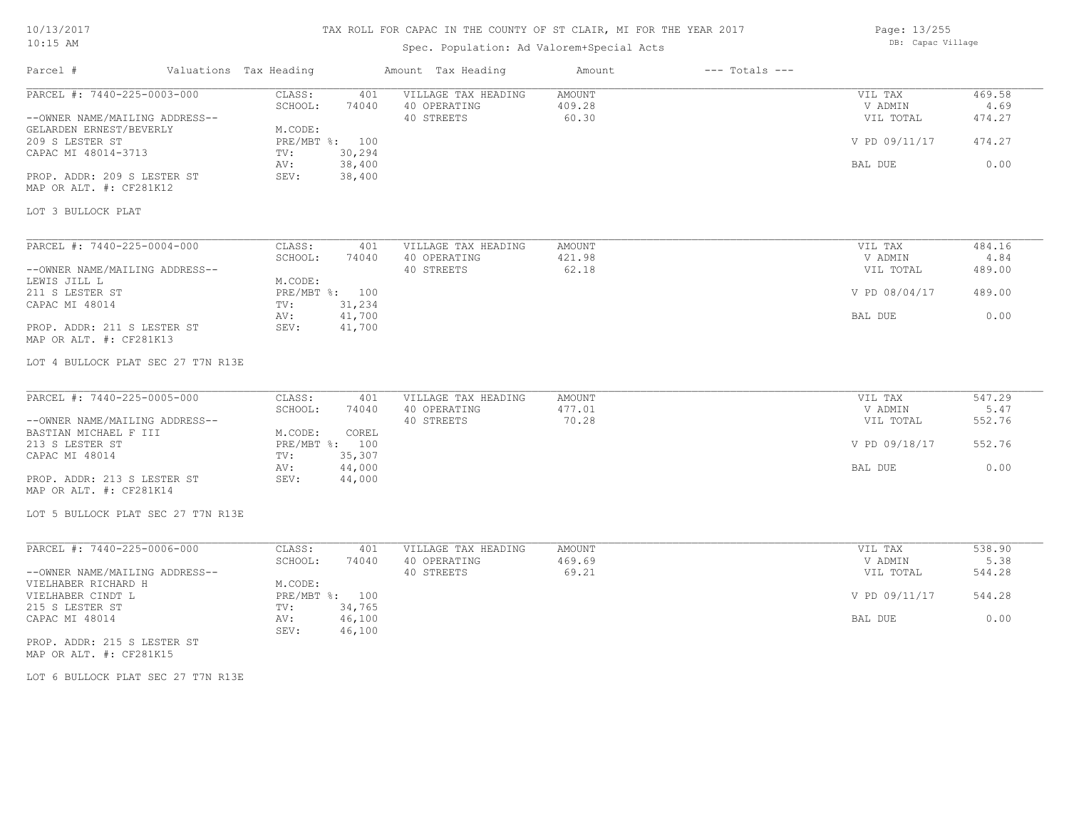# TAX ROLL FOR CAPAC IN THE COUNTY OF ST CLAIR, MI FOR THE YEAR 2017

Spec. Population: Ad Valorem+Special Acts

DB: Capac Village

| Parcel # | Valuations | Tax Heading | Amount | Tax Heading | Amount | --- Totals --- | |
|---|---|---|---|---|---|---|---|
| PARCEL #: 7440-225-0003-000 | CLASS: | 401 | VILLAGE TAX HEADING | AMOUNT | | VIL TAX | 469.58 |
| | SCHOOL: | 74040 | 40 OPERATING | 409.28 | | V ADMIN | 4.69 |
| --OWNER NAME/MAILING ADDRESS-- | | | 40 STREETS | 60.30 | | VIL TOTAL | 474.27 |
| GELARDEN ERNEST/BEVERLY | M.CODE: | | | | | | |
| 209 S LESTER ST | PRE/MBT %: | 100 | | | | V PD 09/11/17 | 474.27 |
| CAPAC MI 48014-3713 | TV: | 30,294 | | | | | |
| | AV: | 38,400 | | | | BAL DUE | 0.00 |
| PROP. ADDR: 209 S LESTER ST | SEV: | 38,400 | | | | | |
| MAP OR ALT. #: CF281K12 | | | | | | | |

LOT 3 BULLOCK PLAT

| Parcel # | Valuations | Tax Heading | Amount | Tax Heading | Amount | --- Totals --- | |
|---|---|---|---|---|---|---|---|
| PARCEL #: 7440-225-0004-000 | CLASS: | 401 | VILLAGE TAX HEADING | AMOUNT | | VIL TAX | 484.16 |
| | SCHOOL: | 74040 | 40 OPERATING | 421.98 | | V ADMIN | 4.84 |
| --OWNER NAME/MAILING ADDRESS-- | | | 40 STREETS | 62.18 | | VIL TOTAL | 489.00 |
| LEWIS JILL L | M.CODE: | | | | | | |
| 211 S LESTER ST | PRE/MBT %: | 100 | | | | V PD 08/04/17 | 489.00 |
| CAPAC MI 48014 | TV: | 31,234 | | | | | |
| | AV: | 41,700 | | | | BAL DUE | 0.00 |
| PROP. ADDR: 211 S LESTER ST | SEV: | 41,700 | | | | | |
| MAP OR ALT. #: CF281K13 | | | | | | | |

LOT 4 BULLOCK PLAT SEC 27 T7N R13E

| Parcel # | Valuations | Tax Heading | Amount | Tax Heading | Amount | --- Totals --- | |
|---|---|---|---|---|---|---|---|
| PARCEL #: 7440-225-0005-000 | CLASS: | 401 | VILLAGE TAX HEADING | AMOUNT | | VIL TAX | 547.29 |
| | SCHOOL: | 74040 | 40 OPERATING | 477.01 | | V ADMIN | 5.47 |
| --OWNER NAME/MAILING ADDRESS-- | | | 40 STREETS | 70.28 | | VIL TOTAL | 552.76 |
| BASTIAN MICHAEL F III | M.CODE: | COREL | | | | | |
| 213 S LESTER ST | PRE/MBT %: | 100 | | | | V PD 09/18/17 | 552.76 |
| CAPAC MI 48014 | TV: | 35,307 | | | | | |
| | AV: | 44,000 | | | | BAL DUE | 0.00 |
| PROP. ADDR: 213 S LESTER ST | SEV: | 44,000 | | | | | |
| MAP OR ALT. #: CF281K14 | | | | | | | |

LOT 5 BULLOCK PLAT SEC 27 T7N R13E

| Parcel # | Valuations | Tax Heading | Amount | Tax Heading | Amount | --- Totals --- | |
|---|---|---|---|---|---|---|---|
| PARCEL #: 7440-225-0006-000 | CLASS: | 401 | VILLAGE TAX HEADING | AMOUNT | | VIL TAX | 538.90 |
| | SCHOOL: | 74040 | 40 OPERATING | 469.69 | | V ADMIN | 5.38 |
| --OWNER NAME/MAILING ADDRESS-- | | | 40 STREETS | 69.21 | | VIL TOTAL | 544.28 |
| VIELHABER RICHARD H | M.CODE: | | | | | | |
| VIELHABER CINDT L | PRE/MBT %: | 100 | | | | V PD 09/11/17 | 544.28 |
| 215 S LESTER ST | TV: | 34,765 | | | | | |
| CAPAC MI 48014 | AV: | 46,100 | | | | BAL DUE | 0.00 |
| | SEV: | 46,100 | | | | | |
| PROP. ADDR: 215 S LESTER ST | | | | | | | |
| MAP OR ALT. #: CF281K15 | | | | | | | |

LOT 6 BULLOCK PLAT SEC 27 T7N R13E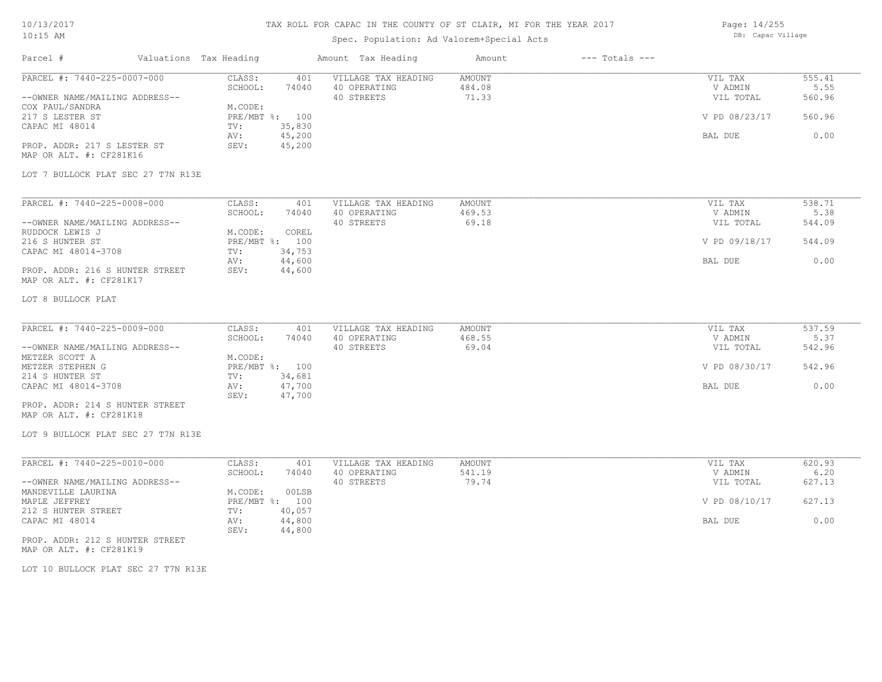# TAX ROLL FOR CAPAC IN THE COUNTY OF ST CLAIR, MI FOR THE YEAR 2017

Spec. Population: Ad Valorem+Special Acts

DB: Capac Village

| Parcel # | Valuations Tax Heading | | Amount Tax Heading | Amount | --- Totals --- | |
|---|---|---|---|---|---|---|
| PARCEL #: 7440-225-0007-000 | CLASS: | 401 | VILLAGE TAX HEADING | AMOUNT | VIL TAX | 555.41 |
| | SCHOOL: | 74040 | 40 OPERATING | 484.08 | V ADMIN | 5.55 |
| --OWNER NAME/MAILING ADDRESS-- | | | 40 STREETS | 71.33 | VIL TOTAL | 560.96 |
| COX PAUL/SANDRA | M.CODE: | | | | | |
| 217 S LESTER ST | PRE/MBT %: | 100 | | | V PD 08/23/17 | 560.96 |
| CAPAC MI 48014 | TV: | 35,830 | | | | |
| | AV: | 45,200 | | | BAL DUE | 0.00 |
| PROP. ADDR: 217 S LESTER ST | SEV: | 45,200 | | | | |
| MAP OR ALT. #: CF281K16 | | | | | | |

LOT 7 BULLOCK PLAT SEC 27 T7N R13E

| Parcel # | Valuations Tax Heading | | Amount Tax Heading | Amount | --- Totals --- | |
|---|---|---|---|---|---|---|
| PARCEL #: 7440-225-0008-000 | CLASS: | 401 | VILLAGE TAX HEADING | AMOUNT | VIL TAX | 538.71 |
| | SCHOOL: | 74040 | 40 OPERATING | 469.53 | V ADMIN | 5.38 |
| --OWNER NAME/MAILING ADDRESS-- | | | 40 STREETS | 69.18 | VIL TOTAL | 544.09 |
| RUDDOCK LEWIS J | M.CODE: | COREL | | | | |
| 216 S HUNTER ST | PRE/MBT %: | 100 | | | V PD 09/18/17 | 544.09 |
| CAPAC MI 48014-3708 | TV: | 34,753 | | | | |
| | AV: | 44,600 | | | BAL DUE | 0.00 |
| PROP. ADDR: 216 S HUNTER STREET | SEV: | 44,600 | | | | |
| MAP OR ALT. #: CF281K17 | | | | | | |

LOT 8 BULLOCK PLAT

| Parcel # | Valuations Tax Heading | | Amount Tax Heading | Amount | --- Totals --- | |
|---|---|---|---|---|---|---|
| PARCEL #: 7440-225-0009-000 | CLASS: | 401 | VILLAGE TAX HEADING | AMOUNT | VIL TAX | 537.59 |
| | SCHOOL: | 74040 | 40 OPERATING | 468.55 | V ADMIN | 5.37 |
| --OWNER NAME/MAILING ADDRESS-- | | | 40 STREETS | 69.04 | VIL TOTAL | 542.96 |
| METZER SCOTT A | M.CODE: | | | | | |
| METZER STEPHEN G | PRE/MBT %: | 100 | | | V PD 08/30/17 | 542.96 |
| 214 S HUNTER ST | TV: | 34,681 | | | | |
| CAPAC MI 48014-3708 | AV: | 47,700 | | | BAL DUE | 0.00 |
| | SEV: | 47,700 | | | | |
| PROP. ADDR: 214 S HUNTER STREET | | | | | | |
| MAP OR ALT. #: CF281K18 | | | | | | |

LOT 9 BULLOCK PLAT SEC 27 T7N R13E

| Parcel # | Valuations Tax Heading | | Amount Tax Heading | Amount | --- Totals --- | |
|---|---|---|---|---|---|---|
| PARCEL #: 7440-225-0010-000 | CLASS: | 401 | VILLAGE TAX HEADING | AMOUNT | VIL TAX | 620.93 |
| | SCHOOL: | 74040 | 40 OPERATING | 541.19 | V ADMIN | 6.20 |
| --OWNER NAME/MAILING ADDRESS-- | | | 40 STREETS | 79.74 | VIL TOTAL | 627.13 |
| MANDEVILLE LAURINA | M.CODE: | 00LSB | | | | |
| MAPLE JEFFREY | PRE/MBT %: | 100 | | | V PD 08/10/17 | 627.13 |
| 212 S HUNTER STREET | TV: | 40,057 | | | | |
| CAPAC MI 48014 | AV: | 44,800 | | | BAL DUE | 0.00 |
| | SEV: | 44,800 | | | | |
| PROP. ADDR: 212 S HUNTER STREET | | | | | | |
| MAP OR ALT. #: CF281K19 | | | | | | |

LOT 10 BULLOCK PLAT SEC 27 T7N R13E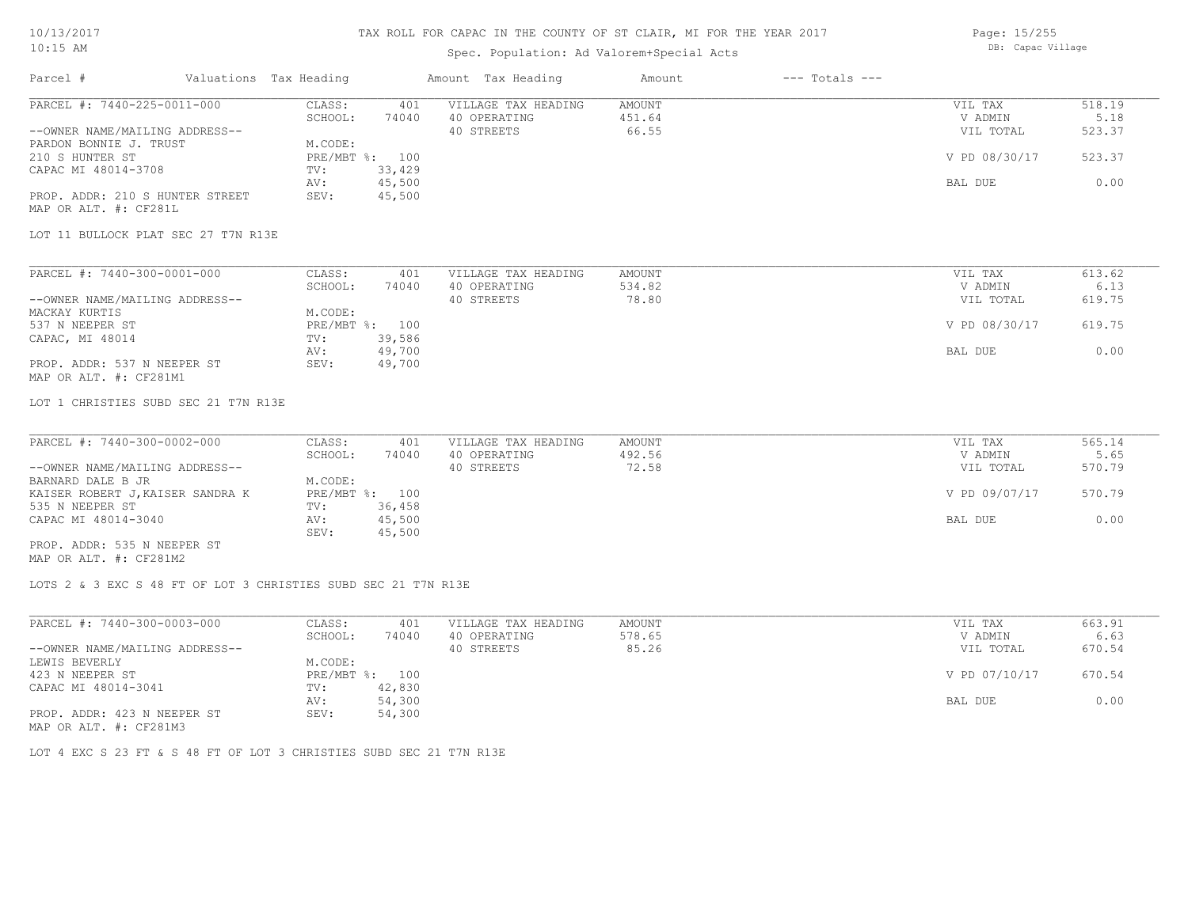# TAX ROLL FOR CAPAC IN THE COUNTY OF ST CLAIR, MI FOR THE YEAR 2017

Spec. Population: Ad Valorem+Special Acts

| Parcel # | Valuations | Tax Heading | Amount | Tax Heading | Amount | --- Totals --- | |
|---|---|---|---|---|---|---|---|
| PARCEL #: 7440-225-0011-000 | CLASS: | 401 | VILLAGE TAX HEADING | AMOUNT | | VIL TAX | 518.19 |
| | SCHOOL: | 74040 | 40 OPERATING | 451.64 | | V ADMIN | 5.18 |
| --OWNER NAME/MAILING ADDRESS-- | | | 40 STREETS | 66.55 | | VIL TOTAL | 523.37 |
| PARDON BONNIE J. TRUST | M.CODE: | | | | | | |
| 210 S HUNTER ST | PRE/MBT %: | 100 | | | | V PD 08/30/17 | 523.37 |
| CAPAC MI 48014-3708 | TV: | 33,429 | | | | | |
| | AV: | 45,500 | | | | BAL DUE | 0.00 |
| PROP. ADDR: 210 S HUNTER STREET | SEV: | 45,500 | | | | | |
| MAP OR ALT. #: CF281L | | | | | | | |

LOT 11 BULLOCK PLAT SEC 27 T7N R13E

| Parcel # | Valuations | Tax Heading | Amount | Tax Heading | Amount | --- Totals --- | |
|---|---|---|---|---|---|---|---|
| PARCEL #: 7440-300-0001-000 | CLASS: | 401 | VILLAGE TAX HEADING | AMOUNT | | VIL TAX | 613.62 |
| | SCHOOL: | 74040 | 40 OPERATING | 534.82 | | V ADMIN | 6.13 |
| --OWNER NAME/MAILING ADDRESS-- | | | 40 STREETS | 78.80 | | VIL TOTAL | 619.75 |
| MACKAY KURTIS | M.CODE: | | | | | | |
| 537 N NEEPER ST | PRE/MBT %: | 100 | | | | V PD 08/30/17 | 619.75 |
| CAPAC, MI 48014 | TV: | 39,586 | | | | | |
| | AV: | 49,700 | | | | BAL DUE | 0.00 |
| PROP. ADDR: 537 N NEEPER ST | SEV: | 49,700 | | | | | |
| MAP OR ALT. #: CF281M1 | | | | | | | |

LOT 1 CHRISTIES SUBD SEC 21 T7N R13E

| Parcel # | Valuations | Tax Heading | Amount | Tax Heading | Amount | --- Totals --- | |
|---|---|---|---|---|---|---|---|
| PARCEL #: 7440-300-0002-000 | CLASS: | 401 | VILLAGE TAX HEADING | AMOUNT | | VIL TAX | 565.14 |
| | SCHOOL: | 74040 | 40 OPERATING | 492.56 | | V ADMIN | 5.65 |
| --OWNER NAME/MAILING ADDRESS-- | | | 40 STREETS | 72.58 | | VIL TOTAL | 570.79 |
| BARNARD DALE B JR | M.CODE: | | | | | | |
| KAISER ROBERT J,KAISER SANDRA K | PRE/MBT %: | 100 | | | | V PD 09/07/17 | 570.79 |
| 535 N NEEPER ST | TV: | 36,458 | | | | | |
| CAPAC MI 48014-3040 | AV: | 45,500 | | | | BAL DUE | 0.00 |
| | SEV: | 45,500 | | | | | |
| PROP. ADDR: 535 N NEEPER ST | | | | | | | |
| MAP OR ALT. #: CF281M2 | | | | | | | |

LOTS 2 & 3 EXC S 48 FT OF LOT 3 CHRISTIES SUBD SEC 21 T7N R13E

| Parcel # | Valuations | Tax Heading | Amount | Tax Heading | Amount | --- Totals --- | |
|---|---|---|---|---|---|---|---|
| PARCEL #: 7440-300-0003-000 | CLASS: | 401 | VILLAGE TAX HEADING | AMOUNT | | VIL TAX | 663.91 |
| | SCHOOL: | 74040 | 40 OPERATING | 578.65 | | V ADMIN | 6.63 |
| --OWNER NAME/MAILING ADDRESS-- | | | 40 STREETS | 85.26 | | VIL TOTAL | 670.54 |
| LEWIS BEVERLY | M.CODE: | | | | | | |
| 423 N NEEPER ST | PRE/MBT %: | 100 | | | | V PD 07/10/17 | 670.54 |
| CAPAC MI 48014-3041 | TV: | 42,830 | | | | | |
| | AV: | 54,300 | | | | BAL DUE | 0.00 |
| PROP. ADDR: 423 N NEEPER ST | SEV: | 54,300 | | | | | |
| MAP OR ALT. #: CF281M3 | | | | | | | |

LOT 4 EXC S 23 FT & S 48 FT OF LOT 3 CHRISTIES SUBD SEC 21 T7N R13E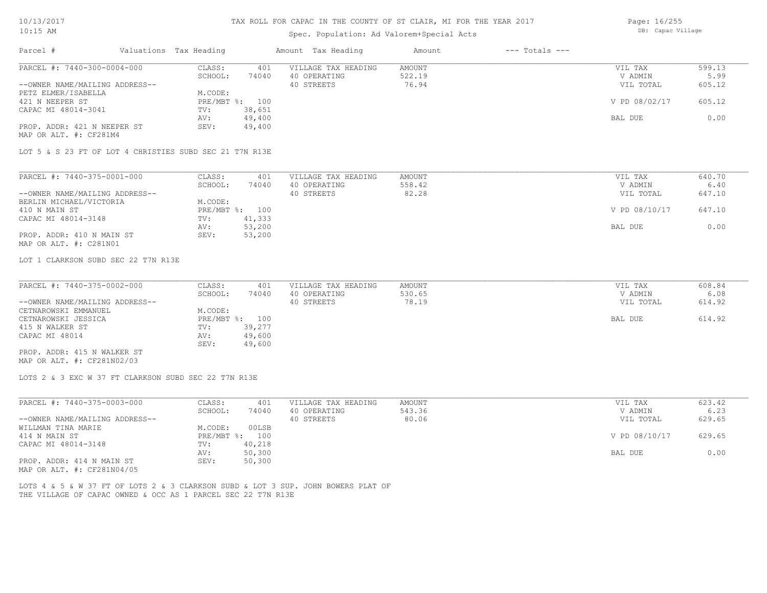# TAX ROLL FOR CAPAC IN THE COUNTY OF ST CLAIR, MI FOR THE YEAR 2017

Spec. Population: Ad Valorem+Special Acts

| Parcel # | Valuations | Tax Heading | Amount | Tax Heading | Amount | --- Totals --- | |
|---|---|---|---|---|---|---|---|
| PARCEL #: 7440-300-0004-000 | CLASS: | 401 | VILLAGE TAX HEADING | AMOUNT | | VIL TAX | 599.13 |
| | SCHOOL: | 74040 | 40 OPERATING | 522.19 | | V ADMIN | 5.99 |
| --OWNER NAME/MAILING ADDRESS-- | | | 40 STREETS | 76.94 | | VIL TOTAL | 605.12 |
| PETZ ELMER/ISABELLA | M.CODE: | | | | | | |
| 421 N NEEPER ST | PRE/MBT %: | 100 | | | | V PD 08/02/17 | 605.12 |
| CAPAC MI 48014-3041 | TV: | 38,651 | | | | | |
| | AV: | 49,400 | | | | BAL DUE | 0.00 |
| PROP. ADDR: 421 N NEEPER ST | SEV: | 49,400 | | | | | |
| MAP OR ALT. #: CF281M4 | | | | | | | |

LOT 5 & S 23 FT OF LOT 4 CHRISTIES SUBD SEC 21 T7N R13E

| Parcel # | Valuations | Tax Heading | Amount | Tax Heading | Amount | --- Totals --- | |
|---|---|---|---|---|---|---|---|
| PARCEL #: 7440-375-0001-000 | CLASS: | 401 | VILLAGE TAX HEADING | AMOUNT | | VIL TAX | 640.70 |
| | SCHOOL: | 74040 | 40 OPERATING | 558.42 | | V ADMIN | 6.40 |
| --OWNER NAME/MAILING ADDRESS-- | | | 40 STREETS | 82.28 | | VIL TOTAL | 647.10 |
| BERLIN MICHAEL/VICTORIA | M.CODE: | | | | | | |
| 410 N MAIN ST | PRE/MBT %: | 100 | | | | V PD 08/10/17 | 647.10 |
| CAPAC MI 48014-3148 | TV: | 41,333 | | | | | |
| | AV: | 53,200 | | | | BAL DUE | 0.00 |
| PROP. ADDR: 410 N MAIN ST | SEV: | 53,200 | | | | | |
| MAP OR ALT. #: C281N01 | | | | | | | |

LOT 1 CLARKSON SUBD SEC 22 T7N R13E

| Parcel # | Valuations | Tax Heading | Amount | Tax Heading | Amount | --- Totals --- | |
|---|---|---|---|---|---|---|---|
| PARCEL #: 7440-375-0002-000 | CLASS: | 401 | VILLAGE TAX HEADING | AMOUNT | | VIL TAX | 608.84 |
| | SCHOOL: | 74040 | 40 OPERATING | 530.65 | | V ADMIN | 6.08 |
| --OWNER NAME/MAILING ADDRESS-- | | | 40 STREETS | 78.19 | | VIL TOTAL | 614.92 |
| CETNAROWSKI EMMANUEL | M.CODE: | | | | | | |
| CETNAROWSKI JESSICA | PRE/MBT %: | 100 | | | | BAL DUE | 614.92 |
| 415 N WALKER ST | TV: | 39,277 | | | | | |
| CAPAC MI 48014 | AV: | 49,600 | | | | | |
| | SEV: | 49,600 | | | | | |
| PROP. ADDR: 415 N WALKER ST | | | | | | | |
| MAP OR ALT. #: CF281N02/03 | | | | | | | |

LOTS 2 & 3 EXC W 37 FT CLARKSON SUBD SEC 22 T7N R13E

| Parcel # | Valuations | Tax Heading | Amount | Tax Heading | Amount | --- Totals --- | |
|---|---|---|---|---|---|---|---|
| PARCEL #: 7440-375-0003-000 | CLASS: | 401 | VILLAGE TAX HEADING | AMOUNT | | VIL TAX | 623.42 |
| | SCHOOL: | 74040 | 40 OPERATING | 543.36 | | V ADMIN | 6.23 |
| --OWNER NAME/MAILING ADDRESS-- | | | 40 STREETS | 80.06 | | VIL TOTAL | 629.65 |
| WILLMAN TINA MARIE | M.CODE: | 00LSB | | | | | |
| 414 N MAIN ST | PRE/MBT %: | 100 | | | | V PD 08/10/17 | 629.65 |
| CAPAC MI 48014-3148 | TV: | 40,218 | | | | | |
| | AV: | 50,300 | | | | BAL DUE | 0.00 |
| PROP. ADDR: 414 N MAIN ST | SEV: | 50,300 | | | | | |
| MAP OR ALT. #: CF281N04/05 | | | | | | | |

LOTS 4 & 5 & W 37 FT OF LOTS 2 & 3 CLARKSON SUBD & LOT 3 SUP. JOHN BOWERS PLAT OF THE VILLAGE OF CAPAC OWNED & OCC AS 1 PARCEL SEC 22 T7N R13E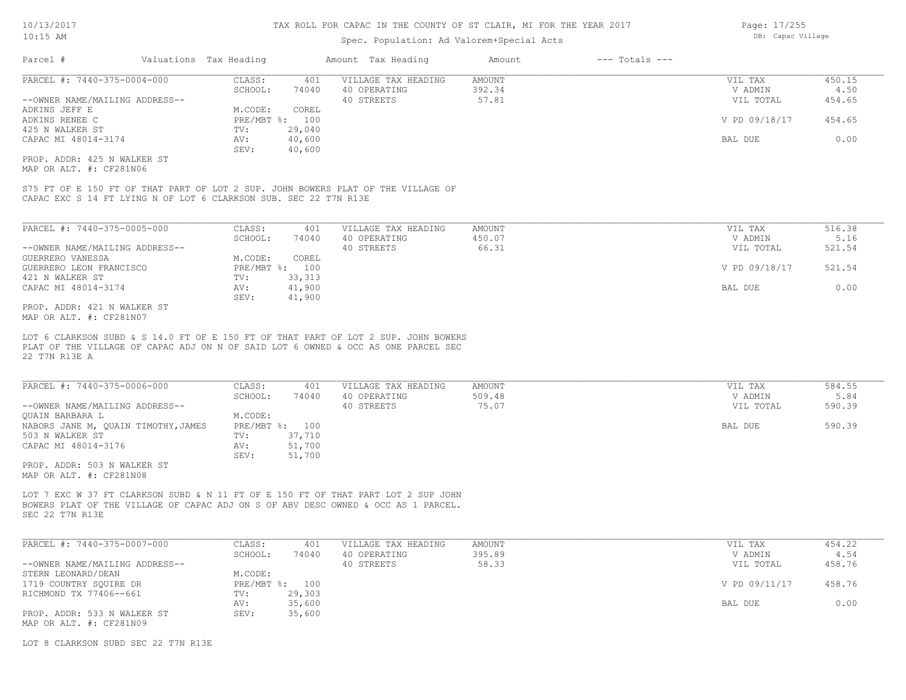# TAX ROLL FOR CAPAC IN THE COUNTY OF ST CLAIR, MI FOR THE YEAR 2017

Spec. Population: Ad Valorem+Special Acts

| Parcel # | Valuations | Tax Heading | Amount | Tax Heading | Amount | --- Totals --- | |
|---|---|---|---|---|---|---|---|
| PARCEL #: 7440-375-0004-000 | CLASS: | 401 | VILLAGE TAX HEADING | AMOUNT | | VIL TAX | 450.15 |
| | SCHOOL: | 74040 | 40 OPERATING | 392.34 | | V ADMIN | 4.50 |
| --OWNER NAME/MAILING ADDRESS-- | | | 40 STREETS | 57.81 | | VIL TOTAL | 454.65 |
| ADKINS JEFF E | M.CODE: | COREL | | | | | |
| ADKINS RENEE C | PRE/MBT %: | 100 | | | | V PD 09/18/17 | 454.65 |
| 425 N WALKER ST | TV: | 29,040 | | | | | |
| CAPAC MI 48014-3174 | AV: | 40,600 | | | | BAL DUE | 0.00 |
| | SEV: | 40,600 | | | | | |

PROP. ADDR: 425 N WALKER ST
MAP OR ALT. #: CF281N06

S75 FT OF E 150 FT OF THAT PART OF LOT 2 SUP. JOHN BOWERS PLAT OF THE VILLAGE OF CAPAC EXC S 14 FT LYING N OF LOT 6 CLARKSON SUB. SEC 22 T7N R13E

| Parcel # | Valuations | Tax Heading | Amount | Tax Heading | Amount | --- Totals --- | |
|---|---|---|---|---|---|---|---|
| PARCEL #: 7440-375-0005-000 | CLASS: | 401 | VILLAGE TAX HEADING | AMOUNT | | VIL TAX | 516.38 |
| | SCHOOL: | 74040 | 40 OPERATING | 450.07 | | V ADMIN | 5.16 |
| --OWNER NAME/MAILING ADDRESS-- | | | 40 STREETS | 66.31 | | VIL TOTAL | 521.54 |
| GUERRERO VANESSA | M.CODE: | COREL | | | | | |
| GUERRERO LEON FRANCISCO | PRE/MBT %: | 100 | | | | V PD 09/18/17 | 521.54 |
| 421 N WALKER ST | TV: | 33,313 | | | | | |
| CAPAC MI 48014-3174 | AV: | 41,900 | | | | BAL DUE | 0.00 |
| | SEV: | 41,900 | | | | | |

PROP. ADDR: 421 N WALKER ST
MAP OR ALT. #: CF281N07

LOT 6 CLARKSON SUBD & S 14.0 FT OF E 150 FT OF THAT PART OF LOT 2 SUP. JOHN BOWERS PLAT OF THE VILLAGE OF CAPAC ADJ ON N OF SAID LOT 6 OWNED & OCC AS ONE PARCEL SEC 22 T7N R13E A

| Parcel # | Valuations | Tax Heading | Amount | Tax Heading | Amount | --- Totals --- | |
|---|---|---|---|---|---|---|---|
| PARCEL #: 7440-375-0006-000 | CLASS: | 401 | VILLAGE TAX HEADING | AMOUNT | | VIL TAX | 584.55 |
| | SCHOOL: | 74040 | 40 OPERATING | 509.48 | | V ADMIN | 5.84 |
| --OWNER NAME/MAILING ADDRESS-- | | | 40 STREETS | 75.07 | | VIL TOTAL | 590.39 |
| QUAIN BARBARA L | M.CODE: | | | | | | |
| NABORS JANE M, QUAIN TIMOTHY,JAMES | PRE/MBT %: | 100 | | | | BAL DUE | 590.39 |
| 503 N WALKER ST | TV: | 37,710 | | | | | |
| CAPAC MI 48014-3176 | AV: | 51,700 | | | | | |
| | SEV: | 51,700 | | | | | |

PROP. ADDR: 503 N WALKER ST
MAP OR ALT. #: CF281N08

LOT 7 EXC W 37 FT CLARKSON SUBD & N 11 FT OF E 150 FT OF THAT PART LOT 2 SUP JOHN BOWERS PLAT OF THE VILLAGE OF CAPAC ADJ ON S OF ABV DESC OWNED & OCC AS 1 PARCEL. SEC 22 T7N R13E

| Parcel # | Valuations | Tax Heading | Amount | Tax Heading | Amount | --- Totals --- | |
|---|---|---|---|---|---|---|---|
| PARCEL #: 7440-375-0007-000 | CLASS: | 401 | VILLAGE TAX HEADING | AMOUNT | | VIL TAX | 454.22 |
| | SCHOOL: | 74040 | 40 OPERATING | 395.89 | | V ADMIN | 4.54 |
| --OWNER NAME/MAILING ADDRESS-- | | | 40 STREETS | 58.33 | | VIL TOTAL | 458.76 |
| STERN LEONARD/DEAN | M.CODE: | | | | | | |
| 1719 COUNTRY SQUIRE DR | PRE/MBT %: | 100 | | | | V PD 09/11/17 | 458.76 |
| RICHMOND TX 77406--661 | TV: | 29,303 | | | | | |
| | AV: | 35,600 | | | | BAL DUE | 0.00 |
| PROP. ADDR: 533 N WALKER ST | SEV: | 35,600 | | | | | |

MAP OR ALT. #: CF281N09

LOT 8 CLARKSON SUBD SEC 22 T7N R13E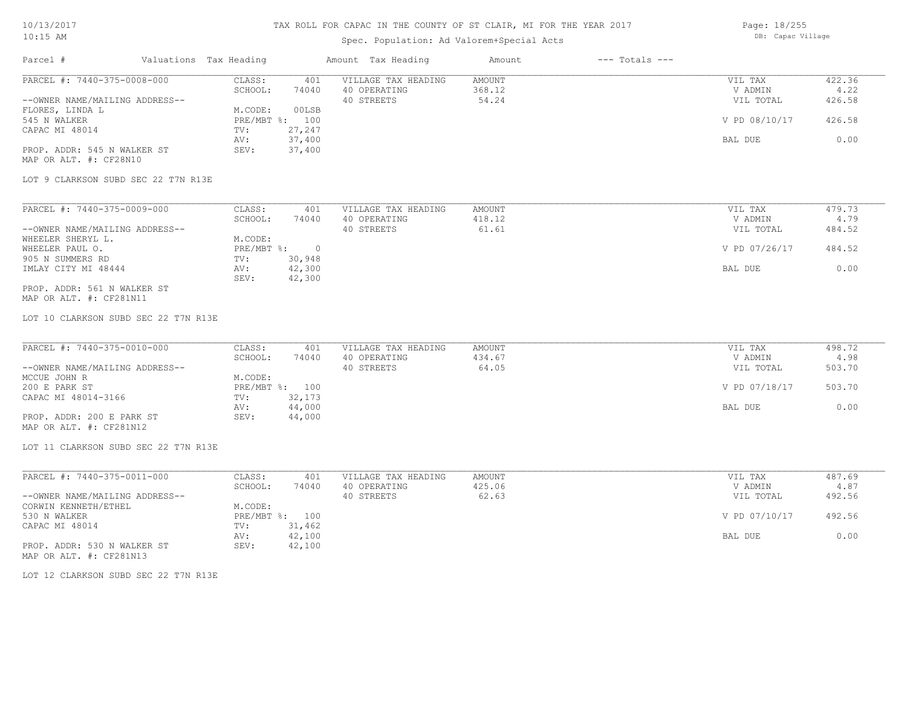Spec. Population: Ad Valorem+Special Acts

| Parcel # | Valuations | Tax Heading | Amount | Tax Heading | Amount | --- Totals --- | |
|---|---|---|---|---|---|---|---|
| PARCEL #: 7440-375-0008-000 | CLASS: | 401 | VILLAGE TAX HEADING | AMOUNT | | VIL TAX | 422.36 |
| | SCHOOL: | 74040 | 40 OPERATING | 368.12 | | V ADMIN | 4.22 |
| --OWNER NAME/MAILING ADDRESS-- | | | 40 STREETS | 54.24 | | VIL TOTAL | 426.58 |
| FLORES, LINDA L | M.CODE: | 00LSB | | | | | |
| 545 N WALKER | PRE/MBT %: | 100 | | | | V PD 08/10/17 | 426.58 |
| CAPAC MI 48014 | TV: | 27,247 | | | | | |
| | AV: | 37,400 | | | | BAL DUE | 0.00 |
| PROP. ADDR: 545 N WALKER ST | SEV: | 37,400 | | | | | |
| MAP OR ALT. #: CF28N10 | | | | | | | |

LOT 9 CLARKSON SUBD SEC 22 T7N R13E

| Parcel # | Valuations | Tax Heading | Amount | Tax Heading | Amount | --- Totals --- | |
|---|---|---|---|---|---|---|---|
| PARCEL #: 7440-375-0009-000 | CLASS: | 401 | VILLAGE TAX HEADING | AMOUNT | | VIL TAX | 479.73 |
| | SCHOOL: | 74040 | 40 OPERATING | 418.12 | | V ADMIN | 4.79 |
| --OWNER NAME/MAILING ADDRESS-- | | | 40 STREETS | 61.61 | | VIL TOTAL | 484.52 |
| WHEELER SHERYL L. | M.CODE: | | | | | | |
| WHEELER PAUL O. | PRE/MBT %: | 0 | | | | V PD 07/26/17 | 484.52 |
| 905 N SUMMERS RD | TV: | 30,948 | | | | | |
| IMLAY CITY MI 48444 | AV: | 42,300 | | | | BAL DUE | 0.00 |
| | SEV: | 42,300 | | | | | |
| PROP. ADDR: 561 N WALKER ST | | | | | | | |
| MAP OR ALT. #: CF281N11 | | | | | | | |

LOT 10 CLARKSON SUBD SEC 22 T7N R13E

| Parcel # | Valuations | Tax Heading | Amount | Tax Heading | Amount | --- Totals --- | |
|---|---|---|---|---|---|---|---|
| PARCEL #: 7440-375-0010-000 | CLASS: | 401 | VILLAGE TAX HEADING | AMOUNT | | VIL TAX | 498.72 |
| | SCHOOL: | 74040 | 40 OPERATING | 434.67 | | V ADMIN | 4.98 |
| --OWNER NAME/MAILING ADDRESS-- | | | 40 STREETS | 64.05 | | VIL TOTAL | 503.70 |
| MCCUE JOHN R | M.CODE: | | | | | | |
| 200 E PARK ST | PRE/MBT %: | 100 | | | | V PD 07/18/17 | 503.70 |
| CAPAC MI 48014-3166 | TV: | 32,173 | | | | | |
| | AV: | 44,000 | | | | BAL DUE | 0.00 |
| PROP. ADDR: 200 E PARK ST | SEV: | 44,000 | | | | | |
| MAP OR ALT. #: CF281N12 | | | | | | | |

LOT 11 CLARKSON SUBD SEC 22 T7N R13E

| Parcel # | Valuations | Tax Heading | Amount | Tax Heading | Amount | --- Totals --- | |
|---|---|---|---|---|---|---|---|
| PARCEL #: 7440-375-0011-000 | CLASS: | 401 | VILLAGE TAX HEADING | AMOUNT | | VIL TAX | 487.69 |
| | SCHOOL: | 74040 | 40 OPERATING | 425.06 | | V ADMIN | 4.87 |
| --OWNER NAME/MAILING ADDRESS-- | | | 40 STREETS | 62.63 | | VIL TOTAL | 492.56 |
| CORWIN KENNETH/ETHEL | M.CODE: | | | | | | |
| 530 N WALKER | PRE/MBT %: | 100 | | | | V PD 07/10/17 | 492.56 |
| CAPAC MI 48014 | TV: | 31,462 | | | | | |
| | AV: | 42,100 | | | | BAL DUE | 0.00 |
| PROP. ADDR: 530 N WALKER ST | SEV: | 42,100 | | | | | |
| MAP OR ALT. #: CF281N13 | | | | | | | |

LOT 12 CLARKSON SUBD SEC 22 T7N R13E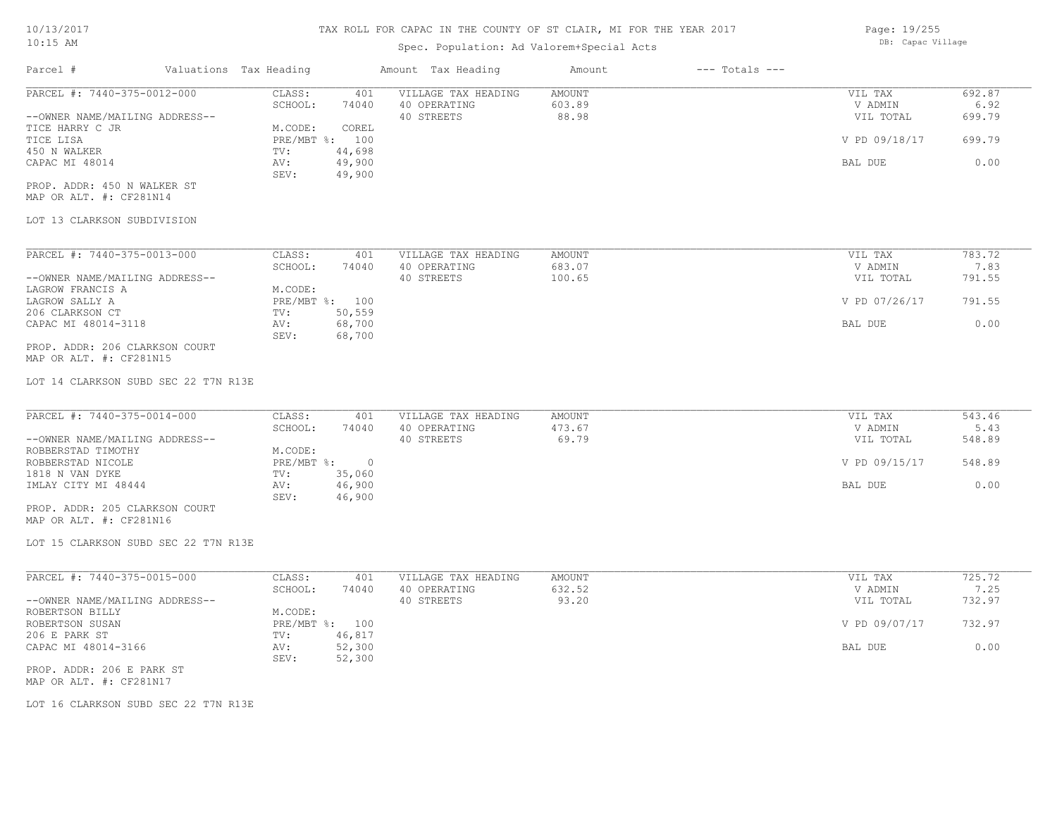# TAX ROLL FOR CAPAC IN THE COUNTY OF ST CLAIR, MI FOR THE YEAR 2017

Spec. Population: Ad Valorem+Special Acts

DB: Capac Village

| Parcel # | Valuations | Tax Heading | Amount | Tax Heading | Amount | --- Totals --- | |
|---|---|---|---|---|---|---|---|
| PARCEL #: 7440-375-0012-000 | CLASS: | 401 | VILLAGE TAX HEADING | AMOUNT | | VIL TAX | 692.87 |
| | SCHOOL: | 74040 | 40 OPERATING | 603.89 | | V ADMIN | 6.92 |
| --OWNER NAME/MAILING ADDRESS-- | | | 40 STREETS | 88.98 | | VIL TOTAL | 699.79 |
| TICE HARRY C JR | M.CODE: | COREL | | | | | |
| TICE LISA | PRE/MBT %: | 100 | | | | V PD 09/18/17 | 699.79 |
| 450 N WALKER | TV: | 44,698 | | | | | |
| CAPAC MI 48014 | AV: | 49,900 | | | | BAL DUE | 0.00 |
| | SEV: | 49,900 | | | | | |

PROP. ADDR: 450 N WALKER ST
MAP OR ALT. #: CF281N14

LOT 13 CLARKSON SUBDIVISION

| Parcel # | Valuations | Tax Heading | Amount | Tax Heading | Amount | --- Totals --- | |
|---|---|---|---|---|---|---|---|
| PARCEL #: 7440-375-0013-000 | CLASS: | 401 | VILLAGE TAX HEADING | AMOUNT | | VIL TAX | 783.72 |
| | SCHOOL: | 74040 | 40 OPERATING | 683.07 | | V ADMIN | 7.83 |
| --OWNER NAME/MAILING ADDRESS-- | | | 40 STREETS | 100.65 | | VIL TOTAL | 791.55 |
| LAGROW FRANCIS A | M.CODE: | | | | | | |
| LAGROW SALLY A | PRE/MBT %: | 100 | | | | V PD 07/26/17 | 791.55 |
| 206 CLARKSON CT | TV: | 50,559 | | | | | |
| CAPAC MI 48014-3118 | AV: | 68,700 | | | | BAL DUE | 0.00 |
| | SEV: | 68,700 | | | | | |

PROP. ADDR: 206 CLARKSON COURT
MAP OR ALT. #: CF281N15

LOT 14 CLARKSON SUBD SEC 22 T7N R13E

| Parcel # | Valuations | Tax Heading | Amount | Tax Heading | Amount | --- Totals --- | |
|---|---|---|---|---|---|---|---|
| PARCEL #: 7440-375-0014-000 | CLASS: | 401 | VILLAGE TAX HEADING | AMOUNT | | VIL TAX | 543.46 |
| | SCHOOL: | 74040 | 40 OPERATING | 473.67 | | V ADMIN | 5.43 |
| --OWNER NAME/MAILING ADDRESS-- | | | 40 STREETS | 69.79 | | VIL TOTAL | 548.89 |
| ROBBERSTAD TIMOTHY | M.CODE: | | | | | | |
| ROBBERSTAD NICOLE | PRE/MBT %: | 0 | | | | V PD 09/15/17 | 548.89 |
| 1818 N VAN DYKE | TV: | 35,060 | | | | | |
| IMLAY CITY MI 48444 | AV: | 46,900 | | | | BAL DUE | 0.00 |
| | SEV: | 46,900 | | | | | |

PROP. ADDR: 205 CLARKSON COURT
MAP OR ALT. #: CF281N16

LOT 15 CLARKSON SUBD SEC 22 T7N R13E

| Parcel # | Valuations | Tax Heading | Amount | Tax Heading | Amount | --- Totals --- | |
|---|---|---|---|---|---|---|---|
| PARCEL #: 7440-375-0015-000 | CLASS: | 401 | VILLAGE TAX HEADING | AMOUNT | | VIL TAX | 725.72 |
| | SCHOOL: | 74040 | 40 OPERATING | 632.52 | | V ADMIN | 7.25 |
| --OWNER NAME/MAILING ADDRESS-- | | | 40 STREETS | 93.20 | | VIL TOTAL | 732.97 |
| ROBERTSON BILLY | M.CODE: | | | | | | |
| ROBERTSON SUSAN | PRE/MBT %: | 100 | | | | V PD 09/07/17 | 732.97 |
| 206 E PARK ST | TV: | 46,817 | | | | | |
| CAPAC MI 48014-3166 | AV: | 52,300 | | | | BAL DUE | 0.00 |
| | SEV: | 52,300 | | | | | |

PROP. ADDR: 206 E PARK ST
MAP OR ALT. #: CF281N17

LOT 16 CLARKSON SUBD SEC 22 T7N R13E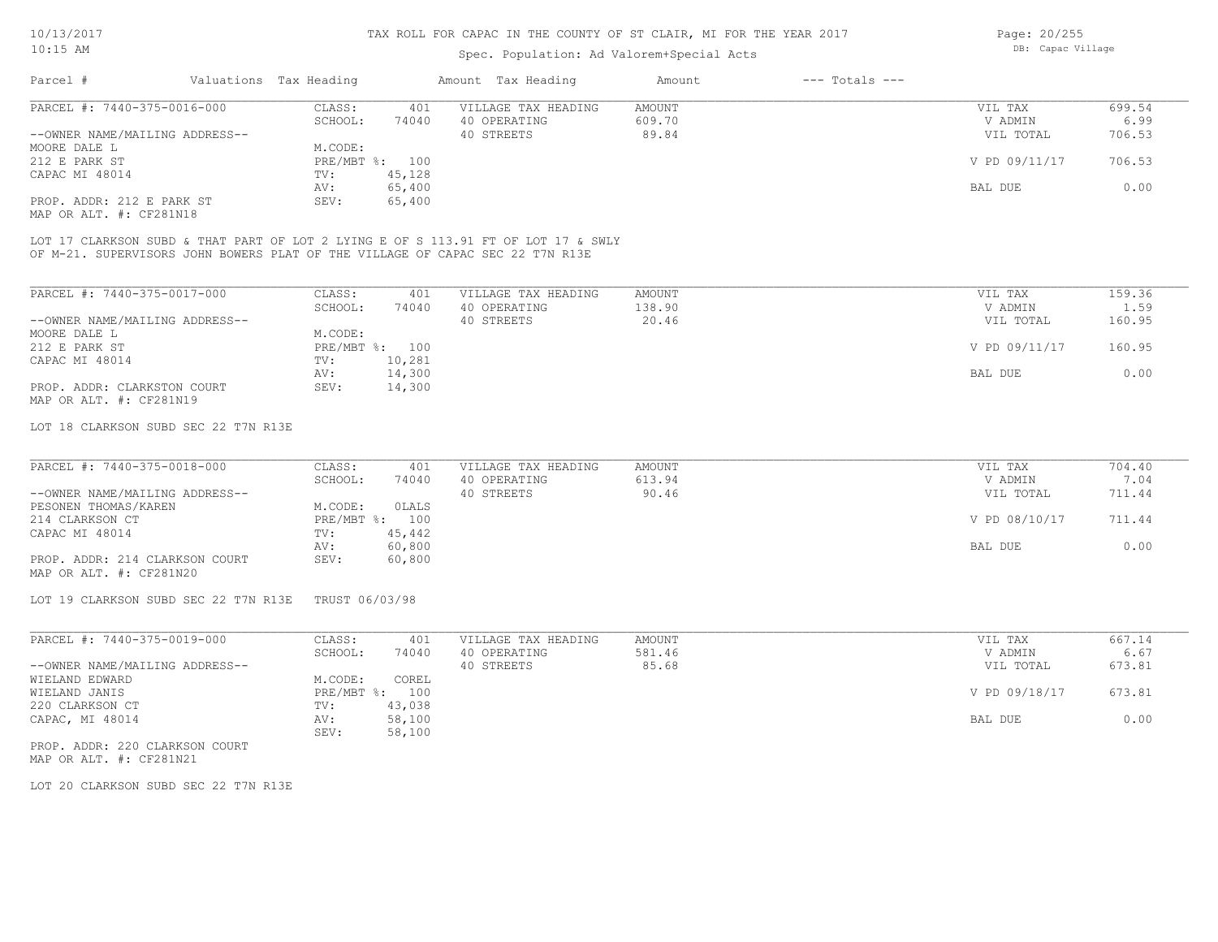# TAX ROLL FOR CAPAC IN THE COUNTY OF ST CLAIR, MI FOR THE YEAR 2017

Spec. Population: Ad Valorem+Special Acts

DB: Capac Village

10/13/2017
10:15 AM

| Parcel # | Valuations | Tax Heading | Amount | Tax Heading | Amount | --- Totals --- | |
|---|---|---|---|---|---|---|---|
| PARCEL #: 7440-375-0016-000 | CLASS: | 401 | VILLAGE TAX HEADING | AMOUNT | | VIL TAX | 699.54 |
| | SCHOOL: | 74040 | 40 OPERATING | 609.70 | | V ADMIN | 6.99 |
| --OWNER NAME/MAILING ADDRESS-- | | | 40 STREETS | 89.84 | | VIL TOTAL | 706.53 |
| MOORE DALE L | M.CODE: | | | | | | |
| 212 E PARK ST | PRE/MBT %: | 100 | | | | V PD 09/11/17 | 706.53 |
| CAPAC MI 48014 | TV: | 45,128 | | | | | |
| | AV: | 65,400 | | | | BAL DUE | 0.00 |
| PROP. ADDR: 212 E PARK ST | SEV: | 65,400 | | | | | |
| MAP OR ALT. #: CF281N18 | | | | | | | |

LOT 17 CLARKSON SUBD & THAT PART OF LOT 2 LYING E OF S 113.91 FT OF LOT 17 & SWLY OF M-21. SUPERVISORS JOHN BOWERS PLAT OF THE VILLAGE OF CAPAC SEC 22 T7N R13E

| Parcel # | Valuations | Tax Heading | Amount | Tax Heading | Amount | --- Totals --- | |
|---|---|---|---|---|---|---|---|
| PARCEL #: 7440-375-0017-000 | CLASS: | 401 | VILLAGE TAX HEADING | AMOUNT | | VIL TAX | 159.36 |
| | SCHOOL: | 74040 | 40 OPERATING | 138.90 | | V ADMIN | 1.59 |
| --OWNER NAME/MAILING ADDRESS-- | | | 40 STREETS | 20.46 | | VIL TOTAL | 160.95 |
| MOORE DALE L | M.CODE: | | | | | | |
| 212 E PARK ST | PRE/MBT %: | 100 | | | | V PD 09/11/17 | 160.95 |
| CAPAC MI 48014 | TV: | 10,281 | | | | | |
| | AV: | 14,300 | | | | BAL DUE | 0.00 |
| PROP. ADDR: CLARKSTON COURT | SEV: | 14,300 | | | | | |
| MAP OR ALT. #: CF281N19 | | | | | | | |

LOT 18 CLARKSON SUBD SEC 22 T7N R13E

| Parcel # | Valuations | Tax Heading | Amount | Tax Heading | Amount | --- Totals --- | |
|---|---|---|---|---|---|---|---|
| PARCEL #: 7440-375-0018-000 | CLASS: | 401 | VILLAGE TAX HEADING | AMOUNT | | VIL TAX | 704.40 |
| | SCHOOL: | 74040 | 40 OPERATING | 613.94 | | V ADMIN | 7.04 |
| --OWNER NAME/MAILING ADDRESS-- | | | 40 STREETS | 90.46 | | VIL TOTAL | 711.44 |
| PESONEN THOMAS/KAREN | M.CODE: | 0LALS | | | | | |
| 214 CLARKSON CT | PRE/MBT %: | 100 | | | | V PD 08/10/17 | 711.44 |
| CAPAC MI 48014 | TV: | 45,442 | | | | | |
| | AV: | 60,800 | | | | BAL DUE | 0.00 |
| PROP. ADDR: 214 CLARKSON COURT | SEV: | 60,800 | | | | | |
| MAP OR ALT. #: CF281N20 | | | | | | | |

LOT 19 CLARKSON SUBD SEC 22 T7N R13E TRUST 06/03/98

| Parcel # | Valuations | Tax Heading | Amount | Tax Heading | Amount | --- Totals --- | |
|---|---|---|---|---|---|---|---|
| PARCEL #: 7440-375-0019-000 | CLASS: | 401 | VILLAGE TAX HEADING | AMOUNT | | VIL TAX | 667.14 |
| | SCHOOL: | 74040 | 40 OPERATING | 581.46 | | V ADMIN | 6.67 |
| --OWNER NAME/MAILING ADDRESS-- | | | 40 STREETS | 85.68 | | VIL TOTAL | 673.81 |
| WIELAND EDWARD | M.CODE: | COREL | | | | | |
| WIELAND JANIS | PRE/MBT %: | 100 | | | | V PD 09/18/17 | 673.81 |
| 220 CLARKSON CT | TV: | 43,038 | | | | | |
| CAPAC, MI 48014 | AV: | 58,100 | | | | BAL DUE | 0.00 |
| | SEV: | 58,100 | | | | | |
| PROP. ADDR: 220 CLARKSON COURT | | | | | | | |
| MAP OR ALT. #: CF281N21 | | | | | | | |

LOT 20 CLARKSON SUBD SEC 22 T7N R13E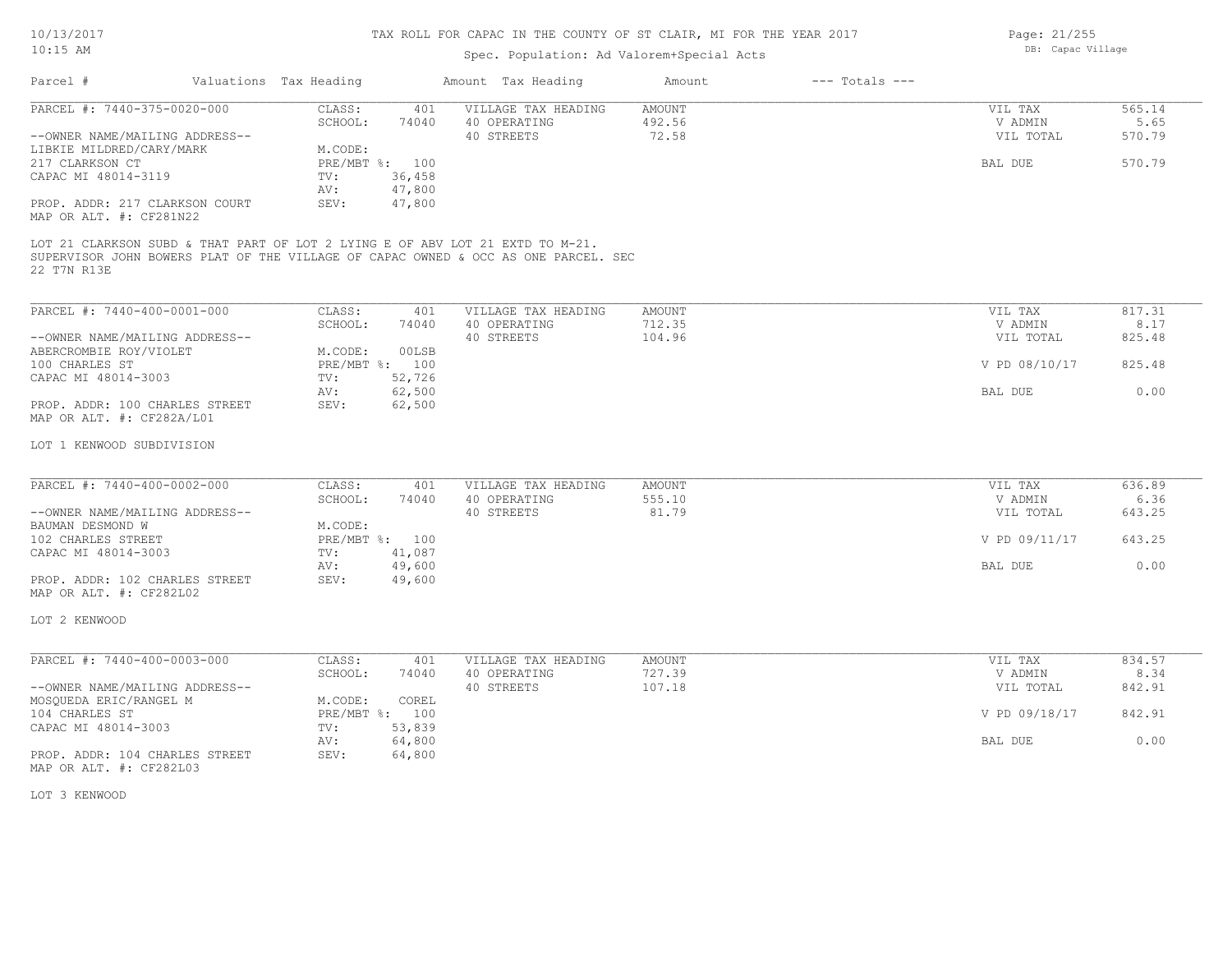TAX ROLL FOR CAPAC IN THE COUNTY OF ST CLAIR, MI FOR THE YEAR 2017

Spec. Population: Ad Valorem+Special Acts

| Parcel # | Valuations | Tax Heading | Amount | Tax Heading | Amount | --- Totals --- | |
|---|---|---|---|---|---|---|---|
| PARCEL #: 7440-375-0020-000 | CLASS: | 401 | VILLAGE TAX HEADING | AMOUNT | | VIL TAX | 565.14 |
| | SCHOOL: | 74040 | 40 OPERATING | 492.56 | | V ADMIN | 5.65 |
| --OWNER NAME/MAILING ADDRESS-- | | | 40 STREETS | 72.58 | | VIL TOTAL | 570.79 |
| LIBKIE MILDRED/CARY/MARK | M.CODE: | | | | | | |
| 217 CLARKSON CT | PRE/MBT %: | 100 | | | | BAL DUE | 570.79 |
| CAPAC MI 48014-3119 | TV: | 36,458 | | | | | |
| | AV: | 47,800 | | | | | |
| PROP. ADDR: 217 CLARKSON COURT | SEV: | 47,800 | | | | | |
| MAP OR ALT. #: CF281N22 | | | | | | | |

LOT 21 CLARKSON SUBD & THAT PART OF LOT 2 LYING E OF ABV LOT 21 EXTD TO M-21. SUPERVISOR JOHN BOWERS PLAT OF THE VILLAGE OF CAPAC OWNED & OCC AS ONE PARCEL. SEC 22 T7N R13E

| Parcel # | Valuations | Tax Heading | Amount | Tax Heading | Amount | --- Totals --- | |
|---|---|---|---|---|---|---|---|
| PARCEL #: 7440-400-0001-000 | CLASS: | 401 | VILLAGE TAX HEADING | AMOUNT | | VIL TAX | 817.31 |
| | SCHOOL: | 74040 | 40 OPERATING | 712.35 | | V ADMIN | 8.17 |
| --OWNER NAME/MAILING ADDRESS-- | | | 40 STREETS | 104.96 | | VIL TOTAL | 825.48 |
| ABERCROMBIE ROY/VIOLET | M.CODE: | 00LSB | | | | | |
| 100 CHARLES ST | PRE/MBT %: | 100 | | | | V PD 08/10/17 | 825.48 |
| CAPAC MI 48014-3003 | TV: | 52,726 | | | | | |
| | AV: | 62,500 | | | | BAL DUE | 0.00 |
| PROP. ADDR: 100 CHARLES STREET | SEV: | 62,500 | | | | | |
| MAP OR ALT. #: CF282A/L01 | | | | | | | |

LOT 1 KENWOOD SUBDIVISION

| Parcel # | Valuations | Tax Heading | Amount | Tax Heading | Amount | --- Totals --- | |
|---|---|---|---|---|---|---|---|
| PARCEL #: 7440-400-0002-000 | CLASS: | 401 | VILLAGE TAX HEADING | AMOUNT | | VIL TAX | 636.89 |
| | SCHOOL: | 74040 | 40 OPERATING | 555.10 | | V ADMIN | 6.36 |
| --OWNER NAME/MAILING ADDRESS-- | | | 40 STREETS | 81.79 | | VIL TOTAL | 643.25 |
| BAUMAN DESMOND W | M.CODE: | | | | | | |
| 102 CHARLES STREET | PRE/MBT %: | 100 | | | | V PD 09/11/17 | 643.25 |
| CAPAC MI 48014-3003 | TV: | 41,087 | | | | | |
| | AV: | 49,600 | | | | BAL DUE | 0.00 |
| PROP. ADDR: 102 CHARLES STREET | SEV: | 49,600 | | | | | |
| MAP OR ALT. #: CF282L02 | | | | | | | |

LOT 2 KENWOOD

| Parcel # | Valuations | Tax Heading | Amount | Tax Heading | Amount | --- Totals --- | |
|---|---|---|---|---|---|---|---|
| PARCEL #: 7440-400-0003-000 | CLASS: | 401 | VILLAGE TAX HEADING | AMOUNT | | VIL TAX | 834.57 |
| | SCHOOL: | 74040 | 40 OPERATING | 727.39 | | V ADMIN | 8.34 |
| --OWNER NAME/MAILING ADDRESS-- | | | 40 STREETS | 107.18 | | VIL TOTAL | 842.91 |
| MOSQUEDA ERIC/RANGEL M | M.CODE: | COREL | | | | | |
| 104 CHARLES ST | PRE/MBT %: | 100 | | | | V PD 09/18/17 | 842.91 |
| CAPAC MI 48014-3003 | TV: | 53,839 | | | | | |
| | AV: | 64,800 | | | | BAL DUE | 0.00 |
| PROP. ADDR: 104 CHARLES STREET | SEV: | 64,800 | | | | | |
| MAP OR ALT. #: CF282L03 | | | | | | | |

LOT 3 KENWOOD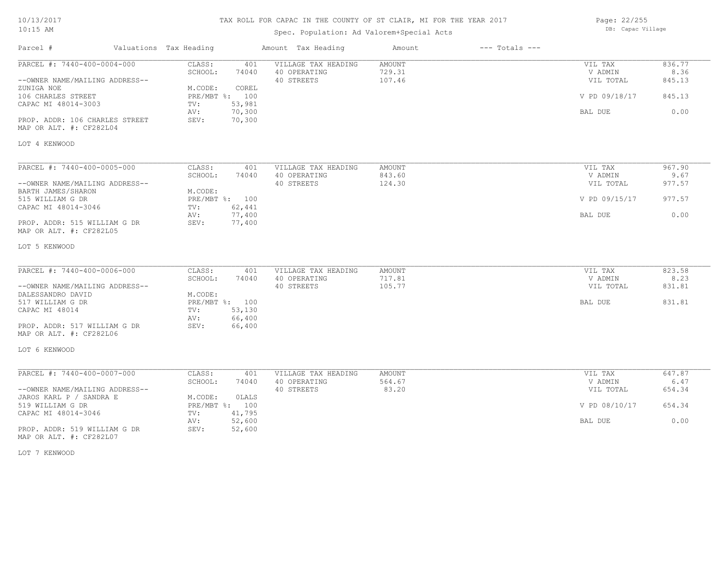# TAX ROLL FOR CAPAC IN THE COUNTY OF ST CLAIR, MI FOR THE YEAR 2017

Spec. Population: Ad Valorem+Special Acts

| Parcel # | Valuations | Tax Heading | Amount | Tax Heading | Amount | --- Totals --- | |
|---|---|---|---|---|---|---|---|
| PARCEL #: 7440-400-0004-000 | CLASS: | 401 | VILLAGE TAX HEADING | AMOUNT | | VIL TAX | 836.77 |
| | SCHOOL: | 74040 | 40 OPERATING | 729.31 | | V ADMIN | 8.36 |
| --OWNER NAME/MAILING ADDRESS-- | | | 40 STREETS | 107.46 | | VIL TOTAL | 845.13 |
| ZUNIGA NOE | M.CODE: | COREL | | | | | |
| 106 CHARLES STREET | PRE/MBT %: | 100 | | | | V PD 09/18/17 | 845.13 |
| CAPAC MI 48014-3003 | TV: | 53,981 | | | | | |
| | AV: | 70,300 | | | | BAL DUE | 0.00 |
| PROP. ADDR: 106 CHARLES STREET | SEV: | 70,300 | | | | | |
| MAP OR ALT. #: CF282L04 | | | | | | | |
| LOT 4 KENWOOD | | | | | | | |

| Parcel # | Valuations | Tax Heading | Amount | Tax Heading | Amount | --- Totals --- | |
|---|---|---|---|---|---|---|---|
| PARCEL #: 7440-400-0005-000 | CLASS: | 401 | VILLAGE TAX HEADING | AMOUNT | | VIL TAX | 967.90 |
| | SCHOOL: | 74040 | 40 OPERATING | 843.60 | | V ADMIN | 9.67 |
| --OWNER NAME/MAILING ADDRESS-- | | | 40 STREETS | 124.30 | | VIL TOTAL | 977.57 |
| BARTH JAMES/SHARON | M.CODE: | | | | | | |
| 515 WILLIAM G DR | PRE/MBT %: | 100 | | | | V PD 09/15/17 | 977.57 |
| CAPAC MI 48014-3046 | TV: | 62,441 | | | | | |
| | AV: | 77,400 | | | | BAL DUE | 0.00 |
| PROP. ADDR: 515 WILLIAM G DR | SEV: | 77,400 | | | | | |
| MAP OR ALT. #: CF282L05 | | | | | | | |
| LOT 5 KENWOOD | | | | | | | |

| Parcel # | Valuations | Tax Heading | Amount | Tax Heading | Amount | --- Totals --- | |
|---|---|---|---|---|---|---|---|
| PARCEL #: 7440-400-0006-000 | CLASS: | 401 | VILLAGE TAX HEADING | AMOUNT | | VIL TAX | 823.58 |
| | SCHOOL: | 74040 | 40 OPERATING | 717.81 | | V ADMIN | 8.23 |
| --OWNER NAME/MAILING ADDRESS-- | | | 40 STREETS | 105.77 | | VIL TOTAL | 831.81 |
| DALESSANDRO DAVID | M.CODE: | | | | | | |
| 517 WILLIAM G DR | PRE/MBT %: | 100 | | | | BAL DUE | 831.81 |
| CAPAC MI 48014 | TV: | 53,130 | | | | | |
| | AV: | 66,400 | | | | | |
| PROP. ADDR: 517 WILLIAM G DR | SEV: | 66,400 | | | | | |
| MAP OR ALT. #: CF282L06 | | | | | | | |
| LOT 6 KENWOOD | | | | | | | |

| Parcel # | Valuations | Tax Heading | Amount | Tax Heading | Amount | --- Totals --- | |
|---|---|---|---|---|---|---|---|
| PARCEL #: 7440-400-0007-000 | CLASS: | 401 | VILLAGE TAX HEADING | AMOUNT | | VIL TAX | 647.87 |
| | SCHOOL: | 74040 | 40 OPERATING | 564.67 | | V ADMIN | 6.47 |
| --OWNER NAME/MAILING ADDRESS-- | | | 40 STREETS | 83.20 | | VIL TOTAL | 654.34 |
| JAROS KARL P / SANDRA E | M.CODE: | 0LALS | | | | | |
| 519 WILLIAM G DR | PRE/MBT %: | 100 | | | | V PD 08/10/17 | 654.34 |
| CAPAC MI 48014-3046 | TV: | 41,795 | | | | | |
| | AV: | 52,600 | | | | BAL DUE | 0.00 |
| PROP. ADDR: 519 WILLIAM G DR | SEV: | 52,600 | | | | | |
| MAP OR ALT. #: CF282L07 | | | | | | | |
| LOT 7 KENWOOD | | | | | | | |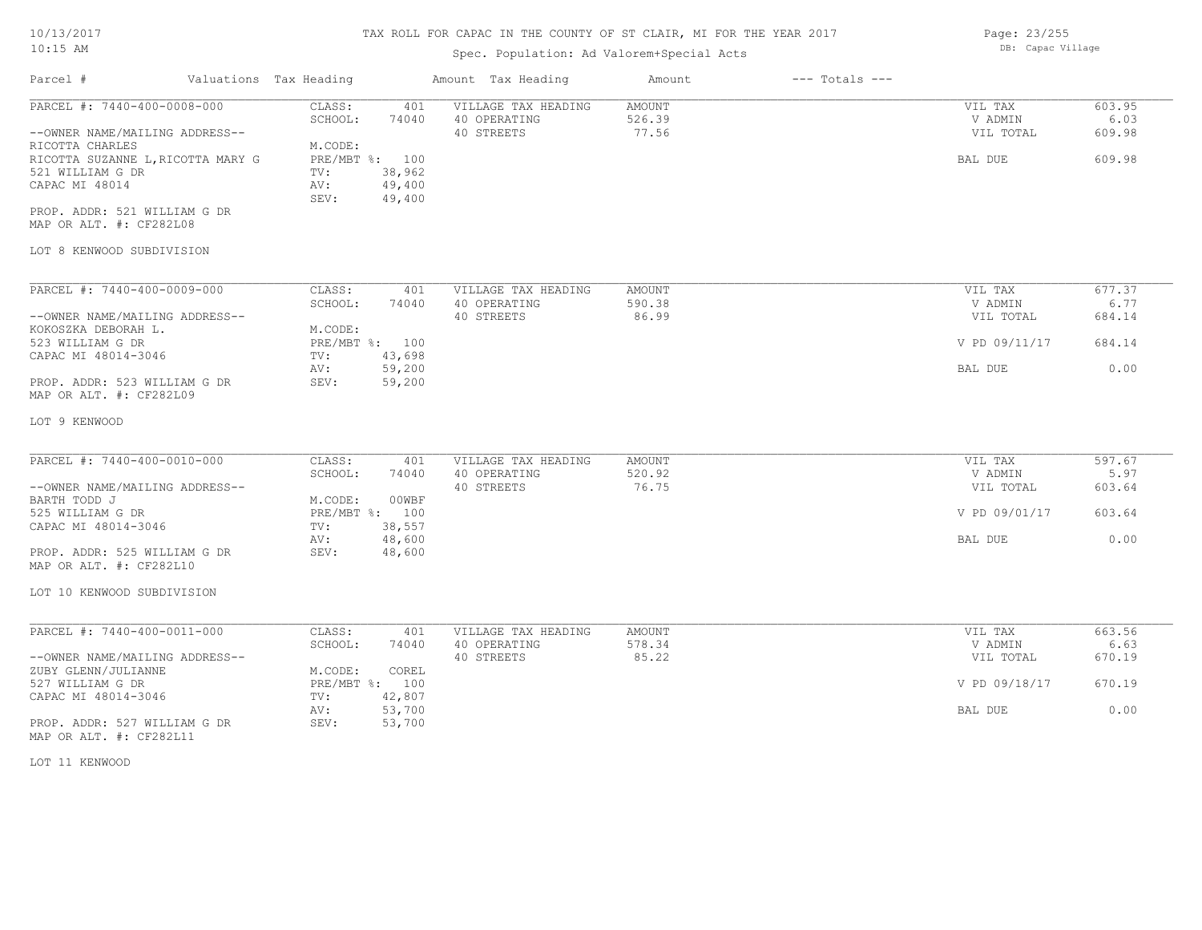TAX ROLL FOR CAPAC IN THE COUNTY OF ST CLAIR, MI FOR THE YEAR 2017

Spec. Population: Ad Valorem+Special Acts

| Parcel # | Valuations | Tax Heading | Amount | Tax Heading | Amount | --- Totals --- | |
|---|---|---|---|---|---|---|---|
| PARCEL #: 7440-400-0008-000 | CLASS: | 401 | VILLAGE TAX HEADING | AMOUNT | | VIL TAX | 603.95 |
| | SCHOOL: | 74040 | 40 OPERATING | 526.39 | | V ADMIN | 6.03 |
| --OWNER NAME/MAILING ADDRESS-- | | | 40 STREETS | 77.56 | | VIL TOTAL | 609.98 |
| RICOTTA CHARLES | M.CODE: | | | | | | |
| RICOTTA SUZANNE L,RICOTTA MARY G | PRE/MBT %: | 100 | | | | BAL DUE | 609.98 |
| 521 WILLIAM G DR | TV: | 38,962 | | | | | |
| CAPAC MI 48014 | AV: | 49,400 | | | | | |
| | SEV: | 49,400 | | | | | |
| PROP. ADDR: 521 WILLIAM G DR | | | | | | | |
| MAP OR ALT. #: CF282L08 | | | | | | | |
| LOT 8 KENWOOD SUBDIVISION | | | | | | | |
| PARCEL #: 7440-400-0009-000 | CLASS: | 401 | VILLAGE TAX HEADING | AMOUNT | | VIL TAX | 677.37 |
| | SCHOOL: | 74040 | 40 OPERATING | 590.38 | | V ADMIN | 6.77 |
| --OWNER NAME/MAILING ADDRESS-- | | | 40 STREETS | 86.99 | | VIL TOTAL | 684.14 |
| KOKOSZKA DEBORAH L. | M.CODE: | | | | | | |
| 523 WILLIAM G DR | PRE/MBT %: | 100 | | | | V PD 09/11/17 | 684.14 |
| CAPAC MI 48014-3046 | TV: | 43,698 | | | | | |
| | AV: | 59,200 | | | | BAL DUE | 0.00 |
| PROP. ADDR: 523 WILLIAM G DR | SEV: | 59,200 | | | | | |
| MAP OR ALT. #: CF282L09 | | | | | | | |
| LOT 9 KENWOOD | | | | | | | |
| PARCEL #: 7440-400-0010-000 | CLASS: | 401 | VILLAGE TAX HEADING | AMOUNT | | VIL TAX | 597.67 |
| | SCHOOL: | 74040 | 40 OPERATING | 520.92 | | V ADMIN | 5.97 |
| --OWNER NAME/MAILING ADDRESS-- | | | 40 STREETS | 76.75 | | VIL TOTAL | 603.64 |
| BARTH TODD J | M.CODE: | 00WBF | | | | | |
| 525 WILLIAM G DR | PRE/MBT %: | 100 | | | | V PD 09/01/17 | 603.64 |
| CAPAC MI 48014-3046 | TV: | 38,557 | | | | | |
| | AV: | 48,600 | | | | BAL DUE | 0.00 |
| PROP. ADDR: 525 WILLIAM G DR | SEV: | 48,600 | | | | | |
| MAP OR ALT. #: CF282L10 | | | | | | | |
| LOT 10 KENWOOD SUBDIVISION | | | | | | | |
| PARCEL #: 7440-400-0011-000 | CLASS: | 401 | VILLAGE TAX HEADING | AMOUNT | | VIL TAX | 663.56 |
| | SCHOOL: | 74040 | 40 OPERATING | 578.34 | | V ADMIN | 6.63 |
| --OWNER NAME/MAILING ADDRESS-- | | | 40 STREETS | 85.22 | | VIL TOTAL | 670.19 |
| ZUBY GLENN/JULIANNE | M.CODE: | COREL | | | | | |
| 527 WILLIAM G DR | PRE/MBT %: | 100 | | | | V PD 09/18/17 | 670.19 |
| CAPAC MI 48014-3046 | TV: | 42,807 | | | | | |
| | AV: | 53,700 | | | | BAL DUE | 0.00 |
| PROP. ADDR: 527 WILLIAM G DR | SEV: | 53,700 | | | | | |
| MAP OR ALT. #: CF282L11 | | | | | | | |
| LOT 11 KENWOOD | | | | | | | |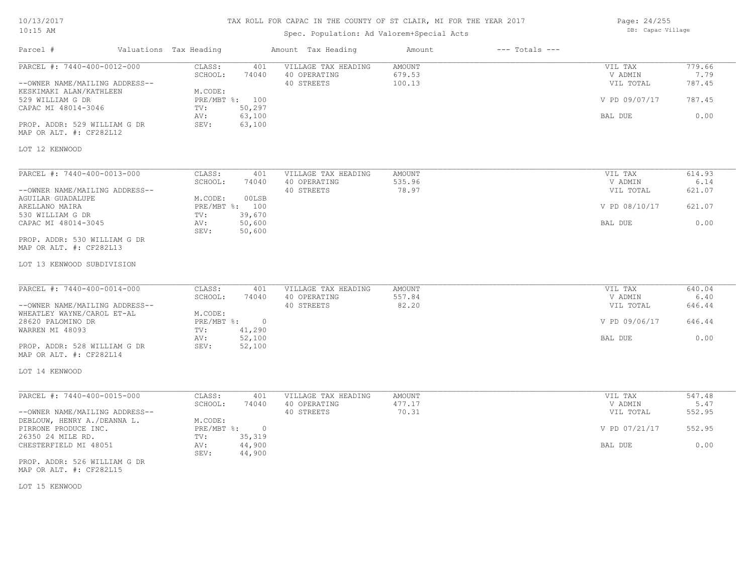# TAX ROLL FOR CAPAC IN THE COUNTY OF ST CLAIR, MI FOR THE YEAR 2017

Spec. Population: Ad Valorem+Special Acts

| Parcel # | Valuations Tax Heading | | Amount Tax Heading | Amount | --- Totals --- | |
|---|---|---|---|---|---|---|
| PARCEL #: 7440-400-0012-000 | CLASS: | 401 | VILLAGE TAX HEADING | AMOUNT | VIL TAX | 779.66 |
| | SCHOOL: | 74040 | 40 OPERATING | 679.53 | V ADMIN | 7.79 |
| --OWNER NAME/MAILING ADDRESS-- | | | 40 STREETS | 100.13 | VIL TOTAL | 787.45 |
| KESKIMAKI ALAN/KATHLEEN | M.CODE: | | | | | |
| 529 WILLIAM G DR | PRE/MBT %: | 100 | | | V PD 09/07/17 | 787.45 |
| CAPAC MI 48014-3046 | TV: | 50,297 | | | | |
| | AV: | 63,100 | | | BAL DUE | 0.00 |
| PROP. ADDR: 529 WILLIAM G DR | SEV: | 63,100 | | | | |
| MAP OR ALT. #: CF282L12 | | | | | | |
| LOT 12 KENWOOD | | | | | | |

| Parcel # | Valuations Tax Heading | | Amount Tax Heading | Amount | --- Totals --- | |
|---|---|---|---|---|---|---|
| PARCEL #: 7440-400-0013-000 | CLASS: | 401 | VILLAGE TAX HEADING | AMOUNT | VIL TAX | 614.93 |
| | SCHOOL: | 74040 | 40 OPERATING | 535.96 | V ADMIN | 6.14 |
| --OWNER NAME/MAILING ADDRESS-- | | | 40 STREETS | 78.97 | VIL TOTAL | 621.07 |
| AGUILAR GUADALUPE | M.CODE: | 00LSB | | | | |
| ARELLANO MAIRA | PRE/MBT %: | 100 | | | V PD 08/10/17 | 621.07 |
| 530 WILLIAM G DR | TV: | 39,670 | | | | |
| CAPAC MI 48014-3045 | AV: | 50,600 | | | BAL DUE | 0.00 |
| | SEV: | 50,600 | | | | |
| PROP. ADDR: 530 WILLIAM G DR | | | | | | |
| MAP OR ALT. #: CF282L13 | | | | | | |
| LOT 13 KENWOOD SUBDIVISION | | | | | | |

| Parcel # | Valuations Tax Heading | | Amount Tax Heading | Amount | --- Totals --- | |
|---|---|---|---|---|---|---|
| PARCEL #: 7440-400-0014-000 | CLASS: | 401 | VILLAGE TAX HEADING | AMOUNT | VIL TAX | 640.04 |
| | SCHOOL: | 74040 | 40 OPERATING | 557.84 | V ADMIN | 6.40 |
| --OWNER NAME/MAILING ADDRESS-- | | | 40 STREETS | 82.20 | VIL TOTAL | 646.44 |
| WHEATLEY WAYNE/CAROL ET-AL | M.CODE: | | | | | |
| 28620 PALOMINO DR | PRE/MBT %: | 0 | | | V PD 09/06/17 | 646.44 |
| WARREN MI 48093 | TV: | 41,290 | | | | |
| | AV: | 52,100 | | | BAL DUE | 0.00 |
| PROP. ADDR: 528 WILLIAM G DR | SEV: | 52,100 | | | | |
| MAP OR ALT. #: CF282L14 | | | | | | |
| LOT 14 KENWOOD | | | | | | |

| Parcel # | Valuations Tax Heading | | Amount Tax Heading | Amount | --- Totals --- | |
|---|---|---|---|---|---|---|
| PARCEL #: 7440-400-0015-000 | CLASS: | 401 | VILLAGE TAX HEADING | AMOUNT | VIL TAX | 547.48 |
| | SCHOOL: | 74040 | 40 OPERATING | 477.17 | V ADMIN | 5.47 |
| --OWNER NAME/MAILING ADDRESS-- | | | 40 STREETS | 70.31 | VIL TOTAL | 552.95 |
| DEBLOUW, HENRY A./DEANNA L. | M.CODE: | | | | | |
| PIRRONE PRODUCE INC. | PRE/MBT %: | 0 | | | V PD 07/21/17 | 552.95 |
| 26350 24 MILE RD. | TV: | 35,319 | | | | |
| CHESTERFIELD MI 48051 | AV: | 44,900 | | | BAL DUE | 0.00 |
| | SEV: | 44,900 | | | | |
| PROP. ADDR: 526 WILLIAM G DR | | | | | | |
| MAP OR ALT. #: CF282L15 | | | | | | |
| LOT 15 KENWOOD | | | | | | |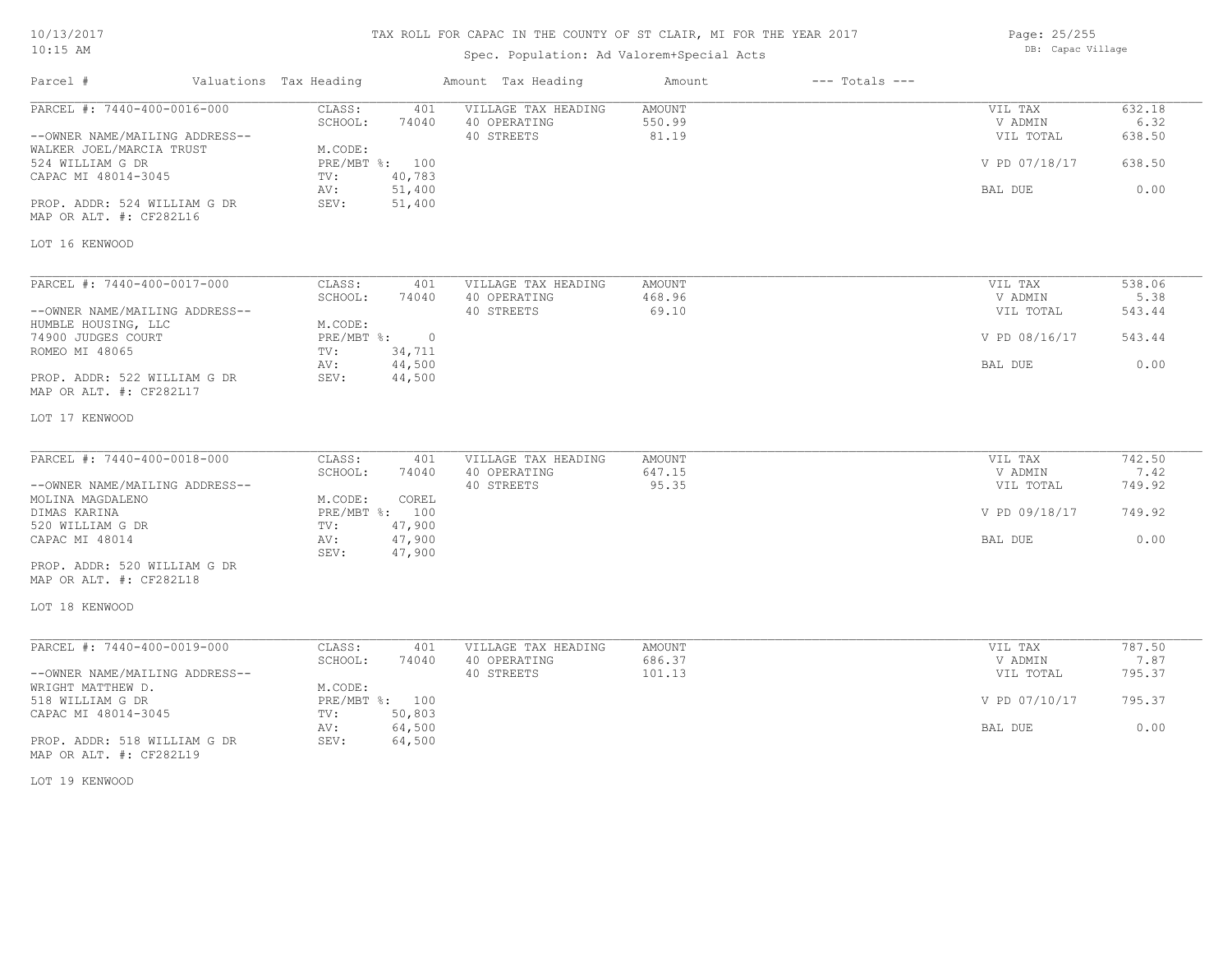# TAX ROLL FOR CAPAC IN THE COUNTY OF ST CLAIR, MI FOR THE YEAR 2017

Spec. Population: Ad Valorem+Special Acts

DB: Capac Village

| Parcel # | Valuations Tax Heading | | Amount Tax Heading | Amount | --- Totals --- | |
|---|---|---|---|---|---|---|
| PARCEL #: 7440-400-0016-000 | CLASS: | 401 | VILLAGE TAX HEADING | AMOUNT | VIL TAX | 632.18 |
| | SCHOOL: | 74040 | 40 OPERATING | 550.99 | V ADMIN | 6.32 |
| --OWNER NAME/MAILING ADDRESS-- | | | 40 STREETS | 81.19 | VIL TOTAL | 638.50 |
| WALKER JOEL/MARCIA TRUST | M.CODE: | | | | | |
| 524 WILLIAM G DR | PRE/MBT %: | 100 | | | V PD 07/18/17 | 638.50 |
| CAPAC MI 48014-3045 | TV: | 40,783 | | | | |
| | AV: | 51,400 | | | BAL DUE | 0.00 |
| PROP. ADDR: 524 WILLIAM G DR | SEV: | 51,400 | | | | |
| MAP OR ALT. #: CF282L16 | | | | | | |
| LOT 16 KENWOOD | | | | | | |

| Parcel # | Valuations Tax Heading | | Amount Tax Heading | Amount | --- Totals --- | |
|---|---|---|---|---|---|---|
| PARCEL #: 7440-400-0017-000 | CLASS: | 401 | VILLAGE TAX HEADING | AMOUNT | VIL TAX | 538.06 |
| | SCHOOL: | 74040 | 40 OPERATING | 468.96 | V ADMIN | 5.38 |
| --OWNER NAME/MAILING ADDRESS-- | | | 40 STREETS | 69.10 | VIL TOTAL | 543.44 |
| HUMBLE HOUSING, LLC | M.CODE: | | | | | |
| 74900 JUDGES COURT | PRE/MBT %: | 0 | | | V PD 08/16/17 | 543.44 |
| ROMEO MI 48065 | TV: | 34,711 | | | | |
| | AV: | 44,500 | | | BAL DUE | 0.00 |
| PROP. ADDR: 522 WILLIAM G DR | SEV: | 44,500 | | | | |
| MAP OR ALT. #: CF282L17 | | | | | | |
| LOT 17 KENWOOD | | | | | | |

| Parcel # | Valuations Tax Heading | | Amount Tax Heading | Amount | --- Totals --- | |
|---|---|---|---|---|---|---|
| PARCEL #: 7440-400-0018-000 | CLASS: | 401 | VILLAGE TAX HEADING | AMOUNT | VIL TAX | 742.50 |
| | SCHOOL: | 74040 | 40 OPERATING | 647.15 | V ADMIN | 7.42 |
| --OWNER NAME/MAILING ADDRESS-- | | | 40 STREETS | 95.35 | VIL TOTAL | 749.92 |
| MOLINA MAGDALENO | M.CODE: | COREL | | | | |
| DIMAS KARINA | PRE/MBT %: | 100 | | | V PD 09/18/17 | 749.92 |
| 520 WILLIAM G DR | TV: | 47,900 | | | | |
| CAPAC MI 48014 | AV: | 47,900 | | | BAL DUE | 0.00 |
| | SEV: | 47,900 | | | | |
| PROP. ADDR: 520 WILLIAM G DR | | | | | | |
| MAP OR ALT. #: CF282L18 | | | | | | |
| LOT 18 KENWOOD | | | | | | |

| Parcel # | Valuations Tax Heading | | Amount Tax Heading | Amount | --- Totals --- | |
|---|---|---|---|---|---|---|
| PARCEL #: 7440-400-0019-000 | CLASS: | 401 | VILLAGE TAX HEADING | AMOUNT | VIL TAX | 787.50 |
| | SCHOOL: | 74040 | 40 OPERATING | 686.37 | V ADMIN | 7.87 |
| --OWNER NAME/MAILING ADDRESS-- | | | 40 STREETS | 101.13 | VIL TOTAL | 795.37 |
| WRIGHT MATTHEW D. | M.CODE: | | | | | |
| 518 WILLIAM G DR | PRE/MBT %: | 100 | | | V PD 07/10/17 | 795.37 |
| CAPAC MI 48014-3045 | TV: | 50,803 | | | | |
| | AV: | 64,500 | | | BAL DUE | 0.00 |
| PROP. ADDR: 518 WILLIAM G DR | SEV: | 64,500 | | | | |
| MAP OR ALT. #: CF282L19 | | | | | | |
| LOT 19 KENWOOD | | | | | | |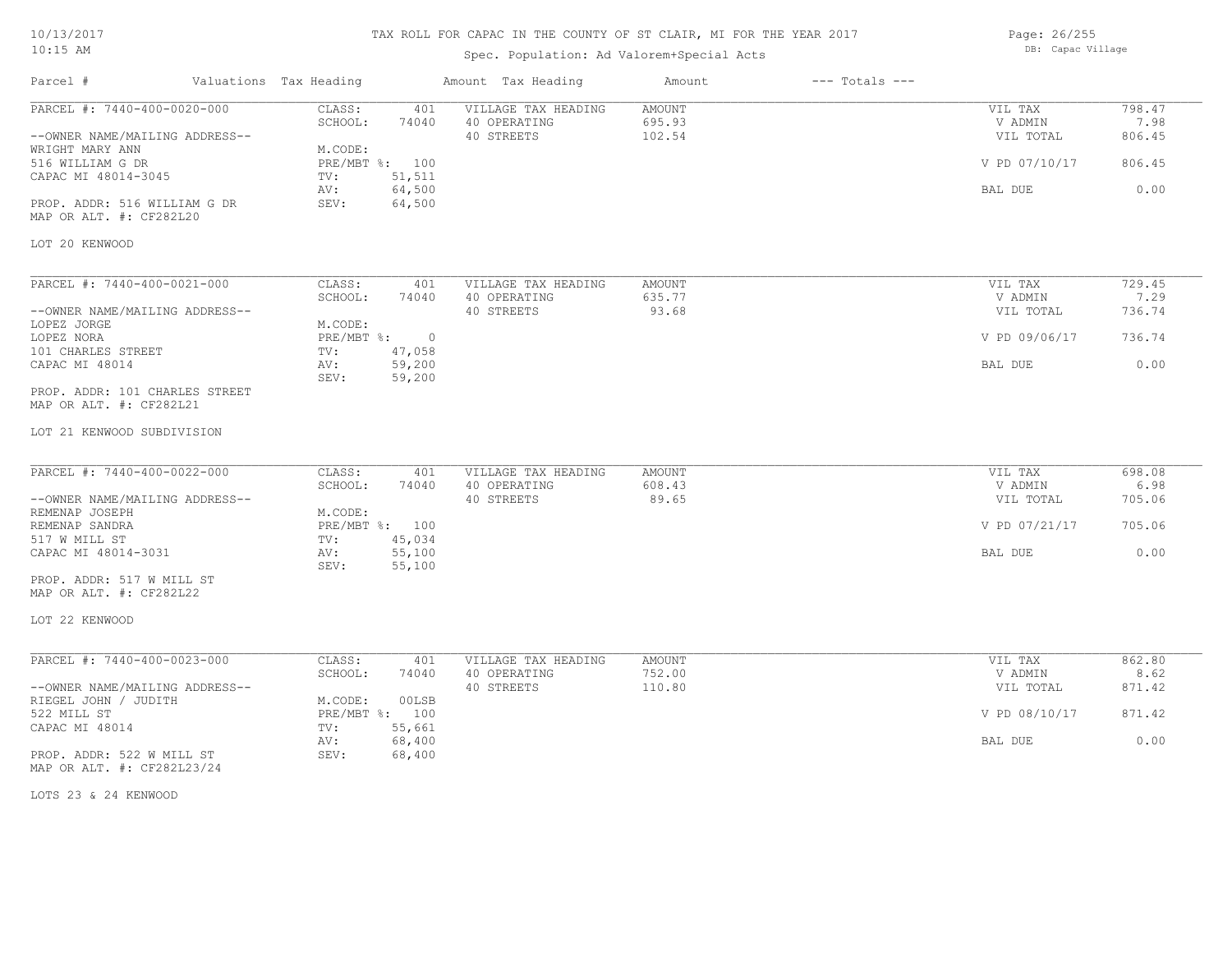# TAX ROLL FOR CAPAC IN THE COUNTY OF ST CLAIR, MI FOR THE YEAR 2017

Spec. Population: Ad Valorem+Special Acts

10/13/2017 10:15 AM — DB: Capac Village

| Parcel # | Valuations Tax Heading | | Amount Tax Heading | Amount | --- Totals --- | |
|---|---|---|---|---|---|---|
| PARCEL #: 7440-400-0020-000 | CLASS: | 401 | VILLAGE TAX HEADING | AMOUNT | VIL TAX | 798.47 |
| | SCHOOL: | 74040 | 40 OPERATING | 695.93 | V ADMIN | 7.98 |
| --OWNER NAME/MAILING ADDRESS-- | | | 40 STREETS | 102.54 | VIL TOTAL | 806.45 |
| WRIGHT MARY ANN | M.CODE: | | | | | |
| 516 WILLIAM G DR | PRE/MBT %: | 100 | | | V PD 07/10/17 | 806.45 |
| CAPAC MI 48014-3045 | TV: | 51,511 | | | | |
| | AV: | 64,500 | | | BAL DUE | 0.00 |
| PROP. ADDR: 516 WILLIAM G DR | SEV: | 64,500 | | | | |
| MAP OR ALT. #: CF282L20 | | | | | | |

LOT 20 KENWOOD

| Parcel # | Valuations Tax Heading | | Amount Tax Heading | Amount | --- Totals --- | |
|---|---|---|---|---|---|---|
| PARCEL #: 7440-400-0021-000 | CLASS: | 401 | VILLAGE TAX HEADING | AMOUNT | VIL TAX | 729.45 |
| | SCHOOL: | 74040 | 40 OPERATING | 635.77 | V ADMIN | 7.29 |
| --OWNER NAME/MAILING ADDRESS-- | | | 40 STREETS | 93.68 | VIL TOTAL | 736.74 |
| LOPEZ JORGE | M.CODE: | | | | | |
| LOPEZ NORA | PRE/MBT %: | 0 | | | V PD 09/06/17 | 736.74 |
| 101 CHARLES STREET | TV: | 47,058 | | | | |
| CAPAC MI 48014 | AV: | 59,200 | | | BAL DUE | 0.00 |
| | SEV: | 59,200 | | | | |
| PROP. ADDR: 101 CHARLES STREET | | | | | | |
| MAP OR ALT. #: CF282L21 | | | | | | |

LOT 21 KENWOOD SUBDIVISION

| Parcel # | Valuations Tax Heading | | Amount Tax Heading | Amount | --- Totals --- | |
|---|---|---|---|---|---|---|
| PARCEL #: 7440-400-0022-000 | CLASS: | 401 | VILLAGE TAX HEADING | AMOUNT | VIL TAX | 698.08 |
| | SCHOOL: | 74040 | 40 OPERATING | 608.43 | V ADMIN | 6.98 |
| --OWNER NAME/MAILING ADDRESS-- | | | 40 STREETS | 89.65 | VIL TOTAL | 705.06 |
| REMENAP JOSEPH | M.CODE: | | | | | |
| REMENAP SANDRA | PRE/MBT %: | 100 | | | V PD 07/21/17 | 705.06 |
| 517 W MILL ST | TV: | 45,034 | | | | |
| CAPAC MI 48014-3031 | AV: | 55,100 | | | BAL DUE | 0.00 |
| | SEV: | 55,100 | | | | |
| PROP. ADDR: 517 W MILL ST | | | | | | |
| MAP OR ALT. #: CF282L22 | | | | | | |

LOT 22 KENWOOD

| Parcel # | Valuations Tax Heading | | Amount Tax Heading | Amount | --- Totals --- | |
|---|---|---|---|---|---|---|
| PARCEL #: 7440-400-0023-000 | CLASS: | 401 | VILLAGE TAX HEADING | AMOUNT | VIL TAX | 862.80 |
| | SCHOOL: | 74040 | 40 OPERATING | 752.00 | V ADMIN | 8.62 |
| --OWNER NAME/MAILING ADDRESS-- | | | 40 STREETS | 110.80 | VIL TOTAL | 871.42 |
| RIEGEL JOHN / JUDITH | M.CODE: | 00LSB | | | | |
| 522 MILL ST | PRE/MBT %: | 100 | | | V PD 08/10/17 | 871.42 |
| CAPAC MI 48014 | TV: | 55,661 | | | | |
| | AV: | 68,400 | | | BAL DUE | 0.00 |
| PROP. ADDR: 522 W MILL ST | SEV: | 68,400 | | | | |
| MAP OR ALT. #: CF282L23/24 | | | | | | |

LOTS 23 & 24 KENWOOD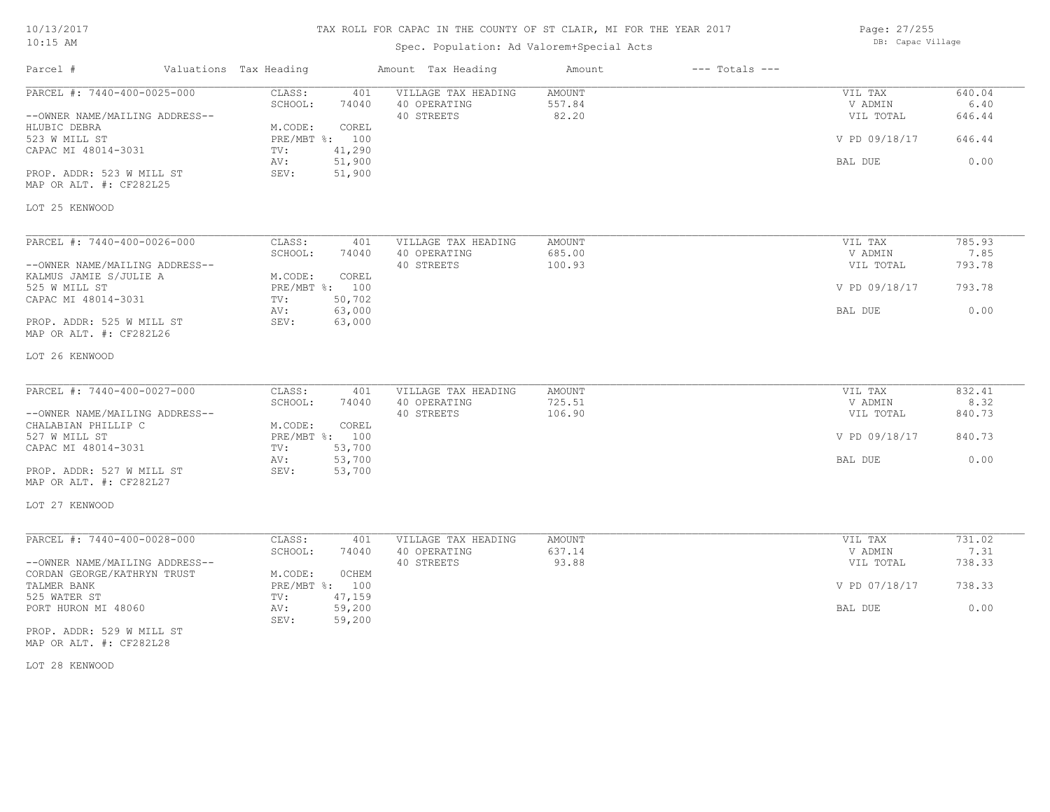# TAX ROLL FOR CAPAC IN THE COUNTY OF ST CLAIR, MI FOR THE YEAR 2017

Spec. Population: Ad Valorem+Special Acts

DB: Capac Village

| Parcel # | Valuations | Tax Heading | Amount | Tax Heading | Amount | --- Totals --- | |
|---|---|---|---|---|---|---|---|
| PARCEL #: 7440-400-0025-000 | CLASS: | 401 | VILLAGE TAX HEADING | AMOUNT | | VIL TAX | 640.04 |
| | SCHOOL: | 74040 | 40 OPERATING | 557.84 | | V ADMIN | 6.40 |
| --OWNER NAME/MAILING ADDRESS-- | | | 40 STREETS | 82.20 | | VIL TOTAL | 646.44 |
| HLUBIC DEBRA | M.CODE: | COREL | | | | | |
| 523 W MILL ST | PRE/MBT %: | 100 | | | | V PD 09/18/17 | 646.44 |
| CAPAC MI 48014-3031 | TV: | 41,290 | | | | | |
| | AV: | 51,900 | | | | BAL DUE | 0.00 |
| PROP. ADDR: 523 W MILL ST | SEV: | 51,900 | | | | | |
| MAP OR ALT. #: CF282L25 | | | | | | | |
| LOT 25 KENWOOD | | | | | | | |
| PARCEL #: 7440-400-0026-000 | CLASS: | 401 | VILLAGE TAX HEADING | AMOUNT | | VIL TAX | 785.93 |
| | SCHOOL: | 74040 | 40 OPERATING | 685.00 | | V ADMIN | 7.85 |
| --OWNER NAME/MAILING ADDRESS-- | | | 40 STREETS | 100.93 | | VIL TOTAL | 793.78 |
| KALMUS JAMIE S/JULIE A | M.CODE: | COREL | | | | | |
| 525 W MILL ST | PRE/MBT %: | 100 | | | | V PD 09/18/17 | 793.78 |
| CAPAC MI 48014-3031 | TV: | 50,702 | | | | | |
| | AV: | 63,000 | | | | BAL DUE | 0.00 |
| PROP. ADDR: 525 W MILL ST | SEV: | 63,000 | | | | | |
| MAP OR ALT. #: CF282L26 | | | | | | | |
| LOT 26 KENWOOD | | | | | | | |
| PARCEL #: 7440-400-0027-000 | CLASS: | 401 | VILLAGE TAX HEADING | AMOUNT | | VIL TAX | 832.41 |
| | SCHOOL: | 74040 | 40 OPERATING | 725.51 | | V ADMIN | 8.32 |
| --OWNER NAME/MAILING ADDRESS-- | | | 40 STREETS | 106.90 | | VIL TOTAL | 840.73 |
| CHALABIAN PHILLIP C | M.CODE: | COREL | | | | | |
| 527 W MILL ST | PRE/MBT %: | 100 | | | | V PD 09/18/17 | 840.73 |
| CAPAC MI 48014-3031 | TV: | 53,700 | | | | | |
| | AV: | 53,700 | | | | BAL DUE | 0.00 |
| PROP. ADDR: 527 W MILL ST | SEV: | 53,700 | | | | | |
| MAP OR ALT. #: CF282L27 | | | | | | | |
| LOT 27 KENWOOD | | | | | | | |
| PARCEL #: 7440-400-0028-000 | CLASS: | 401 | VILLAGE TAX HEADING | AMOUNT | | VIL TAX | 731.02 |
| | SCHOOL: | 74040 | 40 OPERATING | 637.14 | | V ADMIN | 7.31 |
| --OWNER NAME/MAILING ADDRESS-- | | | 40 STREETS | 93.88 | | VIL TOTAL | 738.33 |
| CORDAN GEORGE/KATHRYN TRUST | M.CODE: | 0CHEM | | | | | |
| TALMER BANK | PRE/MBT %: | 100 | | | | V PD 07/18/17 | 738.33 |
| 525 WATER ST | TV: | 47,159 | | | | | |
| PORT HURON MI 48060 | AV: | 59,200 | | | | BAL DUE | 0.00 |
| | SEV: | 59,200 | | | | | |
| PROP. ADDR: 529 W MILL ST | | | | | | | |
| MAP OR ALT. #: CF282L28 | | | | | | | |
| LOT 28 KENWOOD | | | | | | | |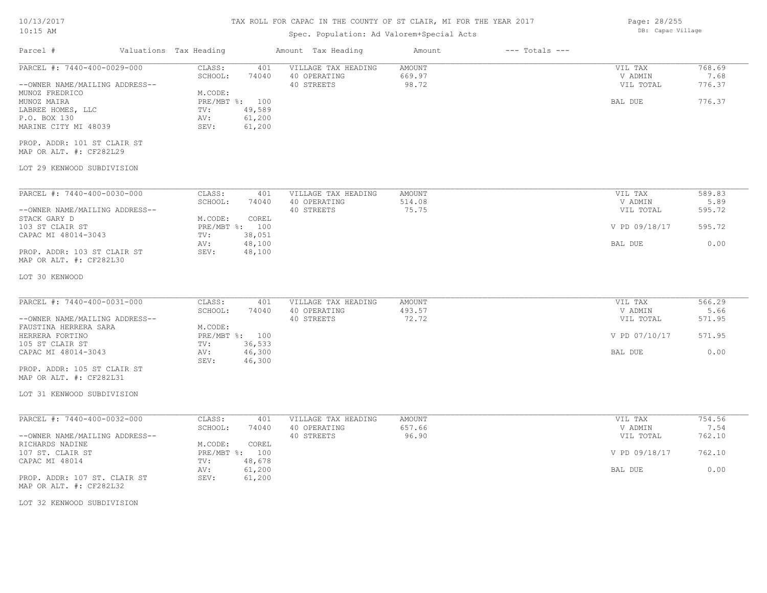TAX ROLL FOR CAPAC IN THE COUNTY OF ST CLAIR, MI FOR THE YEAR 2017

Spec. Population: Ad Valorem+Special Acts

DB: Capac Village

10/13/2017
10:15 AM

| Parcel # | Valuations Tax Heading | | Amount Tax Heading | Amount | --- Totals --- | |
|---|---|---|---|---|---|---|

**PARCEL #: 7440-400-0029-000**

| | | | | | | |
|---|---|---|---|---|---|---|
| --OWNER NAME/MAILING ADDRESS-- | CLASS: | 401 | VILLAGE TAX HEADING | AMOUNT | VIL TAX | 768.69 |
| MUNOZ FREDRICO | SCHOOL: | 74040 | 40 OPERATING | 669.97 | V ADMIN | 7.68 |
| MUNOZ MAIRA | M.CODE: | | 40 STREETS | 98.72 | VIL TOTAL | 776.37 |
| LABREE HOMES, LLC | PRE/MBT %: | 100 | | | BAL DUE | 776.37 |
| P.O. BOX 130 | TV: | 49,589 | | | | |
| MARINE CITY MI 48039 | AV: | 61,200 | | | | |
| | SEV: | 61,200 | | | | |

PROP. ADDR: 101 ST CLAIR ST
MAP OR ALT. #: CF282L29

LOT 29 KENWOOD SUBDIVISION

**PARCEL #: 7440-400-0030-000**

| | | | | | | |
|---|---|---|---|---|---|---|
| --OWNER NAME/MAILING ADDRESS-- | CLASS: | 401 | VILLAGE TAX HEADING | AMOUNT | VIL TAX | 589.83 |
| STACK GARY D | SCHOOL: | 74040 | 40 OPERATING | 514.08 | V ADMIN | 5.89 |
| 103 ST CLAIR ST | M.CODE: | COREL | 40 STREETS | 75.75 | VIL TOTAL | 595.72 |
| CAPAC MI 48014-3043 | PRE/MBT %: | 100 | | | V PD 09/18/17 | 595.72 |
| | TV: | 38,051 | | | | |
| | AV: | 48,100 | | | BAL DUE | 0.00 |
| | SEV: | 48,100 | | | | |

PROP. ADDR: 103 ST CLAIR ST
MAP OR ALT. #: CF282L30

LOT 30 KENWOOD

**PARCEL #: 7440-400-0031-000**

| | | | | | | |
|---|---|---|---|---|---|---|
| --OWNER NAME/MAILING ADDRESS-- | CLASS: | 401 | VILLAGE TAX HEADING | AMOUNT | VIL TAX | 566.29 |
| FAUSTINA HERRERA SARA | SCHOOL: | 74040 | 40 OPERATING | 493.57 | V ADMIN | 5.66 |
| HERRERA FORTINO | M.CODE: | | 40 STREETS | 72.72 | VIL TOTAL | 571.95 |
| 105 ST CLAIR ST | PRE/MBT %: | 100 | | | V PD 07/10/17 | 571.95 |
| CAPAC MI 48014-3043 | TV: | 36,533 | | | | |
| | AV: | 46,300 | | | BAL DUE | 0.00 |
| | SEV: | 46,300 | | | | |

PROP. ADDR: 105 ST CLAIR ST
MAP OR ALT. #: CF282L31

LOT 31 KENWOOD SUBDIVISION

**PARCEL #: 7440-400-0032-000**

| | | | | | | |
|---|---|---|---|---|---|---|
| --OWNER NAME/MAILING ADDRESS-- | CLASS: | 401 | VILLAGE TAX HEADING | AMOUNT | VIL TAX | 754.56 |
| RICHARDS NADINE | SCHOOL: | 74040 | 40 OPERATING | 657.66 | V ADMIN | 7.54 |
| 107 ST. CLAIR ST | M.CODE: | COREL | 40 STREETS | 96.90 | VIL TOTAL | 762.10 |
| CAPAC MI 48014 | PRE/MBT %: | 100 | | | V PD 09/18/17 | 762.10 |
| | TV: | 48,678 | | | | |
| | AV: | 61,200 | | | BAL DUE | 0.00 |
| | SEV: | 61,200 | | | | |

PROP. ADDR: 107 ST. CLAIR ST
MAP OR ALT. #: CF282L32

LOT 32 KENWOOD SUBDIVISION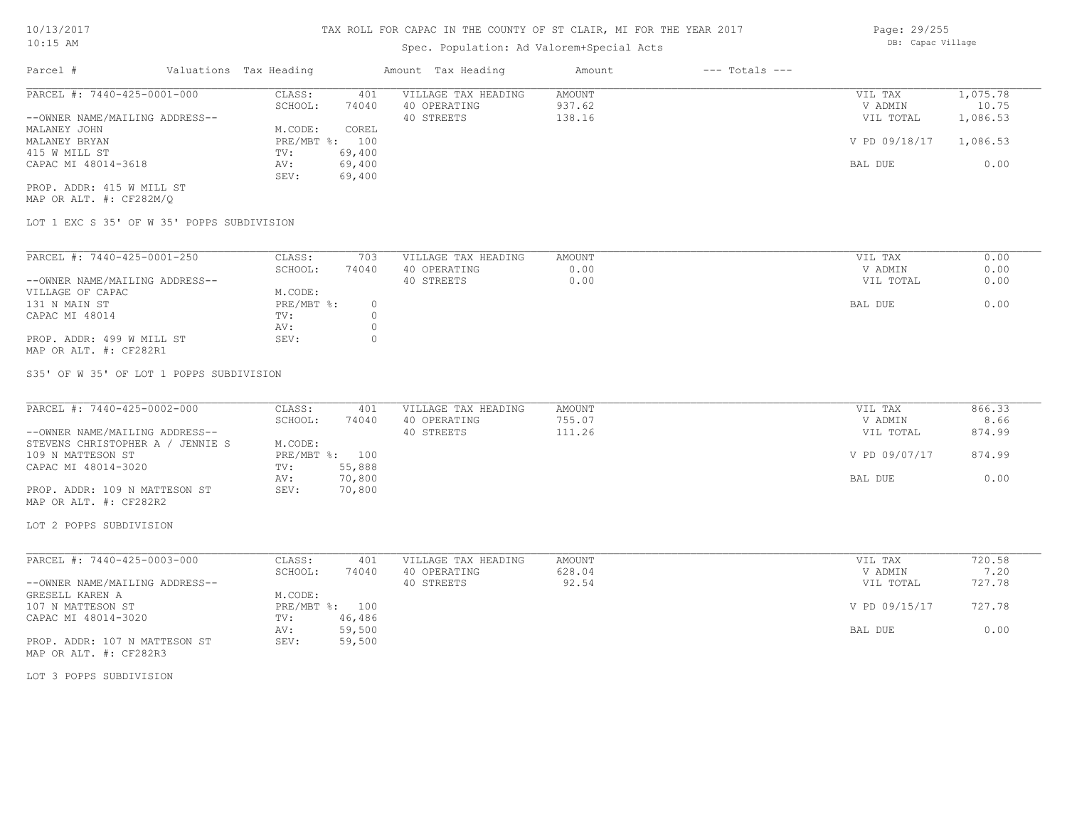TAX ROLL FOR CAPAC IN THE COUNTY OF ST CLAIR, MI FOR THE YEAR 2017

Spec. Population: Ad Valorem+Special Acts

DB: Capac Village

| Parcel # | Valuations | Tax Heading | Amount | Tax Heading | Amount | --- Totals --- | |
|---|---|---|---|---|---|---|---|

---

PARCEL #: 7440-425-0001-000

| | | | | | |
|---|---|---|---|---|---|
| CLASS: | 401 | VILLAGE TAX HEADING | AMOUNT | VIL TAX | 1,075.78 |
| SCHOOL: | 74040 | 40 OPERATING | 937.62 | V ADMIN | 10.75 |
| | | 40 STREETS | 138.16 | VIL TOTAL | 1,086.53 |
| M.CODE: | COREL | | | | |
| PRE/MBT %: | 100 | | | V PD 09/18/17 | 1,086.53 |
| TV: | 69,400 | | | | |
| AV: | 69,400 | | | BAL DUE | 0.00 |
| SEV: | 69,400 | | | | |

--OWNER NAME/MAILING ADDRESS--
MALANEY JOHN
MALANEY BRYAN
415 W MILL ST
CAPAC MI 48014-3618

PROP. ADDR: 415 W MILL ST
MAP OR ALT. #: CF282M/Q

LOT 1 EXC S 35' OF W 35' POPPS SUBDIVISION

---

PARCEL #: 7440-425-0001-250

| | | | | | |
|---|---|---|---|---|---|
| CLASS: | 703 | VILLAGE TAX HEADING | AMOUNT | VIL TAX | 0.00 |
| SCHOOL: | 74040 | 40 OPERATING | 0.00 | V ADMIN | 0.00 |
| | | 40 STREETS | 0.00 | VIL TOTAL | 0.00 |
| M.CODE: | | | | | |
| PRE/MBT %: | 0 | | | BAL DUE | 0.00 |
| TV: | 0 | | | | |
| AV: | 0 | | | | |
| SEV: | 0 | | | | |

--OWNER NAME/MAILING ADDRESS--
VILLAGE OF CAPAC
131 N MAIN ST
CAPAC MI 48014

PROP. ADDR: 499 W MILL ST
MAP OR ALT. #: CF282R1

S35' OF W 35' OF LOT 1 POPPS SUBDIVISION

---

PARCEL #: 7440-425-0002-000

| | | | | | |
|---|---|---|---|---|---|
| CLASS: | 401 | VILLAGE TAX HEADING | AMOUNT | VIL TAX | 866.33 |
| SCHOOL: | 74040 | 40 OPERATING | 755.07 | V ADMIN | 8.66 |
| | | 40 STREETS | 111.26 | VIL TOTAL | 874.99 |
| M.CODE: | | | | | |
| PRE/MBT %: | 100 | | | V PD 09/07/17 | 874.99 |
| TV: | 55,888 | | | | |
| AV: | 70,800 | | | BAL DUE | 0.00 |
| SEV: | 70,800 | | | | |

--OWNER NAME/MAILING ADDRESS--
STEVENS CHRISTOPHER A / JENNIE S
109 N MATTESON ST
CAPAC MI 48014-3020

PROP. ADDR: 109 N MATTESON ST
MAP OR ALT. #: CF282R2

LOT 2 POPPS SUBDIVISION

---

PARCEL #: 7440-425-0003-000

| | | | | | |
|---|---|---|---|---|---|
| CLASS: | 401 | VILLAGE TAX HEADING | AMOUNT | VIL TAX | 720.58 |
| SCHOOL: | 74040 | 40 OPERATING | 628.04 | V ADMIN | 7.20 |
| | | 40 STREETS | 92.54 | VIL TOTAL | 727.78 |
| M.CODE: | | | | | |
| PRE/MBT %: | 100 | | | V PD 09/15/17 | 727.78 |
| TV: | 46,486 | | | | |
| AV: | 59,500 | | | BAL DUE | 0.00 |
| SEV: | 59,500 | | | | |

--OWNER NAME/MAILING ADDRESS--
GRESELL KAREN A
107 N MATTESON ST
CAPAC MI 48014-3020

PROP. ADDR: 107 N MATTESON ST
MAP OR ALT. #: CF282R3

LOT 3 POPPS SUBDIVISION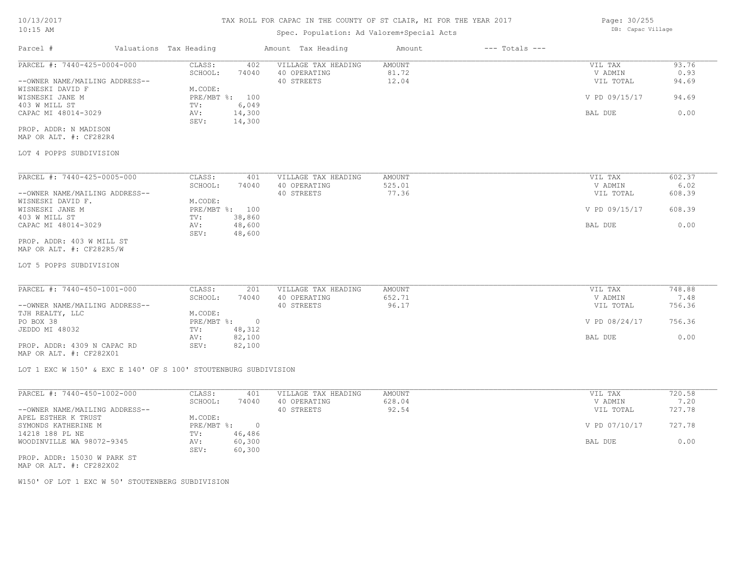# TAX ROLL FOR CAPAC IN THE COUNTY OF ST CLAIR, MI FOR THE YEAR 2017

Spec. Population: Ad Valorem+Special Acts

10/13/2017
10:15 AM

DB: Capac Village

| Parcel # | Valuations | Tax Heading | Amount | Tax Heading | Amount | --- Totals --- | |
|---|---|---|---|---|---|---|---|

---

**PARCEL #: 7440-425-0004-000**

| | | | |
|---|---|---|---|
| CLASS: | 402 | VILLAGE TAX HEADING | AMOUNT |
| SCHOOL: | 74040 | 40 OPERATING | 81.72 |
| M.CODE: | | 40 STREETS | 12.04 |
| PRE/MBT %: | 100 | | |
| TV: | 6,049 | | |
| AV: | 14,300 | | |
| SEV: | 14,300 | | |

--OWNER NAME/MAILING ADDRESS--
WISNESKI DAVID F
WISNESKI JANE M
403 W MILL ST
CAPAC MI 48014-3029

PROP. ADDR: N MADISON
MAP OR ALT. #: CF282R4

LOT 4 POPPS SUBDIVISION

| | |
|---|---|
| VIL TAX | 93.76 |
| V ADMIN | 0.93 |
| VIL TOTAL | 94.69 |
| V PD 09/15/17 | 94.69 |
| BAL DUE | 0.00 |

---

**PARCEL #: 7440-425-0005-000**

| | | | |
|---|---|---|---|
| CLASS: | 401 | VILLAGE TAX HEADING | AMOUNT |
| SCHOOL: | 74040 | 40 OPERATING | 525.01 |
| M.CODE: | | 40 STREETS | 77.36 |
| PRE/MBT %: | 100 | | |
| TV: | 38,860 | | |
| AV: | 48,600 | | |
| SEV: | 48,600 | | |

--OWNER NAME/MAILING ADDRESS--
WISNESKI DAVID F.
WISNESKI JANE M
403 W MILL ST
CAPAC MI 48014-3029

PROP. ADDR: 403 W MILL ST
MAP OR ALT. #: CF282R5/W

LOT 5 POPPS SUBDIVISION

| | |
|---|---|
| VIL TAX | 602.37 |
| V ADMIN | 6.02 |
| VIL TOTAL | 608.39 |
| V PD 09/15/17 | 608.39 |
| BAL DUE | 0.00 |

---

**PARCEL #: 7440-450-1001-000**

| | | | |
|---|---|---|---|
| CLASS: | 201 | VILLAGE TAX HEADING | AMOUNT |
| SCHOOL: | 74040 | 40 OPERATING | 652.71 |
| M.CODE: | | 40 STREETS | 96.17 |
| PRE/MBT %: | 0 | | |
| TV: | 48,312 | | |
| AV: | 82,100 | | |
| SEV: | 82,100 | | |

--OWNER NAME/MAILING ADDRESS--
TJH REALTY, LLC
PO BOX 38
JEDDO MI 48032

PROP. ADDR: 4309 N CAPAC RD
MAP OR ALT. #: CF282X01

LOT 1 EXC W 150' & EXC E 140' OF S 100' STOUTENBURG SUBDIVISION

| | |
|---|---|
| VIL TAX | 748.88 |
| V ADMIN | 7.48 |
| VIL TOTAL | 756.36 |
| V PD 08/24/17 | 756.36 |
| BAL DUE | 0.00 |

---

**PARCEL #: 7440-450-1002-000**

| | | | |
|---|---|---|---|
| CLASS: | 401 | VILLAGE TAX HEADING | AMOUNT |
| SCHOOL: | 74040 | 40 OPERATING | 628.04 |
| M.CODE: | | 40 STREETS | 92.54 |
| PRE/MBT %: | 0 | | |
| TV: | 46,486 | | |
| AV: | 60,300 | | |
| SEV: | 60,300 | | |

--OWNER NAME/MAILING ADDRESS--
APEL ESTHER K TRUST
SYMONDS KATHERINE M
14218 188 PL NE
WOODINVILLE WA 98072-9345

PROP. ADDR: 15030 W PARK ST
MAP OR ALT. #: CF282X02

W150' OF LOT 1 EXC W 50' STOUTENBERG SUBDIVISION

| | |
|---|---|
| VIL TAX | 720.58 |
| V ADMIN | 7.20 |
| VIL TOTAL | 727.78 |
| V PD 07/10/17 | 727.78 |
| BAL DUE | 0.00 |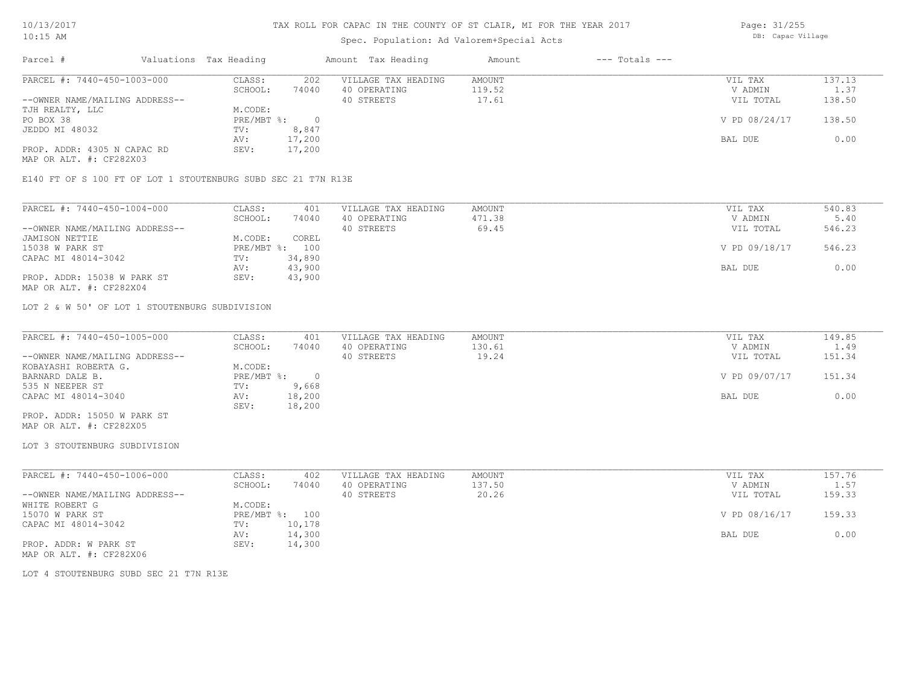# TAX ROLL FOR CAPAC IN THE COUNTY OF ST CLAIR, MI FOR THE YEAR 2017

Spec. Population: Ad Valorem+Special Acts

10/13/2017 10:15 AM — DB: Capac Village

| Parcel # | Valuations | Tax Heading | Amount | Tax Heading | Amount | --- Totals --- | |
|---|---|---|---|---|---|---|---|
| PARCEL #: 7440-450-1003-000 | CLASS: | 202 | VILLAGE TAX HEADING | AMOUNT | | VIL TAX | 137.13 |
| | SCHOOL: | 74040 | 40 OPERATING | 119.52 | | V ADMIN | 1.37 |
| --OWNER NAME/MAILING ADDRESS-- | | | 40 STREETS | 17.61 | | VIL TOTAL | 138.50 |
| TJH REALTY, LLC | M.CODE: | | | | | | |
| PO BOX 38 | PRE/MBT %: | 0 | | | | V PD 08/24/17 | 138.50 |
| JEDDO MI 48032 | TV: | 8,847 | | | | | |
| | AV: | 17,200 | | | | BAL DUE | 0.00 |
| PROP. ADDR: 4305 N CAPAC RD | SEV: | 17,200 | | | | | |
| MAP OR ALT. #: CF282X03 | | | | | | | |

E140 FT OF S 100 FT OF LOT 1 STOUTENBURG SUBD SEC 21 T7N R13E

| Parcel # | Valuations | Tax Heading | Amount | Tax Heading | Amount | --- Totals --- | |
|---|---|---|---|---|---|---|---|
| PARCEL #: 7440-450-1004-000 | CLASS: | 401 | VILLAGE TAX HEADING | AMOUNT | | VIL TAX | 540.83 |
| | SCHOOL: | 74040 | 40 OPERATING | 471.38 | | V ADMIN | 5.40 |
| --OWNER NAME/MAILING ADDRESS-- | | | 40 STREETS | 69.45 | | VIL TOTAL | 546.23 |
| JAMISON NETTIE | M.CODE: | COREL | | | | | |
| 15038 W PARK ST | PRE/MBT %: | 100 | | | | V PD 09/18/17 | 546.23 |
| CAPAC MI 48014-3042 | TV: | 34,890 | | | | | |
| | AV: | 43,900 | | | | BAL DUE | 0.00 |
| PROP. ADDR: 15038 W PARK ST | SEV: | 43,900 | | | | | |
| MAP OR ALT. #: CF282X04 | | | | | | | |

LOT 2 & W 50' OF LOT 1 STOUTENBURG SUBDIVISION

| Parcel # | Valuations | Tax Heading | Amount | Tax Heading | Amount | --- Totals --- | |
|---|---|---|---|---|---|---|---|
| PARCEL #: 7440-450-1005-000 | CLASS: | 401 | VILLAGE TAX HEADING | AMOUNT | | VIL TAX | 149.85 |
| | SCHOOL: | 74040 | 40 OPERATING | 130.61 | | V ADMIN | 1.49 |
| --OWNER NAME/MAILING ADDRESS-- | | | 40 STREETS | 19.24 | | VIL TOTAL | 151.34 |
| KOBAYASHI ROBERTA G. | M.CODE: | | | | | | |
| BARNARD DALE B. | PRE/MBT %: | 0 | | | | V PD 09/07/17 | 151.34 |
| 535 N NEEPER ST | TV: | 9,668 | | | | | |
| CAPAC MI 48014-3040 | AV: | 18,200 | | | | BAL DUE | 0.00 |
| | SEV: | 18,200 | | | | | |
| PROP. ADDR: 15050 W PARK ST | | | | | | | |
| MAP OR ALT. #: CF282X05 | | | | | | | |

LOT 3 STOUTENBURG SUBDIVISION

| Parcel # | Valuations | Tax Heading | Amount | Tax Heading | Amount | --- Totals --- | |
|---|---|---|---|---|---|---|---|
| PARCEL #: 7440-450-1006-000 | CLASS: | 402 | VILLAGE TAX HEADING | AMOUNT | | VIL TAX | 157.76 |
| | SCHOOL: | 74040 | 40 OPERATING | 137.50 | | V ADMIN | 1.57 |
| --OWNER NAME/MAILING ADDRESS-- | | | 40 STREETS | 20.26 | | VIL TOTAL | 159.33 |
| WHITE ROBERT G | M.CODE: | | | | | | |
| 15070 W PARK ST | PRE/MBT %: | 100 | | | | V PD 08/16/17 | 159.33 |
| CAPAC MI 48014-3042 | TV: | 10,178 | | | | | |
| | AV: | 14,300 | | | | BAL DUE | 0.00 |
| PROP. ADDR: W PARK ST | SEV: | 14,300 | | | | | |
| MAP OR ALT. #: CF282X06 | | | | | | | |

LOT 4 STOUTENBURG SUBD SEC 21 T7N R13E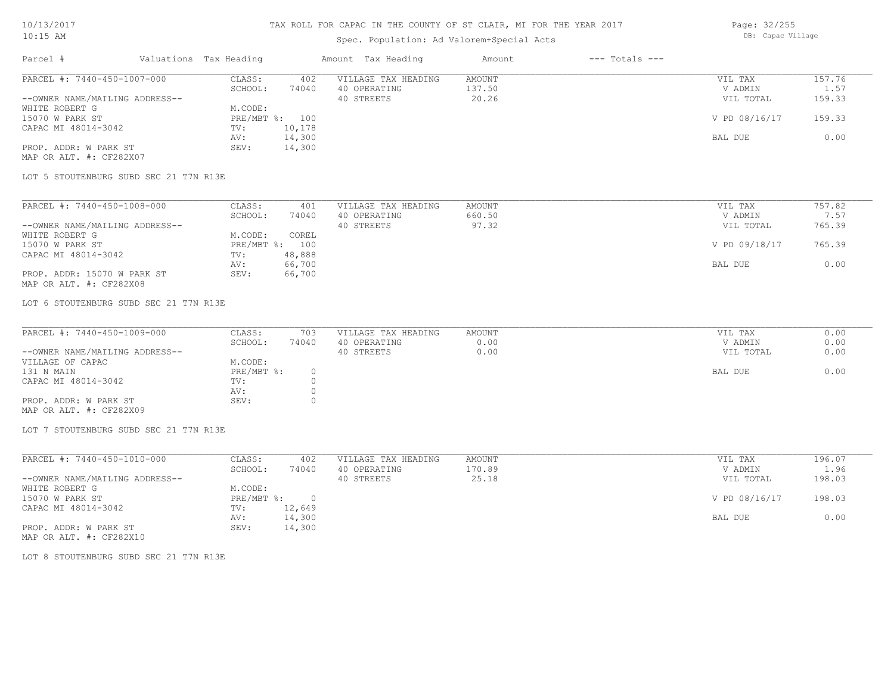# TAX ROLL FOR CAPAC IN THE COUNTY OF ST CLAIR, MI FOR THE YEAR 2017

Spec. Population: Ad Valorem+Special Acts

| Parcel # | Valuations | Tax Heading | Amount | Tax Heading | Amount | --- Totals --- | |
|---|---|---|---|---|---|---|---|
| PARCEL #: 7440-450-1007-000 | CLASS: | 402 | VILLAGE TAX HEADING | AMOUNT | | VIL TAX | 157.76 |
| | SCHOOL: | 74040 | 40 OPERATING | 137.50 | | V ADMIN | 1.57 |
| --OWNER NAME/MAILING ADDRESS-- | | | 40 STREETS | 20.26 | | VIL TOTAL | 159.33 |
| WHITE ROBERT G | M.CODE: | | | | | | |
| 15070 W PARK ST | PRE/MBT %: | 100 | | | | V PD 08/16/17 | 159.33 |
| CAPAC MI 48014-3042 | TV: | 10,178 | | | | | |
| | AV: | 14,300 | | | | BAL DUE | 0.00 |
| PROP. ADDR: W PARK ST | SEV: | 14,300 | | | | | |
| MAP OR ALT. #: CF282X07 | | | | | | | |

LOT 5 STOUTENBURG SUBD SEC 21 T7N R13E

| Parcel # | Valuations | Tax Heading | Amount | Tax Heading | Amount | --- Totals --- | |
|---|---|---|---|---|---|---|---|
| PARCEL #: 7440-450-1008-000 | CLASS: | 401 | VILLAGE TAX HEADING | AMOUNT | | VIL TAX | 757.82 |
| | SCHOOL: | 74040 | 40 OPERATING | 660.50 | | V ADMIN | 7.57 |
| --OWNER NAME/MAILING ADDRESS-- | | | 40 STREETS | 97.32 | | VIL TOTAL | 765.39 |
| WHITE ROBERT G | M.CODE: | COREL | | | | | |
| 15070 W PARK ST | PRE/MBT %: | 100 | | | | V PD 09/18/17 | 765.39 |
| CAPAC MI 48014-3042 | TV: | 48,888 | | | | | |
| | AV: | 66,700 | | | | BAL DUE | 0.00 |
| PROP. ADDR: 15070 W PARK ST | SEV: | 66,700 | | | | | |
| MAP OR ALT. #: CF282X08 | | | | | | | |

LOT 6 STOUTENBURG SUBD SEC 21 T7N R13E

| Parcel # | Valuations | Tax Heading | Amount | Tax Heading | Amount | --- Totals --- | |
|---|---|---|---|---|---|---|---|
| PARCEL #: 7440-450-1009-000 | CLASS: | 703 | VILLAGE TAX HEADING | AMOUNT | | VIL TAX | 0.00 |
| | SCHOOL: | 74040 | 40 OPERATING | 0.00 | | V ADMIN | 0.00 |
| --OWNER NAME/MAILING ADDRESS-- | | | 40 STREETS | 0.00 | | VIL TOTAL | 0.00 |
| VILLAGE OF CAPAC | M.CODE: | | | | | | |
| 131 N MAIN | PRE/MBT %: | 0 | | | | BAL DUE | 0.00 |
| CAPAC MI 48014-3042 | TV: | 0 | | | | | |
| | AV: | 0 | | | | | |
| PROP. ADDR: W PARK ST | SEV: | 0 | | | | | |
| MAP OR ALT. #: CF282X09 | | | | | | | |

LOT 7 STOUTENBURG SUBD SEC 21 T7N R13E

| Parcel # | Valuations | Tax Heading | Amount | Tax Heading | Amount | --- Totals --- | |
|---|---|---|---|---|---|---|---|
| PARCEL #: 7440-450-1010-000 | CLASS: | 402 | VILLAGE TAX HEADING | AMOUNT | | VIL TAX | 196.07 |
| | SCHOOL: | 74040 | 40 OPERATING | 170.89 | | V ADMIN | 1.96 |
| --OWNER NAME/MAILING ADDRESS-- | | | 40 STREETS | 25.18 | | VIL TOTAL | 198.03 |
| WHITE ROBERT G | M.CODE: | | | | | | |
| 15070 W PARK ST | PRE/MBT %: | 0 | | | | V PD 08/16/17 | 198.03 |
| CAPAC MI 48014-3042 | TV: | 12,649 | | | | | |
| | AV: | 14,300 | | | | BAL DUE | 0.00 |
| PROP. ADDR: W PARK ST | SEV: | 14,300 | | | | | |
| MAP OR ALT. #: CF282X10 | | | | | | | |

LOT 8 STOUTENBURG SUBD SEC 21 T7N R13E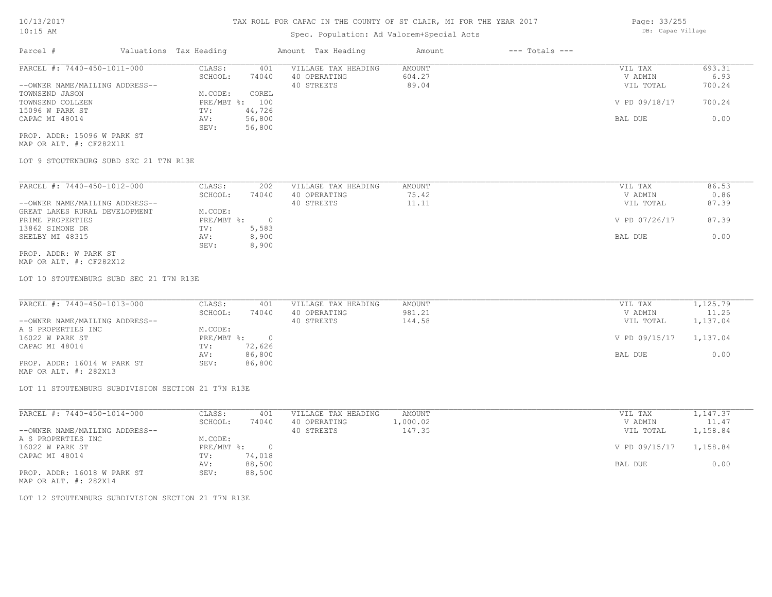# TAX ROLL FOR CAPAC IN THE COUNTY OF ST CLAIR, MI FOR THE YEAR 2017

Spec. Population: Ad Valorem+Special Acts

DB: Capac Village

| Parcel # | Valuations | Tax Heading | Amount | Tax Heading | Amount | --- Totals --- | |
|---|---|---|---|---|---|---|---|

---

**PARCEL #: 7440-450-1011-000**

| | | | | | |
|---|---|---|---|---|---|
| CLASS: | 401 | VILLAGE TAX HEADING | AMOUNT | VIL TAX | 693.31 |
| SCHOOL: | 74040 | 40 OPERATING | 604.27 | V ADMIN | 6.93 |
| | | 40 STREETS | 89.04 | VIL TOTAL | 700.24 |
| M.CODE: | COREL | | | | |
| PRE/MBT %: | 100 | | | V PD 09/18/17 | 700.24 |
| TV: | 44,726 | | | | |
| AV: | 56,800 | | | BAL DUE | 0.00 |
| SEV: | 56,800 | | | | |

--OWNER NAME/MAILING ADDRESS--
TOWNSEND JASON
TOWNSEND COLLEEN
15096 W PARK ST
CAPAC MI 48014

PROP. ADDR: 15096 W PARK ST
MAP OR ALT. #: CF282X11

LOT 9 STOUTENBURG SUBD SEC 21 T7N R13E

---

**PARCEL #: 7440-450-1012-000**

| | | | | | |
|---|---|---|---|---|---|
| CLASS: | 202 | VILLAGE TAX HEADING | AMOUNT | VIL TAX | 86.53 |
| SCHOOL: | 74040 | 40 OPERATING | 75.42 | V ADMIN | 0.86 |
| | | 40 STREETS | 11.11 | VIL TOTAL | 87.39 |
| M.CODE: | | | | | |
| PRE/MBT %: | 0 | | | V PD 07/26/17 | 87.39 |
| TV: | 5,583 | | | | |
| AV: | 8,900 | | | BAL DUE | 0.00 |
| SEV: | 8,900 | | | | |

--OWNER NAME/MAILING ADDRESS--
GREAT LAKES RURAL DEVELOPMENT
PRIME PROPERTIES
13862 SIMONE DR
SHELBY MI 48315

PROP. ADDR: W PARK ST
MAP OR ALT. #: CF282X12

LOT 10 STOUTENBURG SUBD SEC 21 T7N R13E

---

**PARCEL #: 7440-450-1013-000**

| | | | | | |
|---|---|---|---|---|---|
| CLASS: | 401 | VILLAGE TAX HEADING | AMOUNT | VIL TAX | 1,125.79 |
| SCHOOL: | 74040 | 40 OPERATING | 981.21 | V ADMIN | 11.25 |
| | | 40 STREETS | 144.58 | VIL TOTAL | 1,137.04 |
| M.CODE: | | | | | |
| PRE/MBT %: | 0 | | | V PD 09/15/17 | 1,137.04 |
| TV: | 72,626 | | | | |
| AV: | 86,800 | | | BAL DUE | 0.00 |
| SEV: | 86,800 | | | | |

--OWNER NAME/MAILING ADDRESS--
A S PROPERTIES INC
16022 W PARK ST
CAPAC MI 48014

PROP. ADDR: 16014 W PARK ST
MAP OR ALT. #: 282X13

LOT 11 STOUTENBURG SUBDIVISION SECTION 21 T7N R13E

---

**PARCEL #: 7440-450-1014-000**

| | | | | | |
|---|---|---|---|---|---|
| CLASS: | 401 | VILLAGE TAX HEADING | AMOUNT | VIL TAX | 1,147.37 |
| SCHOOL: | 74040 | 40 OPERATING | 1,000.02 | V ADMIN | 11.47 |
| | | 40 STREETS | 147.35 | VIL TOTAL | 1,158.84 |
| M.CODE: | | | | | |
| PRE/MBT %: | 0 | | | V PD 09/15/17 | 1,158.84 |
| TV: | 74,018 | | | | |
| AV: | 88,500 | | | BAL DUE | 0.00 |
| SEV: | 88,500 | | | | |

--OWNER NAME/MAILING ADDRESS--
A S PROPERTIES INC
16022 W PARK ST
CAPAC MI 48014

PROP. ADDR: 16018 W PARK ST
MAP OR ALT. #: 282X14

LOT 12 STOUTENBURG SUBDIVISION SECTION 21 T7N R13E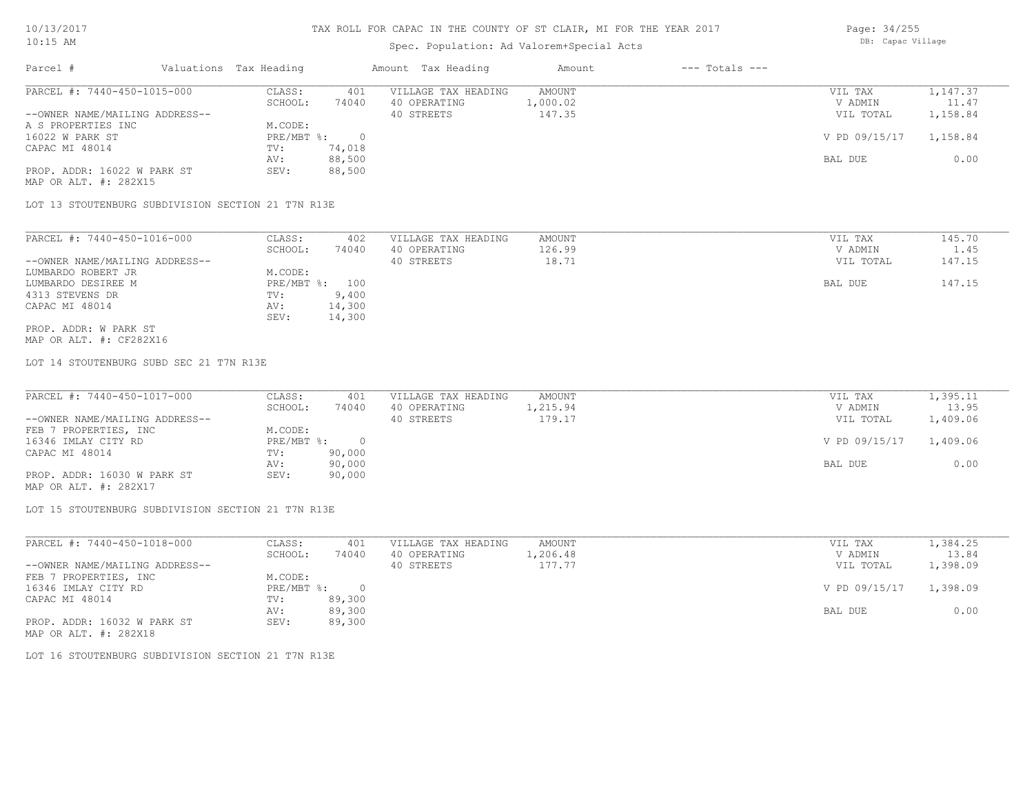# TAX ROLL FOR CAPAC IN THE COUNTY OF ST CLAIR, MI FOR THE YEAR 2017

Spec. Population: Ad Valorem+Special Acts

DB: Capac Village

10/13/2017
10:15 AM

| Parcel # | Valuations | Tax Heading | Amount | Tax Heading | Amount | --- Totals --- | |
|---|---|---|---|---|---|---|---|
| PARCEL #: 7440-450-1015-000 | CLASS: | 401 | VILLAGE TAX HEADING | AMOUNT | | VIL TAX | 1,147.37 |
| | SCHOOL: | 74040 | 40 OPERATING | 1,000.02 | | V ADMIN | 11.47 |
| --OWNER NAME/MAILING ADDRESS-- | | | 40 STREETS | 147.35 | | VIL TOTAL | 1,158.84 |
| A S PROPERTIES INC | M.CODE: | | | | | | |
| 16022 W PARK ST | PRE/MBT %: | 0 | | | | V PD 09/15/17 | 1,158.84 |
| CAPAC MI 48014 | TV: | 74,018 | | | | | |
| | AV: | 88,500 | | | | BAL DUE | 0.00 |
| PROP. ADDR: 16022 W PARK ST | SEV: | 88,500 | | | | | |
| MAP OR ALT. #: 282X15 | | | | | | | |

LOT 13 STOUTENBURG SUBDIVISION SECTION 21 T7N R13E

| Parcel # | Valuations | Tax Heading | Amount | Tax Heading | Amount | --- Totals --- | |
|---|---|---|---|---|---|---|---|
| PARCEL #: 7440-450-1016-000 | CLASS: | 402 | VILLAGE TAX HEADING | AMOUNT | | VIL TAX | 145.70 |
| | SCHOOL: | 74040 | 40 OPERATING | 126.99 | | V ADMIN | 1.45 |
| --OWNER NAME/MAILING ADDRESS-- | | | 40 STREETS | 18.71 | | VIL TOTAL | 147.15 |
| LUMBARDO ROBERT JR | M.CODE: | | | | | | |
| LUMBARDO DESIREE M | PRE/MBT %: | 100 | | | | BAL DUE | 147.15 |
| 4313 STEVENS DR | TV: | 9,400 | | | | | |
| CAPAC MI 48014 | AV: | 14,300 | | | | | |
| | SEV: | 14,300 | | | | | |
| PROP. ADDR: W PARK ST | | | | | | | |
| MAP OR ALT. #: CF282X16 | | | | | | | |

LOT 14 STOUTENBURG SUBD SEC 21 T7N R13E

| Parcel # | Valuations | Tax Heading | Amount | Tax Heading | Amount | --- Totals --- | |
|---|---|---|---|---|---|---|---|
| PARCEL #: 7440-450-1017-000 | CLASS: | 401 | VILLAGE TAX HEADING | AMOUNT | | VIL TAX | 1,395.11 |
| | SCHOOL: | 74040 | 40 OPERATING | 1,215.94 | | V ADMIN | 13.95 |
| --OWNER NAME/MAILING ADDRESS-- | | | 40 STREETS | 179.17 | | VIL TOTAL | 1,409.06 |
| FEB 7 PROPERTIES, INC | M.CODE: | | | | | | |
| 16346 IMLAY CITY RD | PRE/MBT %: | 0 | | | | V PD 09/15/17 | 1,409.06 |
| CAPAC MI 48014 | TV: | 90,000 | | | | | |
| | AV: | 90,000 | | | | BAL DUE | 0.00 |
| PROP. ADDR: 16030 W PARK ST | SEV: | 90,000 | | | | | |
| MAP OR ALT. #: 282X17 | | | | | | | |

LOT 15 STOUTENBURG SUBDIVISION SECTION 21 T7N R13E

| Parcel # | Valuations | Tax Heading | Amount | Tax Heading | Amount | --- Totals --- | |
|---|---|---|---|---|---|---|---|
| PARCEL #: 7440-450-1018-000 | CLASS: | 401 | VILLAGE TAX HEADING | AMOUNT | | VIL TAX | 1,384.25 |
| | SCHOOL: | 74040 | 40 OPERATING | 1,206.48 | | V ADMIN | 13.84 |
| --OWNER NAME/MAILING ADDRESS-- | | | 40 STREETS | 177.77 | | VIL TOTAL | 1,398.09 |
| FEB 7 PROPERTIES, INC | M.CODE: | | | | | | |
| 16346 IMLAY CITY RD | PRE/MBT %: | 0 | | | | V PD 09/15/17 | 1,398.09 |
| CAPAC MI 48014 | TV: | 89,300 | | | | | |
| | AV: | 89,300 | | | | BAL DUE | 0.00 |
| PROP. ADDR: 16032 W PARK ST | SEV: | 89,300 | | | | | |
| MAP OR ALT. #: 282X18 | | | | | | | |

LOT 16 STOUTENBURG SUBDIVISION SECTION 21 T7N R13E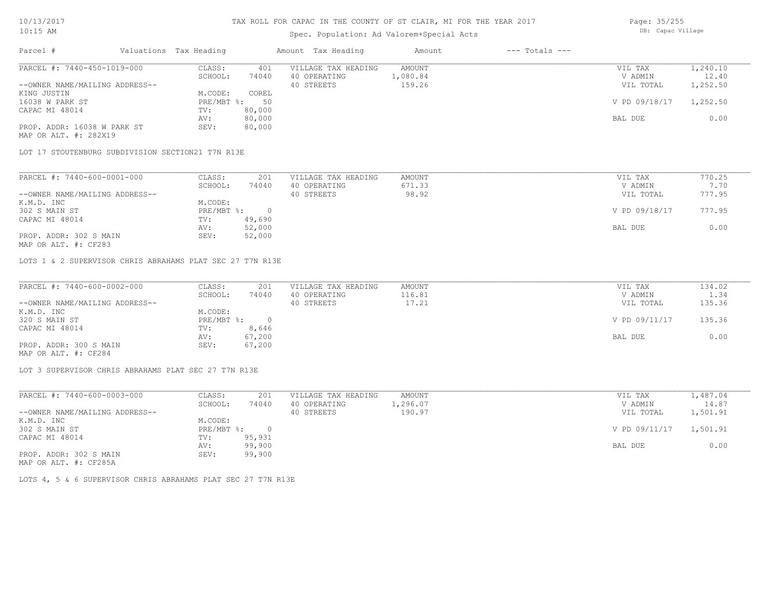# TAX ROLL FOR CAPAC IN THE COUNTY OF ST CLAIR, MI FOR THE YEAR 2017

Spec. Population: Ad Valorem+Special Acts

| Parcel # | Valuations | Tax Heading | Amount | Tax Heading | Amount | --- Totals --- | |
|---|---|---|---|---|---|---|---|
| PARCEL #: 7440-450-1019-000 | CLASS: | 401 | VILLAGE TAX HEADING | AMOUNT | | VIL TAX | 1,240.10 |
| | SCHOOL: | 74040 | 40 OPERATING | 1,080.84 | | V ADMIN | 12.40 |
| --OWNER NAME/MAILING ADDRESS-- | | | 40 STREETS | 159.26 | | VIL TOTAL | 1,252.50 |
| KING JUSTIN | M.CODE: | COREL | | | | | |
| 16038 W PARK ST | PRE/MBT %: | 50 | | | | V PD 09/18/17 | 1,252.50 |
| CAPAC MI 48014 | TV: | 80,000 | | | | | |
| | AV: | 80,000 | | | | BAL DUE | 0.00 |
| PROP. ADDR: 16038 W PARK ST | SEV: | 80,000 | | | | | |
| MAP OR ALT. #: 282X19 | | | | | | | |

LOT 17 STOUTENBURG SUBDIVISION SECTION21 T7N R13E

| Parcel # | Valuations | Tax Heading | Amount | Tax Heading | Amount | --- Totals --- | |
|---|---|---|---|---|---|---|---|
| PARCEL #: 7440-600-0001-000 | CLASS: | 201 | VILLAGE TAX HEADING | AMOUNT | | VIL TAX | 770.25 |
| | SCHOOL: | 74040 | 40 OPERATING | 671.33 | | V ADMIN | 7.70 |
| --OWNER NAME/MAILING ADDRESS-- | | | 40 STREETS | 98.92 | | VIL TOTAL | 777.95 |
| K.M.D. INC | M.CODE: | | | | | | |
| 302 S MAIN ST | PRE/MBT %: | 0 | | | | V PD 09/18/17 | 777.95 |
| CAPAC MI 48014 | TV: | 49,690 | | | | | |
| | AV: | 52,000 | | | | BAL DUE | 0.00 |
| PROP. ADDR: 302 S MAIN | SEV: | 52,000 | | | | | |
| MAP OR ALT. #: CF283 | | | | | | | |

LOTS 1 & 2 SUPERVISOR CHRIS ABRAHAMS PLAT SEC 27 T7N R13E

| Parcel # | Valuations | Tax Heading | Amount | Tax Heading | Amount | --- Totals --- | |
|---|---|---|---|---|---|---|---|
| PARCEL #: 7440-600-0002-000 | CLASS: | 201 | VILLAGE TAX HEADING | AMOUNT | | VIL TAX | 134.02 |
| | SCHOOL: | 74040 | 40 OPERATING | 116.81 | | V ADMIN | 1.34 |
| --OWNER NAME/MAILING ADDRESS-- | | | 40 STREETS | 17.21 | | VIL TOTAL | 135.36 |
| K.M.D. INC | M.CODE: | | | | | | |
| 320 S MAIN ST | PRE/MBT %: | 0 | | | | V PD 09/11/17 | 135.36 |
| CAPAC MI 48014 | TV: | 8,646 | | | | | |
| | AV: | 67,200 | | | | BAL DUE | 0.00 |
| PROP. ADDR: 300 S MAIN | SEV: | 67,200 | | | | | |
| MAP OR ALT. #: CF284 | | | | | | | |

LOT 3 SUPERVISOR CHRIS ABRAHAMS PLAT SEC 27 T7N R13E

| Parcel # | Valuations | Tax Heading | Amount | Tax Heading | Amount | --- Totals --- | |
|---|---|---|---|---|---|---|---|
| PARCEL #: 7440-600-0003-000 | CLASS: | 201 | VILLAGE TAX HEADING | AMOUNT | | VIL TAX | 1,487.04 |
| | SCHOOL: | 74040 | 40 OPERATING | 1,296.07 | | V ADMIN | 14.87 |
| --OWNER NAME/MAILING ADDRESS-- | | | 40 STREETS | 190.97 | | VIL TOTAL | 1,501.91 |
| K.M.D. INC | M.CODE: | | | | | | |
| 302 S MAIN ST | PRE/MBT %: | 0 | | | | V PD 09/11/17 | 1,501.91 |
| CAPAC MI 48014 | TV: | 95,931 | | | | | |
| | AV: | 99,900 | | | | BAL DUE | 0.00 |
| PROP. ADDR: 302 S MAIN | SEV: | 99,900 | | | | | |
| MAP OR ALT. #: CF285A | | | | | | | |

LOTS 4, 5 & 6 SUPERVISOR CHRIS ABRAHAMS PLAT SEC 27 T7N R13E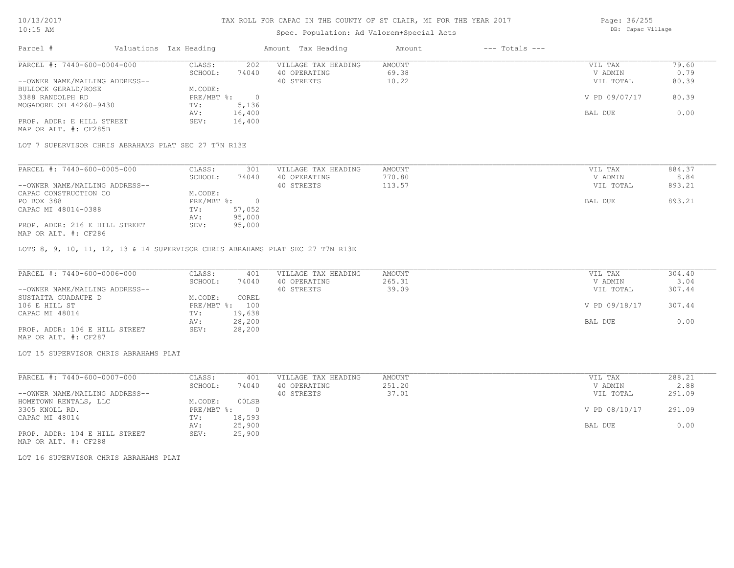# TAX ROLL FOR CAPAC IN THE COUNTY OF ST CLAIR, MI FOR THE YEAR 2017

Spec. Population: Ad Valorem+Special Acts

DB: Capac Village

10/13/2017
10:15 AM

| Parcel # | Valuations | Tax Heading | Amount | Tax Heading | Amount | --- Totals --- | |
|---|---|---|---|---|---|---|---|
| PARCEL #: 7440-600-0004-000 | CLASS: | 202 | VILLAGE TAX HEADING | AMOUNT | | VIL TAX | 79.60 |
| | SCHOOL: | 74040 | 40 OPERATING | 69.38 | | V ADMIN | 0.79 |
| --OWNER NAME/MAILING ADDRESS-- | | | 40 STREETS | 10.22 | | VIL TOTAL | 80.39 |
| BULLOCK GERALD/ROSE | M.CODE: | | | | | | |
| 3388 RANDOLPH RD | PRE/MBT %: | 0 | | | | V PD 09/07/17 | 80.39 |
| MOGADORE OH 44260-9430 | TV: | 5,136 | | | | | |
| | AV: | 16,400 | | | | BAL DUE | 0.00 |
| PROP. ADDR: E HILL STREET | SEV: | 16,400 | | | | | |
| MAP OR ALT. #: CF285B | | | | | | | |

LOT 7 SUPERVISOR CHRIS ABRAHAMS PLAT SEC 27 T7N R13E

| Parcel # | Valuations | Tax Heading | Amount | Tax Heading | Amount | --- Totals --- | |
|---|---|---|---|---|---|---|---|
| PARCEL #: 7440-600-0005-000 | CLASS: | 301 | VILLAGE TAX HEADING | AMOUNT | | VIL TAX | 884.37 |
| | SCHOOL: | 74040 | 40 OPERATING | 770.80 | | V ADMIN | 8.84 |
| --OWNER NAME/MAILING ADDRESS-- | | | 40 STREETS | 113.57 | | VIL TOTAL | 893.21 |
| CAPAC CONSTRUCTION CO | M.CODE: | | | | | | |
| PO BOX 388 | PRE/MBT %: | 0 | | | | BAL DUE | 893.21 |
| CAPAC MI 48014-0388 | TV: | 57,052 | | | | | |
| | AV: | 95,000 | | | | | |
| PROP. ADDR: 216 E HILL STREET | SEV: | 95,000 | | | | | |
| MAP OR ALT. #: CF286 | | | | | | | |

LOTS 8, 9, 10, 11, 12, 13 & 14 SUPERVISOR CHRIS ABRAHAMS PLAT SEC 27 T7N R13E

| Parcel # | Valuations | Tax Heading | Amount | Tax Heading | Amount | --- Totals --- | |
|---|---|---|---|---|---|---|---|
| PARCEL #: 7440-600-0006-000 | CLASS: | 401 | VILLAGE TAX HEADING | AMOUNT | | VIL TAX | 304.40 |
| | SCHOOL: | 74040 | 40 OPERATING | 265.31 | | V ADMIN | 3.04 |
| --OWNER NAME/MAILING ADDRESS-- | | | 40 STREETS | 39.09 | | VIL TOTAL | 307.44 |
| SUSTAITA GUADAUPE D | M.CODE: | COREL | | | | | |
| 106 E HILL ST | PRE/MBT %: | 100 | | | | V PD 09/18/17 | 307.44 |
| CAPAC MI 48014 | TV: | 19,638 | | | | | |
| | AV: | 28,200 | | | | BAL DUE | 0.00 |
| PROP. ADDR: 106 E HILL STREET | SEV: | 28,200 | | | | | |
| MAP OR ALT. #: CF287 | | | | | | | |

LOT 15 SUPERVISOR CHRIS ABRAHAMS PLAT

| Parcel # | Valuations | Tax Heading | Amount | Tax Heading | Amount | --- Totals --- | |
|---|---|---|---|---|---|---|---|
| PARCEL #: 7440-600-0007-000 | CLASS: | 401 | VILLAGE TAX HEADING | AMOUNT | | VIL TAX | 288.21 |
| | SCHOOL: | 74040 | 40 OPERATING | 251.20 | | V ADMIN | 2.88 |
| --OWNER NAME/MAILING ADDRESS-- | | | 40 STREETS | 37.01 | | VIL TOTAL | 291.09 |
| HOMETOWN RENTALS, LLC | M.CODE: | 00LSB | | | | | |
| 3305 KNOLL RD. | PRE/MBT %: | 0 | | | | V PD 08/10/17 | 291.09 |
| CAPAC MI 48014 | TV: | 18,593 | | | | | |
| | AV: | 25,900 | | | | BAL DUE | 0.00 |
| PROP. ADDR: 104 E HILL STREET | SEV: | 25,900 | | | | | |
| MAP OR ALT. #: CF288 | | | | | | | |

LOT 16 SUPERVISOR CHRIS ABRAHAMS PLAT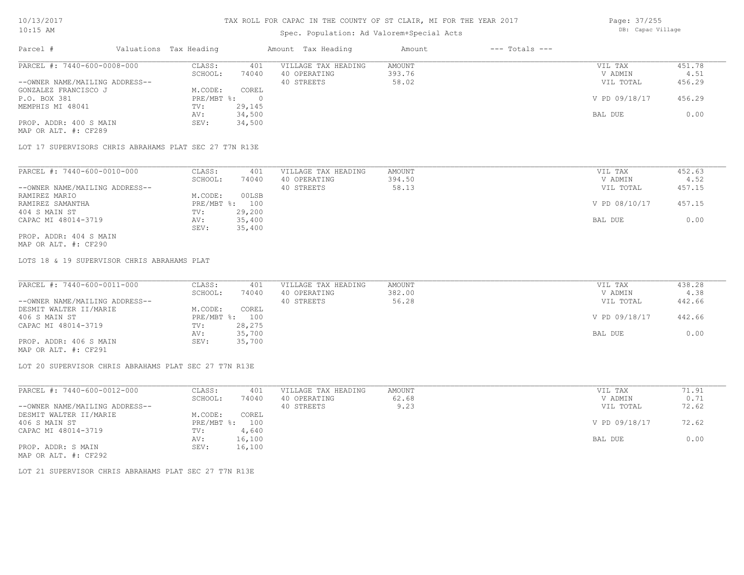TAX ROLL FOR CAPAC IN THE COUNTY OF ST CLAIR, MI FOR THE YEAR 2017

Spec. Population: Ad Valorem+Special Acts

| Parcel # | Valuations | Tax Heading | Amount | Tax Heading | Amount | --- Totals --- | |
|---|---|---|---|---|---|---|---|
| PARCEL #: 7440-600-0008-000 | CLASS: | 401 | VILLAGE TAX HEADING | AMOUNT | | VIL TAX | 451.78 |
| | SCHOOL: | 74040 | 40 OPERATING | 393.76 | | V ADMIN | 4.51 |
| --OWNER NAME/MAILING ADDRESS-- | | | 40 STREETS | 58.02 | | VIL TOTAL | 456.29 |
| GONZALEZ FRANCISCO J | M.CODE: | COREL | | | | | |
| P.O. BOX 381 | PRE/MBT %: | 0 | | | | V PD 09/18/17 | 456.29 |
| MEMPHIS MI 48041 | TV: | 29,145 | | | | | |
| | AV: | 34,500 | | | | BAL DUE | 0.00 |
| PROP. ADDR: 400 S MAIN | SEV: | 34,500 | | | | | |
| MAP OR ALT. #: CF289 | | | | | | | |

LOT 17 SUPERVISORS CHRIS ABRAHAMS PLAT SEC 27 T7N R13E

| Parcel # | Valuations | Tax Heading | Amount | Tax Heading | Amount | --- Totals --- | |
|---|---|---|---|---|---|---|---|
| PARCEL #: 7440-600-0010-000 | CLASS: | 401 | VILLAGE TAX HEADING | AMOUNT | | VIL TAX | 452.63 |
| | SCHOOL: | 74040 | 40 OPERATING | 394.50 | | V ADMIN | 4.52 |
| --OWNER NAME/MAILING ADDRESS-- | | | 40 STREETS | 58.13 | | VIL TOTAL | 457.15 |
| RAMIREZ MARIO | M.CODE: | 00LSB | | | | | |
| RAMIREZ SAMANTHA | PRE/MBT %: | 100 | | | | V PD 08/10/17 | 457.15 |
| 404 S MAIN ST | TV: | 29,200 | | | | | |
| CAPAC MI 48014-3719 | AV: | 35,400 | | | | BAL DUE | 0.00 |
| | SEV: | 35,400 | | | | | |
| PROP. ADDR: 404 S MAIN | | | | | | | |
| MAP OR ALT. #: CF290 | | | | | | | |

LOTS 18 & 19 SUPERVISOR CHRIS ABRAHAMS PLAT

| Parcel # | Valuations | Tax Heading | Amount | Tax Heading | Amount | --- Totals --- | |
|---|---|---|---|---|---|---|---|
| PARCEL #: 7440-600-0011-000 | CLASS: | 401 | VILLAGE TAX HEADING | AMOUNT | | VIL TAX | 438.28 |
| | SCHOOL: | 74040 | 40 OPERATING | 382.00 | | V ADMIN | 4.38 |
| --OWNER NAME/MAILING ADDRESS-- | | | 40 STREETS | 56.28 | | VIL TOTAL | 442.66 |
| DESMIT WALTER II/MARIE | M.CODE: | COREL | | | | | |
| 406 S MAIN ST | PRE/MBT %: | 100 | | | | V PD 09/18/17 | 442.66 |
| CAPAC MI 48014-3719 | TV: | 28,275 | | | | | |
| | AV: | 35,700 | | | | BAL DUE | 0.00 |
| PROP. ADDR: 406 S MAIN | SEV: | 35,700 | | | | | |
| MAP OR ALT. #: CF291 | | | | | | | |

LOT 20 SUPERVISOR CHRIS ABRAHAMS PLAT SEC 27 T7N R13E

| Parcel # | Valuations | Tax Heading | Amount | Tax Heading | Amount | --- Totals --- | |
|---|---|---|---|---|---|---|---|
| PARCEL #: 7440-600-0012-000 | CLASS: | 401 | VILLAGE TAX HEADING | AMOUNT | | VIL TAX | 71.91 |
| | SCHOOL: | 74040 | 40 OPERATING | 62.68 | | V ADMIN | 0.71 |
| --OWNER NAME/MAILING ADDRESS-- | | | 40 STREETS | 9.23 | | VIL TOTAL | 72.62 |
| DESMIT WALTER II/MARIE | M.CODE: | COREL | | | | | |
| 406 S MAIN ST | PRE/MBT %: | 100 | | | | V PD 09/18/17 | 72.62 |
| CAPAC MI 48014-3719 | TV: | 4,640 | | | | | |
| | AV: | 16,100 | | | | BAL DUE | 0.00 |
| PROP. ADDR: S MAIN | SEV: | 16,100 | | | | | |
| MAP OR ALT. #: CF292 | | | | | | | |

LOT 21 SUPERVISOR CHRIS ABRAHAMS PLAT SEC 27 T7N R13E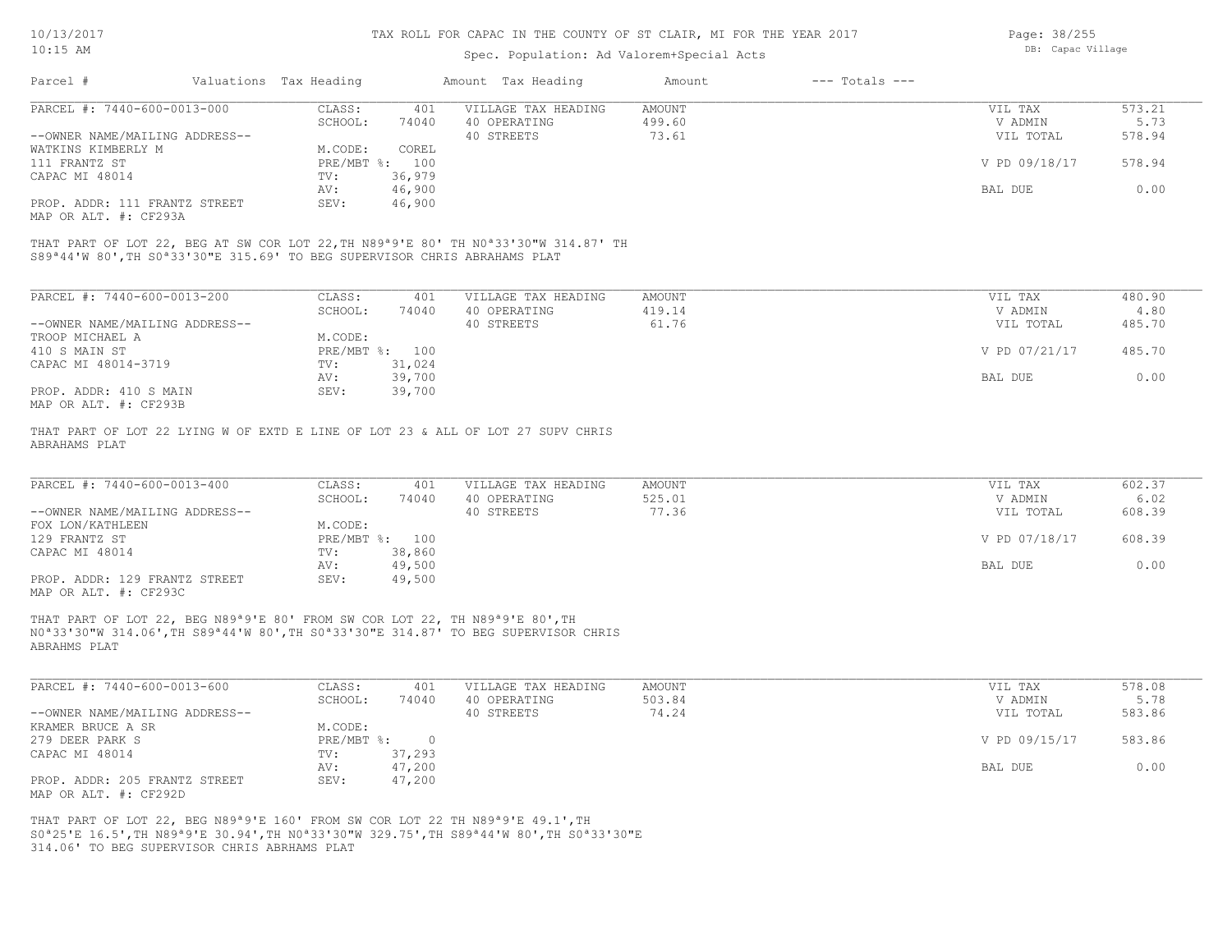# TAX ROLL FOR CAPAC IN THE COUNTY OF ST CLAIR, MI FOR THE YEAR 2017

Spec. Population: Ad Valorem+Special Acts

| Parcel # | Valuations Tax Heading | | Amount Tax Heading | Amount | --- Totals --- | |
|---|---|---|---|---|---|---|
| PARCEL #: 7440-600-0013-000 | CLASS: | 401 | VILLAGE TAX HEADING | AMOUNT | VIL TAX | 573.21 |
| | SCHOOL: | 74040 | 40 OPERATING | 499.60 | V ADMIN | 5.73 |
| --OWNER NAME/MAILING ADDRESS-- | | | 40 STREETS | 73.61 | VIL TOTAL | 578.94 |
| WATKINS KIMBERLY M | M.CODE: | COREL | | | | |
| 111 FRANTZ ST | PRE/MBT %: | 100 | | | V PD 09/18/17 | 578.94 |
| CAPAC MI 48014 | TV: | 36,979 | | | | |
| | AV: | 46,900 | | | BAL DUE | 0.00 |
| PROP. ADDR: 111 FRANTZ STREET | SEV: | 46,900 | | | | |
| MAP OR ALT. #: CF293A | | | | | | |

THAT PART OF LOT 22, BEG AT SW COR LOT 22,TH N89ª9'E 80' TH N0ª33'30"W 314.87' TH S89ª44'W 80',TH S0ª33'30"E 315.69' TO BEG SUPERVISOR CHRIS ABRAHAMS PLAT

| Parcel # | Valuations Tax Heading | | Amount Tax Heading | Amount | --- Totals --- | |
|---|---|---|---|---|---|---|
| PARCEL #: 7440-600-0013-200 | CLASS: | 401 | VILLAGE TAX HEADING | AMOUNT | VIL TAX | 480.90 |
| | SCHOOL: | 74040 | 40 OPERATING | 419.14 | V ADMIN | 4.80 |
| --OWNER NAME/MAILING ADDRESS-- | | | 40 STREETS | 61.76 | VIL TOTAL | 485.70 |
| TROOP MICHAEL A | M.CODE: | | | | | |
| 410 S MAIN ST | PRE/MBT %: | 100 | | | V PD 07/21/17 | 485.70 |
| CAPAC MI 48014-3719 | TV: | 31,024 | | | | |
| | AV: | 39,700 | | | BAL DUE | 0.00 |
| PROP. ADDR: 410 S MAIN | SEV: | 39,700 | | | | |
| MAP OR ALT. #: CF293B | | | | | | |

THAT PART OF LOT 22 LYING W OF EXTD E LINE OF LOT 23 & ALL OF LOT 27 SUPV CHRIS ABRAHAMS PLAT

| Parcel # | Valuations Tax Heading | | Amount Tax Heading | Amount | --- Totals --- | |
|---|---|---|---|---|---|---|
| PARCEL #: 7440-600-0013-400 | CLASS: | 401 | VILLAGE TAX HEADING | AMOUNT | VIL TAX | 602.37 |
| | SCHOOL: | 74040 | 40 OPERATING | 525.01 | V ADMIN | 6.02 |
| --OWNER NAME/MAILING ADDRESS-- | | | 40 STREETS | 77.36 | VIL TOTAL | 608.39 |
| FOX LON/KATHLEEN | M.CODE: | | | | | |
| 129 FRANTZ ST | PRE/MBT %: | 100 | | | V PD 07/18/17 | 608.39 |
| CAPAC MI 48014 | TV: | 38,860 | | | | |
| | AV: | 49,500 | | | BAL DUE | 0.00 |
| PROP. ADDR: 129 FRANTZ STREET | SEV: | 49,500 | | | | |
| MAP OR ALT. #: CF293C | | | | | | |

THAT PART OF LOT 22, BEG N89ª9'E 80' FROM SW COR LOT 22, TH N89ª9'E 80',TH N0ª33'30"W 314.06',TH S89ª44'W 80',TH S0ª33'30"E 314.87' TO BEG SUPERVISOR CHRIS ABRAHMS PLAT

| Parcel # | Valuations Tax Heading | | Amount Tax Heading | Amount | --- Totals --- | |
|---|---|---|---|---|---|---|
| PARCEL #: 7440-600-0013-600 | CLASS: | 401 | VILLAGE TAX HEADING | AMOUNT | VIL TAX | 578.08 |
| | SCHOOL: | 74040 | 40 OPERATING | 503.84 | V ADMIN | 5.78 |
| --OWNER NAME/MAILING ADDRESS-- | | | 40 STREETS | 74.24 | VIL TOTAL | 583.86 |
| KRAMER BRUCE A SR | M.CODE: | | | | | |
| 279 DEER PARK S | PRE/MBT %: | 0 | | | V PD 09/15/17 | 583.86 |
| CAPAC MI 48014 | TV: | 37,293 | | | | |
| | AV: | 47,200 | | | BAL DUE | 0.00 |
| PROP. ADDR: 205 FRANTZ STREET | SEV: | 47,200 | | | | |
| MAP OR ALT. #: CF292D | | | | | | |

THAT PART OF LOT 22, BEG N89ª9'E 160' FROM SW COR LOT 22 TH N89ª9'E 49.1',TH S0ª25'E 16.5',TH N89ª9'E 30.94',TH N0ª33'30"W 329.75',TH S89ª44'W 80',TH S0ª33'30"E 314.06' TO BEG SUPERVISOR CHRIS ABRHAMS PLAT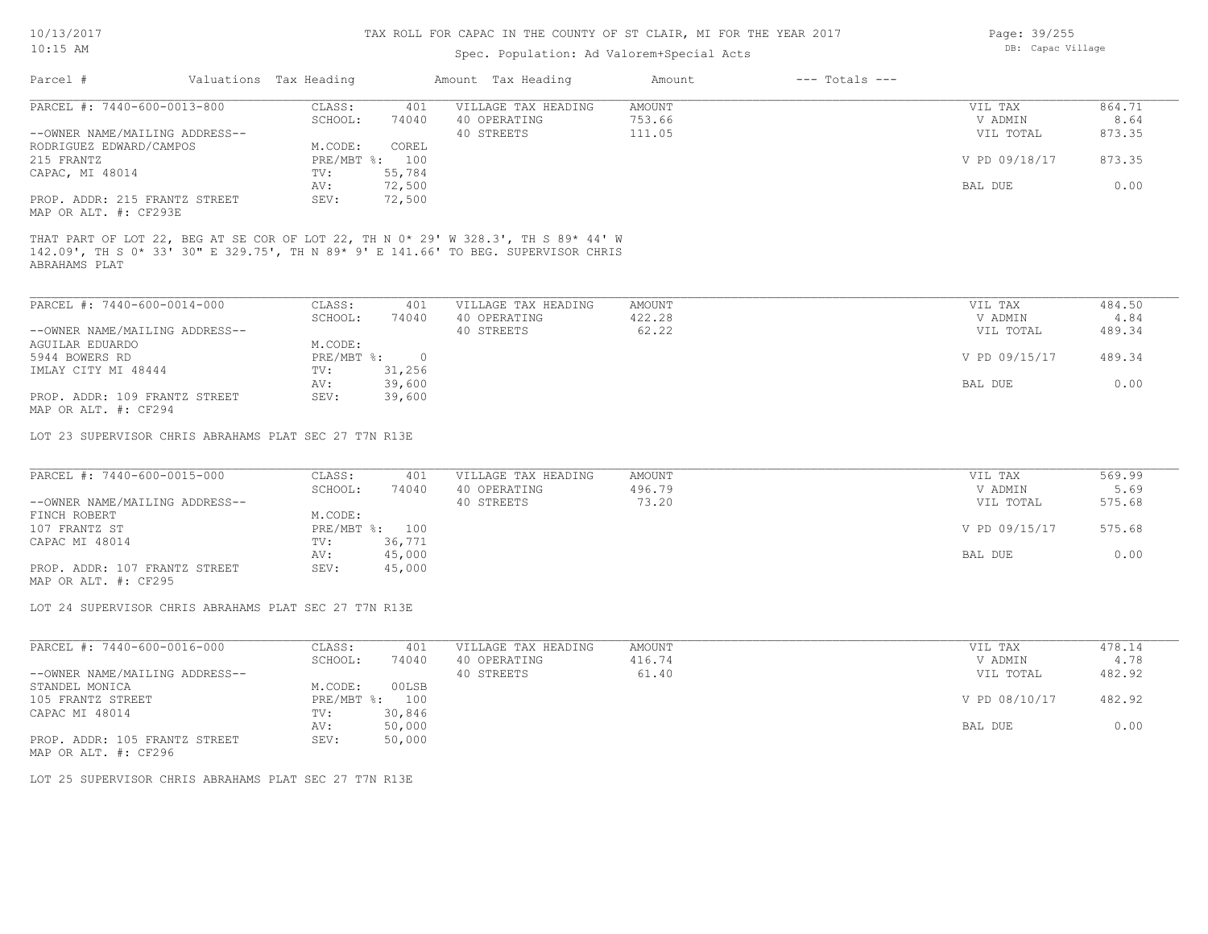# TAX ROLL FOR CAPAC IN THE COUNTY OF ST CLAIR, MI FOR THE YEAR 2017

Spec. Population: Ad Valorem+Special Acts

| Parcel # | Valuations Tax Heading | | Amount Tax Heading | Amount | --- Totals --- | |
|---|---|---|---|---|---|---|
| PARCEL #: 7440-600-0013-800 | CLASS: | 401 | VILLAGE TAX HEADING | AMOUNT | VIL TAX | 864.71 |
| | SCHOOL: | 74040 | 40 OPERATING | 753.66 | V ADMIN | 8.64 |
| --OWNER NAME/MAILING ADDRESS-- | | | 40 STREETS | 111.05 | VIL TOTAL | 873.35 |
| RODRIGUEZ EDWARD/CAMPOS | M.CODE: | COREL | | | | |
| 215 FRANTZ | PRE/MBT %: | 100 | | | V PD 09/18/17 | 873.35 |
| CAPAC, MI 48014 | TV: | 55,784 | | | | |
| | AV: | 72,500 | | | BAL DUE | 0.00 |
| PROP. ADDR: 215 FRANTZ STREET | SEV: | 72,500 | | | | |
| MAP OR ALT. #: CF293E | | | | | | |

THAT PART OF LOT 22, BEG AT SE COR OF LOT 22, TH N 0* 29' W 328.3', TH S 89* 44' W 142.09', TH S 0* 33' 30" E 329.75', TH N 89* 9' E 141.66' TO BEG. SUPERVISOR CHRIS ABRAHAMS PLAT

| Parcel # | Valuations Tax Heading | | Amount Tax Heading | Amount | --- Totals --- | |
|---|---|---|---|---|---|---|
| PARCEL #: 7440-600-0014-000 | CLASS: | 401 | VILLAGE TAX HEADING | AMOUNT | VIL TAX | 484.50 |
| | SCHOOL: | 74040 | 40 OPERATING | 422.28 | V ADMIN | 4.84 |
| --OWNER NAME/MAILING ADDRESS-- | | | 40 STREETS | 62.22 | VIL TOTAL | 489.34 |
| AGUILAR EDUARDO | M.CODE: | | | | | |
| 5944 BOWERS RD | PRE/MBT %: | 0 | | | V PD 09/15/17 | 489.34 |
| IMLAY CITY MI 48444 | TV: | 31,256 | | | | |
| | AV: | 39,600 | | | BAL DUE | 0.00 |
| PROP. ADDR: 109 FRANTZ STREET | SEV: | 39,600 | | | | |
| MAP OR ALT. #: CF294 | | | | | | |

LOT 23 SUPERVISOR CHRIS ABRAHAMS PLAT SEC 27 T7N R13E

| Parcel # | Valuations Tax Heading | | Amount Tax Heading | Amount | --- Totals --- | |
|---|---|---|---|---|---|---|
| PARCEL #: 7440-600-0015-000 | CLASS: | 401 | VILLAGE TAX HEADING | AMOUNT | VIL TAX | 569.99 |
| | SCHOOL: | 74040 | 40 OPERATING | 496.79 | V ADMIN | 5.69 |
| --OWNER NAME/MAILING ADDRESS-- | | | 40 STREETS | 73.20 | VIL TOTAL | 575.68 |
| FINCH ROBERT | M.CODE: | | | | | |
| 107 FRANTZ ST | PRE/MBT %: | 100 | | | V PD 09/15/17 | 575.68 |
| CAPAC MI 48014 | TV: | 36,771 | | | | |
| | AV: | 45,000 | | | BAL DUE | 0.00 |
| PROP. ADDR: 107 FRANTZ STREET | SEV: | 45,000 | | | | |
| MAP OR ALT. #: CF295 | | | | | | |

LOT 24 SUPERVISOR CHRIS ABRAHAMS PLAT SEC 27 T7N R13E

| Parcel # | Valuations Tax Heading | | Amount Tax Heading | Amount | --- Totals --- | |
|---|---|---|---|---|---|---|
| PARCEL #: 7440-600-0016-000 | CLASS: | 401 | VILLAGE TAX HEADING | AMOUNT | VIL TAX | 478.14 |
| | SCHOOL: | 74040 | 40 OPERATING | 416.74 | V ADMIN | 4.78 |
| --OWNER NAME/MAILING ADDRESS-- | | | 40 STREETS | 61.40 | VIL TOTAL | 482.92 |
| STANDEL MONICA | M.CODE: | 00LSB | | | | |
| 105 FRANTZ STREET | PRE/MBT %: | 100 | | | V PD 08/10/17 | 482.92 |
| CAPAC MI 48014 | TV: | 30,846 | | | | |
| | AV: | 50,000 | | | BAL DUE | 0.00 |
| PROP. ADDR: 105 FRANTZ STREET | SEV: | 50,000 | | | | |
| MAP OR ALT. #: CF296 | | | | | | |

LOT 25 SUPERVISOR CHRIS ABRAHAMS PLAT SEC 27 T7N R13E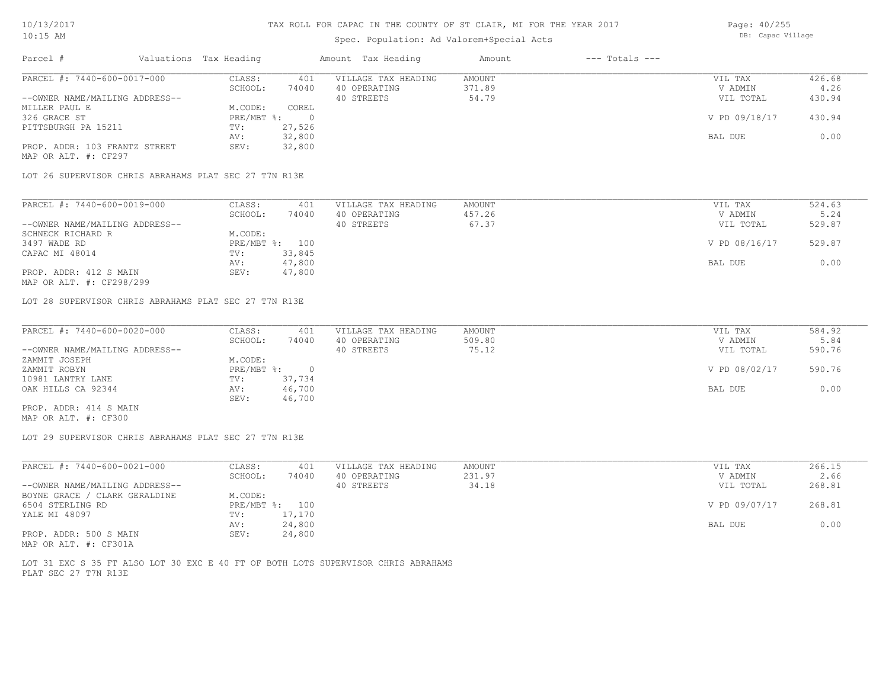# TAX ROLL FOR CAPAC IN THE COUNTY OF ST CLAIR, MI FOR THE YEAR 2017

Spec. Population: Ad Valorem+Special Acts

DB: Capac Village

| Parcel # | Valuations | Tax Heading | Amount | Tax Heading | Amount | --- Totals --- | |
|---|---|---|---|---|---|---|---|
| PARCEL #: 7440-600-0017-000 | CLASS: | 401 | VILLAGE TAX HEADING | AMOUNT | | VIL TAX | 426.68 |
| | SCHOOL: | 74040 | 40 OPERATING | 371.89 | | V ADMIN | 4.26 |
| --OWNER NAME/MAILING ADDRESS-- | | | 40 STREETS | 54.79 | | VIL TOTAL | 430.94 |
| MILLER PAUL E | M.CODE: | COREL | | | | | |
| 326 GRACE ST | PRE/MBT %: | 0 | | | | V PD 09/18/17 | 430.94 |
| PITTSBURGH PA 15211 | TV: | 27,526 | | | | | |
| | AV: | 32,800 | | | | BAL DUE | 0.00 |
| PROP. ADDR: 103 FRANTZ STREET | SEV: | 32,800 | | | | | |
| MAP OR ALT. #: CF297 | | | | | | | |

LOT 26 SUPERVISOR CHRIS ABRAHAMS PLAT SEC 27 T7N R13E

| Parcel # | Valuations | Tax Heading | Amount | Tax Heading | Amount | --- Totals --- | |
|---|---|---|---|---|---|---|---|
| PARCEL #: 7440-600-0019-000 | CLASS: | 401 | VILLAGE TAX HEADING | AMOUNT | | VIL TAX | 524.63 |
| | SCHOOL: | 74040 | 40 OPERATING | 457.26 | | V ADMIN | 5.24 |
| --OWNER NAME/MAILING ADDRESS-- | | | 40 STREETS | 67.37 | | VIL TOTAL | 529.87 |
| SCHNECK RICHARD R | M.CODE: | | | | | | |
| 3497 WADE RD | PRE/MBT %: | 100 | | | | V PD 08/16/17 | 529.87 |
| CAPAC MI 48014 | TV: | 33,845 | | | | | |
| | AV: | 47,800 | | | | BAL DUE | 0.00 |
| PROP. ADDR: 412 S MAIN | SEV: | 47,800 | | | | | |
| MAP OR ALT. #: CF298/299 | | | | | | | |

LOT 28 SUPERVISOR CHRIS ABRAHAMS PLAT SEC 27 T7N R13E

| Parcel # | Valuations | Tax Heading | Amount | Tax Heading | Amount | --- Totals --- | |
|---|---|---|---|---|---|---|---|
| PARCEL #: 7440-600-0020-000 | CLASS: | 401 | VILLAGE TAX HEADING | AMOUNT | | VIL TAX | 584.92 |
| | SCHOOL: | 74040 | 40 OPERATING | 509.80 | | V ADMIN | 5.84 |
| --OWNER NAME/MAILING ADDRESS-- | | | 40 STREETS | 75.12 | | VIL TOTAL | 590.76 |
| ZAMMIT JOSEPH | M.CODE: | | | | | | |
| ZAMMIT ROBYN | PRE/MBT %: | 0 | | | | V PD 08/02/17 | 590.76 |
| 10981 LANTRY LANE | TV: | 37,734 | | | | | |
| OAK HILLS CA 92344 | AV: | 46,700 | | | | BAL DUE | 0.00 |
| | SEV: | 46,700 | | | | | |
| PROP. ADDR: 414 S MAIN | | | | | | | |
| MAP OR ALT. #: CF300 | | | | | | | |

LOT 29 SUPERVISOR CHRIS ABRAHAMS PLAT SEC 27 T7N R13E

| Parcel # | Valuations | Tax Heading | Amount | Tax Heading | Amount | --- Totals --- | |
|---|---|---|---|---|---|---|---|
| PARCEL #: 7440-600-0021-000 | CLASS: | 401 | VILLAGE TAX HEADING | AMOUNT | | VIL TAX | 266.15 |
| | SCHOOL: | 74040 | 40 OPERATING | 231.97 | | V ADMIN | 2.66 |
| --OWNER NAME/MAILING ADDRESS-- | | | 40 STREETS | 34.18 | | VIL TOTAL | 268.81 |
| BOYNE GRACE / CLARK GERALDINE | M.CODE: | | | | | | |
| 6504 STERLING RD | PRE/MBT %: | 100 | | | | V PD 09/07/17 | 268.81 |
| YALE MI 48097 | TV: | 17,170 | | | | | |
| | AV: | 24,800 | | | | BAL DUE | 0.00 |
| PROP. ADDR: 500 S MAIN | SEV: | 24,800 | | | | | |
| MAP OR ALT. #: CF301A | | | | | | | |

LOT 31 EXC S 35 FT ALSO LOT 30 EXC E 40 FT OF BOTH LOTS SUPERVISOR CHRIS ABRAHAMS PLAT SEC 27 T7N R13E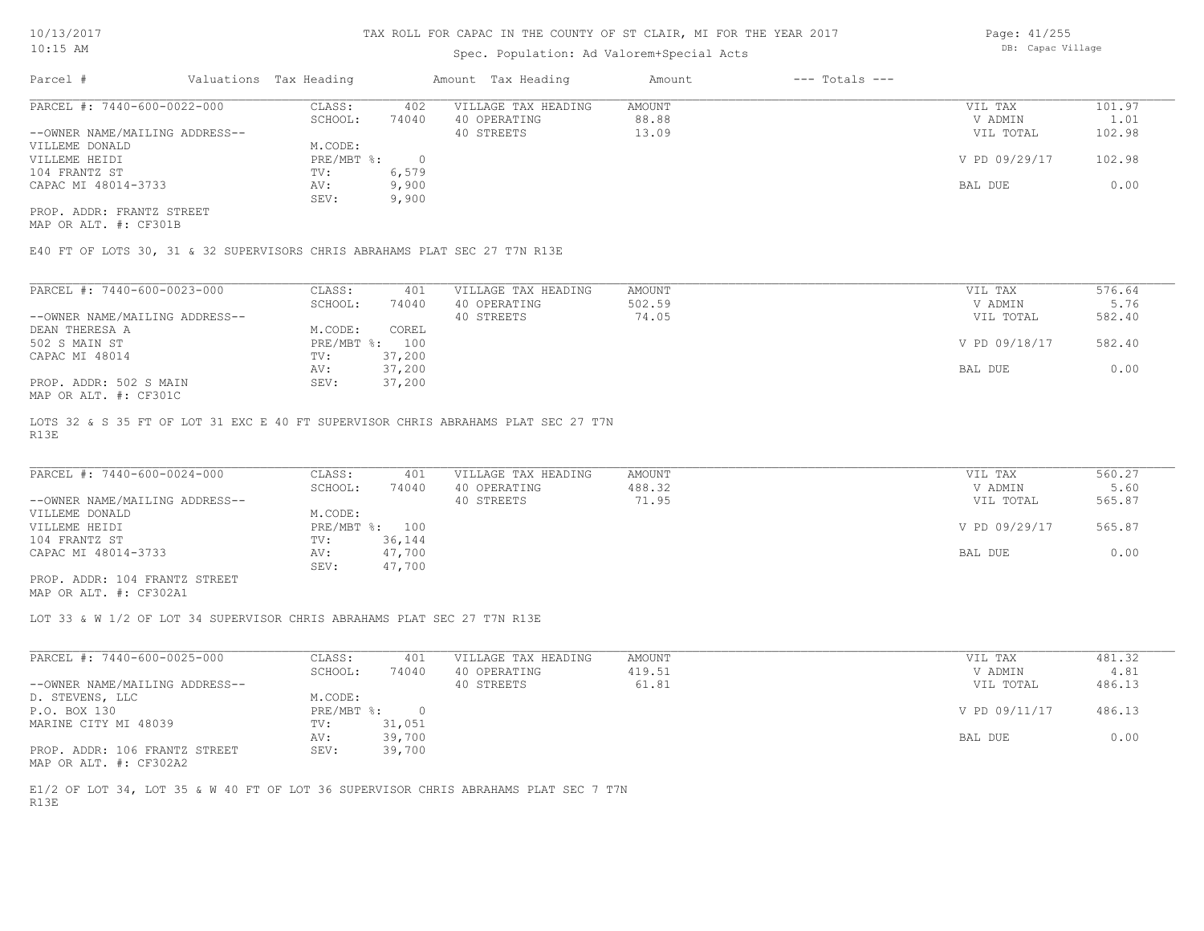# TAX ROLL FOR CAPAC IN THE COUNTY OF ST CLAIR, MI FOR THE YEAR 2017

Spec. Population: Ad Valorem+Special Acts

| Parcel # | Valuations | Tax Heading | Amount | Tax Heading | Amount | --- Totals --- | |
|---|---|---|---|---|---|---|---|

## PARCEL #: 7440-600-0022-000

| | | | | | | |
|---|---|---|---|---|---|---|
| --OWNER NAME/MAILING ADDRESS-- | CLASS: | 402 | VILLAGE TAX HEADING | AMOUNT | VIL TAX | 101.97 |
| VILLEME DONALD | SCHOOL: | 74040 | 40 OPERATING | 88.88 | V ADMIN | 1.01 |
| VILLEME HEIDI | M.CODE: | | 40 STREETS | 13.09 | VIL TOTAL | 102.98 |
| 104 FRANTZ ST | PRE/MBT %: | 0 | | | V PD 09/29/17 | 102.98 |
| CAPAC MI 48014-3733 | TV: | 6,579 | | | | |
| | AV: | 9,900 | | | BAL DUE | 0.00 |
| | SEV: | 9,900 | | | | |

PROP. ADDR: FRANTZ STREET
MAP OR ALT. #: CF301B

E40 FT OF LOTS 30, 31 & 32 SUPERVISORS CHRIS ABRAHAMS PLAT SEC 27 T7N R13E

## PARCEL #: 7440-600-0023-000

| | | | | | | |
|---|---|---|---|---|---|---|
| --OWNER NAME/MAILING ADDRESS-- | CLASS: | 401 | VILLAGE TAX HEADING | AMOUNT | VIL TAX | 576.64 |
| DEAN THERESA A | SCHOOL: | 74040 | 40 OPERATING | 502.59 | V ADMIN | 5.76 |
| 502 S MAIN ST | M.CODE: | COREL | 40 STREETS | 74.05 | VIL TOTAL | 582.40 |
| CAPAC MI 48014 | PRE/MBT %: | 100 | | | V PD 09/18/17 | 582.40 |
| | TV: | 37,200 | | | | |
| | AV: | 37,200 | | | BAL DUE | 0.00 |
| | SEV: | 37,200 | | | | |

PROP. ADDR: 502 S MAIN
MAP OR ALT. #: CF301C

LOTS 32 & S 35 FT OF LOT 31 EXC E 40 FT SUPERVISOR CHRIS ABRAHAMS PLAT SEC 27 T7N R13E

## PARCEL #: 7440-600-0024-000

| | | | | | | |
|---|---|---|---|---|---|---|
| --OWNER NAME/MAILING ADDRESS-- | CLASS: | 401 | VILLAGE TAX HEADING | AMOUNT | VIL TAX | 560.27 |
| VILLEME DONALD | SCHOOL: | 74040 | 40 OPERATING | 488.32 | V ADMIN | 5.60 |
| VILLEME HEIDI | M.CODE: | | 40 STREETS | 71.95 | VIL TOTAL | 565.87 |
| 104 FRANTZ ST | PRE/MBT %: | 100 | | | V PD 09/29/17 | 565.87 |
| CAPAC MI 48014-3733 | TV: | 36,144 | | | | |
| | AV: | 47,700 | | | BAL DUE | 0.00 |
| | SEV: | 47,700 | | | | |

PROP. ADDR: 104 FRANTZ STREET
MAP OR ALT. #: CF302A1

LOT 33 & W 1/2 OF LOT 34 SUPERVISOR CHRIS ABRAHAMS PLAT SEC 27 T7N R13E

## PARCEL #: 7440-600-0025-000

| | | | | | | |
|---|---|---|---|---|---|---|
| --OWNER NAME/MAILING ADDRESS-- | CLASS: | 401 | VILLAGE TAX HEADING | AMOUNT | VIL TAX | 481.32 |
| D. STEVENS, LLC | SCHOOL: | 74040 | 40 OPERATING | 419.51 | V ADMIN | 4.81 |
| P.O. BOX 130 | M.CODE: | | 40 STREETS | 61.81 | VIL TOTAL | 486.13 |
| MARINE CITY MI 48039 | PRE/MBT %: | 0 | | | V PD 09/11/17 | 486.13 |
| | TV: | 31,051 | | | | |
| | AV: | 39,700 | | | BAL DUE | 0.00 |
| | SEV: | 39,700 | | | | |

PROP. ADDR: 106 FRANTZ STREET
MAP OR ALT. #: CF302A2

E1/2 OF LOT 34, LOT 35 & W 40 FT OF LOT 36 SUPERVISOR CHRIS ABRAHAMS PLAT SEC 7 T7N R13E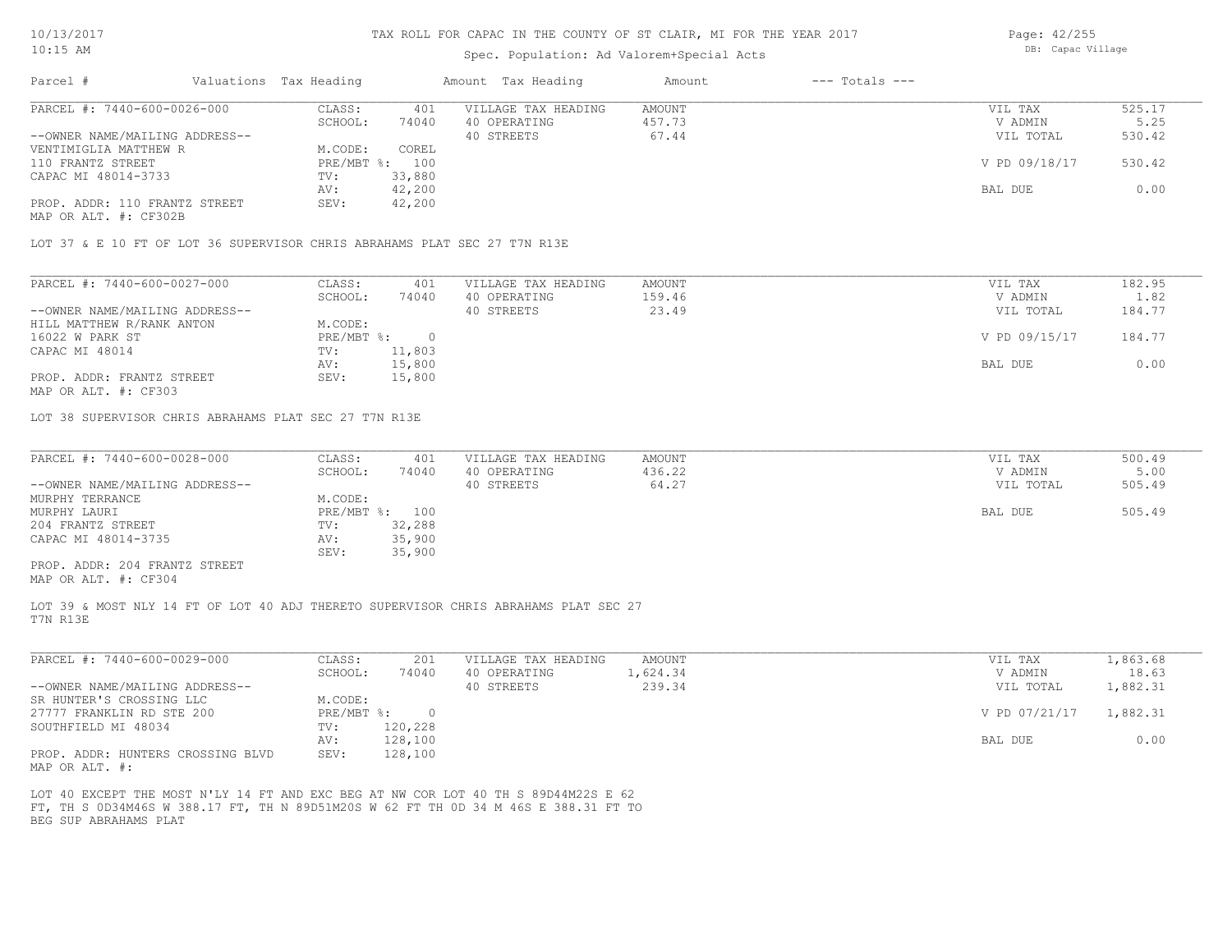# TAX ROLL FOR CAPAC IN THE COUNTY OF ST CLAIR, MI FOR THE YEAR 2017

Spec. Population: Ad Valorem+Special Acts

| Parcel # | Valuations | Tax Heading | Amount | Tax Heading | Amount | --- Totals --- | |
|---|---|---|---|---|---|---|---|
| PARCEL #: 7440-600-0026-000 | CLASS: | 401 | VILLAGE TAX HEADING | AMOUNT | | VIL TAX | 525.17 |
| | SCHOOL: | 74040 | 40 OPERATING | 457.73 | | V ADMIN | 5.25 |
| --OWNER NAME/MAILING ADDRESS-- | | | 40 STREETS | 67.44 | | VIL TOTAL | 530.42 |
| VENTIMIGLIA MATTHEW R | M.CODE: | COREL | | | | | |
| 110 FRANTZ STREET | PRE/MBT %: | 100 | | | | V PD 09/18/17 | 530.42 |
| CAPAC MI 48014-3733 | TV: | 33,880 | | | | | |
| | AV: | 42,200 | | | | BAL DUE | 0.00 |
| PROP. ADDR: 110 FRANTZ STREET | SEV: | 42,200 | | | | | |
| MAP OR ALT. #: CF302B | | | | | | | |

LOT 37 & E 10 FT OF LOT 36 SUPERVISOR CHRIS ABRAHAMS PLAT SEC 27 T7N R13E

| Parcel # | Valuations | Tax Heading | Amount | Tax Heading | Amount | --- Totals --- | |
|---|---|---|---|---|---|---|---|
| PARCEL #: 7440-600-0027-000 | CLASS: | 401 | VILLAGE TAX HEADING | AMOUNT | | VIL TAX | 182.95 |
| | SCHOOL: | 74040 | 40 OPERATING | 159.46 | | V ADMIN | 1.82 |
| --OWNER NAME/MAILING ADDRESS-- | | | 40 STREETS | 23.49 | | VIL TOTAL | 184.77 |
| HILL MATTHEW R/RANK ANTON | M.CODE: | | | | | | |
| 16022 W PARK ST | PRE/MBT %: | 0 | | | | V PD 09/15/17 | 184.77 |
| CAPAC MI 48014 | TV: | 11,803 | | | | | |
| | AV: | 15,800 | | | | BAL DUE | 0.00 |
| PROP. ADDR: FRANTZ STREET | SEV: | 15,800 | | | | | |
| MAP OR ALT. #: CF303 | | | | | | | |

LOT 38 SUPERVISOR CHRIS ABRAHAMS PLAT SEC 27 T7N R13E

| Parcel # | Valuations | Tax Heading | Amount | Tax Heading | Amount | --- Totals --- | |
|---|---|---|---|---|---|---|---|
| PARCEL #: 7440-600-0028-000 | CLASS: | 401 | VILLAGE TAX HEADING | AMOUNT | | VIL TAX | 500.49 |
| | SCHOOL: | 74040 | 40 OPERATING | 436.22 | | V ADMIN | 5.00 |
| --OWNER NAME/MAILING ADDRESS-- | | | 40 STREETS | 64.27 | | VIL TOTAL | 505.49 |
| MURPHY TERRANCE | M.CODE: | | | | | | |
| MURPHY LAURI | PRE/MBT %: | 100 | | | | BAL DUE | 505.49 |
| 204 FRANTZ STREET | TV: | 32,288 | | | | | |
| CAPAC MI 48014-3735 | AV: | 35,900 | | | | | |
| | SEV: | 35,900 | | | | | |
| PROP. ADDR: 204 FRANTZ STREET | | | | | | | |
| MAP OR ALT. #: CF304 | | | | | | | |

LOT 39 & MOST NLY 14 FT OF LOT 40 ADJ THERETO SUPERVISOR CHRIS ABRAHAMS PLAT SEC 27 T7N R13E

| Parcel # | Valuations | Tax Heading | Amount | Tax Heading | Amount | --- Totals --- | |
|---|---|---|---|---|---|---|---|
| PARCEL #: 7440-600-0029-000 | CLASS: | 201 | VILLAGE TAX HEADING | AMOUNT | | VIL TAX | 1,863.68 |
| | SCHOOL: | 74040 | 40 OPERATING | 1,624.34 | | V ADMIN | 18.63 |
| --OWNER NAME/MAILING ADDRESS-- | | | 40 STREETS | 239.34 | | VIL TOTAL | 1,882.31 |
| SR HUNTER'S CROSSING LLC | M.CODE: | | | | | | |
| 27777 FRANKLIN RD STE 200 | PRE/MBT %: | 0 | | | | V PD 07/21/17 | 1,882.31 |
| SOUTHFIELD MI 48034 | TV: | 120,228 | | | | | |
| | AV: | 128,100 | | | | BAL DUE | 0.00 |
| PROP. ADDR: HUNTERS CROSSING BLVD | SEV: | 128,100 | | | | | |
| MAP OR ALT. #: | | | | | | | |

LOT 40 EXCEPT THE MOST N'LY 14 FT AND EXC BEG AT NW COR LOT 40 TH S 89D44M22S E 62 FT, TH S 0D34M46S W 388.17 FT, TH N 89D51M20S W 62 FT TH 0D 34 M 46S E 388.31 FT TO BEG SUP ABRAHAMS PLAT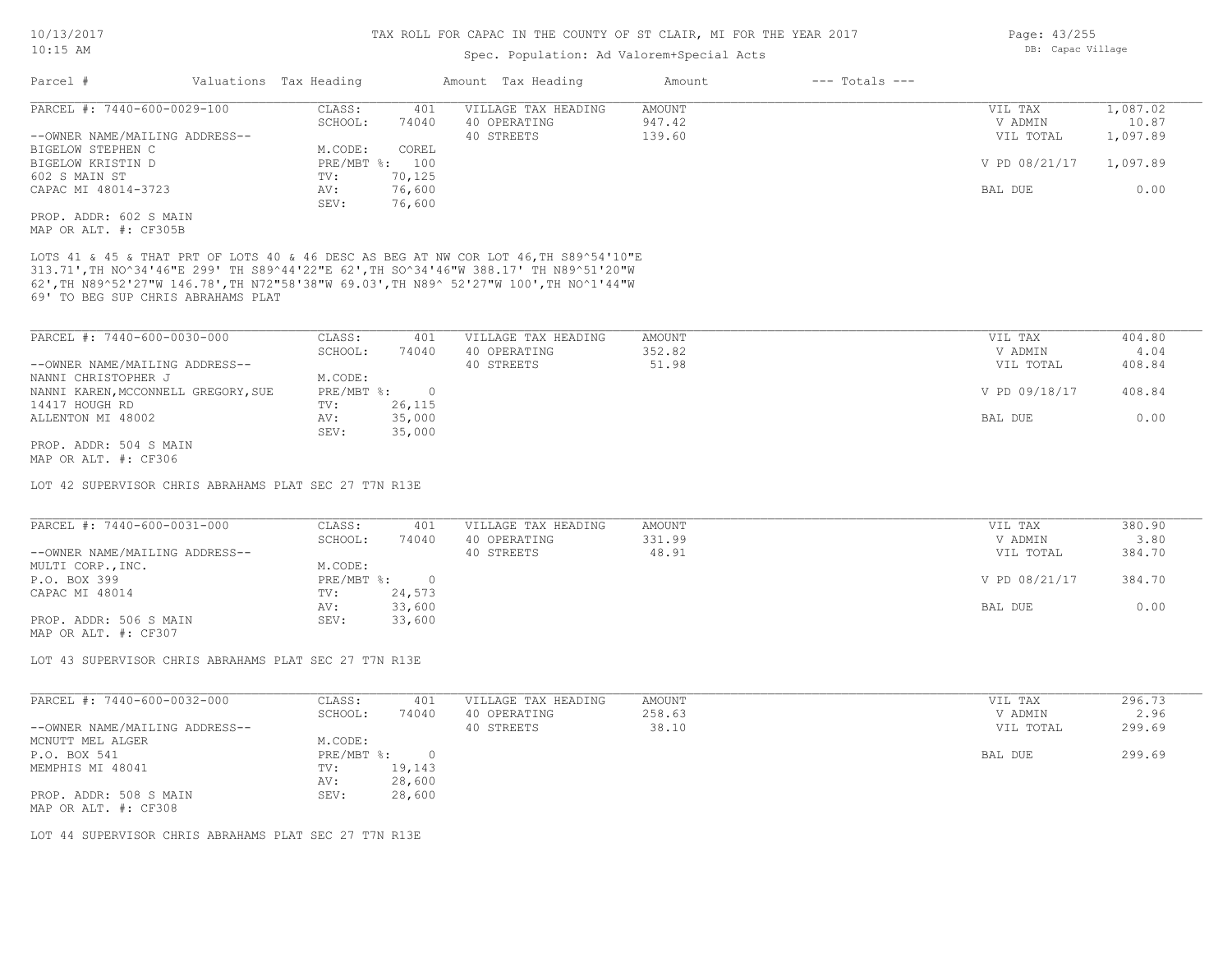# TAX ROLL FOR CAPAC IN THE COUNTY OF ST CLAIR, MI FOR THE YEAR 2017

Spec. Population: Ad Valorem+Special Acts

DB: Capac Village

10/13/2017
10:15 AM

| Parcel # | Valuations | Tax Heading | Amount | Tax Heading | Amount | --- Totals --- |
|---|---|---|---|---|---|---|

**PARCEL #: 7440-600-0029-100**

| | | | | | |
|---|---|---|---|---|---|
| CLASS: | 401 | VILLAGE TAX HEADING | AMOUNT | VIL TAX | 1,087.02 |
| SCHOOL: | 74040 | 40 OPERATING | 947.42 | V ADMIN | 10.87 |
| M.CODE: | COREL | 40 STREETS | 139.60 | VIL TOTAL | 1,097.89 |
| PRE/MBT %: | 100 | | | V PD 08/21/17 | 1,097.89 |
| TV: | 70,125 | | | | |
| AV: | 76,600 | | | BAL DUE | 0.00 |
| SEV: | 76,600 | | | | |

--OWNER NAME/MAILING ADDRESS--
BIGELOW STEPHEN C
BIGELOW KRISTIN D
602 S MAIN ST
CAPAC MI 48014-3723

PROP. ADDR: 602 S MAIN
MAP OR ALT. #: CF305B

LOTS 41 & 45 & THAT PRT OF LOTS 40 & 46 DESC AS BEG AT NW COR LOT 46,TH S89^54'10"E 313.71',TH NO^34'46"E 299' TH S89^44'22"E 62',TH SO^34'46"W 388.17' TH N89^51'20"W 62',TH N89^52'27"W 146.78',TH N72"58'38"W 69.03',TH N89^ 52'27"W 100',TH NO^1'44"W 69' TO BEG SUP CHRIS ABRAHAMS PLAT

**PARCEL #: 7440-600-0030-000**

| | | | | | |
|---|---|---|---|---|---|
| CLASS: | 401 | VILLAGE TAX HEADING | AMOUNT | VIL TAX | 404.80 |
| SCHOOL: | 74040 | 40 OPERATING | 352.82 | V ADMIN | 4.04 |
| M.CODE: | | 40 STREETS | 51.98 | VIL TOTAL | 408.84 |
| PRE/MBT %: | 0 | | | V PD 09/18/17 | 408.84 |
| TV: | 26,115 | | | | |
| AV: | 35,000 | | | BAL DUE | 0.00 |
| SEV: | 35,000 | | | | |

--OWNER NAME/MAILING ADDRESS--
NANNI CHRISTOPHER J
NANNI KAREN,MCCONNELL GREGORY,SUE
14417 HOUGH RD
ALLENTON MI 48002

PROP. ADDR: 504 S MAIN
MAP OR ALT. #: CF306

LOT 42 SUPERVISOR CHRIS ABRAHAMS PLAT SEC 27 T7N R13E

**PARCEL #: 7440-600-0031-000**

| | | | | | |
|---|---|---|---|---|---|
| CLASS: | 401 | VILLAGE TAX HEADING | AMOUNT | VIL TAX | 380.90 |
| SCHOOL: | 74040 | 40 OPERATING | 331.99 | V ADMIN | 3.80 |
| M.CODE: | | 40 STREETS | 48.91 | VIL TOTAL | 384.70 |
| PRE/MBT %: | 0 | | | V PD 08/21/17 | 384.70 |
| TV: | 24,573 | | | | |
| AV: | 33,600 | | | BAL DUE | 0.00 |
| SEV: | 33,600 | | | | |

--OWNER NAME/MAILING ADDRESS--
MULTI CORP.,INC.
P.O. BOX 399
CAPAC MI 48014

PROP. ADDR: 506 S MAIN
MAP OR ALT. #: CF307

LOT 43 SUPERVISOR CHRIS ABRAHAMS PLAT SEC 27 T7N R13E

**PARCEL #: 7440-600-0032-000**

| | | | | | |
|---|---|---|---|---|---|
| CLASS: | 401 | VILLAGE TAX HEADING | AMOUNT | VIL TAX | 296.73 |
| SCHOOL: | 74040 | 40 OPERATING | 258.63 | V ADMIN | 2.96 |
| M.CODE: | | 40 STREETS | 38.10 | VIL TOTAL | 299.69 |
| PRE/MBT %: | 0 | | | BAL DUE | 299.69 |
| TV: | 19,143 | | | | |
| AV: | 28,600 | | | | |
| SEV: | 28,600 | | | | |

--OWNER NAME/MAILING ADDRESS--
MCNUTT MEL ALGER
P.O. BOX 541
MEMPHIS MI 48041

PROP. ADDR: 508 S MAIN
MAP OR ALT. #: CF308

LOT 44 SUPERVISOR CHRIS ABRAHAMS PLAT SEC 27 T7N R13E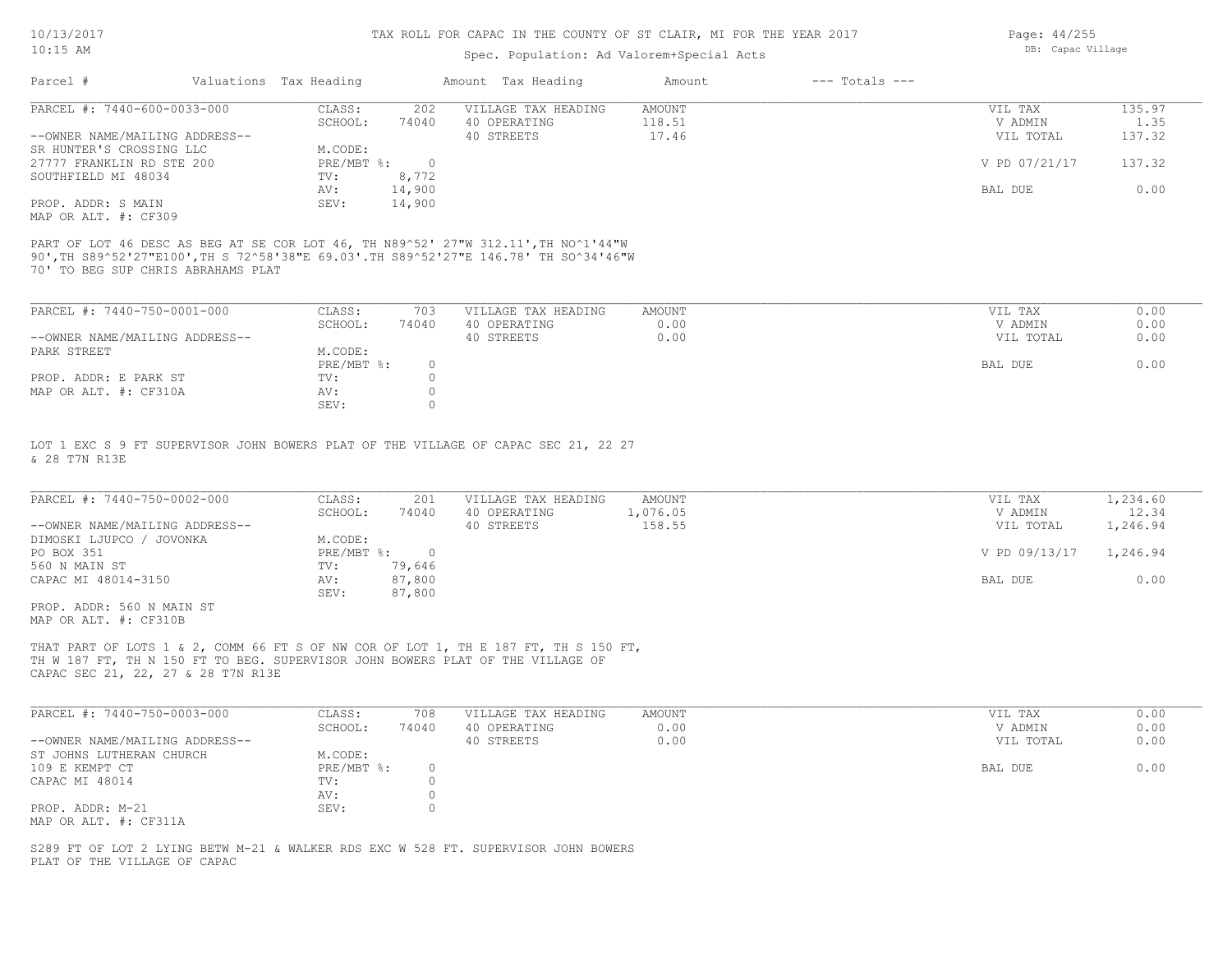# TAX ROLL FOR CAPAC IN THE COUNTY OF ST CLAIR, MI FOR THE YEAR 2017

Spec. Population: Ad Valorem+Special Acts

| Parcel # | Valuations | Tax Heading | Amount | Tax Heading | Amount | --- Totals --- | |
|---|---|---|---|---|---|---|---|
| PARCEL #: 7440-600-0033-000 | CLASS: | 202 | VILLAGE TAX HEADING | AMOUNT | | VIL TAX | 135.97 |
| | SCHOOL: | 74040 | 40 OPERATING | 118.51 | | V ADMIN | 1.35 |
| --OWNER NAME/MAILING ADDRESS-- | | | 40 STREETS | 17.46 | | VIL TOTAL | 137.32 |
| SR HUNTER'S CROSSING LLC | M.CODE: | | | | | | |
| 27777 FRANKLIN RD STE 200 | PRE/MBT %: | 0 | | | | V PD 07/21/17 | 137.32 |
| SOUTHFIELD MI 48034 | TV: | 8,772 | | | | | |
| | AV: | 14,900 | | | | BAL DUE | 0.00 |
| PROP. ADDR: S MAIN | SEV: | 14,900 | | | | | |
| MAP OR ALT. #: CF309 | | | | | | | |

PART OF LOT 46 DESC AS BEG AT SE COR LOT 46, TH N89^52' 27"W 312.11',TH NO^1'44"W 90',TH S89^52'27"E100',TH S 72^58'38"E 69.03'.TH S89^52'27"E 146.78' TH SO^34'46"W 70' TO BEG SUP CHRIS ABRAHAMS PLAT

| Parcel # | Valuations | Tax Heading | Amount | Tax Heading | Amount | --- Totals --- | |
|---|---|---|---|---|---|---|---|
| PARCEL #: 7440-750-0001-000 | CLASS: | 703 | VILLAGE TAX HEADING | AMOUNT | | VIL TAX | 0.00 |
| | SCHOOL: | 74040 | 40 OPERATING | 0.00 | | V ADMIN | 0.00 |
| --OWNER NAME/MAILING ADDRESS-- | | | 40 STREETS | 0.00 | | VIL TOTAL | 0.00 |
| PARK STREET | M.CODE: | | | | | | |
| | PRE/MBT %: | 0 | | | | BAL DUE | 0.00 |
| PROP. ADDR: E PARK ST | TV: | 0 | | | | | |
| MAP OR ALT. #: CF310A | AV: | 0 | | | | | |
| | SEV: | 0 | | | | | |

LOT 1 EXC S 9 FT SUPERVISOR JOHN BOWERS PLAT OF THE VILLAGE OF CAPAC SEC 21, 22 27 & 28 T7N R13E

| Parcel # | Valuations | Tax Heading | Amount | Tax Heading | Amount | --- Totals --- | |
|---|---|---|---|---|---|---|---|
| PARCEL #: 7440-750-0002-000 | CLASS: | 201 | VILLAGE TAX HEADING | AMOUNT | | VIL TAX | 1,234.60 |
| | SCHOOL: | 74040 | 40 OPERATING | 1,076.05 | | V ADMIN | 12.34 |
| --OWNER NAME/MAILING ADDRESS-- | | | 40 STREETS | 158.55 | | VIL TOTAL | 1,246.94 |
| DIMOSKI LJUPCO / JOVONKA | M.CODE: | | | | | | |
| PO BOX 351 | PRE/MBT %: | 0 | | | | V PD 09/13/17 | 1,246.94 |
| 560 N MAIN ST | TV: | 79,646 | | | | | |
| CAPAC MI 48014-3150 | AV: | 87,800 | | | | BAL DUE | 0.00 |
| | SEV: | 87,800 | | | | | |
| PROP. ADDR: 560 N MAIN ST | | | | | | | |
| MAP OR ALT. #: CF310B | | | | | | | |

THAT PART OF LOTS 1 & 2, COMM 66 FT S OF NW COR OF LOT 1, TH E 187 FT, TH S 150 FT, TH W 187 FT, TH N 150 FT TO BEG. SUPERVISOR JOHN BOWERS PLAT OF THE VILLAGE OF CAPAC SEC 21, 22, 27 & 28 T7N R13E

| Parcel # | Valuations | Tax Heading | Amount | Tax Heading | Amount | --- Totals --- | |
|---|---|---|---|---|---|---|---|
| PARCEL #: 7440-750-0003-000 | CLASS: | 708 | VILLAGE TAX HEADING | AMOUNT | | VIL TAX | 0.00 |
| | SCHOOL: | 74040 | 40 OPERATING | 0.00 | | V ADMIN | 0.00 |
| --OWNER NAME/MAILING ADDRESS-- | | | 40 STREETS | 0.00 | | VIL TOTAL | 0.00 |
| ST JOHNS LUTHERAN CHURCH | M.CODE: | | | | | | |
| 109 E KEMPT CT | PRE/MBT %: | 0 | | | | BAL DUE | 0.00 |
| CAPAC MI 48014 | TV: | 0 | | | | | |
| | AV: | 0 | | | | | |
| PROP. ADDR: M-21 | SEV: | 0 | | | | | |
| MAP OR ALT. #: CF311A | | | | | | | |

S289 FT OF LOT 2 LYING BETW M-21 & WALKER RDS EXC W 528 FT. SUPERVISOR JOHN BOWERS PLAT OF THE VILLAGE OF CAPAC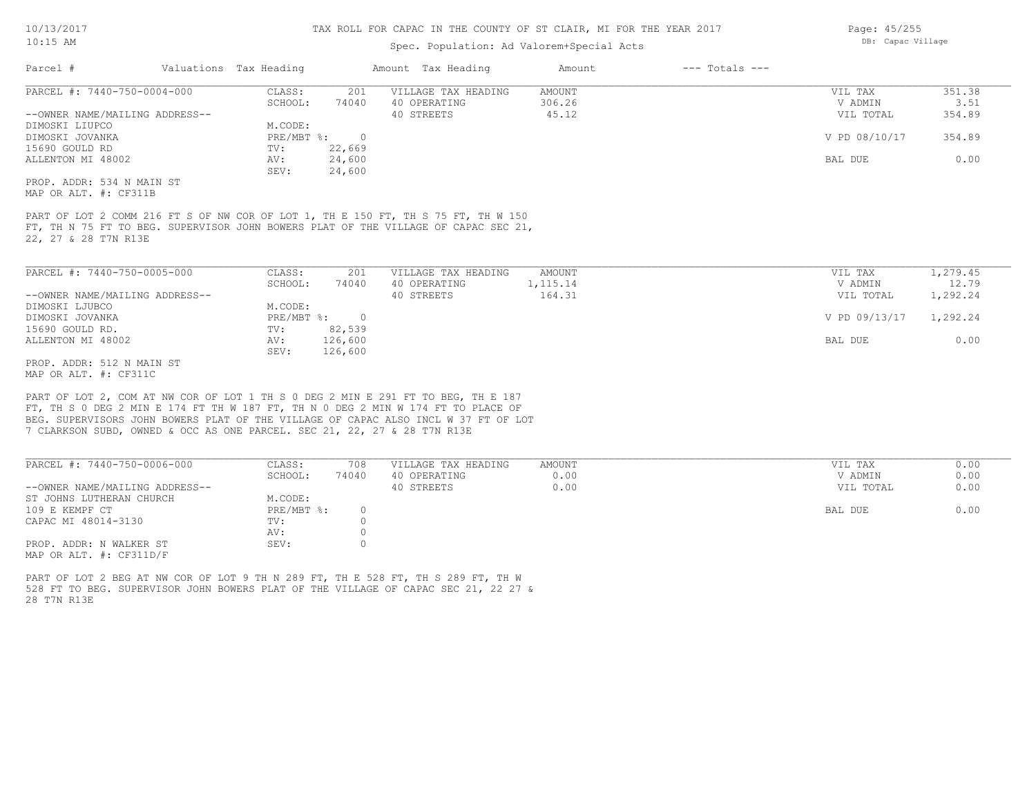TAX ROLL FOR CAPAC IN THE COUNTY OF ST CLAIR, MI FOR THE YEAR 2017

Spec. Population: Ad Valorem+Special Acts

DB: Capac Village

| Parcel # | Valuations Tax Heading | | Amount Tax Heading | Amount | --- Totals --- | |
|---|---|---|---|---|---|---|
| PARCEL #: 7440-750-0004-000 | CLASS: | 201 | VILLAGE TAX HEADING | AMOUNT | VIL TAX | 351.38 |
| | SCHOOL: | 74040 | 40 OPERATING | 306.26 | V ADMIN | 3.51 |
| --OWNER NAME/MAILING ADDRESS-- | | | 40 STREETS | 45.12 | VIL TOTAL | 354.89 |
| DIMOSKI LIUPCO | M.CODE: | | | | | |
| DIMOSKI JOVANKA | PRE/MBT %: | 0 | | | V PD 08/10/17 | 354.89 |
| 15690 GOULD RD | TV: | 22,669 | | | | |
| ALLENTON MI 48002 | AV: | 24,600 | | | BAL DUE | 0.00 |
| | SEV: | 24,600 | | | | |

PROP. ADDR: 534 N MAIN ST
MAP OR ALT. #: CF311B

PART OF LOT 2 COMM 216 FT S OF NW COR OF LOT 1, TH E 150 FT, TH S 75 FT, TH W 150 FT, TH N 75 FT TO BEG. SUPERVISOR JOHN BOWERS PLAT OF THE VILLAGE OF CAPAC SEC 21, 22, 27 & 28 T7N R13E

| Parcel # | Valuations Tax Heading | | Amount Tax Heading | Amount | --- Totals --- | |
|---|---|---|---|---|---|---|
| PARCEL #: 7440-750-0005-000 | CLASS: | 201 | VILLAGE TAX HEADING | AMOUNT | VIL TAX | 1,279.45 |
| | SCHOOL: | 74040 | 40 OPERATING | 1,115.14 | V ADMIN | 12.79 |
| --OWNER NAME/MAILING ADDRESS-- | | | 40 STREETS | 164.31 | VIL TOTAL | 1,292.24 |
| DIMOSKI LJUBCO | M.CODE: | | | | | |
| DIMOSKI JOVANKA | PRE/MBT %: | 0 | | | V PD 09/13/17 | 1,292.24 |
| 15690 GOULD RD. | TV: | 82,539 | | | | |
| ALLENTON MI 48002 | AV: | 126,600 | | | BAL DUE | 0.00 |
| | SEV: | 126,600 | | | | |

PROP. ADDR: 512 N MAIN ST
MAP OR ALT. #: CF311C

PART OF LOT 2, COM AT NW COR OF LOT 1 TH S 0 DEG 2 MIN E 291 FT TO BEG, TH E 187 FT, TH S 0 DEG 2 MIN E 174 FT TH W 187 FT, TH N 0 DEG 2 MIN W 174 FT TO PLACE OF BEG. SUPERVISORS JOHN BOWERS PLAT OF THE VILLAGE OF CAPAC ALSO INCL W 37 FT OF LOT 7 CLARKSON SUBD, OWNED & OCC AS ONE PARCEL. SEC 21, 22, 27 & 28 T7N R13E

| Parcel # | Valuations Tax Heading | | Amount Tax Heading | Amount | --- Totals --- | |
|---|---|---|---|---|---|---|
| PARCEL #: 7440-750-0006-000 | CLASS: | 708 | VILLAGE TAX HEADING | AMOUNT | VIL TAX | 0.00 |
| | SCHOOL: | 74040 | 40 OPERATING | 0.00 | V ADMIN | 0.00 |
| --OWNER NAME/MAILING ADDRESS-- | | | 40 STREETS | 0.00 | VIL TOTAL | 0.00 |
| ST JOHNS LUTHERAN CHURCH | M.CODE: | | | | | |
| 109 E KEMPF CT | PRE/MBT %: | 0 | | | BAL DUE | 0.00 |
| CAPAC MI 48014-3130 | TV: | 0 | | | | |
| | AV: | 0 | | | | |
| PROP. ADDR: N WALKER ST | SEV: | 0 | | | | |

MAP OR ALT. #: CF311D/F

PART OF LOT 2 BEG AT NW COR OF LOT 9 TH N 289 FT, TH E 528 FT, TH S 289 FT, TH W 528 FT TO BEG. SUPERVISOR JOHN BOWERS PLAT OF THE VILLAGE OF CAPAC SEC 21, 22 27 & 28 T7N R13E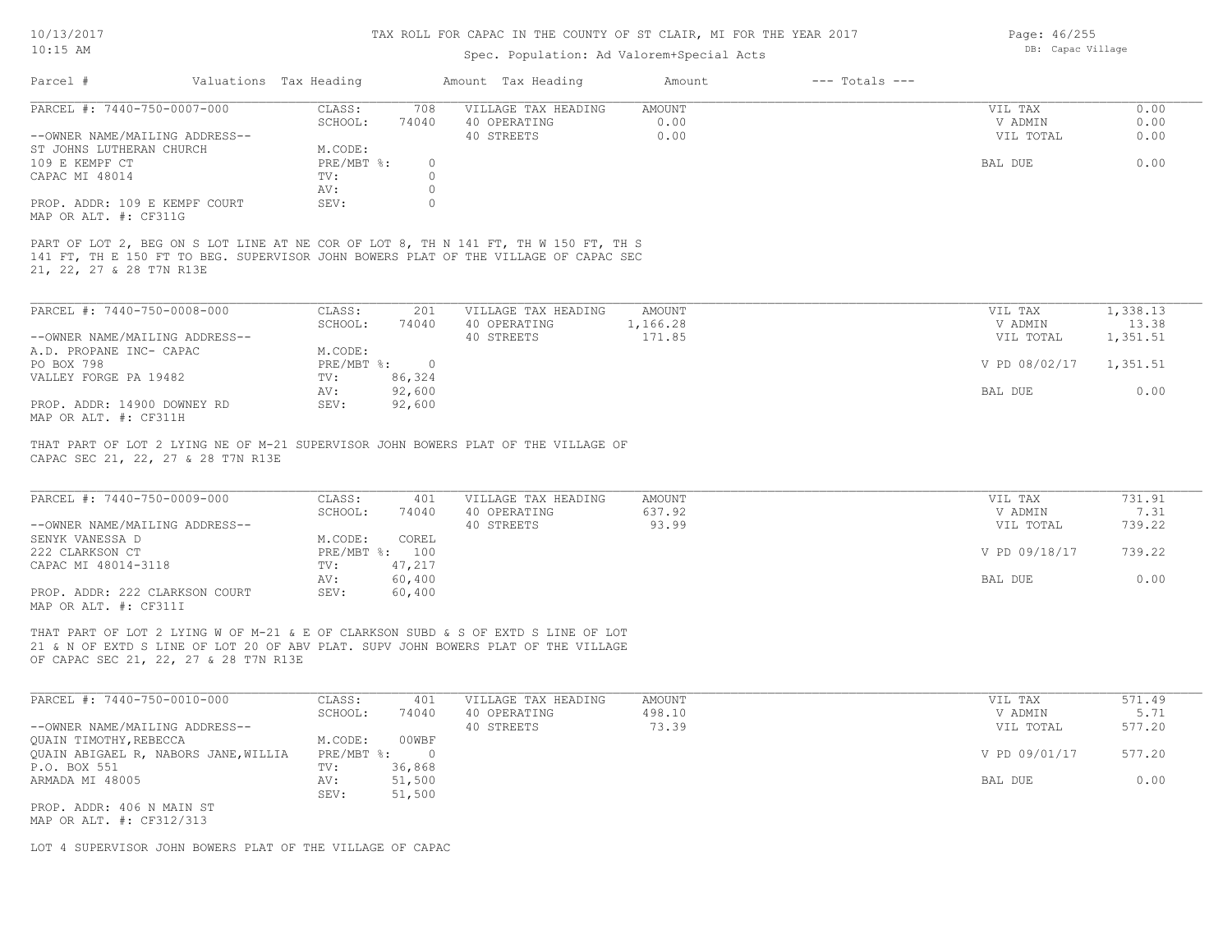# TAX ROLL FOR CAPAC IN THE COUNTY OF ST CLAIR, MI FOR THE YEAR 2017

Spec. Population: Ad Valorem+Special Acts

DB: Capac Village

10/13/2017 10:15 AM

| Parcel # | Valuations | Tax Heading | Amount | Tax Heading | Amount | --- Totals --- | |
|---|---|---|---|---|---|---|---|
| PARCEL #: 7440-750-0007-000 | CLASS: | 708 | VILLAGE TAX HEADING | AMOUNT | | VIL TAX | 0.00 |
| | SCHOOL: | 74040 | 40 OPERATING | 0.00 | | V ADMIN | 0.00 |
| --OWNER NAME/MAILING ADDRESS-- | | | 40 STREETS | 0.00 | | VIL TOTAL | 0.00 |
| ST JOHNS LUTHERAN CHURCH | M.CODE: | | | | | | |
| 109 E KEMPF CT | PRE/MBT %: | 0 | | | | BAL DUE | 0.00 |
| CAPAC MI 48014 | TV: | 0 | | | | | |
| | AV: | 0 | | | | | |
| PROP. ADDR: 109 E KEMPF COURT | SEV: | 0 | | | | | |
| MAP OR ALT. #: CF311G | | | | | | | |

PART OF LOT 2, BEG ON S LOT LINE AT NE COR OF LOT 8, TH N 141 FT, TH W 150 FT, TH S 141 FT, TH E 150 FT TO BEG. SUPERVISOR JOHN BOWERS PLAT OF THE VILLAGE OF CAPAC SEC 21, 22, 27 & 28 T7N R13E

| Parcel # | Valuations | Tax Heading | Amount | Tax Heading | Amount | --- Totals --- | |
|---|---|---|---|---|---|---|---|
| PARCEL #: 7440-750-0008-000 | CLASS: | 201 | VILLAGE TAX HEADING | AMOUNT | | VIL TAX | 1,338.13 |
| | SCHOOL: | 74040 | 40 OPERATING | 1,166.28 | | V ADMIN | 13.38 |
| --OWNER NAME/MAILING ADDRESS-- | | | 40 STREETS | 171.85 | | VIL TOTAL | 1,351.51 |
| A.D. PROPANE INC- CAPAC | M.CODE: | | | | | | |
| PO BOX 798 | PRE/MBT %: | 0 | | | | V PD 08/02/17 | 1,351.51 |
| VALLEY FORGE PA 19482 | TV: | 86,324 | | | | | |
| | AV: | 92,600 | | | | BAL DUE | 0.00 |
| PROP. ADDR: 14900 DOWNEY RD | SEV: | 92,600 | | | | | |
| MAP OR ALT. #: CF311H | | | | | | | |

THAT PART OF LOT 2 LYING NE OF M-21 SUPERVISOR JOHN BOWERS PLAT OF THE VILLAGE OF CAPAC SEC 21, 22, 27 & 28 T7N R13E

| Parcel # | Valuations | Tax Heading | Amount | Tax Heading | Amount | --- Totals --- | |
|---|---|---|---|---|---|---|---|
| PARCEL #: 7440-750-0009-000 | CLASS: | 401 | VILLAGE TAX HEADING | AMOUNT | | VIL TAX | 731.91 |
| | SCHOOL: | 74040 | 40 OPERATING | 637.92 | | V ADMIN | 7.31 |
| --OWNER NAME/MAILING ADDRESS-- | | | 40 STREETS | 93.99 | | VIL TOTAL | 739.22 |
| SENYK VANESSA D | M.CODE: | COREL | | | | | |
| 222 CLARKSON CT | PRE/MBT %: | 100 | | | | V PD 09/18/17 | 739.22 |
| CAPAC MI 48014-3118 | TV: | 47,217 | | | | | |
| | AV: | 60,400 | | | | BAL DUE | 0.00 |
| PROP. ADDR: 222 CLARKSON COURT | SEV: | 60,400 | | | | | |
| MAP OR ALT. #: CF311I | | | | | | | |

THAT PART OF LOT 2 LYING W OF M-21 & E OF CLARKSON SUBD & S OF EXTD S LINE OF LOT 21 & N OF EXTD S LINE OF LOT 20 OF ABV PLAT. SUPV JOHN BOWERS PLAT OF THE VILLAGE OF CAPAC SEC 21, 22, 27 & 28 T7N R13E

| Parcel # | Valuations | Tax Heading | Amount | Tax Heading | Amount | --- Totals --- | |
|---|---|---|---|---|---|---|---|
| PARCEL #: 7440-750-0010-000 | CLASS: | 401 | VILLAGE TAX HEADING | AMOUNT | | VIL TAX | 571.49 |
| | SCHOOL: | 74040 | 40 OPERATING | 498.10 | | V ADMIN | 5.71 |
| --OWNER NAME/MAILING ADDRESS-- | | | 40 STREETS | 73.39 | | VIL TOTAL | 577.20 |
| QUAIN TIMOTHY,REBECCA | M.CODE: | 00WBF | | | | | |
| QUAIN ABIGAEL R, NABORS JANE,WILLIA | PRE/MBT %: | 0 | | | | V PD 09/01/17 | 577.20 |
| P.O. BOX 551 | TV: | 36,868 | | | | | |
| ARMADA MI 48005 | AV: | 51,500 | | | | BAL DUE | 0.00 |
| | SEV: | 51,500 | | | | | |
| PROP. ADDR: 406 N MAIN ST | | | | | | | |
| MAP OR ALT. #: CF312/313 | | | | | | | |

LOT 4 SUPERVISOR JOHN BOWERS PLAT OF THE VILLAGE OF CAPAC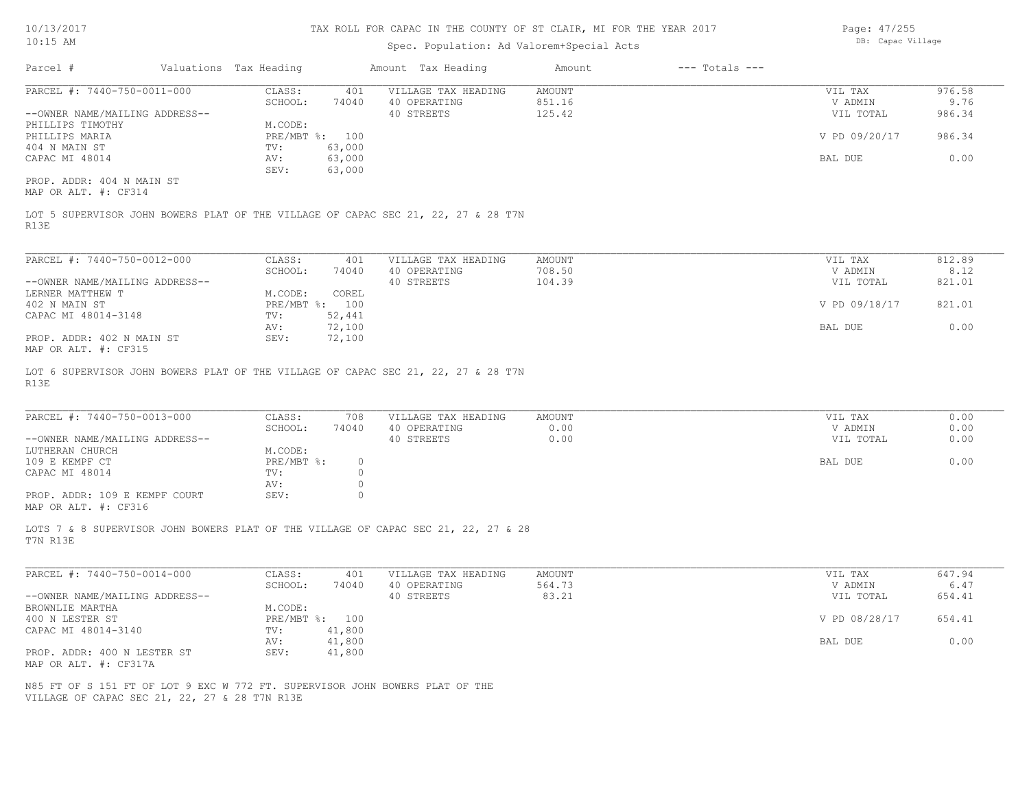# TAX ROLL FOR CAPAC IN THE COUNTY OF ST CLAIR, MI FOR THE YEAR 2017

Spec. Population: Ad Valorem+Special Acts

DB: Capac Village

| Parcel # | Valuations | Tax Heading | Amount | Tax Heading | Amount | --- Totals --- |
|---|---|---|---|---|---|---|

---

**PARCEL #: 7440-750-0011-000**

| | | | |
|---|---|---|---|
| CLASS: | 401 | VILLAGE TAX HEADING | AMOUNT |
| SCHOOL: | 74040 | 40 OPERATING | 851.16 |
| | | 40 STREETS | 125.42 |
| M.CODE: | | | |
| PRE/MBT %: | 100 | | |
| TV: | 63,000 | | |
| AV: | 63,000 | | |
| SEV: | 63,000 | | |

--OWNER NAME/MAILING ADDRESS--
PHILLIPS TIMOTHY
PHILLIPS MARIA
404 N MAIN ST
CAPAC MI 48014

PROP. ADDR: 404 N MAIN ST
MAP OR ALT. #: CF314

| | |
|---|---|
| VIL TAX | 976.58 |
| V ADMIN | 9.76 |
| VIL TOTAL | 986.34 |
| V PD 09/20/17 | 986.34 |
| BAL DUE | 0.00 |

LOT 5 SUPERVISOR JOHN BOWERS PLAT OF THE VILLAGE OF CAPAC SEC 21, 22, 27 & 28 T7N R13E

---

**PARCEL #: 7440-750-0012-000**

| | | | |
|---|---|---|---|
| CLASS: | 401 | VILLAGE TAX HEADING | AMOUNT |
| SCHOOL: | 74040 | 40 OPERATING | 708.50 |
| | | 40 STREETS | 104.39 |
| M.CODE: | COREL | | |
| PRE/MBT %: | 100 | | |
| TV: | 52,441 | | |
| AV: | 72,100 | | |
| SEV: | 72,100 | | |

--OWNER NAME/MAILING ADDRESS--
LERNER MATTHEW T
402 N MAIN ST
CAPAC MI 48014-3148

PROP. ADDR: 402 N MAIN ST
MAP OR ALT. #: CF315

| | |
|---|---|
| VIL TAX | 812.89 |
| V ADMIN | 8.12 |
| VIL TOTAL | 821.01 |
| V PD 09/18/17 | 821.01 |
| BAL DUE | 0.00 |

LOT 6 SUPERVISOR JOHN BOWERS PLAT OF THE VILLAGE OF CAPAC SEC 21, 22, 27 & 28 T7N R13E

---

**PARCEL #: 7440-750-0013-000**

| | | | |
|---|---|---|---|
| CLASS: | 708 | VILLAGE TAX HEADING | AMOUNT |
| SCHOOL: | 74040 | 40 OPERATING | 0.00 |
| | | 40 STREETS | 0.00 |
| M.CODE: | | | |
| PRE/MBT %: | 0 | | |
| TV: | 0 | | |
| AV: | 0 | | |
| SEV: | 0 | | |

--OWNER NAME/MAILING ADDRESS--
LUTHERAN CHURCH
109 E KEMPF CT
CAPAC MI 48014

PROP. ADDR: 109 E KEMPF COURT
MAP OR ALT. #: CF316

| | |
|---|---|
| VIL TAX | 0.00 |
| V ADMIN | 0.00 |
| VIL TOTAL | 0.00 |
| BAL DUE | 0.00 |

LOTS 7 & 8 SUPERVISOR JOHN BOWERS PLAT OF THE VILLAGE OF CAPAC SEC 21, 22, 27 & 28 T7N R13E

---

**PARCEL #: 7440-750-0014-000**

| | | | |
|---|---|---|---|
| CLASS: | 401 | VILLAGE TAX HEADING | AMOUNT |
| SCHOOL: | 74040 | 40 OPERATING | 564.73 |
| | | 40 STREETS | 83.21 |
| M.CODE: | | | |
| PRE/MBT %: | 100 | | |
| TV: | 41,800 | | |
| AV: | 41,800 | | |
| SEV: | 41,800 | | |

--OWNER NAME/MAILING ADDRESS--
BROWNLIE MARTHA
400 N LESTER ST
CAPAC MI 48014-3140

PROP. ADDR: 400 N LESTER ST
MAP OR ALT. #: CF317A

| | |
|---|---|
| VIL TAX | 647.94 |
| V ADMIN | 6.47 |
| VIL TOTAL | 654.41 |
| V PD 08/28/17 | 654.41 |
| BAL DUE | 0.00 |

N85 FT OF S 151 FT OF LOT 9 EXC W 772 FT. SUPERVISOR JOHN BOWERS PLAT OF THE VILLAGE OF CAPAC SEC 21, 22, 27 & 28 T7N R13E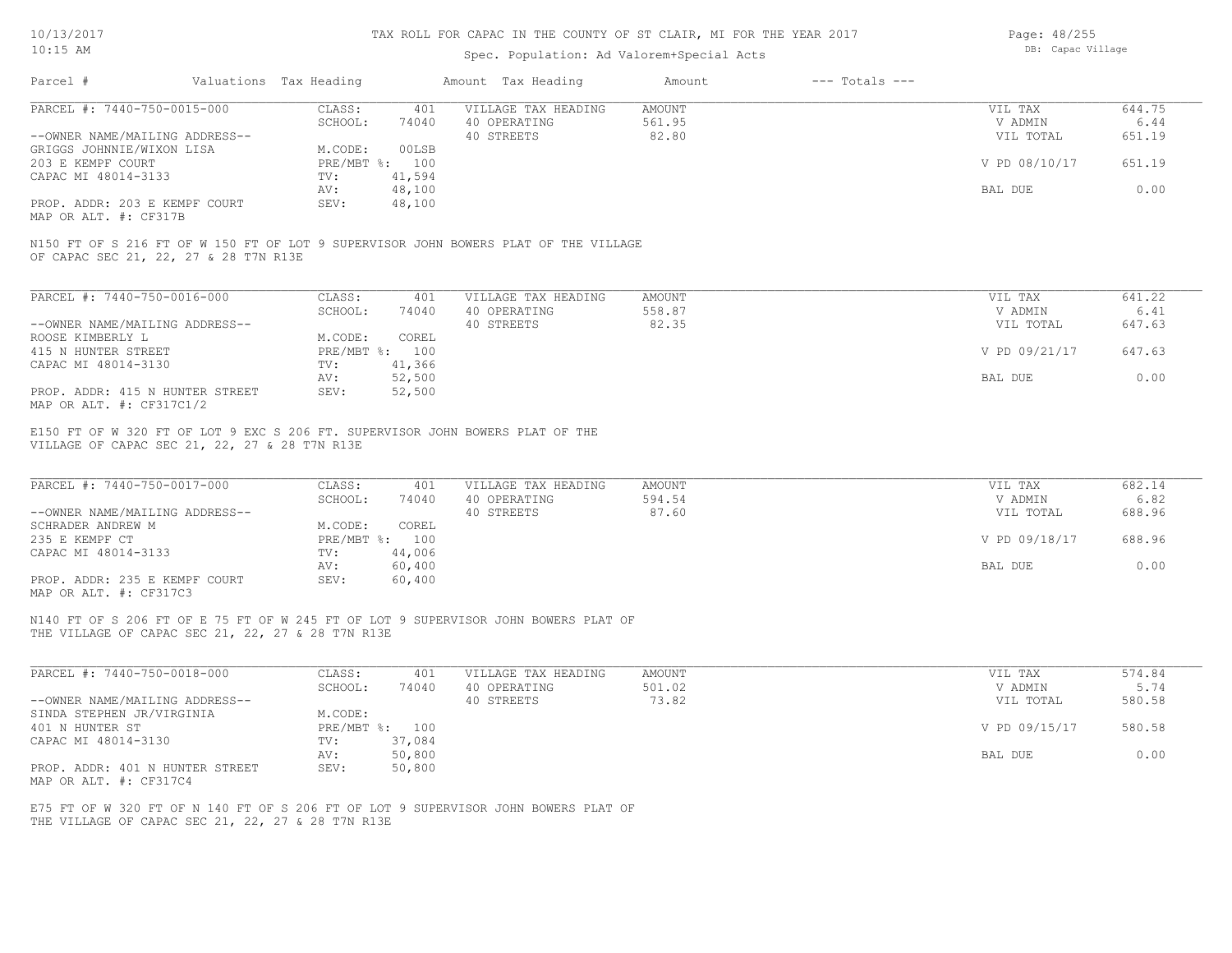# TAX ROLL FOR CAPAC IN THE COUNTY OF ST CLAIR, MI FOR THE YEAR 2017

Spec. Population: Ad Valorem+Special Acts

| Parcel # | Valuations | Tax Heading | Amount | Tax Heading | Amount | --- Totals --- | |
|---|---|---|---|---|---|---|---|
| PARCEL #: 7440-750-0015-000 | CLASS: | 401 | VILLAGE TAX HEADING | AMOUNT | | VIL TAX | 644.75 |
| | SCHOOL: | 74040 | 40 OPERATING | 561.95 | | V ADMIN | 6.44 |
| --OWNER NAME/MAILING ADDRESS-- | | | 40 STREETS | 82.80 | | VIL TOTAL | 651.19 |
| GRIGGS JOHNNIE/WIXON LISA | M.CODE: | 00LSB | | | | | |
| 203 E KEMPF COURT | PRE/MBT %: | 100 | | | | V PD 08/10/17 | 651.19 |
| CAPAC MI 48014-3133 | TV: | 41,594 | | | | | |
| | AV: | 48,100 | | | | BAL DUE | 0.00 |
| PROP. ADDR: 203 E KEMPF COURT | SEV: | 48,100 | | | | | |
| MAP OR ALT. #: CF317B | | | | | | | |

N150 FT OF S 216 FT OF W 150 FT OF LOT 9 SUPERVISOR JOHN BOWERS PLAT OF THE VILLAGE OF CAPAC SEC 21, 22, 27 & 28 T7N R13E

| Parcel # | Valuations | Tax Heading | Amount | Tax Heading | Amount | --- Totals --- | |
|---|---|---|---|---|---|---|---|
| PARCEL #: 7440-750-0016-000 | CLASS: | 401 | VILLAGE TAX HEADING | AMOUNT | | VIL TAX | 641.22 |
| | SCHOOL: | 74040 | 40 OPERATING | 558.87 | | V ADMIN | 6.41 |
| --OWNER NAME/MAILING ADDRESS-- | | | 40 STREETS | 82.35 | | VIL TOTAL | 647.63 |
| ROOSE KIMBERLY L | M.CODE: | COREL | | | | | |
| 415 N HUNTER STREET | PRE/MBT %: | 100 | | | | V PD 09/21/17 | 647.63 |
| CAPAC MI 48014-3130 | TV: | 41,366 | | | | | |
| | AV: | 52,500 | | | | BAL DUE | 0.00 |
| PROP. ADDR: 415 N HUNTER STREET | SEV: | 52,500 | | | | | |
| MAP OR ALT. #: CF317C1/2 | | | | | | | |

E150 FT OF W 320 FT OF LOT 9 EXC S 206 FT. SUPERVISOR JOHN BOWERS PLAT OF THE VILLAGE OF CAPAC SEC 21, 22, 27 & 28 T7N R13E

| Parcel # | Valuations | Tax Heading | Amount | Tax Heading | Amount | --- Totals --- | |
|---|---|---|---|---|---|---|---|
| PARCEL #: 7440-750-0017-000 | CLASS: | 401 | VILLAGE TAX HEADING | AMOUNT | | VIL TAX | 682.14 |
| | SCHOOL: | 74040 | 40 OPERATING | 594.54 | | V ADMIN | 6.82 |
| --OWNER NAME/MAILING ADDRESS-- | | | 40 STREETS | 87.60 | | VIL TOTAL | 688.96 |
| SCHRADER ANDREW M | M.CODE: | COREL | | | | | |
| 235 E KEMPF CT | PRE/MBT %: | 100 | | | | V PD 09/18/17 | 688.96 |
| CAPAC MI 48014-3133 | TV: | 44,006 | | | | | |
| | AV: | 60,400 | | | | BAL DUE | 0.00 |
| PROP. ADDR: 235 E KEMPF COURT | SEV: | 60,400 | | | | | |
| MAP OR ALT. #: CF317C3 | | | | | | | |

N140 FT OF S 206 FT OF E 75 FT OF W 245 FT OF LOT 9 SUPERVISOR JOHN BOWERS PLAT OF THE VILLAGE OF CAPAC SEC 21, 22, 27 & 28 T7N R13E

| Parcel # | Valuations | Tax Heading | Amount | Tax Heading | Amount | --- Totals --- | |
|---|---|---|---|---|---|---|---|
| PARCEL #: 7440-750-0018-000 | CLASS: | 401 | VILLAGE TAX HEADING | AMOUNT | | VIL TAX | 574.84 |
| | SCHOOL: | 74040 | 40 OPERATING | 501.02 | | V ADMIN | 5.74 |
| --OWNER NAME/MAILING ADDRESS-- | | | 40 STREETS | 73.82 | | VIL TOTAL | 580.58 |
| SINDA STEPHEN JR/VIRGINIA | M.CODE: | | | | | | |
| 401 N HUNTER ST | PRE/MBT %: | 100 | | | | V PD 09/15/17 | 580.58 |
| CAPAC MI 48014-3130 | TV: | 37,084 | | | | | |
| | AV: | 50,800 | | | | BAL DUE | 0.00 |
| PROP. ADDR: 401 N HUNTER STREET | SEV: | 50,800 | | | | | |
| MAP OR ALT. #: CF317C4 | | | | | | | |

E75 FT OF W 320 FT OF N 140 FT OF S 206 FT OF LOT 9 SUPERVISOR JOHN BOWERS PLAT OF THE VILLAGE OF CAPAC SEC 21, 22, 27 & 28 T7N R13E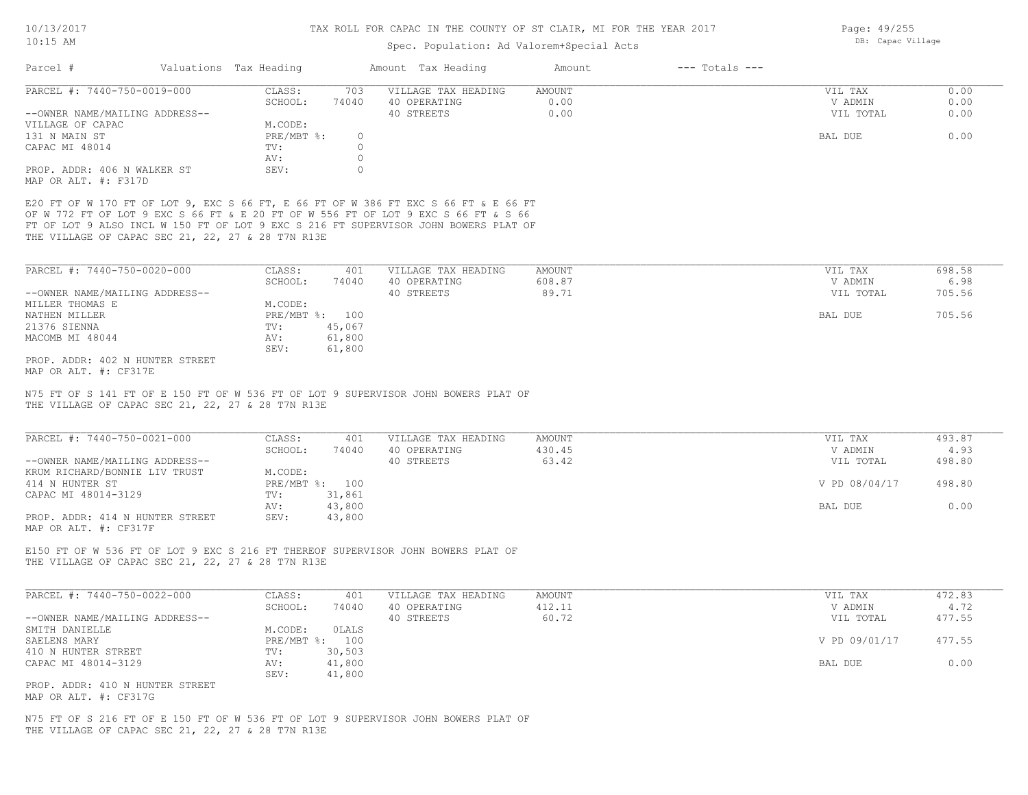# TAX ROLL FOR CAPAC IN THE COUNTY OF ST CLAIR, MI FOR THE YEAR 2017

Spec. Population: Ad Valorem+Special Acts

| Parcel # | Valuations | Tax Heading | Amount | Tax Heading | Amount | --- Totals --- | |
|---|---|---|---|---|---|---|---|

---

**PARCEL #: 7440-750-0019-000**

| | | | | | |
|---|---|---|---|---|---|
| CLASS: | 703 | VILLAGE TAX HEADING | AMOUNT | VIL TAX | 0.00 |
| SCHOOL: | 74040 | 40 OPERATING | 0.00 | V ADMIN | 0.00 |
| | | 40 STREETS | 0.00 | VIL TOTAL | 0.00 |
| M.CODE: | | | | | |
| PRE/MBT %: | 0 | | | BAL DUE | 0.00 |
| TV: | 0 | | | | |
| AV: | 0 | | | | |
| SEV: | 0 | | | | |

--OWNER NAME/MAILING ADDRESS--
VILLAGE OF CAPAC
131 N MAIN ST
CAPAC MI 48014

PROP. ADDR: 406 N WALKER ST
MAP OR ALT. #: F317D

E20 FT OF W 170 FT OF LOT 9, EXC S 66 FT, E 66 FT OF W 386 FT EXC S 66 FT & E 66 FT OF W 772 FT OF LOT 9 EXC S 66 FT & E 20 FT OF W 556 FT OF LOT 9 EXC S 66 FT & S 66 FT OF LOT 9 ALSO INCL W 150 FT OF LOT 9 EXC S 216 FT SUPERVISOR JOHN BOWERS PLAT OF THE VILLAGE OF CAPAC SEC 21, 22, 27 & 28 T7N R13E

---

**PARCEL #: 7440-750-0020-000**

| | | | | | |
|---|---|---|---|---|---|
| CLASS: | 401 | VILLAGE TAX HEADING | AMOUNT | VIL TAX | 698.58 |
| SCHOOL: | 74040 | 40 OPERATING | 608.87 | V ADMIN | 6.98 |
| | | 40 STREETS | 89.71 | VIL TOTAL | 705.56 |
| M.CODE: | | | | | |
| PRE/MBT %: | 100 | | | BAL DUE | 705.56 |
| TV: | 45,067 | | | | |
| AV: | 61,800 | | | | |
| SEV: | 61,800 | | | | |

--OWNER NAME/MAILING ADDRESS--
MILLER THOMAS E
NATHEN MILLER
21376 SIENNA
MACOMB MI 48044

PROP. ADDR: 402 N HUNTER STREET
MAP OR ALT. #: CF317E

N75 FT OF S 141 FT OF E 150 FT OF W 536 FT OF LOT 9 SUPERVISOR JOHN BOWERS PLAT OF THE VILLAGE OF CAPAC SEC 21, 22, 27 & 28 T7N R13E

---

**PARCEL #: 7440-750-0021-000**

| | | | | | |
|---|---|---|---|---|---|
| CLASS: | 401 | VILLAGE TAX HEADING | AMOUNT | VIL TAX | 493.87 |
| SCHOOL: | 74040 | 40 OPERATING | 430.45 | V ADMIN | 4.93 |
| | | 40 STREETS | 63.42 | VIL TOTAL | 498.80 |
| M.CODE: | | | | | |
| PRE/MBT %: | 100 | | | V PD 08/04/17 | 498.80 |
| TV: | 31,861 | | | | |
| AV: | 43,800 | | | BAL DUE | 0.00 |
| SEV: | 43,800 | | | | |

--OWNER NAME/MAILING ADDRESS--
KRUM RICHARD/BONNIE LIV TRUST
414 N HUNTER ST
CAPAC MI 48014-3129

PROP. ADDR: 414 N HUNTER STREET
MAP OR ALT. #: CF317F

E150 FT OF W 536 FT OF LOT 9 EXC S 216 FT THEREOF SUPERVISOR JOHN BOWERS PLAT OF THE VILLAGE OF CAPAC SEC 21, 22, 27 & 28 T7N R13E

---

**PARCEL #: 7440-750-0022-000**

| | | | | | |
|---|---|---|---|---|---|
| CLASS: | 401 | VILLAGE TAX HEADING | AMOUNT | VIL TAX | 472.83 |
| SCHOOL: | 74040 | 40 OPERATING | 412.11 | V ADMIN | 4.72 |
| | | 40 STREETS | 60.72 | VIL TOTAL | 477.55 |
| M.CODE: | 0LALS | | | | |
| PRE/MBT %: | 100 | | | V PD 09/01/17 | 477.55 |
| TV: | 30,503 | | | | |
| AV: | 41,800 | | | BAL DUE | 0.00 |
| SEV: | 41,800 | | | | |

--OWNER NAME/MAILING ADDRESS--
SMITH DANIELLE
SAELENS MARY
410 N HUNTER STREET
CAPAC MI 48014-3129

PROP. ADDR: 410 N HUNTER STREET
MAP OR ALT. #: CF317G

N75 FT OF S 216 FT OF E 150 FT OF W 536 FT OF LOT 9 SUPERVISOR JOHN BOWERS PLAT OF THE VILLAGE OF CAPAC SEC 21, 22, 27 & 28 T7N R13E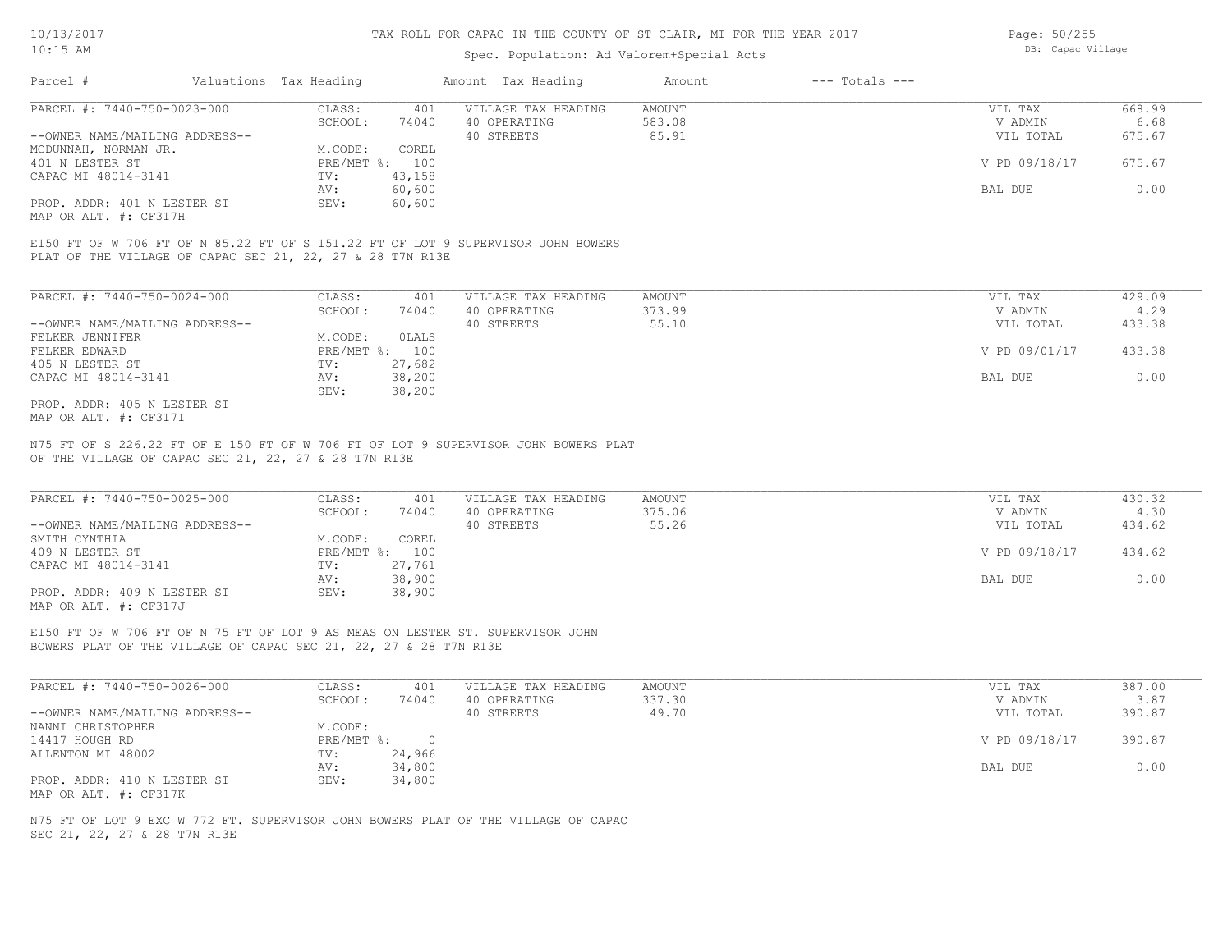TAX ROLL FOR CAPAC IN THE COUNTY OF ST CLAIR, MI FOR THE YEAR 2017

Spec. Population: Ad Valorem+Special Acts

DB: Capac Village

| Parcel # | Valuations | Tax Heading | Amount | Tax Heading | Amount | --- Totals --- | |
|---|---|---|---|---|---|---|---|

**PARCEL #: 7440-750-0023-000**

| | | | | | |
|---|---|---|---|---|---|
| CLASS: | 401 | VILLAGE TAX HEADING | AMOUNT | VIL TAX | 668.99 |
| SCHOOL: | 74040 | 40 OPERATING | 583.08 | V ADMIN | 6.68 |
| | | 40 STREETS | 85.91 | VIL TOTAL | 675.67 |
| M.CODE: | COREL | | | | |
| PRE/MBT %: | 100 | | | V PD 09/18/17 | 675.67 |
| TV: | 43,158 | | | | |
| AV: | 60,600 | | | BAL DUE | 0.00 |
| SEV: | 60,600 | | | | |

--OWNER NAME/MAILING ADDRESS--
MCDUNNAH, NORMAN JR.
401 N LESTER ST
CAPAC MI 48014-3141

PROP. ADDR: 401 N LESTER ST
MAP OR ALT. #: CF317H

E150 FT OF W 706 FT OF N 85.22 FT OF S 151.22 FT OF LOT 9 SUPERVISOR JOHN BOWERS PLAT OF THE VILLAGE OF CAPAC SEC 21, 22, 27 & 28 T7N R13E

**PARCEL #: 7440-750-0024-000**

| | | | | | |
|---|---|---|---|---|---|
| CLASS: | 401 | VILLAGE TAX HEADING | AMOUNT | VIL TAX | 429.09 |
| SCHOOL: | 74040 | 40 OPERATING | 373.99 | V ADMIN | 4.29 |
| | | 40 STREETS | 55.10 | VIL TOTAL | 433.38 |
| M.CODE: | 0LALS | | | | |
| PRE/MBT %: | 100 | | | V PD 09/01/17 | 433.38 |
| TV: | 27,682 | | | | |
| AV: | 38,200 | | | BAL DUE | 0.00 |
| SEV: | 38,200 | | | | |

--OWNER NAME/MAILING ADDRESS--
FELKER JENNIFER
FELKER EDWARD
405 N LESTER ST
CAPAC MI 48014-3141

PROP. ADDR: 405 N LESTER ST
MAP OR ALT. #: CF317I

N75 FT OF S 226.22 FT OF E 150 FT OF W 706 FT OF LOT 9 SUPERVISOR JOHN BOWERS PLAT OF THE VILLAGE OF CAPAC SEC 21, 22, 27 & 28 T7N R13E

**PARCEL #: 7440-750-0025-000**

| | | | | | |
|---|---|---|---|---|---|
| CLASS: | 401 | VILLAGE TAX HEADING | AMOUNT | VIL TAX | 430.32 |
| SCHOOL: | 74040 | 40 OPERATING | 375.06 | V ADMIN | 4.30 |
| | | 40 STREETS | 55.26 | VIL TOTAL | 434.62 |
| M.CODE: | COREL | | | | |
| PRE/MBT %: | 100 | | | V PD 09/18/17 | 434.62 |
| TV: | 27,761 | | | | |
| AV: | 38,900 | | | BAL DUE | 0.00 |
| SEV: | 38,900 | | | | |

--OWNER NAME/MAILING ADDRESS--
SMITH CYNTHIA
409 N LESTER ST
CAPAC MI 48014-3141

PROP. ADDR: 409 N LESTER ST
MAP OR ALT. #: CF317J

E150 FT OF W 706 FT OF N 75 FT OF LOT 9 AS MEAS ON LESTER ST. SUPERVISOR JOHN BOWERS PLAT OF THE VILLAGE OF CAPAC SEC 21, 22, 27 & 28 T7N R13E

**PARCEL #: 7440-750-0026-000**

| | | | | | |
|---|---|---|---|---|---|
| CLASS: | 401 | VILLAGE TAX HEADING | AMOUNT | VIL TAX | 387.00 |
| SCHOOL: | 74040 | 40 OPERATING | 337.30 | V ADMIN | 3.87 |
| | | 40 STREETS | 49.70 | VIL TOTAL | 390.87 |
| M.CODE: | | | | | |
| PRE/MBT %: | 0 | | | V PD 09/18/17 | 390.87 |
| TV: | 24,966 | | | | |
| AV: | 34,800 | | | BAL DUE | 0.00 |
| SEV: | 34,800 | | | | |

--OWNER NAME/MAILING ADDRESS--
NANNI CHRISTOPHER
14417 HOUGH RD
ALLENTON MI 48002

PROP. ADDR: 410 N LESTER ST
MAP OR ALT. #: CF317K

N75 FT OF LOT 9 EXC W 772 FT. SUPERVISOR JOHN BOWERS PLAT OF THE VILLAGE OF CAPAC SEC 21, 22, 27 & 28 T7N R13E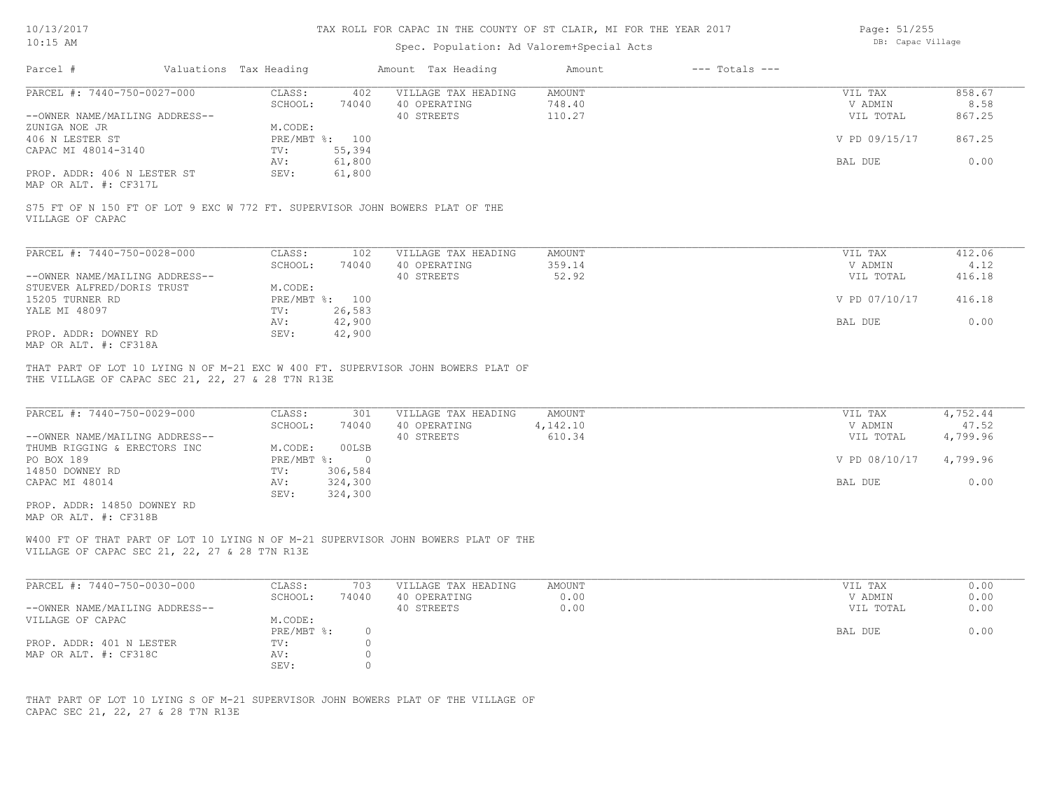TAX ROLL FOR CAPAC IN THE COUNTY OF ST CLAIR, MI FOR THE YEAR 2017

Spec. Population: Ad Valorem+Special Acts

| Parcel # | Valuations | Tax Heading | Amount | Tax Heading | Amount | --- Totals --- | |
|---|---|---|---|---|---|---|---|
| PARCEL #: 7440-750-0027-000 | CLASS: | 402 | VILLAGE TAX HEADING | AMOUNT | | VIL TAX | 858.67 |
| | SCHOOL: | 74040 | 40 OPERATING | 748.40 | | V ADMIN | 8.58 |
| --OWNER NAME/MAILING ADDRESS-- | | | 40 STREETS | 110.27 | | VIL TOTAL | 867.25 |
| ZUNIGA NOE JR | M.CODE: | | | | | | |
| 406 N LESTER ST | PRE/MBT %: | 100 | | | | V PD 09/15/17 | 867.25 |
| CAPAC MI 48014-3140 | TV: | 55,394 | | | | | |
| | AV: | 61,800 | | | | BAL DUE | 0.00 |
| PROP. ADDR: 406 N LESTER ST | SEV: | 61,800 | | | | | |
| MAP OR ALT. #: CF317L | | | | | | | |

S75 FT OF N 150 FT OF LOT 9 EXC W 772 FT. SUPERVISOR JOHN BOWERS PLAT OF THE VILLAGE OF CAPAC

| Parcel # | Valuations | Tax Heading | Amount | Tax Heading | Amount | --- Totals --- | |
|---|---|---|---|---|---|---|---|
| PARCEL #: 7440-750-0028-000 | CLASS: | 102 | VILLAGE TAX HEADING | AMOUNT | | VIL TAX | 412.06 |
| | SCHOOL: | 74040 | 40 OPERATING | 359.14 | | V ADMIN | 4.12 |
| --OWNER NAME/MAILING ADDRESS-- | | | 40 STREETS | 52.92 | | VIL TOTAL | 416.18 |
| STUEVER ALFRED/DORIS TRUST | M.CODE: | | | | | | |
| 15205 TURNER RD | PRE/MBT %: | 100 | | | | V PD 07/10/17 | 416.18 |
| YALE MI 48097 | TV: | 26,583 | | | | | |
| | AV: | 42,900 | | | | BAL DUE | 0.00 |
| PROP. ADDR: DOWNEY RD | SEV: | 42,900 | | | | | |
| MAP OR ALT. #: CF318A | | | | | | | |

THAT PART OF LOT 10 LYING N OF M-21 EXC W 400 FT. SUPERVISOR JOHN BOWERS PLAT OF THE VILLAGE OF CAPAC SEC 21, 22, 27 & 28 T7N R13E

| Parcel # | Valuations | Tax Heading | Amount | Tax Heading | Amount | --- Totals --- | |
|---|---|---|---|---|---|---|---|
| PARCEL #: 7440-750-0029-000 | CLASS: | 301 | VILLAGE TAX HEADING | AMOUNT | | VIL TAX | 4,752.44 |
| | SCHOOL: | 74040 | 40 OPERATING | 4,142.10 | | V ADMIN | 47.52 |
| --OWNER NAME/MAILING ADDRESS-- | | | 40 STREETS | 610.34 | | VIL TOTAL | 4,799.96 |
| THUMB RIGGING & ERECTORS INC | M.CODE: | 00LSB | | | | | |
| PO BOX 189 | PRE/MBT %: | 0 | | | | V PD 08/10/17 | 4,799.96 |
| 14850 DOWNEY RD | TV: | 306,584 | | | | | |
| CAPAC MI 48014 | AV: | 324,300 | | | | BAL DUE | 0.00 |
| | SEV: | 324,300 | | | | | |
| PROP. ADDR: 14850 DOWNEY RD | | | | | | | |
| MAP OR ALT. #: CF318B | | | | | | | |

W400 FT OF THAT PART OF LOT 10 LYING N OF M-21 SUPERVISOR JOHN BOWERS PLAT OF THE VILLAGE OF CAPAC SEC 21, 22, 27 & 28 T7N R13E

| Parcel # | Valuations | Tax Heading | Amount | Tax Heading | Amount | --- Totals --- | |
|---|---|---|---|---|---|---|---|
| PARCEL #: 7440-750-0030-000 | CLASS: | 703 | VILLAGE TAX HEADING | AMOUNT | | VIL TAX | 0.00 |
| | SCHOOL: | 74040 | 40 OPERATING | 0.00 | | V ADMIN | 0.00 |
| --OWNER NAME/MAILING ADDRESS-- | | | 40 STREETS | 0.00 | | VIL TOTAL | 0.00 |
| VILLAGE OF CAPAC | M.CODE: | | | | | | |
| | PRE/MBT %: | 0 | | | | BAL DUE | 0.00 |
| PROP. ADDR: 401 N LESTER | TV: | 0 | | | | | |
| MAP OR ALT. #: CF318C | AV: | 0 | | | | | |
| | SEV: | 0 | | | | | |

THAT PART OF LOT 10 LYING S OF M-21 SUPERVISOR JOHN BOWERS PLAT OF THE VILLAGE OF CAPAC SEC 21, 22, 27 & 28 T7N R13E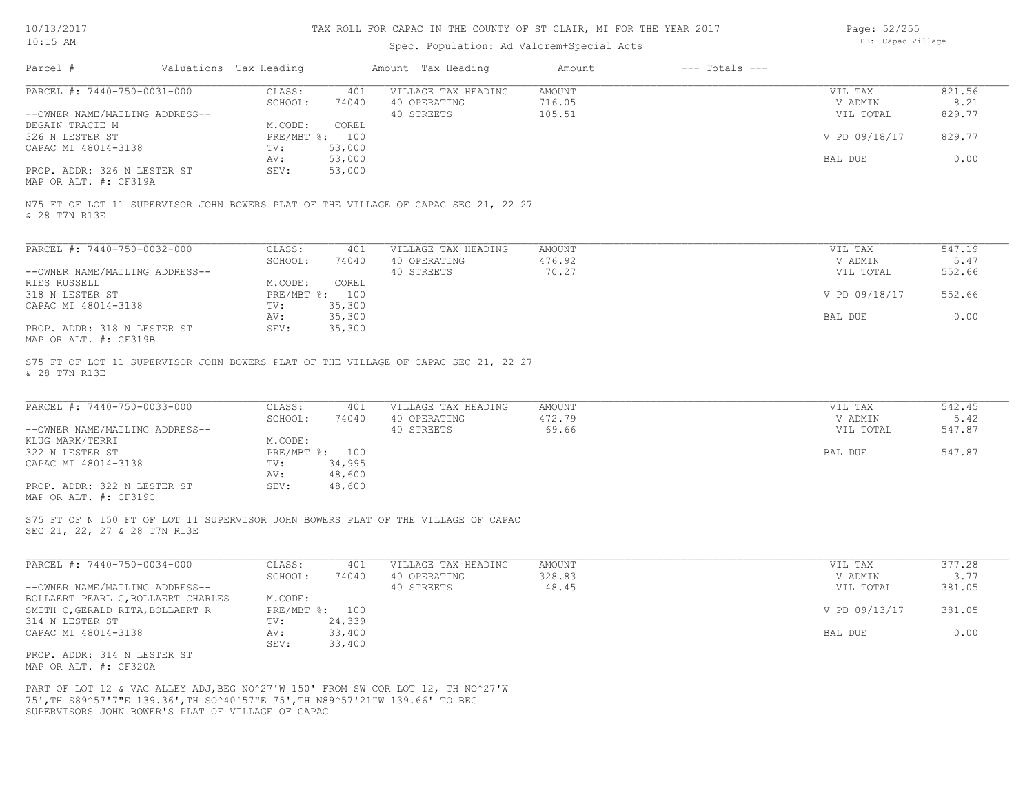# TAX ROLL FOR CAPAC IN THE COUNTY OF ST CLAIR, MI FOR THE YEAR 2017

Spec. Population: Ad Valorem+Special Acts

DB: Capac Village

| Parcel # | Valuations | Tax Heading | Amount | Tax Heading | Amount | --- Totals --- | |
|---|---|---|---|---|---|---|---|
| PARCEL #: 7440-750-0031-000 | CLASS: | 401 | VILLAGE TAX HEADING | AMOUNT | | VIL TAX | 821.56 |
| | SCHOOL: | 74040 | 40 OPERATING | 716.05 | | V ADMIN | 8.21 |
| --OWNER NAME/MAILING ADDRESS-- | | | 40 STREETS | 105.51 | | VIL TOTAL | 829.77 |
| DEGAIN TRACIE M | M.CODE: | COREL | | | | | |
| 326 N LESTER ST | PRE/MBT %: | 100 | | | | V PD 09/18/17 | 829.77 |
| CAPAC MI 48014-3138 | TV: | 53,000 | | | | | |
| | AV: | 53,000 | | | | BAL DUE | 0.00 |
| PROP. ADDR: 326 N LESTER ST | SEV: | 53,000 | | | | | |
| MAP OR ALT. #: CF319A | | | | | | | |

N75 FT OF LOT 11 SUPERVISOR JOHN BOWERS PLAT OF THE VILLAGE OF CAPAC SEC 21, 22 27 & 28 T7N R13E

| Parcel # | Valuations | Tax Heading | Amount | Tax Heading | Amount | --- Totals --- | |
|---|---|---|---|---|---|---|---|
| PARCEL #: 7440-750-0032-000 | CLASS: | 401 | VILLAGE TAX HEADING | AMOUNT | | VIL TAX | 547.19 |
| | SCHOOL: | 74040 | 40 OPERATING | 476.92 | | V ADMIN | 5.47 |
| --OWNER NAME/MAILING ADDRESS-- | | | 40 STREETS | 70.27 | | VIL TOTAL | 552.66 |
| RIES RUSSELL | M.CODE: | COREL | | | | | |
| 318 N LESTER ST | PRE/MBT %: | 100 | | | | V PD 09/18/17 | 552.66 |
| CAPAC MI 48014-3138 | TV: | 35,300 | | | | | |
| | AV: | 35,300 | | | | BAL DUE | 0.00 |
| PROP. ADDR: 318 N LESTER ST | SEV: | 35,300 | | | | | |
| MAP OR ALT. #: CF319B | | | | | | | |

S75 FT OF LOT 11 SUPERVISOR JOHN BOWERS PLAT OF THE VILLAGE OF CAPAC SEC 21, 22 27 & 28 T7N R13E

| Parcel # | Valuations | Tax Heading | Amount | Tax Heading | Amount | --- Totals --- | |
|---|---|---|---|---|---|---|---|
| PARCEL #: 7440-750-0033-000 | CLASS: | 401 | VILLAGE TAX HEADING | AMOUNT | | VIL TAX | 542.45 |
| | SCHOOL: | 74040 | 40 OPERATING | 472.79 | | V ADMIN | 5.42 |
| --OWNER NAME/MAILING ADDRESS-- | | | 40 STREETS | 69.66 | | VIL TOTAL | 547.87 |
| KLUG MARK/TERRI | M.CODE: | | | | | | |
| 322 N LESTER ST | PRE/MBT %: | 100 | | | | BAL DUE | 547.87 |
| CAPAC MI 48014-3138 | TV: | 34,995 | | | | | |
| | AV: | 48,600 | | | | | |
| PROP. ADDR: 322 N LESTER ST | SEV: | 48,600 | | | | | |
| MAP OR ALT. #: CF319C | | | | | | | |

S75 FT OF N 150 FT OF LOT 11 SUPERVISOR JOHN BOWERS PLAT OF THE VILLAGE OF CAPAC SEC 21, 22, 27 & 28 T7N R13E

| Parcel # | Valuations | Tax Heading | Amount | Tax Heading | Amount | --- Totals --- | |
|---|---|---|---|---|---|---|---|
| PARCEL #: 7440-750-0034-000 | CLASS: | 401 | VILLAGE TAX HEADING | AMOUNT | | VIL TAX | 377.28 |
| | SCHOOL: | 74040 | 40 OPERATING | 328.83 | | V ADMIN | 3.77 |
| --OWNER NAME/MAILING ADDRESS-- | | | 40 STREETS | 48.45 | | VIL TOTAL | 381.05 |
| BOLLAERT PEARL C,BOLLAERT CHARLES | M.CODE: | | | | | | |
| SMITH C,GERALD RITA,BOLLAERT R | PRE/MBT %: | 100 | | | | V PD 09/13/17 | 381.05 |
| 314 N LESTER ST | TV: | 24,339 | | | | | |
| CAPAC MI 48014-3138 | AV: | 33,400 | | | | BAL DUE | 0.00 |
| | SEV: | 33,400 | | | | | |
| PROP. ADDR: 314 N LESTER ST | | | | | | | |
| MAP OR ALT. #: CF320A | | | | | | | |

PART OF LOT 12 & VAC ALLEY ADJ,BEG NO^27'W 150' FROM SW COR LOT 12, TH NO^27'W 75',TH S89^57'7"E 139.36',TH SO^40'57"E 75',TH N89^57'21"W 139.66' TO BEG SUPERVISORS JOHN BOWER'S PLAT OF VILLAGE OF CAPAC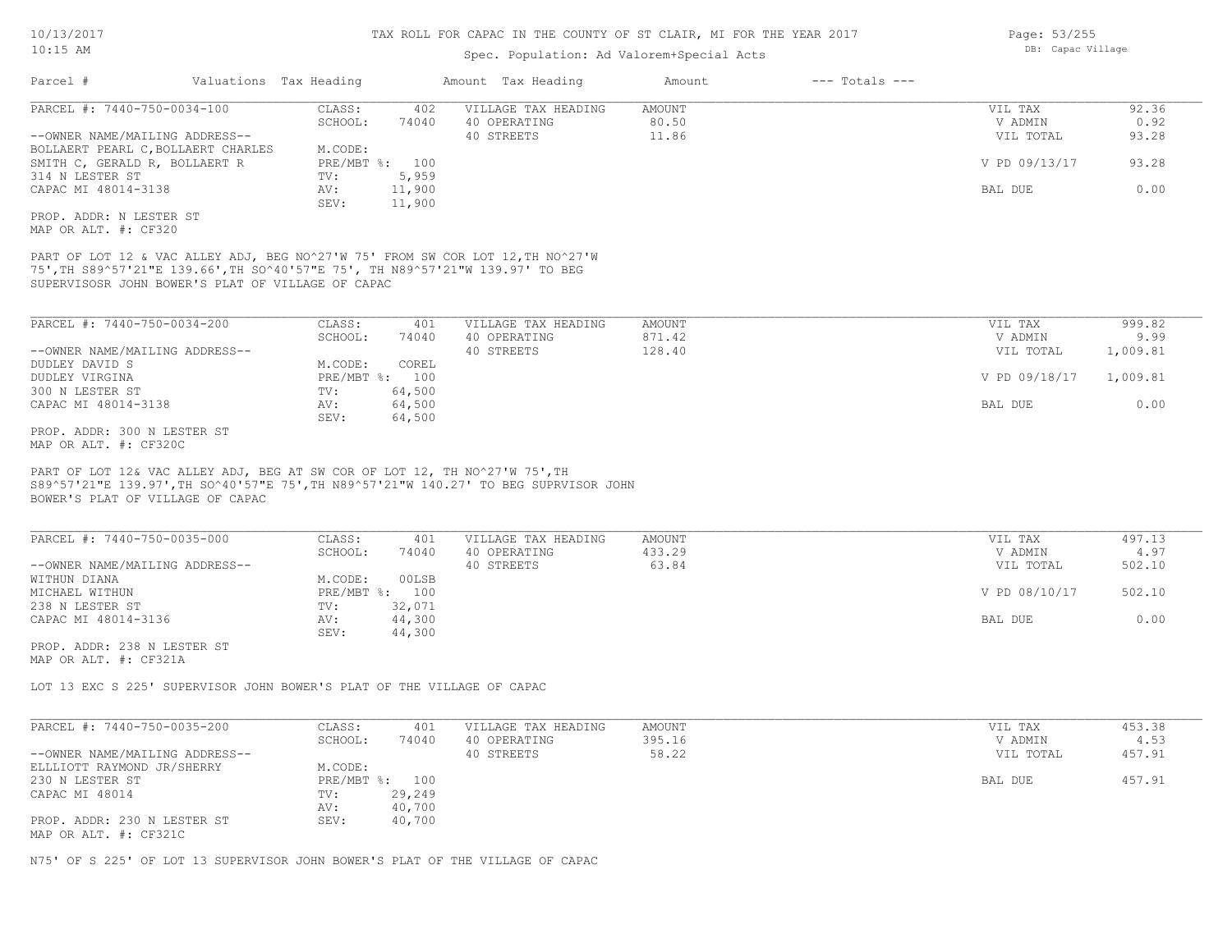# TAX ROLL FOR CAPAC IN THE COUNTY OF ST CLAIR, MI FOR THE YEAR 2017

Spec. Population: Ad Valorem+Special Acts

DB: Capac Village

| Parcel # | Valuations | Tax Heading | Amount | Tax Heading | Amount | --- Totals --- | |
|---|---|---|---|---|---|---|---|

---

**PARCEL #: 7440-750-0034-100**

| | | | | | |
|---|---|---|---|---|---|
| CLASS: | 402 | VILLAGE TAX HEADING | AMOUNT | VIL TAX | 92.36 |
| SCHOOL: | 74040 | 40 OPERATING | 80.50 | V ADMIN | 0.92 |
| | | 40 STREETS | 11.86 | VIL TOTAL | 93.28 |
| M.CODE: | | | | | |
| PRE/MBT %: | 100 | | | V PD 09/13/17 | 93.28 |
| TV: | 5,959 | | | | |
| AV: | 11,900 | | | BAL DUE | 0.00 |
| SEV: | 11,900 | | | | |

--OWNER NAME/MAILING ADDRESS--
BOLLAERT PEARL C,BOLLAERT CHARLES
SMITH C, GERALD R, BOLLAERT R
314 N LESTER ST
CAPAC MI 48014-3138

PROP. ADDR: N LESTER ST
MAP OR ALT. #: CF320

PART OF LOT 12 & VAC ALLEY ADJ, BEG NO^27'W 75' FROM SW COR LOT 12,TH NO^27'W 75',TH S89^57'21"E 139.66',TH SO^40'57"E 75', TH N89^57'21"W 139.97' TO BEG SUPERVISOSR JOHN BOWER'S PLAT OF VILLAGE OF CAPAC

---

**PARCEL #: 7440-750-0034-200**

| | | | | | |
|---|---|---|---|---|---|
| CLASS: | 401 | VILLAGE TAX HEADING | AMOUNT | VIL TAX | 999.82 |
| SCHOOL: | 74040 | 40 OPERATING | 871.42 | V ADMIN | 9.99 |
| | | 40 STREETS | 128.40 | VIL TOTAL | 1,009.81 |
| M.CODE: | COREL | | | | |
| PRE/MBT %: | 100 | | | V PD 09/18/17 | 1,009.81 |
| TV: | 64,500 | | | | |
| AV: | 64,500 | | | BAL DUE | 0.00 |
| SEV: | 64,500 | | | | |

--OWNER NAME/MAILING ADDRESS--
DUDLEY DAVID S
DUDLEY VIRGINA
300 N LESTER ST
CAPAC MI 48014-3138

PROP. ADDR: 300 N LESTER ST
MAP OR ALT. #: CF320C

PART OF LOT 12& VAC ALLEY ADJ, BEG AT SW COR OF LOT 12, TH NO^27'W 75',TH S89^57'21"E 139.97',TH SO^40'57"E 75',TH N89^57'21"W 140.27' TO BEG SUPRVISOR JOHN BOWER'S PLAT OF VILLAGE OF CAPAC

---

**PARCEL #: 7440-750-0035-000**

| | | | | | |
|---|---|---|---|---|---|
| CLASS: | 401 | VILLAGE TAX HEADING | AMOUNT | VIL TAX | 497.13 |
| SCHOOL: | 74040 | 40 OPERATING | 433.29 | V ADMIN | 4.97 |
| | | 40 STREETS | 63.84 | VIL TOTAL | 502.10 |
| M.CODE: | 00LSB | | | | |
| PRE/MBT %: | 100 | | | V PD 08/10/17 | 502.10 |
| TV: | 32,071 | | | | |
| AV: | 44,300 | | | BAL DUE | 0.00 |
| SEV: | 44,300 | | | | |

--OWNER NAME/MAILING ADDRESS--
WITHUN DIANA
MICHAEL WITHUN
238 N LESTER ST
CAPAC MI 48014-3136

PROP. ADDR: 238 N LESTER ST
MAP OR ALT. #: CF321A

LOT 13 EXC S 225' SUPERVISOR JOHN BOWER'S PLAT OF THE VILLAGE OF CAPAC

---

**PARCEL #: 7440-750-0035-200**

| | | | | | |
|---|---|---|---|---|---|
| CLASS: | 401 | VILLAGE TAX HEADING | AMOUNT | VIL TAX | 453.38 |
| SCHOOL: | 74040 | 40 OPERATING | 395.16 | V ADMIN | 4.53 |
| | | 40 STREETS | 58.22 | VIL TOTAL | 457.91 |
| M.CODE: | | | | | |
| PRE/MBT %: | 100 | | | BAL DUE | 457.91 |
| TV: | 29,249 | | | | |
| AV: | 40,700 | | | | |
| SEV: | 40,700 | | | | |

--OWNER NAME/MAILING ADDRESS--
ELLLIOTT RAYMOND JR/SHERRY
230 N LESTER ST
CAPAC MI 48014

PROP. ADDR: 230 N LESTER ST
MAP OR ALT. #: CF321C

N75' OF S 225' OF LOT 13 SUPERVISOR JOHN BOWER'S PLAT OF THE VILLAGE OF CAPAC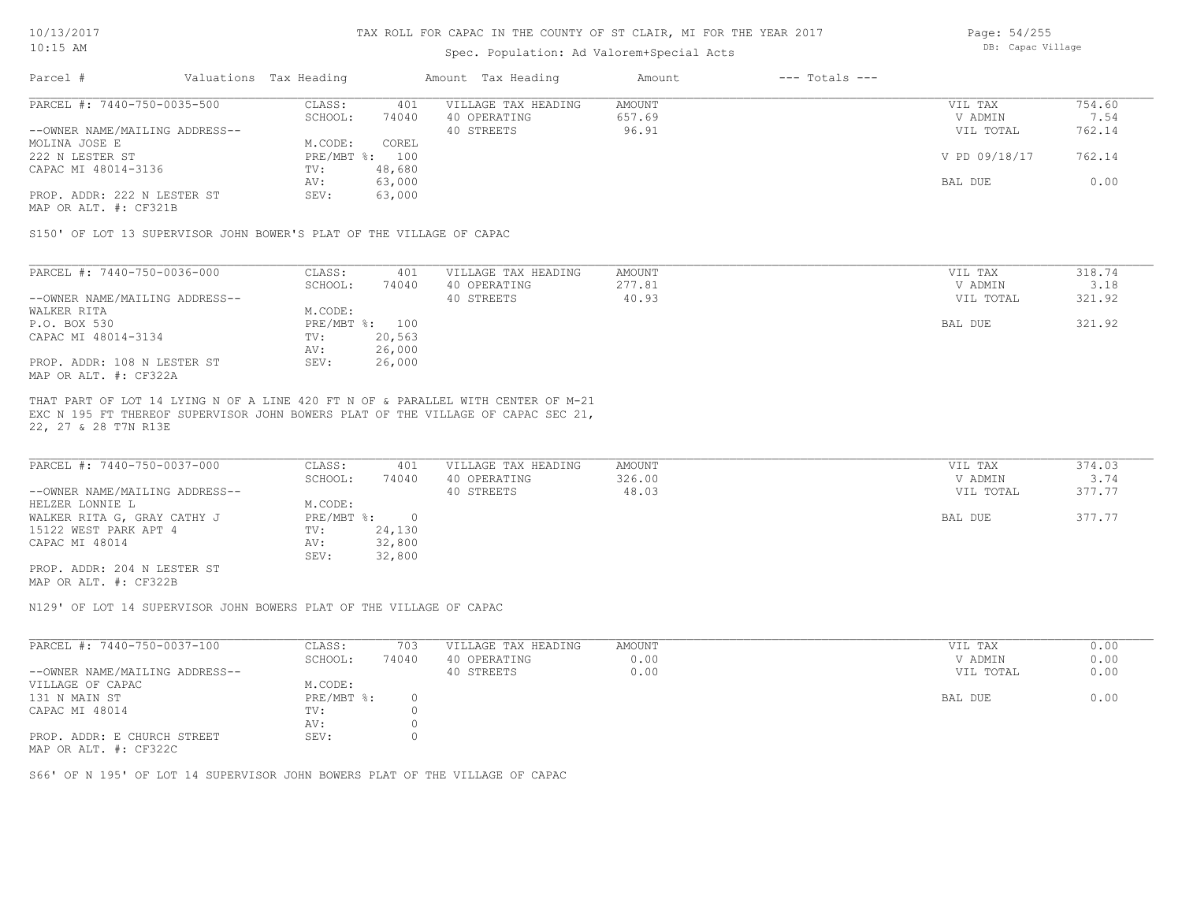# TAX ROLL FOR CAPAC IN THE COUNTY OF ST CLAIR, MI FOR THE YEAR 2017

Spec. Population: Ad Valorem+Special Acts

DB: Capac Village

| Parcel # | Valuations | Tax Heading | Amount | Tax Heading | Amount | --- Totals --- | |
|---|---|---|---|---|---|---|---|
| PARCEL #: 7440-750-0035-500 | CLASS: | 401 | VILLAGE TAX HEADING | AMOUNT | | VIL TAX | 754.60 |
| | SCHOOL: | 74040 | 40 OPERATING | 657.69 | | V ADMIN | 7.54 |
| --OWNER NAME/MAILING ADDRESS-- | | | 40 STREETS | 96.91 | | VIL TOTAL | 762.14 |
| MOLINA JOSE E | M.CODE: | COREL | | | | | |
| 222 N LESTER ST | PRE/MBT %: | 100 | | | | V PD 09/18/17 | 762.14 |
| CAPAC MI 48014-3136 | TV: | 48,680 | | | | | |
| | AV: | 63,000 | | | | BAL DUE | 0.00 |
| PROP. ADDR: 222 N LESTER ST | SEV: | 63,000 | | | | | |
| MAP OR ALT. #: CF321B | | | | | | | |

S150' OF LOT 13 SUPERVISOR JOHN BOWER'S PLAT OF THE VILLAGE OF CAPAC

| Parcel # | Valuations | Tax Heading | Amount | Tax Heading | Amount | --- Totals --- | |
|---|---|---|---|---|---|---|---|
| PARCEL #: 7440-750-0036-000 | CLASS: | 401 | VILLAGE TAX HEADING | AMOUNT | | VIL TAX | 318.74 |
| | SCHOOL: | 74040 | 40 OPERATING | 277.81 | | V ADMIN | 3.18 |
| --OWNER NAME/MAILING ADDRESS-- | | | 40 STREETS | 40.93 | | VIL TOTAL | 321.92 |
| WALKER RITA | M.CODE: | | | | | | |
| P.O. BOX 530 | PRE/MBT %: | 100 | | | | BAL DUE | 321.92 |
| CAPAC MI 48014-3134 | TV: | 20,563 | | | | | |
| | AV: | 26,000 | | | | | |
| PROP. ADDR: 108 N LESTER ST | SEV: | 26,000 | | | | | |
| MAP OR ALT. #: CF322A | | | | | | | |

THAT PART OF LOT 14 LYING N OF A LINE 420 FT N OF & PARALLEL WITH CENTER OF M-21 EXC N 195 FT THEREOF SUPERVISOR JOHN BOWERS PLAT OF THE VILLAGE OF CAPAC SEC 21, 22, 27 & 28 T7N R13E

| Parcel # | Valuations | Tax Heading | Amount | Tax Heading | Amount | --- Totals --- | |
|---|---|---|---|---|---|---|---|
| PARCEL #: 7440-750-0037-000 | CLASS: | 401 | VILLAGE TAX HEADING | AMOUNT | | VIL TAX | 374.03 |
| | SCHOOL: | 74040 | 40 OPERATING | 326.00 | | V ADMIN | 3.74 |
| --OWNER NAME/MAILING ADDRESS-- | | | 40 STREETS | 48.03 | | VIL TOTAL | 377.77 |
| HELZER LONNIE L | M.CODE: | | | | | | |
| WALKER RITA G, GRAY CATHY J | PRE/MBT %: | 0 | | | | BAL DUE | 377.77 |
| 15122 WEST PARK APT 4 | TV: | 24,130 | | | | | |
| CAPAC MI 48014 | AV: | 32,800 | | | | | |
| | SEV: | 32,800 | | | | | |
| PROP. ADDR: 204 N LESTER ST | | | | | | | |
| MAP OR ALT. #: CF322B | | | | | | | |

N129' OF LOT 14 SUPERVISOR JOHN BOWERS PLAT OF THE VILLAGE OF CAPAC

| Parcel # | Valuations | Tax Heading | Amount | Tax Heading | Amount | --- Totals --- | |
|---|---|---|---|---|---|---|---|
| PARCEL #: 7440-750-0037-100 | CLASS: | 703 | VILLAGE TAX HEADING | AMOUNT | | VIL TAX | 0.00 |
| | SCHOOL: | 74040 | 40 OPERATING | 0.00 | | V ADMIN | 0.00 |
| --OWNER NAME/MAILING ADDRESS-- | | | 40 STREETS | 0.00 | | VIL TOTAL | 0.00 |
| VILLAGE OF CAPAC | M.CODE: | | | | | | |
| 131 N MAIN ST | PRE/MBT %: | 0 | | | | BAL DUE | 0.00 |
| CAPAC MI 48014 | TV: | 0 | | | | | |
| | AV: | 0 | | | | | |
| PROP. ADDR: E CHURCH STREET | SEV: | 0 | | | | | |
| MAP OR ALT. #: CF322C | | | | | | | |

S66' OF N 195' OF LOT 14 SUPERVISOR JOHN BOWERS PLAT OF THE VILLAGE OF CAPAC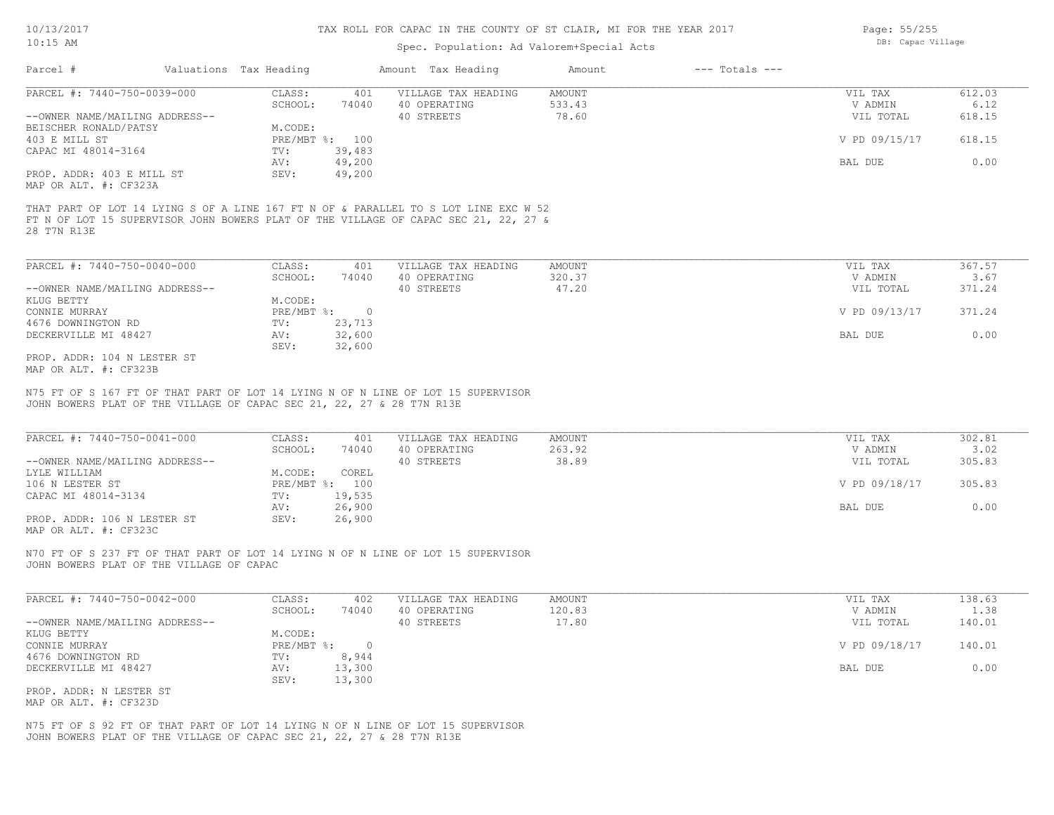# TAX ROLL FOR CAPAC IN THE COUNTY OF ST CLAIR, MI FOR THE YEAR 2017

Spec. Population: Ad Valorem+Special Acts

10/13/2017 10:15 AM — DB: Capac Village

| Parcel # | Valuations | Tax Heading | Amount | Tax Heading | Amount | --- Totals --- | |
|---|---|---|---|---|---|---|---|

---

**PARCEL #: 7440-750-0039-000**

| | | | | | |
|---|---|---|---|---|---|
| CLASS: | 401 | VILLAGE TAX HEADING | AMOUNT | VIL TAX | 612.03 |
| SCHOOL: | 74040 | 40 OPERATING | 533.43 | V ADMIN | 6.12 |
| | | 40 STREETS | 78.60 | VIL TOTAL | 618.15 |
| M.CODE: | | | | | |
| PRE/MBT %: | 100 | | | V PD 09/15/17 | 618.15 |
| TV: | 39,483 | | | | |
| AV: | 49,200 | | | BAL DUE | 0.00 |
| SEV: | 49,200 | | | | |

--OWNER NAME/MAILING ADDRESS--
BEISCHER RONALD/PATSY
403 E MILL ST
CAPAC MI 48014-3164

PROP. ADDR: 403 E MILL ST
MAP OR ALT. #: CF323A

THAT PART OF LOT 14 LYING S OF A LINE 167 FT N OF & PARALLEL TO S LOT LINE EXC W 52 FT N OF LOT 15 SUPERVISOR JOHN BOWERS PLAT OF THE VILLAGE OF CAPAC SEC 21, 22, 27 & 28 T7N R13E

---

**PARCEL #: 7440-750-0040-000**

| | | | | | |
|---|---|---|---|---|---|
| CLASS: | 401 | VILLAGE TAX HEADING | AMOUNT | VIL TAX | 367.57 |
| SCHOOL: | 74040 | 40 OPERATING | 320.37 | V ADMIN | 3.67 |
| | | 40 STREETS | 47.20 | VIL TOTAL | 371.24 |
| M.CODE: | | | | | |
| PRE/MBT %: | 0 | | | V PD 09/13/17 | 371.24 |
| TV: | 23,713 | | | | |
| AV: | 32,600 | | | BAL DUE | 0.00 |
| SEV: | 32,600 | | | | |

--OWNER NAME/MAILING ADDRESS--
KLUG BETTY
CONNIE MURRAY
4676 DOWNINGTON RD
DECKERVILLE MI 48427

PROP. ADDR: 104 N LESTER ST
MAP OR ALT. #: CF323B

N75 FT OF S 167 FT OF THAT PART OF LOT 14 LYING N OF N LINE OF LOT 15 SUPERVISOR JOHN BOWERS PLAT OF THE VILLAGE OF CAPAC SEC 21, 22, 27 & 28 T7N R13E

---

**PARCEL #: 7440-750-0041-000**

| | | | | | |
|---|---|---|---|---|---|
| CLASS: | 401 | VILLAGE TAX HEADING | AMOUNT | VIL TAX | 302.81 |
| SCHOOL: | 74040 | 40 OPERATING | 263.92 | V ADMIN | 3.02 |
| | | 40 STREETS | 38.89 | VIL TOTAL | 305.83 |
| M.CODE: | COREL | | | | |
| PRE/MBT %: | 100 | | | V PD 09/18/17 | 305.83 |
| TV: | 19,535 | | | | |
| AV: | 26,900 | | | BAL DUE | 0.00 |
| SEV: | 26,900 | | | | |

--OWNER NAME/MAILING ADDRESS--
LYLE WILLIAM
106 N LESTER ST
CAPAC MI 48014-3134

PROP. ADDR: 106 N LESTER ST
MAP OR ALT. #: CF323C

N70 FT OF S 237 FT OF THAT PART OF LOT 14 LYING N OF N LINE OF LOT 15 SUPERVISOR JOHN BOWERS PLAT OF THE VILLAGE OF CAPAC

---

**PARCEL #: 7440-750-0042-000**

| | | | | | |
|---|---|---|---|---|---|
| CLASS: | 402 | VILLAGE TAX HEADING | AMOUNT | VIL TAX | 138.63 |
| SCHOOL: | 74040 | 40 OPERATING | 120.83 | V ADMIN | 1.38 |
| | | 40 STREETS | 17.80 | VIL TOTAL | 140.01 |
| M.CODE: | | | | | |
| PRE/MBT %: | 0 | | | V PD 09/18/17 | 140.01 |
| TV: | 8,944 | | | | |
| AV: | 13,300 | | | BAL DUE | 0.00 |
| SEV: | 13,300 | | | | |

--OWNER NAME/MAILING ADDRESS--
KLUG BETTY
CONNIE MURRAY
4676 DOWNINGTON RD
DECKERVILLE MI 48427

PROP. ADDR: N LESTER ST
MAP OR ALT. #: CF323D

N75 FT OF S 92 FT OF THAT PART OF LOT 14 LYING N OF N LINE OF LOT 15 SUPERVISOR JOHN BOWERS PLAT OF THE VILLAGE OF CAPAC SEC 21, 22, 27 & 28 T7N R13E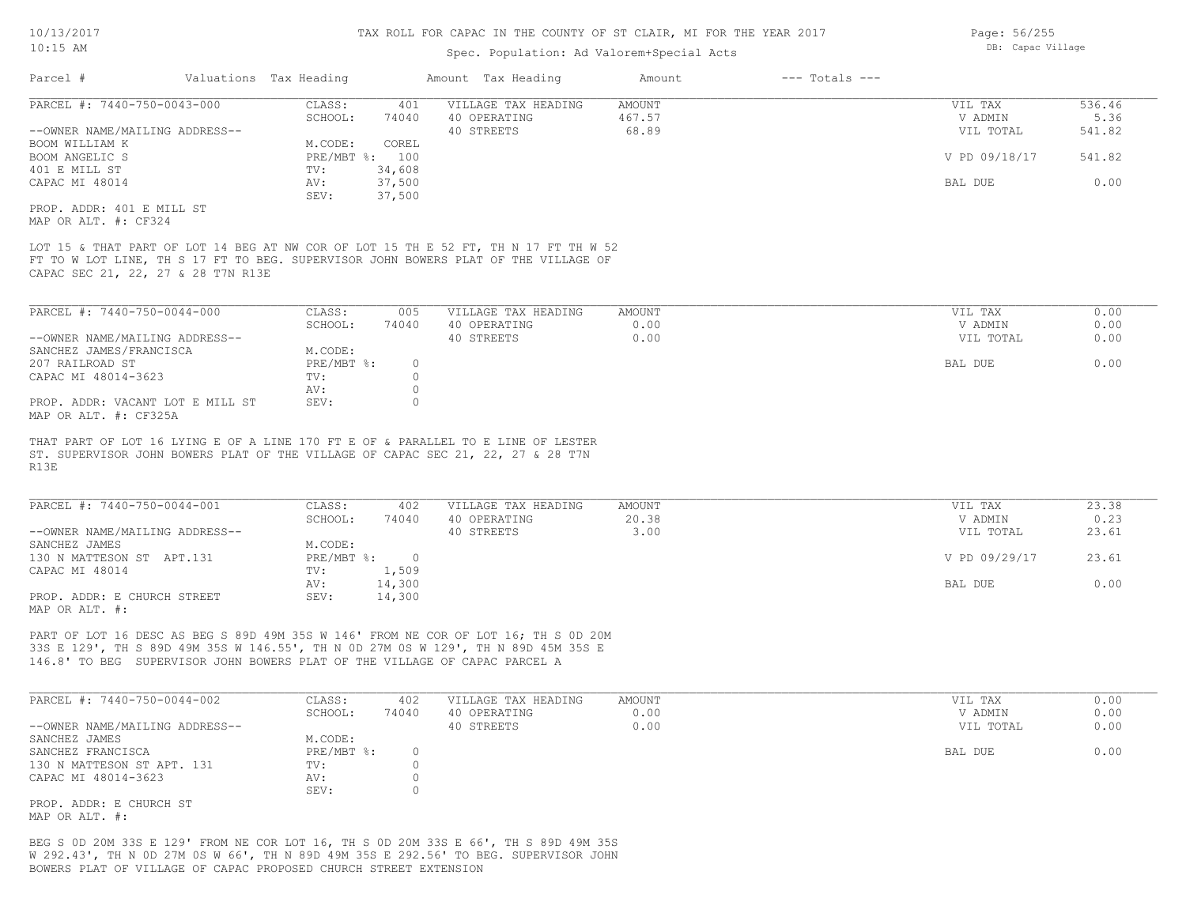TAX ROLL FOR CAPAC IN THE COUNTY OF ST CLAIR, MI FOR THE YEAR 2017

Spec. Population: Ad Valorem+Special Acts

| Parcel # | Valuations | Tax Heading | Amount | Tax Heading | Amount | --- Totals --- | |
|---|---|---|---|---|---|---|---|

**PARCEL #: 7440-750-0043-000**

| | | | | | |
|---|---|---|---|---|---|
| CLASS: | 401 | VILLAGE TAX HEADING | AMOUNT | VIL TAX | 536.46 |
| SCHOOL: | 74040 | 40 OPERATING | 467.57 | V ADMIN | 5.36 |
| | | 40 STREETS | 68.89 | VIL TOTAL | 541.82 |
| M.CODE: | COREL | | | | |
| PRE/MBT %: | 100 | | | V PD 09/18/17 | 541.82 |
| TV: | 34,608 | | | | |
| AV: | 37,500 | | | BAL DUE | 0.00 |
| SEV: | 37,500 | | | | |

--OWNER NAME/MAILING ADDRESS--
BOOM WILLIAM K
BOOM ANGELIC S
401 E MILL ST
CAPAC MI 48014

PROP. ADDR: 401 E MILL ST
MAP OR ALT. #: CF324

LOT 15 & THAT PART OF LOT 14 BEG AT NW COR OF LOT 15 TH E 52 FT, TH N 17 FT TH W 52 FT TO W LOT LINE, TH S 17 FT TO BEG. SUPERVISOR JOHN BOWERS PLAT OF THE VILLAGE OF CAPAC SEC 21, 22, 27 & 28 T7N R13E

**PARCEL #: 7440-750-0044-000**

| | | | | | |
|---|---|---|---|---|---|
| CLASS: | 005 | VILLAGE TAX HEADING | AMOUNT | VIL TAX | 0.00 |
| SCHOOL: | 74040 | 40 OPERATING | 0.00 | V ADMIN | 0.00 |
| | | 40 STREETS | 0.00 | VIL TOTAL | 0.00 |
| M.CODE: | | | | | |
| PRE/MBT %: | 0 | | | BAL DUE | 0.00 |
| TV: | 0 | | | | |
| AV: | 0 | | | | |
| SEV: | 0 | | | | |

--OWNER NAME/MAILING ADDRESS--
SANCHEZ JAMES/FRANCISCA
207 RAILROAD ST
CAPAC MI 48014-3623

PROP. ADDR: VACANT LOT E MILL ST
MAP OR ALT. #: CF325A

THAT PART OF LOT 16 LYING E OF A LINE 170 FT E OF & PARALLEL TO E LINE OF LESTER ST. SUPERVISOR JOHN BOWERS PLAT OF THE VILLAGE OF CAPAC SEC 21, 22, 27 & 28 T7N R13E

**PARCEL #: 7440-750-0044-001**

| | | | | | |
|---|---|---|---|---|---|
| CLASS: | 402 | VILLAGE TAX HEADING | AMOUNT | VIL TAX | 23.38 |
| SCHOOL: | 74040 | 40 OPERATING | 20.38 | V ADMIN | 0.23 |
| | | 40 STREETS | 3.00 | VIL TOTAL | 23.61 |
| M.CODE: | | | | | |
| PRE/MBT %: | 0 | | | V PD 09/29/17 | 23.61 |
| TV: | 1,509 | | | | |
| AV: | 14,300 | | | BAL DUE | 0.00 |
| SEV: | 14,300 | | | | |

--OWNER NAME/MAILING ADDRESS--
SANCHEZ JAMES
130 N MATTESON ST APT.131
CAPAC MI 48014

PROP. ADDR: E CHURCH STREET
MAP OR ALT. #:

PART OF LOT 16 DESC AS BEG S 89D 49M 35S W 146' FROM NE COR OF LOT 16; TH S 0D 20M 33S E 129', TH S 89D 49M 35S W 146.55', TH N 0D 27M 0S W 129', TH N 89D 45M 35S E 146.8' TO BEG SUPERVISOR JOHN BOWERS PLAT OF THE VILLAGE OF CAPAC PARCEL A

**PARCEL #: 7440-750-0044-002**

| | | | | | |
|---|---|---|---|---|---|
| CLASS: | 402 | VILLAGE TAX HEADING | AMOUNT | VIL TAX | 0.00 |
| SCHOOL: | 74040 | 40 OPERATING | 0.00 | V ADMIN | 0.00 |
| | | 40 STREETS | 0.00 | VIL TOTAL | 0.00 |
| M.CODE: | | | | | |
| PRE/MBT %: | 0 | | | BAL DUE | 0.00 |
| TV: | 0 | | | | |
| AV: | 0 | | | | |
| SEV: | 0 | | | | |

--OWNER NAME/MAILING ADDRESS--
SANCHEZ JAMES
SANCHEZ FRANCISCA
130 N MATTESON ST APT. 131
CAPAC MI 48014-3623

PROP. ADDR: E CHURCH ST
MAP OR ALT. #:

BEG S 0D 20M 33S E 129' FROM NE COR LOT 16, TH S 0D 20M 33S E 66', TH S 89D 49M 35S W 292.43', TH N 0D 27M 0S W 66', TH N 89D 49M 35S E 292.56' TO BEG. SUPERVISOR JOHN BOWERS PLAT OF VILLAGE OF CAPAC PROPOSED CHURCH STREET EXTENSION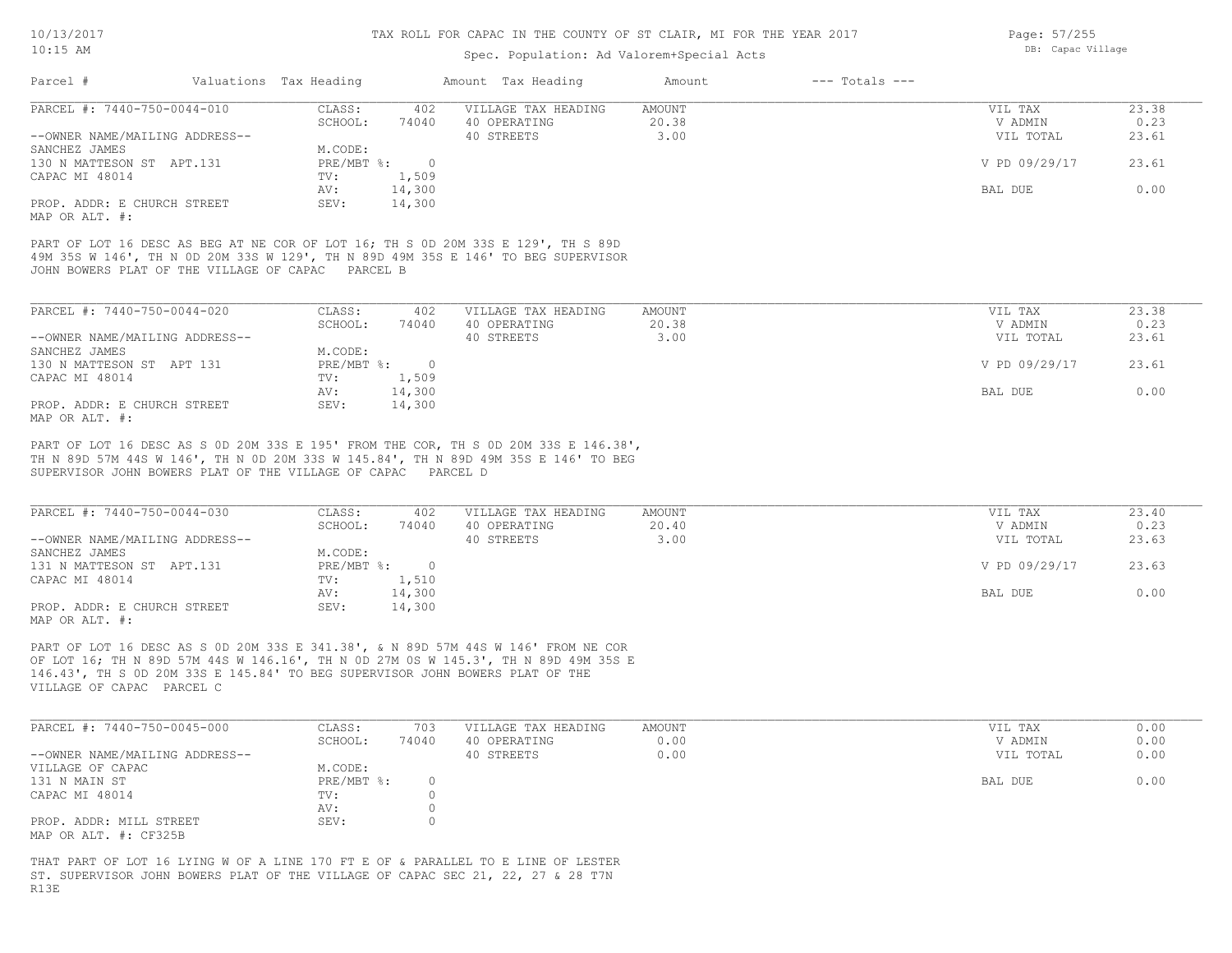TAX ROLL FOR CAPAC IN THE COUNTY OF ST CLAIR, MI FOR THE YEAR 2017

Spec. Population: Ad Valorem+Special Acts

| Parcel # | Valuations | Tax Heading | Amount | Tax Heading | Amount | --- Totals --- | |
|---|---|---|---|---|---|---|---|

---

PARCEL #: 7440-750-0044-010

| | | | | | |
|---|---|---|---|---|---|
| CLASS: | 402 | VILLAGE TAX HEADING | AMOUNT | VIL TAX | 23.38 |
| SCHOOL: | 74040 | 40 OPERATING | 20.38 | V ADMIN | 0.23 |
| | | 40 STREETS | 3.00 | VIL TOTAL | 23.61 |
| M.CODE: | | | | | |
| PRE/MBT %: | 0 | | | V PD 09/29/17 | 23.61 |
| TV: | 1,509 | | | | |
| AV: | 14,300 | | | BAL DUE | 0.00 |
| SEV: | 14,300 | | | | |

--OWNER NAME/MAILING ADDRESS--
SANCHEZ JAMES
130 N MATTESON ST APT.131
CAPAC MI 48014

PROP. ADDR: E CHURCH STREET
MAP OR ALT. #:

PART OF LOT 16 DESC AS BEG AT NE COR OF LOT 16; TH S 0D 20M 33S E 129', TH S 89D 49M 35S W 146', TH N 0D 20M 33S W 129', TH N 89D 49M 35S E 146' TO BEG SUPERVISOR JOHN BOWERS PLAT OF THE VILLAGE OF CAPAC PARCEL B

---

PARCEL #: 7440-750-0044-020

| | | | | | |
|---|---|---|---|---|---|
| CLASS: | 402 | VILLAGE TAX HEADING | AMOUNT | VIL TAX | 23.38 |
| SCHOOL: | 74040 | 40 OPERATING | 20.38 | V ADMIN | 0.23 |
| | | 40 STREETS | 3.00 | VIL TOTAL | 23.61 |
| M.CODE: | | | | | |
| PRE/MBT %: | 0 | | | V PD 09/29/17 | 23.61 |
| TV: | 1,509 | | | | |
| AV: | 14,300 | | | BAL DUE | 0.00 |
| SEV: | 14,300 | | | | |

--OWNER NAME/MAILING ADDRESS--
SANCHEZ JAMES
130 N MATTESON ST APT 131
CAPAC MI 48014

PROP. ADDR: E CHURCH STREET
MAP OR ALT. #:

PART OF LOT 16 DESC AS S 0D 20M 33S E 195' FROM THE COR, TH S 0D 20M 33S E 146.38', TH N 89D 57M 44S W 146', TH N 0D 20M 33S W 145.84', TH N 89D 49M 35S E 146' TO BEG SUPERVISOR JOHN BOWERS PLAT OF THE VILLAGE OF CAPAC PARCEL D

---

PARCEL #: 7440-750-0044-030

| | | | | | |
|---|---|---|---|---|---|
| CLASS: | 402 | VILLAGE TAX HEADING | AMOUNT | VIL TAX | 23.40 |
| SCHOOL: | 74040 | 40 OPERATING | 20.40 | V ADMIN | 0.23 |
| | | 40 STREETS | 3.00 | VIL TOTAL | 23.63 |
| M.CODE: | | | | | |
| PRE/MBT %: | 0 | | | V PD 09/29/17 | 23.63 |
| TV: | 1,510 | | | | |
| AV: | 14,300 | | | BAL DUE | 0.00 |
| SEV: | 14,300 | | | | |

--OWNER NAME/MAILING ADDRESS--
SANCHEZ JAMES
131 N MATTESON ST APT.131
CAPAC MI 48014

PROP. ADDR: E CHURCH STREET
MAP OR ALT. #:

PART OF LOT 16 DESC AS S 0D 20M 33S E 341.38', & N 89D 57M 44S W 146' FROM NE COR OF LOT 16; TH N 89D 57M 44S W 146.16', TH N 0D 27M 0S W 145.3', TH N 89D 49M 35S E 146.43', TH S 0D 20M 33S E 145.84' TO BEG SUPERVISOR JOHN BOWERS PLAT OF THE VILLAGE OF CAPAC PARCEL C

---

PARCEL #: 7440-750-0045-000

| | | | | | |
|---|---|---|---|---|---|
| CLASS: | 703 | VILLAGE TAX HEADING | AMOUNT | VIL TAX | 0.00 |
| SCHOOL: | 74040 | 40 OPERATING | 0.00 | V ADMIN | 0.00 |
| | | 40 STREETS | 0.00 | VIL TOTAL | 0.00 |
| M.CODE: | | | | | |
| PRE/MBT %: | 0 | | | BAL DUE | 0.00 |
| TV: | 0 | | | | |
| AV: | 0 | | | | |
| SEV: | 0 | | | | |

--OWNER NAME/MAILING ADDRESS--
VILLAGE OF CAPAC
131 N MAIN ST
CAPAC MI 48014

PROP. ADDR: MILL STREET
MAP OR ALT. #: CF325B

THAT PART OF LOT 16 LYING W OF A LINE 170 FT E OF & PARALLEL TO E LINE OF LESTER ST. SUPERVISOR JOHN BOWERS PLAT OF THE VILLAGE OF CAPAC SEC 21, 22, 27 & 28 T7N R13E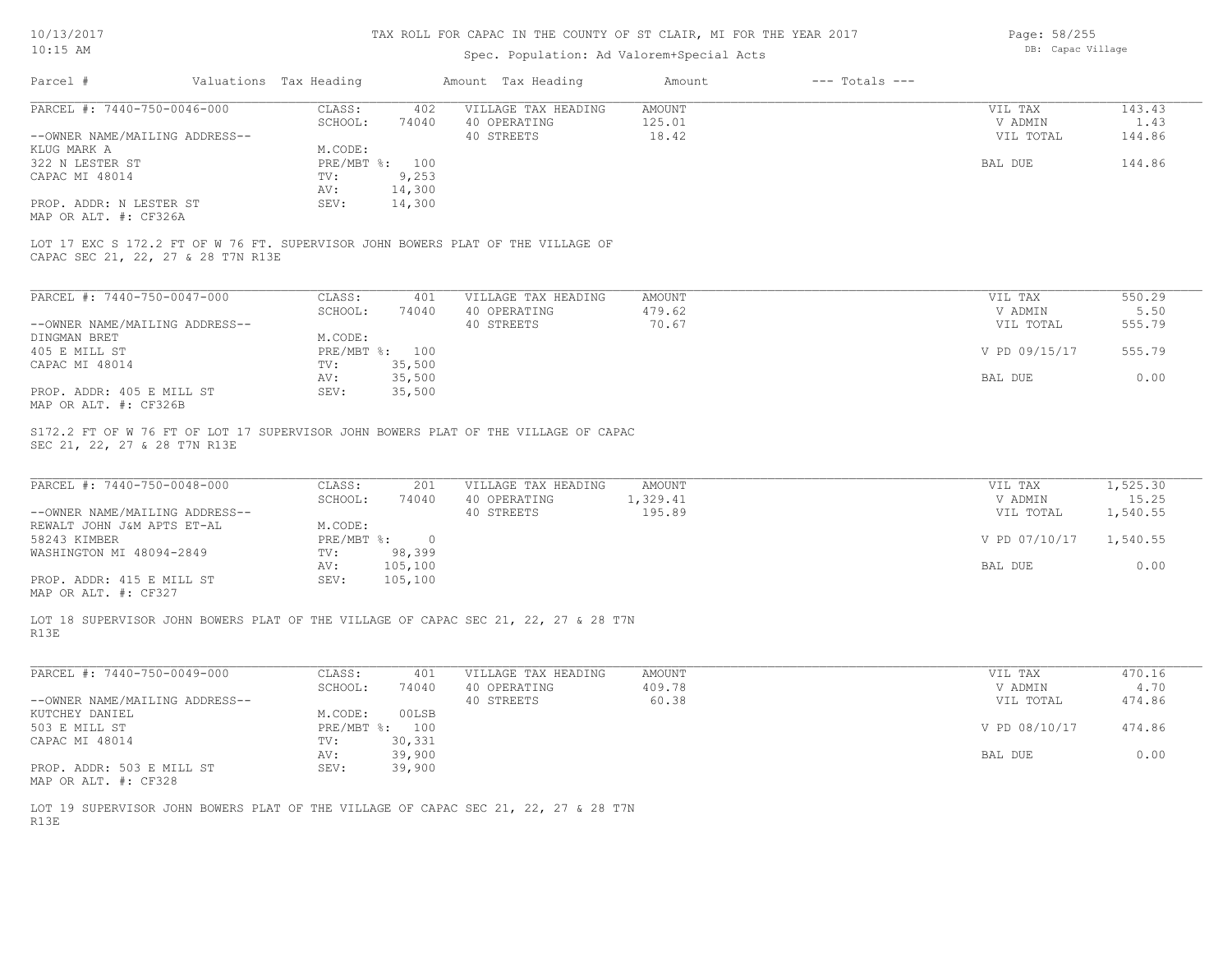# TAX ROLL FOR CAPAC IN THE COUNTY OF ST CLAIR, MI FOR THE YEAR 2017

Spec. Population: Ad Valorem+Special Acts

DB: Capac Village

| Parcel # | Valuations | Tax Heading | Amount | Tax Heading | Amount | --- Totals --- | |
|---|---|---|---|---|---|---|---|

## PARCEL #: 7440-750-0046-000

| | | | | |
|---|---|---|---|---|
| CLASS: 402 | VILLAGE TAX HEADING | AMOUNT | VIL TAX | 143.43 |
| SCHOOL: 74040 | 40 OPERATING | 125.01 | V ADMIN | 1.43 |
| M.CODE: | 40 STREETS | 18.42 | VIL TOTAL | 144.86 |
| PRE/MBT %: 100 | | | BAL DUE | 144.86 |
| TV: 9,253 | | | | |
| AV: 14,300 | | | | |
| SEV: 14,300 | | | | |

--OWNER NAME/MAILING ADDRESS--
KLUG MARK A
322 N LESTER ST
CAPAC MI 48014

PROP. ADDR: N LESTER ST
MAP OR ALT. #: CF326A

LOT 17 EXC S 172.2 FT OF W 76 FT. SUPERVISOR JOHN BOWERS PLAT OF THE VILLAGE OF CAPAC SEC 21, 22, 27 & 28 T7N R13E

## PARCEL #: 7440-750-0047-000

| | | | | |
|---|---|---|---|---|
| CLASS: 401 | VILLAGE TAX HEADING | AMOUNT | VIL TAX | 550.29 |
| SCHOOL: 74040 | 40 OPERATING | 479.62 | V ADMIN | 5.50 |
| M.CODE: | 40 STREETS | 70.67 | VIL TOTAL | 555.79 |
| PRE/MBT %: 100 | | | V PD 09/15/17 | 555.79 |
| TV: 35,500 | | | | |
| AV: 35,500 | | | BAL DUE | 0.00 |
| SEV: 35,500 | | | | |

--OWNER NAME/MAILING ADDRESS--
DINGMAN BRET
405 E MILL ST
CAPAC MI 48014

PROP. ADDR: 405 E MILL ST
MAP OR ALT. #: CF326B

S172.2 FT OF W 76 FT OF LOT 17 SUPERVISOR JOHN BOWERS PLAT OF THE VILLAGE OF CAPAC SEC 21, 22, 27 & 28 T7N R13E

## PARCEL #: 7440-750-0048-000

| | | | | |
|---|---|---|---|---|
| CLASS: 201 | VILLAGE TAX HEADING | AMOUNT | VIL TAX | 1,525.30 |
| SCHOOL: 74040 | 40 OPERATING | 1,329.41 | V ADMIN | 15.25 |
| M.CODE: | 40 STREETS | 195.89 | VIL TOTAL | 1,540.55 |
| PRE/MBT %: 0 | | | V PD 07/10/17 | 1,540.55 |
| TV: 98,399 | | | | |
| AV: 105,100 | | | BAL DUE | 0.00 |
| SEV: 105,100 | | | | |

--OWNER NAME/MAILING ADDRESS--
REWALT JOHN J&M APTS ET-AL
58243 KIMBER
WASHINGTON MI 48094-2849

PROP. ADDR: 415 E MILL ST
MAP OR ALT. #: CF327

LOT 18 SUPERVISOR JOHN BOWERS PLAT OF THE VILLAGE OF CAPAC SEC 21, 22, 27 & 28 T7N R13E

## PARCEL #: 7440-750-0049-000

| | | | | |
|---|---|---|---|---|
| CLASS: 401 | VILLAGE TAX HEADING | AMOUNT | VIL TAX | 470.16 |
| SCHOOL: 74040 | 40 OPERATING | 409.78 | V ADMIN | 4.70 |
| M.CODE: 00LSB | 40 STREETS | 60.38 | VIL TOTAL | 474.86 |
| PRE/MBT %: 100 | | | V PD 08/10/17 | 474.86 |
| TV: 30,331 | | | | |
| AV: 39,900 | | | BAL DUE | 0.00 |
| SEV: 39,900 | | | | |

--OWNER NAME/MAILING ADDRESS--
KUTCHEY DANIEL
503 E MILL ST
CAPAC MI 48014

PROP. ADDR: 503 E MILL ST
MAP OR ALT. #: CF328

LOT 19 SUPERVISOR JOHN BOWERS PLAT OF THE VILLAGE OF CAPAC SEC 21, 22, 27 & 28 T7N R13E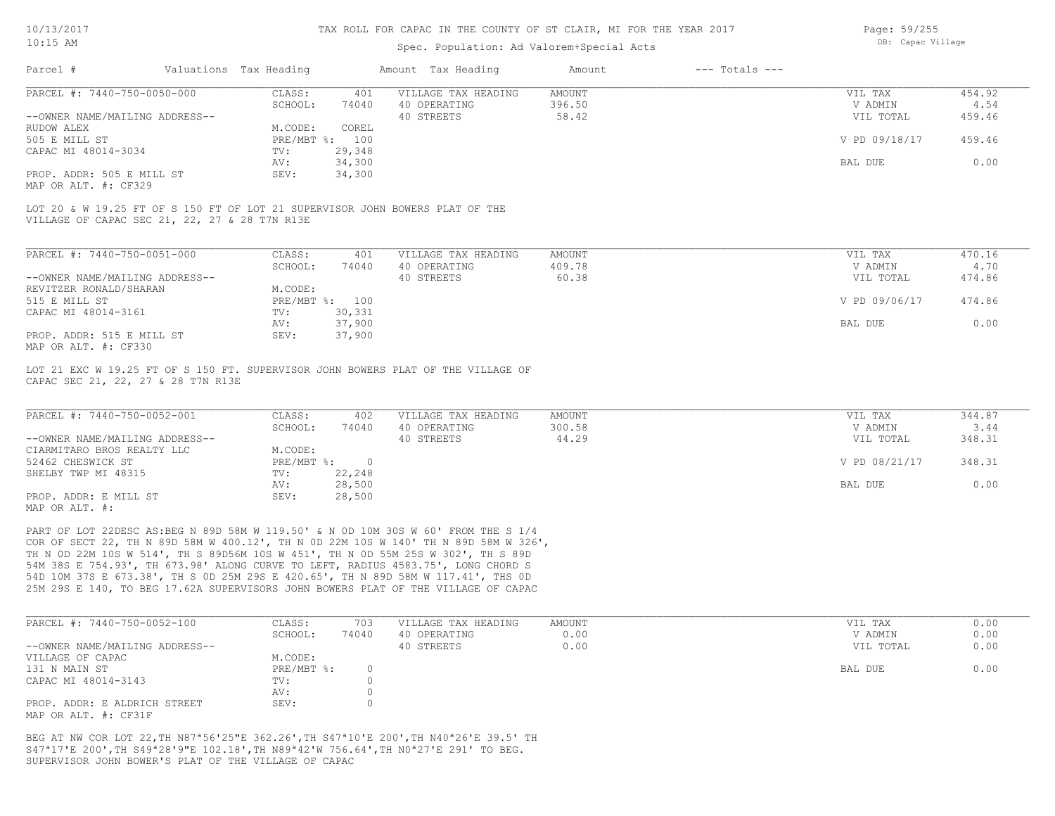# TAX ROLL FOR CAPAC IN THE COUNTY OF ST CLAIR, MI FOR THE YEAR 2017

Spec. Population: Ad Valorem+Special Acts

| Parcel # | Valuations | Tax Heading | Amount | Tax Heading | Amount | --- Totals --- | |
|---|---|---|---|---|---|---|---|

---

**PARCEL #: 7440-750-0050-000**

| | | | | | |
|---|---|---|---|---|---|
| CLASS: | 401 | VILLAGE TAX HEADING | AMOUNT | VIL TAX | 454.92 |
| SCHOOL: | 74040 | 40 OPERATING | 396.50 | V ADMIN | 4.54 |
| | | 40 STREETS | 58.42 | VIL TOTAL | 459.46 |
| M.CODE: | COREL | | | | |
| PRE/MBT %: | 100 | | | V PD 09/18/17 | 459.46 |
| TV: | 29,348 | | | | |
| AV: | 34,300 | | | BAL DUE | 0.00 |
| SEV: | 34,300 | | | | |

--OWNER NAME/MAILING ADDRESS--
RUDOW ALEX
505 E MILL ST
CAPAC MI 48014-3034

PROP. ADDR: 505 E MILL ST
MAP OR ALT. #: CF329

LOT 20 & W 19.25 FT OF S 150 FT OF LOT 21 SUPERVISOR JOHN BOWERS PLAT OF THE VILLAGE OF CAPAC SEC 21, 22, 27 & 28 T7N R13E

---

**PARCEL #: 7440-750-0051-000**

| | | | | | |
|---|---|---|---|---|---|
| CLASS: | 401 | VILLAGE TAX HEADING | AMOUNT | VIL TAX | 470.16 |
| SCHOOL: | 74040 | 40 OPERATING | 409.78 | V ADMIN | 4.70 |
| | | 40 STREETS | 60.38 | VIL TOTAL | 474.86 |
| M.CODE: | | | | | |
| PRE/MBT %: | 100 | | | V PD 09/06/17 | 474.86 |
| TV: | 30,331 | | | | |
| AV: | 37,900 | | | BAL DUE | 0.00 |
| SEV: | 37,900 | | | | |

--OWNER NAME/MAILING ADDRESS--
REVITZER RONALD/SHARAN
515 E MILL ST
CAPAC MI 48014-3161

PROP. ADDR: 515 E MILL ST
MAP OR ALT. #: CF330

LOT 21 EXC W 19.25 FT OF S 150 FT. SUPERVISOR JOHN BOWERS PLAT OF THE VILLAGE OF CAPAC SEC 21, 22, 27 & 28 T7N R13E

---

**PARCEL #: 7440-750-0052-001**

| | | | | | |
|---|---|---|---|---|---|
| CLASS: | 402 | VILLAGE TAX HEADING | AMOUNT | VIL TAX | 344.87 |
| SCHOOL: | 74040 | 40 OPERATING | 300.58 | V ADMIN | 3.44 |
| | | 40 STREETS | 44.29 | VIL TOTAL | 348.31 |
| M.CODE: | | | | | |
| PRE/MBT %: | 0 | | | V PD 08/21/17 | 348.31 |
| TV: | 22,248 | | | | |
| AV: | 28,500 | | | BAL DUE | 0.00 |
| SEV: | 28,500 | | | | |

--OWNER NAME/MAILING ADDRESS--
CIARMITARO BROS REALTY LLC
52462 CHESWICK ST
SHELBY TWP MI 48315

PROP. ADDR: E MILL ST
MAP OR ALT. #:

PART OF LOT 22DESC AS:BEG N 89D 58M W 119.50' & N 0D 10M 30S W 60' FROM THE S 1/4 COR OF SECT 22, TH N 89D 58M W 400.12', TH N 0D 22M 10S W 140' TH N 89D 58M W 326', TH N 0D 22M 10S W 514', TH S 89D56M 10S W 451', TH N 0D 55M 25S W 302', TH S 89D 54M 38S E 754.93', TH 673.98' ALONG CURVE TO LEFT, RADIUS 4583.75', LONG CHORD S 54D 10M 37S E 673.38', TH S 0D 25M 29S E 420.65', TH N 89D 58M W 117.41', THS 0D 25M 29S E 140, TO BEG 17.62A SUPERVISORS JOHN BOWERS PLAT OF THE VILLAGE OF CAPAC

---

**PARCEL #: 7440-750-0052-100**

| | | | | | |
|---|---|---|---|---|---|
| CLASS: | 703 | VILLAGE TAX HEADING | AMOUNT | VIL TAX | 0.00 |
| SCHOOL: | 74040 | 40 OPERATING | 0.00 | V ADMIN | 0.00 |
| | | 40 STREETS | 0.00 | VIL TOTAL | 0.00 |
| M.CODE: | | | | | |
| PRE/MBT %: | 0 | | | BAL DUE | 0.00 |
| TV: | 0 | | | | |
| AV: | 0 | | | | |
| SEV: | 0 | | | | |

--OWNER NAME/MAILING ADDRESS--
VILLAGE OF CAPAC
131 N MAIN ST
CAPAC MI 48014-3143

PROP. ADDR: E ALDRICH STREET
MAP OR ALT. #: CF31F

BEG AT NW COR LOT 22,TH N87ª56'25"E 362.26',TH S47ª10'E 200',TH N40ª26'E 39.5' TH S47ª17'E 200',TH S49ª28'9"E 102.18',TH N89ª42'W 756.64',TH N0ª27'E 291' TO BEG. SUPERVISOR JOHN BOWER'S PLAT OF THE VILLAGE OF CAPAC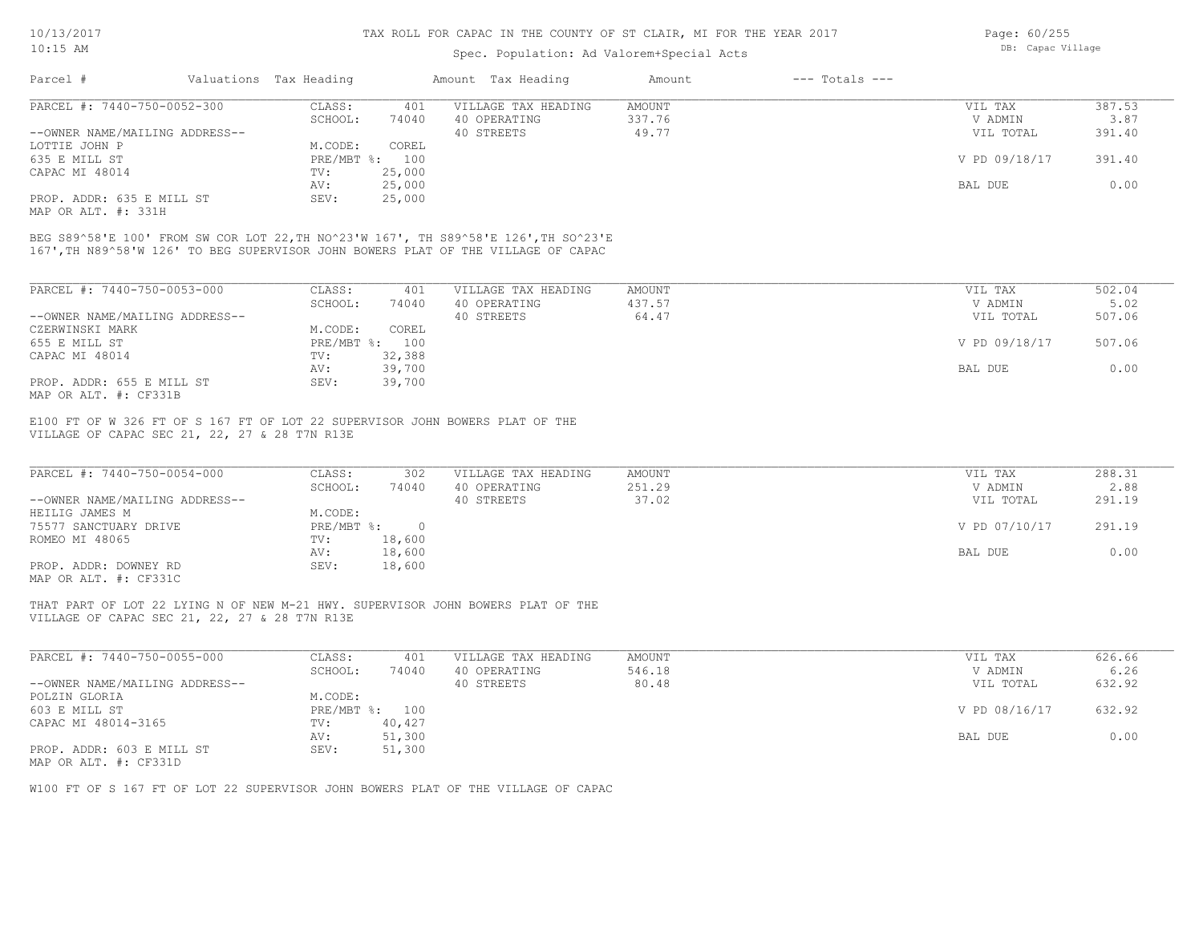# TAX ROLL FOR CAPAC IN THE COUNTY OF ST CLAIR, MI FOR THE YEAR 2017

Spec. Population: Ad Valorem+Special Acts

| Parcel # | Valuations | Tax Heading | Amount | Tax Heading | Amount | --- Totals --- | |
|---|---|---|---|---|---|---|---|
| PARCEL #: 7440-750-0052-300 | CLASS: | 401 | VILLAGE TAX HEADING | AMOUNT | | VIL TAX | 387.53 |
| | SCHOOL: | 74040 | 40 OPERATING | 337.76 | | V ADMIN | 3.87 |
| --OWNER NAME/MAILING ADDRESS-- | | | 40 STREETS | 49.77 | | VIL TOTAL | 391.40 |
| LOTTIE JOHN P | M.CODE: | COREL | | | | | |
| 635 E MILL ST | PRE/MBT %: | 100 | | | | V PD 09/18/17 | 391.40 |
| CAPAC MI 48014 | TV: | 25,000 | | | | | |
| | AV: | 25,000 | | | | BAL DUE | 0.00 |
| PROP. ADDR: 635 E MILL ST | SEV: | 25,000 | | | | | |
| MAP OR ALT. #: 331H | | | | | | | |

BEG S89^58'E 100' FROM SW COR LOT 22,TH NO^23'W 167', TH S89^58'E 126',TH SO^23'E 167',TH N89^58'W 126' TO BEG SUPERVISOR JOHN BOWERS PLAT OF THE VILLAGE OF CAPAC

| Parcel # | Valuations | Tax Heading | Amount | Tax Heading | Amount | --- Totals --- | |
|---|---|---|---|---|---|---|---|
| PARCEL #: 7440-750-0053-000 | CLASS: | 401 | VILLAGE TAX HEADING | AMOUNT | | VIL TAX | 502.04 |
| | SCHOOL: | 74040 | 40 OPERATING | 437.57 | | V ADMIN | 5.02 |
| --OWNER NAME/MAILING ADDRESS-- | | | 40 STREETS | 64.47 | | VIL TOTAL | 507.06 |
| CZERWINSKI MARK | M.CODE: | COREL | | | | | |
| 655 E MILL ST | PRE/MBT %: | 100 | | | | V PD 09/18/17 | 507.06 |
| CAPAC MI 48014 | TV: | 32,388 | | | | | |
| | AV: | 39,700 | | | | BAL DUE | 0.00 |
| PROP. ADDR: 655 E MILL ST | SEV: | 39,700 | | | | | |
| MAP OR ALT. #: CF331B | | | | | | | |

E100 FT OF W 326 FT OF S 167 FT OF LOT 22 SUPERVISOR JOHN BOWERS PLAT OF THE VILLAGE OF CAPAC SEC 21, 22, 27 & 28 T7N R13E

| Parcel # | Valuations | Tax Heading | Amount | Tax Heading | Amount | --- Totals --- | |
|---|---|---|---|---|---|---|---|
| PARCEL #: 7440-750-0054-000 | CLASS: | 302 | VILLAGE TAX HEADING | AMOUNT | | VIL TAX | 288.31 |
| | SCHOOL: | 74040 | 40 OPERATING | 251.29 | | V ADMIN | 2.88 |
| --OWNER NAME/MAILING ADDRESS-- | | | 40 STREETS | 37.02 | | VIL TOTAL | 291.19 |
| HEILIG JAMES M | M.CODE: | | | | | | |
| 75577 SANCTUARY DRIVE | PRE/MBT %: | 0 | | | | V PD 07/10/17 | 291.19 |
| ROMEO MI 48065 | TV: | 18,600 | | | | | |
| | AV: | 18,600 | | | | BAL DUE | 0.00 |
| PROP. ADDR: DOWNEY RD | SEV: | 18,600 | | | | | |
| MAP OR ALT. #: CF331C | | | | | | | |

THAT PART OF LOT 22 LYING N OF NEW M-21 HWY. SUPERVISOR JOHN BOWERS PLAT OF THE VILLAGE OF CAPAC SEC 21, 22, 27 & 28 T7N R13E

| Parcel # | Valuations | Tax Heading | Amount | Tax Heading | Amount | --- Totals --- | |
|---|---|---|---|---|---|---|---|
| PARCEL #: 7440-750-0055-000 | CLASS: | 401 | VILLAGE TAX HEADING | AMOUNT | | VIL TAX | 626.66 |
| | SCHOOL: | 74040 | 40 OPERATING | 546.18 | | V ADMIN | 6.26 |
| --OWNER NAME/MAILING ADDRESS-- | | | 40 STREETS | 80.48 | | VIL TOTAL | 632.92 |
| POLZIN GLORIA | M.CODE: | | | | | | |
| 603 E MILL ST | PRE/MBT %: | 100 | | | | V PD 08/16/17 | 632.92 |
| CAPAC MI 48014-3165 | TV: | 40,427 | | | | | |
| | AV: | 51,300 | | | | BAL DUE | 0.00 |
| PROP. ADDR: 603 E MILL ST | SEV: | 51,300 | | | | | |
| MAP OR ALT. #: CF331D | | | | | | | |

W100 FT OF S 167 FT OF LOT 22 SUPERVISOR JOHN BOWERS PLAT OF THE VILLAGE OF CAPAC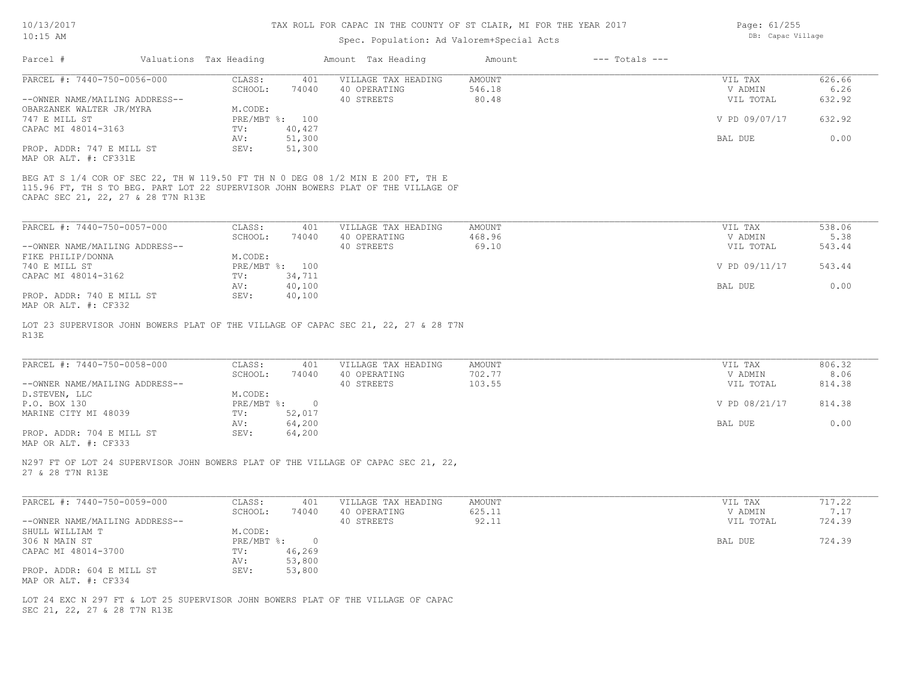TAX ROLL FOR CAPAC IN THE COUNTY OF ST CLAIR, MI FOR THE YEAR 2017

Spec. Population: Ad Valorem+Special Acts

| Parcel # | Valuations | Tax Heading | Amount | Tax Heading | Amount | --- Totals --- | |
|---|---|---|---|---|---|---|---|
| PARCEL #: 7440-750-0056-000 | CLASS: | 401 | VILLAGE TAX HEADING | AMOUNT | | VIL TAX | 626.66 |
| | SCHOOL: | 74040 | 40 OPERATING | 546.18 | | V ADMIN | 6.26 |
| --OWNER NAME/MAILING ADDRESS-- | | | 40 STREETS | 80.48 | | VIL TOTAL | 632.92 |
| OBARZANEK WALTER JR/MYRA | M.CODE: | | | | | | |
| 747 E MILL ST | PRE/MBT %: | 100 | | | | V PD 09/07/17 | 632.92 |
| CAPAC MI 48014-3163 | TV: | 40,427 | | | | | |
| | AV: | 51,300 | | | | BAL DUE | 0.00 |
| PROP. ADDR: 747 E MILL ST | SEV: | 51,300 | | | | | |
| MAP OR ALT. #: CF331E | | | | | | | |

BEG AT S 1/4 COR OF SEC 22, TH W 119.50 FT TH N 0 DEG 08 1/2 MIN E 200 FT, TH E 115.96 FT, TH S TO BEG. PART LOT 22 SUPERVISOR JOHN BOWERS PLAT OF THE VILLAGE OF CAPAC SEC 21, 22, 27 & 28 T7N R13E

| Parcel # | Valuations | Tax Heading | Amount | Tax Heading | Amount | --- Totals --- | |
|---|---|---|---|---|---|---|---|
| PARCEL #: 7440-750-0057-000 | CLASS: | 401 | VILLAGE TAX HEADING | AMOUNT | | VIL TAX | 538.06 |
| | SCHOOL: | 74040 | 40 OPERATING | 468.96 | | V ADMIN | 5.38 |
| --OWNER NAME/MAILING ADDRESS-- | | | 40 STREETS | 69.10 | | VIL TOTAL | 543.44 |
| FIKE PHILIP/DONNA | M.CODE: | | | | | | |
| 740 E MILL ST | PRE/MBT %: | 100 | | | | V PD 09/11/17 | 543.44 |
| CAPAC MI 48014-3162 | TV: | 34,711 | | | | | |
| | AV: | 40,100 | | | | BAL DUE | 0.00 |
| PROP. ADDR: 740 E MILL ST | SEV: | 40,100 | | | | | |
| MAP OR ALT. #: CF332 | | | | | | | |

LOT 23 SUPERVISOR JOHN BOWERS PLAT OF THE VILLAGE OF CAPAC SEC 21, 22, 27 & 28 T7N R13E

| Parcel # | Valuations | Tax Heading | Amount | Tax Heading | Amount | --- Totals --- | |
|---|---|---|---|---|---|---|---|
| PARCEL #: 7440-750-0058-000 | CLASS: | 401 | VILLAGE TAX HEADING | AMOUNT | | VIL TAX | 806.32 |
| | SCHOOL: | 74040 | 40 OPERATING | 702.77 | | V ADMIN | 8.06 |
| --OWNER NAME/MAILING ADDRESS-- | | | 40 STREETS | 103.55 | | VIL TOTAL | 814.38 |
| D.STEVEN, LLC | M.CODE: | | | | | | |
| P.O. BOX 130 | PRE/MBT %: | 0 | | | | V PD 08/21/17 | 814.38 |
| MARINE CITY MI 48039 | TV: | 52,017 | | | | | |
| | AV: | 64,200 | | | | BAL DUE | 0.00 |
| PROP. ADDR: 704 E MILL ST | SEV: | 64,200 | | | | | |
| MAP OR ALT. #: CF333 | | | | | | | |

N297 FT OF LOT 24 SUPERVISOR JOHN BOWERS PLAT OF THE VILLAGE OF CAPAC SEC 21, 22, 27 & 28 T7N R13E

| Parcel # | Valuations | Tax Heading | Amount | Tax Heading | Amount | --- Totals --- | |
|---|---|---|---|---|---|---|---|
| PARCEL #: 7440-750-0059-000 | CLASS: | 401 | VILLAGE TAX HEADING | AMOUNT | | VIL TAX | 717.22 |
| | SCHOOL: | 74040 | 40 OPERATING | 625.11 | | V ADMIN | 7.17 |
| --OWNER NAME/MAILING ADDRESS-- | | | 40 STREETS | 92.11 | | VIL TOTAL | 724.39 |
| SHULL WILLIAM T | M.CODE: | | | | | | |
| 306 N MAIN ST | PRE/MBT %: | 0 | | | | BAL DUE | 724.39 |
| CAPAC MI 48014-3700 | TV: | 46,269 | | | | | |
| | AV: | 53,800 | | | | | |
| PROP. ADDR: 604 E MILL ST | SEV: | 53,800 | | | | | |
| MAP OR ALT. #: CF334 | | | | | | | |

LOT 24 EXC N 297 FT & LOT 25 SUPERVISOR JOHN BOWERS PLAT OF THE VILLAGE OF CAPAC SEC 21, 22, 27 & 28 T7N R13E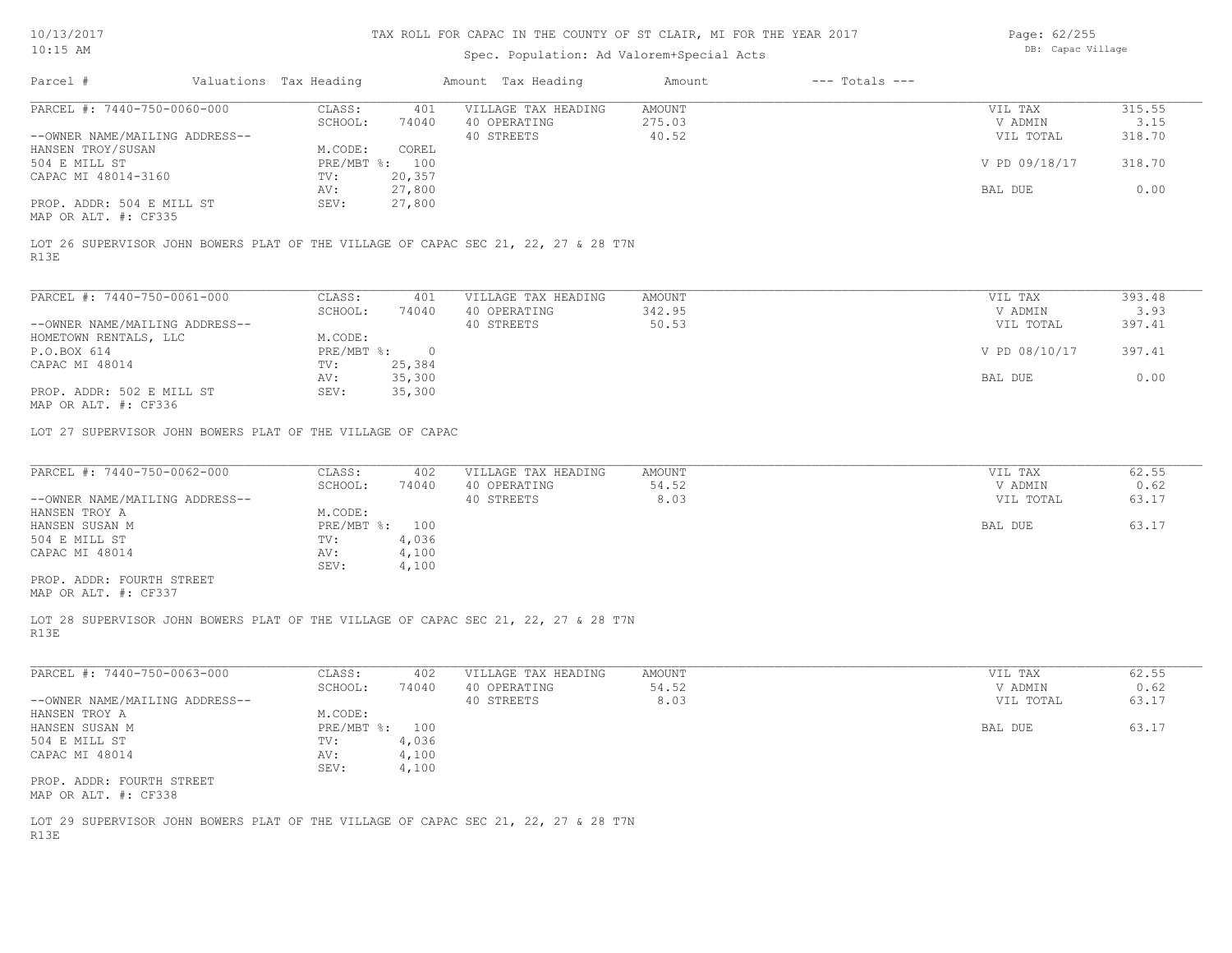# TAX ROLL FOR CAPAC IN THE COUNTY OF ST CLAIR, MI FOR THE YEAR 2017

Spec. Population: Ad Valorem+Special Acts

| Parcel # | Valuations | Tax Heading | Amount | Tax Heading | Amount | --- Totals --- | |
|---|---|---|---|---|---|---|---|
| PARCEL #: 7440-750-0060-000 | CLASS: | 401 | VILLAGE TAX HEADING | AMOUNT | | VIL TAX | 315.55 |
| | SCHOOL: | 74040 | 40 OPERATING | 275.03 | | V ADMIN | 3.15 |
| --OWNER NAME/MAILING ADDRESS-- | | | 40 STREETS | 40.52 | | VIL TOTAL | 318.70 |
| HANSEN TROY/SUSAN | M.CODE: | COREL | | | | | |
| 504 E MILL ST | PRE/MBT %: | 100 | | | | V PD 09/18/17 | 318.70 |
| CAPAC MI 48014-3160 | TV: | 20,357 | | | | | |
| | AV: | 27,800 | | | | BAL DUE | 0.00 |
| PROP. ADDR: 504 E MILL ST | SEV: | 27,800 | | | | | |
| MAP OR ALT. #: CF335 | | | | | | | |

LOT 26 SUPERVISOR JOHN BOWERS PLAT OF THE VILLAGE OF CAPAC SEC 21, 22, 27 & 28 T7N R13E

| Parcel # | Valuations | Tax Heading | Amount | Tax Heading | Amount | --- Totals --- | |
|---|---|---|---|---|---|---|---|
| PARCEL #: 7440-750-0061-000 | CLASS: | 401 | VILLAGE TAX HEADING | AMOUNT | | VIL TAX | 393.48 |
| | SCHOOL: | 74040 | 40 OPERATING | 342.95 | | V ADMIN | 3.93 |
| --OWNER NAME/MAILING ADDRESS-- | | | 40 STREETS | 50.53 | | VIL TOTAL | 397.41 |
| HOMETOWN RENTALS, LLC | M.CODE: | | | | | | |
| P.O.BOX 614 | PRE/MBT %: | 0 | | | | V PD 08/10/17 | 397.41 |
| CAPAC MI 48014 | TV: | 25,384 | | | | | |
| | AV: | 35,300 | | | | BAL DUE | 0.00 |
| PROP. ADDR: 502 E MILL ST | SEV: | 35,300 | | | | | |
| MAP OR ALT. #: CF336 | | | | | | | |

LOT 27 SUPERVISOR JOHN BOWERS PLAT OF THE VILLAGE OF CAPAC

| Parcel # | Valuations | Tax Heading | Amount | Tax Heading | Amount | --- Totals --- | |
|---|---|---|---|---|---|---|---|
| PARCEL #: 7440-750-0062-000 | CLASS: | 402 | VILLAGE TAX HEADING | AMOUNT | | VIL TAX | 62.55 |
| | SCHOOL: | 74040 | 40 OPERATING | 54.52 | | V ADMIN | 0.62 |
| --OWNER NAME/MAILING ADDRESS-- | | | 40 STREETS | 8.03 | | VIL TOTAL | 63.17 |
| HANSEN TROY A | M.CODE: | | | | | | |
| HANSEN SUSAN M | PRE/MBT %: | 100 | | | | BAL DUE | 63.17 |
| 504 E MILL ST | TV: | 4,036 | | | | | |
| CAPAC MI 48014 | AV: | 4,100 | | | | | |
| | SEV: | 4,100 | | | | | |
| PROP. ADDR: FOURTH STREET | | | | | | | |
| MAP OR ALT. #: CF337 | | | | | | | |

LOT 28 SUPERVISOR JOHN BOWERS PLAT OF THE VILLAGE OF CAPAC SEC 21, 22, 27 & 28 T7N R13E

| Parcel # | Valuations | Tax Heading | Amount | Tax Heading | Amount | --- Totals --- | |
|---|---|---|---|---|---|---|---|
| PARCEL #: 7440-750-0063-000 | CLASS: | 402 | VILLAGE TAX HEADING | AMOUNT | | VIL TAX | 62.55 |
| | SCHOOL: | 74040 | 40 OPERATING | 54.52 | | V ADMIN | 0.62 |
| --OWNER NAME/MAILING ADDRESS-- | | | 40 STREETS | 8.03 | | VIL TOTAL | 63.17 |
| HANSEN TROY A | M.CODE: | | | | | | |
| HANSEN SUSAN M | PRE/MBT %: | 100 | | | | BAL DUE | 63.17 |
| 504 E MILL ST | TV: | 4,036 | | | | | |
| CAPAC MI 48014 | AV: | 4,100 | | | | | |
| | SEV: | 4,100 | | | | | |
| PROP. ADDR: FOURTH STREET | | | | | | | |
| MAP OR ALT. #: CF338 | | | | | | | |

LOT 29 SUPERVISOR JOHN BOWERS PLAT OF THE VILLAGE OF CAPAC SEC 21, 22, 27 & 28 T7N R13E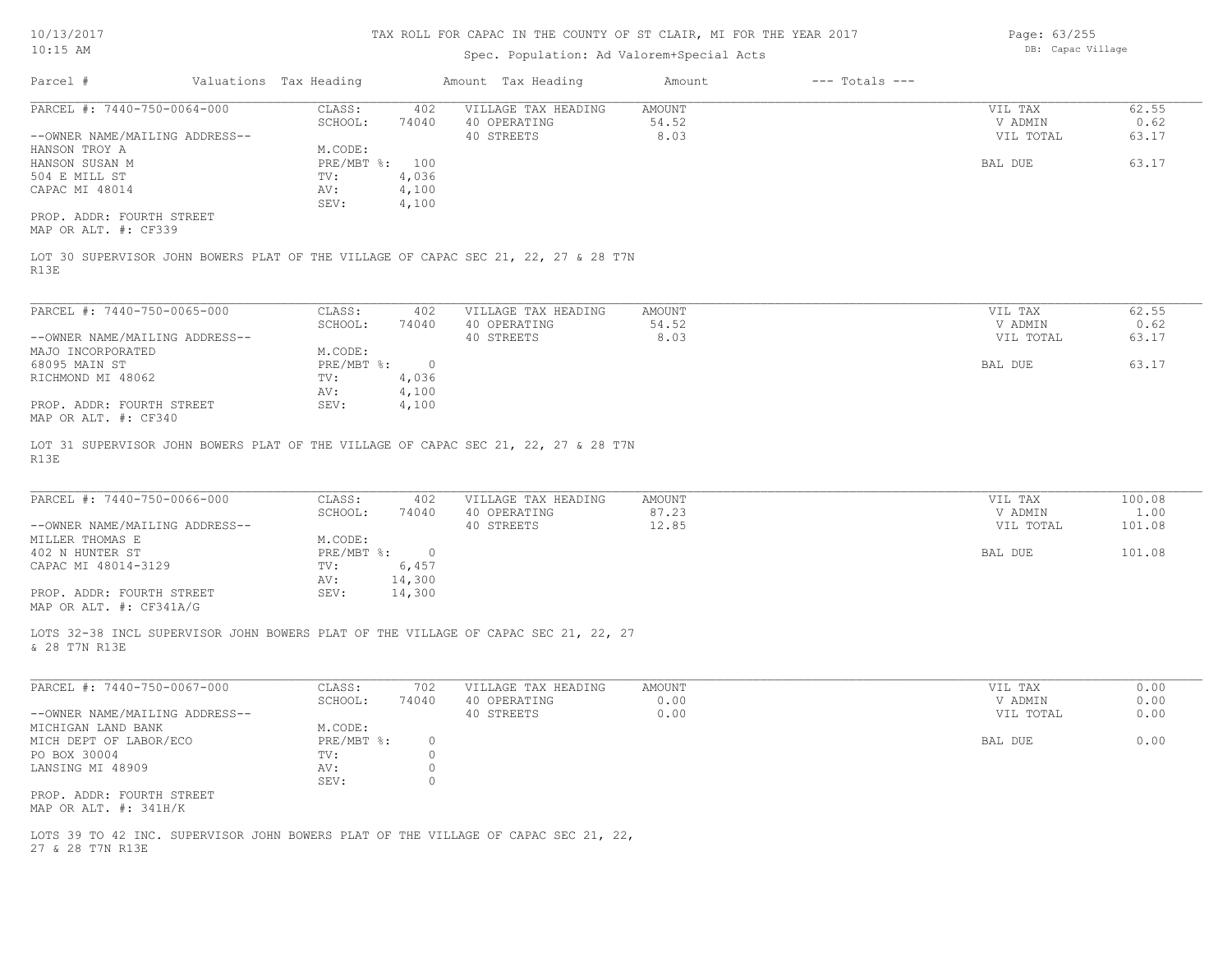TAX ROLL FOR CAPAC IN THE COUNTY OF ST CLAIR, MI FOR THE YEAR 2017

Spec. Population: Ad Valorem+Special Acts

| Parcel # | Valuations | Tax Heading | Amount | Tax Heading | Amount | --- Totals --- | |
|---|---|---|---|---|---|---|---|
| PARCEL #: 7440-750-0064-000 | CLASS: | 402 | VILLAGE TAX HEADING | AMOUNT | | VIL TAX | 62.55 |
| | SCHOOL: | 74040 | 40 OPERATING | 54.52 | | V ADMIN | 0.62 |
| --OWNER NAME/MAILING ADDRESS-- | | | 40 STREETS | 8.03 | | VIL TOTAL | 63.17 |
| HANSON TROY A | M.CODE: | | | | | | |
| HANSON SUSAN M | PRE/MBT %: | 100 | | | | BAL DUE | 63.17 |
| 504 E MILL ST | TV: | 4,036 | | | | | |
| CAPAC MI 48014 | AV: | 4,100 | | | | | |
| | SEV: | 4,100 | | | | | |
| PROP. ADDR: FOURTH STREET | | | | | | | |
| MAP OR ALT. #: CF339 | | | | | | | |

LOT 30 SUPERVISOR JOHN BOWERS PLAT OF THE VILLAGE OF CAPAC SEC 21, 22, 27 & 28 T7N R13E

| Parcel # | Valuations | Tax Heading | Amount | Tax Heading | Amount | --- Totals --- | |
|---|---|---|---|---|---|---|---|
| PARCEL #: 7440-750-0065-000 | CLASS: | 402 | VILLAGE TAX HEADING | AMOUNT | | VIL TAX | 62.55 |
| | SCHOOL: | 74040 | 40 OPERATING | 54.52 | | V ADMIN | 0.62 |
| --OWNER NAME/MAILING ADDRESS-- | | | 40 STREETS | 8.03 | | VIL TOTAL | 63.17 |
| MAJO INCORPORATED | M.CODE: | | | | | | |
| 68095 MAIN ST | PRE/MBT %: | 0 | | | | BAL DUE | 63.17 |
| RICHMOND MI 48062 | TV: | 4,036 | | | | | |
| | AV: | 4,100 | | | | | |
| PROP. ADDR: FOURTH STREET | SEV: | 4,100 | | | | | |
| MAP OR ALT. #: CF340 | | | | | | | |

LOT 31 SUPERVISOR JOHN BOWERS PLAT OF THE VILLAGE OF CAPAC SEC 21, 22, 27 & 28 T7N R13E

| Parcel # | Valuations | Tax Heading | Amount | Tax Heading | Amount | --- Totals --- | |
|---|---|---|---|---|---|---|---|
| PARCEL #: 7440-750-0066-000 | CLASS: | 402 | VILLAGE TAX HEADING | AMOUNT | | VIL TAX | 100.08 |
| | SCHOOL: | 74040 | 40 OPERATING | 87.23 | | V ADMIN | 1.00 |
| --OWNER NAME/MAILING ADDRESS-- | | | 40 STREETS | 12.85 | | VIL TOTAL | 101.08 |
| MILLER THOMAS E | M.CODE: | | | | | | |
| 402 N HUNTER ST | PRE/MBT %: | 0 | | | | BAL DUE | 101.08 |
| CAPAC MI 48014-3129 | TV: | 6,457 | | | | | |
| | AV: | 14,300 | | | | | |
| PROP. ADDR: FOURTH STREET | SEV: | 14,300 | | | | | |
| MAP OR ALT. #: CF341A/G | | | | | | | |

LOTS 32-38 INCL SUPERVISOR JOHN BOWERS PLAT OF THE VILLAGE OF CAPAC SEC 21, 22, 27 & 28 T7N R13E

| Parcel # | Valuations | Tax Heading | Amount | Tax Heading | Amount | --- Totals --- | |
|---|---|---|---|---|---|---|---|
| PARCEL #: 7440-750-0067-000 | CLASS: | 702 | VILLAGE TAX HEADING | AMOUNT | | VIL TAX | 0.00 |
| | SCHOOL: | 74040 | 40 OPERATING | 0.00 | | V ADMIN | 0.00 |
| --OWNER NAME/MAILING ADDRESS-- | | | 40 STREETS | 0.00 | | VIL TOTAL | 0.00 |
| MICHIGAN LAND BANK | M.CODE: | | | | | | |
| MICH DEPT OF LABOR/ECO | PRE/MBT %: | 0 | | | | BAL DUE | 0.00 |
| PO BOX 30004 | TV: | 0 | | | | | |
| LANSING MI 48909 | AV: | 0 | | | | | |
| | SEV: | 0 | | | | | |
| PROP. ADDR: FOURTH STREET | | | | | | | |
| MAP OR ALT. #: 341H/K | | | | | | | |

LOTS 39 TO 42 INC. SUPERVISOR JOHN BOWERS PLAT OF THE VILLAGE OF CAPAC SEC 21, 22, 27 & 28 T7N R13E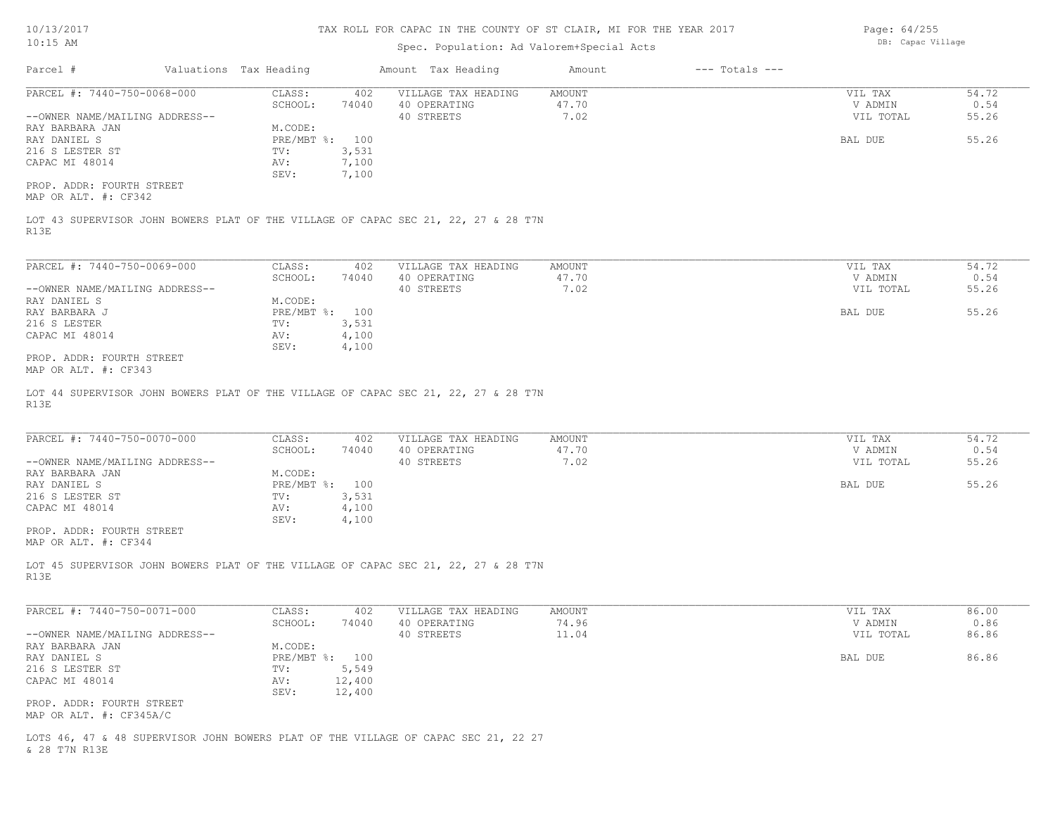# TAX ROLL FOR CAPAC IN THE COUNTY OF ST CLAIR, MI FOR THE YEAR 2017

Spec. Population: Ad Valorem+Special Acts

10/13/2017
10:15 AM

DB: Capac Village

| Parcel # | Valuations | Tax Heading | Amount | Tax Heading | Amount | --- Totals --- | |
|---|---|---|---|---|---|---|---|
| PARCEL #: 7440-750-0068-000 | CLASS: | 402 | VILLAGE TAX HEADING | AMOUNT | | VIL TAX | 54.72 |
| | SCHOOL: | 74040 | 40 OPERATING | 47.70 | | V ADMIN | 0.54 |
| --OWNER NAME/MAILING ADDRESS-- | | | 40 STREETS | 7.02 | | VIL TOTAL | 55.26 |
| RAY BARBARA JAN | M.CODE: | | | | | | |
| RAY DANIEL S | PRE/MBT %: | 100 | | | | BAL DUE | 55.26 |
| 216 S LESTER ST | TV: | 3,531 | | | | | |
| CAPAC MI 48014 | AV: | 7,100 | | | | | |
| | SEV: | 7,100 | | | | | |

PROP. ADDR: FOURTH STREET
MAP OR ALT. #: CF342

LOT 43 SUPERVISOR JOHN BOWERS PLAT OF THE VILLAGE OF CAPAC SEC 21, 22, 27 & 28 T7N R13E

| Parcel # | Valuations | Tax Heading | Amount | Tax Heading | Amount | --- Totals --- | |
|---|---|---|---|---|---|---|---|
| PARCEL #: 7440-750-0069-000 | CLASS: | 402 | VILLAGE TAX HEADING | AMOUNT | | VIL TAX | 54.72 |
| | SCHOOL: | 74040 | 40 OPERATING | 47.70 | | V ADMIN | 0.54 |
| --OWNER NAME/MAILING ADDRESS-- | | | 40 STREETS | 7.02 | | VIL TOTAL | 55.26 |
| RAY DANIEL S | M.CODE: | | | | | | |
| RAY BARBARA J | PRE/MBT %: | 100 | | | | BAL DUE | 55.26 |
| 216 S LESTER | TV: | 3,531 | | | | | |
| CAPAC MI 48014 | AV: | 4,100 | | | | | |
| | SEV: | 4,100 | | | | | |

PROP. ADDR: FOURTH STREET
MAP OR ALT. #: CF343

LOT 44 SUPERVISOR JOHN BOWERS PLAT OF THE VILLAGE OF CAPAC SEC 21, 22, 27 & 28 T7N R13E

| Parcel # | Valuations | Tax Heading | Amount | Tax Heading | Amount | --- Totals --- | |
|---|---|---|---|---|---|---|---|
| PARCEL #: 7440-750-0070-000 | CLASS: | 402 | VILLAGE TAX HEADING | AMOUNT | | VIL TAX | 54.72 |
| | SCHOOL: | 74040 | 40 OPERATING | 47.70 | | V ADMIN | 0.54 |
| --OWNER NAME/MAILING ADDRESS-- | | | 40 STREETS | 7.02 | | VIL TOTAL | 55.26 |
| RAY BARBARA JAN | M.CODE: | | | | | | |
| RAY DANIEL S | PRE/MBT %: | 100 | | | | BAL DUE | 55.26 |
| 216 S LESTER ST | TV: | 3,531 | | | | | |
| CAPAC MI 48014 | AV: | 4,100 | | | | | |
| | SEV: | 4,100 | | | | | |

PROP. ADDR: FOURTH STREET
MAP OR ALT. #: CF344

LOT 45 SUPERVISOR JOHN BOWERS PLAT OF THE VILLAGE OF CAPAC SEC 21, 22, 27 & 28 T7N R13E

| Parcel # | Valuations | Tax Heading | Amount | Tax Heading | Amount | --- Totals --- | |
|---|---|---|---|---|---|---|---|
| PARCEL #: 7440-750-0071-000 | CLASS: | 402 | VILLAGE TAX HEADING | AMOUNT | | VIL TAX | 86.00 |
| | SCHOOL: | 74040 | 40 OPERATING | 74.96 | | V ADMIN | 0.86 |
| --OWNER NAME/MAILING ADDRESS-- | | | 40 STREETS | 11.04 | | VIL TOTAL | 86.86 |
| RAY BARBARA JAN | M.CODE: | | | | | | |
| RAY DANIEL S | PRE/MBT %: | 100 | | | | BAL DUE | 86.86 |
| 216 S LESTER ST | TV: | 5,549 | | | | | |
| CAPAC MI 48014 | AV: | 12,400 | | | | | |
| | SEV: | 12,400 | | | | | |

PROP. ADDR: FOURTH STREET
MAP OR ALT. #: CF345A/C

LOTS 46, 47 & 48 SUPERVISOR JOHN BOWERS PLAT OF THE VILLAGE OF CAPAC SEC 21, 22 27 & 28 T7N R13E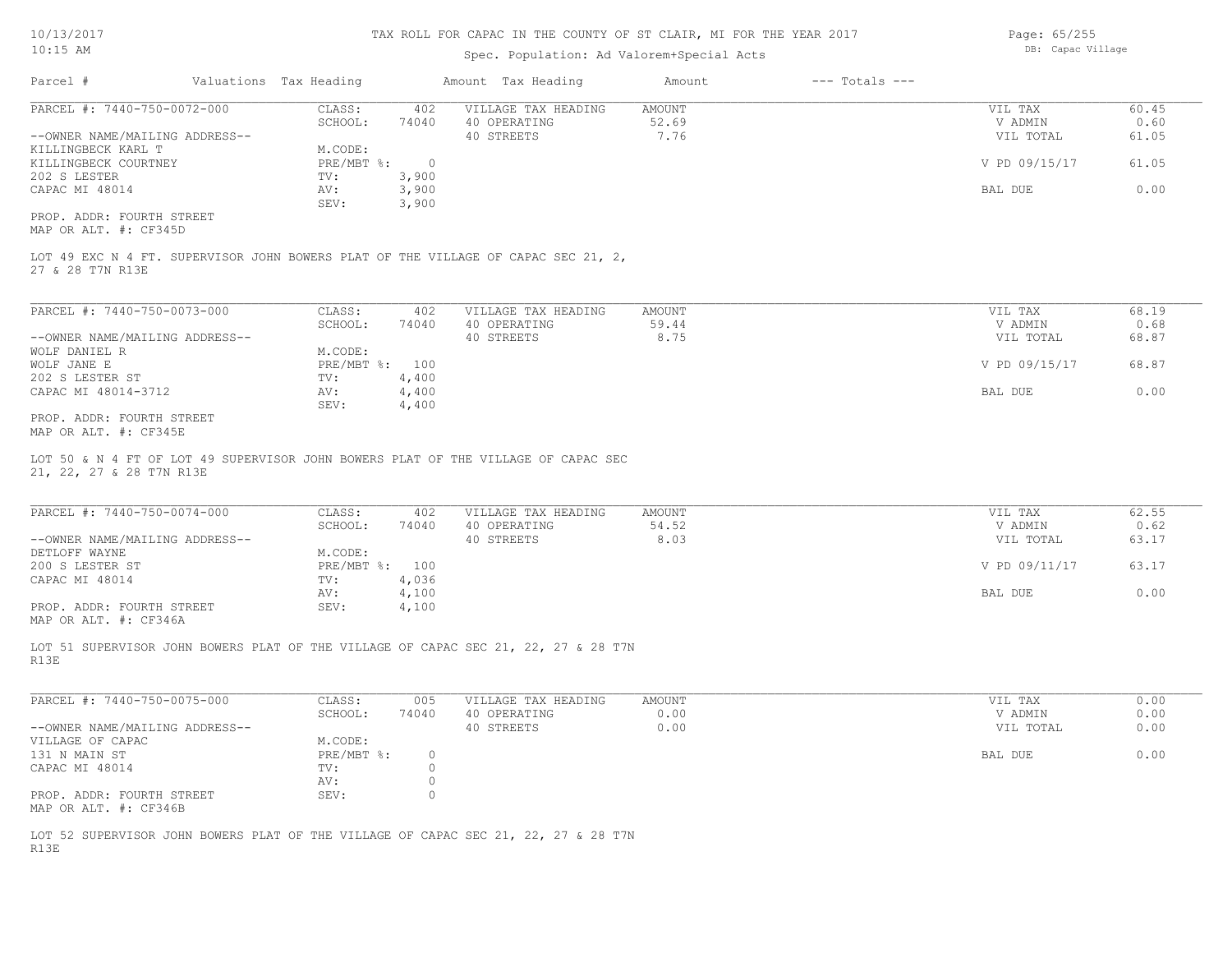# TAX ROLL FOR CAPAC IN THE COUNTY OF ST CLAIR, MI FOR THE YEAR 2017

10/13/2017
10:15 AM

Spec. Population: Ad Valorem+Special Acts

DB: Capac Village

| Parcel # | Valuations | Tax Heading | Amount | Tax Heading | Amount | --- Totals --- |
|---|---|---|---|---|---|---|

---

**PARCEL #: 7440-750-0072-000**

| | | | | | |
|---|---|---|---|---|---|
| CLASS: | 402 | VILLAGE TAX HEADING | AMOUNT | VIL TAX | 60.45 |
| SCHOOL: | 74040 | 40 OPERATING | 52.69 | V ADMIN | 0.60 |
| | | 40 STREETS | 7.76 | VIL TOTAL | 61.05 |
| M.CODE: | | | | | |
| PRE/MBT %: | 0 | | | V PD 09/15/17 | 61.05 |
| TV: | 3,900 | | | | |
| AV: | 3,900 | | | BAL DUE | 0.00 |
| SEV: | 3,900 | | | | |

--OWNER NAME/MAILING ADDRESS--
KILLINGBECK KARL T
KILLINGBECK COURTNEY
202 S LESTER
CAPAC MI 48014

PROP. ADDR: FOURTH STREET
MAP OR ALT. #: CF345D

LOT 49 EXC N 4 FT. SUPERVISOR JOHN BOWERS PLAT OF THE VILLAGE OF CAPAC SEC 21, 2, 27 & 28 T7N R13E

---

**PARCEL #: 7440-750-0073-000**

| | | | | | |
|---|---|---|---|---|---|
| CLASS: | 402 | VILLAGE TAX HEADING | AMOUNT | VIL TAX | 68.19 |
| SCHOOL: | 74040 | 40 OPERATING | 59.44 | V ADMIN | 0.68 |
| | | 40 STREETS | 8.75 | VIL TOTAL | 68.87 |
| M.CODE: | | | | | |
| PRE/MBT %: | 100 | | | V PD 09/15/17 | 68.87 |
| TV: | 4,400 | | | | |
| AV: | 4,400 | | | BAL DUE | 0.00 |
| SEV: | 4,400 | | | | |

--OWNER NAME/MAILING ADDRESS--
WOLF DANIEL R
WOLF JANE E
202 S LESTER ST
CAPAC MI 48014-3712

PROP. ADDR: FOURTH STREET
MAP OR ALT. #: CF345E

LOT 50 & N 4 FT OF LOT 49 SUPERVISOR JOHN BOWERS PLAT OF THE VILLAGE OF CAPAC SEC 21, 22, 27 & 28 T7N R13E

---

**PARCEL #: 7440-750-0074-000**

| | | | | | |
|---|---|---|---|---|---|
| CLASS: | 402 | VILLAGE TAX HEADING | AMOUNT | VIL TAX | 62.55 |
| SCHOOL: | 74040 | 40 OPERATING | 54.52 | V ADMIN | 0.62 |
| | | 40 STREETS | 8.03 | VIL TOTAL | 63.17 |
| M.CODE: | | | | | |
| PRE/MBT %: | 100 | | | V PD 09/11/17 | 63.17 |
| TV: | 4,036 | | | | |
| AV: | 4,100 | | | BAL DUE | 0.00 |
| SEV: | 4,100 | | | | |

--OWNER NAME/MAILING ADDRESS--
DETLOFF WAYNE
200 S LESTER ST
CAPAC MI 48014

PROP. ADDR: FOURTH STREET
MAP OR ALT. #: CF346A

LOT 51 SUPERVISOR JOHN BOWERS PLAT OF THE VILLAGE OF CAPAC SEC 21, 22, 27 & 28 T7N R13E

---

**PARCEL #: 7440-750-0075-000**

| | | | | | |
|---|---|---|---|---|---|
| CLASS: | 005 | VILLAGE TAX HEADING | AMOUNT | VIL TAX | 0.00 |
| SCHOOL: | 74040 | 40 OPERATING | 0.00 | V ADMIN | 0.00 |
| | | 40 STREETS | 0.00 | VIL TOTAL | 0.00 |
| M.CODE: | | | | | |
| PRE/MBT %: | 0 | | | BAL DUE | 0.00 |
| TV: | 0 | | | | |
| AV: | 0 | | | | |
| SEV: | 0 | | | | |

--OWNER NAME/MAILING ADDRESS--
VILLAGE OF CAPAC
131 N MAIN ST
CAPAC MI 48014

PROP. ADDR: FOURTH STREET
MAP OR ALT. #: CF346B

LOT 52 SUPERVISOR JOHN BOWERS PLAT OF THE VILLAGE OF CAPAC SEC 21, 22, 27 & 28 T7N R13E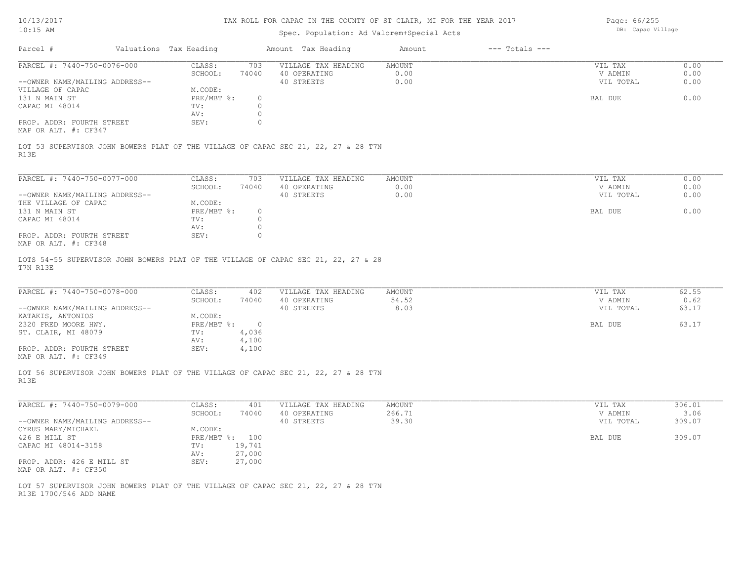# TAX ROLL FOR CAPAC IN THE COUNTY OF ST CLAIR, MI FOR THE YEAR 2017

Spec. Population: Ad Valorem+Special Acts

10/13/2017
10:15 AM

DB: Capac Village

| Parcel # | Valuations | Tax Heading | Amount | Tax Heading | Amount | --- Totals --- | |
|---|---|---|---|---|---|---|---|

---

| PARCEL #: 7440-750-0076-000 | CLASS: | 703 | VILLAGE TAX HEADING | AMOUNT | VIL TAX | 0.00 |
|---|---|---|---|---|---|---|
| | SCHOOL: | 74040 | 40 OPERATING | 0.00 | V ADMIN | 0.00 |
| --OWNER NAME/MAILING ADDRESS-- | | | 40 STREETS | 0.00 | VIL TOTAL | 0.00 |
| VILLAGE OF CAPAC | M.CODE: | | | | | |
| 131 N MAIN ST | PRE/MBT %: | 0 | | | BAL DUE | 0.00 |
| CAPAC MI 48014 | TV: | 0 | | | | |
| | AV: | 0 | | | | |
| PROP. ADDR: FOURTH STREET | SEV: | 0 | | | | |
| MAP OR ALT. #: CF347 | | | | | | |

LOT 53 SUPERVISOR JOHN BOWERS PLAT OF THE VILLAGE OF CAPAC SEC 21, 22, 27 & 28 T7N R13E

---

| PARCEL #: 7440-750-0077-000 | CLASS: | 703 | VILLAGE TAX HEADING | AMOUNT | VIL TAX | 0.00 |
|---|---|---|---|---|---|---|
| | SCHOOL: | 74040 | 40 OPERATING | 0.00 | V ADMIN | 0.00 |
| --OWNER NAME/MAILING ADDRESS-- | | | 40 STREETS | 0.00 | VIL TOTAL | 0.00 |
| THE VILLAGE OF CAPAC | M.CODE: | | | | | |
| 131 N MAIN ST | PRE/MBT %: | 0 | | | BAL DUE | 0.00 |
| CAPAC MI 48014 | TV: | 0 | | | | |
| | AV: | 0 | | | | |
| PROP. ADDR: FOURTH STREET | SEV: | 0 | | | | |
| MAP OR ALT. #: CF348 | | | | | | |

LOTS 54-55 SUPERVISOR JOHN BOWERS PLAT OF THE VILLAGE OF CAPAC SEC 21, 22, 27 & 28 T7N R13E

---

| PARCEL #: 7440-750-0078-000 | CLASS: | 402 | VILLAGE TAX HEADING | AMOUNT | VIL TAX | 62.55 |
|---|---|---|---|---|---|---|
| | SCHOOL: | 74040 | 40 OPERATING | 54.52 | V ADMIN | 0.62 |
| --OWNER NAME/MAILING ADDRESS-- | | | 40 STREETS | 8.03 | VIL TOTAL | 63.17 |
| KATAKIS, ANTONIOS | M.CODE: | | | | | |
| 2320 FRED MOORE HWY. | PRE/MBT %: | 0 | | | BAL DUE | 63.17 |
| ST. CLAIR, MI 48079 | TV: | 4,036 | | | | |
| | AV: | 4,100 | | | | |
| PROP. ADDR: FOURTH STREET | SEV: | 4,100 | | | | |
| MAP OR ALT. #: CF349 | | | | | | |

LOT 56 SUPERVISOR JOHN BOWERS PLAT OF THE VILLAGE OF CAPAC SEC 21, 22, 27 & 28 T7N R13E

---

| PARCEL #: 7440-750-0079-000 | CLASS: | 401 | VILLAGE TAX HEADING | AMOUNT | VIL TAX | 306.01 |
|---|---|---|---|---|---|---|
| | SCHOOL: | 74040 | 40 OPERATING | 266.71 | V ADMIN | 3.06 |
| --OWNER NAME/MAILING ADDRESS-- | | | 40 STREETS | 39.30 | VIL TOTAL | 309.07 |
| CYRUS MARY/MICHAEL | M.CODE: | | | | | |
| 426 E MILL ST | PRE/MBT %: | 100 | | | BAL DUE | 309.07 |
| CAPAC MI 48014-3158 | TV: | 19,741 | | | | |
| | AV: | 27,000 | | | | |
| PROP. ADDR: 426 E MILL ST | SEV: | 27,000 | | | | |
| MAP OR ALT. #: CF350 | | | | | | |

LOT 57 SUPERVISOR JOHN BOWERS PLAT OF THE VILLAGE OF CAPAC SEC 21, 22, 27 & 28 T7N R13E 1700/546 ADD NAME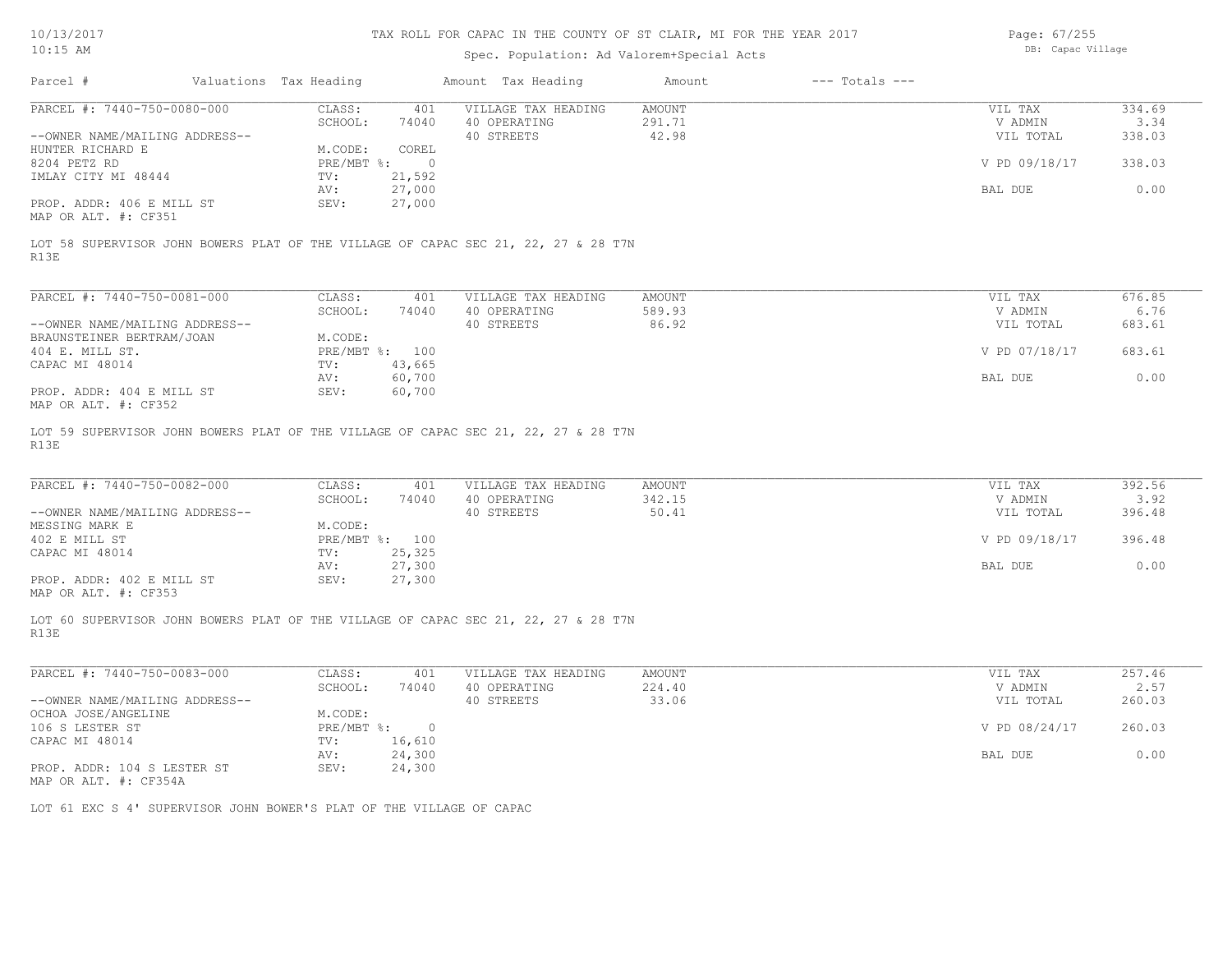# TAX ROLL FOR CAPAC IN THE COUNTY OF ST CLAIR, MI FOR THE YEAR 2017

Spec. Population: Ad Valorem+Special Acts

| Parcel # | Valuations | Tax Heading | Amount | Tax Heading | Amount | --- Totals --- | |
|---|---|---|---|---|---|---|---|
| PARCEL #: 7440-750-0080-000 | CLASS: | 401 | VILLAGE TAX HEADING | AMOUNT | | VIL TAX | 334.69 |
| | SCHOOL: | 74040 | 40 OPERATING | 291.71 | | V ADMIN | 3.34 |
| --OWNER NAME/MAILING ADDRESS-- | | | 40 STREETS | 42.98 | | VIL TOTAL | 338.03 |
| HUNTER RICHARD E | M.CODE: | COREL | | | | | |
| 8204 PETZ RD | PRE/MBT %: | 0 | | | | V PD 09/18/17 | 338.03 |
| IMLAY CITY MI 48444 | TV: | 21,592 | | | | | |
| | AV: | 27,000 | | | | BAL DUE | 0.00 |
| PROP. ADDR: 406 E MILL ST | SEV: | 27,000 | | | | | |
| MAP OR ALT. #: CF351 | | | | | | | |

LOT 58 SUPERVISOR JOHN BOWERS PLAT OF THE VILLAGE OF CAPAC SEC 21, 22, 27 & 28 T7N R13E

| Parcel # | Valuations | Tax Heading | Amount | Tax Heading | Amount | --- Totals --- | |
|---|---|---|---|---|---|---|---|
| PARCEL #: 7440-750-0081-000 | CLASS: | 401 | VILLAGE TAX HEADING | AMOUNT | | VIL TAX | 676.85 |
| | SCHOOL: | 74040 | 40 OPERATING | 589.93 | | V ADMIN | 6.76 |
| --OWNER NAME/MAILING ADDRESS-- | | | 40 STREETS | 86.92 | | VIL TOTAL | 683.61 |
| BRAUNSTEINER BERTRAM/JOAN | M.CODE: | | | | | | |
| 404 E. MILL ST. | PRE/MBT %: | 100 | | | | V PD 07/18/17 | 683.61 |
| CAPAC MI 48014 | TV: | 43,665 | | | | | |
| | AV: | 60,700 | | | | BAL DUE | 0.00 |
| PROP. ADDR: 404 E MILL ST | SEV: | 60,700 | | | | | |
| MAP OR ALT. #: CF352 | | | | | | | |

LOT 59 SUPERVISOR JOHN BOWERS PLAT OF THE VILLAGE OF CAPAC SEC 21, 22, 27 & 28 T7N R13E

| Parcel # | Valuations | Tax Heading | Amount | Tax Heading | Amount | --- Totals --- | |
|---|---|---|---|---|---|---|---|
| PARCEL #: 7440-750-0082-000 | CLASS: | 401 | VILLAGE TAX HEADING | AMOUNT | | VIL TAX | 392.56 |
| | SCHOOL: | 74040 | 40 OPERATING | 342.15 | | V ADMIN | 3.92 |
| --OWNER NAME/MAILING ADDRESS-- | | | 40 STREETS | 50.41 | | VIL TOTAL | 396.48 |
| MESSING MARK E | M.CODE: | | | | | | |
| 402 E MILL ST | PRE/MBT %: | 100 | | | | V PD 09/18/17 | 396.48 |
| CAPAC MI 48014 | TV: | 25,325 | | | | | |
| | AV: | 27,300 | | | | BAL DUE | 0.00 |
| PROP. ADDR: 402 E MILL ST | SEV: | 27,300 | | | | | |
| MAP OR ALT. #: CF353 | | | | | | | |

LOT 60 SUPERVISOR JOHN BOWERS PLAT OF THE VILLAGE OF CAPAC SEC 21, 22, 27 & 28 T7N R13E

| Parcel # | Valuations | Tax Heading | Amount | Tax Heading | Amount | --- Totals --- | |
|---|---|---|---|---|---|---|---|
| PARCEL #: 7440-750-0083-000 | CLASS: | 401 | VILLAGE TAX HEADING | AMOUNT | | VIL TAX | 257.46 |
| | SCHOOL: | 74040 | 40 OPERATING | 224.40 | | V ADMIN | 2.57 |
| --OWNER NAME/MAILING ADDRESS-- | | | 40 STREETS | 33.06 | | VIL TOTAL | 260.03 |
| OCHOA JOSE/ANGELINE | M.CODE: | | | | | | |
| 106 S LESTER ST | PRE/MBT %: | 0 | | | | V PD 08/24/17 | 260.03 |
| CAPAC MI 48014 | TV: | 16,610 | | | | | |
| | AV: | 24,300 | | | | BAL DUE | 0.00 |
| PROP. ADDR: 104 S LESTER ST | SEV: | 24,300 | | | | | |
| MAP OR ALT. #: CF354A | | | | | | | |

LOT 61 EXC S 4' SUPERVISOR JOHN BOWER'S PLAT OF THE VILLAGE OF CAPAC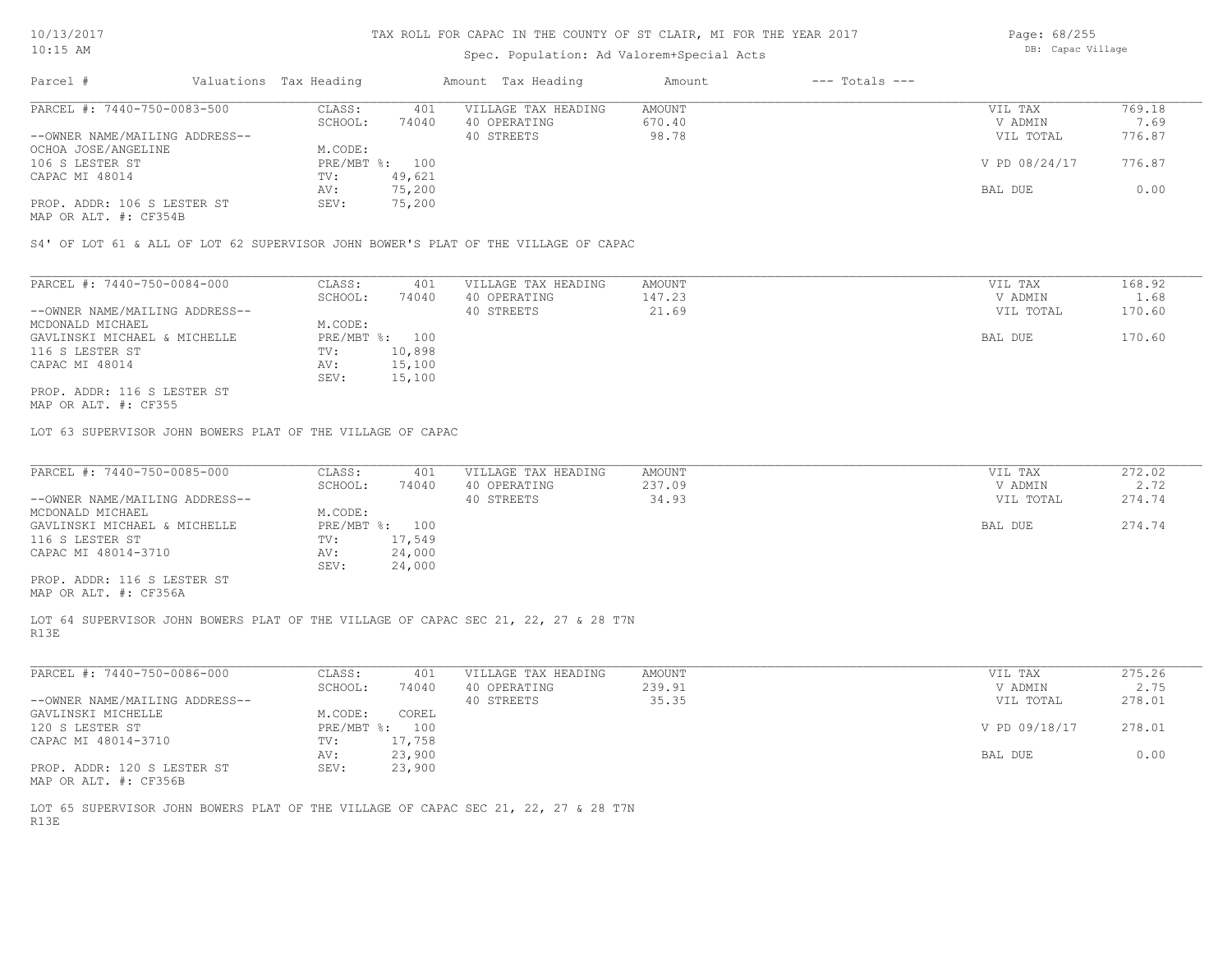TAX ROLL FOR CAPAC IN THE COUNTY OF ST CLAIR, MI FOR THE YEAR 2017

Spec. Population: Ad Valorem+Special Acts

DB: Capac Village

10/13/2017 10:15 AM

| Parcel # | Valuations | Tax Heading | Amount | Tax Heading | Amount | --- Totals --- | |
|---|---|---|---|---|---|---|---|
| PARCEL #: 7440-750-0083-500 | CLASS: | 401 | VILLAGE TAX HEADING | AMOUNT | | VIL TAX | 769.18 |
| | SCHOOL: | 74040 | 40 OPERATING | 670.40 | | V ADMIN | 7.69 |
| --OWNER NAME/MAILING ADDRESS-- | | | 40 STREETS | 98.78 | | VIL TOTAL | 776.87 |
| OCHOA JOSE/ANGELINE | M.CODE: | | | | | | |
| 106 S LESTER ST | PRE/MBT %: | 100 | | | | V PD 08/24/17 | 776.87 |
| CAPAC MI 48014 | TV: | 49,621 | | | | | |
| | AV: | 75,200 | | | | BAL DUE | 0.00 |
| PROP. ADDR: 106 S LESTER ST | SEV: | 75,200 | | | | | |
| MAP OR ALT. #: CF354B | | | | | | | |

S4' OF LOT 61 & ALL OF LOT 62 SUPERVISOR JOHN BOWER'S PLAT OF THE VILLAGE OF CAPAC

| Parcel # | Valuations | Tax Heading | Amount | Tax Heading | Amount | --- Totals --- | |
|---|---|---|---|---|---|---|---|
| PARCEL #: 7440-750-0084-000 | CLASS: | 401 | VILLAGE TAX HEADING | AMOUNT | | VIL TAX | 168.92 |
| | SCHOOL: | 74040 | 40 OPERATING | 147.23 | | V ADMIN | 1.68 |
| --OWNER NAME/MAILING ADDRESS-- | | | 40 STREETS | 21.69 | | VIL TOTAL | 170.60 |
| MCDONALD MICHAEL | M.CODE: | | | | | | |
| GAVLINSKI MICHAEL & MICHELLE | PRE/MBT %: | 100 | | | | BAL DUE | 170.60 |
| 116 S LESTER ST | TV: | 10,898 | | | | | |
| CAPAC MI 48014 | AV: | 15,100 | | | | | |
| | SEV: | 15,100 | | | | | |
| PROP. ADDR: 116 S LESTER ST | | | | | | | |
| MAP OR ALT. #: CF355 | | | | | | | |

LOT 63 SUPERVISOR JOHN BOWERS PLAT OF THE VILLAGE OF CAPAC

| Parcel # | Valuations | Tax Heading | Amount | Tax Heading | Amount | --- Totals --- | |
|---|---|---|---|---|---|---|---|
| PARCEL #: 7440-750-0085-000 | CLASS: | 401 | VILLAGE TAX HEADING | AMOUNT | | VIL TAX | 272.02 |
| | SCHOOL: | 74040 | 40 OPERATING | 237.09 | | V ADMIN | 2.72 |
| --OWNER NAME/MAILING ADDRESS-- | | | 40 STREETS | 34.93 | | VIL TOTAL | 274.74 |
| MCDONALD MICHAEL | M.CODE: | | | | | | |
| GAVLINSKI MICHAEL & MICHELLE | PRE/MBT %: | 100 | | | | BAL DUE | 274.74 |
| 116 S LESTER ST | TV: | 17,549 | | | | | |
| CAPAC MI 48014-3710 | AV: | 24,000 | | | | | |
| | SEV: | 24,000 | | | | | |
| PROP. ADDR: 116 S LESTER ST | | | | | | | |
| MAP OR ALT. #: CF356A | | | | | | | |

LOT 64 SUPERVISOR JOHN BOWERS PLAT OF THE VILLAGE OF CAPAC SEC 21, 22, 27 & 28 T7N R13E

| Parcel # | Valuations | Tax Heading | Amount | Tax Heading | Amount | --- Totals --- | |
|---|---|---|---|---|---|---|---|
| PARCEL #: 7440-750-0086-000 | CLASS: | 401 | VILLAGE TAX HEADING | AMOUNT | | VIL TAX | 275.26 |
| | SCHOOL: | 74040 | 40 OPERATING | 239.91 | | V ADMIN | 2.75 |
| --OWNER NAME/MAILING ADDRESS-- | | | 40 STREETS | 35.35 | | VIL TOTAL | 278.01 |
| GAVLINSKI MICHELLE | M.CODE: | COREL | | | | | |
| 120 S LESTER ST | PRE/MBT %: | 100 | | | | V PD 09/18/17 | 278.01 |
| CAPAC MI 48014-3710 | TV: | 17,758 | | | | | |
| | AV: | 23,900 | | | | BAL DUE | 0.00 |
| PROP. ADDR: 120 S LESTER ST | SEV: | 23,900 | | | | | |
| MAP OR ALT. #: CF356B | | | | | | | |

LOT 65 SUPERVISOR JOHN BOWERS PLAT OF THE VILLAGE OF CAPAC SEC 21, 22, 27 & 28 T7N R13E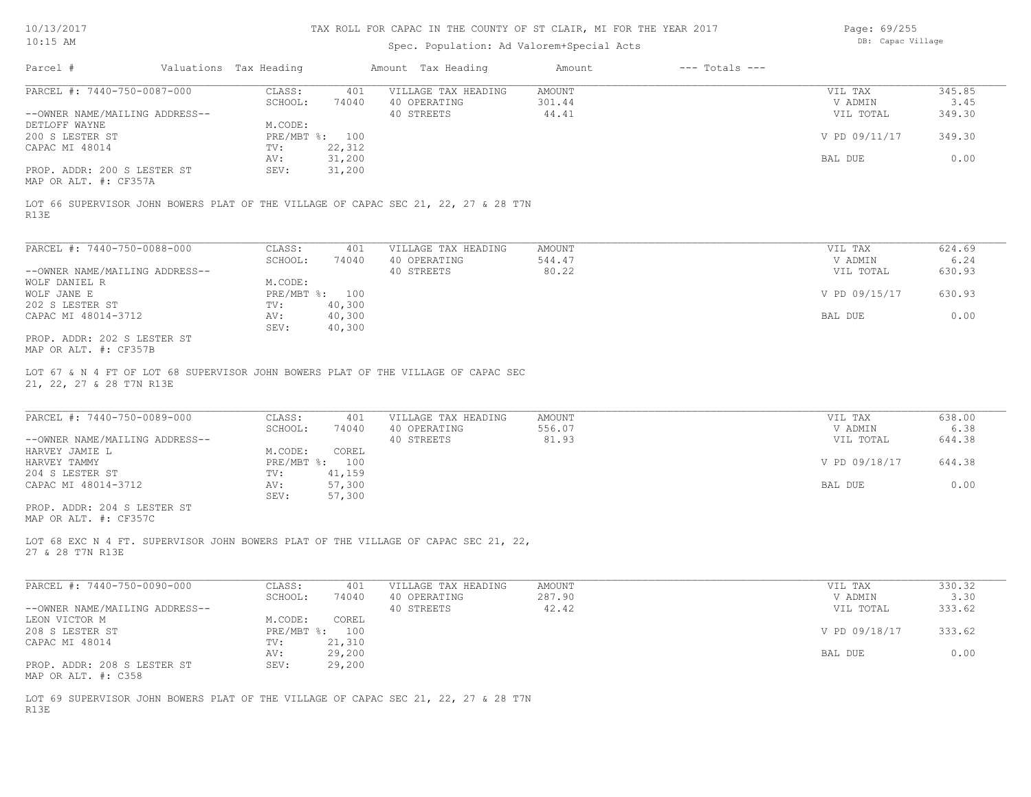# TAX ROLL FOR CAPAC IN THE COUNTY OF ST CLAIR, MI FOR THE YEAR 2017

Spec. Population: Ad Valorem+Special Acts

DB: Capac Village

| Parcel # | Valuations | Tax Heading | Amount | Tax Heading | Amount | --- Totals --- | |
|---|---|---|---|---|---|---|---|
| PARCEL #: 7440-750-0087-000 | CLASS: | 401 | VILLAGE TAX HEADING | AMOUNT | | VIL TAX | 345.85 |
| | SCHOOL: | 74040 | 40 OPERATING | 301.44 | | V ADMIN | 3.45 |
| --OWNER NAME/MAILING ADDRESS-- | | | 40 STREETS | 44.41 | | VIL TOTAL | 349.30 |
| DETLOFF WAYNE | M.CODE: | | | | | | |
| 200 S LESTER ST | PRE/MBT %: | 100 | | | | V PD 09/11/17 | 349.30 |
| CAPAC MI 48014 | TV: | 22,312 | | | | | |
| | AV: | 31,200 | | | | BAL DUE | 0.00 |
| PROP. ADDR: 200 S LESTER ST | SEV: | 31,200 | | | | | |
| MAP OR ALT. #: CF357A | | | | | | | |

LOT 66 SUPERVISOR JOHN BOWERS PLAT OF THE VILLAGE OF CAPAC SEC 21, 22, 27 & 28 T7N R13E

| Parcel # | Valuations | Tax Heading | Amount | Tax Heading | Amount | --- Totals --- | |
|---|---|---|---|---|---|---|---|
| PARCEL #: 7440-750-0088-000 | CLASS: | 401 | VILLAGE TAX HEADING | AMOUNT | | VIL TAX | 624.69 |
| | SCHOOL: | 74040 | 40 OPERATING | 544.47 | | V ADMIN | 6.24 |
| --OWNER NAME/MAILING ADDRESS-- | | | 40 STREETS | 80.22 | | VIL TOTAL | 630.93 |
| WOLF DANIEL R | M.CODE: | | | | | | |
| WOLF JANE E | PRE/MBT %: | 100 | | | | V PD 09/15/17 | 630.93 |
| 202 S LESTER ST | TV: | 40,300 | | | | | |
| CAPAC MI 48014-3712 | AV: | 40,300 | | | | BAL DUE | 0.00 |
| | SEV: | 40,300 | | | | | |
| PROP. ADDR: 202 S LESTER ST | | | | | | | |
| MAP OR ALT. #: CF357B | | | | | | | |

LOT 67 & N 4 FT OF LOT 68 SUPERVISOR JOHN BOWERS PLAT OF THE VILLAGE OF CAPAC SEC 21, 22, 27 & 28 T7N R13E

| Parcel # | Valuations | Tax Heading | Amount | Tax Heading | Amount | --- Totals --- | |
|---|---|---|---|---|---|---|---|
| PARCEL #: 7440-750-0089-000 | CLASS: | 401 | VILLAGE TAX HEADING | AMOUNT | | VIL TAX | 638.00 |
| | SCHOOL: | 74040 | 40 OPERATING | 556.07 | | V ADMIN | 6.38 |
| --OWNER NAME/MAILING ADDRESS-- | | | 40 STREETS | 81.93 | | VIL TOTAL | 644.38 |
| HARVEY JAMIE L | M.CODE: | COREL | | | | | |
| HARVEY TAMMY | PRE/MBT %: | 100 | | | | V PD 09/18/17 | 644.38 |
| 204 S LESTER ST | TV: | 41,159 | | | | | |
| CAPAC MI 48014-3712 | AV: | 57,300 | | | | BAL DUE | 0.00 |
| | SEV: | 57,300 | | | | | |
| PROP. ADDR: 204 S LESTER ST | | | | | | | |
| MAP OR ALT. #: CF357C | | | | | | | |

LOT 68 EXC N 4 FT. SUPERVISOR JOHN BOWERS PLAT OF THE VILLAGE OF CAPAC SEC 21, 22, 27 & 28 T7N R13E

| Parcel # | Valuations | Tax Heading | Amount | Tax Heading | Amount | --- Totals --- | |
|---|---|---|---|---|---|---|---|
| PARCEL #: 7440-750-0090-000 | CLASS: | 401 | VILLAGE TAX HEADING | AMOUNT | | VIL TAX | 330.32 |
| | SCHOOL: | 74040 | 40 OPERATING | 287.90 | | V ADMIN | 3.30 |
| --OWNER NAME/MAILING ADDRESS-- | | | 40 STREETS | 42.42 | | VIL TOTAL | 333.62 |
| LEON VICTOR M | M.CODE: | COREL | | | | | |
| 208 S LESTER ST | PRE/MBT %: | 100 | | | | V PD 09/18/17 | 333.62 |
| CAPAC MI 48014 | TV: | 21,310 | | | | | |
| | AV: | 29,200 | | | | BAL DUE | 0.00 |
| PROP. ADDR: 208 S LESTER ST | SEV: | 29,200 | | | | | |
| MAP OR ALT. #: C358 | | | | | | | |

LOT 69 SUPERVISOR JOHN BOWERS PLAT OF THE VILLAGE OF CAPAC SEC 21, 22, 27 & 28 T7N R13E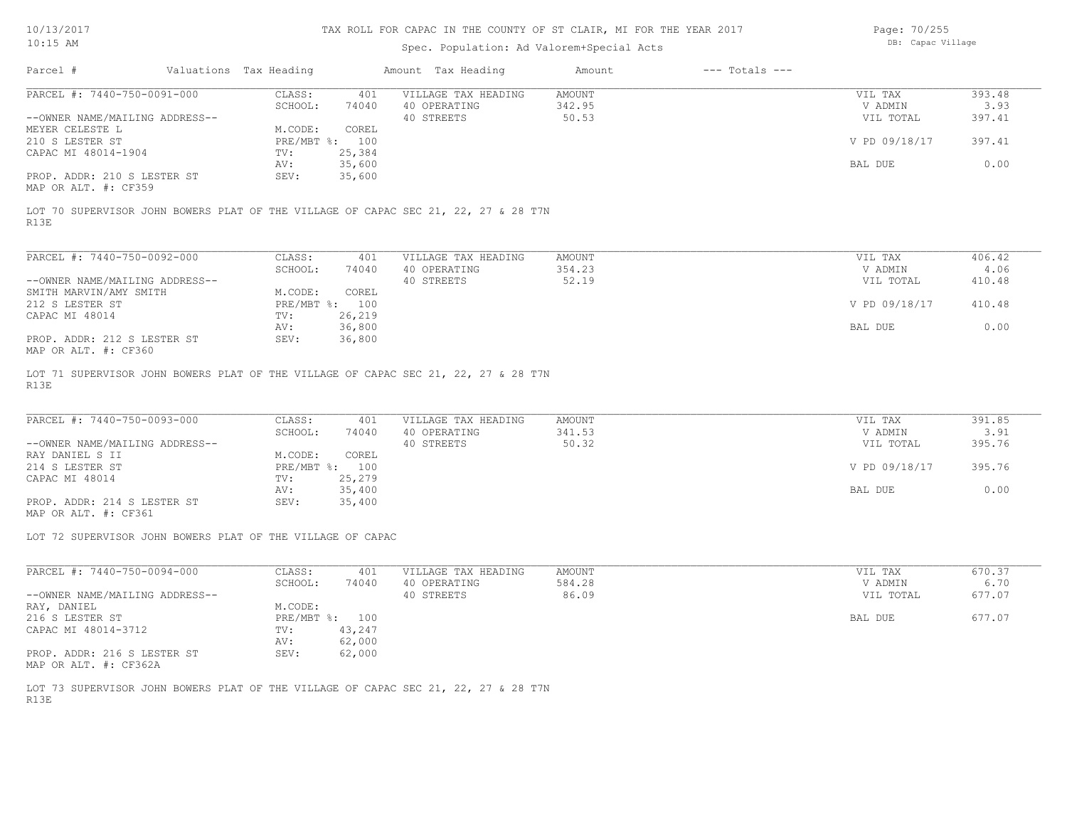# TAX ROLL FOR CAPAC IN THE COUNTY OF ST CLAIR, MI FOR THE YEAR 2017

Spec. Population: Ad Valorem+Special Acts

DB: Capac Village

10/13/2017
10:15 AM

| Parcel # | Valuations | Tax Heading | Amount | Tax Heading | Amount | --- Totals --- | |
|---|---|---|---|---|---|---|---|
| PARCEL #: 7440-750-0091-000 | CLASS: | 401 | VILLAGE TAX HEADING | AMOUNT | | VIL TAX | 393.48 |
| | SCHOOL: | 74040 | 40 OPERATING | 342.95 | | V ADMIN | 3.93 |
| --OWNER NAME/MAILING ADDRESS-- | | | 40 STREETS | 50.53 | | VIL TOTAL | 397.41 |
| MEYER CELESTE L | M.CODE: | COREL | | | | | |
| 210 S LESTER ST | PRE/MBT %: | 100 | | | | V PD 09/18/17 | 397.41 |
| CAPAC MI 48014-1904 | TV: | 25,384 | | | | | |
| | AV: | 35,600 | | | | BAL DUE | 0.00 |
| PROP. ADDR: 210 S LESTER ST | SEV: | 35,600 | | | | | |
| MAP OR ALT. #: CF359 | | | | | | | |

LOT 70 SUPERVISOR JOHN BOWERS PLAT OF THE VILLAGE OF CAPAC SEC 21, 22, 27 & 28 T7N R13E

| Parcel # | Valuations | Tax Heading | Amount | Tax Heading | Amount | --- Totals --- | |
|---|---|---|---|---|---|---|---|
| PARCEL #: 7440-750-0092-000 | CLASS: | 401 | VILLAGE TAX HEADING | AMOUNT | | VIL TAX | 406.42 |
| | SCHOOL: | 74040 | 40 OPERATING | 354.23 | | V ADMIN | 4.06 |
| --OWNER NAME/MAILING ADDRESS-- | | | 40 STREETS | 52.19 | | VIL TOTAL | 410.48 |
| SMITH MARVIN/AMY SMITH | M.CODE: | COREL | | | | | |
| 212 S LESTER ST | PRE/MBT %: | 100 | | | | V PD 09/18/17 | 410.48 |
| CAPAC MI 48014 | TV: | 26,219 | | | | | |
| | AV: | 36,800 | | | | BAL DUE | 0.00 |
| PROP. ADDR: 212 S LESTER ST | SEV: | 36,800 | | | | | |
| MAP OR ALT. #: CF360 | | | | | | | |

LOT 71 SUPERVISOR JOHN BOWERS PLAT OF THE VILLAGE OF CAPAC SEC 21, 22, 27 & 28 T7N R13E

| Parcel # | Valuations | Tax Heading | Amount | Tax Heading | Amount | --- Totals --- | |
|---|---|---|---|---|---|---|---|
| PARCEL #: 7440-750-0093-000 | CLASS: | 401 | VILLAGE TAX HEADING | AMOUNT | | VIL TAX | 391.85 |
| | SCHOOL: | 74040 | 40 OPERATING | 341.53 | | V ADMIN | 3.91 |
| --OWNER NAME/MAILING ADDRESS-- | | | 40 STREETS | 50.32 | | VIL TOTAL | 395.76 |
| RAY DANIEL S II | M.CODE: | COREL | | | | | |
| 214 S LESTER ST | PRE/MBT %: | 100 | | | | V PD 09/18/17 | 395.76 |
| CAPAC MI 48014 | TV: | 25,279 | | | | | |
| | AV: | 35,400 | | | | BAL DUE | 0.00 |
| PROP. ADDR: 214 S LESTER ST | SEV: | 35,400 | | | | | |
| MAP OR ALT. #: CF361 | | | | | | | |

LOT 72 SUPERVISOR JOHN BOWERS PLAT OF THE VILLAGE OF CAPAC

| Parcel # | Valuations | Tax Heading | Amount | Tax Heading | Amount | --- Totals --- | |
|---|---|---|---|---|---|---|---|
| PARCEL #: 7440-750-0094-000 | CLASS: | 401 | VILLAGE TAX HEADING | AMOUNT | | VIL TAX | 670.37 |
| | SCHOOL: | 74040 | 40 OPERATING | 584.28 | | V ADMIN | 6.70 |
| --OWNER NAME/MAILING ADDRESS-- | | | 40 STREETS | 86.09 | | VIL TOTAL | 677.07 |
| RAY, DANIEL | M.CODE: | | | | | | |
| 216 S LESTER ST | PRE/MBT %: | 100 | | | | BAL DUE | 677.07 |
| CAPAC MI 48014-3712 | TV: | 43,247 | | | | | |
| | AV: | 62,000 | | | | | |
| PROP. ADDR: 216 S LESTER ST | SEV: | 62,000 | | | | | |
| MAP OR ALT. #: CF362A | | | | | | | |

LOT 73 SUPERVISOR JOHN BOWERS PLAT OF THE VILLAGE OF CAPAC SEC 21, 22, 27 & 28 T7N R13E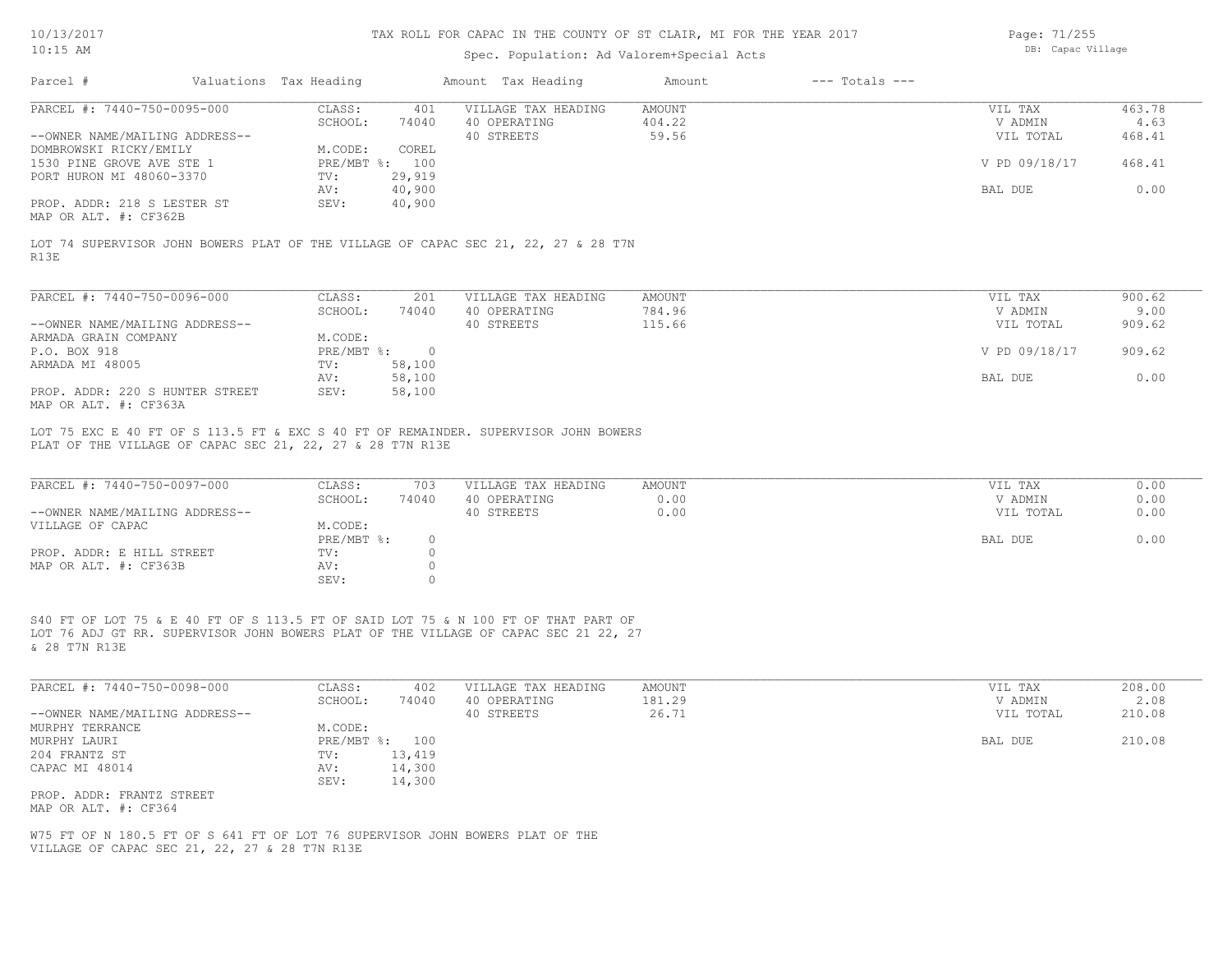# TAX ROLL FOR CAPAC IN THE COUNTY OF ST CLAIR, MI FOR THE YEAR 2017

Spec. Population: Ad Valorem+Special Acts

10/13/2017 10:15 AM

DB: Capac Village

| Parcel # | Valuations | Tax Heading | Amount | Tax Heading | Amount | --- Totals --- | |
|---|---|---|---|---|---|---|---|

---

**PARCEL #: 7440-750-0095-000**

| | | | | | |
|---|---|---|---|---|---|
| CLASS: | 401 | VILLAGE TAX HEADING | AMOUNT | VIL TAX | 463.78 |
| SCHOOL: | 74040 | 40 OPERATING | 404.22 | V ADMIN | 4.63 |
| | | 40 STREETS | 59.56 | VIL TOTAL | 468.41 |
| M.CODE: | COREL | | | | |
| PRE/MBT %: | 100 | | | V PD 09/18/17 | 468.41 |
| TV: | 29,919 | | | | |
| AV: | 40,900 | | | BAL DUE | 0.00 |
| SEV: | 40,900 | | | | |

--OWNER NAME/MAILING ADDRESS--
DOMBROWSKI RICKY/EMILY
1530 PINE GROVE AVE STE 1
PORT HURON MI 48060-3370

PROP. ADDR: 218 S LESTER ST
MAP OR ALT. #: CF362B

LOT 74 SUPERVISOR JOHN BOWERS PLAT OF THE VILLAGE OF CAPAC SEC 21, 22, 27 & 28 T7N R13E

---

**PARCEL #: 7440-750-0096-000**

| | | | | | |
|---|---|---|---|---|---|
| CLASS: | 201 | VILLAGE TAX HEADING | AMOUNT | VIL TAX | 900.62 |
| SCHOOL: | 74040 | 40 OPERATING | 784.96 | V ADMIN | 9.00 |
| | | 40 STREETS | 115.66 | VIL TOTAL | 909.62 |
| M.CODE: | | | | | |
| PRE/MBT %: | 0 | | | V PD 09/18/17 | 909.62 |
| TV: | 58,100 | | | | |
| AV: | 58,100 | | | BAL DUE | 0.00 |
| SEV: | 58,100 | | | | |

--OWNER NAME/MAILING ADDRESS--
ARMADA GRAIN COMPANY
P.O. BOX 918
ARMADA MI 48005

PROP. ADDR: 220 S HUNTER STREET
MAP OR ALT. #: CF363A

LOT 75 EXC E 40 FT OF S 113.5 FT & EXC S 40 FT OF REMAINDER. SUPERVISOR JOHN BOWERS PLAT OF THE VILLAGE OF CAPAC SEC 21, 22, 27 & 28 T7N R13E

---

**PARCEL #: 7440-750-0097-000**

| | | | | | |
|---|---|---|---|---|---|
| CLASS: | 703 | VILLAGE TAX HEADING | AMOUNT | VIL TAX | 0.00 |
| SCHOOL: | 74040 | 40 OPERATING | 0.00 | V ADMIN | 0.00 |
| | | 40 STREETS | 0.00 | VIL TOTAL | 0.00 |
| M.CODE: | | | | | |
| PRE/MBT %: | 0 | | | BAL DUE | 0.00 |
| TV: | 0 | | | | |
| AV: | 0 | | | | |
| SEV: | 0 | | | | |

--OWNER NAME/MAILING ADDRESS--
VILLAGE OF CAPAC

PROP. ADDR: E HILL STREET
MAP OR ALT. #: CF363B

S40 FT OF LOT 75 & E 40 FT OF S 113.5 FT OF SAID LOT 75 & N 100 FT OF THAT PART OF LOT 76 ADJ GT RR. SUPERVISOR JOHN BOWERS PLAT OF THE VILLAGE OF CAPAC SEC 21 22, 27 & 28 T7N R13E

---

**PARCEL #: 7440-750-0098-000**

| | | | | | |
|---|---|---|---|---|---|
| CLASS: | 402 | VILLAGE TAX HEADING | AMOUNT | VIL TAX | 208.00 |
| SCHOOL: | 74040 | 40 OPERATING | 181.29 | V ADMIN | 2.08 |
| | | 40 STREETS | 26.71 | VIL TOTAL | 210.08 |
| M.CODE: | | | | | |
| PRE/MBT %: | 100 | | | BAL DUE | 210.08 |
| TV: | 13,419 | | | | |
| AV: | 14,300 | | | | |
| SEV: | 14,300 | | | | |

--OWNER NAME/MAILING ADDRESS--
MURPHY TERRANCE
MURPHY LAURI
204 FRANTZ ST
CAPAC MI 48014

PROP. ADDR: FRANTZ STREET
MAP OR ALT. #: CF364

W75 FT OF N 180.5 FT OF S 641 FT OF LOT 76 SUPERVISOR JOHN BOWERS PLAT OF THE VILLAGE OF CAPAC SEC 21, 22, 27 & 28 T7N R13E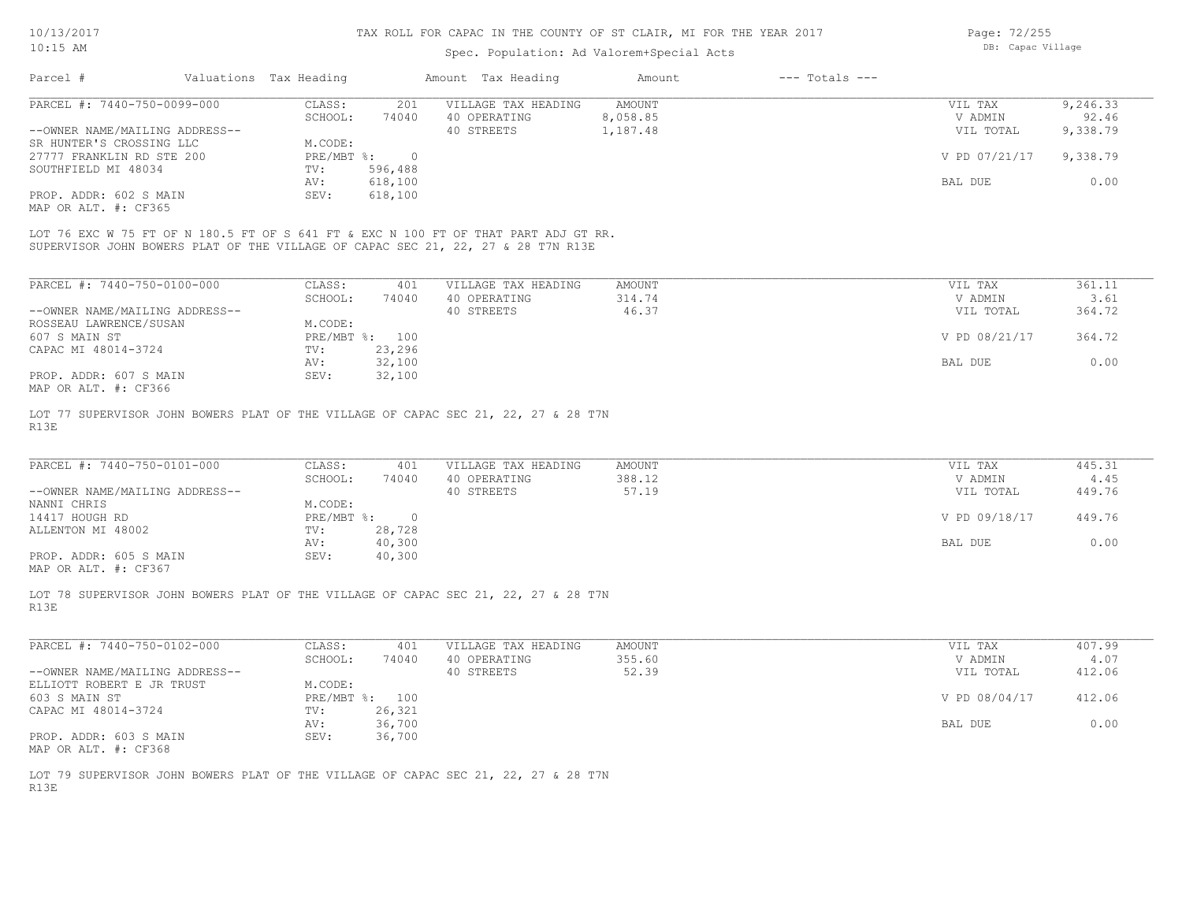# TAX ROLL FOR CAPAC IN THE COUNTY OF ST CLAIR, MI FOR THE YEAR 2017

Spec. Population: Ad Valorem+Special Acts

10/13/2017 10:15 AM — DB: Capac Village

| Parcel # | Valuations | Tax Heading | Amount | Tax Heading | Amount | --- Totals --- |
|---|---|---|---|---|---|---|

**PARCEL #: 7440-750-0099-000**

| | | | | |
|---|---|---|---|---|
| CLASS: 201 | VILLAGE TAX HEADING | AMOUNT | VIL TAX | 9,246.33 |
| SCHOOL: 74040 | 40 OPERATING | 8,058.85 | V ADMIN | 92.46 |
| M.CODE: | 40 STREETS | 1,187.48 | VIL TOTAL | 9,338.79 |
| PRE/MBT %: 0 | | | V PD 07/21/17 | 9,338.79 |
| TV: 596,488 | | | | |
| AV: 618,100 | | | BAL DUE | 0.00 |
| SEV: 618,100 | | | | |

--OWNER NAME/MAILING ADDRESS--
SR HUNTER'S CROSSING LLC
27777 FRANKLIN RD STE 200
SOUTHFIELD MI 48034

PROP. ADDR: 602 S MAIN
MAP OR ALT. #: CF365

LOT 76 EXC W 75 FT OF N 180.5 FT OF S 641 FT & EXC N 100 FT OF THAT PART ADJ GT RR.
SUPERVISOR JOHN BOWERS PLAT OF THE VILLAGE OF CAPAC SEC 21, 22, 27 & 28 T7N R13E

**PARCEL #: 7440-750-0100-000**

| | | | | |
|---|---|---|---|---|
| CLASS: 401 | VILLAGE TAX HEADING | AMOUNT | VIL TAX | 361.11 |
| SCHOOL: 74040 | 40 OPERATING | 314.74 | V ADMIN | 3.61 |
| M.CODE: | 40 STREETS | 46.37 | VIL TOTAL | 364.72 |
| PRE/MBT %: 100 | | | V PD 08/21/17 | 364.72 |
| TV: 23,296 | | | | |
| AV: 32,100 | | | BAL DUE | 0.00 |
| SEV: 32,100 | | | | |

--OWNER NAME/MAILING ADDRESS--
ROSSEAU LAWRENCE/SUSAN
607 S MAIN ST
CAPAC MI 48014-3724

PROP. ADDR: 607 S MAIN
MAP OR ALT. #: CF366

LOT 77 SUPERVISOR JOHN BOWERS PLAT OF THE VILLAGE OF CAPAC SEC 21, 22, 27 & 28 T7N R13E

**PARCEL #: 7440-750-0101-000**

| | | | | |
|---|---|---|---|---|
| CLASS: 401 | VILLAGE TAX HEADING | AMOUNT | VIL TAX | 445.31 |
| SCHOOL: 74040 | 40 OPERATING | 388.12 | V ADMIN | 4.45 |
| M.CODE: | 40 STREETS | 57.19 | VIL TOTAL | 449.76 |
| PRE/MBT %: 0 | | | V PD 09/18/17 | 449.76 |
| TV: 28,728 | | | | |
| AV: 40,300 | | | BAL DUE | 0.00 |
| SEV: 40,300 | | | | |

--OWNER NAME/MAILING ADDRESS--
NANNI CHRIS
14417 HOUGH RD
ALLENTON MI 48002

PROP. ADDR: 605 S MAIN
MAP OR ALT. #: CF367

LOT 78 SUPERVISOR JOHN BOWERS PLAT OF THE VILLAGE OF CAPAC SEC 21, 22, 27 & 28 T7N R13E

**PARCEL #: 7440-750-0102-000**

| | | | | |
|---|---|---|---|---|
| CLASS: 401 | VILLAGE TAX HEADING | AMOUNT | VIL TAX | 407.99 |
| SCHOOL: 74040 | 40 OPERATING | 355.60 | V ADMIN | 4.07 |
| M.CODE: | 40 STREETS | 52.39 | VIL TOTAL | 412.06 |
| PRE/MBT %: 100 | | | V PD 08/04/17 | 412.06 |
| TV: 26,321 | | | | |
| AV: 36,700 | | | BAL DUE | 0.00 |
| SEV: 36,700 | | | | |

--OWNER NAME/MAILING ADDRESS--
ELLIOTT ROBERT E JR TRUST
603 S MAIN ST
CAPAC MI 48014-3724

PROP. ADDR: 603 S MAIN
MAP OR ALT. #: CF368

LOT 79 SUPERVISOR JOHN BOWERS PLAT OF THE VILLAGE OF CAPAC SEC 21, 22, 27 & 28 T7N R13E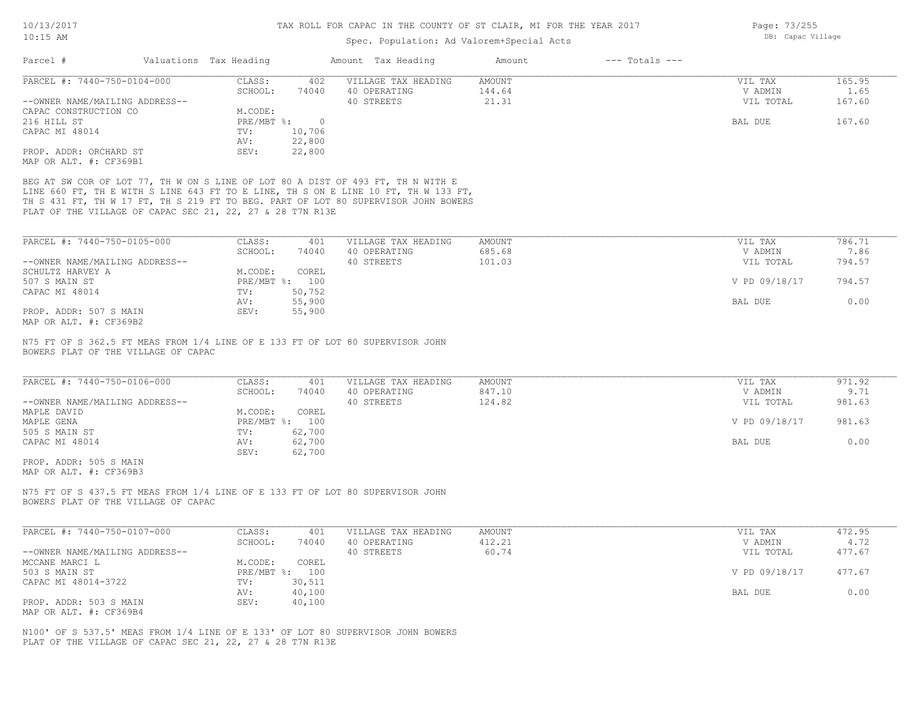# TAX ROLL FOR CAPAC IN THE COUNTY OF ST CLAIR, MI FOR THE YEAR 2017

Spec. Population: Ad Valorem+Special Acts

DB: Capac Village

| Parcel # | Valuations | Tax Heading | Amount | Tax Heading | Amount | --- Totals --- | |
|---|---|---|---|---|---|---|---|

## PARCEL #: 7440-750-0104-000

| | | | | | |
|---|---|---|---|---|---|
| CLASS: | 402 | VILLAGE TAX HEADING | AMOUNT | VIL TAX | 165.95 |
| SCHOOL: | 74040 | 40 OPERATING | 144.64 | V ADMIN | 1.65 |
| | | 40 STREETS | 21.31 | VIL TOTAL | 167.60 |
| M.CODE: | | | | | |
| PRE/MBT %: | 0 | | | BAL DUE | 167.60 |
| TV: | 10,706 | | | | |
| AV: | 22,800 | | | | |
| SEV: | 22,800 | | | | |

--OWNER NAME/MAILING ADDRESS--
CAPAC CONSTRUCTION CO
216 HILL ST
CAPAC MI 48014

PROP. ADDR: ORCHARD ST
MAP OR ALT. #: CF369B1

BEG AT SW COR OF LOT 77, TH W ON S LINE OF LOT 80 A DIST OF 493 FT, TH N WITH E LINE 660 FT, TH E WITH S LINE 643 FT TO E LINE, TH S ON E LINE 10 FT, TH W 133 FT, TH S 431 FT, TH W 17 FT, TH S 219 FT TO BEG. PART OF LOT 80 SUPERVISOR JOHN BOWERS PLAT OF THE VILLAGE OF CAPAC SEC 21, 22, 27 & 28 T7N R13E

## PARCEL #: 7440-750-0105-000

| | | | | | |
|---|---|---|---|---|---|
| CLASS: | 401 | VILLAGE TAX HEADING | AMOUNT | VIL TAX | 786.71 |
| SCHOOL: | 74040 | 40 OPERATING | 685.68 | V ADMIN | 7.86 |
| | | 40 STREETS | 101.03 | VIL TOTAL | 794.57 |
| M.CODE: | COREL | | | | |
| PRE/MBT %: | 100 | | | V PD 09/18/17 | 794.57 |
| TV: | 50,752 | | | | |
| AV: | 55,900 | | | BAL DUE | 0.00 |
| SEV: | 55,900 | | | | |

--OWNER NAME/MAILING ADDRESS--
SCHULTZ HARVEY A
507 S MAIN ST
CAPAC MI 48014

PROP. ADDR: 507 S MAIN
MAP OR ALT. #: CF369B2

N75 FT OF S 362.5 FT MEAS FROM 1/4 LINE OF E 133 FT OF LOT 80 SUPERVISOR JOHN BOWERS PLAT OF THE VILLAGE OF CAPAC

## PARCEL #: 7440-750-0106-000

| | | | | | |
|---|---|---|---|---|---|
| CLASS: | 401 | VILLAGE TAX HEADING | AMOUNT | VIL TAX | 971.92 |
| SCHOOL: | 74040 | 40 OPERATING | 847.10 | V ADMIN | 9.71 |
| | | 40 STREETS | 124.82 | VIL TOTAL | 981.63 |
| M.CODE: | COREL | | | | |
| PRE/MBT %: | 100 | | | V PD 09/18/17 | 981.63 |
| TV: | 62,700 | | | | |
| AV: | 62,700 | | | BAL DUE | 0.00 |
| SEV: | 62,700 | | | | |

--OWNER NAME/MAILING ADDRESS--
MAPLE DAVID
MAPLE GENA
505 S MAIN ST
CAPAC MI 48014

PROP. ADDR: 505 S MAIN
MAP OR ALT. #: CF369B3

N75 FT OF S 437.5 FT MEAS FROM 1/4 LINE OF E 133 FT OF LOT 80 SUPERVISOR JOHN BOWERS PLAT OF THE VILLAGE OF CAPAC

## PARCEL #: 7440-750-0107-000

| | | | | | |
|---|---|---|---|---|---|
| CLASS: | 401 | VILLAGE TAX HEADING | AMOUNT | VIL TAX | 472.95 |
| SCHOOL: | 74040 | 40 OPERATING | 412.21 | V ADMIN | 4.72 |
| | | 40 STREETS | 60.74 | VIL TOTAL | 477.67 |
| M.CODE: | COREL | | | | |
| PRE/MBT %: | 100 | | | V PD 09/18/17 | 477.67 |
| TV: | 30,511 | | | | |
| AV: | 40,100 | | | BAL DUE | 0.00 |
| SEV: | 40,100 | | | | |

--OWNER NAME/MAILING ADDRESS--
MCCANE MARCI L
503 S MAIN ST
CAPAC MI 48014-3722

PROP. ADDR: 503 S MAIN
MAP OR ALT. #: CF369B4

N100' OF S 537.5' MEAS FROM 1/4 LINE OF E 133' OF LOT 80 SUPERVISOR JOHN BOWERS PLAT OF THE VILLAGE OF CAPAC SEC 21, 22, 27 & 28 T7N R13E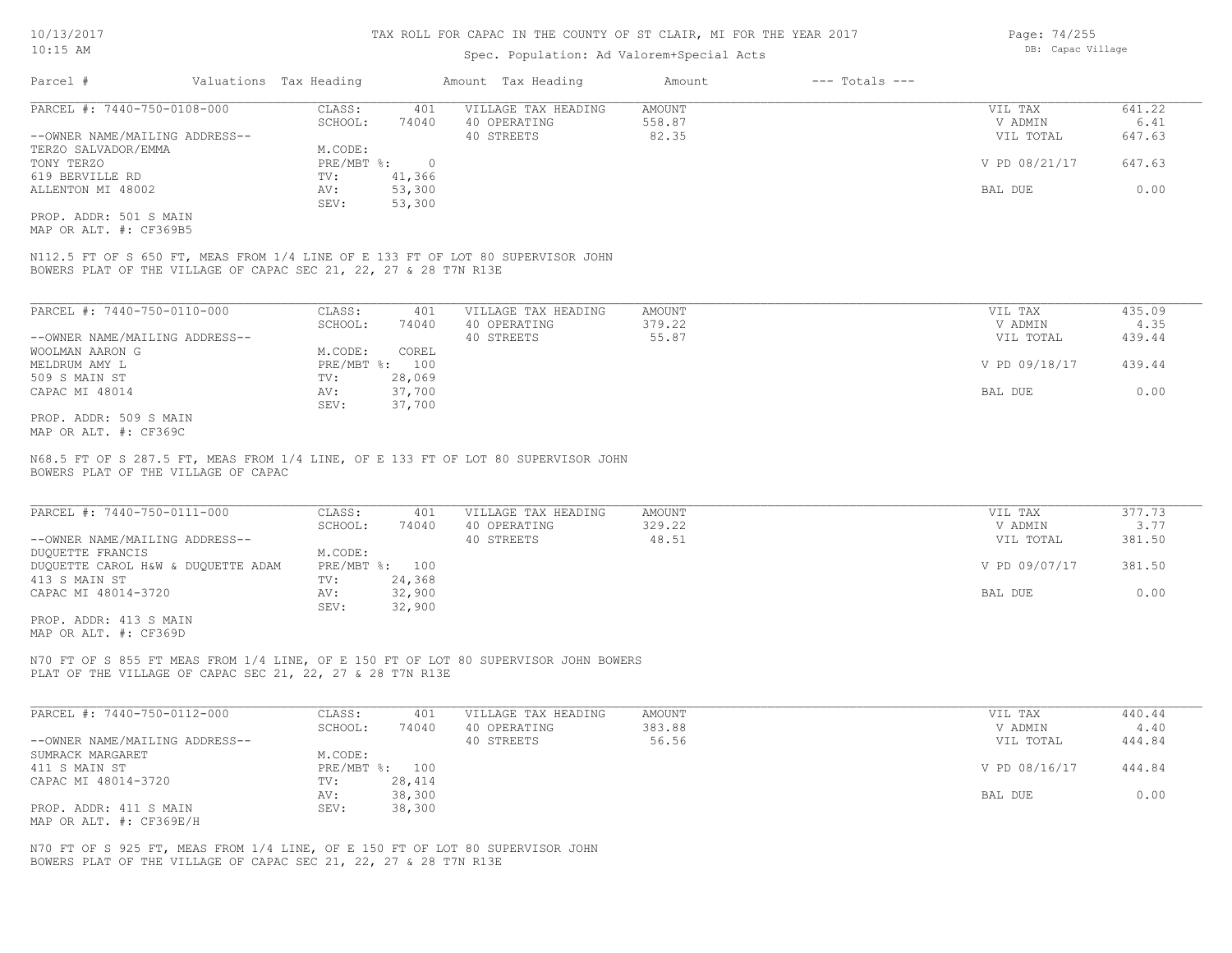# TAX ROLL FOR CAPAC IN THE COUNTY OF ST CLAIR, MI FOR THE YEAR 2017

Spec. Population: Ad Valorem+Special Acts

10/13/2017 10:15 AM — DB: Capac Village

| Parcel # | Valuations | Tax Heading | Amount | Tax Heading | Amount | --- Totals --- | |
|---|---|---|---|---|---|---|---|

---

**PARCEL #: 7440-750-0108-000**

| | | | | | |
|---|---|---|---|---|---|
| CLASS: | 401 | VILLAGE TAX HEADING | AMOUNT | VIL TAX | 641.22 |
| SCHOOL: | 74040 | 40 OPERATING | 558.87 | V ADMIN | 6.41 |
| | | 40 STREETS | 82.35 | VIL TOTAL | 647.63 |
| M.CODE: | | | | | |
| PRE/MBT %: | 0 | | | V PD 08/21/17 | 647.63 |
| TV: | 41,366 | | | | |
| AV: | 53,300 | | | BAL DUE | 0.00 |
| SEV: | 53,300 | | | | |

--OWNER NAME/MAILING ADDRESS--
TERZO SALVADOR/EMMA
TONY TERZO
619 BERVILLE RD
ALLENTON MI 48002

PROP. ADDR: 501 S MAIN
MAP OR ALT. #: CF369B5

N112.5 FT OF S 650 FT, MEAS FROM 1/4 LINE OF E 133 FT OF LOT 80 SUPERVISOR JOHN BOWERS PLAT OF THE VILLAGE OF CAPAC SEC 21, 22, 27 & 28 T7N R13E

---

**PARCEL #: 7440-750-0110-000**

| | | | | | |
|---|---|---|---|---|---|
| CLASS: | 401 | VILLAGE TAX HEADING | AMOUNT | VIL TAX | 435.09 |
| SCHOOL: | 74040 | 40 OPERATING | 379.22 | V ADMIN | 4.35 |
| | | 40 STREETS | 55.87 | VIL TOTAL | 439.44 |
| M.CODE: | COREL | | | | |
| PRE/MBT %: | 100 | | | V PD 09/18/17 | 439.44 |
| TV: | 28,069 | | | | |
| AV: | 37,700 | | | BAL DUE | 0.00 |
| SEV: | 37,700 | | | | |

--OWNER NAME/MAILING ADDRESS--
WOOLMAN AARON G
MELDRUM AMY L
509 S MAIN ST
CAPAC MI 48014

PROP. ADDR: 509 S MAIN
MAP OR ALT. #: CF369C

N68.5 FT OF S 287.5 FT, MEAS FROM 1/4 LINE, OF E 133 FT OF LOT 80 SUPERVISOR JOHN BOWERS PLAT OF THE VILLAGE OF CAPAC

---

**PARCEL #: 7440-750-0111-000**

| | | | | | |
|---|---|---|---|---|---|
| CLASS: | 401 | VILLAGE TAX HEADING | AMOUNT | VIL TAX | 377.73 |
| SCHOOL: | 74040 | 40 OPERATING | 329.22 | V ADMIN | 3.77 |
| | | 40 STREETS | 48.51 | VIL TOTAL | 381.50 |
| M.CODE: | | | | | |
| PRE/MBT %: | 100 | | | V PD 09/07/17 | 381.50 |
| TV: | 24,368 | | | | |
| AV: | 32,900 | | | BAL DUE | 0.00 |
| SEV: | 32,900 | | | | |

--OWNER NAME/MAILING ADDRESS--
DUQUETTE FRANCIS
DUQUETTE CAROL H&W & DUQUETTE ADAM
413 S MAIN ST
CAPAC MI 48014-3720

PROP. ADDR: 413 S MAIN
MAP OR ALT. #: CF369D

N70 FT OF S 855 FT MEAS FROM 1/4 LINE, OF E 150 FT OF LOT 80 SUPERVISOR JOHN BOWERS PLAT OF THE VILLAGE OF CAPAC SEC 21, 22, 27 & 28 T7N R13E

---

**PARCEL #: 7440-750-0112-000**

| | | | | | |
|---|---|---|---|---|---|
| CLASS: | 401 | VILLAGE TAX HEADING | AMOUNT | VIL TAX | 440.44 |
| SCHOOL: | 74040 | 40 OPERATING | 383.88 | V ADMIN | 4.40 |
| | | 40 STREETS | 56.56 | VIL TOTAL | 444.84 |
| M.CODE: | | | | | |
| PRE/MBT %: | 100 | | | V PD 08/16/17 | 444.84 |
| TV: | 28,414 | | | | |
| AV: | 38,300 | | | BAL DUE | 0.00 |
| SEV: | 38,300 | | | | |

--OWNER NAME/MAILING ADDRESS--
SUMRACK MARGARET
411 S MAIN ST
CAPAC MI 48014-3720

PROP. ADDR: 411 S MAIN
MAP OR ALT. #: CF369E/H

N70 FT OF S 925 FT, MEAS FROM 1/4 LINE, OF E 150 FT OF LOT 80 SUPERVISOR JOHN BOWERS PLAT OF THE VILLAGE OF CAPAC SEC 21, 22, 27 & 28 T7N R13E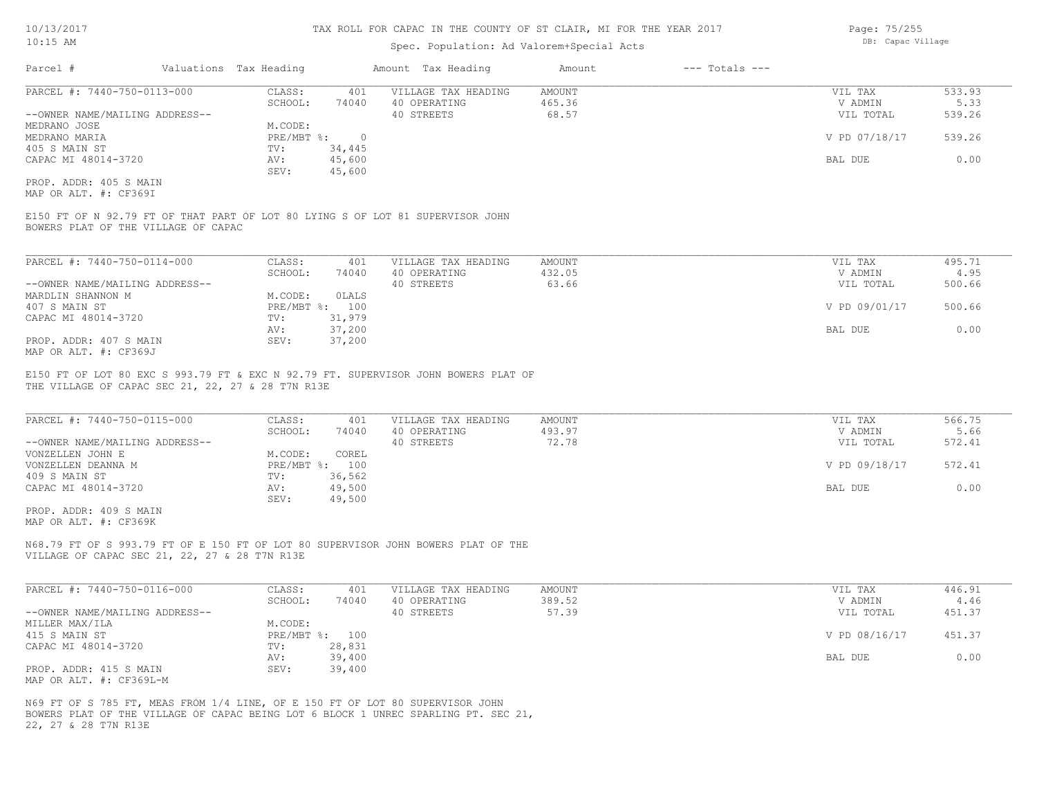TAX ROLL FOR CAPAC IN THE COUNTY OF ST CLAIR, MI FOR THE YEAR 2017

Spec. Population: Ad Valorem+Special Acts

10/13/2017 10:15 AM

DB: Capac Village

| Parcel # | Valuations | Tax Heading | Amount | Tax Heading | Amount | --- Totals --- |
|---|---|---|---|---|---|---|

**PARCEL #: 7440-750-0113-000**

| | | | | |
|---|---|---|---|---|
| CLASS: 401 | VILLAGE TAX HEADING | AMOUNT | VIL TAX | 533.93 |
| SCHOOL: 74040 | 40 OPERATING | 465.36 | V ADMIN | 5.33 |
| M.CODE: | 40 STREETS | 68.57 | VIL TOTAL | 539.26 |
| PRE/MBT %: 0 | | | V PD 07/18/17 | 539.26 |
| TV: 34,445 | | | | |
| AV: 45,600 | | | BAL DUE | 0.00 |
| SEV: 45,600 | | | | |

--OWNER NAME/MAILING ADDRESS--
MEDRANO JOSE
MEDRANO MARIA
405 S MAIN ST
CAPAC MI 48014-3720

PROP. ADDR: 405 S MAIN
MAP OR ALT. #: CF369I

E150 FT OF N 92.79 FT OF THAT PART OF LOT 80 LYING S OF LOT 81 SUPERVISOR JOHN BOWERS PLAT OF THE VILLAGE OF CAPAC

**PARCEL #: 7440-750-0114-000**

| | | | | |
|---|---|---|---|---|
| CLASS: 401 | VILLAGE TAX HEADING | AMOUNT | VIL TAX | 495.71 |
| SCHOOL: 74040 | 40 OPERATING | 432.05 | V ADMIN | 4.95 |
| M.CODE: 0LALS | 40 STREETS | 63.66 | VIL TOTAL | 500.66 |
| PRE/MBT %: 100 | | | V PD 09/01/17 | 500.66 |
| TV: 31,979 | | | | |
| AV: 37,200 | | | BAL DUE | 0.00 |
| SEV: 37,200 | | | | |

--OWNER NAME/MAILING ADDRESS--
MARDLIN SHANNON M
407 S MAIN ST
CAPAC MI 48014-3720

PROP. ADDR: 407 S MAIN
MAP OR ALT. #: CF369J

E150 FT OF LOT 80 EXC S 993.79 FT & EXC N 92.79 FT. SUPERVISOR JOHN BOWERS PLAT OF THE VILLAGE OF CAPAC SEC 21, 22, 27 & 28 T7N R13E

**PARCEL #: 7440-750-0115-000**

| | | | | |
|---|---|---|---|---|
| CLASS: 401 | VILLAGE TAX HEADING | AMOUNT | VIL TAX | 566.75 |
| SCHOOL: 74040 | 40 OPERATING | 493.97 | V ADMIN | 5.66 |
| M.CODE: COREL | 40 STREETS | 72.78 | VIL TOTAL | 572.41 |
| PRE/MBT %: 100 | | | V PD 09/18/17 | 572.41 |
| TV: 36,562 | | | | |
| AV: 49,500 | | | BAL DUE | 0.00 |
| SEV: 49,500 | | | | |

--OWNER NAME/MAILING ADDRESS--
VONZELLEN JOHN E
VONZELLEN DEANNA M
409 S MAIN ST
CAPAC MI 48014-3720

PROP. ADDR: 409 S MAIN
MAP OR ALT. #: CF369K

N68.79 FT OF S 993.79 FT OF E 150 FT OF LOT 80 SUPERVISOR JOHN BOWERS PLAT OF THE VILLAGE OF CAPAC SEC 21, 22, 27 & 28 T7N R13E

**PARCEL #: 7440-750-0116-000**

| | | | | |
|---|---|---|---|---|
| CLASS: 401 | VILLAGE TAX HEADING | AMOUNT | VIL TAX | 446.91 |
| SCHOOL: 74040 | 40 OPERATING | 389.52 | V ADMIN | 4.46 |
| M.CODE: | 40 STREETS | 57.39 | VIL TOTAL | 451.37 |
| PRE/MBT %: 100 | | | V PD 08/16/17 | 451.37 |
| TV: 28,831 | | | | |
| AV: 39,400 | | | BAL DUE | 0.00 |
| SEV: 39,400 | | | | |

--OWNER NAME/MAILING ADDRESS--
MILLER MAX/ILA
415 S MAIN ST
CAPAC MI 48014-3720

PROP. ADDR: 415 S MAIN
MAP OR ALT. #: CF369L-M

N69 FT OF S 785 FT, MEAS FROM 1/4 LINE, OF E 150 FT OF LOT 80 SUPERVISOR JOHN BOWERS PLAT OF THE VILLAGE OF CAPAC BEING LOT 6 BLOCK 1 UNREC SPARLING PT. SEC 21, 22, 27 & 28 T7N R13E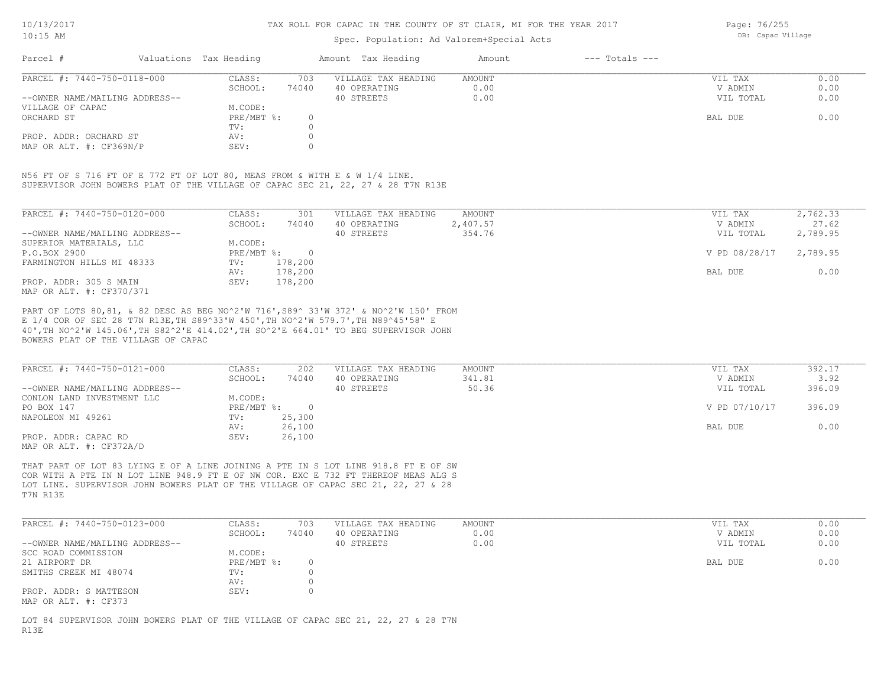TAX ROLL FOR CAPAC IN THE COUNTY OF ST CLAIR, MI FOR THE YEAR 2017

Spec. Population: Ad Valorem+Special Acts

| Parcel # | Valuations | Tax Heading | Amount | Tax Heading | Amount | --- Totals --- | |
|---|---|---|---|---|---|---|---|
| PARCEL #: 7440-750-0118-000 | CLASS: | 703 | VILLAGE TAX HEADING | AMOUNT | | VIL TAX | 0.00 |
| | SCHOOL: | 74040 | 40 OPERATING | 0.00 | | V ADMIN | 0.00 |
| --OWNER NAME/MAILING ADDRESS-- | | | 40 STREETS | 0.00 | | VIL TOTAL | 0.00 |
| VILLAGE OF CAPAC | M.CODE: | | | | | | |
| ORCHARD ST | PRE/MBT %: | 0 | | | | BAL DUE | 0.00 |
| | TV: | 0 | | | | | |
| PROP. ADDR: ORCHARD ST | AV: | 0 | | | | | |
| MAP OR ALT. #: CF369N/P | SEV: | 0 | | | | | |

N56 FT OF S 716 FT OF E 772 FT OF LOT 80, MEAS FROM & WITH E & W 1/4 LINE.
SUPERVISOR JOHN BOWERS PLAT OF THE VILLAGE OF CAPAC SEC 21, 22, 27 & 28 T7N R13E

| Parcel # | Valuations | Tax Heading | Amount | Tax Heading | Amount | --- Totals --- | |
|---|---|---|---|---|---|---|---|
| PARCEL #: 7440-750-0120-000 | CLASS: | 301 | VILLAGE TAX HEADING | AMOUNT | | VIL TAX | 2,762.33 |
| | SCHOOL: | 74040 | 40 OPERATING | 2,407.57 | | V ADMIN | 27.62 |
| --OWNER NAME/MAILING ADDRESS-- | | | 40 STREETS | 354.76 | | VIL TOTAL | 2,789.95 |
| SUPERIOR MATERIALS, LLC | M.CODE: | | | | | | |
| P.O.BOX 2900 | PRE/MBT %: | 0 | | | | V PD 08/28/17 | 2,789.95 |
| FARMINGTON HILLS MI 48333 | TV: | 178,200 | | | | | |
| | AV: | 178,200 | | | | BAL DUE | 0.00 |
| PROP. ADDR: 305 S MAIN | SEV: | 178,200 | | | | | |
| MAP OR ALT. #: CF370/371 | | | | | | | |

PART OF LOTS 80,81, & 82 DESC AS BEG NO^2'W 716',S89^ 33'W 372' & NO^2'W 150' FROM
E 1/4 COR OF SEC 28 T7N R13E,TH S89^33'W 450',TH NO^2'W 579.7',TH N89^45'58" E
40',TH NO^2'W 145.06',TH S82^2'E 414.02',TH SO^2'E 664.01' TO BEG SUPERVISOR JOHN
BOWERS PLAT OF THE VILLAGE OF CAPAC

| Parcel # | Valuations | Tax Heading | Amount | Tax Heading | Amount | --- Totals --- | |
|---|---|---|---|---|---|---|---|
| PARCEL #: 7440-750-0121-000 | CLASS: | 202 | VILLAGE TAX HEADING | AMOUNT | | VIL TAX | 392.17 |
| | SCHOOL: | 74040 | 40 OPERATING | 341.81 | | V ADMIN | 3.92 |
| --OWNER NAME/MAILING ADDRESS-- | | | 40 STREETS | 50.36 | | VIL TOTAL | 396.09 |
| CONLON LAND INVESTMENT LLC | M.CODE: | | | | | | |
| PO BOX 147 | PRE/MBT %: | 0 | | | | V PD 07/10/17 | 396.09 |
| NAPOLEON MI 49261 | TV: | 25,300 | | | | | |
| | AV: | 26,100 | | | | BAL DUE | 0.00 |
| PROP. ADDR: CAPAC RD | SEV: | 26,100 | | | | | |
| MAP OR ALT. #: CF372A/D | | | | | | | |

THAT PART OF LOT 83 LYING E OF A LINE JOINING A PTE IN S LOT LINE 918.8 FT E OF SW
COR WITH A PTE IN N LOT LINE 948.9 FT E OF NW COR. EXC E 732 FT THEREOF MEAS ALG S
LOT LINE. SUPERVISOR JOHN BOWERS PLAT OF THE VILLAGE OF CAPAC SEC 21, 22, 27 & 28
T7N R13E

| Parcel # | Valuations | Tax Heading | Amount | Tax Heading | Amount | --- Totals --- | |
|---|---|---|---|---|---|---|---|
| PARCEL #: 7440-750-0123-000 | CLASS: | 703 | VILLAGE TAX HEADING | AMOUNT | | VIL TAX | 0.00 |
| | SCHOOL: | 74040 | 40 OPERATING | 0.00 | | V ADMIN | 0.00 |
| --OWNER NAME/MAILING ADDRESS-- | | | 40 STREETS | 0.00 | | VIL TOTAL | 0.00 |
| SCC ROAD COMMISSION | M.CODE: | | | | | | |
| 21 AIRPORT DR | PRE/MBT %: | 0 | | | | BAL DUE | 0.00 |
| SMITHS CREEK MI 48074 | TV: | 0 | | | | | |
| | AV: | 0 | | | | | |
| PROP. ADDR: S MATTESON | SEV: | 0 | | | | | |
| MAP OR ALT. #: CF373 | | | | | | | |

LOT 84 SUPERVISOR JOHN BOWERS PLAT OF THE VILLAGE OF CAPAC SEC 21, 22, 27 & 28 T7N
R13E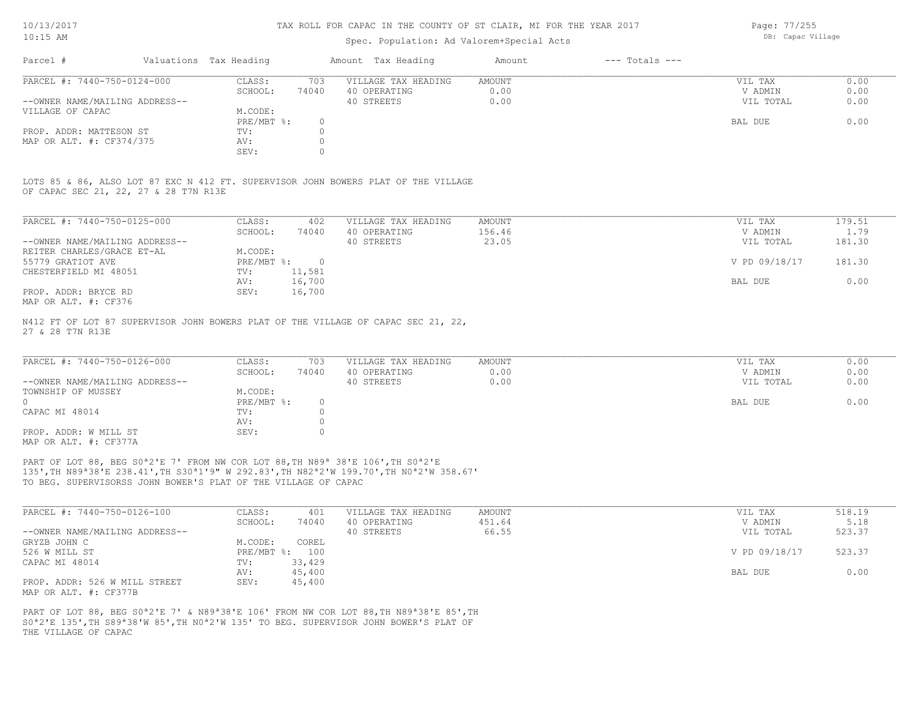TAX ROLL FOR CAPAC IN THE COUNTY OF ST CLAIR, MI FOR THE YEAR 2017

Spec. Population: Ad Valorem+Special Acts

| Parcel # | Valuations | Tax Heading | Amount | Tax Heading | Amount | --- Totals --- | |
|---|---|---|---|---|---|---|---|
| PARCEL #: 7440-750-0124-000 | CLASS: | 703 | VILLAGE TAX HEADING | AMOUNT | | VIL TAX | 0.00 |
| | SCHOOL: | 74040 | 40 OPERATING | 0.00 | | V ADMIN | 0.00 |
| --OWNER NAME/MAILING ADDRESS-- | | | 40 STREETS | 0.00 | | VIL TOTAL | 0.00 |
| VILLAGE OF CAPAC | M.CODE: | | | | | | |
| | PRE/MBT %: | 0 | | | | BAL DUE | 0.00 |
| PROP. ADDR: MATTESON ST | TV: | 0 | | | | | |
| MAP OR ALT. #: CF374/375 | AV: | 0 | | | | | |
| | SEV: | 0 | | | | | |

LOTS 85 & 86, ALSO LOT 87 EXC N 412 FT. SUPERVISOR JOHN BOWERS PLAT OF THE VILLAGE OF CAPAC SEC 21, 22, 27 & 28 T7N R13E

| Parcel # | Valuations | Tax Heading | Amount | Tax Heading | Amount | --- Totals --- | |
|---|---|---|---|---|---|---|---|
| PARCEL #: 7440-750-0125-000 | CLASS: | 402 | VILLAGE TAX HEADING | AMOUNT | | VIL TAX | 179.51 |
| | SCHOOL: | 74040 | 40 OPERATING | 156.46 | | V ADMIN | 1.79 |
| --OWNER NAME/MAILING ADDRESS-- | | | 40 STREETS | 23.05 | | VIL TOTAL | 181.30 |
| REITER CHARLES/GRACE ET-AL | M.CODE: | | | | | | |
| 55779 GRATIOT AVE | PRE/MBT %: | 0 | | | | V PD 09/18/17 | 181.30 |
| CHESTERFIELD MI 48051 | TV: | 11,581 | | | | | |
| | AV: | 16,700 | | | | BAL DUE | 0.00 |
| PROP. ADDR: BRYCE RD | SEV: | 16,700 | | | | | |
| MAP OR ALT. #: CF376 | | | | | | | |

N412 FT OF LOT 87 SUPERVISOR JOHN BOWERS PLAT OF THE VILLAGE OF CAPAC SEC 21, 22, 27 & 28 T7N R13E

| Parcel # | Valuations | Tax Heading | Amount | Tax Heading | Amount | --- Totals --- | |
|---|---|---|---|---|---|---|---|
| PARCEL #: 7440-750-0126-000 | CLASS: | 703 | VILLAGE TAX HEADING | AMOUNT | | VIL TAX | 0.00 |
| | SCHOOL: | 74040 | 40 OPERATING | 0.00 | | V ADMIN | 0.00 |
| --OWNER NAME/MAILING ADDRESS-- | | | 40 STREETS | 0.00 | | VIL TOTAL | 0.00 |
| TOWNSHIP OF MUSSEY | M.CODE: | | | | | | |
| 0 | PRE/MBT %: | 0 | | | | BAL DUE | 0.00 |
| CAPAC MI 48014 | TV: | 0 | | | | | |
| | AV: | 0 | | | | | |
| PROP. ADDR: W MILL ST | SEV: | 0 | | | | | |
| MAP OR ALT. #: CF377A | | | | | | | |

PART OF LOT 88, BEG S0ª2'E 7' FROM NW COR LOT 88,TH N89ª 38'E 106',TH S0ª2'E 135',TH N89ª38'E 238.41',TH S30ª1'9" W 292.83',TH N82ª2'W 199.70',TH N0ª2'W 358.67' TO BEG. SUPERVISORSS JOHN BOWER'S PLAT OF THE VILLAGE OF CAPAC

| Parcel # | Valuations | Tax Heading | Amount | Tax Heading | Amount | --- Totals --- | |
|---|---|---|---|---|---|---|---|
| PARCEL #: 7440-750-0126-100 | CLASS: | 401 | VILLAGE TAX HEADING | AMOUNT | | VIL TAX | 518.19 |
| | SCHOOL: | 74040 | 40 OPERATING | 451.64 | | V ADMIN | 5.18 |
| --OWNER NAME/MAILING ADDRESS-- | | | 40 STREETS | 66.55 | | VIL TOTAL | 523.37 |
| GRYZB JOHN C | M.CODE: | COREL | | | | | |
| 526 W MILL ST | PRE/MBT %: | 100 | | | | V PD 09/18/17 | 523.37 |
| CAPAC MI 48014 | TV: | 33,429 | | | | | |
| | AV: | 45,400 | | | | BAL DUE | 0.00 |
| PROP. ADDR: 526 W MILL STREET | SEV: | 45,400 | | | | | |
| MAP OR ALT. #: CF377B | | | | | | | |

PART OF LOT 88, BEG S0ª2'E 7' & N89ª38'E 106' FROM NW COR LOT 88,TH N89ª38'E 85',TH S0ª2'E 135',TH S89ª38'W 85',TH N0ª2'W 135' TO BEG. SUPERVISOR JOHN BOWER'S PLAT OF THE VILLAGE OF CAPAC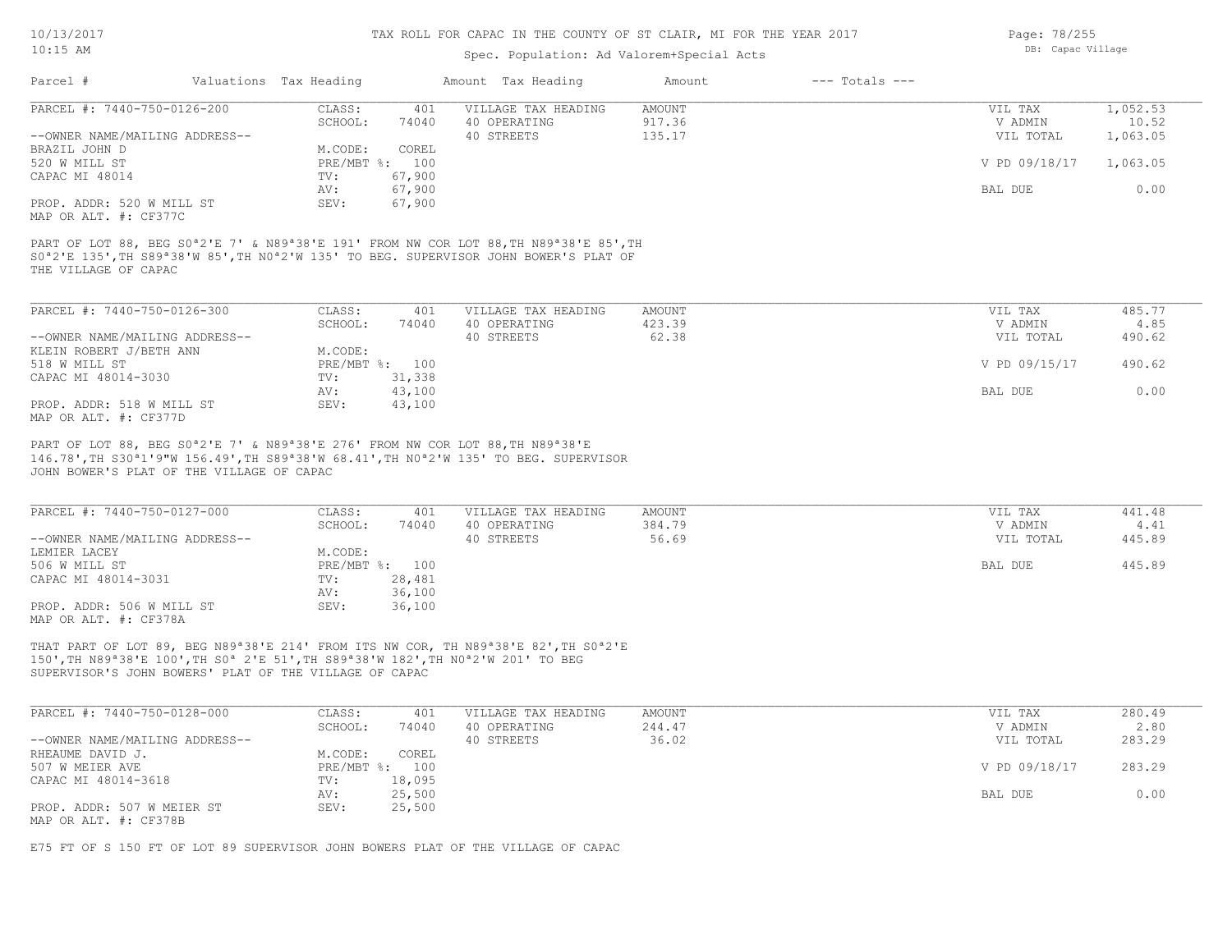# TAX ROLL FOR CAPAC IN THE COUNTY OF ST CLAIR, MI FOR THE YEAR 2017

Spec. Population: Ad Valorem+Special Acts

| Parcel # | Valuations | Tax Heading | Amount | Tax Heading | Amount | --- Totals --- | |
|---|---|---|---|---|---|---|---|
| PARCEL #: 7440-750-0126-200 | CLASS: | 401 | VILLAGE TAX HEADING | AMOUNT | | VIL TAX | 1,052.53 |
| | SCHOOL: | 74040 | 40 OPERATING | 917.36 | | V ADMIN | 10.52 |
| --OWNER NAME/MAILING ADDRESS-- | | | 40 STREETS | 135.17 | | VIL TOTAL | 1,063.05 |
| BRAZIL JOHN D | M.CODE: | COREL | | | | | |
| 520 W MILL ST | PRE/MBT %: | 100 | | | | V PD 09/18/17 | 1,063.05 |
| CAPAC MI 48014 | TV: | 67,900 | | | | | |
| | AV: | 67,900 | | | | BAL DUE | 0.00 |
| PROP. ADDR: 520 W MILL ST | SEV: | 67,900 | | | | | |
| MAP OR ALT. #: CF377C | | | | | | | |

PART OF LOT 88, BEG S0ª2'E 7' & N89ª38'E 191' FROM NW COR LOT 88,TH N89ª38'E 85',TH S0ª2'E 135',TH S89ª38'W 85',TH N0ª2'W 135' TO BEG. SUPERVISOR JOHN BOWER'S PLAT OF THE VILLAGE OF CAPAC

| Parcel # | Valuations | Tax Heading | Amount | Tax Heading | Amount | --- Totals --- | |
|---|---|---|---|---|---|---|---|
| PARCEL #: 7440-750-0126-300 | CLASS: | 401 | VILLAGE TAX HEADING | AMOUNT | | VIL TAX | 485.77 |
| | SCHOOL: | 74040 | 40 OPERATING | 423.39 | | V ADMIN | 4.85 |
| --OWNER NAME/MAILING ADDRESS-- | | | 40 STREETS | 62.38 | | VIL TOTAL | 490.62 |
| KLEIN ROBERT J/BETH ANN | M.CODE: | | | | | | |
| 518 W MILL ST | PRE/MBT %: | 100 | | | | V PD 09/15/17 | 490.62 |
| CAPAC MI 48014-3030 | TV: | 31,338 | | | | | |
| | AV: | 43,100 | | | | BAL DUE | 0.00 |
| PROP. ADDR: 518 W MILL ST | SEV: | 43,100 | | | | | |
| MAP OR ALT. #: CF377D | | | | | | | |

PART OF LOT 88, BEG S0ª2'E 7' & N89ª38'E 276' FROM NW COR LOT 88,TH N89ª38'E 146.78',TH S30ª1'9"W 156.49',TH S89ª38'W 68.41',TH N0ª2'W 135' TO BEG. SUPERVISOR JOHN BOWER'S PLAT OF THE VILLAGE OF CAPAC

| Parcel # | Valuations | Tax Heading | Amount | Tax Heading | Amount | --- Totals --- | |
|---|---|---|---|---|---|---|---|
| PARCEL #: 7440-750-0127-000 | CLASS: | 401 | VILLAGE TAX HEADING | AMOUNT | | VIL TAX | 441.48 |
| | SCHOOL: | 74040 | 40 OPERATING | 384.79 | | V ADMIN | 4.41 |
| --OWNER NAME/MAILING ADDRESS-- | | | 40 STREETS | 56.69 | | VIL TOTAL | 445.89 |
| LEMIER LACEY | M.CODE: | | | | | | |
| 506 W MILL ST | PRE/MBT %: | 100 | | | | BAL DUE | 445.89 |
| CAPAC MI 48014-3031 | TV: | 28,481 | | | | | |
| | AV: | 36,100 | | | | | |
| PROP. ADDR: 506 W MILL ST | SEV: | 36,100 | | | | | |
| MAP OR ALT. #: CF378A | | | | | | | |

THAT PART OF LOT 89, BEG N89ª38'E 214' FROM ITS NW COR, TH N89ª38'E 82',TH S0ª2'E 150',TH N89ª38'E 100',TH S0ª 2'E 51',TH S89ª38'W 182',TH N0ª2'W 201' TO BEG SUPERVISOR'S JOHN BOWERS' PLAT OF THE VILLAGE OF CAPAC

| Parcel # | Valuations | Tax Heading | Amount | Tax Heading | Amount | --- Totals --- | |
|---|---|---|---|---|---|---|---|
| PARCEL #: 7440-750-0128-000 | CLASS: | 401 | VILLAGE TAX HEADING | AMOUNT | | VIL TAX | 280.49 |
| | SCHOOL: | 74040 | 40 OPERATING | 244.47 | | V ADMIN | 2.80 |
| --OWNER NAME/MAILING ADDRESS-- | | | 40 STREETS | 36.02 | | VIL TOTAL | 283.29 |
| RHEAUME DAVID J. | M.CODE: | COREL | | | | | |
| 507 W MEIER AVE | PRE/MBT %: | 100 | | | | V PD 09/18/17 | 283.29 |
| CAPAC MI 48014-3618 | TV: | 18,095 | | | | | |
| | AV: | 25,500 | | | | BAL DUE | 0.00 |
| PROP. ADDR: 507 W MEIER ST | SEV: | 25,500 | | | | | |
| MAP OR ALT. #: CF378B | | | | | | | |

E75 FT OF S 150 FT OF LOT 89 SUPERVISOR JOHN BOWERS PLAT OF THE VILLAGE OF CAPAC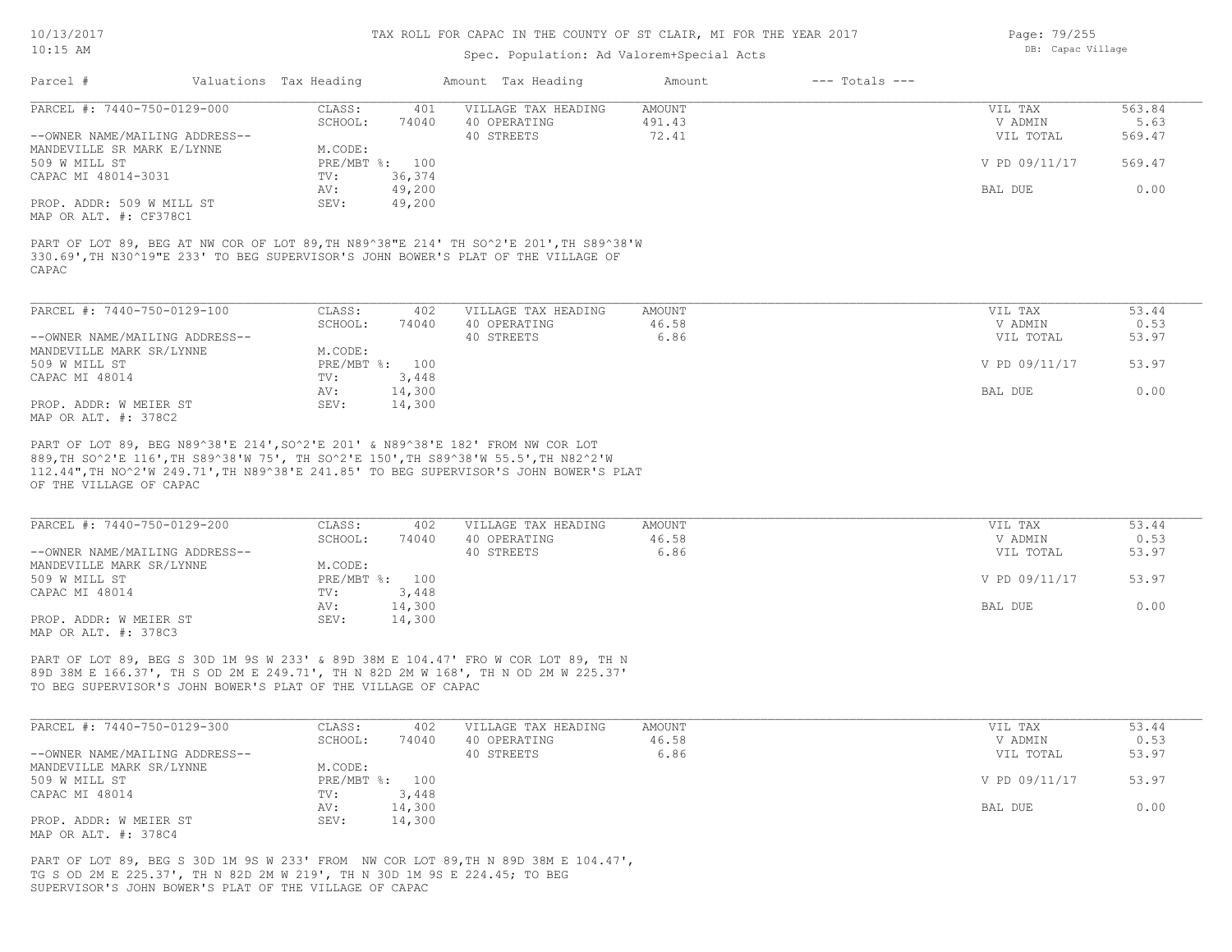## TAX ROLL FOR CAPAC IN THE COUNTY OF ST CLAIR, MI FOR THE YEAR 2017

Spec. Population: Ad Valorem+Special Acts

DB: Capac Village

| Parcel # | Valuations Tax Heading | | Amount Tax Heading | Amount | --- Totals --- | |
|---|---|---|---|---|---|---|
| PARCEL #: 7440-750-0129-000 | CLASS: | 401 | VILLAGE TAX HEADING | AMOUNT | VIL TAX | 563.84 |
| | SCHOOL: | 74040 | 40 OPERATING | 491.43 | V ADMIN | 5.63 |
| --OWNER NAME/MAILING ADDRESS-- | | | 40 STREETS | 72.41 | VIL TOTAL | 569.47 |
| MANDEVILLE SR MARK E/LYNNE | M.CODE: | | | | | |
| 509 W MILL ST | PRE/MBT %: | 100 | | | V PD 09/11/17 | 569.47 |
| CAPAC MI 48014-3031 | TV: | 36,374 | | | | |
| | AV: | 49,200 | | | BAL DUE | 0.00 |
| PROP. ADDR: 509 W MILL ST | SEV: | 49,200 | | | | |
| MAP OR ALT. #: CF378C1 | | | | | | |

PART OF LOT 89, BEG AT NW COR OF LOT 89,TH N89^38"E 214' TH SO^2'E 201',TH S89^38'W 330.69',TH N30^19"E 233' TO BEG SUPERVISOR'S JOHN BOWER'S PLAT OF THE VILLAGE OF CAPAC

| Parcel # | Valuations Tax Heading | | Amount Tax Heading | Amount | --- Totals --- | |
|---|---|---|---|---|---|---|
| PARCEL #: 7440-750-0129-100 | CLASS: | 402 | VILLAGE TAX HEADING | AMOUNT | VIL TAX | 53.44 |
| | SCHOOL: | 74040 | 40 OPERATING | 46.58 | V ADMIN | 0.53 |
| --OWNER NAME/MAILING ADDRESS-- | | | 40 STREETS | 6.86 | VIL TOTAL | 53.97 |
| MANDEVILLE MARK SR/LYNNE | M.CODE: | | | | | |
| 509 W MILL ST | PRE/MBT %: | 100 | | | V PD 09/11/17 | 53.97 |
| CAPAC MI 48014 | TV: | 3,448 | | | | |
| | AV: | 14,300 | | | BAL DUE | 0.00 |
| PROP. ADDR: W MEIER ST | SEV: | 14,300 | | | | |
| MAP OR ALT. #: 378C2 | | | | | | |

PART OF LOT 89, BEG N89^38'E 214',SO^2'E 201' & N89^38'E 182' FROM NW COR LOT 889,TH SO^2'E 116',TH S89^38'W 75', TH SO^2'E 150',TH S89^38'W 55.5',TH N82^2'W 112.44",TH NO^2'W 249.71',TH N89^38'E 241.85' TO BEG SUPERVISOR'S JOHN BOWER'S PLAT OF THE VILLAGE OF CAPAC

| Parcel # | Valuations Tax Heading | | Amount Tax Heading | Amount | --- Totals --- | |
|---|---|---|---|---|---|---|
| PARCEL #: 7440-750-0129-200 | CLASS: | 402 | VILLAGE TAX HEADING | AMOUNT | VIL TAX | 53.44 |
| | SCHOOL: | 74040 | 40 OPERATING | 46.58 | V ADMIN | 0.53 |
| --OWNER NAME/MAILING ADDRESS-- | | | 40 STREETS | 6.86 | VIL TOTAL | 53.97 |
| MANDEVILLE MARK SR/LYNNE | M.CODE: | | | | | |
| 509 W MILL ST | PRE/MBT %: | 100 | | | V PD 09/11/17 | 53.97 |
| CAPAC MI 48014 | TV: | 3,448 | | | | |
| | AV: | 14,300 | | | BAL DUE | 0.00 |
| PROP. ADDR: W MEIER ST | SEV: | 14,300 | | | | |
| MAP OR ALT. #: 378C3 | | | | | | |

PART OF LOT 89, BEG S 30D 1M 9S W 233' & 89D 38M E 104.47' FRO W COR LOT 89, TH N 89D 38M E 166.37', TH S OD 2M E 249.71', TH N 82D 2M W 168', TH N OD 2M W 225.37' TO BEG SUPERVISOR'S JOHN BOWER'S PLAT OF THE VILLAGE OF CAPAC

| Parcel # | Valuations Tax Heading | | Amount Tax Heading | Amount | --- Totals --- | |
|---|---|---|---|---|---|---|
| PARCEL #: 7440-750-0129-300 | CLASS: | 402 | VILLAGE TAX HEADING | AMOUNT | VIL TAX | 53.44 |
| | SCHOOL: | 74040 | 40 OPERATING | 46.58 | V ADMIN | 0.53 |
| --OWNER NAME/MAILING ADDRESS-- | | | 40 STREETS | 6.86 | VIL TOTAL | 53.97 |
| MANDEVILLE MARK SR/LYNNE | M.CODE: | | | | | |
| 509 W MILL ST | PRE/MBT %: | 100 | | | V PD 09/11/17 | 53.97 |
| CAPAC MI 48014 | TV: | 3,448 | | | | |
| | AV: | 14,300 | | | BAL DUE | 0.00 |
| PROP. ADDR: W MEIER ST | SEV: | 14,300 | | | | |
| MAP OR ALT. #: 378C4 | | | | | | |

PART OF LOT 89, BEG S 30D 1M 9S W 233' FROM NW COR LOT 89,TH N 89D 38M E 104.47', TG S OD 2M E 225.37', TH N 82D 2M W 219', TH N 30D 1M 9S E 224.45; TO BEG SUPERVISOR'S JOHN BOWER'S PLAT OF THE VILLAGE OF CAPAC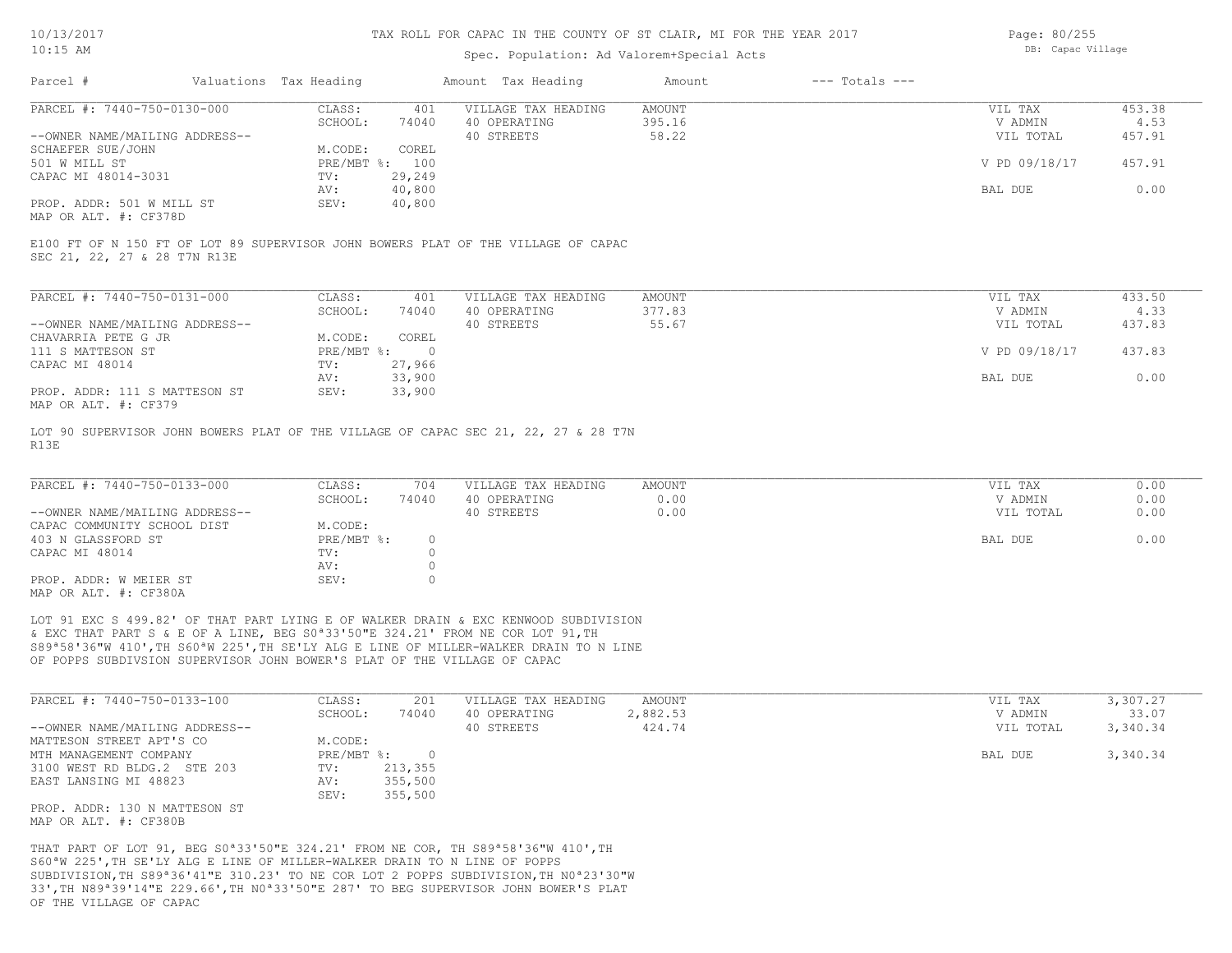TAX ROLL FOR CAPAC IN THE COUNTY OF ST CLAIR, MI FOR THE YEAR 2017

Spec. Population: Ad Valorem+Special Acts

DB: Capac Village

| Parcel # | Valuations | Tax Heading | Amount | Tax Heading | Amount | --- Totals --- |
|---|---|---|---|---|---|---|

## PARCEL #: 7440-750-0130-000

| | | | | |
|---|---|---|---|---|
| CLASS: 401 | VILLAGE TAX HEADING | AMOUNT | VIL TAX | 453.38 |
| SCHOOL: 74040 | 40 OPERATING | 395.16 | V ADMIN | 4.53 |
| M.CODE: COREL | 40 STREETS | 58.22 | VIL TOTAL | 457.91 |
| PRE/MBT %: 100 | | | V PD 09/18/17 | 457.91 |
| TV: 29,249 | | | | |
| AV: 40,800 | | | BAL DUE | 0.00 |
| SEV: 40,800 | | | | |

--OWNER NAME/MAILING ADDRESS--
SCHAEFER SUE/JOHN
501 W MILL ST
CAPAC MI 48014-3031

PROP. ADDR: 501 W MILL ST
MAP OR ALT. #: CF378D

E100 FT OF N 150 FT OF LOT 89 SUPERVISOR JOHN BOWERS PLAT OF THE VILLAGE OF CAPAC SEC 21, 22, 27 & 28 T7N R13E

## PARCEL #: 7440-750-0131-000

| | | | | |
|---|---|---|---|---|
| CLASS: 401 | VILLAGE TAX HEADING | AMOUNT | VIL TAX | 433.50 |
| SCHOOL: 74040 | 40 OPERATING | 377.83 | V ADMIN | 4.33 |
| M.CODE: COREL | 40 STREETS | 55.67 | VIL TOTAL | 437.83 |
| PRE/MBT %: 0 | | | V PD 09/18/17 | 437.83 |
| TV: 27,966 | | | | |
| AV: 33,900 | | | BAL DUE | 0.00 |
| SEV: 33,900 | | | | |

--OWNER NAME/MAILING ADDRESS--
CHAVARRIA PETE G JR
111 S MATTESON ST
CAPAC MI 48014

PROP. ADDR: 111 S MATTESON ST
MAP OR ALT. #: CF379

LOT 90 SUPERVISOR JOHN BOWERS PLAT OF THE VILLAGE OF CAPAC SEC 21, 22, 27 & 28 T7N R13E

## PARCEL #: 7440-750-0133-000

| | | | | |
|---|---|---|---|---|
| CLASS: 704 | VILLAGE TAX HEADING | AMOUNT | VIL TAX | 0.00 |
| SCHOOL: 74040 | 40 OPERATING | 0.00 | V ADMIN | 0.00 |
| M.CODE: | 40 STREETS | 0.00 | VIL TOTAL | 0.00 |
| PRE/MBT %: 0 | | | BAL DUE | 0.00 |
| TV: 0 | | | | |
| AV: 0 | | | | |
| SEV: 0 | | | | |

--OWNER NAME/MAILING ADDRESS--
CAPAC COMMUNITY SCHOOL DIST
403 N GLASSFORD ST
CAPAC MI 48014

PROP. ADDR: W MEIER ST
MAP OR ALT. #: CF380A

LOT 91 EXC S 499.82' OF THAT PART LYING E OF WALKER DRAIN & EXC KENWOOD SUBDIVISION & EXC THAT PART S & E OF A LINE, BEG S0ª33'50"E 324.21' FROM NE COR LOT 91,TH S89ª58'36"W 410',TH S60ªW 225',TH SE'LY ALG E LINE OF MILLER-WALKER DRAIN TO N LINE OF POPPS SUBDIVSION SUPERVISOR JOHN BOWER'S PLAT OF THE VILLAGE OF CAPAC

## PARCEL #: 7440-750-0133-100

| | | | | |
|---|---|---|---|---|
| CLASS: 201 | VILLAGE TAX HEADING | AMOUNT | VIL TAX | 3,307.27 |
| SCHOOL: 74040 | 40 OPERATING | 2,882.53 | V ADMIN | 33.07 |
| M.CODE: | 40 STREETS | 424.74 | VIL TOTAL | 3,340.34 |
| PRE/MBT %: 0 | | | BAL DUE | 3,340.34 |
| TV: 213,355 | | | | |
| AV: 355,500 | | | | |
| SEV: 355,500 | | | | |

--OWNER NAME/MAILING ADDRESS--
MATTESON STREET APT'S CO
MTH MANAGEMENT COMPANY
3100 WEST RD BLDG.2 STE 203
EAST LANSING MI 48823

PROP. ADDR: 130 N MATTESON ST
MAP OR ALT. #: CF380B

THAT PART OF LOT 91, BEG S0ª33'50"E 324.21' FROM NE COR, TH S89ª58'36"W 410',TH S60ªW 225',TH SE'LY ALG E LINE OF MILLER-WALKER DRAIN TO N LINE OF POPPS SUBDIVISION,TH S89ª36'41"E 310.23' TO NE COR LOT 2 POPPS SUBDIVISION,TH N0ª23'30"W 33',TH N89ª39'14"E 229.66',TH N0ª33'50"E 287' TO BEG SUPERVISOR JOHN BOWER'S PLAT OF THE VILLAGE OF CAPAC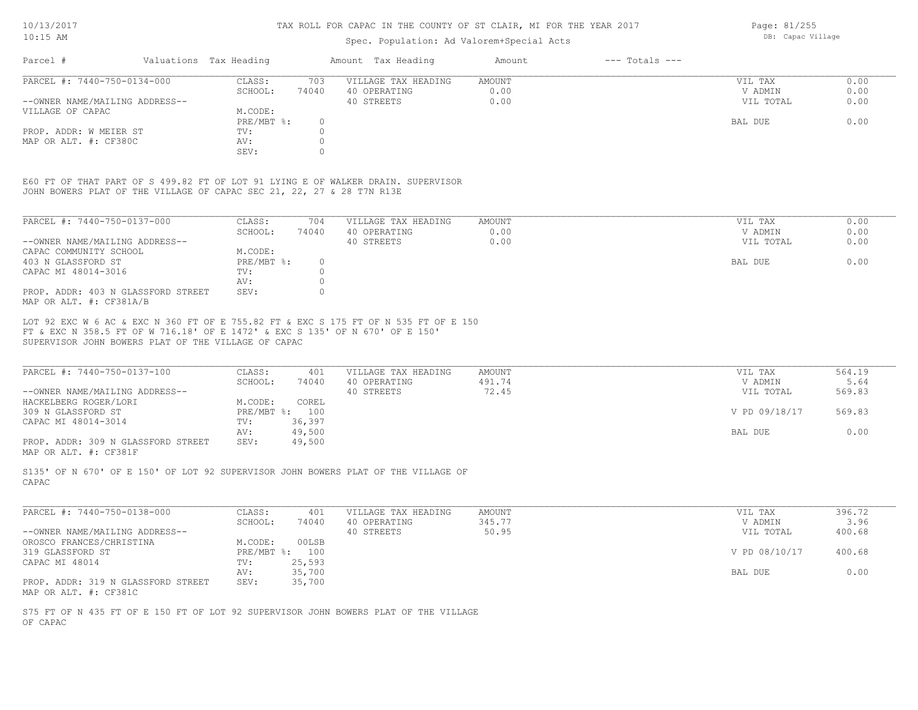TAX ROLL FOR CAPAC IN THE COUNTY OF ST CLAIR, MI FOR THE YEAR 2017

Spec. Population: Ad Valorem+Special Acts

| Parcel # | Valuations | Tax Heading | Amount | Tax Heading | Amount | --- Totals --- | |
|---|---|---|---|---|---|---|---|

**PARCEL #: 7440-750-0134-000**

| | | | | | |
|---|---|---|---|---|---|
| CLASS: | 703 | VILLAGE TAX HEADING | AMOUNT | VIL TAX | 0.00 |
| SCHOOL: | 74040 | 40 OPERATING | 0.00 | V ADMIN | 0.00 |
| | | 40 STREETS | 0.00 | VIL TOTAL | 0.00 |
| M.CODE: | | | | | |
| PRE/MBT %: | 0 | | | BAL DUE | 0.00 |
| TV: | 0 | | | | |
| AV: | 0 | | | | |
| SEV: | 0 | | | | |

--OWNER NAME/MAILING ADDRESS--
VILLAGE OF CAPAC

PROP. ADDR: W MEIER ST
MAP OR ALT. #: CF380C

E60 FT OF THAT PART OF S 499.82 FT OF LOT 91 LYING E OF WALKER DRAIN. SUPERVISOR JOHN BOWERS PLAT OF THE VILLAGE OF CAPAC SEC 21, 22, 27 & 28 T7N R13E

**PARCEL #: 7440-750-0137-000**

| | | | | | |
|---|---|---|---|---|---|
| CLASS: | 704 | VILLAGE TAX HEADING | AMOUNT | VIL TAX | 0.00 |
| SCHOOL: | 74040 | 40 OPERATING | 0.00 | V ADMIN | 0.00 |
| | | 40 STREETS | 0.00 | VIL TOTAL | 0.00 |
| M.CODE: | | | | | |
| PRE/MBT %: | 0 | | | BAL DUE | 0.00 |
| TV: | 0 | | | | |
| AV: | 0 | | | | |
| SEV: | 0 | | | | |

--OWNER NAME/MAILING ADDRESS--
CAPAC COMMUNITY SCHOOL
403 N GLASSFORD ST
CAPAC MI 48014-3016

PROP. ADDR: 403 N GLASSFORD STREET
MAP OR ALT. #: CF381A/B

LOT 92 EXC W 6 AC & EXC N 360 FT OF E 755.82 FT & EXC S 175 FT OF N 535 FT OF E 150 FT & EXC N 358.5 FT OF W 716.18' OF E 1472' & EXC S 135' OF N 670' OF E 150' SUPERVISOR JOHN BOWERS PLAT OF THE VILLAGE OF CAPAC

**PARCEL #: 7440-750-0137-100**

| | | | | | |
|---|---|---|---|---|---|
| CLASS: | 401 | VILLAGE TAX HEADING | AMOUNT | VIL TAX | 564.19 |
| SCHOOL: | 74040 | 40 OPERATING | 491.74 | V ADMIN | 5.64 |
| | | 40 STREETS | 72.45 | VIL TOTAL | 569.83 |
| M.CODE: | COREL | | | | |
| PRE/MBT %: | 100 | | | V PD 09/18/17 | 569.83 |
| TV: | 36,397 | | | | |
| AV: | 49,500 | | | BAL DUE | 0.00 |
| SEV: | 49,500 | | | | |

--OWNER NAME/MAILING ADDRESS--
HACKELBERG ROGER/LORI
309 N GLASSFORD ST
CAPAC MI 48014-3014

PROP. ADDR: 309 N GLASSFORD STREET
MAP OR ALT. #: CF381F

S135' OF N 670' OF E 150' OF LOT 92 SUPERVISOR JOHN BOWERS PLAT OF THE VILLAGE OF CAPAC

**PARCEL #: 7440-750-0138-000**

| | | | | | |
|---|---|---|---|---|---|
| CLASS: | 401 | VILLAGE TAX HEADING | AMOUNT | VIL TAX | 396.72 |
| SCHOOL: | 74040 | 40 OPERATING | 345.77 | V ADMIN | 3.96 |
| | | 40 STREETS | 50.95 | VIL TOTAL | 400.68 |
| M.CODE: | 00LSB | | | | |
| PRE/MBT %: | 100 | | | V PD 08/10/17 | 400.68 |
| TV: | 25,593 | | | | |
| AV: | 35,700 | | | BAL DUE | 0.00 |
| SEV: | 35,700 | | | | |

--OWNER NAME/MAILING ADDRESS--
OROSCO FRANCES/CHRISTINA
319 GLASSFORD ST
CAPAC MI 48014

PROP. ADDR: 319 N GLASSFORD STREET
MAP OR ALT. #: CF381C

S75 FT OF N 435 FT OF E 150 FT OF LOT 92 SUPERVISOR JOHN BOWERS PLAT OF THE VILLAGE OF CAPAC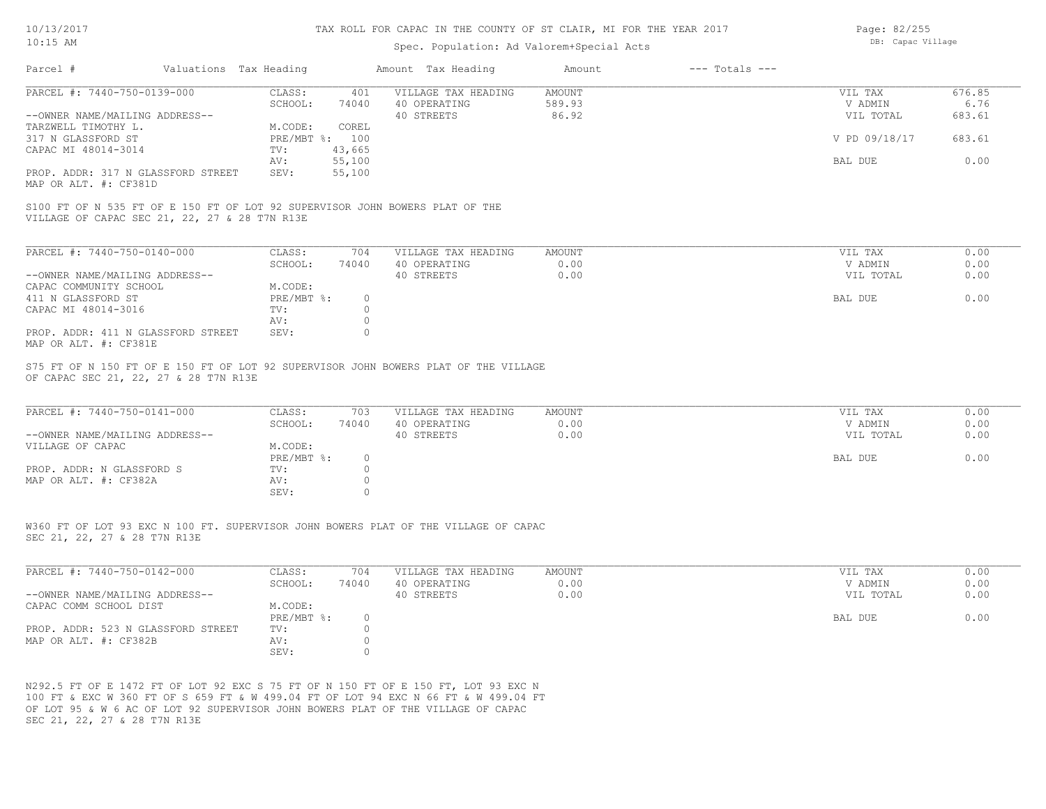# TAX ROLL FOR CAPAC IN THE COUNTY OF ST CLAIR, MI FOR THE YEAR 2017

Spec. Population: Ad Valorem+Special Acts

DB: Capac Village

10/13/2017
10:15 AM

| Parcel # | Valuations | Tax Heading | Amount | Tax Heading | Amount | --- Totals --- | |
|---|---|---|---|---|---|---|---|
| PARCEL #: 7440-750-0139-000 | CLASS: | 401 | VILLAGE TAX HEADING | AMOUNT | | VIL TAX | 676.85 |
| | SCHOOL: | 74040 | 40 OPERATING | 589.93 | | V ADMIN | 6.76 |
| --OWNER NAME/MAILING ADDRESS-- | | | 40 STREETS | 86.92 | | VIL TOTAL | 683.61 |
| TARZWELL TIMOTHY L. | M.CODE: | COREL | | | | | |
| 317 N GLASSFORD ST | PRE/MBT %: | 100 | | | | V PD 09/18/17 | 683.61 |
| CAPAC MI 48014-3014 | TV: | 43,665 | | | | | |
| | AV: | 55,100 | | | | BAL DUE | 0.00 |
| PROP. ADDR: 317 N GLASSFORD STREET | SEV: | 55,100 | | | | | |
| MAP OR ALT. #: CF381D | | | | | | | |

S100 FT OF N 535 FT OF E 150 FT OF LOT 92 SUPERVISOR JOHN BOWERS PLAT OF THE VILLAGE OF CAPAC SEC 21, 22, 27 & 28 T7N R13E

| Parcel # | Valuations | Tax Heading | Amount | Tax Heading | Amount | --- Totals --- | |
|---|---|---|---|---|---|---|---|
| PARCEL #: 7440-750-0140-000 | CLASS: | 704 | VILLAGE TAX HEADING | AMOUNT | | VIL TAX | 0.00 |
| | SCHOOL: | 74040 | 40 OPERATING | 0.00 | | V ADMIN | 0.00 |
| --OWNER NAME/MAILING ADDRESS-- | | | 40 STREETS | 0.00 | | VIL TOTAL | 0.00 |
| CAPAC COMMUNITY SCHOOL | M.CODE: | | | | | | |
| 411 N GLASSFORD ST | PRE/MBT %: | 0 | | | | BAL DUE | 0.00 |
| CAPAC MI 48014-3016 | TV: | 0 | | | | | |
| | AV: | 0 | | | | | |
| PROP. ADDR: 411 N GLASSFORD STREET | SEV: | 0 | | | | | |
| MAP OR ALT. #: CF381E | | | | | | | |

S75 FT OF N 150 FT OF E 150 FT OF LOT 92 SUPERVISOR JOHN BOWERS PLAT OF THE VILLAGE OF CAPAC SEC 21, 22, 27 & 28 T7N R13E

| Parcel # | Valuations | Tax Heading | Amount | Tax Heading | Amount | --- Totals --- | |
|---|---|---|---|---|---|---|---|
| PARCEL #: 7440-750-0141-000 | CLASS: | 703 | VILLAGE TAX HEADING | AMOUNT | | VIL TAX | 0.00 |
| | SCHOOL: | 74040 | 40 OPERATING | 0.00 | | V ADMIN | 0.00 |
| --OWNER NAME/MAILING ADDRESS-- | | | 40 STREETS | 0.00 | | VIL TOTAL | 0.00 |
| VILLAGE OF CAPAC | M.CODE: | | | | | | |
| | PRE/MBT %: | 0 | | | | BAL DUE | 0.00 |
| PROP. ADDR: N GLASSFORD S | TV: | 0 | | | | | |
| MAP OR ALT. #: CF382A | AV: | 0 | | | | | |
| | SEV: | 0 | | | | | |

W360 FT OF LOT 93 EXC N 100 FT. SUPERVISOR JOHN BOWERS PLAT OF THE VILLAGE OF CAPAC SEC 21, 22, 27 & 28 T7N R13E

| Parcel # | Valuations | Tax Heading | Amount | Tax Heading | Amount | --- Totals --- | |
|---|---|---|---|---|---|---|---|
| PARCEL #: 7440-750-0142-000 | CLASS: | 704 | VILLAGE TAX HEADING | AMOUNT | | VIL TAX | 0.00 |
| | SCHOOL: | 74040 | 40 OPERATING | 0.00 | | V ADMIN | 0.00 |
| --OWNER NAME/MAILING ADDRESS-- | | | 40 STREETS | 0.00 | | VIL TOTAL | 0.00 |
| CAPAC COMM SCHOOL DIST | M.CODE: | | | | | | |
| | PRE/MBT %: | 0 | | | | BAL DUE | 0.00 |
| PROP. ADDR: 523 N GLASSFORD STREET | TV: | 0 | | | | | |
| MAP OR ALT. #: CF382B | AV: | 0 | | | | | |
| | SEV: | 0 | | | | | |

N292.5 FT OF E 1472 FT OF LOT 92 EXC S 75 FT OF N 150 FT OF E 150 FT, LOT 93 EXC N 100 FT & EXC W 360 FT OF S 659 FT & W 499.04 FT OF LOT 94 EXC N 66 FT & W 499.04 FT OF LOT 95 & W 6 AC OF LOT 92 SUPERVISOR JOHN BOWERS PLAT OF THE VILLAGE OF CAPAC SEC 21, 22, 27 & 28 T7N R13E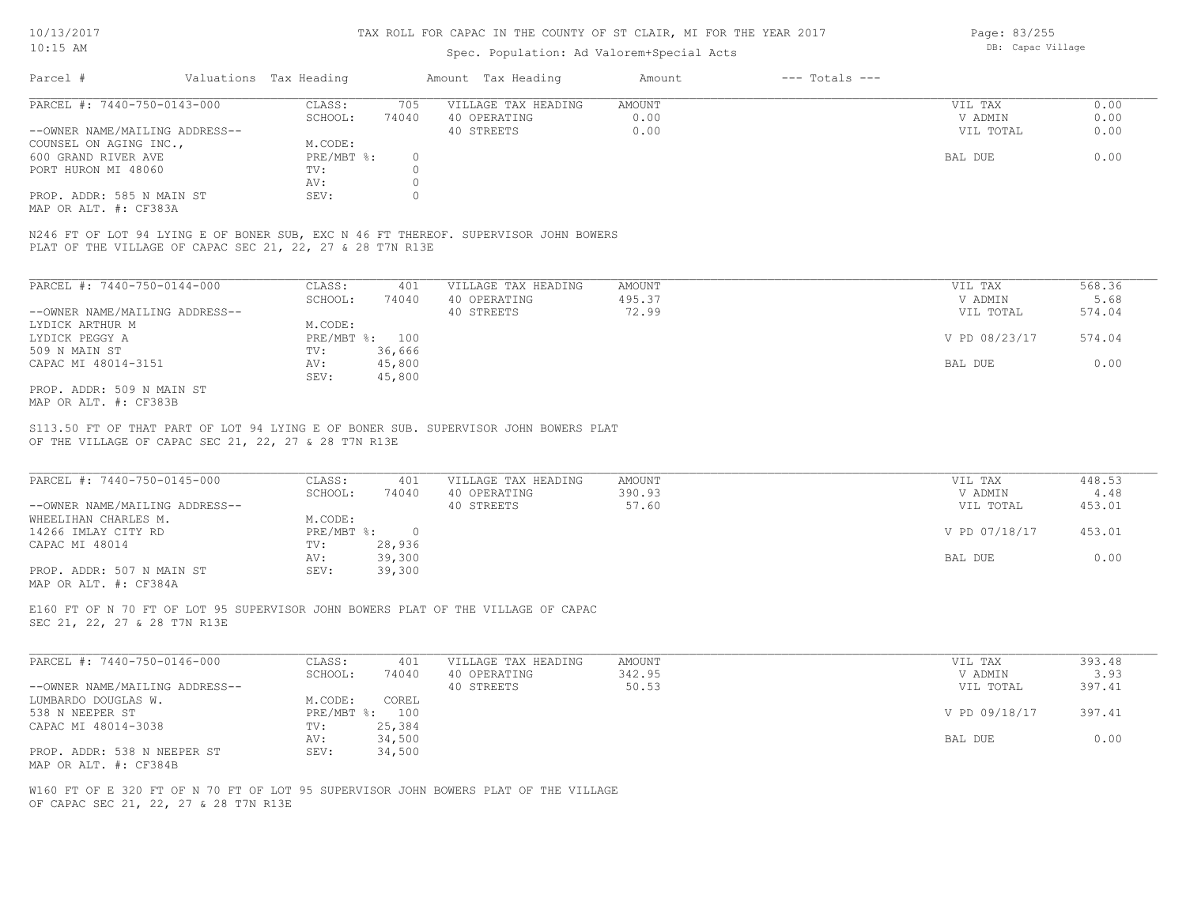TAX ROLL FOR CAPAC IN THE COUNTY OF ST CLAIR, MI FOR THE YEAR 2017

Spec. Population: Ad Valorem+Special Acts

| Parcel # | Valuations Tax Heading | Amount | Tax Heading | Amount | --- Totals --- | |
|---|---|---|---|---|---|---|
| PARCEL #: 7440-750-0143-000 | CLASS: | 705 | VILLAGE TAX HEADING | AMOUNT | VIL TAX | 0.00 |
| | SCHOOL: | 74040 | 40 OPERATING | 0.00 | V ADMIN | 0.00 |
| --OWNER NAME/MAILING ADDRESS-- | | | 40 STREETS | 0.00 | VIL TOTAL | 0.00 |
| COUNSEL ON AGING INC., | M.CODE: | | | | | |
| 600 GRAND RIVER AVE | PRE/MBT %: | 0 | | | BAL DUE | 0.00 |
| PORT HURON MI 48060 | TV: | 0 | | | | |
| | AV: | 0 | | | | |
| PROP. ADDR: 585 N MAIN ST | SEV: | 0 | | | | |
| MAP OR ALT. #: CF383A | | | | | | |

N246 FT OF LOT 94 LYING E OF BONER SUB, EXC N 46 FT THEREOF. SUPERVISOR JOHN BOWERS PLAT OF THE VILLAGE OF CAPAC SEC 21, 22, 27 & 28 T7N R13E

| Parcel # | Valuations Tax Heading | Amount | Tax Heading | Amount | --- Totals --- | |
|---|---|---|---|---|---|---|
| PARCEL #: 7440-750-0144-000 | CLASS: | 401 | VILLAGE TAX HEADING | AMOUNT | VIL TAX | 568.36 |
| | SCHOOL: | 74040 | 40 OPERATING | 495.37 | V ADMIN | 5.68 |
| --OWNER NAME/MAILING ADDRESS-- | | | 40 STREETS | 72.99 | VIL TOTAL | 574.04 |
| LYDICK ARTHUR M | M.CODE: | | | | | |
| LYDICK PEGGY A | PRE/MBT %: | 100 | | | V PD 08/23/17 | 574.04 |
| 509 N MAIN ST | TV: | 36,666 | | | | |
| CAPAC MI 48014-3151 | AV: | 45,800 | | | BAL DUE | 0.00 |
| | SEV: | 45,800 | | | | |
| PROP. ADDR: 509 N MAIN ST | | | | | | |
| MAP OR ALT. #: CF383B | | | | | | |

S113.50 FT OF THAT PART OF LOT 94 LYING E OF BONER SUB. SUPERVISOR JOHN BOWERS PLAT OF THE VILLAGE OF CAPAC SEC 21, 22, 27 & 28 T7N R13E

| Parcel # | Valuations Tax Heading | Amount | Tax Heading | Amount | --- Totals --- | |
|---|---|---|---|---|---|---|
| PARCEL #: 7440-750-0145-000 | CLASS: | 401 | VILLAGE TAX HEADING | AMOUNT | VIL TAX | 448.53 |
| | SCHOOL: | 74040 | 40 OPERATING | 390.93 | V ADMIN | 4.48 |
| --OWNER NAME/MAILING ADDRESS-- | | | 40 STREETS | 57.60 | VIL TOTAL | 453.01 |
| WHEELIHAN CHARLES M. | M.CODE: | | | | | |
| 14266 IMLAY CITY RD | PRE/MBT %: | 0 | | | V PD 07/18/17 | 453.01 |
| CAPAC MI 48014 | TV: | 28,936 | | | | |
| | AV: | 39,300 | | | BAL DUE | 0.00 |
| PROP. ADDR: 507 N MAIN ST | SEV: | 39,300 | | | | |
| MAP OR ALT. #: CF384A | | | | | | |

E160 FT OF N 70 FT OF LOT 95 SUPERVISOR JOHN BOWERS PLAT OF THE VILLAGE OF CAPAC SEC 21, 22, 27 & 28 T7N R13E

| Parcel # | Valuations Tax Heading | Amount | Tax Heading | Amount | --- Totals --- | |
|---|---|---|---|---|---|---|
| PARCEL #: 7440-750-0146-000 | CLASS: | 401 | VILLAGE TAX HEADING | AMOUNT | VIL TAX | 393.48 |
| | SCHOOL: | 74040 | 40 OPERATING | 342.95 | V ADMIN | 3.93 |
| --OWNER NAME/MAILING ADDRESS-- | | | 40 STREETS | 50.53 | VIL TOTAL | 397.41 |
| LUMBARDO DOUGLAS W. | M.CODE: | COREL | | | | |
| 538 N NEEPER ST | PRE/MBT %: | 100 | | | V PD 09/18/17 | 397.41 |
| CAPAC MI 48014-3038 | TV: | 25,384 | | | | |
| | AV: | 34,500 | | | BAL DUE | 0.00 |
| PROP. ADDR: 538 N NEEPER ST | SEV: | 34,500 | | | | |
| MAP OR ALT. #: CF384B | | | | | | |

W160 FT OF E 320 FT OF N 70 FT OF LOT 95 SUPERVISOR JOHN BOWERS PLAT OF THE VILLAGE OF CAPAC SEC 21, 22, 27 & 28 T7N R13E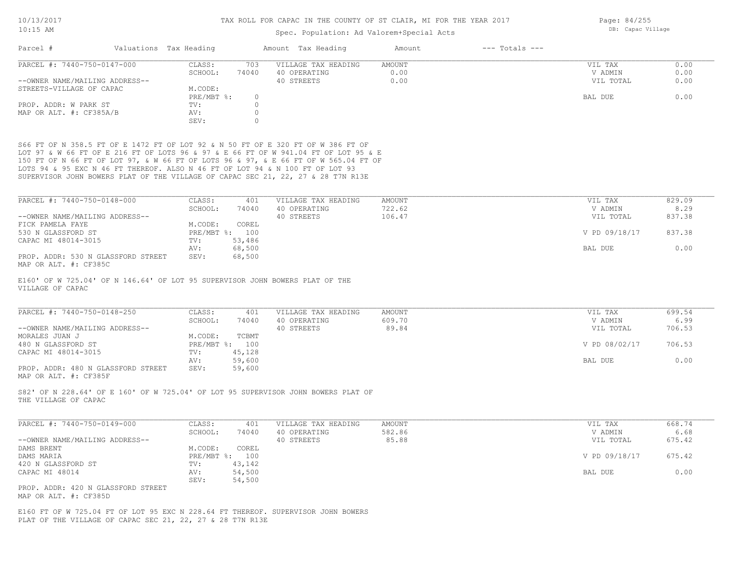# TAX ROLL FOR CAPAC IN THE COUNTY OF ST CLAIR, MI FOR THE YEAR 2017

Spec. Population: Ad Valorem+Special Acts

DB: Capac Village

10/13/2017
10:15 AM

| Parcel # | Valuations | Tax Heading | Amount | Tax Heading | Amount | --- Totals --- | |
|---|---|---|---|---|---|---|---|
| PARCEL #: 7440-750-0147-000 | CLASS: | 703 | VILLAGE TAX HEADING | AMOUNT | | VIL TAX | 0.00 |
| | SCHOOL: | 74040 | 40 OPERATING | 0.00 | | V ADMIN | 0.00 |
| --OWNER NAME/MAILING ADDRESS-- | | | 40 STREETS | 0.00 | | VIL TOTAL | 0.00 |
| STREETS-VILLAGE OF CAPAC | M.CODE: | | | | | | |
| | PRE/MBT %: | 0 | | | | BAL DUE | 0.00 |
| PROP. ADDR: W PARK ST | TV: | 0 | | | | | |
| MAP OR ALT. #: CF385A/B | AV: | 0 | | | | | |
| | SEV: | 0 | | | | | |

S66 FT OF N 358.5 FT OF E 1472 FT OF LOT 92 & N 50 FT OF E 320 FT OF W 386 FT OF LOT 97 & W 66 FT OF E 216 FT OF LOTS 96 & 97 & E 66 FT OF W 941.04 FT OF LOT 95 & E 150 FT OF N 66 FT OF LOT 97, & W 66 FT OF LOTS 96 & 97, & E 66 FT OF W 565.04 FT OF LOTS 94 & 95 EXC N 46 FT THEREOF. ALSO N 46 FT OF LOT 94 & N 100 FT OF LOT 93 SUPERVISOR JOHN BOWERS PLAT OF THE VILLAGE OF CAPAC SEC 21, 22, 27 & 28 T7N R13E

| Parcel # | Valuations | Tax Heading | Amount | Tax Heading | Amount | --- Totals --- | |
|---|---|---|---|---|---|---|---|
| PARCEL #: 7440-750-0148-000 | CLASS: | 401 | VILLAGE TAX HEADING | AMOUNT | | VIL TAX | 829.09 |
| | SCHOOL: | 74040 | 40 OPERATING | 722.62 | | V ADMIN | 8.29 |
| --OWNER NAME/MAILING ADDRESS-- | | | 40 STREETS | 106.47 | | VIL TOTAL | 837.38 |
| FICK PAMELA FAYE | M.CODE: | COREL | | | | | |
| 530 N GLASSFORD ST | PRE/MBT %: | 100 | | | | V PD 09/18/17 | 837.38 |
| CAPAC MI 48014-3015 | TV: | 53,486 | | | | | |
| | AV: | 68,500 | | | | BAL DUE | 0.00 |
| PROP. ADDR: 530 N GLASSFORD STREET | SEV: | 68,500 | | | | | |
| MAP OR ALT. #: CF385C | | | | | | | |

E160' OF W 725.04' OF N 146.64' OF LOT 95 SUPERVISOR JOHN BOWERS PLAT OF THE VILLAGE OF CAPAC

| Parcel # | Valuations | Tax Heading | Amount | Tax Heading | Amount | --- Totals --- | |
|---|---|---|---|---|---|---|---|
| PARCEL #: 7440-750-0148-250 | CLASS: | 401 | VILLAGE TAX HEADING | AMOUNT | | VIL TAX | 699.54 |
| | SCHOOL: | 74040 | 40 OPERATING | 609.70 | | V ADMIN | 6.99 |
| --OWNER NAME/MAILING ADDRESS-- | | | 40 STREETS | 89.84 | | VIL TOTAL | 706.53 |
| MORALES JUAN J | M.CODE: | TCBMT | | | | | |
| 480 N GLASSFORD ST | PRE/MBT %: | 100 | | | | V PD 08/02/17 | 706.53 |
| CAPAC MI 48014-3015 | TV: | 45,128 | | | | | |
| | AV: | 59,600 | | | | BAL DUE | 0.00 |
| PROP. ADDR: 480 N GLASSFORD STREET | SEV: | 59,600 | | | | | |
| MAP OR ALT. #: CF385F | | | | | | | |

S82' OF N 228.64' OF E 160' OF W 725.04' OF LOT 95 SUPERVISOR JOHN BOWERS PLAT OF THE VILLAGE OF CAPAC

| Parcel # | Valuations | Tax Heading | Amount | Tax Heading | Amount | --- Totals --- | |
|---|---|---|---|---|---|---|---|
| PARCEL #: 7440-750-0149-000 | CLASS: | 401 | VILLAGE TAX HEADING | AMOUNT | | VIL TAX | 668.74 |
| | SCHOOL: | 74040 | 40 OPERATING | 582.86 | | V ADMIN | 6.68 |
| --OWNER NAME/MAILING ADDRESS-- | | | 40 STREETS | 85.88 | | VIL TOTAL | 675.42 |
| DAMS BRENT | M.CODE: | COREL | | | | | |
| DAMS MARIA | PRE/MBT %: | 100 | | | | V PD 09/18/17 | 675.42 |
| 420 N GLASSFORD ST | TV: | 43,142 | | | | | |
| CAPAC MI 48014 | AV: | 54,500 | | | | BAL DUE | 0.00 |
| | SEV: | 54,500 | | | | | |
| PROP. ADDR: 420 N GLASSFORD STREET | | | | | | | |
| MAP OR ALT. #: CF385D | | | | | | | |

E160 FT OF W 725.04 FT OF LOT 95 EXC N 228.64 FT THEREOF. SUPERVISOR JOHN BOWERS PLAT OF THE VILLAGE OF CAPAC SEC 21, 22, 27 & 28 T7N R13E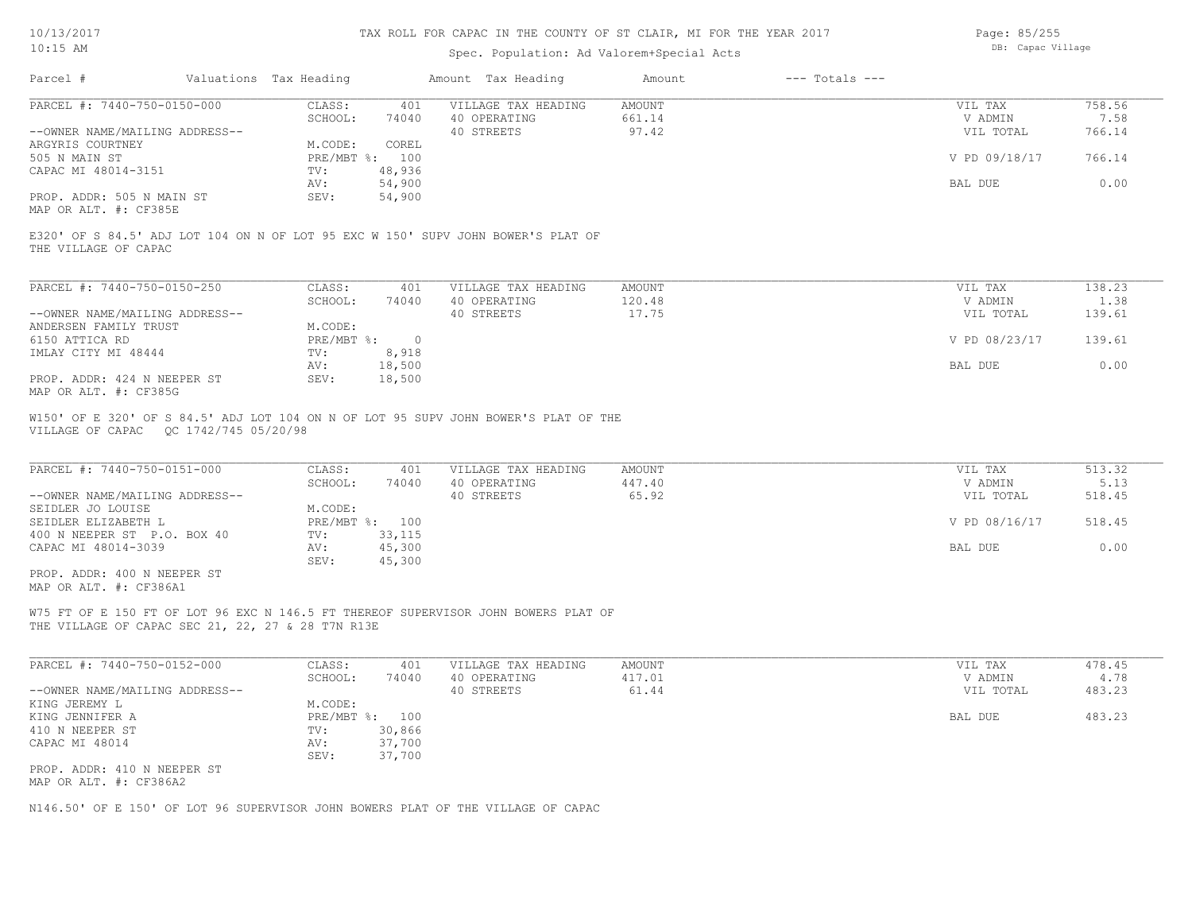# TAX ROLL FOR CAPAC IN THE COUNTY OF ST CLAIR, MI FOR THE YEAR 2017

Spec. Population: Ad Valorem+Special Acts

DB: Capac Village

| Parcel # | Valuations | Tax Heading | Amount | Tax Heading | Amount | --- Totals --- | |
|---|---|---|---|---|---|---|---|
| PARCEL #: 7440-750-0150-000 | CLASS: | 401 | VILLAGE TAX HEADING | AMOUNT | | VIL TAX | 758.56 |
| | SCHOOL: | 74040 | 40 OPERATING | 661.14 | | V ADMIN | 7.58 |
| --OWNER NAME/MAILING ADDRESS-- | | | 40 STREETS | 97.42 | | VIL TOTAL | 766.14 |
| ARGYRIS COURTNEY | M.CODE: | COREL | | | | | |
| 505 N MAIN ST | PRE/MBT %: | 100 | | | | V PD 09/18/17 | 766.14 |
| CAPAC MI 48014-3151 | TV: | 48,936 | | | | | |
| | AV: | 54,900 | | | | BAL DUE | 0.00 |
| PROP. ADDR: 505 N MAIN ST | SEV: | 54,900 | | | | | |
| MAP OR ALT. #: CF385E | | | | | | | |

E320' OF S 84.5' ADJ LOT 104 ON N OF LOT 95 EXC W 150' SUPV JOHN BOWER'S PLAT OF THE VILLAGE OF CAPAC

| Parcel # | Valuations | Tax Heading | Amount | Tax Heading | Amount | --- Totals --- | |
|---|---|---|---|---|---|---|---|
| PARCEL #: 7440-750-0150-250 | CLASS: | 401 | VILLAGE TAX HEADING | AMOUNT | | VIL TAX | 138.23 |
| | SCHOOL: | 74040 | 40 OPERATING | 120.48 | | V ADMIN | 1.38 |
| --OWNER NAME/MAILING ADDRESS-- | | | 40 STREETS | 17.75 | | VIL TOTAL | 139.61 |
| ANDERSEN FAMILY TRUST | M.CODE: | | | | | | |
| 6150 ATTICA RD | PRE/MBT %: | 0 | | | | V PD 08/23/17 | 139.61 |
| IMLAY CITY MI 48444 | TV: | 8,918 | | | | | |
| | AV: | 18,500 | | | | BAL DUE | 0.00 |
| PROP. ADDR: 424 N NEEPER ST | SEV: | 18,500 | | | | | |
| MAP OR ALT. #: CF385G | | | | | | | |

W150' OF E 320' OF S 84.5' ADJ LOT 104 ON N OF LOT 95 SUPV JOHN BOWER'S PLAT OF THE VILLAGE OF CAPAC QC 1742/745 05/20/98

| Parcel # | Valuations | Tax Heading | Amount | Tax Heading | Amount | --- Totals --- | |
|---|---|---|---|---|---|---|---|
| PARCEL #: 7440-750-0151-000 | CLASS: | 401 | VILLAGE TAX HEADING | AMOUNT | | VIL TAX | 513.32 |
| | SCHOOL: | 74040 | 40 OPERATING | 447.40 | | V ADMIN | 5.13 |
| --OWNER NAME/MAILING ADDRESS-- | | | 40 STREETS | 65.92 | | VIL TOTAL | 518.45 |
| SEIDLER JO LOUISE | M.CODE: | | | | | | |
| SEIDLER ELIZABETH L | PRE/MBT %: | 100 | | | | V PD 08/16/17 | 518.45 |
| 400 N NEEPER ST P.O. BOX 40 | TV: | 33,115 | | | | | |
| CAPAC MI 48014-3039 | AV: | 45,300 | | | | BAL DUE | 0.00 |
| | SEV: | 45,300 | | | | | |
| PROP. ADDR: 400 N NEEPER ST | | | | | | | |
| MAP OR ALT. #: CF386A1 | | | | | | | |

W75 FT OF E 150 FT OF LOT 96 EXC N 146.5 FT THEREOF SUPERVISOR JOHN BOWERS PLAT OF THE VILLAGE OF CAPAC SEC 21, 22, 27 & 28 T7N R13E

| Parcel # | Valuations | Tax Heading | Amount | Tax Heading | Amount | --- Totals --- | |
|---|---|---|---|---|---|---|---|
| PARCEL #: 7440-750-0152-000 | CLASS: | 401 | VILLAGE TAX HEADING | AMOUNT | | VIL TAX | 478.45 |
| | SCHOOL: | 74040 | 40 OPERATING | 417.01 | | V ADMIN | 4.78 |
| --OWNER NAME/MAILING ADDRESS-- | | | 40 STREETS | 61.44 | | VIL TOTAL | 483.23 |
| KING JEREMY L | M.CODE: | | | | | | |
| KING JENNIFER A | PRE/MBT %: | 100 | | | | BAL DUE | 483.23 |
| 410 N NEEPER ST | TV: | 30,866 | | | | | |
| CAPAC MI 48014 | AV: | 37,700 | | | | | |
| | SEV: | 37,700 | | | | | |
| PROP. ADDR: 410 N NEEPER ST | | | | | | | |
| MAP OR ALT. #: CF386A2 | | | | | | | |

N146.50' OF E 150' OF LOT 96 SUPERVISOR JOHN BOWERS PLAT OF THE VILLAGE OF CAPAC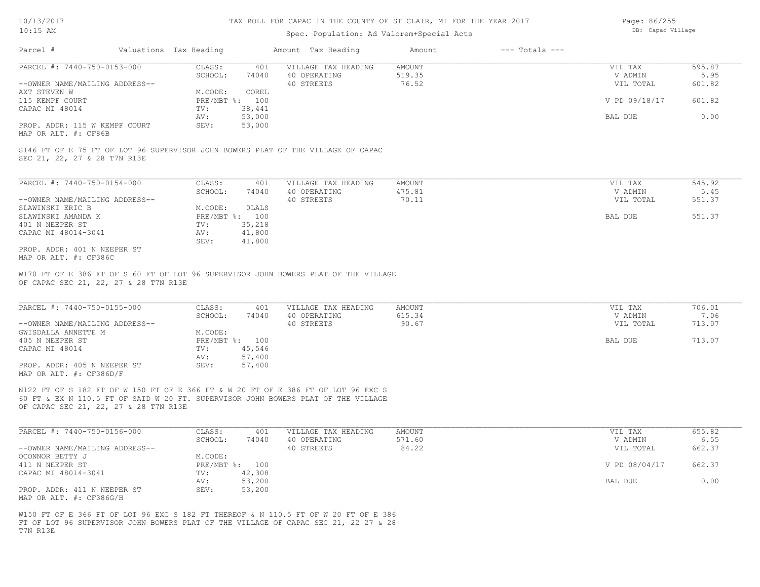TAX ROLL FOR CAPAC IN THE COUNTY OF ST CLAIR, MI FOR THE YEAR 2017

Spec. Population: Ad Valorem+Special Acts

DB: Capac Village

| Parcel # | Valuations | Tax Heading | Amount | Tax Heading | Amount | --- Totals --- | |
|---|---|---|---|---|---|---|---|
| PARCEL #: 7440-750-0153-000 | CLASS: | 401 | VILLAGE TAX HEADING | AMOUNT | | VIL TAX | 595.87 |
| | SCHOOL: | 74040 | 40 OPERATING | 519.35 | | V ADMIN | 5.95 |
| --OWNER NAME/MAILING ADDRESS-- | | | 40 STREETS | 76.52 | | VIL TOTAL | 601.82 |
| AXT STEVEN W | M.CODE: | COREL | | | | | |
| 115 KEMPF COURT | PRE/MBT %: | 100 | | | | V PD 09/18/17 | 601.82 |
| CAPAC MI 48014 | TV: | 38,441 | | | | | |
| | AV: | 53,000 | | | | BAL DUE | 0.00 |
| PROP. ADDR: 115 W KEMPF COURT | SEV: | 53,000 | | | | | |
| MAP OR ALT. #: CF86B | | | | | | | |

S146 FT OF E 75 FT OF LOT 96 SUPERVISOR JOHN BOWERS PLAT OF THE VILLAGE OF CAPAC SEC 21, 22, 27 & 28 T7N R13E

| Parcel # | Valuations | Tax Heading | Amount | Tax Heading | Amount | --- Totals --- | |
|---|---|---|---|---|---|---|---|
| PARCEL #: 7440-750-0154-000 | CLASS: | 401 | VILLAGE TAX HEADING | AMOUNT | | VIL TAX | 545.92 |
| | SCHOOL: | 74040 | 40 OPERATING | 475.81 | | V ADMIN | 5.45 |
| --OWNER NAME/MAILING ADDRESS-- | | | 40 STREETS | 70.11 | | VIL TOTAL | 551.37 |
| SLAWINSKI ERIC B | M.CODE: | 0LALS | | | | | |
| SLAWINSKI AMANDA K | PRE/MBT %: | 100 | | | | BAL DUE | 551.37 |
| 401 N NEEPER ST | TV: | 35,218 | | | | | |
| CAPAC MI 48014-3041 | AV: | 41,800 | | | | | |
| | SEV: | 41,800 | | | | | |
| PROP. ADDR: 401 N NEEPER ST | | | | | | | |
| MAP OR ALT. #: CF386C | | | | | | | |

W170 FT OF E 386 FT OF S 60 FT OF LOT 96 SUPERVISOR JOHN BOWERS PLAT OF THE VILLAGE OF CAPAC SEC 21, 22, 27 & 28 T7N R13E

| Parcel # | Valuations | Tax Heading | Amount | Tax Heading | Amount | --- Totals --- | |
|---|---|---|---|---|---|---|---|
| PARCEL #: 7440-750-0155-000 | CLASS: | 401 | VILLAGE TAX HEADING | AMOUNT | | VIL TAX | 706.01 |
| | SCHOOL: | 74040 | 40 OPERATING | 615.34 | | V ADMIN | 7.06 |
| --OWNER NAME/MAILING ADDRESS-- | | | 40 STREETS | 90.67 | | VIL TOTAL | 713.07 |
| GWISDALLA ANNETTE M | M.CODE: | | | | | | |
| 405 N NEEPER ST | PRE/MBT %: | 100 | | | | BAL DUE | 713.07 |
| CAPAC MI 48014 | TV: | 45,546 | | | | | |
| | AV: | 57,400 | | | | | |
| PROP. ADDR: 405 N NEEPER ST | SEV: | 57,400 | | | | | |
| MAP OR ALT. #: CF386D/F | | | | | | | |

N122 FT OF S 182 FT OF W 150 FT OF E 366 FT & W 20 FT OF E 386 FT OF LOT 96 EXC S 60 FT & EX N 110.5 FT OF SAID W 20 FT. SUPERVISOR JOHN BOWERS PLAT OF THE VILLAGE OF CAPAC SEC 21, 22, 27 & 28 T7N R13E

| Parcel # | Valuations | Tax Heading | Amount | Tax Heading | Amount | --- Totals --- | |
|---|---|---|---|---|---|---|---|
| PARCEL #: 7440-750-0156-000 | CLASS: | 401 | VILLAGE TAX HEADING | AMOUNT | | VIL TAX | 655.82 |
| | SCHOOL: | 74040 | 40 OPERATING | 571.60 | | V ADMIN | 6.55 |
| --OWNER NAME/MAILING ADDRESS-- | | | 40 STREETS | 84.22 | | VIL TOTAL | 662.37 |
| OCONNOR BETTY J | M.CODE: | | | | | | |
| 411 N NEEPER ST | PRE/MBT %: | 100 | | | | V PD 08/04/17 | 662.37 |
| CAPAC MI 48014-3041 | TV: | 42,308 | | | | | |
| | AV: | 53,200 | | | | BAL DUE | 0.00 |
| PROP. ADDR: 411 N NEEPER ST | SEV: | 53,200 | | | | | |
| MAP OR ALT. #: CF386G/H | | | | | | | |

W150 FT OF E 366 FT OF LOT 96 EXC S 182 FT THEREOF & N 110.5 FT OF W 20 FT OF E 386 FT OF LOT 96 SUPERVISOR JOHN BOWERS PLAT OF THE VILLAGE OF CAPAC SEC 21, 22 27 & 28 T7N R13E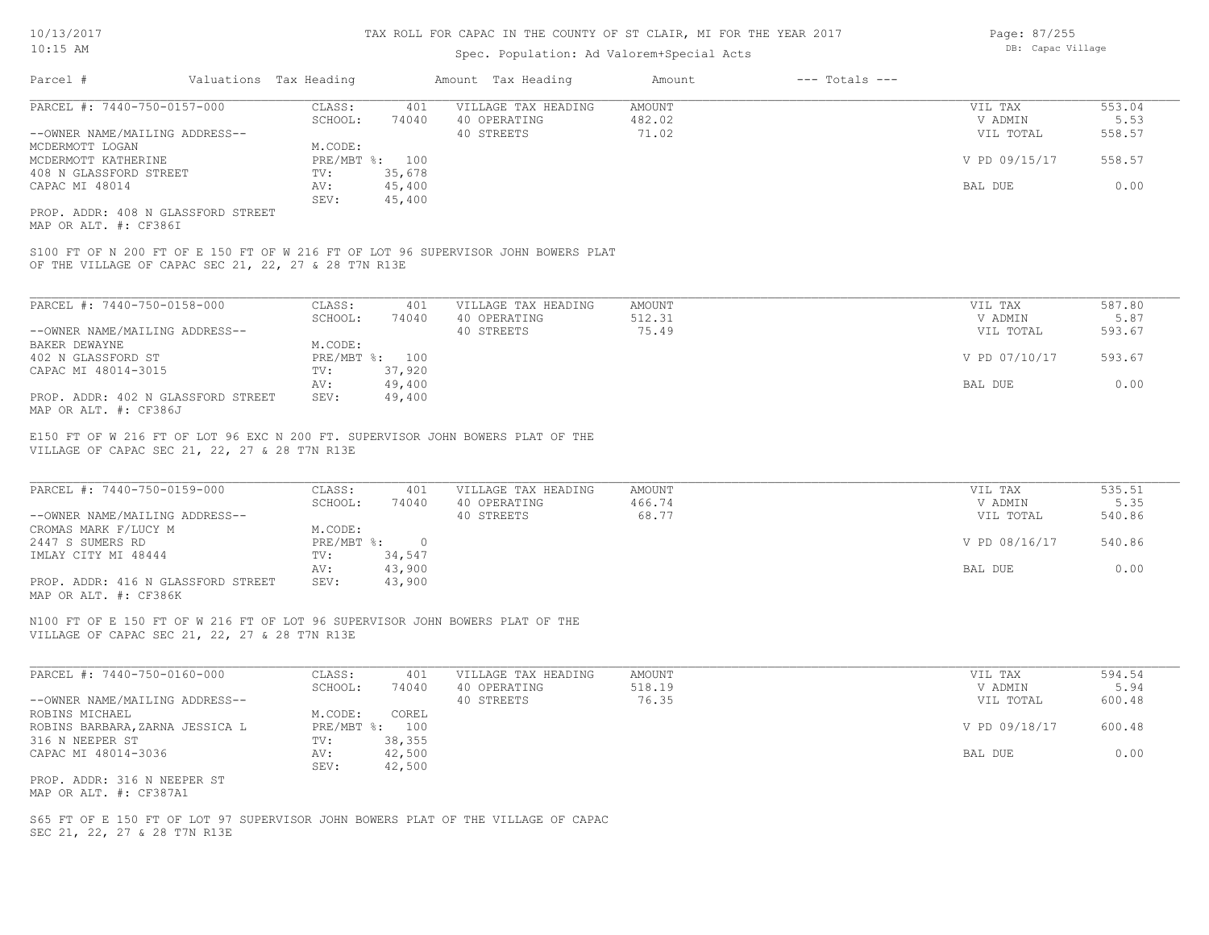TAX ROLL FOR CAPAC IN THE COUNTY OF ST CLAIR, MI FOR THE YEAR 2017

Spec. Population: Ad Valorem+Special Acts

| Parcel # | Valuations | Tax Heading | Amount | Tax Heading | Amount | --- Totals --- |
|---|---|---|---|---|---|---|

**PARCEL #: 7440-750-0157-000**

| | | | | | |
|---|---|---|---|---|---|
| CLASS: | 401 | VILLAGE TAX HEADING | AMOUNT | VIL TAX | 553.04 |
| SCHOOL: | 74040 | 40 OPERATING | 482.02 | V ADMIN | 5.53 |
| M.CODE: | | 40 STREETS | 71.02 | VIL TOTAL | 558.57 |
| PRE/MBT %: | 100 | | | V PD 09/15/17 | 558.57 |
| TV: | 35,678 | | | | |
| AV: | 45,400 | | | BAL DUE | 0.00 |
| SEV: | 45,400 | | | | |

--OWNER NAME/MAILING ADDRESS--
MCDERMOTT LOGAN
MCDERMOTT KATHERINE
408 N GLASSFORD STREET
CAPAC MI 48014

PROP. ADDR: 408 N GLASSFORD STREET
MAP OR ALT. #: CF386I

S100 FT OF N 200 FT OF E 150 FT OF W 216 FT OF LOT 96 SUPERVISOR JOHN BOWERS PLAT OF THE VILLAGE OF CAPAC SEC 21, 22, 27 & 28 T7N R13E

**PARCEL #: 7440-750-0158-000**

| | | | | | |
|---|---|---|---|---|---|
| CLASS: | 401 | VILLAGE TAX HEADING | AMOUNT | VIL TAX | 587.80 |
| SCHOOL: | 74040 | 40 OPERATING | 512.31 | V ADMIN | 5.87 |
| M.CODE: | | 40 STREETS | 75.49 | VIL TOTAL | 593.67 |
| PRE/MBT %: | 100 | | | V PD 07/10/17 | 593.67 |
| TV: | 37,920 | | | | |
| AV: | 49,400 | | | BAL DUE | 0.00 |
| SEV: | 49,400 | | | | |

--OWNER NAME/MAILING ADDRESS--
BAKER DEWAYNE
402 N GLASSFORD ST
CAPAC MI 48014-3015

PROP. ADDR: 402 N GLASSFORD STREET
MAP OR ALT. #: CF386J

E150 FT OF W 216 FT OF LOT 96 EXC N 200 FT. SUPERVISOR JOHN BOWERS PLAT OF THE VILLAGE OF CAPAC SEC 21, 22, 27 & 28 T7N R13E

**PARCEL #: 7440-750-0159-000**

| | | | | | |
|---|---|---|---|---|---|
| CLASS: | 401 | VILLAGE TAX HEADING | AMOUNT | VIL TAX | 535.51 |
| SCHOOL: | 74040 | 40 OPERATING | 466.74 | V ADMIN | 5.35 |
| M.CODE: | | 40 STREETS | 68.77 | VIL TOTAL | 540.86 |
| PRE/MBT %: | 0 | | | V PD 08/16/17 | 540.86 |
| TV: | 34,547 | | | | |
| AV: | 43,900 | | | BAL DUE | 0.00 |
| SEV: | 43,900 | | | | |

--OWNER NAME/MAILING ADDRESS--
CROMAS MARK F/LUCY M
2447 S SUMERS RD
IMLAY CITY MI 48444

PROP. ADDR: 416 N GLASSFORD STREET
MAP OR ALT. #: CF386K

N100 FT OF E 150 FT OF W 216 FT OF LOT 96 SUPERVISOR JOHN BOWERS PLAT OF THE VILLAGE OF CAPAC SEC 21, 22, 27 & 28 T7N R13E

**PARCEL #: 7440-750-0160-000**

| | | | | | |
|---|---|---|---|---|---|
| CLASS: | 401 | VILLAGE TAX HEADING | AMOUNT | VIL TAX | 594.54 |
| SCHOOL: | 74040 | 40 OPERATING | 518.19 | V ADMIN | 5.94 |
| M.CODE: | COREL | 40 STREETS | 76.35 | VIL TOTAL | 600.48 |
| PRE/MBT %: | 100 | | | V PD 09/18/17 | 600.48 |
| TV: | 38,355 | | | | |
| AV: | 42,500 | | | BAL DUE | 0.00 |
| SEV: | 42,500 | | | | |

--OWNER NAME/MAILING ADDRESS--
ROBINS MICHAEL
ROBINS BARBARA,ZARNA JESSICA L
316 N NEEPER ST
CAPAC MI 48014-3036

PROP. ADDR: 316 N NEEPER ST
MAP OR ALT. #: CF387A1

S65 FT OF E 150 FT OF LOT 97 SUPERVISOR JOHN BOWERS PLAT OF THE VILLAGE OF CAPAC SEC 21, 22, 27 & 28 T7N R13E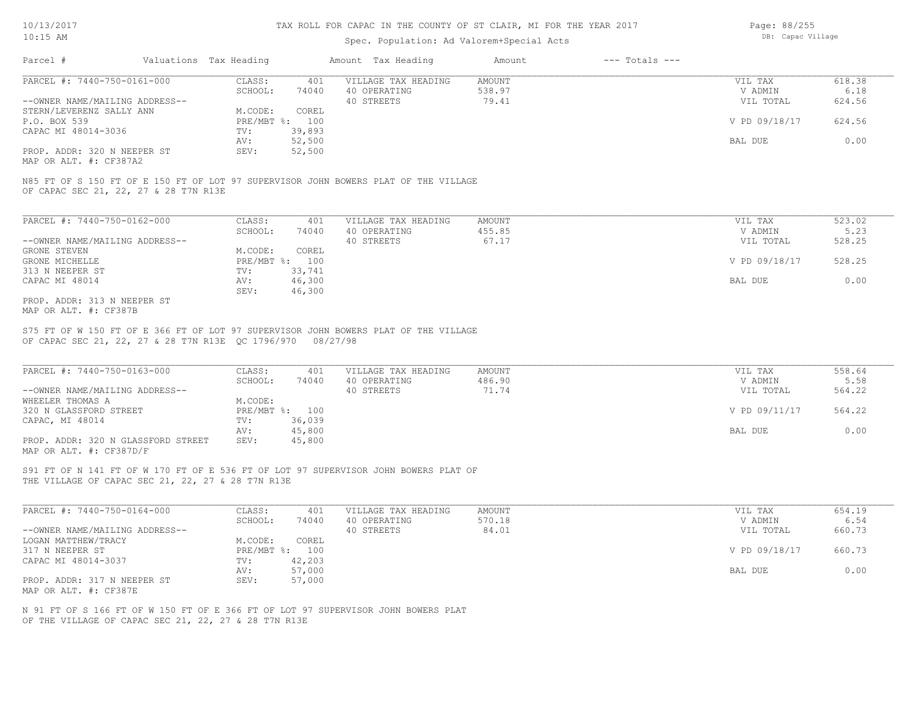# TAX ROLL FOR CAPAC IN THE COUNTY OF ST CLAIR, MI FOR THE YEAR 2017

Spec. Population: Ad Valorem+Special Acts

| Parcel # | Valuations | Tax Heading | Amount | Tax Heading | Amount | --- Totals --- | |
|---|---|---|---|---|---|---|---|
| PARCEL #: 7440-750-0161-000 | CLASS: | 401 | VILLAGE TAX HEADING | AMOUNT | | VIL TAX | 618.38 |
| | SCHOOL: | 74040 | 40 OPERATING | 538.97 | | V ADMIN | 6.18 |
| --OWNER NAME/MAILING ADDRESS-- | | | 40 STREETS | 79.41 | | VIL TOTAL | 624.56 |
| STERN/LEVERENZ SALLY ANN | M.CODE: | COREL | | | | | |
| P.O. BOX 539 | PRE/MBT %: | 100 | | | | V PD 09/18/17 | 624.56 |
| CAPAC MI 48014-3036 | TV: | 39,893 | | | | | |
| | AV: | 52,500 | | | | BAL DUE | 0.00 |
| PROP. ADDR: 320 N NEEPER ST | SEV: | 52,500 | | | | | |
| MAP OR ALT. #: CF387A2 | | | | | | | |

N85 FT OF S 150 FT OF E 150 FT OF LOT 97 SUPERVISOR JOHN BOWERS PLAT OF THE VILLAGE OF CAPAC SEC 21, 22, 27 & 28 T7N R13E

| Parcel # | Valuations | Tax Heading | Amount | Tax Heading | Amount | --- Totals --- | |
|---|---|---|---|---|---|---|---|
| PARCEL #: 7440-750-0162-000 | CLASS: | 401 | VILLAGE TAX HEADING | AMOUNT | | VIL TAX | 523.02 |
| | SCHOOL: | 74040 | 40 OPERATING | 455.85 | | V ADMIN | 5.23 |
| --OWNER NAME/MAILING ADDRESS-- | | | 40 STREETS | 67.17 | | VIL TOTAL | 528.25 |
| GRONE STEVEN | M.CODE: | COREL | | | | | |
| GRONE MICHELLE | PRE/MBT %: | 100 | | | | V PD 09/18/17 | 528.25 |
| 313 N NEEPER ST | TV: | 33,741 | | | | | |
| CAPAC MI 48014 | AV: | 46,300 | | | | BAL DUE | 0.00 |
| | SEV: | 46,300 | | | | | |
| PROP. ADDR: 313 N NEEPER ST | | | | | | | |
| MAP OR ALT. #: CF387B | | | | | | | |

S75 FT OF W 150 FT OF E 366 FT OF LOT 97 SUPERVISOR JOHN BOWERS PLAT OF THE VILLAGE OF CAPAC SEC 21, 22, 27 & 28 T7N R13E QC 1796/970 08/27/98

| Parcel # | Valuations | Tax Heading | Amount | Tax Heading | Amount | --- Totals --- | |
|---|---|---|---|---|---|---|---|
| PARCEL #: 7440-750-0163-000 | CLASS: | 401 | VILLAGE TAX HEADING | AMOUNT | | VIL TAX | 558.64 |
| | SCHOOL: | 74040 | 40 OPERATING | 486.90 | | V ADMIN | 5.58 |
| --OWNER NAME/MAILING ADDRESS-- | | | 40 STREETS | 71.74 | | VIL TOTAL | 564.22 |
| WHEELER THOMAS A | M.CODE: | | | | | | |
| 320 N GLASSFORD STREET | PRE/MBT %: | 100 | | | | V PD 09/11/17 | 564.22 |
| CAPAC, MI 48014 | TV: | 36,039 | | | | | |
| | AV: | 45,800 | | | | BAL DUE | 0.00 |
| PROP. ADDR: 320 N GLASSFORD STREET | SEV: | 45,800 | | | | | |
| MAP OR ALT. #: CF387D/F | | | | | | | |

S91 FT OF N 141 FT OF W 170 FT OF E 536 FT OF LOT 97 SUPERVISOR JOHN BOWERS PLAT OF THE VILLAGE OF CAPAC SEC 21, 22, 27 & 28 T7N R13E

| Parcel # | Valuations | Tax Heading | Amount | Tax Heading | Amount | --- Totals --- | |
|---|---|---|---|---|---|---|---|
| PARCEL #: 7440-750-0164-000 | CLASS: | 401 | VILLAGE TAX HEADING | AMOUNT | | VIL TAX | 654.19 |
| | SCHOOL: | 74040 | 40 OPERATING | 570.18 | | V ADMIN | 6.54 |
| --OWNER NAME/MAILING ADDRESS-- | | | 40 STREETS | 84.01 | | VIL TOTAL | 660.73 |
| LOGAN MATTHEW/TRACY | M.CODE: | COREL | | | | | |
| 317 N NEEPER ST | PRE/MBT %: | 100 | | | | V PD 09/18/17 | 660.73 |
| CAPAC MI 48014-3037 | TV: | 42,203 | | | | | |
| | AV: | 57,000 | | | | BAL DUE | 0.00 |
| PROP. ADDR: 317 N NEEPER ST | SEV: | 57,000 | | | | | |
| MAP OR ALT. #: CF387E | | | | | | | |

N 91 FT OF S 166 FT OF W 150 FT OF E 366 FT OF LOT 97 SUPERVISOR JOHN BOWERS PLAT OF THE VILLAGE OF CAPAC SEC 21, 22, 27 & 28 T7N R13E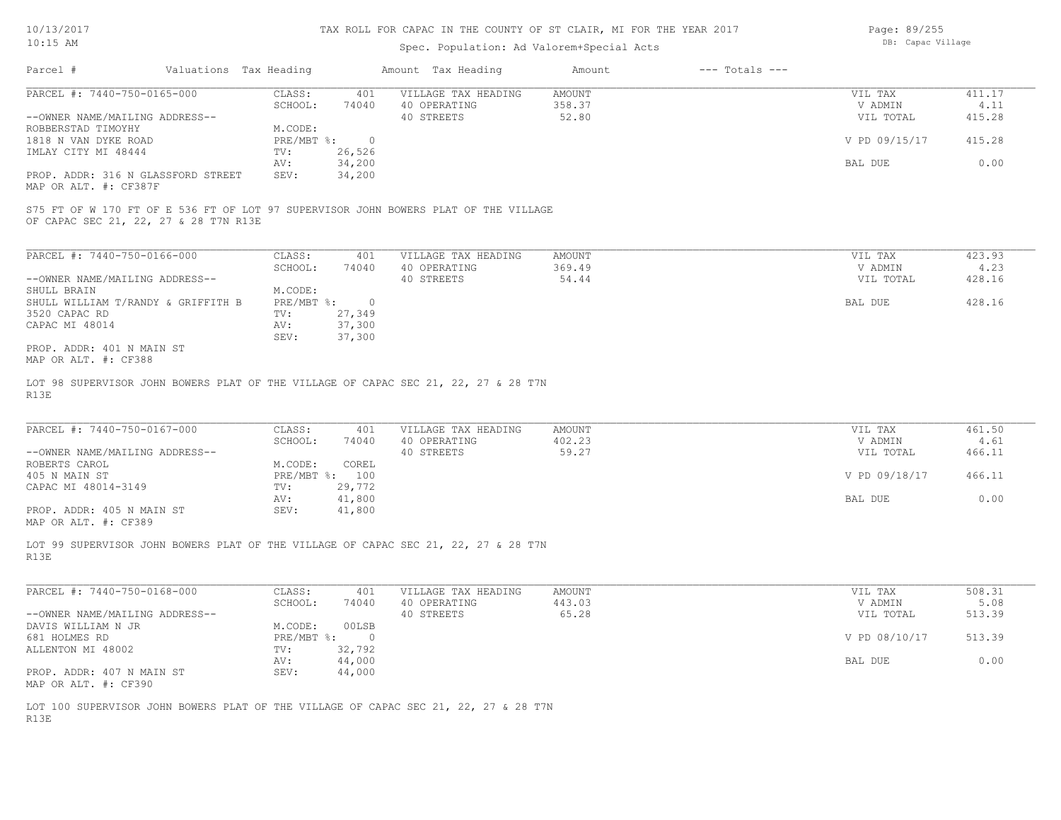# TAX ROLL FOR CAPAC IN THE COUNTY OF ST CLAIR, MI FOR THE YEAR 2017

Spec. Population: Ad Valorem+Special Acts

10/13/2017 10:15 AM

DB: Capac Village

| Parcel # | Valuations | Tax Heading | Amount | Tax Heading | Amount | --- Totals --- | |
|---|---|---|---|---|---|---|---|

---

**PARCEL #: 7440-750-0165-000**

| | | | | | |
|---|---|---|---|---|---|
| CLASS: | 401 | VILLAGE TAX HEADING | AMOUNT | VIL TAX | 411.17 |
| SCHOOL: | 74040 | 40 OPERATING | 358.37 | V ADMIN | 4.11 |
| | | 40 STREETS | 52.80 | VIL TOTAL | 415.28 |
| M.CODE: | | | | | |
| PRE/MBT %: | 0 | | | V PD 09/15/17 | 415.28 |
| TV: | 26,526 | | | | |
| AV: | 34,200 | | | BAL DUE | 0.00 |
| SEV: | 34,200 | | | | |

--OWNER NAME/MAILING ADDRESS--
ROBBERSTAD TIMOYHY
1818 N VAN DYKE ROAD
IMLAY CITY MI 48444

PROP. ADDR: 316 N GLASSFORD STREET
MAP OR ALT. #: CF387F

S75 FT OF W 170 FT OF E 536 FT OF LOT 97 SUPERVISOR JOHN BOWERS PLAT OF THE VILLAGE OF CAPAC SEC 21, 22, 27 & 28 T7N R13E

---

**PARCEL #: 7440-750-0166-000**

| | | | | | |
|---|---|---|---|---|---|
| CLASS: | 401 | VILLAGE TAX HEADING | AMOUNT | VIL TAX | 423.93 |
| SCHOOL: | 74040 | 40 OPERATING | 369.49 | V ADMIN | 4.23 |
| | | 40 STREETS | 54.44 | VIL TOTAL | 428.16 |
| M.CODE: | | | | | |
| PRE/MBT %: | 0 | | | BAL DUE | 428.16 |
| TV: | 27,349 | | | | |
| AV: | 37,300 | | | | |
| SEV: | 37,300 | | | | |

--OWNER NAME/MAILING ADDRESS--
SHULL BRAIN
SHULL WILLIAM T/RANDY & GRIFFITH B
3520 CAPAC RD
CAPAC MI 48014

PROP. ADDR: 401 N MAIN ST
MAP OR ALT. #: CF388

LOT 98 SUPERVISOR JOHN BOWERS PLAT OF THE VILLAGE OF CAPAC SEC 21, 22, 27 & 28 T7N R13E

---

**PARCEL #: 7440-750-0167-000**

| | | | | | |
|---|---|---|---|---|---|
| CLASS: | 401 | VILLAGE TAX HEADING | AMOUNT | VIL TAX | 461.50 |
| SCHOOL: | 74040 | 40 OPERATING | 402.23 | V ADMIN | 4.61 |
| | | 40 STREETS | 59.27 | VIL TOTAL | 466.11 |
| M.CODE: | COREL | | | | |
| PRE/MBT %: | 100 | | | V PD 09/18/17 | 466.11 |
| TV: | 29,772 | | | | |
| AV: | 41,800 | | | BAL DUE | 0.00 |
| SEV: | 41,800 | | | | |

--OWNER NAME/MAILING ADDRESS--
ROBERTS CAROL
405 N MAIN ST
CAPAC MI 48014-3149

PROP. ADDR: 405 N MAIN ST
MAP OR ALT. #: CF389

LOT 99 SUPERVISOR JOHN BOWERS PLAT OF THE VILLAGE OF CAPAC SEC 21, 22, 27 & 28 T7N R13E

---

**PARCEL #: 7440-750-0168-000**

| | | | | | |
|---|---|---|---|---|---|
| CLASS: | 401 | VILLAGE TAX HEADING | AMOUNT | VIL TAX | 508.31 |
| SCHOOL: | 74040 | 40 OPERATING | 443.03 | V ADMIN | 5.08 |
| | | 40 STREETS | 65.28 | VIL TOTAL | 513.39 |
| M.CODE: | 00LSB | | | | |
| PRE/MBT %: | 0 | | | V PD 08/10/17 | 513.39 |
| TV: | 32,792 | | | | |
| AV: | 44,000 | | | BAL DUE | 0.00 |
| SEV: | 44,000 | | | | |

--OWNER NAME/MAILING ADDRESS--
DAVIS WILLIAM N JR
681 HOLMES RD
ALLENTON MI 48002

PROP. ADDR: 407 N MAIN ST
MAP OR ALT. #: CF390

LOT 100 SUPERVISOR JOHN BOWERS PLAT OF THE VILLAGE OF CAPAC SEC 21, 22, 27 & 28 T7N R13E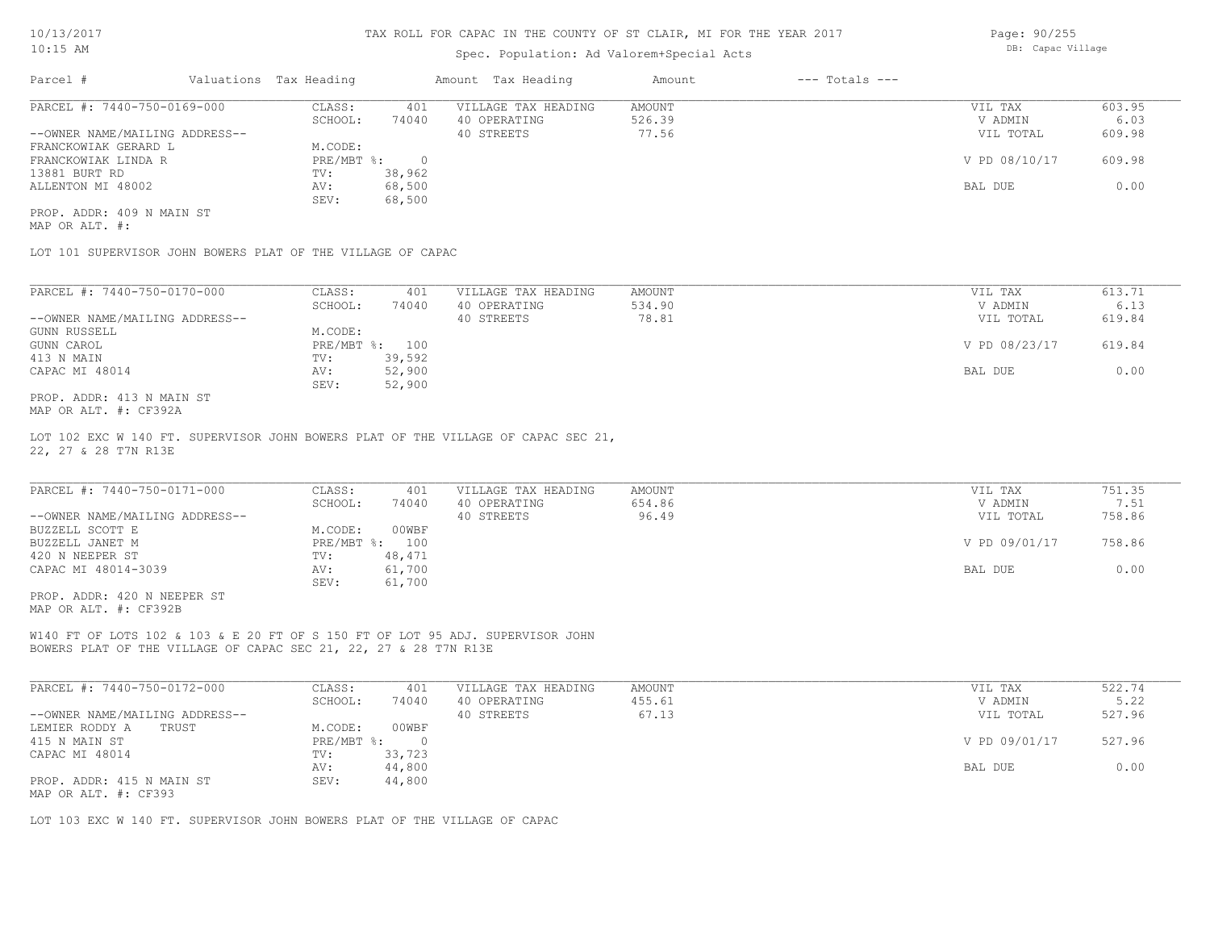TAX ROLL FOR CAPAC IN THE COUNTY OF ST CLAIR, MI FOR THE YEAR 2017

Spec. Population: Ad Valorem+Special Acts

DB: Capac Village

| Parcel # | Valuations | Tax Heading | Amount | Tax Heading | Amount | --- Totals --- | |
|---|---|---|---|---|---|---|---|

**PARCEL #: 7440-750-0169-000**

| | | | | | |
|---|---|---|---|---|---|
| CLASS: | 401 | VILLAGE TAX HEADING | AMOUNT | VIL TAX | 603.95 |
| SCHOOL: | 74040 | 40 OPERATING | 526.39 | V ADMIN | 6.03 |
| | | 40 STREETS | 77.56 | VIL TOTAL | 609.98 |
| M.CODE: | | | | | |
| PRE/MBT %: | 0 | | | V PD 08/10/17 | 609.98 |
| TV: | 38,962 | | | | |
| AV: | 68,500 | | | BAL DUE | 0.00 |
| SEV: | 68,500 | | | | |

--OWNER NAME/MAILING ADDRESS--
FRANCKOWIAK GERARD L
FRANCKOWIAK LINDA R
13881 BURT RD
ALLENTON MI 48002

PROP. ADDR: 409 N MAIN ST
MAP OR ALT. #:

LOT 101 SUPERVISOR JOHN BOWERS PLAT OF THE VILLAGE OF CAPAC

**PARCEL #: 7440-750-0170-000**

| | | | | | |
|---|---|---|---|---|---|
| CLASS: | 401 | VILLAGE TAX HEADING | AMOUNT | VIL TAX | 613.71 |
| SCHOOL: | 74040 | 40 OPERATING | 534.90 | V ADMIN | 6.13 |
| | | 40 STREETS | 78.81 | VIL TOTAL | 619.84 |
| M.CODE: | | | | | |
| PRE/MBT %: | 100 | | | V PD 08/23/17 | 619.84 |
| TV: | 39,592 | | | | |
| AV: | 52,900 | | | BAL DUE | 0.00 |
| SEV: | 52,900 | | | | |

--OWNER NAME/MAILING ADDRESS--
GUNN RUSSELL
GUNN CAROL
413 N MAIN
CAPAC MI 48014

PROP. ADDR: 413 N MAIN ST
MAP OR ALT. #: CF392A

LOT 102 EXC W 140 FT. SUPERVISOR JOHN BOWERS PLAT OF THE VILLAGE OF CAPAC SEC 21, 22, 27 & 28 T7N R13E

**PARCEL #: 7440-750-0171-000**

| | | | | | |
|---|---|---|---|---|---|
| CLASS: | 401 | VILLAGE TAX HEADING | AMOUNT | VIL TAX | 751.35 |
| SCHOOL: | 74040 | 40 OPERATING | 654.86 | V ADMIN | 7.51 |
| | | 40 STREETS | 96.49 | VIL TOTAL | 758.86 |
| M.CODE: | 00WBF | | | | |
| PRE/MBT %: | 100 | | | V PD 09/01/17 | 758.86 |
| TV: | 48,471 | | | | |
| AV: | 61,700 | | | BAL DUE | 0.00 |
| SEV: | 61,700 | | | | |

--OWNER NAME/MAILING ADDRESS--
BUZZELL SCOTT E
BUZZELL JANET M
420 N NEEPER ST
CAPAC MI 48014-3039

PROP. ADDR: 420 N NEEPER ST
MAP OR ALT. #: CF392B

W140 FT OF LOTS 102 & 103 & E 20 FT OF S 150 FT OF LOT 95 ADJ. SUPERVISOR JOHN BOWERS PLAT OF THE VILLAGE OF CAPAC SEC 21, 22, 27 & 28 T7N R13E

**PARCEL #: 7440-750-0172-000**

| | | | | | |
|---|---|---|---|---|---|
| CLASS: | 401 | VILLAGE TAX HEADING | AMOUNT | VIL TAX | 522.74 |
| SCHOOL: | 74040 | 40 OPERATING | 455.61 | V ADMIN | 5.22 |
| | | 40 STREETS | 67.13 | VIL TOTAL | 527.96 |
| M.CODE: | 00WBF | | | | |
| PRE/MBT %: | 0 | | | V PD 09/01/17 | 527.96 |
| TV: | 33,723 | | | | |
| AV: | 44,800 | | | BAL DUE | 0.00 |
| SEV: | 44,800 | | | | |

--OWNER NAME/MAILING ADDRESS--
LEMIER RODDY A TRUST
415 N MAIN ST
CAPAC MI 48014

PROP. ADDR: 415 N MAIN ST
MAP OR ALT. #: CF393

LOT 103 EXC W 140 FT. SUPERVISOR JOHN BOWERS PLAT OF THE VILLAGE OF CAPAC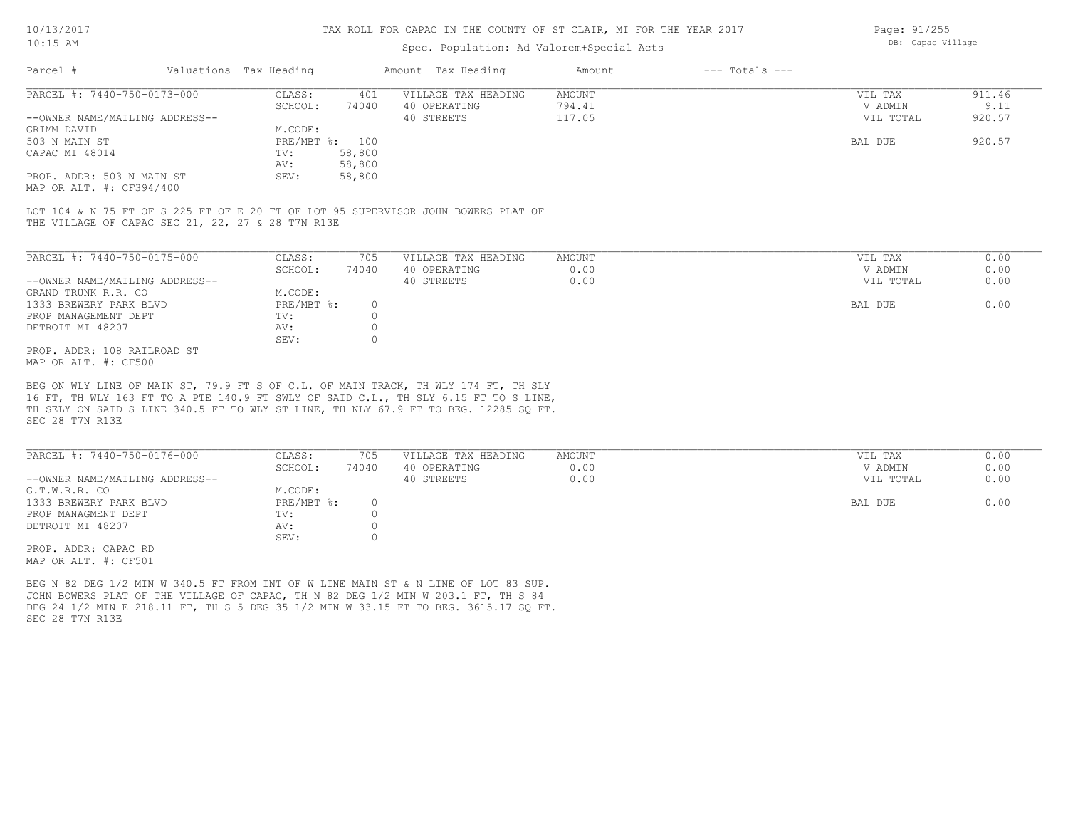# TAX ROLL FOR CAPAC IN THE COUNTY OF ST CLAIR, MI FOR THE YEAR 2017

Spec. Population: Ad Valorem+Special Acts

| Parcel # | Valuations Tax Heading | | Amount Tax Heading | Amount | --- Totals --- | |
|---|---|---|---|---|---|---|

**PARCEL #: 7440-750-0173-000**

| | | | | | | |
|---|---|---|---|---|---|---|
| | CLASS: | 401 | VILLAGE TAX HEADING | AMOUNT | VIL TAX | 911.46 |
| | SCHOOL: | 74040 | 40 OPERATING | 794.41 | V ADMIN | 9.11 |
| --OWNER NAME/MAILING ADDRESS-- | | | 40 STREETS | 117.05 | VIL TOTAL | 920.57 |
| GRIMM DAVID | M.CODE: | | | | | |
| 503 N MAIN ST | PRE/MBT %: | 100 | | | BAL DUE | 920.57 |
| CAPAC MI 48014 | TV: | 58,800 | | | | |
| | AV: | 58,800 | | | | |
| PROP. ADDR: 503 N MAIN ST | SEV: | 58,800 | | | | |
| MAP OR ALT. #: CF394/400 | | | | | | |

LOT 104 & N 75 FT OF S 225 FT OF E 20 FT OF LOT 95 SUPERVISOR JOHN BOWERS PLAT OF THE VILLAGE OF CAPAC SEC 21, 22, 27 & 28 T7N R13E

**PARCEL #: 7440-750-0175-000**

| | | | | | | |
|---|---|---|---|---|---|---|
| | CLASS: | 705 | VILLAGE TAX HEADING | AMOUNT | VIL TAX | 0.00 |
| | SCHOOL: | 74040 | 40 OPERATING | 0.00 | V ADMIN | 0.00 |
| --OWNER NAME/MAILING ADDRESS-- | | | 40 STREETS | 0.00 | VIL TOTAL | 0.00 |
| GRAND TRUNK R.R. CO | M.CODE: | | | | | |
| 1333 BREWERY PARK BLVD | PRE/MBT %: | 0 | | | BAL DUE | 0.00 |
| PROP MANAGEMENT DEPT | TV: | 0 | | | | |
| DETROIT MI 48207 | AV: | 0 | | | | |
| | SEV: | 0 | | | | |
| PROP. ADDR: 108 RAILROAD ST | | | | | | |
| MAP OR ALT. #: CF500 | | | | | | |

BEG ON WLY LINE OF MAIN ST, 79.9 FT S OF C.L. OF MAIN TRACK, TH WLY 174 FT, TH SLY 16 FT, TH WLY 163 FT TO A PTE 140.9 FT SWLY OF SAID C.L., TH SLY 6.15 FT TO S LINE, TH SELY ON SAID S LINE 340.5 FT TO WLY ST LINE, TH NLY 67.9 FT TO BEG. 12285 SQ FT. SEC 28 T7N R13E

**PARCEL #: 7440-750-0176-000**

| | | | | | | |
|---|---|---|---|---|---|---|
| | CLASS: | 705 | VILLAGE TAX HEADING | AMOUNT | VIL TAX | 0.00 |
| | SCHOOL: | 74040 | 40 OPERATING | 0.00 | V ADMIN | 0.00 |
| --OWNER NAME/MAILING ADDRESS-- | | | 40 STREETS | 0.00 | VIL TOTAL | 0.00 |
| G.T.W.R.R. CO | M.CODE: | | | | | |
| 1333 BREWERY PARK BLVD | PRE/MBT %: | 0 | | | BAL DUE | 0.00 |
| PROP MANAGMENT DEPT | TV: | 0 | | | | |
| DETROIT MI 48207 | AV: | 0 | | | | |
| | SEV: | 0 | | | | |
| PROP. ADDR: CAPAC RD | | | | | | |
| MAP OR ALT. #: CF501 | | | | | | |

BEG N 82 DEG 1/2 MIN W 340.5 FT FROM INT OF W LINE MAIN ST & N LINE OF LOT 83 SUP. JOHN BOWERS PLAT OF THE VILLAGE OF CAPAC, TH N 82 DEG 1/2 MIN W 203.1 FT, TH S 84 DEG 24 1/2 MIN E 218.11 FT, TH S 5 DEG 35 1/2 MIN W 33.15 FT TO BEG. 3615.17 SQ FT. SEC 28 T7N R13E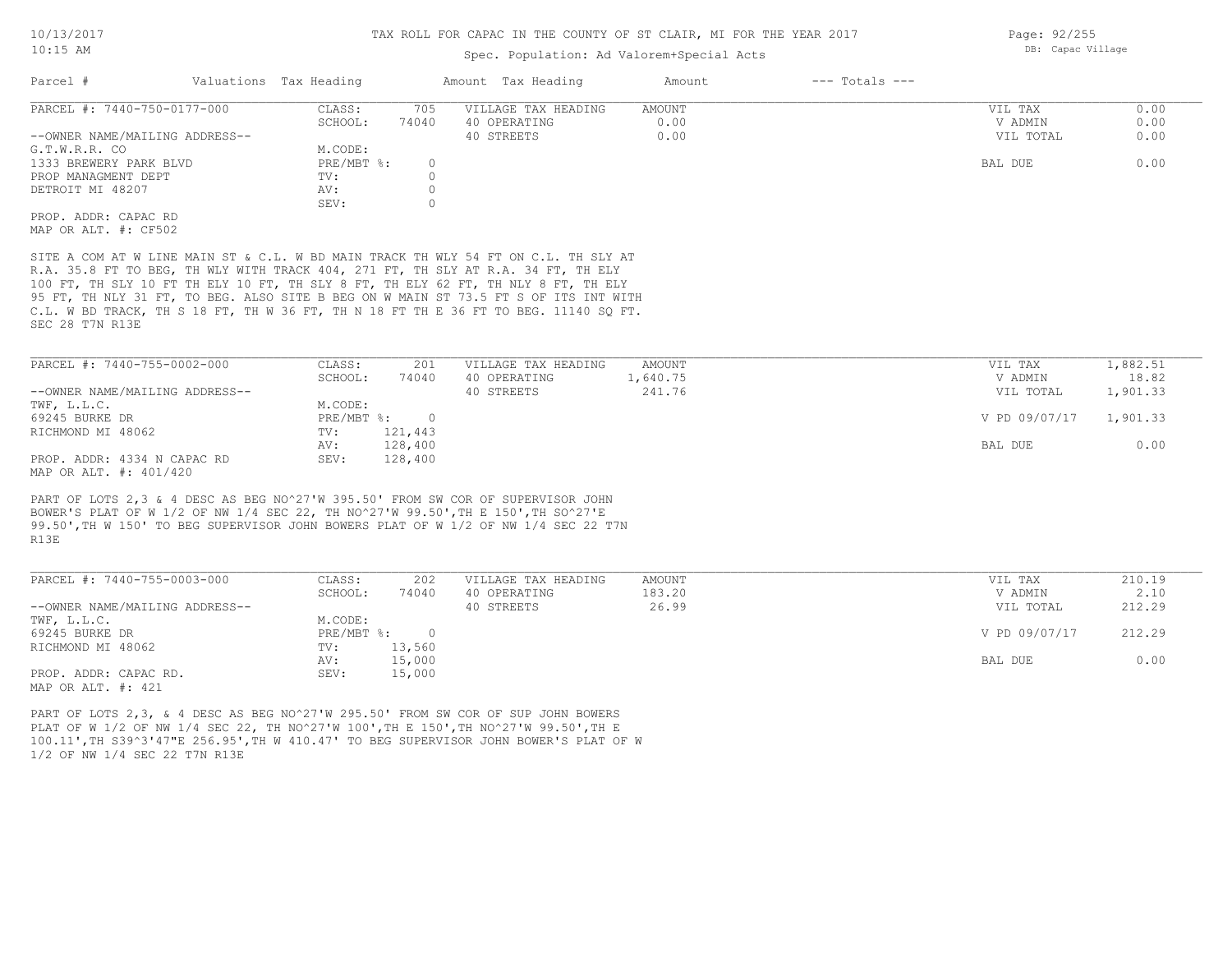# TAX ROLL FOR CAPAC IN THE COUNTY OF ST CLAIR, MI FOR THE YEAR 2017

Spec. Population: Ad Valorem+Special Acts

10/13/2017 10:15 AM — DB: Capac Village

| Parcel # | Valuations | Tax Heading | Amount | Tax Heading | Amount | --- Totals --- | |
|---|---|---|---|---|---|---|---|

---

**PARCEL #: 7440-750-0177-000**

| | | | | | |
|---|---|---|---|---|---|
| CLASS: | 705 | VILLAGE TAX HEADING | AMOUNT | VIL TAX | 0.00 |
| SCHOOL: | 74040 | 40 OPERATING | 0.00 | V ADMIN | 0.00 |
| | | 40 STREETS | 0.00 | VIL TOTAL | 0.00 |
| M.CODE: | | | | | |
| PRE/MBT %: | 0 | | | BAL DUE | 0.00 |
| TV: | 0 | | | | |
| AV: | 0 | | | | |
| SEV: | 0 | | | | |

--OWNER NAME/MAILING ADDRESS--
G.T.W.R.R. CO
1333 BREWERY PARK BLVD
PROP MANAGMENT DEPT
DETROIT MI 48207

PROP. ADDR: CAPAC RD
MAP OR ALT. #: CF502

SITE A COM AT W LINE MAIN ST & C.L. W BD MAIN TRACK TH WLY 54 FT ON C.L. TH SLY AT R.A. 35.8 FT TO BEG, TH WLY WITH TRACK 404, 271 FT, TH SLY AT R.A. 34 FT, TH ELY 100 FT, TH SLY 10 FT TH ELY 10 FT, TH SLY 8 FT, TH ELY 62 FT, TH NLY 8 FT, TH ELY 95 FT, TH NLY 31 FT, TO BEG. ALSO SITE B BEG ON W MAIN ST 73.5 FT S OF ITS INT WITH C.L. W BD TRACK, TH S 18 FT, TH W 36 FT, TH N 18 FT TH E 36 FT TO BEG. 11140 SQ FT. SEC 28 T7N R13E

---

**PARCEL #: 7440-755-0002-000**

| | | | | | |
|---|---|---|---|---|---|
| CLASS: | 201 | VILLAGE TAX HEADING | AMOUNT | VIL TAX | 1,882.51 |
| SCHOOL: | 74040 | 40 OPERATING | 1,640.75 | V ADMIN | 18.82 |
| | | 40 STREETS | 241.76 | VIL TOTAL | 1,901.33 |
| M.CODE: | | | | | |
| PRE/MBT %: | 0 | | | V PD 09/07/17 | 1,901.33 |
| TV: | 121,443 | | | | |
| AV: | 128,400 | | | BAL DUE | 0.00 |
| SEV: | 128,400 | | | | |

--OWNER NAME/MAILING ADDRESS--
TWF, L.L.C.
69245 BURKE DR
RICHMOND MI 48062

PROP. ADDR: 4334 N CAPAC RD
MAP OR ALT. #: 401/420

PART OF LOTS 2,3 & 4 DESC AS BEG NO^27'W 395.50' FROM SW COR OF SUPERVISOR JOHN BOWER'S PLAT OF W 1/2 OF NW 1/4 SEC 22, TH NO^27'W 99.50',TH E 150',TH SO^27'E 99.50',TH W 150' TO BEG SUPERVISOR JOHN BOWERS PLAT OF W 1/2 OF NW 1/4 SEC 22 T7N R13E

---

**PARCEL #: 7440-755-0003-000**

| | | | | | |
|---|---|---|---|---|---|
| CLASS: | 202 | VILLAGE TAX HEADING | AMOUNT | VIL TAX | 210.19 |
| SCHOOL: | 74040 | 40 OPERATING | 183.20 | V ADMIN | 2.10 |
| | | 40 STREETS | 26.99 | VIL TOTAL | 212.29 |
| M.CODE: | | | | | |
| PRE/MBT %: | 0 | | | V PD 09/07/17 | 212.29 |
| TV: | 13,560 | | | | |
| AV: | 15,000 | | | BAL DUE | 0.00 |
| SEV: | 15,000 | | | | |

--OWNER NAME/MAILING ADDRESS--
TWF, L.L.C.
69245 BURKE DR
RICHMOND MI 48062

PROP. ADDR: CAPAC RD.
MAP OR ALT. #: 421

PART OF LOTS 2,3, & 4 DESC AS BEG NO^27'W 295.50' FROM SW COR OF SUP JOHN BOWERS PLAT OF W 1/2 OF NW 1/4 SEC 22, TH NO^27'W 100',TH E 150',TH NO^27'W 99.50',TH E 100.11',TH S39^3'47"E 256.95',TH W 410.47' TO BEG SUPERVISOR JOHN BOWER'S PLAT OF W 1/2 OF NW 1/4 SEC 22 T7N R13E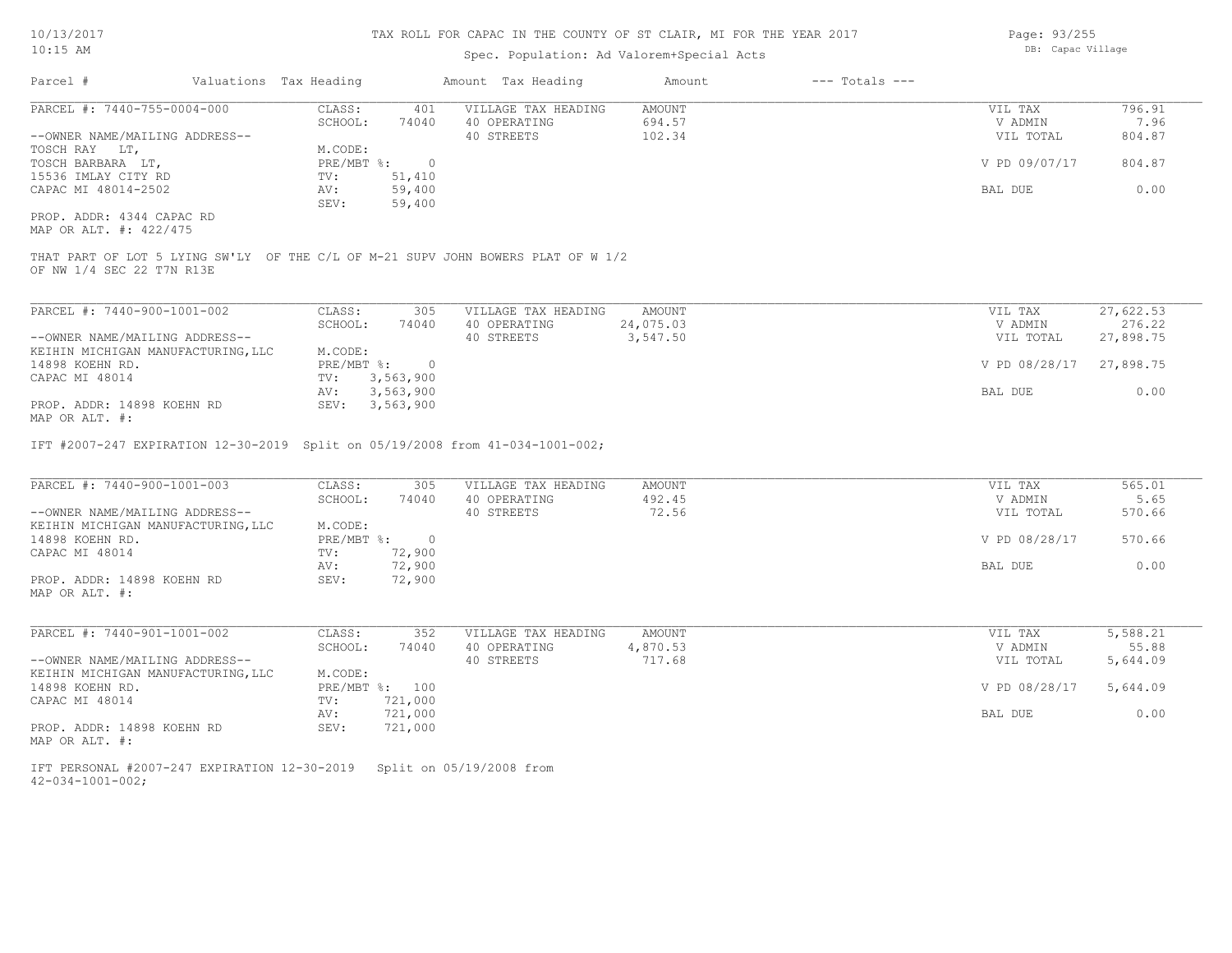| Parcel # | Valuations | Tax Heading | Amount | Tax Heading | Amount | --- Totals --- | |
|---|---|---|---|---|---|---|---|

**PARCEL #: 7440-755-0004-000**

| | | | | | |
|---|---|---|---|---|---|
| CLASS: | 401 | VILLAGE TAX HEADING | AMOUNT | VIL TAX | 796.91 |
| SCHOOL: | 74040 | 40 OPERATING | 694.57 | V ADMIN | 7.96 |
| | | 40 STREETS | 102.34 | VIL TOTAL | 804.87 |
| M.CODE: | | | | | |
| PRE/MBT %: | 0 | | | V PD 09/07/17 | 804.87 |
| TV: | 51,410 | | | | |
| AV: | 59,400 | | | BAL DUE | 0.00 |
| SEV: | 59,400 | | | | |

--OWNER NAME/MAILING ADDRESS--
TOSCH RAY LT,
TOSCH BARBARA LT,
15536 IMLAY CITY RD
CAPAC MI 48014-2502

PROP. ADDR: 4344 CAPAC RD
MAP OR ALT. #: 422/475

THAT PART OF LOT 5 LYING SW'LY OF THE C/L OF M-21 SUPV JOHN BOWERS PLAT OF W 1/2 OF NW 1/4 SEC 22 T7N R13E

---

**PARCEL #: 7440-900-1001-002**

| | | | | | |
|---|---|---|---|---|---|
| CLASS: | 305 | VILLAGE TAX HEADING | AMOUNT | VIL TAX | 27,622.53 |
| SCHOOL: | 74040 | 40 OPERATING | 24,075.03 | V ADMIN | 276.22 |
| | | 40 STREETS | 3,547.50 | VIL TOTAL | 27,898.75 |
| M.CODE: | | | | | |
| PRE/MBT %: | 0 | | | V PD 08/28/17 | 27,898.75 |
| TV: | 3,563,900 | | | | |
| AV: | 3,563,900 | | | BAL DUE | 0.00 |
| SEV: | 3,563,900 | | | | |

--OWNER NAME/MAILING ADDRESS--
KEIHIN MICHIGAN MANUFACTURING, LLC
14898 KOEHN RD.
CAPAC MI 48014

PROP. ADDR: 14898 KOEHN RD
MAP OR ALT. #:

IFT #2007-247 EXPIRATION 12-30-2019 Split on 05/19/2008 from 41-034-1001-002;

---

**PARCEL #: 7440-900-1001-003**

| | | | | | |
|---|---|---|---|---|---|
| CLASS: | 305 | VILLAGE TAX HEADING | AMOUNT | VIL TAX | 565.01 |
| SCHOOL: | 74040 | 40 OPERATING | 492.45 | V ADMIN | 5.65 |
| | | 40 STREETS | 72.56 | VIL TOTAL | 570.66 |
| M.CODE: | | | | | |
| PRE/MBT %: | 0 | | | V PD 08/28/17 | 570.66 |
| TV: | 72,900 | | | | |
| AV: | 72,900 | | | BAL DUE | 0.00 |
| SEV: | 72,900 | | | | |

--OWNER NAME/MAILING ADDRESS--
KEIHIN MICHIGAN MANUFACTURING, LLC
14898 KOEHN RD.
CAPAC MI 48014

PROP. ADDR: 14898 KOEHN RD
MAP OR ALT. #:

---

**PARCEL #: 7440-901-1001-002**

| | | | | | |
|---|---|---|---|---|---|
| CLASS: | 352 | VILLAGE TAX HEADING | AMOUNT | VIL TAX | 5,588.21 |
| SCHOOL: | 74040 | 40 OPERATING | 4,870.53 | V ADMIN | 55.88 |
| | | 40 STREETS | 717.68 | VIL TOTAL | 5,644.09 |
| M.CODE: | | | | | |
| PRE/MBT %: | 100 | | | V PD 08/28/17 | 5,644.09 |
| TV: | 721,000 | | | | |
| AV: | 721,000 | | | BAL DUE | 0.00 |
| SEV: | 721,000 | | | | |

--OWNER NAME/MAILING ADDRESS--
KEIHIN MICHIGAN MANUFACTURING, LLC
14898 KOEHN RD.
CAPAC MI 48014

PROP. ADDR: 14898 KOEHN RD
MAP OR ALT. #:

IFT PERSONAL #2007-247 EXPIRATION 12-30-2019 Split on 05/19/2008 from 42-034-1001-002;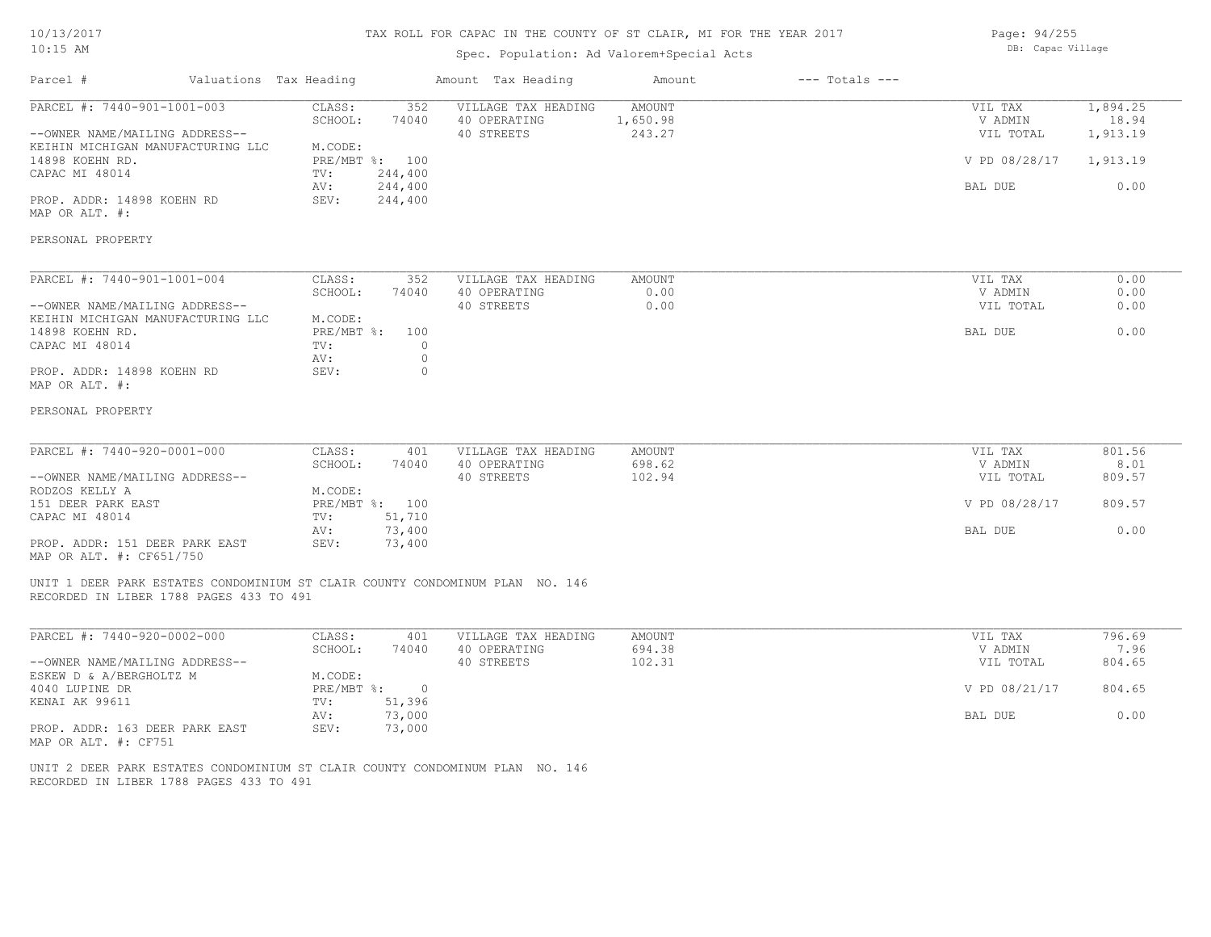# TAX ROLL FOR CAPAC IN THE COUNTY OF ST CLAIR, MI FOR THE YEAR 2017

Spec. Population: Ad Valorem+Special Acts

DB: Capac Village

| Parcel # | Valuations | Tax Heading | Amount | Tax Heading | Amount | --- Totals --- |
|---|---|---|---|---|---|---|

---

**PARCEL #: 7440-901-1001-003**

| | | | |
|---|---|---|---|
| CLASS: | 352 | VILLAGE TAX HEADING | AMOUNT |
| SCHOOL: | 74040 | 40 OPERATING | 1,650.98 |
| | | 40 STREETS | 243.27 |
| M.CODE: | | | |
| PRE/MBT %: | 100 | | |
| TV: | 244,400 | | |
| AV: | 244,400 | | |
| SEV: | 244,400 | | |

--OWNER NAME/MAILING ADDRESS--
KEIHIN MICHIGAN MANUFACTURING LLC
14898 KOEHN RD.
CAPAC MI 48014

PROP. ADDR: 14898 KOEHN RD
MAP OR ALT. #:

| Totals | |
|---|---|
| VIL TAX | 1,894.25 |
| V ADMIN | 18.94 |
| VIL TOTAL | 1,913.19 |
| V PD 08/28/17 | 1,913.19 |
| BAL DUE | 0.00 |

PERSONAL PROPERTY

---

**PARCEL #: 7440-901-1001-004**

| | | | |
|---|---|---|---|
| CLASS: | 352 | VILLAGE TAX HEADING | AMOUNT |
| SCHOOL: | 74040 | 40 OPERATING | 0.00 |
| | | 40 STREETS | 0.00 |
| M.CODE: | | | |
| PRE/MBT %: | 100 | | |
| TV: | 0 | | |
| AV: | 0 | | |
| SEV: | 0 | | |

--OWNER NAME/MAILING ADDRESS--
KEIHIN MICHIGAN MANUFACTURING LLC
14898 KOEHN RD.
CAPAC MI 48014

PROP. ADDR: 14898 KOEHN RD
MAP OR ALT. #:

| Totals | |
|---|---|
| VIL TAX | 0.00 |
| V ADMIN | 0.00 |
| VIL TOTAL | 0.00 |
| BAL DUE | 0.00 |

PERSONAL PROPERTY

---

**PARCEL #: 7440-920-0001-000**

| | | | |
|---|---|---|---|
| CLASS: | 401 | VILLAGE TAX HEADING | AMOUNT |
| SCHOOL: | 74040 | 40 OPERATING | 698.62 |
| | | 40 STREETS | 102.94 |
| M.CODE: | | | |
| PRE/MBT %: | 100 | | |
| TV: | 51,710 | | |
| AV: | 73,400 | | |
| SEV: | 73,400 | | |

--OWNER NAME/MAILING ADDRESS--
RODZOS KELLY A
151 DEER PARK EAST
CAPAC MI 48014

PROP. ADDR: 151 DEER PARK EAST
MAP OR ALT. #: CF651/750

| Totals | |
|---|---|
| VIL TAX | 801.56 |
| V ADMIN | 8.01 |
| VIL TOTAL | 809.57 |
| V PD 08/28/17 | 809.57 |
| BAL DUE | 0.00 |

UNIT 1 DEER PARK ESTATES CONDOMINIUM ST CLAIR COUNTY CONDOMINUM PLAN NO. 146
RECORDED IN LIBER 1788 PAGES 433 TO 491

---

**PARCEL #: 7440-920-0002-000**

| | | | |
|---|---|---|---|
| CLASS: | 401 | VILLAGE TAX HEADING | AMOUNT |
| SCHOOL: | 74040 | 40 OPERATING | 694.38 |
| | | 40 STREETS | 102.31 |
| M.CODE: | | | |
| PRE/MBT %: | 0 | | |
| TV: | 51,396 | | |
| AV: | 73,000 | | |
| SEV: | 73,000 | | |

--OWNER NAME/MAILING ADDRESS--
ESKEW D & A/BERGHOLTZ M
4040 LUPINE DR
KENAI AK 99611

PROP. ADDR: 163 DEER PARK EAST
MAP OR ALT. #: CF751

| Totals | |
|---|---|
| VIL TAX | 796.69 |
| V ADMIN | 7.96 |
| VIL TOTAL | 804.65 |
| V PD 08/21/17 | 804.65 |
| BAL DUE | 0.00 |

UNIT 2 DEER PARK ESTATES CONDOMINIUM ST CLAIR COUNTY CONDOMINUM PLAN NO. 146
RECORDED IN LIBER 1788 PAGES 433 TO 491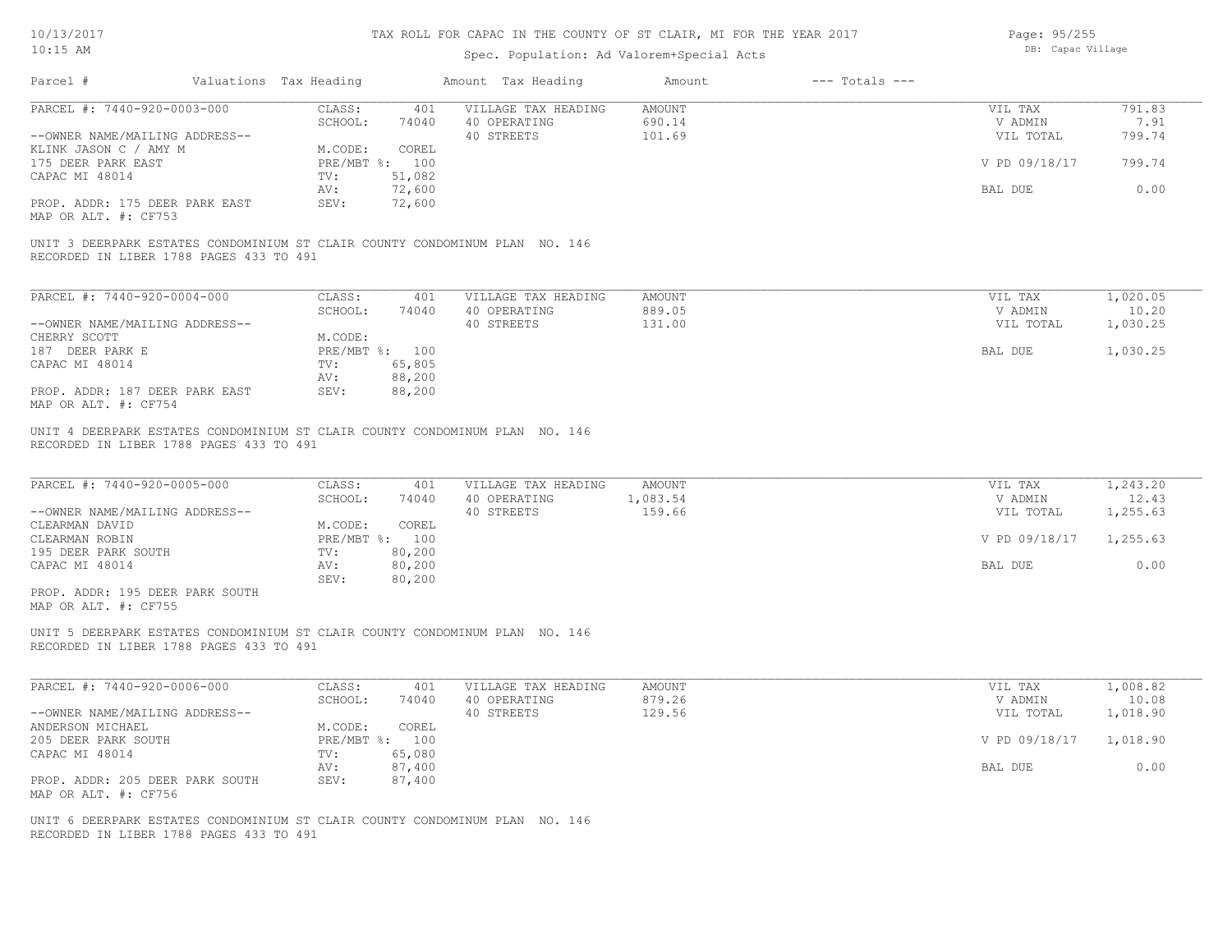TAX ROLL FOR CAPAC IN THE COUNTY OF ST CLAIR, MI FOR THE YEAR 2017

Spec. Population: Ad Valorem+Special Acts

| Parcel # | Valuations | Tax Heading | Amount | Tax Heading | Amount | --- Totals --- | |
|---|---|---|---|---|---|---|---|
| PARCEL #: 7440-920-0003-000 | CLASS: | 401 | VILLAGE TAX HEADING | AMOUNT | | VIL TAX | 791.83 |
| | SCHOOL: | 74040 | 40 OPERATING | 690.14 | | V ADMIN | 7.91 |
| --OWNER NAME/MAILING ADDRESS-- | | | 40 STREETS | 101.69 | | VIL TOTAL | 799.74 |
| KLINK JASON C / AMY M | M.CODE: | COREL | | | | | |
| 175 DEER PARK EAST | PRE/MBT %: | 100 | | | | V PD 09/18/17 | 799.74 |
| CAPAC MI 48014 | TV: | 51,082 | | | | | |
| | AV: | 72,600 | | | | BAL DUE | 0.00 |
| PROP. ADDR: 175 DEER PARK EAST | SEV: | 72,600 | | | | | |
| MAP OR ALT. #: CF753 | | | | | | | |

UNIT 3 DEERPARK ESTATES CONDOMINIUM ST CLAIR COUNTY CONDOMINUM PLAN NO. 146
RECORDED IN LIBER 1788 PAGES 433 TO 491

| Parcel # | Valuations | Tax Heading | Amount | Tax Heading | Amount | --- Totals --- | |
|---|---|---|---|---|---|---|---|
| PARCEL #: 7440-920-0004-000 | CLASS: | 401 | VILLAGE TAX HEADING | AMOUNT | | VIL TAX | 1,020.05 |
| | SCHOOL: | 74040 | 40 OPERATING | 889.05 | | V ADMIN | 10.20 |
| --OWNER NAME/MAILING ADDRESS-- | | | 40 STREETS | 131.00 | | VIL TOTAL | 1,030.25 |
| CHERRY SCOTT | M.CODE: | | | | | | |
| 187 DEER PARK E | PRE/MBT %: | 100 | | | | BAL DUE | 1,030.25 |
| CAPAC MI 48014 | TV: | 65,805 | | | | | |
| | AV: | 88,200 | | | | | |
| PROP. ADDR: 187 DEER PARK EAST | SEV: | 88,200 | | | | | |
| MAP OR ALT. #: CF754 | | | | | | | |

UNIT 4 DEERPARK ESTATES CONDOMINIUM ST CLAIR COUNTY CONDOMINUM PLAN NO. 146
RECORDED IN LIBER 1788 PAGES 433 TO 491

| Parcel # | Valuations | Tax Heading | Amount | Tax Heading | Amount | --- Totals --- | |
|---|---|---|---|---|---|---|---|
| PARCEL #: 7440-920-0005-000 | CLASS: | 401 | VILLAGE TAX HEADING | AMOUNT | | VIL TAX | 1,243.20 |
| | SCHOOL: | 74040 | 40 OPERATING | 1,083.54 | | V ADMIN | 12.43 |
| --OWNER NAME/MAILING ADDRESS-- | | | 40 STREETS | 159.66 | | VIL TOTAL | 1,255.63 |
| CLEARMAN DAVID | M.CODE: | COREL | | | | | |
| CLEARMAN ROBIN | PRE/MBT %: | 100 | | | | V PD 09/18/17 | 1,255.63 |
| 195 DEER PARK SOUTH | TV: | 80,200 | | | | | |
| CAPAC MI 48014 | AV: | 80,200 | | | | BAL DUE | 0.00 |
| | SEV: | 80,200 | | | | | |
| PROP. ADDR: 195 DEER PARK SOUTH | | | | | | | |
| MAP OR ALT. #: CF755 | | | | | | | |

UNIT 5 DEERPARK ESTATES CONDOMINIUM ST CLAIR COUNTY CONDOMINUM PLAN NO. 146
RECORDED IN LIBER 1788 PAGES 433 TO 491

| Parcel # | Valuations | Tax Heading | Amount | Tax Heading | Amount | --- Totals --- | |
|---|---|---|---|---|---|---|---|
| PARCEL #: 7440-920-0006-000 | CLASS: | 401 | VILLAGE TAX HEADING | AMOUNT | | VIL TAX | 1,008.82 |
| | SCHOOL: | 74040 | 40 OPERATING | 879.26 | | V ADMIN | 10.08 |
| --OWNER NAME/MAILING ADDRESS-- | | | 40 STREETS | 129.56 | | VIL TOTAL | 1,018.90 |
| ANDERSON MICHAEL | M.CODE: | COREL | | | | | |
| 205 DEER PARK SOUTH | PRE/MBT %: | 100 | | | | V PD 09/18/17 | 1,018.90 |
| CAPAC MI 48014 | TV: | 65,080 | | | | | |
| | AV: | 87,400 | | | | BAL DUE | 0.00 |
| PROP. ADDR: 205 DEER PARK SOUTH | SEV: | 87,400 | | | | | |
| MAP OR ALT. #: CF756 | | | | | | | |

UNIT 6 DEERPARK ESTATES CONDOMINIUM ST CLAIR COUNTY CONDOMINUM PLAN NO. 146
RECORDED IN LIBER 1788 PAGES 433 TO 491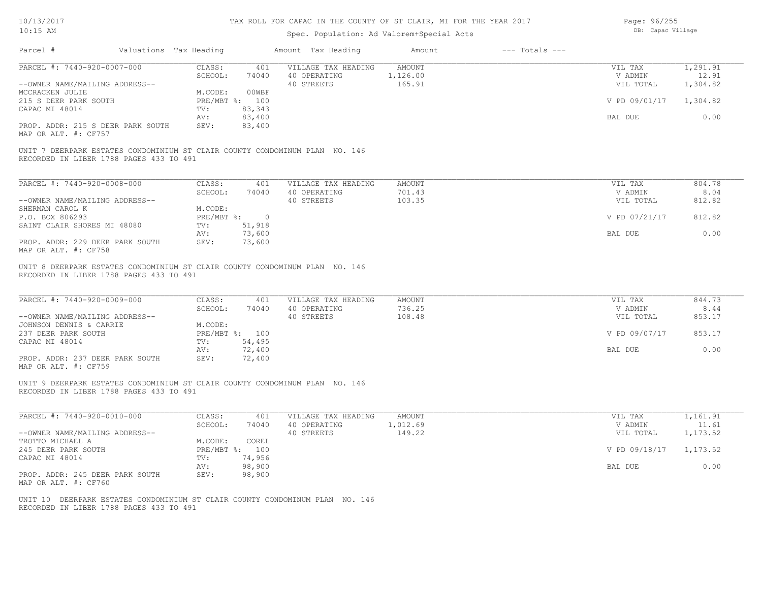# TAX ROLL FOR CAPAC IN THE COUNTY OF ST CLAIR, MI FOR THE YEAR 2017

Spec. Population: Ad Valorem+Special Acts

| Parcel # | Valuations | Tax Heading | Amount | Tax Heading | Amount | --- Totals --- | |
|---|---|---|---|---|---|---|---|
| PARCEL #: 7440-920-0007-000 | CLASS: | 401 | VILLAGE TAX HEADING | AMOUNT | | VIL TAX | 1,291.91 |
| | SCHOOL: | 74040 | 40 OPERATING | 1,126.00 | | V ADMIN | 12.91 |
| --OWNER NAME/MAILING ADDRESS-- | | | 40 STREETS | 165.91 | | VIL TOTAL | 1,304.82 |
| MCCRACKEN JULIE | M.CODE: | 00WBF | | | | | |
| 215 S DEER PARK SOUTH | PRE/MBT %: | 100 | | | | V PD 09/01/17 | 1,304.82 |
| CAPAC MI 48014 | TV: | 83,343 | | | | | |
| | AV: | 83,400 | | | | BAL DUE | 0.00 |
| PROP. ADDR: 215 S DEER PARK SOUTH | SEV: | 83,400 | | | | | |
| MAP OR ALT. #: CF757 | | | | | | | |

UNIT 7 DEERPARK ESTATES CONDOMINIUM ST CLAIR COUNTY CONDOMINUM PLAN NO. 146
RECORDED IN LIBER 1788 PAGES 433 TO 491

| Parcel # | Valuations | Tax Heading | Amount | Tax Heading | Amount | --- Totals --- | |
|---|---|---|---|---|---|---|---|
| PARCEL #: 7440-920-0008-000 | CLASS: | 401 | VILLAGE TAX HEADING | AMOUNT | | VIL TAX | 804.78 |
| | SCHOOL: | 74040 | 40 OPERATING | 701.43 | | V ADMIN | 8.04 |
| --OWNER NAME/MAILING ADDRESS-- | | | 40 STREETS | 103.35 | | VIL TOTAL | 812.82 |
| SHERMAN CAROL K | M.CODE: | | | | | | |
| P.O. BOX 806293 | PRE/MBT %: | 0 | | | | V PD 07/21/17 | 812.82 |
| SAINT CLAIR SHORES MI 48080 | TV: | 51,918 | | | | | |
| | AV: | 73,600 | | | | BAL DUE | 0.00 |
| PROP. ADDR: 229 DEER PARK SOUTH | SEV: | 73,600 | | | | | |
| MAP OR ALT. #: CF758 | | | | | | | |

UNIT 8 DEERPARK ESTATES CONDOMINIUM ST CLAIR COUNTY CONDOMINUM PLAN NO. 146
RECORDED IN LIBER 1788 PAGES 433 TO 491

| Parcel # | Valuations | Tax Heading | Amount | Tax Heading | Amount | --- Totals --- | |
|---|---|---|---|---|---|---|---|
| PARCEL #: 7440-920-0009-000 | CLASS: | 401 | VILLAGE TAX HEADING | AMOUNT | | VIL TAX | 844.73 |
| | SCHOOL: | 74040 | 40 OPERATING | 736.25 | | V ADMIN | 8.44 |
| --OWNER NAME/MAILING ADDRESS-- | | | 40 STREETS | 108.48 | | VIL TOTAL | 853.17 |
| JOHNSON DENNIS & CARRIE | M.CODE: | | | | | | |
| 237 DEER PARK SOUTH | PRE/MBT %: | 100 | | | | V PD 09/07/17 | 853.17 |
| CAPAC MI 48014 | TV: | 54,495 | | | | | |
| | AV: | 72,400 | | | | BAL DUE | 0.00 |
| PROP. ADDR: 237 DEER PARK SOUTH | SEV: | 72,400 | | | | | |
| MAP OR ALT. #: CF759 | | | | | | | |

UNIT 9 DEERPARK ESTATES CONDOMINIUM ST CLAIR COUNTY CONDOMINUM PLAN NO. 146
RECORDED IN LIBER 1788 PAGES 433 TO 491

| Parcel # | Valuations | Tax Heading | Amount | Tax Heading | Amount | --- Totals --- | |
|---|---|---|---|---|---|---|---|
| PARCEL #: 7440-920-0010-000 | CLASS: | 401 | VILLAGE TAX HEADING | AMOUNT | | VIL TAX | 1,161.91 |
| | SCHOOL: | 74040 | 40 OPERATING | 1,012.69 | | V ADMIN | 11.61 |
| --OWNER NAME/MAILING ADDRESS-- | | | 40 STREETS | 149.22 | | VIL TOTAL | 1,173.52 |
| TROTTO MICHAEL A | M.CODE: | COREL | | | | | |
| 245 DEER PARK SOUTH | PRE/MBT %: | 100 | | | | V PD 09/18/17 | 1,173.52 |
| CAPAC MI 48014 | TV: | 74,956 | | | | | |
| | AV: | 98,900 | | | | BAL DUE | 0.00 |
| PROP. ADDR: 245 DEER PARK SOUTH | SEV: | 98,900 | | | | | |
| MAP OR ALT. #: CF760 | | | | | | | |

UNIT 10 DEERPARK ESTATES CONDOMINIUM ST CLAIR COUNTY CONDOMINUM PLAN NO. 146
RECORDED IN LIBER 1788 PAGES 433 TO 491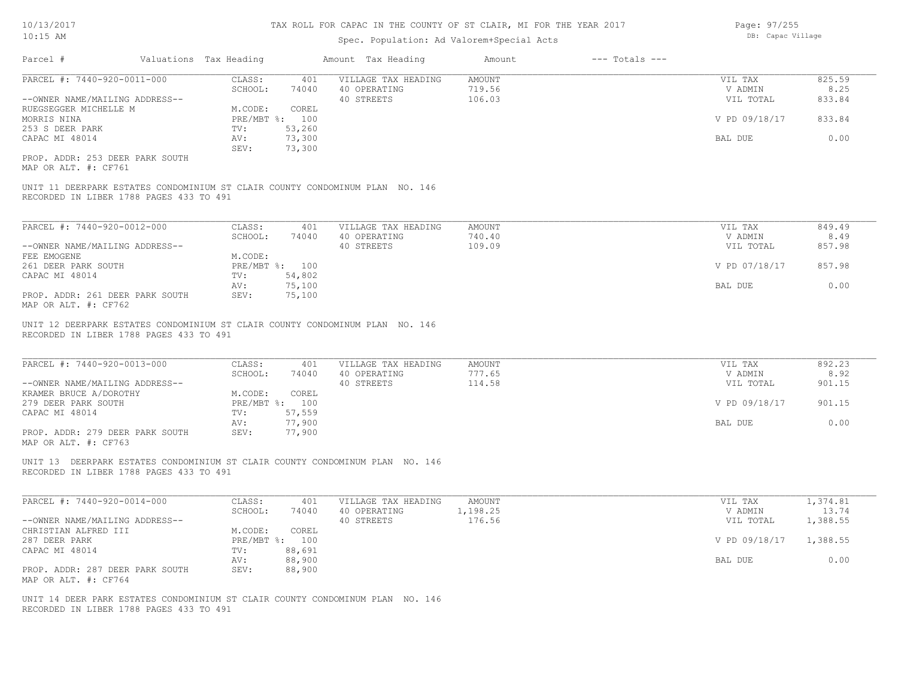TAX ROLL FOR CAPAC IN THE COUNTY OF ST CLAIR, MI FOR THE YEAR 2017

Spec. Population: Ad Valorem+Special Acts

DB: Capac Village

| Parcel # | Valuations | Tax Heading | Amount | Tax Heading | Amount | --- Totals --- | |
|---|---|---|---|---|---|---|---|

PARCEL #: 7440-920-0011-000

| | | | | | |
|---|---|---|---|---|---|
| CLASS: | 401 | VILLAGE TAX HEADING | AMOUNT | VIL TAX | 825.59 |
| SCHOOL: | 74040 | 40 OPERATING | 719.56 | V ADMIN | 8.25 |
| | | 40 STREETS | 106.03 | VIL TOTAL | 833.84 |
| M.CODE: | COREL | | | | |
| PRE/MBT %: | 100 | | | V PD 09/18/17 | 833.84 |
| TV: | 53,260 | | | | |
| AV: | 73,300 | | | BAL DUE | 0.00 |
| SEV: | 73,300 | | | | |

--OWNER NAME/MAILING ADDRESS--
RUEGSEGGER MICHELLE M
MORRIS NINA
253 S DEER PARK
CAPAC MI 48014

PROP. ADDR: 253 DEER PARK SOUTH
MAP OR ALT. #: CF761

UNIT 11 DEERPARK ESTATES CONDOMINIUM ST CLAIR COUNTY CONDOMINUM PLAN NO. 146
RECORDED IN LIBER 1788 PAGES 433 TO 491

---

PARCEL #: 7440-920-0012-000

| | | | | | |
|---|---|---|---|---|---|
| CLASS: | 401 | VILLAGE TAX HEADING | AMOUNT | VIL TAX | 849.49 |
| SCHOOL: | 74040 | 40 OPERATING | 740.40 | V ADMIN | 8.49 |
| | | 40 STREETS | 109.09 | VIL TOTAL | 857.98 |
| M.CODE: | | | | | |
| PRE/MBT %: | 100 | | | V PD 07/18/17 | 857.98 |
| TV: | 54,802 | | | | |
| AV: | 75,100 | | | BAL DUE | 0.00 |
| SEV: | 75,100 | | | | |

--OWNER NAME/MAILING ADDRESS--
FEE EMOGENE
261 DEER PARK SOUTH
CAPAC MI 48014

PROP. ADDR: 261 DEER PARK SOUTH
MAP OR ALT. #: CF762

UNIT 12 DEERPARK ESTATES CONDOMINIUM ST CLAIR COUNTY CONDOMINUM PLAN NO. 146
RECORDED IN LIBER 1788 PAGES 433 TO 491

---

PARCEL #: 7440-920-0013-000

| | | | | | |
|---|---|---|---|---|---|
| CLASS: | 401 | VILLAGE TAX HEADING | AMOUNT | VIL TAX | 892.23 |
| SCHOOL: | 74040 | 40 OPERATING | 777.65 | V ADMIN | 8.92 |
| | | 40 STREETS | 114.58 | VIL TOTAL | 901.15 |
| M.CODE: | COREL | | | | |
| PRE/MBT %: | 100 | | | V PD 09/18/17 | 901.15 |
| TV: | 57,559 | | | | |
| AV: | 77,900 | | | BAL DUE | 0.00 |
| SEV: | 77,900 | | | | |

--OWNER NAME/MAILING ADDRESS--
KRAMER BRUCE A/DOROTHY
279 DEER PARK SOUTH
CAPAC MI 48014

PROP. ADDR: 279 DEER PARK SOUTH
MAP OR ALT. #: CF763

UNIT 13 DEERPARK ESTATES CONDOMINIUM ST CLAIR COUNTY CONDOMINUM PLAN NO. 146
RECORDED IN LIBER 1788 PAGES 433 TO 491

---

PARCEL #: 7440-920-0014-000

| | | | | | |
|---|---|---|---|---|---|
| CLASS: | 401 | VILLAGE TAX HEADING | AMOUNT | VIL TAX | 1,374.81 |
| SCHOOL: | 74040 | 40 OPERATING | 1,198.25 | V ADMIN | 13.74 |
| | | 40 STREETS | 176.56 | VIL TOTAL | 1,388.55 |
| M.CODE: | COREL | | | | |
| PRE/MBT %: | 100 | | | V PD 09/18/17 | 1,388.55 |
| TV: | 88,691 | | | | |
| AV: | 88,900 | | | BAL DUE | 0.00 |
| SEV: | 88,900 | | | | |

--OWNER NAME/MAILING ADDRESS--
CHRISTIAN ALFRED III
287 DEER PARK
CAPAC MI 48014

PROP. ADDR: 287 DEER PARK SOUTH
MAP OR ALT. #: CF764

UNIT 14 DEER PARK ESTATES CONDOMINIUM ST CLAIR COUNTY CONDOMINUM PLAN NO. 146
RECORDED IN LIBER 1788 PAGES 433 TO 491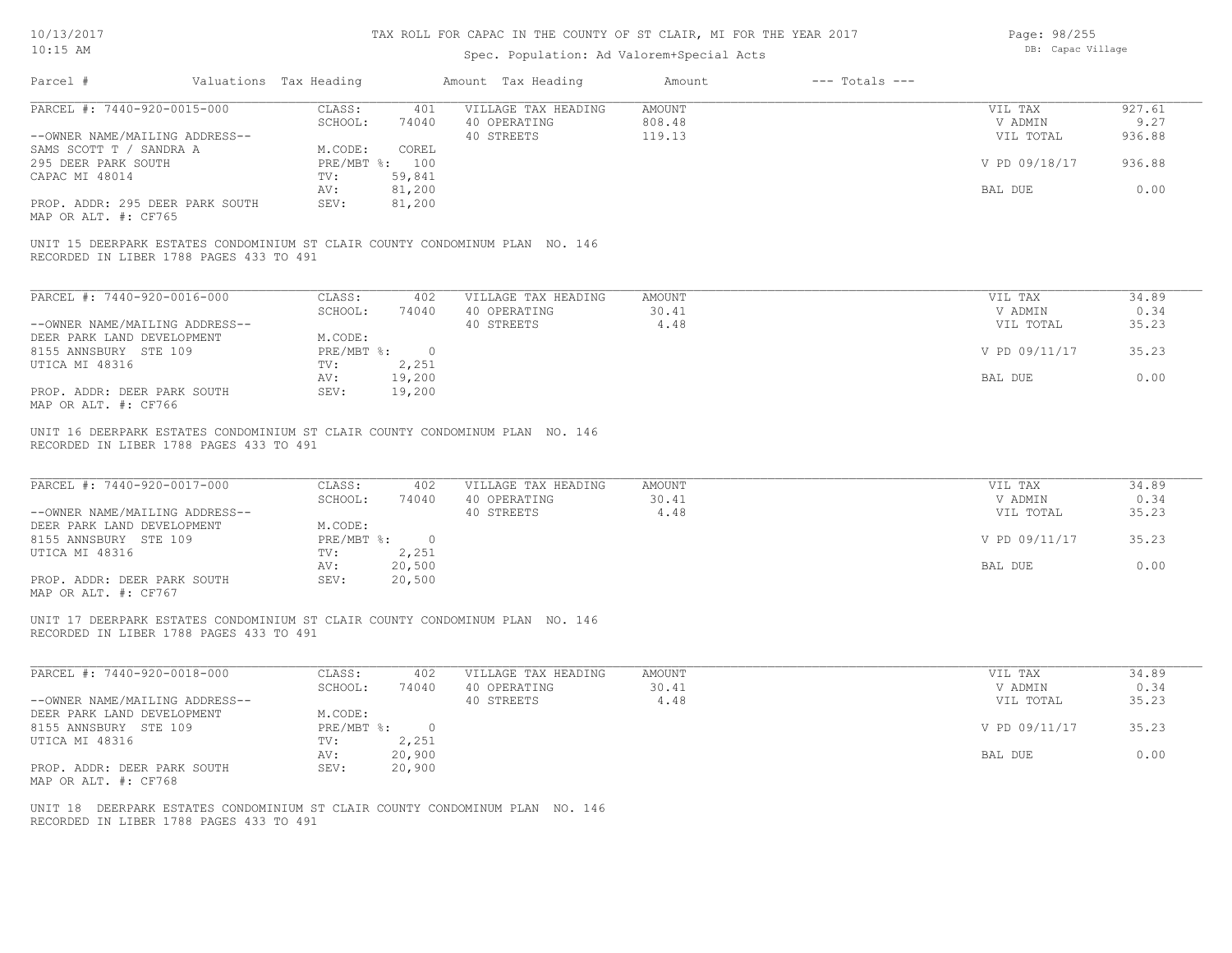# TAX ROLL FOR CAPAC IN THE COUNTY OF ST CLAIR, MI FOR THE YEAR 2017

Spec. Population: Ad Valorem+Special Acts

DB: Capac Village

| Parcel # | Valuations | Tax Heading | Amount | Tax Heading | Amount | --- Totals --- |
|---|---|---|---|---|---|---|

**PARCEL #: 7440-920-0015-000**

| | | | | | |
|---|---|---|---|---|---|
| CLASS: | 401 | VILLAGE TAX HEADING | AMOUNT | VIL TAX | 927.61 |
| SCHOOL: | 74040 | 40 OPERATING | 808.48 | V ADMIN | 9.27 |
| | | 40 STREETS | 119.13 | VIL TOTAL | 936.88 |
| M.CODE: | COREL | | | | |
| PRE/MBT %: | 100 | | | V PD 09/18/17 | 936.88 |
| TV: | 59,841 | | | | |
| AV: | 81,200 | | | BAL DUE | 0.00 |
| SEV: | 81,200 | | | | |

--OWNER NAME/MAILING ADDRESS--
SAMS SCOTT T / SANDRA A
295 DEER PARK SOUTH
CAPAC MI 48014

PROP. ADDR: 295 DEER PARK SOUTH
MAP OR ALT. #: CF765

UNIT 15 DEERPARK ESTATES CONDOMINIUM ST CLAIR COUNTY CONDOMINUM PLAN NO. 146
RECORDED IN LIBER 1788 PAGES 433 TO 491

**PARCEL #: 7440-920-0016-000**

| | | | | | |
|---|---|---|---|---|---|
| CLASS: | 402 | VILLAGE TAX HEADING | AMOUNT | VIL TAX | 34.89 |
| SCHOOL: | 74040 | 40 OPERATING | 30.41 | V ADMIN | 0.34 |
| | | 40 STREETS | 4.48 | VIL TOTAL | 35.23 |
| M.CODE: | | | | | |
| PRE/MBT %: | 0 | | | V PD 09/11/17 | 35.23 |
| TV: | 2,251 | | | | |
| AV: | 19,200 | | | BAL DUE | 0.00 |
| SEV: | 19,200 | | | | |

--OWNER NAME/MAILING ADDRESS--
DEER PARK LAND DEVELOPMENT
8155 ANNSBURY STE 109
UTICA MI 48316

PROP. ADDR: DEER PARK SOUTH
MAP OR ALT. #: CF766

UNIT 16 DEERPARK ESTATES CONDOMINIUM ST CLAIR COUNTY CONDOMINUM PLAN NO. 146
RECORDED IN LIBER 1788 PAGES 433 TO 491

**PARCEL #: 7440-920-0017-000**

| | | | | | |
|---|---|---|---|---|---|
| CLASS: | 402 | VILLAGE TAX HEADING | AMOUNT | VIL TAX | 34.89 |
| SCHOOL: | 74040 | 40 OPERATING | 30.41 | V ADMIN | 0.34 |
| | | 40 STREETS | 4.48 | VIL TOTAL | 35.23 |
| M.CODE: | | | | | |
| PRE/MBT %: | 0 | | | V PD 09/11/17 | 35.23 |
| TV: | 2,251 | | | | |
| AV: | 20,500 | | | BAL DUE | 0.00 |
| SEV: | 20,500 | | | | |

--OWNER NAME/MAILING ADDRESS--
DEER PARK LAND DEVELOPMENT
8155 ANNSBURY STE 109
UTICA MI 48316

PROP. ADDR: DEER PARK SOUTH
MAP OR ALT. #: CF767

UNIT 17 DEERPARK ESTATES CONDOMINIUM ST CLAIR COUNTY CONDOMINUM PLAN NO. 146
RECORDED IN LIBER 1788 PAGES 433 TO 491

**PARCEL #: 7440-920-0018-000**

| | | | | | |
|---|---|---|---|---|---|
| CLASS: | 402 | VILLAGE TAX HEADING | AMOUNT | VIL TAX | 34.89 |
| SCHOOL: | 74040 | 40 OPERATING | 30.41 | V ADMIN | 0.34 |
| | | 40 STREETS | 4.48 | VIL TOTAL | 35.23 |
| M.CODE: | | | | | |
| PRE/MBT %: | 0 | | | V PD 09/11/17 | 35.23 |
| TV: | 2,251 | | | | |
| AV: | 20,900 | | | BAL DUE | 0.00 |
| SEV: | 20,900 | | | | |

--OWNER NAME/MAILING ADDRESS--
DEER PARK LAND DEVELOPMENT
8155 ANNSBURY STE 109
UTICA MI 48316

PROP. ADDR: DEER PARK SOUTH
MAP OR ALT. #: CF768

UNIT 18 DEERPARK ESTATES CONDOMINIUM ST CLAIR COUNTY CONDOMINUM PLAN NO. 146
RECORDED IN LIBER 1788 PAGES 433 TO 491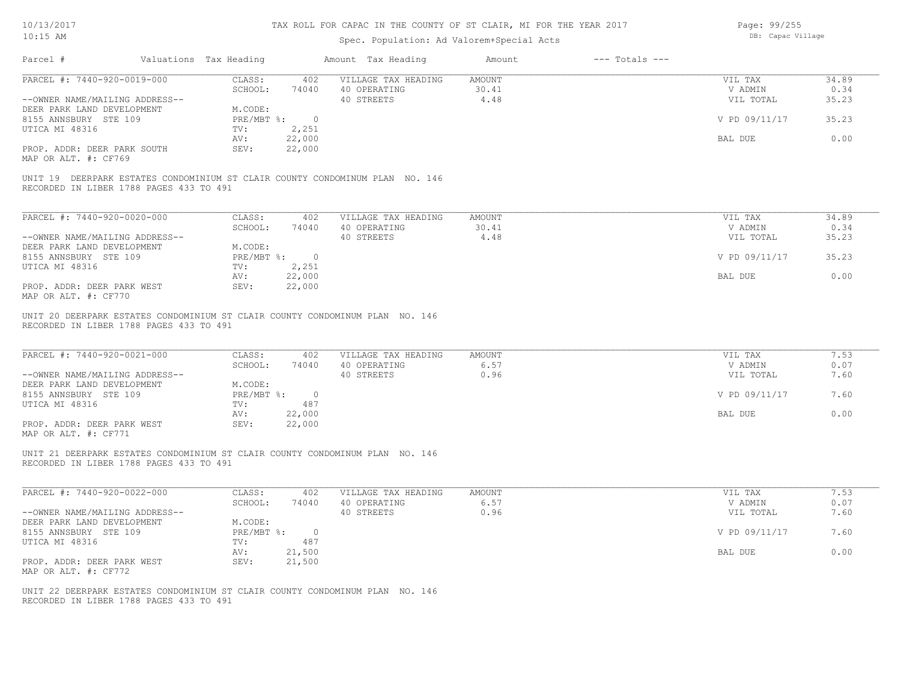# TAX ROLL FOR CAPAC IN THE COUNTY OF ST CLAIR, MI FOR THE YEAR 2017

Spec. Population: Ad Valorem+Special Acts

| Parcel # | Valuations | Tax Heading | Amount | Tax Heading | Amount | --- Totals --- | |
|---|---|---|---|---|---|---|---|
| PARCEL #: 7440-920-0019-000 | CLASS: | 402 | VILLAGE TAX HEADING | AMOUNT | | VIL TAX | 34.89 |
| | SCHOOL: | 74040 | 40 OPERATING | 30.41 | | V ADMIN | 0.34 |
| --OWNER NAME/MAILING ADDRESS-- | | | 40 STREETS | 4.48 | | VIL TOTAL | 35.23 |
| DEER PARK LAND DEVELOPMENT | M.CODE: | | | | | | |
| 8155 ANNSBURY STE 109 | PRE/MBT %: | 0 | | | | V PD 09/11/17 | 35.23 |
| UTICA MI 48316 | TV: | 2,251 | | | | | |
| | AV: | 22,000 | | | | BAL DUE | 0.00 |
| PROP. ADDR: DEER PARK SOUTH | SEV: | 22,000 | | | | | |
| MAP OR ALT. #: CF769 | | | | | | | |

UNIT 19 DEERPARK ESTATES CONDOMINIUM ST CLAIR COUNTY CONDOMINUM PLAN NO. 146
RECORDED IN LIBER 1788 PAGES 433 TO 491

| Parcel # | Valuations | Tax Heading | Amount | Tax Heading | Amount | --- Totals --- | |
|---|---|---|---|---|---|---|---|
| PARCEL #: 7440-920-0020-000 | CLASS: | 402 | VILLAGE TAX HEADING | AMOUNT | | VIL TAX | 34.89 |
| | SCHOOL: | 74040 | 40 OPERATING | 30.41 | | V ADMIN | 0.34 |
| --OWNER NAME/MAILING ADDRESS-- | | | 40 STREETS | 4.48 | | VIL TOTAL | 35.23 |
| DEER PARK LAND DEVELOPMENT | M.CODE: | | | | | | |
| 8155 ANNSBURY STE 109 | PRE/MBT %: | 0 | | | | V PD 09/11/17 | 35.23 |
| UTICA MI 48316 | TV: | 2,251 | | | | | |
| | AV: | 22,000 | | | | BAL DUE | 0.00 |
| PROP. ADDR: DEER PARK WEST | SEV: | 22,000 | | | | | |
| MAP OR ALT. #: CF770 | | | | | | | |

UNIT 20 DEERPARK ESTATES CONDOMINIUM ST CLAIR COUNTY CONDOMINUM PLAN NO. 146
RECORDED IN LIBER 1788 PAGES 433 TO 491

| Parcel # | Valuations | Tax Heading | Amount | Tax Heading | Amount | --- Totals --- | |
|---|---|---|---|---|---|---|---|
| PARCEL #: 7440-920-0021-000 | CLASS: | 402 | VILLAGE TAX HEADING | AMOUNT | | VIL TAX | 7.53 |
| | SCHOOL: | 74040 | 40 OPERATING | 6.57 | | V ADMIN | 0.07 |
| --OWNER NAME/MAILING ADDRESS-- | | | 40 STREETS | 0.96 | | VIL TOTAL | 7.60 |
| DEER PARK LAND DEVELOPMENT | M.CODE: | | | | | | |
| 8155 ANNSBURY STE 109 | PRE/MBT %: | 0 | | | | V PD 09/11/17 | 7.60 |
| UTICA MI 48316 | TV: | 487 | | | | | |
| | AV: | 22,000 | | | | BAL DUE | 0.00 |
| PROP. ADDR: DEER PARK WEST | SEV: | 22,000 | | | | | |
| MAP OR ALT. #: CF771 | | | | | | | |

UNIT 21 DEERPARK ESTATES CONDOMINIUM ST CLAIR COUNTY CONDOMINUM PLAN NO. 146
RECORDED IN LIBER 1788 PAGES 433 TO 491

| Parcel # | Valuations | Tax Heading | Amount | Tax Heading | Amount | --- Totals --- | |
|---|---|---|---|---|---|---|---|
| PARCEL #: 7440-920-0022-000 | CLASS: | 402 | VILLAGE TAX HEADING | AMOUNT | | VIL TAX | 7.53 |
| | SCHOOL: | 74040 | 40 OPERATING | 6.57 | | V ADMIN | 0.07 |
| --OWNER NAME/MAILING ADDRESS-- | | | 40 STREETS | 0.96 | | VIL TOTAL | 7.60 |
| DEER PARK LAND DEVELOPMENT | M.CODE: | | | | | | |
| 8155 ANNSBURY STE 109 | PRE/MBT %: | 0 | | | | V PD 09/11/17 | 7.60 |
| UTICA MI 48316 | TV: | 487 | | | | | |
| | AV: | 21,500 | | | | BAL DUE | 0.00 |
| PROP. ADDR: DEER PARK WEST | SEV: | 21,500 | | | | | |
| MAP OR ALT. #: CF772 | | | | | | | |

UNIT 22 DEERPARK ESTATES CONDOMINIUM ST CLAIR COUNTY CONDOMINUM PLAN NO. 146
RECORDED IN LIBER 1788 PAGES 433 TO 491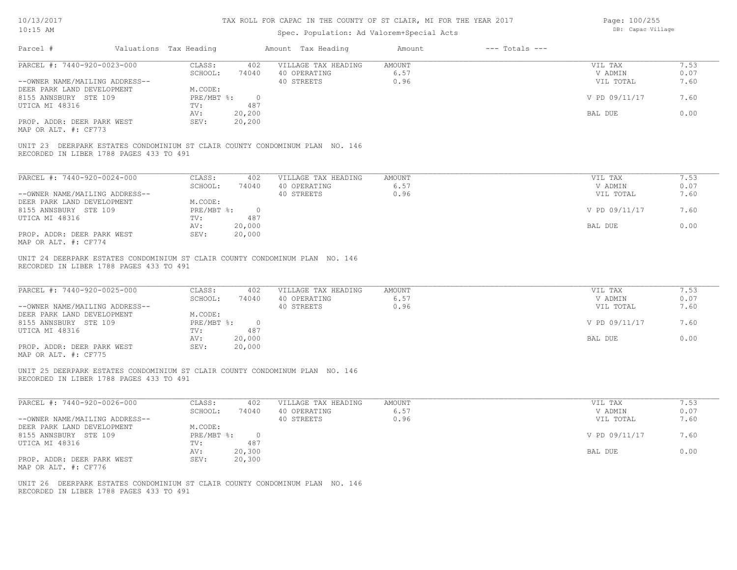# TAX ROLL FOR CAPAC IN THE COUNTY OF ST CLAIR, MI FOR THE YEAR 2017

Spec. Population: Ad Valorem+Special Acts

| Parcel # | Valuations | Tax Heading | Amount | Tax Heading | Amount | --- Totals --- | |
|---|---|---|---|---|---|---|---|
| PARCEL #: 7440-920-0023-000 | CLASS: | 402 | VILLAGE TAX HEADING | AMOUNT | | VIL TAX | 7.53 |
| | SCHOOL: | 74040 | 40 OPERATING | 6.57 | | V ADMIN | 0.07 |
| --OWNER NAME/MAILING ADDRESS-- | | | 40 STREETS | 0.96 | | VIL TOTAL | 7.60 |
| DEER PARK LAND DEVELOPMENT | M.CODE: | | | | | | |
| 8155 ANNSBURY STE 109 | PRE/MBT %: | 0 | | | | V PD 09/11/17 | 7.60 |
| UTICA MI 48316 | TV: | 487 | | | | | |
| | AV: | 20,200 | | | | BAL DUE | 0.00 |
| PROP. ADDR: DEER PARK WEST | SEV: | 20,200 | | | | | |
| MAP OR ALT. #: CF773 | | | | | | | |

UNIT 23 DEERPARK ESTATES CONDOMINIUM ST CLAIR COUNTY CONDOMINUM PLAN NO. 146
RECORDED IN LIBER 1788 PAGES 433 TO 491

| Parcel # | Valuations | Tax Heading | Amount | Tax Heading | Amount | --- Totals --- | |
|---|---|---|---|---|---|---|---|
| PARCEL #: 7440-920-0024-000 | CLASS: | 402 | VILLAGE TAX HEADING | AMOUNT | | VIL TAX | 7.53 |
| | SCHOOL: | 74040 | 40 OPERATING | 6.57 | | V ADMIN | 0.07 |
| --OWNER NAME/MAILING ADDRESS-- | | | 40 STREETS | 0.96 | | VIL TOTAL | 7.60 |
| DEER PARK LAND DEVELOPMENT | M.CODE: | | | | | | |
| 8155 ANNSBURY STE 109 | PRE/MBT %: | 0 | | | | V PD 09/11/17 | 7.60 |
| UTICA MI 48316 | TV: | 487 | | | | | |
| | AV: | 20,000 | | | | BAL DUE | 0.00 |
| PROP. ADDR: DEER PARK WEST | SEV: | 20,000 | | | | | |
| MAP OR ALT. #: CF774 | | | | | | | |

UNIT 24 DEERPARK ESTATES CONDOMINIUM ST CLAIR COUNTY CONDOMINUM PLAN NO. 146
RECORDED IN LIBER 1788 PAGES 433 TO 491

| Parcel # | Valuations | Tax Heading | Amount | Tax Heading | Amount | --- Totals --- | |
|---|---|---|---|---|---|---|---|
| PARCEL #: 7440-920-0025-000 | CLASS: | 402 | VILLAGE TAX HEADING | AMOUNT | | VIL TAX | 7.53 |
| | SCHOOL: | 74040 | 40 OPERATING | 6.57 | | V ADMIN | 0.07 |
| --OWNER NAME/MAILING ADDRESS-- | | | 40 STREETS | 0.96 | | VIL TOTAL | 7.60 |
| DEER PARK LAND DEVELOPMENT | M.CODE: | | | | | | |
| 8155 ANNSBURY STE 109 | PRE/MBT %: | 0 | | | | V PD 09/11/17 | 7.60 |
| UTICA MI 48316 | TV: | 487 | | | | | |
| | AV: | 20,000 | | | | BAL DUE | 0.00 |
| PROP. ADDR: DEER PARK WEST | SEV: | 20,000 | | | | | |
| MAP OR ALT. #: CF775 | | | | | | | |

UNIT 25 DEERPARK ESTATES CONDOMINIUM ST CLAIR COUNTY CONDOMINUM PLAN NO. 146
RECORDED IN LIBER 1788 PAGES 433 TO 491

| Parcel # | Valuations | Tax Heading | Amount | Tax Heading | Amount | --- Totals --- | |
|---|---|---|---|---|---|---|---|
| PARCEL #: 7440-920-0026-000 | CLASS: | 402 | VILLAGE TAX HEADING | AMOUNT | | VIL TAX | 7.53 |
| | SCHOOL: | 74040 | 40 OPERATING | 6.57 | | V ADMIN | 0.07 |
| --OWNER NAME/MAILING ADDRESS-- | | | 40 STREETS | 0.96 | | VIL TOTAL | 7.60 |
| DEER PARK LAND DEVELOPMENT | M.CODE: | | | | | | |
| 8155 ANNSBURY STE 109 | PRE/MBT %: | 0 | | | | V PD 09/11/17 | 7.60 |
| UTICA MI 48316 | TV: | 487 | | | | | |
| | AV: | 20,300 | | | | BAL DUE | 0.00 |
| PROP. ADDR: DEER PARK WEST | SEV: | 20,300 | | | | | |
| MAP OR ALT. #: CF776 | | | | | | | |

UNIT 26 DEERPARK ESTATES CONDOMINIUM ST CLAIR COUNTY CONDOMINUM PLAN NO. 146
RECORDED IN LIBER 1788 PAGES 433 TO 491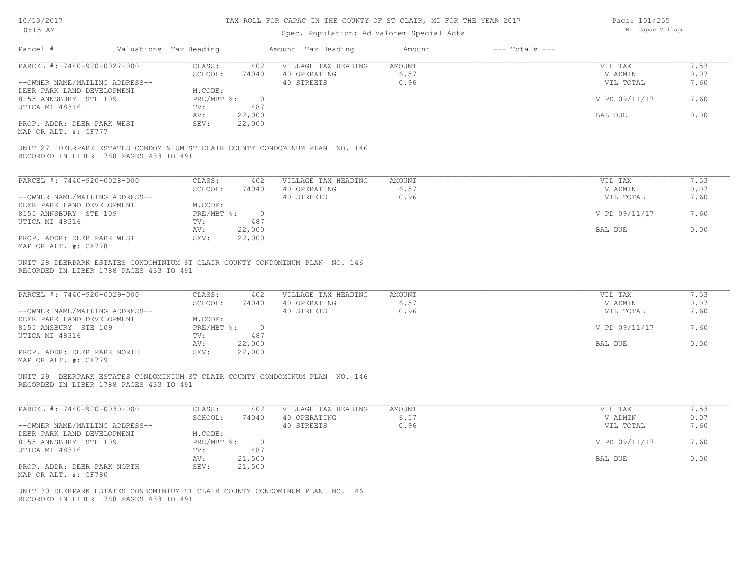# TAX ROLL FOR CAPAC IN THE COUNTY OF ST CLAIR, MI FOR THE YEAR 2017

Spec. Population: Ad Valorem+Special Acts

| Parcel # | Valuations | Tax Heading | Amount | Tax Heading | Amount | --- Totals --- | |
|---|---|---|---|---|---|---|---|
| PARCEL #: 7440-920-0027-000 | CLASS: | 402 | VILLAGE TAX HEADING | AMOUNT | | VIL TAX | 7.53 |
| | SCHOOL: | 74040 | 40 OPERATING | 6.57 | | V ADMIN | 0.07 |
| --OWNER NAME/MAILING ADDRESS-- | | | 40 STREETS | 0.96 | | VIL TOTAL | 7.60 |
| DEER PARK LAND DEVELOPMENT | M.CODE: | | | | | | |
| 8155 ANNSBURY STE 109 | PRE/MBT %: | 0 | | | | V PD 09/11/17 | 7.60 |
| UTICA MI 48316 | TV: | 487 | | | | | |
| | AV: | 22,000 | | | | BAL DUE | 0.00 |
| PROP. ADDR: DEER PARK WEST | SEV: | 22,000 | | | | | |
| MAP OR ALT. #: CF777 | | | | | | | |

UNIT 27 DEERPARK ESTATES CONDOMINIUM ST CLAIR COUNTY CONDOMINUM PLAN NO. 146
RECORDED IN LIBER 1788 PAGES 433 TO 491

| Parcel # | Valuations | Tax Heading | Amount | Tax Heading | Amount | --- Totals --- | |
|---|---|---|---|---|---|---|---|
| PARCEL #: 7440-920-0028-000 | CLASS: | 402 | VILLAGE TAX HEADING | AMOUNT | | VIL TAX | 7.53 |
| | SCHOOL: | 74040 | 40 OPERATING | 6.57 | | V ADMIN | 0.07 |
| --OWNER NAME/MAILING ADDRESS-- | | | 40 STREETS | 0.96 | | VIL TOTAL | 7.60 |
| DEER PARK LAND DEVELOPMENT | M.CODE: | | | | | | |
| 8155 ANNSBURY STE 109 | PRE/MBT %: | 0 | | | | V PD 09/11/17 | 7.60 |
| UTICA MI 48316 | TV: | 487 | | | | | |
| | AV: | 22,000 | | | | BAL DUE | 0.00 |
| PROP. ADDR: DEER PARK WEST | SEV: | 22,000 | | | | | |
| MAP OR ALT. #: CF778 | | | | | | | |

UNIT 28 DEERPARK ESTATES CONDOMINIUM ST CLAIR COUNTY CONDOMINUM PLAN NO. 146
RECORDED IN LIBER 1788 PAGES 433 TO 491

| Parcel # | Valuations | Tax Heading | Amount | Tax Heading | Amount | --- Totals --- | |
|---|---|---|---|---|---|---|---|
| PARCEL #: 7440-920-0029-000 | CLASS: | 402 | VILLAGE TAX HEADING | AMOUNT | | VIL TAX | 7.53 |
| | SCHOOL: | 74040 | 40 OPERATING | 6.57 | | V ADMIN | 0.07 |
| --OWNER NAME/MAILING ADDRESS-- | | | 40 STREETS | 0.96 | | VIL TOTAL | 7.60 |
| DEER PARK LAND DEVELOPMENT | M.CODE: | | | | | | |
| 8155 ANSBURY STE 109 | PRE/MBT %: | 0 | | | | V PD 09/11/17 | 7.60 |
| UTICA MI 48316 | TV: | 487 | | | | | |
| | AV: | 22,000 | | | | BAL DUE | 0.00 |
| PROP. ADDR: DEER PARK NORTH | SEV: | 22,000 | | | | | |
| MAP OR ALT. #: CF779 | | | | | | | |

UNIT 29 DEERPARK ESTATES CONDOMINIUM ST CLAIR COUNTY CONDOMINUM PLAN NO. 146
RECORDED IN LIBER 1788 PAGES 433 TO 491

| Parcel # | Valuations | Tax Heading | Amount | Tax Heading | Amount | --- Totals --- | |
|---|---|---|---|---|---|---|---|
| PARCEL #: 7440-920-0030-000 | CLASS: | 402 | VILLAGE TAX HEADING | AMOUNT | | VIL TAX | 7.53 |
| | SCHOOL: | 74040 | 40 OPERATING | 6.57 | | V ADMIN | 0.07 |
| --OWNER NAME/MAILING ADDRESS-- | | | 40 STREETS | 0.96 | | VIL TOTAL | 7.60 |
| DEER PARK LAND DEVELOPMENT | M.CODE: | | | | | | |
| 8155 ANNSBURY STE 109 | PRE/MBT %: | 0 | | | | V PD 09/11/17 | 7.60 |
| UTICA MI 48316 | TV: | 487 | | | | | |
| | AV: | 21,500 | | | | BAL DUE | 0.00 |
| PROP. ADDR: DEER PARK NORTH | SEV: | 21,500 | | | | | |
| MAP OR ALT. #: CF780 | | | | | | | |

UNIT 30 DEERPARK ESTATES CONDOMINIUM ST CLAIR COUNTY CONDOMINUM PLAN NO. 146
RECORDED IN LIBER 1788 PAGES 433 TO 491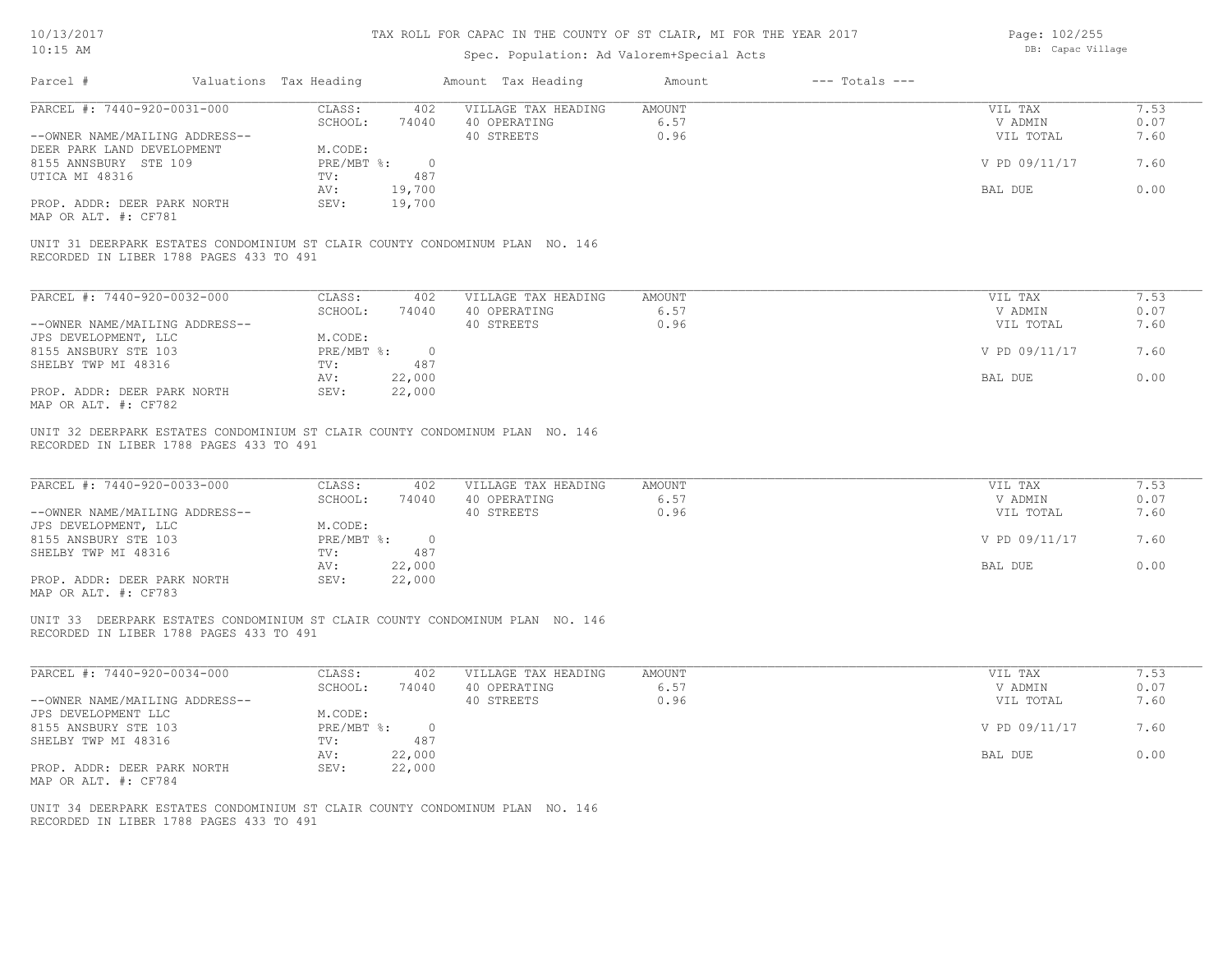TAX ROLL FOR CAPAC IN THE COUNTY OF ST CLAIR, MI FOR THE YEAR 2017

Spec. Population: Ad Valorem+Special Acts

| Parcel # | Valuations | Tax Heading | Amount | Tax Heading | Amount | --- Totals --- | |
|---|---|---|---|---|---|---|---|
| PARCEL #: 7440-920-0031-000 | CLASS: | 402 | VILLAGE TAX HEADING | AMOUNT | | VIL TAX | 7.53 |
| | SCHOOL: | 74040 | 40 OPERATING | 6.57 | | V ADMIN | 0.07 |
| --OWNER NAME/MAILING ADDRESS-- | | | 40 STREETS | 0.96 | | VIL TOTAL | 7.60 |
| DEER PARK LAND DEVELOPMENT | M.CODE: | | | | | | |
| 8155 ANNSBURY STE 109 | PRE/MBT %: | 0 | | | | V PD 09/11/17 | 7.60 |
| UTICA MI 48316 | TV: | 487 | | | | | |
| | AV: | 19,700 | | | | BAL DUE | 0.00 |
| PROP. ADDR: DEER PARK NORTH | SEV: | 19,700 | | | | | |
| MAP OR ALT. #: CF781 | | | | | | | |

UNIT 31 DEERPARK ESTATES CONDOMINIUM ST CLAIR COUNTY CONDOMINUM PLAN NO. 146
RECORDED IN LIBER 1788 PAGES 433 TO 491

| Parcel # | Valuations | Tax Heading | Amount | Tax Heading | Amount | --- Totals --- | |
|---|---|---|---|---|---|---|---|
| PARCEL #: 7440-920-0032-000 | CLASS: | 402 | VILLAGE TAX HEADING | AMOUNT | | VIL TAX | 7.53 |
| | SCHOOL: | 74040 | 40 OPERATING | 6.57 | | V ADMIN | 0.07 |
| --OWNER NAME/MAILING ADDRESS-- | | | 40 STREETS | 0.96 | | VIL TOTAL | 7.60 |
| JPS DEVELOPMENT, LLC | M.CODE: | | | | | | |
| 8155 ANSBURY STE 103 | PRE/MBT %: | 0 | | | | V PD 09/11/17 | 7.60 |
| SHELBY TWP MI 48316 | TV: | 487 | | | | | |
| | AV: | 22,000 | | | | BAL DUE | 0.00 |
| PROP. ADDR: DEER PARK NORTH | SEV: | 22,000 | | | | | |
| MAP OR ALT. #: CF782 | | | | | | | |

UNIT 32 DEERPARK ESTATES CONDOMINIUM ST CLAIR COUNTY CONDOMINUM PLAN NO. 146
RECORDED IN LIBER 1788 PAGES 433 TO 491

| Parcel # | Valuations | Tax Heading | Amount | Tax Heading | Amount | --- Totals --- | |
|---|---|---|---|---|---|---|---|
| PARCEL #: 7440-920-0033-000 | CLASS: | 402 | VILLAGE TAX HEADING | AMOUNT | | VIL TAX | 7.53 |
| | SCHOOL: | 74040 | 40 OPERATING | 6.57 | | V ADMIN | 0.07 |
| --OWNER NAME/MAILING ADDRESS-- | | | 40 STREETS | 0.96 | | VIL TOTAL | 7.60 |
| JPS DEVELOPMENT, LLC | M.CODE: | | | | | | |
| 8155 ANSBURY STE 103 | PRE/MBT %: | 0 | | | | V PD 09/11/17 | 7.60 |
| SHELBY TWP MI 48316 | TV: | 487 | | | | | |
| | AV: | 22,000 | | | | BAL DUE | 0.00 |
| PROP. ADDR: DEER PARK NORTH | SEV: | 22,000 | | | | | |
| MAP OR ALT. #: CF783 | | | | | | | |

UNIT 33 DEERPARK ESTATES CONDOMINIUM ST CLAIR COUNTY CONDOMINUM PLAN NO. 146
RECORDED IN LIBER 1788 PAGES 433 TO 491

| Parcel # | Valuations | Tax Heading | Amount | Tax Heading | Amount | --- Totals --- | |
|---|---|---|---|---|---|---|---|
| PARCEL #: 7440-920-0034-000 | CLASS: | 402 | VILLAGE TAX HEADING | AMOUNT | | VIL TAX | 7.53 |
| | SCHOOL: | 74040 | 40 OPERATING | 6.57 | | V ADMIN | 0.07 |
| --OWNER NAME/MAILING ADDRESS-- | | | 40 STREETS | 0.96 | | VIL TOTAL | 7.60 |
| JPS DEVELOPMENT LLC | M.CODE: | | | | | | |
| 8155 ANSBURY STE 103 | PRE/MBT %: | 0 | | | | V PD 09/11/17 | 7.60 |
| SHELBY TWP MI 48316 | TV: | 487 | | | | | |
| | AV: | 22,000 | | | | BAL DUE | 0.00 |
| PROP. ADDR: DEER PARK NORTH | SEV: | 22,000 | | | | | |
| MAP OR ALT. #: CF784 | | | | | | | |

UNIT 34 DEERPARK ESTATES CONDOMINIUM ST CLAIR COUNTY CONDOMINUM PLAN NO. 146
RECORDED IN LIBER 1788 PAGES 433 TO 491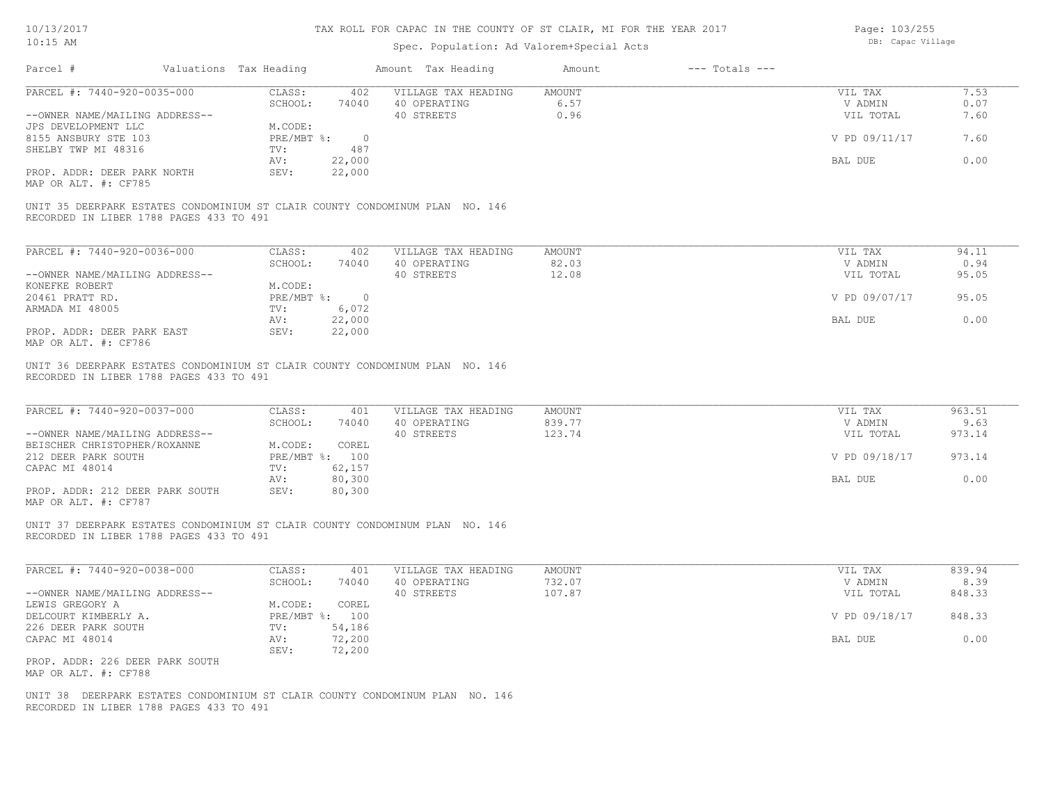# TAX ROLL FOR CAPAC IN THE COUNTY OF ST CLAIR, MI FOR THE YEAR 2017

Spec. Population: Ad Valorem+Special Acts

| Parcel # | Valuations | Tax Heading | Amount | Tax Heading | Amount | --- Totals --- |
|---|---|---|---|---|---|---|

---

**PARCEL #: 7440-920-0035-000**

| | | | | | |
|---|---|---|---|---|---|
| CLASS: | 402 | VILLAGE TAX HEADING | AMOUNT | VIL TAX | 7.53 |
| SCHOOL: | 74040 | 40 OPERATING | 6.57 | V ADMIN | 0.07 |
| | | 40 STREETS | 0.96 | VIL TOTAL | 7.60 |
| M.CODE: | | | | | |
| PRE/MBT %: | 0 | | | V PD 09/11/17 | 7.60 |
| TV: | 487 | | | | |
| AV: | 22,000 | | | BAL DUE | 0.00 |
| SEV: | 22,000 | | | | |

--OWNER NAME/MAILING ADDRESS--
JPS DEVELOPMENT LLC
8155 ANSBURY STE 103
SHELBY TWP MI 48316

PROP. ADDR: DEER PARK NORTH
MAP OR ALT. #: CF785

UNIT 35 DEERPARK ESTATES CONDOMINIUM ST CLAIR COUNTY CONDOMINUM PLAN NO. 146
RECORDED IN LIBER 1788 PAGES 433 TO 491

---

**PARCEL #: 7440-920-0036-000**

| | | | | | |
|---|---|---|---|---|---|
| CLASS: | 402 | VILLAGE TAX HEADING | AMOUNT | VIL TAX | 94.11 |
| SCHOOL: | 74040 | 40 OPERATING | 82.03 | V ADMIN | 0.94 |
| | | 40 STREETS | 12.08 | VIL TOTAL | 95.05 |
| M.CODE: | | | | | |
| PRE/MBT %: | 0 | | | V PD 09/07/17 | 95.05 |
| TV: | 6,072 | | | | |
| AV: | 22,000 | | | BAL DUE | 0.00 |
| SEV: | 22,000 | | | | |

--OWNER NAME/MAILING ADDRESS--
KONEFKE ROBERT
20461 PRATT RD.
ARMADA MI 48005

PROP. ADDR: DEER PARK EAST
MAP OR ALT. #: CF786

UNIT 36 DEERPARK ESTATES CONDOMINIUM ST CLAIR COUNTY CONDOMINUM PLAN NO. 146
RECORDED IN LIBER 1788 PAGES 433 TO 491

---

**PARCEL #: 7440-920-0037-000**

| | | | | | |
|---|---|---|---|---|---|
| CLASS: | 401 | VILLAGE TAX HEADING | AMOUNT | VIL TAX | 963.51 |
| SCHOOL: | 74040 | 40 OPERATING | 839.77 | V ADMIN | 9.63 |
| | | 40 STREETS | 123.74 | VIL TOTAL | 973.14 |
| M.CODE: | COREL | | | | |
| PRE/MBT %: | 100 | | | V PD 09/18/17 | 973.14 |
| TV: | 62,157 | | | | |
| AV: | 80,300 | | | BAL DUE | 0.00 |
| SEV: | 80,300 | | | | |

--OWNER NAME/MAILING ADDRESS--
BEISCHER CHRISTOPHER/ROXANNE
212 DEER PARK SOUTH
CAPAC MI 48014

PROP. ADDR: 212 DEER PARK SOUTH
MAP OR ALT. #: CF787

UNIT 37 DEERPARK ESTATES CONDOMINIUM ST CLAIR COUNTY CONDOMINUM PLAN NO. 146
RECORDED IN LIBER 1788 PAGES 433 TO 491

---

**PARCEL #: 7440-920-0038-000**

| | | | | | |
|---|---|---|---|---|---|
| CLASS: | 401 | VILLAGE TAX HEADING | AMOUNT | VIL TAX | 839.94 |
| SCHOOL: | 74040 | 40 OPERATING | 732.07 | V ADMIN | 8.39 |
| | | 40 STREETS | 107.87 | VIL TOTAL | 848.33 |
| M.CODE: | COREL | | | | |
| PRE/MBT %: | 100 | | | V PD 09/18/17 | 848.33 |
| TV: | 54,186 | | | | |
| AV: | 72,200 | | | BAL DUE | 0.00 |
| SEV: | 72,200 | | | | |

--OWNER NAME/MAILING ADDRESS--
LEWIS GREGORY A
DELCOURT KIMBERLY A.
226 DEER PARK SOUTH
CAPAC MI 48014

PROP. ADDR: 226 DEER PARK SOUTH
MAP OR ALT. #: CF788

UNIT 38 DEERPARK ESTATES CONDOMINIUM ST CLAIR COUNTY CONDOMINUM PLAN NO. 146
RECORDED IN LIBER 1788 PAGES 433 TO 491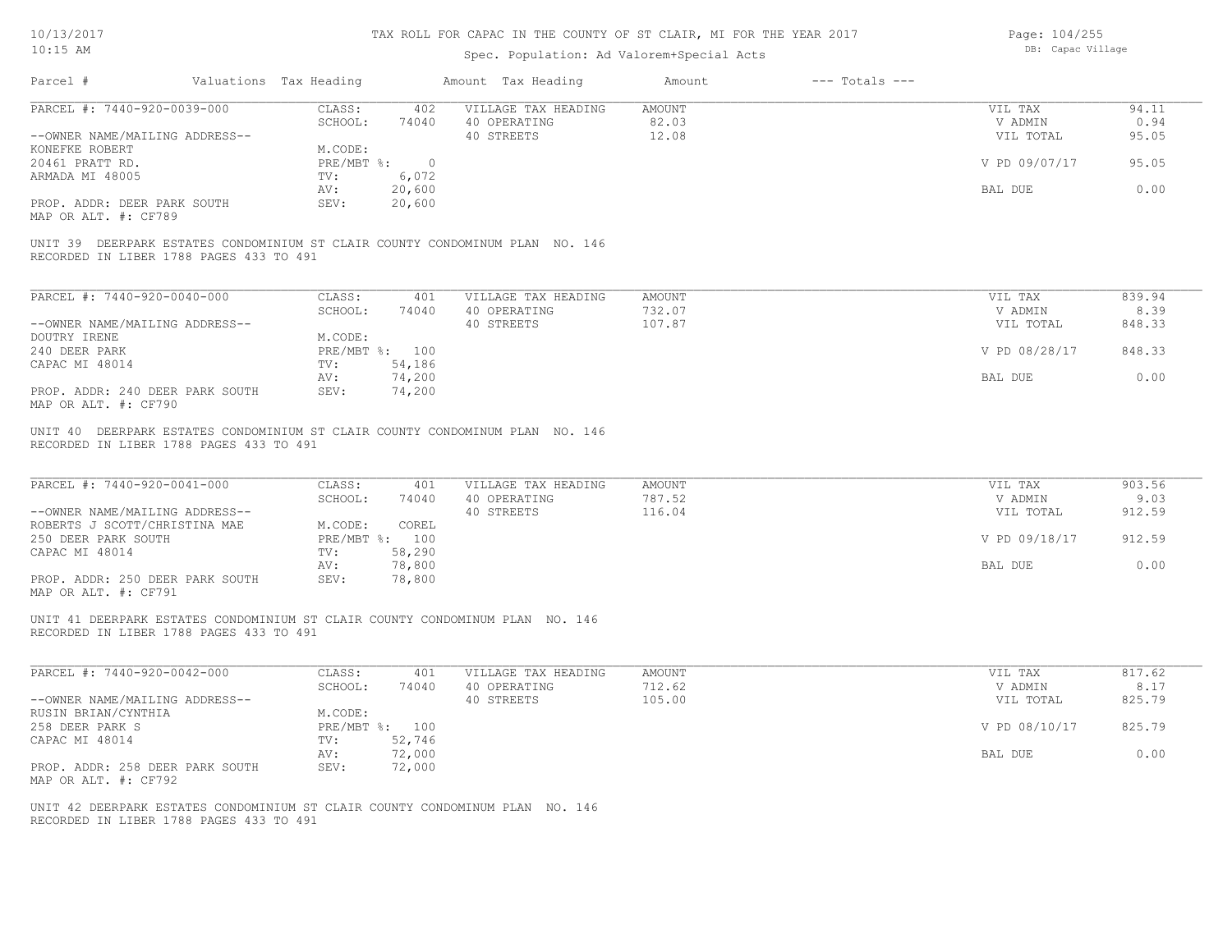# TAX ROLL FOR CAPAC IN THE COUNTY OF ST CLAIR, MI FOR THE YEAR 2017

Spec. Population: Ad Valorem+Special Acts

10/13/2017 10:15 AM — DB: Capac Village

| Parcel # | Valuations | Tax Heading | Amount | Tax Heading | Amount | --- Totals --- | |
|---|---|---|---|---|---|---|---|
| PARCEL #: 7440-920-0039-000 | CLASS: | 402 | VILLAGE TAX HEADING | AMOUNT | | VIL TAX | 94.11 |
| | SCHOOL: | 74040 | 40 OPERATING | 82.03 | | V ADMIN | 0.94 |
| --OWNER NAME/MAILING ADDRESS-- | | | 40 STREETS | 12.08 | | VIL TOTAL | 95.05 |
| KONEFKE ROBERT | M.CODE: | | | | | | |
| 20461 PRATT RD. | PRE/MBT %: | 0 | | | | V PD 09/07/17 | 95.05 |
| ARMADA MI 48005 | TV: | 6,072 | | | | | |
| | AV: | 20,600 | | | | BAL DUE | 0.00 |
| PROP. ADDR: DEER PARK SOUTH | SEV: | 20,600 | | | | | |
| MAP OR ALT. #: CF789 | | | | | | | |

UNIT 39 DEERPARK ESTATES CONDOMINIUM ST CLAIR COUNTY CONDOMINUM PLAN NO. 146
RECORDED IN LIBER 1788 PAGES 433 TO 491

| Parcel # | Valuations | Tax Heading | Amount | Tax Heading | Amount | --- Totals --- | |
|---|---|---|---|---|---|---|---|
| PARCEL #: 7440-920-0040-000 | CLASS: | 401 | VILLAGE TAX HEADING | AMOUNT | | VIL TAX | 839.94 |
| | SCHOOL: | 74040 | 40 OPERATING | 732.07 | | V ADMIN | 8.39 |
| --OWNER NAME/MAILING ADDRESS-- | | | 40 STREETS | 107.87 | | VIL TOTAL | 848.33 |
| DOUTRY IRENE | M.CODE: | | | | | | |
| 240 DEER PARK | PRE/MBT %: | 100 | | | | V PD 08/28/17 | 848.33 |
| CAPAC MI 48014 | TV: | 54,186 | | | | | |
| | AV: | 74,200 | | | | BAL DUE | 0.00 |
| PROP. ADDR: 240 DEER PARK SOUTH | SEV: | 74,200 | | | | | |
| MAP OR ALT. #: CF790 | | | | | | | |

UNIT 40 DEERPARK ESTATES CONDOMINIUM ST CLAIR COUNTY CONDOMINUM PLAN NO. 146
RECORDED IN LIBER 1788 PAGES 433 TO 491

| Parcel # | Valuations | Tax Heading | Amount | Tax Heading | Amount | --- Totals --- | |
|---|---|---|---|---|---|---|---|
| PARCEL #: 7440-920-0041-000 | CLASS: | 401 | VILLAGE TAX HEADING | AMOUNT | | VIL TAX | 903.56 |
| | SCHOOL: | 74040 | 40 OPERATING | 787.52 | | V ADMIN | 9.03 |
| --OWNER NAME/MAILING ADDRESS-- | | | 40 STREETS | 116.04 | | VIL TOTAL | 912.59 |
| ROBERTS J SCOTT/CHRISTINA MAE | M.CODE: | COREL | | | | | |
| 250 DEER PARK SOUTH | PRE/MBT %: | 100 | | | | V PD 09/18/17 | 912.59 |
| CAPAC MI 48014 | TV: | 58,290 | | | | | |
| | AV: | 78,800 | | | | BAL DUE | 0.00 |
| PROP. ADDR: 250 DEER PARK SOUTH | SEV: | 78,800 | | | | | |
| MAP OR ALT. #: CF791 | | | | | | | |

UNIT 41 DEERPARK ESTATES CONDOMINIUM ST CLAIR COUNTY CONDOMINUM PLAN NO. 146
RECORDED IN LIBER 1788 PAGES 433 TO 491

| Parcel # | Valuations | Tax Heading | Amount | Tax Heading | Amount | --- Totals --- | |
|---|---|---|---|---|---|---|---|
| PARCEL #: 7440-920-0042-000 | CLASS: | 401 | VILLAGE TAX HEADING | AMOUNT | | VIL TAX | 817.62 |
| | SCHOOL: | 74040 | 40 OPERATING | 712.62 | | V ADMIN | 8.17 |
| --OWNER NAME/MAILING ADDRESS-- | | | 40 STREETS | 105.00 | | VIL TOTAL | 825.79 |
| RUSIN BRIAN/CYNTHIA | M.CODE: | | | | | | |
| 258 DEER PARK S | PRE/MBT %: | 100 | | | | V PD 08/10/17 | 825.79 |
| CAPAC MI 48014 | TV: | 52,746 | | | | | |
| | AV: | 72,000 | | | | BAL DUE | 0.00 |
| PROP. ADDR: 258 DEER PARK SOUTH | SEV: | 72,000 | | | | | |
| MAP OR ALT. #: CF792 | | | | | | | |

UNIT 42 DEERPARK ESTATES CONDOMINIUM ST CLAIR COUNTY CONDOMINUM PLAN NO. 146
RECORDED IN LIBER 1788 PAGES 433 TO 491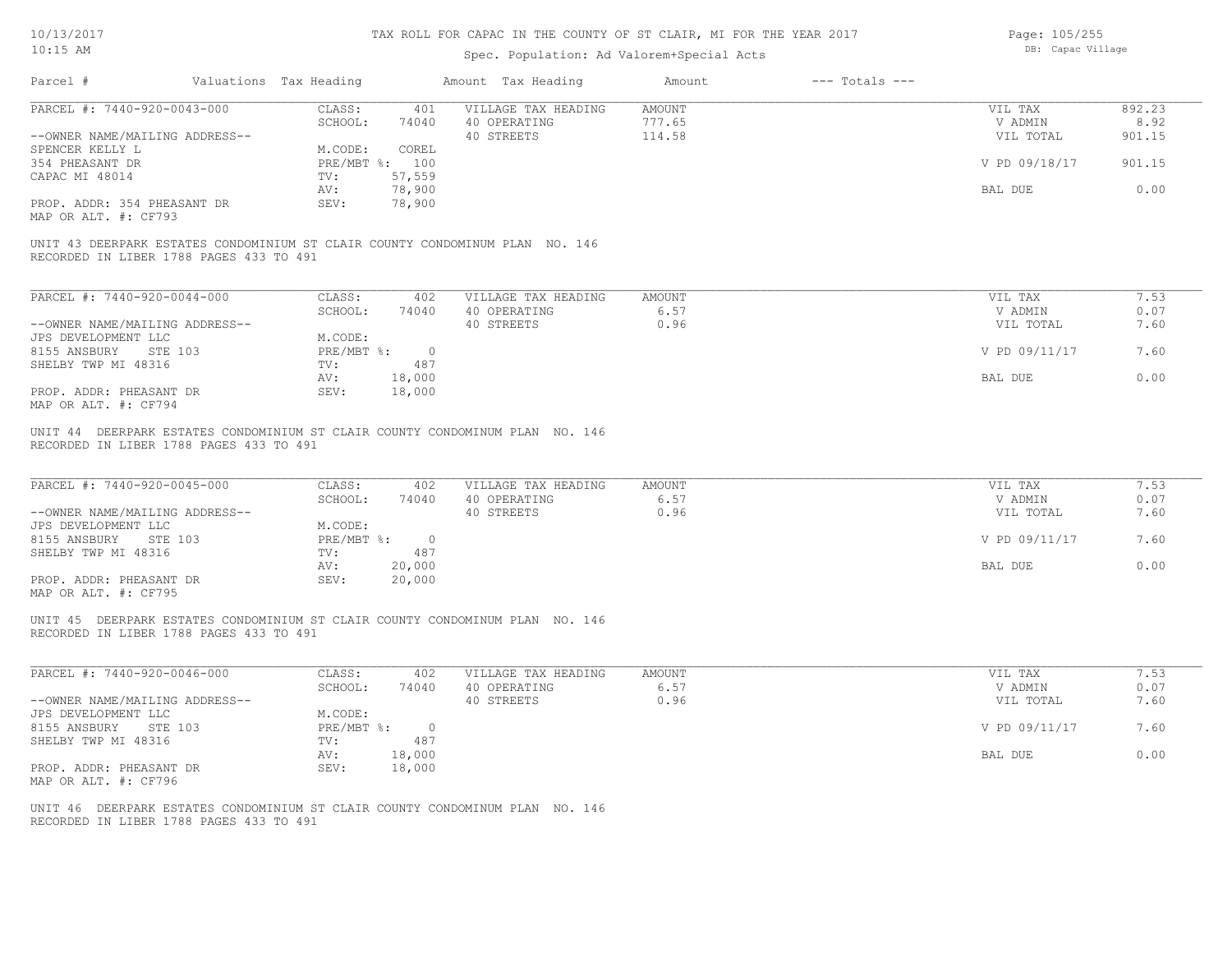# TAX ROLL FOR CAPAC IN THE COUNTY OF ST CLAIR, MI FOR THE YEAR 2017

Spec. Population: Ad Valorem+Special Acts

| Parcel # | Valuations | Tax Heading | Amount | Tax Heading | Amount | --- Totals --- | |
|---|---|---|---|---|---|---|---|
| PARCEL #: 7440-920-0043-000 | CLASS: | 401 | VILLAGE TAX HEADING | AMOUNT | | VIL TAX | 892.23 |
| | SCHOOL: | 74040 | 40 OPERATING | 777.65 | | V ADMIN | 8.92 |
| --OWNER NAME/MAILING ADDRESS-- | | | 40 STREETS | 114.58 | | VIL TOTAL | 901.15 |
| SPENCER KELLY L | M.CODE: | COREL | | | | | |
| 354 PHEASANT DR | PRE/MBT %: | 100 | | | | V PD 09/18/17 | 901.15 |
| CAPAC MI 48014 | TV: | 57,559 | | | | | |
| | AV: | 78,900 | | | | BAL DUE | 0.00 |
| PROP. ADDR: 354 PHEASANT DR | SEV: | 78,900 | | | | | |
| MAP OR ALT. #: CF793 | | | | | | | |

UNIT 43 DEERPARK ESTATES CONDOMINIUM ST CLAIR COUNTY CONDOMINUM PLAN NO. 146
RECORDED IN LIBER 1788 PAGES 433 TO 491

| Parcel # | Valuations | Tax Heading | Amount | Tax Heading | Amount | --- Totals --- | |
|---|---|---|---|---|---|---|---|
| PARCEL #: 7440-920-0044-000 | CLASS: | 402 | VILLAGE TAX HEADING | AMOUNT | | VIL TAX | 7.53 |
| | SCHOOL: | 74040 | 40 OPERATING | 6.57 | | V ADMIN | 0.07 |
| --OWNER NAME/MAILING ADDRESS-- | | | 40 STREETS | 0.96 | | VIL TOTAL | 7.60 |
| JPS DEVELOPMENT LLC | M.CODE: | | | | | | |
| 8155 ANSBURY STE 103 | PRE/MBT %: | 0 | | | | V PD 09/11/17 | 7.60 |
| SHELBY TWP MI 48316 | TV: | 487 | | | | | |
| | AV: | 18,000 | | | | BAL DUE | 0.00 |
| PROP. ADDR: PHEASANT DR | SEV: | 18,000 | | | | | |
| MAP OR ALT. #: CF794 | | | | | | | |

UNIT 44 DEERPARK ESTATES CONDOMINIUM ST CLAIR COUNTY CONDOMINUM PLAN NO. 146
RECORDED IN LIBER 1788 PAGES 433 TO 491

| Parcel # | Valuations | Tax Heading | Amount | Tax Heading | Amount | --- Totals --- | |
|---|---|---|---|---|---|---|---|
| PARCEL #: 7440-920-0045-000 | CLASS: | 402 | VILLAGE TAX HEADING | AMOUNT | | VIL TAX | 7.53 |
| | SCHOOL: | 74040 | 40 OPERATING | 6.57 | | V ADMIN | 0.07 |
| --OWNER NAME/MAILING ADDRESS-- | | | 40 STREETS | 0.96 | | VIL TOTAL | 7.60 |
| JPS DEVELOPMENT LLC | M.CODE: | | | | | | |
| 8155 ANSBURY STE 103 | PRE/MBT %: | 0 | | | | V PD 09/11/17 | 7.60 |
| SHELBY TWP MI 48316 | TV: | 487 | | | | | |
| | AV: | 20,000 | | | | BAL DUE | 0.00 |
| PROP. ADDR: PHEASANT DR | SEV: | 20,000 | | | | | |
| MAP OR ALT. #: CF795 | | | | | | | |

UNIT 45 DEERPARK ESTATES CONDOMINIUM ST CLAIR COUNTY CONDOMINUM PLAN NO. 146
RECORDED IN LIBER 1788 PAGES 433 TO 491

| Parcel # | Valuations | Tax Heading | Amount | Tax Heading | Amount | --- Totals --- | |
|---|---|---|---|---|---|---|---|
| PARCEL #: 7440-920-0046-000 | CLASS: | 402 | VILLAGE TAX HEADING | AMOUNT | | VIL TAX | 7.53 |
| | SCHOOL: | 74040 | 40 OPERATING | 6.57 | | V ADMIN | 0.07 |
| --OWNER NAME/MAILING ADDRESS-- | | | 40 STREETS | 0.96 | | VIL TOTAL | 7.60 |
| JPS DEVELOPMENT LLC | M.CODE: | | | | | | |
| 8155 ANSBURY STE 103 | PRE/MBT %: | 0 | | | | V PD 09/11/17 | 7.60 |
| SHELBY TWP MI 48316 | TV: | 487 | | | | | |
| | AV: | 18,000 | | | | BAL DUE | 0.00 |
| PROP. ADDR: PHEASANT DR | SEV: | 18,000 | | | | | |
| MAP OR ALT. #: CF796 | | | | | | | |

UNIT 46 DEERPARK ESTATES CONDOMINIUM ST CLAIR COUNTY CONDOMINUM PLAN NO. 146
RECORDED IN LIBER 1788 PAGES 433 TO 491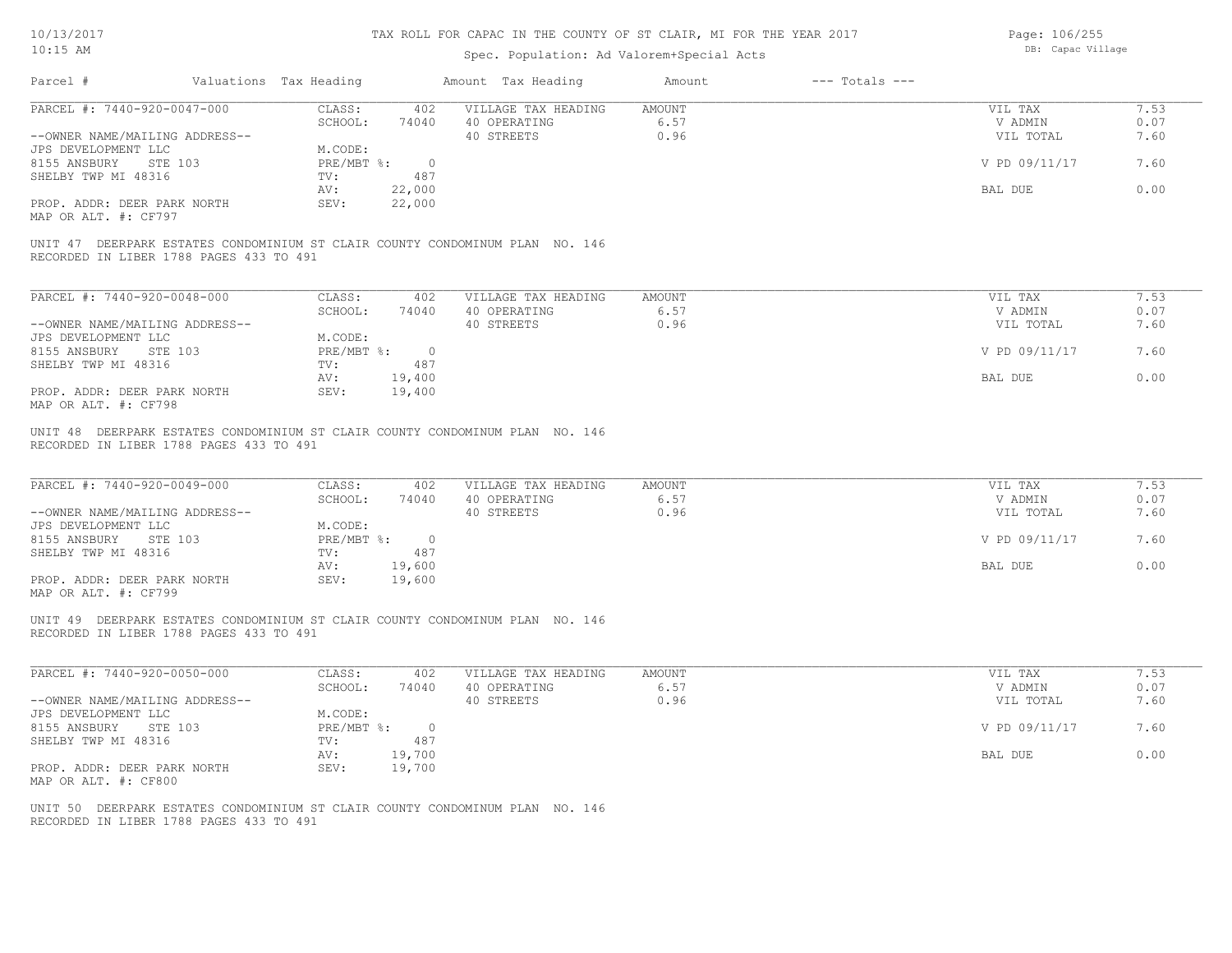# TAX ROLL FOR CAPAC IN THE COUNTY OF ST CLAIR, MI FOR THE YEAR 2017

Spec. Population: Ad Valorem+Special Acts

| Parcel # | Valuations | Tax Heading | Amount | Tax Heading | Amount | --- Totals --- | |
|---|---|---|---|---|---|---|---|
| PARCEL #: 7440-920-0047-000 | CLASS: | 402 | VILLAGE TAX HEADING | AMOUNT | | VIL TAX | 7.53 |
| | SCHOOL: | 74040 | 40 OPERATING | 6.57 | | V ADMIN | 0.07 |
| --OWNER NAME/MAILING ADDRESS-- | | | 40 STREETS | 0.96 | | VIL TOTAL | 7.60 |
| JPS DEVELOPMENT LLC | M.CODE: | | | | | | |
| 8155 ANSBURY STE 103 | PRE/MBT %: | 0 | | | | V PD 09/11/17 | 7.60 |
| SHELBY TWP MI 48316 | TV: | 487 | | | | | |
| | AV: | 22,000 | | | | BAL DUE | 0.00 |
| PROP. ADDR: DEER PARK NORTH | SEV: | 22,000 | | | | | |
| MAP OR ALT. #: CF797 | | | | | | | |

UNIT 47 DEERPARK ESTATES CONDOMINIUM ST CLAIR COUNTY CONDOMINUM PLAN NO. 146
RECORDED IN LIBER 1788 PAGES 433 TO 491

| Parcel # | Valuations | Tax Heading | Amount | Tax Heading | Amount | --- Totals --- | |
|---|---|---|---|---|---|---|---|
| PARCEL #: 7440-920-0048-000 | CLASS: | 402 | VILLAGE TAX HEADING | AMOUNT | | VIL TAX | 7.53 |
| | SCHOOL: | 74040 | 40 OPERATING | 6.57 | | V ADMIN | 0.07 |
| --OWNER NAME/MAILING ADDRESS-- | | | 40 STREETS | 0.96 | | VIL TOTAL | 7.60 |
| JPS DEVELOPMENT LLC | M.CODE: | | | | | | |
| 8155 ANSBURY STE 103 | PRE/MBT %: | 0 | | | | V PD 09/11/17 | 7.60 |
| SHELBY TWP MI 48316 | TV: | 487 | | | | | |
| | AV: | 19,400 | | | | BAL DUE | 0.00 |
| PROP. ADDR: DEER PARK NORTH | SEV: | 19,400 | | | | | |
| MAP OR ALT. #: CF798 | | | | | | | |

UNIT 48 DEERPARK ESTATES CONDOMINIUM ST CLAIR COUNTY CONDOMINUM PLAN NO. 146
RECORDED IN LIBER 1788 PAGES 433 TO 491

| Parcel # | Valuations | Tax Heading | Amount | Tax Heading | Amount | --- Totals --- | |
|---|---|---|---|---|---|---|---|
| PARCEL #: 7440-920-0049-000 | CLASS: | 402 | VILLAGE TAX HEADING | AMOUNT | | VIL TAX | 7.53 |
| | SCHOOL: | 74040 | 40 OPERATING | 6.57 | | V ADMIN | 0.07 |
| --OWNER NAME/MAILING ADDRESS-- | | | 40 STREETS | 0.96 | | VIL TOTAL | 7.60 |
| JPS DEVELOPMENT LLC | M.CODE: | | | | | | |
| 8155 ANSBURY STE 103 | PRE/MBT %: | 0 | | | | V PD 09/11/17 | 7.60 |
| SHELBY TWP MI 48316 | TV: | 487 | | | | | |
| | AV: | 19,600 | | | | BAL DUE | 0.00 |
| PROP. ADDR: DEER PARK NORTH | SEV: | 19,600 | | | | | |
| MAP OR ALT. #: CF799 | | | | | | | |

UNIT 49 DEERPARK ESTATES CONDOMINIUM ST CLAIR COUNTY CONDOMINUM PLAN NO. 146
RECORDED IN LIBER 1788 PAGES 433 TO 491

| Parcel # | Valuations | Tax Heading | Amount | Tax Heading | Amount | --- Totals --- | |
|---|---|---|---|---|---|---|---|
| PARCEL #: 7440-920-0050-000 | CLASS: | 402 | VILLAGE TAX HEADING | AMOUNT | | VIL TAX | 7.53 |
| | SCHOOL: | 74040 | 40 OPERATING | 6.57 | | V ADMIN | 0.07 |
| --OWNER NAME/MAILING ADDRESS-- | | | 40 STREETS | 0.96 | | VIL TOTAL | 7.60 |
| JPS DEVELOPMENT LLC | M.CODE: | | | | | | |
| 8155 ANSBURY STE 103 | PRE/MBT %: | 0 | | | | V PD 09/11/17 | 7.60 |
| SHELBY TWP MI 48316 | TV: | 487 | | | | | |
| | AV: | 19,700 | | | | BAL DUE | 0.00 |
| PROP. ADDR: DEER PARK NORTH | SEV: | 19,700 | | | | | |
| MAP OR ALT. #: CF800 | | | | | | | |

UNIT 50 DEERPARK ESTATES CONDOMINIUM ST CLAIR COUNTY CONDOMINUM PLAN NO. 146
RECORDED IN LIBER 1788 PAGES 433 TO 491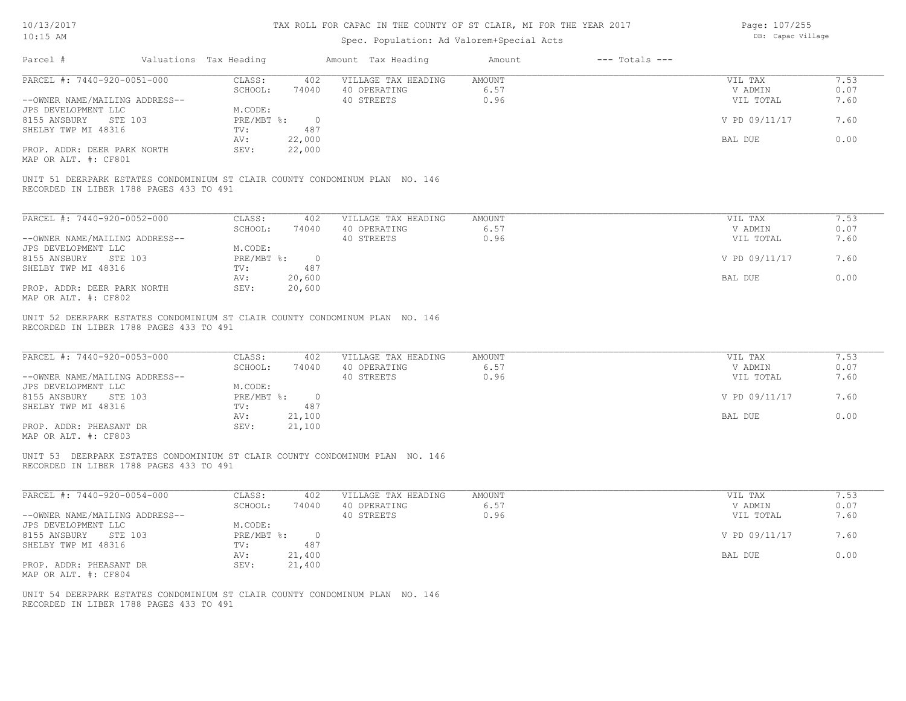# TAX ROLL FOR CAPAC IN THE COUNTY OF ST CLAIR, MI FOR THE YEAR 2017

Spec. Population: Ad Valorem+Special Acts

DB: Capac Village

| Parcel # | Valuations | Tax Heading | Amount | Tax Heading | Amount | --- Totals --- | |
|---|---|---|---|---|---|---|---|
| PARCEL #: 7440-920-0051-000 | CLASS: | 402 | VILLAGE TAX HEADING | AMOUNT | | VIL TAX | 7.53 |
| | SCHOOL: | 74040 | 40 OPERATING | 6.57 | | V ADMIN | 0.07 |
| --OWNER NAME/MAILING ADDRESS-- | | | 40 STREETS | 0.96 | | VIL TOTAL | 7.60 |
| JPS DEVELOPMENT LLC | M.CODE: | | | | | | |
| 8155 ANSBURY STE 103 | PRE/MBT %: | 0 | | | | V PD 09/11/17 | 7.60 |
| SHELBY TWP MI 48316 | TV: | 487 | | | | | |
| | AV: | 22,000 | | | | BAL DUE | 0.00 |
| PROP. ADDR: DEER PARK NORTH | SEV: | 22,000 | | | | | |
| MAP OR ALT. #: CF801 | | | | | | | |

UNIT 51 DEERPARK ESTATES CONDOMINIUM ST CLAIR COUNTY CONDOMINUM PLAN NO. 146
RECORDED IN LIBER 1788 PAGES 433 TO 491

| Parcel # | Valuations | Tax Heading | Amount | Tax Heading | Amount | --- Totals --- | |
|---|---|---|---|---|---|---|---|
| PARCEL #: 7440-920-0052-000 | CLASS: | 402 | VILLAGE TAX HEADING | AMOUNT | | VIL TAX | 7.53 |
| | SCHOOL: | 74040 | 40 OPERATING | 6.57 | | V ADMIN | 0.07 |
| --OWNER NAME/MAILING ADDRESS-- | | | 40 STREETS | 0.96 | | VIL TOTAL | 7.60 |
| JPS DEVELOPMENT LLC | M.CODE: | | | | | | |
| 8155 ANSBURY STE 103 | PRE/MBT %: | 0 | | | | V PD 09/11/17 | 7.60 |
| SHELBY TWP MI 48316 | TV: | 487 | | | | | |
| | AV: | 20,600 | | | | BAL DUE | 0.00 |
| PROP. ADDR: DEER PARK NORTH | SEV: | 20,600 | | | | | |
| MAP OR ALT. #: CF802 | | | | | | | |

UNIT 52 DEERPARK ESTATES CONDOMINIUM ST CLAIR COUNTY CONDOMINUM PLAN NO. 146
RECORDED IN LIBER 1788 PAGES 433 TO 491

| Parcel # | Valuations | Tax Heading | Amount | Tax Heading | Amount | --- Totals --- | |
|---|---|---|---|---|---|---|---|
| PARCEL #: 7440-920-0053-000 | CLASS: | 402 | VILLAGE TAX HEADING | AMOUNT | | VIL TAX | 7.53 |
| | SCHOOL: | 74040 | 40 OPERATING | 6.57 | | V ADMIN | 0.07 |
| --OWNER NAME/MAILING ADDRESS-- | | | 40 STREETS | 0.96 | | VIL TOTAL | 7.60 |
| JPS DEVELOPMENT LLC | M.CODE: | | | | | | |
| 8155 ANSBURY STE 103 | PRE/MBT %: | 0 | | | | V PD 09/11/17 | 7.60 |
| SHELBY TWP MI 48316 | TV: | 487 | | | | | |
| | AV: | 21,100 | | | | BAL DUE | 0.00 |
| PROP. ADDR: PHEASANT DR | SEV: | 21,100 | | | | | |
| MAP OR ALT. #: CF803 | | | | | | | |

UNIT 53 DEERPARK ESTATES CONDOMINIUM ST CLAIR COUNTY CONDOMINUM PLAN NO. 146
RECORDED IN LIBER 1788 PAGES 433 TO 491

| Parcel # | Valuations | Tax Heading | Amount | Tax Heading | Amount | --- Totals --- | |
|---|---|---|---|---|---|---|---|
| PARCEL #: 7440-920-0054-000 | CLASS: | 402 | VILLAGE TAX HEADING | AMOUNT | | VIL TAX | 7.53 |
| | SCHOOL: | 74040 | 40 OPERATING | 6.57 | | V ADMIN | 0.07 |
| --OWNER NAME/MAILING ADDRESS-- | | | 40 STREETS | 0.96 | | VIL TOTAL | 7.60 |
| JPS DEVELOPMENT LLC | M.CODE: | | | | | | |
| 8155 ANSBURY STE 103 | PRE/MBT %: | 0 | | | | V PD 09/11/17 | 7.60 |
| SHELBY TWP MI 48316 | TV: | 487 | | | | | |
| | AV: | 21,400 | | | | BAL DUE | 0.00 |
| PROP. ADDR: PHEASANT DR | SEV: | 21,400 | | | | | |
| MAP OR ALT. #: CF804 | | | | | | | |

UNIT 54 DEERPARK ESTATES CONDOMINIUM ST CLAIR COUNTY CONDOMINUM PLAN NO. 146
RECORDED IN LIBER 1788 PAGES 433 TO 491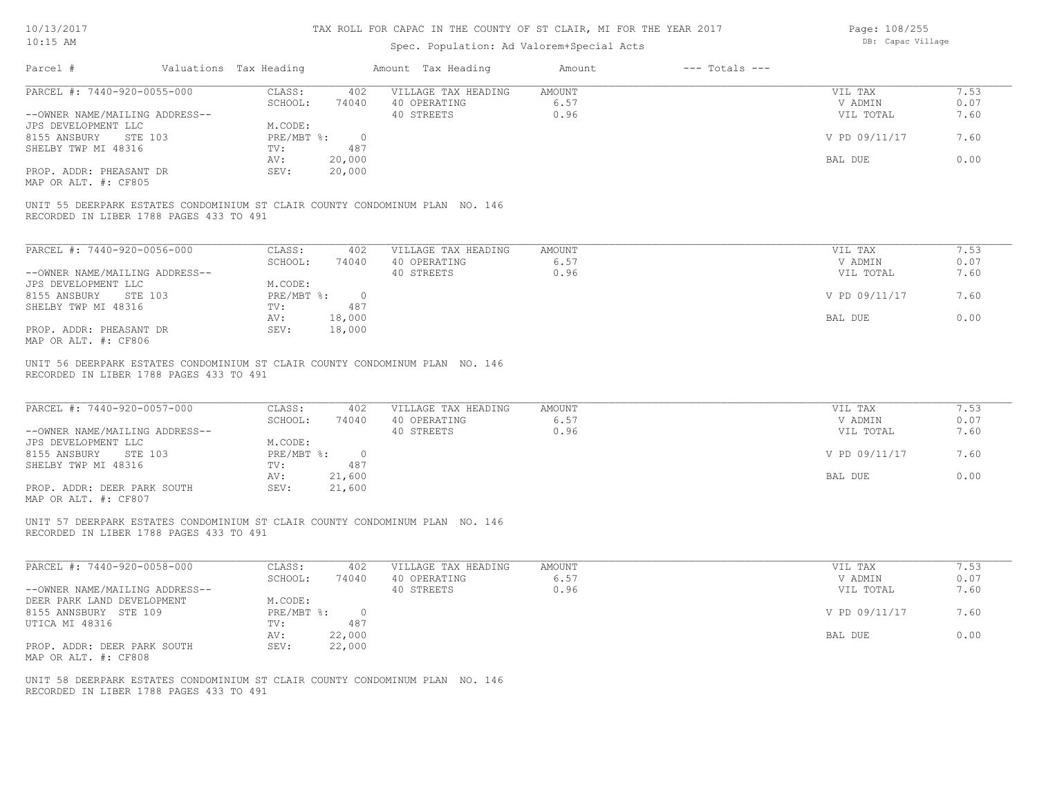# TAX ROLL FOR CAPAC IN THE COUNTY OF ST CLAIR, MI FOR THE YEAR 2017

Spec. Population: Ad Valorem+Special Acts

DB: Capac Village

| Parcel # | Valuations | Tax Heading | Amount | Tax Heading | Amount | --- Totals --- | |
|---|---|---|---|---|---|---|---|
| PARCEL #: 7440-920-0055-000 | CLASS: | 402 | VILLAGE TAX HEADING | AMOUNT | | VIL TAX | 7.53 |
| | SCHOOL: | 74040 | 40 OPERATING | 6.57 | | V ADMIN | 0.07 |
| --OWNER NAME/MAILING ADDRESS-- | | | 40 STREETS | 0.96 | | VIL TOTAL | 7.60 |
| JPS DEVELOPMENT LLC | M.CODE: | | | | | | |
| 8155 ANSBURY STE 103 | PRE/MBT %: | 0 | | | | V PD 09/11/17 | 7.60 |
| SHELBY TWP MI 48316 | TV: | 487 | | | | | |
| | AV: | 20,000 | | | | BAL DUE | 0.00 |
| PROP. ADDR: PHEASANT DR | SEV: | 20,000 | | | | | |
| MAP OR ALT. #: CF805 | | | | | | | |

UNIT 55 DEERPARK ESTATES CONDOMINIUM ST CLAIR COUNTY CONDOMINUM PLAN NO. 146
RECORDED IN LIBER 1788 PAGES 433 TO 491

| Parcel # | Valuations | Tax Heading | Amount | Tax Heading | Amount | --- Totals --- | |
|---|---|---|---|---|---|---|---|
| PARCEL #: 7440-920-0056-000 | CLASS: | 402 | VILLAGE TAX HEADING | AMOUNT | | VIL TAX | 7.53 |
| | SCHOOL: | 74040 | 40 OPERATING | 6.57 | | V ADMIN | 0.07 |
| --OWNER NAME/MAILING ADDRESS-- | | | 40 STREETS | 0.96 | | VIL TOTAL | 7.60 |
| JPS DEVELOPMENT LLC | M.CODE: | | | | | | |
| 8155 ANSBURY STE 103 | PRE/MBT %: | 0 | | | | V PD 09/11/17 | 7.60 |
| SHELBY TWP MI 48316 | TV: | 487 | | | | | |
| | AV: | 18,000 | | | | BAL DUE | 0.00 |
| PROP. ADDR: PHEASANT DR | SEV: | 18,000 | | | | | |
| MAP OR ALT. #: CF806 | | | | | | | |

UNIT 56 DEERPARK ESTATES CONDOMINIUM ST CLAIR COUNTY CONDOMINUM PLAN NO. 146
RECORDED IN LIBER 1788 PAGES 433 TO 491

| Parcel # | Valuations | Tax Heading | Amount | Tax Heading | Amount | --- Totals --- | |
|---|---|---|---|---|---|---|---|
| PARCEL #: 7440-920-0057-000 | CLASS: | 402 | VILLAGE TAX HEADING | AMOUNT | | VIL TAX | 7.53 |
| | SCHOOL: | 74040 | 40 OPERATING | 6.57 | | V ADMIN | 0.07 |
| --OWNER NAME/MAILING ADDRESS-- | | | 40 STREETS | 0.96 | | VIL TOTAL | 7.60 |
| JPS DEVELOPMENT LLC | M.CODE: | | | | | | |
| 8155 ANSBURY STE 103 | PRE/MBT %: | 0 | | | | V PD 09/11/17 | 7.60 |
| SHELBY TWP MI 48316 | TV: | 487 | | | | | |
| | AV: | 21,600 | | | | BAL DUE | 0.00 |
| PROP. ADDR: DEER PARK SOUTH | SEV: | 21,600 | | | | | |
| MAP OR ALT. #: CF807 | | | | | | | |

UNIT 57 DEERPARK ESTATES CONDOMINIUM ST CLAIR COUNTY CONDOMINUM PLAN NO. 146
RECORDED IN LIBER 1788 PAGES 433 TO 491

| Parcel # | Valuations | Tax Heading | Amount | Tax Heading | Amount | --- Totals --- | |
|---|---|---|---|---|---|---|---|
| PARCEL #: 7440-920-0058-000 | CLASS: | 402 | VILLAGE TAX HEADING | AMOUNT | | VIL TAX | 7.53 |
| | SCHOOL: | 74040 | 40 OPERATING | 6.57 | | V ADMIN | 0.07 |
| --OWNER NAME/MAILING ADDRESS-- | | | 40 STREETS | 0.96 | | VIL TOTAL | 7.60 |
| DEER PARK LAND DEVELOPMENT | M.CODE: | | | | | | |
| 8155 ANNSBURY STE 109 | PRE/MBT %: | 0 | | | | V PD 09/11/17 | 7.60 |
| UTICA MI 48316 | TV: | 487 | | | | | |
| | AV: | 22,000 | | | | BAL DUE | 0.00 |
| PROP. ADDR: DEER PARK SOUTH | SEV: | 22,000 | | | | | |
| MAP OR ALT. #: CF808 | | | | | | | |

UNIT 58 DEERPARK ESTATES CONDOMINIUM ST CLAIR COUNTY CONDOMINUM PLAN NO. 146
RECORDED IN LIBER 1788 PAGES 433 TO 491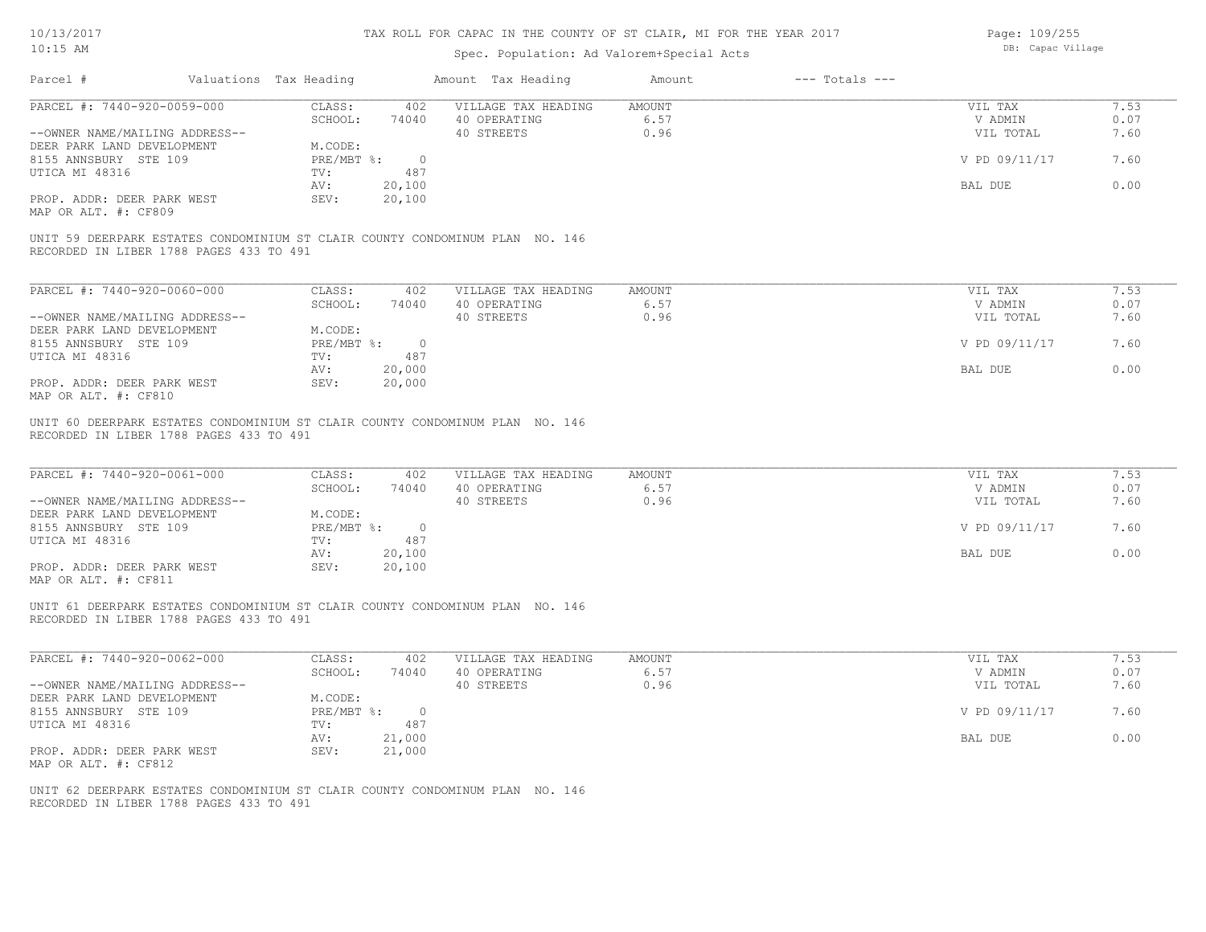TAX ROLL FOR CAPAC IN THE COUNTY OF ST CLAIR, MI FOR THE YEAR 2017

Spec. Population: Ad Valorem+Special Acts

| Parcel # | Valuations | Tax Heading | Amount | Tax Heading | Amount | --- Totals --- | |
|---|---|---|---|---|---|---|---|
| PARCEL #: 7440-920-0059-000 | CLASS: | 402 | VILLAGE TAX HEADING | AMOUNT | | VIL TAX | 7.53 |
| | SCHOOL: | 74040 | 40 OPERATING | 6.57 | | V ADMIN | 0.07 |
| --OWNER NAME/MAILING ADDRESS-- | | | 40 STREETS | 0.96 | | VIL TOTAL | 7.60 |
| DEER PARK LAND DEVELOPMENT | M.CODE: | | | | | | |
| 8155 ANNSBURY STE 109 | PRE/MBT %: | 0 | | | | V PD 09/11/17 | 7.60 |
| UTICA MI 48316 | TV: | 487 | | | | | |
| | AV: | 20,100 | | | | BAL DUE | 0.00 |
| PROP. ADDR: DEER PARK WEST | SEV: | 20,100 | | | | | |
| MAP OR ALT. #: CF809 | | | | | | | |

UNIT 59 DEERPARK ESTATES CONDOMINIUM ST CLAIR COUNTY CONDOMINUM PLAN NO. 146
RECORDED IN LIBER 1788 PAGES 433 TO 491

| Parcel # | Valuations | Tax Heading | Amount | Tax Heading | Amount | --- Totals --- | |
|---|---|---|---|---|---|---|---|
| PARCEL #: 7440-920-0060-000 | CLASS: | 402 | VILLAGE TAX HEADING | AMOUNT | | VIL TAX | 7.53 |
| | SCHOOL: | 74040 | 40 OPERATING | 6.57 | | V ADMIN | 0.07 |
| --OWNER NAME/MAILING ADDRESS-- | | | 40 STREETS | 0.96 | | VIL TOTAL | 7.60 |
| DEER PARK LAND DEVELOPMENT | M.CODE: | | | | | | |
| 8155 ANNSBURY STE 109 | PRE/MBT %: | 0 | | | | V PD 09/11/17 | 7.60 |
| UTICA MI 48316 | TV: | 487 | | | | | |
| | AV: | 20,000 | | | | BAL DUE | 0.00 |
| PROP. ADDR: DEER PARK WEST | SEV: | 20,000 | | | | | |
| MAP OR ALT. #: CF810 | | | | | | | |

UNIT 60 DEERPARK ESTATES CONDOMINIUM ST CLAIR COUNTY CONDOMINUM PLAN NO. 146
RECORDED IN LIBER 1788 PAGES 433 TO 491

| Parcel # | Valuations | Tax Heading | Amount | Tax Heading | Amount | --- Totals --- | |
|---|---|---|---|---|---|---|---|
| PARCEL #: 7440-920-0061-000 | CLASS: | 402 | VILLAGE TAX HEADING | AMOUNT | | VIL TAX | 7.53 |
| | SCHOOL: | 74040 | 40 OPERATING | 6.57 | | V ADMIN | 0.07 |
| --OWNER NAME/MAILING ADDRESS-- | | | 40 STREETS | 0.96 | | VIL TOTAL | 7.60 |
| DEER PARK LAND DEVELOPMENT | M.CODE: | | | | | | |
| 8155 ANNSBURY STE 109 | PRE/MBT %: | 0 | | | | V PD 09/11/17 | 7.60 |
| UTICA MI 48316 | TV: | 487 | | | | | |
| | AV: | 20,100 | | | | BAL DUE | 0.00 |
| PROP. ADDR: DEER PARK WEST | SEV: | 20,100 | | | | | |
| MAP OR ALT. #: CF811 | | | | | | | |

UNIT 61 DEERPARK ESTATES CONDOMINIUM ST CLAIR COUNTY CONDOMINUM PLAN NO. 146
RECORDED IN LIBER 1788 PAGES 433 TO 491

| Parcel # | Valuations | Tax Heading | Amount | Tax Heading | Amount | --- Totals --- | |
|---|---|---|---|---|---|---|---|
| PARCEL #: 7440-920-0062-000 | CLASS: | 402 | VILLAGE TAX HEADING | AMOUNT | | VIL TAX | 7.53 |
| | SCHOOL: | 74040 | 40 OPERATING | 6.57 | | V ADMIN | 0.07 |
| --OWNER NAME/MAILING ADDRESS-- | | | 40 STREETS | 0.96 | | VIL TOTAL | 7.60 |
| DEER PARK LAND DEVELOPMENT | M.CODE: | | | | | | |
| 8155 ANNSBURY STE 109 | PRE/MBT %: | 0 | | | | V PD 09/11/17 | 7.60 |
| UTICA MI 48316 | TV: | 487 | | | | | |
| | AV: | 21,000 | | | | BAL DUE | 0.00 |
| PROP. ADDR: DEER PARK WEST | SEV: | 21,000 | | | | | |
| MAP OR ALT. #: CF812 | | | | | | | |

UNIT 62 DEERPARK ESTATES CONDOMINIUM ST CLAIR COUNTY CONDOMINUM PLAN NO. 146
RECORDED IN LIBER 1788 PAGES 433 TO 491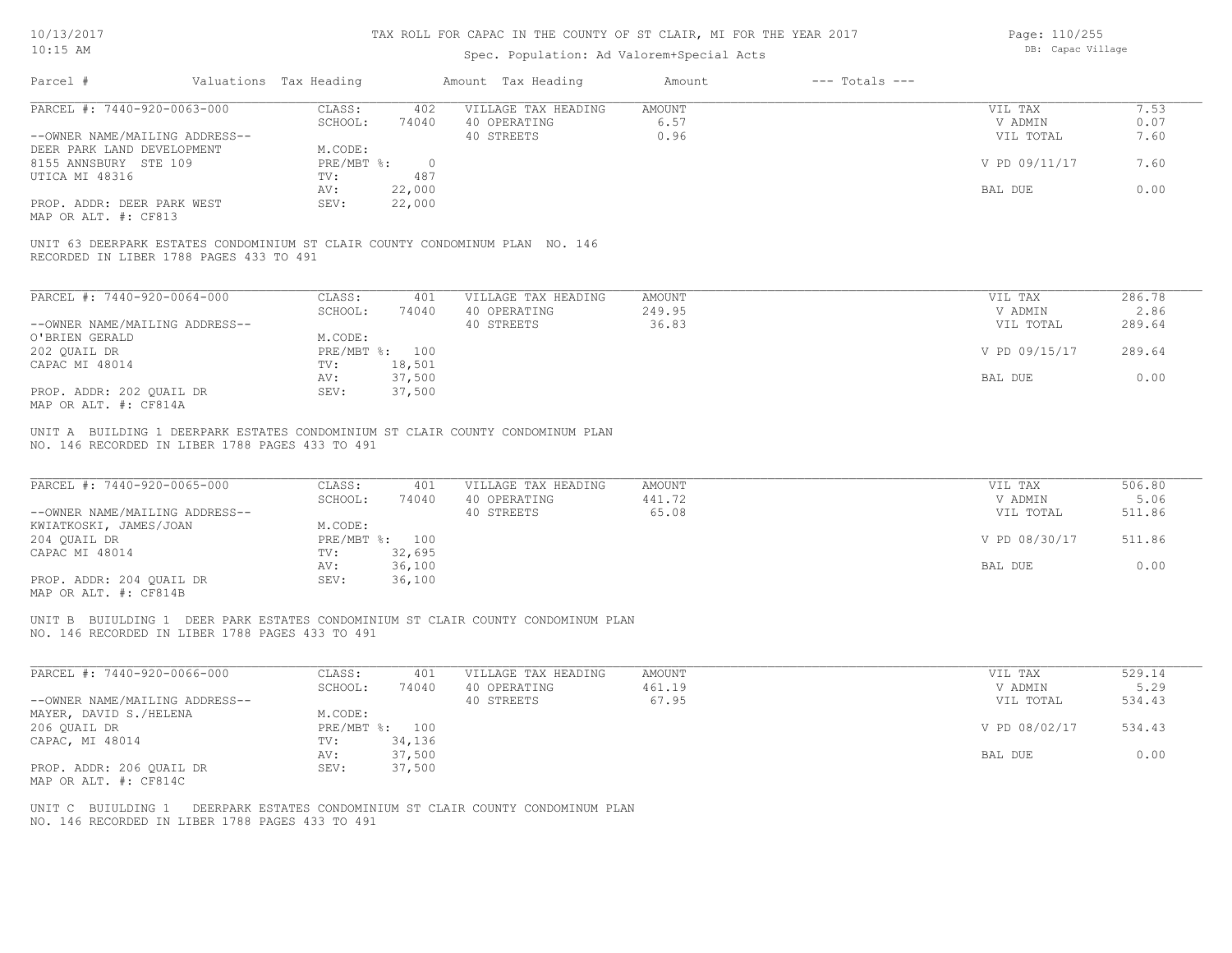# TAX ROLL FOR CAPAC IN THE COUNTY OF ST CLAIR, MI FOR THE YEAR 2017

Spec. Population: Ad Valorem+Special Acts

| Parcel # | Valuations | Tax Heading | Amount | Tax Heading | Amount | --- Totals --- | |
|---|---|---|---|---|---|---|---|
| PARCEL #: 7440-920-0063-000 | CLASS: | 402 | VILLAGE TAX HEADING | AMOUNT | | VIL TAX | 7.53 |
| | SCHOOL: | 74040 | 40 OPERATING | 6.57 | | V ADMIN | 0.07 |
| --OWNER NAME/MAILING ADDRESS-- | | | 40 STREETS | 0.96 | | VIL TOTAL | 7.60 |
| DEER PARK LAND DEVELOPMENT | M.CODE: | | | | | | |
| 8155 ANNSBURY STE 109 | PRE/MBT %: | 0 | | | | V PD 09/11/17 | 7.60 |
| UTICA MI 48316 | TV: | 487 | | | | | |
| | AV: | 22,000 | | | | BAL DUE | 0.00 |
| PROP. ADDR: DEER PARK WEST | SEV: | 22,000 | | | | | |
| MAP OR ALT. #: CF813 | | | | | | | |

UNIT 63 DEERPARK ESTATES CONDOMINIUM ST CLAIR COUNTY CONDOMINUM PLAN NO. 146 RECORDED IN LIBER 1788 PAGES 433 TO 491

| Parcel # | Valuations | Tax Heading | Amount | Tax Heading | Amount | --- Totals --- | |
|---|---|---|---|---|---|---|---|
| PARCEL #: 7440-920-0064-000 | CLASS: | 401 | VILLAGE TAX HEADING | AMOUNT | | VIL TAX | 286.78 |
| | SCHOOL: | 74040 | 40 OPERATING | 249.95 | | V ADMIN | 2.86 |
| --OWNER NAME/MAILING ADDRESS-- | | | 40 STREETS | 36.83 | | VIL TOTAL | 289.64 |
| O'BRIEN GERALD | M.CODE: | | | | | | |
| 202 QUAIL DR | PRE/MBT %: | 100 | | | | V PD 09/15/17 | 289.64 |
| CAPAC MI 48014 | TV: | 18,501 | | | | | |
| | AV: | 37,500 | | | | BAL DUE | 0.00 |
| PROP. ADDR: 202 QUAIL DR | SEV: | 37,500 | | | | | |
| MAP OR ALT. #: CF814A | | | | | | | |

UNIT A BUILDING 1 DEERPARK ESTATES CONDOMINIUM ST CLAIR COUNTY CONDOMINUM PLAN NO. 146 RECORDED IN LIBER 1788 PAGES 433 TO 491

| Parcel # | Valuations | Tax Heading | Amount | Tax Heading | Amount | --- Totals --- | |
|---|---|---|---|---|---|---|---|
| PARCEL #: 7440-920-0065-000 | CLASS: | 401 | VILLAGE TAX HEADING | AMOUNT | | VIL TAX | 506.80 |
| | SCHOOL: | 74040 | 40 OPERATING | 441.72 | | V ADMIN | 5.06 |
| --OWNER NAME/MAILING ADDRESS-- | | | 40 STREETS | 65.08 | | VIL TOTAL | 511.86 |
| KWIATKOSKI, JAMES/JOAN | M.CODE: | | | | | | |
| 204 QUAIL DR | PRE/MBT %: | 100 | | | | V PD 08/30/17 | 511.86 |
| CAPAC MI 48014 | TV: | 32,695 | | | | | |
| | AV: | 36,100 | | | | BAL DUE | 0.00 |
| PROP. ADDR: 204 QUAIL DR | SEV: | 36,100 | | | | | |
| MAP OR ALT. #: CF814B | | | | | | | |

UNIT B BUIULDING 1 DEER PARK ESTATES CONDOMINIUM ST CLAIR COUNTY CONDOMINUM PLAN NO. 146 RECORDED IN LIBER 1788 PAGES 433 TO 491

| Parcel # | Valuations | Tax Heading | Amount | Tax Heading | Amount | --- Totals --- | |
|---|---|---|---|---|---|---|---|
| PARCEL #: 7440-920-0066-000 | CLASS: | 401 | VILLAGE TAX HEADING | AMOUNT | | VIL TAX | 529.14 |
| | SCHOOL: | 74040 | 40 OPERATING | 461.19 | | V ADMIN | 5.29 |
| --OWNER NAME/MAILING ADDRESS-- | | | 40 STREETS | 67.95 | | VIL TOTAL | 534.43 |
| MAYER, DAVID S./HELENA | M.CODE: | | | | | | |
| 206 QUAIL DR | PRE/MBT %: | 100 | | | | V PD 08/02/17 | 534.43 |
| CAPAC, MI 48014 | TV: | 34,136 | | | | | |
| | AV: | 37,500 | | | | BAL DUE | 0.00 |
| PROP. ADDR: 206 QUAIL DR | SEV: | 37,500 | | | | | |
| MAP OR ALT. #: CF814C | | | | | | | |

UNIT C BUIULDING 1 DEERPARK ESTATES CONDOMINIUM ST CLAIR COUNTY CONDOMINUM PLAN NO. 146 RECORDED IN LIBER 1788 PAGES 433 TO 491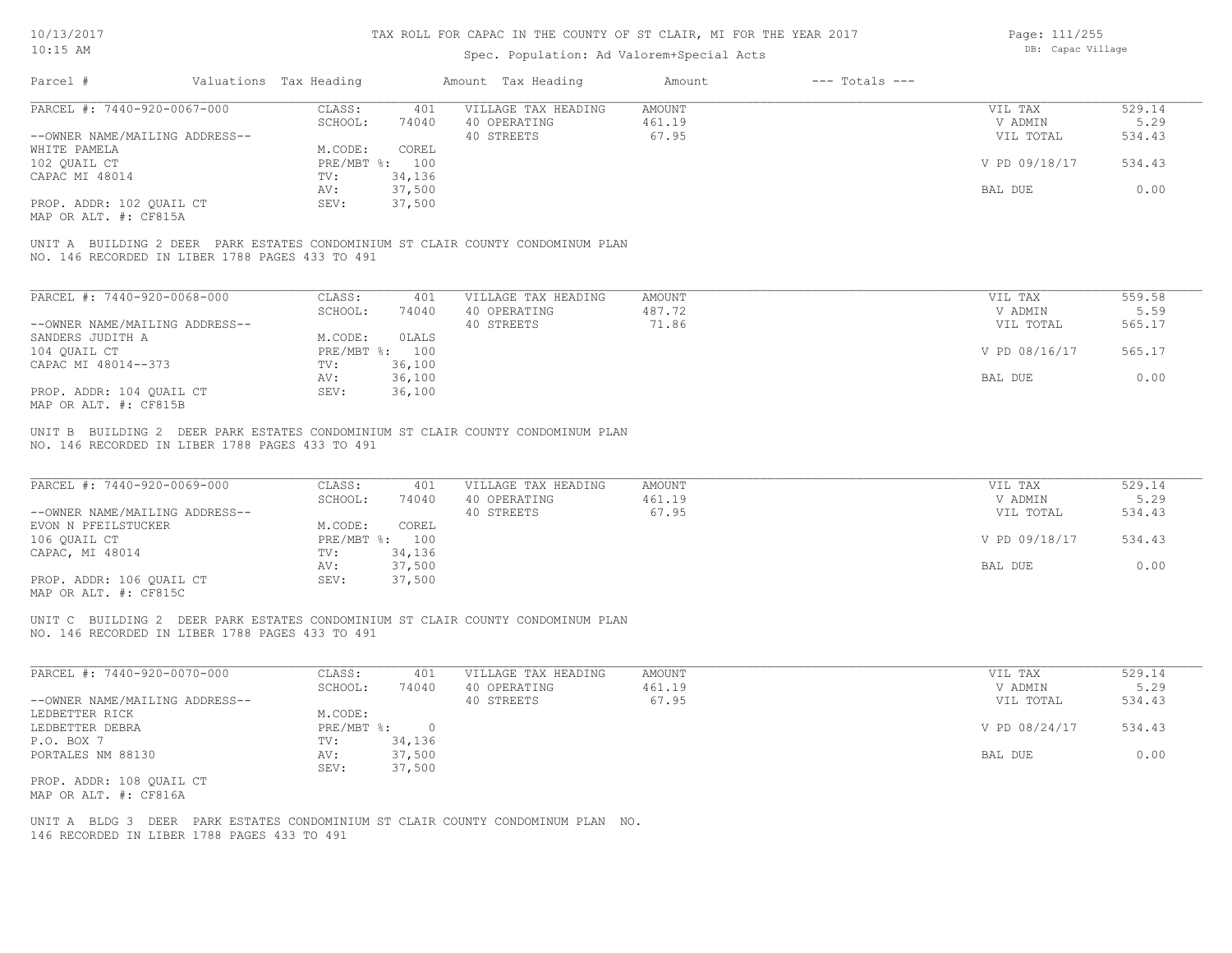# TAX ROLL FOR CAPAC IN THE COUNTY OF ST CLAIR, MI FOR THE YEAR 2017

Spec. Population: Ad Valorem+Special Acts

DB: Capac Village

| Parcel # | Valuations | Tax Heading | Amount | Tax Heading | Amount | --- Totals --- | |
|---|---|---|---|---|---|---|---|
| PARCEL #: 7440-920-0067-000 | CLASS: | 401 | VILLAGE TAX HEADING | AMOUNT | | VIL TAX | 529.14 |
| | SCHOOL: | 74040 | 40 OPERATING | 461.19 | | V ADMIN | 5.29 |
| --OWNER NAME/MAILING ADDRESS-- | | | 40 STREETS | 67.95 | | VIL TOTAL | 534.43 |
| WHITE PAMELA | M.CODE: | COREL | | | | | |
| 102 QUAIL CT | PRE/MBT %: | 100 | | | | V PD 09/18/17 | 534.43 |
| CAPAC MI 48014 | TV: | 34,136 | | | | | |
| | AV: | 37,500 | | | | BAL DUE | 0.00 |
| PROP. ADDR: 102 QUAIL CT | SEV: | 37,500 | | | | | |
| MAP OR ALT. #: CF815A | | | | | | | |

UNIT A BUILDING 2 DEER PARK ESTATES CONDOMINIUM ST CLAIR COUNTY CONDOMINUM PLAN NO. 146 RECORDED IN LIBER 1788 PAGES 433 TO 491

| Parcel # | Valuations | Tax Heading | Amount | Tax Heading | Amount | --- Totals --- | |
|---|---|---|---|---|---|---|---|
| PARCEL #: 7440-920-0068-000 | CLASS: | 401 | VILLAGE TAX HEADING | AMOUNT | | VIL TAX | 559.58 |
| | SCHOOL: | 74040 | 40 OPERATING | 487.72 | | V ADMIN | 5.59 |
| --OWNER NAME/MAILING ADDRESS-- | | | 40 STREETS | 71.86 | | VIL TOTAL | 565.17 |
| SANDERS JUDITH A | M.CODE: | 0LALS | | | | | |
| 104 QUAIL CT | PRE/MBT %: | 100 | | | | V PD 08/16/17 | 565.17 |
| CAPAC MI 48014--373 | TV: | 36,100 | | | | | |
| | AV: | 36,100 | | | | BAL DUE | 0.00 |
| PROP. ADDR: 104 QUAIL CT | SEV: | 36,100 | | | | | |
| MAP OR ALT. #: CF815B | | | | | | | |

UNIT B BUILDING 2 DEER PARK ESTATES CONDOMINIUM ST CLAIR COUNTY CONDOMINUM PLAN NO. 146 RECORDED IN LIBER 1788 PAGES 433 TO 491

| Parcel # | Valuations | Tax Heading | Amount | Tax Heading | Amount | --- Totals --- | |
|---|---|---|---|---|---|---|---|
| PARCEL #: 7440-920-0069-000 | CLASS: | 401 | VILLAGE TAX HEADING | AMOUNT | | VIL TAX | 529.14 |
| | SCHOOL: | 74040 | 40 OPERATING | 461.19 | | V ADMIN | 5.29 |
| --OWNER NAME/MAILING ADDRESS-- | | | 40 STREETS | 67.95 | | VIL TOTAL | 534.43 |
| EVON N PFEILSTUCKER | M.CODE: | COREL | | | | | |
| 106 QUAIL CT | PRE/MBT %: | 100 | | | | V PD 09/18/17 | 534.43 |
| CAPAC, MI 48014 | TV: | 34,136 | | | | | |
| | AV: | 37,500 | | | | BAL DUE | 0.00 |
| PROP. ADDR: 106 QUAIL CT | SEV: | 37,500 | | | | | |
| MAP OR ALT. #: CF815C | | | | | | | |

UNIT C BUILDING 2 DEER PARK ESTATES CONDOMINIUM ST CLAIR COUNTY CONDOMINUM PLAN NO. 146 RECORDED IN LIBER 1788 PAGES 433 TO 491

| Parcel # | Valuations | Tax Heading | Amount | Tax Heading | Amount | --- Totals --- | |
|---|---|---|---|---|---|---|---|
| PARCEL #: 7440-920-0070-000 | CLASS: | 401 | VILLAGE TAX HEADING | AMOUNT | | VIL TAX | 529.14 |
| | SCHOOL: | 74040 | 40 OPERATING | 461.19 | | V ADMIN | 5.29 |
| --OWNER NAME/MAILING ADDRESS-- | | | 40 STREETS | 67.95 | | VIL TOTAL | 534.43 |
| LEDBETTER RICK | M.CODE: | | | | | | |
| LEDBETTER DEBRA | PRE/MBT %: | 0 | | | | V PD 08/24/17 | 534.43 |
| P.O. BOX 7 | TV: | 34,136 | | | | | |
| PORTALES NM 88130 | AV: | 37,500 | | | | BAL DUE | 0.00 |
| | SEV: | 37,500 | | | | | |
| PROP. ADDR: 108 QUAIL CT | | | | | | | |
| MAP OR ALT. #: CF816A | | | | | | | |

UNIT A BLDG 3 DEER PARK ESTATES CONDOMINIUM ST CLAIR COUNTY CONDOMINUM PLAN NO. 146 RECORDED IN LIBER 1788 PAGES 433 TO 491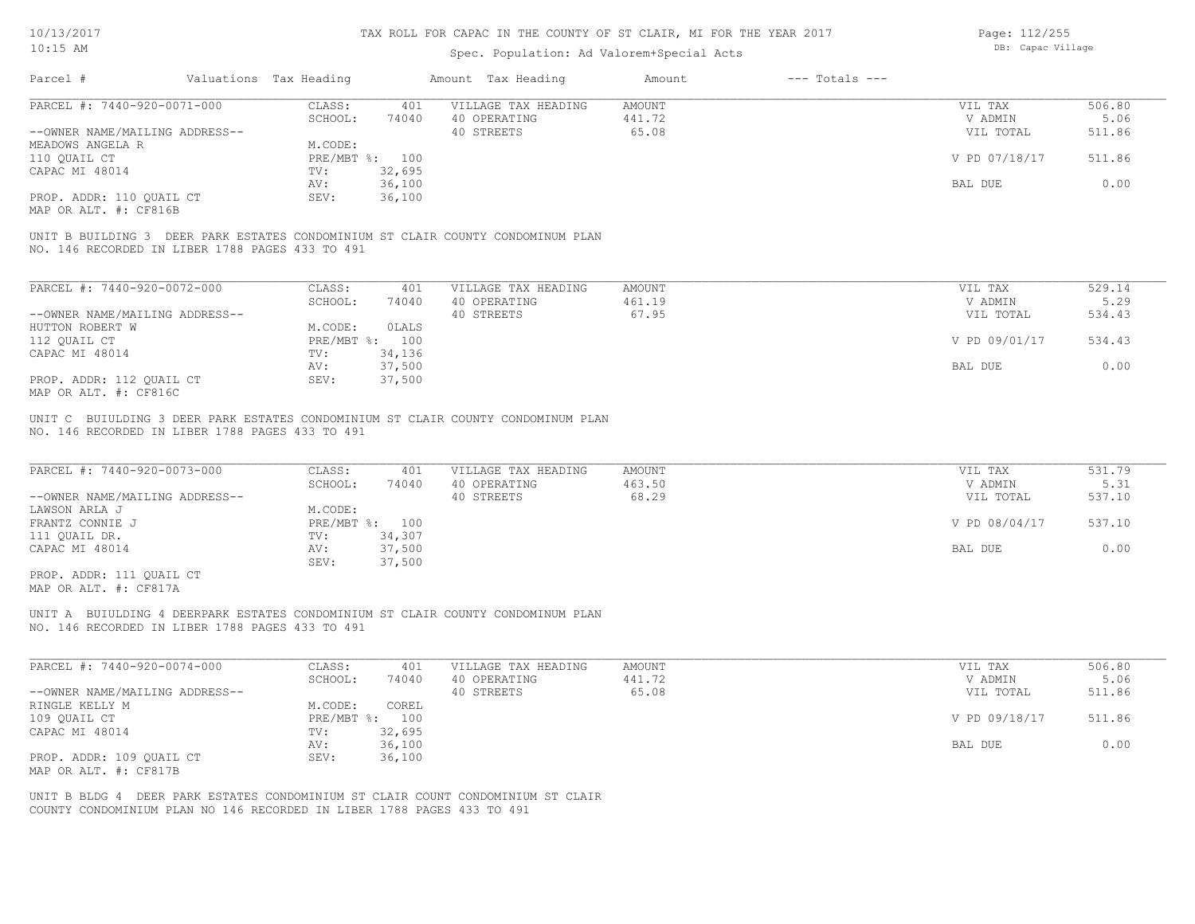# TAX ROLL FOR CAPAC IN THE COUNTY OF ST CLAIR, MI FOR THE YEAR 2017

Spec. Population: Ad Valorem+Special Acts

DB: Capac Village

| Parcel # | Valuations | Tax Heading | Amount | Tax Heading | Amount | --- Totals --- |
|---|---|---|---|---|---|---|

---

PARCEL #: 7440-920-0071-000

| | | | | | |
|---|---|---|---|---|---|
| CLASS: | 401 | VILLAGE TAX HEADING | AMOUNT | VIL TAX | 506.80 |
| SCHOOL: | 74040 | 40 OPERATING | 441.72 | V ADMIN | 5.06 |
| | | 40 STREETS | 65.08 | VIL TOTAL | 511.86 |
| M.CODE: | | | | | |
| PRE/MBT %: | 100 | | | V PD 07/18/17 | 511.86 |
| TV: | 32,695 | | | | |
| AV: | 36,100 | | | BAL DUE | 0.00 |
| SEV: | 36,100 | | | | |

--OWNER NAME/MAILING ADDRESS--
MEADOWS ANGELA R
110 QUAIL CT
CAPAC MI 48014

PROP. ADDR: 110 QUAIL CT
MAP OR ALT. #: CF816B

UNIT B BUILDING 3 DEER PARK ESTATES CONDOMINIUM ST CLAIR COUNTY CONDOMINUM PLAN NO. 146 RECORDED IN LIBER 1788 PAGES 433 TO 491

---

PARCEL #: 7440-920-0072-000

| | | | | | |
|---|---|---|---|---|---|
| CLASS: | 401 | VILLAGE TAX HEADING | AMOUNT | VIL TAX | 529.14 |
| SCHOOL: | 74040 | 40 OPERATING | 461.19 | V ADMIN | 5.29 |
| | | 40 STREETS | 67.95 | VIL TOTAL | 534.43 |
| M.CODE: | 0LALS | | | | |
| PRE/MBT %: | 100 | | | V PD 09/01/17 | 534.43 |
| TV: | 34,136 | | | | |
| AV: | 37,500 | | | BAL DUE | 0.00 |
| SEV: | 37,500 | | | | |

--OWNER NAME/MAILING ADDRESS--
HUTTON ROBERT W
112 QUAIL CT
CAPAC MI 48014

PROP. ADDR: 112 QUAIL CT
MAP OR ALT. #: CF816C

UNIT C BUIULDING 3 DEER PARK ESTATES CONDOMINIUM ST CLAIR COUNTY CONDOMINUM PLAN NO. 146 RECORDED IN LIBER 1788 PAGES 433 TO 491

---

PARCEL #: 7440-920-0073-000

| | | | | | |
|---|---|---|---|---|---|
| CLASS: | 401 | VILLAGE TAX HEADING | AMOUNT | VIL TAX | 531.79 |
| SCHOOL: | 74040 | 40 OPERATING | 463.50 | V ADMIN | 5.31 |
| | | 40 STREETS | 68.29 | VIL TOTAL | 537.10 |
| M.CODE: | | | | | |
| PRE/MBT %: | 100 | | | V PD 08/04/17 | 537.10 |
| TV: | 34,307 | | | | |
| AV: | 37,500 | | | BAL DUE | 0.00 |
| SEV: | 37,500 | | | | |

--OWNER NAME/MAILING ADDRESS--
LAWSON ARLA J
FRANTZ CONNIE J
111 QUAIL DR.
CAPAC MI 48014

PROP. ADDR: 111 QUAIL CT
MAP OR ALT. #: CF817A

UNIT A BUIULDING 4 DEERPARK ESTATES CONDOMINIUM ST CLAIR COUNTY CONDOMINUM PLAN NO. 146 RECORDED IN LIBER 1788 PAGES 433 TO 491

---

PARCEL #: 7440-920-0074-000

| | | | | | |
|---|---|---|---|---|---|
| CLASS: | 401 | VILLAGE TAX HEADING | AMOUNT | VIL TAX | 506.80 |
| SCHOOL: | 74040 | 40 OPERATING | 441.72 | V ADMIN | 5.06 |
| | | 40 STREETS | 65.08 | VIL TOTAL | 511.86 |
| M.CODE: | COREL | | | | |
| PRE/MBT %: | 100 | | | V PD 09/18/17 | 511.86 |
| TV: | 32,695 | | | | |
| AV: | 36,100 | | | BAL DUE | 0.00 |
| SEV: | 36,100 | | | | |

--OWNER NAME/MAILING ADDRESS--
RINGLE KELLY M
109 QUAIL CT
CAPAC MI 48014

PROP. ADDR: 109 QUAIL CT
MAP OR ALT. #: CF817B

UNIT B BLDG 4 DEER PARK ESTATES CONDOMINIUM ST CLAIR COUNT CONDOMINIUM ST CLAIR COUNTY CONDOMINIUM PLAN NO 146 RECORDED IN LIBER 1788 PAGES 433 TO 491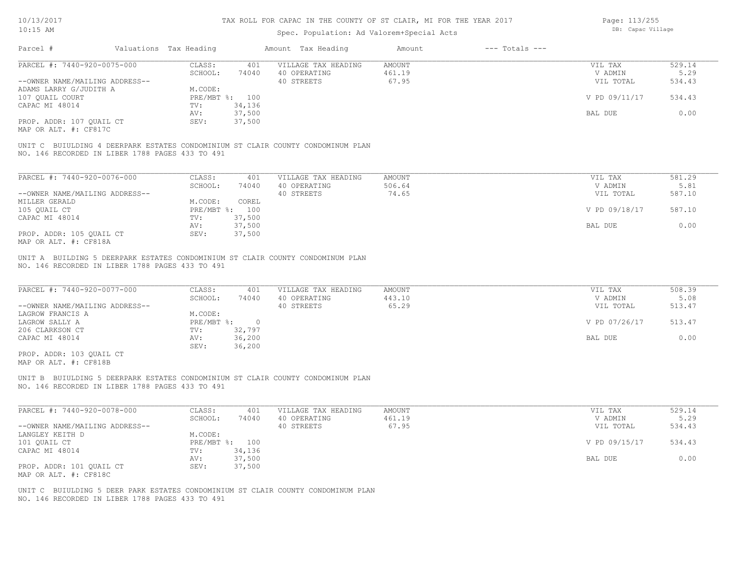# TAX ROLL FOR CAPAC IN THE COUNTY OF ST CLAIR, MI FOR THE YEAR 2017

Spec. Population: Ad Valorem+Special Acts

| Parcel # | Valuations | Tax Heading | Amount | Tax Heading | Amount | --- Totals --- | |
|---|---|---|---|---|---|---|---|

## PARCEL #: 7440-920-0075-000

| | | | | | |
|---|---|---|---|---|---|
| CLASS: | 401 | VILLAGE TAX HEADING | AMOUNT | VIL TAX | 529.14 |
| SCHOOL: | 74040 | 40 OPERATING | 461.19 | V ADMIN | 5.29 |
| | | 40 STREETS | 67.95 | VIL TOTAL | 534.43 |
| M.CODE: | | | | | |
| PRE/MBT %: | 100 | | | V PD 09/11/17 | 534.43 |
| TV: | 34,136 | | | | |
| AV: | 37,500 | | | BAL DUE | 0.00 |
| SEV: | 37,500 | | | | |

--OWNER NAME/MAILING ADDRESS--
ADAMS LARRY G/JUDITH A
107 QUAIL COURT
CAPAC MI 48014

PROP. ADDR: 107 QUAIL CT
MAP OR ALT. #: CF817C

UNIT C BUIULDING 4 DEERPARK ESTATES CONDOMINIUM ST CLAIR COUNTY CONDOMINUM PLAN NO. 146 RECORDED IN LIBER 1788 PAGES 433 TO 491

## PARCEL #: 7440-920-0076-000

| | | | | | |
|---|---|---|---|---|---|
| CLASS: | 401 | VILLAGE TAX HEADING | AMOUNT | VIL TAX | 581.29 |
| SCHOOL: | 74040 | 40 OPERATING | 506.64 | V ADMIN | 5.81 |
| | | 40 STREETS | 74.65 | VIL TOTAL | 587.10 |
| M.CODE: | COREL | | | | |
| PRE/MBT %: | 100 | | | V PD 09/18/17 | 587.10 |
| TV: | 37,500 | | | | |
| AV: | 37,500 | | | BAL DUE | 0.00 |
| SEV: | 37,500 | | | | |

--OWNER NAME/MAILING ADDRESS--
MILLER GERALD
105 QUAIL CT
CAPAC MI 48014

PROP. ADDR: 105 QUAIL CT
MAP OR ALT. #: CF818A

UNIT A BUILDING 5 DEERPARK ESTATES CONDOMINIUM ST CLAIR COUNTY CONDOMINUM PLAN NO. 146 RECORDED IN LIBER 1788 PAGES 433 TO 491

## PARCEL #: 7440-920-0077-000

| | | | | | |
|---|---|---|---|---|---|
| CLASS: | 401 | VILLAGE TAX HEADING | AMOUNT | VIL TAX | 508.39 |
| SCHOOL: | 74040 | 40 OPERATING | 443.10 | V ADMIN | 5.08 |
| | | 40 STREETS | 65.29 | VIL TOTAL | 513.47 |
| M.CODE: | | | | | |
| PRE/MBT %: | 0 | | | V PD 07/26/17 | 513.47 |
| TV: | 32,797 | | | | |
| AV: | 36,200 | | | BAL DUE | 0.00 |
| SEV: | 36,200 | | | | |

--OWNER NAME/MAILING ADDRESS--
LAGROW FRANCIS A
LAGROW SALLY A
206 CLARKSON CT
CAPAC MI 48014

PROP. ADDR: 103 QUAIL CT
MAP OR ALT. #: CF818B

UNIT B BUIULDING 5 DEERPARK ESTATES CONDOMINIUM ST CLAIR COUNTY CONDOMINUM PLAN NO. 146 RECORDED IN LIBER 1788 PAGES 433 TO 491

## PARCEL #: 7440-920-0078-000

| | | | | | |
|---|---|---|---|---|---|
| CLASS: | 401 | VILLAGE TAX HEADING | AMOUNT | VIL TAX | 529.14 |
| SCHOOL: | 74040 | 40 OPERATING | 461.19 | V ADMIN | 5.29 |
| | | 40 STREETS | 67.95 | VIL TOTAL | 534.43 |
| M.CODE: | | | | | |
| PRE/MBT %: | 100 | | | V PD 09/15/17 | 534.43 |
| TV: | 34,136 | | | | |
| AV: | 37,500 | | | BAL DUE | 0.00 |
| SEV: | 37,500 | | | | |

--OWNER NAME/MAILING ADDRESS--
LANGLEY KEITH D
101 QUAIL CT
CAPAC MI 48014

PROP. ADDR: 101 QUAIL CT
MAP OR ALT. #: CF818C

UNIT C BUIULDING 5 DEER PARK ESTATES CONDOMINIUM ST CLAIR COUNTY CONDOMINUM PLAN NO. 146 RECORDED IN LIBER 1788 PAGES 433 TO 491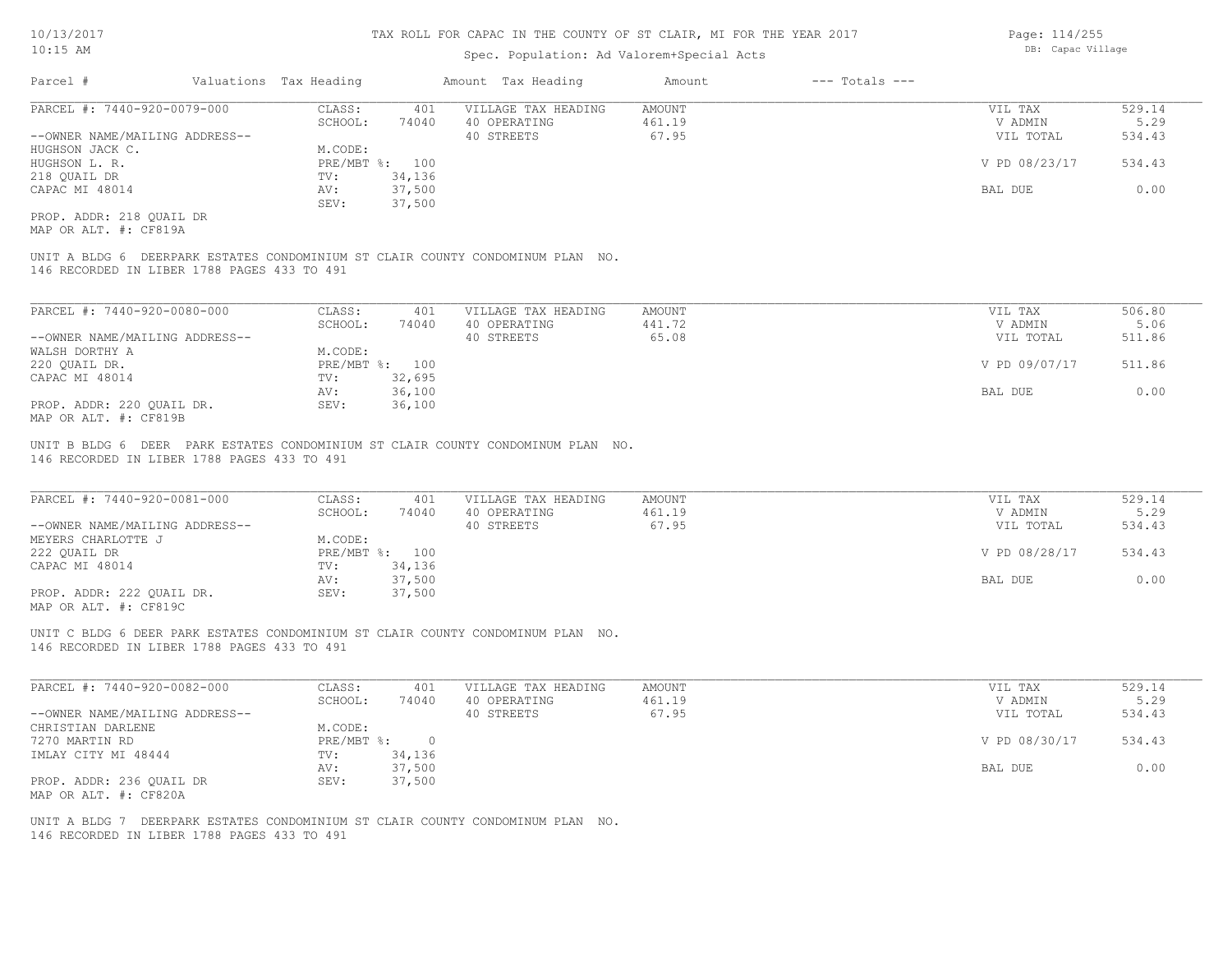# TAX ROLL FOR CAPAC IN THE COUNTY OF ST CLAIR, MI FOR THE YEAR 2017

Spec. Population: Ad Valorem+Special Acts

DB: Capac Village

10/13/2017
10:15 AM

| Parcel # | Valuations Tax Heading | Amount Tax Heading | Amount | --- Totals --- |
|---|---|---|---|---|

---

PARCEL #: 7440-920-0079-000

| | | | | | |
|---|---|---|---|---|---|
| CLASS: | 401 | VILLAGE TAX HEADING | AMOUNT | VIL TAX | 529.14 |
| SCHOOL: | 74040 | 40 OPERATING | 461.19 | V ADMIN | 5.29 |
| | | 40 STREETS | 67.95 | VIL TOTAL | 534.43 |
| M.CODE: | | | | | |
| PRE/MBT %: | 100 | | | V PD 08/23/17 | 534.43 |
| TV: | 34,136 | | | | |
| AV: | 37,500 | | | BAL DUE | 0.00 |
| SEV: | 37,500 | | | | |

--OWNER NAME/MAILING ADDRESS--
HUGHSON JACK C.
HUGHSON L. R.
218 QUAIL DR
CAPAC MI 48014

PROP. ADDR: 218 QUAIL DR
MAP OR ALT. #: CF819A

UNIT A BLDG 6 DEERPARK ESTATES CONDOMINIUM ST CLAIR COUNTY CONDOMINUM PLAN NO. 146 RECORDED IN LIBER 1788 PAGES 433 TO 491

---

PARCEL #: 7440-920-0080-000

| | | | | | |
|---|---|---|---|---|---|
| CLASS: | 401 | VILLAGE TAX HEADING | AMOUNT | VIL TAX | 506.80 |
| SCHOOL: | 74040 | 40 OPERATING | 441.72 | V ADMIN | 5.06 |
| | | 40 STREETS | 65.08 | VIL TOTAL | 511.86 |
| M.CODE: | | | | | |
| PRE/MBT %: | 100 | | | V PD 09/07/17 | 511.86 |
| TV: | 32,695 | | | | |
| AV: | 36,100 | | | BAL DUE | 0.00 |
| SEV: | 36,100 | | | | |

--OWNER NAME/MAILING ADDRESS--
WALSH DORTHY A
220 QUAIL DR.
CAPAC MI 48014

PROP. ADDR: 220 QUAIL DR.
MAP OR ALT. #: CF819B

UNIT B BLDG 6 DEER PARK ESTATES CONDOMINIUM ST CLAIR COUNTY CONDOMINUM PLAN NO. 146 RECORDED IN LIBER 1788 PAGES 433 TO 491

---

PARCEL #: 7440-920-0081-000

| | | | | | |
|---|---|---|---|---|---|
| CLASS: | 401 | VILLAGE TAX HEADING | AMOUNT | VIL TAX | 529.14 |
| SCHOOL: | 74040 | 40 OPERATING | 461.19 | V ADMIN | 5.29 |
| | | 40 STREETS | 67.95 | VIL TOTAL | 534.43 |
| M.CODE: | | | | | |
| PRE/MBT %: | 100 | | | V PD 08/28/17 | 534.43 |
| TV: | 34,136 | | | | |
| AV: | 37,500 | | | BAL DUE | 0.00 |
| SEV: | 37,500 | | | | |

--OWNER NAME/MAILING ADDRESS--
MEYERS CHARLOTTE J
222 QUAIL DR
CAPAC MI 48014

PROP. ADDR: 222 QUAIL DR.
MAP OR ALT. #: CF819C

UNIT C BLDG 6 DEER PARK ESTATES CONDOMINIUM ST CLAIR COUNTY CONDOMINUM PLAN NO. 146 RECORDED IN LIBER 1788 PAGES 433 TO 491

---

PARCEL #: 7440-920-0082-000

| | | | | | |
|---|---|---|---|---|---|
| CLASS: | 401 | VILLAGE TAX HEADING | AMOUNT | VIL TAX | 529.14 |
| SCHOOL: | 74040 | 40 OPERATING | 461.19 | V ADMIN | 5.29 |
| | | 40 STREETS | 67.95 | VIL TOTAL | 534.43 |
| M.CODE: | | | | | |
| PRE/MBT %: | 0 | | | V PD 08/30/17 | 534.43 |
| TV: | 34,136 | | | | |
| AV: | 37,500 | | | BAL DUE | 0.00 |
| SEV: | 37,500 | | | | |

--OWNER NAME/MAILING ADDRESS--
CHRISTIAN DARLENE
7270 MARTIN RD
IMLAY CITY MI 48444

PROP. ADDR: 236 QUAIL DR
MAP OR ALT. #: CF820A

UNIT A BLDG 7 DEERPARK ESTATES CONDOMINIUM ST CLAIR COUNTY CONDOMINUM PLAN NO. 146 RECORDED IN LIBER 1788 PAGES 433 TO 491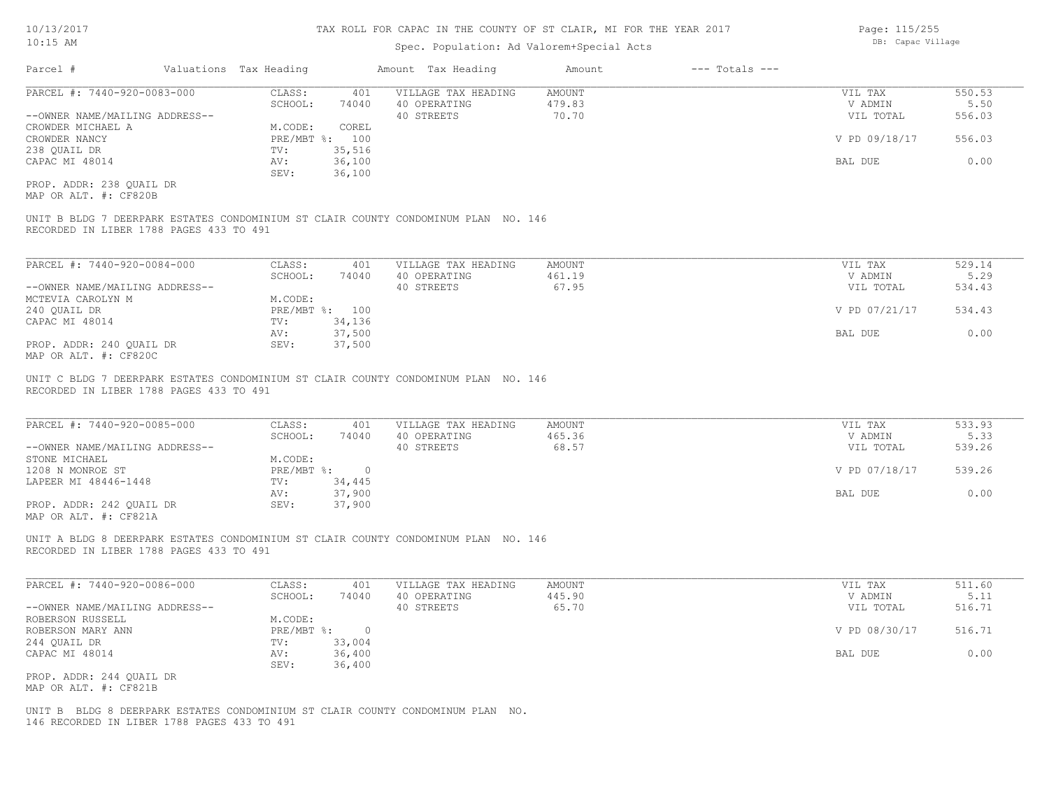# TAX ROLL FOR CAPAC IN THE COUNTY OF ST CLAIR, MI FOR THE YEAR 2017

Spec. Population: Ad Valorem+Special Acts

DB: Capac Village

| Parcel # | Valuations | Tax Heading | Amount | Tax Heading | Amount | --- Totals --- | |
|---|---|---|---|---|---|---|---|

---

PARCEL #: 7440-920-0083-000

| | | | | | | |
|---|---|---|---|---|---|---|
| CLASS: | 401 | VILLAGE TAX HEADING | AMOUNT | | VIL TAX | 550.53 |
| SCHOOL: | 74040 | 40 OPERATING | 479.83 | | V ADMIN | 5.50 |
| | | 40 STREETS | 70.70 | | VIL TOTAL | 556.03 |
| M.CODE: | COREL | | | | | |
| PRE/MBT %: | 100 | | | | V PD 09/18/17 | 556.03 |
| TV: | 35,516 | | | | | |
| AV: | 36,100 | | | | BAL DUE | 0.00 |
| SEV: | 36,100 | | | | | |

--OWNER NAME/MAILING ADDRESS--
CROWDER MICHAEL A
CROWDER NANCY
238 QUAIL DR
CAPAC MI 48014

PROP. ADDR: 238 QUAIL DR
MAP OR ALT. #: CF820B

UNIT B BLDG 7 DEERPARK ESTATES CONDOMINIUM ST CLAIR COUNTY CONDOMINUM PLAN NO. 146
RECORDED IN LIBER 1788 PAGES 433 TO 491

---

PARCEL #: 7440-920-0084-000

| | | | | | | |
|---|---|---|---|---|---|---|
| CLASS: | 401 | VILLAGE TAX HEADING | AMOUNT | | VIL TAX | 529.14 |
| SCHOOL: | 74040 | 40 OPERATING | 461.19 | | V ADMIN | 5.29 |
| | | 40 STREETS | 67.95 | | VIL TOTAL | 534.43 |
| M.CODE: | | | | | | |
| PRE/MBT %: | 100 | | | | V PD 07/21/17 | 534.43 |
| TV: | 34,136 | | | | | |
| AV: | 37,500 | | | | BAL DUE | 0.00 |
| SEV: | 37,500 | | | | | |

--OWNER NAME/MAILING ADDRESS--
MCTEVIA CAROLYN M
240 QUAIL DR
CAPAC MI 48014

PROP. ADDR: 240 QUAIL DR
MAP OR ALT. #: CF820C

UNIT C BLDG 7 DEERPARK ESTATES CONDOMINIUM ST CLAIR COUNTY CONDOMINUM PLAN NO. 146
RECORDED IN LIBER 1788 PAGES 433 TO 491

---

PARCEL #: 7440-920-0085-000

| | | | | | | |
|---|---|---|---|---|---|---|
| CLASS: | 401 | VILLAGE TAX HEADING | AMOUNT | | VIL TAX | 533.93 |
| SCHOOL: | 74040 | 40 OPERATING | 465.36 | | V ADMIN | 5.33 |
| | | 40 STREETS | 68.57 | | VIL TOTAL | 539.26 |
| M.CODE: | | | | | | |
| PRE/MBT %: | 0 | | | | V PD 07/18/17 | 539.26 |
| TV: | 34,445 | | | | | |
| AV: | 37,900 | | | | BAL DUE | 0.00 |
| SEV: | 37,900 | | | | | |

--OWNER NAME/MAILING ADDRESS--
STONE MICHAEL
1208 N MONROE ST
LAPEER MI 48446-1448

PROP. ADDR: 242 QUAIL DR
MAP OR ALT. #: CF821A

UNIT A BLDG 8 DEERPARK ESTATES CONDOMINIUM ST CLAIR COUNTY CONDOMINUM PLAN NO. 146
RECORDED IN LIBER 1788 PAGES 433 TO 491

---

PARCEL #: 7440-920-0086-000

| | | | | | | |
|---|---|---|---|---|---|---|
| CLASS: | 401 | VILLAGE TAX HEADING | AMOUNT | | VIL TAX | 511.60 |
| SCHOOL: | 74040 | 40 OPERATING | 445.90 | | V ADMIN | 5.11 |
| | | 40 STREETS | 65.70 | | VIL TOTAL | 516.71 |
| M.CODE: | | | | | | |
| PRE/MBT %: | 0 | | | | V PD 08/30/17 | 516.71 |
| TV: | 33,004 | | | | | |
| AV: | 36,400 | | | | BAL DUE | 0.00 |
| SEV: | 36,400 | | | | | |

--OWNER NAME/MAILING ADDRESS--
ROBERSON RUSSELL
ROBERSON MARY ANN
244 QUAIL DR
CAPAC MI 48014

PROP. ADDR: 244 QUAIL DR
MAP OR ALT. #: CF821B

UNIT B BLDG 8 DEERPARK ESTATES CONDOMINIUM ST CLAIR COUNTY CONDOMINUM PLAN NO.
146 RECORDED IN LIBER 1788 PAGES 433 TO 491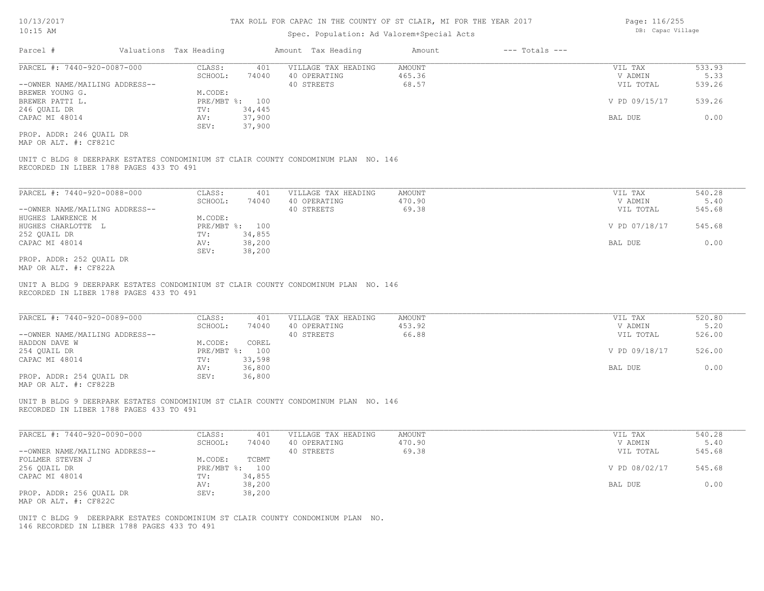TAX ROLL FOR CAPAC IN THE COUNTY OF ST CLAIR, MI FOR THE YEAR 2017

Spec. Population: Ad Valorem+Special Acts

| Parcel # | Valuations | Tax Heading | Amount | Tax Heading | Amount | --- Totals --- | |
|---|---|---|---|---|---|---|---|
| PARCEL #: 7440-920-0087-000 | CLASS: | 401 | VILLAGE TAX HEADING | AMOUNT | | VIL TAX | 533.93 |
| | SCHOOL: | 74040 | 40 OPERATING | 465.36 | | V ADMIN | 5.33 |
| --OWNER NAME/MAILING ADDRESS-- | | | 40 STREETS | 68.57 | | VIL TOTAL | 539.26 |
| BREWER YOUNG G. | M.CODE: | | | | | | |
| BREWER PATTI L. | PRE/MBT %: | 100 | | | | V PD 09/15/17 | 539.26 |
| 246 QUAIL DR | TV: | 34,445 | | | | | |
| CAPAC MI 48014 | AV: | 37,900 | | | | BAL DUE | 0.00 |
| | SEV: | 37,900 | | | | | |

PROP. ADDR: 246 QUAIL DR
MAP OR ALT. #: CF821C

UNIT C BLDG 8 DEERPARK ESTATES CONDOMINIUM ST CLAIR COUNTY CONDOMINUM PLAN NO. 146
RECORDED IN LIBER 1788 PAGES 433 TO 491

| Parcel # | Valuations | Tax Heading | Amount | Tax Heading | Amount | --- Totals --- | |
|---|---|---|---|---|---|---|---|
| PARCEL #: 7440-920-0088-000 | CLASS: | 401 | VILLAGE TAX HEADING | AMOUNT | | VIL TAX | 540.28 |
| | SCHOOL: | 74040 | 40 OPERATING | 470.90 | | V ADMIN | 5.40 |
| --OWNER NAME/MAILING ADDRESS-- | | | 40 STREETS | 69.38 | | VIL TOTAL | 545.68 |
| HUGHES LAWRENCE M | M.CODE: | | | | | | |
| HUGHES CHARLOTTE L | PRE/MBT %: | 100 | | | | V PD 07/18/17 | 545.68 |
| 252 QUAIL DR | TV: | 34,855 | | | | | |
| CAPAC MI 48014 | AV: | 38,200 | | | | BAL DUE | 0.00 |
| | SEV: | 38,200 | | | | | |

PROP. ADDR: 252 QUAIL DR
MAP OR ALT. #: CF822A

UNIT A BLDG 9 DEERPARK ESTATES CONDOMINIUM ST CLAIR COUNTY CONDOMINUM PLAN NO. 146
RECORDED IN LIBER 1788 PAGES 433 TO 491

| Parcel # | Valuations | Tax Heading | Amount | Tax Heading | Amount | --- Totals --- | |
|---|---|---|---|---|---|---|---|
| PARCEL #: 7440-920-0089-000 | CLASS: | 401 | VILLAGE TAX HEADING | AMOUNT | | VIL TAX | 520.80 |
| | SCHOOL: | 74040 | 40 OPERATING | 453.92 | | V ADMIN | 5.20 |
| --OWNER NAME/MAILING ADDRESS-- | | | 40 STREETS | 66.88 | | VIL TOTAL | 526.00 |
| HADDON DAVE W | M.CODE: | COREL | | | | | |
| 254 QUAIL DR | PRE/MBT %: | 100 | | | | V PD 09/18/17 | 526.00 |
| CAPAC MI 48014 | TV: | 33,598 | | | | | |
| | AV: | 36,800 | | | | BAL DUE | 0.00 |
| PROP. ADDR: 254 QUAIL DR | SEV: | 36,800 | | | | | |

MAP OR ALT. #: CF822B

UNIT B BLDG 9 DEERPARK ESTATES CONDOMINIUM ST CLAIR COUNTY CONDOMINUM PLAN NO. 146
RECORDED IN LIBER 1788 PAGES 433 TO 491

| Parcel # | Valuations | Tax Heading | Amount | Tax Heading | Amount | --- Totals --- | |
|---|---|---|---|---|---|---|---|
| PARCEL #: 7440-920-0090-000 | CLASS: | 401 | VILLAGE TAX HEADING | AMOUNT | | VIL TAX | 540.28 |
| | SCHOOL: | 74040 | 40 OPERATING | 470.90 | | V ADMIN | 5.40 |
| --OWNER NAME/MAILING ADDRESS-- | | | 40 STREETS | 69.38 | | VIL TOTAL | 545.68 |
| FOLLMER STEVEN J | M.CODE: | TCBMT | | | | | |
| 256 QUAIL DR | PRE/MBT %: | 100 | | | | V PD 08/02/17 | 545.68 |
| CAPAC MI 48014 | TV: | 34,855 | | | | | |
| | AV: | 38,200 | | | | BAL DUE | 0.00 |
| PROP. ADDR: 256 QUAIL DR | SEV: | 38,200 | | | | | |

MAP OR ALT. #: CF822C

UNIT C BLDG 9 DEERPARK ESTATES CONDOMINIUM ST CLAIR COUNTY CONDOMINUM PLAN NO.
146 RECORDED IN LIBER 1788 PAGES 433 TO 491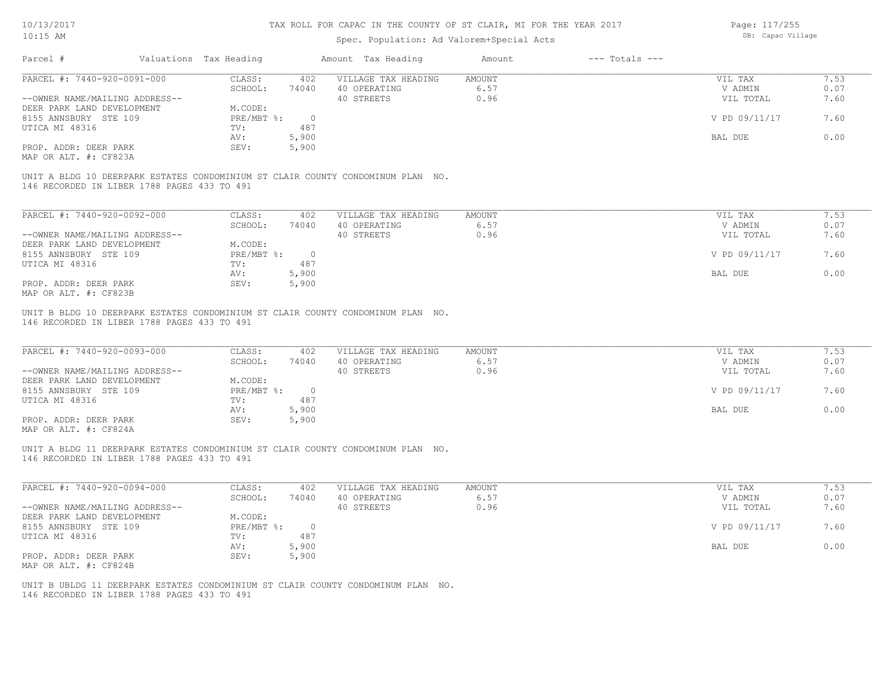# TAX ROLL FOR CAPAC IN THE COUNTY OF ST CLAIR, MI FOR THE YEAR 2017

Spec. Population: Ad Valorem+Special Acts

| Parcel # | Valuations | Tax Heading | Amount | Tax Heading | Amount | --- Totals --- | |
|---|---|---|---|---|---|---|---|
| PARCEL #: 7440-920-0091-000 | CLASS: | 402 | VILLAGE TAX HEADING | AMOUNT | | VIL TAX | 7.53 |
| | SCHOOL: | 74040 | 40 OPERATING | 6.57 | | V ADMIN | 0.07 |
| --OWNER NAME/MAILING ADDRESS-- | | | 40 STREETS | 0.96 | | VIL TOTAL | 7.60 |
| DEER PARK LAND DEVELOPMENT | M.CODE: | | | | | | |
| 8155 ANNSBURY STE 109 | PRE/MBT %: | 0 | | | | V PD 09/11/17 | 7.60 |
| UTICA MI 48316 | TV: | 487 | | | | | |
| | AV: | 5,900 | | | | BAL DUE | 0.00 |
| PROP. ADDR: DEER PARK | SEV: | 5,900 | | | | | |
| MAP OR ALT. #: CF823A | | | | | | | |

UNIT A BLDG 10 DEERPARK ESTATES CONDOMINIUM ST CLAIR COUNTY CONDOMINUM PLAN NO. 146 RECORDED IN LIBER 1788 PAGES 433 TO 491

| Parcel # | Valuations | Tax Heading | Amount | Tax Heading | Amount | --- Totals --- | |
|---|---|---|---|---|---|---|---|
| PARCEL #: 7440-920-0092-000 | CLASS: | 402 | VILLAGE TAX HEADING | AMOUNT | | VIL TAX | 7.53 |
| | SCHOOL: | 74040 | 40 OPERATING | 6.57 | | V ADMIN | 0.07 |
| --OWNER NAME/MAILING ADDRESS-- | | | 40 STREETS | 0.96 | | VIL TOTAL | 7.60 |
| DEER PARK LAND DEVELOPMENT | M.CODE: | | | | | | |
| 8155 ANNSBURY STE 109 | PRE/MBT %: | 0 | | | | V PD 09/11/17 | 7.60 |
| UTICA MI 48316 | TV: | 487 | | | | | |
| | AV: | 5,900 | | | | BAL DUE | 0.00 |
| PROP. ADDR: DEER PARK | SEV: | 5,900 | | | | | |
| MAP OR ALT. #: CF823B | | | | | | | |

UNIT B BLDG 10 DEERPARK ESTATES CONDOMINIUM ST CLAIR COUNTY CONDOMINUM PLAN NO. 146 RECORDED IN LIBER 1788 PAGES 433 TO 491

| Parcel # | Valuations | Tax Heading | Amount | Tax Heading | Amount | --- Totals --- | |
|---|---|---|---|---|---|---|---|
| PARCEL #: 7440-920-0093-000 | CLASS: | 402 | VILLAGE TAX HEADING | AMOUNT | | VIL TAX | 7.53 |
| | SCHOOL: | 74040 | 40 OPERATING | 6.57 | | V ADMIN | 0.07 |
| --OWNER NAME/MAILING ADDRESS-- | | | 40 STREETS | 0.96 | | VIL TOTAL | 7.60 |
| DEER PARK LAND DEVELOPMENT | M.CODE: | | | | | | |
| 8155 ANNSBURY STE 109 | PRE/MBT %: | 0 | | | | V PD 09/11/17 | 7.60 |
| UTICA MI 48316 | TV: | 487 | | | | | |
| | AV: | 5,900 | | | | BAL DUE | 0.00 |
| PROP. ADDR: DEER PARK | SEV: | 5,900 | | | | | |
| MAP OR ALT. #: CF824A | | | | | | | |

UNIT A BLDG 11 DEERPARK ESTATES CONDOMINIUM ST CLAIR COUNTY CONDOMINUM PLAN NO. 146 RECORDED IN LIBER 1788 PAGES 433 TO 491

| Parcel # | Valuations | Tax Heading | Amount | Tax Heading | Amount | --- Totals --- | |
|---|---|---|---|---|---|---|---|
| PARCEL #: 7440-920-0094-000 | CLASS: | 402 | VILLAGE TAX HEADING | AMOUNT | | VIL TAX | 7.53 |
| | SCHOOL: | 74040 | 40 OPERATING | 6.57 | | V ADMIN | 0.07 |
| --OWNER NAME/MAILING ADDRESS-- | | | 40 STREETS | 0.96 | | VIL TOTAL | 7.60 |
| DEER PARK LAND DEVELOPMENT | M.CODE: | | | | | | |
| 8155 ANNSBURY STE 109 | PRE/MBT %: | 0 | | | | V PD 09/11/17 | 7.60 |
| UTICA MI 48316 | TV: | 487 | | | | | |
| | AV: | 5,900 | | | | BAL DUE | 0.00 |
| PROP. ADDR: DEER PARK | SEV: | 5,900 | | | | | |
| MAP OR ALT. #: CF824B | | | | | | | |

UNIT B UBLDG 11 DEERPARK ESTATES CONDOMINIUM ST CLAIR COUNTY CONDOMINUM PLAN NO. 146 RECORDED IN LIBER 1788 PAGES 433 TO 491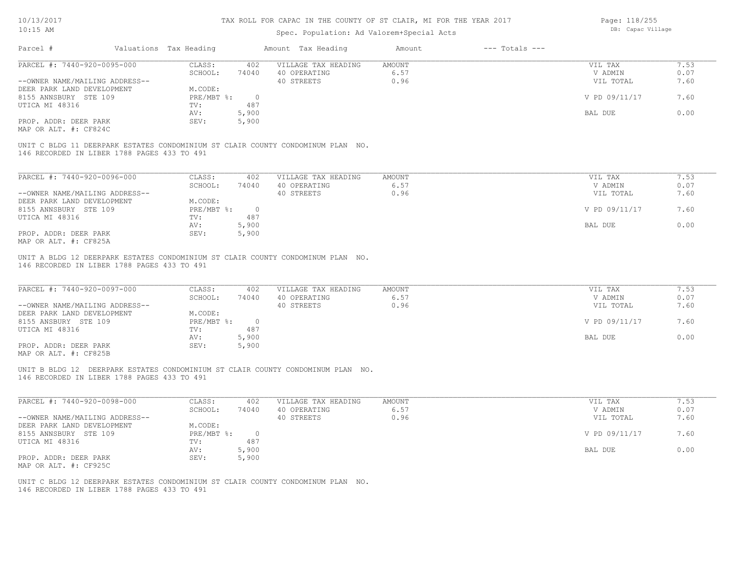# TAX ROLL FOR CAPAC IN THE COUNTY OF ST CLAIR, MI FOR THE YEAR 2017

Spec. Population: Ad Valorem+Special Acts

DB: Capac Village

| Parcel # | Valuations | Tax Heading | Amount | Tax Heading | Amount | --- Totals --- | |
|---|---|---|---|---|---|---|---|
| PARCEL #: 7440-920-0095-000 | CLASS: | 402 | VILLAGE TAX HEADING | AMOUNT | | VIL TAX | 7.53 |
| | SCHOOL: | 74040 | 40 OPERATING | 6.57 | | V ADMIN | 0.07 |
| --OWNER NAME/MAILING ADDRESS-- | | | 40 STREETS | 0.96 | | VIL TOTAL | 7.60 |
| DEER PARK LAND DEVELOPMENT | M.CODE: | | | | | | |
| 8155 ANNSBURY STE 109 | PRE/MBT %: | 0 | | | | V PD 09/11/17 | 7.60 |
| UTICA MI 48316 | TV: | 487 | | | | | |
| | AV: | 5,900 | | | | BAL DUE | 0.00 |
| PROP. ADDR: DEER PARK | SEV: | 5,900 | | | | | |
| MAP OR ALT. #: CF824C | | | | | | | |

UNIT C BLDG 11 DEERPARK ESTATES CONDOMINIUM ST CLAIR COUNTY CONDOMINUM PLAN NO. 146 RECORDED IN LIBER 1788 PAGES 433 TO 491

| Parcel # | Valuations | Tax Heading | Amount | Tax Heading | Amount | --- Totals --- | |
|---|---|---|---|---|---|---|---|
| PARCEL #: 7440-920-0096-000 | CLASS: | 402 | VILLAGE TAX HEADING | AMOUNT | | VIL TAX | 7.53 |
| | SCHOOL: | 74040 | 40 OPERATING | 6.57 | | V ADMIN | 0.07 |
| --OWNER NAME/MAILING ADDRESS-- | | | 40 STREETS | 0.96 | | VIL TOTAL | 7.60 |
| DEER PARK LAND DEVELOPMENT | M.CODE: | | | | | | |
| 8155 ANNSBURY STE 109 | PRE/MBT %: | 0 | | | | V PD 09/11/17 | 7.60 |
| UTICA MI 48316 | TV: | 487 | | | | | |
| | AV: | 5,900 | | | | BAL DUE | 0.00 |
| PROP. ADDR: DEER PARK | SEV: | 5,900 | | | | | |
| MAP OR ALT. #: CF825A | | | | | | | |

UNIT A BLDG 12 DEERPARK ESTATES CONDOMINIUM ST CLAIR COUNTY CONDOMINUM PLAN NO. 146 RECORDED IN LIBER 1788 PAGES 433 TO 491

| Parcel # | Valuations | Tax Heading | Amount | Tax Heading | Amount | --- Totals --- | |
|---|---|---|---|---|---|---|---|
| PARCEL #: 7440-920-0097-000 | CLASS: | 402 | VILLAGE TAX HEADING | AMOUNT | | VIL TAX | 7.53 |
| | SCHOOL: | 74040 | 40 OPERATING | 6.57 | | V ADMIN | 0.07 |
| --OWNER NAME/MAILING ADDRESS-- | | | 40 STREETS | 0.96 | | VIL TOTAL | 7.60 |
| DEER PARK LAND DEVELOPMENT | M.CODE: | | | | | | |
| 8155 ANSBURY STE 109 | PRE/MBT %: | 0 | | | | V PD 09/11/17 | 7.60 |
| UTICA MI 48316 | TV: | 487 | | | | | |
| | AV: | 5,900 | | | | BAL DUE | 0.00 |
| PROP. ADDR: DEER PARK | SEV: | 5,900 | | | | | |
| MAP OR ALT. #: CF825B | | | | | | | |

UNIT B BLDG 12 DEERPARK ESTATES CONDOMINIUM ST CLAIR COUNTY CONDOMINUM PLAN NO. 146 RECORDED IN LIBER 1788 PAGES 433 TO 491

| Parcel # | Valuations | Tax Heading | Amount | Tax Heading | Amount | --- Totals --- | |
|---|---|---|---|---|---|---|---|
| PARCEL #: 7440-920-0098-000 | CLASS: | 402 | VILLAGE TAX HEADING | AMOUNT | | VIL TAX | 7.53 |
| | SCHOOL: | 74040 | 40 OPERATING | 6.57 | | V ADMIN | 0.07 |
| --OWNER NAME/MAILING ADDRESS-- | | | 40 STREETS | 0.96 | | VIL TOTAL | 7.60 |
| DEER PARK LAND DEVELOPMENT | M.CODE: | | | | | | |
| 8155 ANNSBURY STE 109 | PRE/MBT %: | 0 | | | | V PD 09/11/17 | 7.60 |
| UTICA MI 48316 | TV: | 487 | | | | | |
| | AV: | 5,900 | | | | BAL DUE | 0.00 |
| PROP. ADDR: DEER PARK | SEV: | 5,900 | | | | | |
| MAP OR ALT. #: CF925C | | | | | | | |

UNIT C BLDG 12 DEERPARK ESTATES CONDOMINIUM ST CLAIR COUNTY CONDOMINUM PLAN NO. 146 RECORDED IN LIBER 1788 PAGES 433 TO 491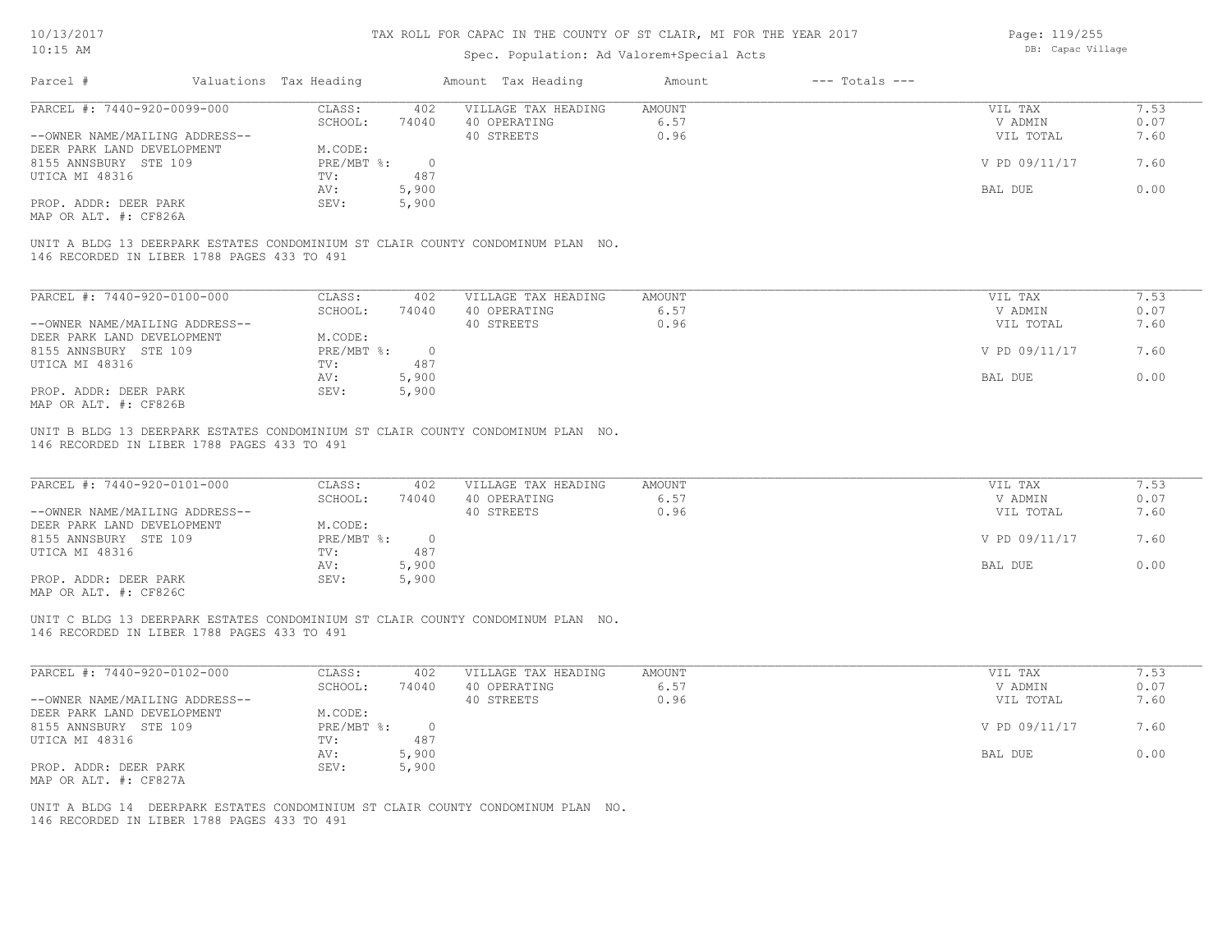TAX ROLL FOR CAPAC IN THE COUNTY OF ST CLAIR, MI FOR THE YEAR 2017

Spec. Population: Ad Valorem+Special Acts

| Parcel # | Valuations | Tax Heading | Amount | Tax Heading | Amount | --- Totals --- | |
|---|---|---|---|---|---|---|---|
| PARCEL #: 7440-920-0099-000 | CLASS: | 402 | VILLAGE TAX HEADING | AMOUNT | | VIL TAX | 7.53 |
| | SCHOOL: | 74040 | 40 OPERATING | 6.57 | | V ADMIN | 0.07 |
| --OWNER NAME/MAILING ADDRESS-- | | | 40 STREETS | 0.96 | | VIL TOTAL | 7.60 |
| DEER PARK LAND DEVELOPMENT | M.CODE: | | | | | | |
| 8155 ANNSBURY STE 109 | PRE/MBT %: | 0 | | | | V PD 09/11/17 | 7.60 |
| UTICA MI 48316 | TV: | 487 | | | | | |
| | AV: | 5,900 | | | | BAL DUE | 0.00 |
| PROP. ADDR: DEER PARK | SEV: | 5,900 | | | | | |
| MAP OR ALT. #: CF826A | | | | | | | |

UNIT A BLDG 13 DEERPARK ESTATES CONDOMINIUM ST CLAIR COUNTY CONDOMINUM PLAN NO. 146 RECORDED IN LIBER 1788 PAGES 433 TO 491

| Parcel # | Valuations | Tax Heading | Amount | Tax Heading | Amount | --- Totals --- | |
|---|---|---|---|---|---|---|---|
| PARCEL #: 7440-920-0100-000 | CLASS: | 402 | VILLAGE TAX HEADING | AMOUNT | | VIL TAX | 7.53 |
| | SCHOOL: | 74040 | 40 OPERATING | 6.57 | | V ADMIN | 0.07 |
| --OWNER NAME/MAILING ADDRESS-- | | | 40 STREETS | 0.96 | | VIL TOTAL | 7.60 |
| DEER PARK LAND DEVELOPMENT | M.CODE: | | | | | | |
| 8155 ANNSBURY STE 109 | PRE/MBT %: | 0 | | | | V PD 09/11/17 | 7.60 |
| UTICA MI 48316 | TV: | 487 | | | | | |
| | AV: | 5,900 | | | | BAL DUE | 0.00 |
| PROP. ADDR: DEER PARK | SEV: | 5,900 | | | | | |
| MAP OR ALT. #: CF826B | | | | | | | |

UNIT B BLDG 13 DEERPARK ESTATES CONDOMINIUM ST CLAIR COUNTY CONDOMINUM PLAN NO. 146 RECORDED IN LIBER 1788 PAGES 433 TO 491

| Parcel # | Valuations | Tax Heading | Amount | Tax Heading | Amount | --- Totals --- | |
|---|---|---|---|---|---|---|---|
| PARCEL #: 7440-920-0101-000 | CLASS: | 402 | VILLAGE TAX HEADING | AMOUNT | | VIL TAX | 7.53 |
| | SCHOOL: | 74040 | 40 OPERATING | 6.57 | | V ADMIN | 0.07 |
| --OWNER NAME/MAILING ADDRESS-- | | | 40 STREETS | 0.96 | | VIL TOTAL | 7.60 |
| DEER PARK LAND DEVELOPMENT | M.CODE: | | | | | | |
| 8155 ANNSBURY STE 109 | PRE/MBT %: | 0 | | | | V PD 09/11/17 | 7.60 |
| UTICA MI 48316 | TV: | 487 | | | | | |
| | AV: | 5,900 | | | | BAL DUE | 0.00 |
| PROP. ADDR: DEER PARK | SEV: | 5,900 | | | | | |
| MAP OR ALT. #: CF826C | | | | | | | |

UNIT C BLDG 13 DEERPARK ESTATES CONDOMINIUM ST CLAIR COUNTY CONDOMINUM PLAN NO. 146 RECORDED IN LIBER 1788 PAGES 433 TO 491

| Parcel # | Valuations | Tax Heading | Amount | Tax Heading | Amount | --- Totals --- | |
|---|---|---|---|---|---|---|---|
| PARCEL #: 7440-920-0102-000 | CLASS: | 402 | VILLAGE TAX HEADING | AMOUNT | | VIL TAX | 7.53 |
| | SCHOOL: | 74040 | 40 OPERATING | 6.57 | | V ADMIN | 0.07 |
| --OWNER NAME/MAILING ADDRESS-- | | | 40 STREETS | 0.96 | | VIL TOTAL | 7.60 |
| DEER PARK LAND DEVELOPMENT | M.CODE: | | | | | | |
| 8155 ANNSBURY STE 109 | PRE/MBT %: | 0 | | | | V PD 09/11/17 | 7.60 |
| UTICA MI 48316 | TV: | 487 | | | | | |
| | AV: | 5,900 | | | | BAL DUE | 0.00 |
| PROP. ADDR: DEER PARK | SEV: | 5,900 | | | | | |
| MAP OR ALT. #: CF827A | | | | | | | |

UNIT A BLDG 14 DEERPARK ESTATES CONDOMINIUM ST CLAIR COUNTY CONDOMINUM PLAN NO. 146 RECORDED IN LIBER 1788 PAGES 433 TO 491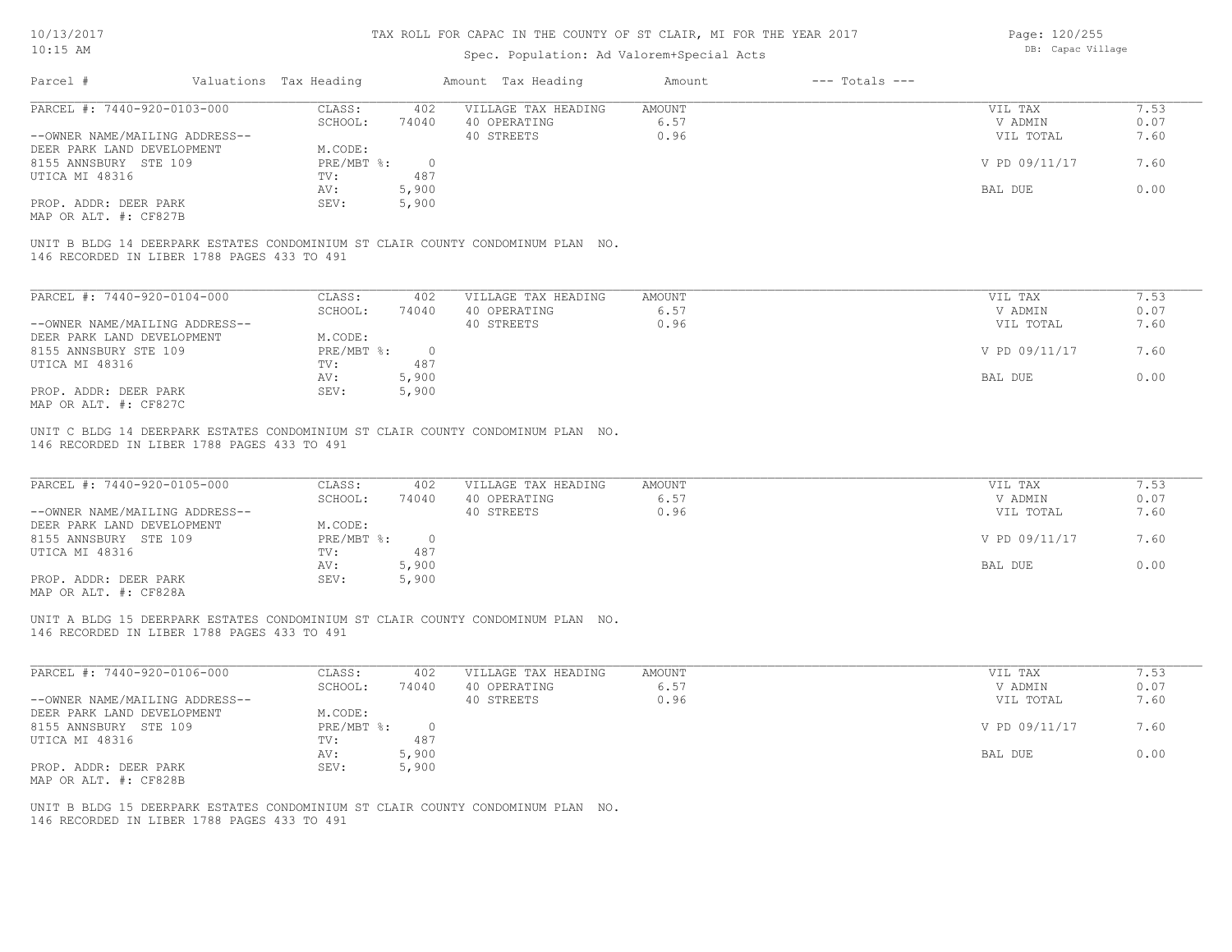# TAX ROLL FOR CAPAC IN THE COUNTY OF ST CLAIR, MI FOR THE YEAR 2017

Spec. Population: Ad Valorem+Special Acts

| Parcel # | Valuations | Tax Heading | Amount | Tax Heading | Amount | --- Totals --- | |
|---|---|---|---|---|---|---|---|
| PARCEL #: 7440-920-0103-000 | CLASS: | 402 | VILLAGE TAX HEADING | AMOUNT | | VIL TAX | 7.53 |
| | SCHOOL: | 74040 | 40 OPERATING | 6.57 | | V ADMIN | 0.07 |
| --OWNER NAME/MAILING ADDRESS-- | | | 40 STREETS | 0.96 | | VIL TOTAL | 7.60 |
| DEER PARK LAND DEVELOPMENT | M.CODE: | | | | | | |
| 8155 ANNSBURY STE 109 | PRE/MBT %: | 0 | | | | V PD 09/11/17 | 7.60 |
| UTICA MI 48316 | TV: | 487 | | | | | |
| | AV: | 5,900 | | | | BAL DUE | 0.00 |
| PROP. ADDR: DEER PARK | SEV: | 5,900 | | | | | |
| MAP OR ALT. #: CF827B | | | | | | | |

UNIT B BLDG 14 DEERPARK ESTATES CONDOMINIUM ST CLAIR COUNTY CONDOMINUM PLAN NO. 146 RECORDED IN LIBER 1788 PAGES 433 TO 491

| Parcel # | Valuations | Tax Heading | Amount | Tax Heading | Amount | --- Totals --- | |
|---|---|---|---|---|---|---|---|
| PARCEL #: 7440-920-0104-000 | CLASS: | 402 | VILLAGE TAX HEADING | AMOUNT | | VIL TAX | 7.53 |
| | SCHOOL: | 74040 | 40 OPERATING | 6.57 | | V ADMIN | 0.07 |
| --OWNER NAME/MAILING ADDRESS-- | | | 40 STREETS | 0.96 | | VIL TOTAL | 7.60 |
| DEER PARK LAND DEVELOPMENT | M.CODE: | | | | | | |
| 8155 ANNSBURY STE 109 | PRE/MBT %: | 0 | | | | V PD 09/11/17 | 7.60 |
| UTICA MI 48316 | TV: | 487 | | | | | |
| | AV: | 5,900 | | | | BAL DUE | 0.00 |
| PROP. ADDR: DEER PARK | SEV: | 5,900 | | | | | |
| MAP OR ALT. #: CF827C | | | | | | | |

UNIT C BLDG 14 DEERPARK ESTATES CONDOMINIUM ST CLAIR COUNTY CONDOMINUM PLAN NO. 146 RECORDED IN LIBER 1788 PAGES 433 TO 491

| Parcel # | Valuations | Tax Heading | Amount | Tax Heading | Amount | --- Totals --- | |
|---|---|---|---|---|---|---|---|
| PARCEL #: 7440-920-0105-000 | CLASS: | 402 | VILLAGE TAX HEADING | AMOUNT | | VIL TAX | 7.53 |
| | SCHOOL: | 74040 | 40 OPERATING | 6.57 | | V ADMIN | 0.07 |
| --OWNER NAME/MAILING ADDRESS-- | | | 40 STREETS | 0.96 | | VIL TOTAL | 7.60 |
| DEER PARK LAND DEVELOPMENT | M.CODE: | | | | | | |
| 8155 ANNSBURY STE 109 | PRE/MBT %: | 0 | | | | V PD 09/11/17 | 7.60 |
| UTICA MI 48316 | TV: | 487 | | | | | |
| | AV: | 5,900 | | | | BAL DUE | 0.00 |
| PROP. ADDR: DEER PARK | SEV: | 5,900 | | | | | |
| MAP OR ALT. #: CF828A | | | | | | | |

UNIT A BLDG 15 DEERPARK ESTATES CONDOMINIUM ST CLAIR COUNTY CONDOMINUM PLAN NO. 146 RECORDED IN LIBER 1788 PAGES 433 TO 491

| Parcel # | Valuations | Tax Heading | Amount | Tax Heading | Amount | --- Totals --- | |
|---|---|---|---|---|---|---|---|
| PARCEL #: 7440-920-0106-000 | CLASS: | 402 | VILLAGE TAX HEADING | AMOUNT | | VIL TAX | 7.53 |
| | SCHOOL: | 74040 | 40 OPERATING | 6.57 | | V ADMIN | 0.07 |
| --OWNER NAME/MAILING ADDRESS-- | | | 40 STREETS | 0.96 | | VIL TOTAL | 7.60 |
| DEER PARK LAND DEVELOPMENT | M.CODE: | | | | | | |
| 8155 ANNSBURY STE 109 | PRE/MBT %: | 0 | | | | V PD 09/11/17 | 7.60 |
| UTICA MI 48316 | TV: | 487 | | | | | |
| | AV: | 5,900 | | | | BAL DUE | 0.00 |
| PROP. ADDR: DEER PARK | SEV: | 5,900 | | | | | |
| MAP OR ALT. #: CF828B | | | | | | | |

UNIT B BLDG 15 DEERPARK ESTATES CONDOMINIUM ST CLAIR COUNTY CONDOMINUM PLAN NO. 146 RECORDED IN LIBER 1788 PAGES 433 TO 491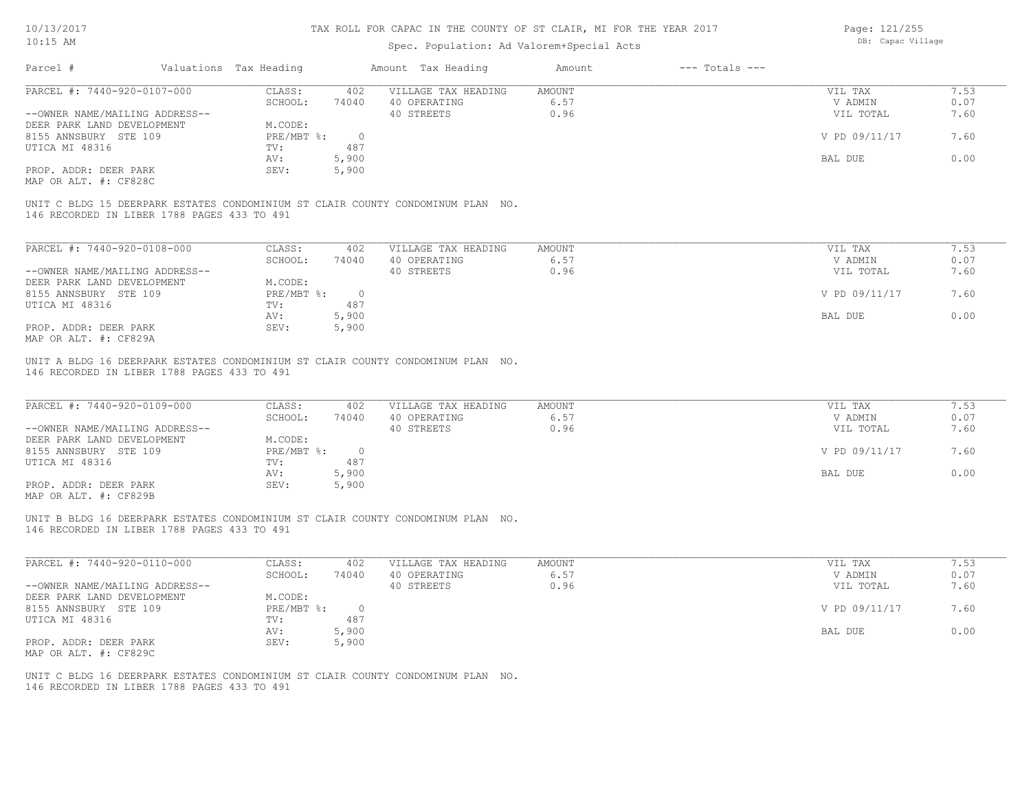# TAX ROLL FOR CAPAC IN THE COUNTY OF ST CLAIR, MI FOR THE YEAR 2017

Spec. Population: Ad Valorem+Special Acts

DB: Capac Village

| Parcel # | Valuations | Tax Heading | Amount | Tax Heading | Amount | --- Totals --- | |
|---|---|---|---|---|---|---|---|
| PARCEL #: 7440-920-0107-000 | CLASS: | 402 | VILLAGE TAX HEADING | AMOUNT | | VIL TAX | 7.53 |
| | SCHOOL: | 74040 | 40 OPERATING | 6.57 | | V ADMIN | 0.07 |
| --OWNER NAME/MAILING ADDRESS-- | | | 40 STREETS | 0.96 | | VIL TOTAL | 7.60 |
| DEER PARK LAND DEVELOPMENT | M.CODE: | | | | | | |
| 8155 ANNSBURY STE 109 | PRE/MBT %: | 0 | | | | V PD 09/11/17 | 7.60 |
| UTICA MI 48316 | TV: | 487 | | | | | |
| | AV: | 5,900 | | | | BAL DUE | 0.00 |
| PROP. ADDR: DEER PARK | SEV: | 5,900 | | | | | |
| MAP OR ALT. #: CF828C | | | | | | | |

UNIT C BLDG 15 DEERPARK ESTATES CONDOMINIUM ST CLAIR COUNTY CONDOMINUM PLAN NO. 146 RECORDED IN LIBER 1788 PAGES 433 TO 491

| Parcel # | Valuations | Tax Heading | Amount | Tax Heading | Amount | --- Totals --- | |
|---|---|---|---|---|---|---|---|
| PARCEL #: 7440-920-0108-000 | CLASS: | 402 | VILLAGE TAX HEADING | AMOUNT | | VIL TAX | 7.53 |
| | SCHOOL: | 74040 | 40 OPERATING | 6.57 | | V ADMIN | 0.07 |
| --OWNER NAME/MAILING ADDRESS-- | | | 40 STREETS | 0.96 | | VIL TOTAL | 7.60 |
| DEER PARK LAND DEVELOPMENT | M.CODE: | | | | | | |
| 8155 ANNSBURY STE 109 | PRE/MBT %: | 0 | | | | V PD 09/11/17 | 7.60 |
| UTICA MI 48316 | TV: | 487 | | | | | |
| | AV: | 5,900 | | | | BAL DUE | 0.00 |
| PROP. ADDR: DEER PARK | SEV: | 5,900 | | | | | |
| MAP OR ALT. #: CF829A | | | | | | | |

UNIT A BLDG 16 DEERPARK ESTATES CONDOMINIUM ST CLAIR COUNTY CONDOMINUM PLAN NO. 146 RECORDED IN LIBER 1788 PAGES 433 TO 491

| Parcel # | Valuations | Tax Heading | Amount | Tax Heading | Amount | --- Totals --- | |
|---|---|---|---|---|---|---|---|
| PARCEL #: 7440-920-0109-000 | CLASS: | 402 | VILLAGE TAX HEADING | AMOUNT | | VIL TAX | 7.53 |
| | SCHOOL: | 74040 | 40 OPERATING | 6.57 | | V ADMIN | 0.07 |
| --OWNER NAME/MAILING ADDRESS-- | | | 40 STREETS | 0.96 | | VIL TOTAL | 7.60 |
| DEER PARK LAND DEVELOPMENT | M.CODE: | | | | | | |
| 8155 ANNSBURY STE 109 | PRE/MBT %: | 0 | | | | V PD 09/11/17 | 7.60 |
| UTICA MI 48316 | TV: | 487 | | | | | |
| | AV: | 5,900 | | | | BAL DUE | 0.00 |
| PROP. ADDR: DEER PARK | SEV: | 5,900 | | | | | |
| MAP OR ALT. #: CF829B | | | | | | | |

UNIT B BLDG 16 DEERPARK ESTATES CONDOMINIUM ST CLAIR COUNTY CONDOMINUM PLAN NO. 146 RECORDED IN LIBER 1788 PAGES 433 TO 491

| Parcel # | Valuations | Tax Heading | Amount | Tax Heading | Amount | --- Totals --- | |
|---|---|---|---|---|---|---|---|
| PARCEL #: 7440-920-0110-000 | CLASS: | 402 | VILLAGE TAX HEADING | AMOUNT | | VIL TAX | 7.53 |
| | SCHOOL: | 74040 | 40 OPERATING | 6.57 | | V ADMIN | 0.07 |
| --OWNER NAME/MAILING ADDRESS-- | | | 40 STREETS | 0.96 | | VIL TOTAL | 7.60 |
| DEER PARK LAND DEVELOPMENT | M.CODE: | | | | | | |
| 8155 ANNSBURY STE 109 | PRE/MBT %: | 0 | | | | V PD 09/11/17 | 7.60 |
| UTICA MI 48316 | TV: | 487 | | | | | |
| | AV: | 5,900 | | | | BAL DUE | 0.00 |
| PROP. ADDR: DEER PARK | SEV: | 5,900 | | | | | |
| MAP OR ALT. #: CF829C | | | | | | | |

UNIT C BLDG 16 DEERPARK ESTATES CONDOMINIUM ST CLAIR COUNTY CONDOMINUM PLAN NO. 146 RECORDED IN LIBER 1788 PAGES 433 TO 491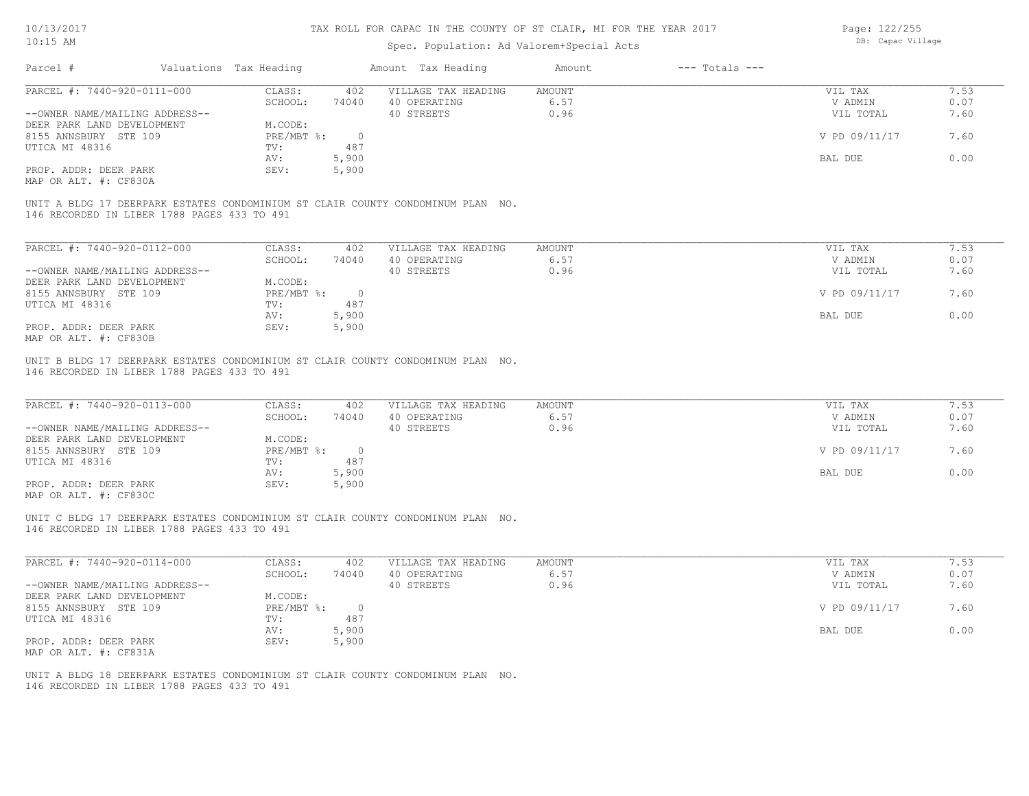# TAX ROLL FOR CAPAC IN THE COUNTY OF ST CLAIR, MI FOR THE YEAR 2017

Spec. Population: Ad Valorem+Special Acts

DB: Capac Village

10/13/2017
10:15 AM

| Parcel # | Valuations | Tax Heading | Amount | Tax Heading | Amount | --- Totals --- | |
|---|---|---|---|---|---|---|---|
| PARCEL #: 7440-920-0111-000 | CLASS: | 402 | VILLAGE TAX HEADING | AMOUNT | | VIL TAX | 7.53 |
| | SCHOOL: | 74040 | 40 OPERATING | 6.57 | | V ADMIN | 0.07 |
| --OWNER NAME/MAILING ADDRESS-- | | | 40 STREETS | 0.96 | | VIL TOTAL | 7.60 |
| DEER PARK LAND DEVELOPMENT | M.CODE: | | | | | | |
| 8155 ANNSBURY STE 109 | PRE/MBT %: | 0 | | | | V PD 09/11/17 | 7.60 |
| UTICA MI 48316 | TV: | 487 | | | | | |
| | AV: | 5,900 | | | | BAL DUE | 0.00 |
| PROP. ADDR: DEER PARK | SEV: | 5,900 | | | | | |
| MAP OR ALT. #: CF830A | | | | | | | |

UNIT A BLDG 17 DEERPARK ESTATES CONDOMINIUM ST CLAIR COUNTY CONDOMINUM PLAN NO. 146 RECORDED IN LIBER 1788 PAGES 433 TO 491

| Parcel # | Valuations | Tax Heading | Amount | Tax Heading | Amount | --- Totals --- | |
|---|---|---|---|---|---|---|---|
| PARCEL #: 7440-920-0112-000 | CLASS: | 402 | VILLAGE TAX HEADING | AMOUNT | | VIL TAX | 7.53 |
| | SCHOOL: | 74040 | 40 OPERATING | 6.57 | | V ADMIN | 0.07 |
| --OWNER NAME/MAILING ADDRESS-- | | | 40 STREETS | 0.96 | | VIL TOTAL | 7.60 |
| DEER PARK LAND DEVELOPMENT | M.CODE: | | | | | | |
| 8155 ANNSBURY STE 109 | PRE/MBT %: | 0 | | | | V PD 09/11/17 | 7.60 |
| UTICA MI 48316 | TV: | 487 | | | | | |
| | AV: | 5,900 | | | | BAL DUE | 0.00 |
| PROP. ADDR: DEER PARK | SEV: | 5,900 | | | | | |
| MAP OR ALT. #: CF830B | | | | | | | |

UNIT B BLDG 17 DEERPARK ESTATES CONDOMINIUM ST CLAIR COUNTY CONDOMINUM PLAN NO. 146 RECORDED IN LIBER 1788 PAGES 433 TO 491

| Parcel # | Valuations | Tax Heading | Amount | Tax Heading | Amount | --- Totals --- | |
|---|---|---|---|---|---|---|---|
| PARCEL #: 7440-920-0113-000 | CLASS: | 402 | VILLAGE TAX HEADING | AMOUNT | | VIL TAX | 7.53 |
| | SCHOOL: | 74040 | 40 OPERATING | 6.57 | | V ADMIN | 0.07 |
| --OWNER NAME/MAILING ADDRESS-- | | | 40 STREETS | 0.96 | | VIL TOTAL | 7.60 |
| DEER PARK LAND DEVELOPMENT | M.CODE: | | | | | | |
| 8155 ANNSBURY STE 109 | PRE/MBT %: | 0 | | | | V PD 09/11/17 | 7.60 |
| UTICA MI 48316 | TV: | 487 | | | | | |
| | AV: | 5,900 | | | | BAL DUE | 0.00 |
| PROP. ADDR: DEER PARK | SEV: | 5,900 | | | | | |
| MAP OR ALT. #: CF830C | | | | | | | |

UNIT C BLDG 17 DEERPARK ESTATES CONDOMINIUM ST CLAIR COUNTY CONDOMINUM PLAN NO. 146 RECORDED IN LIBER 1788 PAGES 433 TO 491

| Parcel # | Valuations | Tax Heading | Amount | Tax Heading | Amount | --- Totals --- | |
|---|---|---|---|---|---|---|---|
| PARCEL #: 7440-920-0114-000 | CLASS: | 402 | VILLAGE TAX HEADING | AMOUNT | | VIL TAX | 7.53 |
| | SCHOOL: | 74040 | 40 OPERATING | 6.57 | | V ADMIN | 0.07 |
| --OWNER NAME/MAILING ADDRESS-- | | | 40 STREETS | 0.96 | | VIL TOTAL | 7.60 |
| DEER PARK LAND DEVELOPMENT | M.CODE: | | | | | | |
| 8155 ANNSBURY STE 109 | PRE/MBT %: | 0 | | | | V PD 09/11/17 | 7.60 |
| UTICA MI 48316 | TV: | 487 | | | | | |
| | AV: | 5,900 | | | | BAL DUE | 0.00 |
| PROP. ADDR: DEER PARK | SEV: | 5,900 | | | | | |
| MAP OR ALT. #: CF831A | | | | | | | |

UNIT A BLDG 18 DEERPARK ESTATES CONDOMINIUM ST CLAIR COUNTY CONDOMINUM PLAN NO. 146 RECORDED IN LIBER 1788 PAGES 433 TO 491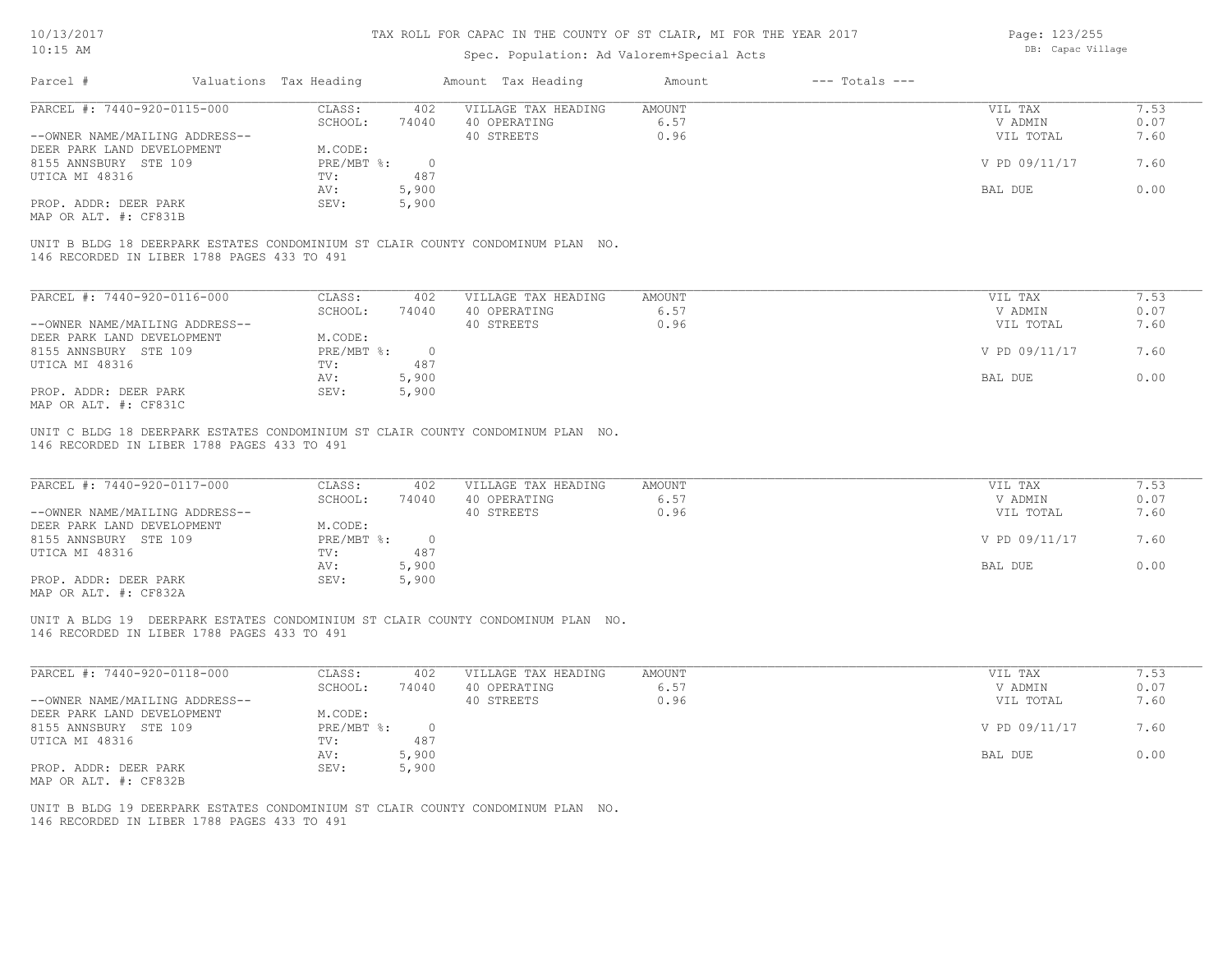# TAX ROLL FOR CAPAC IN THE COUNTY OF ST CLAIR, MI FOR THE YEAR 2017

Spec. Population: Ad Valorem+Special Acts

DB: Capac Village

| Parcel # | Valuations | Tax Heading | Amount | Tax Heading | Amount | --- Totals --- | |
|---|---|---|---|---|---|---|---|
| PARCEL #: 7440-920-0115-000 | CLASS: | 402 | VILLAGE TAX HEADING | AMOUNT | | VIL TAX | 7.53 |
| | SCHOOL: | 74040 | 40 OPERATING | 6.57 | | V ADMIN | 0.07 |
| --OWNER NAME/MAILING ADDRESS-- | | | 40 STREETS | 0.96 | | VIL TOTAL | 7.60 |
| DEER PARK LAND DEVELOPMENT | M.CODE: | | | | | | |
| 8155 ANNSBURY STE 109 | PRE/MBT %: | 0 | | | | V PD 09/11/17 | 7.60 |
| UTICA MI 48316 | TV: | 487 | | | | | |
| | AV: | 5,900 | | | | BAL DUE | 0.00 |
| PROP. ADDR: DEER PARK | SEV: | 5,900 | | | | | |
| MAP OR ALT. #: CF831B | | | | | | | |

UNIT B BLDG 18 DEERPARK ESTATES CONDOMINIUM ST CLAIR COUNTY CONDOMINUM PLAN NO. 146 RECORDED IN LIBER 1788 PAGES 433 TO 491

| Parcel # | Valuations | Tax Heading | Amount | Tax Heading | Amount | --- Totals --- | |
|---|---|---|---|---|---|---|---|
| PARCEL #: 7440-920-0116-000 | CLASS: | 402 | VILLAGE TAX HEADING | AMOUNT | | VIL TAX | 7.53 |
| | SCHOOL: | 74040 | 40 OPERATING | 6.57 | | V ADMIN | 0.07 |
| --OWNER NAME/MAILING ADDRESS-- | | | 40 STREETS | 0.96 | | VIL TOTAL | 7.60 |
| DEER PARK LAND DEVELOPMENT | M.CODE: | | | | | | |
| 8155 ANNSBURY STE 109 | PRE/MBT %: | 0 | | | | V PD 09/11/17 | 7.60 |
| UTICA MI 48316 | TV: | 487 | | | | | |
| | AV: | 5,900 | | | | BAL DUE | 0.00 |
| PROP. ADDR: DEER PARK | SEV: | 5,900 | | | | | |
| MAP OR ALT. #: CF831C | | | | | | | |

UNIT C BLDG 18 DEERPARK ESTATES CONDOMINIUM ST CLAIR COUNTY CONDOMINUM PLAN NO. 146 RECORDED IN LIBER 1788 PAGES 433 TO 491

| Parcel # | Valuations | Tax Heading | Amount | Tax Heading | Amount | --- Totals --- | |
|---|---|---|---|---|---|---|---|
| PARCEL #: 7440-920-0117-000 | CLASS: | 402 | VILLAGE TAX HEADING | AMOUNT | | VIL TAX | 7.53 |
| | SCHOOL: | 74040 | 40 OPERATING | 6.57 | | V ADMIN | 0.07 |
| --OWNER NAME/MAILING ADDRESS-- | | | 40 STREETS | 0.96 | | VIL TOTAL | 7.60 |
| DEER PARK LAND DEVELOPMENT | M.CODE: | | | | | | |
| 8155 ANNSBURY STE 109 | PRE/MBT %: | 0 | | | | V PD 09/11/17 | 7.60 |
| UTICA MI 48316 | TV: | 487 | | | | | |
| | AV: | 5,900 | | | | BAL DUE | 0.00 |
| PROP. ADDR: DEER PARK | SEV: | 5,900 | | | | | |
| MAP OR ALT. #: CF832A | | | | | | | |

UNIT A BLDG 19 DEERPARK ESTATES CONDOMINIUM ST CLAIR COUNTY CONDOMINUM PLAN NO. 146 RECORDED IN LIBER 1788 PAGES 433 TO 491

| Parcel # | Valuations | Tax Heading | Amount | Tax Heading | Amount | --- Totals --- | |
|---|---|---|---|---|---|---|---|
| PARCEL #: 7440-920-0118-000 | CLASS: | 402 | VILLAGE TAX HEADING | AMOUNT | | VIL TAX | 7.53 |
| | SCHOOL: | 74040 | 40 OPERATING | 6.57 | | V ADMIN | 0.07 |
| --OWNER NAME/MAILING ADDRESS-- | | | 40 STREETS | 0.96 | | VIL TOTAL | 7.60 |
| DEER PARK LAND DEVELOPMENT | M.CODE: | | | | | | |
| 8155 ANNSBURY STE 109 | PRE/MBT %: | 0 | | | | V PD 09/11/17 | 7.60 |
| UTICA MI 48316 | TV: | 487 | | | | | |
| | AV: | 5,900 | | | | BAL DUE | 0.00 |
| PROP. ADDR: DEER PARK | SEV: | 5,900 | | | | | |
| MAP OR ALT. #: CF832B | | | | | | | |

UNIT B BLDG 19 DEERPARK ESTATES CONDOMINIUM ST CLAIR COUNTY CONDOMINUM PLAN NO. 146 RECORDED IN LIBER 1788 PAGES 433 TO 491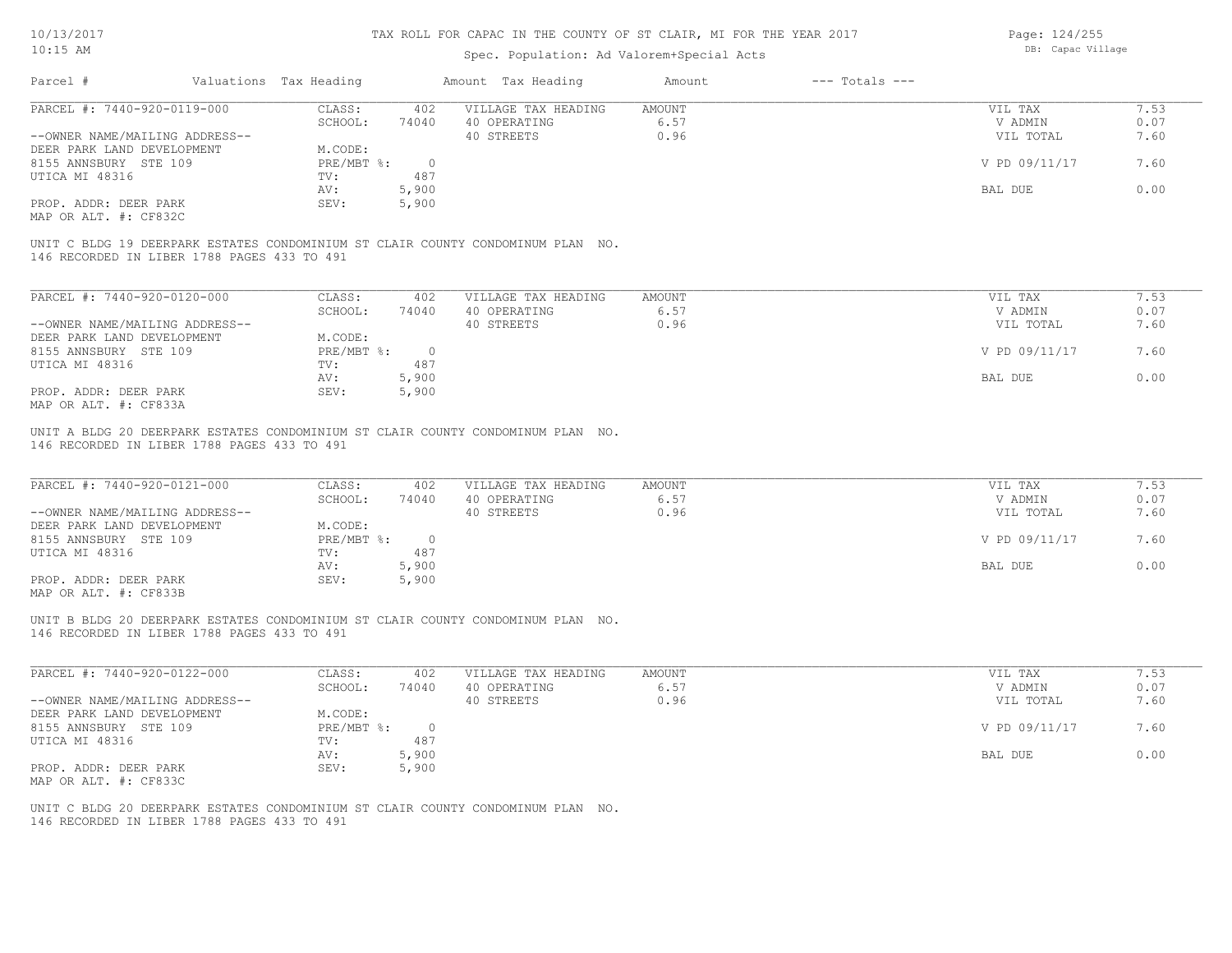# TAX ROLL FOR CAPAC IN THE COUNTY OF ST CLAIR, MI FOR THE YEAR 2017

Spec. Population: Ad Valorem+Special Acts

DB: Capac Village

| Parcel # | Valuations | Tax Heading | Amount | Tax Heading | Amount | --- Totals --- | |
|---|---|---|---|---|---|---|---|
| PARCEL #: 7440-920-0119-000 | CLASS: | 402 | VILLAGE TAX HEADING | AMOUNT | | VIL TAX | 7.53 |
| | SCHOOL: | 74040 | 40 OPERATING | 6.57 | | V ADMIN | 0.07 |
| --OWNER NAME/MAILING ADDRESS-- | | | 40 STREETS | 0.96 | | VIL TOTAL | 7.60 |
| DEER PARK LAND DEVELOPMENT | M.CODE: | | | | | | |
| 8155 ANNSBURY STE 109 | PRE/MBT %: | 0 | | | | V PD 09/11/17 | 7.60 |
| UTICA MI 48316 | TV: | 487 | | | | | |
| | AV: | 5,900 | | | | BAL DUE | 0.00 |
| PROP. ADDR: DEER PARK | SEV: | 5,900 | | | | | |
| MAP OR ALT. #: CF832C | | | | | | | |

UNIT C BLDG 19 DEERPARK ESTATES CONDOMINIUM ST CLAIR COUNTY CONDOMINUM PLAN NO. 146 RECORDED IN LIBER 1788 PAGES 433 TO 491

| Parcel # | Valuations | Tax Heading | Amount | Tax Heading | Amount | --- Totals --- | |
|---|---|---|---|---|---|---|---|
| PARCEL #: 7440-920-0120-000 | CLASS: | 402 | VILLAGE TAX HEADING | AMOUNT | | VIL TAX | 7.53 |
| | SCHOOL: | 74040 | 40 OPERATING | 6.57 | | V ADMIN | 0.07 |
| --OWNER NAME/MAILING ADDRESS-- | | | 40 STREETS | 0.96 | | VIL TOTAL | 7.60 |
| DEER PARK LAND DEVELOPMENT | M.CODE: | | | | | | |
| 8155 ANNSBURY STE 109 | PRE/MBT %: | 0 | | | | V PD 09/11/17 | 7.60 |
| UTICA MI 48316 | TV: | 487 | | | | | |
| | AV: | 5,900 | | | | BAL DUE | 0.00 |
| PROP. ADDR: DEER PARK | SEV: | 5,900 | | | | | |
| MAP OR ALT. #: CF833A | | | | | | | |

UNIT A BLDG 20 DEERPARK ESTATES CONDOMINIUM ST CLAIR COUNTY CONDOMINUM PLAN NO. 146 RECORDED IN LIBER 1788 PAGES 433 TO 491

| Parcel # | Valuations | Tax Heading | Amount | Tax Heading | Amount | --- Totals --- | |
|---|---|---|---|---|---|---|---|
| PARCEL #: 7440-920-0121-000 | CLASS: | 402 | VILLAGE TAX HEADING | AMOUNT | | VIL TAX | 7.53 |
| | SCHOOL: | 74040 | 40 OPERATING | 6.57 | | V ADMIN | 0.07 |
| --OWNER NAME/MAILING ADDRESS-- | | | 40 STREETS | 0.96 | | VIL TOTAL | 7.60 |
| DEER PARK LAND DEVELOPMENT | M.CODE: | | | | | | |
| 8155 ANNSBURY STE 109 | PRE/MBT %: | 0 | | | | V PD 09/11/17 | 7.60 |
| UTICA MI 48316 | TV: | 487 | | | | | |
| | AV: | 5,900 | | | | BAL DUE | 0.00 |
| PROP. ADDR: DEER PARK | SEV: | 5,900 | | | | | |
| MAP OR ALT. #: CF833B | | | | | | | |

UNIT B BLDG 20 DEERPARK ESTATES CONDOMINIUM ST CLAIR COUNTY CONDOMINUM PLAN NO. 146 RECORDED IN LIBER 1788 PAGES 433 TO 491

| Parcel # | Valuations | Tax Heading | Amount | Tax Heading | Amount | --- Totals --- | |
|---|---|---|---|---|---|---|---|
| PARCEL #: 7440-920-0122-000 | CLASS: | 402 | VILLAGE TAX HEADING | AMOUNT | | VIL TAX | 7.53 |
| | SCHOOL: | 74040 | 40 OPERATING | 6.57 | | V ADMIN | 0.07 |
| --OWNER NAME/MAILING ADDRESS-- | | | 40 STREETS | 0.96 | | VIL TOTAL | 7.60 |
| DEER PARK LAND DEVELOPMENT | M.CODE: | | | | | | |
| 8155 ANNSBURY STE 109 | PRE/MBT %: | 0 | | | | V PD 09/11/17 | 7.60 |
| UTICA MI 48316 | TV: | 487 | | | | | |
| | AV: | 5,900 | | | | BAL DUE | 0.00 |
| PROP. ADDR: DEER PARK | SEV: | 5,900 | | | | | |
| MAP OR ALT. #: CF833C | | | | | | | |

UNIT C BLDG 20 DEERPARK ESTATES CONDOMINIUM ST CLAIR COUNTY CONDOMINUM PLAN NO. 146 RECORDED IN LIBER 1788 PAGES 433 TO 491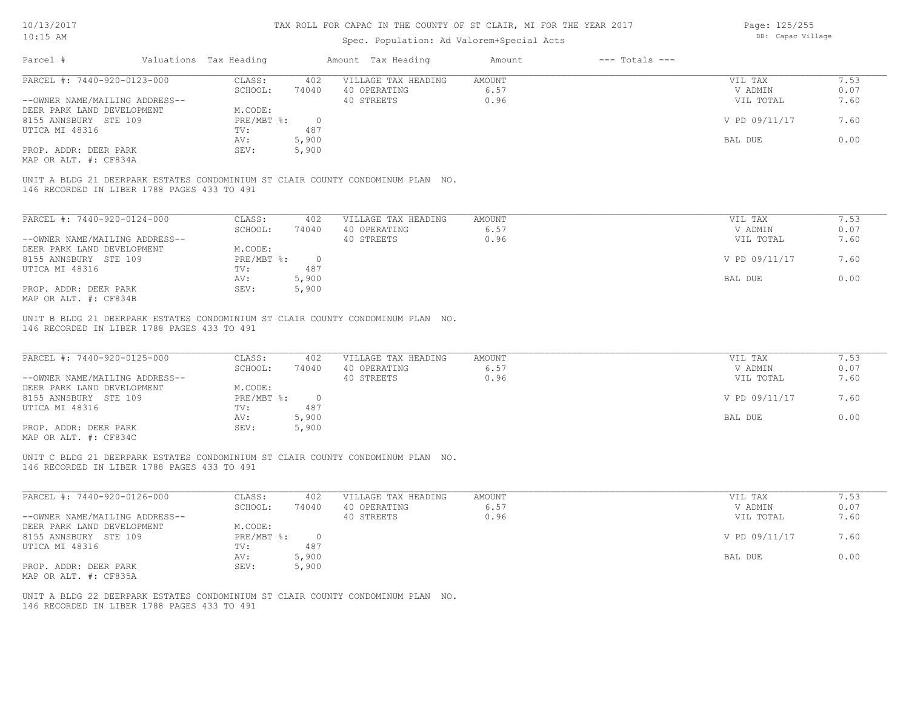# TAX ROLL FOR CAPAC IN THE COUNTY OF ST CLAIR, MI FOR THE YEAR 2017

Spec. Population: Ad Valorem+Special Acts

DB: Capac Village

| Parcel # | Valuations | Tax Heading | Amount | Tax Heading | Amount | --- Totals --- | |
|---|---|---|---|---|---|---|---|
| PARCEL #: 7440-920-0123-000 | CLASS: | 402 | VILLAGE TAX HEADING | AMOUNT | | VIL TAX | 7.53 |
| | SCHOOL: | 74040 | 40 OPERATING | 6.57 | | V ADMIN | 0.07 |
| --OWNER NAME/MAILING ADDRESS-- | | | 40 STREETS | 0.96 | | VIL TOTAL | 7.60 |
| DEER PARK LAND DEVELOPMENT | M.CODE: | | | | | | |
| 8155 ANNSBURY STE 109 | PRE/MBT %: | 0 | | | | V PD 09/11/17 | 7.60 |
| UTICA MI 48316 | TV: | 487 | | | | | |
| | AV: | 5,900 | | | | BAL DUE | 0.00 |
| PROP. ADDR: DEER PARK | SEV: | 5,900 | | | | | |
| MAP OR ALT. #: CF834A | | | | | | | |

UNIT A BLDG 21 DEERPARK ESTATES CONDOMINIUM ST CLAIR COUNTY CONDOMINUM PLAN NO. 146 RECORDED IN LIBER 1788 PAGES 433 TO 491

| Parcel # | Valuations | Tax Heading | Amount | Tax Heading | Amount | --- Totals --- | |
|---|---|---|---|---|---|---|---|
| PARCEL #: 7440-920-0124-000 | CLASS: | 402 | VILLAGE TAX HEADING | AMOUNT | | VIL TAX | 7.53 |
| | SCHOOL: | 74040 | 40 OPERATING | 6.57 | | V ADMIN | 0.07 |
| --OWNER NAME/MAILING ADDRESS-- | | | 40 STREETS | 0.96 | | VIL TOTAL | 7.60 |
| DEER PARK LAND DEVELOPMENT | M.CODE: | | | | | | |
| 8155 ANNSBURY STE 109 | PRE/MBT %: | 0 | | | | V PD 09/11/17 | 7.60 |
| UTICA MI 48316 | TV: | 487 | | | | | |
| | AV: | 5,900 | | | | BAL DUE | 0.00 |
| PROP. ADDR: DEER PARK | SEV: | 5,900 | | | | | |
| MAP OR ALT. #: CF834B | | | | | | | |

UNIT B BLDG 21 DEERPARK ESTATES CONDOMINIUM ST CLAIR COUNTY CONDOMINUM PLAN NO. 146 RECORDED IN LIBER 1788 PAGES 433 TO 491

| Parcel # | Valuations | Tax Heading | Amount | Tax Heading | Amount | --- Totals --- | |
|---|---|---|---|---|---|---|---|
| PARCEL #: 7440-920-0125-000 | CLASS: | 402 | VILLAGE TAX HEADING | AMOUNT | | VIL TAX | 7.53 |
| | SCHOOL: | 74040 | 40 OPERATING | 6.57 | | V ADMIN | 0.07 |
| --OWNER NAME/MAILING ADDRESS-- | | | 40 STREETS | 0.96 | | VIL TOTAL | 7.60 |
| DEER PARK LAND DEVELOPMENT | M.CODE: | | | | | | |
| 8155 ANNSBURY STE 109 | PRE/MBT %: | 0 | | | | V PD 09/11/17 | 7.60 |
| UTICA MI 48316 | TV: | 487 | | | | | |
| | AV: | 5,900 | | | | BAL DUE | 0.00 |
| PROP. ADDR: DEER PARK | SEV: | 5,900 | | | | | |
| MAP OR ALT. #: CF834C | | | | | | | |

UNIT C BLDG 21 DEERPARK ESTATES CONDOMINIUM ST CLAIR COUNTY CONDOMINUM PLAN NO. 146 RECORDED IN LIBER 1788 PAGES 433 TO 491

| Parcel # | Valuations | Tax Heading | Amount | Tax Heading | Amount | --- Totals --- | |
|---|---|---|---|---|---|---|---|
| PARCEL #: 7440-920-0126-000 | CLASS: | 402 | VILLAGE TAX HEADING | AMOUNT | | VIL TAX | 7.53 |
| | SCHOOL: | 74040 | 40 OPERATING | 6.57 | | V ADMIN | 0.07 |
| --OWNER NAME/MAILING ADDRESS-- | | | 40 STREETS | 0.96 | | VIL TOTAL | 7.60 |
| DEER PARK LAND DEVELOPMENT | M.CODE: | | | | | | |
| 8155 ANNSBURY STE 109 | PRE/MBT %: | 0 | | | | V PD 09/11/17 | 7.60 |
| UTICA MI 48316 | TV: | 487 | | | | | |
| | AV: | 5,900 | | | | BAL DUE | 0.00 |
| PROP. ADDR: DEER PARK | SEV: | 5,900 | | | | | |
| MAP OR ALT. #: CF835A | | | | | | | |

UNIT A BLDG 22 DEERPARK ESTATES CONDOMINIUM ST CLAIR COUNTY CONDOMINUM PLAN NO. 146 RECORDED IN LIBER 1788 PAGES 433 TO 491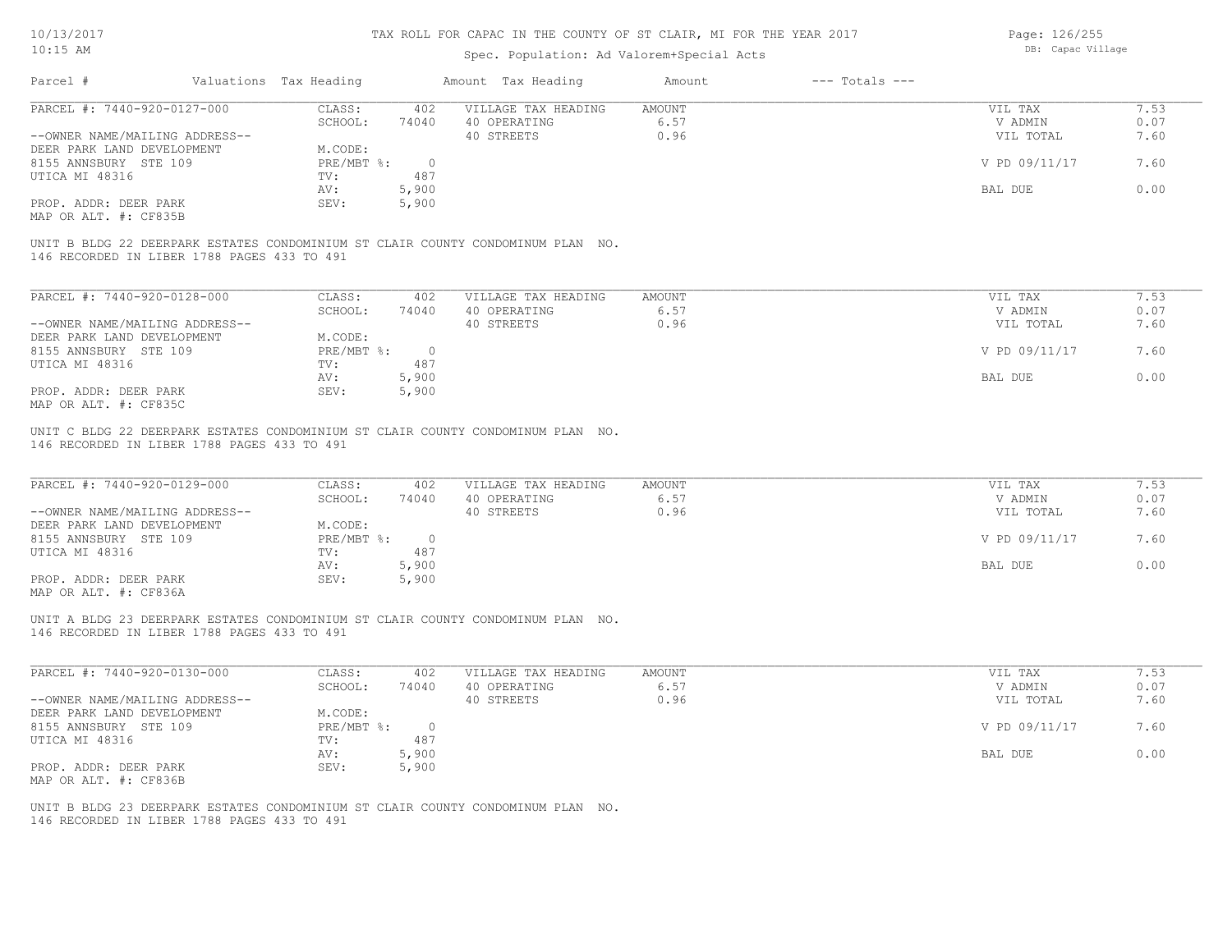# TAX ROLL FOR CAPAC IN THE COUNTY OF ST CLAIR, MI FOR THE YEAR 2017

Spec. Population: Ad Valorem+Special Acts

DB: Capac Village

10/13/2017
10:15 AM

| Parcel # | Valuations | Tax Heading | Amount | Tax Heading | Amount | --- Totals --- | |
|---|---|---|---|---|---|---|---|
| PARCEL #: 7440-920-0127-000 | CLASS: | 402 | VILLAGE TAX HEADING | AMOUNT | | VIL TAX | 7.53 |
| | SCHOOL: | 74040 | 40 OPERATING | 6.57 | | V ADMIN | 0.07 |
| --OWNER NAME/MAILING ADDRESS-- | | | 40 STREETS | 0.96 | | VIL TOTAL | 7.60 |
| DEER PARK LAND DEVELOPMENT | M.CODE: | | | | | | |
| 8155 ANNSBURY STE 109 | PRE/MBT %: | 0 | | | | V PD 09/11/17 | 7.60 |
| UTICA MI 48316 | TV: | 487 | | | | | |
| | AV: | 5,900 | | | | BAL DUE | 0.00 |
| PROP. ADDR: DEER PARK | SEV: | 5,900 | | | | | |
| MAP OR ALT. #: CF835B | | | | | | | |

UNIT B BLDG 22 DEERPARK ESTATES CONDOMINIUM ST CLAIR COUNTY CONDOMINUM PLAN NO. 146 RECORDED IN LIBER 1788 PAGES 433 TO 491

| Parcel # | Valuations | Tax Heading | Amount | Tax Heading | Amount | --- Totals --- | |
|---|---|---|---|---|---|---|---|
| PARCEL #: 7440-920-0128-000 | CLASS: | 402 | VILLAGE TAX HEADING | AMOUNT | | VIL TAX | 7.53 |
| | SCHOOL: | 74040 | 40 OPERATING | 6.57 | | V ADMIN | 0.07 |
| --OWNER NAME/MAILING ADDRESS-- | | | 40 STREETS | 0.96 | | VIL TOTAL | 7.60 |
| DEER PARK LAND DEVELOPMENT | M.CODE: | | | | | | |
| 8155 ANNSBURY STE 109 | PRE/MBT %: | 0 | | | | V PD 09/11/17 | 7.60 |
| UTICA MI 48316 | TV: | 487 | | | | | |
| | AV: | 5,900 | | | | BAL DUE | 0.00 |
| PROP. ADDR: DEER PARK | SEV: | 5,900 | | | | | |
| MAP OR ALT. #: CF835C | | | | | | | |

UNIT C BLDG 22 DEERPARK ESTATES CONDOMINIUM ST CLAIR COUNTY CONDOMINUM PLAN NO. 146 RECORDED IN LIBER 1788 PAGES 433 TO 491

| Parcel # | Valuations | Tax Heading | Amount | Tax Heading | Amount | --- Totals --- | |
|---|---|---|---|---|---|---|---|
| PARCEL #: 7440-920-0129-000 | CLASS: | 402 | VILLAGE TAX HEADING | AMOUNT | | VIL TAX | 7.53 |
| | SCHOOL: | 74040 | 40 OPERATING | 6.57 | | V ADMIN | 0.07 |
| --OWNER NAME/MAILING ADDRESS-- | | | 40 STREETS | 0.96 | | VIL TOTAL | 7.60 |
| DEER PARK LAND DEVELOPMENT | M.CODE: | | | | | | |
| 8155 ANNSBURY STE 109 | PRE/MBT %: | 0 | | | | V PD 09/11/17 | 7.60 |
| UTICA MI 48316 | TV: | 487 | | | | | |
| | AV: | 5,900 | | | | BAL DUE | 0.00 |
| PROP. ADDR: DEER PARK | SEV: | 5,900 | | | | | |
| MAP OR ALT. #: CF836A | | | | | | | |

UNIT A BLDG 23 DEERPARK ESTATES CONDOMINIUM ST CLAIR COUNTY CONDOMINUM PLAN NO. 146 RECORDED IN LIBER 1788 PAGES 433 TO 491

| Parcel # | Valuations | Tax Heading | Amount | Tax Heading | Amount | --- Totals --- | |
|---|---|---|---|---|---|---|---|
| PARCEL #: 7440-920-0130-000 | CLASS: | 402 | VILLAGE TAX HEADING | AMOUNT | | VIL TAX | 7.53 |
| | SCHOOL: | 74040 | 40 OPERATING | 6.57 | | V ADMIN | 0.07 |
| --OWNER NAME/MAILING ADDRESS-- | | | 40 STREETS | 0.96 | | VIL TOTAL | 7.60 |
| DEER PARK LAND DEVELOPMENT | M.CODE: | | | | | | |
| 8155 ANNSBURY STE 109 | PRE/MBT %: | 0 | | | | V PD 09/11/17 | 7.60 |
| UTICA MI 48316 | TV: | 487 | | | | | |
| | AV: | 5,900 | | | | BAL DUE | 0.00 |
| PROP. ADDR: DEER PARK | SEV: | 5,900 | | | | | |
| MAP OR ALT. #: CF836B | | | | | | | |

UNIT B BLDG 23 DEERPARK ESTATES CONDOMINIUM ST CLAIR COUNTY CONDOMINUM PLAN NO. 146 RECORDED IN LIBER 1788 PAGES 433 TO 491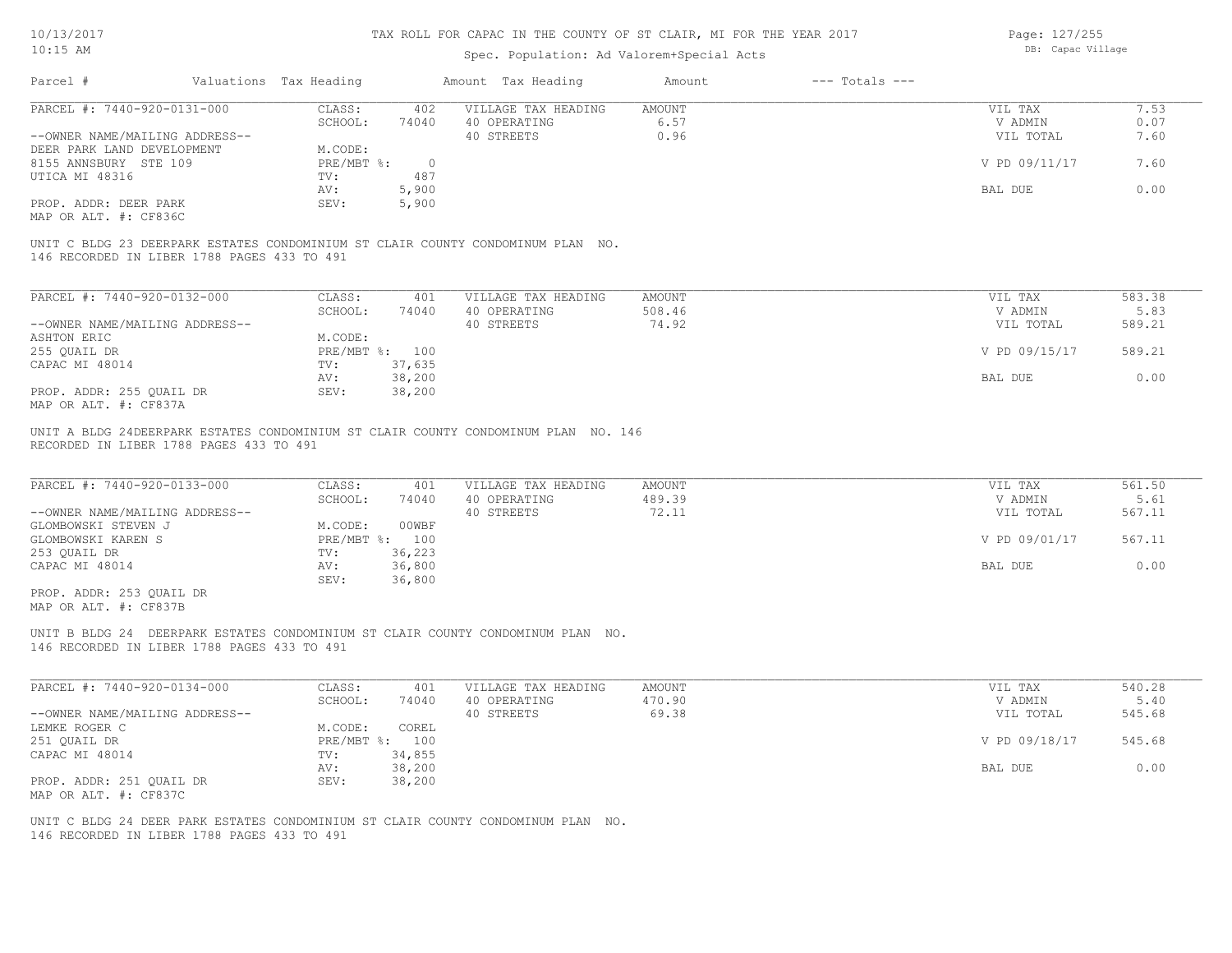10/13/2017
10:15 AM

# TAX ROLL FOR CAPAC IN THE COUNTY OF ST CLAIR, MI FOR THE YEAR 2017

Spec. Population: Ad Valorem+Special Acts

DB: Capac Village

| Parcel # | Valuations | Tax Heading | Amount | Tax Heading | Amount | --- Totals --- | |
|---|---|---|---|---|---|---|---|
| PARCEL #: 7440-920-0131-000 | CLASS: | 402 | VILLAGE TAX HEADING | AMOUNT | | VIL TAX | 7.53 |
| | SCHOOL: | 74040 | 40 OPERATING | 6.57 | | V ADMIN | 0.07 |
| --OWNER NAME/MAILING ADDRESS-- | | | 40 STREETS | 0.96 | | VIL TOTAL | 7.60 |
| DEER PARK LAND DEVELOPMENT | M.CODE: | | | | | | |
| 8155 ANNSBURY STE 109 | PRE/MBT %: | 0 | | | | V PD 09/11/17 | 7.60 |
| UTICA MI 48316 | TV: | 487 | | | | | |
| | AV: | 5,900 | | | | BAL DUE | 0.00 |
| PROP. ADDR: DEER PARK | SEV: | 5,900 | | | | | |
| MAP OR ALT. #: CF836C | | | | | | | |

UNIT C BLDG 23 DEERPARK ESTATES CONDOMINIUM ST CLAIR COUNTY CONDOMINUM PLAN NO. 146 RECORDED IN LIBER 1788 PAGES 433 TO 491

| Parcel # | Valuations | Tax Heading | Amount | Tax Heading | Amount | --- Totals --- | |
|---|---|---|---|---|---|---|---|
| PARCEL #: 7440-920-0132-000 | CLASS: | 401 | VILLAGE TAX HEADING | AMOUNT | | VIL TAX | 583.38 |
| | SCHOOL: | 74040 | 40 OPERATING | 508.46 | | V ADMIN | 5.83 |
| --OWNER NAME/MAILING ADDRESS-- | | | 40 STREETS | 74.92 | | VIL TOTAL | 589.21 |
| ASHTON ERIC | M.CODE: | | | | | | |
| 255 QUAIL DR | PRE/MBT %: | 100 | | | | V PD 09/15/17 | 589.21 |
| CAPAC MI 48014 | TV: | 37,635 | | | | | |
| | AV: | 38,200 | | | | BAL DUE | 0.00 |
| PROP. ADDR: 255 QUAIL DR | SEV: | 38,200 | | | | | |
| MAP OR ALT. #: CF837A | | | | | | | |

UNIT A BLDG 24DEERPARK ESTATES CONDOMINIUM ST CLAIR COUNTY CONDOMINUM PLAN NO. 146 RECORDED IN LIBER 1788 PAGES 433 TO 491

| Parcel # | Valuations | Tax Heading | Amount | Tax Heading | Amount | --- Totals --- | |
|---|---|---|---|---|---|---|---|
| PARCEL #: 7440-920-0133-000 | CLASS: | 401 | VILLAGE TAX HEADING | AMOUNT | | VIL TAX | 561.50 |
| | SCHOOL: | 74040 | 40 OPERATING | 489.39 | | V ADMIN | 5.61 |
| --OWNER NAME/MAILING ADDRESS-- | | | 40 STREETS | 72.11 | | VIL TOTAL | 567.11 |
| GLOMBOWSKI STEVEN J | M.CODE: | 00WBF | | | | | |
| GLOMBOWSKI KAREN S | PRE/MBT %: | 100 | | | | V PD 09/01/17 | 567.11 |
| 253 QUAIL DR | TV: | 36,223 | | | | | |
| CAPAC MI 48014 | AV: | 36,800 | | | | BAL DUE | 0.00 |
| | SEV: | 36,800 | | | | | |
| PROP. ADDR: 253 QUAIL DR | | | | | | | |
| MAP OR ALT. #: CF837B | | | | | | | |

UNIT B BLDG 24 DEERPARK ESTATES CONDOMINIUM ST CLAIR COUNTY CONDOMINUM PLAN NO. 146 RECORDED IN LIBER 1788 PAGES 433 TO 491

| Parcel # | Valuations | Tax Heading | Amount | Tax Heading | Amount | --- Totals --- | |
|---|---|---|---|---|---|---|---|
| PARCEL #: 7440-920-0134-000 | CLASS: | 401 | VILLAGE TAX HEADING | AMOUNT | | VIL TAX | 540.28 |
| | SCHOOL: | 74040 | 40 OPERATING | 470.90 | | V ADMIN | 5.40 |
| --OWNER NAME/MAILING ADDRESS-- | | | 40 STREETS | 69.38 | | VIL TOTAL | 545.68 |
| LEMKE ROGER C | M.CODE: | COREL | | | | | |
| 251 QUAIL DR | PRE/MBT %: | 100 | | | | V PD 09/18/17 | 545.68 |
| CAPAC MI 48014 | TV: | 34,855 | | | | | |
| | AV: | 38,200 | | | | BAL DUE | 0.00 |
| PROP. ADDR: 251 QUAIL DR | SEV: | 38,200 | | | | | |
| MAP OR ALT. #: CF837C | | | | | | | |

UNIT C BLDG 24 DEER PARK ESTATES CONDOMINIUM ST CLAIR COUNTY CONDOMINUM PLAN NO. 146 RECORDED IN LIBER 1788 PAGES 433 TO 491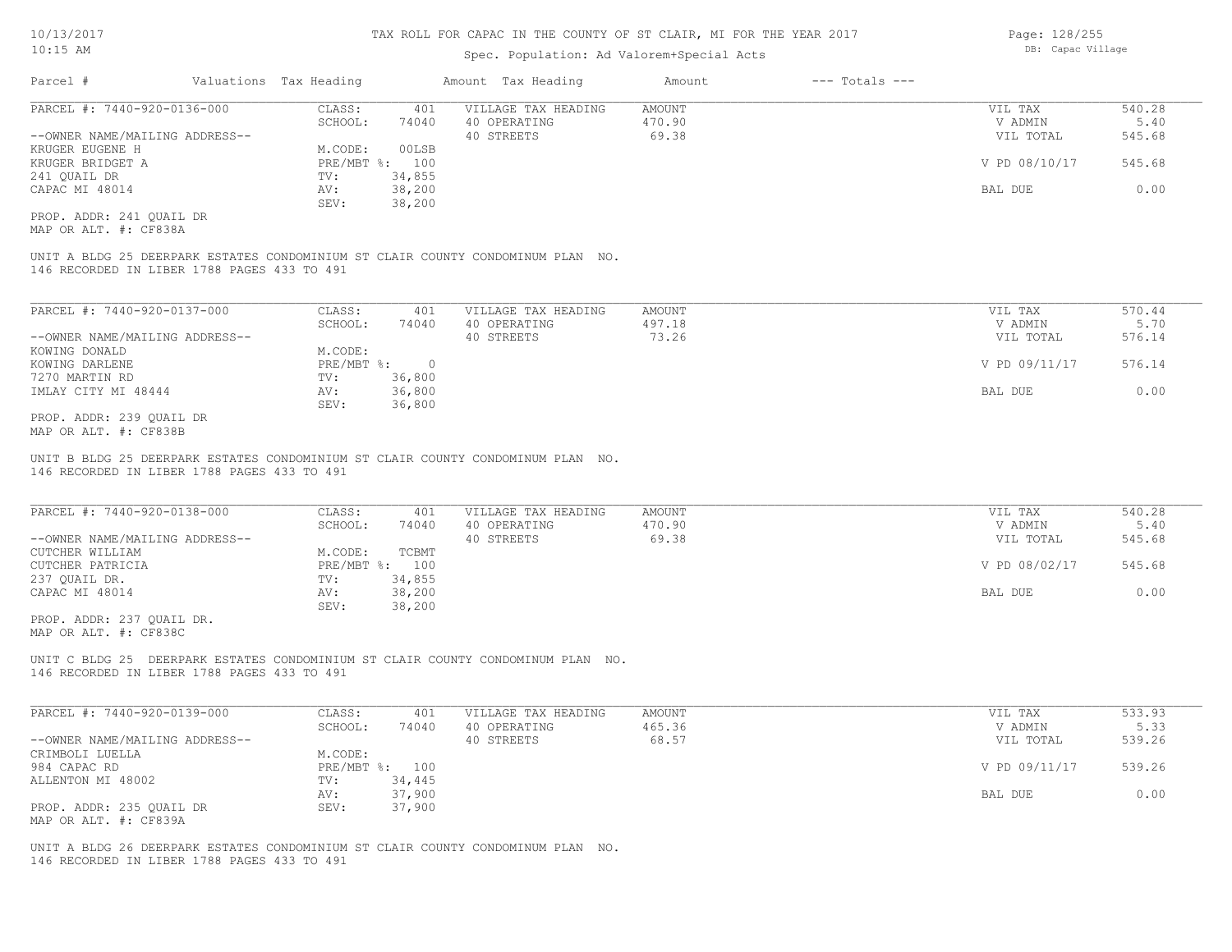# TAX ROLL FOR CAPAC IN THE COUNTY OF ST CLAIR, MI FOR THE YEAR 2017

Spec. Population: Ad Valorem+Special Acts

DB: Capac Village

| Parcel # | Valuations | Tax Heading | Amount | Tax Heading | Amount | --- Totals --- | |
|---|---|---|---|---|---|---|---|
| PARCEL #: 7440-920-0136-000 | CLASS: | 401 | VILLAGE TAX HEADING | AMOUNT | | VIL TAX | 540.28 |
| | SCHOOL: | 74040 | 40 OPERATING | 470.90 | | V ADMIN | 5.40 |
| --OWNER NAME/MAILING ADDRESS-- | | | 40 STREETS | 69.38 | | VIL TOTAL | 545.68 |
| KRUGER EUGENE H | M.CODE: | 00LSB | | | | | |
| KRUGER BRIDGET A | PRE/MBT %: | 100 | | | | V PD 08/10/17 | 545.68 |
| 241 QUAIL DR | TV: | 34,855 | | | | | |
| CAPAC MI 48014 | AV: | 38,200 | | | | BAL DUE | 0.00 |
| | SEV: | 38,200 | | | | | |

PROP. ADDR: 241 QUAIL DR
MAP OR ALT. #: CF838A

UNIT A BLDG 25 DEERPARK ESTATES CONDOMINIUM ST CLAIR COUNTY CONDOMINUM PLAN NO. 146 RECORDED IN LIBER 1788 PAGES 433 TO 491

| Parcel # | Valuations | Tax Heading | Amount | Tax Heading | Amount | --- Totals --- | |
|---|---|---|---|---|---|---|---|
| PARCEL #: 7440-920-0137-000 | CLASS: | 401 | VILLAGE TAX HEADING | AMOUNT | | VIL TAX | 570.44 |
| | SCHOOL: | 74040 | 40 OPERATING | 497.18 | | V ADMIN | 5.70 |
| --OWNER NAME/MAILING ADDRESS-- | | | 40 STREETS | 73.26 | | VIL TOTAL | 576.14 |
| KOWING DONALD | M.CODE: | | | | | | |
| KOWING DARLENE | PRE/MBT %: | 0 | | | | V PD 09/11/17 | 576.14 |
| 7270 MARTIN RD | TV: | 36,800 | | | | | |
| IMLAY CITY MI 48444 | AV: | 36,800 | | | | BAL DUE | 0.00 |
| | SEV: | 36,800 | | | | | |

PROP. ADDR: 239 QUAIL DR
MAP OR ALT. #: CF838B

UNIT B BLDG 25 DEERPARK ESTATES CONDOMINIUM ST CLAIR COUNTY CONDOMINUM PLAN NO. 146 RECORDED IN LIBER 1788 PAGES 433 TO 491

| Parcel # | Valuations | Tax Heading | Amount | Tax Heading | Amount | --- Totals --- | |
|---|---|---|---|---|---|---|---|
| PARCEL #: 7440-920-0138-000 | CLASS: | 401 | VILLAGE TAX HEADING | AMOUNT | | VIL TAX | 540.28 |
| | SCHOOL: | 74040 | 40 OPERATING | 470.90 | | V ADMIN | 5.40 |
| --OWNER NAME/MAILING ADDRESS-- | | | 40 STREETS | 69.38 | | VIL TOTAL | 545.68 |
| CUTCHER WILLIAM | M.CODE: | TCBMT | | | | | |
| CUTCHER PATRICIA | PRE/MBT %: | 100 | | | | V PD 08/02/17 | 545.68 |
| 237 QUAIL DR. | TV: | 34,855 | | | | | |
| CAPAC MI 48014 | AV: | 38,200 | | | | BAL DUE | 0.00 |
| | SEV: | 38,200 | | | | | |

PROP. ADDR: 237 QUAIL DR.
MAP OR ALT. #: CF838C

UNIT C BLDG 25 DEERPARK ESTATES CONDOMINIUM ST CLAIR COUNTY CONDOMINUM PLAN NO. 146 RECORDED IN LIBER 1788 PAGES 433 TO 491

| Parcel # | Valuations | Tax Heading | Amount | Tax Heading | Amount | --- Totals --- | |
|---|---|---|---|---|---|---|---|
| PARCEL #: 7440-920-0139-000 | CLASS: | 401 | VILLAGE TAX HEADING | AMOUNT | | VIL TAX | 533.93 |
| | SCHOOL: | 74040 | 40 OPERATING | 465.36 | | V ADMIN | 5.33 |
| --OWNER NAME/MAILING ADDRESS-- | | | 40 STREETS | 68.57 | | VIL TOTAL | 539.26 |
| CRIMBOLI LUELLA | M.CODE: | | | | | | |
| 984 CAPAC RD | PRE/MBT %: | 100 | | | | V PD 09/11/17 | 539.26 |
| ALLENTON MI 48002 | TV: | 34,445 | | | | | |
| | AV: | 37,900 | | | | BAL DUE | 0.00 |
| PROP. ADDR: 235 QUAIL DR | SEV: | 37,900 | | | | | |

MAP OR ALT. #: CF839A

UNIT A BLDG 26 DEERPARK ESTATES CONDOMINIUM ST CLAIR COUNTY CONDOMINUM PLAN NO. 146 RECORDED IN LIBER 1788 PAGES 433 TO 491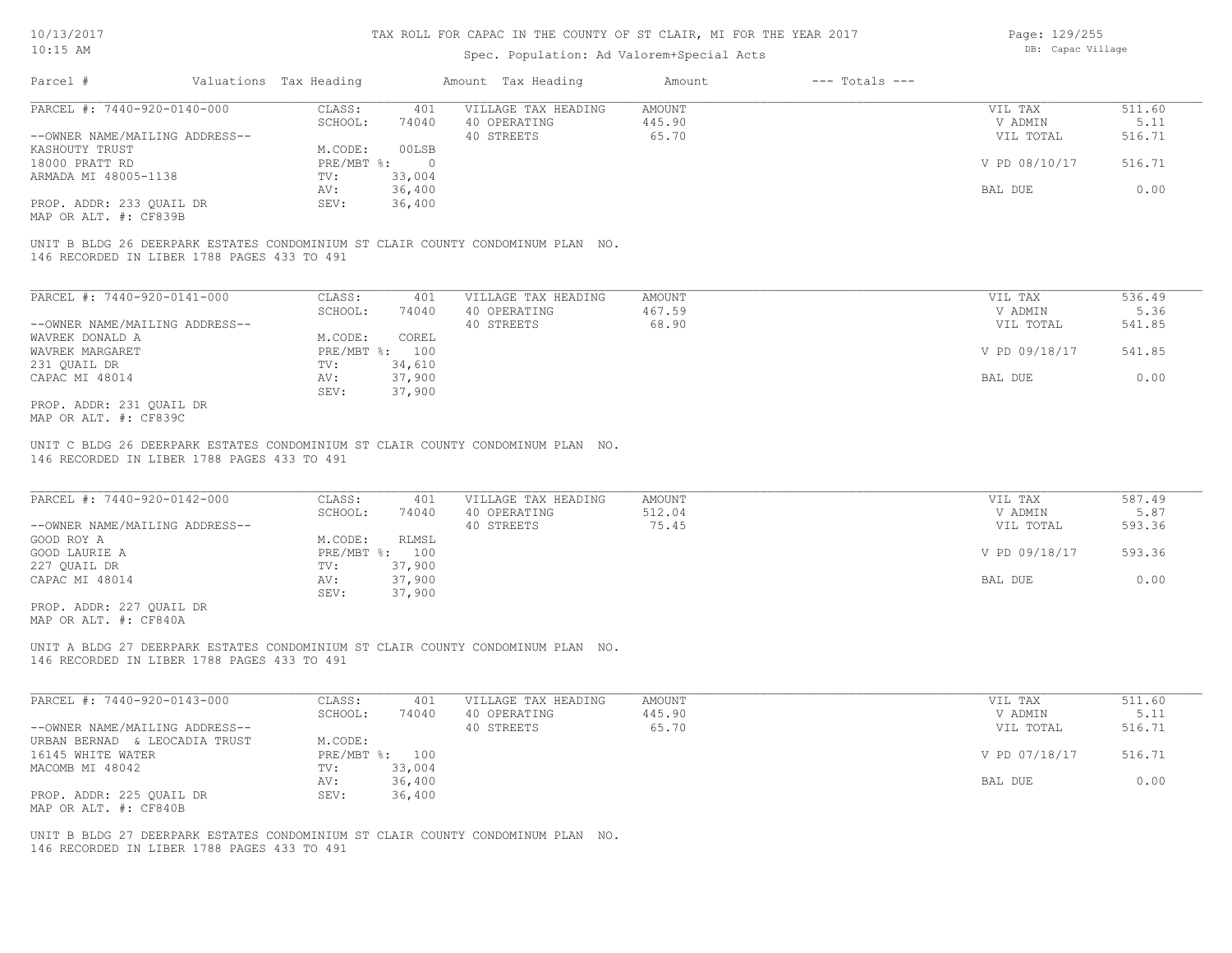# TAX ROLL FOR CAPAC IN THE COUNTY OF ST CLAIR, MI FOR THE YEAR 2017

Spec. Population: Ad Valorem+Special Acts

| Parcel # | Valuations | Tax Heading | Amount | Tax Heading | Amount | --- Totals --- |
|---|---|---|---|---|---|---|

---

**PARCEL #: 7440-920-0140-000**

| | | | | | |
|---|---|---|---|---|---|
| CLASS: | 401 | VILLAGE TAX HEADING | AMOUNT | VIL TAX | 511.60 |
| SCHOOL: | 74040 | 40 OPERATING | 445.90 | V ADMIN | 5.11 |
| | | 40 STREETS | 65.70 | VIL TOTAL | 516.71 |
| M.CODE: | 00LSB | | | | |
| PRE/MBT %: | 0 | | | V PD 08/10/17 | 516.71 |
| TV: | 33,004 | | | | |
| AV: | 36,400 | | | BAL DUE | 0.00 |
| SEV: | 36,400 | | | | |

--OWNER NAME/MAILING ADDRESS--
KASHOUTY TRUST
18000 PRATT RD
ARMADA MI 48005-1138

PROP. ADDR: 233 QUAIL DR
MAP OR ALT. #: CF839B

UNIT B BLDG 26 DEERPARK ESTATES CONDOMINIUM ST CLAIR COUNTY CONDOMINUM PLAN NO. 146 RECORDED IN LIBER 1788 PAGES 433 TO 491

---

**PARCEL #: 7440-920-0141-000**

| | | | | | |
|---|---|---|---|---|---|
| CLASS: | 401 | VILLAGE TAX HEADING | AMOUNT | VIL TAX | 536.49 |
| SCHOOL: | 74040 | 40 OPERATING | 467.59 | V ADMIN | 5.36 |
| | | 40 STREETS | 68.90 | VIL TOTAL | 541.85 |
| M.CODE: | COREL | | | | |
| PRE/MBT %: | 100 | | | V PD 09/18/17 | 541.85 |
| TV: | 34,610 | | | | |
| AV: | 37,900 | | | BAL DUE | 0.00 |
| SEV: | 37,900 | | | | |

--OWNER NAME/MAILING ADDRESS--
WAVREK DONALD A
WAVREK MARGARET
231 QUAIL DR
CAPAC MI 48014

PROP. ADDR: 231 QUAIL DR
MAP OR ALT. #: CF839C

UNIT C BLDG 26 DEERPARK ESTATES CONDOMINIUM ST CLAIR COUNTY CONDOMINUM PLAN NO. 146 RECORDED IN LIBER 1788 PAGES 433 TO 491

---

**PARCEL #: 7440-920-0142-000**

| | | | | | |
|---|---|---|---|---|---|
| CLASS: | 401 | VILLAGE TAX HEADING | AMOUNT | VIL TAX | 587.49 |
| SCHOOL: | 74040 | 40 OPERATING | 512.04 | V ADMIN | 5.87 |
| | | 40 STREETS | 75.45 | VIL TOTAL | 593.36 |
| M.CODE: | RLMSL | | | | |
| PRE/MBT %: | 100 | | | V PD 09/18/17 | 593.36 |
| TV: | 37,900 | | | | |
| AV: | 37,900 | | | BAL DUE | 0.00 |
| SEV: | 37,900 | | | | |

--OWNER NAME/MAILING ADDRESS--
GOOD ROY A
GOOD LAURIE A
227 QUAIL DR
CAPAC MI 48014

PROP. ADDR: 227 QUAIL DR
MAP OR ALT. #: CF840A

UNIT A BLDG 27 DEERPARK ESTATES CONDOMINIUM ST CLAIR COUNTY CONDOMINUM PLAN NO. 146 RECORDED IN LIBER 1788 PAGES 433 TO 491

---

**PARCEL #: 7440-920-0143-000**

| | | | | | |
|---|---|---|---|---|---|
| CLASS: | 401 | VILLAGE TAX HEADING | AMOUNT | VIL TAX | 511.60 |
| SCHOOL: | 74040 | 40 OPERATING | 445.90 | V ADMIN | 5.11 |
| | | 40 STREETS | 65.70 | VIL TOTAL | 516.71 |
| M.CODE: | | | | | |
| PRE/MBT %: | 100 | | | V PD 07/18/17 | 516.71 |
| TV: | 33,004 | | | | |
| AV: | 36,400 | | | BAL DUE | 0.00 |
| SEV: | 36,400 | | | | |

--OWNER NAME/MAILING ADDRESS--
URBAN BERNAD & LEOCADIA TRUST
16145 WHITE WATER
MACOMB MI 48042

PROP. ADDR: 225 QUAIL DR
MAP OR ALT. #: CF840B

UNIT B BLDG 27 DEERPARK ESTATES CONDOMINIUM ST CLAIR COUNTY CONDOMINUM PLAN NO. 146 RECORDED IN LIBER 1788 PAGES 433 TO 491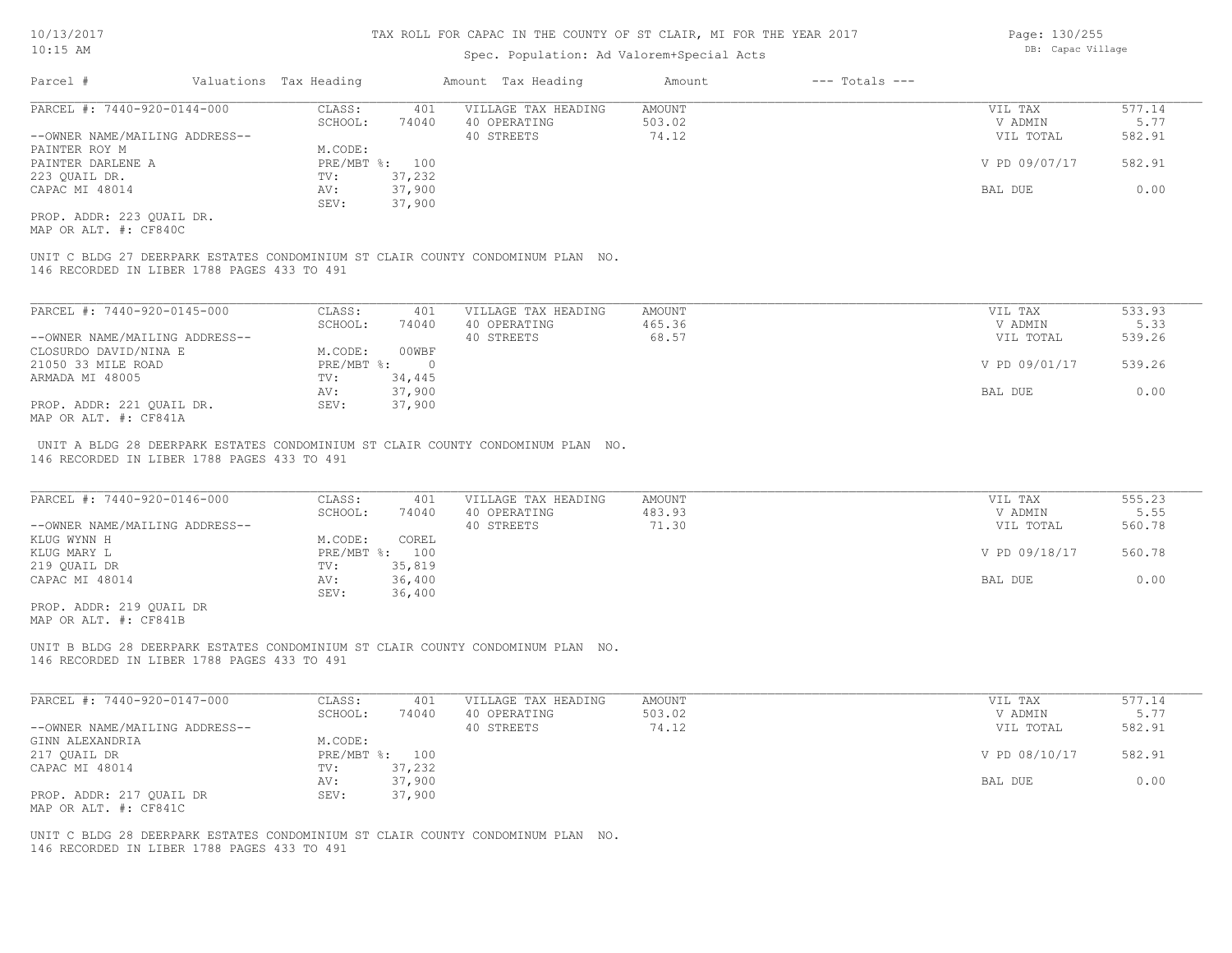# TAX ROLL FOR CAPAC IN THE COUNTY OF ST CLAIR, MI FOR THE YEAR 2017

Spec. Population: Ad Valorem+Special Acts

10/13/2017
10:15 AM

DB: Capac Village

| Parcel # | Valuations Tax Heading | | Amount Tax Heading | Amount | --- Totals --- | |
|---|---|---|---|---|---|---|

---

PARCEL #: 7440-920-0144-000

| | | | | | |
|---|---|---|---|---|---|
| CLASS: | 401 | VILLAGE TAX HEADING | AMOUNT | VIL TAX | 577.14 |
| SCHOOL: | 74040 | 40 OPERATING | 503.02 | V ADMIN | 5.77 |
| | | 40 STREETS | 74.12 | VIL TOTAL | 582.91 |
| M.CODE: | | | | | |
| PRE/MBT %: | 100 | | | V PD 09/07/17 | 582.91 |
| TV: | 37,232 | | | | |
| AV: | 37,900 | | | BAL DUE | 0.00 |
| SEV: | 37,900 | | | | |

--OWNER NAME/MAILING ADDRESS--
PAINTER ROY M
PAINTER DARLENE A
223 QUAIL DR.
CAPAC MI 48014

PROP. ADDR: 223 QUAIL DR.
MAP OR ALT. #: CF840C

UNIT C BLDG 27 DEERPARK ESTATES CONDOMINIUM ST CLAIR COUNTY CONDOMINUM PLAN NO. 146 RECORDED IN LIBER 1788 PAGES 433 TO 491

---

PARCEL #: 7440-920-0145-000

| | | | | | |
|---|---|---|---|---|---|
| CLASS: | 401 | VILLAGE TAX HEADING | AMOUNT | VIL TAX | 533.93 |
| SCHOOL: | 74040 | 40 OPERATING | 465.36 | V ADMIN | 5.33 |
| | | 40 STREETS | 68.57 | VIL TOTAL | 539.26 |
| M.CODE: | 00WBF | | | | |
| PRE/MBT %: | 0 | | | V PD 09/01/17 | 539.26 |
| TV: | 34,445 | | | | |
| AV: | 37,900 | | | BAL DUE | 0.00 |
| SEV: | 37,900 | | | | |

--OWNER NAME/MAILING ADDRESS--
CLOSURDO DAVID/NINA E
21050 33 MILE ROAD
ARMADA MI 48005

PROP. ADDR: 221 QUAIL DR.
MAP OR ALT. #: CF841A

UNIT A BLDG 28 DEERPARK ESTATES CONDOMINIUM ST CLAIR COUNTY CONDOMINUM PLAN NO. 146 RECORDED IN LIBER 1788 PAGES 433 TO 491

---

PARCEL #: 7440-920-0146-000

| | | | | | |
|---|---|---|---|---|---|
| CLASS: | 401 | VILLAGE TAX HEADING | AMOUNT | VIL TAX | 555.23 |
| SCHOOL: | 74040 | 40 OPERATING | 483.93 | V ADMIN | 5.55 |
| | | 40 STREETS | 71.30 | VIL TOTAL | 560.78 |
| M.CODE: | COREL | | | | |
| PRE/MBT %: | 100 | | | V PD 09/18/17 | 560.78 |
| TV: | 35,819 | | | | |
| AV: | 36,400 | | | BAL DUE | 0.00 |
| SEV: | 36,400 | | | | |

--OWNER NAME/MAILING ADDRESS--
KLUG WYNN H
KLUG MARY L
219 QUAIL DR
CAPAC MI 48014

PROP. ADDR: 219 QUAIL DR
MAP OR ALT. #: CF841B

UNIT B BLDG 28 DEERPARK ESTATES CONDOMINIUM ST CLAIR COUNTY CONDOMINUM PLAN NO. 146 RECORDED IN LIBER 1788 PAGES 433 TO 491

---

PARCEL #: 7440-920-0147-000

| | | | | | |
|---|---|---|---|---|---|
| CLASS: | 401 | VILLAGE TAX HEADING | AMOUNT | VIL TAX | 577.14 |
| SCHOOL: | 74040 | 40 OPERATING | 503.02 | V ADMIN | 5.77 |
| | | 40 STREETS | 74.12 | VIL TOTAL | 582.91 |
| M.CODE: | | | | | |
| PRE/MBT %: | 100 | | | V PD 08/10/17 | 582.91 |
| TV: | 37,232 | | | | |
| AV: | 37,900 | | | BAL DUE | 0.00 |
| SEV: | 37,900 | | | | |

--OWNER NAME/MAILING ADDRESS--
GINN ALEXANDRIA
217 QUAIL DR
CAPAC MI 48014

PROP. ADDR: 217 QUAIL DR
MAP OR ALT. #: CF841C

UNIT C BLDG 28 DEERPARK ESTATES CONDOMINIUM ST CLAIR COUNTY CONDOMINUM PLAN NO. 146 RECORDED IN LIBER 1788 PAGES 433 TO 491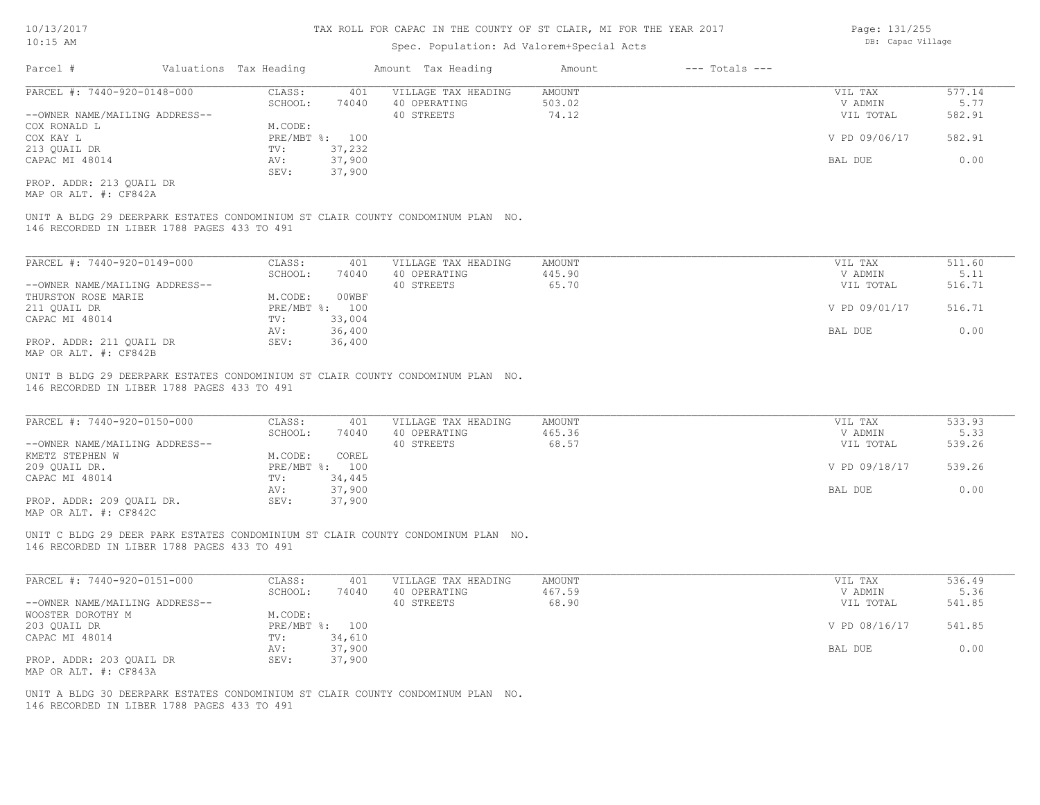# TAX ROLL FOR CAPAC IN THE COUNTY OF ST CLAIR, MI FOR THE YEAR 2017

Spec. Population: Ad Valorem+Special Acts

DB: Capac Village

| Parcel # | Valuations | Tax Heading | Amount | Tax Heading | Amount | --- Totals --- | |
|---|---|---|---|---|---|---|---|
| PARCEL #: 7440-920-0148-000 | CLASS: | 401 | VILLAGE TAX HEADING | AMOUNT | | VIL TAX | 577.14 |
| | SCHOOL: | 74040 | 40 OPERATING | 503.02 | | V ADMIN | 5.77 |
| --OWNER NAME/MAILING ADDRESS-- | | | 40 STREETS | 74.12 | | VIL TOTAL | 582.91 |
| COX RONALD L | M.CODE: | | | | | | |
| COX KAY L | PRE/MBT %: | 100 | | | | V PD 09/06/17 | 582.91 |
| 213 QUAIL DR | TV: | 37,232 | | | | | |
| CAPAC MI 48014 | AV: | 37,900 | | | | BAL DUE | 0.00 |
| | SEV: | 37,900 | | | | | |
| PROP. ADDR: 213 QUAIL DR | | | | | | | |
| MAP OR ALT. #: CF842A | | | | | | | |

UNIT A BLDG 29 DEERPARK ESTATES CONDOMINIUM ST CLAIR COUNTY CONDOMINUM PLAN NO. 146 RECORDED IN LIBER 1788 PAGES 433 TO 491

| Parcel # | Valuations | Tax Heading | Amount | Tax Heading | Amount | --- Totals --- | |
|---|---|---|---|---|---|---|---|
| PARCEL #: 7440-920-0149-000 | CLASS: | 401 | VILLAGE TAX HEADING | AMOUNT | | VIL TAX | 511.60 |
| | SCHOOL: | 74040 | 40 OPERATING | 445.90 | | V ADMIN | 5.11 |
| --OWNER NAME/MAILING ADDRESS-- | | | 40 STREETS | 65.70 | | VIL TOTAL | 516.71 |
| THURSTON ROSE MARIE | M.CODE: | 00WBF | | | | | |
| 211 QUAIL DR | PRE/MBT %: | 100 | | | | V PD 09/01/17 | 516.71 |
| CAPAC MI 48014 | TV: | 33,004 | | | | | |
| | AV: | 36,400 | | | | BAL DUE | 0.00 |
| PROP. ADDR: 211 QUAIL DR | SEV: | 36,400 | | | | | |
| MAP OR ALT. #: CF842B | | | | | | | |

UNIT B BLDG 29 DEERPARK ESTATES CONDOMINIUM ST CLAIR COUNTY CONDOMINUM PLAN NO. 146 RECORDED IN LIBER 1788 PAGES 433 TO 491

| Parcel # | Valuations | Tax Heading | Amount | Tax Heading | Amount | --- Totals --- | |
|---|---|---|---|---|---|---|---|
| PARCEL #: 7440-920-0150-000 | CLASS: | 401 | VILLAGE TAX HEADING | AMOUNT | | VIL TAX | 533.93 |
| | SCHOOL: | 74040 | 40 OPERATING | 465.36 | | V ADMIN | 5.33 |
| --OWNER NAME/MAILING ADDRESS-- | | | 40 STREETS | 68.57 | | VIL TOTAL | 539.26 |
| KMETZ STEPHEN W | M.CODE: | COREL | | | | | |
| 209 QUAIL DR. | PRE/MBT %: | 100 | | | | V PD 09/18/17 | 539.26 |
| CAPAC MI 48014 | TV: | 34,445 | | | | | |
| | AV: | 37,900 | | | | BAL DUE | 0.00 |
| PROP. ADDR: 209 QUAIL DR. | SEV: | 37,900 | | | | | |
| MAP OR ALT. #: CF842C | | | | | | | |

UNIT C BLDG 29 DEER PARK ESTATES CONDOMINIUM ST CLAIR COUNTY CONDOMINUM PLAN NO. 146 RECORDED IN LIBER 1788 PAGES 433 TO 491

| Parcel # | Valuations | Tax Heading | Amount | Tax Heading | Amount | --- Totals --- | |
|---|---|---|---|---|---|---|---|
| PARCEL #: 7440-920-0151-000 | CLASS: | 401 | VILLAGE TAX HEADING | AMOUNT | | VIL TAX | 536.49 |
| | SCHOOL: | 74040 | 40 OPERATING | 467.59 | | V ADMIN | 5.36 |
| --OWNER NAME/MAILING ADDRESS-- | | | 40 STREETS | 68.90 | | VIL TOTAL | 541.85 |
| WOOSTER DOROTHY M | M.CODE: | | | | | | |
| 203 QUAIL DR | PRE/MBT %: | 100 | | | | V PD 08/16/17 | 541.85 |
| CAPAC MI 48014 | TV: | 34,610 | | | | | |
| | AV: | 37,900 | | | | BAL DUE | 0.00 |
| PROP. ADDR: 203 QUAIL DR | SEV: | 37,900 | | | | | |
| MAP OR ALT. #: CF843A | | | | | | | |

UNIT A BLDG 30 DEERPARK ESTATES CONDOMINIUM ST CLAIR COUNTY CONDOMINUM PLAN NO. 146 RECORDED IN LIBER 1788 PAGES 433 TO 491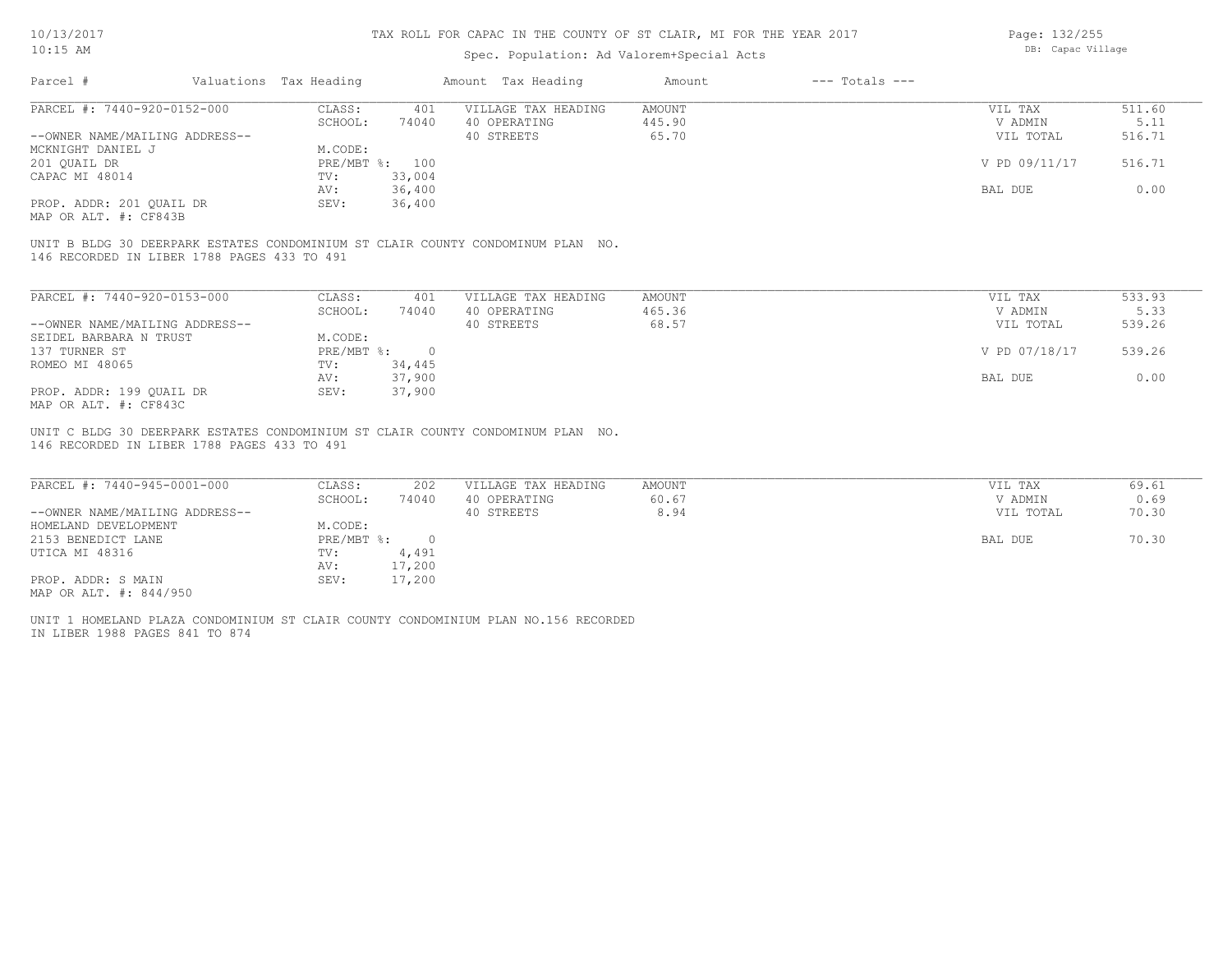# TAX ROLL FOR CAPAC IN THE COUNTY OF ST CLAIR, MI FOR THE YEAR 2017

Spec. Population: Ad Valorem+Special Acts

| Parcel # | Valuations | Tax Heading | Amount | Tax Heading | Amount | --- Totals --- | |
|---|---|---|---|---|---|---|---|
| PARCEL #: 7440-920-0152-000 | CLASS: | 401 | VILLAGE TAX HEADING | AMOUNT | | VIL TAX | 511.60 |
| | SCHOOL: | 74040 | 40 OPERATING | 445.90 | | V ADMIN | 5.11 |
| --OWNER NAME/MAILING ADDRESS-- | | | 40 STREETS | 65.70 | | VIL TOTAL | 516.71 |
| MCKNIGHT DANIEL J | M.CODE: | | | | | | |
| 201 QUAIL DR | PRE/MBT %: | 100 | | | | V PD 09/11/17 | 516.71 |
| CAPAC MI 48014 | TV: | 33,004 | | | | | |
| | AV: | 36,400 | | | | BAL DUE | 0.00 |
| PROP. ADDR: 201 QUAIL DR | SEV: | 36,400 | | | | | |
| MAP OR ALT. #: CF843B | | | | | | | |

UNIT B BLDG 30 DEERPARK ESTATES CONDOMINIUM ST CLAIR COUNTY CONDOMINUM PLAN NO. 146 RECORDED IN LIBER 1788 PAGES 433 TO 491

| Parcel # | Valuations | Tax Heading | Amount | Tax Heading | Amount | --- Totals --- | |
|---|---|---|---|---|---|---|---|
| PARCEL #: 7440-920-0153-000 | CLASS: | 401 | VILLAGE TAX HEADING | AMOUNT | | VIL TAX | 533.93 |
| | SCHOOL: | 74040 | 40 OPERATING | 465.36 | | V ADMIN | 5.33 |
| --OWNER NAME/MAILING ADDRESS-- | | | 40 STREETS | 68.57 | | VIL TOTAL | 539.26 |
| SEIDEL BARBARA N TRUST | M.CODE: | | | | | | |
| 137 TURNER ST | PRE/MBT %: | 0 | | | | V PD 07/18/17 | 539.26 |
| ROMEO MI 48065 | TV: | 34,445 | | | | | |
| | AV: | 37,900 | | | | BAL DUE | 0.00 |
| PROP. ADDR: 199 QUAIL DR | SEV: | 37,900 | | | | | |
| MAP OR ALT. #: CF843C | | | | | | | |

UNIT C BLDG 30 DEERPARK ESTATES CONDOMINIUM ST CLAIR COUNTY CONDOMINUM PLAN NO. 146 RECORDED IN LIBER 1788 PAGES 433 TO 491

| Parcel # | Valuations | Tax Heading | Amount | Tax Heading | Amount | --- Totals --- | |
|---|---|---|---|---|---|---|---|
| PARCEL #: 7440-945-0001-000 | CLASS: | 202 | VILLAGE TAX HEADING | AMOUNT | | VIL TAX | 69.61 |
| | SCHOOL: | 74040 | 40 OPERATING | 60.67 | | V ADMIN | 0.69 |
| --OWNER NAME/MAILING ADDRESS-- | | | 40 STREETS | 8.94 | | VIL TOTAL | 70.30 |
| HOMELAND DEVELOPMENT | M.CODE: | | | | | | |
| 2153 BENEDICT LANE | PRE/MBT %: | 0 | | | | BAL DUE | 70.30 |
| UTICA MI 48316 | TV: | 4,491 | | | | | |
| | AV: | 17,200 | | | | | |
| PROP. ADDR: S MAIN | SEV: | 17,200 | | | | | |
| MAP OR ALT. #: 844/950 | | | | | | | |

UNIT 1 HOMELAND PLAZA CONDOMINIUM ST CLAIR COUNTY CONDOMINIUM PLAN NO.156 RECORDED IN LIBER 1988 PAGES 841 TO 874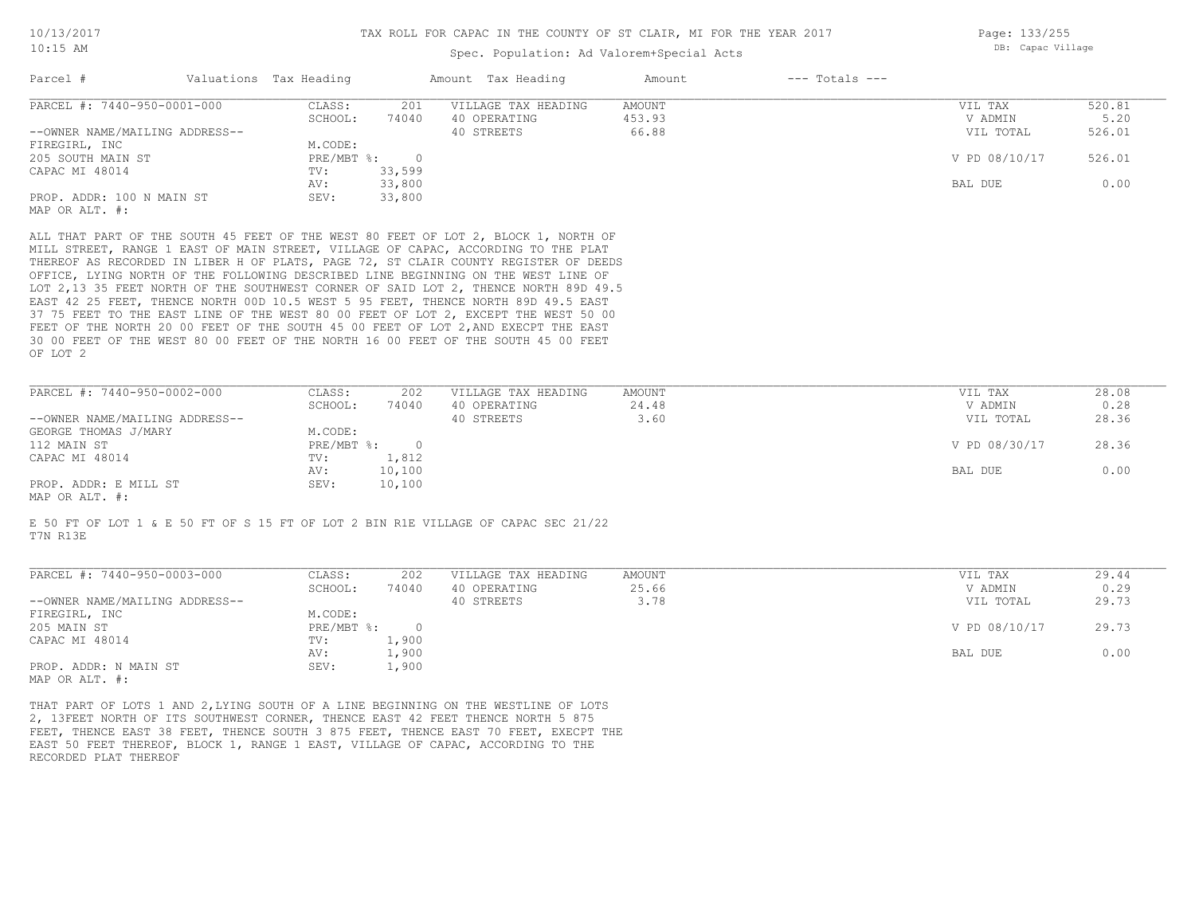# TAX ROLL FOR CAPAC IN THE COUNTY OF ST CLAIR, MI FOR THE YEAR 2017

Spec. Population: Ad Valorem+Special Acts

| Parcel # | Valuations | Tax Heading | Amount | Tax Heading | Amount | --- Totals --- | |
|---|---|---|---|---|---|---|---|
| PARCEL #: 7440-950-0001-000 | CLASS: | 201 | VILLAGE TAX HEADING | AMOUNT | | VIL TAX | 520.81 |
| | SCHOOL: | 74040 | 40 OPERATING | 453.93 | | V ADMIN | 5.20 |
| --OWNER NAME/MAILING ADDRESS-- | | | 40 STREETS | 66.88 | | VIL TOTAL | 526.01 |
| FIREGIRL, INC | M.CODE: | | | | | | |
| 205 SOUTH MAIN ST | PRE/MBT %: | 0 | | | | V PD 08/10/17 | 526.01 |
| CAPAC MI 48014 | TV: | 33,599 | | | | | |
| | AV: | 33,800 | | | | BAL DUE | 0.00 |
| PROP. ADDR: 100 N MAIN ST | SEV: | 33,800 | | | | | |
| MAP OR ALT. #: | | | | | | | |

ALL THAT PART OF THE SOUTH 45 FEET OF THE WEST 80 FEET OF LOT 2, BLOCK 1, NORTH OF MILL STREET, RANGE 1 EAST OF MAIN STREET, VILLAGE OF CAPAC, ACCORDING TO THE PLAT THEREOF AS RECORDED IN LIBER H OF PLATS, PAGE 72, ST CLAIR COUNTY REGISTER OF DEEDS OFFICE, LYING NORTH OF THE FOLLOWING DESCRIBED LINE BEGINNING ON THE WEST LINE OF LOT 2,13 35 FEET NORTH OF THE SOUTHWEST CORNER OF SAID LOT 2, THENCE NORTH 89D 49.5 EAST 42 25 FEET, THENCE NORTH 00D 10.5 WEST 5 95 FEET, THENCE NORTH 89D 49.5 EAST 37 75 FEET TO THE EAST LINE OF THE WEST 80 00 FEET OF LOT 2, EXCEPT THE WEST 50 00 FEET OF THE NORTH 20 00 FEET OF THE SOUTH 45 00 FEET OF LOT 2,AND EXECPT THE EAST 30 00 FEET OF THE WEST 80 00 FEET OF THE NORTH 16 00 FEET OF THE SOUTH 45 00 FEET OF LOT 2

| Parcel # | Valuations | Tax Heading | Amount | Tax Heading | Amount | --- Totals --- | |
|---|---|---|---|---|---|---|---|
| PARCEL #: 7440-950-0002-000 | CLASS: | 202 | VILLAGE TAX HEADING | AMOUNT | | VIL TAX | 28.08 |
| | SCHOOL: | 74040 | 40 OPERATING | 24.48 | | V ADMIN | 0.28 |
| --OWNER NAME/MAILING ADDRESS-- | | | 40 STREETS | 3.60 | | VIL TOTAL | 28.36 |
| GEORGE THOMAS J/MARY | M.CODE: | | | | | | |
| 112 MAIN ST | PRE/MBT %: | 0 | | | | V PD 08/30/17 | 28.36 |
| CAPAC MI 48014 | TV: | 1,812 | | | | | |
| | AV: | 10,100 | | | | BAL DUE | 0.00 |
| PROP. ADDR: E MILL ST | SEV: | 10,100 | | | | | |
| MAP OR ALT. #: | | | | | | | |

E 50 FT OF LOT 1 & E 50 FT OF S 15 FT OF LOT 2 BIN R1E VILLAGE OF CAPAC SEC 21/22 T7N R13E

| Parcel # | Valuations | Tax Heading | Amount | Tax Heading | Amount | --- Totals --- | |
|---|---|---|---|---|---|---|---|
| PARCEL #: 7440-950-0003-000 | CLASS: | 202 | VILLAGE TAX HEADING | AMOUNT | | VIL TAX | 29.44 |
| | SCHOOL: | 74040 | 40 OPERATING | 25.66 | | V ADMIN | 0.29 |
| --OWNER NAME/MAILING ADDRESS-- | | | 40 STREETS | 3.78 | | VIL TOTAL | 29.73 |
| FIREGIRL, INC | M.CODE: | | | | | | |
| 205 MAIN ST | PRE/MBT %: | 0 | | | | V PD 08/10/17 | 29.73 |
| CAPAC MI 48014 | TV: | 1,900 | | | | | |
| | AV: | 1,900 | | | | BAL DUE | 0.00 |
| PROP. ADDR: N MAIN ST | SEV: | 1,900 | | | | | |
| MAP OR ALT. #: | | | | | | | |

THAT PART OF LOTS 1 AND 2,LYING SOUTH OF A LINE BEGINNING ON THE WESTLINE OF LOTS 2, 13FEET NORTH OF ITS SOUTHWEST CORNER, THENCE EAST 42 FEET THENCE NORTH 5 875 FEET, THENCE EAST 38 FEET, THENCE SOUTH 3 875 FEET, THENCE EAST 70 FEET, EXECPT THE EAST 50 FEET THEREOF, BLOCK 1, RANGE 1 EAST, VILLAGE OF CAPAC, ACCORDING TO THE RECORDED PLAT THEREOF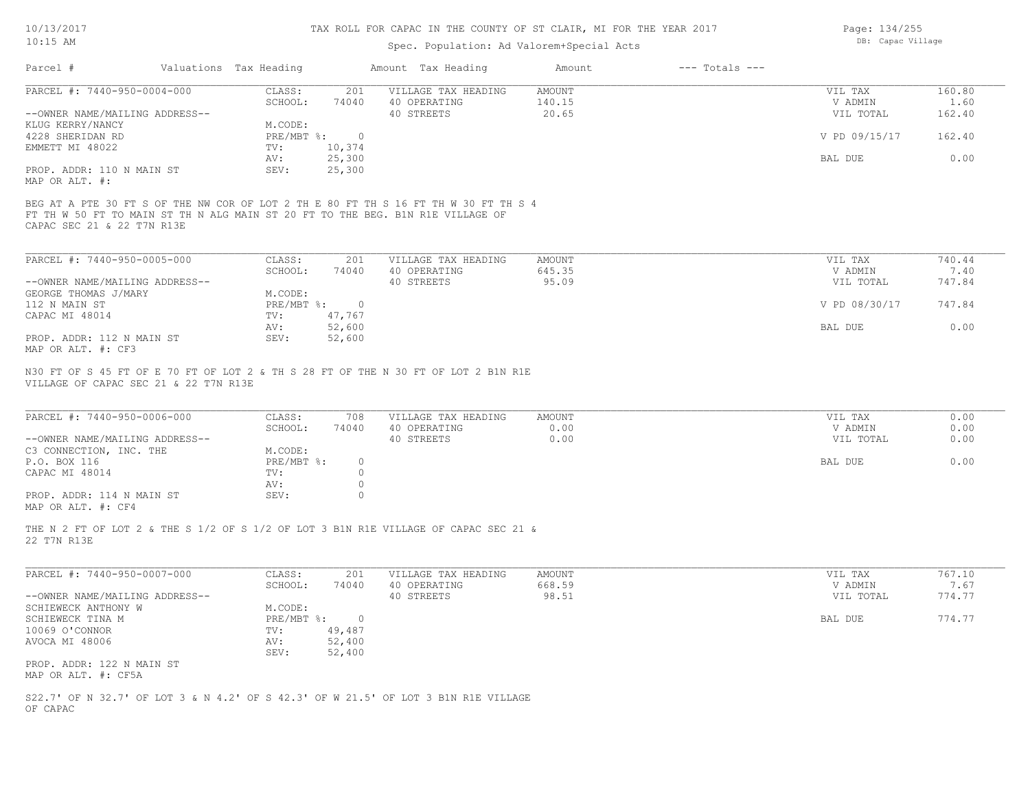# TAX ROLL FOR CAPAC IN THE COUNTY OF ST CLAIR, MI FOR THE YEAR 2017

Spec. Population: Ad Valorem+Special Acts

10/13/2017
10:15 AM

DB: Capac Village

| Parcel # | Valuations | Tax Heading | Amount | Tax Heading | Amount | --- Totals --- | |
|---|---|---|---|---|---|---|---|
| PARCEL #: 7440-950-0004-000 | CLASS: | 201 | VILLAGE TAX HEADING | AMOUNT | | VIL TAX | 160.80 |
| | SCHOOL: | 74040 | 40 OPERATING | 140.15 | | V ADMIN | 1.60 |
| --OWNER NAME/MAILING ADDRESS-- | | | 40 STREETS | 20.65 | | VIL TOTAL | 162.40 |
| KLUG KERRY/NANCY | M.CODE: | | | | | | |
| 4228 SHERIDAN RD | PRE/MBT %: | 0 | | | | V PD 09/15/17 | 162.40 |
| EMMETT MI 48022 | TV: | 10,374 | | | | | |
| | AV: | 25,300 | | | | BAL DUE | 0.00 |
| PROP. ADDR: 110 N MAIN ST | SEV: | 25,300 | | | | | |
| MAP OR ALT. #: | | | | | | | |

BEG AT A PTE 30 FT S OF THE NW COR OF LOT 2 TH E 80 FT TH S 16 FT TH W 30 FT TH S 4 FT TH W 50 FT TO MAIN ST TH N ALG MAIN ST 20 FT TO THE BEG. B1N R1E VILLAGE OF CAPAC SEC 21 & 22 T7N R13E

| Parcel # | Valuations | Tax Heading | Amount | Tax Heading | Amount | --- Totals --- | |
|---|---|---|---|---|---|---|---|
| PARCEL #: 7440-950-0005-000 | CLASS: | 201 | VILLAGE TAX HEADING | AMOUNT | | VIL TAX | 740.44 |
| | SCHOOL: | 74040 | 40 OPERATING | 645.35 | | V ADMIN | 7.40 |
| --OWNER NAME/MAILING ADDRESS-- | | | 40 STREETS | 95.09 | | VIL TOTAL | 747.84 |
| GEORGE THOMAS J/MARY | M.CODE: | | | | | | |
| 112 N MAIN ST | PRE/MBT %: | 0 | | | | V PD 08/30/17 | 747.84 |
| CAPAC MI 48014 | TV: | 47,767 | | | | | |
| | AV: | 52,600 | | | | BAL DUE | 0.00 |
| PROP. ADDR: 112 N MAIN ST | SEV: | 52,600 | | | | | |
| MAP OR ALT. #: CF3 | | | | | | | |

N30 FT OF S 45 FT OF E 70 FT OF LOT 2 & TH S 28 FT OF THE N 30 FT OF LOT 2 B1N R1E VILLAGE OF CAPAC SEC 21 & 22 T7N R13E

| Parcel # | Valuations | Tax Heading | Amount | Tax Heading | Amount | --- Totals --- | |
|---|---|---|---|---|---|---|---|
| PARCEL #: 7440-950-0006-000 | CLASS: | 708 | VILLAGE TAX HEADING | AMOUNT | | VIL TAX | 0.00 |
| | SCHOOL: | 74040 | 40 OPERATING | 0.00 | | V ADMIN | 0.00 |
| --OWNER NAME/MAILING ADDRESS-- | | | 40 STREETS | 0.00 | | VIL TOTAL | 0.00 |
| C3 CONNECTION, INC. THE | M.CODE: | | | | | | |
| P.O. BOX 116 | PRE/MBT %: | 0 | | | | BAL DUE | 0.00 |
| CAPAC MI 48014 | TV: | 0 | | | | | |
| | AV: | 0 | | | | | |
| PROP. ADDR: 114 N MAIN ST | SEV: | 0 | | | | | |
| MAP OR ALT. #: CF4 | | | | | | | |

THE N 2 FT OF LOT 2 & THE S 1/2 OF S 1/2 OF LOT 3 B1N R1E VILLAGE OF CAPAC SEC 21 & 22 T7N R13E

| Parcel # | Valuations | Tax Heading | Amount | Tax Heading | Amount | --- Totals --- | |
|---|---|---|---|---|---|---|---|
| PARCEL #: 7440-950-0007-000 | CLASS: | 201 | VILLAGE TAX HEADING | AMOUNT | | VIL TAX | 767.10 |
| | SCHOOL: | 74040 | 40 OPERATING | 668.59 | | V ADMIN | 7.67 |
| --OWNER NAME/MAILING ADDRESS-- | | | 40 STREETS | 98.51 | | VIL TOTAL | 774.77 |
| SCHIEWECK ANTHONY W | M.CODE: | | | | | | |
| SCHIEWECK TINA M | PRE/MBT %: | 0 | | | | BAL DUE | 774.77 |
| 10069 O'CONNOR | TV: | 49,487 | | | | | |
| AVOCA MI 48006 | AV: | 52,400 | | | | | |
| | SEV: | 52,400 | | | | | |
| PROP. ADDR: 122 N MAIN ST | | | | | | | |
| MAP OR ALT. #: CF5A | | | | | | | |

S22.7' OF N 32.7' OF LOT 3 & N 4.2' OF S 42.3' OF W 21.5' OF LOT 3 B1N R1E VILLAGE OF CAPAC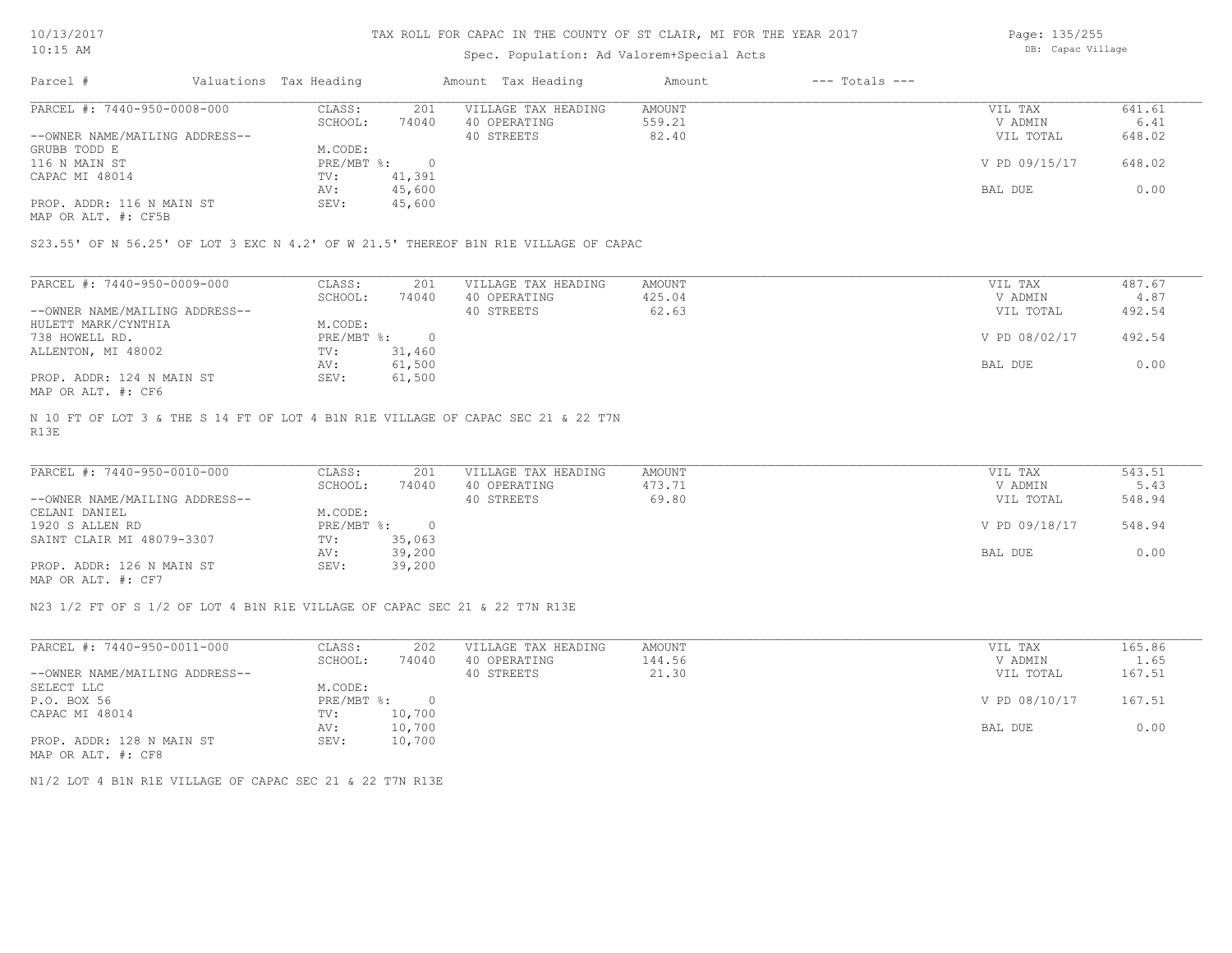# TAX ROLL FOR CAPAC IN THE COUNTY OF ST CLAIR, MI FOR THE YEAR 2017

Spec. Population: Ad Valorem+Special Acts

DB: Capac Village

| Parcel # | Valuations | Tax Heading | Amount | Tax Heading | Amount | --- Totals --- | |
|---|---|---|---|---|---|---|---|
| PARCEL #: 7440-950-0008-000 | CLASS: | 201 | VILLAGE TAX HEADING | AMOUNT | | VIL TAX | 641.61 |
| | SCHOOL: | 74040 | 40 OPERATING | 559.21 | | V ADMIN | 6.41 |
| --OWNER NAME/MAILING ADDRESS-- | | | 40 STREETS | 82.40 | | VIL TOTAL | 648.02 |
| GRUBB TODD E | M.CODE: | | | | | | |
| 116 N MAIN ST | PRE/MBT %: | 0 | | | | V PD 09/15/17 | 648.02 |
| CAPAC MI 48014 | TV: | 41,391 | | | | | |
| | AV: | 45,600 | | | | BAL DUE | 0.00 |
| PROP. ADDR: 116 N MAIN ST | SEV: | 45,600 | | | | | |
| MAP OR ALT. #: CF5B | | | | | | | |

S23.55' OF N 56.25' OF LOT 3 EXC N 4.2' OF W 21.5' THEREOF B1N R1E VILLAGE OF CAPAC

| Parcel # | Valuations | Tax Heading | Amount | Tax Heading | Amount | --- Totals --- | |
|---|---|---|---|---|---|---|---|
| PARCEL #: 7440-950-0009-000 | CLASS: | 201 | VILLAGE TAX HEADING | AMOUNT | | VIL TAX | 487.67 |
| | SCHOOL: | 74040 | 40 OPERATING | 425.04 | | V ADMIN | 4.87 |
| --OWNER NAME/MAILING ADDRESS-- | | | 40 STREETS | 62.63 | | VIL TOTAL | 492.54 |
| HULETT MARK/CYNTHIA | M.CODE: | | | | | | |
| 738 HOWELL RD. | PRE/MBT %: | 0 | | | | V PD 08/02/17 | 492.54 |
| ALLENTON, MI 48002 | TV: | 31,460 | | | | | |
| | AV: | 61,500 | | | | BAL DUE | 0.00 |
| PROP. ADDR: 124 N MAIN ST | SEV: | 61,500 | | | | | |
| MAP OR ALT. #: CF6 | | | | | | | |

N 10 FT OF LOT 3 & THE S 14 FT OF LOT 4 B1N R1E VILLAGE OF CAPAC SEC 21 & 22 T7N R13E

| Parcel # | Valuations | Tax Heading | Amount | Tax Heading | Amount | --- Totals --- | |
|---|---|---|---|---|---|---|---|
| PARCEL #: 7440-950-0010-000 | CLASS: | 201 | VILLAGE TAX HEADING | AMOUNT | | VIL TAX | 543.51 |
| | SCHOOL: | 74040 | 40 OPERATING | 473.71 | | V ADMIN | 5.43 |
| --OWNER NAME/MAILING ADDRESS-- | | | 40 STREETS | 69.80 | | VIL TOTAL | 548.94 |
| CELANI DANIEL | M.CODE: | | | | | | |
| 1920 S ALLEN RD | PRE/MBT %: | 0 | | | | V PD 09/18/17 | 548.94 |
| SAINT CLAIR MI 48079-3307 | TV: | 35,063 | | | | | |
| | AV: | 39,200 | | | | BAL DUE | 0.00 |
| PROP. ADDR: 126 N MAIN ST | SEV: | 39,200 | | | | | |
| MAP OR ALT. #: CF7 | | | | | | | |

N23 1/2 FT OF S 1/2 OF LOT 4 B1N R1E VILLAGE OF CAPAC SEC 21 & 22 T7N R13E

| Parcel # | Valuations | Tax Heading | Amount | Tax Heading | Amount | --- Totals --- | |
|---|---|---|---|---|---|---|---|
| PARCEL #: 7440-950-0011-000 | CLASS: | 202 | VILLAGE TAX HEADING | AMOUNT | | VIL TAX | 165.86 |
| | SCHOOL: | 74040 | 40 OPERATING | 144.56 | | V ADMIN | 1.65 |
| --OWNER NAME/MAILING ADDRESS-- | | | 40 STREETS | 21.30 | | VIL TOTAL | 167.51 |
| SELECT LLC | M.CODE: | | | | | | |
| P.O. BOX 56 | PRE/MBT %: | 0 | | | | V PD 08/10/17 | 167.51 |
| CAPAC MI 48014 | TV: | 10,700 | | | | | |
| | AV: | 10,700 | | | | BAL DUE | 0.00 |
| PROP. ADDR: 128 N MAIN ST | SEV: | 10,700 | | | | | |
| MAP OR ALT. #: CF8 | | | | | | | |

N1/2 LOT 4 B1N R1E VILLAGE OF CAPAC SEC 21 & 22 T7N R13E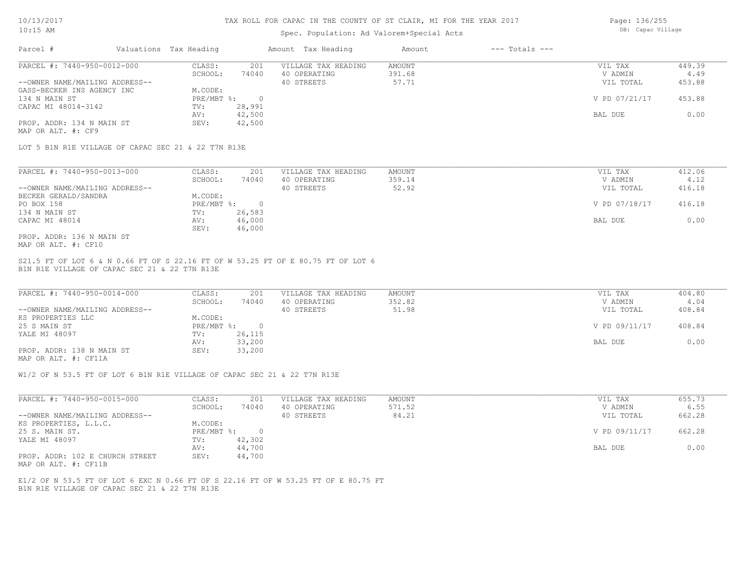# TAX ROLL FOR CAPAC IN THE COUNTY OF ST CLAIR, MI FOR THE YEAR 2017

Spec. Population: Ad Valorem+Special Acts

| Parcel # | Valuations | Tax Heading | Amount | Tax Heading | Amount | --- Totals --- | |
|---|---|---|---|---|---|---|---|
| PARCEL #: 7440-950-0012-000 | CLASS: | 201 | VILLAGE TAX HEADING | AMOUNT | | VIL TAX | 449.39 |
| | SCHOOL: | 74040 | 40 OPERATING | 391.68 | | V ADMIN | 4.49 |
| --OWNER NAME/MAILING ADDRESS-- | | | 40 STREETS | 57.71 | | VIL TOTAL | 453.88 |
| GASS-BECKER INS AGENCY INC | M.CODE: | | | | | | |
| 134 N MAIN ST | PRE/MBT %: | 0 | | | | V PD 07/21/17 | 453.88 |
| CAPAC MI 48014-3142 | TV: | 28,991 | | | | | |
| | AV: | 42,500 | | | | BAL DUE | 0.00 |
| PROP. ADDR: 134 N MAIN ST | SEV: | 42,500 | | | | | |
| MAP OR ALT. #: CF9 | | | | | | | |

LOT 5 B1N R1E VILLAGE OF CAPAC SEC 21 & 22 T7N R13E

| Parcel # | Valuations | Tax Heading | Amount | Tax Heading | Amount | --- Totals --- | |
|---|---|---|---|---|---|---|---|
| PARCEL #: 7440-950-0013-000 | CLASS: | 201 | VILLAGE TAX HEADING | AMOUNT | | VIL TAX | 412.06 |
| | SCHOOL: | 74040 | 40 OPERATING | 359.14 | | V ADMIN | 4.12 |
| --OWNER NAME/MAILING ADDRESS-- | | | 40 STREETS | 52.92 | | VIL TOTAL | 416.18 |
| BECKER GERALD/SANDRA | M.CODE: | | | | | | |
| PO BOX 158 | PRE/MBT %: | 0 | | | | V PD 07/18/17 | 416.18 |
| 134 N MAIN ST | TV: | 26,583 | | | | | |
| CAPAC MI 48014 | AV: | 46,000 | | | | BAL DUE | 0.00 |
| | SEV: | 46,000 | | | | | |
| PROP. ADDR: 136 N MAIN ST | | | | | | | |
| MAP OR ALT. #: CF10 | | | | | | | |

S21.5 FT OF LOT 6 & N 0.66 FT OF S 22.16 FT OF W 53.25 FT OF E 80.75 FT OF LOT 6
B1N R1E VILLAGE OF CAPAC SEC 21 & 22 T7N R13E

| Parcel # | Valuations | Tax Heading | Amount | Tax Heading | Amount | --- Totals --- | |
|---|---|---|---|---|---|---|---|
| PARCEL #: 7440-950-0014-000 | CLASS: | 201 | VILLAGE TAX HEADING | AMOUNT | | VIL TAX | 404.80 |
| | SCHOOL: | 74040 | 40 OPERATING | 352.82 | | V ADMIN | 4.04 |
| --OWNER NAME/MAILING ADDRESS-- | | | 40 STREETS | 51.98 | | VIL TOTAL | 408.84 |
| KS PROPERTIES LLC | M.CODE: | | | | | | |
| 25 S MAIN ST | PRE/MBT %: | 0 | | | | V PD 09/11/17 | 408.84 |
| YALE MI 48097 | TV: | 26,115 | | | | | |
| | AV: | 33,200 | | | | BAL DUE | 0.00 |
| PROP. ADDR: 138 N MAIN ST | SEV: | 33,200 | | | | | |
| MAP OR ALT. #: CF11A | | | | | | | |

W1/2 OF N 53.5 FT OF LOT 6 B1N R1E VILLAGE OF CAPAC SEC 21 & 22 T7N R13E

| Parcel # | Valuations | Tax Heading | Amount | Tax Heading | Amount | --- Totals --- | |
|---|---|---|---|---|---|---|---|
| PARCEL #: 7440-950-0015-000 | CLASS: | 201 | VILLAGE TAX HEADING | AMOUNT | | VIL TAX | 655.73 |
| | SCHOOL: | 74040 | 40 OPERATING | 571.52 | | V ADMIN | 6.55 |
| --OWNER NAME/MAILING ADDRESS-- | | | 40 STREETS | 84.21 | | VIL TOTAL | 662.28 |
| KS PROPERTIES, L.L.C. | M.CODE: | | | | | | |
| 25 S. MAIN ST. | PRE/MBT %: | 0 | | | | V PD 09/11/17 | 662.28 |
| YALE MI 48097 | TV: | 42,302 | | | | | |
| | AV: | 44,700 | | | | BAL DUE | 0.00 |
| PROP. ADDR: 102 E CHURCH STREET | SEV: | 44,700 | | | | | |
| MAP OR ALT. #: CF11B | | | | | | | |

E1/2 OF N 53.5 FT OF LOT 6 EXC N 0.66 FT OF S 22.16 FT OF W 53.25 FT OF E 80.75 FT
B1N R1E VILLAGE OF CAPAC SEC 21 & 22 T7N R13E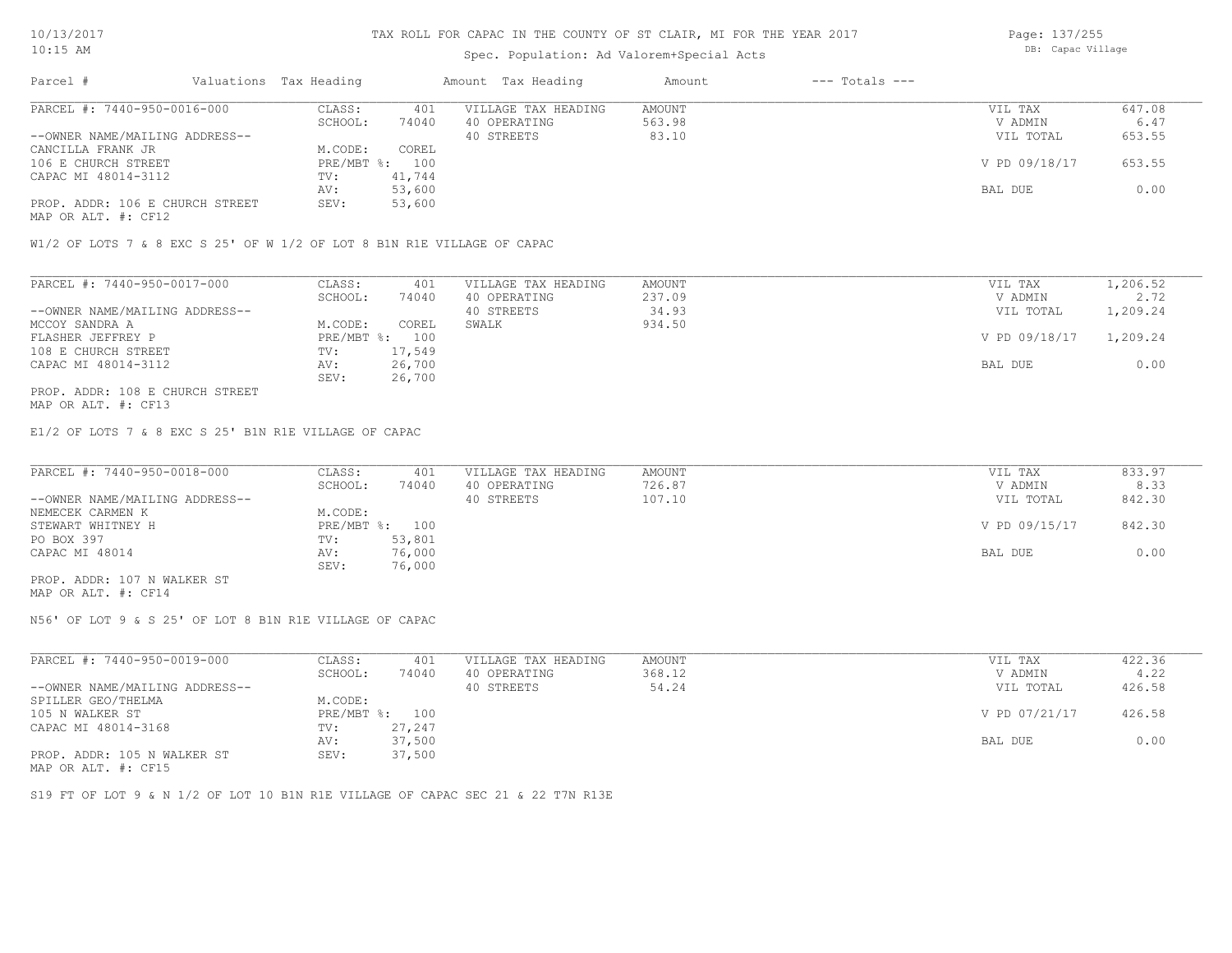# TAX ROLL FOR CAPAC IN THE COUNTY OF ST CLAIR, MI FOR THE YEAR 2017

Spec. Population: Ad Valorem+Special Acts

DB: Capac Village

| Parcel # | Valuations | Tax Heading | Amount | Tax Heading | Amount | --- Totals --- | |
|---|---|---|---|---|---|---|---|
| PARCEL #: 7440-950-0016-000 | CLASS: | 401 | VILLAGE TAX HEADING | AMOUNT | | VIL TAX | 647.08 |
| | SCHOOL: | 74040 | 40 OPERATING | 563.98 | | V ADMIN | 6.47 |
| --OWNER NAME/MAILING ADDRESS-- | | | 40 STREETS | 83.10 | | VIL TOTAL | 653.55 |
| CANCILLA FRANK JR | M.CODE: | COREL | | | | | |
| 106 E CHURCH STREET | PRE/MBT %: | 100 | | | | V PD 09/18/17 | 653.55 |
| CAPAC MI 48014-3112 | TV: | 41,744 | | | | | |
| | AV: | 53,600 | | | | BAL DUE | 0.00 |
| PROP. ADDR: 106 E CHURCH STREET | SEV: | 53,600 | | | | | |
| MAP OR ALT. #: CF12 | | | | | | | |

W1/2 OF LOTS 7 & 8 EXC S 25' OF W 1/2 OF LOT 8 B1N R1E VILLAGE OF CAPAC

| Parcel # | Valuations | Tax Heading | Amount | Tax Heading | Amount | --- Totals --- | |
|---|---|---|---|---|---|---|---|
| PARCEL #: 7440-950-0017-000 | CLASS: | 401 | VILLAGE TAX HEADING | AMOUNT | | VIL TAX | 1,206.52 |
| | SCHOOL: | 74040 | 40 OPERATING | 237.09 | | V ADMIN | 2.72 |
| --OWNER NAME/MAILING ADDRESS-- | | | 40 STREETS | 34.93 | | VIL TOTAL | 1,209.24 |
| MCCOY SANDRA A | M.CODE: | COREL | SWALK | 934.50 | | | |
| FLASHER JEFFREY P | PRE/MBT %: | 100 | | | | V PD 09/18/17 | 1,209.24 |
| 108 E CHURCH STREET | TV: | 17,549 | | | | | |
| CAPAC MI 48014-3112 | AV: | 26,700 | | | | BAL DUE | 0.00 |
| | SEV: | 26,700 | | | | | |
| PROP. ADDR: 108 E CHURCH STREET | | | | | | | |
| MAP OR ALT. #: CF13 | | | | | | | |

E1/2 OF LOTS 7 & 8 EXC S 25' B1N R1E VILLAGE OF CAPAC

| Parcel # | Valuations | Tax Heading | Amount | Tax Heading | Amount | --- Totals --- | |
|---|---|---|---|---|---|---|---|
| PARCEL #: 7440-950-0018-000 | CLASS: | 401 | VILLAGE TAX HEADING | AMOUNT | | VIL TAX | 833.97 |
| | SCHOOL: | 74040 | 40 OPERATING | 726.87 | | V ADMIN | 8.33 |
| --OWNER NAME/MAILING ADDRESS-- | | | 40 STREETS | 107.10 | | VIL TOTAL | 842.30 |
| NEMECEK CARMEN K | M.CODE: | | | | | | |
| STEWART WHITNEY H | PRE/MBT %: | 100 | | | | V PD 09/15/17 | 842.30 |
| PO BOX 397 | TV: | 53,801 | | | | | |
| CAPAC MI 48014 | AV: | 76,000 | | | | BAL DUE | 0.00 |
| | SEV: | 76,000 | | | | | |
| PROP. ADDR: 107 N WALKER ST | | | | | | | |
| MAP OR ALT. #: CF14 | | | | | | | |

N56' OF LOT 9 & S 25' OF LOT 8 B1N R1E VILLAGE OF CAPAC

| Parcel # | Valuations | Tax Heading | Amount | Tax Heading | Amount | --- Totals --- | |
|---|---|---|---|---|---|---|---|
| PARCEL #: 7440-950-0019-000 | CLASS: | 401 | VILLAGE TAX HEADING | AMOUNT | | VIL TAX | 422.36 |
| | SCHOOL: | 74040 | 40 OPERATING | 368.12 | | V ADMIN | 4.22 |
| --OWNER NAME/MAILING ADDRESS-- | | | 40 STREETS | 54.24 | | VIL TOTAL | 426.58 |
| SPILLER GEO/THELMA | M.CODE: | | | | | | |
| 105 N WALKER ST | PRE/MBT %: | 100 | | | | V PD 07/21/17 | 426.58 |
| CAPAC MI 48014-3168 | TV: | 27,247 | | | | | |
| | AV: | 37,500 | | | | BAL DUE | 0.00 |
| PROP. ADDR: 105 N WALKER ST | SEV: | 37,500 | | | | | |
| MAP OR ALT. #: CF15 | | | | | | | |

S19 FT OF LOT 9 & N 1/2 OF LOT 10 B1N R1E VILLAGE OF CAPAC SEC 21 & 22 T7N R13E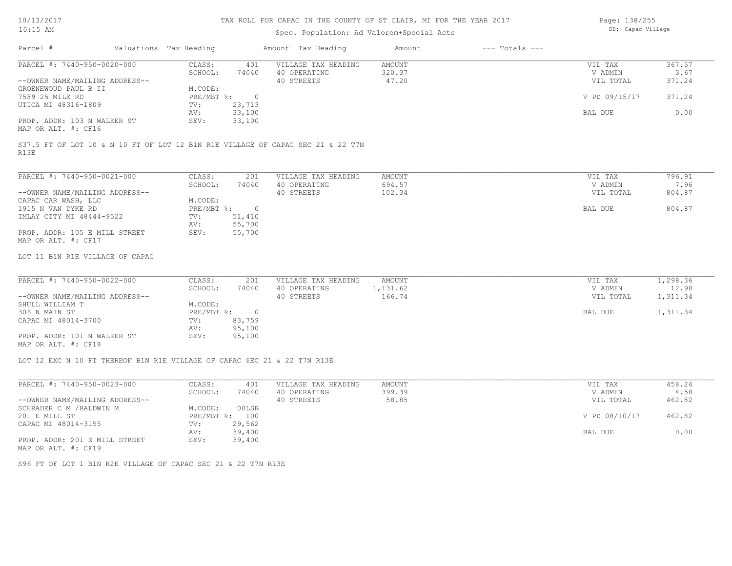TAX ROLL FOR CAPAC IN THE COUNTY OF ST CLAIR, MI FOR THE YEAR 2017

Spec. Population: Ad Valorem+Special Acts

| Parcel # | Valuations | Tax Heading | Amount | Tax Heading | Amount | --- Totals --- | |
|---|---|---|---|---|---|---|---|
| PARCEL #: 7440-950-0020-000 | CLASS: | 401 | VILLAGE TAX HEADING | AMOUNT | | VIL TAX | 367.57 |
| | SCHOOL: | 74040 | 40 OPERATING | 320.37 | | V ADMIN | 3.67 |
| --OWNER NAME/MAILING ADDRESS-- | | | 40 STREETS | 47.20 | | VIL TOTAL | 371.24 |
| GROENEWOUD PAUL B II | M.CODE: | | | | | | |
| 7589 25 MILE RD | PRE/MBT %: | 0 | | | | V PD 09/15/17 | 371.24 |
| UTICA MI 48316-1809 | TV: | 23,713 | | | | | |
| | AV: | 33,100 | | | | BAL DUE | 0.00 |
| PROP. ADDR: 103 N WALKER ST | SEV: | 33,100 | | | | | |
| MAP OR ALT. #: CF16 | | | | | | | |

S37.5 FT OF LOT 10 & N 10 FT OF LOT 12 B1N R1E VILLAGE OF CAPAC SEC 21 & 22 T7N R13E

| Parcel # | Valuations | Tax Heading | Amount | Tax Heading | Amount | --- Totals --- | |
|---|---|---|---|---|---|---|---|
| PARCEL #: 7440-950-0021-000 | CLASS: | 201 | VILLAGE TAX HEADING | AMOUNT | | VIL TAX | 796.91 |
| | SCHOOL: | 74040 | 40 OPERATING | 694.57 | | V ADMIN | 7.96 |
| --OWNER NAME/MAILING ADDRESS-- | | | 40 STREETS | 102.34 | | VIL TOTAL | 804.87 |
| CAPAC CAR WASH, LLC | M.CODE: | | | | | | |
| 1915 N VAN DYKE RD | PRE/MBT %: | 0 | | | | BAL DUE | 804.87 |
| IMLAY CITY MI 48444-9522 | TV: | 51,410 | | | | | |
| | AV: | 55,700 | | | | | |
| PROP. ADDR: 105 E MILL STREET | SEV: | 55,700 | | | | | |
| MAP OR ALT. #: CF17 | | | | | | | |

LOT 11 B1N R1E VILLAGE OF CAPAC

| Parcel # | Valuations | Tax Heading | Amount | Tax Heading | Amount | --- Totals --- | |
|---|---|---|---|---|---|---|---|
| PARCEL #: 7440-950-0022-000 | CLASS: | 201 | VILLAGE TAX HEADING | AMOUNT | | VIL TAX | 1,298.36 |
| | SCHOOL: | 74040 | 40 OPERATING | 1,131.62 | | V ADMIN | 12.98 |
| --OWNER NAME/MAILING ADDRESS-- | | | 40 STREETS | 166.74 | | VIL TOTAL | 1,311.34 |
| SHULL WILLIAM T | M.CODE: | | | | | | |
| 306 N MAIN ST | PRE/MBT %: | 0 | | | | BAL DUE | 1,311.34 |
| CAPAC MI 48014-3700 | TV: | 83,759 | | | | | |
| | AV: | 95,100 | | | | | |
| PROP. ADDR: 101 N WALKER ST | SEV: | 95,100 | | | | | |
| MAP OR ALT. #: CF18 | | | | | | | |

LOT 12 EXC N 10 FT THEREOF B1N R1E VILLAGE OF CAPAC SEC 21 & 22 T7N R13E

| Parcel # | Valuations | Tax Heading | Amount | Tax Heading | Amount | --- Totals --- | |
|---|---|---|---|---|---|---|---|
| PARCEL #: 7440-950-0023-000 | CLASS: | 401 | VILLAGE TAX HEADING | AMOUNT | | VIL TAX | 458.24 |
| | SCHOOL: | 74040 | 40 OPERATING | 399.39 | | V ADMIN | 4.58 |
| --OWNER NAME/MAILING ADDRESS-- | | | 40 STREETS | 58.85 | | VIL TOTAL | 462.82 |
| SCHRADER C M /BALDWIN M | M.CODE: | 00LSB | | | | | |
| 201 E MILL ST | PRE/MBT %: | 100 | | | | V PD 08/10/17 | 462.82 |
| CAPAC MI 48014-3155 | TV: | 29,562 | | | | | |
| | AV: | 39,400 | | | | BAL DUE | 0.00 |
| PROP. ADDR: 201 E MILL STREET | SEV: | 39,400 | | | | | |
| MAP OR ALT. #: CF19 | | | | | | | |

S96 FT OF LOT 1 B1N R2E VILLAGE OF CAPAC SEC 21 & 22 T7N R13E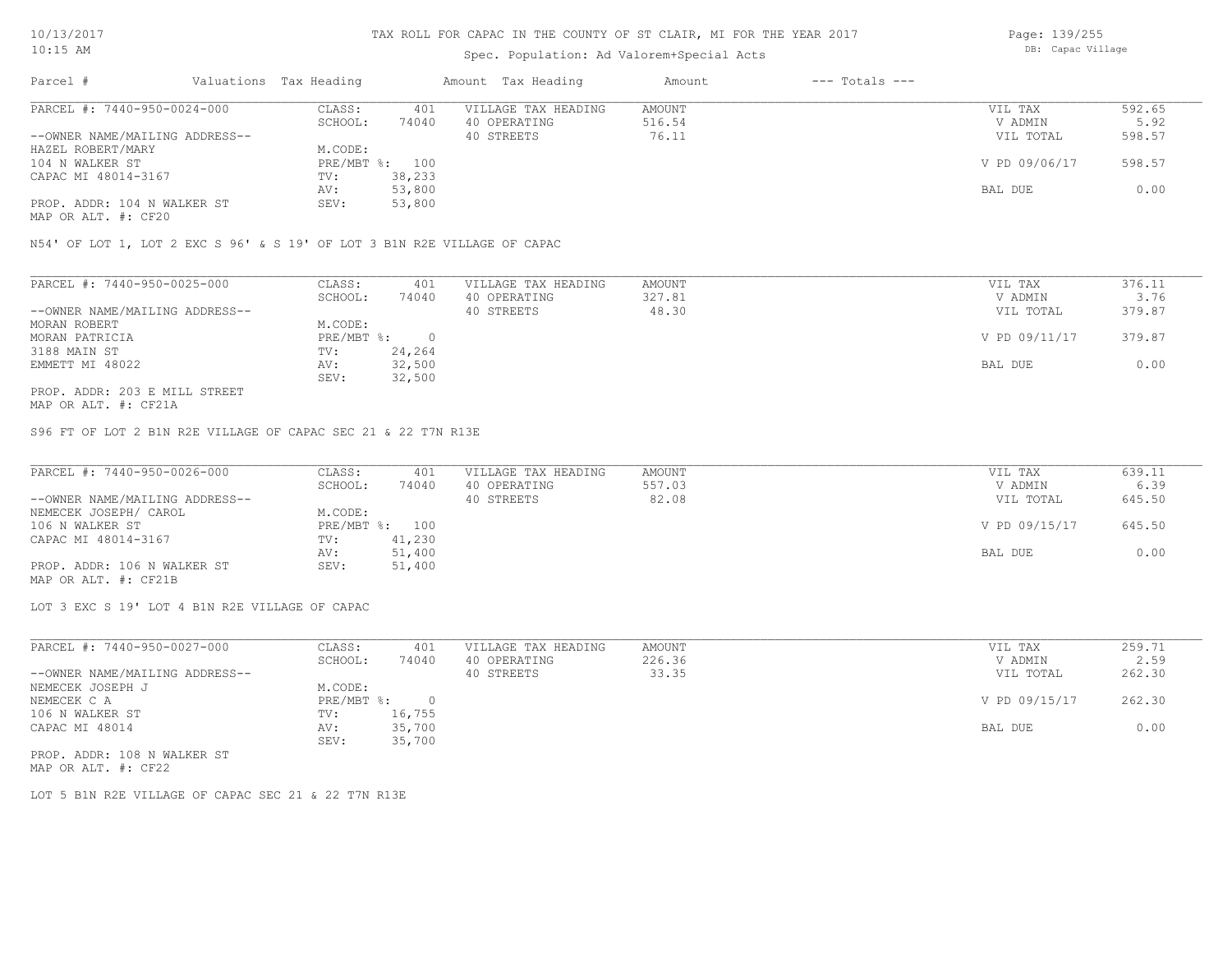# TAX ROLL FOR CAPAC IN THE COUNTY OF ST CLAIR, MI FOR THE YEAR 2017

Spec. Population: Ad Valorem+Special Acts

DB: Capac Village

10/13/2017
10:15 AM

| Parcel # | Valuations | Tax Heading | Amount | Tax Heading | Amount | --- Totals --- | |
|---|---|---|---|---|---|---|---|
| PARCEL #: 7440-950-0024-000 | CLASS: | 401 | VILLAGE TAX HEADING | AMOUNT | | VIL TAX | 592.65 |
| | SCHOOL: | 74040 | 40 OPERATING | 516.54 | | V ADMIN | 5.92 |
| --OWNER NAME/MAILING ADDRESS-- | | | 40 STREETS | 76.11 | | VIL TOTAL | 598.57 |
| HAZEL ROBERT/MARY | M.CODE: | | | | | | |
| 104 N WALKER ST | PRE/MBT %: | 100 | | | | V PD 09/06/17 | 598.57 |
| CAPAC MI 48014-3167 | TV: | 38,233 | | | | | |
| | AV: | 53,800 | | | | BAL DUE | 0.00 |
| PROP. ADDR: 104 N WALKER ST | SEV: | 53,800 | | | | | |
| MAP OR ALT. #: CF20 | | | | | | | |

N54' OF LOT 1, LOT 2 EXC S 96' & S 19' OF LOT 3 B1N R2E VILLAGE OF CAPAC

| Parcel # | Valuations | Tax Heading | Amount | Tax Heading | Amount | --- Totals --- | |
|---|---|---|---|---|---|---|---|
| PARCEL #: 7440-950-0025-000 | CLASS: | 401 | VILLAGE TAX HEADING | AMOUNT | | VIL TAX | 376.11 |
| | SCHOOL: | 74040 | 40 OPERATING | 327.81 | | V ADMIN | 3.76 |
| --OWNER NAME/MAILING ADDRESS-- | | | 40 STREETS | 48.30 | | VIL TOTAL | 379.87 |
| MORAN ROBERT | M.CODE: | | | | | | |
| MORAN PATRICIA | PRE/MBT %: | 0 | | | | V PD 09/11/17 | 379.87 |
| 3188 MAIN ST | TV: | 24,264 | | | | | |
| EMMETT MI 48022 | AV: | 32,500 | | | | BAL DUE | 0.00 |
| | SEV: | 32,500 | | | | | |
| PROP. ADDR: 203 E MILL STREET | | | | | | | |
| MAP OR ALT. #: CF21A | | | | | | | |

S96 FT OF LOT 2 B1N R2E VILLAGE OF CAPAC SEC 21 & 22 T7N R13E

| Parcel # | Valuations | Tax Heading | Amount | Tax Heading | Amount | --- Totals --- | |
|---|---|---|---|---|---|---|---|
| PARCEL #: 7440-950-0026-000 | CLASS: | 401 | VILLAGE TAX HEADING | AMOUNT | | VIL TAX | 639.11 |
| | SCHOOL: | 74040 | 40 OPERATING | 557.03 | | V ADMIN | 6.39 |
| --OWNER NAME/MAILING ADDRESS-- | | | 40 STREETS | 82.08 | | VIL TOTAL | 645.50 |
| NEMECEK JOSEPH/ CAROL | M.CODE: | | | | | | |
| 106 N WALKER ST | PRE/MBT %: | 100 | | | | V PD 09/15/17 | 645.50 |
| CAPAC MI 48014-3167 | TV: | 41,230 | | | | | |
| | AV: | 51,400 | | | | BAL DUE | 0.00 |
| PROP. ADDR: 106 N WALKER ST | SEV: | 51,400 | | | | | |
| MAP OR ALT. #: CF21B | | | | | | | |

LOT 3 EXC S 19' LOT 4 B1N R2E VILLAGE OF CAPAC

| Parcel # | Valuations | Tax Heading | Amount | Tax Heading | Amount | --- Totals --- | |
|---|---|---|---|---|---|---|---|
| PARCEL #: 7440-950-0027-000 | CLASS: | 401 | VILLAGE TAX HEADING | AMOUNT | | VIL TAX | 259.71 |
| | SCHOOL: | 74040 | 40 OPERATING | 226.36 | | V ADMIN | 2.59 |
| --OWNER NAME/MAILING ADDRESS-- | | | 40 STREETS | 33.35 | | VIL TOTAL | 262.30 |
| NEMECEK JOSEPH J | M.CODE: | | | | | | |
| NEMECEK C A | PRE/MBT %: | 0 | | | | V PD 09/15/17 | 262.30 |
| 106 N WALKER ST | TV: | 16,755 | | | | | |
| CAPAC MI 48014 | AV: | 35,700 | | | | BAL DUE | 0.00 |
| | SEV: | 35,700 | | | | | |
| PROP. ADDR: 108 N WALKER ST | | | | | | | |
| MAP OR ALT. #: CF22 | | | | | | | |

LOT 5 B1N R2E VILLAGE OF CAPAC SEC 21 & 22 T7N R13E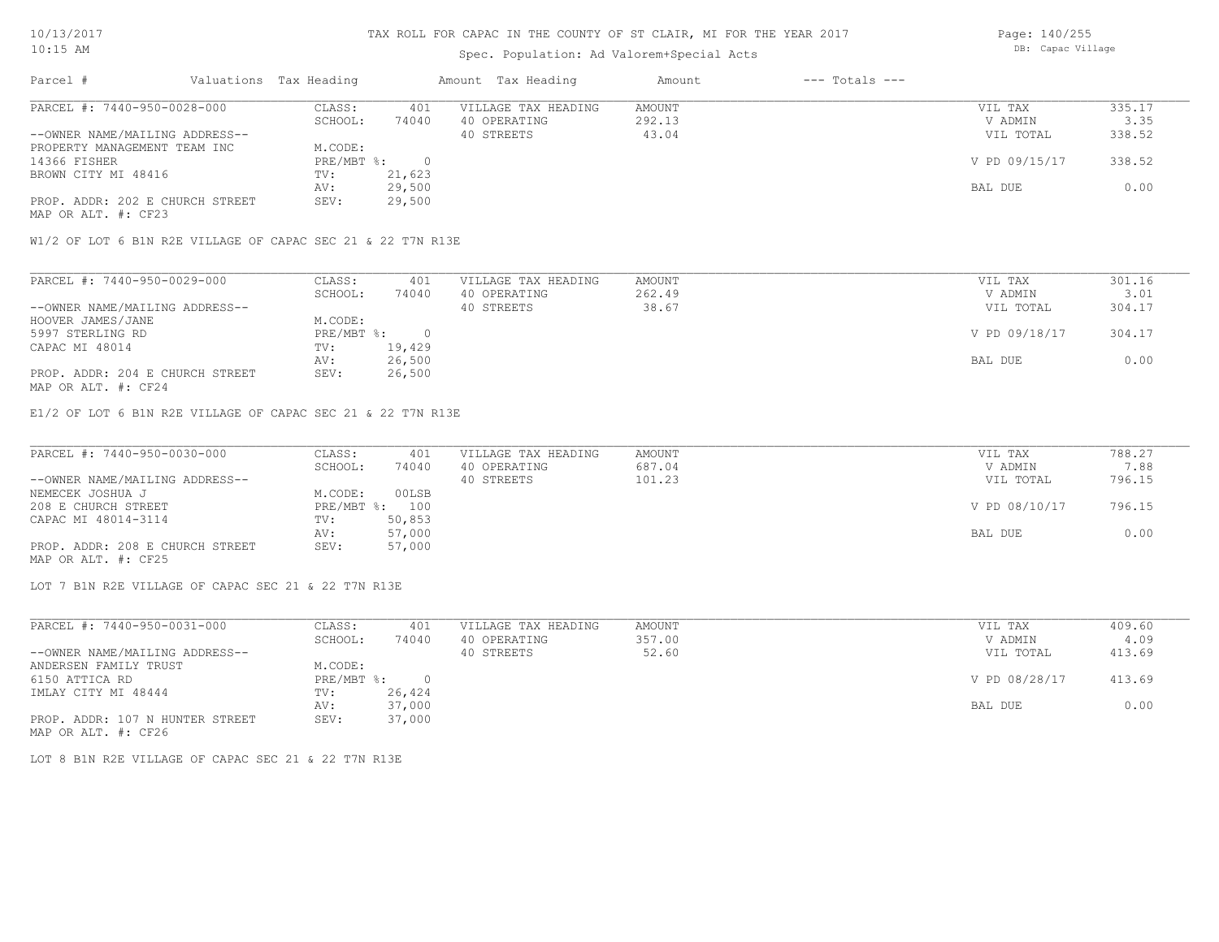TAX ROLL FOR CAPAC IN THE COUNTY OF ST CLAIR, MI FOR THE YEAR 2017

Spec. Population: Ad Valorem+Special Acts

DB: Capac Village

10/13/2017
10:15 AM

| Parcel # | Valuations | Tax Heading | Amount | Tax Heading | Amount | --- Totals --- | |
|---|---|---|---|---|---|---|---|
| PARCEL #: 7440-950-0028-000 | CLASS: | 401 | VILLAGE TAX HEADING | AMOUNT | | VIL TAX | 335.17 |
| | SCHOOL: | 74040 | 40 OPERATING | 292.13 | | V ADMIN | 3.35 |
| --OWNER NAME/MAILING ADDRESS-- | | | 40 STREETS | 43.04 | | VIL TOTAL | 338.52 |
| PROPERTY MANAGEMENT TEAM INC | M.CODE: | | | | | | |
| 14366 FISHER | PRE/MBT %: | 0 | | | | V PD 09/15/17 | 338.52 |
| BROWN CITY MI 48416 | TV: | 21,623 | | | | | |
| | AV: | 29,500 | | | | BAL DUE | 0.00 |
| PROP. ADDR: 202 E CHURCH STREET | SEV: | 29,500 | | | | | |
| MAP OR ALT. #: CF23 | | | | | | | |

W1/2 OF LOT 6 B1N R2E VILLAGE OF CAPAC SEC 21 & 22 T7N R13E

| Parcel # | Valuations | Tax Heading | Amount | Tax Heading | Amount | --- Totals --- | |
|---|---|---|---|---|---|---|---|
| PARCEL #: 7440-950-0029-000 | CLASS: | 401 | VILLAGE TAX HEADING | AMOUNT | | VIL TAX | 301.16 |
| | SCHOOL: | 74040 | 40 OPERATING | 262.49 | | V ADMIN | 3.01 |
| --OWNER NAME/MAILING ADDRESS-- | | | 40 STREETS | 38.67 | | VIL TOTAL | 304.17 |
| HOOVER JAMES/JANE | M.CODE: | | | | | | |
| 5997 STERLING RD | PRE/MBT %: | 0 | | | | V PD 09/18/17 | 304.17 |
| CAPAC MI 48014 | TV: | 19,429 | | | | | |
| | AV: | 26,500 | | | | BAL DUE | 0.00 |
| PROP. ADDR: 204 E CHURCH STREET | SEV: | 26,500 | | | | | |
| MAP OR ALT. #: CF24 | | | | | | | |

E1/2 OF LOT 6 B1N R2E VILLAGE OF CAPAC SEC 21 & 22 T7N R13E

| Parcel # | Valuations | Tax Heading | Amount | Tax Heading | Amount | --- Totals --- | |
|---|---|---|---|---|---|---|---|
| PARCEL #: 7440-950-0030-000 | CLASS: | 401 | VILLAGE TAX HEADING | AMOUNT | | VIL TAX | 788.27 |
| | SCHOOL: | 74040 | 40 OPERATING | 687.04 | | V ADMIN | 7.88 |
| --OWNER NAME/MAILING ADDRESS-- | | | 40 STREETS | 101.23 | | VIL TOTAL | 796.15 |
| NEMECEK JOSHUA J | M.CODE: | 00LSB | | | | | |
| 208 E CHURCH STREET | PRE/MBT %: | 100 | | | | V PD 08/10/17 | 796.15 |
| CAPAC MI 48014-3114 | TV: | 50,853 | | | | | |
| | AV: | 57,000 | | | | BAL DUE | 0.00 |
| PROP. ADDR: 208 E CHURCH STREET | SEV: | 57,000 | | | | | |
| MAP OR ALT. #: CF25 | | | | | | | |

LOT 7 B1N R2E VILLAGE OF CAPAC SEC 21 & 22 T7N R13E

| Parcel # | Valuations | Tax Heading | Amount | Tax Heading | Amount | --- Totals --- | |
|---|---|---|---|---|---|---|---|
| PARCEL #: 7440-950-0031-000 | CLASS: | 401 | VILLAGE TAX HEADING | AMOUNT | | VIL TAX | 409.60 |
| | SCHOOL: | 74040 | 40 OPERATING | 357.00 | | V ADMIN | 4.09 |
| --OWNER NAME/MAILING ADDRESS-- | | | 40 STREETS | 52.60 | | VIL TOTAL | 413.69 |
| ANDERSEN FAMILY TRUST | M.CODE: | | | | | | |
| 6150 ATTICA RD | PRE/MBT %: | 0 | | | | V PD 08/28/17 | 413.69 |
| IMLAY CITY MI 48444 | TV: | 26,424 | | | | | |
| | AV: | 37,000 | | | | BAL DUE | 0.00 |
| PROP. ADDR: 107 N HUNTER STREET | SEV: | 37,000 | | | | | |
| MAP OR ALT. #: CF26 | | | | | | | |

LOT 8 B1N R2E VILLAGE OF CAPAC SEC 21 & 22 T7N R13E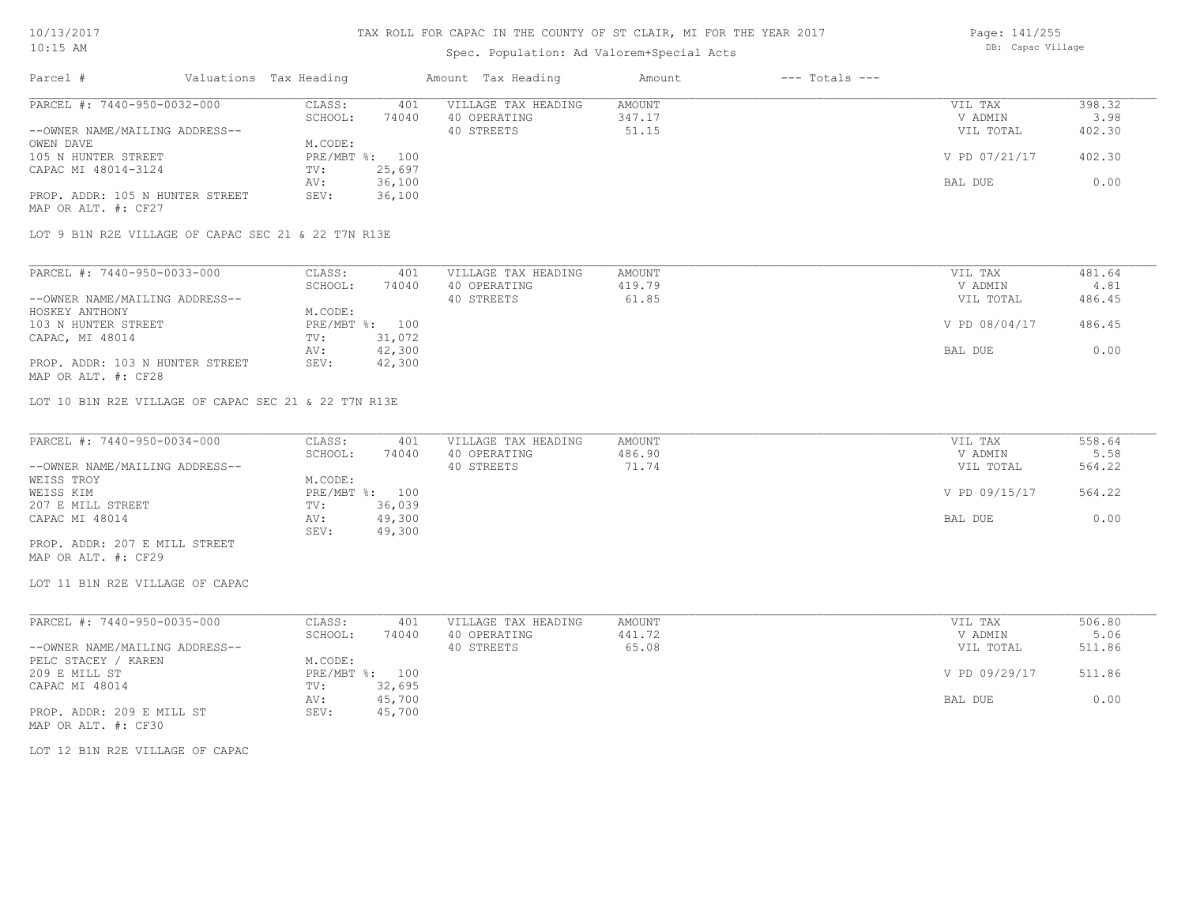# TAX ROLL FOR CAPAC IN THE COUNTY OF ST CLAIR, MI FOR THE YEAR 2017

Spec. Population: Ad Valorem+Special Acts

DB: Capac Village

10/13/2017
10:15 AM

| Parcel # | Valuations | Tax Heading | Amount | Tax Heading | Amount | --- Totals --- | |
|---|---|---|---|---|---|---|---|
| PARCEL #: 7440-950-0032-000 | CLASS: | 401 | VILLAGE TAX HEADING | AMOUNT | | VIL TAX | 398.32 |
| | SCHOOL: | 74040 | 40 OPERATING | 347.17 | | V ADMIN | 3.98 |
| --OWNER NAME/MAILING ADDRESS-- | | | 40 STREETS | 51.15 | | VIL TOTAL | 402.30 |
| OWEN DAVE | M.CODE: | | | | | | |
| 105 N HUNTER STREET | PRE/MBT %: | 100 | | | | V PD 07/21/17 | 402.30 |
| CAPAC MI 48014-3124 | TV: | 25,697 | | | | | |
| | AV: | 36,100 | | | | BAL DUE | 0.00 |
| PROP. ADDR: 105 N HUNTER STREET | SEV: | 36,100 | | | | | |
| MAP OR ALT. #: CF27 | | | | | | | |

LOT 9 B1N R2E VILLAGE OF CAPAC SEC 21 & 22 T7N R13E

| Parcel # | Valuations | Tax Heading | Amount | Tax Heading | Amount | --- Totals --- | |
|---|---|---|---|---|---|---|---|
| PARCEL #: 7440-950-0033-000 | CLASS: | 401 | VILLAGE TAX HEADING | AMOUNT | | VIL TAX | 481.64 |
| | SCHOOL: | 74040 | 40 OPERATING | 419.79 | | V ADMIN | 4.81 |
| --OWNER NAME/MAILING ADDRESS-- | | | 40 STREETS | 61.85 | | VIL TOTAL | 486.45 |
| HOSKEY ANTHONY | M.CODE: | | | | | | |
| 103 N HUNTER STREET | PRE/MBT %: | 100 | | | | V PD 08/04/17 | 486.45 |
| CAPAC, MI 48014 | TV: | 31,072 | | | | | |
| | AV: | 42,300 | | | | BAL DUE | 0.00 |
| PROP. ADDR: 103 N HUNTER STREET | SEV: | 42,300 | | | | | |
| MAP OR ALT. #: CF28 | | | | | | | |

LOT 10 B1N R2E VILLAGE OF CAPAC SEC 21 & 22 T7N R13E

| Parcel # | Valuations | Tax Heading | Amount | Tax Heading | Amount | --- Totals --- | |
|---|---|---|---|---|---|---|---|
| PARCEL #: 7440-950-0034-000 | CLASS: | 401 | VILLAGE TAX HEADING | AMOUNT | | VIL TAX | 558.64 |
| | SCHOOL: | 74040 | 40 OPERATING | 486.90 | | V ADMIN | 5.58 |
| --OWNER NAME/MAILING ADDRESS-- | | | 40 STREETS | 71.74 | | VIL TOTAL | 564.22 |
| WEISS TROY | M.CODE: | | | | | | |
| WEISS KIM | PRE/MBT %: | 100 | | | | V PD 09/15/17 | 564.22 |
| 207 E MILL STREET | TV: | 36,039 | | | | | |
| CAPAC MI 48014 | AV: | 49,300 | | | | BAL DUE | 0.00 |
| | SEV: | 49,300 | | | | | |
| PROP. ADDR: 207 E MILL STREET | | | | | | | |
| MAP OR ALT. #: CF29 | | | | | | | |

LOT 11 B1N R2E VILLAGE OF CAPAC

| Parcel # | Valuations | Tax Heading | Amount | Tax Heading | Amount | --- Totals --- | |
|---|---|---|---|---|---|---|---|
| PARCEL #: 7440-950-0035-000 | CLASS: | 401 | VILLAGE TAX HEADING | AMOUNT | | VIL TAX | 506.80 |
| | SCHOOL: | 74040 | 40 OPERATING | 441.72 | | V ADMIN | 5.06 |
| --OWNER NAME/MAILING ADDRESS-- | | | 40 STREETS | 65.08 | | VIL TOTAL | 511.86 |
| PELC STACEY / KAREN | M.CODE: | | | | | | |
| 209 E MILL ST | PRE/MBT %: | 100 | | | | V PD 09/29/17 | 511.86 |
| CAPAC MI 48014 | TV: | 32,695 | | | | | |
| | AV: | 45,700 | | | | BAL DUE | 0.00 |
| PROP. ADDR: 209 E MILL ST | SEV: | 45,700 | | | | | |
| MAP OR ALT. #: CF30 | | | | | | | |

LOT 12 B1N R2E VILLAGE OF CAPAC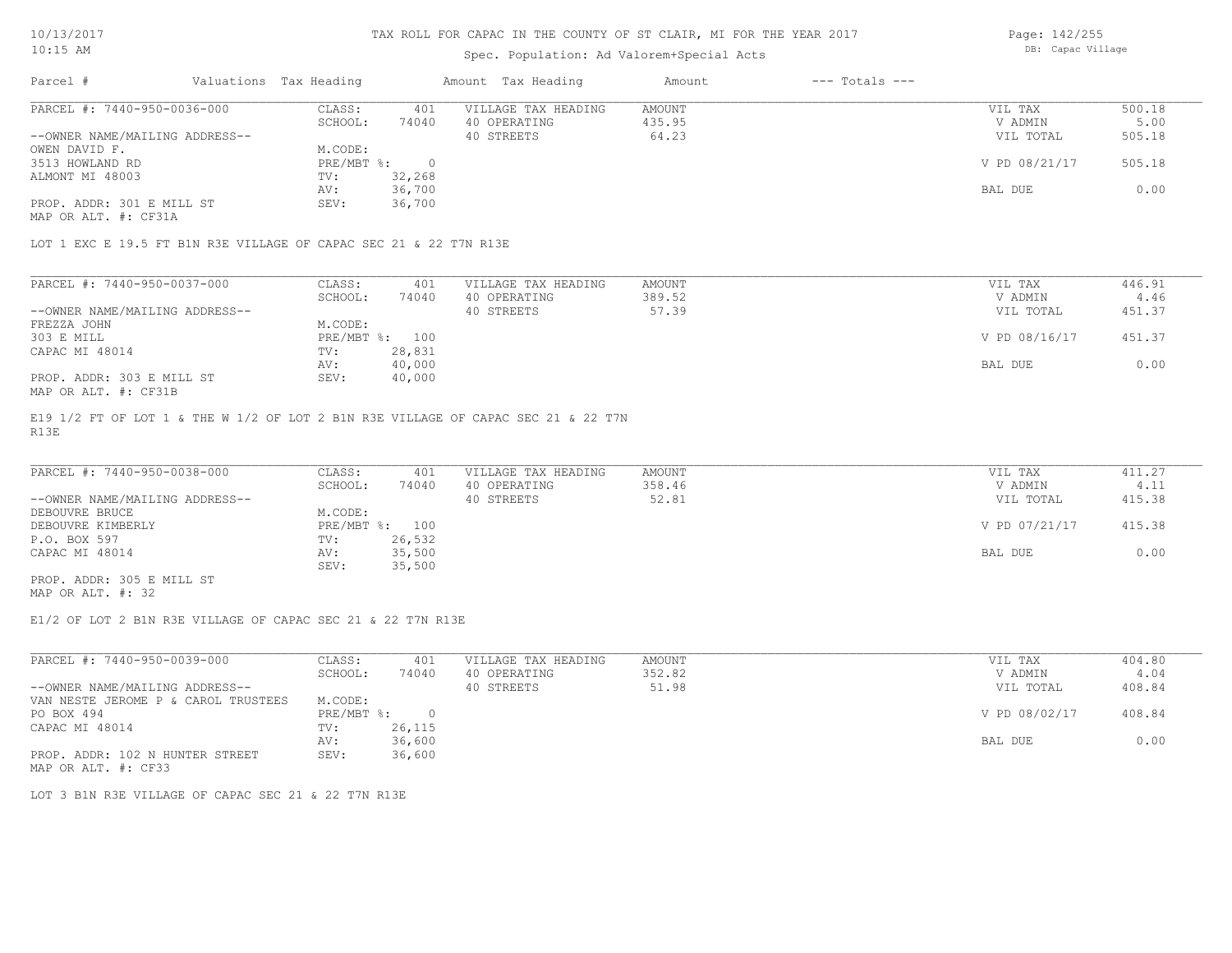# TAX ROLL FOR CAPAC IN THE COUNTY OF ST CLAIR, MI FOR THE YEAR 2017

10/13/2017
10:15 AM

Spec. Population: Ad Valorem+Special Acts

DB: Capac Village

| Parcel # | Valuations | Tax Heading | Amount | Tax Heading | Amount | --- Totals --- | |
|---|---|---|---|---|---|---|---|

---

**PARCEL #: 7440-950-0036-000**

| | | | | | |
|---|---|---|---|---|---|
| CLASS: | 401 | VILLAGE TAX HEADING | AMOUNT | VIL TAX | 500.18 |
| SCHOOL: | 74040 | 40 OPERATING | 435.95 | V ADMIN | 5.00 |
| | | 40 STREETS | 64.23 | VIL TOTAL | 505.18 |
| M.CODE: | | | | | |
| PRE/MBT %: | 0 | | | V PD 08/21/17 | 505.18 |
| TV: | 32,268 | | | | |
| AV: | 36,700 | | | BAL DUE | 0.00 |
| SEV: | 36,700 | | | | |

--OWNER NAME/MAILING ADDRESS--
OWEN DAVID F.
3513 HOWLAND RD
ALMONT MI 48003

PROP. ADDR: 301 E MILL ST
MAP OR ALT. #: CF31A

LOT 1 EXC E 19.5 FT B1N R3E VILLAGE OF CAPAC SEC 21 & 22 T7N R13E

---

**PARCEL #: 7440-950-0037-000**

| | | | | | |
|---|---|---|---|---|---|
| CLASS: | 401 | VILLAGE TAX HEADING | AMOUNT | VIL TAX | 446.91 |
| SCHOOL: | 74040 | 40 OPERATING | 389.52 | V ADMIN | 4.46 |
| | | 40 STREETS | 57.39 | VIL TOTAL | 451.37 |
| M.CODE: | | | | | |
| PRE/MBT %: | 100 | | | V PD 08/16/17 | 451.37 |
| TV: | 28,831 | | | | |
| AV: | 40,000 | | | BAL DUE | 0.00 |
| SEV: | 40,000 | | | | |

--OWNER NAME/MAILING ADDRESS--
FREZZA JOHN
303 E MILL
CAPAC MI 48014

PROP. ADDR: 303 E MILL ST
MAP OR ALT. #: CF31B

E19 1/2 FT OF LOT 1 & THE W 1/2 OF LOT 2 B1N R3E VILLAGE OF CAPAC SEC 21 & 22 T7N R13E

---

**PARCEL #: 7440-950-0038-000**

| | | | | | |
|---|---|---|---|---|---|
| CLASS: | 401 | VILLAGE TAX HEADING | AMOUNT | VIL TAX | 411.27 |
| SCHOOL: | 74040 | 40 OPERATING | 358.46 | V ADMIN | 4.11 |
| | | 40 STREETS | 52.81 | VIL TOTAL | 415.38 |
| M.CODE: | | | | | |
| PRE/MBT %: | 100 | | | V PD 07/21/17 | 415.38 |
| TV: | 26,532 | | | | |
| AV: | 35,500 | | | BAL DUE | 0.00 |
| SEV: | 35,500 | | | | |

--OWNER NAME/MAILING ADDRESS--
DEBOUVRE BRUCE
DEBOUVRE KIMBERLY
P.O. BOX 597
CAPAC MI 48014

PROP. ADDR: 305 E MILL ST
MAP OR ALT. #: 32

E1/2 OF LOT 2 B1N R3E VILLAGE OF CAPAC SEC 21 & 22 T7N R13E

---

**PARCEL #: 7440-950-0039-000**

| | | | | | |
|---|---|---|---|---|---|
| CLASS: | 401 | VILLAGE TAX HEADING | AMOUNT | VIL TAX | 404.80 |
| SCHOOL: | 74040 | 40 OPERATING | 352.82 | V ADMIN | 4.04 |
| | | 40 STREETS | 51.98 | VIL TOTAL | 408.84 |
| M.CODE: | | | | | |
| PRE/MBT %: | 0 | | | V PD 08/02/17 | 408.84 |
| TV: | 26,115 | | | | |
| AV: | 36,600 | | | BAL DUE | 0.00 |
| SEV: | 36,600 | | | | |

--OWNER NAME/MAILING ADDRESS--
VAN NESTE JEROME P & CAROL TRUSTEES
PO BOX 494
CAPAC MI 48014

PROP. ADDR: 102 N HUNTER STREET
MAP OR ALT. #: CF33

LOT 3 B1N R3E VILLAGE OF CAPAC SEC 21 & 22 T7N R13E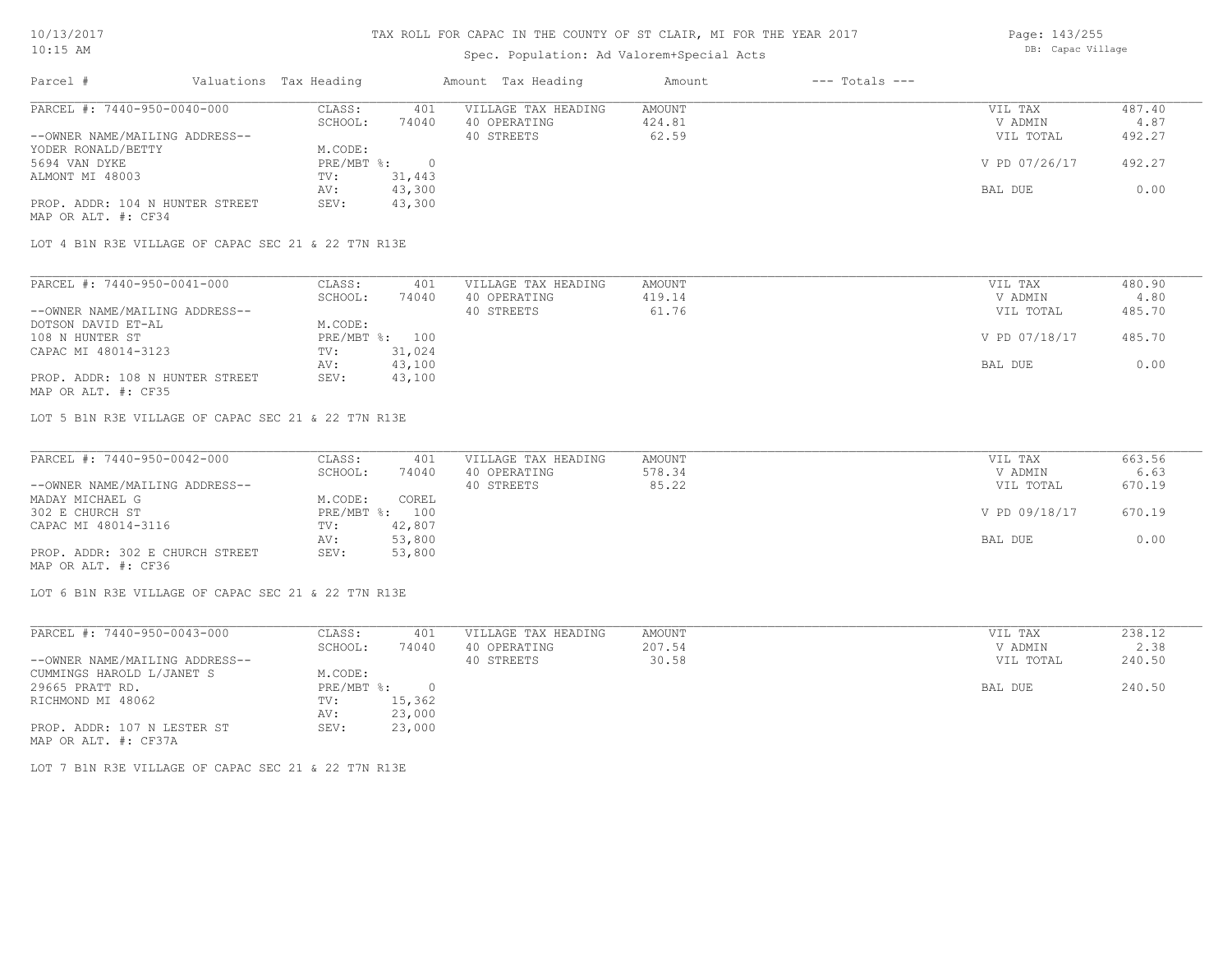# TAX ROLL FOR CAPAC IN THE COUNTY OF ST CLAIR, MI FOR THE YEAR 2017

Spec. Population: Ad Valorem+Special Acts

| Parcel # | Valuations | Tax Heading | Amount | Tax Heading | Amount | --- Totals --- | |
|---|---|---|---|---|---|---|---|
| PARCEL #: 7440-950-0040-000 | CLASS: | 401 | VILLAGE TAX HEADING | AMOUNT | | VIL TAX | 487.40 |
| | SCHOOL: | 74040 | 40 OPERATING | 424.81 | | V ADMIN | 4.87 |
| --OWNER NAME/MAILING ADDRESS-- | | | 40 STREETS | 62.59 | | VIL TOTAL | 492.27 |
| YODER RONALD/BETTY | M.CODE: | | | | | | |
| 5694 VAN DYKE | PRE/MBT %: | 0 | | | | V PD 07/26/17 | 492.27 |
| ALMONT MI 48003 | TV: | 31,443 | | | | | |
| | AV: | 43,300 | | | | BAL DUE | 0.00 |
| PROP. ADDR: 104 N HUNTER STREET | SEV: | 43,300 | | | | | |
| MAP OR ALT. #: CF34 | | | | | | | |

LOT 4 B1N R3E VILLAGE OF CAPAC SEC 21 & 22 T7N R13E

| Parcel # | Valuations | Tax Heading | Amount | Tax Heading | Amount | --- Totals --- | |
|---|---|---|---|---|---|---|---|
| PARCEL #: 7440-950-0041-000 | CLASS: | 401 | VILLAGE TAX HEADING | AMOUNT | | VIL TAX | 480.90 |
| | SCHOOL: | 74040 | 40 OPERATING | 419.14 | | V ADMIN | 4.80 |
| --OWNER NAME/MAILING ADDRESS-- | | | 40 STREETS | 61.76 | | VIL TOTAL | 485.70 |
| DOTSON DAVID ET-AL | M.CODE: | | | | | | |
| 108 N HUNTER ST | PRE/MBT %: | 100 | | | | V PD 07/18/17 | 485.70 |
| CAPAC MI 48014-3123 | TV: | 31,024 | | | | | |
| | AV: | 43,100 | | | | BAL DUE | 0.00 |
| PROP. ADDR: 108 N HUNTER STREET | SEV: | 43,100 | | | | | |
| MAP OR ALT. #: CF35 | | | | | | | |

LOT 5 B1N R3E VILLAGE OF CAPAC SEC 21 & 22 T7N R13E

| Parcel # | Valuations | Tax Heading | Amount | Tax Heading | Amount | --- Totals --- | |
|---|---|---|---|---|---|---|---|
| PARCEL #: 7440-950-0042-000 | CLASS: | 401 | VILLAGE TAX HEADING | AMOUNT | | VIL TAX | 663.56 |
| | SCHOOL: | 74040 | 40 OPERATING | 578.34 | | V ADMIN | 6.63 |
| --OWNER NAME/MAILING ADDRESS-- | | | 40 STREETS | 85.22 | | VIL TOTAL | 670.19 |
| MADAY MICHAEL G | M.CODE: | COREL | | | | | |
| 302 E CHURCH ST | PRE/MBT %: | 100 | | | | V PD 09/18/17 | 670.19 |
| CAPAC MI 48014-3116 | TV: | 42,807 | | | | | |
| | AV: | 53,800 | | | | BAL DUE | 0.00 |
| PROP. ADDR: 302 E CHURCH STREET | SEV: | 53,800 | | | | | |
| MAP OR ALT. #: CF36 | | | | | | | |

LOT 6 B1N R3E VILLAGE OF CAPAC SEC 21 & 22 T7N R13E

| Parcel # | Valuations | Tax Heading | Amount | Tax Heading | Amount | --- Totals --- | |
|---|---|---|---|---|---|---|---|
| PARCEL #: 7440-950-0043-000 | CLASS: | 401 | VILLAGE TAX HEADING | AMOUNT | | VIL TAX | 238.12 |
| | SCHOOL: | 74040 | 40 OPERATING | 207.54 | | V ADMIN | 2.38 |
| --OWNER NAME/MAILING ADDRESS-- | | | 40 STREETS | 30.58 | | VIL TOTAL | 240.50 |
| CUMMINGS HAROLD L/JANET S | M.CODE: | | | | | | |
| 29665 PRATT RD. | PRE/MBT %: | 0 | | | | BAL DUE | 240.50 |
| RICHMOND MI 48062 | TV: | 15,362 | | | | | |
| | AV: | 23,000 | | | | | |
| PROP. ADDR: 107 N LESTER ST | SEV: | 23,000 | | | | | |
| MAP OR ALT. #: CF37A | | | | | | | |

LOT 7 B1N R3E VILLAGE OF CAPAC SEC 21 & 22 T7N R13E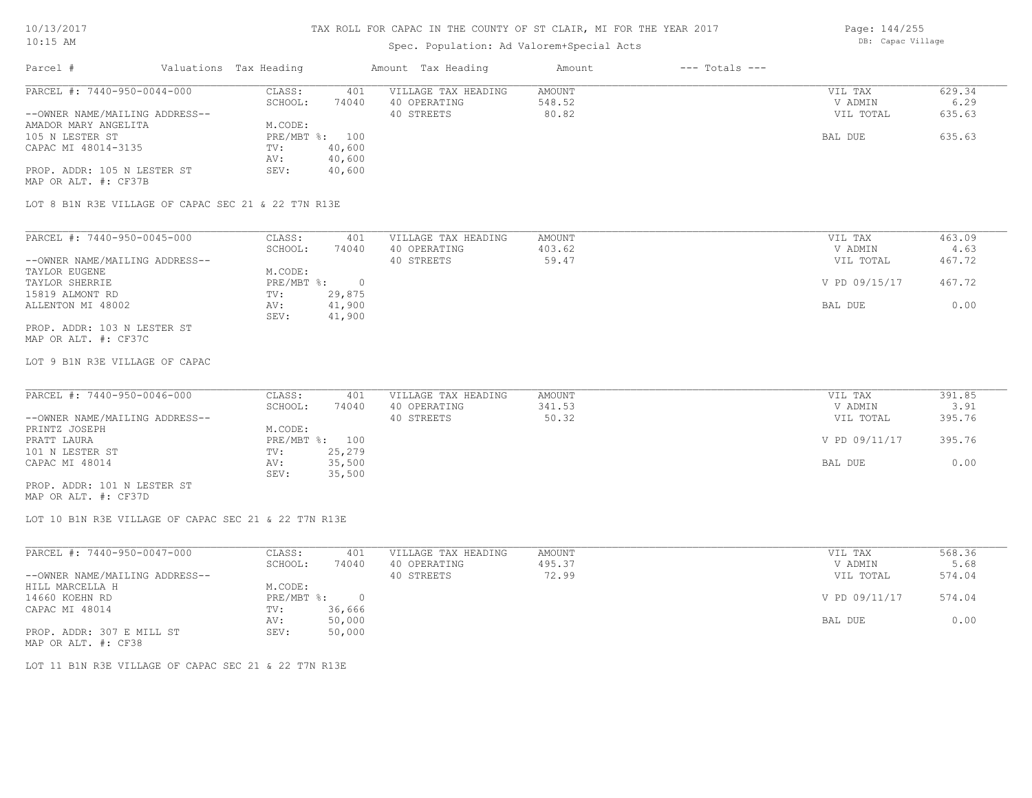# TAX ROLL FOR CAPAC IN THE COUNTY OF ST CLAIR, MI FOR THE YEAR 2017

Spec. Population: Ad Valorem+Special Acts

DB: Capac Village

10/13/2017
10:15 AM

| Parcel # | Valuations | Tax Heading | Amount | Tax Heading | Amount | --- Totals --- | |
|---|---|---|---|---|---|---|---|

---

**PARCEL #: 7440-950-0044-000**

| | | | | | |
|---|---|---|---|---|---|
| CLASS: | 401 | VILLAGE TAX HEADING | AMOUNT | VIL TAX | 629.34 |
| SCHOOL: | 74040 | 40 OPERATING | 548.52 | V ADMIN | 6.29 |
| | | 40 STREETS | 80.82 | VIL TOTAL | 635.63 |
| M.CODE: | | | | | |
| PRE/MBT %: | 100 | | | BAL DUE | 635.63 |
| TV: | 40,600 | | | | |
| AV: | 40,600 | | | | |
| SEV: | 40,600 | | | | |

--OWNER NAME/MAILING ADDRESS--
AMADOR MARY ANGELITA
105 N LESTER ST
CAPAC MI 48014-3135

PROP. ADDR: 105 N LESTER ST
MAP OR ALT. #: CF37B

LOT 8 B1N R3E VILLAGE OF CAPAC SEC 21 & 22 T7N R13E

---

**PARCEL #: 7440-950-0045-000**

| | | | | | |
|---|---|---|---|---|---|
| CLASS: | 401 | VILLAGE TAX HEADING | AMOUNT | VIL TAX | 463.09 |
| SCHOOL: | 74040 | 40 OPERATING | 403.62 | V ADMIN | 4.63 |
| | | 40 STREETS | 59.47 | VIL TOTAL | 467.72 |
| M.CODE: | | | | | |
| PRE/MBT %: | 0 | | | V PD 09/15/17 | 467.72 |
| TV: | 29,875 | | | | |
| AV: | 41,900 | | | BAL DUE | 0.00 |
| SEV: | 41,900 | | | | |

--OWNER NAME/MAILING ADDRESS--
TAYLOR EUGENE
TAYLOR SHERRIE
15819 ALMONT RD
ALLENTON MI 48002

PROP. ADDR: 103 N LESTER ST
MAP OR ALT. #: CF37C

LOT 9 B1N R3E VILLAGE OF CAPAC

---

**PARCEL #: 7440-950-0046-000**

| | | | | | |
|---|---|---|---|---|---|
| CLASS: | 401 | VILLAGE TAX HEADING | AMOUNT | VIL TAX | 391.85 |
| SCHOOL: | 74040 | 40 OPERATING | 341.53 | V ADMIN | 3.91 |
| | | 40 STREETS | 50.32 | VIL TOTAL | 395.76 |
| M.CODE: | | | | | |
| PRE/MBT %: | 100 | | | V PD 09/11/17 | 395.76 |
| TV: | 25,279 | | | | |
| AV: | 35,500 | | | BAL DUE | 0.00 |
| SEV: | 35,500 | | | | |

--OWNER NAME/MAILING ADDRESS--
PRINTZ JOSEPH
PRATT LAURA
101 N LESTER ST
CAPAC MI 48014

PROP. ADDR: 101 N LESTER ST
MAP OR ALT. #: CF37D

LOT 10 B1N R3E VILLAGE OF CAPAC SEC 21 & 22 T7N R13E

---

**PARCEL #: 7440-950-0047-000**

| | | | | | |
|---|---|---|---|---|---|
| CLASS: | 401 | VILLAGE TAX HEADING | AMOUNT | VIL TAX | 568.36 |
| SCHOOL: | 74040 | 40 OPERATING | 495.37 | V ADMIN | 5.68 |
| | | 40 STREETS | 72.99 | VIL TOTAL | 574.04 |
| M.CODE: | | | | | |
| PRE/MBT %: | 0 | | | V PD 09/11/17 | 574.04 |
| TV: | 36,666 | | | | |
| AV: | 50,000 | | | BAL DUE | 0.00 |
| SEV: | 50,000 | | | | |

--OWNER NAME/MAILING ADDRESS--
HILL MARCELLA H
14660 KOEHN RD
CAPAC MI 48014

PROP. ADDR: 307 E MILL ST
MAP OR ALT. #: CF38

LOT 11 B1N R3E VILLAGE OF CAPAC SEC 21 & 22 T7N R13E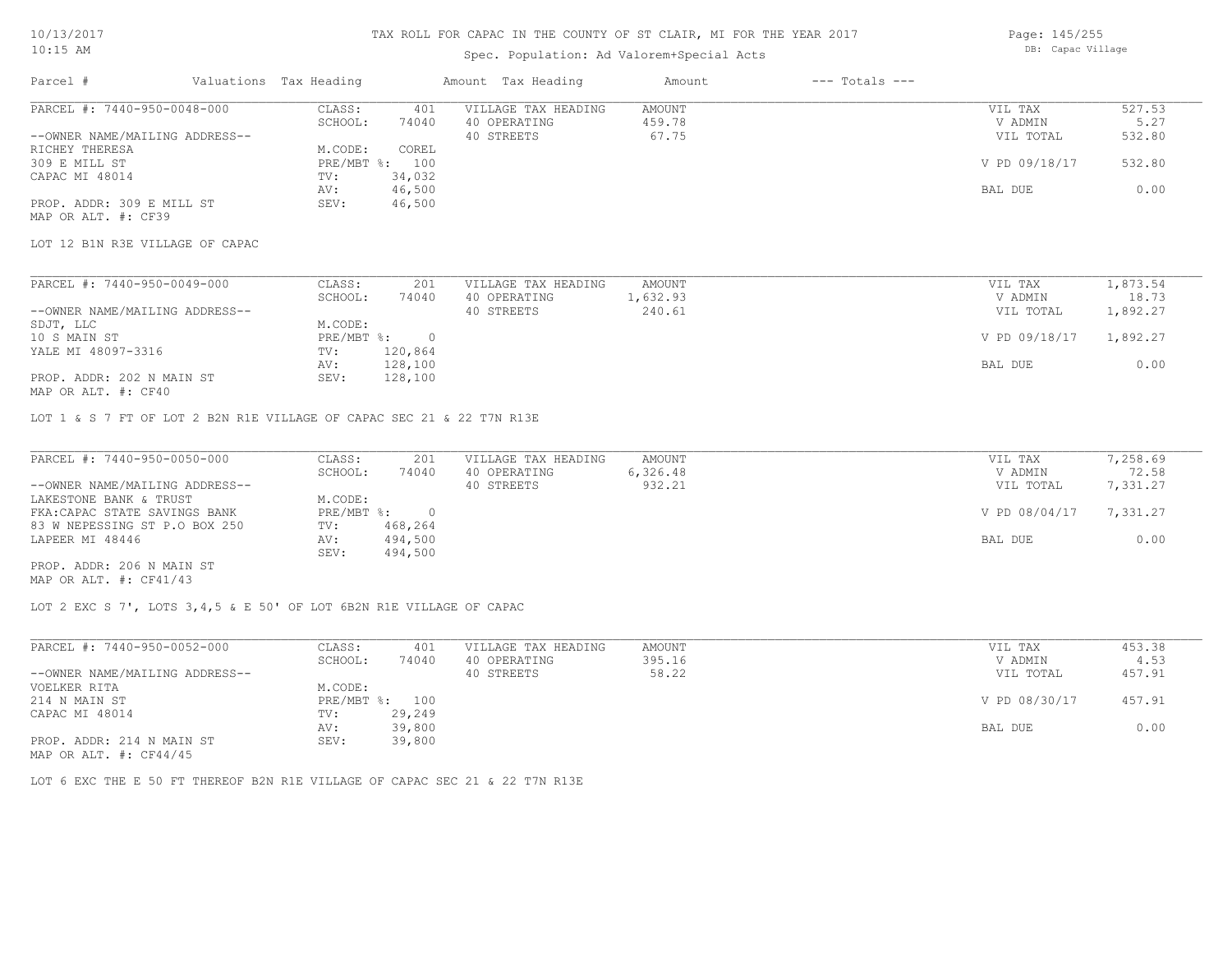# TAX ROLL FOR CAPAC IN THE COUNTY OF ST CLAIR, MI FOR THE YEAR 2017

Spec. Population: Ad Valorem+Special Acts

10/13/2017
10:15 AM

DB: Capac Village

| Parcel # | Valuations Tax Heading | | Amount Tax Heading | Amount | --- Totals --- | |
|---|---|---|---|---|---|---|
| PARCEL #: 7440-950-0048-000 | CLASS: | 401 | VILLAGE TAX HEADING | AMOUNT | VIL TAX | 527.53 |
| | SCHOOL: | 74040 | 40 OPERATING | 459.78 | V ADMIN | 5.27 |
| --OWNER NAME/MAILING ADDRESS-- | | | 40 STREETS | 67.75 | VIL TOTAL | 532.80 |
| RICHEY THERESA | M.CODE: | COREL | | | | |
| 309 E MILL ST | PRE/MBT %: | 100 | | | V PD 09/18/17 | 532.80 |
| CAPAC MI 48014 | TV: | 34,032 | | | | |
| | AV: | 46,500 | | | BAL DUE | 0.00 |
| PROP. ADDR: 309 E MILL ST | SEV: | 46,500 | | | | |
| MAP OR ALT. #: CF39 | | | | | | |

LOT 12 B1N R3E VILLAGE OF CAPAC

| Parcel # | Valuations Tax Heading | | Amount Tax Heading | Amount | --- Totals --- | |
|---|---|---|---|---|---|---|
| PARCEL #: 7440-950-0049-000 | CLASS: | 201 | VILLAGE TAX HEADING | AMOUNT | VIL TAX | 1,873.54 |
| | SCHOOL: | 74040 | 40 OPERATING | 1,632.93 | V ADMIN | 18.73 |
| --OWNER NAME/MAILING ADDRESS-- | | | 40 STREETS | 240.61 | VIL TOTAL | 1,892.27 |
| SDJT, LLC | M.CODE: | | | | | |
| 10 S MAIN ST | PRE/MBT %: | 0 | | | V PD 09/18/17 | 1,892.27 |
| YALE MI 48097-3316 | TV: | 120,864 | | | | |
| | AV: | 128,100 | | | BAL DUE | 0.00 |
| PROP. ADDR: 202 N MAIN ST | SEV: | 128,100 | | | | |
| MAP OR ALT. #: CF40 | | | | | | |

LOT 1 & S 7 FT OF LOT 2 B2N R1E VILLAGE OF CAPAC SEC 21 & 22 T7N R13E

| Parcel # | Valuations Tax Heading | | Amount Tax Heading | Amount | --- Totals --- | |
|---|---|---|---|---|---|---|
| PARCEL #: 7440-950-0050-000 | CLASS: | 201 | VILLAGE TAX HEADING | AMOUNT | VIL TAX | 7,258.69 |
| | SCHOOL: | 74040 | 40 OPERATING | 6,326.48 | V ADMIN | 72.58 |
| --OWNER NAME/MAILING ADDRESS-- | | | 40 STREETS | 932.21 | VIL TOTAL | 7,331.27 |
| LAKESTONE BANK & TRUST | M.CODE: | | | | | |
| FKA:CAPAC STATE SAVINGS BANK | PRE/MBT %: | 0 | | | V PD 08/04/17 | 7,331.27 |
| 83 W NEPESSING ST P.O BOX 250 | TV: | 468,264 | | | | |
| LAPEER MI 48446 | AV: | 494,500 | | | BAL DUE | 0.00 |
| | SEV: | 494,500 | | | | |
| PROP. ADDR: 206 N MAIN ST | | | | | | |
| MAP OR ALT. #: CF41/43 | | | | | | |

LOT 2 EXC S 7', LOTS 3,4,5 & E 50' OF LOT 6B2N R1E VILLAGE OF CAPAC

| Parcel # | Valuations Tax Heading | | Amount Tax Heading | Amount | --- Totals --- | |
|---|---|---|---|---|---|---|
| PARCEL #: 7440-950-0052-000 | CLASS: | 401 | VILLAGE TAX HEADING | AMOUNT | VIL TAX | 453.38 |
| | SCHOOL: | 74040 | 40 OPERATING | 395.16 | V ADMIN | 4.53 |
| --OWNER NAME/MAILING ADDRESS-- | | | 40 STREETS | 58.22 | VIL TOTAL | 457.91 |
| VOELKER RITA | M.CODE: | | | | | |
| 214 N MAIN ST | PRE/MBT %: | 100 | | | V PD 08/30/17 | 457.91 |
| CAPAC MI 48014 | TV: | 29,249 | | | | |
| | AV: | 39,800 | | | BAL DUE | 0.00 |
| PROP. ADDR: 214 N MAIN ST | SEV: | 39,800 | | | | |
| MAP OR ALT. #: CF44/45 | | | | | | |

LOT 6 EXC THE E 50 FT THEREOF B2N R1E VILLAGE OF CAPAC SEC 21 & 22 T7N R13E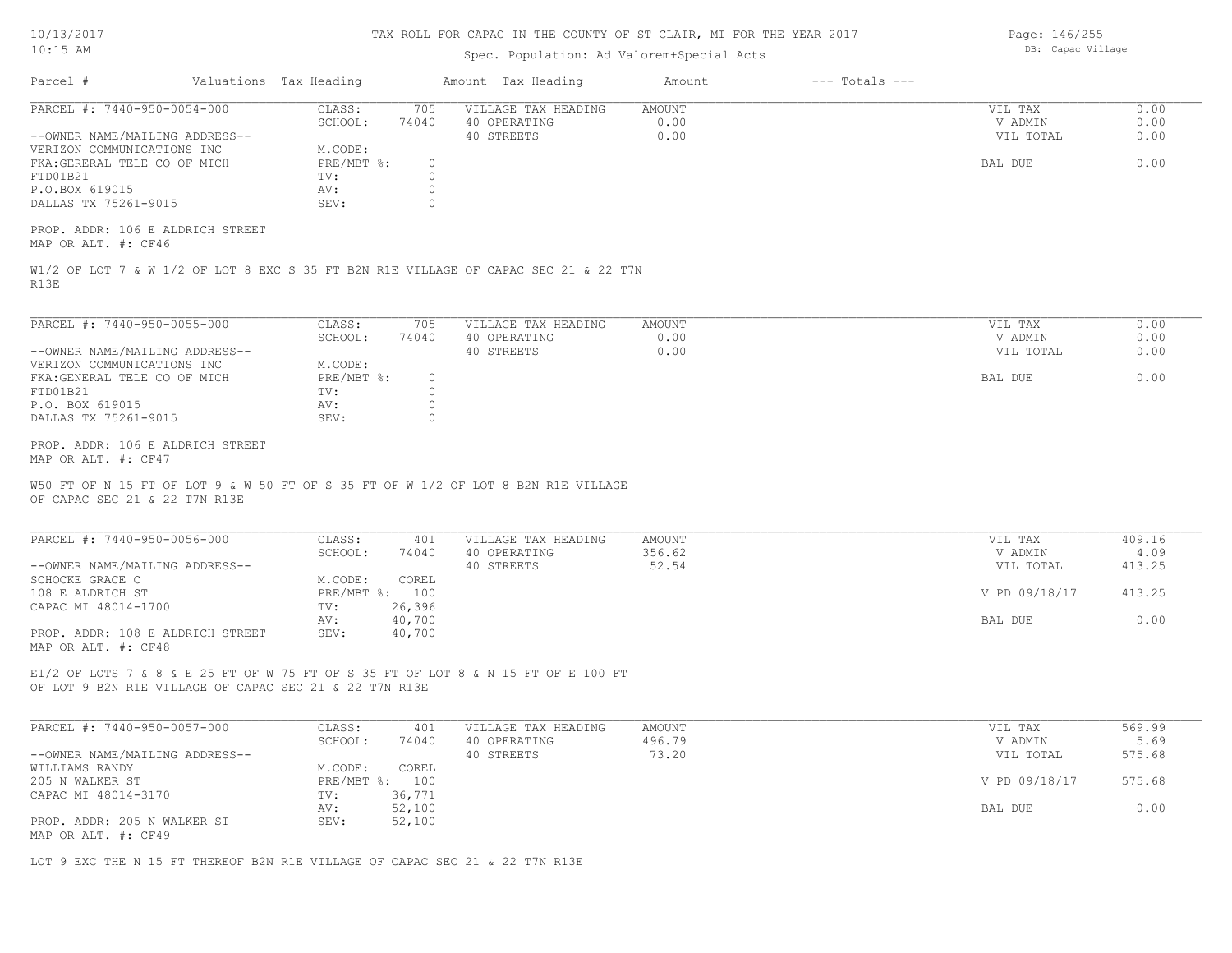# TAX ROLL FOR CAPAC IN THE COUNTY OF ST CLAIR, MI FOR THE YEAR 2017

Spec. Population: Ad Valorem+Special Acts

| Parcel # | Valuations | Tax Heading | Amount | Tax Heading | Amount | --- Totals --- | |
|---|---|---|---|---|---|---|---|
| PARCEL #: 7440-950-0054-000 | CLASS: | 705 | VILLAGE TAX HEADING | AMOUNT | | VIL TAX | 0.00 |
| | SCHOOL: | 74040 | 40 OPERATING | 0.00 | | V ADMIN | 0.00 |
| --OWNER NAME/MAILING ADDRESS-- | | | 40 STREETS | 0.00 | | VIL TOTAL | 0.00 |
| VERIZON COMMUNICATIONS INC | M.CODE: | | | | | | |
| FKA:GERERAL TELE CO OF MICH | PRE/MBT %: | 0 | | | | BAL DUE | 0.00 |
| FTD01B21 | TV: | 0 | | | | | |
| P.O.BOX 619015 | AV: | 0 | | | | | |
| DALLAS TX 75261-9015 | SEV: | 0 | | | | | |

PROP. ADDR: 106 E ALDRICH STREET
MAP OR ALT. #: CF46

W1/2 OF LOT 7 & W 1/2 OF LOT 8 EXC S 35 FT B2N R1E VILLAGE OF CAPAC SEC 21 & 22 T7N R13E

| Parcel # | Valuations | Tax Heading | Amount | Tax Heading | Amount | --- Totals --- | |
|---|---|---|---|---|---|---|---|
| PARCEL #: 7440-950-0055-000 | CLASS: | 705 | VILLAGE TAX HEADING | AMOUNT | | VIL TAX | 0.00 |
| | SCHOOL: | 74040 | 40 OPERATING | 0.00 | | V ADMIN | 0.00 |
| --OWNER NAME/MAILING ADDRESS-- | | | 40 STREETS | 0.00 | | VIL TOTAL | 0.00 |
| VERIZON COMMUNICATIONS INC | M.CODE: | | | | | | |
| FKA:GENERAL TELE CO OF MICH | PRE/MBT %: | 0 | | | | BAL DUE | 0.00 |
| FTD01B21 | TV: | 0 | | | | | |
| P.O. BOX 619015 | AV: | 0 | | | | | |
| DALLAS TX 75261-9015 | SEV: | 0 | | | | | |

PROP. ADDR: 106 E ALDRICH STREET
MAP OR ALT. #: CF47

W50 FT OF N 15 FT OF LOT 9 & W 50 FT OF S 35 FT OF W 1/2 OF LOT 8 B2N R1E VILLAGE OF CAPAC SEC 21 & 22 T7N R13E

| Parcel # | Valuations | Tax Heading | Amount | Tax Heading | Amount | --- Totals --- | |
|---|---|---|---|---|---|---|---|
| PARCEL #: 7440-950-0056-000 | CLASS: | 401 | VILLAGE TAX HEADING | AMOUNT | | VIL TAX | 409.16 |
| | SCHOOL: | 74040 | 40 OPERATING | 356.62 | | V ADMIN | 4.09 |
| --OWNER NAME/MAILING ADDRESS-- | | | 40 STREETS | 52.54 | | VIL TOTAL | 413.25 |
| SCHOCKE GRACE C | M.CODE: | COREL | | | | | |
| 108 E ALDRICH ST | PRE/MBT %: | 100 | | | | V PD 09/18/17 | 413.25 |
| CAPAC MI 48014-1700 | TV: | 26,396 | | | | | |
| | AV: | 40,700 | | | | BAL DUE | 0.00 |
| PROP. ADDR: 108 E ALDRICH STREET | SEV: | 40,700 | | | | | |

MAP OR ALT. #: CF48

E1/2 OF LOTS 7 & 8 & E 25 FT OF W 75 FT OF S 35 FT OF LOT 8 & N 15 FT OF E 100 FT OF LOT 9 B2N R1E VILLAGE OF CAPAC SEC 21 & 22 T7N R13E

| Parcel # | Valuations | Tax Heading | Amount | Tax Heading | Amount | --- Totals --- | |
|---|---|---|---|---|---|---|---|
| PARCEL #: 7440-950-0057-000 | CLASS: | 401 | VILLAGE TAX HEADING | AMOUNT | | VIL TAX | 569.99 |
| | SCHOOL: | 74040 | 40 OPERATING | 496.79 | | V ADMIN | 5.69 |
| --OWNER NAME/MAILING ADDRESS-- | | | 40 STREETS | 73.20 | | VIL TOTAL | 575.68 |
| WILLIAMS RANDY | M.CODE: | COREL | | | | | |
| 205 N WALKER ST | PRE/MBT %: | 100 | | | | V PD 09/18/17 | 575.68 |
| CAPAC MI 48014-3170 | TV: | 36,771 | | | | | |
| | AV: | 52,100 | | | | BAL DUE | 0.00 |
| PROP. ADDR: 205 N WALKER ST | SEV: | 52,100 | | | | | |

MAP OR ALT. #: CF49

LOT 9 EXC THE N 15 FT THEREOF B2N R1E VILLAGE OF CAPAC SEC 21 & 22 T7N R13E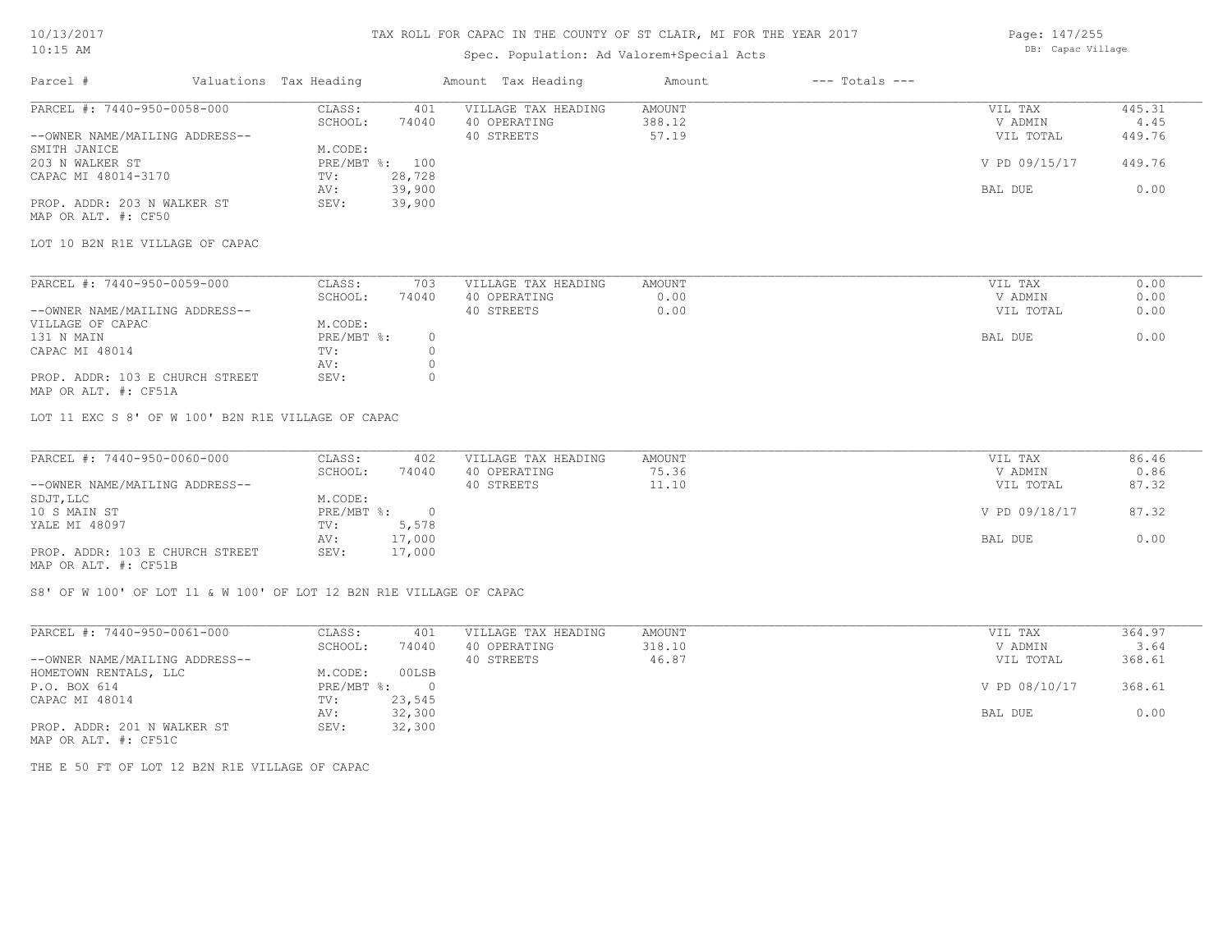# TAX ROLL FOR CAPAC IN THE COUNTY OF ST CLAIR, MI FOR THE YEAR 2017

Spec. Population: Ad Valorem+Special Acts

DB: Capac Village

10/13/2017
10:15 AM

| Parcel # | Valuations | Tax Heading | Amount | Tax Heading | Amount | --- Totals --- | |
|---|---|---|---|---|---|---|---|
| PARCEL #: 7440-950-0058-000 | CLASS: | 401 | VILLAGE TAX HEADING | AMOUNT | | VIL TAX | 445.31 |
| | SCHOOL: | 74040 | 40 OPERATING | 388.12 | | V ADMIN | 4.45 |
| --OWNER NAME/MAILING ADDRESS-- | | | 40 STREETS | 57.19 | | VIL TOTAL | 449.76 |
| SMITH JANICE | M.CODE: | | | | | | |
| 203 N WALKER ST | PRE/MBT %: | 100 | | | | V PD 09/15/17 | 449.76 |
| CAPAC MI 48014-3170 | TV: | 28,728 | | | | | |
| | AV: | 39,900 | | | | BAL DUE | 0.00 |
| PROP. ADDR: 203 N WALKER ST | SEV: | 39,900 | | | | | |
| MAP OR ALT. #: CF50 | | | | | | | |

LOT 10 B2N R1E VILLAGE OF CAPAC

| Parcel # | Valuations | Tax Heading | Amount | Tax Heading | Amount | --- Totals --- | |
|---|---|---|---|---|---|---|---|
| PARCEL #: 7440-950-0059-000 | CLASS: | 703 | VILLAGE TAX HEADING | AMOUNT | | VIL TAX | 0.00 |
| | SCHOOL: | 74040 | 40 OPERATING | 0.00 | | V ADMIN | 0.00 |
| --OWNER NAME/MAILING ADDRESS-- | | | 40 STREETS | 0.00 | | VIL TOTAL | 0.00 |
| VILLAGE OF CAPAC | M.CODE: | | | | | | |
| 131 N MAIN | PRE/MBT %: | 0 | | | | BAL DUE | 0.00 |
| CAPAC MI 48014 | TV: | 0 | | | | | |
| | AV: | 0 | | | | | |
| PROP. ADDR: 103 E CHURCH STREET | SEV: | 0 | | | | | |
| MAP OR ALT. #: CF51A | | | | | | | |

LOT 11 EXC S 8' OF W 100' B2N R1E VILLAGE OF CAPAC

| Parcel # | Valuations | Tax Heading | Amount | Tax Heading | Amount | --- Totals --- | |
|---|---|---|---|---|---|---|---|
| PARCEL #: 7440-950-0060-000 | CLASS: | 402 | VILLAGE TAX HEADING | AMOUNT | | VIL TAX | 86.46 |
| | SCHOOL: | 74040 | 40 OPERATING | 75.36 | | V ADMIN | 0.86 |
| --OWNER NAME/MAILING ADDRESS-- | | | 40 STREETS | 11.10 | | VIL TOTAL | 87.32 |
| SDJT,LLC | M.CODE: | | | | | | |
| 10 S MAIN ST | PRE/MBT %: | 0 | | | | V PD 09/18/17 | 87.32 |
| YALE MI 48097 | TV: | 5,578 | | | | | |
| | AV: | 17,000 | | | | BAL DUE | 0.00 |
| PROP. ADDR: 103 E CHURCH STREET | SEV: | 17,000 | | | | | |
| MAP OR ALT. #: CF51B | | | | | | | |

S8' OF W 100' OF LOT 11 & W 100' OF LOT 12 B2N R1E VILLAGE OF CAPAC

| Parcel # | Valuations | Tax Heading | Amount | Tax Heading | Amount | --- Totals --- | |
|---|---|---|---|---|---|---|---|
| PARCEL #: 7440-950-0061-000 | CLASS: | 401 | VILLAGE TAX HEADING | AMOUNT | | VIL TAX | 364.97 |
| | SCHOOL: | 74040 | 40 OPERATING | 318.10 | | V ADMIN | 3.64 |
| --OWNER NAME/MAILING ADDRESS-- | | | 40 STREETS | 46.87 | | VIL TOTAL | 368.61 |
| HOMETOWN RENTALS, LLC | M.CODE: | 00LSB | | | | | |
| P.O. BOX 614 | PRE/MBT %: | 0 | | | | V PD 08/10/17 | 368.61 |
| CAPAC MI 48014 | TV: | 23,545 | | | | | |
| | AV: | 32,300 | | | | BAL DUE | 0.00 |
| PROP. ADDR: 201 N WALKER ST | SEV: | 32,300 | | | | | |
| MAP OR ALT. #: CF51C | | | | | | | |

THE E 50 FT OF LOT 12 B2N R1E VILLAGE OF CAPAC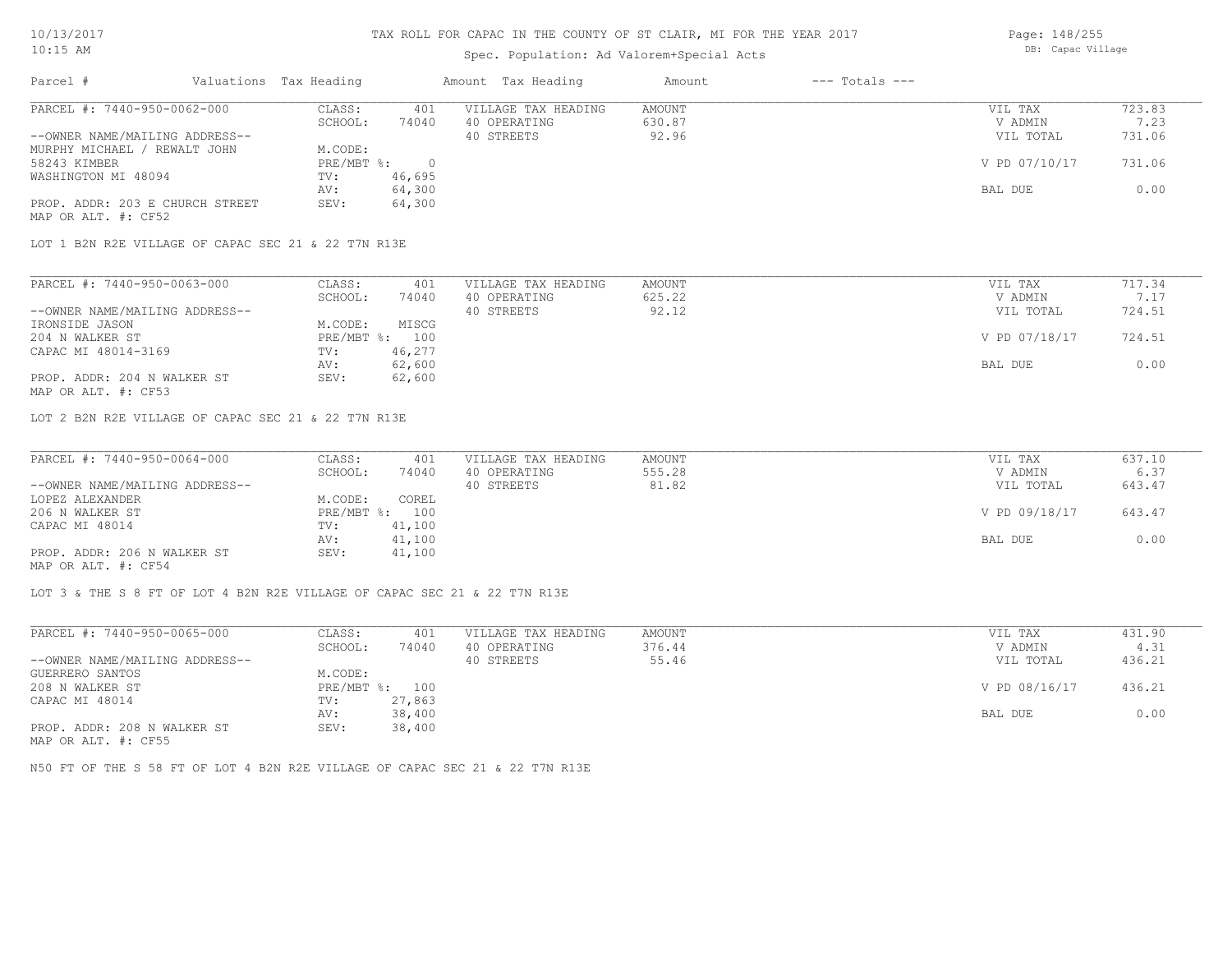# TAX ROLL FOR CAPAC IN THE COUNTY OF ST CLAIR, MI FOR THE YEAR 2017

Spec. Population: Ad Valorem+Special Acts

DB: Capac Village

| Parcel # | Valuations | Tax Heading | Amount | Tax Heading | Amount | --- Totals --- | |
|---|---|---|---|---|---|---|---|
| PARCEL #: 7440-950-0062-000 | CLASS: | 401 | VILLAGE TAX HEADING | AMOUNT | | VIL TAX | 723.83 |
| | SCHOOL: | 74040 | 40 OPERATING | 630.87 | | V ADMIN | 7.23 |
| --OWNER NAME/MAILING ADDRESS-- | | | 40 STREETS | 92.96 | | VIL TOTAL | 731.06 |
| MURPHY MICHAEL / REWALT JOHN | M.CODE: | | | | | | |
| 58243 KIMBER | PRE/MBT %: | 0 | | | | V PD 07/10/17 | 731.06 |
| WASHINGTON MI 48094 | TV: | 46,695 | | | | | |
| | AV: | 64,300 | | | | BAL DUE | 0.00 |
| PROP. ADDR: 203 E CHURCH STREET | SEV: | 64,300 | | | | | |
| MAP OR ALT. #: CF52 | | | | | | | |

LOT 1 B2N R2E VILLAGE OF CAPAC SEC 21 & 22 T7N R13E

| Parcel # | Valuations | Tax Heading | Amount | Tax Heading | Amount | --- Totals --- | |
|---|---|---|---|---|---|---|---|
| PARCEL #: 7440-950-0063-000 | CLASS: | 401 | VILLAGE TAX HEADING | AMOUNT | | VIL TAX | 717.34 |
| | SCHOOL: | 74040 | 40 OPERATING | 625.22 | | V ADMIN | 7.17 |
| --OWNER NAME/MAILING ADDRESS-- | | | 40 STREETS | 92.12 | | VIL TOTAL | 724.51 |
| IRONSIDE JASON | M.CODE: | MISCG | | | | | |
| 204 N WALKER ST | PRE/MBT %: | 100 | | | | V PD 07/18/17 | 724.51 |
| CAPAC MI 48014-3169 | TV: | 46,277 | | | | | |
| | AV: | 62,600 | | | | BAL DUE | 0.00 |
| PROP. ADDR: 204 N WALKER ST | SEV: | 62,600 | | | | | |
| MAP OR ALT. #: CF53 | | | | | | | |

LOT 2 B2N R2E VILLAGE OF CAPAC SEC 21 & 22 T7N R13E

| Parcel # | Valuations | Tax Heading | Amount | Tax Heading | Amount | --- Totals --- | |
|---|---|---|---|---|---|---|---|
| PARCEL #: 7440-950-0064-000 | CLASS: | 401 | VILLAGE TAX HEADING | AMOUNT | | VIL TAX | 637.10 |
| | SCHOOL: | 74040 | 40 OPERATING | 555.28 | | V ADMIN | 6.37 |
| --OWNER NAME/MAILING ADDRESS-- | | | 40 STREETS | 81.82 | | VIL TOTAL | 643.47 |
| LOPEZ ALEXANDER | M.CODE: | COREL | | | | | |
| 206 N WALKER ST | PRE/MBT %: | 100 | | | | V PD 09/18/17 | 643.47 |
| CAPAC MI 48014 | TV: | 41,100 | | | | | |
| | AV: | 41,100 | | | | BAL DUE | 0.00 |
| PROP. ADDR: 206 N WALKER ST | SEV: | 41,100 | | | | | |
| MAP OR ALT. #: CF54 | | | | | | | |

LOT 3 & THE S 8 FT OF LOT 4 B2N R2E VILLAGE OF CAPAC SEC 21 & 22 T7N R13E

| Parcel # | Valuations | Tax Heading | Amount | Tax Heading | Amount | --- Totals --- | |
|---|---|---|---|---|---|---|---|
| PARCEL #: 7440-950-0065-000 | CLASS: | 401 | VILLAGE TAX HEADING | AMOUNT | | VIL TAX | 431.90 |
| | SCHOOL: | 74040 | 40 OPERATING | 376.44 | | V ADMIN | 4.31 |
| --OWNER NAME/MAILING ADDRESS-- | | | 40 STREETS | 55.46 | | VIL TOTAL | 436.21 |
| GUERRERO SANTOS | M.CODE: | | | | | | |
| 208 N WALKER ST | PRE/MBT %: | 100 | | | | V PD 08/16/17 | 436.21 |
| CAPAC MI 48014 | TV: | 27,863 | | | | | |
| | AV: | 38,400 | | | | BAL DUE | 0.00 |
| PROP. ADDR: 208 N WALKER ST | SEV: | 38,400 | | | | | |
| MAP OR ALT. #: CF55 | | | | | | | |

N50 FT OF THE S 58 FT OF LOT 4 B2N R2E VILLAGE OF CAPAC SEC 21 & 22 T7N R13E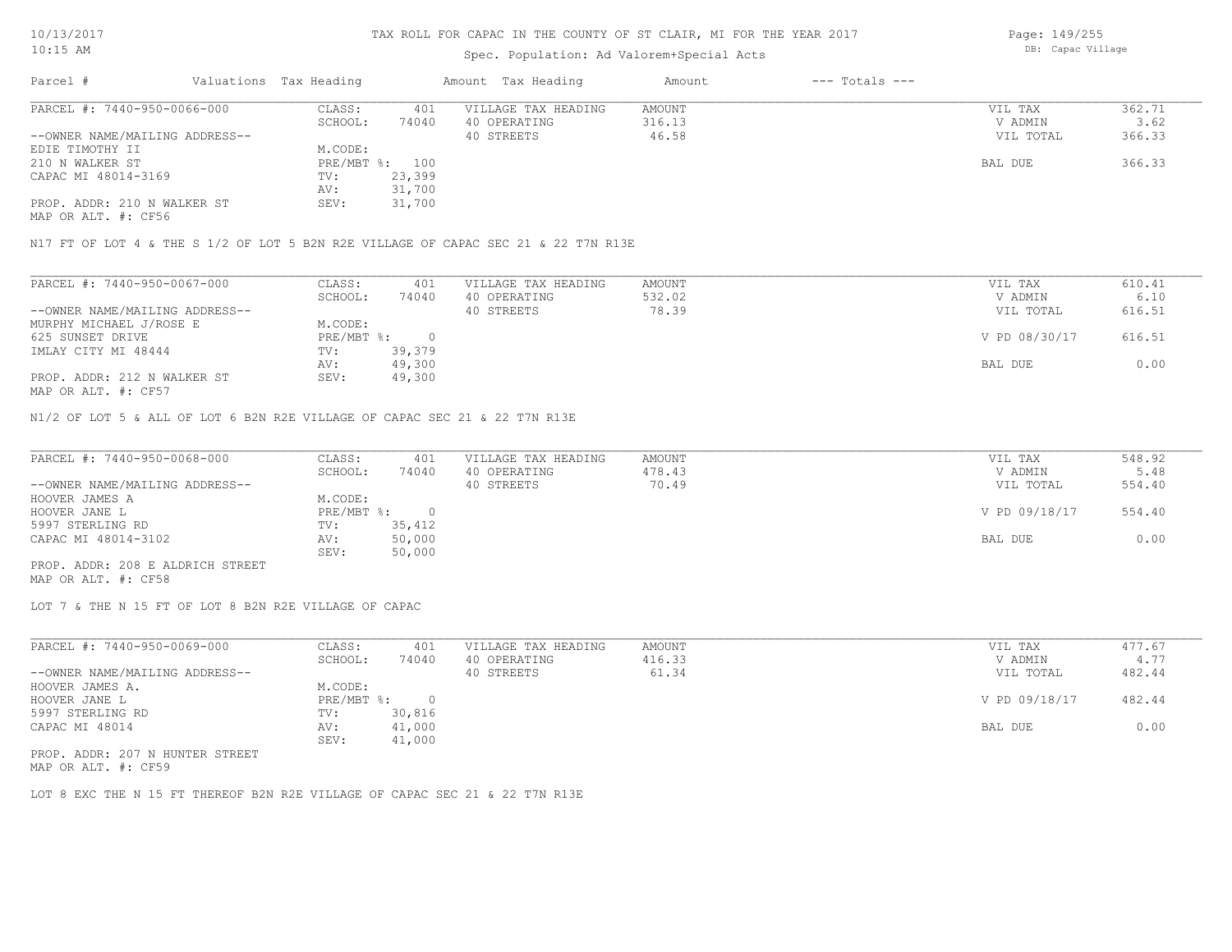# TAX ROLL FOR CAPAC IN THE COUNTY OF ST CLAIR, MI FOR THE YEAR 2017

Spec. Population: Ad Valorem+Special Acts

DB: Capac Village

| Parcel # | Valuations | Tax Heading | Amount | Tax Heading | Amount | --- Totals --- | |
|---|---|---|---|---|---|---|---|
| PARCEL #: 7440-950-0066-000 | CLASS: | 401 | VILLAGE TAX HEADING | AMOUNT | | VIL TAX | 362.71 |
| | SCHOOL: | 74040 | 40 OPERATING | 316.13 | | V ADMIN | 3.62 |
| --OWNER NAME/MAILING ADDRESS-- | | | 40 STREETS | 46.58 | | VIL TOTAL | 366.33 |
| EDIE TIMOTHY II | M.CODE: | | | | | | |
| 210 N WALKER ST | PRE/MBT %: | 100 | | | | BAL DUE | 366.33 |
| CAPAC MI 48014-3169 | TV: | 23,399 | | | | | |
| | AV: | 31,700 | | | | | |
| PROP. ADDR: 210 N WALKER ST | SEV: | 31,700 | | | | | |
| MAP OR ALT. #: CF56 | | | | | | | |

N17 FT OF LOT 4 & THE S 1/2 OF LOT 5 B2N R2E VILLAGE OF CAPAC SEC 21 & 22 T7N R13E

| Parcel # | Valuations | Tax Heading | Amount | Tax Heading | Amount | --- Totals --- | |
|---|---|---|---|---|---|---|---|
| PARCEL #: 7440-950-0067-000 | CLASS: | 401 | VILLAGE TAX HEADING | AMOUNT | | VIL TAX | 610.41 |
| | SCHOOL: | 74040 | 40 OPERATING | 532.02 | | V ADMIN | 6.10 |
| --OWNER NAME/MAILING ADDRESS-- | | | 40 STREETS | 78.39 | | VIL TOTAL | 616.51 |
| MURPHY MICHAEL J/ROSE E | M.CODE: | | | | | | |
| 625 SUNSET DRIVE | PRE/MBT %: | 0 | | | | V PD 08/30/17 | 616.51 |
| IMLAY CITY MI 48444 | TV: | 39,379 | | | | | |
| | AV: | 49,300 | | | | BAL DUE | 0.00 |
| PROP. ADDR: 212 N WALKER ST | SEV: | 49,300 | | | | | |
| MAP OR ALT. #: CF57 | | | | | | | |

N1/2 OF LOT 5 & ALL OF LOT 6 B2N R2E VILLAGE OF CAPAC SEC 21 & 22 T7N R13E

| Parcel # | Valuations | Tax Heading | Amount | Tax Heading | Amount | --- Totals --- | |
|---|---|---|---|---|---|---|---|
| PARCEL #: 7440-950-0068-000 | CLASS: | 401 | VILLAGE TAX HEADING | AMOUNT | | VIL TAX | 548.92 |
| | SCHOOL: | 74040 | 40 OPERATING | 478.43 | | V ADMIN | 5.48 |
| --OWNER NAME/MAILING ADDRESS-- | | | 40 STREETS | 70.49 | | VIL TOTAL | 554.40 |
| HOOVER JAMES A | M.CODE: | | | | | | |
| HOOVER JANE L | PRE/MBT %: | 0 | | | | V PD 09/18/17 | 554.40 |
| 5997 STERLING RD | TV: | 35,412 | | | | | |
| CAPAC MI 48014-3102 | AV: | 50,000 | | | | BAL DUE | 0.00 |
| | SEV: | 50,000 | | | | | |
| PROP. ADDR: 208 E ALDRICH STREET | | | | | | | |
| MAP OR ALT. #: CF58 | | | | | | | |

LOT 7 & THE N 15 FT OF LOT 8 B2N R2E VILLAGE OF CAPAC

| Parcel # | Valuations | Tax Heading | Amount | Tax Heading | Amount | --- Totals --- | |
|---|---|---|---|---|---|---|---|
| PARCEL #: 7440-950-0069-000 | CLASS: | 401 | VILLAGE TAX HEADING | AMOUNT | | VIL TAX | 477.67 |
| | SCHOOL: | 74040 | 40 OPERATING | 416.33 | | V ADMIN | 4.77 |
| --OWNER NAME/MAILING ADDRESS-- | | | 40 STREETS | 61.34 | | VIL TOTAL | 482.44 |
| HOOVER JAMES A. | M.CODE: | | | | | | |
| HOOVER JANE L | PRE/MBT %: | 0 | | | | V PD 09/18/17 | 482.44 |
| 5997 STERLING RD | TV: | 30,816 | | | | | |
| CAPAC MI 48014 | AV: | 41,000 | | | | BAL DUE | 0.00 |
| | SEV: | 41,000 | | | | | |
| PROP. ADDR: 207 N HUNTER STREET | | | | | | | |
| MAP OR ALT. #: CF59 | | | | | | | |

LOT 8 EXC THE N 15 FT THEREOF B2N R2E VILLAGE OF CAPAC SEC 21 & 22 T7N R13E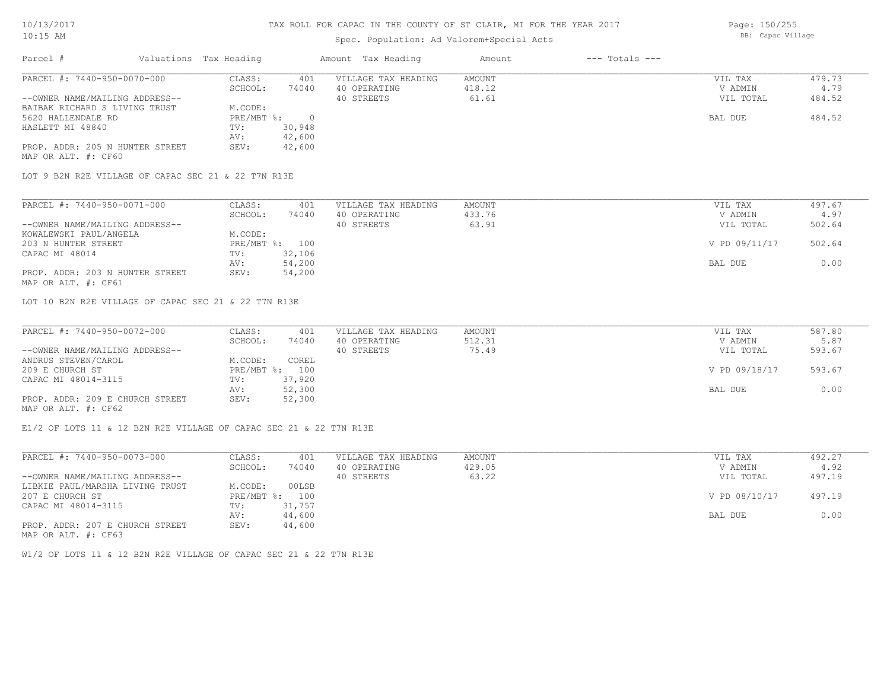# TAX ROLL FOR CAPAC IN THE COUNTY OF ST CLAIR, MI FOR THE YEAR 2017

10/13/2017
10:15 AM

Spec. Population: Ad Valorem+Special Acts

DB: Capac Village

| Parcel # | Valuations | Tax Heading | Amount | Tax Heading | Amount | --- Totals --- | |
|---|---|---|---|---|---|---|---|

## PARCEL #: 7440-950-0070-000

| | | | | | |
|---|---|---|---|---|---|
| --OWNER NAME/MAILING ADDRESS-- | CLASS: 401 | VILLAGE TAX HEADING | AMOUNT | VIL TAX | 479.73 |
| BAIBAK RICHARD S LIVING TRUST | SCHOOL: 74040 | 40 OPERATING | 418.12 | V ADMIN | 4.79 |
| 5620 HALLENDALE RD | M.CODE: | 40 STREETS | 61.61 | VIL TOTAL | 484.52 |
| HASLETT MI 48840 | PRE/MBT %: 0 | | | | |
| | TV: 30,948 | | | BAL DUE | 484.52 |
| | AV: 42,600 | | | | |
| PROP. ADDR: 205 N HUNTER STREET | SEV: 42,600 | | | | |
| MAP OR ALT. #: CF60 | | | | | |

LOT 9 B2N R2E VILLAGE OF CAPAC SEC 21 & 22 T7N R13E

## PARCEL #: 7440-950-0071-000

| | | | | | |
|---|---|---|---|---|---|
| --OWNER NAME/MAILING ADDRESS-- | CLASS: 401 | VILLAGE TAX HEADING | AMOUNT | VIL TAX | 497.67 |
| KOWALEWSKI PAUL/ANGELA | SCHOOL: 74040 | 40 OPERATING | 433.76 | V ADMIN | 4.97 |
| 203 N HUNTER STREET | M.CODE: | 40 STREETS | 63.91 | VIL TOTAL | 502.64 |
| CAPAC MI 48014 | PRE/MBT %: 100 | | | V PD 09/11/17 | 502.64 |
| | TV: 32,106 | | | | |
| | AV: 54,200 | | | BAL DUE | 0.00 |
| PROP. ADDR: 203 N HUNTER STREET | SEV: 54,200 | | | | |
| MAP OR ALT. #: CF61 | | | | | |

LOT 10 B2N R2E VILLAGE OF CAPAC SEC 21 & 22 T7N R13E

## PARCEL #: 7440-950-0072-000

| | | | | | |
|---|---|---|---|---|---|
| --OWNER NAME/MAILING ADDRESS-- | CLASS: 401 | VILLAGE TAX HEADING | AMOUNT | VIL TAX | 587.80 |
| ANDRUS STEVEN/CAROL | SCHOOL: 74040 | 40 OPERATING | 512.31 | V ADMIN | 5.87 |
| 209 E CHURCH ST | M.CODE: COREL | 40 STREETS | 75.49 | VIL TOTAL | 593.67 |
| CAPAC MI 48014-3115 | PRE/MBT %: 100 | | | V PD 09/18/17 | 593.67 |
| | TV: 37,920 | | | | |
| | AV: 52,300 | | | BAL DUE | 0.00 |
| PROP. ADDR: 209 E CHURCH STREET | SEV: 52,300 | | | | |
| MAP OR ALT. #: CF62 | | | | | |

E1/2 OF LOTS 11 & 12 B2N R2E VILLAGE OF CAPAC SEC 21 & 22 T7N R13E

## PARCEL #: 7440-950-0073-000

| | | | | | |
|---|---|---|---|---|---|
| --OWNER NAME/MAILING ADDRESS-- | CLASS: 401 | VILLAGE TAX HEADING | AMOUNT | VIL TAX | 492.27 |
| LIBKIE PAUL/MARSHA LIVING TRUST | SCHOOL: 74040 | 40 OPERATING | 429.05 | V ADMIN | 4.92 |
| 207 E CHURCH ST | M.CODE: 00LSB | 40 STREETS | 63.22 | VIL TOTAL | 497.19 |
| CAPAC MI 48014-3115 | PRE/MBT %: 100 | | | V PD 08/10/17 | 497.19 |
| | TV: 31,757 | | | | |
| | AV: 44,600 | | | BAL DUE | 0.00 |
| PROP. ADDR: 207 E CHURCH STREET | SEV: 44,600 | | | | |
| MAP OR ALT. #: CF63 | | | | | |

W1/2 OF LOTS 11 & 12 B2N R2E VILLAGE OF CAPAC SEC 21 & 22 T7N R13E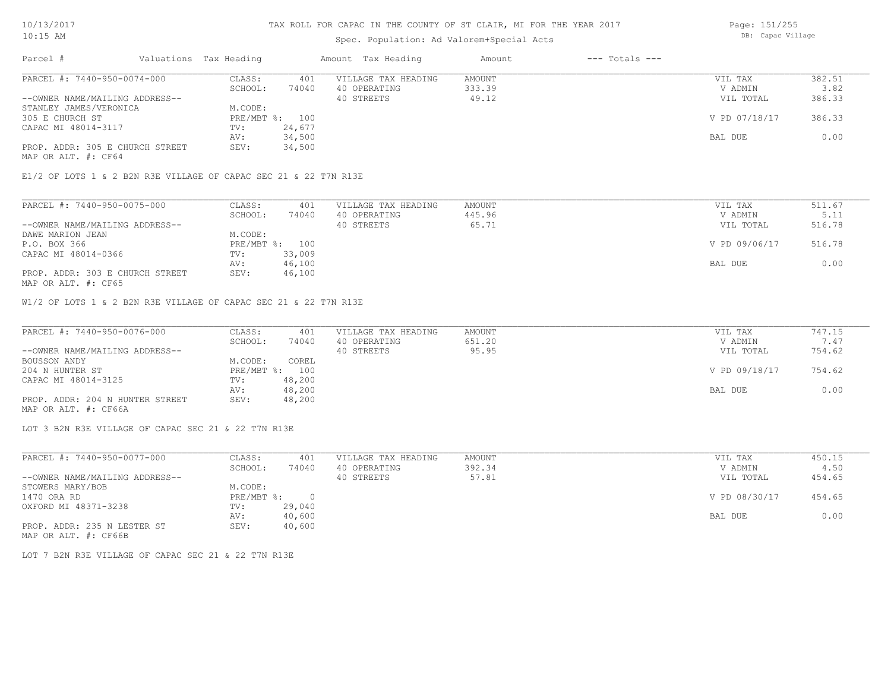## TAX ROLL FOR CAPAC IN THE COUNTY OF ST CLAIR, MI FOR THE YEAR 2017

Spec. Population: Ad Valorem+Special Acts

DB: Capac Village

| Parcel # | Valuations | Tax Heading | Amount | Tax Heading | Amount | --- Totals --- | |
|---|---|---|---|---|---|---|---|

**PARCEL #: 7440-950-0074-000**

| | | | | | |
|---|---|---|---|---|---|
| CLASS: | 401 | VILLAGE TAX HEADING | AMOUNT | VIL TAX | 382.51 |
| SCHOOL: | 74040 | 40 OPERATING | 333.39 | V ADMIN | 3.82 |
| | | 40 STREETS | 49.12 | VIL TOTAL | 386.33 |
| M.CODE: | | | | | |
| PRE/MBT %: | 100 | | | V PD 07/18/17 | 386.33 |
| TV: | 24,677 | | | | |
| AV: | 34,500 | | | BAL DUE | 0.00 |
| SEV: | 34,500 | | | | |

--OWNER NAME/MAILING ADDRESS--
STANLEY JAMES/VERONICA
305 E CHURCH ST
CAPAC MI 48014-3117

PROP. ADDR: 305 E CHURCH STREET
MAP OR ALT. #: CF64

E1/2 OF LOTS 1 & 2 B2N R3E VILLAGE OF CAPAC SEC 21 & 22 T7N R13E

**PARCEL #: 7440-950-0075-000**

| | | | | | |
|---|---|---|---|---|---|
| CLASS: | 401 | VILLAGE TAX HEADING | AMOUNT | VIL TAX | 511.67 |
| SCHOOL: | 74040 | 40 OPERATING | 445.96 | V ADMIN | 5.11 |
| | | 40 STREETS | 65.71 | VIL TOTAL | 516.78 |
| M.CODE: | | | | | |
| PRE/MBT %: | 100 | | | V PD 09/06/17 | 516.78 |
| TV: | 33,009 | | | | |
| AV: | 46,100 | | | BAL DUE | 0.00 |
| SEV: | 46,100 | | | | |

--OWNER NAME/MAILING ADDRESS--
DAWE MARION JEAN
P.O. BOX 366
CAPAC MI 48014-0366

PROP. ADDR: 303 E CHURCH STREET
MAP OR ALT. #: CF65

W1/2 OF LOTS 1 & 2 B2N R3E VILLAGE OF CAPAC SEC 21 & 22 T7N R13E

**PARCEL #: 7440-950-0076-000**

| | | | | | |
|---|---|---|---|---|---|
| CLASS: | 401 | VILLAGE TAX HEADING | AMOUNT | VIL TAX | 747.15 |
| SCHOOL: | 74040 | 40 OPERATING | 651.20 | V ADMIN | 7.47 |
| | | 40 STREETS | 95.95 | VIL TOTAL | 754.62 |
| M.CODE: | COREL | | | | |
| PRE/MBT %: | 100 | | | V PD 09/18/17 | 754.62 |
| TV: | 48,200 | | | | |
| AV: | 48,200 | | | BAL DUE | 0.00 |
| SEV: | 48,200 | | | | |

--OWNER NAME/MAILING ADDRESS--
BOUSSON ANDY
204 N HUNTER ST
CAPAC MI 48014-3125

PROP. ADDR: 204 N HUNTER STREET
MAP OR ALT. #: CF66A

LOT 3 B2N R3E VILLAGE OF CAPAC SEC 21 & 22 T7N R13E

**PARCEL #: 7440-950-0077-000**

| | | | | | |
|---|---|---|---|---|---|
| CLASS: | 401 | VILLAGE TAX HEADING | AMOUNT | VIL TAX | 450.15 |
| SCHOOL: | 74040 | 40 OPERATING | 392.34 | V ADMIN | 4.50 |
| | | 40 STREETS | 57.81 | VIL TOTAL | 454.65 |
| M.CODE: | | | | | |
| PRE/MBT %: | 0 | | | V PD 08/30/17 | 454.65 |
| TV: | 29,040 | | | | |
| AV: | 40,600 | | | BAL DUE | 0.00 |
| SEV: | 40,600 | | | | |

--OWNER NAME/MAILING ADDRESS--
STOWERS MARY/BOB
1470 ORA RD
OXFORD MI 48371-3238

PROP. ADDR: 235 N LESTER ST
MAP OR ALT. #: CF66B

LOT 7 B2N R3E VILLAGE OF CAPAC SEC 21 & 22 T7N R13E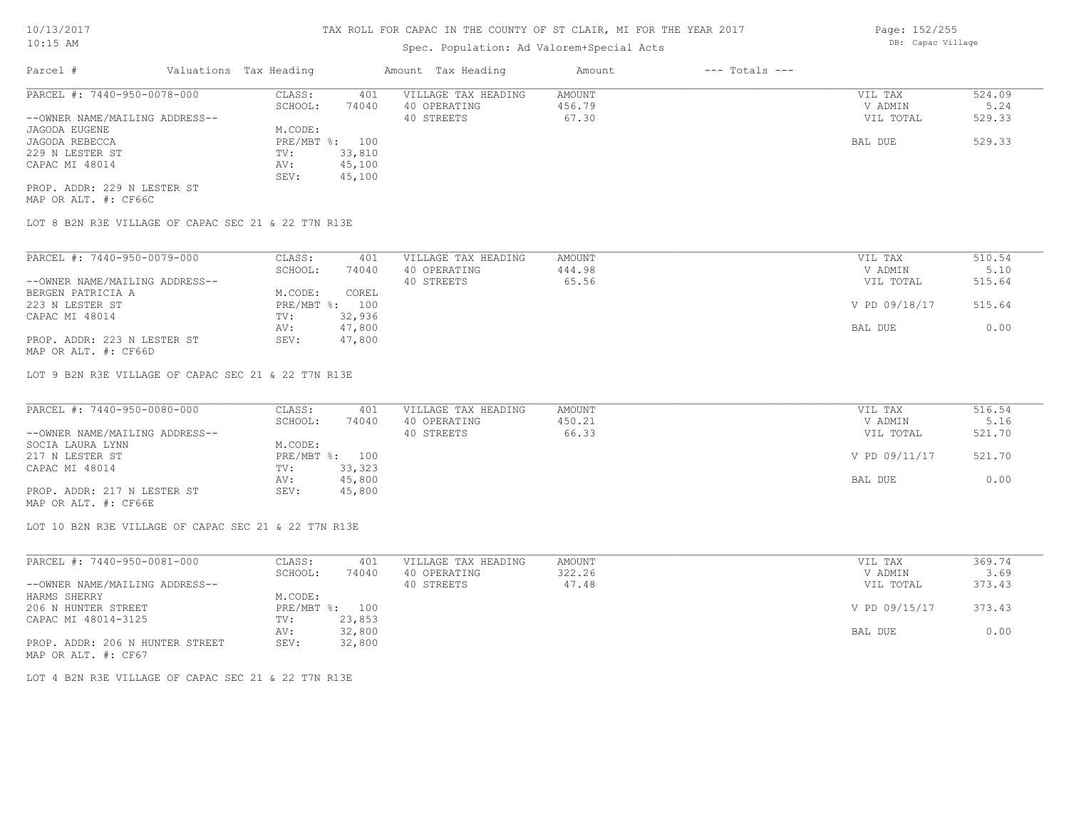# TAX ROLL FOR CAPAC IN THE COUNTY OF ST CLAIR, MI FOR THE YEAR 2017

Spec. Population: Ad Valorem+Special Acts

| Parcel # | Valuations | Tax Heading | Amount | Tax Heading | Amount | --- Totals --- | |
|---|---|---|---|---|---|---|---|
| PARCEL #: 7440-950-0078-000 | CLASS: | 401 | VILLAGE TAX HEADING | AMOUNT | | VIL TAX | 524.09 |
| | SCHOOL: | 74040 | 40 OPERATING | 456.79 | | V ADMIN | 5.24 |
| --OWNER NAME/MAILING ADDRESS-- | | | 40 STREETS | 67.30 | | VIL TOTAL | 529.33 |
| JAGODA EUGENE | M.CODE: | | | | | | |
| JAGODA REBECCA | PRE/MBT %: | 100 | | | | BAL DUE | 529.33 |
| 229 N LESTER ST | TV: | 33,810 | | | | | |
| CAPAC MI 48014 | AV: | 45,100 | | | | | |
| | SEV: | 45,100 | | | | | |
| PROP. ADDR: 229 N LESTER ST | | | | | | | |
| MAP OR ALT. #: CF66C | | | | | | | |

LOT 8 B2N R3E VILLAGE OF CAPAC SEC 21 & 22 T7N R13E

| Parcel # | Valuations | Tax Heading | Amount | Tax Heading | Amount | --- Totals --- | |
|---|---|---|---|---|---|---|---|
| PARCEL #: 7440-950-0079-000 | CLASS: | 401 | VILLAGE TAX HEADING | AMOUNT | | VIL TAX | 510.54 |
| | SCHOOL: | 74040 | 40 OPERATING | 444.98 | | V ADMIN | 5.10 |
| --OWNER NAME/MAILING ADDRESS-- | | | 40 STREETS | 65.56 | | VIL TOTAL | 515.64 |
| BERGEN PATRICIA A | M.CODE: | COREL | | | | | |
| 223 N LESTER ST | PRE/MBT %: | 100 | | | | V PD 09/18/17 | 515.64 |
| CAPAC MI 48014 | TV: | 32,936 | | | | | |
| | AV: | 47,800 | | | | BAL DUE | 0.00 |
| PROP. ADDR: 223 N LESTER ST | SEV: | 47,800 | | | | | |
| MAP OR ALT. #: CF66D | | | | | | | |

LOT 9 B2N R3E VILLAGE OF CAPAC SEC 21 & 22 T7N R13E

| Parcel # | Valuations | Tax Heading | Amount | Tax Heading | Amount | --- Totals --- | |
|---|---|---|---|---|---|---|---|
| PARCEL #: 7440-950-0080-000 | CLASS: | 401 | VILLAGE TAX HEADING | AMOUNT | | VIL TAX | 516.54 |
| | SCHOOL: | 74040 | 40 OPERATING | 450.21 | | V ADMIN | 5.16 |
| --OWNER NAME/MAILING ADDRESS-- | | | 40 STREETS | 66.33 | | VIL TOTAL | 521.70 |
| SOCIA LAURA LYNN | M.CODE: | | | | | | |
| 217 N LESTER ST | PRE/MBT %: | 100 | | | | V PD 09/11/17 | 521.70 |
| CAPAC MI 48014 | TV: | 33,323 | | | | | |
| | AV: | 45,800 | | | | BAL DUE | 0.00 |
| PROP. ADDR: 217 N LESTER ST | SEV: | 45,800 | | | | | |
| MAP OR ALT. #: CF66E | | | | | | | |

LOT 10 B2N R3E VILLAGE OF CAPAC SEC 21 & 22 T7N R13E

| Parcel # | Valuations | Tax Heading | Amount | Tax Heading | Amount | --- Totals --- | |
|---|---|---|---|---|---|---|---|
| PARCEL #: 7440-950-0081-000 | CLASS: | 401 | VILLAGE TAX HEADING | AMOUNT | | VIL TAX | 369.74 |
| | SCHOOL: | 74040 | 40 OPERATING | 322.26 | | V ADMIN | 3.69 |
| --OWNER NAME/MAILING ADDRESS-- | | | 40 STREETS | 47.48 | | VIL TOTAL | 373.43 |
| HARMS SHERRY | M.CODE: | | | | | | |
| 206 N HUNTER STREET | PRE/MBT %: | 100 | | | | V PD 09/15/17 | 373.43 |
| CAPAC MI 48014-3125 | TV: | 23,853 | | | | | |
| | AV: | 32,800 | | | | BAL DUE | 0.00 |
| PROP. ADDR: 206 N HUNTER STREET | SEV: | 32,800 | | | | | |
| MAP OR ALT. #: CF67 | | | | | | | |

LOT 4 B2N R3E VILLAGE OF CAPAC SEC 21 & 22 T7N R13E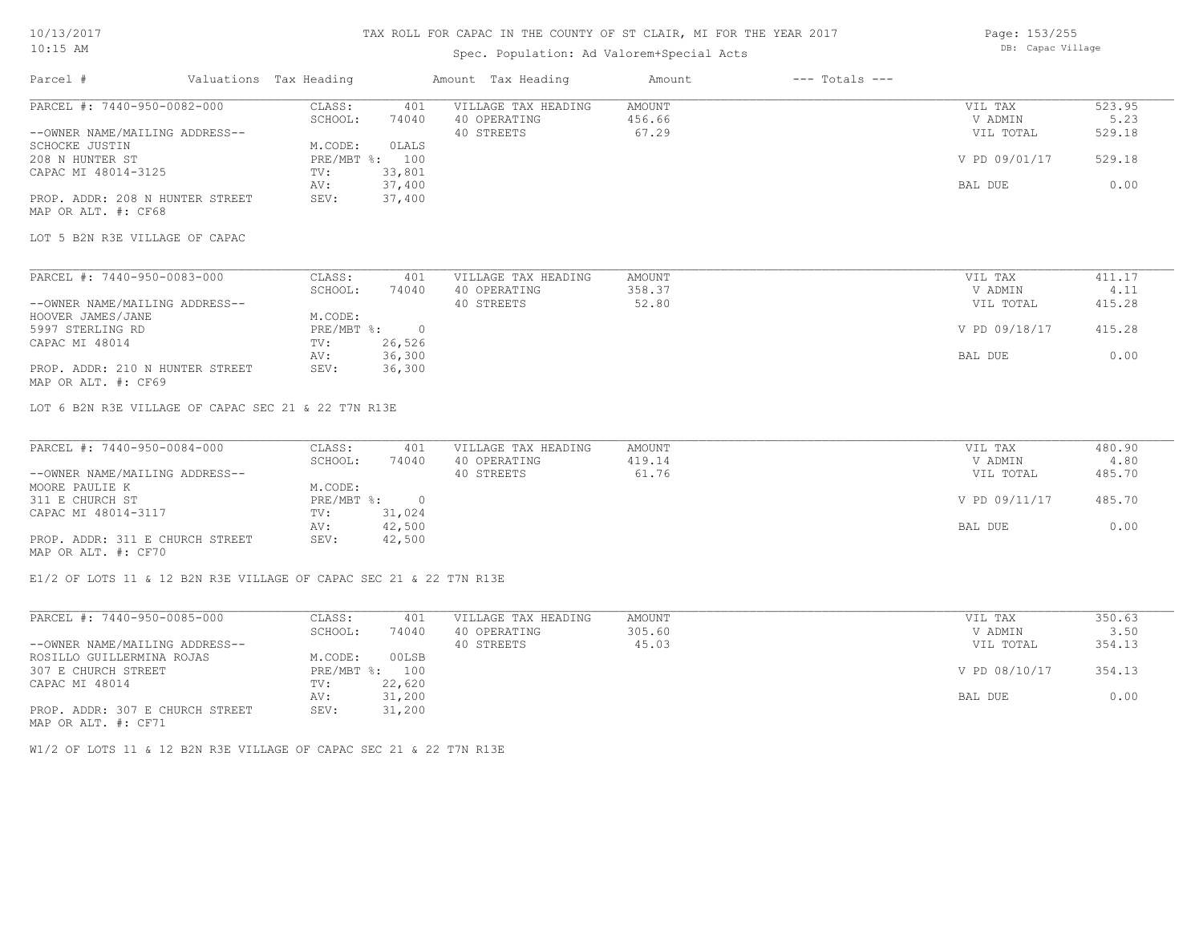# TAX ROLL FOR CAPAC IN THE COUNTY OF ST CLAIR, MI FOR THE YEAR 2017

Spec. Population: Ad Valorem+Special Acts

DB: Capac Village

| Parcel # | Valuations | Tax Heading | Amount | Tax Heading | Amount | --- Totals --- | |
|---|---|---|---|---|---|---|---|
| PARCEL #: 7440-950-0082-000 | CLASS: | 401 | VILLAGE TAX HEADING | AMOUNT | | VIL TAX | 523.95 |
| | SCHOOL: | 74040 | 40 OPERATING | 456.66 | | V ADMIN | 5.23 |
| --OWNER NAME/MAILING ADDRESS-- | | | 40 STREETS | 67.29 | | VIL TOTAL | 529.18 |
| SCHOCKE JUSTIN | M.CODE: | 0LALS | | | | | |
| 208 N HUNTER ST | PRE/MBT %: | 100 | | | | V PD 09/01/17 | 529.18 |
| CAPAC MI 48014-3125 | TV: | 33,801 | | | | | |
| | AV: | 37,400 | | | | BAL DUE | 0.00 |
| PROP. ADDR: 208 N HUNTER STREET | SEV: | 37,400 | | | | | |
| MAP OR ALT. #: CF68 | | | | | | | |

LOT 5 B2N R3E VILLAGE OF CAPAC

| Parcel # | Valuations | Tax Heading | Amount | Tax Heading | Amount | --- Totals --- | |
|---|---|---|---|---|---|---|---|
| PARCEL #: 7440-950-0083-000 | CLASS: | 401 | VILLAGE TAX HEADING | AMOUNT | | VIL TAX | 411.17 |
| | SCHOOL: | 74040 | 40 OPERATING | 358.37 | | V ADMIN | 4.11 |
| --OWNER NAME/MAILING ADDRESS-- | | | 40 STREETS | 52.80 | | VIL TOTAL | 415.28 |
| HOOVER JAMES/JANE | M.CODE: | | | | | | |
| 5997 STERLING RD | PRE/MBT %: | 0 | | | | V PD 09/18/17 | 415.28 |
| CAPAC MI 48014 | TV: | 26,526 | | | | | |
| | AV: | 36,300 | | | | BAL DUE | 0.00 |
| PROP. ADDR: 210 N HUNTER STREET | SEV: | 36,300 | | | | | |
| MAP OR ALT. #: CF69 | | | | | | | |

LOT 6 B2N R3E VILLAGE OF CAPAC SEC 21 & 22 T7N R13E

| Parcel # | Valuations | Tax Heading | Amount | Tax Heading | Amount | --- Totals --- | |
|---|---|---|---|---|---|---|---|
| PARCEL #: 7440-950-0084-000 | CLASS: | 401 | VILLAGE TAX HEADING | AMOUNT | | VIL TAX | 480.90 |
| | SCHOOL: | 74040 | 40 OPERATING | 419.14 | | V ADMIN | 4.80 |
| --OWNER NAME/MAILING ADDRESS-- | | | 40 STREETS | 61.76 | | VIL TOTAL | 485.70 |
| MOORE PAULIE K | M.CODE: | | | | | | |
| 311 E CHURCH ST | PRE/MBT %: | 0 | | | | V PD 09/11/17 | 485.70 |
| CAPAC MI 48014-3117 | TV: | 31,024 | | | | | |
| | AV: | 42,500 | | | | BAL DUE | 0.00 |
| PROP. ADDR: 311 E CHURCH STREET | SEV: | 42,500 | | | | | |
| MAP OR ALT. #: CF70 | | | | | | | |

E1/2 OF LOTS 11 & 12 B2N R3E VILLAGE OF CAPAC SEC 21 & 22 T7N R13E

| Parcel # | Valuations | Tax Heading | Amount | Tax Heading | Amount | --- Totals --- | |
|---|---|---|---|---|---|---|---|
| PARCEL #: 7440-950-0085-000 | CLASS: | 401 | VILLAGE TAX HEADING | AMOUNT | | VIL TAX | 350.63 |
| | SCHOOL: | 74040 | 40 OPERATING | 305.60 | | V ADMIN | 3.50 |
| --OWNER NAME/MAILING ADDRESS-- | | | 40 STREETS | 45.03 | | VIL TOTAL | 354.13 |
| ROSILLO GUILLERMINA ROJAS | M.CODE: | 00LSB | | | | | |
| 307 E CHURCH STREET | PRE/MBT %: | 100 | | | | V PD 08/10/17 | 354.13 |
| CAPAC MI 48014 | TV: | 22,620 | | | | | |
| | AV: | 31,200 | | | | BAL DUE | 0.00 |
| PROP. ADDR: 307 E CHURCH STREET | SEV: | 31,200 | | | | | |
| MAP OR ALT. #: CF71 | | | | | | | |

W1/2 OF LOTS 11 & 12 B2N R3E VILLAGE OF CAPAC SEC 21 & 22 T7N R13E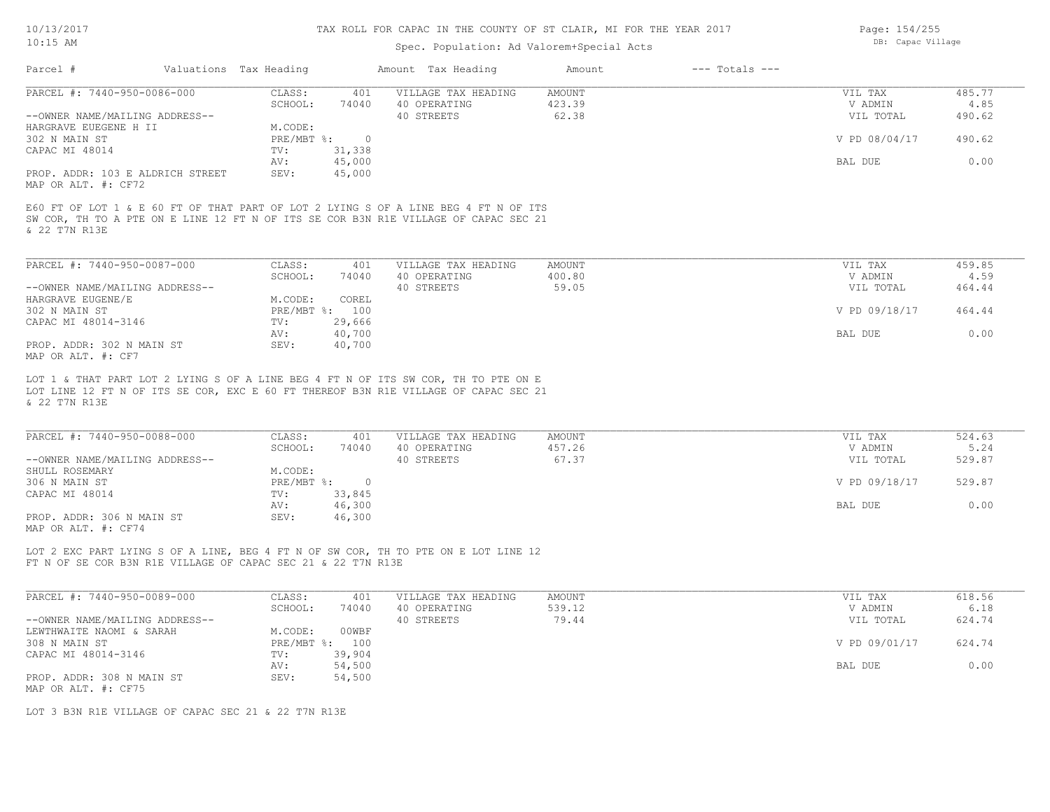# TAX ROLL FOR CAPAC IN THE COUNTY OF ST CLAIR, MI FOR THE YEAR 2017

10/13/2017
10:15 AM

Spec. Population: Ad Valorem+Special Acts

DB: Capac Village

| Parcel # | Valuations | Tax Heading | Amount | Tax Heading | Amount | --- Totals --- | |
|---|---|---|---|---|---|---|---|

---

**PARCEL #: 7440-950-0086-000**

| | | | | | | |
|---|---|---|---|---|---|---|
| --OWNER NAME/MAILING ADDRESS-- | CLASS: | 401 | VILLAGE TAX HEADING | AMOUNT | VIL TAX | 485.77 |
| HARGRAVE EUEGENE H II | SCHOOL: | 74040 | 40 OPERATING | 423.39 | V ADMIN | 4.85 |
| 302 N MAIN ST | M.CODE: | | 40 STREETS | 62.38 | VIL TOTAL | 490.62 |
| CAPAC MI 48014 | PRE/MBT %: | 0 | | | V PD 08/04/17 | 490.62 |
| | TV: | 31,338 | | | | |
| | AV: | 45,000 | | | BAL DUE | 0.00 |
| PROP. ADDR: 103 E ALDRICH STREET | SEV: | 45,000 | | | | |
| MAP OR ALT. #: CF72 | | | | | | |

E60 FT OF LOT 1 & E 60 FT OF THAT PART OF LOT 2 LYING S OF A LINE BEG 4 FT N OF ITS SW COR, TH TO A PTE ON E LINE 12 FT N OF ITS SE COR B3N R1E VILLAGE OF CAPAC SEC 21 & 22 T7N R13E

---

**PARCEL #: 7440-950-0087-000**

| | | | | | | |
|---|---|---|---|---|---|---|
| --OWNER NAME/MAILING ADDRESS-- | CLASS: | 401 | VILLAGE TAX HEADING | AMOUNT | VIL TAX | 459.85 |
| HARGRAVE EUGENE/E | SCHOOL: | 74040 | 40 OPERATING | 400.80 | V ADMIN | 4.59 |
| 302 N MAIN ST | M.CODE: | COREL | 40 STREETS | 59.05 | VIL TOTAL | 464.44 |
| CAPAC MI 48014-3146 | PRE/MBT %: | 100 | | | V PD 09/18/17 | 464.44 |
| | TV: | 29,666 | | | | |
| | AV: | 40,700 | | | BAL DUE | 0.00 |
| PROP. ADDR: 302 N MAIN ST | SEV: | 40,700 | | | | |
| MAP OR ALT. #: CF7 | | | | | | |

LOT 1 & THAT PART LOT 2 LYING S OF A LINE BEG 4 FT N OF ITS SW COR, TH TO PTE ON E LOT LINE 12 FT N OF ITS SE COR, EXC E 60 FT THEREOF B3N R1E VILLAGE OF CAPAC SEC 21 & 22 T7N R13E

---

**PARCEL #: 7440-950-0088-000**

| | | | | | | |
|---|---|---|---|---|---|---|
| --OWNER NAME/MAILING ADDRESS-- | CLASS: | 401 | VILLAGE TAX HEADING | AMOUNT | VIL TAX | 524.63 |
| SHULL ROSEMARY | SCHOOL: | 74040 | 40 OPERATING | 457.26 | V ADMIN | 5.24 |
| 306 N MAIN ST | M.CODE: | | 40 STREETS | 67.37 | VIL TOTAL | 529.87 |
| CAPAC MI 48014 | PRE/MBT %: | 0 | | | V PD 09/18/17 | 529.87 |
| | TV: | 33,845 | | | | |
| | AV: | 46,300 | | | BAL DUE | 0.00 |
| PROP. ADDR: 306 N MAIN ST | SEV: | 46,300 | | | | |
| MAP OR ALT. #: CF74 | | | | | | |

LOT 2 EXC PART LYING S OF A LINE, BEG 4 FT N OF SW COR, TH TO PTE ON E LOT LINE 12 FT N OF SE COR B3N R1E VILLAGE OF CAPAC SEC 21 & 22 T7N R13E

---

**PARCEL #: 7440-950-0089-000**

| | | | | | | |
|---|---|---|---|---|---|---|
| --OWNER NAME/MAILING ADDRESS-- | CLASS: | 401 | VILLAGE TAX HEADING | AMOUNT | VIL TAX | 618.56 |
| LEWTHWAITE NAOMI & SARAH | SCHOOL: | 74040 | 40 OPERATING | 539.12 | V ADMIN | 6.18 |
| 308 N MAIN ST | M.CODE: | 00WBF | 40 STREETS | 79.44 | VIL TOTAL | 624.74 |
| CAPAC MI 48014-3146 | PRE/MBT %: | 100 | | | V PD 09/01/17 | 624.74 |
| | TV: | 39,904 | | | | |
| | AV: | 54,500 | | | BAL DUE | 0.00 |
| PROP. ADDR: 308 N MAIN ST | SEV: | 54,500 | | | | |
| MAP OR ALT. #: CF75 | | | | | | |

LOT 3 B3N R1E VILLAGE OF CAPAC SEC 21 & 22 T7N R13E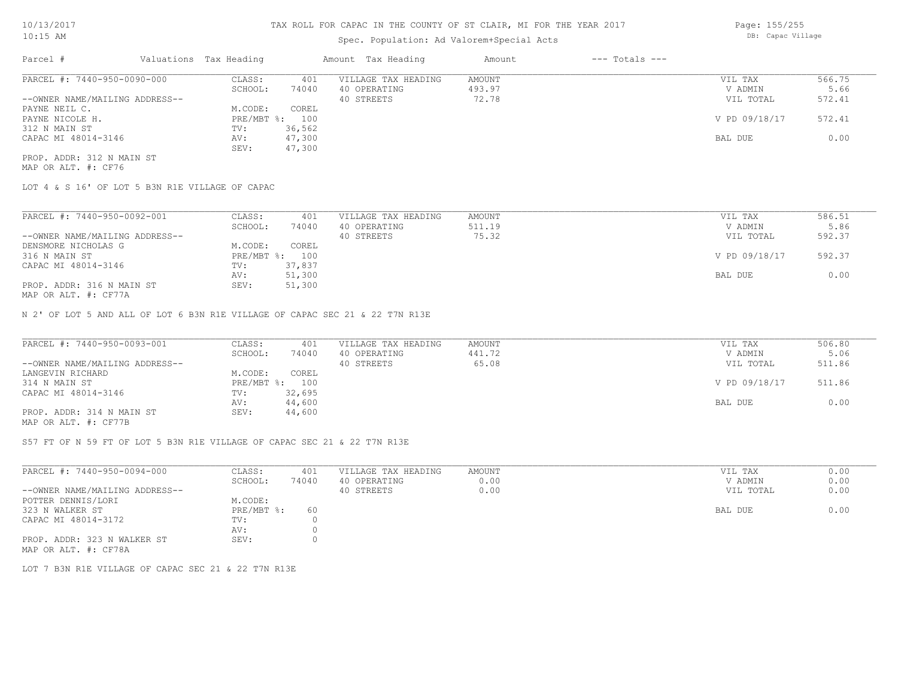# TAX ROLL FOR CAPAC IN THE COUNTY OF ST CLAIR, MI FOR THE YEAR 2017

Spec. Population: Ad Valorem+Special Acts

10/13/2017
10:15 AM

DB: Capac Village

| Parcel # | Valuations | Tax Heading | Amount | Tax Heading | Amount | --- Totals --- | |
|---|---|---|---|---|---|---|---|
| PARCEL #: 7440-950-0090-000 | CLASS: | 401 | VILLAGE TAX HEADING | AMOUNT | | VIL TAX | 566.75 |
| | SCHOOL: | 74040 | 40 OPERATING | 493.97 | | V ADMIN | 5.66 |
| --OWNER NAME/MAILING ADDRESS-- | | | 40 STREETS | 72.78 | | VIL TOTAL | 572.41 |
| PAYNE NEIL C. | M.CODE: | COREL | | | | | |
| PAYNE NICOLE H. | PRE/MBT %: | 100 | | | | V PD 09/18/17 | 572.41 |
| 312 N MAIN ST | TV: | 36,562 | | | | | |
| CAPAC MI 48014-3146 | AV: | 47,300 | | | | BAL DUE | 0.00 |
| | SEV: | 47,300 | | | | | |

PROP. ADDR: 312 N MAIN ST
MAP OR ALT. #: CF76

LOT 4 & S 16' OF LOT 5 B3N R1E VILLAGE OF CAPAC

| Parcel # | Valuations | Tax Heading | Amount | Tax Heading | Amount | --- Totals --- | |
|---|---|---|---|---|---|---|---|
| PARCEL #: 7440-950-0092-001 | CLASS: | 401 | VILLAGE TAX HEADING | AMOUNT | | VIL TAX | 586.51 |
| | SCHOOL: | 74040 | 40 OPERATING | 511.19 | | V ADMIN | 5.86 |
| --OWNER NAME/MAILING ADDRESS-- | | | 40 STREETS | 75.32 | | VIL TOTAL | 592.37 |
| DENSMORE NICHOLAS G | M.CODE: | COREL | | | | | |
| 316 N MAIN ST | PRE/MBT %: | 100 | | | | V PD 09/18/17 | 592.37 |
| CAPAC MI 48014-3146 | TV: | 37,837 | | | | | |
| | AV: | 51,300 | | | | BAL DUE | 0.00 |
| PROP. ADDR: 316 N MAIN ST | SEV: | 51,300 | | | | | |

MAP OR ALT. #: CF77A

N 2' OF LOT 5 AND ALL OF LOT 6 B3N R1E VILLAGE OF CAPAC SEC 21 & 22 T7N R13E

| Parcel # | Valuations | Tax Heading | Amount | Tax Heading | Amount | --- Totals --- | |
|---|---|---|---|---|---|---|---|
| PARCEL #: 7440-950-0093-001 | CLASS: | 401 | VILLAGE TAX HEADING | AMOUNT | | VIL TAX | 506.80 |
| | SCHOOL: | 74040 | 40 OPERATING | 441.72 | | V ADMIN | 5.06 |
| --OWNER NAME/MAILING ADDRESS-- | | | 40 STREETS | 65.08 | | VIL TOTAL | 511.86 |
| LANGEVIN RICHARD | M.CODE: | COREL | | | | | |
| 314 N MAIN ST | PRE/MBT %: | 100 | | | | V PD 09/18/17 | 511.86 |
| CAPAC MI 48014-3146 | TV: | 32,695 | | | | | |
| | AV: | 44,600 | | | | BAL DUE | 0.00 |
| PROP. ADDR: 314 N MAIN ST | SEV: | 44,600 | | | | | |

MAP OR ALT. #: CF77B

S57 FT OF N 59 FT OF LOT 5 B3N R1E VILLAGE OF CAPAC SEC 21 & 22 T7N R13E

| Parcel # | Valuations | Tax Heading | Amount | Tax Heading | Amount | --- Totals --- | |
|---|---|---|---|---|---|---|---|
| PARCEL #: 7440-950-0094-000 | CLASS: | 401 | VILLAGE TAX HEADING | AMOUNT | | VIL TAX | 0.00 |
| | SCHOOL: | 74040 | 40 OPERATING | 0.00 | | V ADMIN | 0.00 |
| --OWNER NAME/MAILING ADDRESS-- | | | 40 STREETS | 0.00 | | VIL TOTAL | 0.00 |
| POTTER DENNIS/LORI | M.CODE: | | | | | | |
| 323 N WALKER ST | PRE/MBT %: | 60 | | | | BAL DUE | 0.00 |
| CAPAC MI 48014-3172 | TV: | 0 | | | | | |
| | AV: | 0 | | | | | |
| PROP. ADDR: 323 N WALKER ST | SEV: | 0 | | | | | |

MAP OR ALT. #: CF78A

LOT 7 B3N R1E VILLAGE OF CAPAC SEC 21 & 22 T7N R13E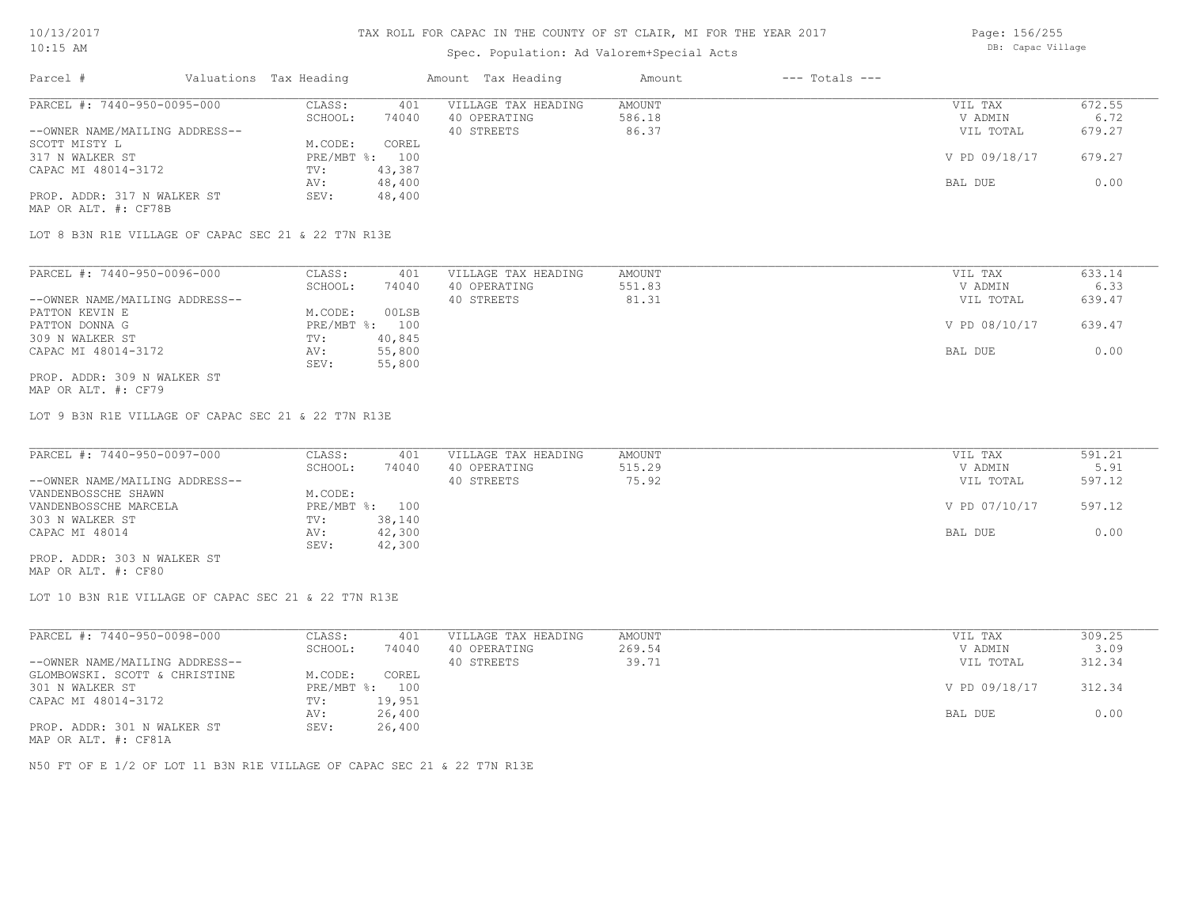# TAX ROLL FOR CAPAC IN THE COUNTY OF ST CLAIR, MI FOR THE YEAR 2017

Spec. Population: Ad Valorem+Special Acts

10/13/2017
10:15 AM

DB: Capac Village

| Parcel # | Valuations | Tax Heading | Amount | Tax Heading | Amount | --- Totals --- | |
|---|---|---|---|---|---|---|---|
| PARCEL #: 7440-950-0095-000 | CLASS: | 401 | VILLAGE TAX HEADING | AMOUNT | | VIL TAX | 672.55 |
| | SCHOOL: | 74040 | 40 OPERATING | 586.18 | | V ADMIN | 6.72 |
| --OWNER NAME/MAILING ADDRESS-- | | | 40 STREETS | 86.37 | | VIL TOTAL | 679.27 |
| SCOTT MISTY L | M.CODE: | COREL | | | | | |
| 317 N WALKER ST | PRE/MBT %: | 100 | | | | V PD 09/18/17 | 679.27 |
| CAPAC MI 48014-3172 | TV: | 43,387 | | | | | |
| | AV: | 48,400 | | | | BAL DUE | 0.00 |
| PROP. ADDR: 317 N WALKER ST | SEV: | 48,400 | | | | | |
| MAP OR ALT. #: CF78B | | | | | | | |

LOT 8 B3N R1E VILLAGE OF CAPAC SEC 21 & 22 T7N R13E

| Parcel # | Valuations | Tax Heading | Amount | Tax Heading | Amount | --- Totals --- | |
|---|---|---|---|---|---|---|---|
| PARCEL #: 7440-950-0096-000 | CLASS: | 401 | VILLAGE TAX HEADING | AMOUNT | | VIL TAX | 633.14 |
| | SCHOOL: | 74040 | 40 OPERATING | 551.83 | | V ADMIN | 6.33 |
| --OWNER NAME/MAILING ADDRESS-- | | | 40 STREETS | 81.31 | | VIL TOTAL | 639.47 |
| PATTON KEVIN E | M.CODE: | 00LSB | | | | | |
| PATTON DONNA G | PRE/MBT %: | 100 | | | | V PD 08/10/17 | 639.47 |
| 309 N WALKER ST | TV: | 40,845 | | | | | |
| CAPAC MI 48014-3172 | AV: | 55,800 | | | | BAL DUE | 0.00 |
| | SEV: | 55,800 | | | | | |
| PROP. ADDR: 309 N WALKER ST | | | | | | | |
| MAP OR ALT. #: CF79 | | | | | | | |

LOT 9 B3N R1E VILLAGE OF CAPAC SEC 21 & 22 T7N R13E

| Parcel # | Valuations | Tax Heading | Amount | Tax Heading | Amount | --- Totals --- | |
|---|---|---|---|---|---|---|---|
| PARCEL #: 7440-950-0097-000 | CLASS: | 401 | VILLAGE TAX HEADING | AMOUNT | | VIL TAX | 591.21 |
| | SCHOOL: | 74040 | 40 OPERATING | 515.29 | | V ADMIN | 5.91 |
| --OWNER NAME/MAILING ADDRESS-- | | | 40 STREETS | 75.92 | | VIL TOTAL | 597.12 |
| VANDENBOSSCHE SHAWN | M.CODE: | | | | | | |
| VANDENBOSSCHE MARCELA | PRE/MBT %: | 100 | | | | V PD 07/10/17 | 597.12 |
| 303 N WALKER ST | TV: | 38,140 | | | | | |
| CAPAC MI 48014 | AV: | 42,300 | | | | BAL DUE | 0.00 |
| | SEV: | 42,300 | | | | | |
| PROP. ADDR: 303 N WALKER ST | | | | | | | |
| MAP OR ALT. #: CF80 | | | | | | | |

LOT 10 B3N R1E VILLAGE OF CAPAC SEC 21 & 22 T7N R13E

| Parcel # | Valuations | Tax Heading | Amount | Tax Heading | Amount | --- Totals --- | |
|---|---|---|---|---|---|---|---|
| PARCEL #: 7440-950-0098-000 | CLASS: | 401 | VILLAGE TAX HEADING | AMOUNT | | VIL TAX | 309.25 |
| | SCHOOL: | 74040 | 40 OPERATING | 269.54 | | V ADMIN | 3.09 |
| --OWNER NAME/MAILING ADDRESS-- | | | 40 STREETS | 39.71 | | VIL TOTAL | 312.34 |
| GLOMBOWSKI. SCOTT & CHRISTINE | M.CODE: | COREL | | | | | |
| 301 N WALKER ST | PRE/MBT %: | 100 | | | | V PD 09/18/17 | 312.34 |
| CAPAC MI 48014-3172 | TV: | 19,951 | | | | | |
| | AV: | 26,400 | | | | BAL DUE | 0.00 |
| PROP. ADDR: 301 N WALKER ST | SEV: | 26,400 | | | | | |
| MAP OR ALT. #: CF81A | | | | | | | |

N50 FT OF E 1/2 OF LOT 11 B3N R1E VILLAGE OF CAPAC SEC 21 & 22 T7N R13E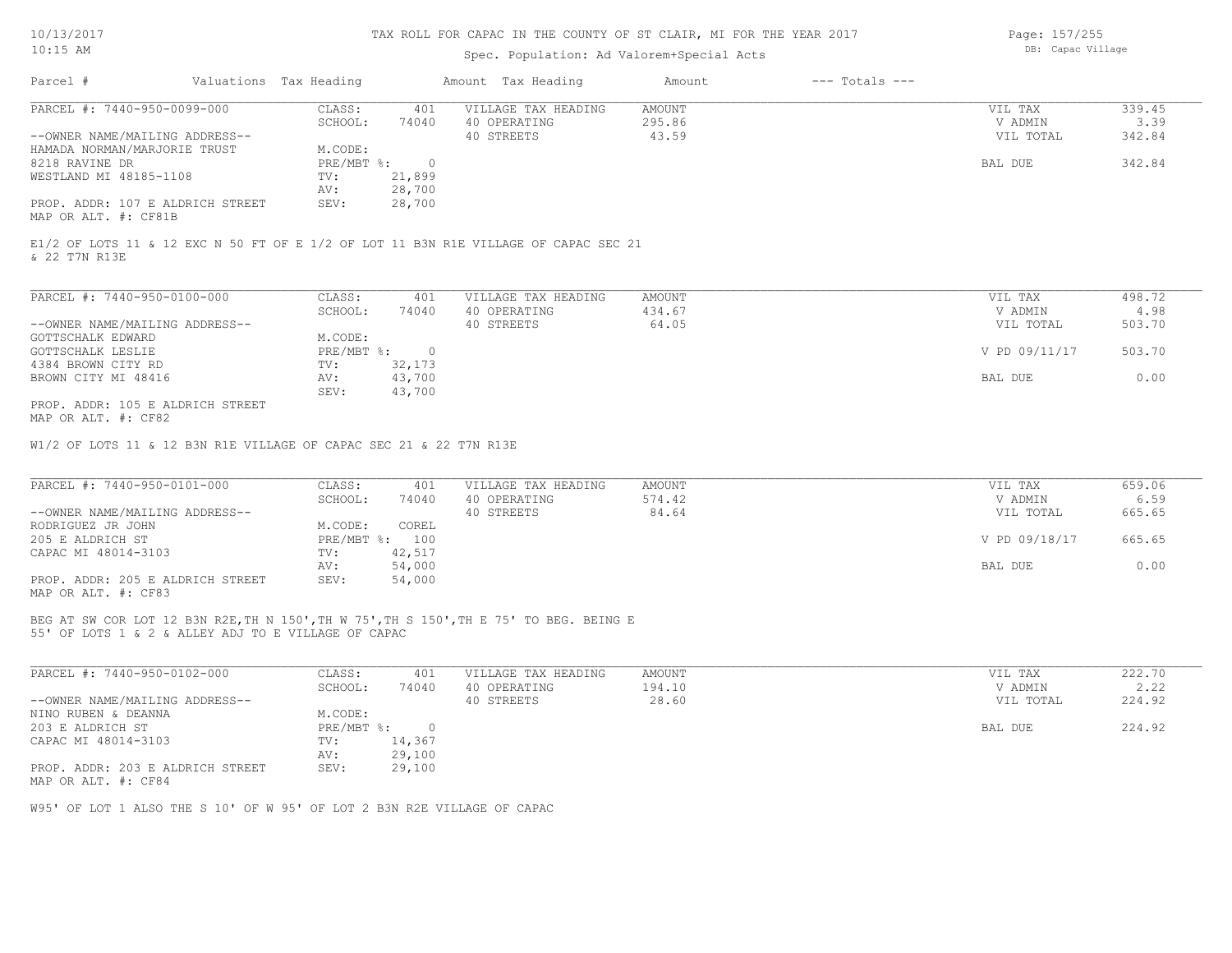# TAX ROLL FOR CAPAC IN THE COUNTY OF ST CLAIR, MI FOR THE YEAR 2017

Spec. Population: Ad Valorem+Special Acts

DB: Capac Village

10/13/2017
10:15 AM

| Parcel # | Valuations | Tax Heading | Amount | Tax Heading | Amount | --- Totals --- | |
|---|---|---|---|---|---|---|---|

---

**PARCEL #: 7440-950-0099-000**

| | | | | | |
|---|---|---|---|---|---|
| CLASS: | 401 | VILLAGE TAX HEADING | AMOUNT | VIL TAX | 339.45 |
| SCHOOL: | 74040 | 40 OPERATING | 295.86 | V ADMIN | 3.39 |
| | | 40 STREETS | 43.59 | VIL TOTAL | 342.84 |
| M.CODE: | | | | | |
| PRE/MBT %: | 0 | | | BAL DUE | 342.84 |
| TV: | 21,899 | | | | |
| AV: | 28,700 | | | | |
| SEV: | 28,700 | | | | |

--OWNER NAME/MAILING ADDRESS--
HAMADA NORMAN/MARJORIE TRUST
8218 RAVINE DR
WESTLAND MI 48185-1108

PROP. ADDR: 107 E ALDRICH STREET
MAP OR ALT. #: CF81B

E1/2 OF LOTS 11 & 12 EXC N 50 FT OF E 1/2 OF LOT 11 B3N R1E VILLAGE OF CAPAC SEC 21 & 22 T7N R13E

---

**PARCEL #: 7440-950-0100-000**

| | | | | | |
|---|---|---|---|---|---|
| CLASS: | 401 | VILLAGE TAX HEADING | AMOUNT | VIL TAX | 498.72 |
| SCHOOL: | 74040 | 40 OPERATING | 434.67 | V ADMIN | 4.98 |
| | | 40 STREETS | 64.05 | VIL TOTAL | 503.70 |
| M.CODE: | | | | | |
| PRE/MBT %: | 0 | | | V PD 09/11/17 | 503.70 |
| TV: | 32,173 | | | | |
| AV: | 43,700 | | | BAL DUE | 0.00 |
| SEV: | 43,700 | | | | |

--OWNER NAME/MAILING ADDRESS--
GOTTSCHALK EDWARD
GOTTSCHALK LESLIE
4384 BROWN CITY RD
BROWN CITY MI 48416

PROP. ADDR: 105 E ALDRICH STREET
MAP OR ALT. #: CF82

W1/2 OF LOTS 11 & 12 B3N R1E VILLAGE OF CAPAC SEC 21 & 22 T7N R13E

---

**PARCEL #: 7440-950-0101-000**

| | | | | | |
|---|---|---|---|---|---|
| CLASS: | 401 | VILLAGE TAX HEADING | AMOUNT | VIL TAX | 659.06 |
| SCHOOL: | 74040 | 40 OPERATING | 574.42 | V ADMIN | 6.59 |
| | | 40 STREETS | 84.64 | VIL TOTAL | 665.65 |
| M.CODE: | COREL | | | | |
| PRE/MBT %: | 100 | | | V PD 09/18/17 | 665.65 |
| TV: | 42,517 | | | | |
| AV: | 54,000 | | | BAL DUE | 0.00 |
| SEV: | 54,000 | | | | |

--OWNER NAME/MAILING ADDRESS--
RODRIGUEZ JR JOHN
205 E ALDRICH ST
CAPAC MI 48014-3103

PROP. ADDR: 205 E ALDRICH STREET
MAP OR ALT. #: CF83

BEG AT SW COR LOT 12 B3N R2E,TH N 150',TH W 75',TH S 150',TH E 75' TO BEG. BEING E 55' OF LOTS 1 & 2 & ALLEY ADJ TO E VILLAGE OF CAPAC

---

**PARCEL #: 7440-950-0102-000**

| | | | | | |
|---|---|---|---|---|---|
| CLASS: | 401 | VILLAGE TAX HEADING | AMOUNT | VIL TAX | 222.70 |
| SCHOOL: | 74040 | 40 OPERATING | 194.10 | V ADMIN | 2.22 |
| | | 40 STREETS | 28.60 | VIL TOTAL | 224.92 |
| M.CODE: | | | | | |
| PRE/MBT %: | 0 | | | BAL DUE | 224.92 |
| TV: | 14,367 | | | | |
| AV: | 29,100 | | | | |
| SEV: | 29,100 | | | | |

--OWNER NAME/MAILING ADDRESS--
NINO RUBEN & DEANNA
203 E ALDRICH ST
CAPAC MI 48014-3103

PROP. ADDR: 203 E ALDRICH STREET
MAP OR ALT. #: CF84

W95' OF LOT 1 ALSO THE S 10' OF W 95' OF LOT 2 B3N R2E VILLAGE OF CAPAC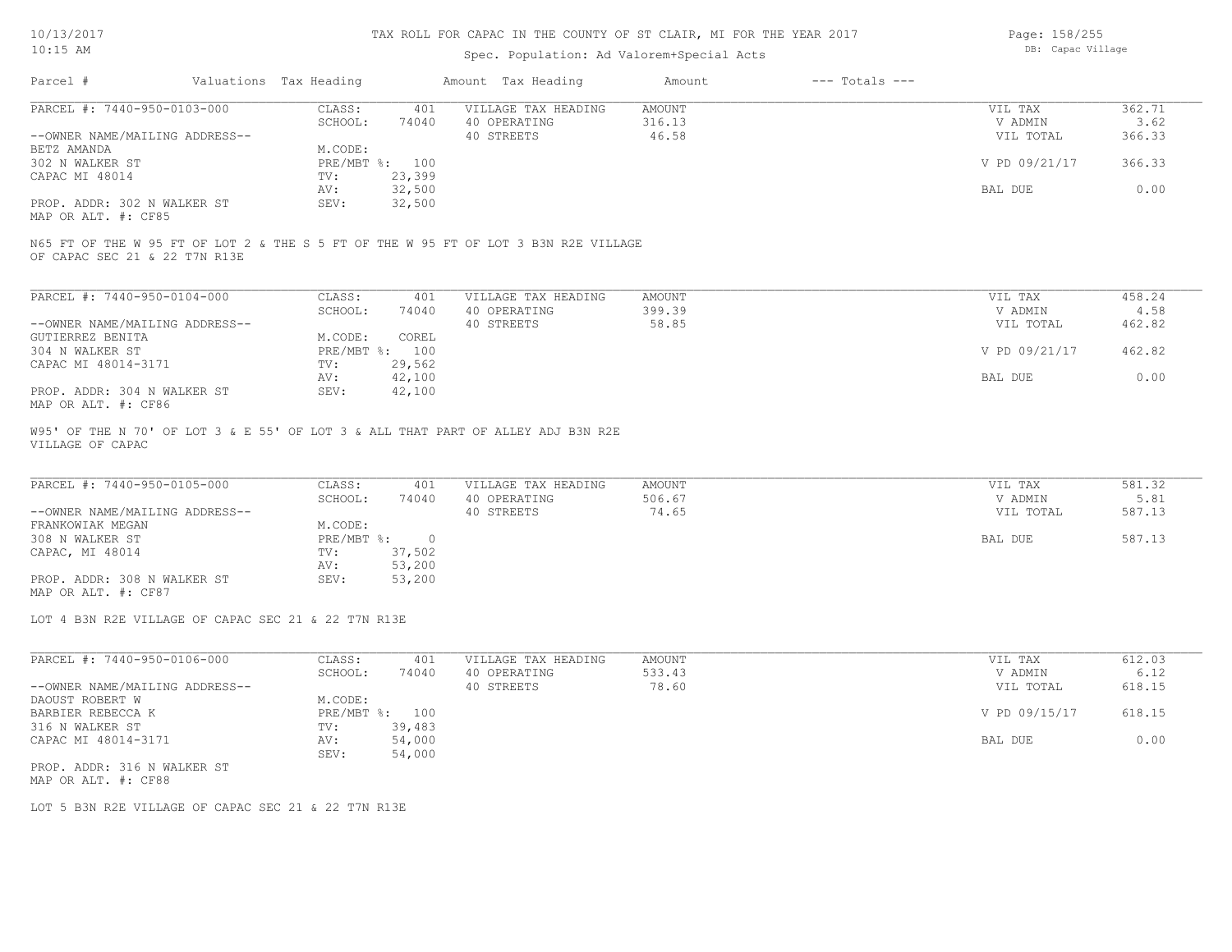TAX ROLL FOR CAPAC IN THE COUNTY OF ST CLAIR, MI FOR THE YEAR 2017

Spec. Population: Ad Valorem+Special Acts

| Parcel # | Valuations | Tax Heading | Amount | Tax Heading | Amount | --- Totals --- | |
|---|---|---|---|---|---|---|---|
| PARCEL #: 7440-950-0103-000 | CLASS: | 401 | VILLAGE TAX HEADING | AMOUNT | | VIL TAX | 362.71 |
| | SCHOOL: | 74040 | 40 OPERATING | 316.13 | | V ADMIN | 3.62 |
| --OWNER NAME/MAILING ADDRESS-- | | | 40 STREETS | 46.58 | | VIL TOTAL | 366.33 |
| BETZ AMANDA | M.CODE: | | | | | | |
| 302 N WALKER ST | PRE/MBT %: | 100 | | | | V PD 09/21/17 | 366.33 |
| CAPAC MI 48014 | TV: | 23,399 | | | | | |
| | AV: | 32,500 | | | | BAL DUE | 0.00 |
| PROP. ADDR: 302 N WALKER ST | SEV: | 32,500 | | | | | |
| MAP OR ALT. #: CF85 | | | | | | | |

N65 FT OF THE W 95 FT OF LOT 2 & THE S 5 FT OF THE W 95 FT OF LOT 3 B3N R2E VILLAGE OF CAPAC SEC 21 & 22 T7N R13E

| Parcel # | Valuations | Tax Heading | Amount | Tax Heading | Amount | --- Totals --- | |
|---|---|---|---|---|---|---|---|
| PARCEL #: 7440-950-0104-000 | CLASS: | 401 | VILLAGE TAX HEADING | AMOUNT | | VIL TAX | 458.24 |
| | SCHOOL: | 74040 | 40 OPERATING | 399.39 | | V ADMIN | 4.58 |
| --OWNER NAME/MAILING ADDRESS-- | | | 40 STREETS | 58.85 | | VIL TOTAL | 462.82 |
| GUTIERREZ BENITA | M.CODE: | COREL | | | | | |
| 304 N WALKER ST | PRE/MBT %: | 100 | | | | V PD 09/21/17 | 462.82 |
| CAPAC MI 48014-3171 | TV: | 29,562 | | | | | |
| | AV: | 42,100 | | | | BAL DUE | 0.00 |
| PROP. ADDR: 304 N WALKER ST | SEV: | 42,100 | | | | | |
| MAP OR ALT. #: CF86 | | | | | | | |

W95' OF THE N 70' OF LOT 3 & E 55' OF LOT 3 & ALL THAT PART OF ALLEY ADJ B3N R2E VILLAGE OF CAPAC

| Parcel # | Valuations | Tax Heading | Amount | Tax Heading | Amount | --- Totals --- | |
|---|---|---|---|---|---|---|---|
| PARCEL #: 7440-950-0105-000 | CLASS: | 401 | VILLAGE TAX HEADING | AMOUNT | | VIL TAX | 581.32 |
| | SCHOOL: | 74040 | 40 OPERATING | 506.67 | | V ADMIN | 5.81 |
| --OWNER NAME/MAILING ADDRESS-- | | | 40 STREETS | 74.65 | | VIL TOTAL | 587.13 |
| FRANKOWIAK MEGAN | M.CODE: | | | | | | |
| 308 N WALKER ST | PRE/MBT %: | 0 | | | | BAL DUE | 587.13 |
| CAPAC, MI 48014 | TV: | 37,502 | | | | | |
| | AV: | 53,200 | | | | | |
| PROP. ADDR: 308 N WALKER ST | SEV: | 53,200 | | | | | |
| MAP OR ALT. #: CF87 | | | | | | | |

LOT 4 B3N R2E VILLAGE OF CAPAC SEC 21 & 22 T7N R13E

| Parcel # | Valuations | Tax Heading | Amount | Tax Heading | Amount | --- Totals --- | |
|---|---|---|---|---|---|---|---|
| PARCEL #: 7440-950-0106-000 | CLASS: | 401 | VILLAGE TAX HEADING | AMOUNT | | VIL TAX | 612.03 |
| | SCHOOL: | 74040 | 40 OPERATING | 533.43 | | V ADMIN | 6.12 |
| --OWNER NAME/MAILING ADDRESS-- | | | 40 STREETS | 78.60 | | VIL TOTAL | 618.15 |
| DAOUST ROBERT W | M.CODE: | | | | | | |
| BARBIER REBECCA K | PRE/MBT %: | 100 | | | | V PD 09/15/17 | 618.15 |
| 316 N WALKER ST | TV: | 39,483 | | | | | |
| CAPAC MI 48014-3171 | AV: | 54,000 | | | | BAL DUE | 0.00 |
| | SEV: | 54,000 | | | | | |
| PROP. ADDR: 316 N WALKER ST | | | | | | | |
| MAP OR ALT. #: CF88 | | | | | | | |

LOT 5 B3N R2E VILLAGE OF CAPAC SEC 21 & 22 T7N R13E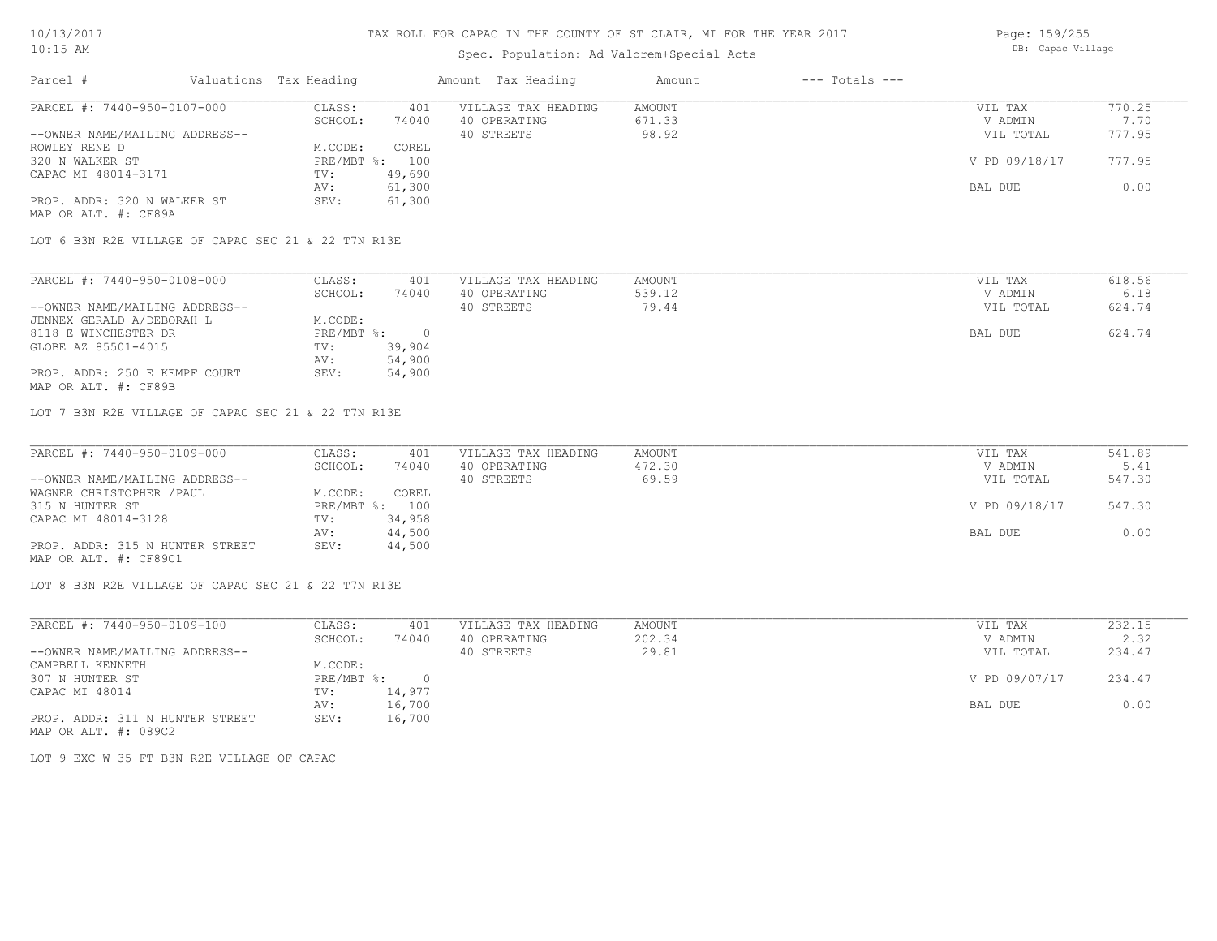# TAX ROLL FOR CAPAC IN THE COUNTY OF ST CLAIR, MI FOR THE YEAR 2017

Spec. Population: Ad Valorem+Special Acts

DB: Capac Village

| Parcel # | Valuations Tax Heading | | Amount Tax Heading | Amount | --- Totals --- | |
|---|---|---|---|---|---|---|
| PARCEL #: 7440-950-0107-000 | CLASS: | 401 | VILLAGE TAX HEADING | AMOUNT | VIL TAX | 770.25 |
| | SCHOOL: | 74040 | 40 OPERATING | 671.33 | V ADMIN | 7.70 |
| --OWNER NAME/MAILING ADDRESS-- | | | 40 STREETS | 98.92 | VIL TOTAL | 777.95 |
| ROWLEY RENE D | M.CODE: | COREL | | | | |
| 320 N WALKER ST | PRE/MBT %: | 100 | | | V PD 09/18/17 | 777.95 |
| CAPAC MI 48014-3171 | TV: | 49,690 | | | | |
| | AV: | 61,300 | | | BAL DUE | 0.00 |
| PROP. ADDR: 320 N WALKER ST | SEV: | 61,300 | | | | |
| MAP OR ALT. #: CF89A | | | | | | |

LOT 6 B3N R2E VILLAGE OF CAPAC SEC 21 & 22 T7N R13E

| Parcel # | Valuations Tax Heading | | Amount Tax Heading | Amount | --- Totals --- | |
|---|---|---|---|---|---|---|
| PARCEL #: 7440-950-0108-000 | CLASS: | 401 | VILLAGE TAX HEADING | AMOUNT | VIL TAX | 618.56 |
| | SCHOOL: | 74040 | 40 OPERATING | 539.12 | V ADMIN | 6.18 |
| --OWNER NAME/MAILING ADDRESS-- | | | 40 STREETS | 79.44 | VIL TOTAL | 624.74 |
| JENNEX GERALD A/DEBORAH L | M.CODE: | | | | | |
| 8118 E WINCHESTER DR | PRE/MBT %: | 0 | | | BAL DUE | 624.74 |
| GLOBE AZ 85501-4015 | TV: | 39,904 | | | | |
| | AV: | 54,900 | | | | |
| PROP. ADDR: 250 E KEMPF COURT | SEV: | 54,900 | | | | |
| MAP OR ALT. #: CF89B | | | | | | |

LOT 7 B3N R2E VILLAGE OF CAPAC SEC 21 & 22 T7N R13E

| Parcel # | Valuations Tax Heading | | Amount Tax Heading | Amount | --- Totals --- | |
|---|---|---|---|---|---|---|
| PARCEL #: 7440-950-0109-000 | CLASS: | 401 | VILLAGE TAX HEADING | AMOUNT | VIL TAX | 541.89 |
| | SCHOOL: | 74040 | 40 OPERATING | 472.30 | V ADMIN | 5.41 |
| --OWNER NAME/MAILING ADDRESS-- | | | 40 STREETS | 69.59 | VIL TOTAL | 547.30 |
| WAGNER CHRISTOPHER /PAUL | M.CODE: | COREL | | | | |
| 315 N HUNTER ST | PRE/MBT %: | 100 | | | V PD 09/18/17 | 547.30 |
| CAPAC MI 48014-3128 | TV: | 34,958 | | | | |
| | AV: | 44,500 | | | BAL DUE | 0.00 |
| PROP. ADDR: 315 N HUNTER STREET | SEV: | 44,500 | | | | |
| MAP OR ALT. #: CF89C1 | | | | | | |

LOT 8 B3N R2E VILLAGE OF CAPAC SEC 21 & 22 T7N R13E

| Parcel # | Valuations Tax Heading | | Amount Tax Heading | Amount | --- Totals --- | |
|---|---|---|---|---|---|---|
| PARCEL #: 7440-950-0109-100 | CLASS: | 401 | VILLAGE TAX HEADING | AMOUNT | VIL TAX | 232.15 |
| | SCHOOL: | 74040 | 40 OPERATING | 202.34 | V ADMIN | 2.32 |
| --OWNER NAME/MAILING ADDRESS-- | | | 40 STREETS | 29.81 | VIL TOTAL | 234.47 |
| CAMPBELL KENNETH | M.CODE: | | | | | |
| 307 N HUNTER ST | PRE/MBT %: | 0 | | | V PD 09/07/17 | 234.47 |
| CAPAC MI 48014 | TV: | 14,977 | | | | |
| | AV: | 16,700 | | | BAL DUE | 0.00 |
| PROP. ADDR: 311 N HUNTER STREET | SEV: | 16,700 | | | | |
| MAP OR ALT. #: 089C2 | | | | | | |

LOT 9 EXC W 35 FT B3N R2E VILLAGE OF CAPAC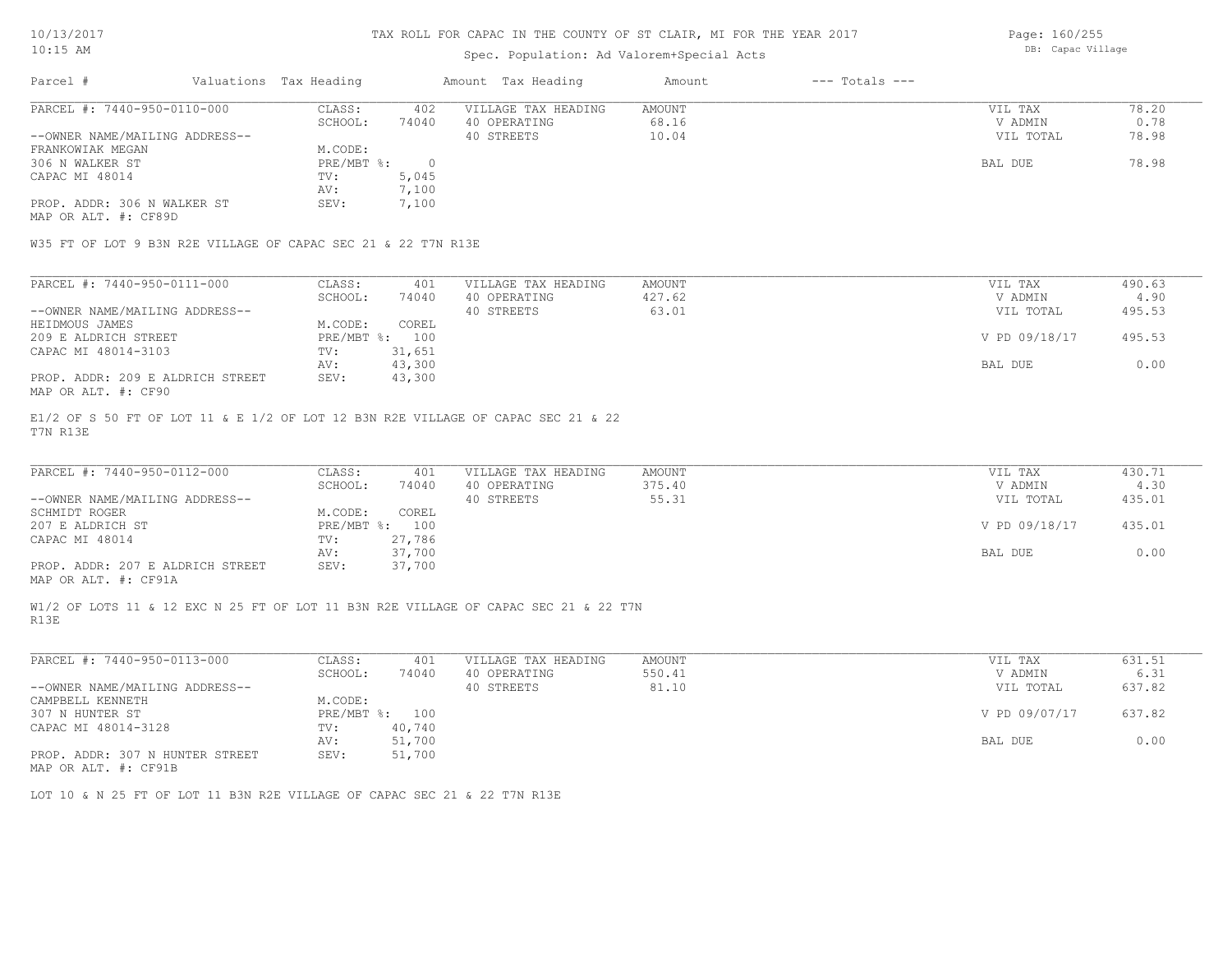# TAX ROLL FOR CAPAC IN THE COUNTY OF ST CLAIR, MI FOR THE YEAR 2017

Spec. Population: Ad Valorem+Special Acts

DB: Capac Village

| Parcel # | Valuations Tax Heading | | Amount Tax Heading | Amount | --- Totals --- | |
|---|---|---|---|---|---|---|
| PARCEL #: 7440-950-0110-000 | CLASS: | 402 | VILLAGE TAX HEADING | AMOUNT | VIL TAX | 78.20 |
| | SCHOOL: | 74040 | 40 OPERATING | 68.16 | V ADMIN | 0.78 |
| --OWNER NAME/MAILING ADDRESS-- | | | 40 STREETS | 10.04 | VIL TOTAL | 78.98 |
| FRANKOWIAK MEGAN | M.CODE: | | | | | |
| 306 N WALKER ST | PRE/MBT %: | 0 | | | BAL DUE | 78.98 |
| CAPAC MI 48014 | TV: | 5,045 | | | | |
| | AV: | 7,100 | | | | |
| PROP. ADDR: 306 N WALKER ST | SEV: | 7,100 | | | | |
| MAP OR ALT. #: CF89D | | | | | | |

W35 FT OF LOT 9 B3N R2E VILLAGE OF CAPAC SEC 21 & 22 T7N R13E

| Parcel # | Valuations Tax Heading | | Amount Tax Heading | Amount | --- Totals --- | |
|---|---|---|---|---|---|---|
| PARCEL #: 7440-950-0111-000 | CLASS: | 401 | VILLAGE TAX HEADING | AMOUNT | VIL TAX | 490.63 |
| | SCHOOL: | 74040 | 40 OPERATING | 427.62 | V ADMIN | 4.90 |
| --OWNER NAME/MAILING ADDRESS-- | | | 40 STREETS | 63.01 | VIL TOTAL | 495.53 |
| HEIDMOUS JAMES | M.CODE: | COREL | | | | |
| 209 E ALDRICH STREET | PRE/MBT %: | 100 | | | V PD 09/18/17 | 495.53 |
| CAPAC MI 48014-3103 | TV: | 31,651 | | | | |
| | AV: | 43,300 | | | BAL DUE | 0.00 |
| PROP. ADDR: 209 E ALDRICH STREET | SEV: | 43,300 | | | | |
| MAP OR ALT. #: CF90 | | | | | | |

E1/2 OF S 50 FT OF LOT 11 & E 1/2 OF LOT 12 B3N R2E VILLAGE OF CAPAC SEC 21 & 22 T7N R13E

| Parcel # | Valuations Tax Heading | | Amount Tax Heading | Amount | --- Totals --- | |
|---|---|---|---|---|---|---|
| PARCEL #: 7440-950-0112-000 | CLASS: | 401 | VILLAGE TAX HEADING | AMOUNT | VIL TAX | 430.71 |
| | SCHOOL: | 74040 | 40 OPERATING | 375.40 | V ADMIN | 4.30 |
| --OWNER NAME/MAILING ADDRESS-- | | | 40 STREETS | 55.31 | VIL TOTAL | 435.01 |
| SCHMIDT ROGER | M.CODE: | COREL | | | | |
| 207 E ALDRICH ST | PRE/MBT %: | 100 | | | V PD 09/18/17 | 435.01 |
| CAPAC MI 48014 | TV: | 27,786 | | | | |
| | AV: | 37,700 | | | BAL DUE | 0.00 |
| PROP. ADDR: 207 E ALDRICH STREET | SEV: | 37,700 | | | | |
| MAP OR ALT. #: CF91A | | | | | | |

W1/2 OF LOTS 11 & 12 EXC N 25 FT OF LOT 11 B3N R2E VILLAGE OF CAPAC SEC 21 & 22 T7N R13E

| Parcel # | Valuations Tax Heading | | Amount Tax Heading | Amount | --- Totals --- | |
|---|---|---|---|---|---|---|
| PARCEL #: 7440-950-0113-000 | CLASS: | 401 | VILLAGE TAX HEADING | AMOUNT | VIL TAX | 631.51 |
| | SCHOOL: | 74040 | 40 OPERATING | 550.41 | V ADMIN | 6.31 |
| --OWNER NAME/MAILING ADDRESS-- | | | 40 STREETS | 81.10 | VIL TOTAL | 637.82 |
| CAMPBELL KENNETH | M.CODE: | | | | | |
| 307 N HUNTER ST | PRE/MBT %: | 100 | | | V PD 09/07/17 | 637.82 |
| CAPAC MI 48014-3128 | TV: | 40,740 | | | | |
| | AV: | 51,700 | | | BAL DUE | 0.00 |
| PROP. ADDR: 307 N HUNTER STREET | SEV: | 51,700 | | | | |
| MAP OR ALT. #: CF91B | | | | | | |

LOT 10 & N 25 FT OF LOT 11 B3N R2E VILLAGE OF CAPAC SEC 21 & 22 T7N R13E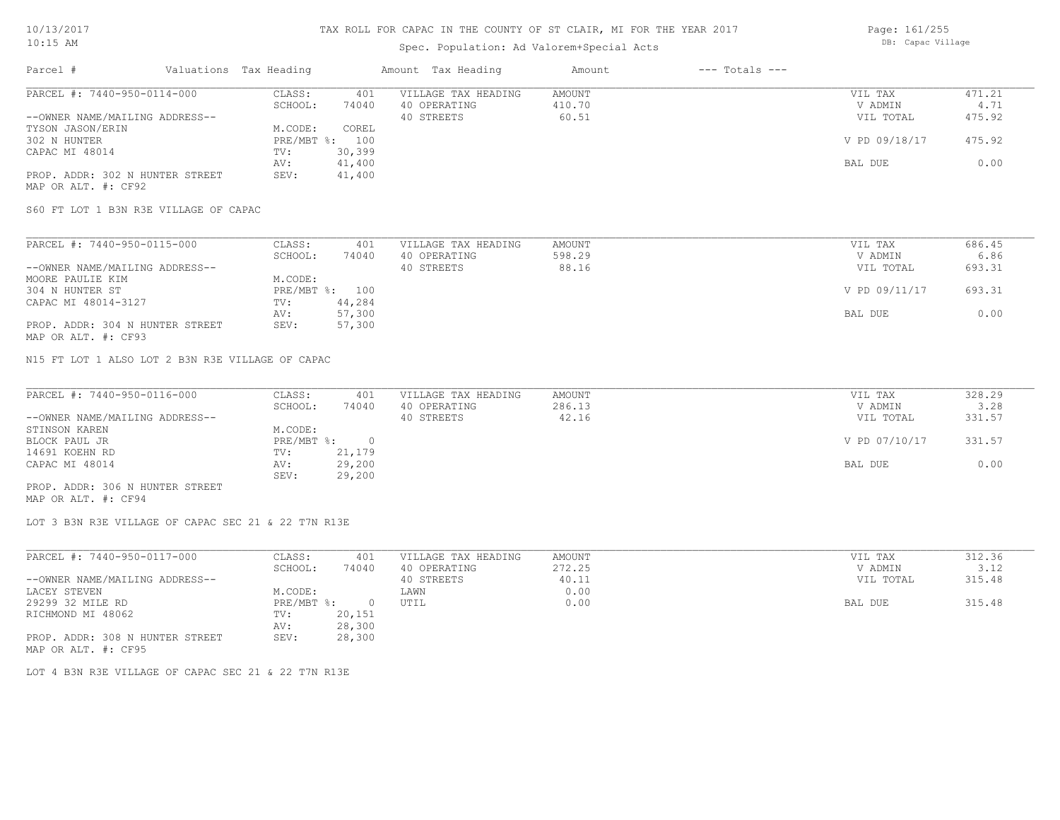TAX ROLL FOR CAPAC IN THE COUNTY OF ST CLAIR, MI FOR THE YEAR 2017

Spec. Population: Ad Valorem+Special Acts

DB: Capac Village

| Parcel # | Valuations | Tax Heading | Amount | Tax Heading | Amount | --- Totals --- | |
|---|---|---|---|---|---|---|---|
| PARCEL #: 7440-950-0114-000 | CLASS: | 401 | VILLAGE TAX HEADING | AMOUNT | | VIL TAX | 471.21 |
| | SCHOOL: | 74040 | 40 OPERATING | 410.70 | | V ADMIN | 4.71 |
| --OWNER NAME/MAILING ADDRESS-- | | | 40 STREETS | 60.51 | | VIL TOTAL | 475.92 |
| TYSON JASON/ERIN | M.CODE: | COREL | | | | | |
| 302 N HUNTER | PRE/MBT %: | 100 | | | | V PD 09/18/17 | 475.92 |
| CAPAC MI 48014 | TV: | 30,399 | | | | | |
| | AV: | 41,400 | | | | BAL DUE | 0.00 |
| PROP. ADDR: 302 N HUNTER STREET | SEV: | 41,400 | | | | | |
| MAP OR ALT. #: CF92 | | | | | | | |

S60 FT LOT 1 B3N R3E VILLAGE OF CAPAC

| Parcel # | Valuations | Tax Heading | Amount | Tax Heading | Amount | --- Totals --- | |
|---|---|---|---|---|---|---|---|
| PARCEL #: 7440-950-0115-000 | CLASS: | 401 | VILLAGE TAX HEADING | AMOUNT | | VIL TAX | 686.45 |
| | SCHOOL: | 74040 | 40 OPERATING | 598.29 | | V ADMIN | 6.86 |
| --OWNER NAME/MAILING ADDRESS-- | | | 40 STREETS | 88.16 | | VIL TOTAL | 693.31 |
| MOORE PAULIE KIM | M.CODE: | | | | | | |
| 304 N HUNTER ST | PRE/MBT %: | 100 | | | | V PD 09/11/17 | 693.31 |
| CAPAC MI 48014-3127 | TV: | 44,284 | | | | | |
| | AV: | 57,300 | | | | BAL DUE | 0.00 |
| PROP. ADDR: 304 N HUNTER STREET | SEV: | 57,300 | | | | | |
| MAP OR ALT. #: CF93 | | | | | | | |

N15 FT LOT 1 ALSO LOT 2 B3N R3E VILLAGE OF CAPAC

| Parcel # | Valuations | Tax Heading | Amount | Tax Heading | Amount | --- Totals --- | |
|---|---|---|---|---|---|---|---|
| PARCEL #: 7440-950-0116-000 | CLASS: | 401 | VILLAGE TAX HEADING | AMOUNT | | VIL TAX | 328.29 |
| | SCHOOL: | 74040 | 40 OPERATING | 286.13 | | V ADMIN | 3.28 |
| --OWNER NAME/MAILING ADDRESS-- | | | 40 STREETS | 42.16 | | VIL TOTAL | 331.57 |
| STINSON KAREN | M.CODE: | | | | | | |
| BLOCK PAUL JR | PRE/MBT %: | 0 | | | | V PD 07/10/17 | 331.57 |
| 14691 KOEHN RD | TV: | 21,179 | | | | | |
| CAPAC MI 48014 | AV: | 29,200 | | | | BAL DUE | 0.00 |
| | SEV: | 29,200 | | | | | |
| PROP. ADDR: 306 N HUNTER STREET | | | | | | | |
| MAP OR ALT. #: CF94 | | | | | | | |

LOT 3 B3N R3E VILLAGE OF CAPAC SEC 21 & 22 T7N R13E

| Parcel # | Valuations | Tax Heading | Amount | Tax Heading | Amount | --- Totals --- | |
|---|---|---|---|---|---|---|---|
| PARCEL #: 7440-950-0117-000 | CLASS: | 401 | VILLAGE TAX HEADING | AMOUNT | | VIL TAX | 312.36 |
| | SCHOOL: | 74040 | 40 OPERATING | 272.25 | | V ADMIN | 3.12 |
| --OWNER NAME/MAILING ADDRESS-- | | | 40 STREETS | 40.11 | | VIL TOTAL | 315.48 |
| LACEY STEVEN | M.CODE: | | LAWN | 0.00 | | | |
| 29299 32 MILE RD | PRE/MBT %: | 0 | UTIL | 0.00 | | BAL DUE | 315.48 |
| RICHMOND MI 48062 | TV: | 20,151 | | | | | |
| | AV: | 28,300 | | | | | |
| PROP. ADDR: 308 N HUNTER STREET | SEV: | 28,300 | | | | | |
| MAP OR ALT. #: CF95 | | | | | | | |

LOT 4 B3N R3E VILLAGE OF CAPAC SEC 21 & 22 T7N R13E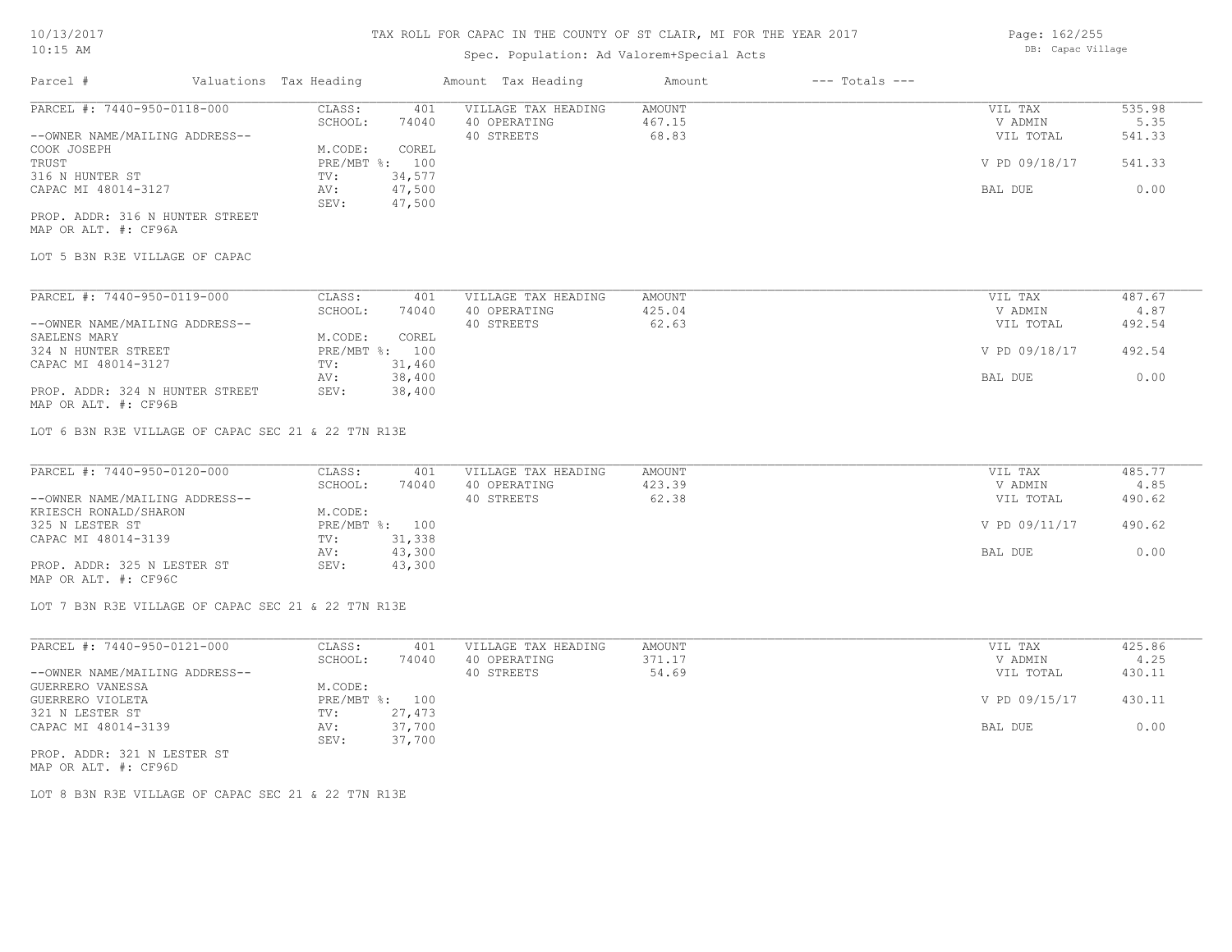# TAX ROLL FOR CAPAC IN THE COUNTY OF ST CLAIR, MI FOR THE YEAR 2017

Spec. Population: Ad Valorem+Special Acts

DB: Capac Village

| Parcel # | Valuations | Tax Heading | Amount | Tax Heading | Amount | --- Totals --- | |
|---|---|---|---|---|---|---|---|
| PARCEL #: 7440-950-0118-000 | CLASS: | 401 | VILLAGE TAX HEADING | AMOUNT | | VIL TAX | 535.98 |
| | SCHOOL: | 74040 | 40 OPERATING | 467.15 | | V ADMIN | 5.35 |
| --OWNER NAME/MAILING ADDRESS-- | | | 40 STREETS | 68.83 | | VIL TOTAL | 541.33 |
| COOK JOSEPH | M.CODE: | COREL | | | | | |
| TRUST | PRE/MBT %: | 100 | | | | V PD 09/18/17 | 541.33 |
| 316 N HUNTER ST | TV: | 34,577 | | | | | |
| CAPAC MI 48014-3127 | AV: | 47,500 | | | | BAL DUE | 0.00 |
| | SEV: | 47,500 | | | | | |
| PROP. ADDR: 316 N HUNTER STREET | | | | | | | |
| MAP OR ALT. #: CF96A | | | | | | | |

LOT 5 B3N R3E VILLAGE OF CAPAC

| Parcel # | Valuations | Tax Heading | Amount | Tax Heading | Amount | --- Totals --- | |
|---|---|---|---|---|---|---|---|
| PARCEL #: 7440-950-0119-000 | CLASS: | 401 | VILLAGE TAX HEADING | AMOUNT | | VIL TAX | 487.67 |
| | SCHOOL: | 74040 | 40 OPERATING | 425.04 | | V ADMIN | 4.87 |
| --OWNER NAME/MAILING ADDRESS-- | | | 40 STREETS | 62.63 | | VIL TOTAL | 492.54 |
| SAELENS MARY | M.CODE: | COREL | | | | | |
| 324 N HUNTER STREET | PRE/MBT %: | 100 | | | | V PD 09/18/17 | 492.54 |
| CAPAC MI 48014-3127 | TV: | 31,460 | | | | | |
| | AV: | 38,400 | | | | BAL DUE | 0.00 |
| PROP. ADDR: 324 N HUNTER STREET | SEV: | 38,400 | | | | | |
| MAP OR ALT. #: CF96B | | | | | | | |

LOT 6 B3N R3E VILLAGE OF CAPAC SEC 21 & 22 T7N R13E

| Parcel # | Valuations | Tax Heading | Amount | Tax Heading | Amount | --- Totals --- | |
|---|---|---|---|---|---|---|---|
| PARCEL #: 7440-950-0120-000 | CLASS: | 401 | VILLAGE TAX HEADING | AMOUNT | | VIL TAX | 485.77 |
| | SCHOOL: | 74040 | 40 OPERATING | 423.39 | | V ADMIN | 4.85 |
| --OWNER NAME/MAILING ADDRESS-- | | | 40 STREETS | 62.38 | | VIL TOTAL | 490.62 |
| KRIESCH RONALD/SHARON | M.CODE: | | | | | | |
| 325 N LESTER ST | PRE/MBT %: | 100 | | | | V PD 09/11/17 | 490.62 |
| CAPAC MI 48014-3139 | TV: | 31,338 | | | | | |
| | AV: | 43,300 | | | | BAL DUE | 0.00 |
| PROP. ADDR: 325 N LESTER ST | SEV: | 43,300 | | | | | |
| MAP OR ALT. #: CF96C | | | | | | | |

LOT 7 B3N R3E VILLAGE OF CAPAC SEC 21 & 22 T7N R13E

| Parcel # | Valuations | Tax Heading | Amount | Tax Heading | Amount | --- Totals --- | |
|---|---|---|---|---|---|---|---|
| PARCEL #: 7440-950-0121-000 | CLASS: | 401 | VILLAGE TAX HEADING | AMOUNT | | VIL TAX | 425.86 |
| | SCHOOL: | 74040 | 40 OPERATING | 371.17 | | V ADMIN | 4.25 |
| --OWNER NAME/MAILING ADDRESS-- | | | 40 STREETS | 54.69 | | VIL TOTAL | 430.11 |
| GUERRERO VANESSA | M.CODE: | | | | | | |
| GUERRERO VIOLETA | PRE/MBT %: | 100 | | | | V PD 09/15/17 | 430.11 |
| 321 N LESTER ST | TV: | 27,473 | | | | | |
| CAPAC MI 48014-3139 | AV: | 37,700 | | | | BAL DUE | 0.00 |
| | SEV: | 37,700 | | | | | |
| PROP. ADDR: 321 N LESTER ST | | | | | | | |
| MAP OR ALT. #: CF96D | | | | | | | |

LOT 8 B3N R3E VILLAGE OF CAPAC SEC 21 & 22 T7N R13E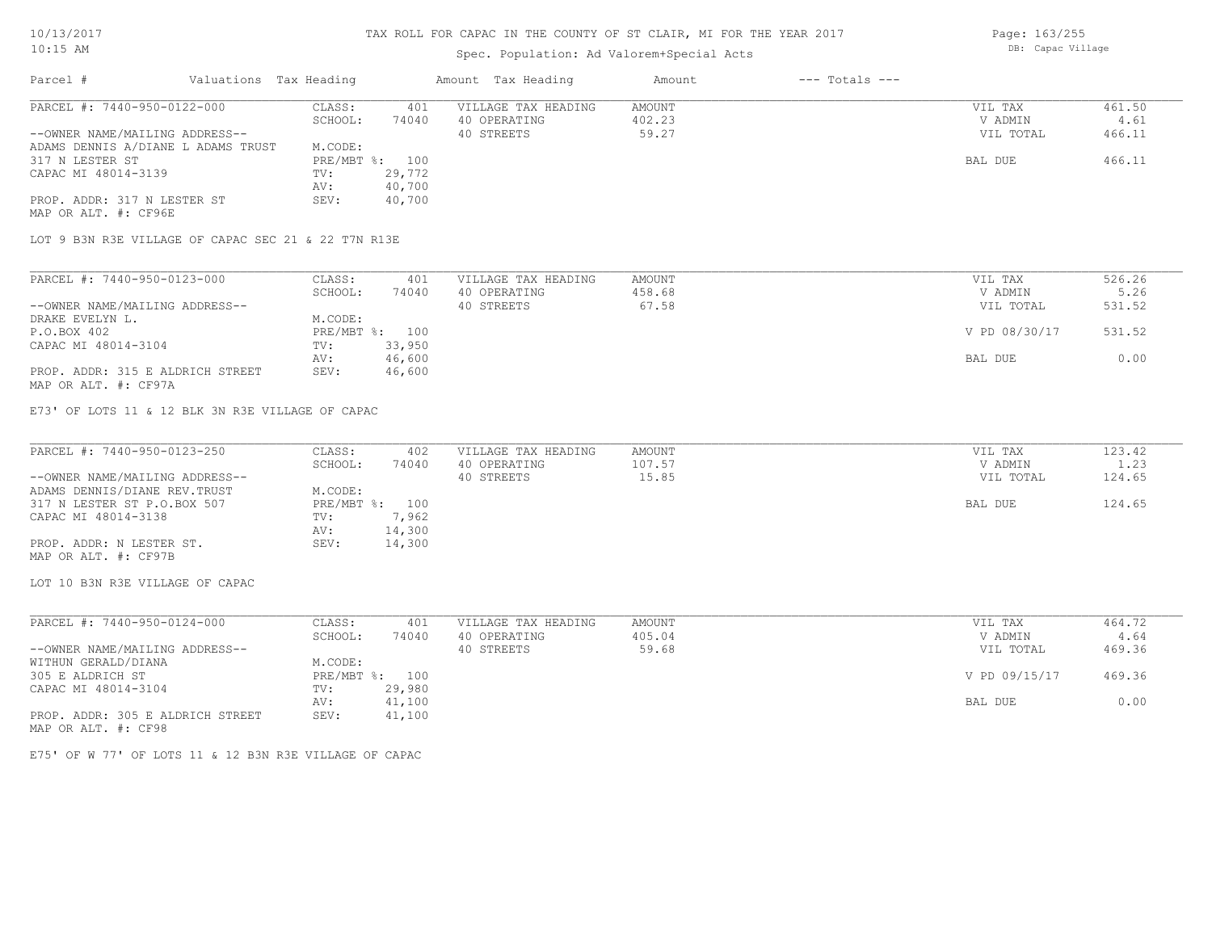# TAX ROLL FOR CAPAC IN THE COUNTY OF ST CLAIR, MI FOR THE YEAR 2017

Spec. Population: Ad Valorem+Special Acts

DB: Capac Village

10/13/2017 10:15 AM

| Parcel # | Valuations | Tax Heading | Amount | Tax Heading | Amount | --- Totals --- | |
|---|---|---|---|---|---|---|---|
| PARCEL #: 7440-950-0122-000 | CLASS: | 401 | VILLAGE TAX HEADING | AMOUNT | | VIL TAX | 461.50 |
| | SCHOOL: | 74040 | 40 OPERATING | 402.23 | | V ADMIN | 4.61 |
| --OWNER NAME/MAILING ADDRESS-- | | | 40 STREETS | 59.27 | | VIL TOTAL | 466.11 |
| ADAMS DENNIS A/DIANE L ADAMS TRUST | M.CODE: | | | | | | |
| 317 N LESTER ST | PRE/MBT %: | 100 | | | | BAL DUE | 466.11 |
| CAPAC MI 48014-3139 | TV: | 29,772 | | | | | |
| | AV: | 40,700 | | | | | |
| PROP. ADDR: 317 N LESTER ST | SEV: | 40,700 | | | | | |
| MAP OR ALT. #: CF96E | | | | | | | |

LOT 9 B3N R3E VILLAGE OF CAPAC SEC 21 & 22 T7N R13E

| Parcel # | Valuations | Tax Heading | Amount | Tax Heading | Amount | --- Totals --- | |
|---|---|---|---|---|---|---|---|
| PARCEL #: 7440-950-0123-000 | CLASS: | 401 | VILLAGE TAX HEADING | AMOUNT | | VIL TAX | 526.26 |
| | SCHOOL: | 74040 | 40 OPERATING | 458.68 | | V ADMIN | 5.26 |
| --OWNER NAME/MAILING ADDRESS-- | | | 40 STREETS | 67.58 | | VIL TOTAL | 531.52 |
| DRAKE EVELYN L. | M.CODE: | | | | | | |
| P.O.BOX 402 | PRE/MBT %: | 100 | | | | V PD 08/30/17 | 531.52 |
| CAPAC MI 48014-3104 | TV: | 33,950 | | | | | |
| | AV: | 46,600 | | | | BAL DUE | 0.00 |
| PROP. ADDR: 315 E ALDRICH STREET | SEV: | 46,600 | | | | | |
| MAP OR ALT. #: CF97A | | | | | | | |

E73' OF LOTS 11 & 12 BLK 3N R3E VILLAGE OF CAPAC

| Parcel # | Valuations | Tax Heading | Amount | Tax Heading | Amount | --- Totals --- | |
|---|---|---|---|---|---|---|---|
| PARCEL #: 7440-950-0123-250 | CLASS: | 402 | VILLAGE TAX HEADING | AMOUNT | | VIL TAX | 123.42 |
| | SCHOOL: | 74040 | 40 OPERATING | 107.57 | | V ADMIN | 1.23 |
| --OWNER NAME/MAILING ADDRESS-- | | | 40 STREETS | 15.85 | | VIL TOTAL | 124.65 |
| ADAMS DENNIS/DIANE REV.TRUST | M.CODE: | | | | | | |
| 317 N LESTER ST P.O.BOX 507 | PRE/MBT %: | 100 | | | | BAL DUE | 124.65 |
| CAPAC MI 48014-3138 | TV: | 7,962 | | | | | |
| | AV: | 14,300 | | | | | |
| PROP. ADDR: N LESTER ST. | SEV: | 14,300 | | | | | |
| MAP OR ALT. #: CF97B | | | | | | | |

LOT 10 B3N R3E VILLAGE OF CAPAC

| Parcel # | Valuations | Tax Heading | Amount | Tax Heading | Amount | --- Totals --- | |
|---|---|---|---|---|---|---|---|
| PARCEL #: 7440-950-0124-000 | CLASS: | 401 | VILLAGE TAX HEADING | AMOUNT | | VIL TAX | 464.72 |
| | SCHOOL: | 74040 | 40 OPERATING | 405.04 | | V ADMIN | 4.64 |
| --OWNER NAME/MAILING ADDRESS-- | | | 40 STREETS | 59.68 | | VIL TOTAL | 469.36 |
| WITHUN GERALD/DIANA | M.CODE: | | | | | | |
| 305 E ALDRICH ST | PRE/MBT %: | 100 | | | | V PD 09/15/17 | 469.36 |
| CAPAC MI 48014-3104 | TV: | 29,980 | | | | | |
| | AV: | 41,100 | | | | BAL DUE | 0.00 |
| PROP. ADDR: 305 E ALDRICH STREET | SEV: | 41,100 | | | | | |
| MAP OR ALT. #: CF98 | | | | | | | |

E75' OF W 77' OF LOTS 11 & 12 B3N R3E VILLAGE OF CAPAC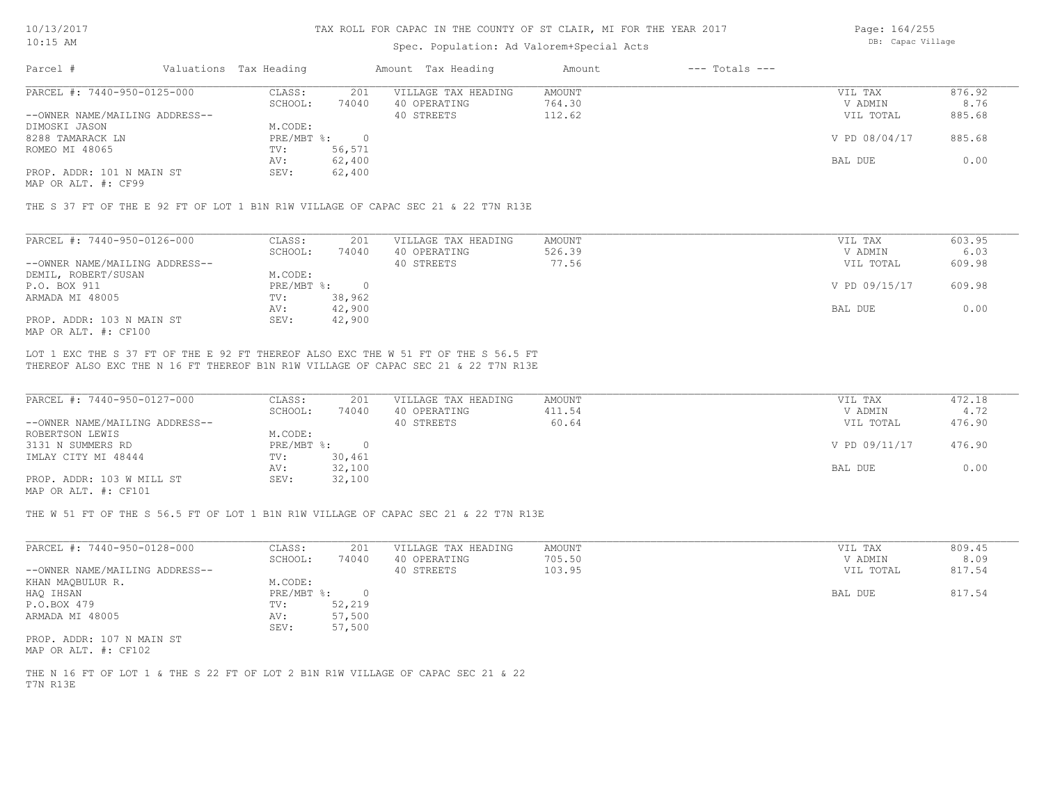# TAX ROLL FOR CAPAC IN THE COUNTY OF ST CLAIR, MI FOR THE YEAR 2017

Spec. Population: Ad Valorem+Special Acts

DB: Capac Village

10/13/2017
10:15 AM

| Parcel # | Valuations | Tax Heading | Amount | Tax Heading | Amount | --- Totals --- | |
|---|---|---|---|---|---|---|---|

---

**PARCEL #: 7440-950-0125-000**

| | | | | | |
|---|---|---|---|---|---|
| CLASS: | 201 | VILLAGE TAX HEADING | AMOUNT | VIL TAX | 876.92 |
| SCHOOL: | 74040 | 40 OPERATING | 764.30 | V ADMIN | 8.76 |
| | | 40 STREETS | 112.62 | VIL TOTAL | 885.68 |
| M.CODE: | | | | | |
| PRE/MBT %: | 0 | | | V PD 08/04/17 | 885.68 |
| TV: | 56,571 | | | | |
| AV: | 62,400 | | | BAL DUE | 0.00 |
| SEV: | 62,400 | | | | |

--OWNER NAME/MAILING ADDRESS--
DIMOSKI JASON
8288 TAMARACK LN
ROMEO MI 48065

PROP. ADDR: 101 N MAIN ST
MAP OR ALT. #: CF99

THE S 37 FT OF THE E 92 FT OF LOT 1 B1N R1W VILLAGE OF CAPAC SEC 21 & 22 T7N R13E

---

**PARCEL #: 7440-950-0126-000**

| | | | | | |
|---|---|---|---|---|---|
| CLASS: | 201 | VILLAGE TAX HEADING | AMOUNT | VIL TAX | 603.95 |
| SCHOOL: | 74040 | 40 OPERATING | 526.39 | V ADMIN | 6.03 |
| | | 40 STREETS | 77.56 | VIL TOTAL | 609.98 |
| M.CODE: | | | | | |
| PRE/MBT %: | 0 | | | V PD 09/15/17 | 609.98 |
| TV: | 38,962 | | | | |
| AV: | 42,900 | | | BAL DUE | 0.00 |
| SEV: | 42,900 | | | | |

--OWNER NAME/MAILING ADDRESS--
DEMIL, ROBERT/SUSAN
P.O. BOX 911
ARMADA MI 48005

PROP. ADDR: 103 N MAIN ST
MAP OR ALT. #: CF100

LOT 1 EXC THE S 37 FT OF THE E 92 FT THEREOF ALSO EXC THE W 51 FT OF THE S 56.5 FT THEREOF ALSO EXC THE N 16 FT THEREOF B1N R1W VILLAGE OF CAPAC SEC 21 & 22 T7N R13E

---

**PARCEL #: 7440-950-0127-000**

| | | | | | |
|---|---|---|---|---|---|
| CLASS: | 201 | VILLAGE TAX HEADING | AMOUNT | VIL TAX | 472.18 |
| SCHOOL: | 74040 | 40 OPERATING | 411.54 | V ADMIN | 4.72 |
| | | 40 STREETS | 60.64 | VIL TOTAL | 476.90 |
| M.CODE: | | | | | |
| PRE/MBT %: | 0 | | | V PD 09/11/17 | 476.90 |
| TV: | 30,461 | | | | |
| AV: | 32,100 | | | BAL DUE | 0.00 |
| SEV: | 32,100 | | | | |

--OWNER NAME/MAILING ADDRESS--
ROBERTSON LEWIS
3131 N SUMMERS RD
IMLAY CITY MI 48444

PROP. ADDR: 103 W MILL ST
MAP OR ALT. #: CF101

THE W 51 FT OF THE S 56.5 FT OF LOT 1 B1N R1W VILLAGE OF CAPAC SEC 21 & 22 T7N R13E

---

**PARCEL #: 7440-950-0128-000**

| | | | | | |
|---|---|---|---|---|---|
| CLASS: | 201 | VILLAGE TAX HEADING | AMOUNT | VIL TAX | 809.45 |
| SCHOOL: | 74040 | 40 OPERATING | 705.50 | V ADMIN | 8.09 |
| | | 40 STREETS | 103.95 | VIL TOTAL | 817.54 |
| M.CODE: | | | | | |
| PRE/MBT %: | 0 | | | BAL DUE | 817.54 |
| TV: | 52,219 | | | | |
| AV: | 57,500 | | | | |
| SEV: | 57,500 | | | | |

--OWNER NAME/MAILING ADDRESS--
KHAN MAQBULUR R.
HAQ IHSAN
P.O.BOX 479
ARMADA MI 48005

PROP. ADDR: 107 N MAIN ST
MAP OR ALT. #: CF102

THE N 16 FT OF LOT 1 & THE S 22 FT OF LOT 2 B1N R1W VILLAGE OF CAPAC SEC 21 & 22 T7N R13E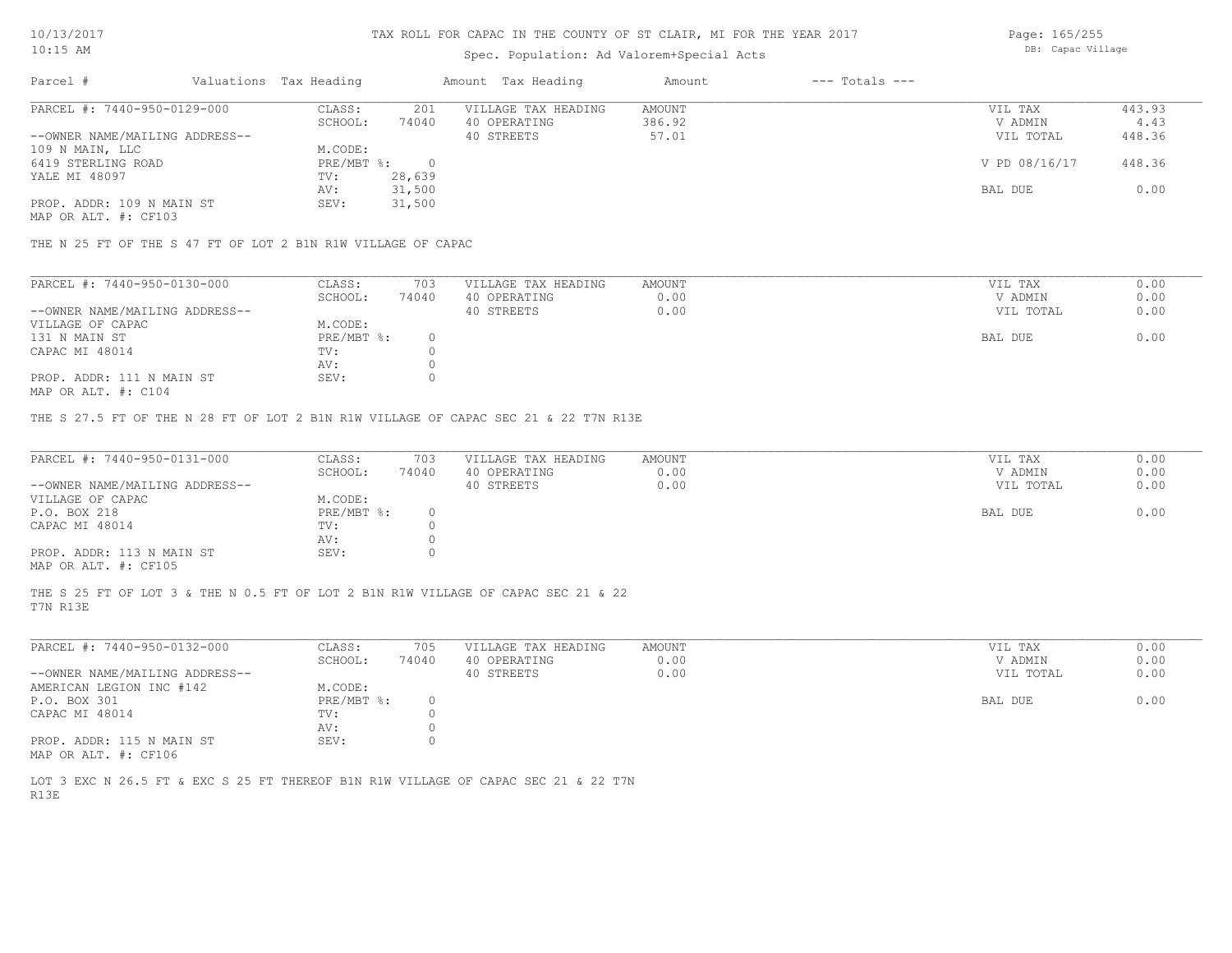TAX ROLL FOR CAPAC IN THE COUNTY OF ST CLAIR, MI FOR THE YEAR 2017

Spec. Population: Ad Valorem+Special Acts

DB: Capac Village

| Parcel # | Valuations | Tax Heading | Amount | Tax Heading | Amount | --- Totals --- | |
|---|---|---|---|---|---|---|---|

## PARCEL #: 7440-950-0129-000

| | | | | | |
|---|---|---|---|---|---|
| CLASS: | 201 | VILLAGE TAX HEADING | AMOUNT | VIL TAX | 443.93 |
| SCHOOL: | 74040 | 40 OPERATING | 386.92 | V ADMIN | 4.43 |
| | | 40 STREETS | 57.01 | VIL TOTAL | 448.36 |
| M.CODE: | | | | | |
| PRE/MBT %: | 0 | | | V PD 08/16/17 | 448.36 |
| TV: | 28,639 | | | | |
| AV: | 31,500 | | | BAL DUE | 0.00 |
| SEV: | 31,500 | | | | |

--OWNER NAME/MAILING ADDRESS--
109 N MAIN, LLC
6419 STERLING ROAD
YALE MI 48097

PROP. ADDR: 109 N MAIN ST
MAP OR ALT. #: CF103

THE N 25 FT OF THE S 47 FT OF LOT 2 B1N R1W VILLAGE OF CAPAC

## PARCEL #: 7440-950-0130-000

| | | | | | |
|---|---|---|---|---|---|
| CLASS: | 703 | VILLAGE TAX HEADING | AMOUNT | VIL TAX | 0.00 |
| SCHOOL: | 74040 | 40 OPERATING | 0.00 | V ADMIN | 0.00 |
| | | 40 STREETS | 0.00 | VIL TOTAL | 0.00 |
| M.CODE: | | | | | |
| PRE/MBT %: | 0 | | | BAL DUE | 0.00 |
| TV: | 0 | | | | |
| AV: | 0 | | | | |
| SEV: | 0 | | | | |

--OWNER NAME/MAILING ADDRESS--
VILLAGE OF CAPAC
131 N MAIN ST
CAPAC MI 48014

PROP. ADDR: 111 N MAIN ST
MAP OR ALT. #: C104

THE S 27.5 FT OF THE N 28 FT OF LOT 2 B1N R1W VILLAGE OF CAPAC SEC 21 & 22 T7N R13E

## PARCEL #: 7440-950-0131-000

| | | | | | |
|---|---|---|---|---|---|
| CLASS: | 703 | VILLAGE TAX HEADING | AMOUNT | VIL TAX | 0.00 |
| SCHOOL: | 74040 | 40 OPERATING | 0.00 | V ADMIN | 0.00 |
| | | 40 STREETS | 0.00 | VIL TOTAL | 0.00 |
| M.CODE: | | | | | |
| PRE/MBT %: | 0 | | | BAL DUE | 0.00 |
| TV: | 0 | | | | |
| AV: | 0 | | | | |
| SEV: | 0 | | | | |

--OWNER NAME/MAILING ADDRESS--
VILLAGE OF CAPAC
P.O. BOX 218
CAPAC MI 48014

PROP. ADDR: 113 N MAIN ST
MAP OR ALT. #: CF105

THE S 25 FT OF LOT 3 & THE N 0.5 FT OF LOT 2 B1N R1W VILLAGE OF CAPAC SEC 21 & 22 T7N R13E

## PARCEL #: 7440-950-0132-000

| | | | | | |
|---|---|---|---|---|---|
| CLASS: | 705 | VILLAGE TAX HEADING | AMOUNT | VIL TAX | 0.00 |
| SCHOOL: | 74040 | 40 OPERATING | 0.00 | V ADMIN | 0.00 |
| | | 40 STREETS | 0.00 | VIL TOTAL | 0.00 |
| M.CODE: | | | | | |
| PRE/MBT %: | 0 | | | BAL DUE | 0.00 |
| TV: | 0 | | | | |
| AV: | 0 | | | | |
| SEV: | 0 | | | | |

--OWNER NAME/MAILING ADDRESS--
AMERICAN LEGION INC #142
P.O. BOX 301
CAPAC MI 48014

PROP. ADDR: 115 N MAIN ST
MAP OR ALT. #: CF106

LOT 3 EXC N 26.5 FT & EXC S 25 FT THEREOF B1N R1W VILLAGE OF CAPAC SEC 21 & 22 T7N R13E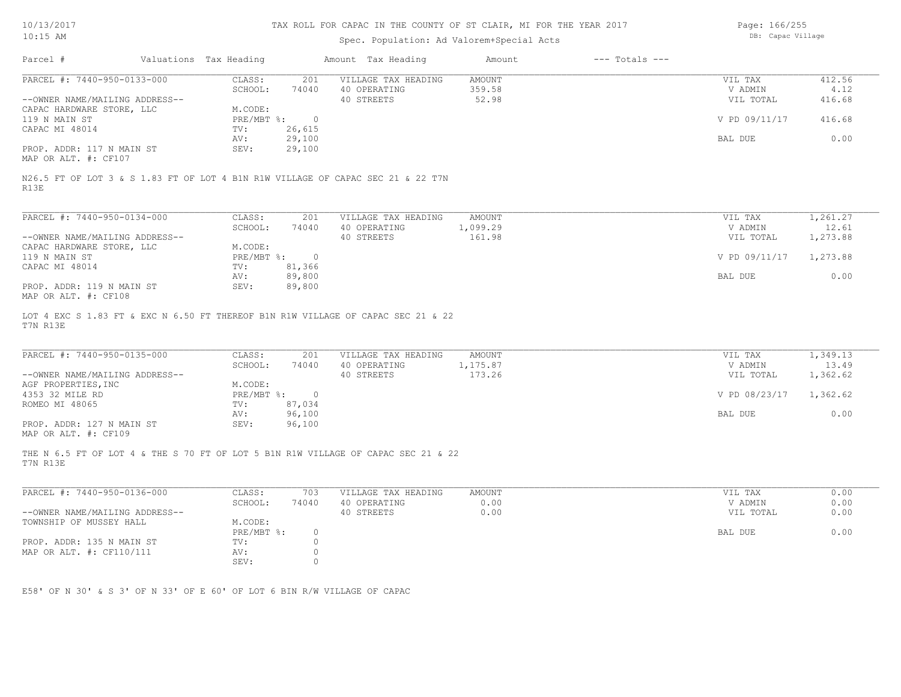# TAX ROLL FOR CAPAC IN THE COUNTY OF ST CLAIR, MI FOR THE YEAR 2017

Spec. Population: Ad Valorem+Special Acts

DB: Capac Village

| Parcel # | Valuations | Tax Heading | Amount | Tax Heading | Amount | --- Totals --- |
|---|---|---|---|---|---|---|

---

**PARCEL #: 7440-950-0133-000**

| | | | | | |
|---|---|---|---|---|---|
| CLASS: | 201 | VILLAGE TAX HEADING | AMOUNT | VIL TAX | 412.56 |
| SCHOOL: | 74040 | 40 OPERATING | 359.58 | V ADMIN | 4.12 |
| | | 40 STREETS | 52.98 | VIL TOTAL | 416.68 |
| M.CODE: | | | | | |
| PRE/MBT %: | 0 | | | V PD 09/11/17 | 416.68 |
| TV: | 26,615 | | | | |
| AV: | 29,100 | | | BAL DUE | 0.00 |
| SEV: | 29,100 | | | | |

--OWNER NAME/MAILING ADDRESS--
CAPAC HARDWARE STORE, LLC
119 N MAIN ST
CAPAC MI 48014

PROP. ADDR: 117 N MAIN ST
MAP OR ALT. #: CF107

N26.5 FT OF LOT 3 & S 1.83 FT OF LOT 4 B1N R1W VILLAGE OF CAPAC SEC 21 & 22 T7N R13E

---

**PARCEL #: 7440-950-0134-000**

| | | | | | |
|---|---|---|---|---|---|
| CLASS: | 201 | VILLAGE TAX HEADING | AMOUNT | VIL TAX | 1,261.27 |
| SCHOOL: | 74040 | 40 OPERATING | 1,099.29 | V ADMIN | 12.61 |
| | | 40 STREETS | 161.98 | VIL TOTAL | 1,273.88 |
| M.CODE: | | | | | |
| PRE/MBT %: | 0 | | | V PD 09/11/17 | 1,273.88 |
| TV: | 81,366 | | | | |
| AV: | 89,800 | | | BAL DUE | 0.00 |
| SEV: | 89,800 | | | | |

--OWNER NAME/MAILING ADDRESS--
CAPAC HARDWARE STORE, LLC
119 N MAIN ST
CAPAC MI 48014

PROP. ADDR: 119 N MAIN ST
MAP OR ALT. #: CF108

LOT 4 EXC S 1.83 FT & EXC N 6.50 FT THEREOF B1N R1W VILLAGE OF CAPAC SEC 21 & 22 T7N R13E

---

**PARCEL #: 7440-950-0135-000**

| | | | | | |
|---|---|---|---|---|---|
| CLASS: | 201 | VILLAGE TAX HEADING | AMOUNT | VIL TAX | 1,349.13 |
| SCHOOL: | 74040 | 40 OPERATING | 1,175.87 | V ADMIN | 13.49 |
| | | 40 STREETS | 173.26 | VIL TOTAL | 1,362.62 |
| M.CODE: | | | | | |
| PRE/MBT %: | 0 | | | V PD 08/23/17 | 1,362.62 |
| TV: | 87,034 | | | | |
| AV: | 96,100 | | | BAL DUE | 0.00 |
| SEV: | 96,100 | | | | |

--OWNER NAME/MAILING ADDRESS--
AGF PROPERTIES,INC
4353 32 MILE RD
ROMEO MI 48065

PROP. ADDR: 127 N MAIN ST
MAP OR ALT. #: CF109

THE N 6.5 FT OF LOT 4 & THE S 70 FT OF LOT 5 B1N R1W VILLAGE OF CAPAC SEC 21 & 22 T7N R13E

---

**PARCEL #: 7440-950-0136-000**

| | | | | | |
|---|---|---|---|---|---|
| CLASS: | 703 | VILLAGE TAX HEADING | AMOUNT | VIL TAX | 0.00 |
| SCHOOL: | 74040 | 40 OPERATING | 0.00 | V ADMIN | 0.00 |
| | | 40 STREETS | 0.00 | VIL TOTAL | 0.00 |
| M.CODE: | | | | | |
| PRE/MBT %: | 0 | | | BAL DUE | 0.00 |
| TV: | 0 | | | | |
| AV: | 0 | | | | |
| SEV: | 0 | | | | |

--OWNER NAME/MAILING ADDRESS--
TOWNSHIP OF MUSSEY HALL

PROP. ADDR: 135 N MAIN ST
MAP OR ALT. #: CF110/111

E58' OF N 30' & S 3' OF N 33' OF E 60' OF LOT 6 BIN R/W VILLAGE OF CAPAC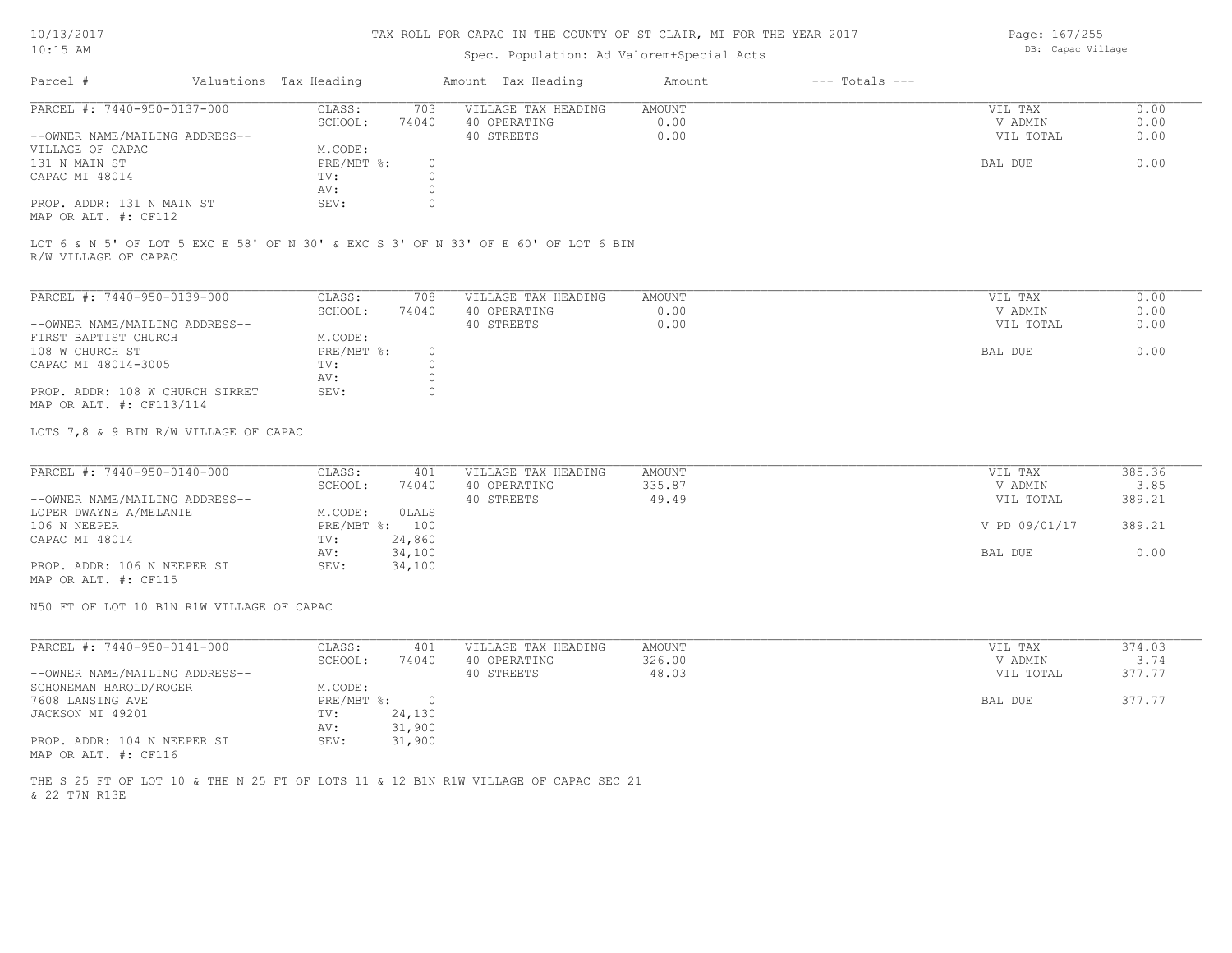# TAX ROLL FOR CAPAC IN THE COUNTY OF ST CLAIR, MI FOR THE YEAR 2017

Spec. Population: Ad Valorem+Special Acts

| Parcel # | Valuations | Tax Heading | Amount | Tax Heading | Amount | --- Totals --- | |
|---|---|---|---|---|---|---|---|
| PARCEL #: 7440-950-0137-000 | CLASS: | 703 | VILLAGE TAX HEADING | AMOUNT | | VIL TAX | 0.00 |
| | SCHOOL: | 74040 | 40 OPERATING | 0.00 | | V ADMIN | 0.00 |
| --OWNER NAME/MAILING ADDRESS-- | | | 40 STREETS | 0.00 | | VIL TOTAL | 0.00 |
| VILLAGE OF CAPAC | M.CODE: | | | | | | |
| 131 N MAIN ST | PRE/MBT %: | 0 | | | | BAL DUE | 0.00 |
| CAPAC MI 48014 | TV: | 0 | | | | | |
| | AV: | 0 | | | | | |
| PROP. ADDR: 131 N MAIN ST | SEV: | 0 | | | | | |
| MAP OR ALT. #: CF112 | | | | | | | |

LOT 6 & N 5' OF LOT 5 EXC E 58' OF N 30' & EXC S 3' OF N 33' OF E 60' OF LOT 6 BIN R/W VILLAGE OF CAPAC

| Parcel # | Valuations | Tax Heading | Amount | Tax Heading | Amount | --- Totals --- | |
|---|---|---|---|---|---|---|---|
| PARCEL #: 7440-950-0139-000 | CLASS: | 708 | VILLAGE TAX HEADING | AMOUNT | | VIL TAX | 0.00 |
| | SCHOOL: | 74040 | 40 OPERATING | 0.00 | | V ADMIN | 0.00 |
| --OWNER NAME/MAILING ADDRESS-- | | | 40 STREETS | 0.00 | | VIL TOTAL | 0.00 |
| FIRST BAPTIST CHURCH | M.CODE: | | | | | | |
| 108 W CHURCH ST | PRE/MBT %: | 0 | | | | BAL DUE | 0.00 |
| CAPAC MI 48014-3005 | TV: | 0 | | | | | |
| | AV: | 0 | | | | | |
| PROP. ADDR: 108 W CHURCH STRRET | SEV: | 0 | | | | | |
| MAP OR ALT. #: CF113/114 | | | | | | | |

LOTS 7,8 & 9 BIN R/W VILLAGE OF CAPAC

| Parcel # | Valuations | Tax Heading | Amount | Tax Heading | Amount | --- Totals --- | |
|---|---|---|---|---|---|---|---|
| PARCEL #: 7440-950-0140-000 | CLASS: | 401 | VILLAGE TAX HEADING | AMOUNT | | VIL TAX | 385.36 |
| | SCHOOL: | 74040 | 40 OPERATING | 335.87 | | V ADMIN | 3.85 |
| --OWNER NAME/MAILING ADDRESS-- | | | 40 STREETS | 49.49 | | VIL TOTAL | 389.21 |
| LOPER DWAYNE A/MELANIE | M.CODE: | 0LALS | | | | | |
| 106 N NEEPER | PRE/MBT %: | 100 | | | | V PD 09/01/17 | 389.21 |
| CAPAC MI 48014 | TV: | 24,860 | | | | | |
| | AV: | 34,100 | | | | BAL DUE | 0.00 |
| PROP. ADDR: 106 N NEEPER ST | SEV: | 34,100 | | | | | |
| MAP OR ALT. #: CF115 | | | | | | | |

N50 FT OF LOT 10 B1N R1W VILLAGE OF CAPAC

| Parcel # | Valuations | Tax Heading | Amount | Tax Heading | Amount | --- Totals --- | |
|---|---|---|---|---|---|---|---|
| PARCEL #: 7440-950-0141-000 | CLASS: | 401 | VILLAGE TAX HEADING | AMOUNT | | VIL TAX | 374.03 |
| | SCHOOL: | 74040 | 40 OPERATING | 326.00 | | V ADMIN | 3.74 |
| --OWNER NAME/MAILING ADDRESS-- | | | 40 STREETS | 48.03 | | VIL TOTAL | 377.77 |
| SCHONEMAN HAROLD/ROGER | M.CODE: | | | | | | |
| 7608 LANSING AVE | PRE/MBT %: | 0 | | | | BAL DUE | 377.77 |
| JACKSON MI 49201 | TV: | 24,130 | | | | | |
| | AV: | 31,900 | | | | | |
| PROP. ADDR: 104 N NEEPER ST | SEV: | 31,900 | | | | | |
| MAP OR ALT. #: CF116 | | | | | | | |

THE S 25 FT OF LOT 10 & THE N 25 FT OF LOTS 11 & 12 B1N R1W VILLAGE OF CAPAC SEC 21 & 22 T7N R13E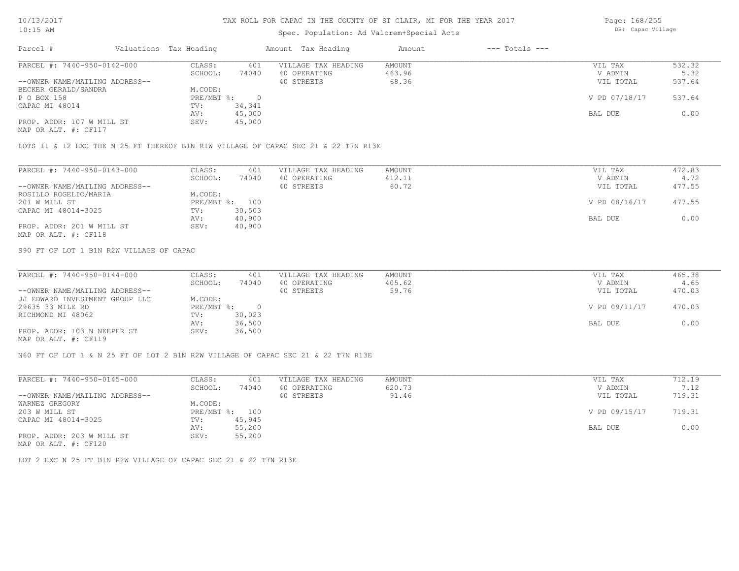TAX ROLL FOR CAPAC IN THE COUNTY OF ST CLAIR, MI FOR THE YEAR 2017

Spec. Population: Ad Valorem+Special Acts

| Parcel # | Valuations | Tax Heading | Amount | Tax Heading | Amount | --- Totals --- | |
|---|---|---|---|---|---|---|---|
| PARCEL #: 7440-950-0142-000 | CLASS: | 401 | VILLAGE TAX HEADING | AMOUNT | | VIL TAX | 532.32 |
| | SCHOOL: | 74040 | 40 OPERATING | 463.96 | | V ADMIN | 5.32 |
| --OWNER NAME/MAILING ADDRESS-- | | | 40 STREETS | 68.36 | | VIL TOTAL | 537.64 |
| BECKER GERALD/SANDRA | M.CODE: | | | | | | |
| P O BOX 158 | PRE/MBT %: | 0 | | | | V PD 07/18/17 | 537.64 |
| CAPAC MI 48014 | TV: | 34,341 | | | | | |
| | AV: | 45,000 | | | | BAL DUE | 0.00 |
| PROP. ADDR: 107 W MILL ST | SEV: | 45,000 | | | | | |
| MAP OR ALT. #: CF117 | | | | | | | |

LOTS 11 & 12 EXC THE N 25 FT THEREOF B1N R1W VILLAGE OF CAPAC SEC 21 & 22 T7N R13E

| Parcel # | Valuations | Tax Heading | Amount | Tax Heading | Amount | --- Totals --- | |
|---|---|---|---|---|---|---|---|
| PARCEL #: 7440-950-0143-000 | CLASS: | 401 | VILLAGE TAX HEADING | AMOUNT | | VIL TAX | 472.83 |
| | SCHOOL: | 74040 | 40 OPERATING | 412.11 | | V ADMIN | 4.72 |
| --OWNER NAME/MAILING ADDRESS-- | | | 40 STREETS | 60.72 | | VIL TOTAL | 477.55 |
| ROSILLO ROGELIO/MARIA | M.CODE: | | | | | | |
| 201 W MILL ST | PRE/MBT %: | 100 | | | | V PD 08/16/17 | 477.55 |
| CAPAC MI 48014-3025 | TV: | 30,503 | | | | | |
| | AV: | 40,900 | | | | BAL DUE | 0.00 |
| PROP. ADDR: 201 W MILL ST | SEV: | 40,900 | | | | | |
| MAP OR ALT. #: CF118 | | | | | | | |

S90 FT OF LOT 1 B1N R2W VILLAGE OF CAPAC

| Parcel # | Valuations | Tax Heading | Amount | Tax Heading | Amount | --- Totals --- | |
|---|---|---|---|---|---|---|---|
| PARCEL #: 7440-950-0144-000 | CLASS: | 401 | VILLAGE TAX HEADING | AMOUNT | | VIL TAX | 465.38 |
| | SCHOOL: | 74040 | 40 OPERATING | 405.62 | | V ADMIN | 4.65 |
| --OWNER NAME/MAILING ADDRESS-- | | | 40 STREETS | 59.76 | | VIL TOTAL | 470.03 |
| JJ EDWARD INVESTMENT GROUP LLC | M.CODE: | | | | | | |
| 29635 33 MILE RD | PRE/MBT %: | 0 | | | | V PD 09/11/17 | 470.03 |
| RICHMOND MI 48062 | TV: | 30,023 | | | | | |
| | AV: | 36,500 | | | | BAL DUE | 0.00 |
| PROP. ADDR: 103 N NEEPER ST | SEV: | 36,500 | | | | | |
| MAP OR ALT. #: CF119 | | | | | | | |

N60 FT OF LOT 1 & N 25 FT OF LOT 2 B1N R2W VILLAGE OF CAPAC SEC 21 & 22 T7N R13E

| Parcel # | Valuations | Tax Heading | Amount | Tax Heading | Amount | --- Totals --- | |
|---|---|---|---|---|---|---|---|
| PARCEL #: 7440-950-0145-000 | CLASS: | 401 | VILLAGE TAX HEADING | AMOUNT | | VIL TAX | 712.19 |
| | SCHOOL: | 74040 | 40 OPERATING | 620.73 | | V ADMIN | 7.12 |
| --OWNER NAME/MAILING ADDRESS-- | | | 40 STREETS | 91.46 | | VIL TOTAL | 719.31 |
| WARNEZ GREGORY | M.CODE: | | | | | | |
| 203 W MILL ST | PRE/MBT %: | 100 | | | | V PD 09/15/17 | 719.31 |
| CAPAC MI 48014-3025 | TV: | 45,945 | | | | | |
| | AV: | 55,200 | | | | BAL DUE | 0.00 |
| PROP. ADDR: 203 W MILL ST | SEV: | 55,200 | | | | | |
| MAP OR ALT. #: CF120 | | | | | | | |

LOT 2 EXC N 25 FT B1N R2W VILLAGE OF CAPAC SEC 21 & 22 T7N R13E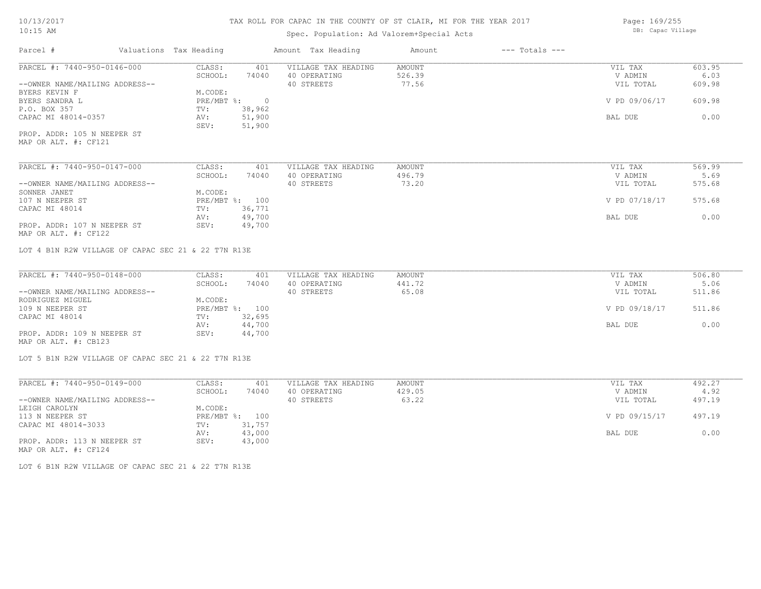# TAX ROLL FOR CAPAC IN THE COUNTY OF ST CLAIR, MI FOR THE YEAR 2017

Spec. Population: Ad Valorem+Special Acts

DB: Capac Village

| Parcel # | Valuations | Tax Heading | Amount | Tax Heading | Amount | --- Totals --- | |
|---|---|---|---|---|---|---|---|
| PARCEL #: 7440-950-0146-000 | CLASS: | 401 | VILLAGE TAX HEADING | AMOUNT | | VIL TAX | 603.95 |
| | SCHOOL: | 74040 | 40 OPERATING | 526.39 | | V ADMIN | 6.03 |
| --OWNER NAME/MAILING ADDRESS-- | | | 40 STREETS | 77.56 | | VIL TOTAL | 609.98 |
| BYERS KEVIN F | M.CODE: | | | | | | |
| BYERS SANDRA L | PRE/MBT %: | 0 | | | | V PD 09/06/17 | 609.98 |
| P.O. BOX 357 | TV: | 38,962 | | | | | |
| CAPAC MI 48014-0357 | AV: | 51,900 | | | | BAL DUE | 0.00 |
| | SEV: | 51,900 | | | | | |
| PROP. ADDR: 105 N NEEPER ST | | | | | | | |
| MAP OR ALT. #: CF121 | | | | | | | |

| Parcel # | Valuations | Tax Heading | Amount | Tax Heading | Amount | --- Totals --- | |
|---|---|---|---|---|---|---|---|
| PARCEL #: 7440-950-0147-000 | CLASS: | 401 | VILLAGE TAX HEADING | AMOUNT | | VIL TAX | 569.99 |
| | SCHOOL: | 74040 | 40 OPERATING | 496.79 | | V ADMIN | 5.69 |
| --OWNER NAME/MAILING ADDRESS-- | | | 40 STREETS | 73.20 | | VIL TOTAL | 575.68 |
| SONNER JANET | M.CODE: | | | | | | |
| 107 N NEEPER ST | PRE/MBT %: | 100 | | | | V PD 07/18/17 | 575.68 |
| CAPAC MI 48014 | TV: | 36,771 | | | | | |
| | AV: | 49,700 | | | | BAL DUE | 0.00 |
| PROP. ADDR: 107 N NEEPER ST | SEV: | 49,700 | | | | | |
| MAP OR ALT. #: CF122 | | | | | | | |

LOT 4 B1N R2W VILLAGE OF CAPAC SEC 21 & 22 T7N R13E

| Parcel # | Valuations | Tax Heading | Amount | Tax Heading | Amount | --- Totals --- | |
|---|---|---|---|---|---|---|---|
| PARCEL #: 7440-950-0148-000 | CLASS: | 401 | VILLAGE TAX HEADING | AMOUNT | | VIL TAX | 506.80 |
| | SCHOOL: | 74040 | 40 OPERATING | 441.72 | | V ADMIN | 5.06 |
| --OWNER NAME/MAILING ADDRESS-- | | | 40 STREETS | 65.08 | | VIL TOTAL | 511.86 |
| RODRIGUEZ MIGUEL | M.CODE: | | | | | | |
| 109 N NEEPER ST | PRE/MBT %: | 100 | | | | V PD 09/18/17 | 511.86 |
| CAPAC MI 48014 | TV: | 32,695 | | | | | |
| | AV: | 44,700 | | | | BAL DUE | 0.00 |
| PROP. ADDR: 109 N NEEPER ST | SEV: | 44,700 | | | | | |
| MAP OR ALT. #: CB123 | | | | | | | |

LOT 5 B1N R2W VILLAGE OF CAPAC SEC 21 & 22 T7N R13E

| Parcel # | Valuations | Tax Heading | Amount | Tax Heading | Amount | --- Totals --- | |
|---|---|---|---|---|---|---|---|
| PARCEL #: 7440-950-0149-000 | CLASS: | 401 | VILLAGE TAX HEADING | AMOUNT | | VIL TAX | 492.27 |
| | SCHOOL: | 74040 | 40 OPERATING | 429.05 | | V ADMIN | 4.92 |
| --OWNER NAME/MAILING ADDRESS-- | | | 40 STREETS | 63.22 | | VIL TOTAL | 497.19 |
| LEIGH CAROLYN | M.CODE: | | | | | | |
| 113 N NEEPER ST | PRE/MBT %: | 100 | | | | V PD 09/15/17 | 497.19 |
| CAPAC MI 48014-3033 | TV: | 31,757 | | | | | |
| | AV: | 43,000 | | | | BAL DUE | 0.00 |
| PROP. ADDR: 113 N NEEPER ST | SEV: | 43,000 | | | | | |
| MAP OR ALT. #: CF124 | | | | | | | |

LOT 6 B1N R2W VILLAGE OF CAPAC SEC 21 & 22 T7N R13E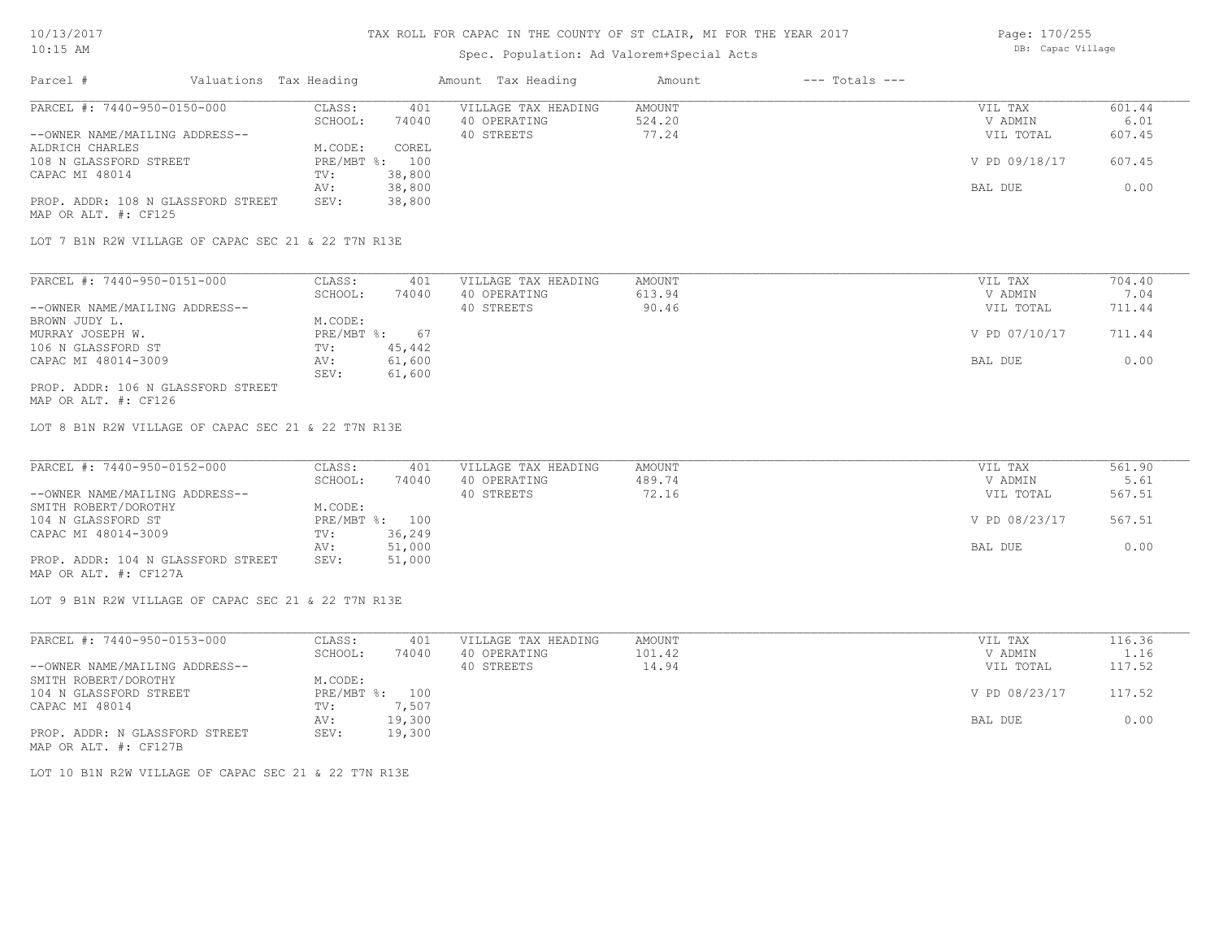# TAX ROLL FOR CAPAC IN THE COUNTY OF ST CLAIR, MI FOR THE YEAR 2017

## Spec. Population: Ad Valorem+Special Acts

| Parcel # | Valuations | Tax Heading | Amount | Tax Heading | Amount | --- Totals --- | |
|---|---|---|---|---|---|---|---|
| PARCEL #: 7440-950-0150-000 | CLASS: | 401 | VILLAGE TAX HEADING | AMOUNT | | VIL TAX | 601.44 |
| | SCHOOL: | 74040 | 40 OPERATING | 524.20 | | V ADMIN | 6.01 |
| --OWNER NAME/MAILING ADDRESS-- | | | 40 STREETS | 77.24 | | VIL TOTAL | 607.45 |
| ALDRICH CHARLES | M.CODE: | COREL | | | | | |
| 108 N GLASSFORD STREET | PRE/MBT %: | 100 | | | | V PD 09/18/17 | 607.45 |
| CAPAC MI 48014 | TV: | 38,800 | | | | | |
| | AV: | 38,800 | | | | BAL DUE | 0.00 |
| PROP. ADDR: 108 N GLASSFORD STREET | SEV: | 38,800 | | | | | |
| MAP OR ALT. #: CF125 | | | | | | | |

LOT 7 B1N R2W VILLAGE OF CAPAC SEC 21 & 22 T7N R13E

| Parcel # | Valuations | Tax Heading | Amount | Tax Heading | Amount | --- Totals --- | |
|---|---|---|---|---|---|---|---|
| PARCEL #: 7440-950-0151-000 | CLASS: | 401 | VILLAGE TAX HEADING | AMOUNT | | VIL TAX | 704.40 |
| | SCHOOL: | 74040 | 40 OPERATING | 613.94 | | V ADMIN | 7.04 |
| --OWNER NAME/MAILING ADDRESS-- | | | 40 STREETS | 90.46 | | VIL TOTAL | 711.44 |
| BROWN JUDY L. | M.CODE: | | | | | | |
| MURRAY JOSEPH W. | PRE/MBT %: | 67 | | | | V PD 07/10/17 | 711.44 |
| 106 N GLASSFORD ST | TV: | 45,442 | | | | | |
| CAPAC MI 48014-3009 | AV: | 61,600 | | | | BAL DUE | 0.00 |
| | SEV: | 61,600 | | | | | |
| PROP. ADDR: 106 N GLASSFORD STREET | | | | | | | |
| MAP OR ALT. #: CF126 | | | | | | | |

LOT 8 B1N R2W VILLAGE OF CAPAC SEC 21 & 22 T7N R13E

| Parcel # | Valuations | Tax Heading | Amount | Tax Heading | Amount | --- Totals --- | |
|---|---|---|---|---|---|---|---|
| PARCEL #: 7440-950-0152-000 | CLASS: | 401 | VILLAGE TAX HEADING | AMOUNT | | VIL TAX | 561.90 |
| | SCHOOL: | 74040 | 40 OPERATING | 489.74 | | V ADMIN | 5.61 |
| --OWNER NAME/MAILING ADDRESS-- | | | 40 STREETS | 72.16 | | VIL TOTAL | 567.51 |
| SMITH ROBERT/DOROTHY | M.CODE: | | | | | | |
| 104 N GLASSFORD ST | PRE/MBT %: | 100 | | | | V PD 08/23/17 | 567.51 |
| CAPAC MI 48014-3009 | TV: | 36,249 | | | | | |
| | AV: | 51,000 | | | | BAL DUE | 0.00 |
| PROP. ADDR: 104 N GLASSFORD STREET | SEV: | 51,000 | | | | | |
| MAP OR ALT. #: CF127A | | | | | | | |

LOT 9 B1N R2W VILLAGE OF CAPAC SEC 21 & 22 T7N R13E

| Parcel # | Valuations | Tax Heading | Amount | Tax Heading | Amount | --- Totals --- | |
|---|---|---|---|---|---|---|---|
| PARCEL #: 7440-950-0153-000 | CLASS: | 401 | VILLAGE TAX HEADING | AMOUNT | | VIL TAX | 116.36 |
| | SCHOOL: | 74040 | 40 OPERATING | 101.42 | | V ADMIN | 1.16 |
| --OWNER NAME/MAILING ADDRESS-- | | | 40 STREETS | 14.94 | | VIL TOTAL | 117.52 |
| SMITH ROBERT/DOROTHY | M.CODE: | | | | | | |
| 104 N GLASSFORD STREET | PRE/MBT %: | 100 | | | | V PD 08/23/17 | 117.52 |
| CAPAC MI 48014 | TV: | 7,507 | | | | | |
| | AV: | 19,300 | | | | BAL DUE | 0.00 |
| PROP. ADDR: N GLASSFORD STREET | SEV: | 19,300 | | | | | |
| MAP OR ALT. #: CF127B | | | | | | | |

LOT 10 B1N R2W VILLAGE OF CAPAC SEC 21 & 22 T7N R13E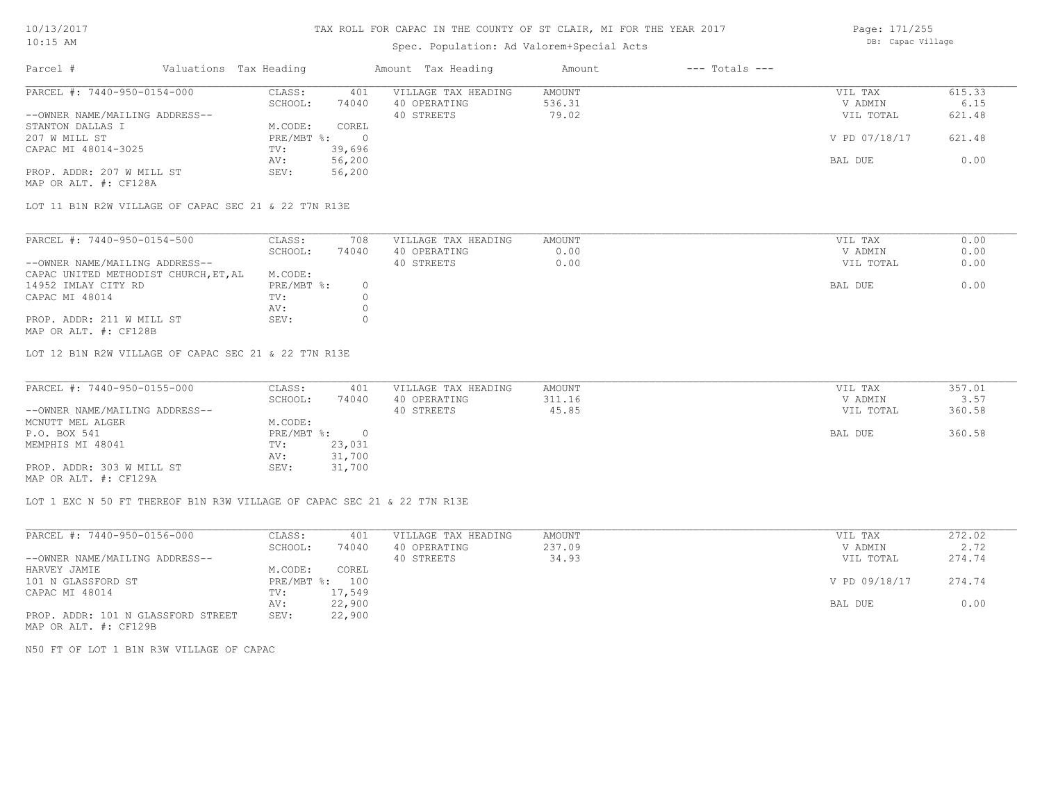# TAX ROLL FOR CAPAC IN THE COUNTY OF ST CLAIR, MI FOR THE YEAR 2017

Spec. Population: Ad Valorem+Special Acts

| Parcel # | Valuations | Tax Heading | Amount | Tax Heading | Amount | --- Totals --- | |
|---|---|---|---|---|---|---|---|

---

**PARCEL #: 7440-950-0154-000**

| | | | | | |
|---|---|---|---|---|---|
| CLASS: | 401 | VILLAGE TAX HEADING | AMOUNT | VIL TAX | 615.33 |
| SCHOOL: | 74040 | 40 OPERATING | 536.31 | V ADMIN | 6.15 |
| | | 40 STREETS | 79.02 | VIL TOTAL | 621.48 |
| M.CODE: | COREL | | | | |
| PRE/MBT %: | 0 | | | V PD 07/18/17 | 621.48 |
| TV: | 39,696 | | | | |
| AV: | 56,200 | | | BAL DUE | 0.00 |
| SEV: | 56,200 | | | | |

--OWNER NAME/MAILING ADDRESS--
STANTON DALLAS I
207 W MILL ST
CAPAC MI 48014-3025

PROP. ADDR: 207 W MILL ST
MAP OR ALT. #: CF128A

LOT 11 B1N R2W VILLAGE OF CAPAC SEC 21 & 22 T7N R13E

---

**PARCEL #: 7440-950-0154-500**

| | | | | | |
|---|---|---|---|---|---|
| CLASS: | 708 | VILLAGE TAX HEADING | AMOUNT | VIL TAX | 0.00 |
| SCHOOL: | 74040 | 40 OPERATING | 0.00 | V ADMIN | 0.00 |
| | | 40 STREETS | 0.00 | VIL TOTAL | 0.00 |
| M.CODE: | | | | | |
| PRE/MBT %: | 0 | | | BAL DUE | 0.00 |
| TV: | 0 | | | | |
| AV: | 0 | | | | |
| SEV: | 0 | | | | |

--OWNER NAME/MAILING ADDRESS--
CAPAC UNITED METHODIST CHURCH,ET,AL
14952 IMLAY CITY RD
CAPAC MI 48014

PROP. ADDR: 211 W MILL ST
MAP OR ALT. #: CF128B

LOT 12 B1N R2W VILLAGE OF CAPAC SEC 21 & 22 T7N R13E

---

**PARCEL #: 7440-950-0155-000**

| | | | | | |
|---|---|---|---|---|---|
| CLASS: | 401 | VILLAGE TAX HEADING | AMOUNT | VIL TAX | 357.01 |
| SCHOOL: | 74040 | 40 OPERATING | 311.16 | V ADMIN | 3.57 |
| | | 40 STREETS | 45.85 | VIL TOTAL | 360.58 |
| M.CODE: | | | | | |
| PRE/MBT %: | 0 | | | BAL DUE | 360.58 |
| TV: | 23,031 | | | | |
| AV: | 31,700 | | | | |
| SEV: | 31,700 | | | | |

--OWNER NAME/MAILING ADDRESS--
MCNUTT MEL ALGER
P.O. BOX 541
MEMPHIS MI 48041

PROP. ADDR: 303 W MILL ST
MAP OR ALT. #: CF129A

LOT 1 EXC N 50 FT THEREOF B1N R3W VILLAGE OF CAPAC SEC 21 & 22 T7N R13E

---

**PARCEL #: 7440-950-0156-000**

| | | | | | |
|---|---|---|---|---|---|
| CLASS: | 401 | VILLAGE TAX HEADING | AMOUNT | VIL TAX | 272.02 |
| SCHOOL: | 74040 | 40 OPERATING | 237.09 | V ADMIN | 2.72 |
| | | 40 STREETS | 34.93 | VIL TOTAL | 274.74 |
| M.CODE: | COREL | | | | |
| PRE/MBT %: | 100 | | | V PD 09/18/17 | 274.74 |
| TV: | 17,549 | | | | |
| AV: | 22,900 | | | BAL DUE | 0.00 |
| SEV: | 22,900 | | | | |

--OWNER NAME/MAILING ADDRESS--
HARVEY JAMIE
101 N GLASSFORD ST
CAPAC MI 48014

PROP. ADDR: 101 N GLASSFORD STREET
MAP OR ALT. #: CF129B

N50 FT OF LOT 1 B1N R3W VILLAGE OF CAPAC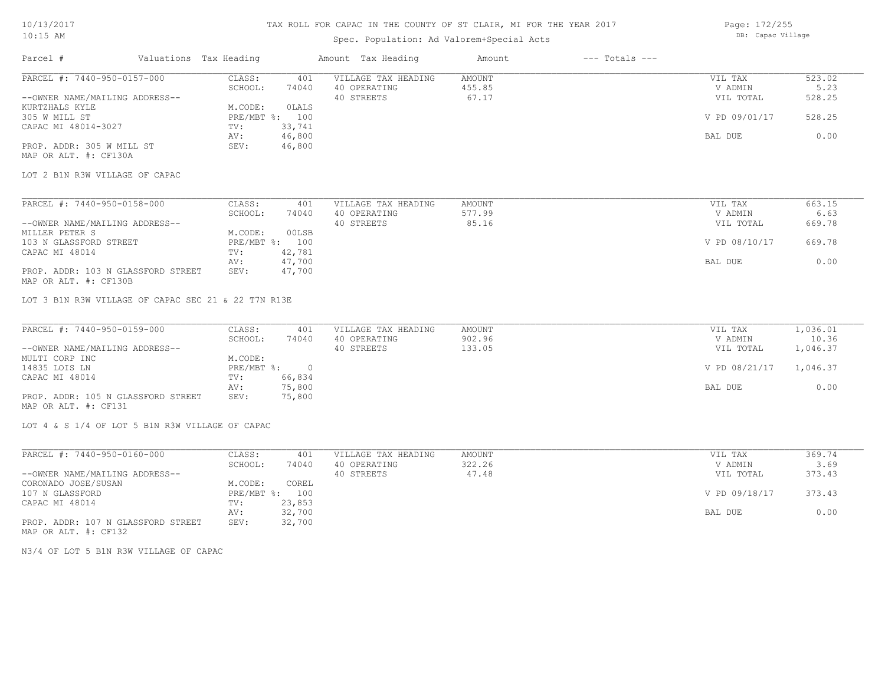# TAX ROLL FOR CAPAC IN THE COUNTY OF ST CLAIR, MI FOR THE YEAR 2017

Spec. Population: Ad Valorem+Special Acts

| Parcel # | Valuations | Tax Heading | Amount | Tax Heading | Amount | --- Totals --- | |
|---|---|---|---|---|---|---|---|
| PARCEL #: 7440-950-0157-000 | CLASS: | 401 | VILLAGE TAX HEADING | AMOUNT | | VIL TAX | 523.02 |
| | SCHOOL: | 74040 | 40 OPERATING | 455.85 | | V ADMIN | 5.23 |
| --OWNER NAME/MAILING ADDRESS-- | | | 40 STREETS | 67.17 | | VIL TOTAL | 528.25 |
| KURTZHALS KYLE | M.CODE: | 0LALS | | | | | |
| 305 W MILL ST | PRE/MBT %: | 100 | | | | V PD 09/01/17 | 528.25 |
| CAPAC MI 48014-3027 | TV: | 33,741 | | | | | |
| | AV: | 46,800 | | | | BAL DUE | 0.00 |
| PROP. ADDR: 305 W MILL ST | SEV: | 46,800 | | | | | |
| MAP OR ALT. #: CF130A | | | | | | | |

LOT 2 B1N R3W VILLAGE OF CAPAC

| Parcel # | Valuations | Tax Heading | Amount | Tax Heading | Amount | --- Totals --- | |
|---|---|---|---|---|---|---|---|
| PARCEL #: 7440-950-0158-000 | CLASS: | 401 | VILLAGE TAX HEADING | AMOUNT | | VIL TAX | 663.15 |
| | SCHOOL: | 74040 | 40 OPERATING | 577.99 | | V ADMIN | 6.63 |
| --OWNER NAME/MAILING ADDRESS-- | | | 40 STREETS | 85.16 | | VIL TOTAL | 669.78 |
| MILLER PETER S | M.CODE: | 00LSB | | | | | |
| 103 N GLASSFORD STREET | PRE/MBT %: | 100 | | | | V PD 08/10/17 | 669.78 |
| CAPAC MI 48014 | TV: | 42,781 | | | | | |
| | AV: | 47,700 | | | | BAL DUE | 0.00 |
| PROP. ADDR: 103 N GLASSFORD STREET | SEV: | 47,700 | | | | | |
| MAP OR ALT. #: CF130B | | | | | | | |

LOT 3 B1N R3W VILLAGE OF CAPAC SEC 21 & 22 T7N R13E

| Parcel # | Valuations | Tax Heading | Amount | Tax Heading | Amount | --- Totals --- | |
|---|---|---|---|---|---|---|---|
| PARCEL #: 7440-950-0159-000 | CLASS: | 401 | VILLAGE TAX HEADING | AMOUNT | | VIL TAX | 1,036.01 |
| | SCHOOL: | 74040 | 40 OPERATING | 902.96 | | V ADMIN | 10.36 |
| --OWNER NAME/MAILING ADDRESS-- | | | 40 STREETS | 133.05 | | VIL TOTAL | 1,046.37 |
| MULTI CORP INC | M.CODE: | | | | | | |
| 14835 LOIS LN | PRE/MBT %: | 0 | | | | V PD 08/21/17 | 1,046.37 |
| CAPAC MI 48014 | TV: | 66,834 | | | | | |
| | AV: | 75,800 | | | | BAL DUE | 0.00 |
| PROP. ADDR: 105 N GLASSFORD STREET | SEV: | 75,800 | | | | | |
| MAP OR ALT. #: CF131 | | | | | | | |

LOT 4 & S 1/4 OF LOT 5 B1N R3W VILLAGE OF CAPAC

| Parcel # | Valuations | Tax Heading | Amount | Tax Heading | Amount | --- Totals --- | |
|---|---|---|---|---|---|---|---|
| PARCEL #: 7440-950-0160-000 | CLASS: | 401 | VILLAGE TAX HEADING | AMOUNT | | VIL TAX | 369.74 |
| | SCHOOL: | 74040 | 40 OPERATING | 322.26 | | V ADMIN | 3.69 |
| --OWNER NAME/MAILING ADDRESS-- | | | 40 STREETS | 47.48 | | VIL TOTAL | 373.43 |
| CORONADO JOSE/SUSAN | M.CODE: | COREL | | | | | |
| 107 N GLASSFORD | PRE/MBT %: | 100 | | | | V PD 09/18/17 | 373.43 |
| CAPAC MI 48014 | TV: | 23,853 | | | | | |
| | AV: | 32,700 | | | | BAL DUE | 0.00 |
| PROP. ADDR: 107 N GLASSFORD STREET | SEV: | 32,700 | | | | | |
| MAP OR ALT. #: CF132 | | | | | | | |

N3/4 OF LOT 5 B1N R3W VILLAGE OF CAPAC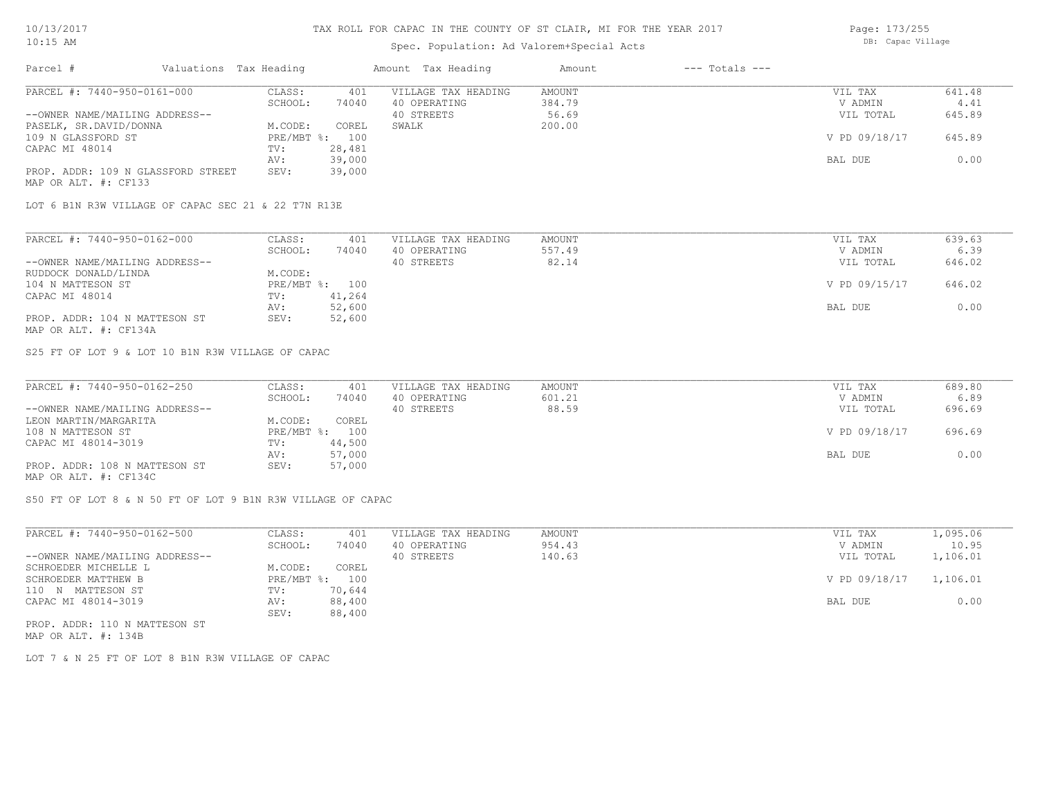TAX ROLL FOR CAPAC IN THE COUNTY OF ST CLAIR, MI FOR THE YEAR 2017

Spec. Population: Ad Valorem+Special Acts

| Parcel # | Valuations | Tax Heading | Amount | Tax Heading | Amount | --- Totals --- | |
|---|---|---|---|---|---|---|---|
| PARCEL #: 7440-950-0161-000 | CLASS: | 401 | VILLAGE TAX HEADING | AMOUNT | | VIL TAX | 641.48 |
| | SCHOOL: | 74040 | 40 OPERATING | 384.79 | | V ADMIN | 4.41 |
| --OWNER NAME/MAILING ADDRESS-- | | | 40 STREETS | 56.69 | | VIL TOTAL | 645.89 |
| PASELK, SR.DAVID/DONNA | M.CODE: | COREL | SWALK | 200.00 | | | |
| 109 N GLASSFORD ST | PRE/MBT %: | 100 | | | | V PD 09/18/17 | 645.89 |
| CAPAC MI 48014 | TV: | 28,481 | | | | | |
| | AV: | 39,000 | | | | BAL DUE | 0.00 |
| PROP. ADDR: 109 N GLASSFORD STREET | SEV: | 39,000 | | | | | |
| MAP OR ALT. #: CF133 | | | | | | | |

LOT 6 B1N R3W VILLAGE OF CAPAC SEC 21 & 22 T7N R13E

| Parcel # | Valuations | Tax Heading | Amount | Tax Heading | Amount | --- Totals --- | |
|---|---|---|---|---|---|---|---|
| PARCEL #: 7440-950-0162-000 | CLASS: | 401 | VILLAGE TAX HEADING | AMOUNT | | VIL TAX | 639.63 |
| | SCHOOL: | 74040 | 40 OPERATING | 557.49 | | V ADMIN | 6.39 |
| --OWNER NAME/MAILING ADDRESS-- | | | 40 STREETS | 82.14 | | VIL TOTAL | 646.02 |
| RUDDOCK DONALD/LINDA | M.CODE: | | | | | | |
| 104 N MATTESON ST | PRE/MBT %: | 100 | | | | V PD 09/15/17 | 646.02 |
| CAPAC MI 48014 | TV: | 41,264 | | | | | |
| | AV: | 52,600 | | | | BAL DUE | 0.00 |
| PROP. ADDR: 104 N MATTESON ST | SEV: | 52,600 | | | | | |
| MAP OR ALT. #: CF134A | | | | | | | |

S25 FT OF LOT 9 & LOT 10 B1N R3W VILLAGE OF CAPAC

| Parcel # | Valuations | Tax Heading | Amount | Tax Heading | Amount | --- Totals --- | |
|---|---|---|---|---|---|---|---|
| PARCEL #: 7440-950-0162-250 | CLASS: | 401 | VILLAGE TAX HEADING | AMOUNT | | VIL TAX | 689.80 |
| | SCHOOL: | 74040 | 40 OPERATING | 601.21 | | V ADMIN | 6.89 |
| --OWNER NAME/MAILING ADDRESS-- | | | 40 STREETS | 88.59 | | VIL TOTAL | 696.69 |
| LEON MARTIN/MARGARITA | M.CODE: | COREL | | | | | |
| 108 N MATTESON ST | PRE/MBT %: | 100 | | | | V PD 09/18/17 | 696.69 |
| CAPAC MI 48014-3019 | TV: | 44,500 | | | | | |
| | AV: | 57,000 | | | | BAL DUE | 0.00 |
| PROP. ADDR: 108 N MATTESON ST | SEV: | 57,000 | | | | | |
| MAP OR ALT. #: CF134C | | | | | | | |

S50 FT OF LOT 8 & N 50 FT OF LOT 9 B1N R3W VILLAGE OF CAPAC

| Parcel # | Valuations | Tax Heading | Amount | Tax Heading | Amount | --- Totals --- | |
|---|---|---|---|---|---|---|---|
| PARCEL #: 7440-950-0162-500 | CLASS: | 401 | VILLAGE TAX HEADING | AMOUNT | | VIL TAX | 1,095.06 |
| | SCHOOL: | 74040 | 40 OPERATING | 954.43 | | V ADMIN | 10.95 |
| --OWNER NAME/MAILING ADDRESS-- | | | 40 STREETS | 140.63 | | VIL TOTAL | 1,106.01 |
| SCHROEDER MICHELLE L | M.CODE: | COREL | | | | | |
| SCHROEDER MATTHEW B | PRE/MBT %: | 100 | | | | V PD 09/18/17 | 1,106.01 |
| 110 N MATTESON ST | TV: | 70,644 | | | | | |
| CAPAC MI 48014-3019 | AV: | 88,400 | | | | BAL DUE | 0.00 |
| | SEV: | 88,400 | | | | | |
| PROP. ADDR: 110 N MATTESON ST | | | | | | | |
| MAP OR ALT. #: 134B | | | | | | | |

LOT 7 & N 25 FT OF LOT 8 B1N R3W VILLAGE OF CAPAC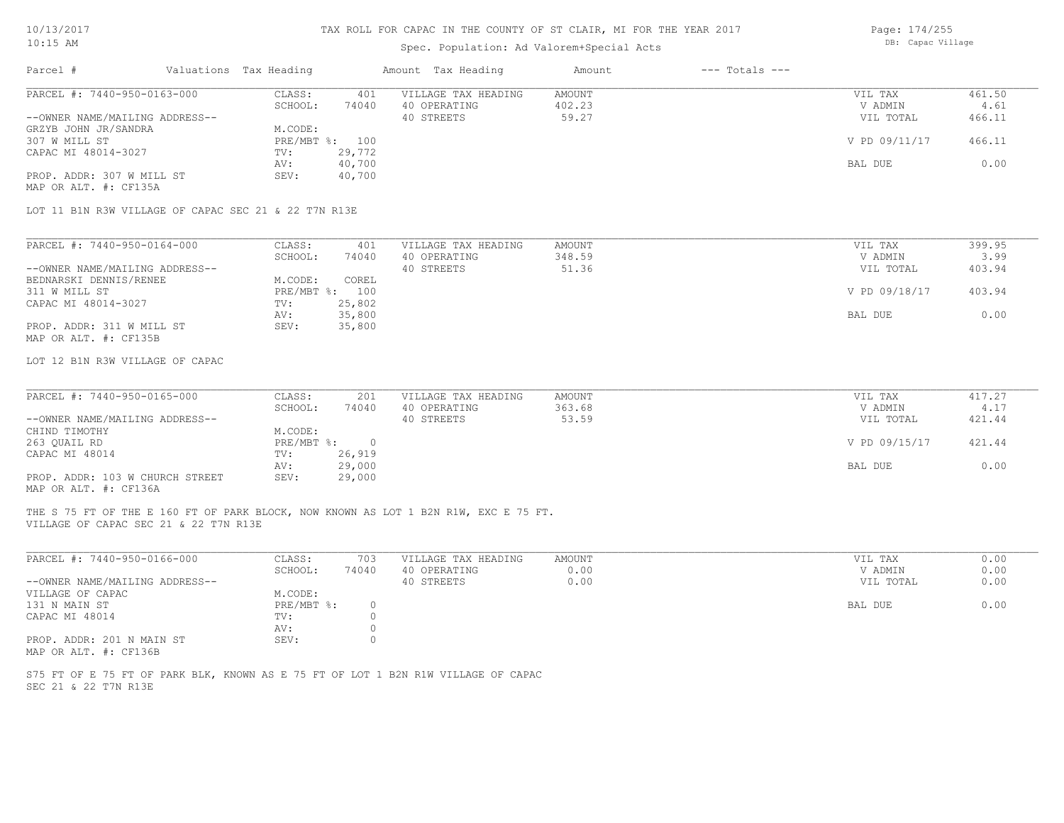# TAX ROLL FOR CAPAC IN THE COUNTY OF ST CLAIR, MI FOR THE YEAR 2017

Spec. Population: Ad Valorem+Special Acts

| Parcel # | Valuations | Tax Heading | Amount | Tax Heading | Amount | --- Totals --- | |
|---|---|---|---|---|---|---|---|
| PARCEL #: 7440-950-0163-000 | CLASS: | 401 | VILLAGE TAX HEADING | AMOUNT | | VIL TAX | 461.50 |
| | SCHOOL: | 74040 | 40 OPERATING | 402.23 | | V ADMIN | 4.61 |
| --OWNER NAME/MAILING ADDRESS-- | | | 40 STREETS | 59.27 | | VIL TOTAL | 466.11 |
| GRZYB JOHN JR/SANDRA | M.CODE: | | | | | | |
| 307 W MILL ST | PRE/MBT %: | 100 | | | | V PD 09/11/17 | 466.11 |
| CAPAC MI 48014-3027 | TV: | 29,772 | | | | | |
| | AV: | 40,700 | | | | BAL DUE | 0.00 |
| PROP. ADDR: 307 W MILL ST | SEV: | 40,700 | | | | | |
| MAP OR ALT. #: CF135A | | | | | | | |

LOT 11 B1N R3W VILLAGE OF CAPAC SEC 21 & 22 T7N R13E

| Parcel # | Valuations | Tax Heading | Amount | Tax Heading | Amount | --- Totals --- | |
|---|---|---|---|---|---|---|---|
| PARCEL #: 7440-950-0164-000 | CLASS: | 401 | VILLAGE TAX HEADING | AMOUNT | | VIL TAX | 399.95 |
| | SCHOOL: | 74040 | 40 OPERATING | 348.59 | | V ADMIN | 3.99 |
| --OWNER NAME/MAILING ADDRESS-- | | | 40 STREETS | 51.36 | | VIL TOTAL | 403.94 |
| BEDNARSKI DENNIS/RENEE | M.CODE: | COREL | | | | | |
| 311 W MILL ST | PRE/MBT %: | 100 | | | | V PD 09/18/17 | 403.94 |
| CAPAC MI 48014-3027 | TV: | 25,802 | | | | | |
| | AV: | 35,800 | | | | BAL DUE | 0.00 |
| PROP. ADDR: 311 W MILL ST | SEV: | 35,800 | | | | | |
| MAP OR ALT. #: CF135B | | | | | | | |

LOT 12 B1N R3W VILLAGE OF CAPAC

| Parcel # | Valuations | Tax Heading | Amount | Tax Heading | Amount | --- Totals --- | |
|---|---|---|---|---|---|---|---|
| PARCEL #: 7440-950-0165-000 | CLASS: | 201 | VILLAGE TAX HEADING | AMOUNT | | VIL TAX | 417.27 |
| | SCHOOL: | 74040 | 40 OPERATING | 363.68 | | V ADMIN | 4.17 |
| --OWNER NAME/MAILING ADDRESS-- | | | 40 STREETS | 53.59 | | VIL TOTAL | 421.44 |
| CHIND TIMOTHY | M.CODE: | | | | | | |
| 263 QUAIL RD | PRE/MBT %: | 0 | | | | V PD 09/15/17 | 421.44 |
| CAPAC MI 48014 | TV: | 26,919 | | | | | |
| | AV: | 29,000 | | | | BAL DUE | 0.00 |
| PROP. ADDR: 103 W CHURCH STREET | SEV: | 29,000 | | | | | |
| MAP OR ALT. #: CF136A | | | | | | | |

THE S 75 FT OF THE E 160 FT OF PARK BLOCK, NOW KNOWN AS LOT 1 B2N R1W, EXC E 75 FT.
VILLAGE OF CAPAC SEC 21 & 22 T7N R13E

| Parcel # | Valuations | Tax Heading | Amount | Tax Heading | Amount | --- Totals --- | |
|---|---|---|---|---|---|---|---|
| PARCEL #: 7440-950-0166-000 | CLASS: | 703 | VILLAGE TAX HEADING | AMOUNT | | VIL TAX | 0.00 |
| | SCHOOL: | 74040 | 40 OPERATING | 0.00 | | V ADMIN | 0.00 |
| --OWNER NAME/MAILING ADDRESS-- | | | 40 STREETS | 0.00 | | VIL TOTAL | 0.00 |
| VILLAGE OF CAPAC | M.CODE: | | | | | | |
| 131 N MAIN ST | PRE/MBT %: | 0 | | | | BAL DUE | 0.00 |
| CAPAC MI 48014 | TV: | 0 | | | | | |
| | AV: | 0 | | | | | |
| PROP. ADDR: 201 N MAIN ST | SEV: | 0 | | | | | |
| MAP OR ALT. #: CF136B | | | | | | | |

S75 FT OF E 75 FT OF PARK BLK, KNOWN AS E 75 FT OF LOT 1 B2N R1W VILLAGE OF CAPAC
SEC 21 & 22 T7N R13E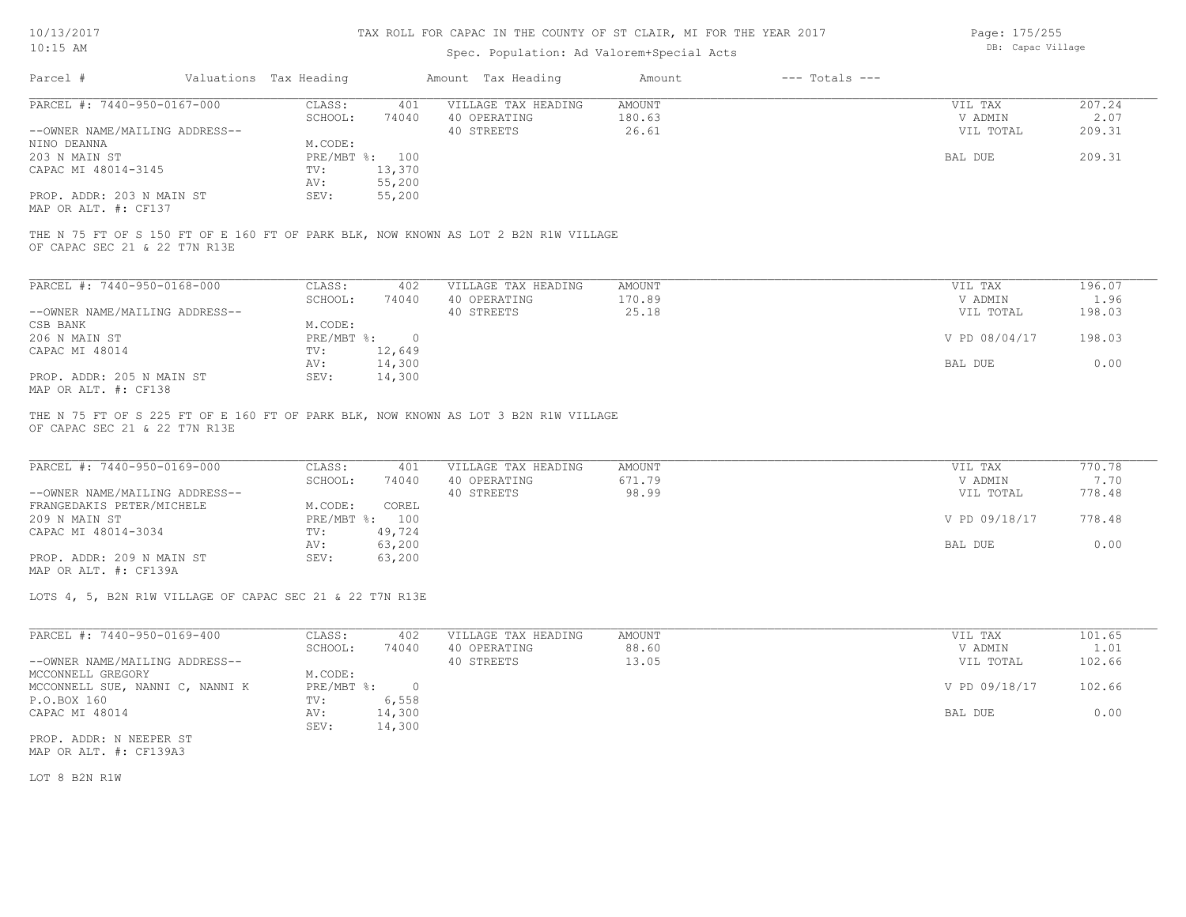TAX ROLL FOR CAPAC IN THE COUNTY OF ST CLAIR, MI FOR THE YEAR 2017

Spec. Population: Ad Valorem+Special Acts

DB: Capac Village

| Parcel # | Valuations | Tax Heading | Amount | Tax Heading | Amount | --- Totals --- | |
|---|---|---|---|---|---|---|---|
| PARCEL #: 7440-950-0167-000 | CLASS: | 401 | VILLAGE TAX HEADING | AMOUNT | | VIL TAX | 207.24 |
| | SCHOOL: | 74040 | 40 OPERATING | 180.63 | | V ADMIN | 2.07 |
| --OWNER NAME/MAILING ADDRESS-- | | | 40 STREETS | 26.61 | | VIL TOTAL | 209.31 |
| NINO DEANNA | M.CODE: | | | | | | |
| 203 N MAIN ST | PRE/MBT %: | 100 | | | | BAL DUE | 209.31 |
| CAPAC MI 48014-3145 | TV: | 13,370 | | | | | |
| | AV: | 55,200 | | | | | |
| PROP. ADDR: 203 N MAIN ST | SEV: | 55,200 | | | | | |
| MAP OR ALT. #: CF137 | | | | | | | |

THE N 75 FT OF S 150 FT OF E 160 FT OF PARK BLK, NOW KNOWN AS LOT 2 B2N R1W VILLAGE OF CAPAC SEC 21 & 22 T7N R13E

| Parcel # | Valuations | Tax Heading | Amount | Tax Heading | Amount | --- Totals --- | |
|---|---|---|---|---|---|---|---|
| PARCEL #: 7440-950-0168-000 | CLASS: | 402 | VILLAGE TAX HEADING | AMOUNT | | VIL TAX | 196.07 |
| | SCHOOL: | 74040 | 40 OPERATING | 170.89 | | V ADMIN | 1.96 |
| --OWNER NAME/MAILING ADDRESS-- | | | 40 STREETS | 25.18 | | VIL TOTAL | 198.03 |
| CSB BANK | M.CODE: | | | | | | |
| 206 N MAIN ST | PRE/MBT %: | 0 | | | | V PD 08/04/17 | 198.03 |
| CAPAC MI 48014 | TV: | 12,649 | | | | | |
| | AV: | 14,300 | | | | BAL DUE | 0.00 |
| PROP. ADDR: 205 N MAIN ST | SEV: | 14,300 | | | | | |
| MAP OR ALT. #: CF138 | | | | | | | |

THE N 75 FT OF S 225 FT OF E 160 FT OF PARK BLK, NOW KNOWN AS LOT 3 B2N R1W VILLAGE OF CAPAC SEC 21 & 22 T7N R13E

| Parcel # | Valuations | Tax Heading | Amount | Tax Heading | Amount | --- Totals --- | |
|---|---|---|---|---|---|---|---|
| PARCEL #: 7440-950-0169-000 | CLASS: | 401 | VILLAGE TAX HEADING | AMOUNT | | VIL TAX | 770.78 |
| | SCHOOL: | 74040 | 40 OPERATING | 671.79 | | V ADMIN | 7.70 |
| --OWNER NAME/MAILING ADDRESS-- | | | 40 STREETS | 98.99 | | VIL TOTAL | 778.48 |
| FRANGEDAKIS PETER/MICHELE | M.CODE: | COREL | | | | | |
| 209 N MAIN ST | PRE/MBT %: | 100 | | | | V PD 09/18/17 | 778.48 |
| CAPAC MI 48014-3034 | TV: | 49,724 | | | | | |
| | AV: | 63,200 | | | | BAL DUE | 0.00 |
| PROP. ADDR: 209 N MAIN ST | SEV: | 63,200 | | | | | |
| MAP OR ALT. #: CF139A | | | | | | | |

LOTS 4, 5, B2N R1W VILLAGE OF CAPAC SEC 21 & 22 T7N R13E

| Parcel # | Valuations | Tax Heading | Amount | Tax Heading | Amount | --- Totals --- | |
|---|---|---|---|---|---|---|---|
| PARCEL #: 7440-950-0169-400 | CLASS: | 402 | VILLAGE TAX HEADING | AMOUNT | | VIL TAX | 101.65 |
| | SCHOOL: | 74040 | 40 OPERATING | 88.60 | | V ADMIN | 1.01 |
| --OWNER NAME/MAILING ADDRESS-- | | | 40 STREETS | 13.05 | | VIL TOTAL | 102.66 |
| MCCONNELL GREGORY | M.CODE: | | | | | | |
| MCCONNELL SUE, NANNI C, NANNI K | PRE/MBT %: | 0 | | | | V PD 09/18/17 | 102.66 |
| P.O.BOX 160 | TV: | 6,558 | | | | | |
| CAPAC MI 48014 | AV: | 14,300 | | | | BAL DUE | 0.00 |
| | SEV: | 14,300 | | | | | |
| PROP. ADDR: N NEEPER ST | | | | | | | |
| MAP OR ALT. #: CF139A3 | | | | | | | |

LOT 8 B2N R1W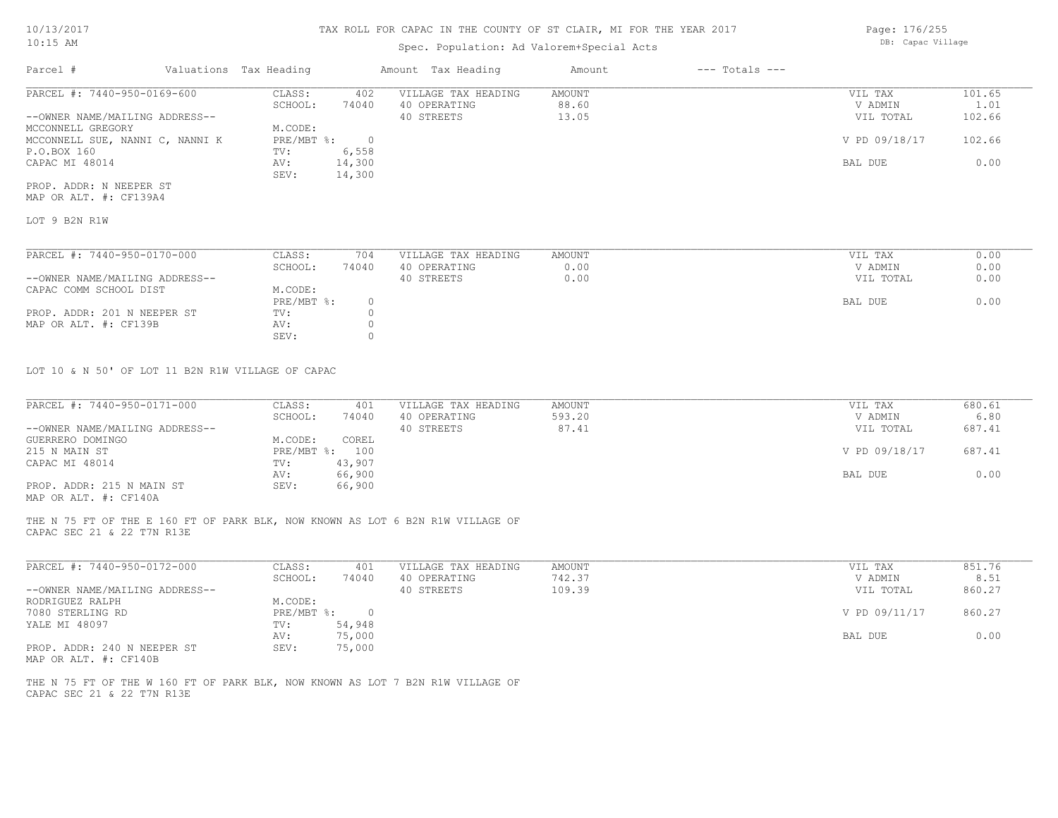# TAX ROLL FOR CAPAC IN THE COUNTY OF ST CLAIR, MI FOR THE YEAR 2017

Spec. Population: Ad Valorem+Special Acts

| Parcel # | Valuations Tax Heading | | Amount Tax Heading | Amount | --- Totals --- | |
|---|---|---|---|---|---|---|
| PARCEL #: 7440-950-0169-600 | CLASS: | 402 | VILLAGE TAX HEADING | AMOUNT | VIL TAX | 101.65 |
| | SCHOOL: | 74040 | 40 OPERATING | 88.60 | V ADMIN | 1.01 |
| --OWNER NAME/MAILING ADDRESS-- | | | 40 STREETS | 13.05 | VIL TOTAL | 102.66 |
| MCCONNELL GREGORY | M.CODE: | | | | | |
| MCCONNELL SUE, NANNI C, NANNI K | PRE/MBT %: | 0 | | | V PD 09/18/17 | 102.66 |
| P.O.BOX 160 | TV: | 6,558 | | | | |
| CAPAC MI 48014 | AV: | 14,300 | | | BAL DUE | 0.00 |
| | SEV: | 14,300 | | | | |
| PROP. ADDR: N NEEPER ST | | | | | | |
| MAP OR ALT. #: CF139A4 | | | | | | |

LOT 9 B2N R1W

| Parcel # | Valuations Tax Heading | | Amount Tax Heading | Amount | --- Totals --- | |
|---|---|---|---|---|---|---|
| PARCEL #: 7440-950-0170-000 | CLASS: | 704 | VILLAGE TAX HEADING | AMOUNT | VIL TAX | 0.00 |
| | SCHOOL: | 74040 | 40 OPERATING | 0.00 | V ADMIN | 0.00 |
| --OWNER NAME/MAILING ADDRESS-- | | | 40 STREETS | 0.00 | VIL TOTAL | 0.00 |
| CAPAC COMM SCHOOL DIST | M.CODE: | | | | | |
| | PRE/MBT %: | 0 | | | BAL DUE | 0.00 |
| PROP. ADDR: 201 N NEEPER ST | TV: | 0 | | | | |
| MAP OR ALT. #: CF139B | AV: | 0 | | | | |
| | SEV: | 0 | | | | |

LOT 10 & N 50' OF LOT 11 B2N R1W VILLAGE OF CAPAC

| Parcel # | Valuations Tax Heading | | Amount Tax Heading | Amount | --- Totals --- | |
|---|---|---|---|---|---|---|
| PARCEL #: 7440-950-0171-000 | CLASS: | 401 | VILLAGE TAX HEADING | AMOUNT | VIL TAX | 680.61 |
| | SCHOOL: | 74040 | 40 OPERATING | 593.20 | V ADMIN | 6.80 |
| --OWNER NAME/MAILING ADDRESS-- | | | 40 STREETS | 87.41 | VIL TOTAL | 687.41 |
| GUERRERO DOMINGO | M.CODE: | COREL | | | | |
| 215 N MAIN ST | PRE/MBT %: | 100 | | | V PD 09/18/17 | 687.41 |
| CAPAC MI 48014 | TV: | 43,907 | | | | |
| | AV: | 66,900 | | | BAL DUE | 0.00 |
| PROP. ADDR: 215 N MAIN ST | SEV: | 66,900 | | | | |
| MAP OR ALT. #: CF140A | | | | | | |

THE N 75 FT OF THE E 160 FT OF PARK BLK, NOW KNOWN AS LOT 6 B2N R1W VILLAGE OF CAPAC SEC 21 & 22 T7N R13E

| Parcel # | Valuations Tax Heading | | Amount Tax Heading | Amount | --- Totals --- | |
|---|---|---|---|---|---|---|
| PARCEL #: 7440-950-0172-000 | CLASS: | 401 | VILLAGE TAX HEADING | AMOUNT | VIL TAX | 851.76 |
| | SCHOOL: | 74040 | 40 OPERATING | 742.37 | V ADMIN | 8.51 |
| --OWNER NAME/MAILING ADDRESS-- | | | 40 STREETS | 109.39 | VIL TOTAL | 860.27 |
| RODRIGUEZ RALPH | M.CODE: | | | | | |
| 7080 STERLING RD | PRE/MBT %: | 0 | | | V PD 09/11/17 | 860.27 |
| YALE MI 48097 | TV: | 54,948 | | | | |
| | AV: | 75,000 | | | BAL DUE | 0.00 |
| PROP. ADDR: 240 N NEEPER ST | SEV: | 75,000 | | | | |
| MAP OR ALT. #: CF140B | | | | | | |

THE N 75 FT OF THE W 160 FT OF PARK BLK, NOW KNOWN AS LOT 7 B2N R1W VILLAGE OF CAPAC SEC 21 & 22 T7N R13E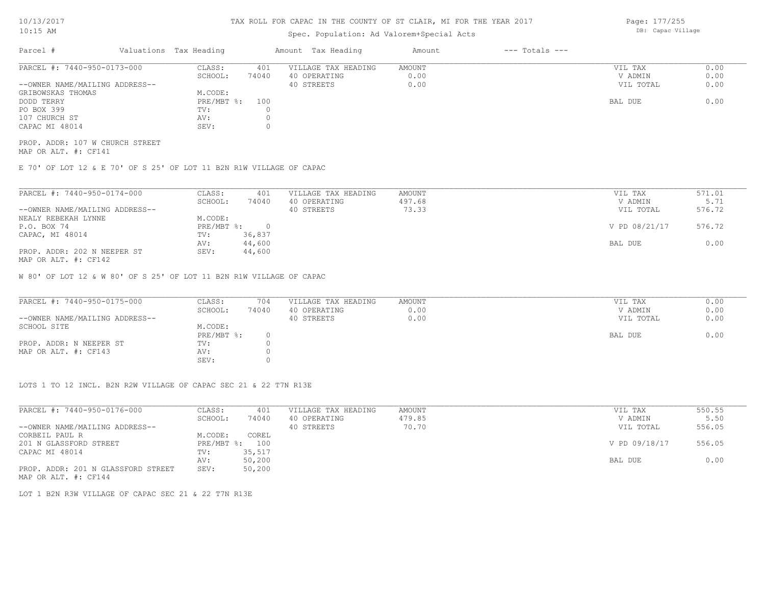# TAX ROLL FOR CAPAC IN THE COUNTY OF ST CLAIR, MI FOR THE YEAR 2017

Spec. Population: Ad Valorem+Special Acts

DB: Capac Village

10/13/2017
10:15 AM

| Parcel # | Valuations | Tax Heading | Amount | Tax Heading | Amount | --- Totals --- | |
|---|---|---|---|---|---|---|---|
| PARCEL #: 7440-950-0173-000 | CLASS: | 401 | VILLAGE TAX HEADING | AMOUNT | | VIL TAX | 0.00 |
| | SCHOOL: | 74040 | 40 OPERATING | 0.00 | | V ADMIN | 0.00 |
| --OWNER NAME/MAILING ADDRESS-- | | | 40 STREETS | 0.00 | | VIL TOTAL | 0.00 |
| GRIBOWSKAS THOMAS | M.CODE: | | | | | | |
| DODD TERRY | PRE/MBT %: | 100 | | | | BAL DUE | 0.00 |
| PO BOX 399 | TV: | 0 | | | | | |
| 107 CHURCH ST | AV: | 0 | | | | | |
| CAPAC MI 48014 | SEV: | 0 | | | | | |

PROP. ADDR: 107 W CHURCH STREET
MAP OR ALT. #: CF141

E 70' OF LOT 12 & E 70' OF S 25' OF LOT 11 B2N R1W VILLAGE OF CAPAC

| Parcel # | Valuations | Tax Heading | Amount | Tax Heading | Amount | --- Totals --- | |
|---|---|---|---|---|---|---|---|
| PARCEL #: 7440-950-0174-000 | CLASS: | 401 | VILLAGE TAX HEADING | AMOUNT | | VIL TAX | 571.01 |
| | SCHOOL: | 74040 | 40 OPERATING | 497.68 | | V ADMIN | 5.71 |
| --OWNER NAME/MAILING ADDRESS-- | | | 40 STREETS | 73.33 | | VIL TOTAL | 576.72 |
| NEALY REBEKAH LYNNE | M.CODE: | | | | | | |
| P.O. BOX 74 | PRE/MBT %: | 0 | | | | V PD 08/21/17 | 576.72 |
| CAPAC, MI 48014 | TV: | 36,837 | | | | | |
| | AV: | 44,600 | | | | BAL DUE | 0.00 |
| PROP. ADDR: 202 N NEEPER ST | SEV: | 44,600 | | | | | |

MAP OR ALT. #: CF142

W 80' OF LOT 12 & W 80' OF S 25' OF LOT 11 B2N R1W VILLAGE OF CAPAC

| Parcel # | Valuations | Tax Heading | Amount | Tax Heading | Amount | --- Totals --- | |
|---|---|---|---|---|---|---|---|
| PARCEL #: 7440-950-0175-000 | CLASS: | 704 | VILLAGE TAX HEADING | AMOUNT | | VIL TAX | 0.00 |
| | SCHOOL: | 74040 | 40 OPERATING | 0.00 | | V ADMIN | 0.00 |
| --OWNER NAME/MAILING ADDRESS-- | | | 40 STREETS | 0.00 | | VIL TOTAL | 0.00 |
| SCHOOL SITE | M.CODE: | | | | | | |
| | PRE/MBT %: | 0 | | | | BAL DUE | 0.00 |
| PROP. ADDR: N NEEPER ST | TV: | 0 | | | | | |
| MAP OR ALT. #: CF143 | AV: | 0 | | | | | |
| | SEV: | 0 | | | | | |

LOTS 1 TO 12 INCL. B2N R2W VILLAGE OF CAPAC SEC 21 & 22 T7N R13E

| Parcel # | Valuations | Tax Heading | Amount | Tax Heading | Amount | --- Totals --- | |
|---|---|---|---|---|---|---|---|
| PARCEL #: 7440-950-0176-000 | CLASS: | 401 | VILLAGE TAX HEADING | AMOUNT | | VIL TAX | 550.55 |
| | SCHOOL: | 74040 | 40 OPERATING | 479.85 | | V ADMIN | 5.50 |
| --OWNER NAME/MAILING ADDRESS-- | | | 40 STREETS | 70.70 | | VIL TOTAL | 556.05 |
| CORBEIL PAUL R | M.CODE: | COREL | | | | | |
| 201 N GLASSFORD STREET | PRE/MBT %: | 100 | | | | V PD 09/18/17 | 556.05 |
| CAPAC MI 48014 | TV: | 35,517 | | | | | |
| | AV: | 50,200 | | | | BAL DUE | 0.00 |
| PROP. ADDR: 201 N GLASSFORD STREET | SEV: | 50,200 | | | | | |

MAP OR ALT. #: CF144

LOT 1 B2N R3W VILLAGE OF CAPAC SEC 21 & 22 T7N R13E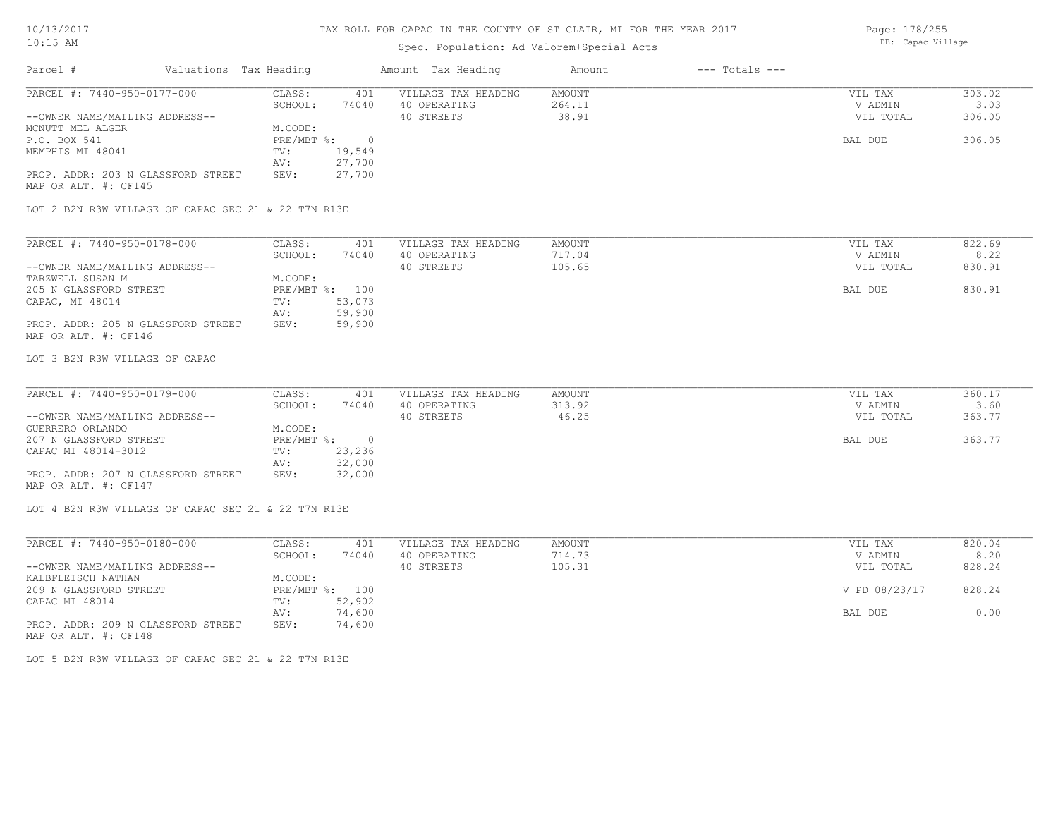# TAX ROLL FOR CAPAC IN THE COUNTY OF ST CLAIR, MI FOR THE YEAR 2017

Spec. Population: Ad Valorem+Special Acts

DB: Capac Village

| Parcel # | Valuations | Tax Heading | Amount | Tax Heading | Amount | --- Totals --- | |
|---|---|---|---|---|---|---|---|
| PARCEL #: 7440-950-0177-000 | CLASS: | 401 | VILLAGE TAX HEADING | AMOUNT | | VIL TAX | 303.02 |
| | SCHOOL: | 74040 | 40 OPERATING | 264.11 | | V ADMIN | 3.03 |
| --OWNER NAME/MAILING ADDRESS-- | | | 40 STREETS | 38.91 | | VIL TOTAL | 306.05 |
| MCNUTT MEL ALGER | M.CODE: | | | | | | |
| P.O. BOX 541 | PRE/MBT %: | 0 | | | | BAL DUE | 306.05 |
| MEMPHIS MI 48041 | TV: | 19,549 | | | | | |
| | AV: | 27,700 | | | | | |
| PROP. ADDR: 203 N GLASSFORD STREET | SEV: | 27,700 | | | | | |
| MAP OR ALT. #: CF145 | | | | | | | |

LOT 2 B2N R3W VILLAGE OF CAPAC SEC 21 & 22 T7N R13E

| Parcel # | Valuations | Tax Heading | Amount | Tax Heading | Amount | --- Totals --- | |
|---|---|---|---|---|---|---|---|
| PARCEL #: 7440-950-0178-000 | CLASS: | 401 | VILLAGE TAX HEADING | AMOUNT | | VIL TAX | 822.69 |
| | SCHOOL: | 74040 | 40 OPERATING | 717.04 | | V ADMIN | 8.22 |
| --OWNER NAME/MAILING ADDRESS-- | | | 40 STREETS | 105.65 | | VIL TOTAL | 830.91 |
| TARZWELL SUSAN M | M.CODE: | | | | | | |
| 205 N GLASSFORD STREET | PRE/MBT %: | 100 | | | | BAL DUE | 830.91 |
| CAPAC, MI 48014 | TV: | 53,073 | | | | | |
| | AV: | 59,900 | | | | | |
| PROP. ADDR: 205 N GLASSFORD STREET | SEV: | 59,900 | | | | | |
| MAP OR ALT. #: CF146 | | | | | | | |

LOT 3 B2N R3W VILLAGE OF CAPAC

| Parcel # | Valuations | Tax Heading | Amount | Tax Heading | Amount | --- Totals --- | |
|---|---|---|---|---|---|---|---|
| PARCEL #: 7440-950-0179-000 | CLASS: | 401 | VILLAGE TAX HEADING | AMOUNT | | VIL TAX | 360.17 |
| | SCHOOL: | 74040 | 40 OPERATING | 313.92 | | V ADMIN | 3.60 |
| --OWNER NAME/MAILING ADDRESS-- | | | 40 STREETS | 46.25 | | VIL TOTAL | 363.77 |
| GUERRERO ORLANDO | M.CODE: | | | | | | |
| 207 N GLASSFORD STREET | PRE/MBT %: | 0 | | | | BAL DUE | 363.77 |
| CAPAC MI 48014-3012 | TV: | 23,236 | | | | | |
| | AV: | 32,000 | | | | | |
| PROP. ADDR: 207 N GLASSFORD STREET | SEV: | 32,000 | | | | | |
| MAP OR ALT. #: CF147 | | | | | | | |

LOT 4 B2N R3W VILLAGE OF CAPAC SEC 21 & 22 T7N R13E

| Parcel # | Valuations | Tax Heading | Amount | Tax Heading | Amount | --- Totals --- | |
|---|---|---|---|---|---|---|---|
| PARCEL #: 7440-950-0180-000 | CLASS: | 401 | VILLAGE TAX HEADING | AMOUNT | | VIL TAX | 820.04 |
| | SCHOOL: | 74040 | 40 OPERATING | 714.73 | | V ADMIN | 8.20 |
| --OWNER NAME/MAILING ADDRESS-- | | | 40 STREETS | 105.31 | | VIL TOTAL | 828.24 |
| KALBFLEISCH NATHAN | M.CODE: | | | | | | |
| 209 N GLASSFORD STREET | PRE/MBT %: | 100 | | | | V PD 08/23/17 | 828.24 |
| CAPAC MI 48014 | TV: | 52,902 | | | | | |
| | AV: | 74,600 | | | | BAL DUE | 0.00 |
| PROP. ADDR: 209 N GLASSFORD STREET | SEV: | 74,600 | | | | | |
| MAP OR ALT. #: CF148 | | | | | | | |

LOT 5 B2N R3W VILLAGE OF CAPAC SEC 21 & 22 T7N R13E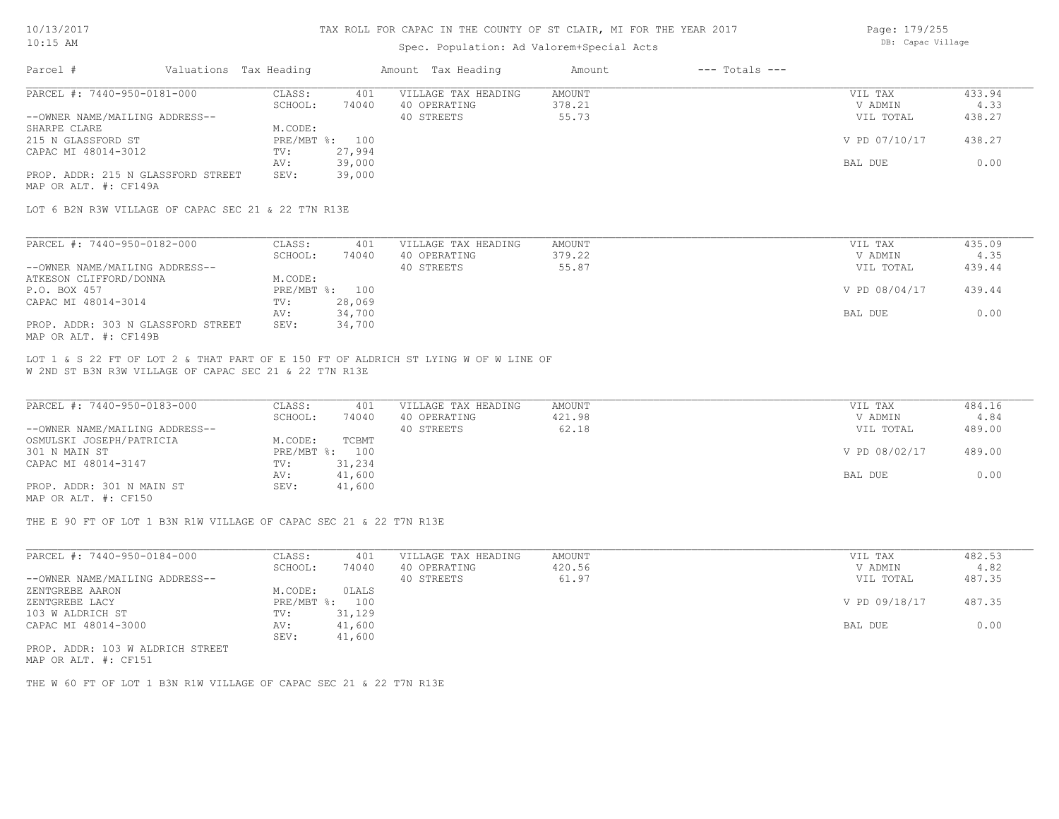# TAX ROLL FOR CAPAC IN THE COUNTY OF ST CLAIR, MI FOR THE YEAR 2017

Spec. Population: Ad Valorem+Special Acts

DB: Capac Village

10/13/2017
10:15 AM

| Parcel # | Valuations | Tax Heading | Amount | Tax Heading | Amount | --- Totals --- | |
|---|---|---|---|---|---|---|---|

---

**PARCEL #: 7440-950-0181-000**

| | | | | | |
|---|---|---|---|---|---|
| CLASS: | 401 | VILLAGE TAX HEADING | AMOUNT | VIL TAX | 433.94 |
| SCHOOL: | 74040 | 40 OPERATING | 378.21 | V ADMIN | 4.33 |
| | | 40 STREETS | 55.73 | VIL TOTAL | 438.27 |
| M.CODE: | | | | | |
| PRE/MBT %: | 100 | | | V PD 07/10/17 | 438.27 |
| TV: | 27,994 | | | | |
| AV: | 39,000 | | | BAL DUE | 0.00 |
| SEV: | 39,000 | | | | |

--OWNER NAME/MAILING ADDRESS--
SHARPE CLARE
215 N GLASSFORD ST
CAPAC MI 48014-3012

PROP. ADDR: 215 N GLASSFORD STREET
MAP OR ALT. #: CF149A

LOT 6 B2N R3W VILLAGE OF CAPAC SEC 21 & 22 T7N R13E

---

**PARCEL #: 7440-950-0182-000**

| | | | | | |
|---|---|---|---|---|---|
| CLASS: | 401 | VILLAGE TAX HEADING | AMOUNT | VIL TAX | 435.09 |
| SCHOOL: | 74040 | 40 OPERATING | 379.22 | V ADMIN | 4.35 |
| | | 40 STREETS | 55.87 | VIL TOTAL | 439.44 |
| M.CODE: | | | | | |
| PRE/MBT %: | 100 | | | V PD 08/04/17 | 439.44 |
| TV: | 28,069 | | | | |
| AV: | 34,700 | | | BAL DUE | 0.00 |
| SEV: | 34,700 | | | | |

--OWNER NAME/MAILING ADDRESS--
ATKESON CLIFFORD/DONNA
P.O. BOX 457
CAPAC MI 48014-3014

PROP. ADDR: 303 N GLASSFORD STREET
MAP OR ALT. #: CF149B

LOT 1 & S 22 FT OF LOT 2 & THAT PART OF E 150 FT OF ALDRICH ST LYING W OF W LINE OF W 2ND ST B3N R3W VILLAGE OF CAPAC SEC 21 & 22 T7N R13E

---

**PARCEL #: 7440-950-0183-000**

| | | | | | |
|---|---|---|---|---|---|
| CLASS: | 401 | VILLAGE TAX HEADING | AMOUNT | VIL TAX | 484.16 |
| SCHOOL: | 74040 | 40 OPERATING | 421.98 | V ADMIN | 4.84 |
| | | 40 STREETS | 62.18 | VIL TOTAL | 489.00 |
| M.CODE: | TCBMT | | | | |
| PRE/MBT %: | 100 | | | V PD 08/02/17 | 489.00 |
| TV: | 31,234 | | | | |
| AV: | 41,600 | | | BAL DUE | 0.00 |
| SEV: | 41,600 | | | | |

--OWNER NAME/MAILING ADDRESS--
OSMULSKI JOSEPH/PATRICIA
301 N MAIN ST
CAPAC MI 48014-3147

PROP. ADDR: 301 N MAIN ST
MAP OR ALT. #: CF150

THE E 90 FT OF LOT 1 B3N R1W VILLAGE OF CAPAC SEC 21 & 22 T7N R13E

---

**PARCEL #: 7440-950-0184-000**

| | | | | | |
|---|---|---|---|---|---|
| CLASS: | 401 | VILLAGE TAX HEADING | AMOUNT | VIL TAX | 482.53 |
| SCHOOL: | 74040 | 40 OPERATING | 420.56 | V ADMIN | 4.82 |
| | | 40 STREETS | 61.97 | VIL TOTAL | 487.35 |
| M.CODE: | 0LALS | | | | |
| PRE/MBT %: | 100 | | | V PD 09/18/17 | 487.35 |
| TV: | 31,129 | | | | |
| AV: | 41,600 | | | BAL DUE | 0.00 |
| SEV: | 41,600 | | | | |

--OWNER NAME/MAILING ADDRESS--
ZENTGREBE AARON
ZENTGREBE LACY
103 W ALDRICH ST
CAPAC MI 48014-3000

PROP. ADDR: 103 W ALDRICH STREET
MAP OR ALT. #: CF151

THE W 60 FT OF LOT 1 B3N R1W VILLAGE OF CAPAC SEC 21 & 22 T7N R13E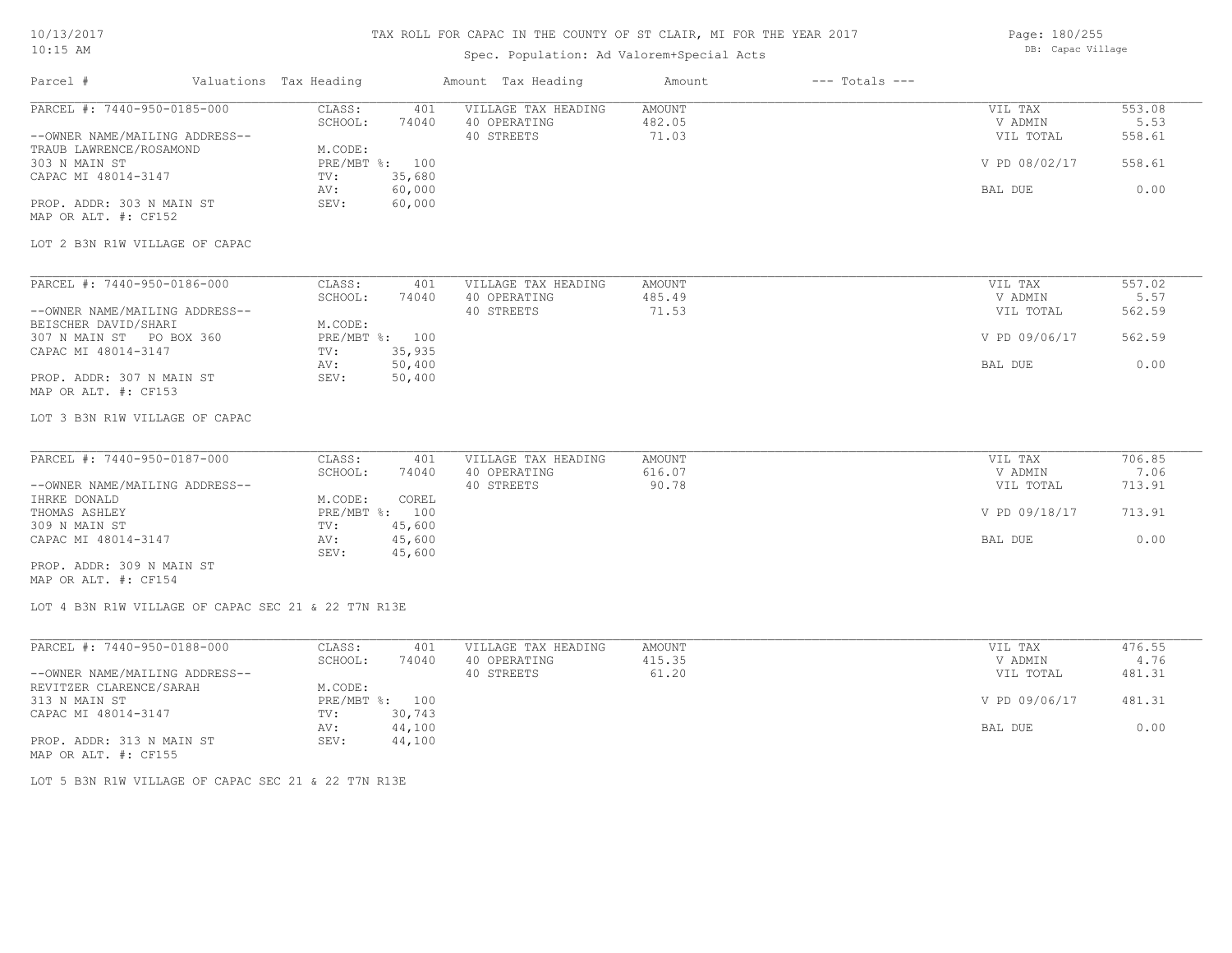TAX ROLL FOR CAPAC IN THE COUNTY OF ST CLAIR, MI FOR THE YEAR 2017

Spec. Population: Ad Valorem+Special Acts

| Parcel # | Valuations | Tax Heading | Amount | Tax Heading | Amount | --- Totals --- | |
|---|---|---|---|---|---|---|---|
| PARCEL #: 7440-950-0185-000 | CLASS: | 401 | VILLAGE TAX HEADING | AMOUNT | | VIL TAX | 553.08 |
| | SCHOOL: | 74040 | 40 OPERATING | 482.05 | | V ADMIN | 5.53 |
| --OWNER NAME/MAILING ADDRESS-- | | | 40 STREETS | 71.03 | | VIL TOTAL | 558.61 |
| TRAUB LAWRENCE/ROSAMOND | M.CODE: | | | | | | |
| 303 N MAIN ST | PRE/MBT %: | 100 | | | | V PD 08/02/17 | 558.61 |
| CAPAC MI 48014-3147 | TV: | 35,680 | | | | | |
| | AV: | 60,000 | | | | BAL DUE | 0.00 |
| PROP. ADDR: 303 N MAIN ST | SEV: | 60,000 | | | | | |
| MAP OR ALT. #: CF152 | | | | | | | |

LOT 2 B3N R1W VILLAGE OF CAPAC

| Parcel # | Valuations | Tax Heading | Amount | Tax Heading | Amount | --- Totals --- | |
|---|---|---|---|---|---|---|---|
| PARCEL #: 7440-950-0186-000 | CLASS: | 401 | VILLAGE TAX HEADING | AMOUNT | | VIL TAX | 557.02 |
| | SCHOOL: | 74040 | 40 OPERATING | 485.49 | | V ADMIN | 5.57 |
| --OWNER NAME/MAILING ADDRESS-- | | | 40 STREETS | 71.53 | | VIL TOTAL | 562.59 |
| BEISCHER DAVID/SHARI | M.CODE: | | | | | | |
| 307 N MAIN ST PO BOX 360 | PRE/MBT %: | 100 | | | | V PD 09/06/17 | 562.59 |
| CAPAC MI 48014-3147 | TV: | 35,935 | | | | | |
| | AV: | 50,400 | | | | BAL DUE | 0.00 |
| PROP. ADDR: 307 N MAIN ST | SEV: | 50,400 | | | | | |
| MAP OR ALT. #: CF153 | | | | | | | |

LOT 3 B3N R1W VILLAGE OF CAPAC

| Parcel # | Valuations | Tax Heading | Amount | Tax Heading | Amount | --- Totals --- | |
|---|---|---|---|---|---|---|---|
| PARCEL #: 7440-950-0187-000 | CLASS: | 401 | VILLAGE TAX HEADING | AMOUNT | | VIL TAX | 706.85 |
| | SCHOOL: | 74040 | 40 OPERATING | 616.07 | | V ADMIN | 7.06 |
| --OWNER NAME/MAILING ADDRESS-- | | | 40 STREETS | 90.78 | | VIL TOTAL | 713.91 |
| IHRKE DONALD | M.CODE: | COREL | | | | | |
| THOMAS ASHLEY | PRE/MBT %: | 100 | | | | V PD 09/18/17 | 713.91 |
| 309 N MAIN ST | TV: | 45,600 | | | | | |
| CAPAC MI 48014-3147 | AV: | 45,600 | | | | BAL DUE | 0.00 |
| | SEV: | 45,600 | | | | | |
| PROP. ADDR: 309 N MAIN ST | | | | | | | |
| MAP OR ALT. #: CF154 | | | | | | | |

LOT 4 B3N R1W VILLAGE OF CAPAC SEC 21 & 22 T7N R13E

| Parcel # | Valuations | Tax Heading | Amount | Tax Heading | Amount | --- Totals --- | |
|---|---|---|---|---|---|---|---|
| PARCEL #: 7440-950-0188-000 | CLASS: | 401 | VILLAGE TAX HEADING | AMOUNT | | VIL TAX | 476.55 |
| | SCHOOL: | 74040 | 40 OPERATING | 415.35 | | V ADMIN | 4.76 |
| --OWNER NAME/MAILING ADDRESS-- | | | 40 STREETS | 61.20 | | VIL TOTAL | 481.31 |
| REVITZER CLARENCE/SARAH | M.CODE: | | | | | | |
| 313 N MAIN ST | PRE/MBT %: | 100 | | | | V PD 09/06/17 | 481.31 |
| CAPAC MI 48014-3147 | TV: | 30,743 | | | | | |
| | AV: | 44,100 | | | | BAL DUE | 0.00 |
| PROP. ADDR: 313 N MAIN ST | SEV: | 44,100 | | | | | |
| MAP OR ALT. #: CF155 | | | | | | | |

LOT 5 B3N R1W VILLAGE OF CAPAC SEC 21 & 22 T7N R13E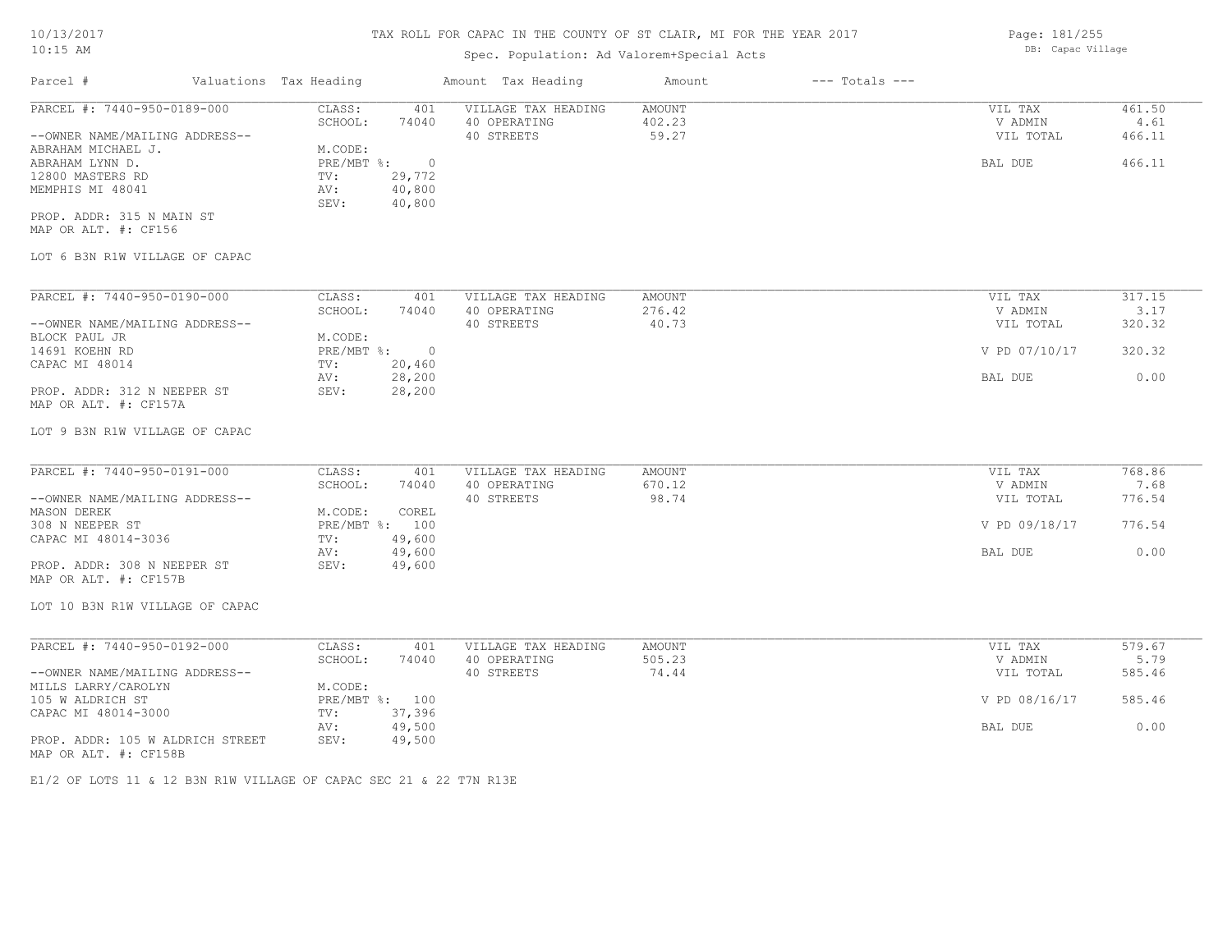# TAX ROLL FOR CAPAC IN THE COUNTY OF ST CLAIR, MI FOR THE YEAR 2017

Spec. Population: Ad Valorem+Special Acts

DB: Capac Village

| Parcel # | Valuations Tax Heading | | Amount Tax Heading | Amount | --- Totals --- | |
|---|---|---|---|---|---|---|
| PARCEL #: 7440-950-0189-000 | CLASS: | 401 | VILLAGE TAX HEADING | AMOUNT | VIL TAX | 461.50 |
| | SCHOOL: | 74040 | 40 OPERATING | 402.23 | V ADMIN | 4.61 |
| --OWNER NAME/MAILING ADDRESS-- | | | 40 STREETS | 59.27 | VIL TOTAL | 466.11 |
| ABRAHAM MICHAEL J. | M.CODE: | | | | | |
| ABRAHAM LYNN D. | PRE/MBT %: | 0 | | | BAL DUE | 466.11 |
| 12800 MASTERS RD | TV: | 29,772 | | | | |
| MEMPHIS MI 48041 | AV: | 40,800 | | | | |
| | SEV: | 40,800 | | | | |
| PROP. ADDR: 315 N MAIN ST | | | | | | |
| MAP OR ALT. #: CF156 | | | | | | |

LOT 6 B3N R1W VILLAGE OF CAPAC

| Parcel # | Valuations Tax Heading | | Amount Tax Heading | Amount | --- Totals --- | |
|---|---|---|---|---|---|---|
| PARCEL #: 7440-950-0190-000 | CLASS: | 401 | VILLAGE TAX HEADING | AMOUNT | VIL TAX | 317.15 |
| | SCHOOL: | 74040 | 40 OPERATING | 276.42 | V ADMIN | 3.17 |
| --OWNER NAME/MAILING ADDRESS-- | | | 40 STREETS | 40.73 | VIL TOTAL | 320.32 |
| BLOCK PAUL JR | M.CODE: | | | | | |
| 14691 KOEHN RD | PRE/MBT %: | 0 | | | V PD 07/10/17 | 320.32 |
| CAPAC MI 48014 | TV: | 20,460 | | | | |
| | AV: | 28,200 | | | BAL DUE | 0.00 |
| PROP. ADDR: 312 N NEEPER ST | SEV: | 28,200 | | | | |
| MAP OR ALT. #: CF157A | | | | | | |

LOT 9 B3N R1W VILLAGE OF CAPAC

| Parcel # | Valuations Tax Heading | | Amount Tax Heading | Amount | --- Totals --- | |
|---|---|---|---|---|---|---|
| PARCEL #: 7440-950-0191-000 | CLASS: | 401 | VILLAGE TAX HEADING | AMOUNT | VIL TAX | 768.86 |
| | SCHOOL: | 74040 | 40 OPERATING | 670.12 | V ADMIN | 7.68 |
| --OWNER NAME/MAILING ADDRESS-- | | | 40 STREETS | 98.74 | VIL TOTAL | 776.54 |
| MASON DEREK | M.CODE: | COREL | | | | |
| 308 N NEEPER ST | PRE/MBT %: | 100 | | | V PD 09/18/17 | 776.54 |
| CAPAC MI 48014-3036 | TV: | 49,600 | | | | |
| | AV: | 49,600 | | | BAL DUE | 0.00 |
| PROP. ADDR: 308 N NEEPER ST | SEV: | 49,600 | | | | |
| MAP OR ALT. #: CF157B | | | | | | |

LOT 10 B3N R1W VILLAGE OF CAPAC

| Parcel # | Valuations Tax Heading | | Amount Tax Heading | Amount | --- Totals --- | |
|---|---|---|---|---|---|---|
| PARCEL #: 7440-950-0192-000 | CLASS: | 401 | VILLAGE TAX HEADING | AMOUNT | VIL TAX | 579.67 |
| | SCHOOL: | 74040 | 40 OPERATING | 505.23 | V ADMIN | 5.79 |
| --OWNER NAME/MAILING ADDRESS-- | | | 40 STREETS | 74.44 | VIL TOTAL | 585.46 |
| MILLS LARRY/CAROLYN | M.CODE: | | | | | |
| 105 W ALDRICH ST | PRE/MBT %: | 100 | | | V PD 08/16/17 | 585.46 |
| CAPAC MI 48014-3000 | TV: | 37,396 | | | | |
| | AV: | 49,500 | | | BAL DUE | 0.00 |
| PROP. ADDR: 105 W ALDRICH STREET | SEV: | 49,500 | | | | |
| MAP OR ALT. #: CF158B | | | | | | |

E1/2 OF LOTS 11 & 12 B3N R1W VILLAGE OF CAPAC SEC 21 & 22 T7N R13E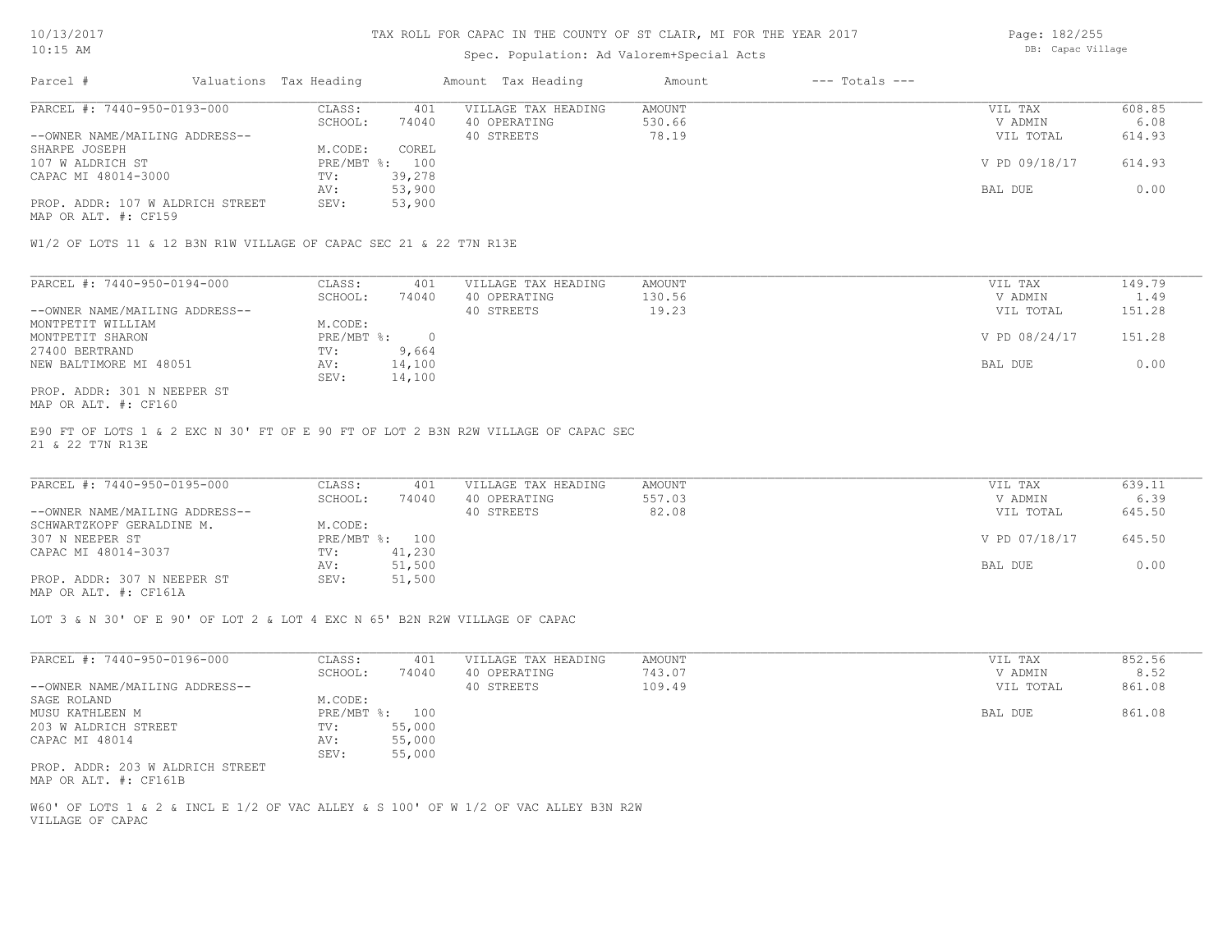# TAX ROLL FOR CAPAC IN THE COUNTY OF ST CLAIR, MI FOR THE YEAR 2017

Spec. Population: Ad Valorem+Special Acts

| Parcel # | Valuations | Tax Heading | Amount | Tax Heading | Amount | --- Totals --- | |
|---|---|---|---|---|---|---|---|
| PARCEL #: 7440-950-0193-000 | CLASS: | 401 | VILLAGE TAX HEADING | AMOUNT | | VIL TAX | 608.85 |
| | SCHOOL: | 74040 | 40 OPERATING | 530.66 | | V ADMIN | 6.08 |
| --OWNER NAME/MAILING ADDRESS-- | | | 40 STREETS | 78.19 | | VIL TOTAL | 614.93 |
| SHARPE JOSEPH | M.CODE: | COREL | | | | | |
| 107 W ALDRICH ST | PRE/MBT %: | 100 | | | | V PD 09/18/17 | 614.93 |
| CAPAC MI 48014-3000 | TV: | 39,278 | | | | | |
| | AV: | 53,900 | | | | BAL DUE | 0.00 |
| PROP. ADDR: 107 W ALDRICH STREET | SEV: | 53,900 | | | | | |
| MAP OR ALT. #: CF159 | | | | | | | |

W1/2 OF LOTS 11 & 12 B3N R1W VILLAGE OF CAPAC SEC 21 & 22 T7N R13E

| Parcel # | Valuations | Tax Heading | Amount | Tax Heading | Amount | --- Totals --- | |
|---|---|---|---|---|---|---|---|
| PARCEL #: 7440-950-0194-000 | CLASS: | 401 | VILLAGE TAX HEADING | AMOUNT | | VIL TAX | 149.79 |
| | SCHOOL: | 74040 | 40 OPERATING | 130.56 | | V ADMIN | 1.49 |
| --OWNER NAME/MAILING ADDRESS-- | | | 40 STREETS | 19.23 | | VIL TOTAL | 151.28 |
| MONTPETIT WILLIAM | M.CODE: | | | | | | |
| MONTPETIT SHARON | PRE/MBT %: | 0 | | | | V PD 08/24/17 | 151.28 |
| 27400 BERTRAND | TV: | 9,664 | | | | | |
| NEW BALTIMORE MI 48051 | AV: | 14,100 | | | | BAL DUE | 0.00 |
| | SEV: | 14,100 | | | | | |
| PROP. ADDR: 301 N NEEPER ST | | | | | | | |
| MAP OR ALT. #: CF160 | | | | | | | |

E90 FT OF LOTS 1 & 2 EXC N 30' FT OF E 90 FT OF LOT 2 B3N R2W VILLAGE OF CAPAC SEC 21 & 22 T7N R13E

| Parcel # | Valuations | Tax Heading | Amount | Tax Heading | Amount | --- Totals --- | |
|---|---|---|---|---|---|---|---|
| PARCEL #: 7440-950-0195-000 | CLASS: | 401 | VILLAGE TAX HEADING | AMOUNT | | VIL TAX | 639.11 |
| | SCHOOL: | 74040 | 40 OPERATING | 557.03 | | V ADMIN | 6.39 |
| --OWNER NAME/MAILING ADDRESS-- | | | 40 STREETS | 82.08 | | VIL TOTAL | 645.50 |
| SCHWARTZKOPF GERALDINE M. | M.CODE: | | | | | | |
| 307 N NEEPER ST | PRE/MBT %: | 100 | | | | V PD 07/18/17 | 645.50 |
| CAPAC MI 48014-3037 | TV: | 41,230 | | | | | |
| | AV: | 51,500 | | | | BAL DUE | 0.00 |
| PROP. ADDR: 307 N NEEPER ST | SEV: | 51,500 | | | | | |
| MAP OR ALT. #: CF161A | | | | | | | |

LOT 3 & N 30' OF E 90' OF LOT 2 & LOT 4 EXC N 65' B2N R2W VILLAGE OF CAPAC

| Parcel # | Valuations | Tax Heading | Amount | Tax Heading | Amount | --- Totals --- | |
|---|---|---|---|---|---|---|---|
| PARCEL #: 7440-950-0196-000 | CLASS: | 401 | VILLAGE TAX HEADING | AMOUNT | | VIL TAX | 852.56 |
| | SCHOOL: | 74040 | 40 OPERATING | 743.07 | | V ADMIN | 8.52 |
| --OWNER NAME/MAILING ADDRESS-- | | | 40 STREETS | 109.49 | | VIL TOTAL | 861.08 |
| SAGE ROLAND | M.CODE: | | | | | | |
| MUSU KATHLEEN M | PRE/MBT %: | 100 | | | | BAL DUE | 861.08 |
| 203 W ALDRICH STREET | TV: | 55,000 | | | | | |
| CAPAC MI 48014 | AV: | 55,000 | | | | | |
| | SEV: | 55,000 | | | | | |
| PROP. ADDR: 203 W ALDRICH STREET | | | | | | | |
| MAP OR ALT. #: CF161B | | | | | | | |

W60' OF LOTS 1 & 2 & INCL E 1/2 OF VAC ALLEY & S 100' OF W 1/2 OF VAC ALLEY B3N R2W VILLAGE OF CAPAC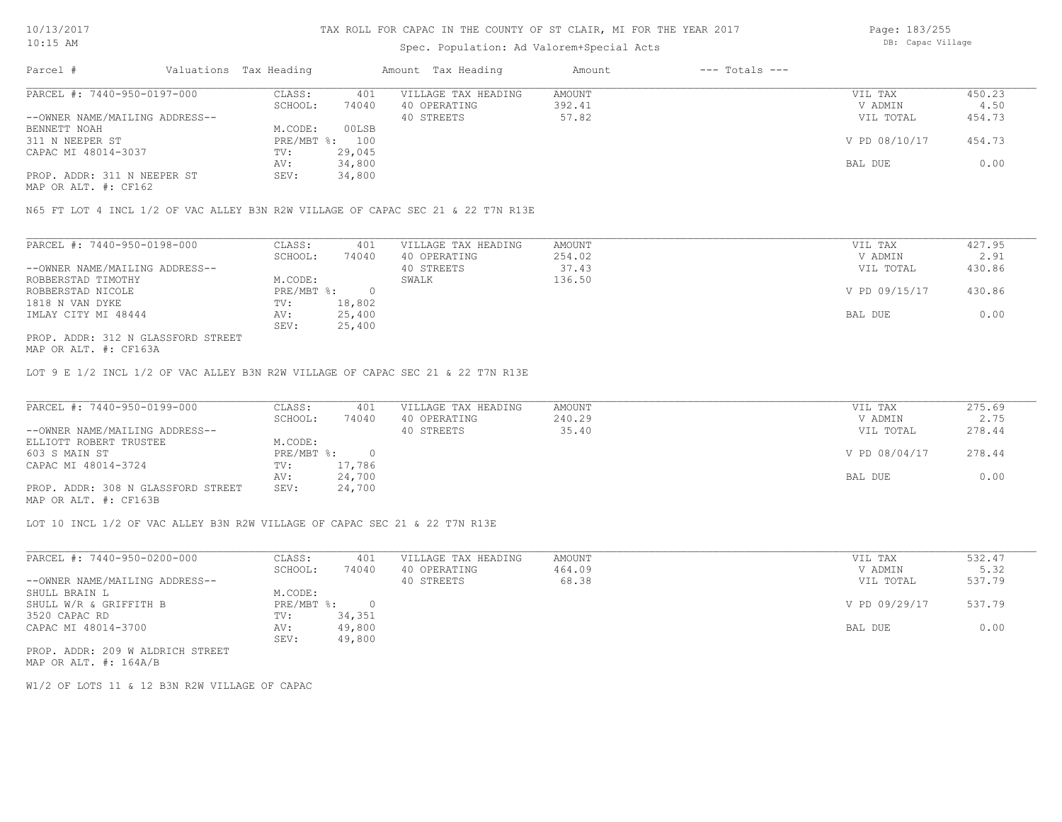# TAX ROLL FOR CAPAC IN THE COUNTY OF ST CLAIR, MI FOR THE YEAR 2017

Spec. Population: Ad Valorem+Special Acts

DB: Capac Village

10/13/2017
10:15 AM

| Parcel # | Valuations | Tax Heading | Amount | Tax Heading | Amount | --- Totals --- | |
|---|---|---|---|---|---|---|---|
| PARCEL #: 7440-950-0197-000 | CLASS: | 401 | VILLAGE TAX HEADING | AMOUNT | | VIL TAX | 450.23 |
| | SCHOOL: | 74040 | 40 OPERATING | 392.41 | | V ADMIN | 4.50 |
| --OWNER NAME/MAILING ADDRESS-- | | | 40 STREETS | 57.82 | | VIL TOTAL | 454.73 |
| BENNETT NOAH | M.CODE: | 00LSB | | | | | |
| 311 N NEEPER ST | PRE/MBT %: | 100 | | | | V PD 08/10/17 | 454.73 |
| CAPAC MI 48014-3037 | TV: | 29,045 | | | | | |
| | AV: | 34,800 | | | | BAL DUE | 0.00 |
| PROP. ADDR: 311 N NEEPER ST | SEV: | 34,800 | | | | | |
| MAP OR ALT. #: CF162 | | | | | | | |

N65 FT LOT 4 INCL 1/2 OF VAC ALLEY B3N R2W VILLAGE OF CAPAC SEC 21 & 22 T7N R13E

| Parcel # | Valuations | Tax Heading | Amount | Tax Heading | Amount | --- Totals --- | |
|---|---|---|---|---|---|---|---|
| PARCEL #: 7440-950-0198-000 | CLASS: | 401 | VILLAGE TAX HEADING | AMOUNT | | VIL TAX | 427.95 |
| | SCHOOL: | 74040 | 40 OPERATING | 254.02 | | V ADMIN | 2.91 |
| --OWNER NAME/MAILING ADDRESS-- | | | 40 STREETS | 37.43 | | VIL TOTAL | 430.86 |
| ROBBERSTAD TIMOTHY | M.CODE: | | SWALK | 136.50 | | | |
| ROBBERSTAD NICOLE | PRE/MBT %: | 0 | | | | V PD 09/15/17 | 430.86 |
| 1818 N VAN DYKE | TV: | 18,802 | | | | | |
| IMLAY CITY MI 48444 | AV: | 25,400 | | | | BAL DUE | 0.00 |
| | SEV: | 25,400 | | | | | |
| PROP. ADDR: 312 N GLASSFORD STREET | | | | | | | |
| MAP OR ALT. #: CF163A | | | | | | | |

LOT 9 E 1/2 INCL 1/2 OF VAC ALLEY B3N R2W VILLAGE OF CAPAC SEC 21 & 22 T7N R13E

| Parcel # | Valuations | Tax Heading | Amount | Tax Heading | Amount | --- Totals --- | |
|---|---|---|---|---|---|---|---|
| PARCEL #: 7440-950-0199-000 | CLASS: | 401 | VILLAGE TAX HEADING | AMOUNT | | VIL TAX | 275.69 |
| | SCHOOL: | 74040 | 40 OPERATING | 240.29 | | V ADMIN | 2.75 |
| --OWNER NAME/MAILING ADDRESS-- | | | 40 STREETS | 35.40 | | VIL TOTAL | 278.44 |
| ELLIOTT ROBERT TRUSTEE | M.CODE: | | | | | | |
| 603 S MAIN ST | PRE/MBT %: | 0 | | | | V PD 08/04/17 | 278.44 |
| CAPAC MI 48014-3724 | TV: | 17,786 | | | | | |
| | AV: | 24,700 | | | | BAL DUE | 0.00 |
| PROP. ADDR: 308 N GLASSFORD STREET | SEV: | 24,700 | | | | | |
| MAP OR ALT. #: CF163B | | | | | | | |

LOT 10 INCL 1/2 OF VAC ALLEY B3N R2W VILLAGE OF CAPAC SEC 21 & 22 T7N R13E

| Parcel # | Valuations | Tax Heading | Amount | Tax Heading | Amount | --- Totals --- | |
|---|---|---|---|---|---|---|---|
| PARCEL #: 7440-950-0200-000 | CLASS: | 401 | VILLAGE TAX HEADING | AMOUNT | | VIL TAX | 532.47 |
| | SCHOOL: | 74040 | 40 OPERATING | 464.09 | | V ADMIN | 5.32 |
| --OWNER NAME/MAILING ADDRESS-- | | | 40 STREETS | 68.38 | | VIL TOTAL | 537.79 |
| SHULL BRAIN L | M.CODE: | | | | | | |
| SHULL W/R & GRIFFITH B | PRE/MBT %: | 0 | | | | V PD 09/29/17 | 537.79 |
| 3520 CAPAC RD | TV: | 34,351 | | | | | |
| CAPAC MI 48014-3700 | AV: | 49,800 | | | | BAL DUE | 0.00 |
| | SEV: | 49,800 | | | | | |
| PROP. ADDR: 209 W ALDRICH STREET | | | | | | | |
| MAP OR ALT. #: 164A/B | | | | | | | |

W1/2 OF LOTS 11 & 12 B3N R2W VILLAGE OF CAPAC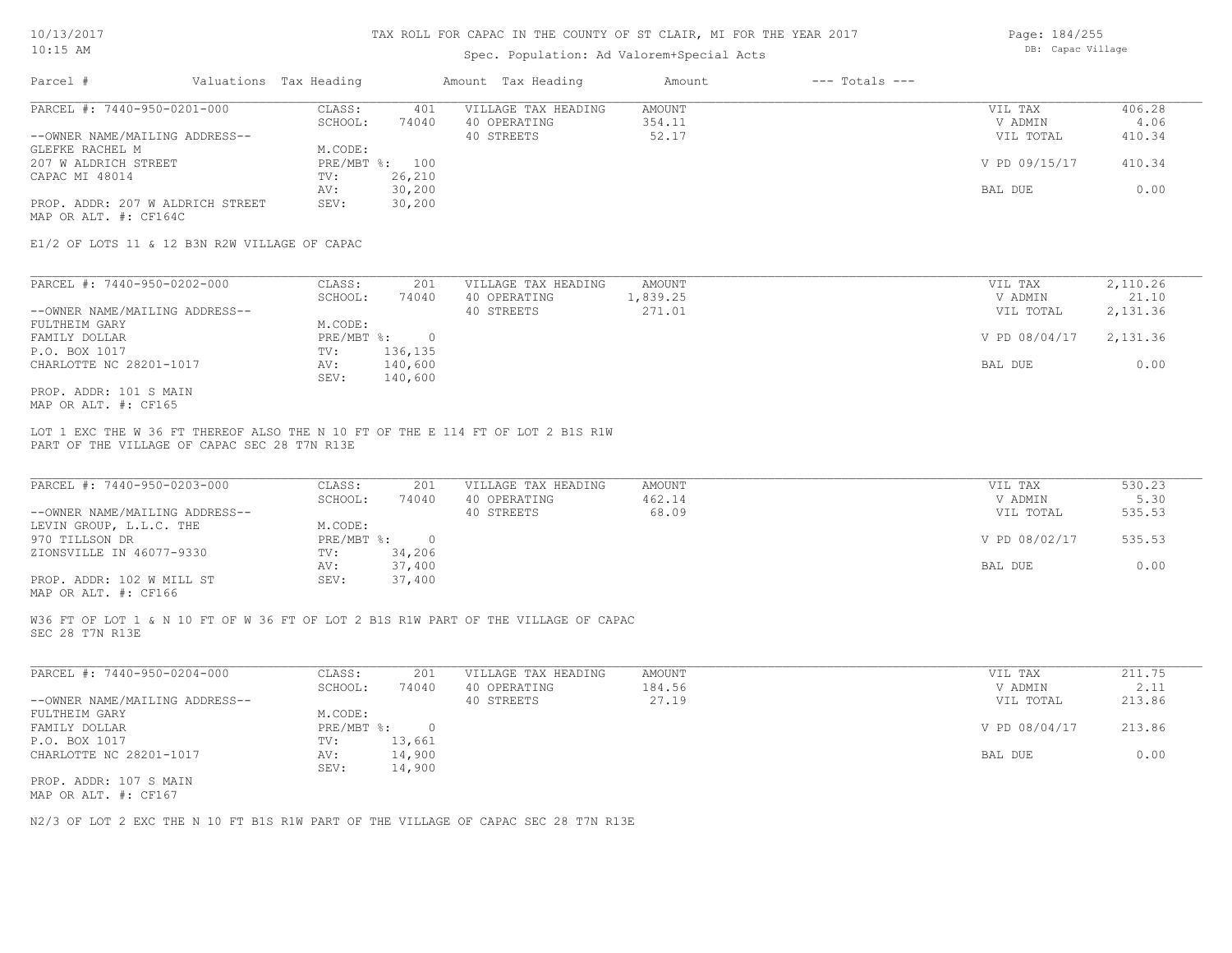# TAX ROLL FOR CAPAC IN THE COUNTY OF ST CLAIR, MI FOR THE YEAR 2017

Spec. Population: Ad Valorem+Special Acts

10/13/2017
10:15 AM

DB: Capac Village

| Parcel # | Valuations | Tax Heading | Amount | Tax Heading | Amount | --- Totals --- | |
|---|---|---|---|---|---|---|---|
| PARCEL #: 7440-950-0201-000 | CLASS: | 401 | VILLAGE TAX HEADING | AMOUNT | | VIL TAX | 406.28 |
| | SCHOOL: | 74040 | 40 OPERATING | 354.11 | | V ADMIN | 4.06 |
| --OWNER NAME/MAILING ADDRESS-- | | | 40 STREETS | 52.17 | | VIL TOTAL | 410.34 |
| GLEFKE RACHEL M | M.CODE: | | | | | | |
| 207 W ALDRICH STREET | PRE/MBT %: | 100 | | | | V PD 09/15/17 | 410.34 |
| CAPAC MI 48014 | TV: | 26,210 | | | | | |
| | AV: | 30,200 | | | | BAL DUE | 0.00 |
| PROP. ADDR: 207 W ALDRICH STREET | SEV: | 30,200 | | | | | |
| MAP OR ALT. #: CF164C | | | | | | | |

E1/2 OF LOTS 11 & 12 B3N R2W VILLAGE OF CAPAC

| Parcel # | Valuations | Tax Heading | Amount | Tax Heading | Amount | --- Totals --- | |
|---|---|---|---|---|---|---|---|
| PARCEL #: 7440-950-0202-000 | CLASS: | 201 | VILLAGE TAX HEADING | AMOUNT | | VIL TAX | 2,110.26 |
| | SCHOOL: | 74040 | 40 OPERATING | 1,839.25 | | V ADMIN | 21.10 |
| --OWNER NAME/MAILING ADDRESS-- | | | 40 STREETS | 271.01 | | VIL TOTAL | 2,131.36 |
| FULTHEIM GARY | M.CODE: | | | | | | |
| FAMILY DOLLAR | PRE/MBT %: | 0 | | | | V PD 08/04/17 | 2,131.36 |
| P.O. BOX 1017 | TV: | 136,135 | | | | | |
| CHARLOTTE NC 28201-1017 | AV: | 140,600 | | | | BAL DUE | 0.00 |
| | SEV: | 140,600 | | | | | |
| PROP. ADDR: 101 S MAIN | | | | | | | |
| MAP OR ALT. #: CF165 | | | | | | | |

LOT 1 EXC THE W 36 FT THEREOF ALSO THE N 10 FT OF THE E 114 FT OF LOT 2 B1S R1W
PART OF THE VILLAGE OF CAPAC SEC 28 T7N R13E

| Parcel # | Valuations | Tax Heading | Amount | Tax Heading | Amount | --- Totals --- | |
|---|---|---|---|---|---|---|---|
| PARCEL #: 7440-950-0203-000 | CLASS: | 201 | VILLAGE TAX HEADING | AMOUNT | | VIL TAX | 530.23 |
| | SCHOOL: | 74040 | 40 OPERATING | 462.14 | | V ADMIN | 5.30 |
| --OWNER NAME/MAILING ADDRESS-- | | | 40 STREETS | 68.09 | | VIL TOTAL | 535.53 |
| LEVIN GROUP, L.L.C. THE | M.CODE: | | | | | | |
| 970 TILLSON DR | PRE/MBT %: | 0 | | | | V PD 08/02/17 | 535.53 |
| ZIONSVILLE IN 46077-9330 | TV: | 34,206 | | | | | |
| | AV: | 37,400 | | | | BAL DUE | 0.00 |
| PROP. ADDR: 102 W MILL ST | SEV: | 37,400 | | | | | |
| MAP OR ALT. #: CF166 | | | | | | | |

W36 FT OF LOT 1 & N 10 FT OF W 36 FT OF LOT 2 B1S R1W PART OF THE VILLAGE OF CAPAC
SEC 28 T7N R13E

| Parcel # | Valuations | Tax Heading | Amount | Tax Heading | Amount | --- Totals --- | |
|---|---|---|---|---|---|---|---|
| PARCEL #: 7440-950-0204-000 | CLASS: | 201 | VILLAGE TAX HEADING | AMOUNT | | VIL TAX | 211.75 |
| | SCHOOL: | 74040 | 40 OPERATING | 184.56 | | V ADMIN | 2.11 |
| --OWNER NAME/MAILING ADDRESS-- | | | 40 STREETS | 27.19 | | VIL TOTAL | 213.86 |
| FULTHEIM GARY | M.CODE: | | | | | | |
| FAMILY DOLLAR | PRE/MBT %: | 0 | | | | V PD 08/04/17 | 213.86 |
| P.O. BOX 1017 | TV: | 13,661 | | | | | |
| CHARLOTTE NC 28201-1017 | AV: | 14,900 | | | | BAL DUE | 0.00 |
| | SEV: | 14,900 | | | | | |
| PROP. ADDR: 107 S MAIN | | | | | | | |
| MAP OR ALT. #: CF167 | | | | | | | |

N2/3 OF LOT 2 EXC THE N 10 FT B1S R1W PART OF THE VILLAGE OF CAPAC SEC 28 T7N R13E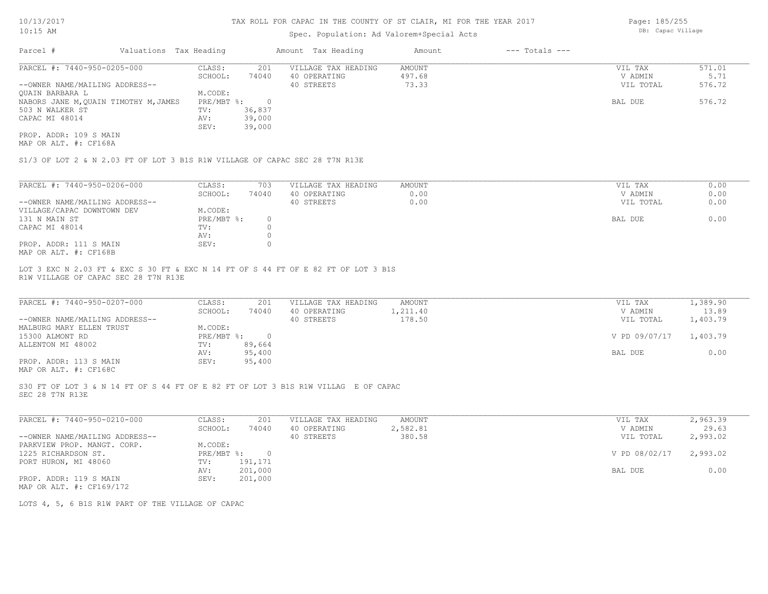# TAX ROLL FOR CAPAC IN THE COUNTY OF ST CLAIR, MI FOR THE YEAR 2017

10/13/2017
10:15 AM

Spec. Population: Ad Valorem+Special Acts

DB: Capac Village

| Parcel # | Valuations | Tax Heading | Amount | Tax Heading | Amount | --- Totals --- |
|---|---|---|---|---|---|---|

---

**PARCEL #: 7440-950-0205-000**

| | | | | | |
|---|---|---|---|---|---|
| CLASS: | 201 | VILLAGE TAX HEADING | AMOUNT | VIL TAX | 571.01 |
| SCHOOL: | 74040 | 40 OPERATING | 497.68 | V ADMIN | 5.71 |
| | | 40 STREETS | 73.33 | VIL TOTAL | 576.72 |
| M.CODE: | | | | | |
| PRE/MBT %: | 0 | | | BAL DUE | 576.72 |
| TV: | 36,837 | | | | |
| AV: | 39,000 | | | | |
| SEV: | 39,000 | | | | |

--OWNER NAME/MAILING ADDRESS--
QUAIN BARBARA L
NABORS JANE M,QUAIN TIMOTHY M,JAMES
503 N WALKER ST
CAPAC MI 48014

PROP. ADDR: 109 S MAIN
MAP OR ALT. #: CF168A

S1/3 OF LOT 2 & N 2.03 FT OF LOT 3 B1S R1W VILLAGE OF CAPAC SEC 28 T7N R13E

---

**PARCEL #: 7440-950-0206-000**

| | | | | | |
|---|---|---|---|---|---|
| CLASS: | 703 | VILLAGE TAX HEADING | AMOUNT | VIL TAX | 0.00 |
| SCHOOL: | 74040 | 40 OPERATING | 0.00 | V ADMIN | 0.00 |
| | | 40 STREETS | 0.00 | VIL TOTAL | 0.00 |
| M.CODE: | | | | | |
| PRE/MBT %: | 0 | | | BAL DUE | 0.00 |
| TV: | 0 | | | | |
| AV: | 0 | | | | |
| SEV: | 0 | | | | |

--OWNER NAME/MAILING ADDRESS--
VILLAGE/CAPAC DOWNTOWN DEV
131 N MAIN ST
CAPAC MI 48014

PROP. ADDR: 111 S MAIN
MAP OR ALT. #: CF168B

LOT 3 EXC N 2.03 FT & EXC S 30 FT & EXC N 14 FT OF S 44 FT OF E 82 FT OF LOT 3 B1S R1W VILLAGE OF CAPAC SEC 28 T7N R13E

---

**PARCEL #: 7440-950-0207-000**

| | | | | | |
|---|---|---|---|---|---|
| CLASS: | 201 | VILLAGE TAX HEADING | AMOUNT | VIL TAX | 1,389.90 |
| SCHOOL: | 74040 | 40 OPERATING | 1,211.40 | V ADMIN | 13.89 |
| | | 40 STREETS | 178.50 | VIL TOTAL | 1,403.79 |
| M.CODE: | | | | | |
| PRE/MBT %: | 0 | | | V PD 09/07/17 | 1,403.79 |
| TV: | 89,664 | | | | |
| AV: | 95,400 | | | BAL DUE | 0.00 |
| SEV: | 95,400 | | | | |

--OWNER NAME/MAILING ADDRESS--
MALBURG MARY ELLEN TRUST
15300 ALMONT RD
ALLENTON MI 48002

PROP. ADDR: 113 S MAIN
MAP OR ALT. #: CF168C

S30 FT OF LOT 3 & N 14 FT OF S 44 FT OF E 82 FT OF LOT 3 B1S R1W VILLAG E OF CAPAC SEC 28 T7N R13E

---

**PARCEL #: 7440-950-0210-000**

| | | | | | |
|---|---|---|---|---|---|
| CLASS: | 201 | VILLAGE TAX HEADING | AMOUNT | VIL TAX | 2,963.39 |
| SCHOOL: | 74040 | 40 OPERATING | 2,582.81 | V ADMIN | 29.63 |
| | | 40 STREETS | 380.58 | VIL TOTAL | 2,993.02 |
| M.CODE: | | | | | |
| PRE/MBT %: | 0 | | | V PD 08/02/17 | 2,993.02 |
| TV: | 191,171 | | | | |
| AV: | 201,000 | | | BAL DUE | 0.00 |
| SEV: | 201,000 | | | | |

--OWNER NAME/MAILING ADDRESS--
PARKVIEW PROP. MANGT. CORP.
1225 RICHARDSON ST.
PORT HURON, MI 48060

PROP. ADDR: 119 S MAIN
MAP OR ALT. #: CF169/172

LOTS 4, 5, 6 B1S R1W PART OF THE VILLAGE OF CAPAC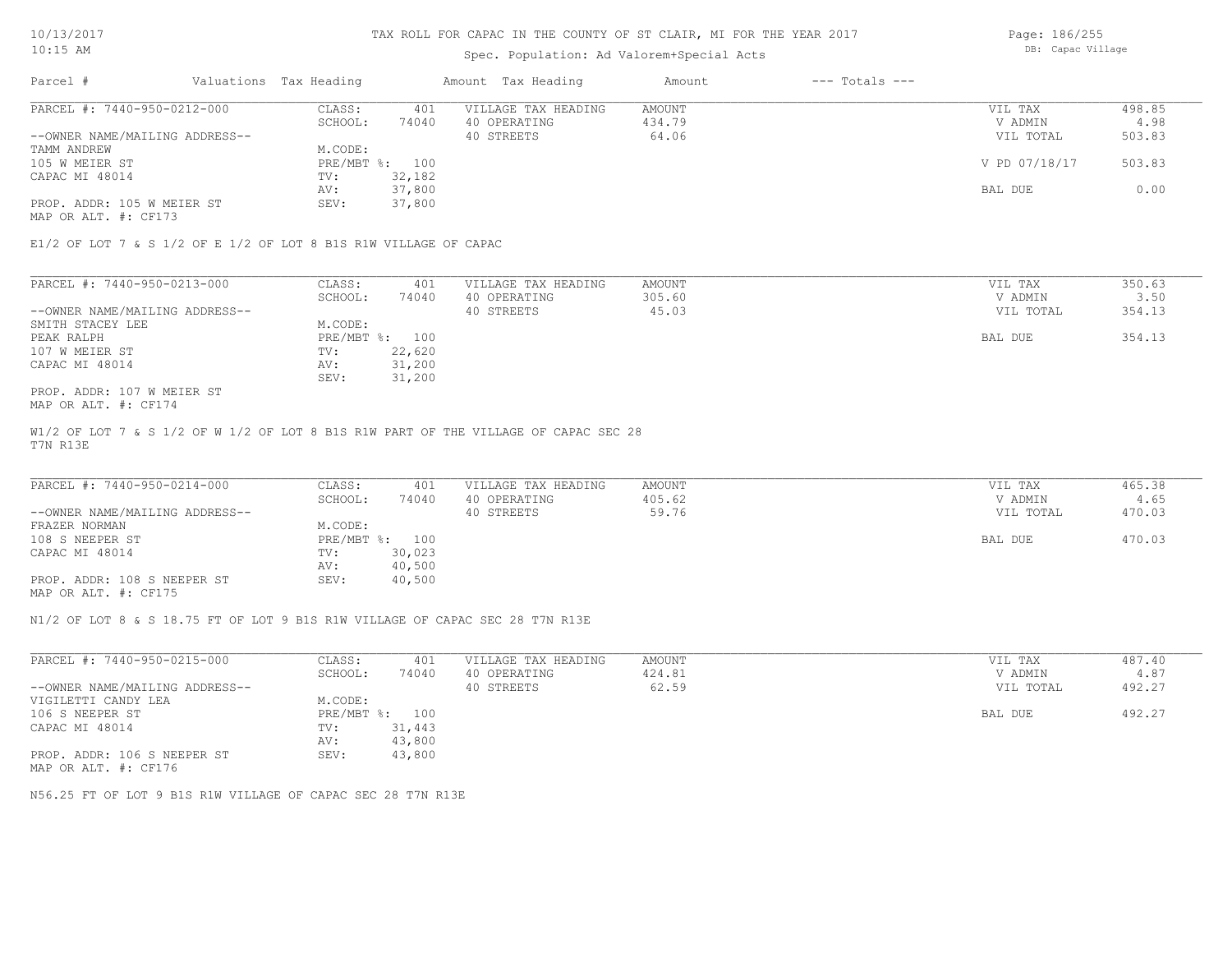# TAX ROLL FOR CAPAC IN THE COUNTY OF ST CLAIR, MI FOR THE YEAR 2017

Spec. Population: Ad Valorem+Special Acts

10/13/2017 10:15 AM

DB: Capac Village

| Parcel # | Valuations Tax Heading | | Amount Tax Heading | Amount | --- Totals --- | |
|---|---|---|---|---|---|---|
| PARCEL #: 7440-950-0212-000 | CLASS: | 401 | VILLAGE TAX HEADING | AMOUNT | VIL TAX | 498.85 |
| | SCHOOL: | 74040 | 40 OPERATING | 434.79 | V ADMIN | 4.98 |
| --OWNER NAME/MAILING ADDRESS-- | | | 40 STREETS | 64.06 | VIL TOTAL | 503.83 |
| TAMM ANDREW | M.CODE: | | | | | |
| 105 W MEIER ST | PRE/MBT %: | 100 | | | V PD 07/18/17 | 503.83 |
| CAPAC MI 48014 | TV: | 32,182 | | | | |
| | AV: | 37,800 | | | BAL DUE | 0.00 |
| PROP. ADDR: 105 W MEIER ST | SEV: | 37,800 | | | | |
| MAP OR ALT. #: CF173 | | | | | | |

E1/2 OF LOT 7 & S 1/2 OF E 1/2 OF LOT 8 B1S R1W VILLAGE OF CAPAC

| Parcel # | Valuations Tax Heading | | Amount Tax Heading | Amount | --- Totals --- | |
|---|---|---|---|---|---|---|
| PARCEL #: 7440-950-0213-000 | CLASS: | 401 | VILLAGE TAX HEADING | AMOUNT | VIL TAX | 350.63 |
| | SCHOOL: | 74040 | 40 OPERATING | 305.60 | V ADMIN | 3.50 |
| --OWNER NAME/MAILING ADDRESS-- | | | 40 STREETS | 45.03 | VIL TOTAL | 354.13 |
| SMITH STACEY LEE | M.CODE: | | | | | |
| PEAK RALPH | PRE/MBT %: | 100 | | | BAL DUE | 354.13 |
| 107 W MEIER ST | TV: | 22,620 | | | | |
| CAPAC MI 48014 | AV: | 31,200 | | | | |
| | SEV: | 31,200 | | | | |
| PROP. ADDR: 107 W MEIER ST | | | | | | |
| MAP OR ALT. #: CF174 | | | | | | |

W1/2 OF LOT 7 & S 1/2 OF W 1/2 OF LOT 8 B1S R1W PART OF THE VILLAGE OF CAPAC SEC 28 T7N R13E

| Parcel # | Valuations Tax Heading | | Amount Tax Heading | Amount | --- Totals --- | |
|---|---|---|---|---|---|---|
| PARCEL #: 7440-950-0214-000 | CLASS: | 401 | VILLAGE TAX HEADING | AMOUNT | VIL TAX | 465.38 |
| | SCHOOL: | 74040 | 40 OPERATING | 405.62 | V ADMIN | 4.65 |
| --OWNER NAME/MAILING ADDRESS-- | | | 40 STREETS | 59.76 | VIL TOTAL | 470.03 |
| FRAZER NORMAN | M.CODE: | | | | | |
| 108 S NEEPER ST | PRE/MBT %: | 100 | | | BAL DUE | 470.03 |
| CAPAC MI 48014 | TV: | 30,023 | | | | |
| | AV: | 40,500 | | | | |
| PROP. ADDR: 108 S NEEPER ST | SEV: | 40,500 | | | | |
| MAP OR ALT. #: CF175 | | | | | | |

N1/2 OF LOT 8 & S 18.75 FT OF LOT 9 B1S R1W VILLAGE OF CAPAC SEC 28 T7N R13E

| Parcel # | Valuations Tax Heading | | Amount Tax Heading | Amount | --- Totals --- | |
|---|---|---|---|---|---|---|
| PARCEL #: 7440-950-0215-000 | CLASS: | 401 | VILLAGE TAX HEADING | AMOUNT | VIL TAX | 487.40 |
| | SCHOOL: | 74040 | 40 OPERATING | 424.81 | V ADMIN | 4.87 |
| --OWNER NAME/MAILING ADDRESS-- | | | 40 STREETS | 62.59 | VIL TOTAL | 492.27 |
| VIGILETTI CANDY LEA | M.CODE: | | | | | |
| 106 S NEEPER ST | PRE/MBT %: | 100 | | | BAL DUE | 492.27 |
| CAPAC MI 48014 | TV: | 31,443 | | | | |
| | AV: | 43,800 | | | | |
| PROP. ADDR: 106 S NEEPER ST | SEV: | 43,800 | | | | |
| MAP OR ALT. #: CF176 | | | | | | |

N56.25 FT OF LOT 9 B1S R1W VILLAGE OF CAPAC SEC 28 T7N R13E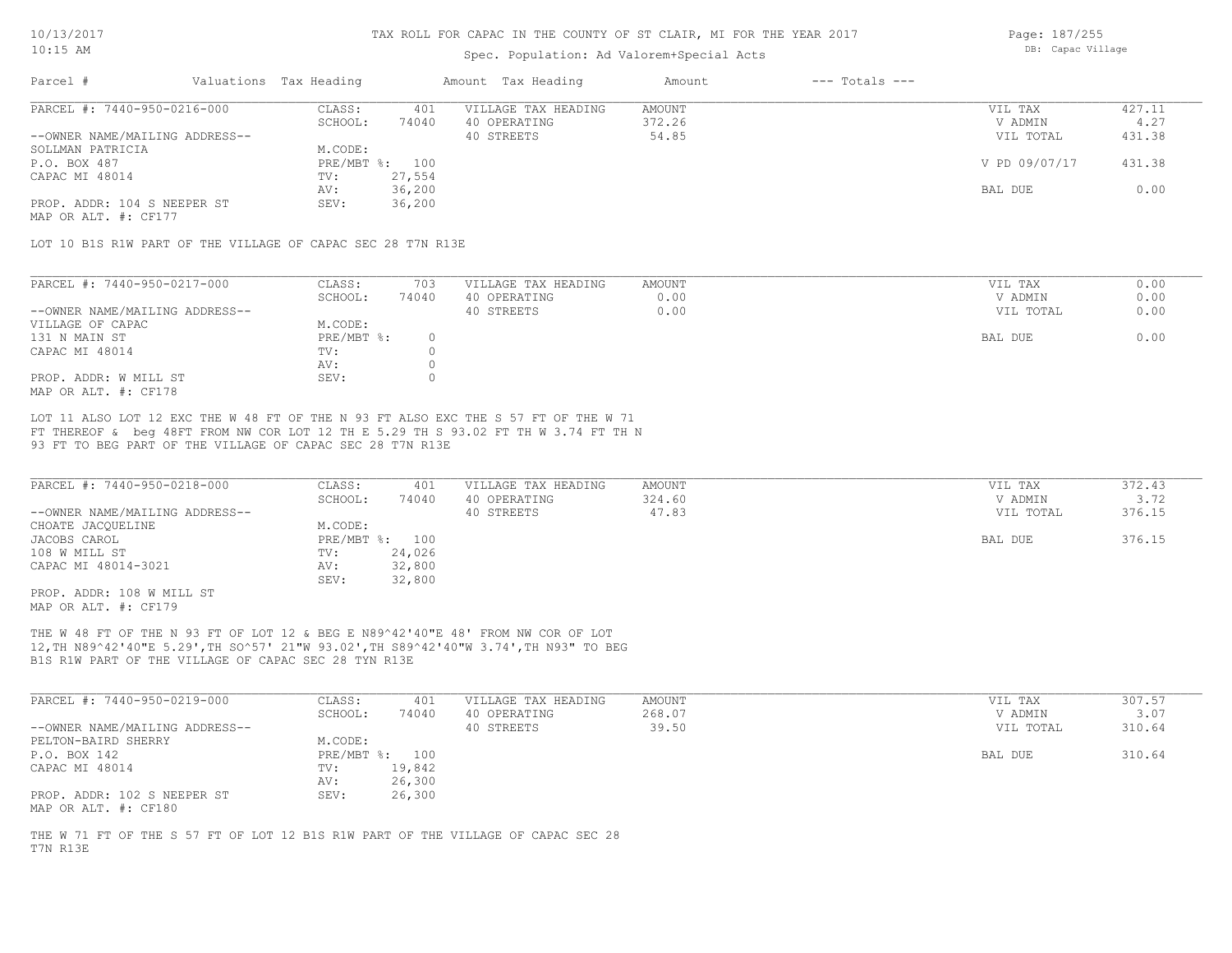# TAX ROLL FOR CAPAC IN THE COUNTY OF ST CLAIR, MI FOR THE YEAR 2017

Spec. Population: Ad Valorem+Special Acts

10/13/2017 10:15 AM

DB: Capac Village

| Parcel # | Valuations | Tax Heading | Amount | Tax Heading | Amount | --- Totals --- |
|---|---|---|---|---|---|---|

---

**PARCEL #: 7440-950-0216-000**

| | | | | | | |
|---|---|---|---|---|---|---|
| PARCEL #: 7440-950-0216-000 | CLASS: | 401 | VILLAGE TAX HEADING | AMOUNT | VIL TAX | 427.11 |
| | SCHOOL: | 74040 | 40 OPERATING | 372.26 | V ADMIN | 4.27 |
| --OWNER NAME/MAILING ADDRESS-- | | | 40 STREETS | 54.85 | VIL TOTAL | 431.38 |
| SOLLMAN PATRICIA | M.CODE: | | | | | |
| P.O. BOX 487 | PRE/MBT %: | 100 | | | V PD 09/07/17 | 431.38 |
| CAPAC MI 48014 | TV: | 27,554 | | | | |
| | AV: | 36,200 | | | BAL DUE | 0.00 |
| PROP. ADDR: 104 S NEEPER ST | SEV: | 36,200 | | | | |
| MAP OR ALT. #: CF177 | | | | | | |

LOT 10 B1S R1W PART OF THE VILLAGE OF CAPAC SEC 28 T7N R13E

---

**PARCEL #: 7440-950-0217-000**

| | | | | | | |
|---|---|---|---|---|---|---|
| PARCEL #: 7440-950-0217-000 | CLASS: | 703 | VILLAGE TAX HEADING | AMOUNT | VIL TAX | 0.00 |
| | SCHOOL: | 74040 | 40 OPERATING | 0.00 | V ADMIN | 0.00 |
| --OWNER NAME/MAILING ADDRESS-- | | | 40 STREETS | 0.00 | VIL TOTAL | 0.00 |
| VILLAGE OF CAPAC | M.CODE: | | | | | |
| 131 N MAIN ST | PRE/MBT %: | 0 | | | BAL DUE | 0.00 |
| CAPAC MI 48014 | TV: | 0 | | | | |
| | AV: | 0 | | | | |
| PROP. ADDR: W MILL ST | SEV: | 0 | | | | |
| MAP OR ALT. #: CF178 | | | | | | |

LOT 11 ALSO LOT 12 EXC THE W 48 FT OF THE N 93 FT ALSO EXC THE S 57 FT OF THE W 71 FT THEREOF & beg 48FT FROM NW COR LOT 12 TH E 5.29 TH S 93.02 FT TH W 3.74 FT TH N 93 FT TO BEG PART OF THE VILLAGE OF CAPAC SEC 28 T7N R13E

---

**PARCEL #: 7440-950-0218-000**

| | | | | | | |
|---|---|---|---|---|---|---|
| PARCEL #: 7440-950-0218-000 | CLASS: | 401 | VILLAGE TAX HEADING | AMOUNT | VIL TAX | 372.43 |
| | SCHOOL: | 74040 | 40 OPERATING | 324.60 | V ADMIN | 3.72 |
| --OWNER NAME/MAILING ADDRESS-- | | | 40 STREETS | 47.83 | VIL TOTAL | 376.15 |
| CHOATE JACQUELINE | M.CODE: | | | | | |
| JACOBS CAROL | PRE/MBT %: | 100 | | | BAL DUE | 376.15 |
| 108 W MILL ST | TV: | 24,026 | | | | |
| CAPAC MI 48014-3021 | AV: | 32,800 | | | | |
| | SEV: | 32,800 | | | | |
| PROP. ADDR: 108 W MILL ST | | | | | | |
| MAP OR ALT. #: CF179 | | | | | | |

THE W 48 FT OF THE N 93 FT OF LOT 12 & BEG E N89^42'40"E 48' FROM NW COR OF LOT 12,TH N89^42'40"E 5.29',TH SO^57' 21"W 93.02',TH S89^42'40"W 3.74',TH N93" TO BEG B1S R1W PART OF THE VILLAGE OF CAPAC SEC 28 TYN R13E

---

**PARCEL #: 7440-950-0219-000**

| | | | | | | |
|---|---|---|---|---|---|---|
| PARCEL #: 7440-950-0219-000 | CLASS: | 401 | VILLAGE TAX HEADING | AMOUNT | VIL TAX | 307.57 |
| | SCHOOL: | 74040 | 40 OPERATING | 268.07 | V ADMIN | 3.07 |
| --OWNER NAME/MAILING ADDRESS-- | | | 40 STREETS | 39.50 | VIL TOTAL | 310.64 |
| PELTON-BAIRD SHERRY | M.CODE: | | | | | |
| P.O. BOX 142 | PRE/MBT %: | 100 | | | BAL DUE | 310.64 |
| CAPAC MI 48014 | TV: | 19,842 | | | | |
| | AV: | 26,300 | | | | |
| PROP. ADDR: 102 S NEEPER ST | SEV: | 26,300 | | | | |
| MAP OR ALT. #: CF180 | | | | | | |

THE W 71 FT OF THE S 57 FT OF LOT 12 B1S R1W PART OF THE VILLAGE OF CAPAC SEC 28 T7N R13E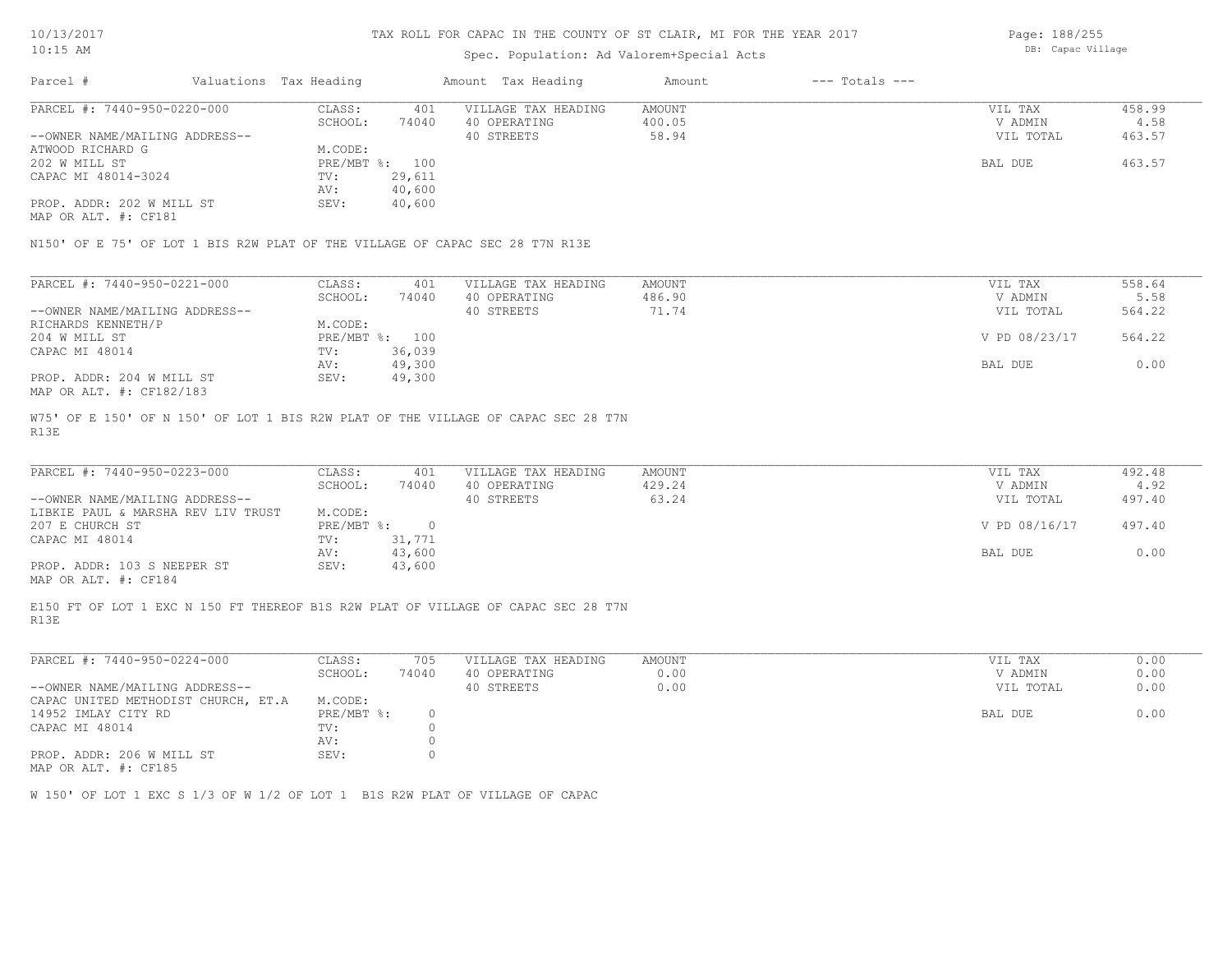# TAX ROLL FOR CAPAC IN THE COUNTY OF ST CLAIR, MI FOR THE YEAR 2017

Spec. Population: Ad Valorem+Special Acts

DB: Capac Village

| Parcel # | Valuations Tax Heading | | Amount Tax Heading | Amount | --- Totals --- | |
|---|---|---|---|---|---|---|
| PARCEL #: 7440-950-0220-000 | CLASS: | 401 | VILLAGE TAX HEADING | AMOUNT | VIL TAX | 458.99 |
| | SCHOOL: | 74040 | 40 OPERATING | 400.05 | V ADMIN | 4.58 |
| --OWNER NAME/MAILING ADDRESS-- | | | 40 STREETS | 58.94 | VIL TOTAL | 463.57 |
| ATWOOD RICHARD G | M.CODE: | | | | | |
| 202 W MILL ST | PRE/MBT %: | 100 | | | BAL DUE | 463.57 |
| CAPAC MI 48014-3024 | TV: | 29,611 | | | | |
| | AV: | 40,600 | | | | |
| PROP. ADDR: 202 W MILL ST | SEV: | 40,600 | | | | |
| MAP OR ALT. #: CF181 | | | | | | |

N150' OF E 75' OF LOT 1 BIS R2W PLAT OF THE VILLAGE OF CAPAC SEC 28 T7N R13E

| Parcel # | Valuations Tax Heading | | Amount Tax Heading | Amount | --- Totals --- | |
|---|---|---|---|---|---|---|
| PARCEL #: 7440-950-0221-000 | CLASS: | 401 | VILLAGE TAX HEADING | AMOUNT | VIL TAX | 558.64 |
| | SCHOOL: | 74040 | 40 OPERATING | 486.90 | V ADMIN | 5.58 |
| --OWNER NAME/MAILING ADDRESS-- | | | 40 STREETS | 71.74 | VIL TOTAL | 564.22 |
| RICHARDS KENNETH/P | M.CODE: | | | | | |
| 204 W MILL ST | PRE/MBT %: | 100 | | | V PD 08/23/17 | 564.22 |
| CAPAC MI 48014 | TV: | 36,039 | | | | |
| | AV: | 49,300 | | | BAL DUE | 0.00 |
| PROP. ADDR: 204 W MILL ST | SEV: | 49,300 | | | | |
| MAP OR ALT. #: CF182/183 | | | | | | |

W75' OF E 150' OF N 150' OF LOT 1 BIS R2W PLAT OF THE VILLAGE OF CAPAC SEC 28 T7N R13E

| Parcel # | Valuations Tax Heading | | Amount Tax Heading | Amount | --- Totals --- | |
|---|---|---|---|---|---|---|
| PARCEL #: 7440-950-0223-000 | CLASS: | 401 | VILLAGE TAX HEADING | AMOUNT | VIL TAX | 492.48 |
| | SCHOOL: | 74040 | 40 OPERATING | 429.24 | V ADMIN | 4.92 |
| --OWNER NAME/MAILING ADDRESS-- | | | 40 STREETS | 63.24 | VIL TOTAL | 497.40 |
| LIBKIE PAUL & MARSHA REV LIV TRUST | M.CODE: | | | | | |
| 207 E CHURCH ST | PRE/MBT %: | 0 | | | V PD 08/16/17 | 497.40 |
| CAPAC MI 48014 | TV: | 31,771 | | | | |
| | AV: | 43,600 | | | BAL DUE | 0.00 |
| PROP. ADDR: 103 S NEEPER ST | SEV: | 43,600 | | | | |
| MAP OR ALT. #: CF184 | | | | | | |

E150 FT OF LOT 1 EXC N 150 FT THEREOF B1S R2W PLAT OF VILLAGE OF CAPAC SEC 28 T7N R13E

| Parcel # | Valuations Tax Heading | | Amount Tax Heading | Amount | --- Totals --- | |
|---|---|---|---|---|---|---|
| PARCEL #: 7440-950-0224-000 | CLASS: | 705 | VILLAGE TAX HEADING | AMOUNT | VIL TAX | 0.00 |
| | SCHOOL: | 74040 | 40 OPERATING | 0.00 | V ADMIN | 0.00 |
| --OWNER NAME/MAILING ADDRESS-- | | | 40 STREETS | 0.00 | VIL TOTAL | 0.00 |
| CAPAC UNITED METHODIST CHURCH, ET.A | M.CODE: | | | | | |
| 14952 IMLAY CITY RD | PRE/MBT %: | 0 | | | BAL DUE | 0.00 |
| CAPAC MI 48014 | TV: | 0 | | | | |
| | AV: | 0 | | | | |
| PROP. ADDR: 206 W MILL ST | SEV: | 0 | | | | |
| MAP OR ALT. #: CF185 | | | | | | |

W 150' OF LOT 1 EXC S 1/3 OF W 1/2 OF LOT 1 B1S R2W PLAT OF VILLAGE OF CAPAC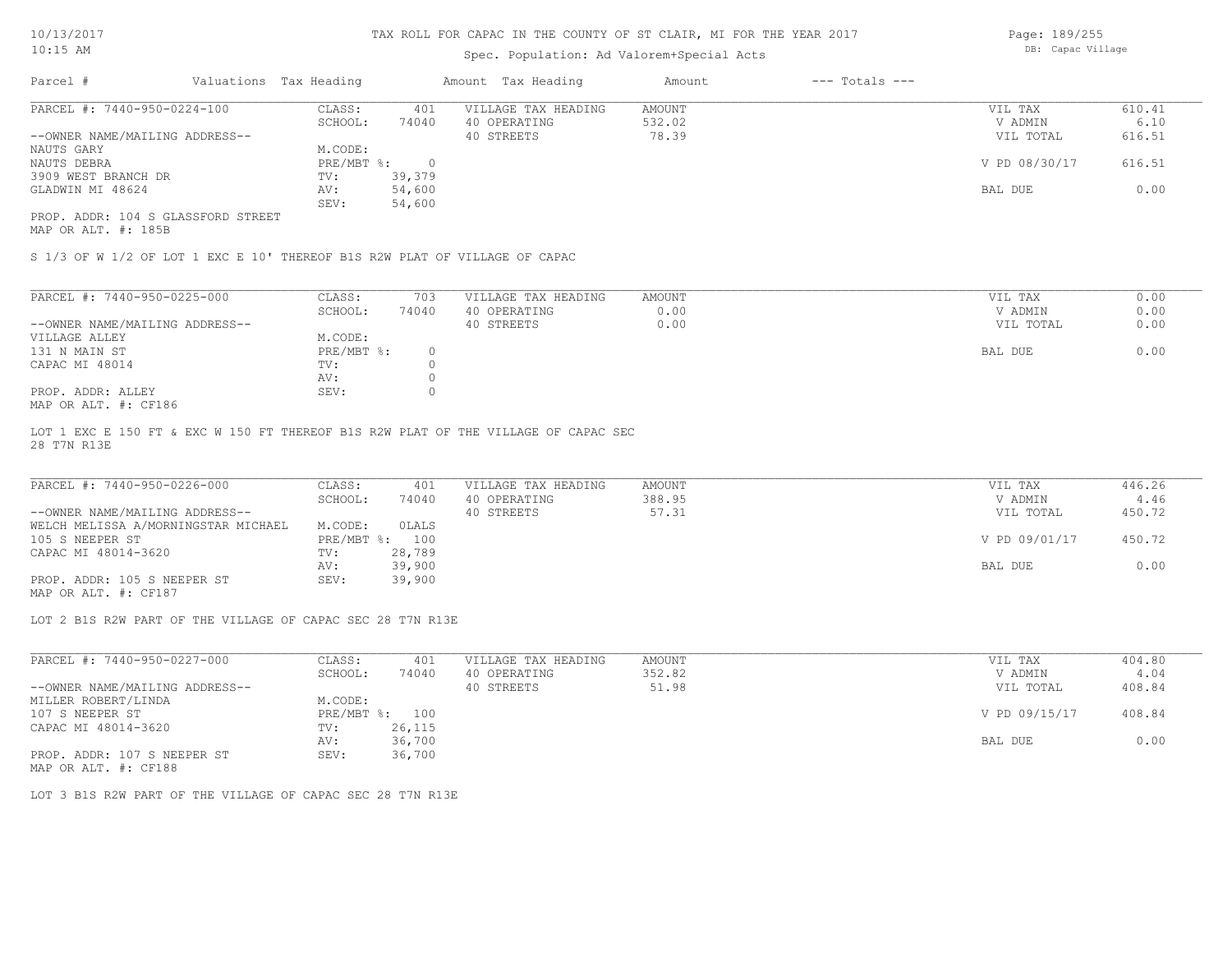# TAX ROLL FOR CAPAC IN THE COUNTY OF ST CLAIR, MI FOR THE YEAR 2017

Spec. Population: Ad Valorem+Special Acts

| Parcel # | Valuations | Tax Heading | Amount | Tax Heading | Amount | --- Totals --- | |
|---|---|---|---|---|---|---|---|

---

**PARCEL #: 7440-950-0224-100**

| | | | | | |
|---|---|---|---|---|---|
| CLASS: | 401 | VILLAGE TAX HEADING | AMOUNT | VIL TAX | 610.41 |
| SCHOOL: | 74040 | 40 OPERATING | 532.02 | V ADMIN | 6.10 |
| M.CODE: | | 40 STREETS | 78.39 | VIL TOTAL | 616.51 |
| PRE/MBT %: | 0 | | | V PD 08/30/17 | 616.51 |
| TV: | 39,379 | | | | |
| AV: | 54,600 | | | BAL DUE | 0.00 |
| SEV: | 54,600 | | | | |

--OWNER NAME/MAILING ADDRESS--
NAUTS GARY
NAUTS DEBRA
3909 WEST BRANCH DR
GLADWIN MI 48624

PROP. ADDR: 104 S GLASSFORD STREET
MAP OR ALT. #: 185B

S 1/3 OF W 1/2 OF LOT 1 EXC E 10' THEREOF B1S R2W PLAT OF VILLAGE OF CAPAC

---

**PARCEL #: 7440-950-0225-000**

| | | | | | |
|---|---|---|---|---|---|
| CLASS: | 703 | VILLAGE TAX HEADING | AMOUNT | VIL TAX | 0.00 |
| SCHOOL: | 74040 | 40 OPERATING | 0.00 | V ADMIN | 0.00 |
| M.CODE: | | 40 STREETS | 0.00 | VIL TOTAL | 0.00 |
| PRE/MBT %: | 0 | | | BAL DUE | 0.00 |
| TV: | 0 | | | | |
| AV: | 0 | | | | |
| SEV: | 0 | | | | |

--OWNER NAME/MAILING ADDRESS--
VILLAGE ALLEY
131 N MAIN ST
CAPAC MI 48014

PROP. ADDR: ALLEY
MAP OR ALT. #: CF186

LOT 1 EXC E 150 FT & EXC W 150 FT THEREOF B1S R2W PLAT OF THE VILLAGE OF CAPAC SEC 28 T7N R13E

---

**PARCEL #: 7440-950-0226-000**

| | | | | | |
|---|---|---|---|---|---|
| CLASS: | 401 | VILLAGE TAX HEADING | AMOUNT | VIL TAX | 446.26 |
| SCHOOL: | 74040 | 40 OPERATING | 388.95 | V ADMIN | 4.46 |
| M.CODE: | 0LALS | 40 STREETS | 57.31 | VIL TOTAL | 450.72 |
| PRE/MBT %: | 100 | | | V PD 09/01/17 | 450.72 |
| TV: | 28,789 | | | | |
| AV: | 39,900 | | | BAL DUE | 0.00 |
| SEV: | 39,900 | | | | |

--OWNER NAME/MAILING ADDRESS--
WELCH MELISSA A/MORNINGSTAR MICHAEL
105 S NEEPER ST
CAPAC MI 48014-3620

PROP. ADDR: 105 S NEEPER ST
MAP OR ALT. #: CF187

LOT 2 B1S R2W PART OF THE VILLAGE OF CAPAC SEC 28 T7N R13E

---

**PARCEL #: 7440-950-0227-000**

| | | | | | |
|---|---|---|---|---|---|
| CLASS: | 401 | VILLAGE TAX HEADING | AMOUNT | VIL TAX | 404.80 |
| SCHOOL: | 74040 | 40 OPERATING | 352.82 | V ADMIN | 4.04 |
| M.CODE: | | 40 STREETS | 51.98 | VIL TOTAL | 408.84 |
| PRE/MBT %: | 100 | | | V PD 09/15/17 | 408.84 |
| TV: | 26,115 | | | | |
| AV: | 36,700 | | | BAL DUE | 0.00 |
| SEV: | 36,700 | | | | |

--OWNER NAME/MAILING ADDRESS--
MILLER ROBERT/LINDA
107 S NEEPER ST
CAPAC MI 48014-3620

PROP. ADDR: 107 S NEEPER ST
MAP OR ALT. #: CF188

LOT 3 B1S R2W PART OF THE VILLAGE OF CAPAC SEC 28 T7N R13E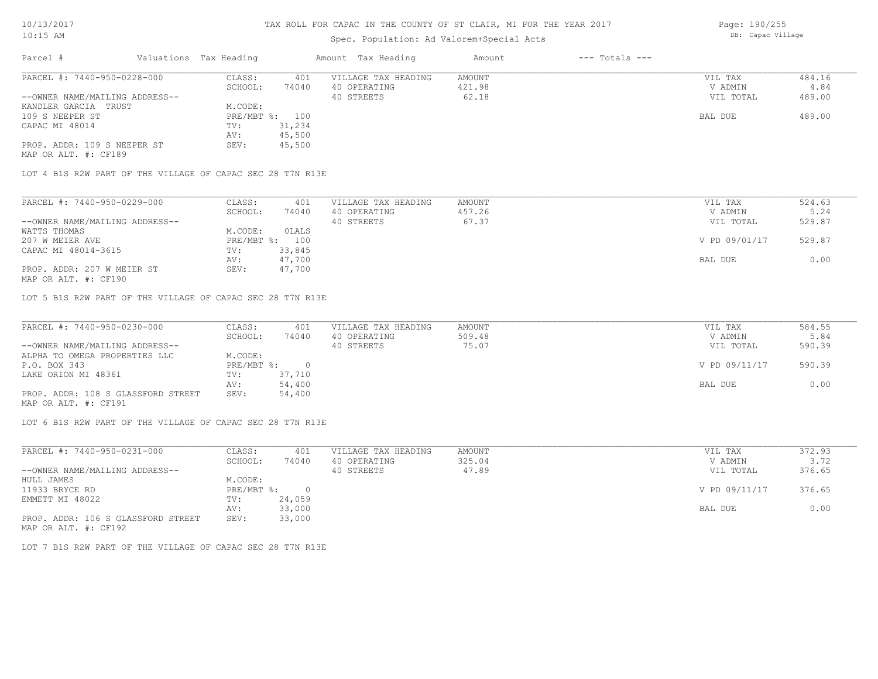# TAX ROLL FOR CAPAC IN THE COUNTY OF ST CLAIR, MI FOR THE YEAR 2017

Spec. Population: Ad Valorem+Special Acts

10/13/2017 10:15 AM — DB: Capac Village

| Parcel # | Valuations | Tax Heading | Amount | Tax Heading | Amount | --- Totals --- | |
|---|---|---|---|---|---|---|---|
| PARCEL #: 7440-950-0228-000 | CLASS: | 401 | VILLAGE TAX HEADING | AMOUNT | | VIL TAX | 484.16 |
| | SCHOOL: | 74040 | 40 OPERATING | 421.98 | | V ADMIN | 4.84 |
| --OWNER NAME/MAILING ADDRESS-- | | | 40 STREETS | 62.18 | | VIL TOTAL | 489.00 |
| KANDLER GARCIA TRUST | M.CODE: | | | | | | |
| 109 S NEEPER ST | PRE/MBT %: | 100 | | | | BAL DUE | 489.00 |
| CAPAC MI 48014 | TV: | 31,234 | | | | | |
| | AV: | 45,500 | | | | | |
| PROP. ADDR: 109 S NEEPER ST | SEV: | 45,500 | | | | | |
| MAP OR ALT. #: CF189 | | | | | | | |

LOT 4 B1S R2W PART OF THE VILLAGE OF CAPAC SEC 28 T7N R13E

| Parcel # | Valuations | Tax Heading | Amount | Tax Heading | Amount | --- Totals --- | |
|---|---|---|---|---|---|---|---|
| PARCEL #: 7440-950-0229-000 | CLASS: | 401 | VILLAGE TAX HEADING | AMOUNT | | VIL TAX | 524.63 |
| | SCHOOL: | 74040 | 40 OPERATING | 457.26 | | V ADMIN | 5.24 |
| --OWNER NAME/MAILING ADDRESS-- | | | 40 STREETS | 67.37 | | VIL TOTAL | 529.87 |
| WATTS THOMAS | M.CODE: | 0LALS | | | | | |
| 207 W MEIER AVE | PRE/MBT %: | 100 | | | | V PD 09/01/17 | 529.87 |
| CAPAC MI 48014-3615 | TV: | 33,845 | | | | | |
| | AV: | 47,700 | | | | BAL DUE | 0.00 |
| PROP. ADDR: 207 W MEIER ST | SEV: | 47,700 | | | | | |
| MAP OR ALT. #: CF190 | | | | | | | |

LOT 5 B1S R2W PART OF THE VILLAGE OF CAPAC SEC 28 T7N R13E

| Parcel # | Valuations | Tax Heading | Amount | Tax Heading | Amount | --- Totals --- | |
|---|---|---|---|---|---|---|---|
| PARCEL #: 7440-950-0230-000 | CLASS: | 401 | VILLAGE TAX HEADING | AMOUNT | | VIL TAX | 584.55 |
| | SCHOOL: | 74040 | 40 OPERATING | 509.48 | | V ADMIN | 5.84 |
| --OWNER NAME/MAILING ADDRESS-- | | | 40 STREETS | 75.07 | | VIL TOTAL | 590.39 |
| ALPHA TO OMEGA PROPERTIES LLC | M.CODE: | | | | | | |
| P.O. BOX 343 | PRE/MBT %: | 0 | | | | V PD 09/11/17 | 590.39 |
| LAKE ORION MI 48361 | TV: | 37,710 | | | | | |
| | AV: | 54,400 | | | | BAL DUE | 0.00 |
| PROP. ADDR: 108 S GLASSFORD STREET | SEV: | 54,400 | | | | | |
| MAP OR ALT. #: CF191 | | | | | | | |

LOT 6 B1S R2W PART OF THE VILLAGE OF CAPAC SEC 28 T7N R13E

| Parcel # | Valuations | Tax Heading | Amount | Tax Heading | Amount | --- Totals --- | |
|---|---|---|---|---|---|---|---|
| PARCEL #: 7440-950-0231-000 | CLASS: | 401 | VILLAGE TAX HEADING | AMOUNT | | VIL TAX | 372.93 |
| | SCHOOL: | 74040 | 40 OPERATING | 325.04 | | V ADMIN | 3.72 |
| --OWNER NAME/MAILING ADDRESS-- | | | 40 STREETS | 47.89 | | VIL TOTAL | 376.65 |
| HULL JAMES | M.CODE: | | | | | | |
| 11933 BRYCE RD | PRE/MBT %: | 0 | | | | V PD 09/11/17 | 376.65 |
| EMMETT MI 48022 | TV: | 24,059 | | | | | |
| | AV: | 33,000 | | | | BAL DUE | 0.00 |
| PROP. ADDR: 106 S GLASSFORD STREET | SEV: | 33,000 | | | | | |
| MAP OR ALT. #: CF192 | | | | | | | |

LOT 7 B1S R2W PART OF THE VILLAGE OF CAPAC SEC 28 T7N R13E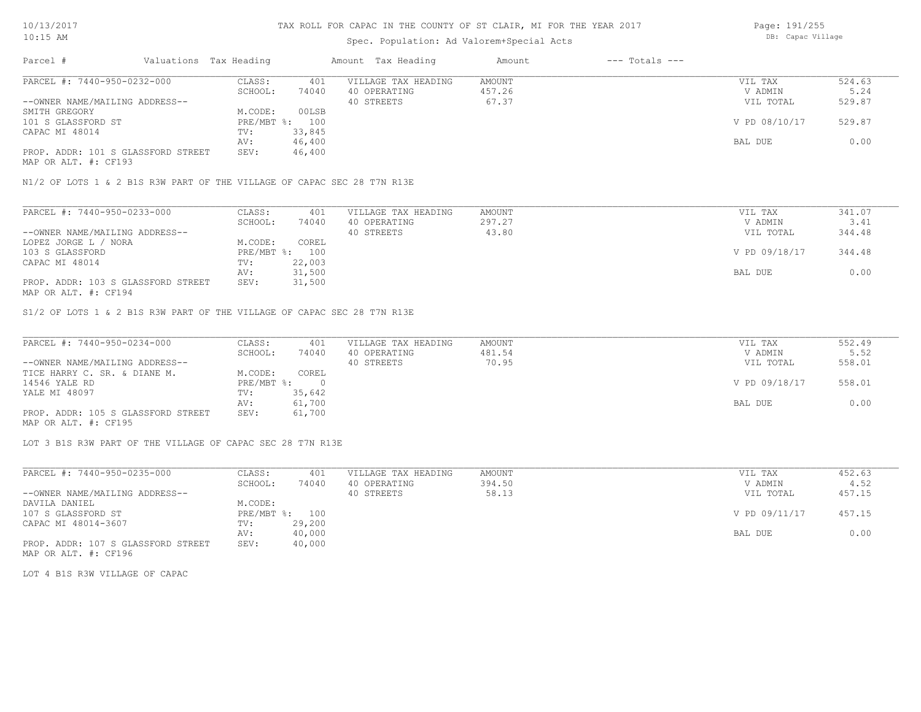TAX ROLL FOR CAPAC IN THE COUNTY OF ST CLAIR, MI FOR THE YEAR 2017

Spec. Population: Ad Valorem+Special Acts

| Parcel # | Valuations | Tax Heading | Amount | Tax Heading | Amount | --- Totals --- | |
|---|---|---|---|---|---|---|---|
| PARCEL #: 7440-950-0232-000 | CLASS: | 401 | VILLAGE TAX HEADING | AMOUNT | | VIL TAX | 524.63 |
| | SCHOOL: | 74040 | 40 OPERATING | 457.26 | | V ADMIN | 5.24 |
| --OWNER NAME/MAILING ADDRESS-- | | | 40 STREETS | 67.37 | | VIL TOTAL | 529.87 |
| SMITH GREGORY | M.CODE: | 00LSB | | | | | |
| 101 S GLASSFORD ST | PRE/MBT %: | 100 | | | | V PD 08/10/17 | 529.87 |
| CAPAC MI 48014 | TV: | 33,845 | | | | | |
| | AV: | 46,400 | | | | BAL DUE | 0.00 |
| PROP. ADDR: 101 S GLASSFORD STREET | SEV: | 46,400 | | | | | |
| MAP OR ALT. #: CF193 | | | | | | | |

N1/2 OF LOTS 1 & 2 B1S R3W PART OF THE VILLAGE OF CAPAC SEC 28 T7N R13E

| Parcel # | Valuations | Tax Heading | Amount | Tax Heading | Amount | --- Totals --- | |
|---|---|---|---|---|---|---|---|
| PARCEL #: 7440-950-0233-000 | CLASS: | 401 | VILLAGE TAX HEADING | AMOUNT | | VIL TAX | 341.07 |
| | SCHOOL: | 74040 | 40 OPERATING | 297.27 | | V ADMIN | 3.41 |
| --OWNER NAME/MAILING ADDRESS-- | | | 40 STREETS | 43.80 | | VIL TOTAL | 344.48 |
| LOPEZ JORGE L / NORA | M.CODE: | COREL | | | | | |
| 103 S GLASSFORD | PRE/MBT %: | 100 | | | | V PD 09/18/17 | 344.48 |
| CAPAC MI 48014 | TV: | 22,003 | | | | | |
| | AV: | 31,500 | | | | BAL DUE | 0.00 |
| PROP. ADDR: 103 S GLASSFORD STREET | SEV: | 31,500 | | | | | |
| MAP OR ALT. #: CF194 | | | | | | | |

S1/2 OF LOTS 1 & 2 B1S R3W PART OF THE VILLAGE OF CAPAC SEC 28 T7N R13E

| Parcel # | Valuations | Tax Heading | Amount | Tax Heading | Amount | --- Totals --- | |
|---|---|---|---|---|---|---|---|
| PARCEL #: 7440-950-0234-000 | CLASS: | 401 | VILLAGE TAX HEADING | AMOUNT | | VIL TAX | 552.49 |
| | SCHOOL: | 74040 | 40 OPERATING | 481.54 | | V ADMIN | 5.52 |
| --OWNER NAME/MAILING ADDRESS-- | | | 40 STREETS | 70.95 | | VIL TOTAL | 558.01 |
| TICE HARRY C. SR. & DIANE M. | M.CODE: | COREL | | | | | |
| 14546 YALE RD | PRE/MBT %: | 0 | | | | V PD 09/18/17 | 558.01 |
| YALE MI 48097 | TV: | 35,642 | | | | | |
| | AV: | 61,700 | | | | BAL DUE | 0.00 |
| PROP. ADDR: 105 S GLASSFORD STREET | SEV: | 61,700 | | | | | |
| MAP OR ALT. #: CF195 | | | | | | | |

LOT 3 B1S R3W PART OF THE VILLAGE OF CAPAC SEC 28 T7N R13E

| Parcel # | Valuations | Tax Heading | Amount | Tax Heading | Amount | --- Totals --- | |
|---|---|---|---|---|---|---|---|
| PARCEL #: 7440-950-0235-000 | CLASS: | 401 | VILLAGE TAX HEADING | AMOUNT | | VIL TAX | 452.63 |
| | SCHOOL: | 74040 | 40 OPERATING | 394.50 | | V ADMIN | 4.52 |
| --OWNER NAME/MAILING ADDRESS-- | | | 40 STREETS | 58.13 | | VIL TOTAL | 457.15 |
| DAVILA DANIEL | M.CODE: | | | | | | |
| 107 S GLASSFORD ST | PRE/MBT %: | 100 | | | | V PD 09/11/17 | 457.15 |
| CAPAC MI 48014-3607 | TV: | 29,200 | | | | | |
| | AV: | 40,000 | | | | BAL DUE | 0.00 |
| PROP. ADDR: 107 S GLASSFORD STREET | SEV: | 40,000 | | | | | |
| MAP OR ALT. #: CF196 | | | | | | | |

LOT 4 B1S R3W VILLAGE OF CAPAC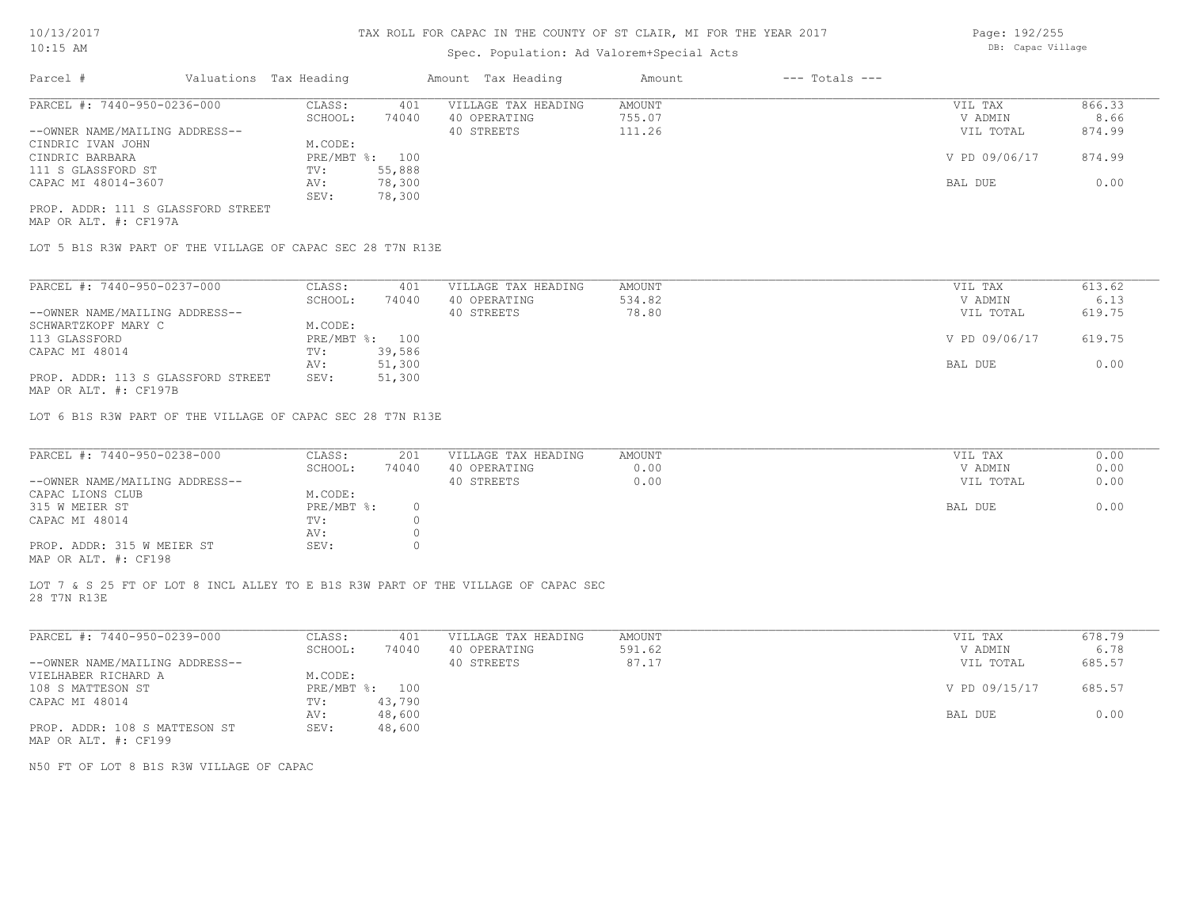# TAX ROLL FOR CAPAC IN THE COUNTY OF ST CLAIR, MI FOR THE YEAR 2017

Spec. Population: Ad Valorem+Special Acts

DB: Capac Village

| Parcel # | Valuations | Tax Heading | Amount | Tax Heading | Amount | --- Totals --- | |
|---|---|---|---|---|---|---|---|
| PARCEL #: 7440-950-0236-000 | CLASS: | 401 | VILLAGE TAX HEADING | AMOUNT | | VIL TAX | 866.33 |
| | SCHOOL: | 74040 | 40 OPERATING | 755.07 | | V ADMIN | 8.66 |
| --OWNER NAME/MAILING ADDRESS-- | | | 40 STREETS | 111.26 | | VIL TOTAL | 874.99 |
| CINDRIC IVAN JOHN | M.CODE: | | | | | | |
| CINDRIC BARBARA | PRE/MBT %: | 100 | | | | V PD 09/06/17 | 874.99 |
| 111 S GLASSFORD ST | TV: | 55,888 | | | | | |
| CAPAC MI 48014-3607 | AV: | 78,300 | | | | BAL DUE | 0.00 |
| | SEV: | 78,300 | | | | | |

PROP. ADDR: 111 S GLASSFORD STREET
MAP OR ALT. #: CF197A

LOT 5 B1S R3W PART OF THE VILLAGE OF CAPAC SEC 28 T7N R13E

| Parcel # | Valuations | Tax Heading | Amount | Tax Heading | Amount | --- Totals --- | |
|---|---|---|---|---|---|---|---|
| PARCEL #: 7440-950-0237-000 | CLASS: | 401 | VILLAGE TAX HEADING | AMOUNT | | VIL TAX | 613.62 |
| | SCHOOL: | 74040 | 40 OPERATING | 534.82 | | V ADMIN | 6.13 |
| --OWNER NAME/MAILING ADDRESS-- | | | 40 STREETS | 78.80 | | VIL TOTAL | 619.75 |
| SCHWARTZKOPF MARY C | M.CODE: | | | | | | |
| 113 GLASSFORD | PRE/MBT %: | 100 | | | | V PD 09/06/17 | 619.75 |
| CAPAC MI 48014 | TV: | 39,586 | | | | | |
| | AV: | 51,300 | | | | BAL DUE | 0.00 |
| PROP. ADDR: 113 S GLASSFORD STREET | SEV: | 51,300 | | | | | |

MAP OR ALT. #: CF197B

LOT 6 B1S R3W PART OF THE VILLAGE OF CAPAC SEC 28 T7N R13E

| Parcel # | Valuations | Tax Heading | Amount | Tax Heading | Amount | --- Totals --- | |
|---|---|---|---|---|---|---|---|
| PARCEL #: 7440-950-0238-000 | CLASS: | 201 | VILLAGE TAX HEADING | AMOUNT | | VIL TAX | 0.00 |
| | SCHOOL: | 74040 | 40 OPERATING | 0.00 | | V ADMIN | 0.00 |
| --OWNER NAME/MAILING ADDRESS-- | | | 40 STREETS | 0.00 | | VIL TOTAL | 0.00 |
| CAPAC LIONS CLUB | M.CODE: | | | | | | |
| 315 W MEIER ST | PRE/MBT %: | 0 | | | | BAL DUE | 0.00 |
| CAPAC MI 48014 | TV: | 0 | | | | | |
| | AV: | 0 | | | | | |
| PROP. ADDR: 315 W MEIER ST | SEV: | 0 | | | | | |

MAP OR ALT. #: CF198

LOT 7 & S 25 FT OF LOT 8 INCL ALLEY TO E B1S R3W PART OF THE VILLAGE OF CAPAC SEC 28 T7N R13E

| Parcel # | Valuations | Tax Heading | Amount | Tax Heading | Amount | --- Totals --- | |
|---|---|---|---|---|---|---|---|
| PARCEL #: 7440-950-0239-000 | CLASS: | 401 | VILLAGE TAX HEADING | AMOUNT | | VIL TAX | 678.79 |
| | SCHOOL: | 74040 | 40 OPERATING | 591.62 | | V ADMIN | 6.78 |
| --OWNER NAME/MAILING ADDRESS-- | | | 40 STREETS | 87.17 | | VIL TOTAL | 685.57 |
| VIELHABER RICHARD A | M.CODE: | | | | | | |
| 108 S MATTESON ST | PRE/MBT %: | 100 | | | | V PD 09/15/17 | 685.57 |
| CAPAC MI 48014 | TV: | 43,790 | | | | | |
| | AV: | 48,600 | | | | BAL DUE | 0.00 |
| PROP. ADDR: 108 S MATTESON ST | SEV: | 48,600 | | | | | |

MAP OR ALT. #: CF199

N50 FT OF LOT 8 B1S R3W VILLAGE OF CAPAC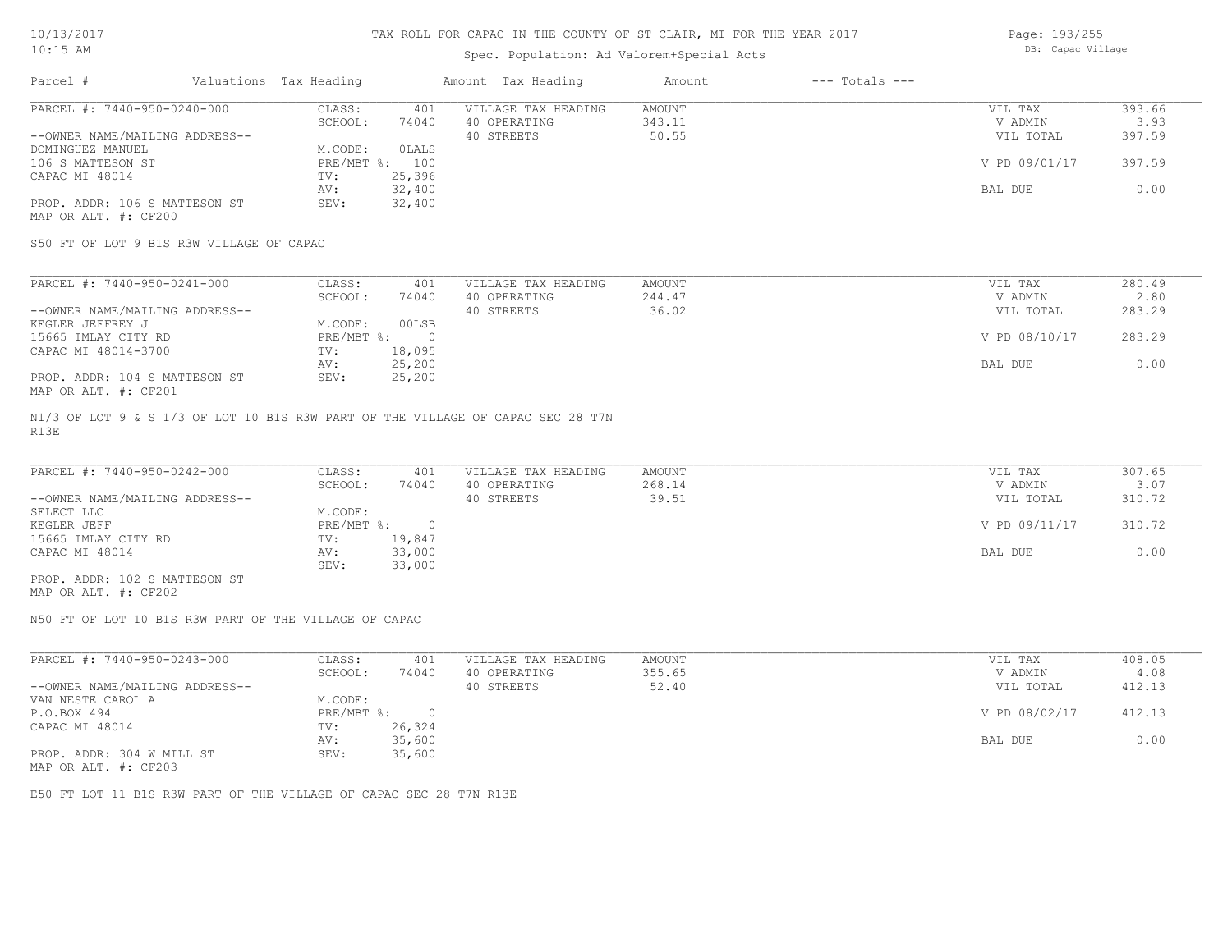TAX ROLL FOR CAPAC IN THE COUNTY OF ST CLAIR, MI FOR THE YEAR 2017

Spec. Population: Ad Valorem+Special Acts

DB: Capac Village

| Parcel # | Valuations | Tax Heading | Amount | Tax Heading | Amount | --- Totals --- | |
|---|---|---|---|---|---|---|---|
| PARCEL #: 7440-950-0240-000 | CLASS: | 401 | VILLAGE TAX HEADING | AMOUNT | | VIL TAX | 393.66 |
| | SCHOOL: | 74040 | 40 OPERATING | 343.11 | | V ADMIN | 3.93 |
| --OWNER NAME/MAILING ADDRESS-- | | | 40 STREETS | 50.55 | | VIL TOTAL | 397.59 |
| DOMINGUEZ MANUEL | M.CODE: | 0LALS | | | | | |
| 106 S MATTESON ST | PRE/MBT %: | 100 | | | | V PD 09/01/17 | 397.59 |
| CAPAC MI 48014 | TV: | 25,396 | | | | | |
| | AV: | 32,400 | | | | BAL DUE | 0.00 |
| PROP. ADDR: 106 S MATTESON ST | SEV: | 32,400 | | | | | |
| MAP OR ALT. #: CF200 | | | | | | | |

S50 FT OF LOT 9 B1S R3W VILLAGE OF CAPAC

| Parcel # | Valuations | Tax Heading | Amount | Tax Heading | Amount | --- Totals --- | |
|---|---|---|---|---|---|---|---|
| PARCEL #: 7440-950-0241-000 | CLASS: | 401 | VILLAGE TAX HEADING | AMOUNT | | VIL TAX | 280.49 |
| | SCHOOL: | 74040 | 40 OPERATING | 244.47 | | V ADMIN | 2.80 |
| --OWNER NAME/MAILING ADDRESS-- | | | 40 STREETS | 36.02 | | VIL TOTAL | 283.29 |
| KEGLER JEFFREY J | M.CODE: | 00LSB | | | | | |
| 15665 IMLAY CITY RD | PRE/MBT %: | 0 | | | | V PD 08/10/17 | 283.29 |
| CAPAC MI 48014-3700 | TV: | 18,095 | | | | | |
| | AV: | 25,200 | | | | BAL DUE | 0.00 |
| PROP. ADDR: 104 S MATTESON ST | SEV: | 25,200 | | | | | |
| MAP OR ALT. #: CF201 | | | | | | | |

N1/3 OF LOT 9 & S 1/3 OF LOT 10 B1S R3W PART OF THE VILLAGE OF CAPAC SEC 28 T7N R13E

| Parcel # | Valuations | Tax Heading | Amount | Tax Heading | Amount | --- Totals --- | |
|---|---|---|---|---|---|---|---|
| PARCEL #: 7440-950-0242-000 | CLASS: | 401 | VILLAGE TAX HEADING | AMOUNT | | VIL TAX | 307.65 |
| | SCHOOL: | 74040 | 40 OPERATING | 268.14 | | V ADMIN | 3.07 |
| --OWNER NAME/MAILING ADDRESS-- | | | 40 STREETS | 39.51 | | VIL TOTAL | 310.72 |
| SELECT LLC | M.CODE: | | | | | | |
| KEGLER JEFF | PRE/MBT %: | 0 | | | | V PD 09/11/17 | 310.72 |
| 15665 IMLAY CITY RD | TV: | 19,847 | | | | | |
| CAPAC MI 48014 | AV: | 33,000 | | | | BAL DUE | 0.00 |
| | SEV: | 33,000 | | | | | |
| PROP. ADDR: 102 S MATTESON ST | | | | | | | |
| MAP OR ALT. #: CF202 | | | | | | | |

N50 FT OF LOT 10 B1S R3W PART OF THE VILLAGE OF CAPAC

| Parcel # | Valuations | Tax Heading | Amount | Tax Heading | Amount | --- Totals --- | |
|---|---|---|---|---|---|---|---|
| PARCEL #: 7440-950-0243-000 | CLASS: | 401 | VILLAGE TAX HEADING | AMOUNT | | VIL TAX | 408.05 |
| | SCHOOL: | 74040 | 40 OPERATING | 355.65 | | V ADMIN | 4.08 |
| --OWNER NAME/MAILING ADDRESS-- | | | 40 STREETS | 52.40 | | VIL TOTAL | 412.13 |
| VAN NESTE CAROL A | M.CODE: | | | | | | |
| P.O.BOX 494 | PRE/MBT %: | 0 | | | | V PD 08/02/17 | 412.13 |
| CAPAC MI 48014 | TV: | 26,324 | | | | | |
| | AV: | 35,600 | | | | BAL DUE | 0.00 |
| PROP. ADDR: 304 W MILL ST | SEV: | 35,600 | | | | | |
| MAP OR ALT. #: CF203 | | | | | | | |

E50 FT LOT 11 B1S R3W PART OF THE VILLAGE OF CAPAC SEC 28 T7N R13E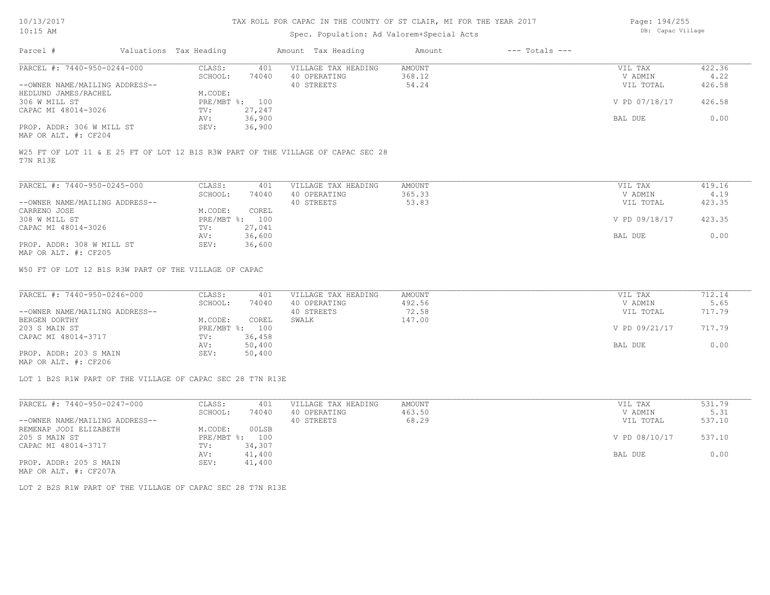# TAX ROLL FOR CAPAC IN THE COUNTY OF ST CLAIR, MI FOR THE YEAR 2017

Spec. Population: Ad Valorem+Special Acts

DB: Capac Village

10/13/2017
10:15 AM

| Parcel # | Valuations | Tax Heading | Amount | Tax Heading | Amount | --- Totals --- | |
|---|---|---|---|---|---|---|---|
| PARCEL #: 7440-950-0244-000 | CLASS: | 401 | VILLAGE TAX HEADING | AMOUNT | | VIL TAX | 422.36 |
| | SCHOOL: | 74040 | 40 OPERATING | 368.12 | | V ADMIN | 4.22 |
| --OWNER NAME/MAILING ADDRESS-- | | | 40 STREETS | 54.24 | | VIL TOTAL | 426.58 |
| HEDLUND JAMES/RACHEL | M.CODE: | | | | | | |
| 306 W MILL ST | PRE/MBT %: | 100 | | | | V PD 07/18/17 | 426.58 |
| CAPAC MI 48014-3026 | TV: | 27,247 | | | | | |
| | AV: | 36,900 | | | | BAL DUE | 0.00 |
| PROP. ADDR: 306 W MILL ST | SEV: | 36,900 | | | | | |
| MAP OR ALT. #: CF204 | | | | | | | |

W25 FT OF LOT 11 & E 25 FT OF LOT 12 B1S R3W PART OF THE VILLAGE OF CAPAC SEC 28 T7N R13E

| Parcel # | Valuations | Tax Heading | Amount | Tax Heading | Amount | --- Totals --- | |
|---|---|---|---|---|---|---|---|
| PARCEL #: 7440-950-0245-000 | CLASS: | 401 | VILLAGE TAX HEADING | AMOUNT | | VIL TAX | 419.16 |
| | SCHOOL: | 74040 | 40 OPERATING | 365.33 | | V ADMIN | 4.19 |
| --OWNER NAME/MAILING ADDRESS-- | | | 40 STREETS | 53.83 | | VIL TOTAL | 423.35 |
| CARRENO JOSE | M.CODE: | COREL | | | | | |
| 308 W MILL ST | PRE/MBT %: | 100 | | | | V PD 09/18/17 | 423.35 |
| CAPAC MI 48014-3026 | TV: | 27,041 | | | | | |
| | AV: | 36,600 | | | | BAL DUE | 0.00 |
| PROP. ADDR: 308 W MILL ST | SEV: | 36,600 | | | | | |
| MAP OR ALT. #: CF205 | | | | | | | |

W50 FT OF LOT 12 B1S R3W PART OF THE VILLAGE OF CAPAC

| Parcel # | Valuations | Tax Heading | Amount | Tax Heading | Amount | --- Totals --- | |
|---|---|---|---|---|---|---|---|
| PARCEL #: 7440-950-0246-000 | CLASS: | 401 | VILLAGE TAX HEADING | AMOUNT | | VIL TAX | 712.14 |
| | SCHOOL: | 74040 | 40 OPERATING | 492.56 | | V ADMIN | 5.65 |
| --OWNER NAME/MAILING ADDRESS-- | | | 40 STREETS | 72.58 | | VIL TOTAL | 717.79 |
| BERGEN DORTHY | M.CODE: | COREL | SWALK | 147.00 | | | |
| 203 S MAIN ST | PRE/MBT %: | 100 | | | | V PD 09/21/17 | 717.79 |
| CAPAC MI 48014-3717 | TV: | 36,458 | | | | | |
| | AV: | 50,400 | | | | BAL DUE | 0.00 |
| PROP. ADDR: 203 S MAIN | SEV: | 50,400 | | | | | |
| MAP OR ALT. #: CF206 | | | | | | | |

LOT 1 B2S R1W PART OF THE VILLAGE OF CAPAC SEC 28 T7N R13E

| Parcel # | Valuations | Tax Heading | Amount | Tax Heading | Amount | --- Totals --- | |
|---|---|---|---|---|---|---|---|
| PARCEL #: 7440-950-0247-000 | CLASS: | 401 | VILLAGE TAX HEADING | AMOUNT | | VIL TAX | 531.79 |
| | SCHOOL: | 74040 | 40 OPERATING | 463.50 | | V ADMIN | 5.31 |
| --OWNER NAME/MAILING ADDRESS-- | | | 40 STREETS | 68.29 | | VIL TOTAL | 537.10 |
| REMENAP JODI ELIZABETH | M.CODE: | 00LSB | | | | | |
| 205 S MAIN ST | PRE/MBT %: | 100 | | | | V PD 08/10/17 | 537.10 |
| CAPAC MI 48014-3717 | TV: | 34,307 | | | | | |
| | AV: | 41,400 | | | | BAL DUE | 0.00 |
| PROP. ADDR: 205 S MAIN | SEV: | 41,400 | | | | | |
| MAP OR ALT. #: CF207A | | | | | | | |

LOT 2 B2S R1W PART OF THE VILLAGE OF CAPAC SEC 28 T7N R13E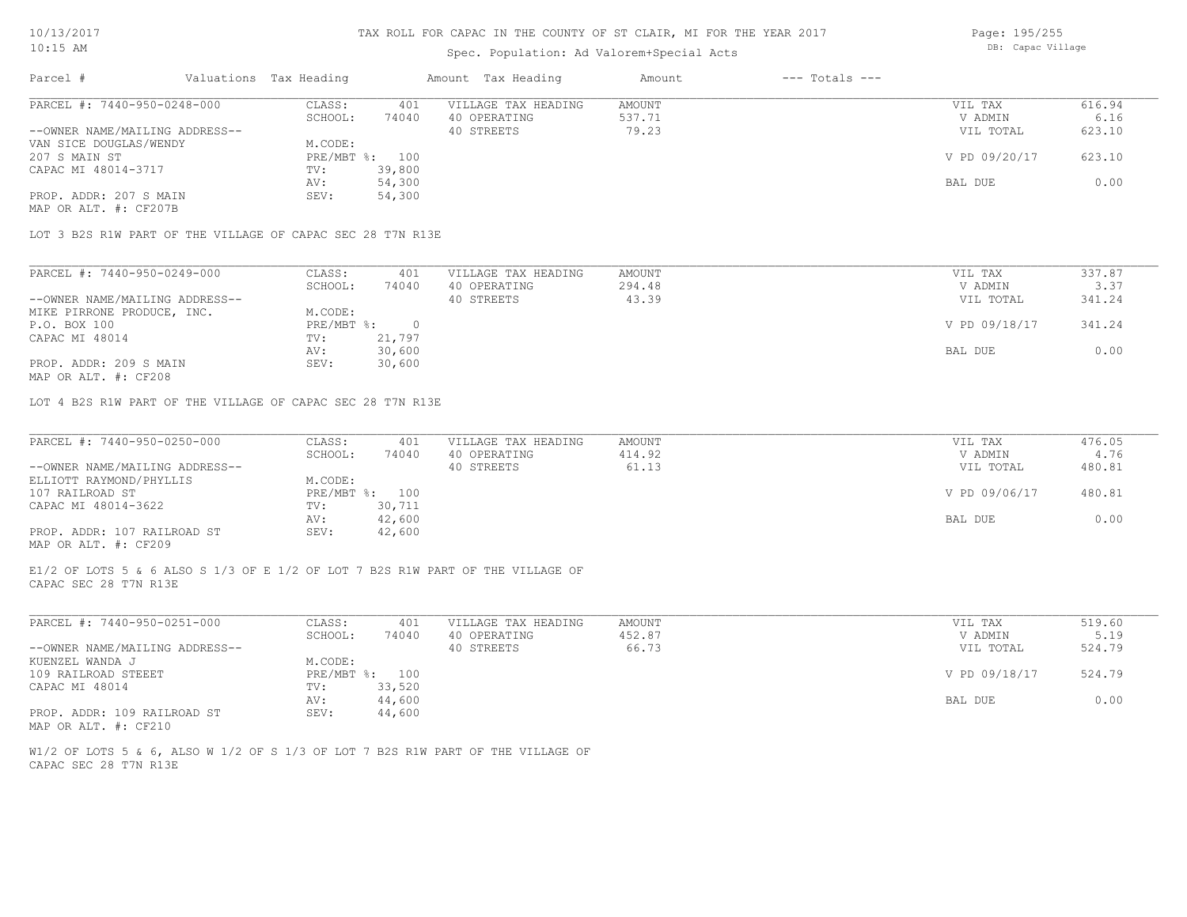# TAX ROLL FOR CAPAC IN THE COUNTY OF ST CLAIR, MI FOR THE YEAR 2017

Spec. Population: Ad Valorem+Special Acts

DB: Capac Village

10/13/2017 10:15 AM

| Parcel # | Valuations | Tax Heading | Amount | Tax Heading | Amount | --- Totals --- | |
|---|---|---|---|---|---|---|---|
| PARCEL #: 7440-950-0248-000 | CLASS: | 401 | VILLAGE TAX HEADING | AMOUNT | | VIL TAX | 616.94 |
| | SCHOOL: | 74040 | 40 OPERATING | 537.71 | | V ADMIN | 6.16 |
| --OWNER NAME/MAILING ADDRESS-- | | | 40 STREETS | 79.23 | | VIL TOTAL | 623.10 |
| VAN SICE DOUGLAS/WENDY | M.CODE: | | | | | | |
| 207 S MAIN ST | PRE/MBT %: | 100 | | | | V PD 09/20/17 | 623.10 |
| CAPAC MI 48014-3717 | TV: | 39,800 | | | | | |
| | AV: | 54,300 | | | | BAL DUE | 0.00 |
| PROP. ADDR: 207 S MAIN | SEV: | 54,300 | | | | | |
| MAP OR ALT. #: CF207B | | | | | | | |

LOT 3 B2S R1W PART OF THE VILLAGE OF CAPAC SEC 28 T7N R13E

| Parcel # | Valuations | Tax Heading | Amount | Tax Heading | Amount | --- Totals --- | |
|---|---|---|---|---|---|---|---|
| PARCEL #: 7440-950-0249-000 | CLASS: | 401 | VILLAGE TAX HEADING | AMOUNT | | VIL TAX | 337.87 |
| | SCHOOL: | 74040 | 40 OPERATING | 294.48 | | V ADMIN | 3.37 |
| --OWNER NAME/MAILING ADDRESS-- | | | 40 STREETS | 43.39 | | VIL TOTAL | 341.24 |
| MIKE PIRRONE PRODUCE, INC. | M.CODE: | | | | | | |
| P.O. BOX 100 | PRE/MBT %: | 0 | | | | V PD 09/18/17 | 341.24 |
| CAPAC MI 48014 | TV: | 21,797 | | | | | |
| | AV: | 30,600 | | | | BAL DUE | 0.00 |
| PROP. ADDR: 209 S MAIN | SEV: | 30,600 | | | | | |
| MAP OR ALT. #: CF208 | | | | | | | |

LOT 4 B2S R1W PART OF THE VILLAGE OF CAPAC SEC 28 T7N R13E

| Parcel # | Valuations | Tax Heading | Amount | Tax Heading | Amount | --- Totals --- | |
|---|---|---|---|---|---|---|---|
| PARCEL #: 7440-950-0250-000 | CLASS: | 401 | VILLAGE TAX HEADING | AMOUNT | | VIL TAX | 476.05 |
| | SCHOOL: | 74040 | 40 OPERATING | 414.92 | | V ADMIN | 4.76 |
| --OWNER NAME/MAILING ADDRESS-- | | | 40 STREETS | 61.13 | | VIL TOTAL | 480.81 |
| ELLIOTT RAYMOND/PHYLLIS | M.CODE: | | | | | | |
| 107 RAILROAD ST | PRE/MBT %: | 100 | | | | V PD 09/06/17 | 480.81 |
| CAPAC MI 48014-3622 | TV: | 30,711 | | | | | |
| | AV: | 42,600 | | | | BAL DUE | 0.00 |
| PROP. ADDR: 107 RAILROAD ST | SEV: | 42,600 | | | | | |
| MAP OR ALT. #: CF209 | | | | | | | |

E1/2 OF LOTS 5 & 6 ALSO S 1/3 OF E 1/2 OF LOT 7 B2S R1W PART OF THE VILLAGE OF CAPAC SEC 28 T7N R13E

| Parcel # | Valuations | Tax Heading | Amount | Tax Heading | Amount | --- Totals --- | |
|---|---|---|---|---|---|---|---|
| PARCEL #: 7440-950-0251-000 | CLASS: | 401 | VILLAGE TAX HEADING | AMOUNT | | VIL TAX | 519.60 |
| | SCHOOL: | 74040 | 40 OPERATING | 452.87 | | V ADMIN | 5.19 |
| --OWNER NAME/MAILING ADDRESS-- | | | 40 STREETS | 66.73 | | VIL TOTAL | 524.79 |
| KUENZEL WANDA J | M.CODE: | | | | | | |
| 109 RAILROAD STEEET | PRE/MBT %: | 100 | | | | V PD 09/18/17 | 524.79 |
| CAPAC MI 48014 | TV: | 33,520 | | | | | |
| | AV: | 44,600 | | | | BAL DUE | 0.00 |
| PROP. ADDR: 109 RAILROAD ST | SEV: | 44,600 | | | | | |
| MAP OR ALT. #: CF210 | | | | | | | |

W1/2 OF LOTS 5 & 6, ALSO W 1/2 OF S 1/3 OF LOT 7 B2S R1W PART OF THE VILLAGE OF CAPAC SEC 28 T7N R13E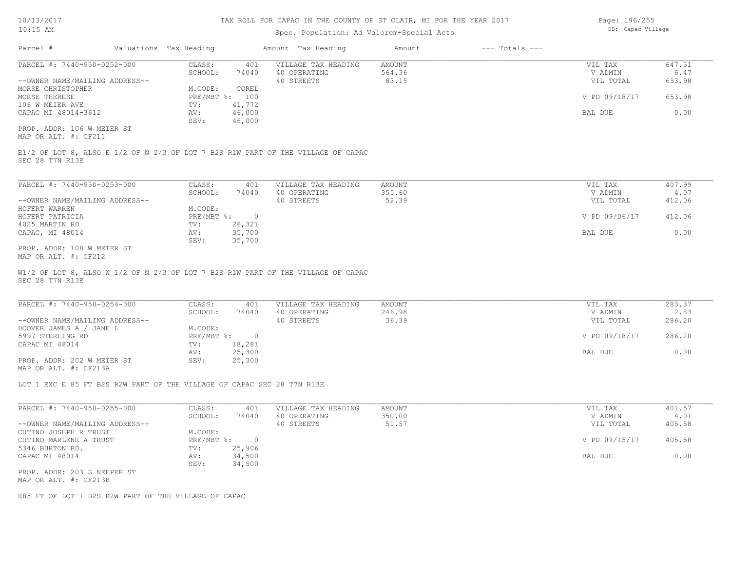# TAX ROLL FOR CAPAC IN THE COUNTY OF ST CLAIR, MI FOR THE YEAR 2017

Spec. Population: Ad Valorem+Special Acts

DB: Capac Village

10/13/2017
10:15 AM

| Parcel # | Valuations | Tax Heading | Amount | Tax Heading | Amount | --- Totals --- | |
|---|---|---|---|---|---|---|---|

---

**PARCEL #: 7440-950-0252-000**

| | | | | | |
|---|---|---|---|---|---|
| CLASS: | 401 | VILLAGE TAX HEADING | AMOUNT | VIL TAX | 647.51 |
| SCHOOL: | 74040 | 40 OPERATING | 564.36 | V ADMIN | 6.47 |
| | | 40 STREETS | 83.15 | VIL TOTAL | 653.98 |
| M.CODE: | COREL | | | | |
| PRE/MBT %: | 100 | | | V PD 09/18/17 | 653.98 |
| TV: | 41,772 | | | | |
| AV: | 46,000 | | | BAL DUE | 0.00 |
| SEV: | 46,000 | | | | |

--OWNER NAME/MAILING ADDRESS--
MORSE CHRISTOPHER
MORSE THERESE
106 W MEIER AVE
CAPAC MI 48014-3612

PROP. ADDR: 106 W MEIER ST
MAP OR ALT. #: CF211

E1/2 OF LOT 8, ALSO E 1/2 OF N 2/3 OF LOT 7 B2S R1W PART OF THE VILLAGE OF CAPAC SEC 28 T7N R13E

---

**PARCEL #: 7440-950-0253-000**

| | | | | | |
|---|---|---|---|---|---|
| CLASS: | 401 | VILLAGE TAX HEADING | AMOUNT | VIL TAX | 407.99 |
| SCHOOL: | 74040 | 40 OPERATING | 355.60 | V ADMIN | 4.07 |
| | | 40 STREETS | 52.39 | VIL TOTAL | 412.06 |
| M.CODE: | | | | | |
| PRE/MBT %: | 0 | | | V PD 09/06/17 | 412.06 |
| TV: | 26,321 | | | | |
| AV: | 35,700 | | | BAL DUE | 0.00 |
| SEV: | 35,700 | | | | |

--OWNER NAME/MAILING ADDRESS--
HOFERT WARREN
HOFERT PATRICIA
4025 MARTIN RD
CAPAC, MI 48014

PROP. ADDR: 108 W MEIER ST
MAP OR ALT. #: CF212

W1/2 OF LOT 8, ALSO W 1/2 OF N 2/3 OF LOT 7 B2S R1W PART OF THE VILLAGE OF CAPAC SEC 28 T7N R13E

---

**PARCEL #: 7440-950-0254-000**

| | | | | | |
|---|---|---|---|---|---|
| CLASS: | 401 | VILLAGE TAX HEADING | AMOUNT | VIL TAX | 283.37 |
| SCHOOL: | 74040 | 40 OPERATING | 246.98 | V ADMIN | 2.83 |
| | | 40 STREETS | 36.39 | VIL TOTAL | 286.20 |
| M.CODE: | | | | | |
| PRE/MBT %: | 0 | | | V PD 09/18/17 | 286.20 |
| TV: | 18,281 | | | | |
| AV: | 25,300 | | | BAL DUE | 0.00 |
| SEV: | 25,300 | | | | |

--OWNER NAME/MAILING ADDRESS--
HOOVER JAMES A / JANE L
5997 STERLING RD
CAPAC MI 48014

PROP. ADDR: 202 W MEIER ST
MAP OR ALT. #: CF213A

LOT 1 EXC E 85 FT B2S R2W PART OF THE VILLAGE OF CAPAC SEC 28 T7N R13E

---

**PARCEL #: 7440-950-0255-000**

| | | | | | |
|---|---|---|---|---|---|
| CLASS: | 401 | VILLAGE TAX HEADING | AMOUNT | VIL TAX | 401.57 |
| SCHOOL: | 74040 | 40 OPERATING | 350.00 | V ADMIN | 4.01 |
| | | 40 STREETS | 51.57 | VIL TOTAL | 405.58 |
| M.CODE: | | | | | |
| PRE/MBT %: | 0 | | | V PD 09/15/17 | 405.58 |
| TV: | 25,906 | | | | |
| AV: | 34,500 | | | BAL DUE | 0.00 |
| SEV: | 34,500 | | | | |

--OWNER NAME/MAILING ADDRESS--
CUTINO JOSEPH R TRUST
CUTINO MARLENE A TRUST
5346 BURTON RD.
CAPAC MI 48014

PROP. ADDR: 203 S NEEPER ST
MAP OR ALT. #: CF213B

E85 FT OF LOT 1 B2S R2W PART OF THE VILLAGE OF CAPAC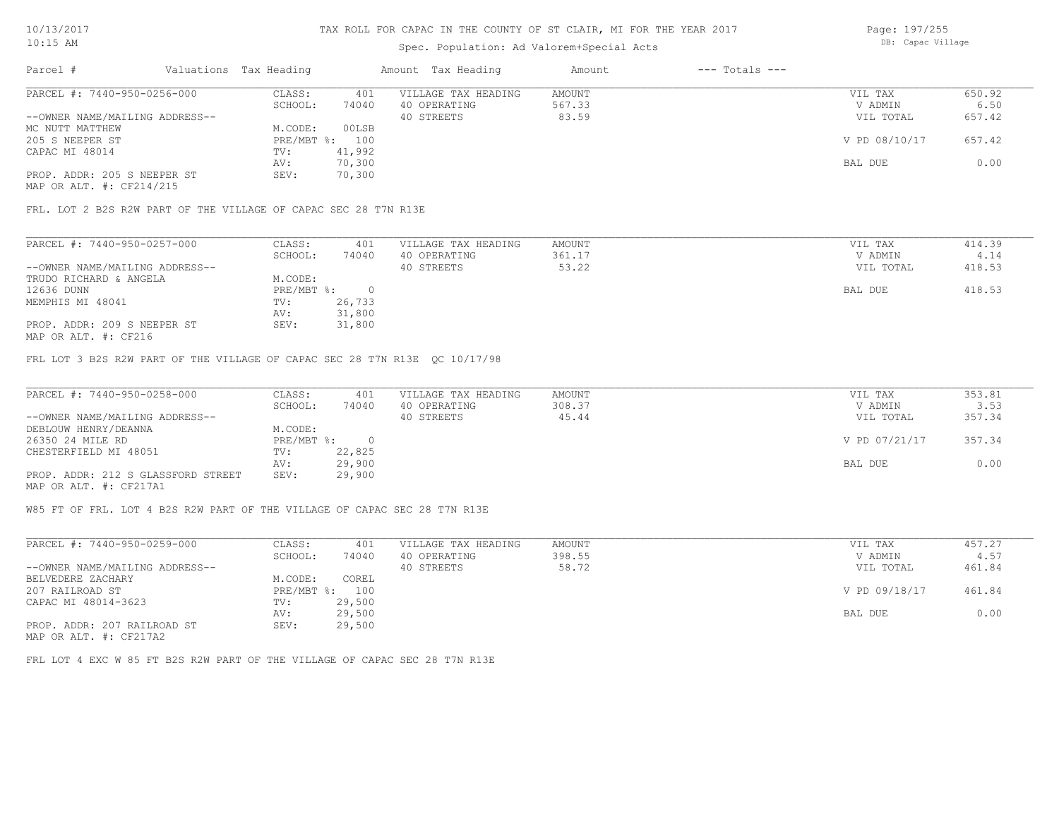# TAX ROLL FOR CAPAC IN THE COUNTY OF ST CLAIR, MI FOR THE YEAR 2017

Spec. Population: Ad Valorem+Special Acts

10/13/2017 10:15 AM — DB: Capac Village

| Parcel # | Valuations | Tax Heading | Amount | Tax Heading | Amount | --- Totals --- | |
|---|---|---|---|---|---|---|---|

---

| PARCEL #: 7440-950-0256-000 | CLASS: | 401 | VILLAGE TAX HEADING | AMOUNT | VIL TAX | 650.92 |
|---|---|---|---|---|---|---|
| | SCHOOL: | 74040 | 40 OPERATING | 567.33 | V ADMIN | 6.50 |
| --OWNER NAME/MAILING ADDRESS-- | | | 40 STREETS | 83.59 | VIL TOTAL | 657.42 |
| MC NUTT MATTHEW | M.CODE: | 00LSB | | | | |
| 205 S NEEPER ST | PRE/MBT %: | 100 | | | V PD 08/10/17 | 657.42 |
| CAPAC MI 48014 | TV: | 41,992 | | | | |
| | AV: | 70,300 | | | BAL DUE | 0.00 |
| PROP. ADDR: 205 S NEEPER ST | SEV: | 70,300 | | | | |
| MAP OR ALT. #: CF214/215 | | | | | | |

FRL. LOT 2 B2S R2W PART OF THE VILLAGE OF CAPAC SEC 28 T7N R13E

---

| PARCEL #: 7440-950-0257-000 | CLASS: | 401 | VILLAGE TAX HEADING | AMOUNT | VIL TAX | 414.39 |
|---|---|---|---|---|---|---|
| | SCHOOL: | 74040 | 40 OPERATING | 361.17 | V ADMIN | 4.14 |
| --OWNER NAME/MAILING ADDRESS-- | | | 40 STREETS | 53.22 | VIL TOTAL | 418.53 |
| TRUDO RICHARD & ANGELA | M.CODE: | | | | | |
| 12636 DUNN | PRE/MBT %: | 0 | | | BAL DUE | 418.53 |
| MEMPHIS MI 48041 | TV: | 26,733 | | | | |
| | AV: | 31,800 | | | | |
| PROP. ADDR: 209 S NEEPER ST | SEV: | 31,800 | | | | |
| MAP OR ALT. #: CF216 | | | | | | |

FRL LOT 3 B2S R2W PART OF THE VILLAGE OF CAPAC SEC 28 T7N R13E QC 10/17/98

---

| PARCEL #: 7440-950-0258-000 | CLASS: | 401 | VILLAGE TAX HEADING | AMOUNT | VIL TAX | 353.81 |
|---|---|---|---|---|---|---|
| | SCHOOL: | 74040 | 40 OPERATING | 308.37 | V ADMIN | 3.53 |
| --OWNER NAME/MAILING ADDRESS-- | | | 40 STREETS | 45.44 | VIL TOTAL | 357.34 |
| DEBLOUW HENRY/DEANNA | M.CODE: | | | | | |
| 26350 24 MILE RD | PRE/MBT %: | 0 | | | V PD 07/21/17 | 357.34 |
| CHESTERFIELD MI 48051 | TV: | 22,825 | | | | |
| | AV: | 29,900 | | | BAL DUE | 0.00 |
| PROP. ADDR: 212 S GLASSFORD STREET | SEV: | 29,900 | | | | |
| MAP OR ALT. #: CF217A1 | | | | | | |

W85 FT OF FRL. LOT 4 B2S R2W PART OF THE VILLAGE OF CAPAC SEC 28 T7N R13E

---

| PARCEL #: 7440-950-0259-000 | CLASS: | 401 | VILLAGE TAX HEADING | AMOUNT | VIL TAX | 457.27 |
|---|---|---|---|---|---|---|
| | SCHOOL: | 74040 | 40 OPERATING | 398.55 | V ADMIN | 4.57 |
| --OWNER NAME/MAILING ADDRESS-- | | | 40 STREETS | 58.72 | VIL TOTAL | 461.84 |
| BELVEDERE ZACHARY | M.CODE: | COREL | | | | |
| 207 RAILROAD ST | PRE/MBT %: | 100 | | | V PD 09/18/17 | 461.84 |
| CAPAC MI 48014-3623 | TV: | 29,500 | | | | |
| | AV: | 29,500 | | | BAL DUE | 0.00 |
| PROP. ADDR: 207 RAILROAD ST | SEV: | 29,500 | | | | |
| MAP OR ALT. #: CF217A2 | | | | | | |

FRL LOT 4 EXC W 85 FT B2S R2W PART OF THE VILLAGE OF CAPAC SEC 28 T7N R13E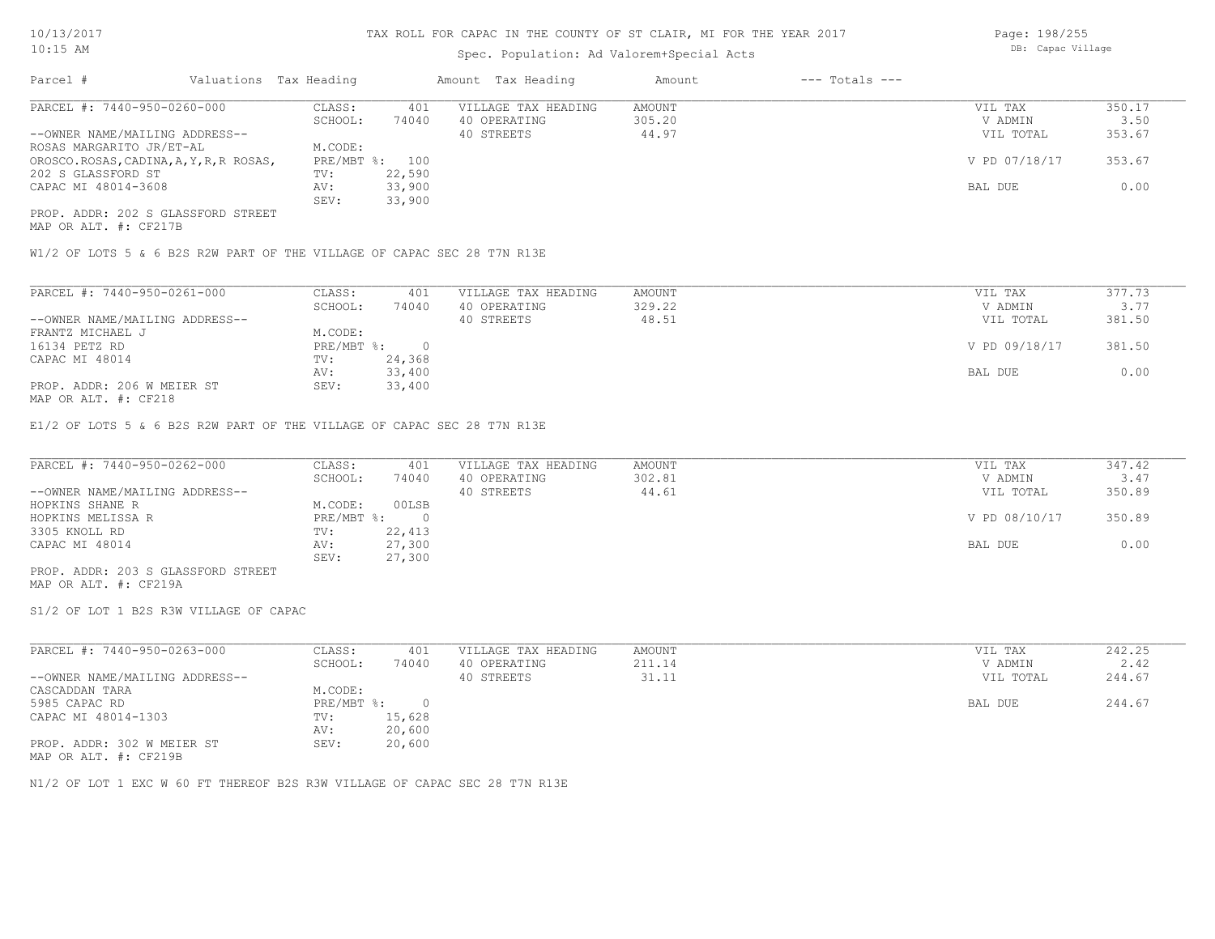# TAX ROLL FOR CAPAC IN THE COUNTY OF ST CLAIR, MI FOR THE YEAR 2017

10/13/2017
10:15 AM

Spec. Population: Ad Valorem+Special Acts

DB: Capac Village

| Parcel # | Valuations | Tax Heading | Amount | Tax Heading | Amount | --- Totals --- | |
|---|---|---|---|---|---|---|---|
| PARCEL #: 7440-950-0260-000 | CLASS: | 401 | VILLAGE TAX HEADING | AMOUNT | | VIL TAX | 350.17 |
| | SCHOOL: | 74040 | 40 OPERATING | 305.20 | | V ADMIN | 3.50 |
| --OWNER NAME/MAILING ADDRESS-- | | | 40 STREETS | 44.97 | | VIL TOTAL | 353.67 |
| ROSAS MARGARITO JR/ET-AL | M.CODE: | | | | | | |
| OROSCO.ROSAS,CADINA,A,Y,R,R ROSAS, | PRE/MBT %: | 100 | | | | V PD 07/18/17 | 353.67 |
| 202 S GLASSFORD ST | TV: | 22,590 | | | | | |
| CAPAC MI 48014-3608 | AV: | 33,900 | | | | BAL DUE | 0.00 |
| | SEV: | 33,900 | | | | | |

PROP. ADDR: 202 S GLASSFORD STREET
MAP OR ALT. #: CF217B

W1/2 OF LOTS 5 & 6 B2S R2W PART OF THE VILLAGE OF CAPAC SEC 28 T7N R13E

| Parcel # | Valuations | Tax Heading | Amount | Tax Heading | Amount | --- Totals --- | |
|---|---|---|---|---|---|---|---|
| PARCEL #: 7440-950-0261-000 | CLASS: | 401 | VILLAGE TAX HEADING | AMOUNT | | VIL TAX | 377.73 |
| | SCHOOL: | 74040 | 40 OPERATING | 329.22 | | V ADMIN | 3.77 |
| --OWNER NAME/MAILING ADDRESS-- | | | 40 STREETS | 48.51 | | VIL TOTAL | 381.50 |
| FRANTZ MICHAEL J | M.CODE: | | | | | | |
| 16134 PETZ RD | PRE/MBT %: | 0 | | | | V PD 09/18/17 | 381.50 |
| CAPAC MI 48014 | TV: | 24,368 | | | | | |
| | AV: | 33,400 | | | | BAL DUE | 0.00 |
| PROP. ADDR: 206 W MEIER ST | SEV: | 33,400 | | | | | |

MAP OR ALT. #: CF218

E1/2 OF LOTS 5 & 6 B2S R2W PART OF THE VILLAGE OF CAPAC SEC 28 T7N R13E

| Parcel # | Valuations | Tax Heading | Amount | Tax Heading | Amount | --- Totals --- | |
|---|---|---|---|---|---|---|---|
| PARCEL #: 7440-950-0262-000 | CLASS: | 401 | VILLAGE TAX HEADING | AMOUNT | | VIL TAX | 347.42 |
| | SCHOOL: | 74040 | 40 OPERATING | 302.81 | | V ADMIN | 3.47 |
| --OWNER NAME/MAILING ADDRESS-- | | | 40 STREETS | 44.61 | | VIL TOTAL | 350.89 |
| HOPKINS SHANE R | M.CODE: | 00LSB | | | | | |
| HOPKINS MELISSA R | PRE/MBT %: | 0 | | | | V PD 08/10/17 | 350.89 |
| 3305 KNOLL RD | TV: | 22,413 | | | | | |
| CAPAC MI 48014 | AV: | 27,300 | | | | BAL DUE | 0.00 |
| | SEV: | 27,300 | | | | | |

PROP. ADDR: 203 S GLASSFORD STREET
MAP OR ALT. #: CF219A

S1/2 OF LOT 1 B2S R3W VILLAGE OF CAPAC

| Parcel # | Valuations | Tax Heading | Amount | Tax Heading | Amount | --- Totals --- | |
|---|---|---|---|---|---|---|---|
| PARCEL #: 7440-950-0263-000 | CLASS: | 401 | VILLAGE TAX HEADING | AMOUNT | | VIL TAX | 242.25 |
| | SCHOOL: | 74040 | 40 OPERATING | 211.14 | | V ADMIN | 2.42 |
| --OWNER NAME/MAILING ADDRESS-- | | | 40 STREETS | 31.11 | | VIL TOTAL | 244.67 |
| CASCADDAN TARA | M.CODE: | | | | | | |
| 5985 CAPAC RD | PRE/MBT %: | 0 | | | | BAL DUE | 244.67 |
| CAPAC MI 48014-1303 | TV: | 15,628 | | | | | |
| | AV: | 20,600 | | | | | |
| PROP. ADDR: 302 W MEIER ST | SEV: | 20,600 | | | | | |

MAP OR ALT. #: CF219B

N1/2 OF LOT 1 EXC W 60 FT THEREOF B2S R3W VILLAGE OF CAPAC SEC 28 T7N R13E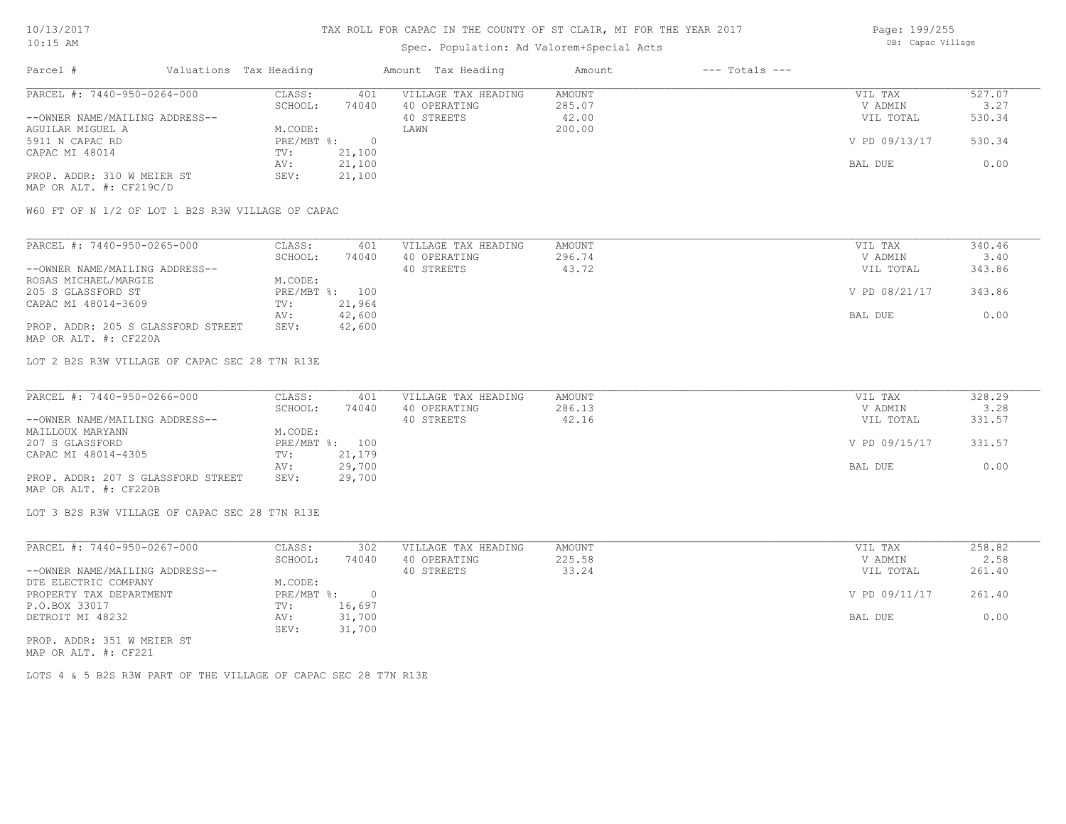# TAX ROLL FOR CAPAC IN THE COUNTY OF ST CLAIR, MI FOR THE YEAR 2017

Spec. Population: Ad Valorem+Special Acts

DB: Capac Village

| Parcel # | Valuations | Tax Heading | Amount | Tax Heading | Amount | --- Totals --- | |
|---|---|---|---|---|---|---|---|
| PARCEL #: 7440-950-0264-000 | CLASS: | 401 | VILLAGE TAX HEADING | AMOUNT | | VIL TAX | 527.07 |
| | SCHOOL: | 74040 | 40 OPERATING | 285.07 | | V ADMIN | 3.27 |
| --OWNER NAME/MAILING ADDRESS-- | | | 40 STREETS | 42.00 | | VIL TOTAL | 530.34 |
| AGUILAR MIGUEL A | M.CODE: | | LAWN | 200.00 | | | |
| 5911 N CAPAC RD | PRE/MBT %: | 0 | | | | V PD 09/13/17 | 530.34 |
| CAPAC MI 48014 | TV: | 21,100 | | | | | |
| | AV: | 21,100 | | | | BAL DUE | 0.00 |
| PROP. ADDR: 310 W MEIER ST | SEV: | 21,100 | | | | | |
| MAP OR ALT. #: CF219C/D | | | | | | | |

W60 FT OF N 1/2 OF LOT 1 B2S R3W VILLAGE OF CAPAC

| Parcel # | Valuations | Tax Heading | Amount | Tax Heading | Amount | --- Totals --- | |
|---|---|---|---|---|---|---|---|
| PARCEL #: 7440-950-0265-000 | CLASS: | 401 | VILLAGE TAX HEADING | AMOUNT | | VIL TAX | 340.46 |
| | SCHOOL: | 74040 | 40 OPERATING | 296.74 | | V ADMIN | 3.40 |
| --OWNER NAME/MAILING ADDRESS-- | | | 40 STREETS | 43.72 | | VIL TOTAL | 343.86 |
| ROSAS MICHAEL/MARGIE | M.CODE: | | | | | | |
| 205 S GLASSFORD ST | PRE/MBT %: | 100 | | | | V PD 08/21/17 | 343.86 |
| CAPAC MI 48014-3609 | TV: | 21,964 | | | | | |
| | AV: | 42,600 | | | | BAL DUE | 0.00 |
| PROP. ADDR: 205 S GLASSFORD STREET | SEV: | 42,600 | | | | | |
| MAP OR ALT. #: CF220A | | | | | | | |

LOT 2 B2S R3W VILLAGE OF CAPAC SEC 28 T7N R13E

| Parcel # | Valuations | Tax Heading | Amount | Tax Heading | Amount | --- Totals --- | |
|---|---|---|---|---|---|---|---|
| PARCEL #: 7440-950-0266-000 | CLASS: | 401 | VILLAGE TAX HEADING | AMOUNT | | VIL TAX | 328.29 |
| | SCHOOL: | 74040 | 40 OPERATING | 286.13 | | V ADMIN | 3.28 |
| --OWNER NAME/MAILING ADDRESS-- | | | 40 STREETS | 42.16 | | VIL TOTAL | 331.57 |
| MAILLOUX MARYANN | M.CODE: | | | | | | |
| 207 S GLASSFORD | PRE/MBT %: | 100 | | | | V PD 09/15/17 | 331.57 |
| CAPAC MI 48014-4305 | TV: | 21,179 | | | | | |
| | AV: | 29,700 | | | | BAL DUE | 0.00 |
| PROP. ADDR: 207 S GLASSFORD STREET | SEV: | 29,700 | | | | | |
| MAP OR ALT. #: CF220B | | | | | | | |

LOT 3 B2S R3W VILLAGE OF CAPAC SEC 28 T7N R13E

| Parcel # | Valuations | Tax Heading | Amount | Tax Heading | Amount | --- Totals --- | |
|---|---|---|---|---|---|---|---|
| PARCEL #: 7440-950-0267-000 | CLASS: | 302 | VILLAGE TAX HEADING | AMOUNT | | VIL TAX | 258.82 |
| | SCHOOL: | 74040 | 40 OPERATING | 225.58 | | V ADMIN | 2.58 |
| --OWNER NAME/MAILING ADDRESS-- | | | 40 STREETS | 33.24 | | VIL TOTAL | 261.40 |
| DTE ELECTRIC COMPANY | M.CODE: | | | | | | |
| PROPERTY TAX DEPARTMENT | PRE/MBT %: | 0 | | | | V PD 09/11/17 | 261.40 |
| P.O.BOX 33017 | TV: | 16,697 | | | | | |
| DETROIT MI 48232 | AV: | 31,700 | | | | BAL DUE | 0.00 |
| | SEV: | 31,700 | | | | | |
| PROP. ADDR: 351 W MEIER ST | | | | | | | |
| MAP OR ALT. #: CF221 | | | | | | | |

LOTS 4 & 5 B2S R3W PART OF THE VILLAGE OF CAPAC SEC 28 T7N R13E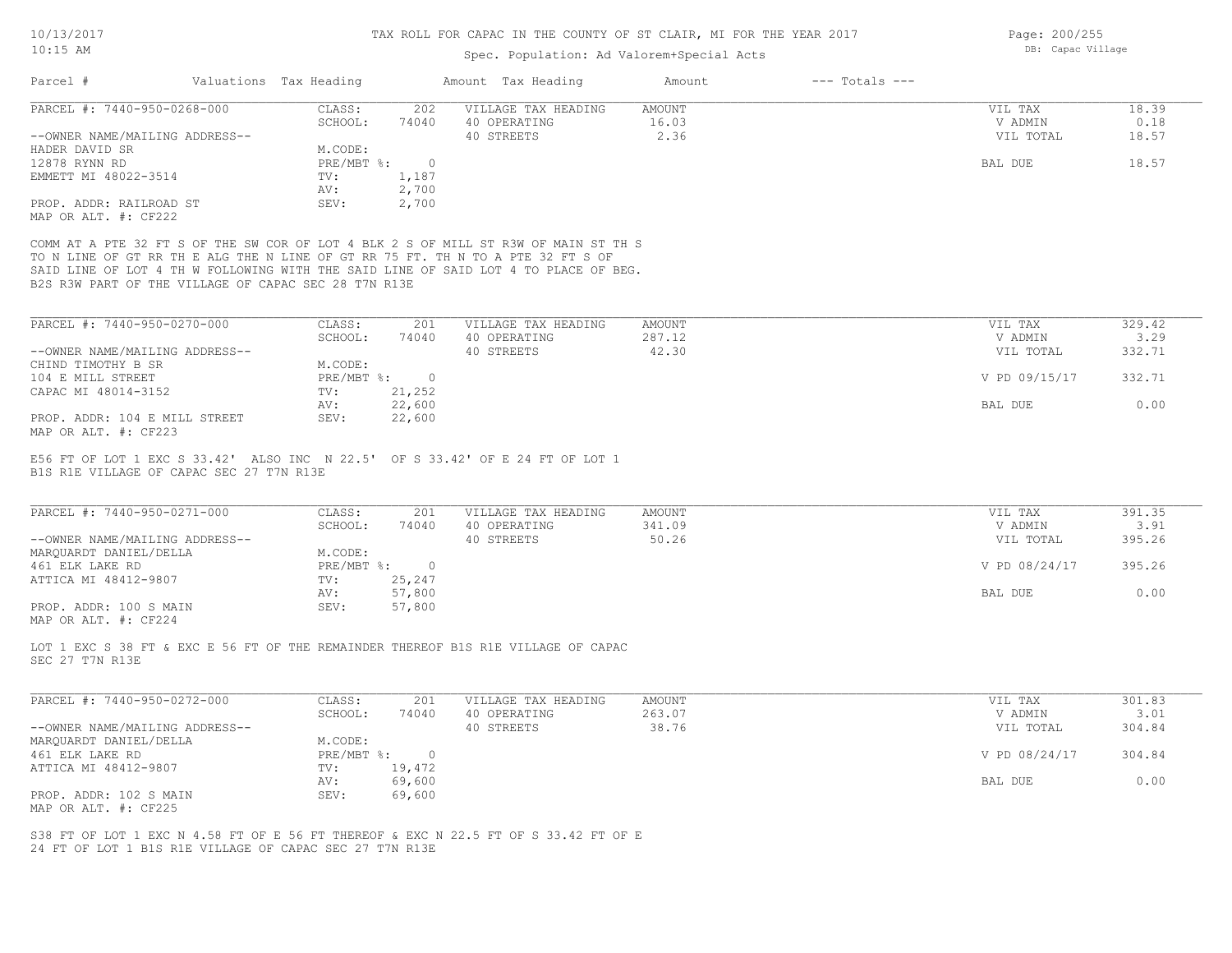TAX ROLL FOR CAPAC IN THE COUNTY OF ST CLAIR, MI FOR THE YEAR 2017

Spec. Population: Ad Valorem+Special Acts

DB: Capac Village

10/13/2017
10:15 AM

| Parcel # | Valuations | Tax Heading | Amount | Tax Heading | Amount | --- Totals --- |
|---|---|---|---|---|---|---|

## PARCEL #: 7440-950-0268-000

| | | | | | |
|---|---|---|---|---|---|
| CLASS: | 202 | VILLAGE TAX HEADING | AMOUNT | VIL TAX | 18.39 |
| SCHOOL: | 74040 | 40 OPERATING | 16.03 | V ADMIN | 0.18 |
| | | 40 STREETS | 2.36 | VIL TOTAL | 18.57 |
| M.CODE: | | | | | |
| PRE/MBT %: | 0 | | | BAL DUE | 18.57 |
| TV: | 1,187 | | | | |
| AV: | 2,700 | | | | |
| SEV: | 2,700 | | | | |

--OWNER NAME/MAILING ADDRESS--
HADER DAVID SR
12878 RYNN RD
EMMETT MI 48022-3514

PROP. ADDR: RAILROAD ST
MAP OR ALT. #: CF222

COMM AT A PTE 32 FT S OF THE SW COR OF LOT 4 BLK 2 S OF MILL ST R3W OF MAIN ST TH S TO N LINE OF GT RR TH E ALG THE N LINE OF GT RR 75 FT. TH N TO A PTE 32 FT S OF SAID LINE OF LOT 4 TH W FOLLOWING WITH THE SAID LINE OF SAID LOT 4 TO PLACE OF BEG. B2S R3W PART OF THE VILLAGE OF CAPAC SEC 28 T7N R13E

## PARCEL #: 7440-950-0270-000

| | | | | | |
|---|---|---|---|---|---|
| CLASS: | 201 | VILLAGE TAX HEADING | AMOUNT | VIL TAX | 329.42 |
| SCHOOL: | 74040 | 40 OPERATING | 287.12 | V ADMIN | 3.29 |
| | | 40 STREETS | 42.30 | VIL TOTAL | 332.71 |
| M.CODE: | | | | | |
| PRE/MBT %: | 0 | | | V PD 09/15/17 | 332.71 |
| TV: | 21,252 | | | | |
| AV: | 22,600 | | | BAL DUE | 0.00 |
| SEV: | 22,600 | | | | |

--OWNER NAME/MAILING ADDRESS--
CHIND TIMOTHY B SR
104 E MILL STREET
CAPAC MI 48014-3152

PROP. ADDR: 104 E MILL STREET
MAP OR ALT. #: CF223

E56 FT OF LOT 1 EXC S 33.42' ALSO INC N 22.5' OF S 33.42' OF E 24 FT OF LOT 1 B1S R1E VILLAGE OF CAPAC SEC 27 T7N R13E

## PARCEL #: 7440-950-0271-000

| | | | | | |
|---|---|---|---|---|---|
| CLASS: | 201 | VILLAGE TAX HEADING | AMOUNT | VIL TAX | 391.35 |
| SCHOOL: | 74040 | 40 OPERATING | 341.09 | V ADMIN | 3.91 |
| | | 40 STREETS | 50.26 | VIL TOTAL | 395.26 |
| M.CODE: | | | | | |
| PRE/MBT %: | 0 | | | V PD 08/24/17 | 395.26 |
| TV: | 25,247 | | | | |
| AV: | 57,800 | | | BAL DUE | 0.00 |
| SEV: | 57,800 | | | | |

--OWNER NAME/MAILING ADDRESS--
MARQUARDT DANIEL/DELLA
461 ELK LAKE RD
ATTICA MI 48412-9807

PROP. ADDR: 100 S MAIN
MAP OR ALT. #: CF224

LOT 1 EXC S 38 FT & EXC E 56 FT OF THE REMAINDER THEREOF B1S R1E VILLAGE OF CAPAC SEC 27 T7N R13E

## PARCEL #: 7440-950-0272-000

| | | | | | |
|---|---|---|---|---|---|
| CLASS: | 201 | VILLAGE TAX HEADING | AMOUNT | VIL TAX | 301.83 |
| SCHOOL: | 74040 | 40 OPERATING | 263.07 | V ADMIN | 3.01 |
| | | 40 STREETS | 38.76 | VIL TOTAL | 304.84 |
| M.CODE: | | | | | |
| PRE/MBT %: | 0 | | | V PD 08/24/17 | 304.84 |
| TV: | 19,472 | | | | |
| AV: | 69,600 | | | BAL DUE | 0.00 |
| SEV: | 69,600 | | | | |

--OWNER NAME/MAILING ADDRESS--
MARQUARDT DANIEL/DELLA
461 ELK LAKE RD
ATTICA MI 48412-9807

PROP. ADDR: 102 S MAIN
MAP OR ALT. #: CF225

S38 FT OF LOT 1 EXC N 4.58 FT OF E 56 FT THEREOF & EXC N 22.5 FT OF S 33.42 FT OF E 24 FT OF LOT 1 B1S R1E VILLAGE OF CAPAC SEC 27 T7N R13E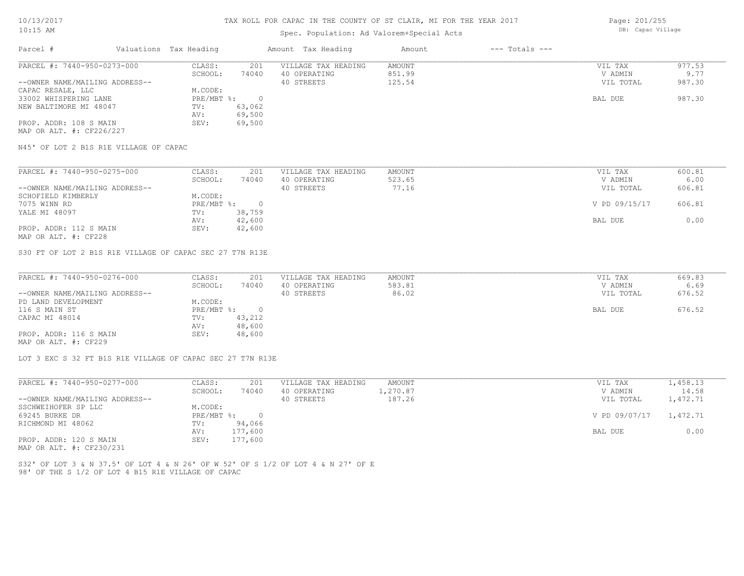# TAX ROLL FOR CAPAC IN THE COUNTY OF ST CLAIR, MI FOR THE YEAR 2017

Spec. Population: Ad Valorem+Special Acts

DB: Capac Village

10/13/2017
10:15 AM

| Parcel # | Valuations | Tax Heading | Amount | Tax Heading | Amount | --- Totals --- | |
|---|---|---|---|---|---|---|---|
| PARCEL #: 7440-950-0273-000 | CLASS: | 201 | VILLAGE TAX HEADING | AMOUNT | | VIL TAX | 977.53 |
| | SCHOOL: | 74040 | 40 OPERATING | 851.99 | | V ADMIN | 9.77 |
| --OWNER NAME/MAILING ADDRESS-- | | | 40 STREETS | 125.54 | | VIL TOTAL | 987.30 |
| CAPAC RESALE, LLC | M.CODE: | | | | | | |
| 33002 WHISPERING LANE | PRE/MBT %: | 0 | | | | BAL DUE | 987.30 |
| NEW BALTIMORE MI 48047 | TV: | 63,062 | | | | | |
| | AV: | 69,500 | | | | | |
| PROP. ADDR: 108 S MAIN | SEV: | 69,500 | | | | | |
| MAP OR ALT. #: CF226/227 | | | | | | | |

N45' OF LOT 2 B1S R1E VILLAGE OF CAPAC

| Parcel # | Valuations | Tax Heading | Amount | Tax Heading | Amount | --- Totals --- | |
|---|---|---|---|---|---|---|---|
| PARCEL #: 7440-950-0275-000 | CLASS: | 201 | VILLAGE TAX HEADING | AMOUNT | | VIL TAX | 600.81 |
| | SCHOOL: | 74040 | 40 OPERATING | 523.65 | | V ADMIN | 6.00 |
| --OWNER NAME/MAILING ADDRESS-- | | | 40 STREETS | 77.16 | | VIL TOTAL | 606.81 |
| SCHOFIELD KIMBERLY | M.CODE: | | | | | | |
| 7075 WINN RD | PRE/MBT %: | 0 | | | | V PD 09/15/17 | 606.81 |
| YALE MI 48097 | TV: | 38,759 | | | | | |
| | AV: | 42,600 | | | | BAL DUE | 0.00 |
| PROP. ADDR: 112 S MAIN | SEV: | 42,600 | | | | | |
| MAP OR ALT. #: CF228 | | | | | | | |

S30 FT OF LOT 2 B1S R1E VILLAGE OF CAPAC SEC 27 T7N R13E

| Parcel # | Valuations | Tax Heading | Amount | Tax Heading | Amount | --- Totals --- | |
|---|---|---|---|---|---|---|---|
| PARCEL #: 7440-950-0276-000 | CLASS: | 201 | VILLAGE TAX HEADING | AMOUNT | | VIL TAX | 669.83 |
| | SCHOOL: | 74040 | 40 OPERATING | 583.81 | | V ADMIN | 6.69 |
| --OWNER NAME/MAILING ADDRESS-- | | | 40 STREETS | 86.02 | | VIL TOTAL | 676.52 |
| PD LAND DEVELOPMENT | M.CODE: | | | | | | |
| 116 S MAIN ST | PRE/MBT %: | 0 | | | | BAL DUE | 676.52 |
| CAPAC MI 48014 | TV: | 43,212 | | | | | |
| | AV: | 48,600 | | | | | |
| PROP. ADDR: 116 S MAIN | SEV: | 48,600 | | | | | |
| MAP OR ALT. #: CF229 | | | | | | | |

LOT 3 EXC S 32 FT B1S R1E VILLAGE OF CAPAC SEC 27 T7N R13E

| Parcel # | Valuations | Tax Heading | Amount | Tax Heading | Amount | --- Totals --- | |
|---|---|---|---|---|---|---|---|
| PARCEL #: 7440-950-0277-000 | CLASS: | 201 | VILLAGE TAX HEADING | AMOUNT | | VIL TAX | 1,458.13 |
| | SCHOOL: | 74040 | 40 OPERATING | 1,270.87 | | V ADMIN | 14.58 |
| --OWNER NAME/MAILING ADDRESS-- | | | 40 STREETS | 187.26 | | VIL TOTAL | 1,472.71 |
| SSCHWEIHOFER SP LLC | M.CODE: | | | | | | |
| 69245 BURKE DR | PRE/MBT %: | 0 | | | | V PD 09/07/17 | 1,472.71 |
| RICHMOND MI 48062 | TV: | 94,066 | | | | | |
| | AV: | 177,600 | | | | BAL DUE | 0.00 |
| PROP. ADDR: 120 S MAIN | SEV: | 177,600 | | | | | |
| MAP OR ALT. #: CF230/231 | | | | | | | |

S32' OF LOT 3 & N 37.5' OF LOT 4 & N 26' OF W 52' OF S 1/2 OF LOT 4 & N 27' OF E
98' OF THE S 1/2 OF LOT 4 B15 R1E VILLAGE OF CAPAC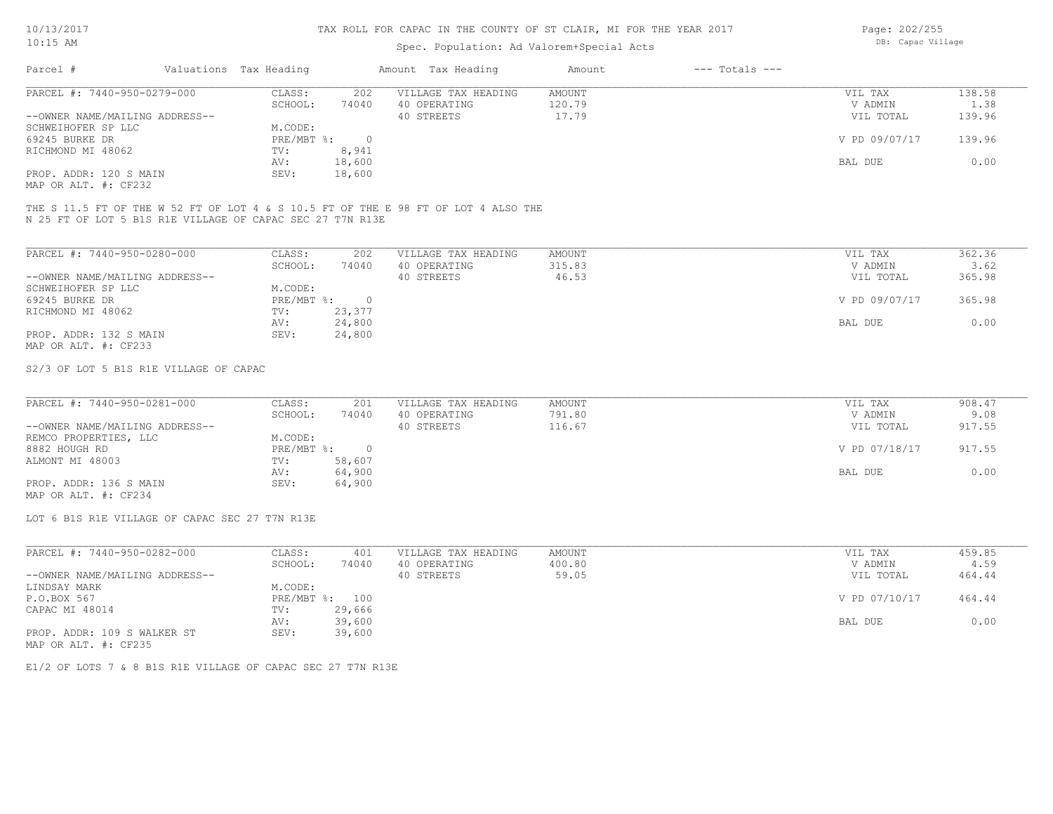# TAX ROLL FOR CAPAC IN THE COUNTY OF ST CLAIR, MI FOR THE YEAR 2017

Spec. Population: Ad Valorem+Special Acts

DB: Capac Village

| Parcel # | Valuations Tax Heading | | Amount Tax Heading | Amount | --- Totals --- | |
|---|---|---|---|---|---|---|

## PARCEL #: 7440-950-0279-000

| | | | | | | |
|---|---|---|---|---|---|---|
| PARCEL #: 7440-950-0279-000 | CLASS: | 202 | VILLAGE TAX HEADING | AMOUNT | VIL TAX | 138.58 |
| | SCHOOL: | 74040 | 40 OPERATING | 120.79 | V ADMIN | 1.38 |
| --OWNER NAME/MAILING ADDRESS-- | | | 40 STREETS | 17.79 | VIL TOTAL | 139.96 |
| SCHWEIHOFER SP LLC | M.CODE: | | | | | |
| 69245 BURKE DR | PRE/MBT %: | 0 | | | V PD 09/07/17 | 139.96 |
| RICHMOND MI 48062 | TV: | 8,941 | | | | |
| | AV: | 18,600 | | | BAL DUE | 0.00 |
| PROP. ADDR: 120 S MAIN | SEV: | 18,600 | | | | |
| MAP OR ALT. #: CF232 | | | | | | |

THE S 11.5 FT OF THE W 52 FT OF LOT 4 & S 10.5 FT OF THE E 98 FT OF LOT 4 ALSO THE N 25 FT OF LOT 5 B1S R1E VILLAGE OF CAPAC SEC 27 T7N R13E

## PARCEL #: 7440-950-0280-000

| | | | | | | |
|---|---|---|---|---|---|---|
| PARCEL #: 7440-950-0280-000 | CLASS: | 202 | VILLAGE TAX HEADING | AMOUNT | VIL TAX | 362.36 |
| | SCHOOL: | 74040 | 40 OPERATING | 315.83 | V ADMIN | 3.62 |
| --OWNER NAME/MAILING ADDRESS-- | | | 40 STREETS | 46.53 | VIL TOTAL | 365.98 |
| SCHWEIHOFER SP LLC | M.CODE: | | | | | |
| 69245 BURKE DR | PRE/MBT %: | 0 | | | V PD 09/07/17 | 365.98 |
| RICHMOND MI 48062 | TV: | 23,377 | | | | |
| | AV: | 24,800 | | | BAL DUE | 0.00 |
| PROP. ADDR: 132 S MAIN | SEV: | 24,800 | | | | |
| MAP OR ALT. #: CF233 | | | | | | |

S2/3 OF LOT 5 B1S R1E VILLAGE OF CAPAC

## PARCEL #: 7440-950-0281-000

| | | | | | | |
|---|---|---|---|---|---|---|
| PARCEL #: 7440-950-0281-000 | CLASS: | 201 | VILLAGE TAX HEADING | AMOUNT | VIL TAX | 908.47 |
| | SCHOOL: | 74040 | 40 OPERATING | 791.80 | V ADMIN | 9.08 |
| --OWNER NAME/MAILING ADDRESS-- | | | 40 STREETS | 116.67 | VIL TOTAL | 917.55 |
| REMCO PROPERTIES, LLC | M.CODE: | | | | | |
| 8882 HOUGH RD | PRE/MBT %: | 0 | | | V PD 07/18/17 | 917.55 |
| ALMONT MI 48003 | TV: | 58,607 | | | | |
| | AV: | 64,900 | | | BAL DUE | 0.00 |
| PROP. ADDR: 136 S MAIN | SEV: | 64,900 | | | | |
| MAP OR ALT. #: CF234 | | | | | | |

LOT 6 B1S R1E VILLAGE OF CAPAC SEC 27 T7N R13E

## PARCEL #: 7440-950-0282-000

| | | | | | | |
|---|---|---|---|---|---|---|
| PARCEL #: 7440-950-0282-000 | CLASS: | 401 | VILLAGE TAX HEADING | AMOUNT | VIL TAX | 459.85 |
| | SCHOOL: | 74040 | 40 OPERATING | 400.80 | V ADMIN | 4.59 |
| --OWNER NAME/MAILING ADDRESS-- | | | 40 STREETS | 59.05 | VIL TOTAL | 464.44 |
| LINDSAY MARK | M.CODE: | | | | | |
| P.O.BOX 567 | PRE/MBT %: | 100 | | | V PD 07/10/17 | 464.44 |
| CAPAC MI 48014 | TV: | 29,666 | | | | |
| | AV: | 39,600 | | | BAL DUE | 0.00 |
| PROP. ADDR: 109 S WALKER ST | SEV: | 39,600 | | | | |
| MAP OR ALT. #: CF235 | | | | | | |

E1/2 OF LOTS 7 & 8 B1S R1E VILLAGE OF CAPAC SEC 27 T7N R13E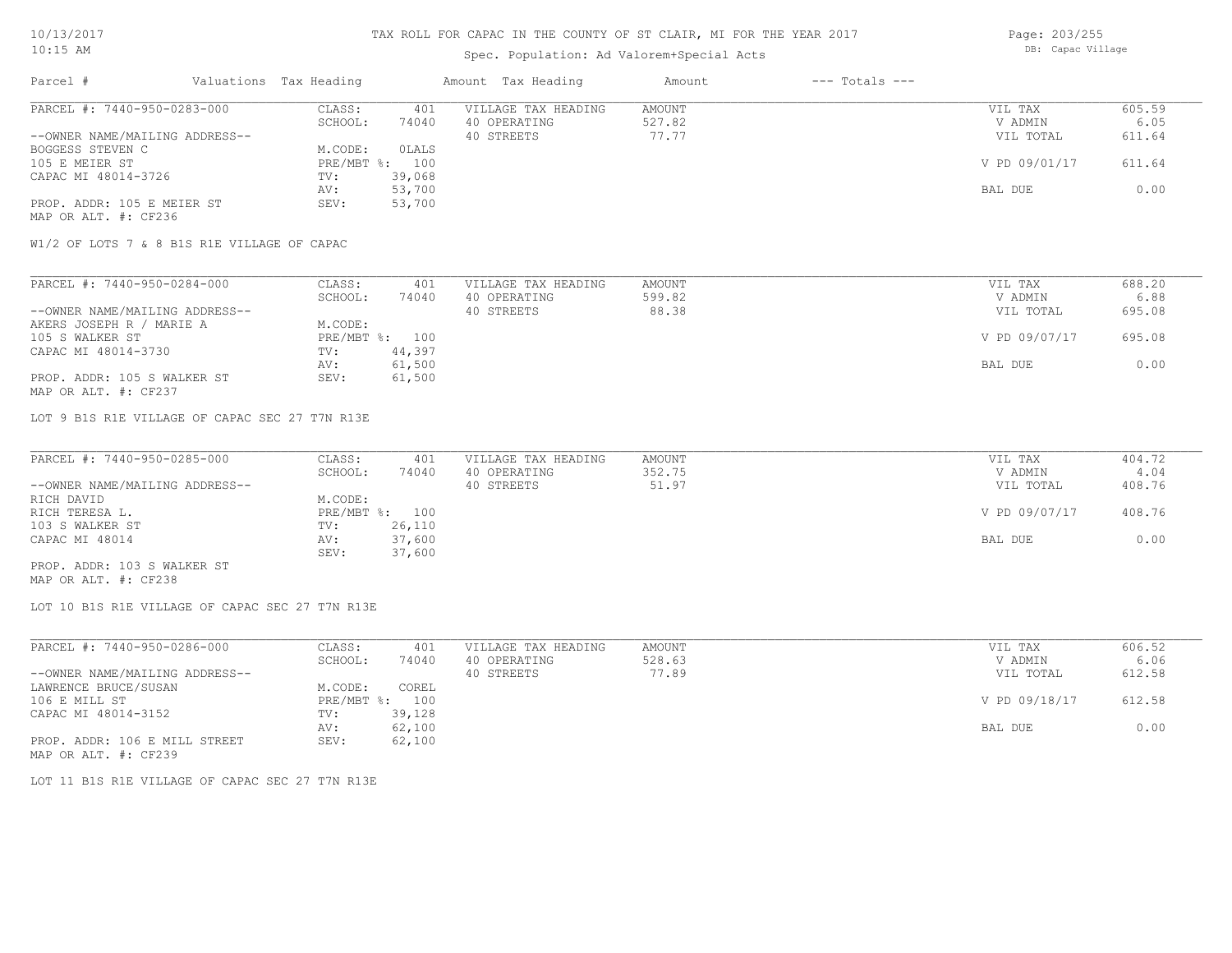# TAX ROLL FOR CAPAC IN THE COUNTY OF ST CLAIR, MI FOR THE YEAR 2017

Spec. Population: Ad Valorem+Special Acts

| Parcel # | Valuations | Tax Heading | Amount | Tax Heading | Amount | --- Totals --- | |
|---|---|---|---|---|---|---|---|
| PARCEL #: 7440-950-0283-000 | CLASS: | 401 | VILLAGE TAX HEADING | AMOUNT | | VIL TAX | 605.59 |
| | SCHOOL: | 74040 | 40 OPERATING | 527.82 | | V ADMIN | 6.05 |
| --OWNER NAME/MAILING ADDRESS-- | | | 40 STREETS | 77.77 | | VIL TOTAL | 611.64 |
| BOGGESS STEVEN C | M.CODE: | OLALS | | | | | |
| 105 E MEIER ST | PRE/MBT %: | 100 | | | | V PD 09/01/17 | 611.64 |
| CAPAC MI 48014-3726 | TV: | 39,068 | | | | | |
| | AV: | 53,700 | | | | BAL DUE | 0.00 |
| PROP. ADDR: 105 E MEIER ST | SEV: | 53,700 | | | | | |
| MAP OR ALT. #: CF236 | | | | | | | |

W1/2 OF LOTS 7 & 8 B1S R1E VILLAGE OF CAPAC

| Parcel # | Valuations | Tax Heading | Amount | Tax Heading | Amount | --- Totals --- | |
|---|---|---|---|---|---|---|---|
| PARCEL #: 7440-950-0284-000 | CLASS: | 401 | VILLAGE TAX HEADING | AMOUNT | | VIL TAX | 688.20 |
| | SCHOOL: | 74040 | 40 OPERATING | 599.82 | | V ADMIN | 6.88 |
| --OWNER NAME/MAILING ADDRESS-- | | | 40 STREETS | 88.38 | | VIL TOTAL | 695.08 |
| AKERS JOSEPH R / MARIE A | M.CODE: | | | | | | |
| 105 S WALKER ST | PRE/MBT %: | 100 | | | | V PD 09/07/17 | 695.08 |
| CAPAC MI 48014-3730 | TV: | 44,397 | | | | | |
| | AV: | 61,500 | | | | BAL DUE | 0.00 |
| PROP. ADDR: 105 S WALKER ST | SEV: | 61,500 | | | | | |
| MAP OR ALT. #: CF237 | | | | | | | |

LOT 9 B1S R1E VILLAGE OF CAPAC SEC 27 T7N R13E

| Parcel # | Valuations | Tax Heading | Amount | Tax Heading | Amount | --- Totals --- | |
|---|---|---|---|---|---|---|---|
| PARCEL #: 7440-950-0285-000 | CLASS: | 401 | VILLAGE TAX HEADING | AMOUNT | | VIL TAX | 404.72 |
| | SCHOOL: | 74040 | 40 OPERATING | 352.75 | | V ADMIN | 4.04 |
| --OWNER NAME/MAILING ADDRESS-- | | | 40 STREETS | 51.97 | | VIL TOTAL | 408.76 |
| RICH DAVID | M.CODE: | | | | | | |
| RICH TERESA L. | PRE/MBT %: | 100 | | | | V PD 09/07/17 | 408.76 |
| 103 S WALKER ST | TV: | 26,110 | | | | | |
| CAPAC MI 48014 | AV: | 37,600 | | | | BAL DUE | 0.00 |
| | SEV: | 37,600 | | | | | |
| PROP. ADDR: 103 S WALKER ST | | | | | | | |
| MAP OR ALT. #: CF238 | | | | | | | |

LOT 10 B1S R1E VILLAGE OF CAPAC SEC 27 T7N R13E

| Parcel # | Valuations | Tax Heading | Amount | Tax Heading | Amount | --- Totals --- | |
|---|---|---|---|---|---|---|---|
| PARCEL #: 7440-950-0286-000 | CLASS: | 401 | VILLAGE TAX HEADING | AMOUNT | | VIL TAX | 606.52 |
| | SCHOOL: | 74040 | 40 OPERATING | 528.63 | | V ADMIN | 6.06 |
| --OWNER NAME/MAILING ADDRESS-- | | | 40 STREETS | 77.89 | | VIL TOTAL | 612.58 |
| LAWRENCE BRUCE/SUSAN | M.CODE: | COREL | | | | | |
| 106 E MILL ST | PRE/MBT %: | 100 | | | | V PD 09/18/17 | 612.58 |
| CAPAC MI 48014-3152 | TV: | 39,128 | | | | | |
| | AV: | 62,100 | | | | BAL DUE | 0.00 |
| PROP. ADDR: 106 E MILL STREET | SEV: | 62,100 | | | | | |
| MAP OR ALT. #: CF239 | | | | | | | |

LOT 11 B1S R1E VILLAGE OF CAPAC SEC 27 T7N R13E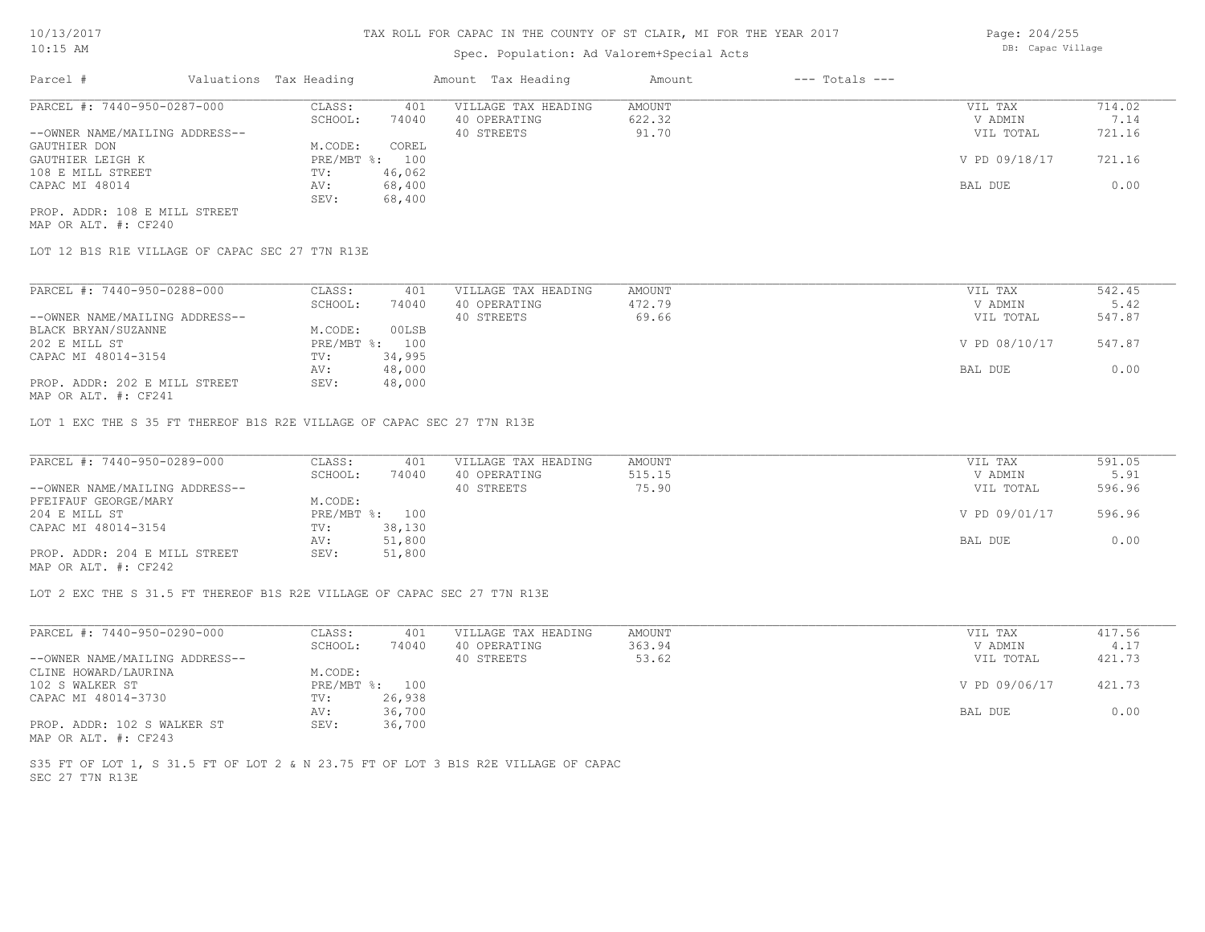# TAX ROLL FOR CAPAC IN THE COUNTY OF ST CLAIR, MI FOR THE YEAR 2017

Spec. Population: Ad Valorem+Special Acts

| Parcel # | Valuations | Tax Heading | Amount | Tax Heading | Amount | --- Totals --- | |
|---|---|---|---|---|---|---|---|
| PARCEL #: 7440-950-0287-000 | CLASS: | 401 | VILLAGE TAX HEADING | AMOUNT | | VIL TAX | 714.02 |
| | SCHOOL: | 74040 | 40 OPERATING | 622.32 | | V ADMIN | 7.14 |
| --OWNER NAME/MAILING ADDRESS-- | | | 40 STREETS | 91.70 | | VIL TOTAL | 721.16 |
| GAUTHIER DON | M.CODE: | COREL | | | | | |
| GAUTHIER LEIGH K | PRE/MBT %: | 100 | | | | V PD 09/18/17 | 721.16 |
| 108 E MILL STREET | TV: | 46,062 | | | | | |
| CAPAC MI 48014 | AV: | 68,400 | | | | BAL DUE | 0.00 |
| | SEV: | 68,400 | | | | | |
| PROP. ADDR: 108 E MILL STREET | | | | | | | |
| MAP OR ALT. #: CF240 | | | | | | | |

LOT 12 B1S R1E VILLAGE OF CAPAC SEC 27 T7N R13E

| Parcel # | Valuations | Tax Heading | Amount | Tax Heading | Amount | --- Totals --- | |
|---|---|---|---|---|---|---|---|
| PARCEL #: 7440-950-0288-000 | CLASS: | 401 | VILLAGE TAX HEADING | AMOUNT | | VIL TAX | 542.45 |
| | SCHOOL: | 74040 | 40 OPERATING | 472.79 | | V ADMIN | 5.42 |
| --OWNER NAME/MAILING ADDRESS-- | | | 40 STREETS | 69.66 | | VIL TOTAL | 547.87 |
| BLACK BRYAN/SUZANNE | M.CODE: | 00LSB | | | | | |
| 202 E MILL ST | PRE/MBT %: | 100 | | | | V PD 08/10/17 | 547.87 |
| CAPAC MI 48014-3154 | TV: | 34,995 | | | | | |
| | AV: | 48,000 | | | | BAL DUE | 0.00 |
| PROP. ADDR: 202 E MILL STREET | SEV: | 48,000 | | | | | |
| MAP OR ALT. #: CF241 | | | | | | | |

LOT 1 EXC THE S 35 FT THEREOF B1S R2E VILLAGE OF CAPAC SEC 27 T7N R13E

| Parcel # | Valuations | Tax Heading | Amount | Tax Heading | Amount | --- Totals --- | |
|---|---|---|---|---|---|---|---|
| PARCEL #: 7440-950-0289-000 | CLASS: | 401 | VILLAGE TAX HEADING | AMOUNT | | VIL TAX | 591.05 |
| | SCHOOL: | 74040 | 40 OPERATING | 515.15 | | V ADMIN | 5.91 |
| --OWNER NAME/MAILING ADDRESS-- | | | 40 STREETS | 75.90 | | VIL TOTAL | 596.96 |
| PFEIFAUF GEORGE/MARY | M.CODE: | | | | | | |
| 204 E MILL ST | PRE/MBT %: | 100 | | | | V PD 09/01/17 | 596.96 |
| CAPAC MI 48014-3154 | TV: | 38,130 | | | | | |
| | AV: | 51,800 | | | | BAL DUE | 0.00 |
| PROP. ADDR: 204 E MILL STREET | SEV: | 51,800 | | | | | |
| MAP OR ALT. #: CF242 | | | | | | | |

LOT 2 EXC THE S 31.5 FT THEREOF B1S R2E VILLAGE OF CAPAC SEC 27 T7N R13E

| Parcel # | Valuations | Tax Heading | Amount | Tax Heading | Amount | --- Totals --- | |
|---|---|---|---|---|---|---|---|
| PARCEL #: 7440-950-0290-000 | CLASS: | 401 | VILLAGE TAX HEADING | AMOUNT | | VIL TAX | 417.56 |
| | SCHOOL: | 74040 | 40 OPERATING | 363.94 | | V ADMIN | 4.17 |
| --OWNER NAME/MAILING ADDRESS-- | | | 40 STREETS | 53.62 | | VIL TOTAL | 421.73 |
| CLINE HOWARD/LAURINA | M.CODE: | | | | | | |
| 102 S WALKER ST | PRE/MBT %: | 100 | | | | V PD 09/06/17 | 421.73 |
| CAPAC MI 48014-3730 | TV: | 26,938 | | | | | |
| | AV: | 36,700 | | | | BAL DUE | 0.00 |
| PROP. ADDR: 102 S WALKER ST | SEV: | 36,700 | | | | | |
| MAP OR ALT. #: CF243 | | | | | | | |

S35 FT OF LOT 1, S 31.5 FT OF LOT 2 & N 23.75 FT OF LOT 3 B1S R2E VILLAGE OF CAPAC SEC 27 T7N R13E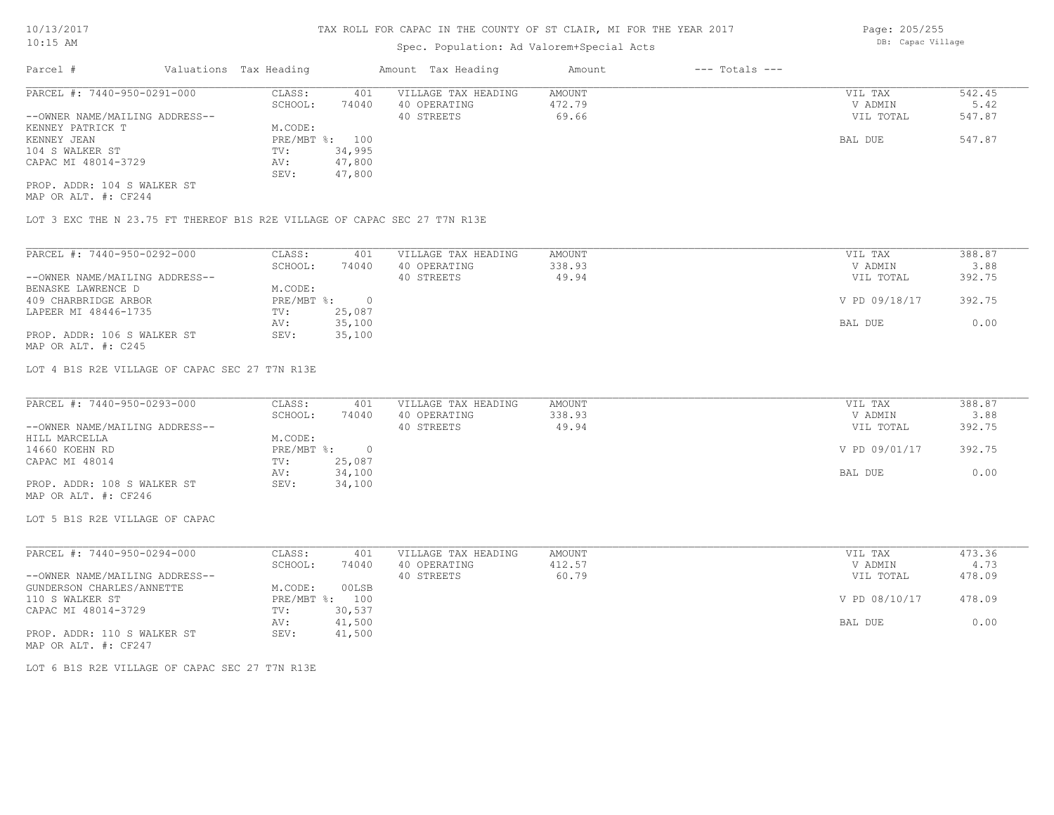# TAX ROLL FOR CAPAC IN THE COUNTY OF ST CLAIR, MI FOR THE YEAR 2017

Spec. Population: Ad Valorem+Special Acts

DB: Capac Village

| Parcel # | Valuations | Tax Heading | Amount | Tax Heading | Amount | --- Totals --- | |
|---|---|---|---|---|---|---|---|
| PARCEL #: 7440-950-0291-000 | CLASS: | 401 | VILLAGE TAX HEADING | AMOUNT | | VIL TAX | 542.45 |
| | SCHOOL: | 74040 | 40 OPERATING | 472.79 | | V ADMIN | 5.42 |
| --OWNER NAME/MAILING ADDRESS-- | | | 40 STREETS | 69.66 | | VIL TOTAL | 547.87 |
| KENNEY PATRICK T | M.CODE: | | | | | | |
| KENNEY JEAN | PRE/MBT %: | 100 | | | | BAL DUE | 547.87 |
| 104 S WALKER ST | TV: | 34,995 | | | | | |
| CAPAC MI 48014-3729 | AV: | 47,800 | | | | | |
| | SEV: | 47,800 | | | | | |
| PROP. ADDR: 104 S WALKER ST | | | | | | | |
| MAP OR ALT. #: CF244 | | | | | | | |

LOT 3 EXC THE N 23.75 FT THEREOF B1S R2E VILLAGE OF CAPAC SEC 27 T7N R13E

| Parcel # | Valuations | Tax Heading | Amount | Tax Heading | Amount | --- Totals --- | |
|---|---|---|---|---|---|---|---|
| PARCEL #: 7440-950-0292-000 | CLASS: | 401 | VILLAGE TAX HEADING | AMOUNT | | VIL TAX | 388.87 |
| | SCHOOL: | 74040 | 40 OPERATING | 338.93 | | V ADMIN | 3.88 |
| --OWNER NAME/MAILING ADDRESS-- | | | 40 STREETS | 49.94 | | VIL TOTAL | 392.75 |
| BENASKE LAWRENCE D | M.CODE: | | | | | | |
| 409 CHARBRIDGE ARBOR | PRE/MBT %: | 0 | | | | V PD 09/18/17 | 392.75 |
| LAPEER MI 48446-1735 | TV: | 25,087 | | | | | |
| | AV: | 35,100 | | | | BAL DUE | 0.00 |
| PROP. ADDR: 106 S WALKER ST | SEV: | 35,100 | | | | | |
| MAP OR ALT. #: C245 | | | | | | | |

LOT 4 B1S R2E VILLAGE OF CAPAC SEC 27 T7N R13E

| Parcel # | Valuations | Tax Heading | Amount | Tax Heading | Amount | --- Totals --- | |
|---|---|---|---|---|---|---|---|
| PARCEL #: 7440-950-0293-000 | CLASS: | 401 | VILLAGE TAX HEADING | AMOUNT | | VIL TAX | 388.87 |
| | SCHOOL: | 74040 | 40 OPERATING | 338.93 | | V ADMIN | 3.88 |
| --OWNER NAME/MAILING ADDRESS-- | | | 40 STREETS | 49.94 | | VIL TOTAL | 392.75 |
| HILL MARCELLA | M.CODE: | | | | | | |
| 14660 KOEHN RD | PRE/MBT %: | 0 | | | | V PD 09/01/17 | 392.75 |
| CAPAC MI 48014 | TV: | 25,087 | | | | | |
| | AV: | 34,100 | | | | BAL DUE | 0.00 |
| PROP. ADDR: 108 S WALKER ST | SEV: | 34,100 | | | | | |
| MAP OR ALT. #: CF246 | | | | | | | |

LOT 5 B1S R2E VILLAGE OF CAPAC

| Parcel # | Valuations | Tax Heading | Amount | Tax Heading | Amount | --- Totals --- | |
|---|---|---|---|---|---|---|---|
| PARCEL #: 7440-950-0294-000 | CLASS: | 401 | VILLAGE TAX HEADING | AMOUNT | | VIL TAX | 473.36 |
| | SCHOOL: | 74040 | 40 OPERATING | 412.57 | | V ADMIN | 4.73 |
| --OWNER NAME/MAILING ADDRESS-- | | | 40 STREETS | 60.79 | | VIL TOTAL | 478.09 |
| GUNDERSON CHARLES/ANNETTE | M.CODE: | 00LSB | | | | | |
| 110 S WALKER ST | PRE/MBT %: | 100 | | | | V PD 08/10/17 | 478.09 |
| CAPAC MI 48014-3729 | TV: | 30,537 | | | | | |
| | AV: | 41,500 | | | | BAL DUE | 0.00 |
| PROP. ADDR: 110 S WALKER ST | SEV: | 41,500 | | | | | |
| MAP OR ALT. #: CF247 | | | | | | | |

LOT 6 B1S R2E VILLAGE OF CAPAC SEC 27 T7N R13E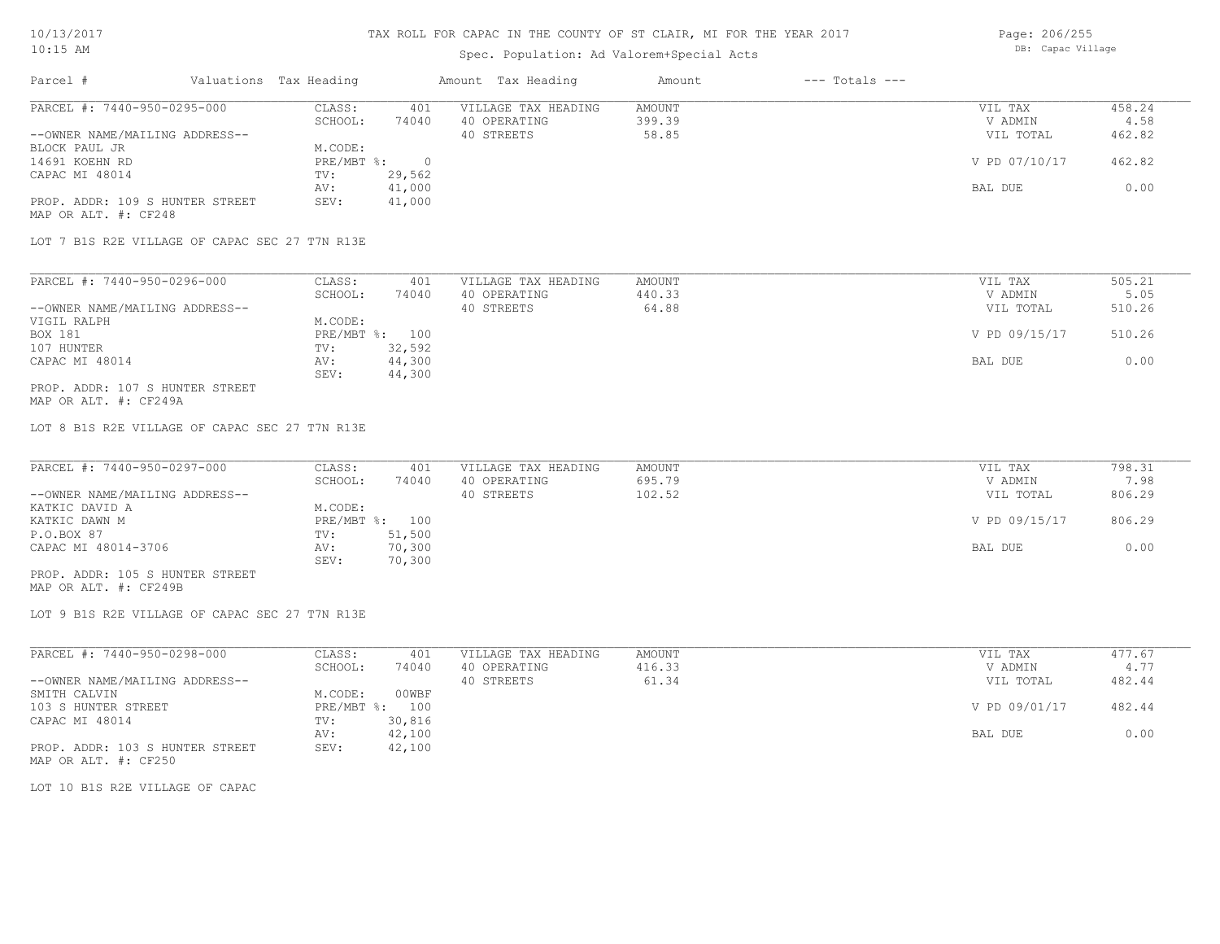TAX ROLL FOR CAPAC IN THE COUNTY OF ST CLAIR, MI FOR THE YEAR 2017

Spec. Population: Ad Valorem+Special Acts

DB: Capac Village

| Parcel # | Valuations | Tax Heading | Amount | Tax Heading | Amount | --- Totals --- | |
|---|---|---|---|---|---|---|---|
| PARCEL #: 7440-950-0295-000 | CLASS: | 401 | VILLAGE TAX HEADING | AMOUNT | | VIL TAX | 458.24 |
| | SCHOOL: | 74040 | 40 OPERATING | 399.39 | | V ADMIN | 4.58 |
| --OWNER NAME/MAILING ADDRESS-- | | | 40 STREETS | 58.85 | | VIL TOTAL | 462.82 |
| BLOCK PAUL JR | M.CODE: | | | | | | |
| 14691 KOEHN RD | PRE/MBT %: | 0 | | | | V PD 07/10/17 | 462.82 |
| CAPAC MI 48014 | TV: | 29,562 | | | | | |
| | AV: | 41,000 | | | | BAL DUE | 0.00 |
| PROP. ADDR: 109 S HUNTER STREET | SEV: | 41,000 | | | | | |
| MAP OR ALT. #: CF248 | | | | | | | |

LOT 7 B1S R2E VILLAGE OF CAPAC SEC 27 T7N R13E

| Parcel # | Valuations | Tax Heading | Amount | Tax Heading | Amount | --- Totals --- | |
|---|---|---|---|---|---|---|---|
| PARCEL #: 7440-950-0296-000 | CLASS: | 401 | VILLAGE TAX HEADING | AMOUNT | | VIL TAX | 505.21 |
| | SCHOOL: | 74040 | 40 OPERATING | 440.33 | | V ADMIN | 5.05 |
| --OWNER NAME/MAILING ADDRESS-- | | | 40 STREETS | 64.88 | | VIL TOTAL | 510.26 |
| VIGIL RALPH | M.CODE: | | | | | | |
| BOX 181 | PRE/MBT %: | 100 | | | | V PD 09/15/17 | 510.26 |
| 107 HUNTER | TV: | 32,592 | | | | | |
| CAPAC MI 48014 | AV: | 44,300 | | | | BAL DUE | 0.00 |
| | SEV: | 44,300 | | | | | |
| PROP. ADDR: 107 S HUNTER STREET | | | | | | | |
| MAP OR ALT. #: CF249A | | | | | | | |

LOT 8 B1S R2E VILLAGE OF CAPAC SEC 27 T7N R13E

| Parcel # | Valuations | Tax Heading | Amount | Tax Heading | Amount | --- Totals --- | |
|---|---|---|---|---|---|---|---|
| PARCEL #: 7440-950-0297-000 | CLASS: | 401 | VILLAGE TAX HEADING | AMOUNT | | VIL TAX | 798.31 |
| | SCHOOL: | 74040 | 40 OPERATING | 695.79 | | V ADMIN | 7.98 |
| --OWNER NAME/MAILING ADDRESS-- | | | 40 STREETS | 102.52 | | VIL TOTAL | 806.29 |
| KATKIC DAVID A | M.CODE: | | | | | | |
| KATKIC DAWN M | PRE/MBT %: | 100 | | | | V PD 09/15/17 | 806.29 |
| P.O.BOX 87 | TV: | 51,500 | | | | | |
| CAPAC MI 48014-3706 | AV: | 70,300 | | | | BAL DUE | 0.00 |
| | SEV: | 70,300 | | | | | |
| PROP. ADDR: 105 S HUNTER STREET | | | | | | | |
| MAP OR ALT. #: CF249B | | | | | | | |

LOT 9 B1S R2E VILLAGE OF CAPAC SEC 27 T7N R13E

| Parcel # | Valuations | Tax Heading | Amount | Tax Heading | Amount | --- Totals --- | |
|---|---|---|---|---|---|---|---|
| PARCEL #: 7440-950-0298-000 | CLASS: | 401 | VILLAGE TAX HEADING | AMOUNT | | VIL TAX | 477.67 |
| | SCHOOL: | 74040 | 40 OPERATING | 416.33 | | V ADMIN | 4.77 |
| --OWNER NAME/MAILING ADDRESS-- | | | 40 STREETS | 61.34 | | VIL TOTAL | 482.44 |
| SMITH CALVIN | M.CODE: | 00WBF | | | | | |
| 103 S HUNTER STREET | PRE/MBT %: | 100 | | | | V PD 09/01/17 | 482.44 |
| CAPAC MI 48014 | TV: | 30,816 | | | | | |
| | AV: | 42,100 | | | | BAL DUE | 0.00 |
| PROP. ADDR: 103 S HUNTER STREET | SEV: | 42,100 | | | | | |
| MAP OR ALT. #: CF250 | | | | | | | |

LOT 10 B1S R2E VILLAGE OF CAPAC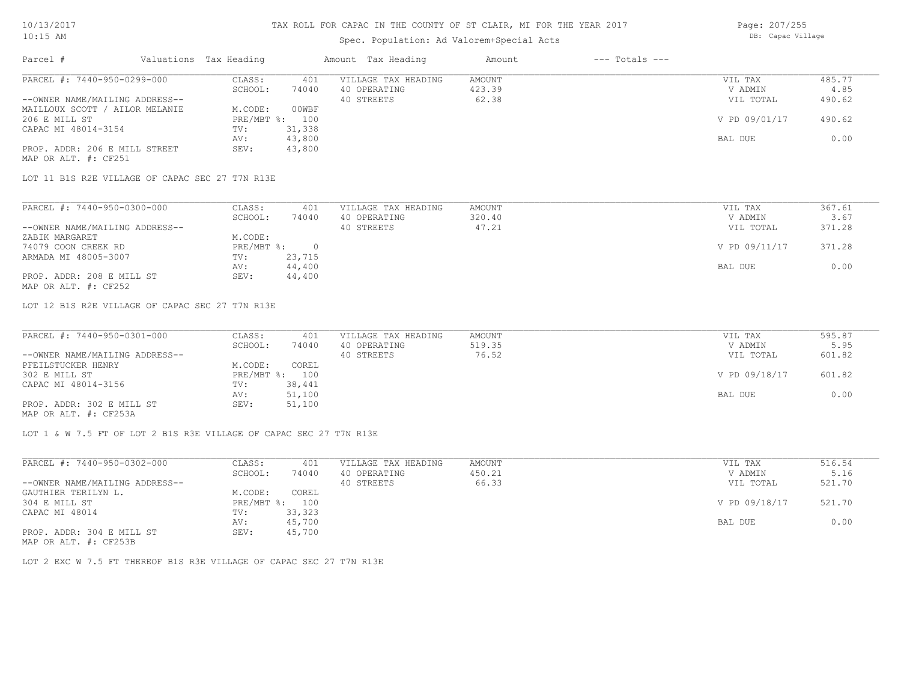# TAX ROLL FOR CAPAC IN THE COUNTY OF ST CLAIR, MI FOR THE YEAR 2017

Spec. Population: Ad Valorem+Special Acts

10/13/2017
10:15 AM

DB: Capac Village

| Parcel # | Valuations Tax Heading | | Amount Tax Heading | Amount | --- Totals --- | |
|---|---|---|---|---|---|---|
| PARCEL #: 7440-950-0299-000 | CLASS: | 401 | VILLAGE TAX HEADING | AMOUNT | VIL TAX | 485.77 |
| | SCHOOL: | 74040 | 40 OPERATING | 423.39 | V ADMIN | 4.85 |
| --OWNER NAME/MAILING ADDRESS-- | | | 40 STREETS | 62.38 | VIL TOTAL | 490.62 |
| MAILLOUX SCOTT / AILOR MELANIE | M.CODE: | 00WBF | | | | |
| 206 E MILL ST | PRE/MBT %: | 100 | | | V PD 09/01/17 | 490.62 |
| CAPAC MI 48014-3154 | TV: | 31,338 | | | | |
| | AV: | 43,800 | | | BAL DUE | 0.00 |
| PROP. ADDR: 206 E MILL STREET | SEV: | 43,800 | | | | |
| MAP OR ALT. #: CF251 | | | | | | |

LOT 11 B1S R2E VILLAGE OF CAPAC SEC 27 T7N R13E

| Parcel # | Valuations Tax Heading | | Amount Tax Heading | Amount | --- Totals --- | |
|---|---|---|---|---|---|---|
| PARCEL #: 7440-950-0300-000 | CLASS: | 401 | VILLAGE TAX HEADING | AMOUNT | VIL TAX | 367.61 |
| | SCHOOL: | 74040 | 40 OPERATING | 320.40 | V ADMIN | 3.67 |
| --OWNER NAME/MAILING ADDRESS-- | | | 40 STREETS | 47.21 | VIL TOTAL | 371.28 |
| ZABIK MARGARET | M.CODE: | | | | | |
| 74079 COON CREEK RD | PRE/MBT %: | 0 | | | V PD 09/11/17 | 371.28 |
| ARMADA MI 48005-3007 | TV: | 23,715 | | | | |
| | AV: | 44,400 | | | BAL DUE | 0.00 |
| PROP. ADDR: 208 E MILL ST | SEV: | 44,400 | | | | |
| MAP OR ALT. #: CF252 | | | | | | |

LOT 12 B1S R2E VILLAGE OF CAPAC SEC 27 T7N R13E

| Parcel # | Valuations Tax Heading | | Amount Tax Heading | Amount | --- Totals --- | |
|---|---|---|---|---|---|---|
| PARCEL #: 7440-950-0301-000 | CLASS: | 401 | VILLAGE TAX HEADING | AMOUNT | VIL TAX | 595.87 |
| | SCHOOL: | 74040 | 40 OPERATING | 519.35 | V ADMIN | 5.95 |
| --OWNER NAME/MAILING ADDRESS-- | | | 40 STREETS | 76.52 | VIL TOTAL | 601.82 |
| PFEILSTUCKER HENRY | M.CODE: | COREL | | | | |
| 302 E MILL ST | PRE/MBT %: | 100 | | | V PD 09/18/17 | 601.82 |
| CAPAC MI 48014-3156 | TV: | 38,441 | | | | |
| | AV: | 51,100 | | | BAL DUE | 0.00 |
| PROP. ADDR: 302 E MILL ST | SEV: | 51,100 | | | | |
| MAP OR ALT. #: CF253A | | | | | | |

LOT 1 & W 7.5 FT OF LOT 2 B1S R3E VILLAGE OF CAPAC SEC 27 T7N R13E

| Parcel # | Valuations Tax Heading | | Amount Tax Heading | Amount | --- Totals --- | |
|---|---|---|---|---|---|---|
| PARCEL #: 7440-950-0302-000 | CLASS: | 401 | VILLAGE TAX HEADING | AMOUNT | VIL TAX | 516.54 |
| | SCHOOL: | 74040 | 40 OPERATING | 450.21 | V ADMIN | 5.16 |
| --OWNER NAME/MAILING ADDRESS-- | | | 40 STREETS | 66.33 | VIL TOTAL | 521.70 |
| GAUTHIER TERILYN L. | M.CODE: | COREL | | | | |
| 304 E MILL ST | PRE/MBT %: | 100 | | | V PD 09/18/17 | 521.70 |
| CAPAC MI 48014 | TV: | 33,323 | | | | |
| | AV: | 45,700 | | | BAL DUE | 0.00 |
| PROP. ADDR: 304 E MILL ST | SEV: | 45,700 | | | | |
| MAP OR ALT. #: CF253B | | | | | | |

LOT 2 EXC W 7.5 FT THEREOF B1S R3E VILLAGE OF CAPAC SEC 27 T7N R13E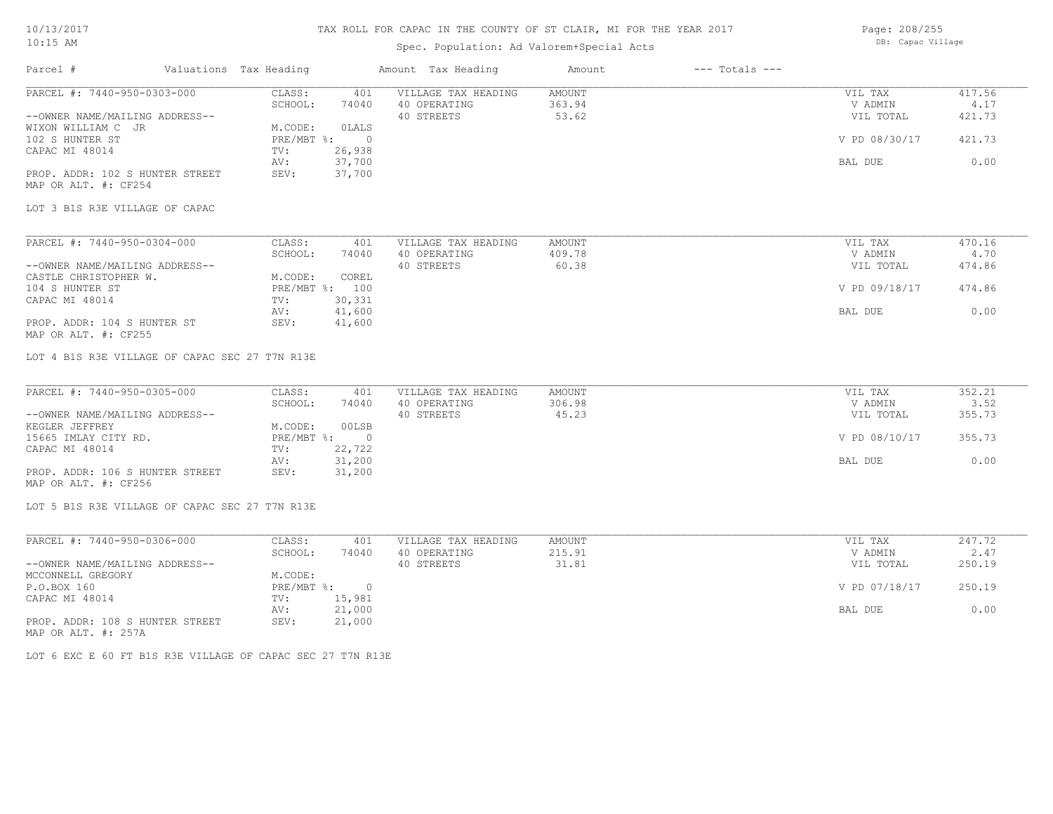# TAX ROLL FOR CAPAC IN THE COUNTY OF ST CLAIR, MI FOR THE YEAR 2017

Spec. Population: Ad Valorem+Special Acts

10/13/2017
10:15 AM

DB: Capac Village

| Parcel # | Valuations | Tax Heading | Amount | Tax Heading | Amount | --- Totals --- | |
|---|---|---|---|---|---|---|---|
| PARCEL #: 7440-950-0303-000 | CLASS: | 401 | VILLAGE TAX HEADING | AMOUNT | | VIL TAX | 417.56 |
| | SCHOOL: | 74040 | 40 OPERATING | 363.94 | | V ADMIN | 4.17 |
| --OWNER NAME/MAILING ADDRESS-- | | | 40 STREETS | 53.62 | | VIL TOTAL | 421.73 |
| WIXON WILLIAM C JR | M.CODE: | 0LALS | | | | | |
| 102 S HUNTER ST | PRE/MBT %: | 0 | | | | V PD 08/30/17 | 421.73 |
| CAPAC MI 48014 | TV: | 26,938 | | | | | |
| | AV: | 37,700 | | | | BAL DUE | 0.00 |
| PROP. ADDR: 102 S HUNTER STREET | SEV: | 37,700 | | | | | |
| MAP OR ALT. #: CF254 | | | | | | | |

LOT 3 B1S R3E VILLAGE OF CAPAC

| Parcel # | Valuations | Tax Heading | Amount | Tax Heading | Amount | --- Totals --- | |
|---|---|---|---|---|---|---|---|
| PARCEL #: 7440-950-0304-000 | CLASS: | 401 | VILLAGE TAX HEADING | AMOUNT | | VIL TAX | 470.16 |
| | SCHOOL: | 74040 | 40 OPERATING | 409.78 | | V ADMIN | 4.70 |
| --OWNER NAME/MAILING ADDRESS-- | | | 40 STREETS | 60.38 | | VIL TOTAL | 474.86 |
| CASTLE CHRISTOPHER W. | M.CODE: | COREL | | | | | |
| 104 S HUNTER ST | PRE/MBT %: | 100 | | | | V PD 09/18/17 | 474.86 |
| CAPAC MI 48014 | TV: | 30,331 | | | | | |
| | AV: | 41,600 | | | | BAL DUE | 0.00 |
| PROP. ADDR: 104 S HUNTER ST | SEV: | 41,600 | | | | | |
| MAP OR ALT. #: CF255 | | | | | | | |

LOT 4 B1S R3E VILLAGE OF CAPAC SEC 27 T7N R13E

| Parcel # | Valuations | Tax Heading | Amount | Tax Heading | Amount | --- Totals --- | |
|---|---|---|---|---|---|---|---|
| PARCEL #: 7440-950-0305-000 | CLASS: | 401 | VILLAGE TAX HEADING | AMOUNT | | VIL TAX | 352.21 |
| | SCHOOL: | 74040 | 40 OPERATING | 306.98 | | V ADMIN | 3.52 |
| --OWNER NAME/MAILING ADDRESS-- | | | 40 STREETS | 45.23 | | VIL TOTAL | 355.73 |
| KEGLER JEFFREY | M.CODE: | 00LSB | | | | | |
| 15665 IMLAY CITY RD. | PRE/MBT %: | 0 | | | | V PD 08/10/17 | 355.73 |
| CAPAC MI 48014 | TV: | 22,722 | | | | | |
| | AV: | 31,200 | | | | BAL DUE | 0.00 |
| PROP. ADDR: 106 S HUNTER STREET | SEV: | 31,200 | | | | | |
| MAP OR ALT. #: CF256 | | | | | | | |

LOT 5 B1S R3E VILLAGE OF CAPAC SEC 27 T7N R13E

| Parcel # | Valuations | Tax Heading | Amount | Tax Heading | Amount | --- Totals --- | |
|---|---|---|---|---|---|---|---|
| PARCEL #: 7440-950-0306-000 | CLASS: | 401 | VILLAGE TAX HEADING | AMOUNT | | VIL TAX | 247.72 |
| | SCHOOL: | 74040 | 40 OPERATING | 215.91 | | V ADMIN | 2.47 |
| --OWNER NAME/MAILING ADDRESS-- | | | 40 STREETS | 31.81 | | VIL TOTAL | 250.19 |
| MCCONNELL GREGORY | M.CODE: | | | | | | |
| P.O.BOX 160 | PRE/MBT %: | 0 | | | | V PD 07/18/17 | 250.19 |
| CAPAC MI 48014 | TV: | 15,981 | | | | | |
| | AV: | 21,000 | | | | BAL DUE | 0.00 |
| PROP. ADDR: 108 S HUNTER STREET | SEV: | 21,000 | | | | | |
| MAP OR ALT. #: 257A | | | | | | | |

LOT 6 EXC E 60 FT B1S R3E VILLAGE OF CAPAC SEC 27 T7N R13E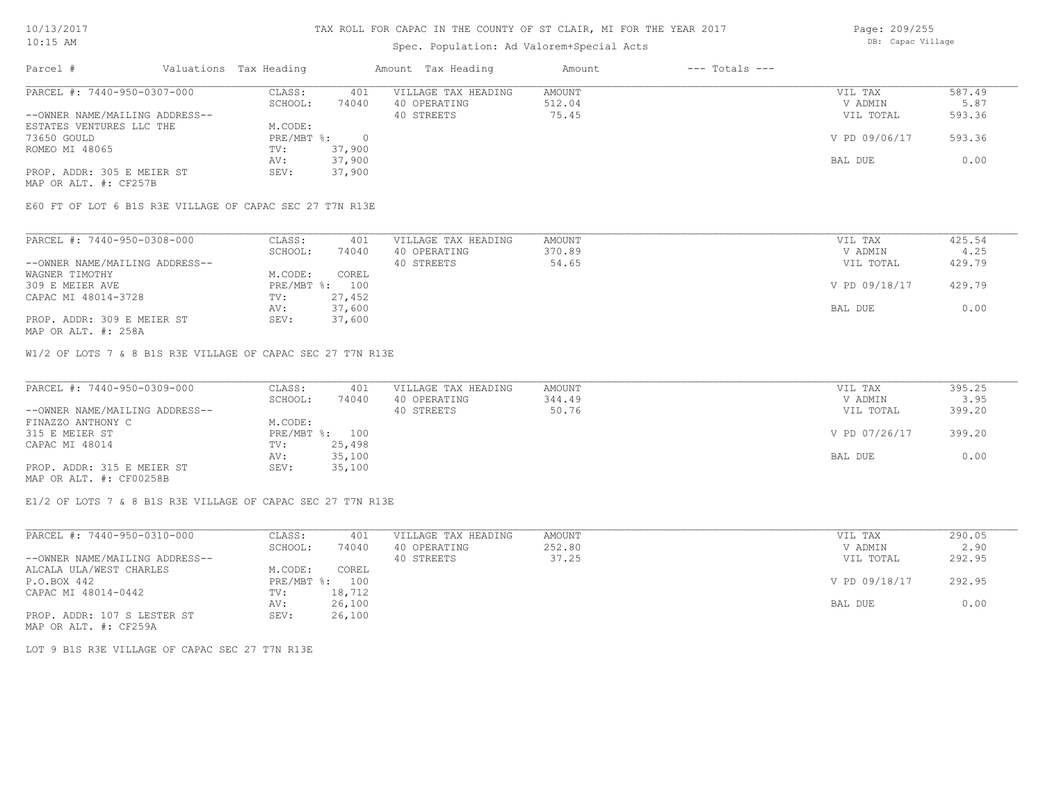# TAX ROLL FOR CAPAC IN THE COUNTY OF ST CLAIR, MI FOR THE YEAR 2017

Spec. Population: Ad Valorem+Special Acts

DB: Capac Village

| Parcel # | Valuations | Tax Heading | Amount | Tax Heading | Amount | --- Totals --- | |
|---|---|---|---|---|---|---|---|
| PARCEL #: 7440-950-0307-000 | CLASS: | 401 | VILLAGE TAX HEADING | AMOUNT | | VIL TAX | 587.49 |
| | SCHOOL: | 74040 | 40 OPERATING | 512.04 | | V ADMIN | 5.87 |
| --OWNER NAME/MAILING ADDRESS-- | | | 40 STREETS | 75.45 | | VIL TOTAL | 593.36 |
| ESTATES VENTURES LLC THE | M.CODE: | | | | | | |
| 73650 GOULD | PRE/MBT %: | 0 | | | | V PD 09/06/17 | 593.36 |
| ROMEO MI 48065 | TV: | 37,900 | | | | | |
| | AV: | 37,900 | | | | BAL DUE | 0.00 |
| PROP. ADDR: 305 E MEIER ST | SEV: | 37,900 | | | | | |
| MAP OR ALT. #: CF257B | | | | | | | |

E60 FT OF LOT 6 B1S R3E VILLAGE OF CAPAC SEC 27 T7N R13E

| Parcel # | Valuations | Tax Heading | Amount | Tax Heading | Amount | --- Totals --- | |
|---|---|---|---|---|---|---|---|
| PARCEL #: 7440-950-0308-000 | CLASS: | 401 | VILLAGE TAX HEADING | AMOUNT | | VIL TAX | 425.54 |
| | SCHOOL: | 74040 | 40 OPERATING | 370.89 | | V ADMIN | 4.25 |
| --OWNER NAME/MAILING ADDRESS-- | | | 40 STREETS | 54.65 | | VIL TOTAL | 429.79 |
| WAGNER TIMOTHY | M.CODE: | COREL | | | | | |
| 309 E MEIER AVE | PRE/MBT %: | 100 | | | | V PD 09/18/17 | 429.79 |
| CAPAC MI 48014-3728 | TV: | 27,452 | | | | | |
| | AV: | 37,600 | | | | BAL DUE | 0.00 |
| PROP. ADDR: 309 E MEIER ST | SEV: | 37,600 | | | | | |
| MAP OR ALT. #: 258A | | | | | | | |

W1/2 OF LOTS 7 & 8 B1S R3E VILLAGE OF CAPAC SEC 27 T7N R13E

| Parcel # | Valuations | Tax Heading | Amount | Tax Heading | Amount | --- Totals --- | |
|---|---|---|---|---|---|---|---|
| PARCEL #: 7440-950-0309-000 | CLASS: | 401 | VILLAGE TAX HEADING | AMOUNT | | VIL TAX | 395.25 |
| | SCHOOL: | 74040 | 40 OPERATING | 344.49 | | V ADMIN | 3.95 |
| --OWNER NAME/MAILING ADDRESS-- | | | 40 STREETS | 50.76 | | VIL TOTAL | 399.20 |
| FINAZZO ANTHONY C | M.CODE: | | | | | | |
| 315 E MEIER ST | PRE/MBT %: | 100 | | | | V PD 07/26/17 | 399.20 |
| CAPAC MI 48014 | TV: | 25,498 | | | | | |
| | AV: | 35,100 | | | | BAL DUE | 0.00 |
| PROP. ADDR: 315 E MEIER ST | SEV: | 35,100 | | | | | |
| MAP OR ALT. #: CF00258B | | | | | | | |

E1/2 OF LOTS 7 & 8 B1S R3E VILLAGE OF CAPAC SEC 27 T7N R13E

| Parcel # | Valuations | Tax Heading | Amount | Tax Heading | Amount | --- Totals --- | |
|---|---|---|---|---|---|---|---|
| PARCEL #: 7440-950-0310-000 | CLASS: | 401 | VILLAGE TAX HEADING | AMOUNT | | VIL TAX | 290.05 |
| | SCHOOL: | 74040 | 40 OPERATING | 252.80 | | V ADMIN | 2.90 |
| --OWNER NAME/MAILING ADDRESS-- | | | 40 STREETS | 37.25 | | VIL TOTAL | 292.95 |
| ALCALA ULA/WEST CHARLES | M.CODE: | COREL | | | | | |
| P.O.BOX 442 | PRE/MBT %: | 100 | | | | V PD 09/18/17 | 292.95 |
| CAPAC MI 48014-0442 | TV: | 18,712 | | | | | |
| | AV: | 26,100 | | | | BAL DUE | 0.00 |
| PROP. ADDR: 107 S LESTER ST | SEV: | 26,100 | | | | | |
| MAP OR ALT. #: CF259A | | | | | | | |

LOT 9 B1S R3E VILLAGE OF CAPAC SEC 27 T7N R13E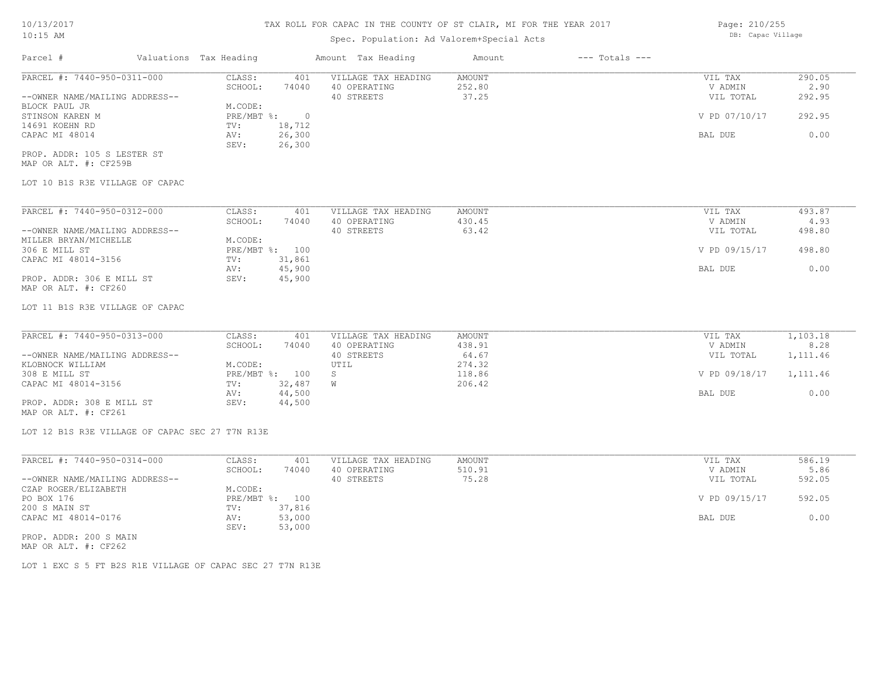# TAX ROLL FOR CAPAC IN THE COUNTY OF ST CLAIR, MI FOR THE YEAR 2017

Spec. Population: Ad Valorem+Special Acts

10/13/2017 10:15 AM — DB: Capac Village

| Parcel # | Valuations | Tax Heading | Amount | Tax Heading | Amount | --- Totals --- | |
|---|---|---|---|---|---|---|---|
| PARCEL #: 7440-950-0311-000 | CLASS: | 401 | VILLAGE TAX HEADING | AMOUNT | | VIL TAX | 290.05 |
| | SCHOOL: | 74040 | 40 OPERATING | 252.80 | | V ADMIN | 2.90 |
| --OWNER NAME/MAILING ADDRESS-- | | | 40 STREETS | 37.25 | | VIL TOTAL | 292.95 |
| BLOCK PAUL JR | M.CODE: | | | | | | |
| STINSON KAREN M | PRE/MBT %: | 0 | | | | V PD 07/10/17 | 292.95 |
| 14691 KOEHN RD | TV: | 18,712 | | | | | |
| CAPAC MI 48014 | AV: | 26,300 | | | | BAL DUE | 0.00 |
| | SEV: | 26,300 | | | | | |
| PROP. ADDR: 105 S LESTER ST | | | | | | | |
| MAP OR ALT. #: CF259B | | | | | | | |

LOT 10 B1S R3E VILLAGE OF CAPAC

| Parcel # | Valuations | Tax Heading | Amount | Tax Heading | Amount | --- Totals --- | |
|---|---|---|---|---|---|---|---|
| PARCEL #: 7440-950-0312-000 | CLASS: | 401 | VILLAGE TAX HEADING | AMOUNT | | VIL TAX | 493.87 |
| | SCHOOL: | 74040 | 40 OPERATING | 430.45 | | V ADMIN | 4.93 |
| --OWNER NAME/MAILING ADDRESS-- | | | 40 STREETS | 63.42 | | VIL TOTAL | 498.80 |
| MILLER BRYAN/MICHELLE | M.CODE: | | | | | | |
| 306 E MILL ST | PRE/MBT %: | 100 | | | | V PD 09/15/17 | 498.80 |
| CAPAC MI 48014-3156 | TV: | 31,861 | | | | | |
| | AV: | 45,900 | | | | BAL DUE | 0.00 |
| PROP. ADDR: 306 E MILL ST | SEV: | 45,900 | | | | | |
| MAP OR ALT. #: CF260 | | | | | | | |

LOT 11 B1S R3E VILLAGE OF CAPAC

| Parcel # | Valuations | Tax Heading | Amount | Tax Heading | Amount | --- Totals --- | |
|---|---|---|---|---|---|---|---|
| PARCEL #: 7440-950-0313-000 | CLASS: | 401 | VILLAGE TAX HEADING | AMOUNT | | VIL TAX | 1,103.18 |
| | SCHOOL: | 74040 | 40 OPERATING | 438.91 | | V ADMIN | 8.28 |
| --OWNER NAME/MAILING ADDRESS-- | | | 40 STREETS | 64.67 | | VIL TOTAL | 1,111.46 |
| KLOBNOCK WILLIAM | M.CODE: | | UTIL | 274.32 | | | |
| 308 E MILL ST | PRE/MBT %: | 100 | S | 118.86 | | V PD 09/18/17 | 1,111.46 |
| CAPAC MI 48014-3156 | TV: | 32,487 | W | 206.42 | | | |
| | AV: | 44,500 | | | | BAL DUE | 0.00 |
| PROP. ADDR: 308 E MILL ST | SEV: | 44,500 | | | | | |
| MAP OR ALT. #: CF261 | | | | | | | |

LOT 12 B1S R3E VILLAGE OF CAPAC SEC 27 T7N R13E

| Parcel # | Valuations | Tax Heading | Amount | Tax Heading | Amount | --- Totals --- | |
|---|---|---|---|---|---|---|---|
| PARCEL #: 7440-950-0314-000 | CLASS: | 401 | VILLAGE TAX HEADING | AMOUNT | | VIL TAX | 586.19 |
| | SCHOOL: | 74040 | 40 OPERATING | 510.91 | | V ADMIN | 5.86 |
| --OWNER NAME/MAILING ADDRESS-- | | | 40 STREETS | 75.28 | | VIL TOTAL | 592.05 |
| CZAP ROGER/ELIZABETH | M.CODE: | | | | | | |
| PO BOX 176 | PRE/MBT %: | 100 | | | | V PD 09/15/17 | 592.05 |
| 200 S MAIN ST | TV: | 37,816 | | | | | |
| CAPAC MI 48014-0176 | AV: | 53,000 | | | | BAL DUE | 0.00 |
| | SEV: | 53,000 | | | | | |
| PROP. ADDR: 200 S MAIN | | | | | | | |
| MAP OR ALT. #: CF262 | | | | | | | |

LOT 1 EXC S 5 FT B2S R1E VILLAGE OF CAPAC SEC 27 T7N R13E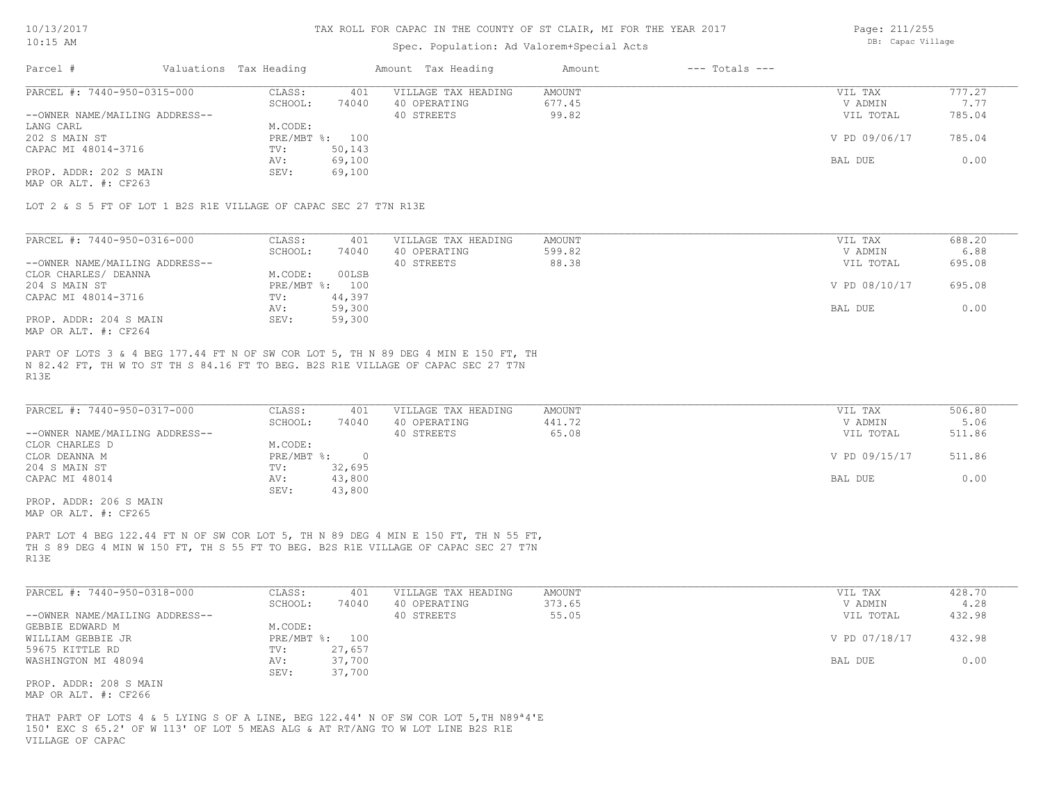# TAX ROLL FOR CAPAC IN THE COUNTY OF ST CLAIR, MI FOR THE YEAR 2017

Spec. Population: Ad Valorem+Special Acts

DB: Capac Village

| Parcel # | Valuations | Tax Heading | Amount | Tax Heading | Amount | --- Totals --- | |
|---|---|---|---|---|---|---|---|

## PARCEL #: 7440-950-0315-000

| | | | | | | |
|---|---|---|---|---|---|---|
| | CLASS: | 401 | VILLAGE TAX HEADING | AMOUNT | VIL TAX | 777.27 |
| | SCHOOL: | 74040 | 40 OPERATING | 677.45 | V ADMIN | 7.77 |
| --OWNER NAME/MAILING ADDRESS-- | | | 40 STREETS | 99.82 | VIL TOTAL | 785.04 |
| LANG CARL | M.CODE: | | | | | |
| 202 S MAIN ST | PRE/MBT %: | 100 | | | V PD 09/06/17 | 785.04 |
| CAPAC MI 48014-3716 | TV: | 50,143 | | | | |
| | AV: | 69,100 | | | BAL DUE | 0.00 |
| PROP. ADDR: 202 S MAIN | SEV: | 69,100 | | | | |
| MAP OR ALT. #: CF263 | | | | | | |

LOT 2 & S 5 FT OF LOT 1 B2S R1E VILLAGE OF CAPAC SEC 27 T7N R13E

## PARCEL #: 7440-950-0316-000

| | | | | | | |
|---|---|---|---|---|---|---|
| | CLASS: | 401 | VILLAGE TAX HEADING | AMOUNT | VIL TAX | 688.20 |
| | SCHOOL: | 74040 | 40 OPERATING | 599.82 | V ADMIN | 6.88 |
| --OWNER NAME/MAILING ADDRESS-- | | | 40 STREETS | 88.38 | VIL TOTAL | 695.08 |
| CLOR CHARLES/ DEANNA | M.CODE: | 00LSB | | | | |
| 204 S MAIN ST | PRE/MBT %: | 100 | | | V PD 08/10/17 | 695.08 |
| CAPAC MI 48014-3716 | TV: | 44,397 | | | | |
| | AV: | 59,300 | | | BAL DUE | 0.00 |
| PROP. ADDR: 204 S MAIN | SEV: | 59,300 | | | | |
| MAP OR ALT. #: CF264 | | | | | | |

PART OF LOTS 3 & 4 BEG 177.44 FT N OF SW COR LOT 5, TH N 89 DEG 4 MIN E 150 FT, TH N 82.42 FT, TH W TO ST TH S 84.16 FT TO BEG. B2S R1E VILLAGE OF CAPAC SEC 27 T7N R13E

## PARCEL #: 7440-950-0317-000

| | | | | | | |
|---|---|---|---|---|---|---|
| | CLASS: | 401 | VILLAGE TAX HEADING | AMOUNT | VIL TAX | 506.80 |
| | SCHOOL: | 74040 | 40 OPERATING | 441.72 | V ADMIN | 5.06 |
| --OWNER NAME/MAILING ADDRESS-- | | | 40 STREETS | 65.08 | VIL TOTAL | 511.86 |
| CLOR CHARLES D | M.CODE: | | | | | |
| CLOR DEANNA M | PRE/MBT %: | 0 | | | V PD 09/15/17 | 511.86 |
| 204 S MAIN ST | TV: | 32,695 | | | | |
| CAPAC MI 48014 | AV: | 43,800 | | | BAL DUE | 0.00 |
| | SEV: | 43,800 | | | | |
| PROP. ADDR: 206 S MAIN | | | | | | |
| MAP OR ALT. #: CF265 | | | | | | |

PART LOT 4 BEG 122.44 FT N OF SW COR LOT 5, TH N 89 DEG 4 MIN E 150 FT, TH N 55 FT, TH S 89 DEG 4 MIN W 150 FT, TH S 55 FT TO BEG. B2S R1E VILLAGE OF CAPAC SEC 27 T7N R13E

## PARCEL #: 7440-950-0318-000

| | | | | | | |
|---|---|---|---|---|---|---|
| | CLASS: | 401 | VILLAGE TAX HEADING | AMOUNT | VIL TAX | 428.70 |
| | SCHOOL: | 74040 | 40 OPERATING | 373.65 | V ADMIN | 4.28 |
| --OWNER NAME/MAILING ADDRESS-- | | | 40 STREETS | 55.05 | VIL TOTAL | 432.98 |
| GEBBIE EDWARD M | M.CODE: | | | | | |
| WILLIAM GEBBIE JR | PRE/MBT %: | 100 | | | V PD 07/18/17 | 432.98 |
| 59675 KITTLE RD | TV: | 27,657 | | | | |
| WASHINGTON MI 48094 | AV: | 37,700 | | | BAL DUE | 0.00 |
| | SEV: | 37,700 | | | | |
| PROP. ADDR: 208 S MAIN | | | | | | |
| MAP OR ALT. #: CF266 | | | | | | |

THAT PART OF LOTS 4 & 5 LYING S OF A LINE, BEG 122.44' N OF SW COR LOT 5,TH N89ª4'E 150' EXC S 65.2' OF W 113' OF LOT 5 MEAS ALG & AT RT/ANG TO W LOT LINE B2S R1E VILLAGE OF CAPAC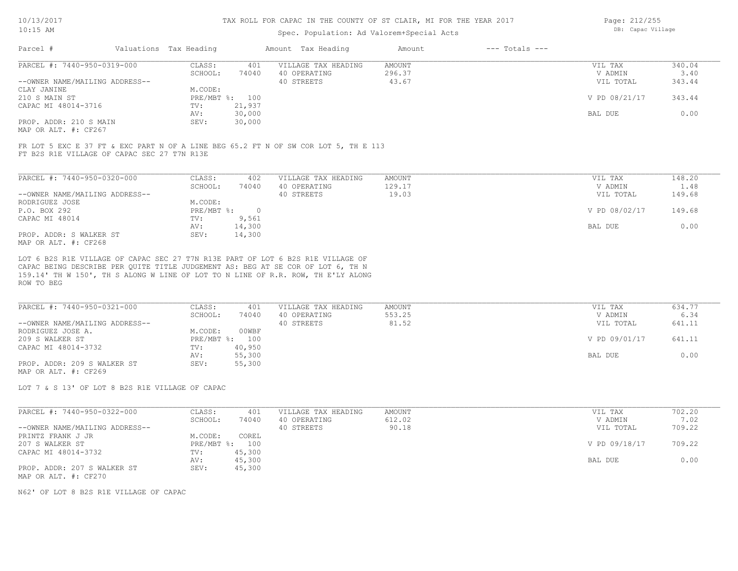# TAX ROLL FOR CAPAC IN THE COUNTY OF ST CLAIR, MI FOR THE YEAR 2017

Spec. Population: Ad Valorem+Special Acts

DB: Capac Village

10/13/2017 10:15 AM

| Parcel # | Valuations | Tax Heading | Amount | Tax Heading | Amount | --- Totals --- | |
|---|---|---|---|---|---|---|---|
| PARCEL #: 7440-950-0319-000 | CLASS: | 401 | VILLAGE TAX HEADING | AMOUNT | | VIL TAX | 340.04 |
| | SCHOOL: | 74040 | 40 OPERATING | 296.37 | | V ADMIN | 3.40 |
| --OWNER NAME/MAILING ADDRESS-- | | | 40 STREETS | 43.67 | | VIL TOTAL | 343.44 |
| CLAY JANINE | M.CODE: | | | | | | |
| 210 S MAIN ST | PRE/MBT %: | 100 | | | | V PD 08/21/17 | 343.44 |
| CAPAC MI 48014-3716 | TV: | 21,937 | | | | | |
| | AV: | 30,000 | | | | BAL DUE | 0.00 |
| PROP. ADDR: 210 S MAIN | SEV: | 30,000 | | | | | |
| MAP OR ALT. #: CF267 | | | | | | | |

FR LOT 5 EXC E 37 FT & EXC PART N OF A LINE BEG 65.2 FT N OF SW COR LOT 5, TH E 113 FT B2S R1E VILLAGE OF CAPAC SEC 27 T7N R13E

| Parcel # | Valuations | Tax Heading | Amount | Tax Heading | Amount | --- Totals --- | |
|---|---|---|---|---|---|---|---|
| PARCEL #: 7440-950-0320-000 | CLASS: | 402 | VILLAGE TAX HEADING | AMOUNT | | VIL TAX | 148.20 |
| | SCHOOL: | 74040 | 40 OPERATING | 129.17 | | V ADMIN | 1.48 |
| --OWNER NAME/MAILING ADDRESS-- | | | 40 STREETS | 19.03 | | VIL TOTAL | 149.68 |
| RODRIGUEZ JOSE | M.CODE: | | | | | | |
| P.O. BOX 292 | PRE/MBT %: | 0 | | | | V PD 08/02/17 | 149.68 |
| CAPAC MI 48014 | TV: | 9,561 | | | | | |
| | AV: | 14,300 | | | | BAL DUE | 0.00 |
| PROP. ADDR: S WALKER ST | SEV: | 14,300 | | | | | |
| MAP OR ALT. #: CF268 | | | | | | | |

LOT 6 B2S R1E VILLAGE OF CAPAC SEC 27 T7N R13E PART OF LOT 6 B2S R1E VILLAGE OF CAPAC BEING DESCRIBE PER QUITE TITLE JUDGEMENT AS: BEG AT SE COR OF LOT 6, TH N 159.14' TH W 150', TH S ALONG W LINE OF LOT TO N LINE OF R.R. ROW, TH E'LY ALONG ROW TO BEG

| Parcel # | Valuations | Tax Heading | Amount | Tax Heading | Amount | --- Totals --- | |
|---|---|---|---|---|---|---|---|
| PARCEL #: 7440-950-0321-000 | CLASS: | 401 | VILLAGE TAX HEADING | AMOUNT | | VIL TAX | 634.77 |
| | SCHOOL: | 74040 | 40 OPERATING | 553.25 | | V ADMIN | 6.34 |
| --OWNER NAME/MAILING ADDRESS-- | | | 40 STREETS | 81.52 | | VIL TOTAL | 641.11 |
| RODRIGUEZ JOSE A. | M.CODE: | 00WBF | | | | | |
| 209 S WALKER ST | PRE/MBT %: | 100 | | | | V PD 09/01/17 | 641.11 |
| CAPAC MI 48014-3732 | TV: | 40,950 | | | | | |
| | AV: | 55,300 | | | | BAL DUE | 0.00 |
| PROP. ADDR: 209 S WALKER ST | SEV: | 55,300 | | | | | |
| MAP OR ALT. #: CF269 | | | | | | | |

LOT 7 & S 13' OF LOT 8 B2S R1E VILLAGE OF CAPAC

| Parcel # | Valuations | Tax Heading | Amount | Tax Heading | Amount | --- Totals --- | |
|---|---|---|---|---|---|---|---|
| PARCEL #: 7440-950-0322-000 | CLASS: | 401 | VILLAGE TAX HEADING | AMOUNT | | VIL TAX | 702.20 |
| | SCHOOL: | 74040 | 40 OPERATING | 612.02 | | V ADMIN | 7.02 |
| --OWNER NAME/MAILING ADDRESS-- | | | 40 STREETS | 90.18 | | VIL TOTAL | 709.22 |
| PRINTZ FRANK J JR | M.CODE: | COREL | | | | | |
| 207 S WALKER ST | PRE/MBT %: | 100 | | | | V PD 09/18/17 | 709.22 |
| CAPAC MI 48014-3732 | TV: | 45,300 | | | | | |
| | AV: | 45,300 | | | | BAL DUE | 0.00 |
| PROP. ADDR: 207 S WALKER ST | SEV: | 45,300 | | | | | |
| MAP OR ALT. #: CF270 | | | | | | | |

N62' OF LOT 8 B2S R1E VILLAGE OF CAPAC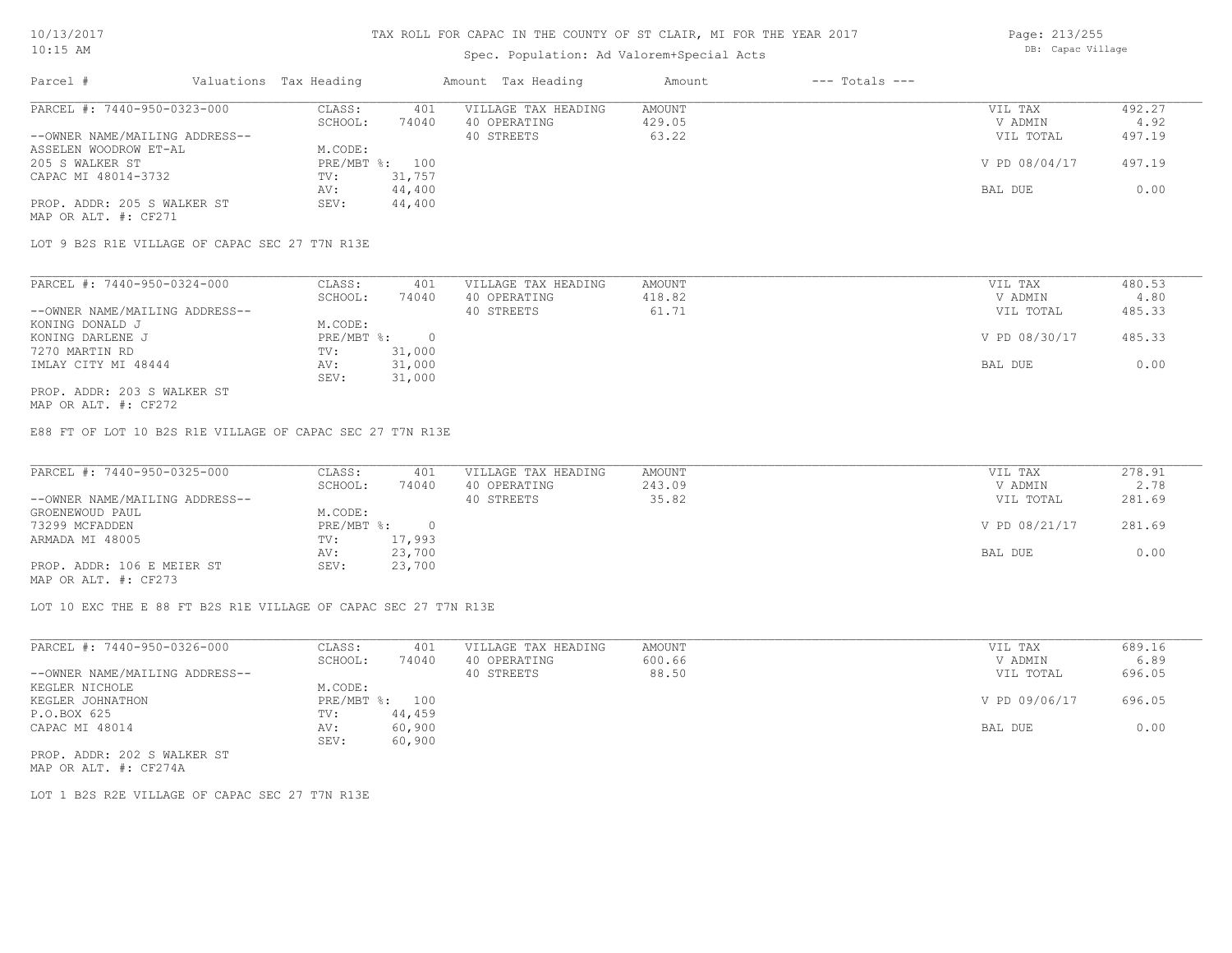# TAX ROLL FOR CAPAC IN THE COUNTY OF ST CLAIR, MI FOR THE YEAR 2017

Spec. Population: Ad Valorem+Special Acts

DB: Capac Village

| Parcel # | Valuations Tax Heading | | Amount Tax Heading | Amount | --- Totals --- | |
|---|---|---|---|---|---|---|
| PARCEL #: 7440-950-0323-000 | CLASS: | 401 | VILLAGE TAX HEADING | AMOUNT | VIL TAX | 492.27 |
| | SCHOOL: | 74040 | 40 OPERATING | 429.05 | V ADMIN | 4.92 |
| --OWNER NAME/MAILING ADDRESS-- | | | 40 STREETS | 63.22 | VIL TOTAL | 497.19 |
| ASSELEN WOODROW ET-AL | M.CODE: | | | | | |
| 205 S WALKER ST | PRE/MBT %: | 100 | | | V PD 08/04/17 | 497.19 |
| CAPAC MI 48014-3732 | TV: | 31,757 | | | | |
| | AV: | 44,400 | | | BAL DUE | 0.00 |
| PROP. ADDR: 205 S WALKER ST | SEV: | 44,400 | | | | |
| MAP OR ALT. #: CF271 | | | | | | |

LOT 9 B2S R1E VILLAGE OF CAPAC SEC 27 T7N R13E

| Parcel # | Valuations Tax Heading | | Amount Tax Heading | Amount | --- Totals --- | |
|---|---|---|---|---|---|---|
| PARCEL #: 7440-950-0324-000 | CLASS: | 401 | VILLAGE TAX HEADING | AMOUNT | VIL TAX | 480.53 |
| | SCHOOL: | 74040 | 40 OPERATING | 418.82 | V ADMIN | 4.80 |
| --OWNER NAME/MAILING ADDRESS-- | | | 40 STREETS | 61.71 | VIL TOTAL | 485.33 |
| KONING DONALD J | M.CODE: | | | | | |
| KONING DARLENE J | PRE/MBT %: | 0 | | | V PD 08/30/17 | 485.33 |
| 7270 MARTIN RD | TV: | 31,000 | | | | |
| IMLAY CITY MI 48444 | AV: | 31,000 | | | BAL DUE | 0.00 |
| | SEV: | 31,000 | | | | |
| PROP. ADDR: 203 S WALKER ST | | | | | | |
| MAP OR ALT. #: CF272 | | | | | | |

E88 FT OF LOT 10 B2S R1E VILLAGE OF CAPAC SEC 27 T7N R13E

| Parcel # | Valuations Tax Heading | | Amount Tax Heading | Amount | --- Totals --- | |
|---|---|---|---|---|---|---|
| PARCEL #: 7440-950-0325-000 | CLASS: | 401 | VILLAGE TAX HEADING | AMOUNT | VIL TAX | 278.91 |
| | SCHOOL: | 74040 | 40 OPERATING | 243.09 | V ADMIN | 2.78 |
| --OWNER NAME/MAILING ADDRESS-- | | | 40 STREETS | 35.82 | VIL TOTAL | 281.69 |
| GROENEWOUD PAUL | M.CODE: | | | | | |
| 73299 MCFADDEN | PRE/MBT %: | 0 | | | V PD 08/21/17 | 281.69 |
| ARMADA MI 48005 | TV: | 17,993 | | | | |
| | AV: | 23,700 | | | BAL DUE | 0.00 |
| PROP. ADDR: 106 E MEIER ST | SEV: | 23,700 | | | | |
| MAP OR ALT. #: CF273 | | | | | | |

LOT 10 EXC THE E 88 FT B2S R1E VILLAGE OF CAPAC SEC 27 T7N R13E

| Parcel # | Valuations Tax Heading | | Amount Tax Heading | Amount | --- Totals --- | |
|---|---|---|---|---|---|---|
| PARCEL #: 7440-950-0326-000 | CLASS: | 401 | VILLAGE TAX HEADING | AMOUNT | VIL TAX | 689.16 |
| | SCHOOL: | 74040 | 40 OPERATING | 600.66 | V ADMIN | 6.89 |
| --OWNER NAME/MAILING ADDRESS-- | | | 40 STREETS | 88.50 | VIL TOTAL | 696.05 |
| KEGLER NICHOLE | M.CODE: | | | | | |
| KEGLER JOHNATHON | PRE/MBT %: | 100 | | | V PD 09/06/17 | 696.05 |
| P.O.BOX 625 | TV: | 44,459 | | | | |
| CAPAC MI 48014 | AV: | 60,900 | | | BAL DUE | 0.00 |
| | SEV: | 60,900 | | | | |
| PROP. ADDR: 202 S WALKER ST | | | | | | |
| MAP OR ALT. #: CF274A | | | | | | |

LOT 1 B2S R2E VILLAGE OF CAPAC SEC 27 T7N R13E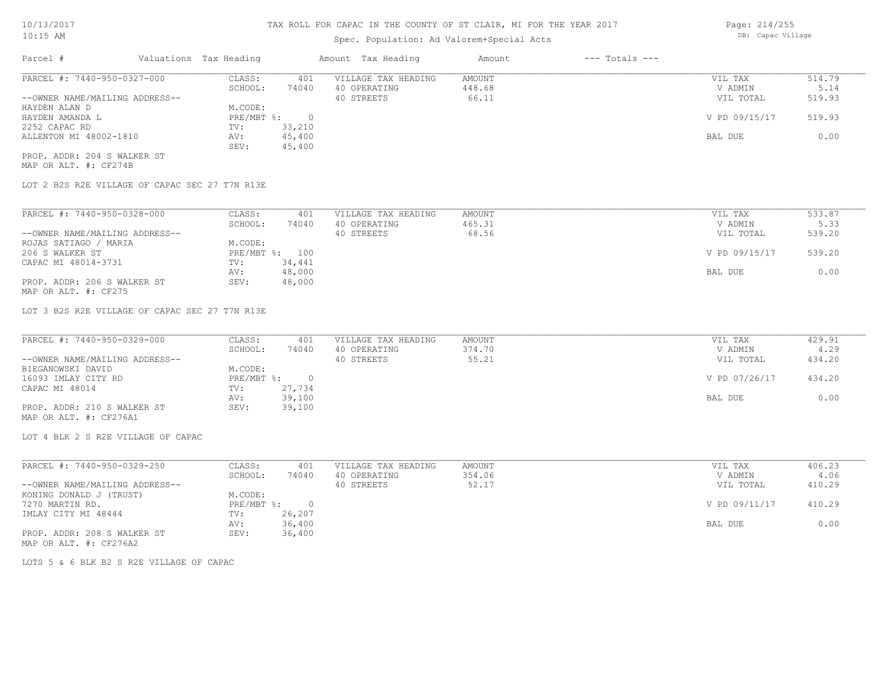# TAX ROLL FOR CAPAC IN THE COUNTY OF ST CLAIR, MI FOR THE YEAR 2017

Spec. Population: Ad Valorem+Special Acts

DB: Capac Village

| Parcel # | Valuations | Tax Heading | Amount | Tax Heading | Amount | --- Totals --- | |
|---|---|---|---|---|---|---|---|
| PARCEL #: 7440-950-0327-000 | CLASS: | 401 | VILLAGE TAX HEADING | AMOUNT | | VIL TAX | 514.79 |
| | SCHOOL: | 74040 | 40 OPERATING | 448.68 | | V ADMIN | 5.14 |
| --OWNER NAME/MAILING ADDRESS-- | | | 40 STREETS | 66.11 | | VIL TOTAL | 519.93 |
| HAYDEN ALAN D | M.CODE: | | | | | | |
| HAYDEN AMANDA L | PRE/MBT %: | 0 | | | | V PD 09/15/17 | 519.93 |
| 2252 CAPAC RD | TV: | 33,210 | | | | | |
| ALLENTON MI 48002-1810 | AV: | 45,400 | | | | BAL DUE | 0.00 |
| | SEV: | 45,400 | | | | | |
| PROP. ADDR: 204 S WALKER ST | | | | | | | |
| MAP OR ALT. #: CF274B | | | | | | | |

LOT 2 B2S R2E VILLAGE OF CAPAC SEC 27 T7N R13E

| Parcel # | Valuations | Tax Heading | Amount | Tax Heading | Amount | --- Totals --- | |
|---|---|---|---|---|---|---|---|
| PARCEL #: 7440-950-0328-000 | CLASS: | 401 | VILLAGE TAX HEADING | AMOUNT | | VIL TAX | 533.87 |
| | SCHOOL: | 74040 | 40 OPERATING | 465.31 | | V ADMIN | 5.33 |
| --OWNER NAME/MAILING ADDRESS-- | | | 40 STREETS | 68.56 | | VIL TOTAL | 539.20 |
| ROJAS SATIAGO / MARIA | M.CODE: | | | | | | |
| 206 S WALKER ST | PRE/MBT %: | 100 | | | | V PD 09/15/17 | 539.20 |
| CAPAC MI 48014-3731 | TV: | 34,441 | | | | | |
| | AV: | 48,000 | | | | BAL DUE | 0.00 |
| PROP. ADDR: 206 S WALKER ST | SEV: | 48,000 | | | | | |
| MAP OR ALT. #: CF275 | | | | | | | |

LOT 3 B2S R2E VILLAGE OF CAPAC SEC 27 T7N R13E

| Parcel # | Valuations | Tax Heading | Amount | Tax Heading | Amount | --- Totals --- | |
|---|---|---|---|---|---|---|---|
| PARCEL #: 7440-950-0329-000 | CLASS: | 401 | VILLAGE TAX HEADING | AMOUNT | | VIL TAX | 429.91 |
| | SCHOOL: | 74040 | 40 OPERATING | 374.70 | | V ADMIN | 4.29 |
| --OWNER NAME/MAILING ADDRESS-- | | | 40 STREETS | 55.21 | | VIL TOTAL | 434.20 |
| BIEGANOWSKI DAVID | M.CODE: | | | | | | |
| 16093 IMLAY CITY RD | PRE/MBT %: | 0 | | | | V PD 07/26/17 | 434.20 |
| CAPAC MI 48014 | TV: | 27,734 | | | | | |
| | AV: | 39,100 | | | | BAL DUE | 0.00 |
| PROP. ADDR: 210 S WALKER ST | SEV: | 39,100 | | | | | |
| MAP OR ALT. #: CF276A1 | | | | | | | |

LOT 4 BLK 2 S R2E VILLAGE OF CAPAC

| Parcel # | Valuations | Tax Heading | Amount | Tax Heading | Amount | --- Totals --- | |
|---|---|---|---|---|---|---|---|
| PARCEL #: 7440-950-0329-250 | CLASS: | 401 | VILLAGE TAX HEADING | AMOUNT | | VIL TAX | 406.23 |
| | SCHOOL: | 74040 | 40 OPERATING | 354.06 | | V ADMIN | 4.06 |
| --OWNER NAME/MAILING ADDRESS-- | | | 40 STREETS | 52.17 | | VIL TOTAL | 410.29 |
| KONING DONALD J (TRUST) | M.CODE: | | | | | | |
| 7270 MARTIN RD. | PRE/MBT %: | 0 | | | | V PD 09/11/17 | 410.29 |
| IMLAY CITY MI 48444 | TV: | 26,207 | | | | | |
| | AV: | 36,400 | | | | BAL DUE | 0.00 |
| PROP. ADDR: 208 S WALKER ST | SEV: | 36,400 | | | | | |
| MAP OR ALT. #: CF276A2 | | | | | | | |

LOTS 5 & 6 BLK B2 S R2E VILLAGE OF CAPAC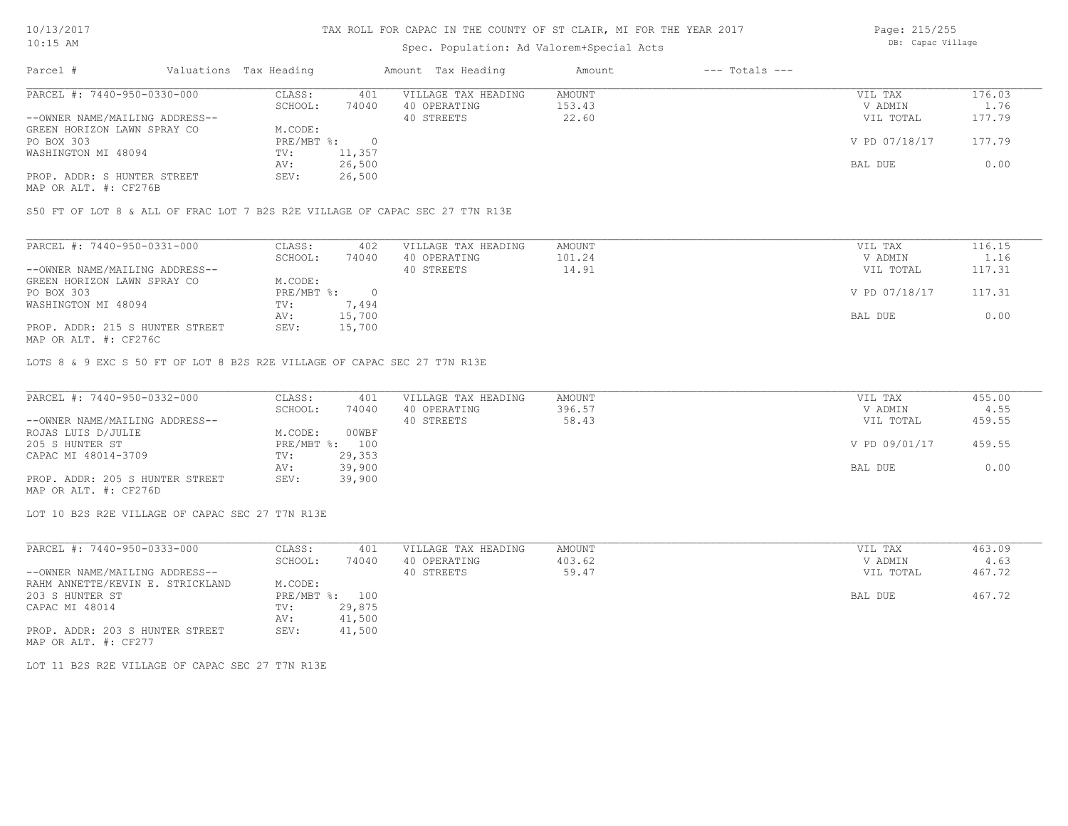# TAX ROLL FOR CAPAC IN THE COUNTY OF ST CLAIR, MI FOR THE YEAR 2017

Spec. Population: Ad Valorem+Special Acts

DB: Capac Village

10/13/2017 10:15 AM

| Parcel # | Valuations | Tax Heading | Amount | Tax Heading | Amount | --- Totals --- | |
|---|---|---|---|---|---|---|---|
| PARCEL #: 7440-950-0330-000 | CLASS: | 401 | VILLAGE TAX HEADING | AMOUNT | | VIL TAX | 176.03 |
| | SCHOOL: | 74040 | 40 OPERATING | 153.43 | | V ADMIN | 1.76 |
| --OWNER NAME/MAILING ADDRESS-- | | | 40 STREETS | 22.60 | | VIL TOTAL | 177.79 |
| GREEN HORIZON LAWN SPRAY CO | M.CODE: | | | | | | |
| PO BOX 303 | PRE/MBT %: | 0 | | | | V PD 07/18/17 | 177.79 |
| WASHINGTON MI 48094 | TV: | 11,357 | | | | | |
| | AV: | 26,500 | | | | BAL DUE | 0.00 |
| PROP. ADDR: S HUNTER STREET | SEV: | 26,500 | | | | | |
| MAP OR ALT. #: CF276B | | | | | | | |

S50 FT OF LOT 8 & ALL OF FRAC LOT 7 B2S R2E VILLAGE OF CAPAC SEC 27 T7N R13E

| Parcel # | Valuations | Tax Heading | Amount | Tax Heading | Amount | --- Totals --- | |
|---|---|---|---|---|---|---|---|
| PARCEL #: 7440-950-0331-000 | CLASS: | 402 | VILLAGE TAX HEADING | AMOUNT | | VIL TAX | 116.15 |
| | SCHOOL: | 74040 | 40 OPERATING | 101.24 | | V ADMIN | 1.16 |
| --OWNER NAME/MAILING ADDRESS-- | | | 40 STREETS | 14.91 | | VIL TOTAL | 117.31 |
| GREEN HORIZON LAWN SPRAY CO | M.CODE: | | | | | | |
| PO BOX 303 | PRE/MBT %: | 0 | | | | V PD 07/18/17 | 117.31 |
| WASHINGTON MI 48094 | TV: | 7,494 | | | | | |
| | AV: | 15,700 | | | | BAL DUE | 0.00 |
| PROP. ADDR: 215 S HUNTER STREET | SEV: | 15,700 | | | | | |
| MAP OR ALT. #: CF276C | | | | | | | |

LOTS 8 & 9 EXC S 50 FT OF LOT 8 B2S R2E VILLAGE OF CAPAC SEC 27 T7N R13E

| Parcel # | Valuations | Tax Heading | Amount | Tax Heading | Amount | --- Totals --- | |
|---|---|---|---|---|---|---|---|
| PARCEL #: 7440-950-0332-000 | CLASS: | 401 | VILLAGE TAX HEADING | AMOUNT | | VIL TAX | 455.00 |
| | SCHOOL: | 74040 | 40 OPERATING | 396.57 | | V ADMIN | 4.55 |
| --OWNER NAME/MAILING ADDRESS-- | | | 40 STREETS | 58.43 | | VIL TOTAL | 459.55 |
| ROJAS LUIS D/JULIE | M.CODE: | 00WBF | | | | | |
| 205 S HUNTER ST | PRE/MBT %: | 100 | | | | V PD 09/01/17 | 459.55 |
| CAPAC MI 48014-3709 | TV: | 29,353 | | | | | |
| | AV: | 39,900 | | | | BAL DUE | 0.00 |
| PROP. ADDR: 205 S HUNTER STREET | SEV: | 39,900 | | | | | |
| MAP OR ALT. #: CF276D | | | | | | | |

LOT 10 B2S R2E VILLAGE OF CAPAC SEC 27 T7N R13E

| Parcel # | Valuations | Tax Heading | Amount | Tax Heading | Amount | --- Totals --- | |
|---|---|---|---|---|---|---|---|
| PARCEL #: 7440-950-0333-000 | CLASS: | 401 | VILLAGE TAX HEADING | AMOUNT | | VIL TAX | 463.09 |
| | SCHOOL: | 74040 | 40 OPERATING | 403.62 | | V ADMIN | 4.63 |
| --OWNER NAME/MAILING ADDRESS-- | | | 40 STREETS | 59.47 | | VIL TOTAL | 467.72 |
| RAHM ANNETTE/KEVIN E. STRICKLAND | M.CODE: | | | | | | |
| 203 S HUNTER ST | PRE/MBT %: | 100 | | | | BAL DUE | 467.72 |
| CAPAC MI 48014 | TV: | 29,875 | | | | | |
| | AV: | 41,500 | | | | | |
| PROP. ADDR: 203 S HUNTER STREET | SEV: | 41,500 | | | | | |
| MAP OR ALT. #: CF277 | | | | | | | |

LOT 11 B2S R2E VILLAGE OF CAPAC SEC 27 T7N R13E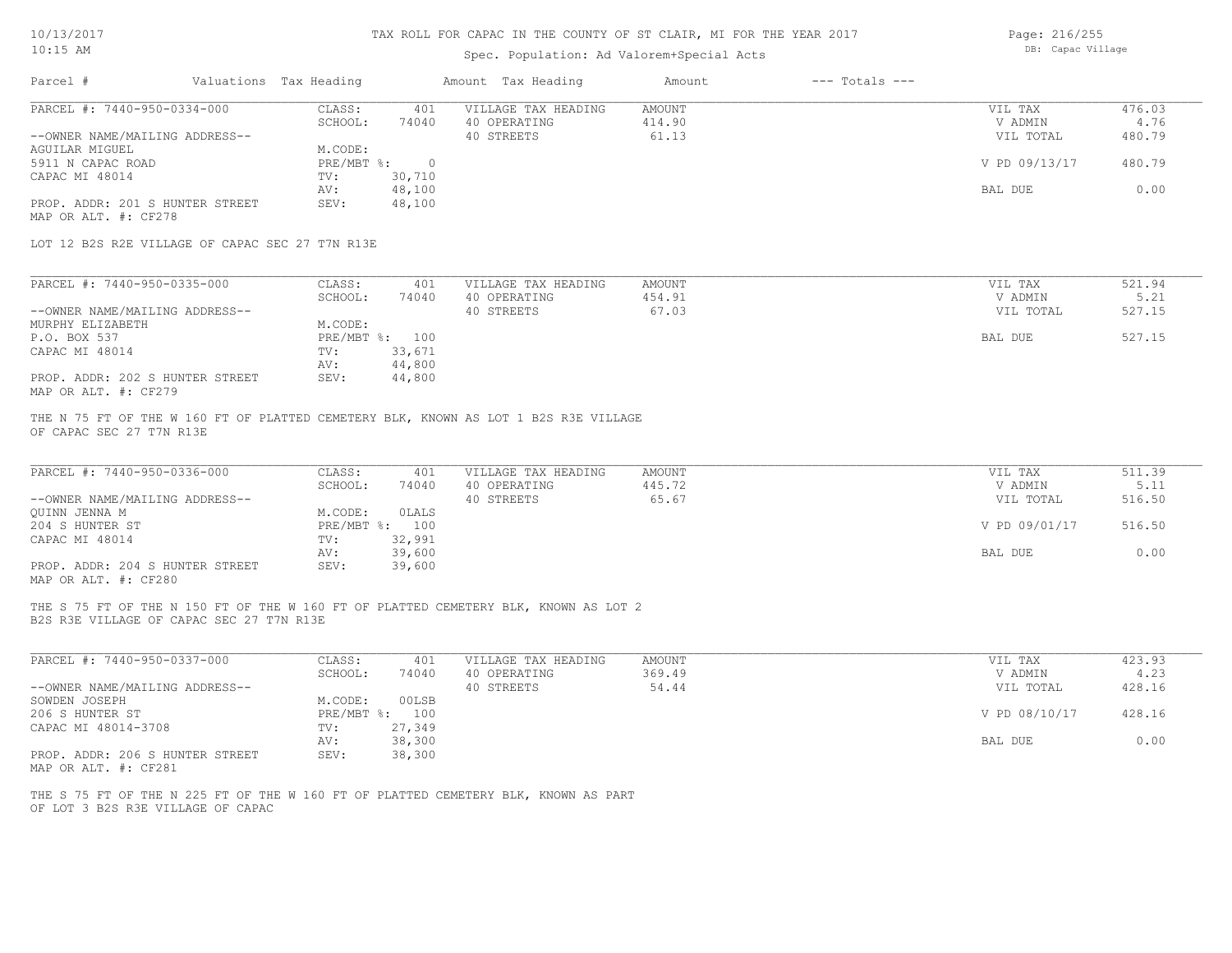# TAX ROLL FOR CAPAC IN THE COUNTY OF ST CLAIR, MI FOR THE YEAR 2017

Spec. Population: Ad Valorem+Special Acts

10/13/2017
10:15 AM

DB: Capac Village

| Parcel # | Valuations | Tax Heading | Amount | Tax Heading | Amount | --- Totals --- | |
|---|---|---|---|---|---|---|---|
| PARCEL #: 7440-950-0334-000 | CLASS: | 401 | VILLAGE TAX HEADING | AMOUNT | | VIL TAX | 476.03 |
| | SCHOOL: | 74040 | 40 OPERATING | 414.90 | | V ADMIN | 4.76 |
| --OWNER NAME/MAILING ADDRESS-- | | | 40 STREETS | 61.13 | | VIL TOTAL | 480.79 |
| AGUILAR MIGUEL | M.CODE: | | | | | | |
| 5911 N CAPAC ROAD | PRE/MBT %: | 0 | | | | V PD 09/13/17 | 480.79 |
| CAPAC MI 48014 | TV: | 30,710 | | | | | |
| | AV: | 48,100 | | | | BAL DUE | 0.00 |
| PROP. ADDR: 201 S HUNTER STREET | SEV: | 48,100 | | | | | |
| MAP OR ALT. #: CF278 | | | | | | | |

LOT 12 B2S R2E VILLAGE OF CAPAC SEC 27 T7N R13E

| Parcel # | Valuations | Tax Heading | Amount | Tax Heading | Amount | --- Totals --- | |
|---|---|---|---|---|---|---|---|
| PARCEL #: 7440-950-0335-000 | CLASS: | 401 | VILLAGE TAX HEADING | AMOUNT | | VIL TAX | 521.94 |
| | SCHOOL: | 74040 | 40 OPERATING | 454.91 | | V ADMIN | 5.21 |
| --OWNER NAME/MAILING ADDRESS-- | | | 40 STREETS | 67.03 | | VIL TOTAL | 527.15 |
| MURPHY ELIZABETH | M.CODE: | | | | | | |
| P.O. BOX 537 | PRE/MBT %: | 100 | | | | BAL DUE | 527.15 |
| CAPAC MI 48014 | TV: | 33,671 | | | | | |
| | AV: | 44,800 | | | | | |
| PROP. ADDR: 202 S HUNTER STREET | SEV: | 44,800 | | | | | |
| MAP OR ALT. #: CF279 | | | | | | | |

THE N 75 FT OF THE W 160 FT OF PLATTED CEMETERY BLK, KNOWN AS LOT 1 B2S R3E VILLAGE OF CAPAC SEC 27 T7N R13E

| Parcel # | Valuations | Tax Heading | Amount | Tax Heading | Amount | --- Totals --- | |
|---|---|---|---|---|---|---|---|
| PARCEL #: 7440-950-0336-000 | CLASS: | 401 | VILLAGE TAX HEADING | AMOUNT | | VIL TAX | 511.39 |
| | SCHOOL: | 74040 | 40 OPERATING | 445.72 | | V ADMIN | 5.11 |
| --OWNER NAME/MAILING ADDRESS-- | | | 40 STREETS | 65.67 | | VIL TOTAL | 516.50 |
| QUINN JENNA M | M.CODE: | 0LALS | | | | | |
| 204 S HUNTER ST | PRE/MBT %: | 100 | | | | V PD 09/01/17 | 516.50 |
| CAPAC MI 48014 | TV: | 32,991 | | | | | |
| | AV: | 39,600 | | | | BAL DUE | 0.00 |
| PROP. ADDR: 204 S HUNTER STREET | SEV: | 39,600 | | | | | |
| MAP OR ALT. #: CF280 | | | | | | | |

THE S 75 FT OF THE N 150 FT OF THE W 160 FT OF PLATTED CEMETERY BLK, KNOWN AS LOT 2 B2S R3E VILLAGE OF CAPAC SEC 27 T7N R13E

| Parcel # | Valuations | Tax Heading | Amount | Tax Heading | Amount | --- Totals --- | |
|---|---|---|---|---|---|---|---|
| PARCEL #: 7440-950-0337-000 | CLASS: | 401 | VILLAGE TAX HEADING | AMOUNT | | VIL TAX | 423.93 |
| | SCHOOL: | 74040 | 40 OPERATING | 369.49 | | V ADMIN | 4.23 |
| --OWNER NAME/MAILING ADDRESS-- | | | 40 STREETS | 54.44 | | VIL TOTAL | 428.16 |
| SOWDEN JOSEPH | M.CODE: | 00LSB | | | | | |
| 206 S HUNTER ST | PRE/MBT %: | 100 | | | | V PD 08/10/17 | 428.16 |
| CAPAC MI 48014-3708 | TV: | 27,349 | | | | | |
| | AV: | 38,300 | | | | BAL DUE | 0.00 |
| PROP. ADDR: 206 S HUNTER STREET | SEV: | 38,300 | | | | | |
| MAP OR ALT. #: CF281 | | | | | | | |

THE S 75 FT OF THE N 225 FT OF THE W 160 FT OF PLATTED CEMETERY BLK, KNOWN AS PART OF LOT 3 B2S R3E VILLAGE OF CAPAC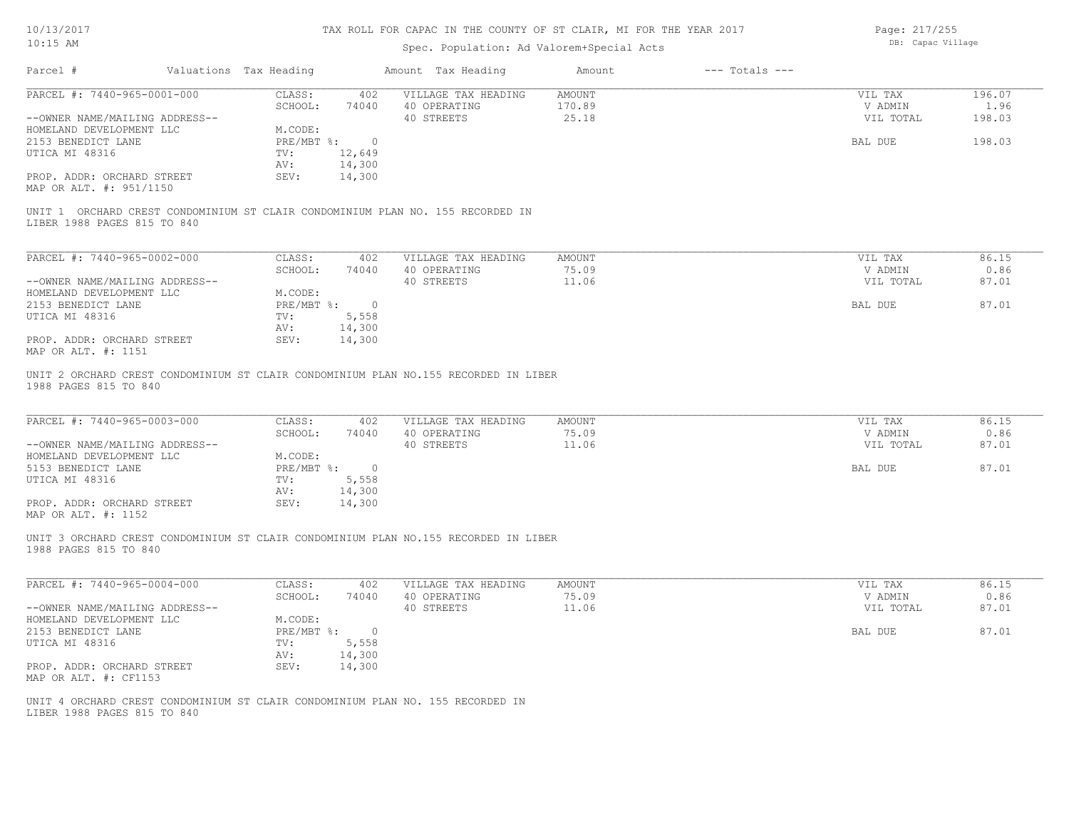# TAX ROLL FOR CAPAC IN THE COUNTY OF ST CLAIR, MI FOR THE YEAR 2017

Spec. Population: Ad Valorem+Special Acts

10/13/2017 10:15 AM — DB: Capac Village

| Parcel # | Valuations | Tax Heading | Amount | Tax Heading | Amount | --- Totals --- | |
|---|---|---|---|---|---|---|---|
| PARCEL #: 7440-965-0001-000 | CLASS: | 402 | VILLAGE TAX HEADING | AMOUNT | | VIL TAX | 196.07 |
| | SCHOOL: | 74040 | 40 OPERATING | 170.89 | | V ADMIN | 1.96 |
| --OWNER NAME/MAILING ADDRESS-- | | | 40 STREETS | 25.18 | | VIL TOTAL | 198.03 |
| HOMELAND DEVELOPMENT LLC | M.CODE: | | | | | | |
| 2153 BENEDICT LANE | PRE/MBT %: | 0 | | | | BAL DUE | 198.03 |
| UTICA MI 48316 | TV: | 12,649 | | | | | |
| | AV: | 14,300 | | | | | |
| PROP. ADDR: ORCHARD STREET | SEV: | 14,300 | | | | | |
| MAP OR ALT. #: 951/1150 | | | | | | | |

UNIT 1 ORCHARD CREST CONDOMINIUM ST CLAIR CONDOMINIUM PLAN NO. 155 RECORDED IN LIBER 1988 PAGES 815 TO 840

| Parcel # | Valuations | Tax Heading | Amount | Tax Heading | Amount | --- Totals --- | |
|---|---|---|---|---|---|---|---|
| PARCEL #: 7440-965-0002-000 | CLASS: | 402 | VILLAGE TAX HEADING | AMOUNT | | VIL TAX | 86.15 |
| | SCHOOL: | 74040 | 40 OPERATING | 75.09 | | V ADMIN | 0.86 |
| --OWNER NAME/MAILING ADDRESS-- | | | 40 STREETS | 11.06 | | VIL TOTAL | 87.01 |
| HOMELAND DEVELOPMENT LLC | M.CODE: | | | | | | |
| 2153 BENEDICT LANE | PRE/MBT %: | 0 | | | | BAL DUE | 87.01 |
| UTICA MI 48316 | TV: | 5,558 | | | | | |
| | AV: | 14,300 | | | | | |
| PROP. ADDR: ORCHARD STREET | SEV: | 14,300 | | | | | |
| MAP OR ALT. #: 1151 | | | | | | | |

UNIT 2 ORCHARD CREST CONDOMINIUM ST CLAIR CONDOMINIUM PLAN NO.155 RECORDED IN LIBER 1988 PAGES 815 TO 840

| Parcel # | Valuations | Tax Heading | Amount | Tax Heading | Amount | --- Totals --- | |
|---|---|---|---|---|---|---|---|
| PARCEL #: 7440-965-0003-000 | CLASS: | 402 | VILLAGE TAX HEADING | AMOUNT | | VIL TAX | 86.15 |
| | SCHOOL: | 74040 | 40 OPERATING | 75.09 | | V ADMIN | 0.86 |
| --OWNER NAME/MAILING ADDRESS-- | | | 40 STREETS | 11.06 | | VIL TOTAL | 87.01 |
| HOMELAND DEVELOPMENT LLC | M.CODE: | | | | | | |
| 5153 BENEDICT LANE | PRE/MBT %: | 0 | | | | BAL DUE | 87.01 |
| UTICA MI 48316 | TV: | 5,558 | | | | | |
| | AV: | 14,300 | | | | | |
| PROP. ADDR: ORCHARD STREET | SEV: | 14,300 | | | | | |
| MAP OR ALT. #: 1152 | | | | | | | |

UNIT 3 ORCHARD CREST CONDOMINIUM ST CLAIR CONDOMINIUM PLAN NO.155 RECORDED IN LIBER 1988 PAGES 815 TO 840

| Parcel # | Valuations | Tax Heading | Amount | Tax Heading | Amount | --- Totals --- | |
|---|---|---|---|---|---|---|---|
| PARCEL #: 7440-965-0004-000 | CLASS: | 402 | VILLAGE TAX HEADING | AMOUNT | | VIL TAX | 86.15 |
| | SCHOOL: | 74040 | 40 OPERATING | 75.09 | | V ADMIN | 0.86 |
| --OWNER NAME/MAILING ADDRESS-- | | | 40 STREETS | 11.06 | | VIL TOTAL | 87.01 |
| HOMELAND DEVELOPMENT LLC | M.CODE: | | | | | | |
| 2153 BENEDICT LANE | PRE/MBT %: | 0 | | | | BAL DUE | 87.01 |
| UTICA MI 48316 | TV: | 5,558 | | | | | |
| | AV: | 14,300 | | | | | |
| PROP. ADDR: ORCHARD STREET | SEV: | 14,300 | | | | | |
| MAP OR ALT. #: CF1153 | | | | | | | |

UNIT 4 ORCHARD CREST CONDOMINIUM ST CLAIR CONDOMINIUM PLAN NO. 155 RECORDED IN LIBER 1988 PAGES 815 TO 840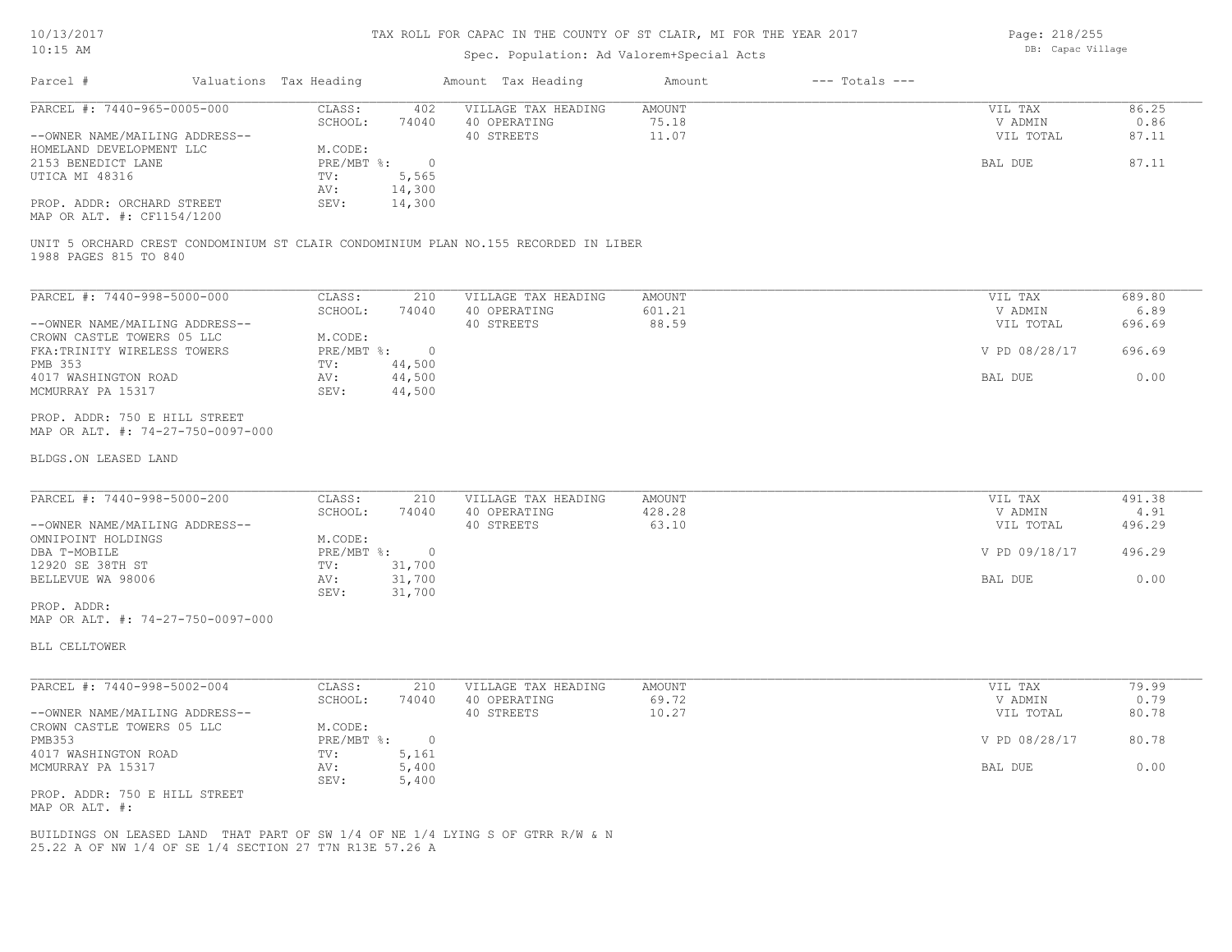TAX ROLL FOR CAPAC IN THE COUNTY OF ST CLAIR, MI FOR THE YEAR 2017

Spec. Population: Ad Valorem+Special Acts

| Parcel # | Valuations | Tax Heading | Amount | Tax Heading | Amount | --- Totals --- | |
|---|---|---|---|---|---|---|---|
| PARCEL #: 7440-965-0005-000 | CLASS: | 402 | VILLAGE TAX HEADING | AMOUNT | | VIL TAX | 86.25 |
| | SCHOOL: | 74040 | 40 OPERATING | 75.18 | | V ADMIN | 0.86 |
| --OWNER NAME/MAILING ADDRESS-- | | | 40 STREETS | 11.07 | | VIL TOTAL | 87.11 |
| HOMELAND DEVELOPMENT LLC | M.CODE: | | | | | | |
| 2153 BENEDICT LANE | PRE/MBT %: | 0 | | | | BAL DUE | 87.11 |
| UTICA MI 48316 | TV: | 5,565 | | | | | |
| | AV: | 14,300 | | | | | |
| PROP. ADDR: ORCHARD STREET | SEV: | 14,300 | | | | | |
| MAP OR ALT. #: CF1154/1200 | | | | | | | |

UNIT 5 ORCHARD CREST CONDOMINIUM ST CLAIR CONDOMINIUM PLAN NO.155 RECORDED IN LIBER 1988 PAGES 815 TO 840

| Parcel # | Valuations | Tax Heading | Amount | Tax Heading | Amount | --- Totals --- | |
|---|---|---|---|---|---|---|---|
| PARCEL #: 7440-998-5000-000 | CLASS: | 210 | VILLAGE TAX HEADING | AMOUNT | | VIL TAX | 689.80 |
| | SCHOOL: | 74040 | 40 OPERATING | 601.21 | | V ADMIN | 6.89 |
| --OWNER NAME/MAILING ADDRESS-- | | | 40 STREETS | 88.59 | | VIL TOTAL | 696.69 |
| CROWN CASTLE TOWERS 05 LLC | M.CODE: | | | | | | |
| FKA:TRINITY WIRELESS TOWERS | PRE/MBT %: | 0 | | | | V PD 08/28/17 | 696.69 |
| PMB 353 | TV: | 44,500 | | | | | |
| 4017 WASHINGTON ROAD | AV: | 44,500 | | | | BAL DUE | 0.00 |
| MCMURRAY PA 15317 | SEV: | 44,500 | | | | | |
| PROP. ADDR: 750 E HILL STREET | | | | | | | |
| MAP OR ALT. #: 74-27-750-0097-000 | | | | | | | |

BLDGS.ON LEASED LAND

| Parcel # | Valuations | Tax Heading | Amount | Tax Heading | Amount | --- Totals --- | |
|---|---|---|---|---|---|---|---|
| PARCEL #: 7440-998-5000-200 | CLASS: | 210 | VILLAGE TAX HEADING | AMOUNT | | VIL TAX | 491.38 |
| | SCHOOL: | 74040 | 40 OPERATING | 428.28 | | V ADMIN | 4.91 |
| --OWNER NAME/MAILING ADDRESS-- | | | 40 STREETS | 63.10 | | VIL TOTAL | 496.29 |
| OMNIPOINT HOLDINGS | M.CODE: | | | | | | |
| DBA T-MOBILE | PRE/MBT %: | 0 | | | | V PD 09/18/17 | 496.29 |
| 12920 SE 38TH ST | TV: | 31,700 | | | | | |
| BELLEVUE WA 98006 | AV: | 31,700 | | | | BAL DUE | 0.00 |
| | SEV: | 31,700 | | | | | |
| PROP. ADDR: | | | | | | | |
| MAP OR ALT. #: 74-27-750-0097-000 | | | | | | | |

BLL CELLTOWER

| Parcel # | Valuations | Tax Heading | Amount | Tax Heading | Amount | --- Totals --- | |
|---|---|---|---|---|---|---|---|
| PARCEL #: 7440-998-5002-004 | CLASS: | 210 | VILLAGE TAX HEADING | AMOUNT | | VIL TAX | 79.99 |
| | SCHOOL: | 74040 | 40 OPERATING | 69.72 | | V ADMIN | 0.79 |
| --OWNER NAME/MAILING ADDRESS-- | | | 40 STREETS | 10.27 | | VIL TOTAL | 80.78 |
| CROWN CASTLE TOWERS 05 LLC | M.CODE: | | | | | | |
| PMB353 | PRE/MBT %: | 0 | | | | V PD 08/28/17 | 80.78 |
| 4017 WASHINGTON ROAD | TV: | 5,161 | | | | | |
| MCMURRAY PA 15317 | AV: | 5,400 | | | | BAL DUE | 0.00 |
| | SEV: | 5,400 | | | | | |
| PROP. ADDR: 750 E HILL STREET | | | | | | | |
| MAP OR ALT. #: | | | | | | | |

BUILDINGS ON LEASED LAND THAT PART OF SW 1/4 OF NE 1/4 LYING S OF GTRR R/W & N 25.22 A OF NW 1/4 OF SE 1/4 SECTION 27 T7N R13E 57.26 A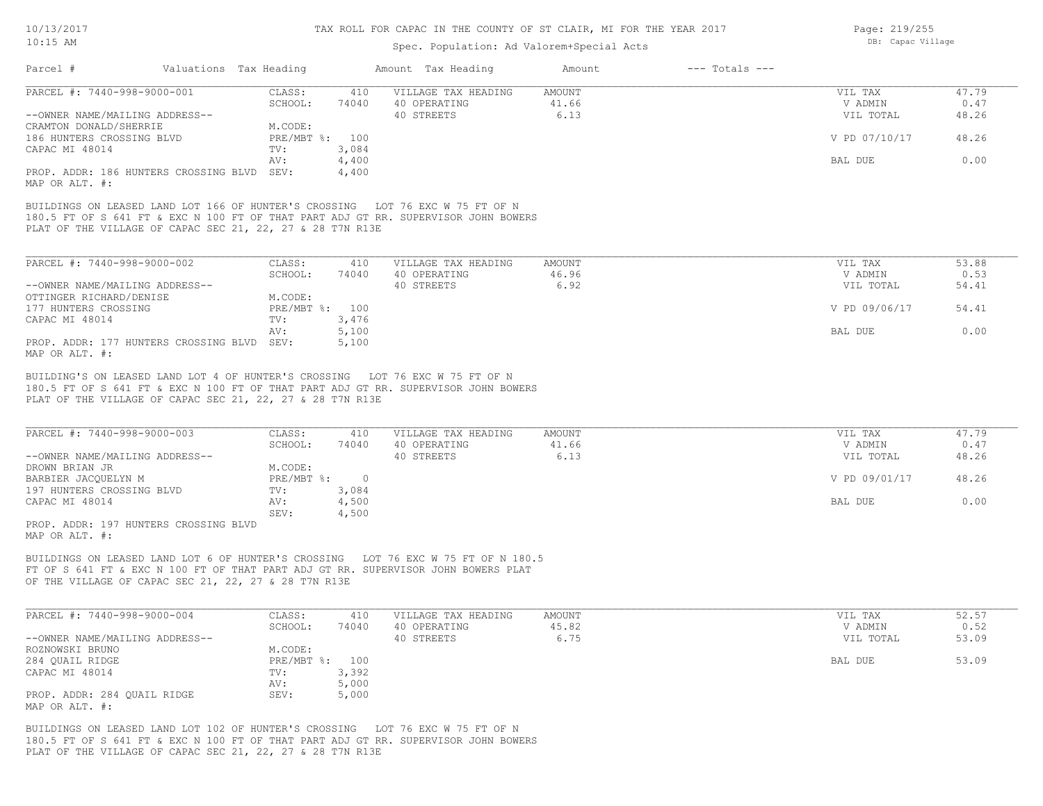TAX ROLL FOR CAPAC IN THE COUNTY OF ST CLAIR, MI FOR THE YEAR 2017

Spec. Population: Ad Valorem+Special Acts

10/13/2017
10:15 AM

DB: Capac Village

| Parcel # | Valuations | Tax Heading | Amount | Tax Heading | Amount | --- Totals --- | |
|---|---|---|---|---|---|---|---|

**PARCEL #: 7440-998-9000-001**

| | | | | | |
|---|---|---|---|---|---|
| CLASS: | 410 | VILLAGE TAX HEADING | AMOUNT | VIL TAX | 47.79 |
| SCHOOL: | 74040 | 40 OPERATING | 41.66 | V ADMIN | 0.47 |
| | | 40 STREETS | 6.13 | VIL TOTAL | 48.26 |
| M.CODE: | | | | | |
| PRE/MBT %: | 100 | | | V PD 07/10/17 | 48.26 |
| TV: | 3,084 | | | | |
| AV: | 4,400 | | | BAL DUE | 0.00 |
| SEV: | 4,400 | | | | |

--OWNER NAME/MAILING ADDRESS--
CRAMTON DONALD/SHERRIE
186 HUNTERS CROSSING BLVD
CAPAC MI 48014

PROP. ADDR: 186 HUNTERS CROSSING BLVD
MAP OR ALT. #:

BUILDINGS ON LEASED LAND LOT 166 OF HUNTER'S CROSSING LOT 76 EXC W 75 FT OF N 180.5 FT OF S 641 FT & EXC N 100 FT OF THAT PART ADJ GT RR. SUPERVISOR JOHN BOWERS PLAT OF THE VILLAGE OF CAPAC SEC 21, 22, 27 & 28 T7N R13E

**PARCEL #: 7440-998-9000-002**

| | | | | | |
|---|---|---|---|---|---|
| CLASS: | 410 | VILLAGE TAX HEADING | AMOUNT | VIL TAX | 53.88 |
| SCHOOL: | 74040 | 40 OPERATING | 46.96 | V ADMIN | 0.53 |
| | | 40 STREETS | 6.92 | VIL TOTAL | 54.41 |
| M.CODE: | | | | | |
| PRE/MBT %: | 100 | | | V PD 09/06/17 | 54.41 |
| TV: | 3,476 | | | | |
| AV: | 5,100 | | | BAL DUE | 0.00 |
| SEV: | 5,100 | | | | |

--OWNER NAME/MAILING ADDRESS--
OTTINGER RICHARD/DENISE
177 HUNTERS CROSSING
CAPAC MI 48014

PROP. ADDR: 177 HUNTERS CROSSING BLVD
MAP OR ALT. #:

BUILDING'S ON LEASED LAND LOT 4 OF HUNTER'S CROSSING LOT 76 EXC W 75 FT OF N 180.5 FT OF S 641 FT & EXC N 100 FT OF THAT PART ADJ GT RR. SUPERVISOR JOHN BOWERS PLAT OF THE VILLAGE OF CAPAC SEC 21, 22, 27 & 28 T7N R13E

**PARCEL #: 7440-998-9000-003**

| | | | | | |
|---|---|---|---|---|---|
| CLASS: | 410 | VILLAGE TAX HEADING | AMOUNT | VIL TAX | 47.79 |
| SCHOOL: | 74040 | 40 OPERATING | 41.66 | V ADMIN | 0.47 |
| | | 40 STREETS | 6.13 | VIL TOTAL | 48.26 |
| M.CODE: | | | | | |
| PRE/MBT %: | 0 | | | V PD 09/01/17 | 48.26 |
| TV: | 3,084 | | | | |
| AV: | 4,500 | | | BAL DUE | 0.00 |
| SEV: | 4,500 | | | | |

--OWNER NAME/MAILING ADDRESS--
DROWN BRIAN JR
BARBIER JACQUELYN M
197 HUNTERS CROSSING BLVD
CAPAC MI 48014

PROP. ADDR: 197 HUNTERS CROSSING BLVD
MAP OR ALT. #:

BUILDINGS ON LEASED LAND LOT 6 OF HUNTER'S CROSSING LOT 76 EXC W 75 FT OF N 180.5 FT OF S 641 FT & EXC N 100 FT OF THAT PART ADJ GT RR. SUPERVISOR JOHN BOWERS PLAT OF THE VILLAGE OF CAPAC SEC 21, 22, 27 & 28 T7N R13E

**PARCEL #: 7440-998-9000-004**

| | | | | | |
|---|---|---|---|---|---|
| CLASS: | 410 | VILLAGE TAX HEADING | AMOUNT | VIL TAX | 52.57 |
| SCHOOL: | 74040 | 40 OPERATING | 45.82 | V ADMIN | 0.52 |
| | | 40 STREETS | 6.75 | VIL TOTAL | 53.09 |
| M.CODE: | | | | | |
| PRE/MBT %: | 100 | | | BAL DUE | 53.09 |
| TV: | 3,392 | | | | |
| AV: | 5,000 | | | | |
| SEV: | 5,000 | | | | |

--OWNER NAME/MAILING ADDRESS--
ROZNOWSKI BRUNO
284 QUAIL RIDGE
CAPAC MI 48014

PROP. ADDR: 284 QUAIL RIDGE
MAP OR ALT. #:

BUILDINGS ON LEASED LAND LOT 102 OF HUNTER'S CROSSING LOT 76 EXC W 75 FT OF N 180.5 FT OF S 641 FT & EXC N 100 FT OF THAT PART ADJ GT RR. SUPERVISOR JOHN BOWERS PLAT OF THE VILLAGE OF CAPAC SEC 21, 22, 27 & 28 T7N R13E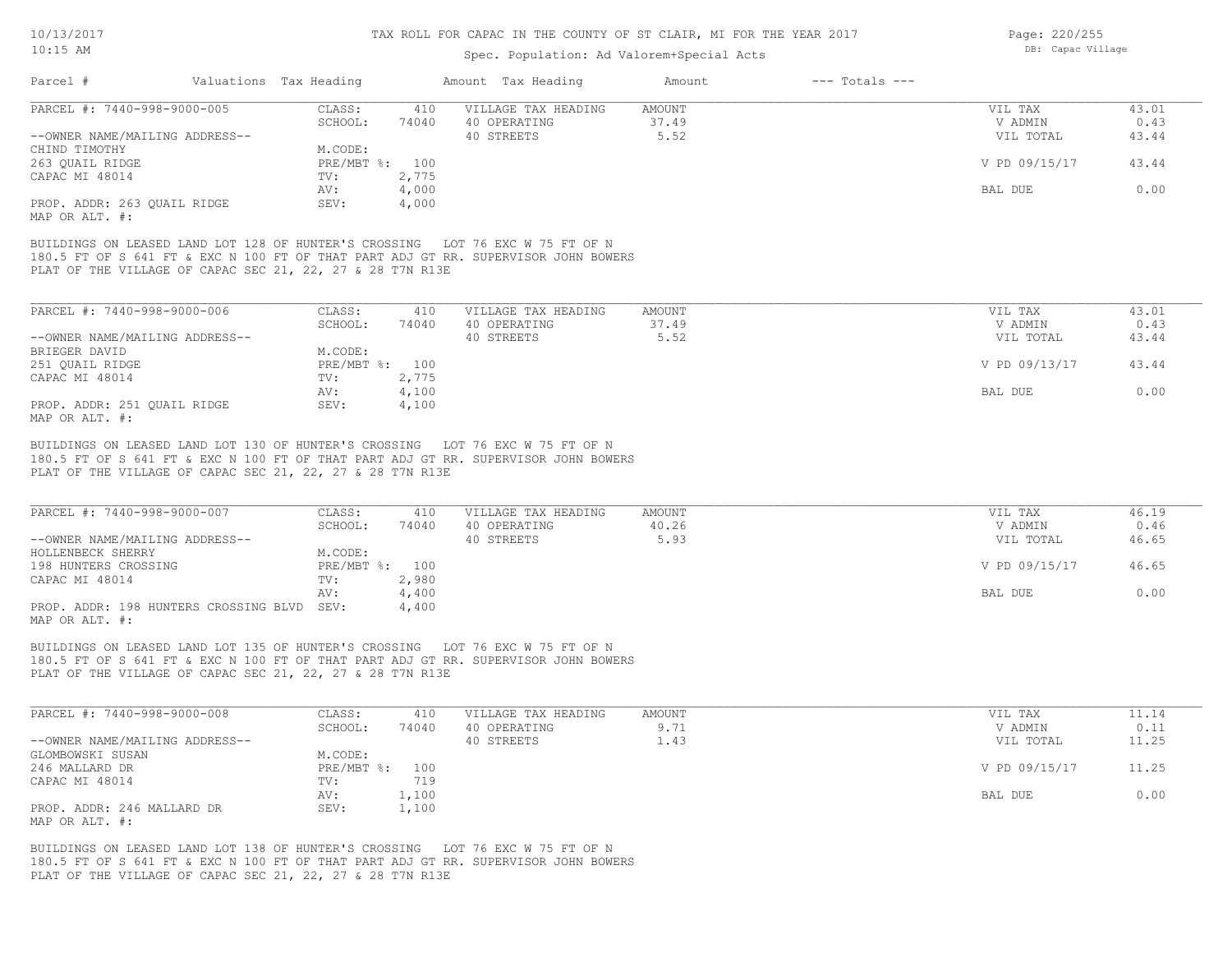# TAX ROLL FOR CAPAC IN THE COUNTY OF ST CLAIR, MI FOR THE YEAR 2017

Spec. Population: Ad Valorem+Special Acts

DB: Capac Village

| Parcel # | Valuations | Tax Heading | Amount | Tax Heading | Amount | --- Totals --- | |
|---|---|---|---|---|---|---|---|

---

**PARCEL #: 7440-998-9000-005**

| | | | | | | |
|---|---|---|---|---|---|---|
| | CLASS: | 410 | VILLAGE TAX HEADING | AMOUNT | VIL TAX | 43.01 |
| | SCHOOL: | 74040 | 40 OPERATING | 37.49 | V ADMIN | 0.43 |
| --OWNER NAME/MAILING ADDRESS-- | | | 40 STREETS | 5.52 | VIL TOTAL | 43.44 |
| CHIND TIMOTHY | M.CODE: | | | | | |
| 263 QUAIL RIDGE | PRE/MBT %: | 100 | | | V PD 09/15/17 | 43.44 |
| CAPAC MI 48014 | TV: | 2,775 | | | | |
| | AV: | 4,000 | | | BAL DUE | 0.00 |
| PROP. ADDR: 263 QUAIL RIDGE | SEV: | 4,000 | | | | |
| MAP OR ALT. #: | | | | | | |

BUILDINGS ON LEASED LAND LOT 128 OF HUNTER'S CROSSING LOT 76 EXC W 75 FT OF N 180.5 FT OF S 641 FT & EXC N 100 FT OF THAT PART ADJ GT RR. SUPERVISOR JOHN BOWERS PLAT OF THE VILLAGE OF CAPAC SEC 21, 22, 27 & 28 T7N R13E

---

**PARCEL #: 7440-998-9000-006**

| | | | | | | |
|---|---|---|---|---|---|---|
| | CLASS: | 410 | VILLAGE TAX HEADING | AMOUNT | VIL TAX | 43.01 |
| | SCHOOL: | 74040 | 40 OPERATING | 37.49 | V ADMIN | 0.43 |
| --OWNER NAME/MAILING ADDRESS-- | | | 40 STREETS | 5.52 | VIL TOTAL | 43.44 |
| BRIEGER DAVID | M.CODE: | | | | | |
| 251 QUAIL RIDGE | PRE/MBT %: | 100 | | | V PD 09/13/17 | 43.44 |
| CAPAC MI 48014 | TV: | 2,775 | | | | |
| | AV: | 4,100 | | | BAL DUE | 0.00 |
| PROP. ADDR: 251 QUAIL RIDGE | SEV: | 4,100 | | | | |
| MAP OR ALT. #: | | | | | | |

BUILDINGS ON LEASED LAND LOT 130 OF HUNTER'S CROSSING LOT 76 EXC W 75 FT OF N 180.5 FT OF S 641 FT & EXC N 100 FT OF THAT PART ADJ GT RR. SUPERVISOR JOHN BOWERS PLAT OF THE VILLAGE OF CAPAC SEC 21, 22, 27 & 28 T7N R13E

---

**PARCEL #: 7440-998-9000-007**

| | | | | | | |
|---|---|---|---|---|---|---|
| | CLASS: | 410 | VILLAGE TAX HEADING | AMOUNT | VIL TAX | 46.19 |
| | SCHOOL: | 74040 | 40 OPERATING | 40.26 | V ADMIN | 0.46 |
| --OWNER NAME/MAILING ADDRESS-- | | | 40 STREETS | 5.93 | VIL TOTAL | 46.65 |
| HOLLENBECK SHERRY | M.CODE: | | | | | |
| 198 HUNTERS CROSSING | PRE/MBT %: | 100 | | | V PD 09/15/17 | 46.65 |
| CAPAC MI 48014 | TV: | 2,980 | | | | |
| | AV: | 4,400 | | | BAL DUE | 0.00 |
| PROP. ADDR: 198 HUNTERS CROSSING BLVD | SEV: | 4,400 | | | | |
| MAP OR ALT. #: | | | | | | |

BUILDINGS ON LEASED LAND LOT 135 OF HUNTER'S CROSSING LOT 76 EXC W 75 FT OF N 180.5 FT OF S 641 FT & EXC N 100 FT OF THAT PART ADJ GT RR. SUPERVISOR JOHN BOWERS PLAT OF THE VILLAGE OF CAPAC SEC 21, 22, 27 & 28 T7N R13E

---

**PARCEL #: 7440-998-9000-008**

| | | | | | | |
|---|---|---|---|---|---|---|
| | CLASS: | 410 | VILLAGE TAX HEADING | AMOUNT | VIL TAX | 11.14 |
| | SCHOOL: | 74040 | 40 OPERATING | 9.71 | V ADMIN | 0.11 |
| --OWNER NAME/MAILING ADDRESS-- | | | 40 STREETS | 1.43 | VIL TOTAL | 11.25 |
| GLOMBOWSKI SUSAN | M.CODE: | | | | | |
| 246 MALLARD DR | PRE/MBT %: | 100 | | | V PD 09/15/17 | 11.25 |
| CAPAC MI 48014 | TV: | 719 | | | | |
| | AV: | 1,100 | | | BAL DUE | 0.00 |
| PROP. ADDR: 246 MALLARD DR | SEV: | 1,100 | | | | |
| MAP OR ALT. #: | | | | | | |

BUILDINGS ON LEASED LAND LOT 138 OF HUNTER'S CROSSING LOT 76 EXC W 75 FT OF N 180.5 FT OF S 641 FT & EXC N 100 FT OF THAT PART ADJ GT RR. SUPERVISOR JOHN BOWERS PLAT OF THE VILLAGE OF CAPAC SEC 21, 22, 27 & 28 T7N R13E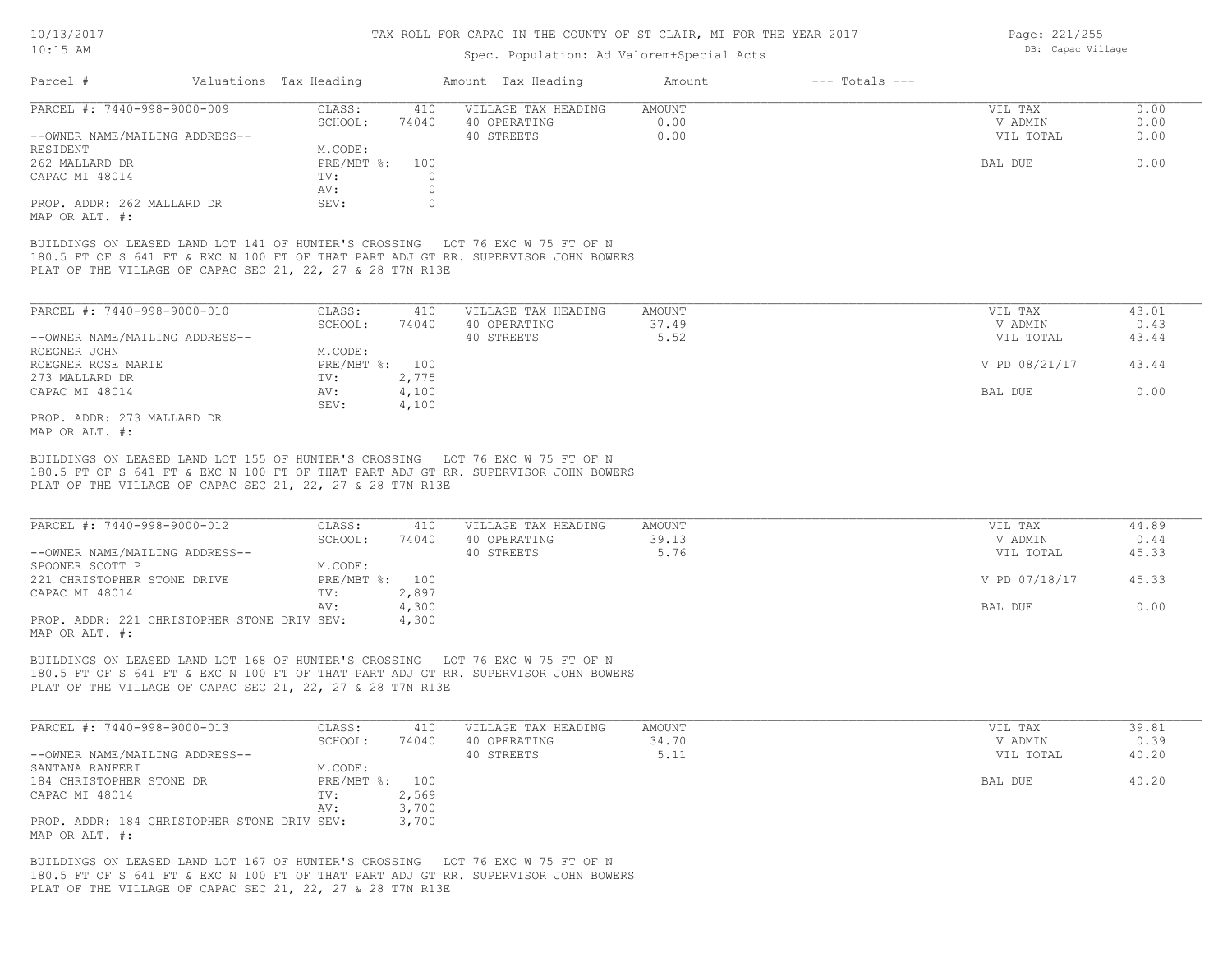# TAX ROLL FOR CAPAC IN THE COUNTY OF ST CLAIR, MI FOR THE YEAR 2017

Spec. Population: Ad Valorem+Special Acts

| Parcel # | Valuations | Tax Heading | Amount | Tax Heading | Amount | --- Totals --- | |
|---|---|---|---|---|---|---|---|

---

**PARCEL #: 7440-998-9000-009**

| | | | | | |
|---|---|---|---|---|---|
| CLASS: | 410 | VILLAGE TAX HEADING | AMOUNT | VIL TAX | 0.00 |
| SCHOOL: | 74040 | 40 OPERATING | 0.00 | V ADMIN | 0.00 |
| | | 40 STREETS | 0.00 | VIL TOTAL | 0.00 |
| M.CODE: | | | | | |
| PRE/MBT %: | 100 | | | BAL DUE | 0.00 |
| TV: | 0 | | | | |
| AV: | 0 | | | | |
| SEV: | 0 | | | | |

--OWNER NAME/MAILING ADDRESS--
RESIDENT
262 MALLARD DR
CAPAC MI 48014

PROP. ADDR: 262 MALLARD DR
MAP OR ALT. #:

BUILDINGS ON LEASED LAND LOT 141 OF HUNTER'S CROSSING LOT 76 EXC W 75 FT OF N 180.5 FT OF S 641 FT & EXC N 100 FT OF THAT PART ADJ GT RR. SUPERVISOR JOHN BOWERS PLAT OF THE VILLAGE OF CAPAC SEC 21, 22, 27 & 28 T7N R13E

---

**PARCEL #: 7440-998-9000-010**

| | | | | | |
|---|---|---|---|---|---|
| CLASS: | 410 | VILLAGE TAX HEADING | AMOUNT | VIL TAX | 43.01 |
| SCHOOL: | 74040 | 40 OPERATING | 37.49 | V ADMIN | 0.43 |
| | | 40 STREETS | 5.52 | VIL TOTAL | 43.44 |
| M.CODE: | | | | | |
| PRE/MBT %: | 100 | | | V PD 08/21/17 | 43.44 |
| TV: | 2,775 | | | | |
| AV: | 4,100 | | | BAL DUE | 0.00 |
| SEV: | 4,100 | | | | |

--OWNER NAME/MAILING ADDRESS--
ROEGNER JOHN
ROEGNER ROSE MARIE
273 MALLARD DR
CAPAC MI 48014

PROP. ADDR: 273 MALLARD DR
MAP OR ALT. #:

BUILDINGS ON LEASED LAND LOT 155 OF HUNTER'S CROSSING LOT 76 EXC W 75 FT OF N 180.5 FT OF S 641 FT & EXC N 100 FT OF THAT PART ADJ GT RR. SUPERVISOR JOHN BOWERS PLAT OF THE VILLAGE OF CAPAC SEC 21, 22, 27 & 28 T7N R13E

---

**PARCEL #: 7440-998-9000-012**

| | | | | | |
|---|---|---|---|---|---|
| CLASS: | 410 | VILLAGE TAX HEADING | AMOUNT | VIL TAX | 44.89 |
| SCHOOL: | 74040 | 40 OPERATING | 39.13 | V ADMIN | 0.44 |
| | | 40 STREETS | 5.76 | VIL TOTAL | 45.33 |
| M.CODE: | | | | | |
| PRE/MBT %: | 100 | | | V PD 07/18/17 | 45.33 |
| TV: | 2,897 | | | | |
| AV: | 4,300 | | | BAL DUE | 0.00 |
| SEV: | 4,300 | | | | |

--OWNER NAME/MAILING ADDRESS--
SPOONER SCOTT P
221 CHRISTOPHER STONE DRIVE
CAPAC MI 48014

PROP. ADDR: 221 CHRISTOPHER STONE DRIV
MAP OR ALT. #:

BUILDINGS ON LEASED LAND LOT 168 OF HUNTER'S CROSSING LOT 76 EXC W 75 FT OF N 180.5 FT OF S 641 FT & EXC N 100 FT OF THAT PART ADJ GT RR. SUPERVISOR JOHN BOWERS PLAT OF THE VILLAGE OF CAPAC SEC 21, 22, 27 & 28 T7N R13E

---

**PARCEL #: 7440-998-9000-013**

| | | | | | |
|---|---|---|---|---|---|
| CLASS: | 410 | VILLAGE TAX HEADING | AMOUNT | VIL TAX | 39.81 |
| SCHOOL: | 74040 | 40 OPERATING | 34.70 | V ADMIN | 0.39 |
| | | 40 STREETS | 5.11 | VIL TOTAL | 40.20 |
| M.CODE: | | | | | |
| PRE/MBT %: | 100 | | | BAL DUE | 40.20 |
| TV: | 2,569 | | | | |
| AV: | 3,700 | | | | |
| SEV: | 3,700 | | | | |

--OWNER NAME/MAILING ADDRESS--
SANTANA RANFERI
184 CHRISTOPHER STONE DR
CAPAC MI 48014

PROP. ADDR: 184 CHRISTOPHER STONE DRIV
MAP OR ALT. #:

BUILDINGS ON LEASED LAND LOT 167 OF HUNTER'S CROSSING LOT 76 EXC W 75 FT OF N 180.5 FT OF S 641 FT & EXC N 100 FT OF THAT PART ADJ GT RR. SUPERVISOR JOHN BOWERS PLAT OF THE VILLAGE OF CAPAC SEC 21, 22, 27 & 28 T7N R13E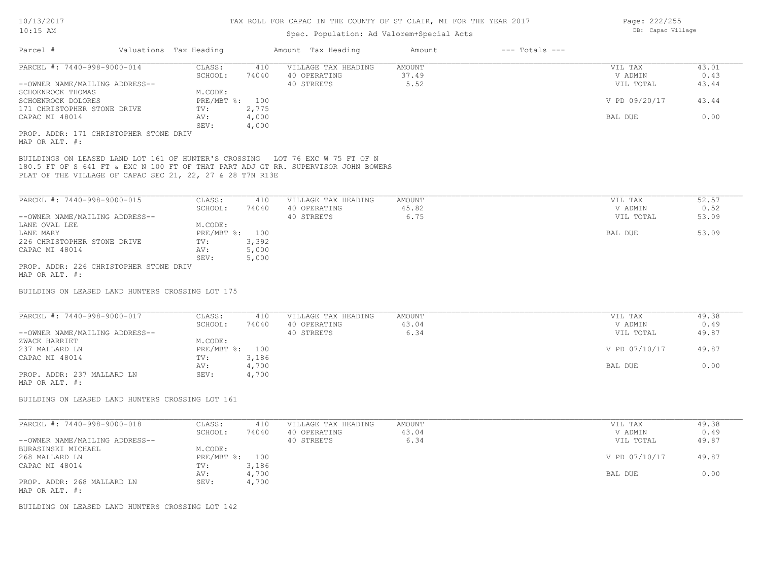# TAX ROLL FOR CAPAC IN THE COUNTY OF ST CLAIR, MI FOR THE YEAR 2017

Spec. Population: Ad Valorem+Special Acts

DB: Capac Village

| Parcel # | Valuations | Tax Heading | Amount | Tax Heading | Amount | --- Totals --- | |
|---|---|---|---|---|---|---|---|

## PARCEL #: 7440-998-9000-014

| | | | | | | |
|---|---|---|---|---|---|---|
| | CLASS: | 410 | VILLAGE TAX HEADING | AMOUNT | VIL TAX | 43.01 |
| | SCHOOL: | 74040 | 40 OPERATING | 37.49 | V ADMIN | 0.43 |
| --OWNER NAME/MAILING ADDRESS-- | | | 40 STREETS | 5.52 | VIL TOTAL | 43.44 |
| SCHOENROCK THOMAS | M.CODE: | | | | | |
| SCHOENROCK DOLORES | PRE/MBT %: | 100 | | | V PD 09/20/17 | 43.44 |
| 171 CHRISTOPHER STONE DRIVE | TV: | 2,775 | | | | |
| CAPAC MI 48014 | AV: | 4,000 | | | BAL DUE | 0.00 |
| | SEV: | 4,000 | | | | |

PROP. ADDR: 171 CHRISTOPHER STONE DRIV
MAP OR ALT. #:

BUILDINGS ON LEASED LAND LOT 161 OF HUNTER'S CROSSING LOT 76 EXC W 75 FT OF N 180.5 FT OF S 641 FT & EXC N 100 FT OF THAT PART ADJ GT RR. SUPERVISOR JOHN BOWERS PLAT OF THE VILLAGE OF CAPAC SEC 21, 22, 27 & 28 T7N R13E

## PARCEL #: 7440-998-9000-015

| | | | | | | |
|---|---|---|---|---|---|---|
| | CLASS: | 410 | VILLAGE TAX HEADING | AMOUNT | VIL TAX | 52.57 |
| | SCHOOL: | 74040 | 40 OPERATING | 45.82 | V ADMIN | 0.52 |
| --OWNER NAME/MAILING ADDRESS-- | | | 40 STREETS | 6.75 | VIL TOTAL | 53.09 |
| LANE OVAL LEE | M.CODE: | | | | | |
| LANE MARY | PRE/MBT %: | 100 | | | BAL DUE | 53.09 |
| 226 CHRISTOPHER STONE DRIVE | TV: | 3,392 | | | | |
| CAPAC MI 48014 | AV: | 5,000 | | | | |
| | SEV: | 5,000 | | | | |

PROP. ADDR: 226 CHRISTOPHER STONE DRIV
MAP OR ALT. #:

BUILDING ON LEASED LAND HUNTERS CROSSING LOT 175

## PARCEL #: 7440-998-9000-017

| | | | | | | |
|---|---|---|---|---|---|---|
| | CLASS: | 410 | VILLAGE TAX HEADING | AMOUNT | VIL TAX | 49.38 |
| | SCHOOL: | 74040 | 40 OPERATING | 43.04 | V ADMIN | 0.49 |
| --OWNER NAME/MAILING ADDRESS-- | | | 40 STREETS | 6.34 | VIL TOTAL | 49.87 |
| ZWACK HARRIET | M.CODE: | | | | | |
| 237 MALLARD LN | PRE/MBT %: | 100 | | | V PD 07/10/17 | 49.87 |
| CAPAC MI 48014 | TV: | 3,186 | | | | |
| | AV: | 4,700 | | | BAL DUE | 0.00 |
| PROP. ADDR: 237 MALLARD LN | SEV: | 4,700 | | | | |

MAP OR ALT. #:

BUILDING ON LEASED LAND HUNTERS CROSSING LOT 161

## PARCEL #: 7440-998-9000-018

| | | | | | | |
|---|---|---|---|---|---|---|
| | CLASS: | 410 | VILLAGE TAX HEADING | AMOUNT | VIL TAX | 49.38 |
| | SCHOOL: | 74040 | 40 OPERATING | 43.04 | V ADMIN | 0.49 |
| --OWNER NAME/MAILING ADDRESS-- | | | 40 STREETS | 6.34 | VIL TOTAL | 49.87 |
| BURASINSKI MICHAEL | M.CODE: | | | | | |
| 268 MALLARD LN | PRE/MBT %: | 100 | | | V PD 07/10/17 | 49.87 |
| CAPAC MI 48014 | TV: | 3,186 | | | | |
| | AV: | 4,700 | | | BAL DUE | 0.00 |
| PROP. ADDR: 268 MALLARD LN | SEV: | 4,700 | | | | |

MAP OR ALT. #:

BUILDING ON LEASED LAND HUNTERS CROSSING LOT 142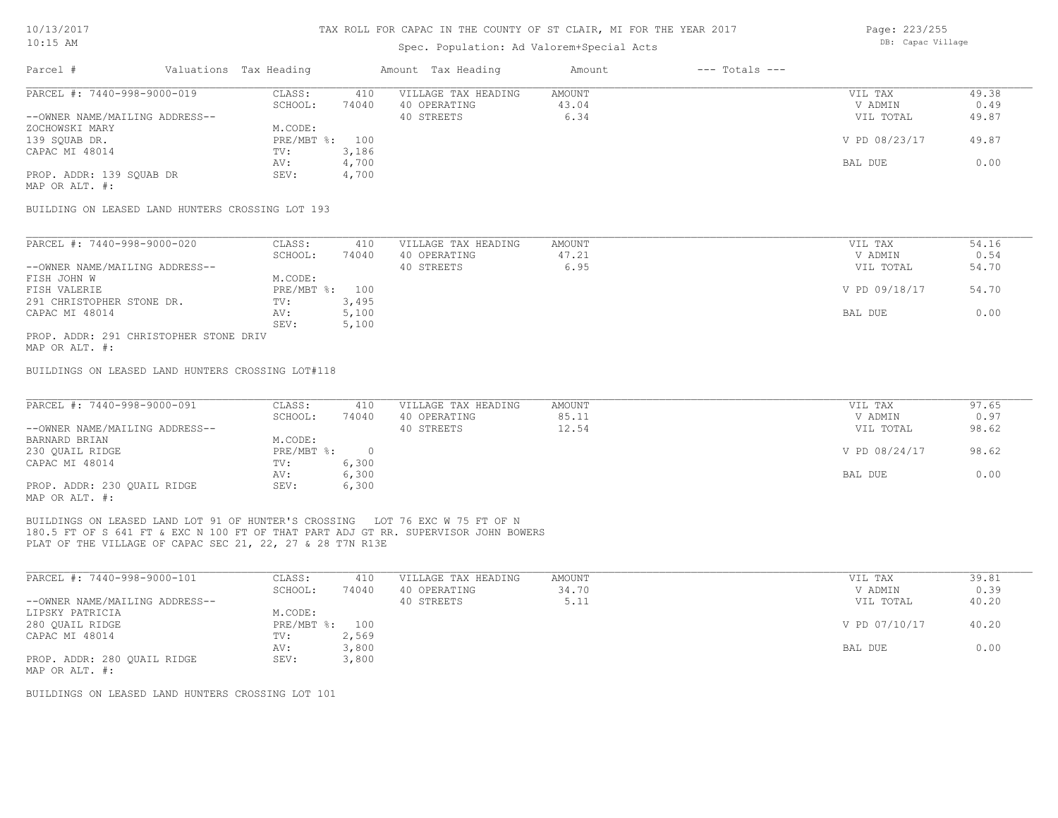# TAX ROLL FOR CAPAC IN THE COUNTY OF ST CLAIR, MI FOR THE YEAR 2017

Spec. Population: Ad Valorem+Special Acts

| Parcel # | Valuations | Tax Heading | Amount | Tax Heading | Amount | --- Totals --- | |
|---|---|---|---|---|---|---|---|

## PARCEL #: 7440-998-9000-019

| | | | | | | |
|---|---|---|---|---|---|---|
| --OWNER NAME/MAILING ADDRESS-- | CLASS: | 410 | VILLAGE TAX HEADING | AMOUNT | VIL TAX | 49.38 |
| ZOCHOWSKI MARY | SCHOOL: | 74040 | 40 OPERATING | 43.04 | V ADMIN | 0.49 |
| 139 SQUAB DR. | M.CODE: | | 40 STREETS | 6.34 | VIL TOTAL | 49.87 |
| CAPAC MI 48014 | PRE/MBT %: | 100 | | | V PD 08/23/17 | 49.87 |
| | TV: | 3,186 | | | | |
| | AV: | 4,700 | | | BAL DUE | 0.00 |
| PROP. ADDR: 139 SQUAB DR | SEV: | 4,700 | | | | |
| MAP OR ALT. #: | | | | | | |

BUILDING ON LEASED LAND HUNTERS CROSSING LOT 193

## PARCEL #: 7440-998-9000-020

| | | | | | | |
|---|---|---|---|---|---|---|
| --OWNER NAME/MAILING ADDRESS-- | CLASS: | 410 | VILLAGE TAX HEADING | AMOUNT | VIL TAX | 54.16 |
| FISH JOHN W | SCHOOL: | 74040 | 40 OPERATING | 47.21 | V ADMIN | 0.54 |
| FISH VALERIE | M.CODE: | | 40 STREETS | 6.95 | VIL TOTAL | 54.70 |
| 291 CHRISTOPHER STONE DR. | PRE/MBT %: | 100 | | | V PD 09/18/17 | 54.70 |
| CAPAC MI 48014 | TV: | 3,495 | | | | |
| | AV: | 5,100 | | | BAL DUE | 0.00 |
| PROP. ADDR: 291 CHRISTOPHER STONE DRIV | SEV: | 5,100 | | | | |
| MAP OR ALT. #: | | | | | | |

BUILDINGS ON LEASED LAND HUNTERS CROSSING LOT#118

## PARCEL #: 7440-998-9000-091

| | | | | | | |
|---|---|---|---|---|---|---|
| --OWNER NAME/MAILING ADDRESS-- | CLASS: | 410 | VILLAGE TAX HEADING | AMOUNT | VIL TAX | 97.65 |
| BARNARD BRIAN | SCHOOL: | 74040 | 40 OPERATING | 85.11 | V ADMIN | 0.97 |
| 230 QUAIL RIDGE | M.CODE: | | 40 STREETS | 12.54 | VIL TOTAL | 98.62 |
| CAPAC MI 48014 | PRE/MBT %: | 0 | | | V PD 08/24/17 | 98.62 |
| | TV: | 6,300 | | | | |
| | AV: | 6,300 | | | BAL DUE | 0.00 |
| PROP. ADDR: 230 QUAIL RIDGE | SEV: | 6,300 | | | | |
| MAP OR ALT. #: | | | | | | |

BUILDINGS ON LEASED LAND LOT 91 OF HUNTER'S CROSSING LOT 76 EXC W 75 FT OF N 180.5 FT OF S 641 FT & EXC N 100 FT OF THAT PART ADJ GT RR. SUPERVISOR JOHN BOWERS PLAT OF THE VILLAGE OF CAPAC SEC 21, 22, 27 & 28 T7N R13E

## PARCEL #: 7440-998-9000-101

| | | | | | | |
|---|---|---|---|---|---|---|
| --OWNER NAME/MAILING ADDRESS-- | CLASS: | 410 | VILLAGE TAX HEADING | AMOUNT | VIL TAX | 39.81 |
| LIPSKY PATRICIA | SCHOOL: | 74040 | 40 OPERATING | 34.70 | V ADMIN | 0.39 |
| 280 QUAIL RIDGE | M.CODE: | | 40 STREETS | 5.11 | VIL TOTAL | 40.20 |
| CAPAC MI 48014 | PRE/MBT %: | 100 | | | V PD 07/10/17 | 40.20 |
| | TV: | 2,569 | | | | |
| | AV: | 3,800 | | | BAL DUE | 0.00 |
| PROP. ADDR: 280 QUAIL RIDGE | SEV: | 3,800 | | | | |
| MAP OR ALT. #: | | | | | | |

BUILDINGS ON LEASED LAND HUNTERS CROSSING LOT 101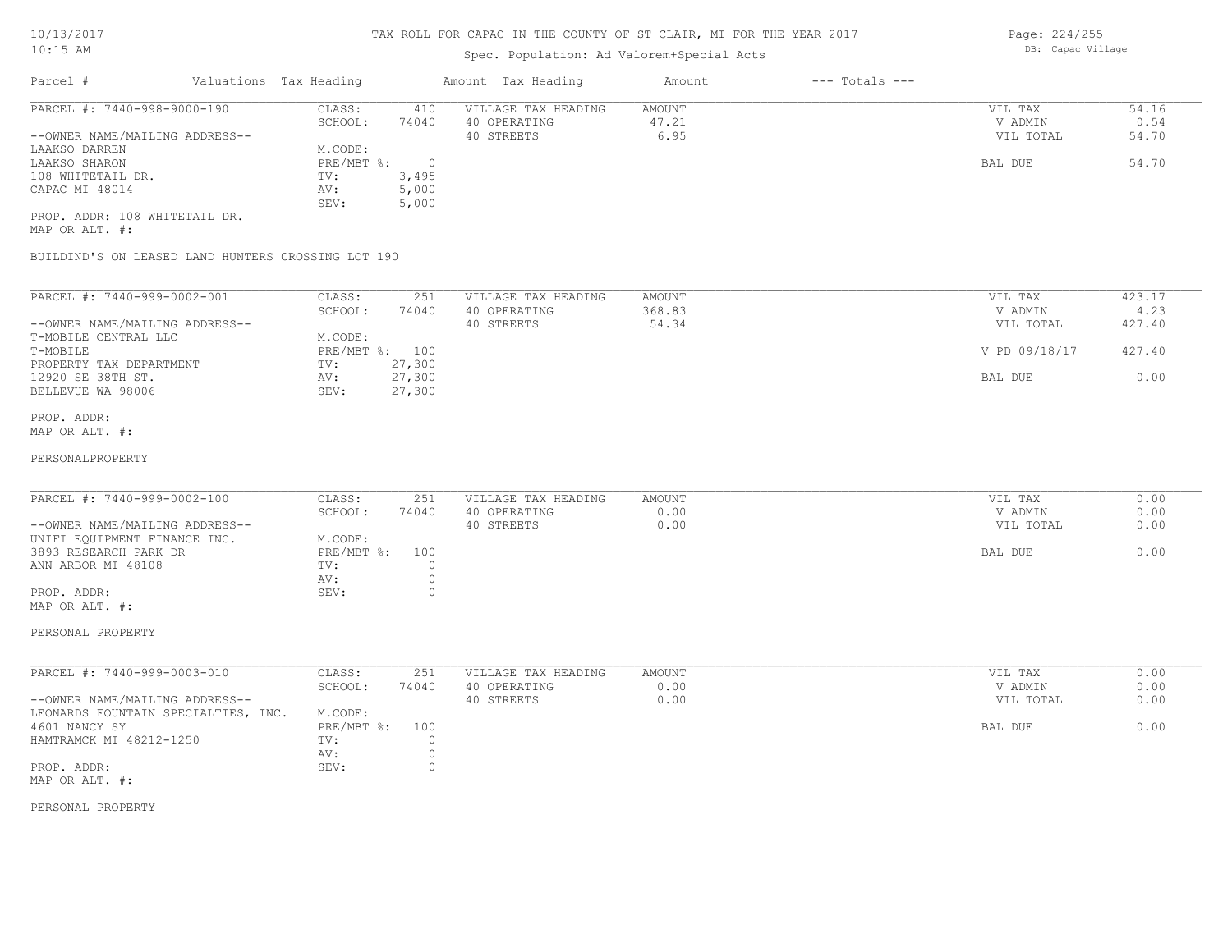# TAX ROLL FOR CAPAC IN THE COUNTY OF ST CLAIR, MI FOR THE YEAR 2017

Spec. Population: Ad Valorem+Special Acts

DB: Capac Village

| Parcel # | Valuations | Tax Heading | Amount | Tax Heading | Amount | --- Totals --- | |
|---|---|---|---|---|---|---|---|

---

**PARCEL #: 7440-998-9000-190**

| | | | | | |
|---|---|---|---|---|---|
| --OWNER NAME/MAILING ADDRESS-- | CLASS: | 410 | VILLAGE TAX HEADING | AMOUNT | VIL TAX | 54.16 |
| LAAKSO DARREN | SCHOOL: | 74040 | 40 OPERATING | 47.21 | V ADMIN | 0.54 |
| LAAKSO SHARON | M.CODE: | | 40 STREETS | 6.95 | VIL TOTAL | 54.70 |
| 108 WHITETAIL DR. | PRE/MBT %: | 0 | | | BAL DUE | 54.70 |
| CAPAC MI 48014 | TV: | 3,495 | | | | |
| | AV: | 5,000 | | | | |
| | SEV: | 5,000 | | | | |

PROP. ADDR: 108 WHITETAIL DR.
MAP OR ALT. #:

BUILDIND'S ON LEASED LAND HUNTERS CROSSING LOT 190

---

**PARCEL #: 7440-999-0002-001**

| | | | | | | |
|---|---|---|---|---|---|---|
| --OWNER NAME/MAILING ADDRESS-- | CLASS: | 251 | VILLAGE TAX HEADING | AMOUNT | VIL TAX | 423.17 |
| T-MOBILE CENTRAL LLC | SCHOOL: | 74040 | 40 OPERATING | 368.83 | V ADMIN | 4.23 |
| T-MOBILE | M.CODE: | | 40 STREETS | 54.34 | VIL TOTAL | 427.40 |
| PROPERTY TAX DEPARTMENT | PRE/MBT %: | 100 | | | V PD 09/18/17 | 427.40 |
| 12920 SE 38TH ST. | TV: | 27,300 | | | | |
| BELLEVUE WA 98006 | AV: | 27,300 | | | BAL DUE | 0.00 |
| | SEV: | 27,300 | | | | |

PROP. ADDR:
MAP OR ALT. #:

PERSONALPROPERTY

---

**PARCEL #: 7440-999-0002-100**

| | | | | | | |
|---|---|---|---|---|---|---|
| --OWNER NAME/MAILING ADDRESS-- | CLASS: | 251 | VILLAGE TAX HEADING | AMOUNT | VIL TAX | 0.00 |
| UNIFI EQUIPMENT FINANCE INC. | SCHOOL: | 74040 | 40 OPERATING | 0.00 | V ADMIN | 0.00 |
| 3893 RESEARCH PARK DR | M.CODE: | | 40 STREETS | 0.00 | VIL TOTAL | 0.00 |
| ANN ARBOR MI 48108 | PRE/MBT %: | 100 | | | BAL DUE | 0.00 |
| | TV: | 0 | | | | |
| | AV: | 0 | | | | |
| | SEV: | 0 | | | | |

PROP. ADDR:
MAP OR ALT. #:

PERSONAL PROPERTY

---

**PARCEL #: 7440-999-0003-010**

| | | | | | | |
|---|---|---|---|---|---|---|
| --OWNER NAME/MAILING ADDRESS-- | CLASS: | 251 | VILLAGE TAX HEADING | AMOUNT | VIL TAX | 0.00 |
| LEONARDS FOUNTAIN SPECIALTIES, INC. | SCHOOL: | 74040 | 40 OPERATING | 0.00 | V ADMIN | 0.00 |
| 4601 NANCY SY | M.CODE: | | 40 STREETS | 0.00 | VIL TOTAL | 0.00 |
| HAMTRAMCK MI 48212-1250 | PRE/MBT %: | 100 | | | BAL DUE | 0.00 |
| | TV: | 0 | | | | |
| | AV: | 0 | | | | |
| | SEV: | 0 | | | | |

PROP. ADDR:
MAP OR ALT. #:

PERSONAL PROPERTY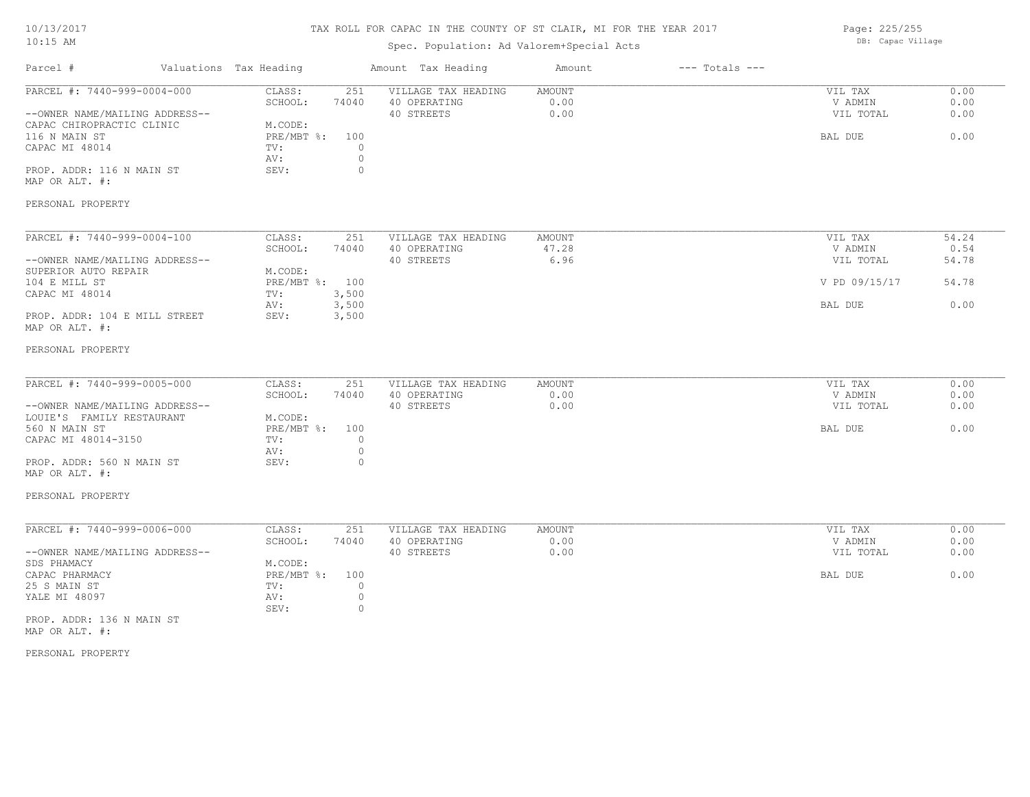# TAX ROLL FOR CAPAC IN THE COUNTY OF ST CLAIR, MI FOR THE YEAR 2017

Spec. Population: Ad Valorem+Special Acts

DB: Capac Village

10/13/2017
10:15 AM

| Parcel # | Valuations | Tax Heading | Amount | Tax Heading | Amount | --- Totals --- | |
|---|---|---|---|---|---|---|---|
| PARCEL #: 7440-999-0004-000 | CLASS: | 251 | VILLAGE TAX HEADING | AMOUNT | | VIL TAX | 0.00 |
| | SCHOOL: | 74040 | 40 OPERATING | 0.00 | | V ADMIN | 0.00 |
| --OWNER NAME/MAILING ADDRESS-- | | | 40 STREETS | 0.00 | | VIL TOTAL | 0.00 |
| CAPAC CHIROPRACTIC CLINIC | M.CODE: | | | | | | |
| 116 N MAIN ST | PRE/MBT %: | 100 | | | | BAL DUE | 0.00 |
| CAPAC MI 48014 | TV: | 0 | | | | | |
| | AV: | 0 | | | | | |
| PROP. ADDR: 116 N MAIN ST | SEV: | 0 | | | | | |
| MAP OR ALT. #: | | | | | | | |
| PERSONAL PROPERTY | | | | | | | |

| Parcel # | Valuations | Tax Heading | Amount | Tax Heading | Amount | --- Totals --- | |
|---|---|---|---|---|---|---|---|
| PARCEL #: 7440-999-0004-100 | CLASS: | 251 | VILLAGE TAX HEADING | AMOUNT | | VIL TAX | 54.24 |
| | SCHOOL: | 74040 | 40 OPERATING | 47.28 | | V ADMIN | 0.54 |
| --OWNER NAME/MAILING ADDRESS-- | | | 40 STREETS | 6.96 | | VIL TOTAL | 54.78 |
| SUPERIOR AUTO REPAIR | M.CODE: | | | | | | |
| 104 E MILL ST | PRE/MBT %: | 100 | | | | V PD 09/15/17 | 54.78 |
| CAPAC MI 48014 | TV: | 3,500 | | | | | |
| | AV: | 3,500 | | | | BAL DUE | 0.00 |
| PROP. ADDR: 104 E MILL STREET | SEV: | 3,500 | | | | | |
| MAP OR ALT. #: | | | | | | | |
| PERSONAL PROPERTY | | | | | | | |

| Parcel # | Valuations | Tax Heading | Amount | Tax Heading | Amount | --- Totals --- | |
|---|---|---|---|---|---|---|---|
| PARCEL #: 7440-999-0005-000 | CLASS: | 251 | VILLAGE TAX HEADING | AMOUNT | | VIL TAX | 0.00 |
| | SCHOOL: | 74040 | 40 OPERATING | 0.00 | | V ADMIN | 0.00 |
| --OWNER NAME/MAILING ADDRESS-- | | | 40 STREETS | 0.00 | | VIL TOTAL | 0.00 |
| LOUIE'S FAMILY RESTAURANT | M.CODE: | | | | | | |
| 560 N MAIN ST | PRE/MBT %: | 100 | | | | BAL DUE | 0.00 |
| CAPAC MI 48014-3150 | TV: | 0 | | | | | |
| | AV: | 0 | | | | | |
| PROP. ADDR: 560 N MAIN ST | SEV: | 0 | | | | | |
| MAP OR ALT. #: | | | | | | | |
| PERSONAL PROPERTY | | | | | | | |

| Parcel # | Valuations | Tax Heading | Amount | Tax Heading | Amount | --- Totals --- | |
|---|---|---|---|---|---|---|---|
| PARCEL #: 7440-999-0006-000 | CLASS: | 251 | VILLAGE TAX HEADING | AMOUNT | | VIL TAX | 0.00 |
| | SCHOOL: | 74040 | 40 OPERATING | 0.00 | | V ADMIN | 0.00 |
| --OWNER NAME/MAILING ADDRESS-- | | | 40 STREETS | 0.00 | | VIL TOTAL | 0.00 |
| SDS PHAMACY | M.CODE: | | | | | | |
| CAPAC PHARMACY | PRE/MBT %: | 100 | | | | BAL DUE | 0.00 |
| 25 S MAIN ST | TV: | 0 | | | | | |
| YALE MI 48097 | AV: | 0 | | | | | |
| | SEV: | 0 | | | | | |
| PROP. ADDR: 136 N MAIN ST | | | | | | | |
| MAP OR ALT. #: | | | | | | | |
| PERSONAL PROPERTY | | | | | | | |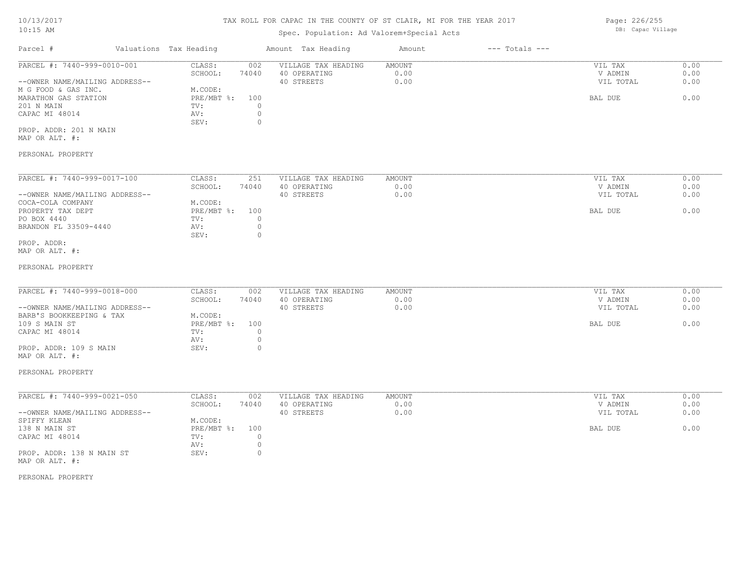# TAX ROLL FOR CAPAC IN THE COUNTY OF ST CLAIR, MI FOR THE YEAR 2017

Spec. Population: Ad Valorem+Special Acts

DB: Capac Village

10/13/2017
10:15 AM

| Parcel # | Valuations | Tax Heading | Amount | Tax Heading | Amount | --- Totals --- | |
|---|---|---|---|---|---|---|---|
| PARCEL #: 7440-999-0010-001 | CLASS: | 002 | VILLAGE TAX HEADING | AMOUNT | | VIL TAX | 0.00 |
| | SCHOOL: | 74040 | 40 OPERATING | 0.00 | | V ADMIN | 0.00 |
| --OWNER NAME/MAILING ADDRESS-- | | | 40 STREETS | 0.00 | | VIL TOTAL | 0.00 |
| M G FOOD & GAS INC. | M.CODE: | | | | | | |
| MARATHON GAS STATION | PRE/MBT %: | 100 | | | | BAL DUE | 0.00 |
| 201 N MAIN | TV: | 0 | | | | | |
| CAPAC MI 48014 | AV: | 0 | | | | | |
| | SEV: | 0 | | | | | |
| PROP. ADDR: 201 N MAIN | | | | | | | |
| MAP OR ALT. #: | | | | | | | |
| PERSONAL PROPERTY | | | | | | | |

| Parcel # | Valuations | Tax Heading | Amount | Tax Heading | Amount | --- Totals --- | |
|---|---|---|---|---|---|---|---|
| PARCEL #: 7440-999-0017-100 | CLASS: | 251 | VILLAGE TAX HEADING | AMOUNT | | VIL TAX | 0.00 |
| | SCHOOL: | 74040 | 40 OPERATING | 0.00 | | V ADMIN | 0.00 |
| --OWNER NAME/MAILING ADDRESS-- | | | 40 STREETS | 0.00 | | VIL TOTAL | 0.00 |
| COCA-COLA COMPANY | M.CODE: | | | | | | |
| PROPERTY TAX DEPT | PRE/MBT %: | 100 | | | | BAL DUE | 0.00 |
| PO BOX 4440 | TV: | 0 | | | | | |
| BRANDON FL 33509-4440 | AV: | 0 | | | | | |
| | SEV: | 0 | | | | | |
| PROP. ADDR: | | | | | | | |
| MAP OR ALT. #: | | | | | | | |
| PERSONAL PROPERTY | | | | | | | |

| Parcel # | Valuations | Tax Heading | Amount | Tax Heading | Amount | --- Totals --- | |
|---|---|---|---|---|---|---|---|
| PARCEL #: 7440-999-0018-000 | CLASS: | 002 | VILLAGE TAX HEADING | AMOUNT | | VIL TAX | 0.00 |
| | SCHOOL: | 74040 | 40 OPERATING | 0.00 | | V ADMIN | 0.00 |
| --OWNER NAME/MAILING ADDRESS-- | | | 40 STREETS | 0.00 | | VIL TOTAL | 0.00 |
| BARB'S BOOKKEEPING & TAX | M.CODE: | | | | | | |
| 109 S MAIN ST | PRE/MBT %: | 100 | | | | BAL DUE | 0.00 |
| CAPAC MI 48014 | TV: | 0 | | | | | |
| | AV: | 0 | | | | | |
| PROP. ADDR: 109 S MAIN | SEV: | 0 | | | | | |
| MAP OR ALT. #: | | | | | | | |
| PERSONAL PROPERTY | | | | | | | |

| Parcel # | Valuations | Tax Heading | Amount | Tax Heading | Amount | --- Totals --- | |
|---|---|---|---|---|---|---|---|
| PARCEL #: 7440-999-0021-050 | CLASS: | 002 | VILLAGE TAX HEADING | AMOUNT | | VIL TAX | 0.00 |
| | SCHOOL: | 74040 | 40 OPERATING | 0.00 | | V ADMIN | 0.00 |
| --OWNER NAME/MAILING ADDRESS-- | | | 40 STREETS | 0.00 | | VIL TOTAL | 0.00 |
| SPIFFY KLEAN | M.CODE: | | | | | | |
| 138 N MAIN ST | PRE/MBT %: | 100 | | | | BAL DUE | 0.00 |
| CAPAC MI 48014 | TV: | 0 | | | | | |
| | AV: | 0 | | | | | |
| PROP. ADDR: 138 N MAIN ST | SEV: | 0 | | | | | |
| MAP OR ALT. #: | | | | | | | |
| PERSONAL PROPERTY | | | | | | | |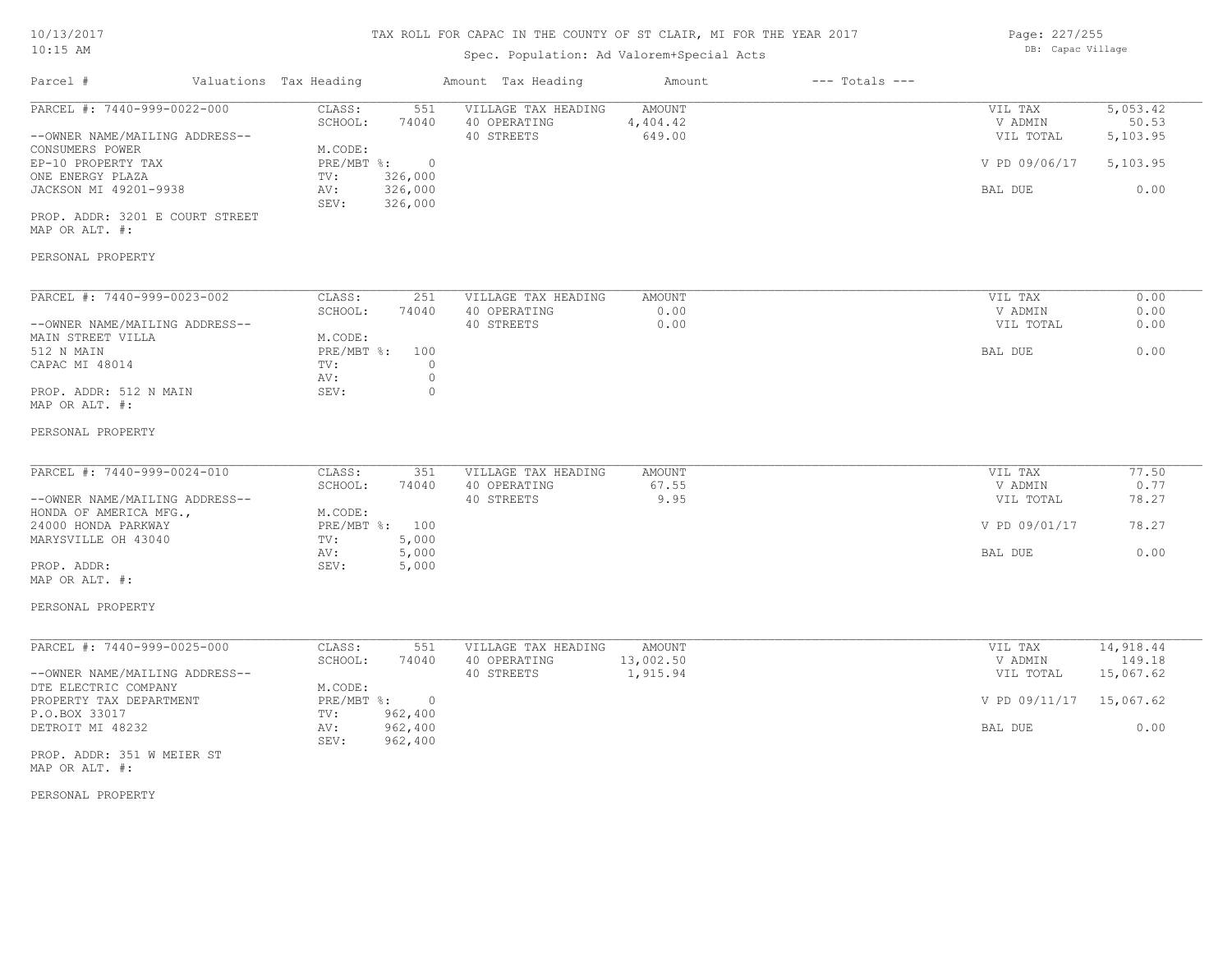# TAX ROLL FOR CAPAC IN THE COUNTY OF ST CLAIR, MI FOR THE YEAR 2017

Spec. Population: Ad Valorem+Special Acts

DB: Capac Village

10/13/2017
10:15 AM

| Parcel # | Valuations | Tax Heading | Amount | Tax Heading | Amount | --- Totals --- | |
|---|---|---|---|---|---|---|---|
| PARCEL #: 7440-999-0022-000 | CLASS: | 551 | VILLAGE TAX HEADING | AMOUNT | | VIL TAX | 5,053.42 |
| | SCHOOL: | 74040 | 40 OPERATING | 4,404.42 | | V ADMIN | 50.53 |
| --OWNER NAME/MAILING ADDRESS-- | | | 40 STREETS | 649.00 | | VIL TOTAL | 5,103.95 |
| CONSUMERS POWER | M.CODE: | | | | | | |
| EP-10 PROPERTY TAX | PRE/MBT %: | 0 | | | | V PD 09/06/17 | 5,103.95 |
| ONE ENERGY PLAZA | TV: | 326,000 | | | | | |
| JACKSON MI 49201-9938 | AV: | 326,000 | | | | BAL DUE | 0.00 |
| | SEV: | 326,000 | | | | | |
| PROP. ADDR: 3201 E COURT STREET | | | | | | | |
| MAP OR ALT. #: | | | | | | | |
| PERSONAL PROPERTY | | | | | | | |

| Parcel # | Valuations | Tax Heading | Amount | Tax Heading | Amount | --- Totals --- | |
|---|---|---|---|---|---|---|---|
| PARCEL #: 7440-999-0023-002 | CLASS: | 251 | VILLAGE TAX HEADING | AMOUNT | | VIL TAX | 0.00 |
| | SCHOOL: | 74040 | 40 OPERATING | 0.00 | | V ADMIN | 0.00 |
| --OWNER NAME/MAILING ADDRESS-- | | | 40 STREETS | 0.00 | | VIL TOTAL | 0.00 |
| MAIN STREET VILLA | M.CODE: | | | | | | |
| 512 N MAIN | PRE/MBT %: | 100 | | | | BAL DUE | 0.00 |
| CAPAC MI 48014 | TV: | 0 | | | | | |
| | AV: | 0 | | | | | |
| PROP. ADDR: 512 N MAIN | SEV: | 0 | | | | | |
| MAP OR ALT. #: | | | | | | | |
| PERSONAL PROPERTY | | | | | | | |

| Parcel # | Valuations | Tax Heading | Amount | Tax Heading | Amount | --- Totals --- | |
|---|---|---|---|---|---|---|---|
| PARCEL #: 7440-999-0024-010 | CLASS: | 351 | VILLAGE TAX HEADING | AMOUNT | | VIL TAX | 77.50 |
| | SCHOOL: | 74040 | 40 OPERATING | 67.55 | | V ADMIN | 0.77 |
| --OWNER NAME/MAILING ADDRESS-- | | | 40 STREETS | 9.95 | | VIL TOTAL | 78.27 |
| HONDA OF AMERICA MFG., | M.CODE: | | | | | | |
| 24000 HONDA PARKWAY | PRE/MBT %: | 100 | | | | V PD 09/01/17 | 78.27 |
| MARYSVILLE OH 43040 | TV: | 5,000 | | | | | |
| | AV: | 5,000 | | | | BAL DUE | 0.00 |
| PROP. ADDR: | SEV: | 5,000 | | | | | |
| MAP OR ALT. #: | | | | | | | |
| PERSONAL PROPERTY | | | | | | | |

| Parcel # | Valuations | Tax Heading | Amount | Tax Heading | Amount | --- Totals --- | |
|---|---|---|---|---|---|---|---|
| PARCEL #: 7440-999-0025-000 | CLASS: | 551 | VILLAGE TAX HEADING | AMOUNT | | VIL TAX | 14,918.44 |
| | SCHOOL: | 74040 | 40 OPERATING | 13,002.50 | | V ADMIN | 149.18 |
| --OWNER NAME/MAILING ADDRESS-- | | | 40 STREETS | 1,915.94 | | VIL TOTAL | 15,067.62 |
| DTE ELECTRIC COMPANY | M.CODE: | | | | | | |
| PROPERTY TAX DEPARTMENT | PRE/MBT %: | 0 | | | | V PD 09/11/17 | 15,067.62 |
| P.O.BOX 33017 | TV: | 962,400 | | | | | |
| DETROIT MI 48232 | AV: | 962,400 | | | | BAL DUE | 0.00 |
| | SEV: | 962,400 | | | | | |
| PROP. ADDR: 351 W MEIER ST | | | | | | | |
| MAP OR ALT. #: | | | | | | | |
| PERSONAL PROPERTY | | | | | | | |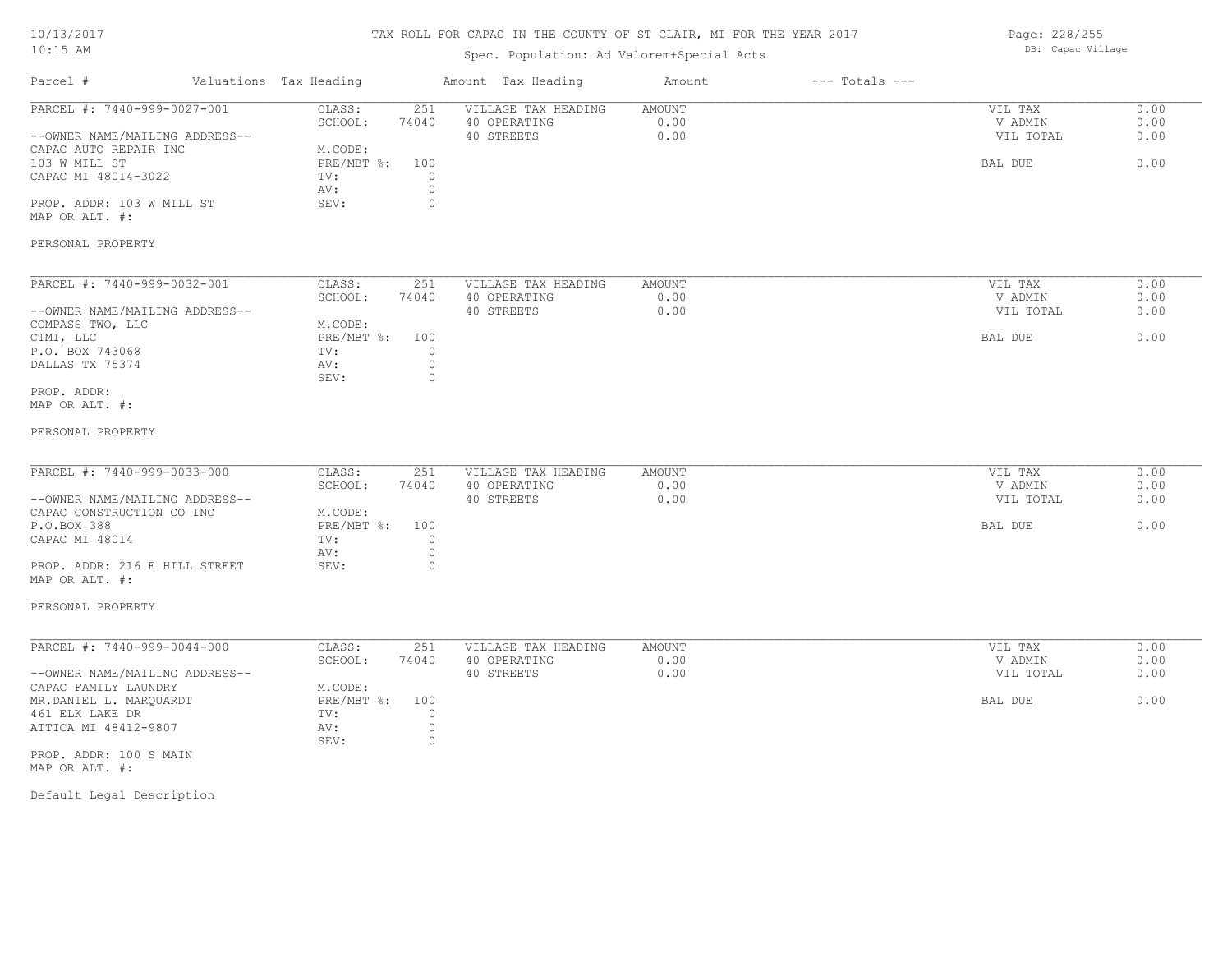TAX ROLL FOR CAPAC IN THE COUNTY OF ST CLAIR, MI FOR THE YEAR 2017

Spec. Population: Ad Valorem+Special Acts

DB: Capac Village

| Parcel # | Valuations Tax Heading | | Amount Tax Heading | Amount | --- Totals --- | |
|---|---|---|---|---|---|---|
| PARCEL #: 7440-999-0027-001 | CLASS: | 251 | VILLAGE TAX HEADING | AMOUNT | VIL TAX | 0.00 |
| | SCHOOL: | 74040 | 40 OPERATING | 0.00 | V ADMIN | 0.00 |
| --OWNER NAME/MAILING ADDRESS-- | | | 40 STREETS | 0.00 | VIL TOTAL | 0.00 |
| CAPAC AUTO REPAIR INC | M.CODE: | | | | | |
| 103 W MILL ST | PRE/MBT %: | 100 | | | BAL DUE | 0.00 |
| CAPAC MI 48014-3022 | TV: | 0 | | | | |
| | AV: | 0 | | | | |
| PROP. ADDR: 103 W MILL ST | SEV: | 0 | | | | |
| MAP OR ALT. #: | | | | | | |

PERSONAL PROPERTY

| Parcel # | Valuations Tax Heading | | Amount Tax Heading | Amount | --- Totals --- | |
|---|---|---|---|---|---|---|
| PARCEL #: 7440-999-0032-001 | CLASS: | 251 | VILLAGE TAX HEADING | AMOUNT | VIL TAX | 0.00 |
| | SCHOOL: | 74040 | 40 OPERATING | 0.00 | V ADMIN | 0.00 |
| --OWNER NAME/MAILING ADDRESS-- | | | 40 STREETS | 0.00 | VIL TOTAL | 0.00 |
| COMPASS TWO, LLC | M.CODE: | | | | | |
| CTMI, LLC | PRE/MBT %: | 100 | | | BAL DUE | 0.00 |
| P.O. BOX 743068 | TV: | 0 | | | | |
| DALLAS TX 75374 | AV: | 0 | | | | |
| | SEV: | 0 | | | | |
| PROP. ADDR: | | | | | | |
| MAP OR ALT. #: | | | | | | |

PERSONAL PROPERTY

| Parcel # | Valuations Tax Heading | | Amount Tax Heading | Amount | --- Totals --- | |
|---|---|---|---|---|---|---|
| PARCEL #: 7440-999-0033-000 | CLASS: | 251 | VILLAGE TAX HEADING | AMOUNT | VIL TAX | 0.00 |
| | SCHOOL: | 74040 | 40 OPERATING | 0.00 | V ADMIN | 0.00 |
| --OWNER NAME/MAILING ADDRESS-- | | | 40 STREETS | 0.00 | VIL TOTAL | 0.00 |
| CAPAC CONSTRUCTION CO INC | M.CODE: | | | | | |
| P.O.BOX 388 | PRE/MBT %: | 100 | | | BAL DUE | 0.00 |
| CAPAC MI 48014 | TV: | 0 | | | | |
| | AV: | 0 | | | | |
| PROP. ADDR: 216 E HILL STREET | SEV: | 0 | | | | |
| MAP OR ALT. #: | | | | | | |

PERSONAL PROPERTY

| Parcel # | Valuations Tax Heading | | Amount Tax Heading | Amount | --- Totals --- | |
|---|---|---|---|---|---|---|
| PARCEL #: 7440-999-0044-000 | CLASS: | 251 | VILLAGE TAX HEADING | AMOUNT | VIL TAX | 0.00 |
| | SCHOOL: | 74040 | 40 OPERATING | 0.00 | V ADMIN | 0.00 |
| --OWNER NAME/MAILING ADDRESS-- | | | 40 STREETS | 0.00 | VIL TOTAL | 0.00 |
| CAPAC FAMILY LAUNDRY | M.CODE: | | | | | |
| MR.DANIEL L. MARQUARDT | PRE/MBT %: | 100 | | | BAL DUE | 0.00 |
| 461 ELK LAKE DR | TV: | 0 | | | | |
| ATTICA MI 48412-9807 | AV: | 0 | | | | |
| | SEV: | 0 | | | | |
| PROP. ADDR: 100 S MAIN | | | | | | |
| MAP OR ALT. #: | | | | | | |

Default Legal Description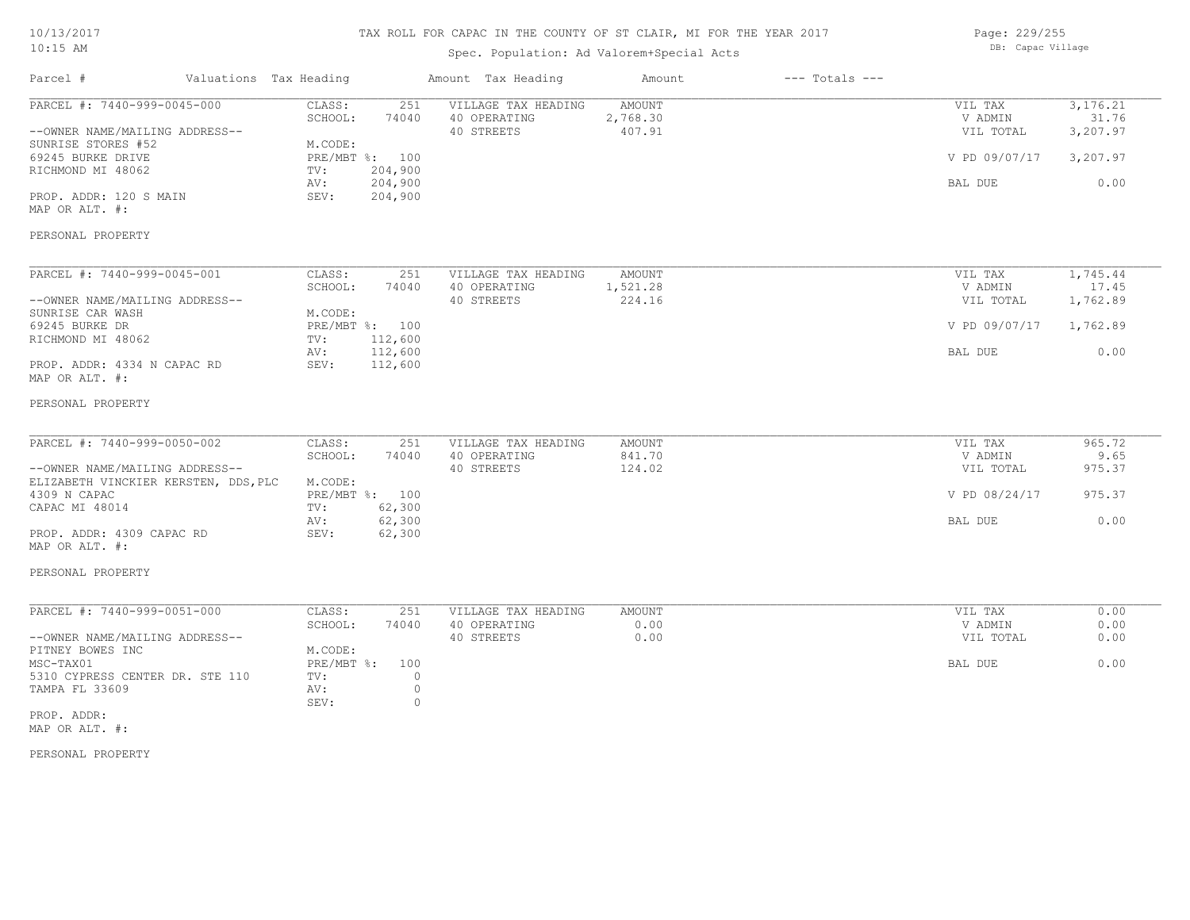# TAX ROLL FOR CAPAC IN THE COUNTY OF ST CLAIR, MI FOR THE YEAR 2017

Spec. Population: Ad Valorem+Special Acts

DB: Capac Village

| Parcel # | Valuations | Tax Heading | Amount | Tax Heading | Amount | --- Totals --- | |
|---|---|---|---|---|---|---|---|
| PARCEL #: 7440-999-0045-000 | CLASS: | 251 | VILLAGE TAX HEADING | AMOUNT | | VIL TAX | 3,176.21 |
| | SCHOOL: | 74040 | 40 OPERATING | 2,768.30 | | V ADMIN | 31.76 |
| --OWNER NAME/MAILING ADDRESS-- | | | 40 STREETS | 407.91 | | VIL TOTAL | 3,207.97 |
| SUNRISE STORES #52 | M.CODE: | | | | | | |
| 69245 BURKE DRIVE | PRE/MBT %: | 100 | | | | V PD 09/07/17 | 3,207.97 |
| RICHMOND MI 48062 | TV: | 204,900 | | | | | |
| | AV: | 204,900 | | | | BAL DUE | 0.00 |
| PROP. ADDR: 120 S MAIN | SEV: | 204,900 | | | | | |
| MAP OR ALT. #: | | | | | | | |
| PERSONAL PROPERTY | | | | | | | |

| Parcel # | Valuations | Tax Heading | Amount | Tax Heading | Amount | --- Totals --- | |
|---|---|---|---|---|---|---|---|
| PARCEL #: 7440-999-0045-001 | CLASS: | 251 | VILLAGE TAX HEADING | AMOUNT | | VIL TAX | 1,745.44 |
| | SCHOOL: | 74040 | 40 OPERATING | 1,521.28 | | V ADMIN | 17.45 |
| --OWNER NAME/MAILING ADDRESS-- | | | 40 STREETS | 224.16 | | VIL TOTAL | 1,762.89 |
| SUNRISE CAR WASH | M.CODE: | | | | | | |
| 69245 BURKE DR | PRE/MBT %: | 100 | | | | V PD 09/07/17 | 1,762.89 |
| RICHMOND MI 48062 | TV: | 112,600 | | | | | |
| | AV: | 112,600 | | | | BAL DUE | 0.00 |
| PROP. ADDR: 4334 N CAPAC RD | SEV: | 112,600 | | | | | |
| MAP OR ALT. #: | | | | | | | |
| PERSONAL PROPERTY | | | | | | | |

| Parcel # | Valuations | Tax Heading | Amount | Tax Heading | Amount | --- Totals --- | |
|---|---|---|---|---|---|---|---|
| PARCEL #: 7440-999-0050-002 | CLASS: | 251 | VILLAGE TAX HEADING | AMOUNT | | VIL TAX | 965.72 |
| | SCHOOL: | 74040 | 40 OPERATING | 841.70 | | V ADMIN | 9.65 |
| --OWNER NAME/MAILING ADDRESS-- | | | 40 STREETS | 124.02 | | VIL TOTAL | 975.37 |
| ELIZABETH VINCKIER KERSTEN, DDS,PLC | M.CODE: | | | | | | |
| 4309 N CAPAC | PRE/MBT %: | 100 | | | | V PD 08/24/17 | 975.37 |
| CAPAC MI 48014 | TV: | 62,300 | | | | | |
| | AV: | 62,300 | | | | BAL DUE | 0.00 |
| PROP. ADDR: 4309 CAPAC RD | SEV: | 62,300 | | | | | |
| MAP OR ALT. #: | | | | | | | |
| PERSONAL PROPERTY | | | | | | | |

| Parcel # | Valuations | Tax Heading | Amount | Tax Heading | Amount | --- Totals --- | |
|---|---|---|---|---|---|---|---|
| PARCEL #: 7440-999-0051-000 | CLASS: | 251 | VILLAGE TAX HEADING | AMOUNT | | VIL TAX | 0.00 |
| | SCHOOL: | 74040 | 40 OPERATING | 0.00 | | V ADMIN | 0.00 |
| --OWNER NAME/MAILING ADDRESS-- | | | 40 STREETS | 0.00 | | VIL TOTAL | 0.00 |
| PITNEY BOWES INC | M.CODE: | | | | | | |
| MSC-TAX01 | PRE/MBT %: | 100 | | | | BAL DUE | 0.00 |
| 5310 CYPRESS CENTER DR. STE 110 | TV: | 0 | | | | | |
| TAMPA FL 33609 | AV: | 0 | | | | | |
| | SEV: | 0 | | | | | |
| PROP. ADDR: | | | | | | | |
| MAP OR ALT. #: | | | | | | | |
| PERSONAL PROPERTY | | | | | | | |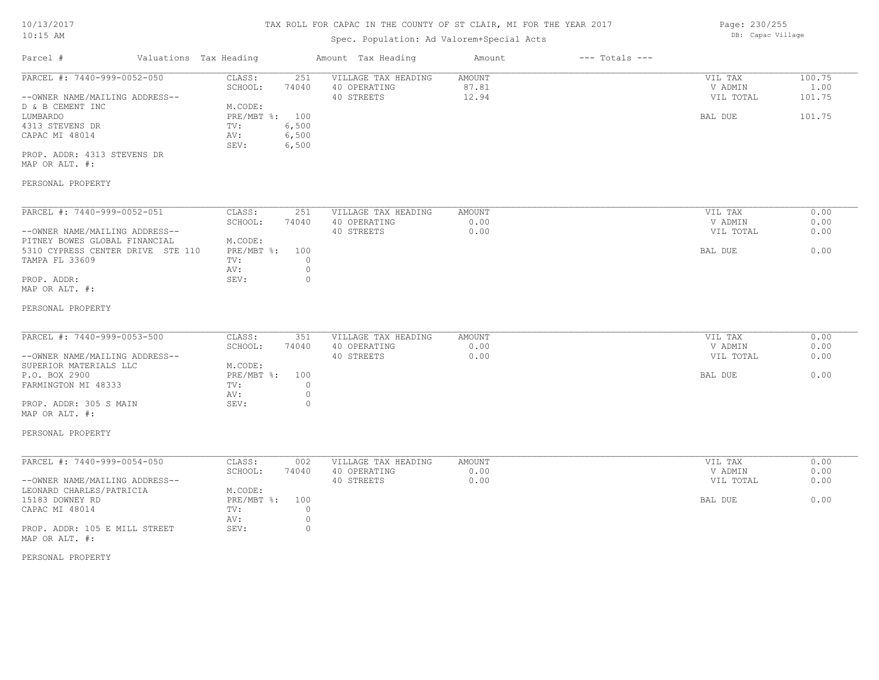TAX ROLL FOR CAPAC IN THE COUNTY OF ST CLAIR, MI FOR THE YEAR 2017

Spec. Population: Ad Valorem+Special Acts

DB: Capac Village

| Parcel # | Valuations | Tax Heading | Amount | Tax Heading | Amount | --- Totals --- | |
|---|---|---|---|---|---|---|---|
| PARCEL #: 7440-999-0052-050 | CLASS: | 251 | | VILLAGE TAX HEADING | AMOUNT | VIL TAX | 100.75 |
| | SCHOOL: | 74040 | | 40 OPERATING | 87.81 | V ADMIN | 1.00 |
| --OWNER NAME/MAILING ADDRESS-- | | | | 40 STREETS | 12.94 | VIL TOTAL | 101.75 |
| D & B CEMENT INC | M.CODE: | | | | | | |
| LUMBARDO | PRE/MBT %: | 100 | | | | BAL DUE | 101.75 |
| 4313 STEVENS DR | TV: | 6,500 | | | | | |
| CAPAC MI 48014 | AV: | 6,500 | | | | | |
| | SEV: | 6,500 | | | | | |
| PROP. ADDR: 4313 STEVENS DR | | | | | | | |
| MAP OR ALT. #: | | | | | | | |
| PERSONAL PROPERTY | | | | | | | |

| Parcel # | Valuations | Tax Heading | Amount | Tax Heading | Amount | --- Totals --- | |
|---|---|---|---|---|---|---|---|
| PARCEL #: 7440-999-0052-051 | CLASS: | 251 | | VILLAGE TAX HEADING | AMOUNT | VIL TAX | 0.00 |
| | SCHOOL: | 74040 | | 40 OPERATING | 0.00 | V ADMIN | 0.00 |
| --OWNER NAME/MAILING ADDRESS-- | | | | 40 STREETS | 0.00 | VIL TOTAL | 0.00 |
| PITNEY BOWES GLOBAL FINANCIAL | M.CODE: | | | | | | |
| 5310 CYPRESS CENTER DRIVE STE 110 | PRE/MBT %: | 100 | | | | BAL DUE | 0.00 |
| TAMPA FL 33609 | TV: | 0 | | | | | |
| | AV: | 0 | | | | | |
| PROP. ADDR: | SEV: | 0 | | | | | |
| MAP OR ALT. #: | | | | | | | |
| PERSONAL PROPERTY | | | | | | | |

| Parcel # | Valuations | Tax Heading | Amount | Tax Heading | Amount | --- Totals --- | |
|---|---|---|---|---|---|---|---|
| PARCEL #: 7440-999-0053-500 | CLASS: | 351 | | VILLAGE TAX HEADING | AMOUNT | VIL TAX | 0.00 |
| | SCHOOL: | 74040 | | 40 OPERATING | 0.00 | V ADMIN | 0.00 |
| --OWNER NAME/MAILING ADDRESS-- | | | | 40 STREETS | 0.00 | VIL TOTAL | 0.00 |
| SUPERIOR MATERIALS LLC | M.CODE: | | | | | | |
| P.O. BOX 2900 | PRE/MBT %: | 100 | | | | BAL DUE | 0.00 |
| FARMINGTON MI 48333 | TV: | 0 | | | | | |
| | AV: | 0 | | | | | |
| PROP. ADDR: 305 S MAIN | SEV: | 0 | | | | | |
| MAP OR ALT. #: | | | | | | | |
| PERSONAL PROPERTY | | | | | | | |

| Parcel # | Valuations | Tax Heading | Amount | Tax Heading | Amount | --- Totals --- | |
|---|---|---|---|---|---|---|---|
| PARCEL #: 7440-999-0054-050 | CLASS: | 002 | | VILLAGE TAX HEADING | AMOUNT | VIL TAX | 0.00 |
| | SCHOOL: | 74040 | | 40 OPERATING | 0.00 | V ADMIN | 0.00 |
| --OWNER NAME/MAILING ADDRESS-- | | | | 40 STREETS | 0.00 | VIL TOTAL | 0.00 |
| LEONARD CHARLES/PATRICIA | M.CODE: | | | | | | |
| 15183 DOWNEY RD | PRE/MBT %: | 100 | | | | BAL DUE | 0.00 |
| CAPAC MI 48014 | TV: | 0 | | | | | |
| | AV: | 0 | | | | | |
| PROP. ADDR: 105 E MILL STREET | SEV: | 0 | | | | | |
| MAP OR ALT. #: | | | | | | | |
| PERSONAL PROPERTY | | | | | | | |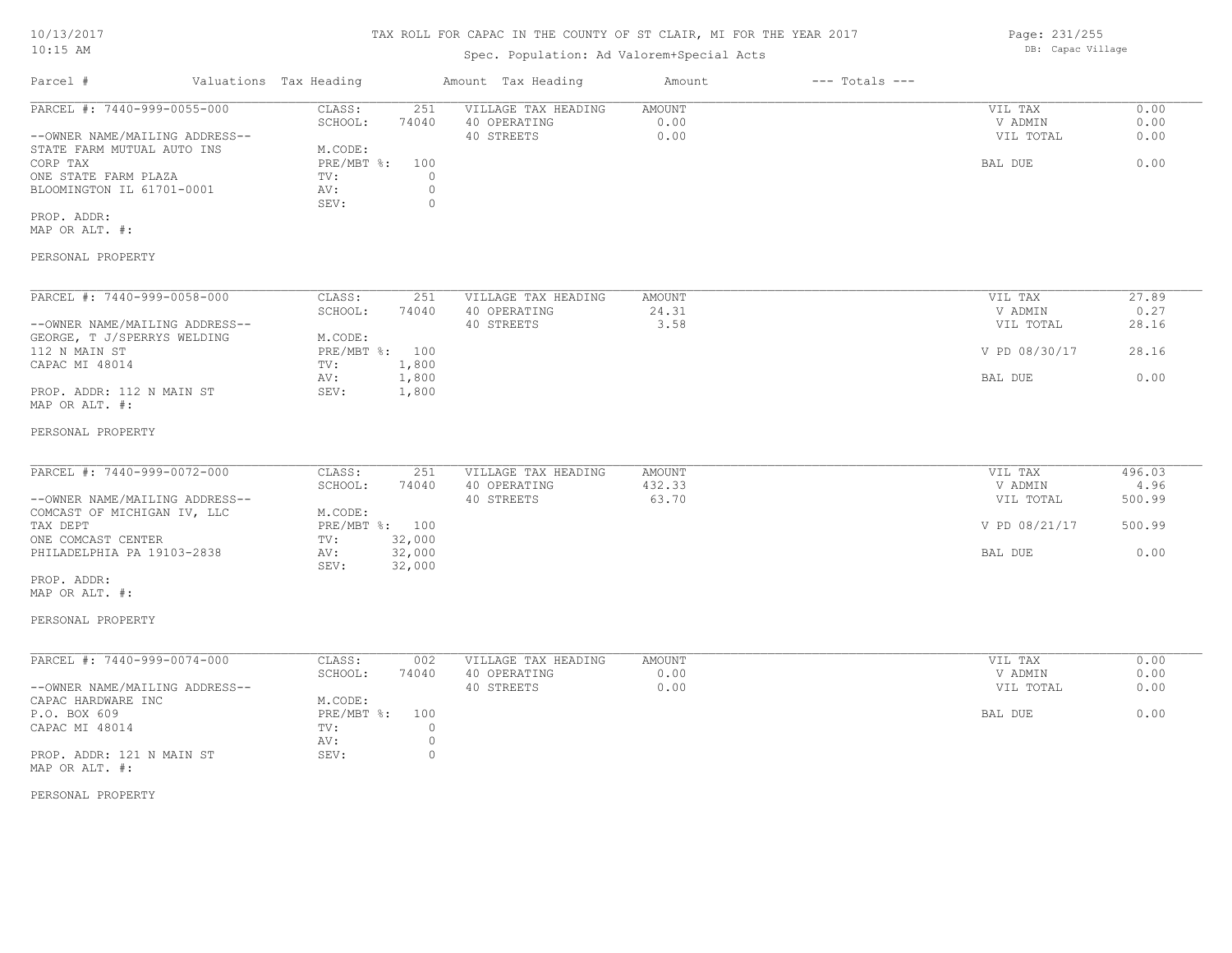# TAX ROLL FOR CAPAC IN THE COUNTY OF ST CLAIR, MI FOR THE YEAR 2017

Spec. Population: Ad Valorem+Special Acts

10/13/2017 10:15 AM

DB: Capac Village

| Parcel # | Valuations | Tax Heading | Amount | Tax Heading | Amount | --- Totals --- | |
|---|---|---|---|---|---|---|---|
| PARCEL #: 7440-999-0055-000 | CLASS: | 251 | VILLAGE TAX HEADING | AMOUNT | | VIL TAX | 0.00 |
| | SCHOOL: | 74040 | 40 OPERATING | 0.00 | | V ADMIN | 0.00 |
| --OWNER NAME/MAILING ADDRESS-- | | | 40 STREETS | 0.00 | | VIL TOTAL | 0.00 |
| STATE FARM MUTUAL AUTO INS | M.CODE: | | | | | | |
| CORP TAX | PRE/MBT %: | 100 | | | | BAL DUE | 0.00 |
| ONE STATE FARM PLAZA | TV: | 0 | | | | | |
| BLOOMINGTON IL 61701-0001 | AV: | 0 | | | | | |
| | SEV: | 0 | | | | | |
| PROP. ADDR: | | | | | | | |
| MAP OR ALT. #: | | | | | | | |
| PERSONAL PROPERTY | | | | | | | |

| Parcel # | Valuations | Tax Heading | Amount | Tax Heading | Amount | --- Totals --- | |
|---|---|---|---|---|---|---|---|
| PARCEL #: 7440-999-0058-000 | CLASS: | 251 | VILLAGE TAX HEADING | AMOUNT | | VIL TAX | 27.89 |
| | SCHOOL: | 74040 | 40 OPERATING | 24.31 | | V ADMIN | 0.27 |
| --OWNER NAME/MAILING ADDRESS-- | | | 40 STREETS | 3.58 | | VIL TOTAL | 28.16 |
| GEORGE, T J/SPERRYS WELDING | M.CODE: | | | | | | |
| 112 N MAIN ST | PRE/MBT %: | 100 | | | | V PD 08/30/17 | 28.16 |
| CAPAC MI 48014 | TV: | 1,800 | | | | | |
| | AV: | 1,800 | | | | BAL DUE | 0.00 |
| PROP. ADDR: 112 N MAIN ST | SEV: | 1,800 | | | | | |
| MAP OR ALT. #: | | | | | | | |
| PERSONAL PROPERTY | | | | | | | |

| Parcel # | Valuations | Tax Heading | Amount | Tax Heading | Amount | --- Totals --- | |
|---|---|---|---|---|---|---|---|
| PARCEL #: 7440-999-0072-000 | CLASS: | 251 | VILLAGE TAX HEADING | AMOUNT | | VIL TAX | 496.03 |
| | SCHOOL: | 74040 | 40 OPERATING | 432.33 | | V ADMIN | 4.96 |
| --OWNER NAME/MAILING ADDRESS-- | | | 40 STREETS | 63.70 | | VIL TOTAL | 500.99 |
| COMCAST OF MICHIGAN IV, LLC | M.CODE: | | | | | | |
| TAX DEPT | PRE/MBT %: | 100 | | | | V PD 08/21/17 | 500.99 |
| ONE COMCAST CENTER | TV: | 32,000 | | | | | |
| PHILADELPHIA PA 19103-2838 | AV: | 32,000 | | | | BAL DUE | 0.00 |
| | SEV: | 32,000 | | | | | |
| PROP. ADDR: | | | | | | | |
| MAP OR ALT. #: | | | | | | | |
| PERSONAL PROPERTY | | | | | | | |

| Parcel # | Valuations | Tax Heading | Amount | Tax Heading | Amount | --- Totals --- | |
|---|---|---|---|---|---|---|---|
| PARCEL #: 7440-999-0074-000 | CLASS: | 002 | VILLAGE TAX HEADING | AMOUNT | | VIL TAX | 0.00 |
| | SCHOOL: | 74040 | 40 OPERATING | 0.00 | | V ADMIN | 0.00 |
| --OWNER NAME/MAILING ADDRESS-- | | | 40 STREETS | 0.00 | | VIL TOTAL | 0.00 |
| CAPAC HARDWARE INC | M.CODE: | | | | | | |
| P.O. BOX 609 | PRE/MBT %: | 100 | | | | BAL DUE | 0.00 |
| CAPAC MI 48014 | TV: | 0 | | | | | |
| | AV: | 0 | | | | | |
| PROP. ADDR: 121 N MAIN ST | SEV: | 0 | | | | | |
| MAP OR ALT. #: | | | | | | | |
| PERSONAL PROPERTY | | | | | | | |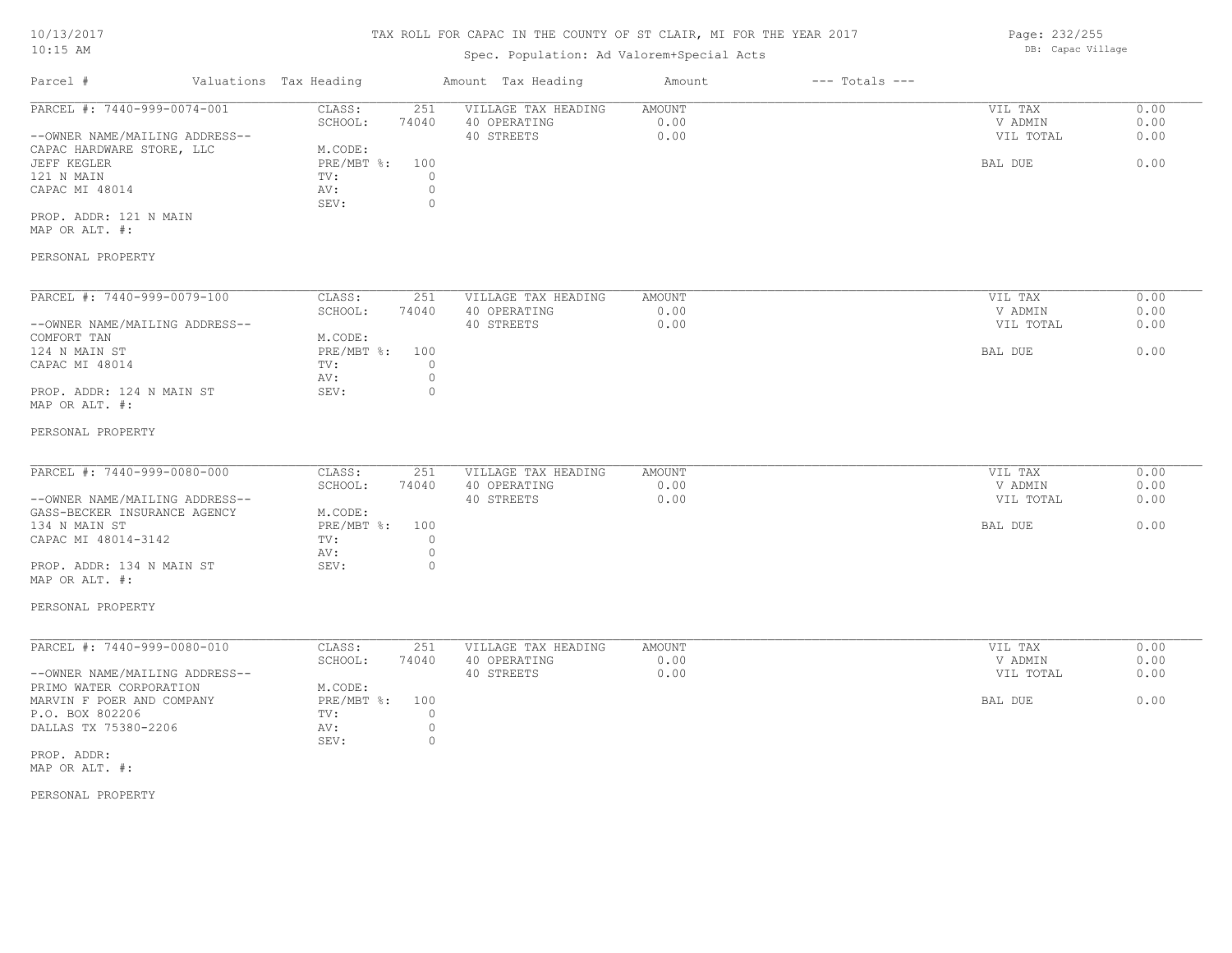# TAX ROLL FOR CAPAC IN THE COUNTY OF ST CLAIR, MI FOR THE YEAR 2017

Spec. Population: Ad Valorem+Special Acts

DB: Capac Village

10/13/2017
10:15 AM

| Parcel # | Valuations | Tax Heading | Amount | Tax Heading | Amount | --- Totals --- | |
|---|---|---|---|---|---|---|---|
| PARCEL #: 7440-999-0074-001 | CLASS: | 251 | VILLAGE TAX HEADING | AMOUNT | | VIL TAX | 0.00 |
| | SCHOOL: | 74040 | 40 OPERATING | 0.00 | | V ADMIN | 0.00 |
| --OWNER NAME/MAILING ADDRESS-- | | | 40 STREETS | 0.00 | | VIL TOTAL | 0.00 |
| CAPAC HARDWARE STORE, LLC | M.CODE: | | | | | | |
| JEFF KEGLER | PRE/MBT %: | 100 | | | | BAL DUE | 0.00 |
| 121 N MAIN | TV: | 0 | | | | | |
| CAPAC MI 48014 | AV: | 0 | | | | | |
| | SEV: | 0 | | | | | |
| PROP. ADDR: 121 N MAIN | | | | | | | |
| MAP OR ALT. #: | | | | | | | |
| PERSONAL PROPERTY | | | | | | | |

| Parcel # | Valuations | Tax Heading | Amount | Tax Heading | Amount | --- Totals --- | |
|---|---|---|---|---|---|---|---|
| PARCEL #: 7440-999-0079-100 | CLASS: | 251 | VILLAGE TAX HEADING | AMOUNT | | VIL TAX | 0.00 |
| | SCHOOL: | 74040 | 40 OPERATING | 0.00 | | V ADMIN | 0.00 |
| --OWNER NAME/MAILING ADDRESS-- | | | 40 STREETS | 0.00 | | VIL TOTAL | 0.00 |
| COMFORT TAN | M.CODE: | | | | | | |
| 124 N MAIN ST | PRE/MBT %: | 100 | | | | BAL DUE | 0.00 |
| CAPAC MI 48014 | TV: | 0 | | | | | |
| | AV: | 0 | | | | | |
| PROP. ADDR: 124 N MAIN ST | SEV: | 0 | | | | | |
| MAP OR ALT. #: | | | | | | | |
| PERSONAL PROPERTY | | | | | | | |

| Parcel # | Valuations | Tax Heading | Amount | Tax Heading | Amount | --- Totals --- | |
|---|---|---|---|---|---|---|---|
| PARCEL #: 7440-999-0080-000 | CLASS: | 251 | VILLAGE TAX HEADING | AMOUNT | | VIL TAX | 0.00 |
| | SCHOOL: | 74040 | 40 OPERATING | 0.00 | | V ADMIN | 0.00 |
| --OWNER NAME/MAILING ADDRESS-- | | | 40 STREETS | 0.00 | | VIL TOTAL | 0.00 |
| GASS-BECKER INSURANCE AGENCY | M.CODE: | | | | | | |
| 134 N MAIN ST | PRE/MBT %: | 100 | | | | BAL DUE | 0.00 |
| CAPAC MI 48014-3142 | TV: | 0 | | | | | |
| | AV: | 0 | | | | | |
| PROP. ADDR: 134 N MAIN ST | SEV: | 0 | | | | | |
| MAP OR ALT. #: | | | | | | | |
| PERSONAL PROPERTY | | | | | | | |

| Parcel # | Valuations | Tax Heading | Amount | Tax Heading | Amount | --- Totals --- | |
|---|---|---|---|---|---|---|---|
| PARCEL #: 7440-999-0080-010 | CLASS: | 251 | VILLAGE TAX HEADING | AMOUNT | | VIL TAX | 0.00 |
| | SCHOOL: | 74040 | 40 OPERATING | 0.00 | | V ADMIN | 0.00 |
| --OWNER NAME/MAILING ADDRESS-- | | | 40 STREETS | 0.00 | | VIL TOTAL | 0.00 |
| PRIMO WATER CORPORATION | M.CODE: | | | | | | |
| MARVIN F POER AND COMPANY | PRE/MBT %: | 100 | | | | BAL DUE | 0.00 |
| P.O. BOX 802206 | TV: | 0 | | | | | |
| DALLAS TX 75380-2206 | AV: | 0 | | | | | |
| | SEV: | 0 | | | | | |
| PROP. ADDR: | | | | | | | |
| MAP OR ALT. #: | | | | | | | |
| PERSONAL PROPERTY | | | | | | | |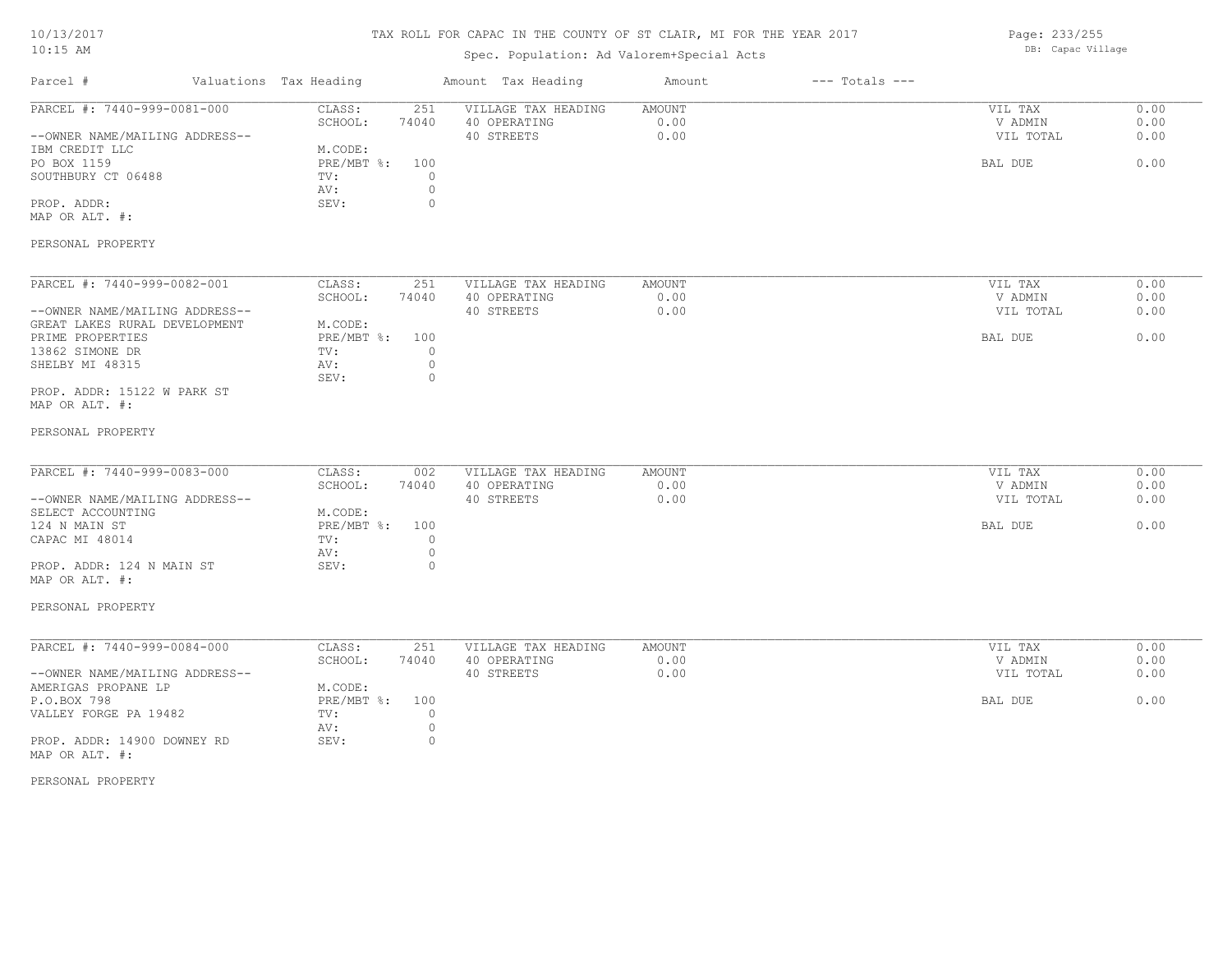TAX ROLL FOR CAPAC IN THE COUNTY OF ST CLAIR, MI FOR THE YEAR 2017

Spec. Population: Ad Valorem+Special Acts

DB: Capac Village

| Parcel # | Valuations | Tax Heading | Amount | Tax Heading | Amount | --- Totals --- | |
|---|---|---|---|---|---|---|---|
| PARCEL #: 7440-999-0081-000 | CLASS: | 251 | | VILLAGE TAX HEADING | AMOUNT | VIL TAX | 0.00 |
| | SCHOOL: | 74040 | | 40 OPERATING | 0.00 | V ADMIN | 0.00 |
| --OWNER NAME/MAILING ADDRESS-- | | | | 40 STREETS | 0.00 | VIL TOTAL | 0.00 |
| IBM CREDIT LLC | M.CODE: | | | | | | |
| PO BOX 1159 | PRE/MBT %: | 100 | | | | BAL DUE | 0.00 |
| SOUTHBURY CT 06488 | TV: | 0 | | | | | |
| | AV: | 0 | | | | | |
| PROP. ADDR: | SEV: | 0 | | | | | |
| MAP OR ALT. #: | | | | | | | |
| PERSONAL PROPERTY | | | | | | | |

| Parcel # | Valuations | Tax Heading | Amount | Tax Heading | Amount | --- Totals --- | |
|---|---|---|---|---|---|---|---|
| PARCEL #: 7440-999-0082-001 | CLASS: | 251 | | VILLAGE TAX HEADING | AMOUNT | VIL TAX | 0.00 |
| | SCHOOL: | 74040 | | 40 OPERATING | 0.00 | V ADMIN | 0.00 |
| --OWNER NAME/MAILING ADDRESS-- | | | | 40 STREETS | 0.00 | VIL TOTAL | 0.00 |
| GREAT LAKES RURAL DEVELOPMENT | M.CODE: | | | | | | |
| PRIME PROPERTIES | PRE/MBT %: | 100 | | | | BAL DUE | 0.00 |
| 13862 SIMONE DR | TV: | 0 | | | | | |
| SHELBY MI 48315 | AV: | 0 | | | | | |
| | SEV: | 0 | | | | | |
| PROP. ADDR: 15122 W PARK ST | | | | | | | |
| MAP OR ALT. #: | | | | | | | |
| PERSONAL PROPERTY | | | | | | | |

| Parcel # | Valuations | Tax Heading | Amount | Tax Heading | Amount | --- Totals --- | |
|---|---|---|---|---|---|---|---|
| PARCEL #: 7440-999-0083-000 | CLASS: | 002 | | VILLAGE TAX HEADING | AMOUNT | VIL TAX | 0.00 |
| | SCHOOL: | 74040 | | 40 OPERATING | 0.00 | V ADMIN | 0.00 |
| --OWNER NAME/MAILING ADDRESS-- | | | | 40 STREETS | 0.00 | VIL TOTAL | 0.00 |
| SELECT ACCOUNTING | M.CODE: | | | | | | |
| 124 N MAIN ST | PRE/MBT %: | 100 | | | | BAL DUE | 0.00 |
| CAPAC MI 48014 | TV: | 0 | | | | | |
| | AV: | 0 | | | | | |
| PROP. ADDR: 124 N MAIN ST | SEV: | 0 | | | | | |
| MAP OR ALT. #: | | | | | | | |
| PERSONAL PROPERTY | | | | | | | |

| Parcel # | Valuations | Tax Heading | Amount | Tax Heading | Amount | --- Totals --- | |
|---|---|---|---|---|---|---|---|
| PARCEL #: 7440-999-0084-000 | CLASS: | 251 | | VILLAGE TAX HEADING | AMOUNT | VIL TAX | 0.00 |
| | SCHOOL: | 74040 | | 40 OPERATING | 0.00 | V ADMIN | 0.00 |
| --OWNER NAME/MAILING ADDRESS-- | | | | 40 STREETS | 0.00 | VIL TOTAL | 0.00 |
| AMERIGAS PROPANE LP | M.CODE: | | | | | | |
| P.O.BOX 798 | PRE/MBT %: | 100 | | | | BAL DUE | 0.00 |
| VALLEY FORGE PA 19482 | TV: | 0 | | | | | |
| | AV: | 0 | | | | | |
| PROP. ADDR: 14900 DOWNEY RD | SEV: | 0 | | | | | |
| MAP OR ALT. #: | | | | | | | |
| PERSONAL PROPERTY | | | | | | | |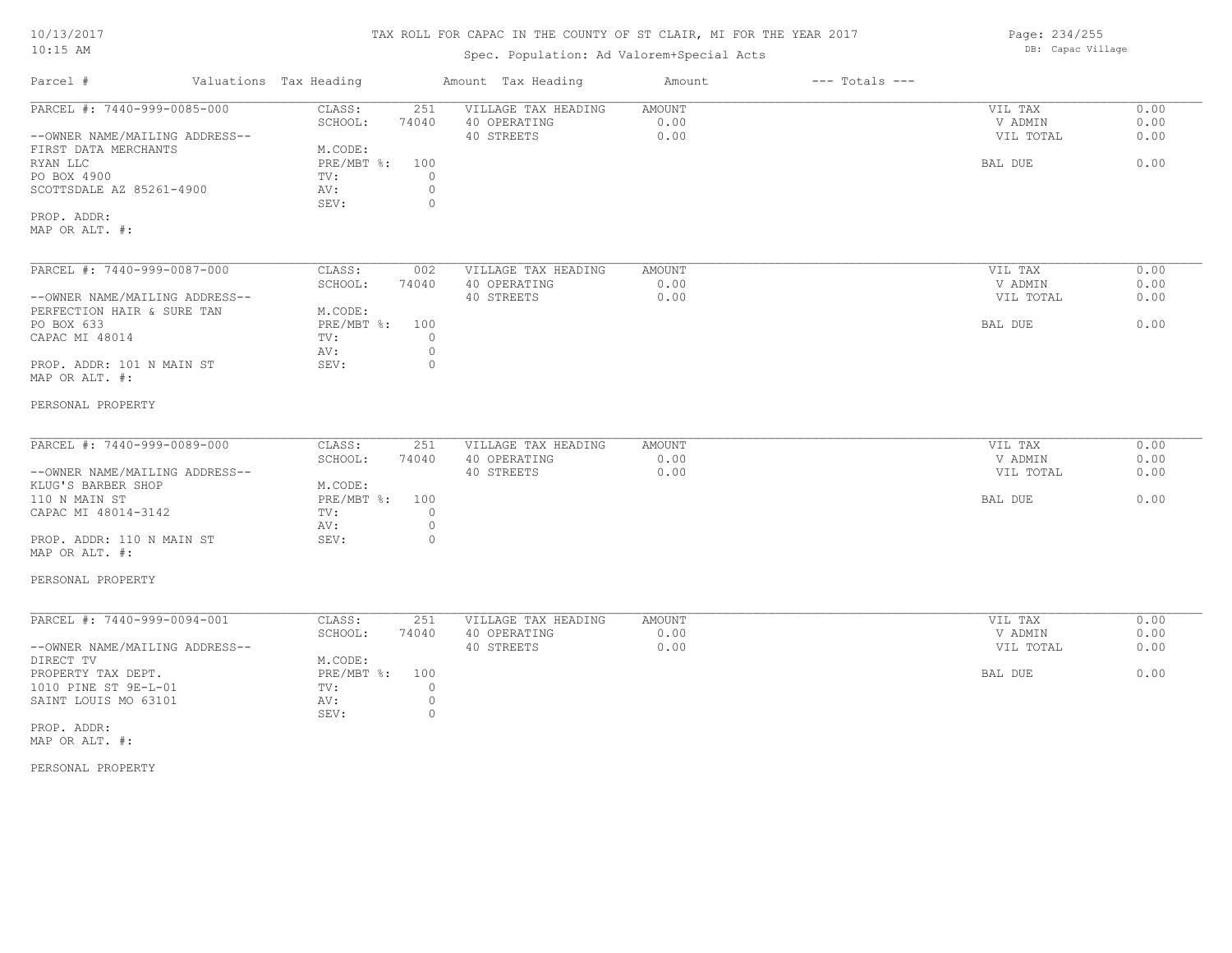# TAX ROLL FOR CAPAC IN THE COUNTY OF ST CLAIR, MI FOR THE YEAR 2017

10/13/2017
10:15 AM

Spec. Population: Ad Valorem+Special Acts

DB: Capac Village

| Parcel # | Valuations | Tax Heading | Amount | Tax Heading | Amount | --- Totals --- | |
|---|---|---|---|---|---|---|---|

---

**PARCEL #: 7440-999-0085-000**

--OWNER NAME/MAILING ADDRESS--
FIRST DATA MERCHANTS
RYAN LLC
PO BOX 4900
SCOTTSDALE AZ 85261-4900

PROP. ADDR:
MAP OR ALT. #:

| | | | | | |
|---|---|---|---|---|---|
| CLASS: | 251 | VILLAGE TAX HEADING | AMOUNT | VIL TAX | 0.00 |
| SCHOOL: | 74040 | 40 OPERATING | 0.00 | V ADMIN | 0.00 |
| M.CODE: | | 40 STREETS | 0.00 | VIL TOTAL | 0.00 |
| PRE/MBT %: | 100 | | | BAL DUE | 0.00 |
| TV: | 0 | | | | |
| AV: | 0 | | | | |
| SEV: | 0 | | | | |

---

**PARCEL #: 7440-999-0087-000**

--OWNER NAME/MAILING ADDRESS--
PERFECTION HAIR & SURE TAN
PO BOX 633
CAPAC MI 48014

PROP. ADDR: 101 N MAIN ST
MAP OR ALT. #:

PERSONAL PROPERTY

| | | | | | |
|---|---|---|---|---|---|
| CLASS: | 002 | VILLAGE TAX HEADING | AMOUNT | VIL TAX | 0.00 |
| SCHOOL: | 74040 | 40 OPERATING | 0.00 | V ADMIN | 0.00 |
| M.CODE: | | 40 STREETS | 0.00 | VIL TOTAL | 0.00 |
| PRE/MBT %: | 100 | | | BAL DUE | 0.00 |
| TV: | 0 | | | | |
| AV: | 0 | | | | |
| SEV: | 0 | | | | |

---

**PARCEL #: 7440-999-0089-000**

--OWNER NAME/MAILING ADDRESS--
KLUG'S BARBER SHOP
110 N MAIN ST
CAPAC MI 48014-3142

PROP. ADDR: 110 N MAIN ST
MAP OR ALT. #:

PERSONAL PROPERTY

| | | | | | |
|---|---|---|---|---|---|
| CLASS: | 251 | VILLAGE TAX HEADING | AMOUNT | VIL TAX | 0.00 |
| SCHOOL: | 74040 | 40 OPERATING | 0.00 | V ADMIN | 0.00 |
| M.CODE: | | 40 STREETS | 0.00 | VIL TOTAL | 0.00 |
| PRE/MBT %: | 100 | | | BAL DUE | 0.00 |
| TV: | 0 | | | | |
| AV: | 0 | | | | |
| SEV: | 0 | | | | |

---

**PARCEL #: 7440-999-0094-001**

--OWNER NAME/MAILING ADDRESS--
DIRECT TV
PROPERTY TAX DEPT.
1010 PINE ST 9E-L-01
SAINT LOUIS MO 63101

PROP. ADDR:
MAP OR ALT. #:

PERSONAL PROPERTY

| | | | | | |
|---|---|---|---|---|---|
| CLASS: | 251 | VILLAGE TAX HEADING | AMOUNT | VIL TAX | 0.00 |
| SCHOOL: | 74040 | 40 OPERATING | 0.00 | V ADMIN | 0.00 |
| M.CODE: | | 40 STREETS | 0.00 | VIL TOTAL | 0.00 |
| PRE/MBT %: | 100 | | | BAL DUE | 0.00 |
| TV: | 0 | | | | |
| AV: | 0 | | | | |
| SEV: | 0 | | | | |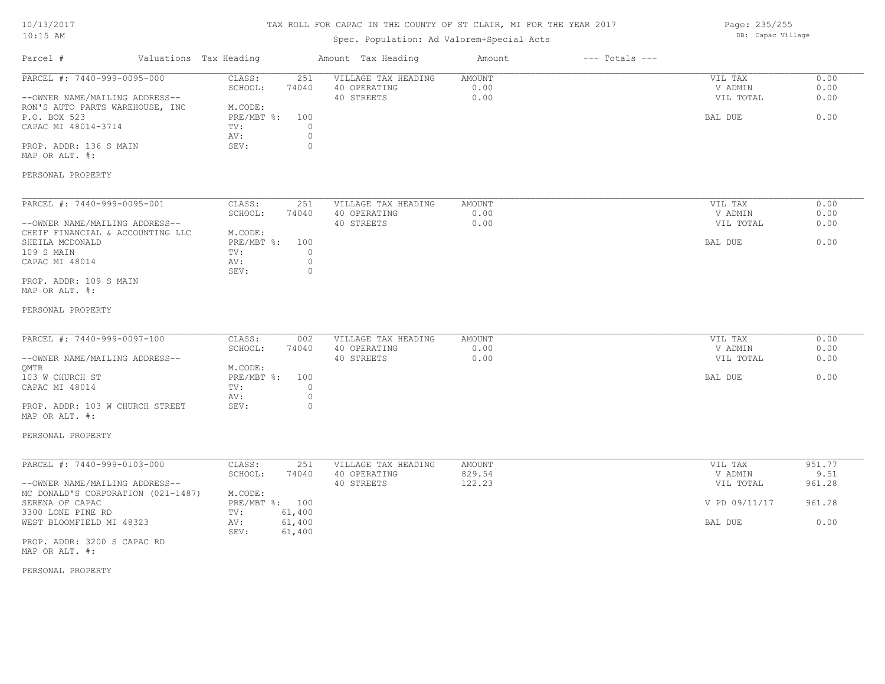# TAX ROLL FOR CAPAC IN THE COUNTY OF ST CLAIR, MI FOR THE YEAR 2017

Spec. Population: Ad Valorem+Special Acts

DB: Capac Village

| Parcel # | Valuations Tax Heading | | Amount Tax Heading | Amount | --- Totals --- | |
|---|---|---|---|---|---|---|

---

**PARCEL #: 7440-999-0095-000**

| | | | | | | |
|---|---|---|---|---|---|---|
| PARCEL #: 7440-999-0095-000 | CLASS: | 251 | VILLAGE TAX HEADING | AMOUNT | VIL TAX | 0.00 |
| | SCHOOL: | 74040 | 40 OPERATING | 0.00 | V ADMIN | 0.00 |
| --OWNER NAME/MAILING ADDRESS-- | | | 40 STREETS | 0.00 | VIL TOTAL | 0.00 |
| RON'S AUTO PARTS WAREHOUSE, INC | M.CODE: | | | | | |
| P.O. BOX 523 | PRE/MBT %: | 100 | | | BAL DUE | 0.00 |
| CAPAC MI 48014-3714 | TV: | 0 | | | | |
| | AV: | 0 | | | | |
| PROP. ADDR: 136 S MAIN | SEV: | 0 | | | | |
| MAP OR ALT. #: | | | | | | |

PERSONAL PROPERTY

---

**PARCEL #: 7440-999-0095-001**

| | | | | | | |
|---|---|---|---|---|---|---|
| PARCEL #: 7440-999-0095-001 | CLASS: | 251 | VILLAGE TAX HEADING | AMOUNT | VIL TAX | 0.00 |
| | SCHOOL: | 74040 | 40 OPERATING | 0.00 | V ADMIN | 0.00 |
| --OWNER NAME/MAILING ADDRESS-- | | | 40 STREETS | 0.00 | VIL TOTAL | 0.00 |
| CHEIF FINANCIAL & ACCOUNTING LLC | M.CODE: | | | | | |
| SHEILA MCDONALD | PRE/MBT %: | 100 | | | BAL DUE | 0.00 |
| 109 S MAIN | TV: | 0 | | | | |
| CAPAC MI 48014 | AV: | 0 | | | | |
| | SEV: | 0 | | | | |
| PROP. ADDR: 109 S MAIN | | | | | | |
| MAP OR ALT. #: | | | | | | |

PERSONAL PROPERTY

---

**PARCEL #: 7440-999-0097-100**

| | | | | | | |
|---|---|---|---|---|---|---|
| PARCEL #: 7440-999-0097-100 | CLASS: | 002 | VILLAGE TAX HEADING | AMOUNT | VIL TAX | 0.00 |
| | SCHOOL: | 74040 | 40 OPERATING | 0.00 | V ADMIN | 0.00 |
| --OWNER NAME/MAILING ADDRESS-- | | | 40 STREETS | 0.00 | VIL TOTAL | 0.00 |
| QMTR | M.CODE: | | | | | |
| 103 W CHURCH ST | PRE/MBT %: | 100 | | | BAL DUE | 0.00 |
| CAPAC MI 48014 | TV: | 0 | | | | |
| | AV: | 0 | | | | |
| PROP. ADDR: 103 W CHURCH STREET | SEV: | 0 | | | | |
| MAP OR ALT. #: | | | | | | |

PERSONAL PROPERTY

---

**PARCEL #: 7440-999-0103-000**

| | | | | | | |
|---|---|---|---|---|---|---|
| PARCEL #: 7440-999-0103-000 | CLASS: | 251 | VILLAGE TAX HEADING | AMOUNT | VIL TAX | 951.77 |
| | SCHOOL: | 74040 | 40 OPERATING | 829.54 | V ADMIN | 9.51 |
| --OWNER NAME/MAILING ADDRESS-- | | | 40 STREETS | 122.23 | VIL TOTAL | 961.28 |
| MC DONALD'S CORPORATION (021-1487) | M.CODE: | | | | | |
| SERENA OF CAPAC | PRE/MBT %: | 100 | | | V PD 09/11/17 | 961.28 |
| 3300 LONE PINE RD | TV: | 61,400 | | | | |
| WEST BLOOMFIELD MI 48323 | AV: | 61,400 | | | BAL DUE | 0.00 |
| | SEV: | 61,400 | | | | |
| PROP. ADDR: 3200 S CAPAC RD | | | | | | |
| MAP OR ALT. #: | | | | | | |

PERSONAL PROPERTY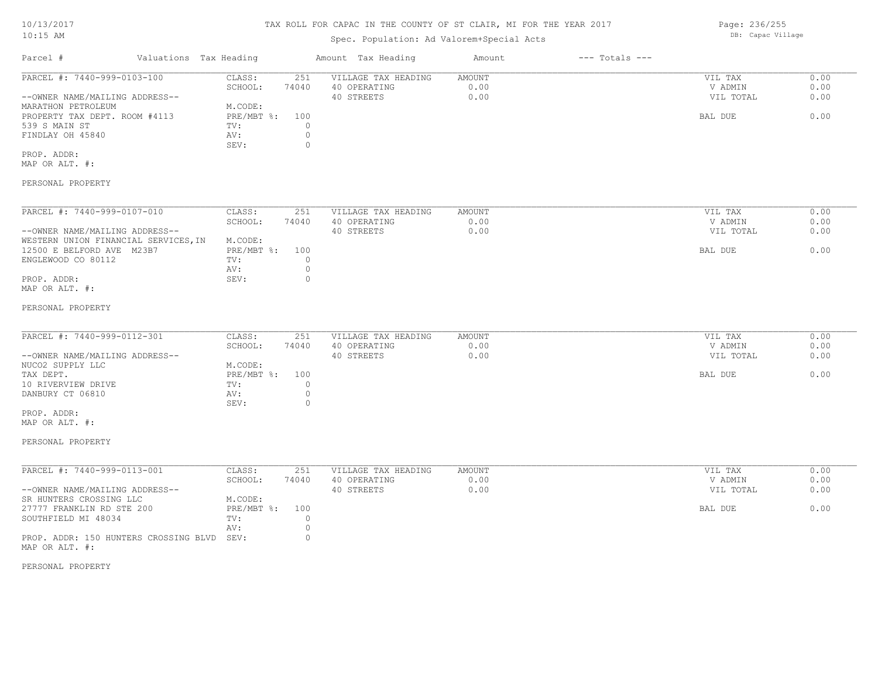# TAX ROLL FOR CAPAC IN THE COUNTY OF ST CLAIR, MI FOR THE YEAR 2017

Spec. Population: Ad Valorem+Special Acts

| Parcel # | Valuations | Tax Heading | Amount | Tax Heading | Amount | --- Totals --- | |
|---|---|---|---|---|---|---|---|
| PARCEL #: 7440-999-0103-100 | CLASS: | 251 | VILLAGE TAX HEADING | AMOUNT | | VIL TAX | 0.00 |
| | SCHOOL: | 74040 | 40 OPERATING | 0.00 | | V ADMIN | 0.00 |
| --OWNER NAME/MAILING ADDRESS-- | | | 40 STREETS | 0.00 | | VIL TOTAL | 0.00 |
| MARATHON PETROLEUM | M.CODE: | | | | | | |
| PROPERTY TAX DEPT. ROOM #4113 | PRE/MBT %: | 100 | | | | BAL DUE | 0.00 |
| 539 S MAIN ST | TV: | 0 | | | | | |
| FINDLAY OH 45840 | AV: | 0 | | | | | |
| | SEV: | 0 | | | | | |
| PROP. ADDR: | | | | | | | |
| MAP OR ALT. #: | | | | | | | |
| PERSONAL PROPERTY | | | | | | | |

| Parcel # | Valuations | Tax Heading | Amount | Tax Heading | Amount | --- Totals --- | |
|---|---|---|---|---|---|---|---|
| PARCEL #: 7440-999-0107-010 | CLASS: | 251 | VILLAGE TAX HEADING | AMOUNT | | VIL TAX | 0.00 |
| | SCHOOL: | 74040 | 40 OPERATING | 0.00 | | V ADMIN | 0.00 |
| --OWNER NAME/MAILING ADDRESS-- | | | 40 STREETS | 0.00 | | VIL TOTAL | 0.00 |
| WESTERN UNION FINANCIAL SERVICES,IN | M.CODE: | | | | | | |
| 12500 E BELFORD AVE M23B7 | PRE/MBT %: | 100 | | | | BAL DUE | 0.00 |
| ENGLEWOOD CO 80112 | TV: | 0 | | | | | |
| | AV: | 0 | | | | | |
| PROP. ADDR: | SEV: | 0 | | | | | |
| MAP OR ALT. #: | | | | | | | |
| PERSONAL PROPERTY | | | | | | | |

| Parcel # | Valuations | Tax Heading | Amount | Tax Heading | Amount | --- Totals --- | |
|---|---|---|---|---|---|---|---|
| PARCEL #: 7440-999-0112-301 | CLASS: | 251 | VILLAGE TAX HEADING | AMOUNT | | VIL TAX | 0.00 |
| | SCHOOL: | 74040 | 40 OPERATING | 0.00 | | V ADMIN | 0.00 |
| --OWNER NAME/MAILING ADDRESS-- | | | 40 STREETS | 0.00 | | VIL TOTAL | 0.00 |
| NUCO2 SUPPLY LLC | M.CODE: | | | | | | |
| TAX DEPT. | PRE/MBT %: | 100 | | | | BAL DUE | 0.00 |
| 10 RIVERVIEW DRIVE | TV: | 0 | | | | | |
| DANBURY CT 06810 | AV: | 0 | | | | | |
| | SEV: | 0 | | | | | |
| PROP. ADDR: | | | | | | | |
| MAP OR ALT. #: | | | | | | | |
| PERSONAL PROPERTY | | | | | | | |

| Parcel # | Valuations | Tax Heading | Amount | Tax Heading | Amount | --- Totals --- | |
|---|---|---|---|---|---|---|---|
| PARCEL #: 7440-999-0113-001 | CLASS: | 251 | VILLAGE TAX HEADING | AMOUNT | | VIL TAX | 0.00 |
| | SCHOOL: | 74040 | 40 OPERATING | 0.00 | | V ADMIN | 0.00 |
| --OWNER NAME/MAILING ADDRESS-- | | | 40 STREETS | 0.00 | | VIL TOTAL | 0.00 |
| SR HUNTERS CROSSING LLC | M.CODE: | | | | | | |
| 27777 FRANKLIN RD STE 200 | PRE/MBT %: | 100 | | | | BAL DUE | 0.00 |
| SOUTHFIELD MI 48034 | TV: | 0 | | | | | |
| | AV: | 0 | | | | | |
| PROP. ADDR: 150 HUNTERS CROSSING BLVD | SEV: | 0 | | | | | |
| MAP OR ALT. #: | | | | | | | |
| PERSONAL PROPERTY | | | | | | | |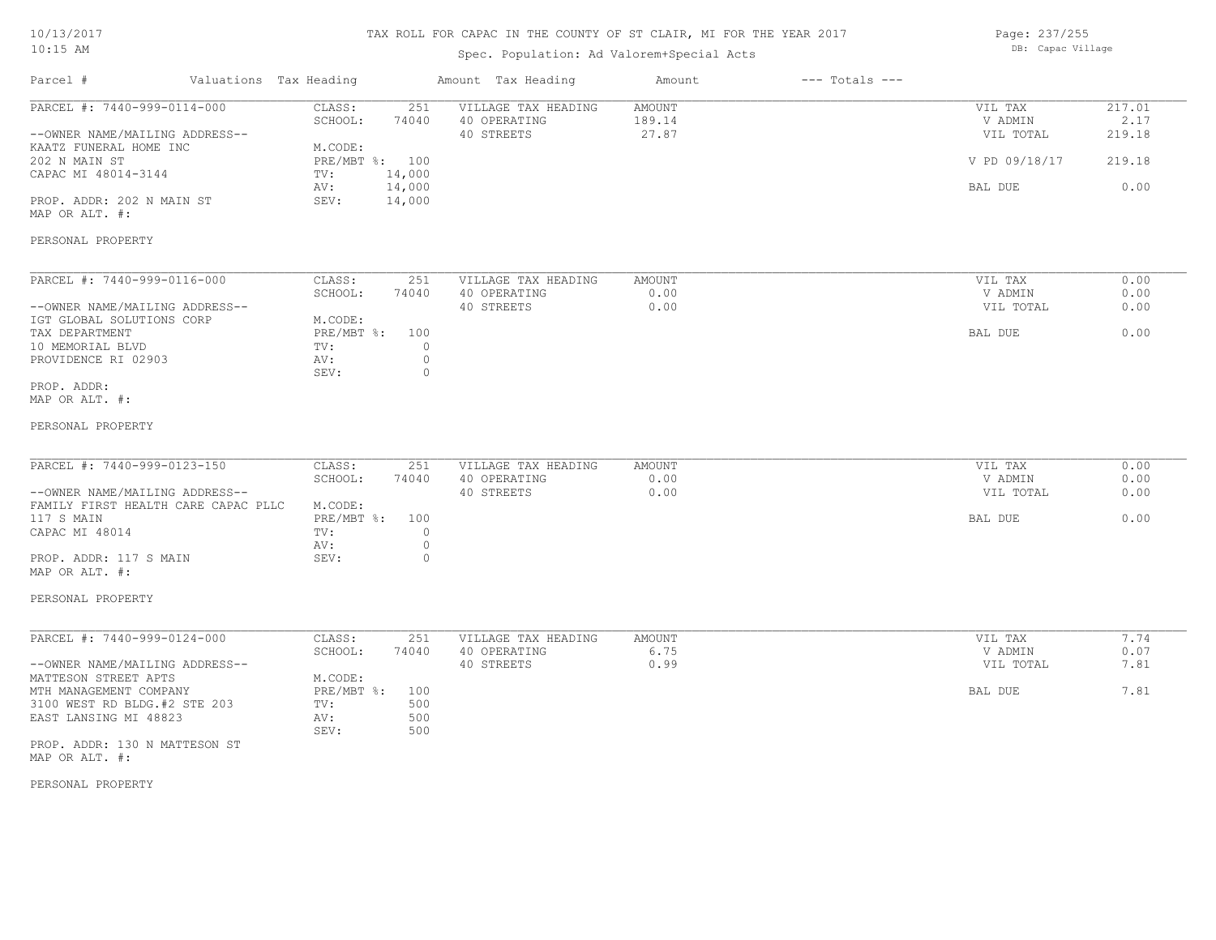# TAX ROLL FOR CAPAC IN THE COUNTY OF ST CLAIR, MI FOR THE YEAR 2017

Spec. Population: Ad Valorem+Special Acts

DB: Capac Village

| Parcel # | Valuations | Tax Heading | Amount | Tax Heading | Amount | --- Totals --- | |
|---|---|---|---|---|---|---|---|
| PARCEL #: 7440-999-0114-000 | CLASS: | 251 | VILLAGE TAX HEADING | AMOUNT | | VIL TAX | 217.01 |
| | SCHOOL: | 74040 | 40 OPERATING | 189.14 | | V ADMIN | 2.17 |
| --OWNER NAME/MAILING ADDRESS-- | | | 40 STREETS | 27.87 | | VIL TOTAL | 219.18 |
| KAATZ FUNERAL HOME INC | M.CODE: | | | | | | |
| 202 N MAIN ST | PRE/MBT %: | 100 | | | | V PD 09/18/17 | 219.18 |
| CAPAC MI 48014-3144 | TV: | 14,000 | | | | | |
| | AV: | 14,000 | | | | BAL DUE | 0.00 |
| PROP. ADDR: 202 N MAIN ST | SEV: | 14,000 | | | | | |
| MAP OR ALT. #: | | | | | | | |
| PERSONAL PROPERTY | | | | | | | |

| Parcel # | Valuations | Tax Heading | Amount | Tax Heading | Amount | --- Totals --- | |
|---|---|---|---|---|---|---|---|
| PARCEL #: 7440-999-0116-000 | CLASS: | 251 | VILLAGE TAX HEADING | AMOUNT | | VIL TAX | 0.00 |
| | SCHOOL: | 74040 | 40 OPERATING | 0.00 | | V ADMIN | 0.00 |
| --OWNER NAME/MAILING ADDRESS-- | | | 40 STREETS | 0.00 | | VIL TOTAL | 0.00 |
| IGT GLOBAL SOLUTIONS CORP | M.CODE: | | | | | | |
| TAX DEPARTMENT | PRE/MBT %: | 100 | | | | BAL DUE | 0.00 |
| 10 MEMORIAL BLVD | TV: | 0 | | | | | |
| PROVIDENCE RI 02903 | AV: | 0 | | | | | |
| | SEV: | 0 | | | | | |
| PROP. ADDR: | | | | | | | |
| MAP OR ALT. #: | | | | | | | |
| PERSONAL PROPERTY | | | | | | | |

| Parcel # | Valuations | Tax Heading | Amount | Tax Heading | Amount | --- Totals --- | |
|---|---|---|---|---|---|---|---|
| PARCEL #: 7440-999-0123-150 | CLASS: | 251 | VILLAGE TAX HEADING | AMOUNT | | VIL TAX | 0.00 |
| | SCHOOL: | 74040 | 40 OPERATING | 0.00 | | V ADMIN | 0.00 |
| --OWNER NAME/MAILING ADDRESS-- | | | 40 STREETS | 0.00 | | VIL TOTAL | 0.00 |
| FAMILY FIRST HEALTH CARE CAPAC PLLC | M.CODE: | | | | | | |
| 117 S MAIN | PRE/MBT %: | 100 | | | | BAL DUE | 0.00 |
| CAPAC MI 48014 | TV: | 0 | | | | | |
| | AV: | 0 | | | | | |
| PROP. ADDR: 117 S MAIN | SEV: | 0 | | | | | |
| MAP OR ALT. #: | | | | | | | |
| PERSONAL PROPERTY | | | | | | | |

| Parcel # | Valuations | Tax Heading | Amount | Tax Heading | Amount | --- Totals --- | |
|---|---|---|---|---|---|---|---|
| PARCEL #: 7440-999-0124-000 | CLASS: | 251 | VILLAGE TAX HEADING | AMOUNT | | VIL TAX | 7.74 |
| | SCHOOL: | 74040 | 40 OPERATING | 6.75 | | V ADMIN | 0.07 |
| --OWNER NAME/MAILING ADDRESS-- | | | 40 STREETS | 0.99 | | VIL TOTAL | 7.81 |
| MATTESON STREET APTS | M.CODE: | | | | | | |
| MTH MANAGEMENT COMPANY | PRE/MBT %: | 100 | | | | BAL DUE | 7.81 |
| 3100 WEST RD BLDG.#2 STE 203 | TV: | 500 | | | | | |
| EAST LANSING MI 48823 | AV: | 500 | | | | | |
| | SEV: | 500 | | | | | |
| PROP. ADDR: 130 N MATTESON ST | | | | | | | |
| MAP OR ALT. #: | | | | | | | |
| PERSONAL PROPERTY | | | | | | | |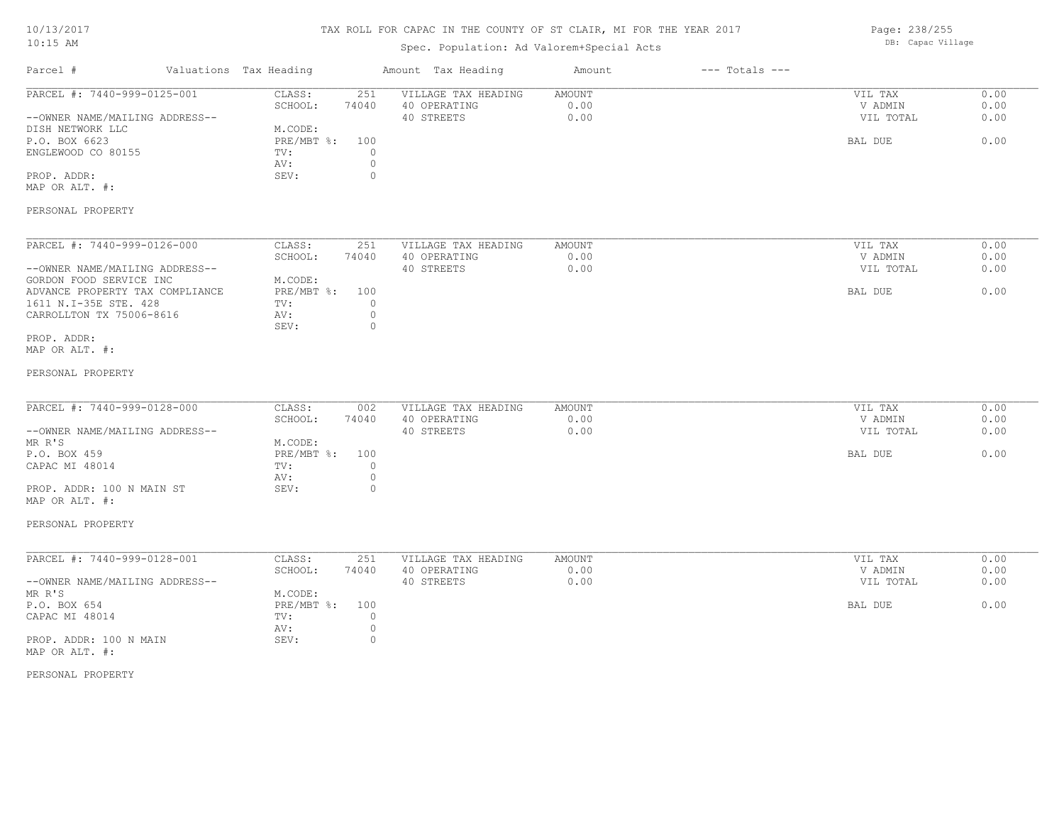TAX ROLL FOR CAPAC IN THE COUNTY OF ST CLAIR, MI FOR THE YEAR 2017

Spec. Population: Ad Valorem+Special Acts

| Parcel # | Valuations | Tax Heading | Amount | Tax Heading | Amount | --- Totals --- | |
|---|---|---|---|---|---|---|---|
| PARCEL #: 7440-999-0125-001 | CLASS: | 251 | VILLAGE TAX HEADING | AMOUNT | | VIL TAX | 0.00 |
| | SCHOOL: | 74040 | 40 OPERATING | 0.00 | | V ADMIN | 0.00 |
| --OWNER NAME/MAILING ADDRESS-- | | | 40 STREETS | 0.00 | | VIL TOTAL | 0.00 |
| DISH NETWORK LLC | M.CODE: | | | | | | |
| P.O. BOX 6623 | PRE/MBT %: | 100 | | | | BAL DUE | 0.00 |
| ENGLEWOOD CO 80155 | TV: | 0 | | | | | |
| | AV: | 0 | | | | | |
| PROP. ADDR: | SEV: | 0 | | | | | |
| MAP OR ALT. #: | | | | | | | |
| PERSONAL PROPERTY | | | | | | | |
| PARCEL #: 7440-999-0126-000 | CLASS: | 251 | VILLAGE TAX HEADING | AMOUNT | | VIL TAX | 0.00 |
| | SCHOOL: | 74040 | 40 OPERATING | 0.00 | | V ADMIN | 0.00 |
| --OWNER NAME/MAILING ADDRESS-- | | | 40 STREETS | 0.00 | | VIL TOTAL | 0.00 |
| GORDON FOOD SERVICE INC | M.CODE: | | | | | | |
| ADVANCE PROPERTY TAX COMPLIANCE | PRE/MBT %: | 100 | | | | BAL DUE | 0.00 |
| 1611 N.I-35E STE. 428 | TV: | 0 | | | | | |
| CARROLLTON TX 75006-8616 | AV: | 0 | | | | | |
| | SEV: | 0 | | | | | |
| PROP. ADDR: | | | | | | | |
| MAP OR ALT. #: | | | | | | | |
| PERSONAL PROPERTY | | | | | | | |
| PARCEL #: 7440-999-0128-000 | CLASS: | 002 | VILLAGE TAX HEADING | AMOUNT | | VIL TAX | 0.00 |
| | SCHOOL: | 74040 | 40 OPERATING | 0.00 | | V ADMIN | 0.00 |
| --OWNER NAME/MAILING ADDRESS-- | | | 40 STREETS | 0.00 | | VIL TOTAL | 0.00 |
| MR R'S | M.CODE: | | | | | | |
| P.O. BOX 459 | PRE/MBT %: | 100 | | | | BAL DUE | 0.00 |
| CAPAC MI 48014 | TV: | 0 | | | | | |
| | AV: | 0 | | | | | |
| PROP. ADDR: 100 N MAIN ST | SEV: | 0 | | | | | |
| MAP OR ALT. #: | | | | | | | |
| PERSONAL PROPERTY | | | | | | | |
| PARCEL #: 7440-999-0128-001 | CLASS: | 251 | VILLAGE TAX HEADING | AMOUNT | | VIL TAX | 0.00 |
| | SCHOOL: | 74040 | 40 OPERATING | 0.00 | | V ADMIN | 0.00 |
| --OWNER NAME/MAILING ADDRESS-- | | | 40 STREETS | 0.00 | | VIL TOTAL | 0.00 |
| MR R'S | M.CODE: | | | | | | |
| P.O. BOX 654 | PRE/MBT %: | 100 | | | | BAL DUE | 0.00 |
| CAPAC MI 48014 | TV: | 0 | | | | | |
| | AV: | 0 | | | | | |
| PROP. ADDR: 100 N MAIN | SEV: | 0 | | | | | |
| MAP OR ALT. #: | | | | | | | |
| PERSONAL PROPERTY | | | | | | | |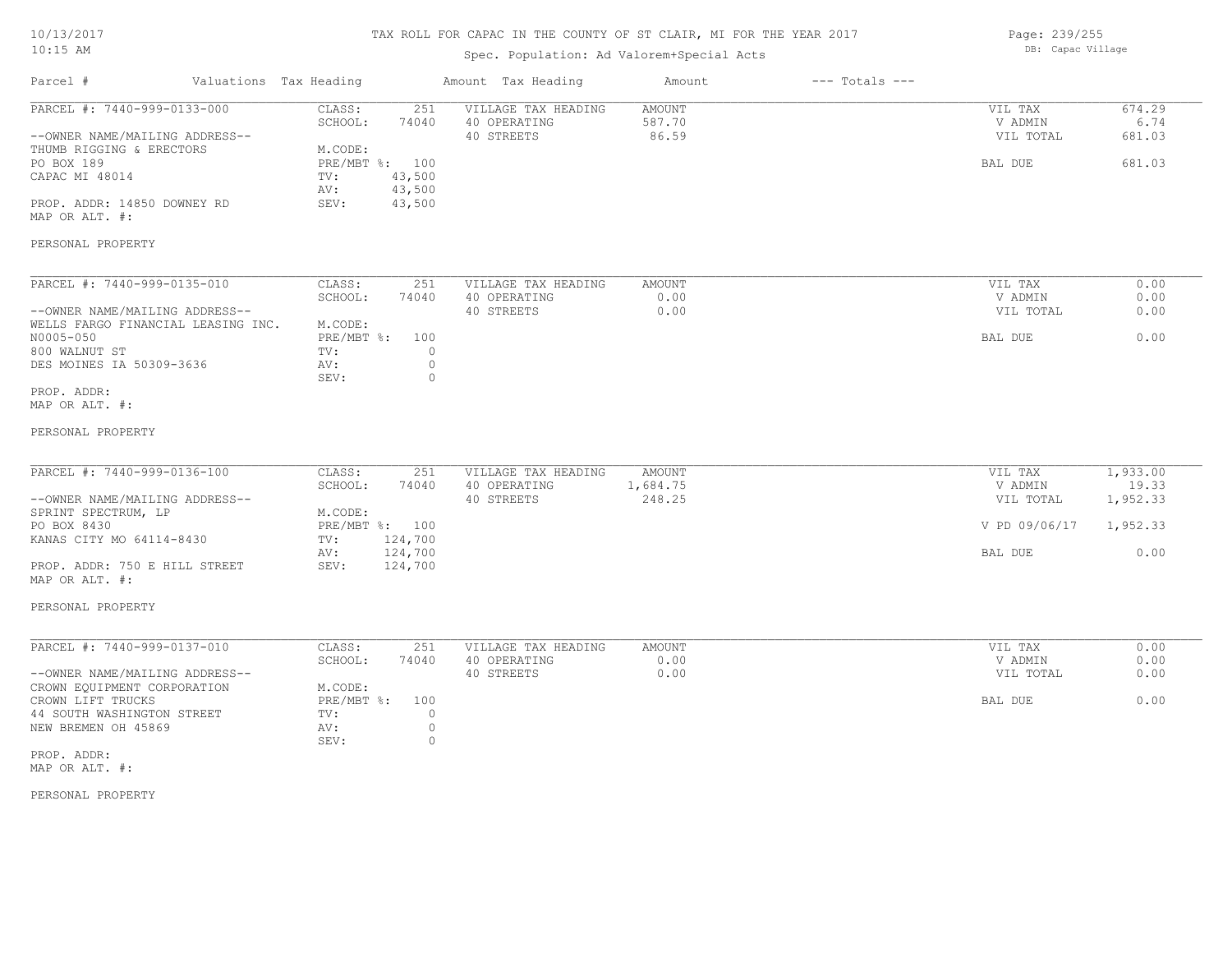# TAX ROLL FOR CAPAC IN THE COUNTY OF ST CLAIR, MI FOR THE YEAR 2017

Spec. Population: Ad Valorem+Special Acts

DB: Capac Village

| Parcel # | Valuations | Tax Heading | Amount | Tax Heading | Amount | --- Totals --- | |
|---|---|---|---|---|---|---|---|
| PARCEL #: 7440-999-0133-000 | CLASS: | 251 | VILLAGE TAX HEADING | AMOUNT | | VIL TAX | 674.29 |
| | SCHOOL: | 74040 | 40 OPERATING | 587.70 | | V ADMIN | 6.74 |
| --OWNER NAME/MAILING ADDRESS-- | | | 40 STREETS | 86.59 | | VIL TOTAL | 681.03 |
| THUMB RIGGING & ERECTORS | M.CODE: | | | | | | |
| PO BOX 189 | PRE/MBT %: | 100 | | | | BAL DUE | 681.03 |
| CAPAC MI 48014 | TV: | 43,500 | | | | | |
| | AV: | 43,500 | | | | | |
| PROP. ADDR: 14850 DOWNEY RD | SEV: | 43,500 | | | | | |
| MAP OR ALT. #: | | | | | | | |

PERSONAL PROPERTY

| Parcel # | Valuations | Tax Heading | Amount | Tax Heading | Amount | --- Totals --- | |
|---|---|---|---|---|---|---|---|
| PARCEL #: 7440-999-0135-010 | CLASS: | 251 | VILLAGE TAX HEADING | AMOUNT | | VIL TAX | 0.00 |
| | SCHOOL: | 74040 | 40 OPERATING | 0.00 | | V ADMIN | 0.00 |
| --OWNER NAME/MAILING ADDRESS-- | | | 40 STREETS | 0.00 | | VIL TOTAL | 0.00 |
| WELLS FARGO FINANCIAL LEASING INC. | M.CODE: | | | | | | |
| N0005-050 | PRE/MBT %: | 100 | | | | BAL DUE | 0.00 |
| 800 WALNUT ST | TV: | 0 | | | | | |
| DES MOINES IA 50309-3636 | AV: | 0 | | | | | |
| | SEV: | 0 | | | | | |
| PROP. ADDR: | | | | | | | |
| MAP OR ALT. #: | | | | | | | |

PERSONAL PROPERTY

| Parcel # | Valuations | Tax Heading | Amount | Tax Heading | Amount | --- Totals --- | |
|---|---|---|---|---|---|---|---|
| PARCEL #: 7440-999-0136-100 | CLASS: | 251 | VILLAGE TAX HEADING | AMOUNT | | VIL TAX | 1,933.00 |
| | SCHOOL: | 74040 | 40 OPERATING | 1,684.75 | | V ADMIN | 19.33 |
| --OWNER NAME/MAILING ADDRESS-- | | | 40 STREETS | 248.25 | | VIL TOTAL | 1,952.33 |
| SPRINT SPECTRUM, LP | M.CODE: | | | | | | |
| PO BOX 8430 | PRE/MBT %: | 100 | | | | V PD 09/06/17 | 1,952.33 |
| KANAS CITY MO 64114-8430 | TV: | 124,700 | | | | | |
| | AV: | 124,700 | | | | BAL DUE | 0.00 |
| PROP. ADDR: 750 E HILL STREET | SEV: | 124,700 | | | | | |
| MAP OR ALT. #: | | | | | | | |

PERSONAL PROPERTY

| Parcel # | Valuations | Tax Heading | Amount | Tax Heading | Amount | --- Totals --- | |
|---|---|---|---|---|---|---|---|
| PARCEL #: 7440-999-0137-010 | CLASS: | 251 | VILLAGE TAX HEADING | AMOUNT | | VIL TAX | 0.00 |
| | SCHOOL: | 74040 | 40 OPERATING | 0.00 | | V ADMIN | 0.00 |
| --OWNER NAME/MAILING ADDRESS-- | | | 40 STREETS | 0.00 | | VIL TOTAL | 0.00 |
| CROWN EQUIPMENT CORPORATION | M.CODE: | | | | | | |
| CROWN LIFT TRUCKS | PRE/MBT %: | 100 | | | | BAL DUE | 0.00 |
| 44 SOUTH WASHINGTON STREET | TV: | 0 | | | | | |
| NEW BREMEN OH 45869 | AV: | 0 | | | | | |
| | SEV: | 0 | | | | | |
| PROP. ADDR: | | | | | | | |
| MAP OR ALT. #: | | | | | | | |

PERSONAL PROPERTY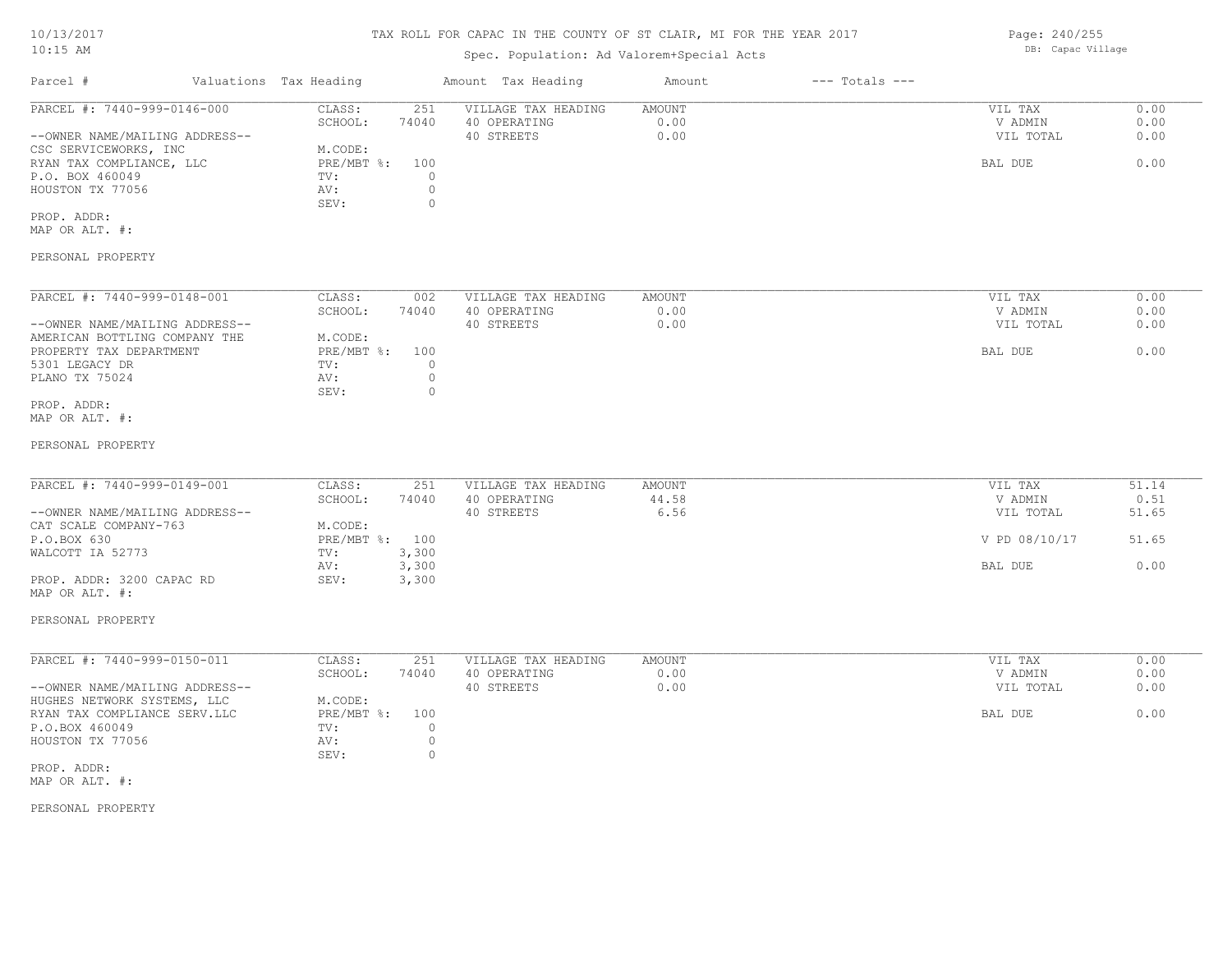# TAX ROLL FOR CAPAC IN THE COUNTY OF ST CLAIR, MI FOR THE YEAR 2017

Spec. Population: Ad Valorem+Special Acts

DB: Capac Village

| Parcel # | Valuations | Tax Heading | Amount | Tax Heading | Amount | --- Totals --- | |
|---|---|---|---|---|---|---|---|
| PARCEL #: 7440-999-0146-000 | CLASS: | 251 | VILLAGE TAX HEADING | AMOUNT | | VIL TAX | 0.00 |
| | SCHOOL: | 74040 | 40 OPERATING | 0.00 | | V ADMIN | 0.00 |
| --OWNER NAME/MAILING ADDRESS-- | | | 40 STREETS | 0.00 | | VIL TOTAL | 0.00 |
| CSC SERVICEWORKS, INC | M.CODE: | | | | | | |
| RYAN TAX COMPLIANCE, LLC | PRE/MBT %: | 100 | | | | BAL DUE | 0.00 |
| P.O. BOX 460049 | TV: | 0 | | | | | |
| HOUSTON TX 77056 | AV: | 0 | | | | | |
| | SEV: | 0 | | | | | |
| PROP. ADDR: | | | | | | | |
| MAP OR ALT. #: | | | | | | | |
| PERSONAL PROPERTY | | | | | | | |

| Parcel # | Valuations | Tax Heading | Amount | Tax Heading | Amount | --- Totals --- | |
|---|---|---|---|---|---|---|---|
| PARCEL #: 7440-999-0148-001 | CLASS: | 002 | VILLAGE TAX HEADING | AMOUNT | | VIL TAX | 0.00 |
| | SCHOOL: | 74040 | 40 OPERATING | 0.00 | | V ADMIN | 0.00 |
| --OWNER NAME/MAILING ADDRESS-- | | | 40 STREETS | 0.00 | | VIL TOTAL | 0.00 |
| AMERICAN BOTTLING COMPANY THE | M.CODE: | | | | | | |
| PROPERTY TAX DEPARTMENT | PRE/MBT %: | 100 | | | | BAL DUE | 0.00 |
| 5301 LEGACY DR | TV: | 0 | | | | | |
| PLANO TX 75024 | AV: | 0 | | | | | |
| | SEV: | 0 | | | | | |
| PROP. ADDR: | | | | | | | |
| MAP OR ALT. #: | | | | | | | |
| PERSONAL PROPERTY | | | | | | | |

| Parcel # | Valuations | Tax Heading | Amount | Tax Heading | Amount | --- Totals --- | |
|---|---|---|---|---|---|---|---|
| PARCEL #: 7440-999-0149-001 | CLASS: | 251 | VILLAGE TAX HEADING | AMOUNT | | VIL TAX | 51.14 |
| | SCHOOL: | 74040 | 40 OPERATING | 44.58 | | V ADMIN | 0.51 |
| --OWNER NAME/MAILING ADDRESS-- | | | 40 STREETS | 6.56 | | VIL TOTAL | 51.65 |
| CAT SCALE COMPANY-763 | M.CODE: | | | | | | |
| P.O.BOX 630 | PRE/MBT %: | 100 | | | | V PD 08/10/17 | 51.65 |
| WALCOTT IA 52773 | TV: | 3,300 | | | | | |
| | AV: | 3,300 | | | | BAL DUE | 0.00 |
| PROP. ADDR: 3200 CAPAC RD | SEV: | 3,300 | | | | | |
| MAP OR ALT. #: | | | | | | | |
| PERSONAL PROPERTY | | | | | | | |

| Parcel # | Valuations | Tax Heading | Amount | Tax Heading | Amount | --- Totals --- | |
|---|---|---|---|---|---|---|---|
| PARCEL #: 7440-999-0150-011 | CLASS: | 251 | VILLAGE TAX HEADING | AMOUNT | | VIL TAX | 0.00 |
| | SCHOOL: | 74040 | 40 OPERATING | 0.00 | | V ADMIN | 0.00 |
| --OWNER NAME/MAILING ADDRESS-- | | | 40 STREETS | 0.00 | | VIL TOTAL | 0.00 |
| HUGHES NETWORK SYSTEMS, LLC | M.CODE: | | | | | | |
| RYAN TAX COMPLIANCE SERV.LLC | PRE/MBT %: | 100 | | | | BAL DUE | 0.00 |
| P.O.BOX 460049 | TV: | 0 | | | | | |
| HOUSTON TX 77056 | AV: | 0 | | | | | |
| | SEV: | 0 | | | | | |
| PROP. ADDR: | | | | | | | |
| MAP OR ALT. #: | | | | | | | |
| PERSONAL PROPERTY | | | | | | | |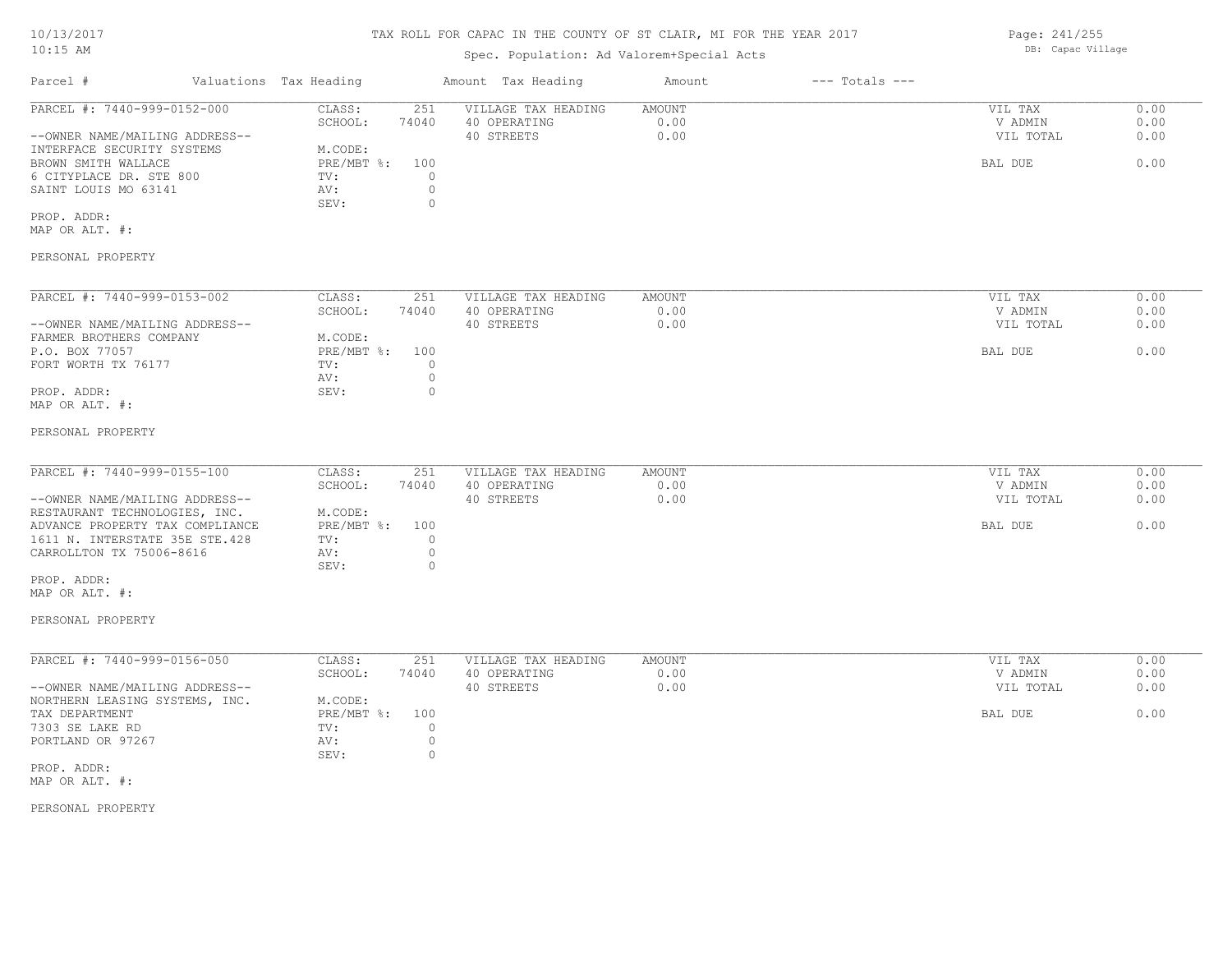# TAX ROLL FOR CAPAC IN THE COUNTY OF ST CLAIR, MI FOR THE YEAR 2017

Spec. Population: Ad Valorem+Special Acts

DB: Capac Village

| Parcel # | Valuations Tax Heading | | Amount Tax Heading | Amount | --- Totals --- | |
|---|---|---|---|---|---|---|
| PARCEL #: 7440-999-0152-000 | CLASS: | 251 | VILLAGE TAX HEADING | AMOUNT | VIL TAX | 0.00 |
| | SCHOOL: | 74040 | 40 OPERATING | 0.00 | V ADMIN | 0.00 |
| --OWNER NAME/MAILING ADDRESS-- | | | 40 STREETS | 0.00 | VIL TOTAL | 0.00 |
| INTERFACE SECURITY SYSTEMS | M.CODE: | | | | | |
| BROWN SMITH WALLACE | PRE/MBT %: | 100 | | | BAL DUE | 0.00 |
| 6 CITYPLACE DR. STE 800 | TV: | 0 | | | | |
| SAINT LOUIS MO 63141 | AV: | 0 | | | | |
| | SEV: | 0 | | | | |
| PROP. ADDR: | | | | | | |
| MAP OR ALT. #: | | | | | | |
| PERSONAL PROPERTY | | | | | | |

| Parcel # | Valuations Tax Heading | | Amount Tax Heading | Amount | --- Totals --- | |
|---|---|---|---|---|---|---|
| PARCEL #: 7440-999-0153-002 | CLASS: | 251 | VILLAGE TAX HEADING | AMOUNT | VIL TAX | 0.00 |
| | SCHOOL: | 74040 | 40 OPERATING | 0.00 | V ADMIN | 0.00 |
| --OWNER NAME/MAILING ADDRESS-- | | | 40 STREETS | 0.00 | VIL TOTAL | 0.00 |
| FARMER BROTHERS COMPANY | M.CODE: | | | | | |
| P.O. BOX 77057 | PRE/MBT %: | 100 | | | BAL DUE | 0.00 |
| FORT WORTH TX 76177 | TV: | 0 | | | | |
| | AV: | 0 | | | | |
| PROP. ADDR: | SEV: | 0 | | | | |
| MAP OR ALT. #: | | | | | | |
| PERSONAL PROPERTY | | | | | | |

| Parcel # | Valuations Tax Heading | | Amount Tax Heading | Amount | --- Totals --- | |
|---|---|---|---|---|---|---|
| PARCEL #: 7440-999-0155-100 | CLASS: | 251 | VILLAGE TAX HEADING | AMOUNT | VIL TAX | 0.00 |
| | SCHOOL: | 74040 | 40 OPERATING | 0.00 | V ADMIN | 0.00 |
| --OWNER NAME/MAILING ADDRESS-- | | | 40 STREETS | 0.00 | VIL TOTAL | 0.00 |
| RESTAURANT TECHNOLOGIES, INC. | M.CODE: | | | | | |
| ADVANCE PROPERTY TAX COMPLIANCE | PRE/MBT %: | 100 | | | BAL DUE | 0.00 |
| 1611 N. INTERSTATE 35E STE.428 | TV: | 0 | | | | |
| CARROLLTON TX 75006-8616 | AV: | 0 | | | | |
| | SEV: | 0 | | | | |
| PROP. ADDR: | | | | | | |
| MAP OR ALT. #: | | | | | | |
| PERSONAL PROPERTY | | | | | | |

| Parcel # | Valuations Tax Heading | | Amount Tax Heading | Amount | --- Totals --- | |
|---|---|---|---|---|---|---|
| PARCEL #: 7440-999-0156-050 | CLASS: | 251 | VILLAGE TAX HEADING | AMOUNT | VIL TAX | 0.00 |
| | SCHOOL: | 74040 | 40 OPERATING | 0.00 | V ADMIN | 0.00 |
| --OWNER NAME/MAILING ADDRESS-- | | | 40 STREETS | 0.00 | VIL TOTAL | 0.00 |
| NORTHERN LEASING SYSTEMS, INC. | M.CODE: | | | | | |
| TAX DEPARTMENT | PRE/MBT %: | 100 | | | BAL DUE | 0.00 |
| 7303 SE LAKE RD | TV: | 0 | | | | |
| PORTLAND OR 97267 | AV: | 0 | | | | |
| | SEV: | 0 | | | | |
| PROP. ADDR: | | | | | | |
| MAP OR ALT. #: | | | | | | |
| PERSONAL PROPERTY | | | | | | |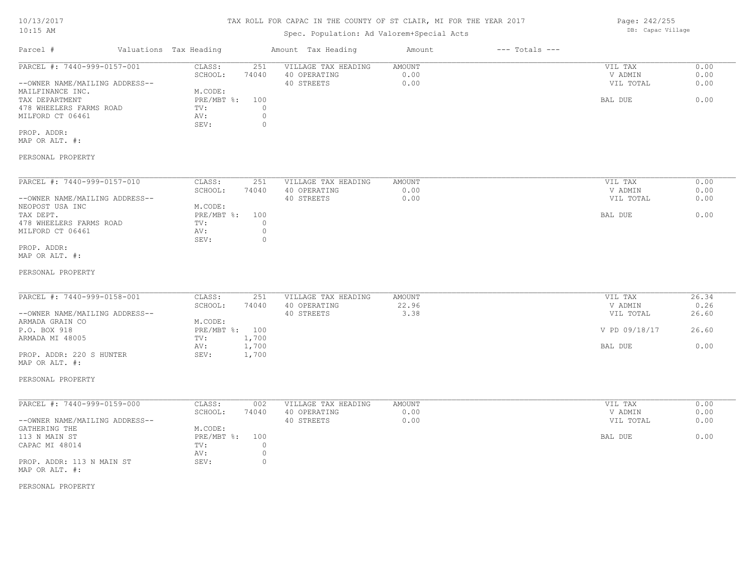TAX ROLL FOR CAPAC IN THE COUNTY OF ST CLAIR, MI FOR THE YEAR 2017

Spec. Population: Ad Valorem+Special Acts

DB: Capac Village

| Parcel # | Valuations Tax Heading | | Amount Tax Heading | Amount | --- Totals --- | |
|---|---|---|---|---|---|---|
| PARCEL #: 7440-999-0157-001 | CLASS: | 251 | VILLAGE TAX HEADING | AMOUNT | VIL TAX | 0.00 |
| | SCHOOL: | 74040 | 40 OPERATING | 0.00 | V ADMIN | 0.00 |
| --OWNER NAME/MAILING ADDRESS-- | | | 40 STREETS | 0.00 | VIL TOTAL | 0.00 |
| MAILFINANCE INC. | M.CODE: | | | | | |
| TAX DEPARTMENT | PRE/MBT %: | 100 | | | BAL DUE | 0.00 |
| 478 WHEELERS FARMS ROAD | TV: | 0 | | | | |
| MILFORD CT 06461 | AV: | 0 | | | | |
| | SEV: | 0 | | | | |
| PROP. ADDR: | | | | | | |
| MAP OR ALT. #: | | | | | | |
| PERSONAL PROPERTY | | | | | | |

| Parcel # | Valuations Tax Heading | | Amount Tax Heading | Amount | --- Totals --- | |
|---|---|---|---|---|---|---|
| PARCEL #: 7440-999-0157-010 | CLASS: | 251 | VILLAGE TAX HEADING | AMOUNT | VIL TAX | 0.00 |
| | SCHOOL: | 74040 | 40 OPERATING | 0.00 | V ADMIN | 0.00 |
| --OWNER NAME/MAILING ADDRESS-- | | | 40 STREETS | 0.00 | VIL TOTAL | 0.00 |
| NEOPOST USA INC | M.CODE: | | | | | |
| TAX DEPT. | PRE/MBT %: | 100 | | | BAL DUE | 0.00 |
| 478 WHEELERS FARMS ROAD | TV: | 0 | | | | |
| MILFORD CT 06461 | AV: | 0 | | | | |
| | SEV: | 0 | | | | |
| PROP. ADDR: | | | | | | |
| MAP OR ALT. #: | | | | | | |
| PERSONAL PROPERTY | | | | | | |

| Parcel # | Valuations Tax Heading | | Amount Tax Heading | Amount | --- Totals --- | |
|---|---|---|---|---|---|---|
| PARCEL #: 7440-999-0158-001 | CLASS: | 251 | VILLAGE TAX HEADING | AMOUNT | VIL TAX | 26.34 |
| | SCHOOL: | 74040 | 40 OPERATING | 22.96 | V ADMIN | 0.26 |
| --OWNER NAME/MAILING ADDRESS-- | | | 40 STREETS | 3.38 | VIL TOTAL | 26.60 |
| ARMADA GRAIN CO | M.CODE: | | | | | |
| P.O. BOX 918 | PRE/MBT %: | 100 | | | V PD 09/18/17 | 26.60 |
| ARMADA MI 48005 | TV: | 1,700 | | | | |
| | AV: | 1,700 | | | BAL DUE | 0.00 |
| PROP. ADDR: 220 S HUNTER | SEV: | 1,700 | | | | |
| MAP OR ALT. #: | | | | | | |
| PERSONAL PROPERTY | | | | | | |

| Parcel # | Valuations Tax Heading | | Amount Tax Heading | Amount | --- Totals --- | |
|---|---|---|---|---|---|---|
| PARCEL #: 7440-999-0159-000 | CLASS: | 002 | VILLAGE TAX HEADING | AMOUNT | VIL TAX | 0.00 |
| | SCHOOL: | 74040 | 40 OPERATING | 0.00 | V ADMIN | 0.00 |
| --OWNER NAME/MAILING ADDRESS-- | | | 40 STREETS | 0.00 | VIL TOTAL | 0.00 |
| GATHERING THE | M.CODE: | | | | | |
| 113 N MAIN ST | PRE/MBT %: | 100 | | | BAL DUE | 0.00 |
| CAPAC MI 48014 | TV: | 0 | | | | |
| | AV: | 0 | | | | |
| PROP. ADDR: 113 N MAIN ST | SEV: | 0 | | | | |
| MAP OR ALT. #: | | | | | | |
| PERSONAL PROPERTY | | | | | | |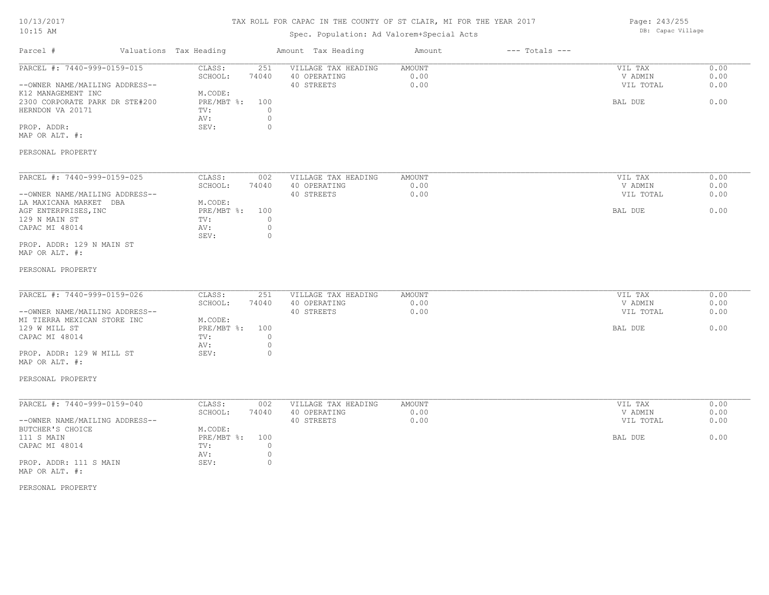# TAX ROLL FOR CAPAC IN THE COUNTY OF ST CLAIR, MI FOR THE YEAR 2017

Spec. Population: Ad Valorem+Special Acts

| Parcel # | Valuations | Tax Heading | Amount | Tax Heading | Amount | --- Totals --- | |
|---|---|---|---|---|---|---|---|
| PARCEL #: 7440-999-0159-015 | CLASS: | 251 | VILLAGE TAX HEADING | AMOUNT | | VIL TAX | 0.00 |
| | SCHOOL: | 74040 | 40 OPERATING | 0.00 | | V ADMIN | 0.00 |
| --OWNER NAME/MAILING ADDRESS-- | | | 40 STREETS | 0.00 | | VIL TOTAL | 0.00 |
| K12 MANAGEMENT INC | M.CODE: | | | | | | |
| 2300 CORPORATE PARK DR STE#200 | PRE/MBT %: | 100 | | | | BAL DUE | 0.00 |
| HERNDON VA 20171 | TV: | 0 | | | | | |
| | AV: | 0 | | | | | |
| PROP. ADDR: | SEV: | 0 | | | | | |
| MAP OR ALT. #: | | | | | | | |
| PERSONAL PROPERTY | | | | | | | |
| PARCEL #: 7440-999-0159-025 | CLASS: | 002 | VILLAGE TAX HEADING | AMOUNT | | VIL TAX | 0.00 |
| | SCHOOL: | 74040 | 40 OPERATING | 0.00 | | V ADMIN | 0.00 |
| --OWNER NAME/MAILING ADDRESS-- | | | 40 STREETS | 0.00 | | VIL TOTAL | 0.00 |
| LA MAXICANA MARKET DBA | M.CODE: | | | | | | |
| AGF ENTERPRISES,INC | PRE/MBT %: | 100 | | | | BAL DUE | 0.00 |
| 129 N MAIN ST | TV: | 0 | | | | | |
| CAPAC MI 48014 | AV: | 0 | | | | | |
| | SEV: | 0 | | | | | |
| PROP. ADDR: 129 N MAIN ST | | | | | | | |
| MAP OR ALT. #: | | | | | | | |
| PERSONAL PROPERTY | | | | | | | |
| PARCEL #: 7440-999-0159-026 | CLASS: | 251 | VILLAGE TAX HEADING | AMOUNT | | VIL TAX | 0.00 |
| | SCHOOL: | 74040 | 40 OPERATING | 0.00 | | V ADMIN | 0.00 |
| --OWNER NAME/MAILING ADDRESS-- | | | 40 STREETS | 0.00 | | VIL TOTAL | 0.00 |
| MI TIERRA MEXICAN STORE INC | M.CODE: | | | | | | |
| 129 W MILL ST | PRE/MBT %: | 100 | | | | BAL DUE | 0.00 |
| CAPAC MI 48014 | TV: | 0 | | | | | |
| | AV: | 0 | | | | | |
| PROP. ADDR: 129 W MILL ST | SEV: | 0 | | | | | |
| MAP OR ALT. #: | | | | | | | |
| PERSONAL PROPERTY | | | | | | | |
| PARCEL #: 7440-999-0159-040 | CLASS: | 002 | VILLAGE TAX HEADING | AMOUNT | | VIL TAX | 0.00 |
| | SCHOOL: | 74040 | 40 OPERATING | 0.00 | | V ADMIN | 0.00 |
| --OWNER NAME/MAILING ADDRESS-- | | | 40 STREETS | 0.00 | | VIL TOTAL | 0.00 |
| BUTCHER'S CHOICE | M.CODE: | | | | | | |
| 111 S MAIN | PRE/MBT %: | 100 | | | | BAL DUE | 0.00 |
| CAPAC MI 48014 | TV: | 0 | | | | | |
| | AV: | 0 | | | | | |
| PROP. ADDR: 111 S MAIN | SEV: | 0 | | | | | |
| MAP OR ALT. #: | | | | | | | |
| PERSONAL PROPERTY | | | | | | | |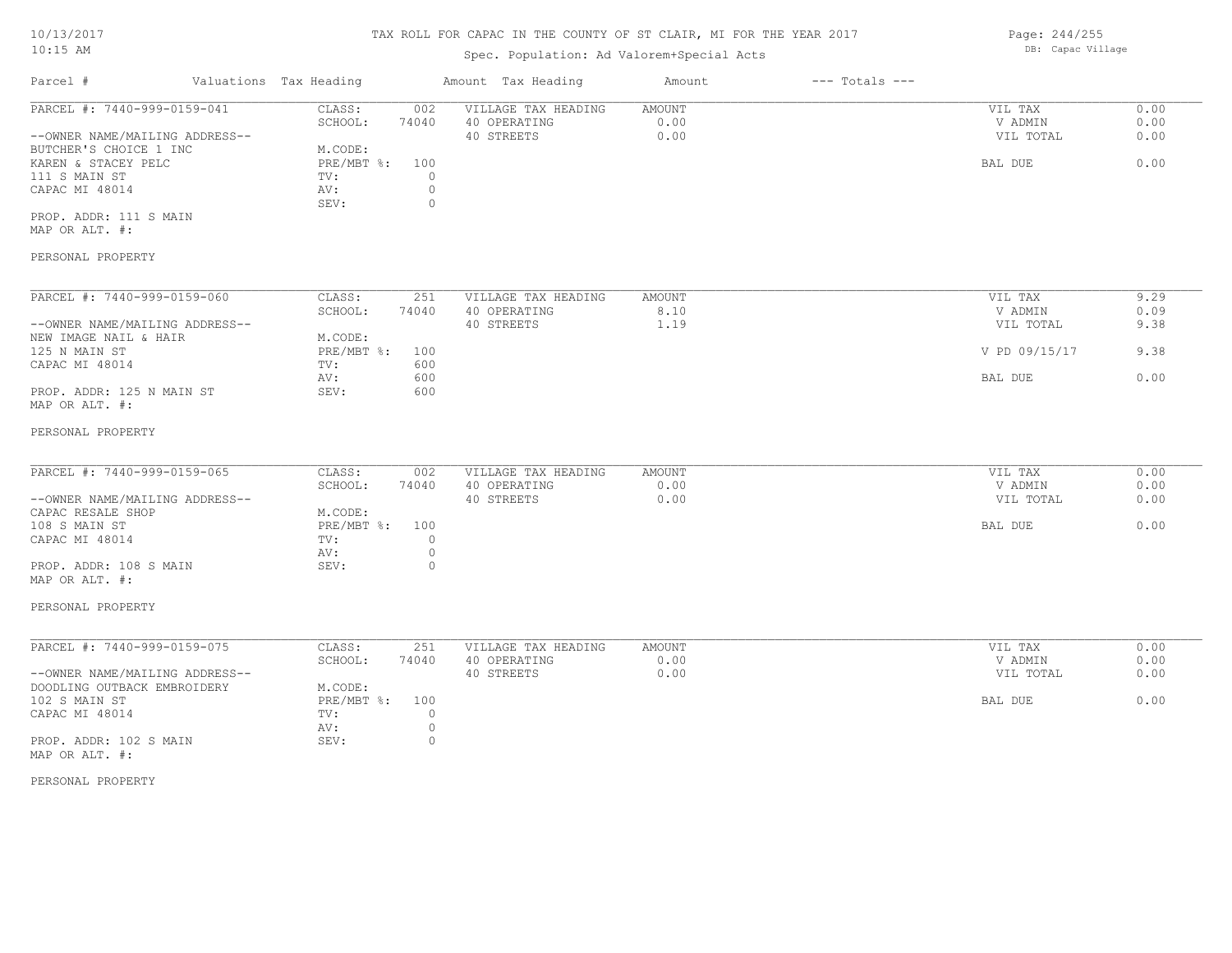# TAX ROLL FOR CAPAC IN THE COUNTY OF ST CLAIR, MI FOR THE YEAR 2017

10/13/2017
10:15 AM

Spec. Population: Ad Valorem+Special Acts

DB: Capac Village

| Parcel # | Valuations | Tax Heading | Amount | Tax Heading | Amount | --- Totals --- | |
|---|---|---|---|---|---|---|---|

---

**PARCEL #: 7440-999-0159-041**

| | | | | | | |
|---|---|---|---|---|---|---|
| --OWNER NAME/MAILING ADDRESS-- | CLASS: | 002 | VILLAGE TAX HEADING | AMOUNT | VIL TAX | 0.00 |
| BUTCHER'S CHOICE 1 INC | SCHOOL: | 74040 | 40 OPERATING | 0.00 | V ADMIN | 0.00 |
| KAREN & STACEY PELC | M.CODE: | | 40 STREETS | 0.00 | VIL TOTAL | 0.00 |
| 111 S MAIN ST | PRE/MBT %: | 100 | | | BAL DUE | 0.00 |
| CAPAC MI 48014 | TV: | 0 | | | | |
| | AV: | 0 | | | | |
| | SEV: | 0 | | | | |

PROP. ADDR: 111 S MAIN
MAP OR ALT. #:

PERSONAL PROPERTY

---

**PARCEL #: 7440-999-0159-060**

| | | | | | | |
|---|---|---|---|---|---|---|
| --OWNER NAME/MAILING ADDRESS-- | CLASS: | 251 | VILLAGE TAX HEADING | AMOUNT | VIL TAX | 9.29 |
| NEW IMAGE NAIL & HAIR | SCHOOL: | 74040 | 40 OPERATING | 8.10 | V ADMIN | 0.09 |
| 125 N MAIN ST | M.CODE: | | 40 STREETS | 1.19 | VIL TOTAL | 9.38 |
| CAPAC MI 48014 | PRE/MBT %: | 100 | | | V PD 09/15/17 | 9.38 |
| | TV: | 600 | | | | |
| | AV: | 600 | | | BAL DUE | 0.00 |
| PROP. ADDR: 125 N MAIN ST | SEV: | 600 | | | | |

MAP OR ALT. #:

PERSONAL PROPERTY

---

**PARCEL #: 7440-999-0159-065**

| | | | | | | |
|---|---|---|---|---|---|---|
| --OWNER NAME/MAILING ADDRESS-- | CLASS: | 002 | VILLAGE TAX HEADING | AMOUNT | VIL TAX | 0.00 |
| CAPAC RESALE SHOP | SCHOOL: | 74040 | 40 OPERATING | 0.00 | V ADMIN | 0.00 |
| 108 S MAIN ST | M.CODE: | | 40 STREETS | 0.00 | VIL TOTAL | 0.00 |
| CAPAC MI 48014 | PRE/MBT %: | 100 | | | BAL DUE | 0.00 |
| | TV: | 0 | | | | |
| | AV: | 0 | | | | |
| PROP. ADDR: 108 S MAIN | SEV: | 0 | | | | |

MAP OR ALT. #:

PERSONAL PROPERTY

---

**PARCEL #: 7440-999-0159-075**

| | | | | | | |
|---|---|---|---|---|---|---|
| --OWNER NAME/MAILING ADDRESS-- | CLASS: | 251 | VILLAGE TAX HEADING | AMOUNT | VIL TAX | 0.00 |
| DOODLING OUTBACK EMBROIDERY | SCHOOL: | 74040 | 40 OPERATING | 0.00 | V ADMIN | 0.00 |
| 102 S MAIN ST | M.CODE: | | 40 STREETS | 0.00 | VIL TOTAL | 0.00 |
| CAPAC MI 48014 | PRE/MBT %: | 100 | | | BAL DUE | 0.00 |
| | TV: | 0 | | | | |
| | AV: | 0 | | | | |
| PROP. ADDR: 102 S MAIN | SEV: | 0 | | | | |

MAP OR ALT. #:

PERSONAL PROPERTY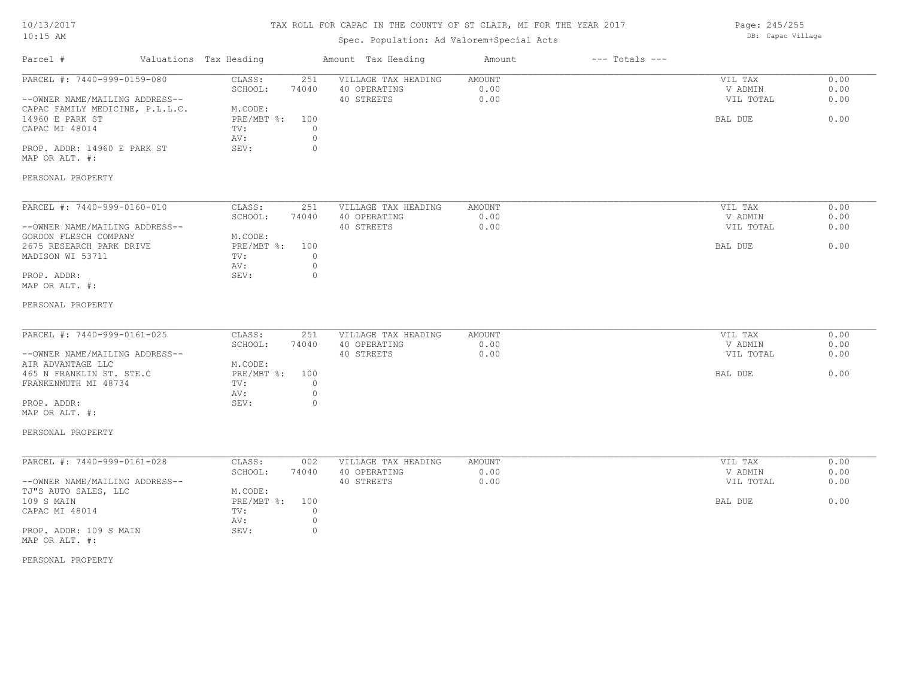# TAX ROLL FOR CAPAC IN THE COUNTY OF ST CLAIR, MI FOR THE YEAR 2017

Spec. Population: Ad Valorem+Special Acts

DB: Capac Village

10/13/2017
10:15 AM

| Parcel # | Valuations Tax Heading | | Amount Tax Heading | Amount | --- Totals --- | |
|---|---|---|---|---|---|---|
| PARCEL #: 7440-999-0159-080 | CLASS: | 251 | VILLAGE TAX HEADING | AMOUNT | VIL TAX | 0.00 |
| | SCHOOL: | 74040 | 40 OPERATING | 0.00 | V ADMIN | 0.00 |
| --OWNER NAME/MAILING ADDRESS-- | | | 40 STREETS | 0.00 | VIL TOTAL | 0.00 |
| CAPAC FAMILY MEDICINE, P.L.L.C. | M.CODE: | | | | | |
| 14960 E PARK ST | PRE/MBT %: | 100 | | | BAL DUE | 0.00 |
| CAPAC MI 48014 | TV: | 0 | | | | |
| | AV: | 0 | | | | |
| PROP. ADDR: 14960 E PARK ST | SEV: | 0 | | | | |
| MAP OR ALT. #: | | | | | | |
| PERSONAL PROPERTY | | | | | | |

| Parcel # | Valuations Tax Heading | | Amount Tax Heading | Amount | --- Totals --- | |
|---|---|---|---|---|---|---|
| PARCEL #: 7440-999-0160-010 | CLASS: | 251 | VILLAGE TAX HEADING | AMOUNT | VIL TAX | 0.00 |
| | SCHOOL: | 74040 | 40 OPERATING | 0.00 | V ADMIN | 0.00 |
| --OWNER NAME/MAILING ADDRESS-- | | | 40 STREETS | 0.00 | VIL TOTAL | 0.00 |
| GORDON FLESCH COMPANY | M.CODE: | | | | | |
| 2675 RESEARCH PARK DRIVE | PRE/MBT %: | 100 | | | BAL DUE | 0.00 |
| MADISON WI 53711 | TV: | 0 | | | | |
| | AV: | 0 | | | | |
| PROP. ADDR: | SEV: | 0 | | | | |
| MAP OR ALT. #: | | | | | | |
| PERSONAL PROPERTY | | | | | | |

| Parcel # | Valuations Tax Heading | | Amount Tax Heading | Amount | --- Totals --- | |
|---|---|---|---|---|---|---|
| PARCEL #: 7440-999-0161-025 | CLASS: | 251 | VILLAGE TAX HEADING | AMOUNT | VIL TAX | 0.00 |
| | SCHOOL: | 74040 | 40 OPERATING | 0.00 | V ADMIN | 0.00 |
| --OWNER NAME/MAILING ADDRESS-- | | | 40 STREETS | 0.00 | VIL TOTAL | 0.00 |
| AIR ADVANTAGE LLC | M.CODE: | | | | | |
| 465 N FRANKLIN ST. STE.C | PRE/MBT %: | 100 | | | BAL DUE | 0.00 |
| FRANKENMUTH MI 48734 | TV: | 0 | | | | |
| | AV: | 0 | | | | |
| PROP. ADDR: | SEV: | 0 | | | | |
| MAP OR ALT. #: | | | | | | |
| PERSONAL PROPERTY | | | | | | |

| Parcel # | Valuations Tax Heading | | Amount Tax Heading | Amount | --- Totals --- | |
|---|---|---|---|---|---|---|
| PARCEL #: 7440-999-0161-028 | CLASS: | 002 | VILLAGE TAX HEADING | AMOUNT | VIL TAX | 0.00 |
| | SCHOOL: | 74040 | 40 OPERATING | 0.00 | V ADMIN | 0.00 |
| --OWNER NAME/MAILING ADDRESS-- | | | 40 STREETS | 0.00 | VIL TOTAL | 0.00 |
| TJ"S AUTO SALES, LLC | M.CODE: | | | | | |
| 109 S MAIN | PRE/MBT %: | 100 | | | BAL DUE | 0.00 |
| CAPAC MI 48014 | TV: | 0 | | | | |
| | AV: | 0 | | | | |
| PROP. ADDR: 109 S MAIN | SEV: | 0 | | | | |
| MAP OR ALT. #: | | | | | | |
| PERSONAL PROPERTY | | | | | | |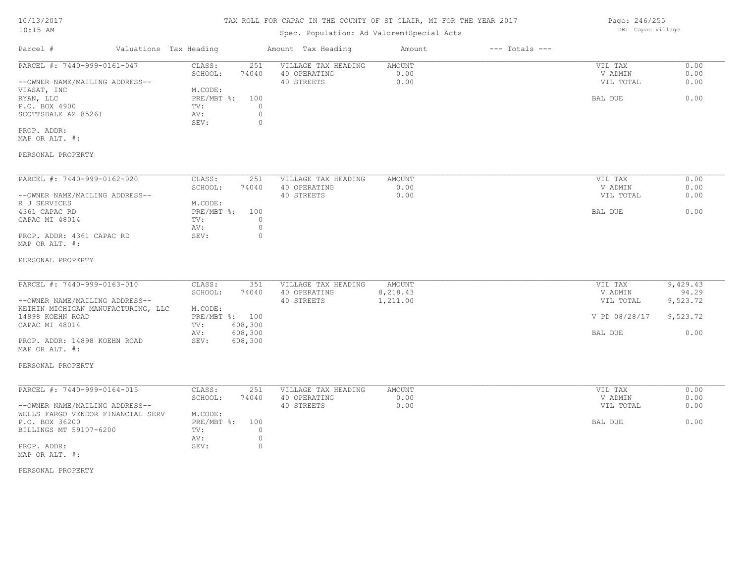# TAX ROLL FOR CAPAC IN THE COUNTY OF ST CLAIR, MI FOR THE YEAR 2017

Spec. Population: Ad Valorem+Special Acts

| Parcel # | Valuations | Tax Heading | Amount | Tax Heading | Amount | --- Totals --- | |
|---|---|---|---|---|---|---|---|
| PARCEL #: 7440-999-0161-047 | CLASS: | 251 | VILLAGE TAX HEADING | AMOUNT | | VIL TAX | 0.00 |
| | SCHOOL: | 74040 | 40 OPERATING | 0.00 | | V ADMIN | 0.00 |
| --OWNER NAME/MAILING ADDRESS-- | | | 40 STREETS | 0.00 | | VIL TOTAL | 0.00 |
| VIASAT, INC | M.CODE: | | | | | | |
| RYAN, LLC | PRE/MBT %: | 100 | | | | BAL DUE | 0.00 |
| P.O. BOX 4900 | TV: | 0 | | | | | |
| SCOTTSDALE AZ 85261 | AV: | 0 | | | | | |
| | SEV: | 0 | | | | | |
| PROP. ADDR: | | | | | | | |
| MAP OR ALT. #: | | | | | | | |
| PERSONAL PROPERTY | | | | | | | |

| Parcel # | Valuations | Tax Heading | Amount | Tax Heading | Amount | --- Totals --- | |
|---|---|---|---|---|---|---|---|
| PARCEL #: 7440-999-0162-020 | CLASS: | 251 | VILLAGE TAX HEADING | AMOUNT | | VIL TAX | 0.00 |
| | SCHOOL: | 74040 | 40 OPERATING | 0.00 | | V ADMIN | 0.00 |
| --OWNER NAME/MAILING ADDRESS-- | | | 40 STREETS | 0.00 | | VIL TOTAL | 0.00 |
| R J SERVICES | M.CODE: | | | | | | |
| 4361 CAPAC RD | PRE/MBT %: | 100 | | | | BAL DUE | 0.00 |
| CAPAC MI 48014 | TV: | 0 | | | | | |
| | AV: | 0 | | | | | |
| PROP. ADDR: 4361 CAPAC RD | SEV: | 0 | | | | | |
| MAP OR ALT. #: | | | | | | | |
| PERSONAL PROPERTY | | | | | | | |

| Parcel # | Valuations | Tax Heading | Amount | Tax Heading | Amount | --- Totals --- | |
|---|---|---|---|---|---|---|---|
| PARCEL #: 7440-999-0163-010 | CLASS: | 351 | VILLAGE TAX HEADING | AMOUNT | | VIL TAX | 9,429.43 |
| | SCHOOL: | 74040 | 40 OPERATING | 8,218.43 | | V ADMIN | 94.29 |
| --OWNER NAME/MAILING ADDRESS-- | | | 40 STREETS | 1,211.00 | | VIL TOTAL | 9,523.72 |
| KEIHIN MICHIGAN MANUFACTURING, LLC | M.CODE: | | | | | | |
| 14898 KOEHN ROAD | PRE/MBT %: | 100 | | | | V PD 08/28/17 | 9,523.72 |
| CAPAC MI 48014 | TV: | 608,300 | | | | | |
| | AV: | 608,300 | | | | BAL DUE | 0.00 |
| PROP. ADDR: 14898 KOEHN ROAD | SEV: | 608,300 | | | | | |
| MAP OR ALT. #: | | | | | | | |
| PERSONAL PROPERTY | | | | | | | |

| Parcel # | Valuations | Tax Heading | Amount | Tax Heading | Amount | --- Totals --- | |
|---|---|---|---|---|---|---|---|
| PARCEL #: 7440-999-0164-015 | CLASS: | 251 | VILLAGE TAX HEADING | AMOUNT | | VIL TAX | 0.00 |
| | SCHOOL: | 74040 | 40 OPERATING | 0.00 | | V ADMIN | 0.00 |
| --OWNER NAME/MAILING ADDRESS-- | | | 40 STREETS | 0.00 | | VIL TOTAL | 0.00 |
| WELLS FARGO VENDOR FINANCIAL SERV | M.CODE: | | | | | | |
| P.O. BOX 36200 | PRE/MBT %: | 100 | | | | BAL DUE | 0.00 |
| BILLINGS MT 59107-6200 | TV: | 0 | | | | | |
| | AV: | 0 | | | | | |
| PROP. ADDR: | SEV: | 0 | | | | | |
| MAP OR ALT. #: | | | | | | | |
| PERSONAL PROPERTY | | | | | | | |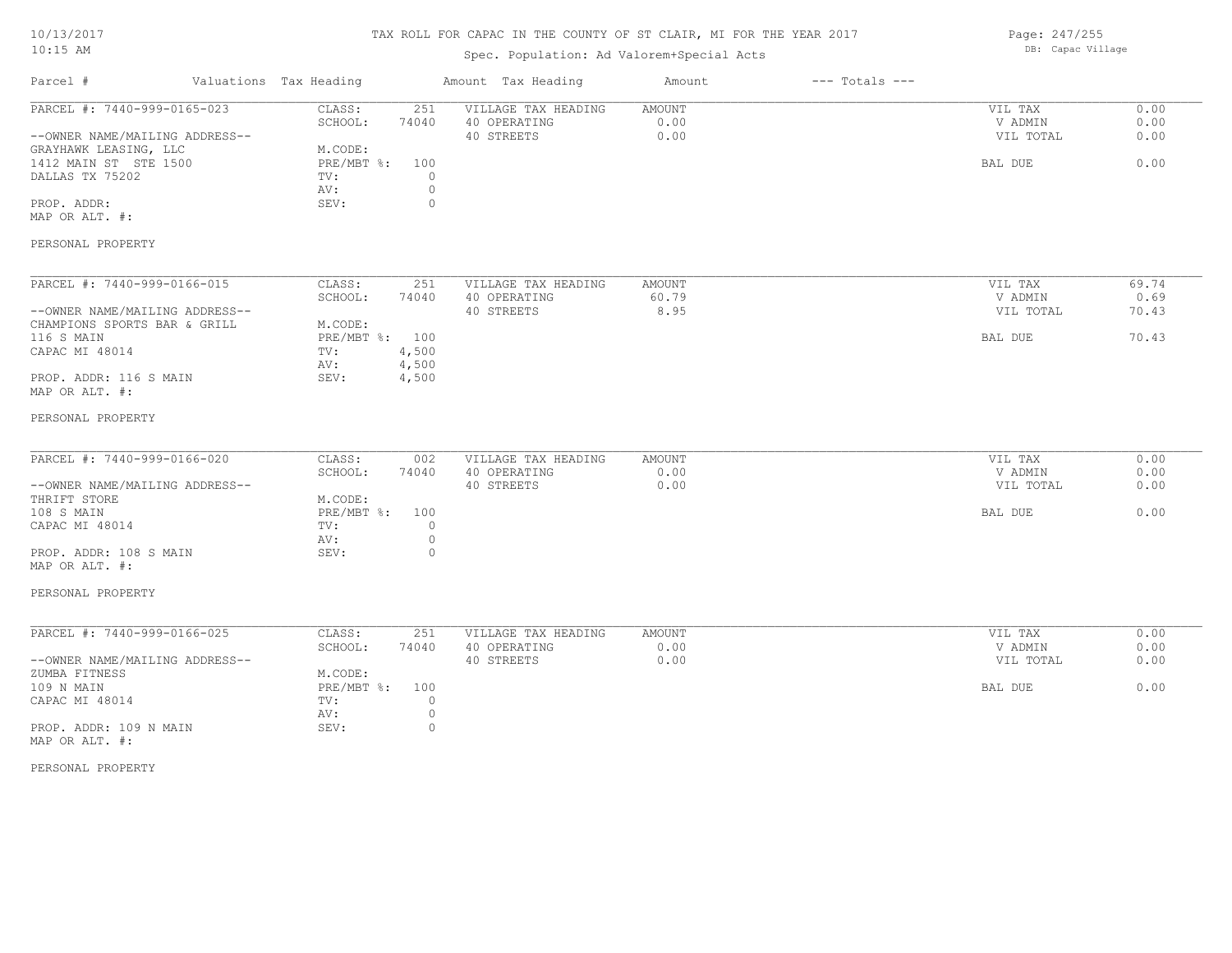TAX ROLL FOR CAPAC IN THE COUNTY OF ST CLAIR, MI FOR THE YEAR 2017

Spec. Population: Ad Valorem+Special Acts

| Parcel # | Valuations | Tax Heading | Amount | Tax Heading | Amount | --- Totals --- | |
|---|---|---|---|---|---|---|---|
| PARCEL #: 7440-999-0165-023 | CLASS: | 251 | VILLAGE TAX HEADING | AMOUNT | | VIL TAX | 0.00 |
| | SCHOOL: | 74040 | 40 OPERATING | 0.00 | | V ADMIN | 0.00 |
| --OWNER NAME/MAILING ADDRESS-- | | | 40 STREETS | 0.00 | | VIL TOTAL | 0.00 |
| GRAYHAWK LEASING, LLC | M.CODE: | | | | | | |
| 1412 MAIN ST STE 1500 | PRE/MBT %: | 100 | | | | BAL DUE | 0.00 |
| DALLAS TX 75202 | TV: | 0 | | | | | |
| | AV: | 0 | | | | | |
| PROP. ADDR: | SEV: | 0 | | | | | |
| MAP OR ALT. #: | | | | | | | |
| PERSONAL PROPERTY | | | | | | | |
| PARCEL #: 7440-999-0166-015 | CLASS: | 251 | VILLAGE TAX HEADING | AMOUNT | | VIL TAX | 69.74 |
| | SCHOOL: | 74040 | 40 OPERATING | 60.79 | | V ADMIN | 0.69 |
| --OWNER NAME/MAILING ADDRESS-- | | | 40 STREETS | 8.95 | | VIL TOTAL | 70.43 |
| CHAMPIONS SPORTS BAR & GRILL | M.CODE: | | | | | | |
| 116 S MAIN | PRE/MBT %: | 100 | | | | BAL DUE | 70.43 |
| CAPAC MI 48014 | TV: | 4,500 | | | | | |
| | AV: | 4,500 | | | | | |
| PROP. ADDR: 116 S MAIN | SEV: | 4,500 | | | | | |
| MAP OR ALT. #: | | | | | | | |
| PERSONAL PROPERTY | | | | | | | |
| PARCEL #: 7440-999-0166-020 | CLASS: | 002 | VILLAGE TAX HEADING | AMOUNT | | VIL TAX | 0.00 |
| | SCHOOL: | 74040 | 40 OPERATING | 0.00 | | V ADMIN | 0.00 |
| --OWNER NAME/MAILING ADDRESS-- | | | 40 STREETS | 0.00 | | VIL TOTAL | 0.00 |
| THRIFT STORE | M.CODE: | | | | | | |
| 108 S MAIN | PRE/MBT %: | 100 | | | | BAL DUE | 0.00 |
| CAPAC MI 48014 | TV: | 0 | | | | | |
| | AV: | 0 | | | | | |
| PROP. ADDR: 108 S MAIN | SEV: | 0 | | | | | |
| MAP OR ALT. #: | | | | | | | |
| PERSONAL PROPERTY | | | | | | | |
| PARCEL #: 7440-999-0166-025 | CLASS: | 251 | VILLAGE TAX HEADING | AMOUNT | | VIL TAX | 0.00 |
| | SCHOOL: | 74040 | 40 OPERATING | 0.00 | | V ADMIN | 0.00 |
| --OWNER NAME/MAILING ADDRESS-- | | | 40 STREETS | 0.00 | | VIL TOTAL | 0.00 |
| ZUMBA FITNESS | M.CODE: | | | | | | |
| 109 N MAIN | PRE/MBT %: | 100 | | | | BAL DUE | 0.00 |
| CAPAC MI 48014 | TV: | 0 | | | | | |
| | AV: | 0 | | | | | |
| PROP. ADDR: 109 N MAIN | SEV: | 0 | | | | | |
| MAP OR ALT. #: | | | | | | | |
| PERSONAL PROPERTY | | | | | | | |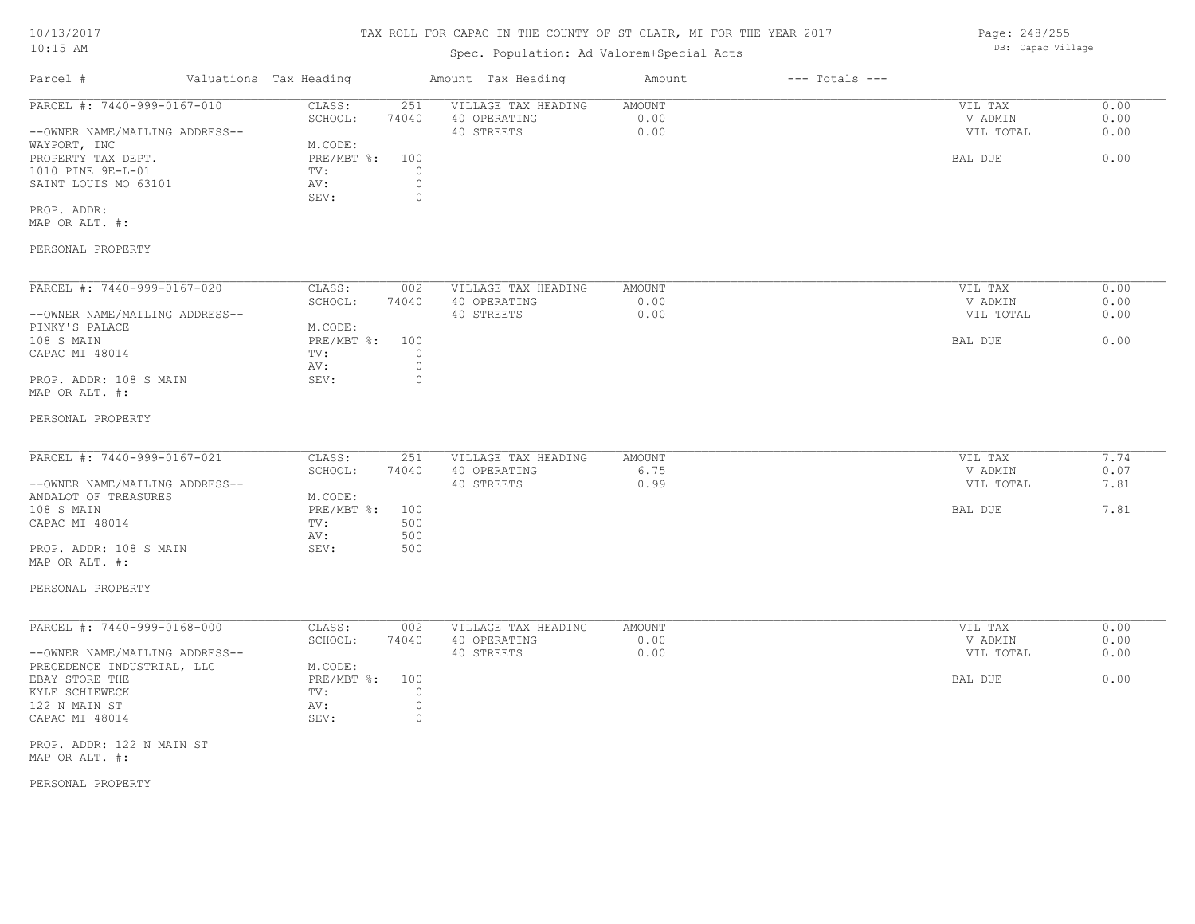TAX ROLL FOR CAPAC IN THE COUNTY OF ST CLAIR, MI FOR THE YEAR 2017

Spec. Population: Ad Valorem+Special Acts

DB: Capac Village

10/13/2017
10:15 AM

| Parcel # | Valuations Tax Heading | | Amount Tax Heading | Amount | --- Totals --- | |
|---|---|---|---|---|---|---|
| PARCEL #: 7440-999-0167-010 | CLASS: | 251 | VILLAGE TAX HEADING | AMOUNT | VIL TAX | 0.00 |
| | SCHOOL: | 74040 | 40 OPERATING | 0.00 | V ADMIN | 0.00 |
| --OWNER NAME/MAILING ADDRESS-- | | | 40 STREETS | 0.00 | VIL TOTAL | 0.00 |
| WAYPORT, INC | M.CODE: | | | | | |
| PROPERTY TAX DEPT. | PRE/MBT %: | 100 | | | BAL DUE | 0.00 |
| 1010 PINE 9E-L-01 | TV: | 0 | | | | |
| SAINT LOUIS MO 63101 | AV: | 0 | | | | |
| | SEV: | 0 | | | | |
| PROP. ADDR: | | | | | | |
| MAP OR ALT. #: | | | | | | |
| PERSONAL PROPERTY | | | | | | |

| Parcel # | Valuations Tax Heading | | Amount Tax Heading | Amount | --- Totals --- | |
|---|---|---|---|---|---|---|
| PARCEL #: 7440-999-0167-020 | CLASS: | 002 | VILLAGE TAX HEADING | AMOUNT | VIL TAX | 0.00 |
| | SCHOOL: | 74040 | 40 OPERATING | 0.00 | V ADMIN | 0.00 |
| --OWNER NAME/MAILING ADDRESS-- | | | 40 STREETS | 0.00 | VIL TOTAL | 0.00 |
| PINKY'S PALACE | M.CODE: | | | | | |
| 108 S MAIN | PRE/MBT %: | 100 | | | BAL DUE | 0.00 |
| CAPAC MI 48014 | TV: | 0 | | | | |
| | AV: | 0 | | | | |
| PROP. ADDR: 108 S MAIN | SEV: | 0 | | | | |
| MAP OR ALT. #: | | | | | | |
| PERSONAL PROPERTY | | | | | | |

| Parcel # | Valuations Tax Heading | | Amount Tax Heading | Amount | --- Totals --- | |
|---|---|---|---|---|---|---|
| PARCEL #: 7440-999-0167-021 | CLASS: | 251 | VILLAGE TAX HEADING | AMOUNT | VIL TAX | 7.74 |
| | SCHOOL: | 74040 | 40 OPERATING | 6.75 | V ADMIN | 0.07 |
| --OWNER NAME/MAILING ADDRESS-- | | | 40 STREETS | 0.99 | VIL TOTAL | 7.81 |
| ANDALOT OF TREASURES | M.CODE: | | | | | |
| 108 S MAIN | PRE/MBT %: | 100 | | | BAL DUE | 7.81 |
| CAPAC MI 48014 | TV: | 500 | | | | |
| | AV: | 500 | | | | |
| PROP. ADDR: 108 S MAIN | SEV: | 500 | | | | |
| MAP OR ALT. #: | | | | | | |
| PERSONAL PROPERTY | | | | | | |

| Parcel # | Valuations Tax Heading | | Amount Tax Heading | Amount | --- Totals --- | |
|---|---|---|---|---|---|---|
| PARCEL #: 7440-999-0168-000 | CLASS: | 002 | VILLAGE TAX HEADING | AMOUNT | VIL TAX | 0.00 |
| | SCHOOL: | 74040 | 40 OPERATING | 0.00 | V ADMIN | 0.00 |
| --OWNER NAME/MAILING ADDRESS-- | | | 40 STREETS | 0.00 | VIL TOTAL | 0.00 |
| PRECEDENCE INDUSTRIAL, LLC | M.CODE: | | | | | |
| EBAY STORE THE | PRE/MBT %: | 100 | | | BAL DUE | 0.00 |
| KYLE SCHIEWECK | TV: | 0 | | | | |
| 122 N MAIN ST | AV: | 0 | | | | |
| CAPAC MI 48014 | SEV: | 0 | | | | |
| PROP. ADDR: 122 N MAIN ST | | | | | | |
| MAP OR ALT. #: | | | | | | |
| PERSONAL PROPERTY | | | | | | |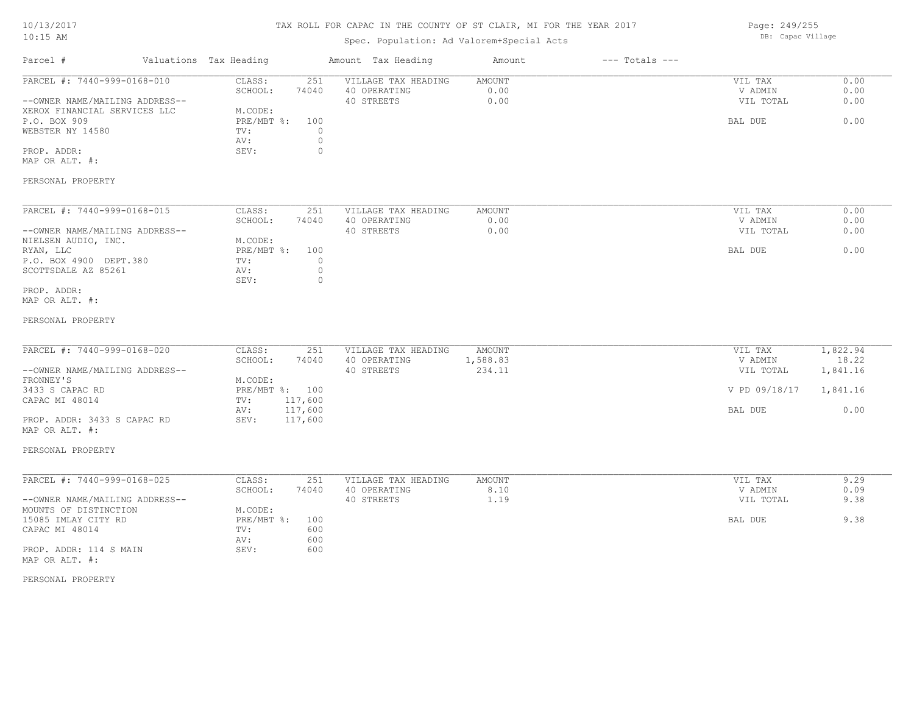TAX ROLL FOR CAPAC IN THE COUNTY OF ST CLAIR, MI FOR THE YEAR 2017

Spec. Population: Ad Valorem+Special Acts

DB: Capac Village

10/13/2017 10:15 AM

| Parcel # | Valuations | Tax Heading | Amount | Tax Heading | Amount | --- Totals --- |
|---|---|---|---|---|---|---|

**PARCEL #: 7440-999-0168-010**

--OWNER NAME/MAILING ADDRESS--
XEROX FINANCIAL SERVICES LLC
P.O. BOX 909
WEBSTER NY 14580

PROP. ADDR:
MAP OR ALT. #:

PERSONAL PROPERTY

| | | | | | |
|---|---|---|---|---|---|
| CLASS: | 251 | VILLAGE TAX HEADING | AMOUNT | VIL TAX | 0.00 |
| SCHOOL: | 74040 | 40 OPERATING | 0.00 | V ADMIN | 0.00 |
| M.CODE: | | 40 STREETS | 0.00 | VIL TOTAL | 0.00 |
| PRE/MBT %: | 100 | | | BAL DUE | 0.00 |
| TV: | 0 | | | | |
| AV: | 0 | | | | |
| SEV: | 0 | | | | |

**PARCEL #: 7440-999-0168-015**

--OWNER NAME/MAILING ADDRESS--
NIELSEN AUDIO, INC.
RYAN, LLC
P.O. BOX 4900 DEPT.380
SCOTTSDALE AZ 85261

PROP. ADDR:
MAP OR ALT. #:

PERSONAL PROPERTY

| | | | | | |
|---|---|---|---|---|---|
| CLASS: | 251 | VILLAGE TAX HEADING | AMOUNT | VIL TAX | 0.00 |
| SCHOOL: | 74040 | 40 OPERATING | 0.00 | V ADMIN | 0.00 |
| M.CODE: | | 40 STREETS | 0.00 | VIL TOTAL | 0.00 |
| PRE/MBT %: | 100 | | | BAL DUE | 0.00 |
| TV: | 0 | | | | |
| AV: | 0 | | | | |
| SEV: | 0 | | | | |

**PARCEL #: 7440-999-0168-020**

--OWNER NAME/MAILING ADDRESS--
FRONNEY'S
3433 S CAPAC RD
CAPAC MI 48014

PROP. ADDR: 3433 S CAPAC RD
MAP OR ALT. #:

PERSONAL PROPERTY

| | | | | | |
|---|---|---|---|---|---|
| CLASS: | 251 | VILLAGE TAX HEADING | AMOUNT | VIL TAX | 1,822.94 |
| SCHOOL: | 74040 | 40 OPERATING | 1,588.83 | V ADMIN | 18.22 |
| M.CODE: | | 40 STREETS | 234.11 | VIL TOTAL | 1,841.16 |
| PRE/MBT %: | 100 | | | V PD 09/18/17 | 1,841.16 |
| TV: | 117,600 | | | | |
| AV: | 117,600 | | | BAL DUE | 0.00 |
| SEV: | 117,600 | | | | |

**PARCEL #: 7440-999-0168-025**

--OWNER NAME/MAILING ADDRESS--
MOUNTS OF DISTINCTION
15085 IMLAY CITY RD
CAPAC MI 48014

PROP. ADDR: 114 S MAIN
MAP OR ALT. #:

PERSONAL PROPERTY

| | | | | | |
|---|---|---|---|---|---|
| CLASS: | 251 | VILLAGE TAX HEADING | AMOUNT | VIL TAX | 9.29 |
| SCHOOL: | 74040 | 40 OPERATING | 8.10 | V ADMIN | 0.09 |
| M.CODE: | | 40 STREETS | 1.19 | VIL TOTAL | 9.38 |
| PRE/MBT %: | 100 | | | BAL DUE | 9.38 |
| TV: | 600 | | | | |
| AV: | 600 | | | | |
| SEV: | 600 | | | | |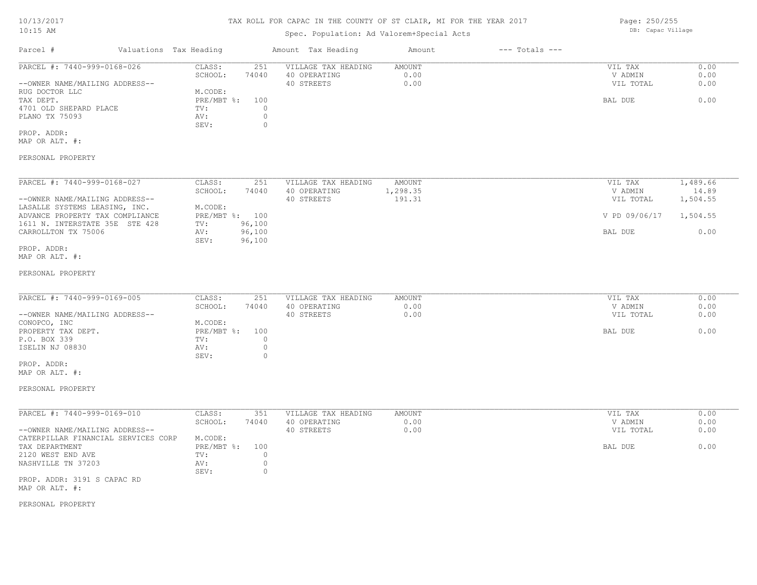| Parcel # | Valuations | Tax Heading | Amount | Tax Heading | Amount | --- Totals --- | |
|---|---|---|---|---|---|---|---|
| PARCEL #: 7440-999-0168-026 | CLASS: | 251 | VILLAGE TAX HEADING | AMOUNT | | VIL TAX | 0.00 |
| | SCHOOL: | 74040 | 40 OPERATING | 0.00 | | V ADMIN | 0.00 |
| --OWNER NAME/MAILING ADDRESS-- | | | 40 STREETS | 0.00 | | VIL TOTAL | 0.00 |
| RUG DOCTOR LLC | M.CODE: | | | | | | |
| TAX DEPT. | PRE/MBT %: | 100 | | | | BAL DUE | 0.00 |
| 4701 OLD SHEPARD PLACE | TV: | 0 | | | | | |
| PLANO TX 75093 | AV: | 0 | | | | | |
| | SEV: | 0 | | | | | |
| PROP. ADDR: | | | | | | | |
| MAP OR ALT. #: | | | | | | | |
| PERSONAL PROPERTY | | | | | | | |

| Parcel # | Valuations | Tax Heading | Amount | Tax Heading | Amount | --- Totals --- | |
|---|---|---|---|---|---|---|---|
| PARCEL #: 7440-999-0168-027 | CLASS: | 251 | VILLAGE TAX HEADING | AMOUNT | | VIL TAX | 1,489.66 |
| | SCHOOL: | 74040 | 40 OPERATING | 1,298.35 | | V ADMIN | 14.89 |
| --OWNER NAME/MAILING ADDRESS-- | | | 40 STREETS | 191.31 | | VIL TOTAL | 1,504.55 |
| LASALLE SYSTEMS LEASING, INC. | M.CODE: | | | | | | |
| ADVANCE PROPERTY TAX COMPLIANCE | PRE/MBT %: | 100 | | | | V PD 09/06/17 | 1,504.55 |
| 1611 N. INTERSTATE 35E STE 428 | TV: | 96,100 | | | | | |
| CARROLLTON TX 75006 | AV: | 96,100 | | | | BAL DUE | 0.00 |
| | SEV: | 96,100 | | | | | |
| PROP. ADDR: | | | | | | | |
| MAP OR ALT. #: | | | | | | | |
| PERSONAL PROPERTY | | | | | | | |

| Parcel # | Valuations | Tax Heading | Amount | Tax Heading | Amount | --- Totals --- | |
|---|---|---|---|---|---|---|---|
| PARCEL #: 7440-999-0169-005 | CLASS: | 251 | VILLAGE TAX HEADING | AMOUNT | | VIL TAX | 0.00 |
| | SCHOOL: | 74040 | 40 OPERATING | 0.00 | | V ADMIN | 0.00 |
| --OWNER NAME/MAILING ADDRESS-- | | | 40 STREETS | 0.00 | | VIL TOTAL | 0.00 |
| CONOPCO, INC | M.CODE: | | | | | | |
| PROPERTY TAX DEPT. | PRE/MBT %: | 100 | | | | BAL DUE | 0.00 |
| P.O. BOX 339 | TV: | 0 | | | | | |
| ISELIN NJ 08830 | AV: | 0 | | | | | |
| | SEV: | 0 | | | | | |
| PROP. ADDR: | | | | | | | |
| MAP OR ALT. #: | | | | | | | |
| PERSONAL PROPERTY | | | | | | | |

| Parcel # | Valuations | Tax Heading | Amount | Tax Heading | Amount | --- Totals --- | |
|---|---|---|---|---|---|---|---|
| PARCEL #: 7440-999-0169-010 | CLASS: | 351 | VILLAGE TAX HEADING | AMOUNT | | VIL TAX | 0.00 |
| | SCHOOL: | 74040 | 40 OPERATING | 0.00 | | V ADMIN | 0.00 |
| --OWNER NAME/MAILING ADDRESS-- | | | 40 STREETS | 0.00 | | VIL TOTAL | 0.00 |
| CATERPILLAR FINANCIAL SERVICES CORP | M.CODE: | | | | | | |
| TAX DEPARTMENT | PRE/MBT %: | 100 | | | | BAL DUE | 0.00 |
| 2120 WEST END AVE | TV: | 0 | | | | | |
| NASHVILLE TN 37203 | AV: | 0 | | | | | |
| | SEV: | 0 | | | | | |
| PROP. ADDR: 3191 S CAPAC RD | | | | | | | |
| MAP OR ALT. #: | | | | | | | |
| PERSONAL PROPERTY | | | | | | | |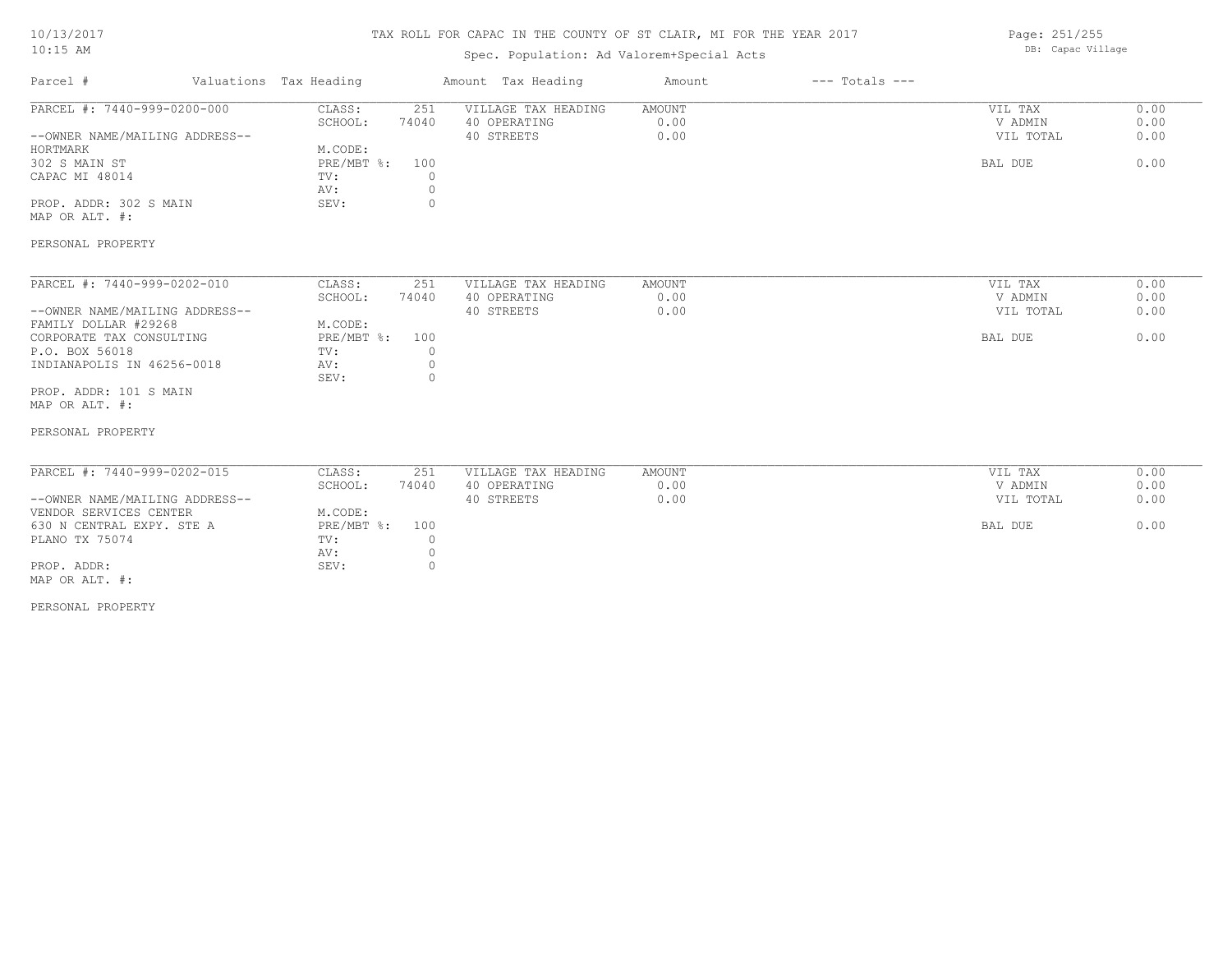# TAX ROLL FOR CAPAC IN THE COUNTY OF ST CLAIR, MI FOR THE YEAR 2017

Spec. Population: Ad Valorem+Special Acts

DB: Capac Village

| Parcel # | Valuations | Tax Heading | Amount | Tax Heading | Amount | --- Totals --- |
|---|---|---|---|---|---|---|

---

**PARCEL #: 7440-999-0200-000**

--OWNER NAME/MAILING ADDRESS--
HORTMARK
302 S MAIN ST
CAPAC MI 48014

PROP. ADDR: 302 S MAIN
MAP OR ALT. #:

PERSONAL PROPERTY

| | | | | | |
|---|---|---|---|---|---|
| CLASS: | 251 | VILLAGE TAX HEADING | AMOUNT | VIL TAX | 0.00 |
| SCHOOL: | 74040 | 40 OPERATING | 0.00 | V ADMIN | 0.00 |
| | | 40 STREETS | 0.00 | VIL TOTAL | 0.00 |
| M.CODE: | | | | | |
| PRE/MBT %: | 100 | | | BAL DUE | 0.00 |
| TV: | 0 | | | | |
| AV: | 0 | | | | |
| SEV: | 0 | | | | |

---

**PARCEL #: 7440-999-0202-010**

--OWNER NAME/MAILING ADDRESS--
FAMILY DOLLAR #29268
CORPORATE TAX CONSULTING
P.O. BOX 56018
INDIANAPOLIS IN 46256-0018

PROP. ADDR: 101 S MAIN
MAP OR ALT. #:

PERSONAL PROPERTY

| | | | | | |
|---|---|---|---|---|---|
| CLASS: | 251 | VILLAGE TAX HEADING | AMOUNT | VIL TAX | 0.00 |
| SCHOOL: | 74040 | 40 OPERATING | 0.00 | V ADMIN | 0.00 |
| | | 40 STREETS | 0.00 | VIL TOTAL | 0.00 |
| M.CODE: | | | | | |
| PRE/MBT %: | 100 | | | BAL DUE | 0.00 |
| TV: | 0 | | | | |
| AV: | 0 | | | | |
| SEV: | 0 | | | | |

---

**PARCEL #: 7440-999-0202-015**

--OWNER NAME/MAILING ADDRESS--
VENDOR SERVICES CENTER
630 N CENTRAL EXPY. STE A
PLANO TX 75074

PROP. ADDR:
MAP OR ALT. #:

PERSONAL PROPERTY

| | | | | | |
|---|---|---|---|---|---|
| CLASS: | 251 | VILLAGE TAX HEADING | AMOUNT | VIL TAX | 0.00 |
| SCHOOL: | 74040 | 40 OPERATING | 0.00 | V ADMIN | 0.00 |
| | | 40 STREETS | 0.00 | VIL TOTAL | 0.00 |
| M.CODE: | | | | | |
| PRE/MBT %: | 100 | | | BAL DUE | 0.00 |
| TV: | 0 | | | | |
| AV: | 0 | | | | |
| SEV: | 0 | | | | |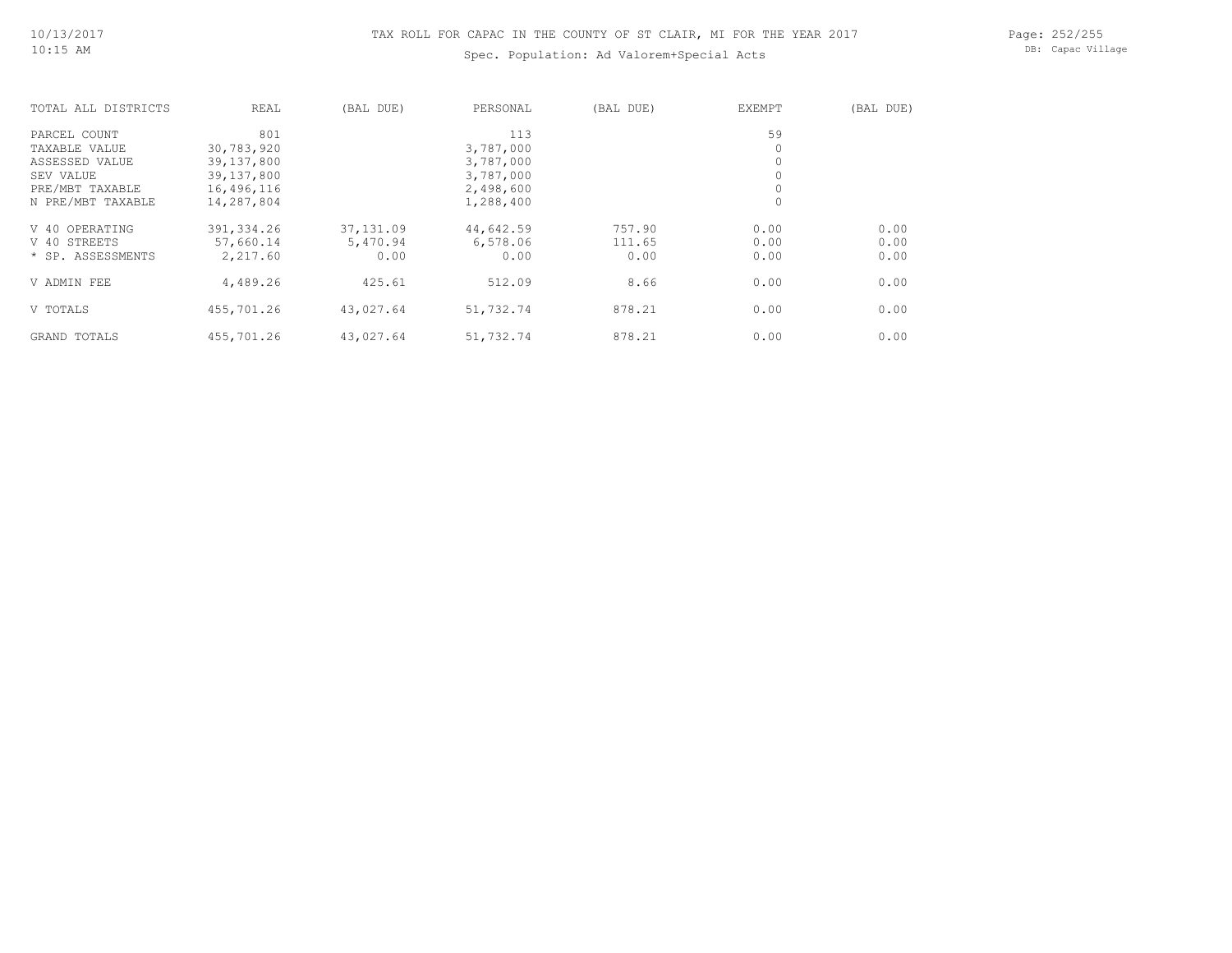# TAX ROLL FOR CAPAC IN THE COUNTY OF ST CLAIR, MI FOR THE YEAR 2017

Spec. Population: Ad Valorem+Special Acts

| TOTAL ALL DISTRICTS | REAL | (BAL DUE) | PERSONAL | (BAL DUE) | EXEMPT | (BAL DUE) |
|---|---|---|---|---|---|---|
| PARCEL COUNT | 801 | | 113 | | 59 | |
| TAXABLE VALUE | 30,783,920 | | 3,787,000 | | 0 | |
| ASSESSED VALUE | 39,137,800 | | 3,787,000 | | 0 | |
| SEV VALUE | 39,137,800 | | 3,787,000 | | 0 | |
| PRE/MBT TAXABLE | 16,496,116 | | 2,498,600 | | 0 | |
| N PRE/MBT TAXABLE | 14,287,804 | | 1,288,400 | | 0 | |
| V 40 OPERATING | 391,334.26 | 37,131.09 | 44,642.59 | 757.90 | 0.00 | 0.00 |
| V 40 STREETS | 57,660.14 | 5,470.94 | 6,578.06 | 111.65 | 0.00 | 0.00 |
| * SP. ASSESSMENTS | 2,217.60 | 0.00 | 0.00 | 0.00 | 0.00 | 0.00 |
| V ADMIN FEE | 4,489.26 | 425.61 | 512.09 | 8.66 | 0.00 | 0.00 |
| V TOTALS | 455,701.26 | 43,027.64 | 51,732.74 | 878.21 | 0.00 | 0.00 |
| GRAND TOTALS | 455,701.26 | 43,027.64 | 51,732.74 | 878.21 | 0.00 | 0.00 |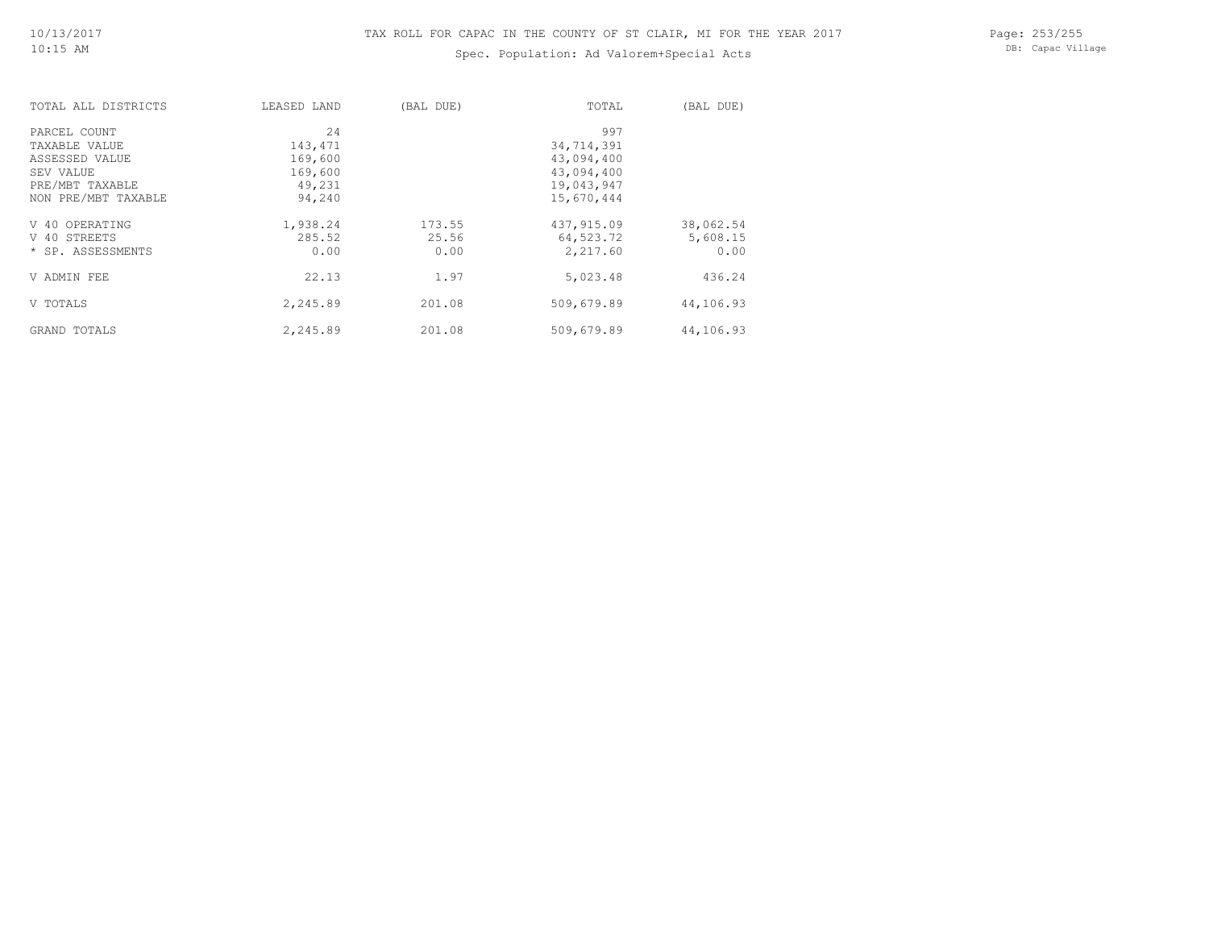# TAX ROLL FOR CAPAC IN THE COUNTY OF ST CLAIR, MI FOR THE YEAR 2017

Spec. Population: Ad Valorem+Special Acts

DB: Capac Village

| TOTAL ALL DISTRICTS | LEASED LAND | (BAL DUE) | TOTAL | (BAL DUE) |
|---|---|---|---|---|
| PARCEL COUNT | 24 | | 997 | |
| TAXABLE VALUE | 143,471 | | 34,714,391 | |
| ASSESSED VALUE | 169,600 | | 43,094,400 | |
| SEV VALUE | 169,600 | | 43,094,400 | |
| PRE/MBT TAXABLE | 49,231 | | 19,043,947 | |
| NON PRE/MBT TAXABLE | 94,240 | | 15,670,444 | |
| V 40 OPERATING | 1,938.24 | 173.55 | 437,915.09 | 38,062.54 |
| V 40 STREETS | 285.52 | 25.56 | 64,523.72 | 5,608.15 |
| * SP. ASSESSMENTS | 0.00 | 0.00 | 2,217.60 | 0.00 |
| V ADMIN FEE | 22.13 | 1.97 | 5,023.48 | 436.24 |
| V TOTALS | 2,245.89 | 201.08 | 509,679.89 | 44,106.93 |
| GRAND TOTALS | 2,245.89 | 201.08 | 509,679.89 | 44,106.93 |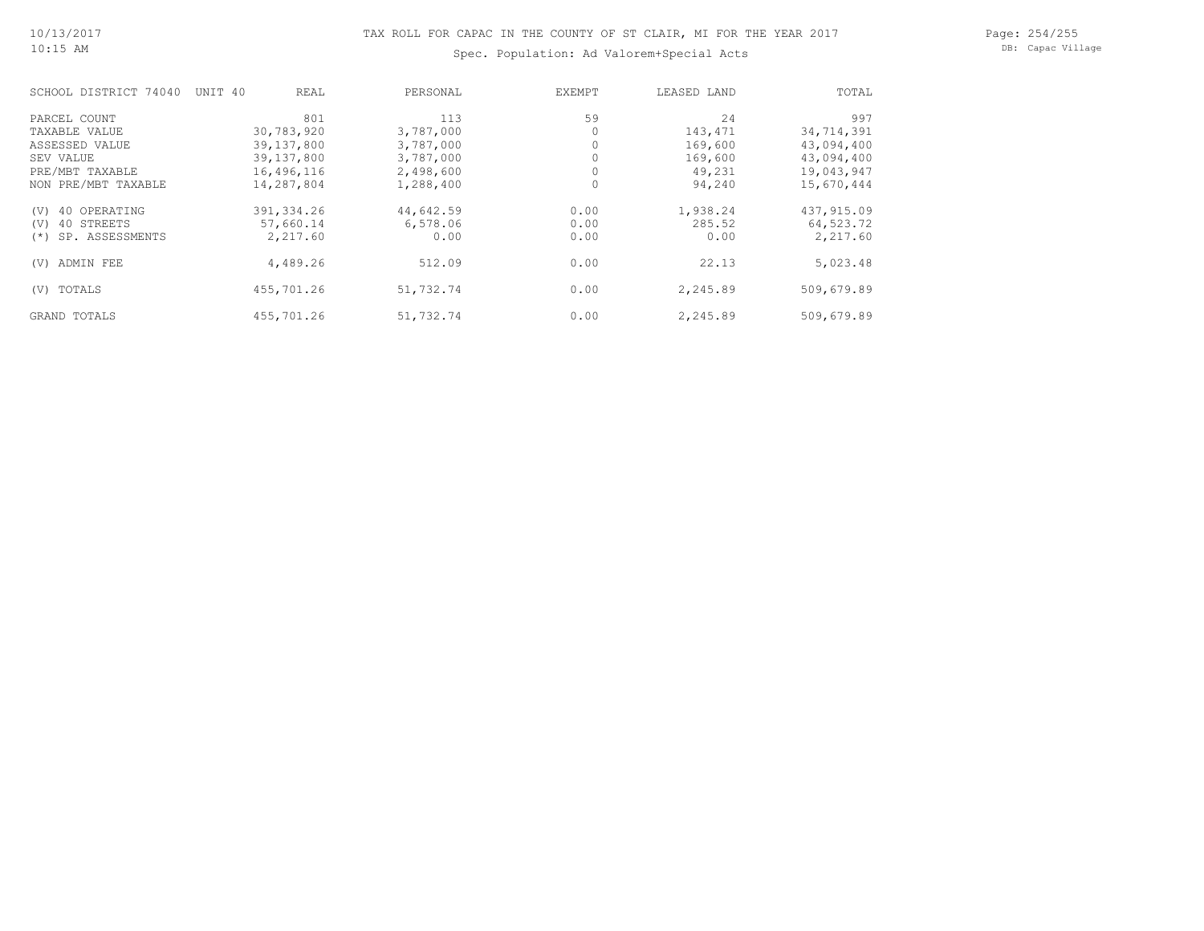# TAX ROLL FOR CAPAC IN THE COUNTY OF ST CLAIR, MI FOR THE YEAR 2017

## Spec. Population: Ad Valorem+Special Acts

| SCHOOL DISTRICT 74040 UNIT 40 | REAL | PERSONAL | EXEMPT | LEASED LAND | TOTAL |
|---|---|---|---|---|---|
| PARCEL COUNT | 801 | 113 | 59 | 24 | 997 |
| TAXABLE VALUE | 30,783,920 | 3,787,000 | 0 | 143,471 | 34,714,391 |
| ASSESSED VALUE | 39,137,800 | 3,787,000 | 0 | 169,600 | 43,094,400 |
| SEV VALUE | 39,137,800 | 3,787,000 | 0 | 169,600 | 43,094,400 |
| PRE/MBT TAXABLE | 16,496,116 | 2,498,600 | 0 | 49,231 | 19,043,947 |
| NON PRE/MBT TAXABLE | 14,287,804 | 1,288,400 | 0 | 94,240 | 15,670,444 |
| (V) 40 OPERATING | 391,334.26 | 44,642.59 | 0.00 | 1,938.24 | 437,915.09 |
| (V) 40 STREETS | 57,660.14 | 6,578.06 | 0.00 | 285.52 | 64,523.72 |
| (*) SP. ASSESSMENTS | 2,217.60 | 0.00 | 0.00 | 0.00 | 2,217.60 |
| (V) ADMIN FEE | 4,489.26 | 512.09 | 0.00 | 22.13 | 5,023.48 |
| (V) TOTALS | 455,701.26 | 51,732.74 | 0.00 | 2,245.89 | 509,679.89 |
| GRAND TOTALS | 455,701.26 | 51,732.74 | 0.00 | 2,245.89 | 509,679.89 |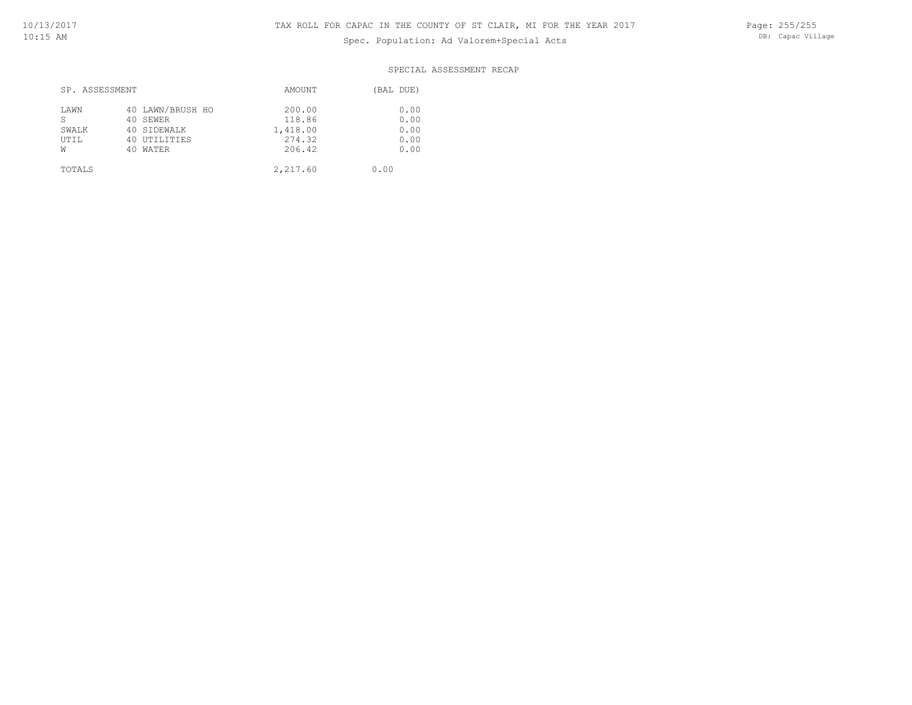## SPECIAL ASSESSMENT RECAP

| SP. ASSESSMENT | | AMOUNT | (BAL DUE) |
|---|---|---|---|
| LAWN | 40 LAWN/BRUSH HO | 200.00 | 0.00 |
| S | 40 SEWER | 118.86 | 0.00 |
| SWALK | 40 SIDEWALK | 1,418.00 | 0.00 |
| UTIL | 40 UTILITIES | 274.32 | 0.00 |
| W | 40 WATER | 206.42 | 0.00 |
| TOTALS | | 2,217.60 | 0.00 |